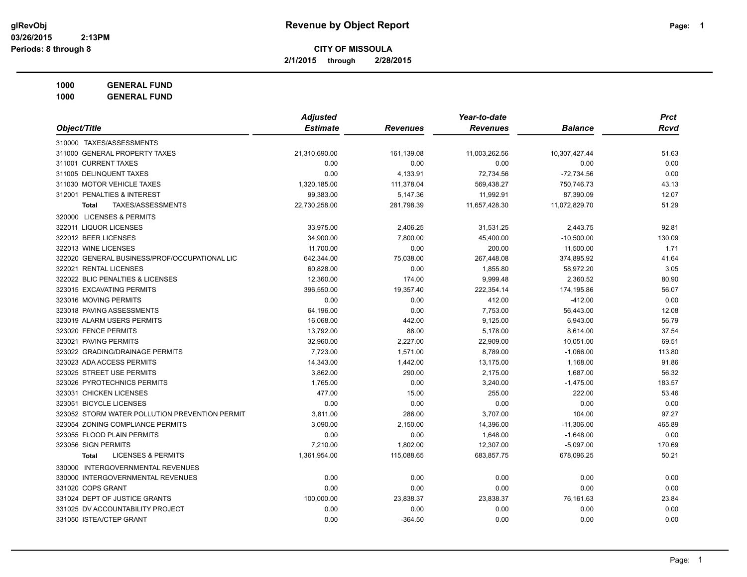# Revenue by Object Report

glRevObj
03/26/2015 2:13PM
Periods: 8 through 8

**CITY OF MISSOULA**
**2/1/2015 through 2/28/2015**

**1000 GENERAL FUND**
**1000 GENERAL FUND**

| Object/Title | Adjusted Estimate | Revenues | Year-to-date Revenues | Balance | Prct Rcvd |
|---|---|---|---|---|---|
| 310000 TAXES/ASSESSMENTS | | | | | |
| 311000 GENERAL PROPERTY TAXES | 21,310,690.00 | 161,139.08 | 11,003,262.56 | 10,307,427.44 | 51.63 |
| 311001 CURRENT TAXES | 0.00 | 0.00 | 0.00 | 0.00 | 0.00 |
| 311005 DELINQUENT TAXES | 0.00 | 4,133.91 | 72,734.56 | -72,734.56 | 0.00 |
| 311030 MOTOR VEHICLE TAXES | 1,320,185.00 | 111,378.04 | 569,438.27 | 750,746.73 | 43.13 |
| 312001 PENALTIES & INTEREST | 99,383.00 | 5,147.36 | 11,992.91 | 87,390.09 | 12.07 |
| **Total** TAXES/ASSESSMENTS | 22,730,258.00 | 281,798.39 | 11,657,428.30 | 11,072,829.70 | 51.29 |
| 320000 LICENSES & PERMITS | | | | | |
| 322011 LIQUOR LICENSES | 33,975.00 | 2,406.25 | 31,531.25 | 2,443.75 | 92.81 |
| 322012 BEER LICENSES | 34,900.00 | 7,800.00 | 45,400.00 | -10,500.00 | 130.09 |
| 322013 WINE LICENSES | 11,700.00 | 0.00 | 200.00 | 11,500.00 | 1.71 |
| 322020 GENERAL BUSINESS/PROF/OCCUPATIONAL LIC | 642,344.00 | 75,038.00 | 267,448.08 | 374,895.92 | 41.64 |
| 322021 RENTAL LICENSES | 60,828.00 | 0.00 | 1,855.80 | 58,972.20 | 3.05 |
| 322022 BLIC PENALTIES & LICENSES | 12,360.00 | 174.00 | 9,999.48 | 2,360.52 | 80.90 |
| 323015 EXCAVATING PERMITS | 396,550.00 | 19,357.40 | 222,354.14 | 174,195.86 | 56.07 |
| 323016 MOVING PERMITS | 0.00 | 0.00 | 412.00 | -412.00 | 0.00 |
| 323018 PAVING ASSESSMENTS | 64,196.00 | 0.00 | 7,753.00 | 56,443.00 | 12.08 |
| 323019 ALARM USERS PERMITS | 16,068.00 | 442.00 | 9,125.00 | 6,943.00 | 56.79 |
| 323020 FENCE PERMITS | 13,792.00 | 88.00 | 5,178.00 | 8,614.00 | 37.54 |
| 323021 PAVING PERMITS | 32,960.00 | 2,227.00 | 22,909.00 | 10,051.00 | 69.51 |
| 323022 GRADING/DRAINAGE PERMITS | 7,723.00 | 1,571.00 | 8,789.00 | -1,066.00 | 113.80 |
| 323023 ADA ACCESS PERMITS | 14,343.00 | 1,442.00 | 13,175.00 | 1,168.00 | 91.86 |
| 323025 STREET USE PERMITS | 3,862.00 | 290.00 | 2,175.00 | 1,687.00 | 56.32 |
| 323026 PYROTECHNICS PERMITS | 1,765.00 | 0.00 | 3,240.00 | -1,475.00 | 183.57 |
| 323031 CHICKEN LICENSES | 477.00 | 15.00 | 255.00 | 222.00 | 53.46 |
| 323051 BICYCLE LICENSES | 0.00 | 0.00 | 0.00 | 0.00 | 0.00 |
| 323052 STORM WATER POLLUTION PREVENTION PERMIT | 3,811.00 | 286.00 | 3,707.00 | 104.00 | 97.27 |
| 323054 ZONING COMPLIANCE PERMITS | 3,090.00 | 2,150.00 | 14,396.00 | -11,306.00 | 465.89 |
| 323055 FLOOD PLAIN PERMITS | 0.00 | 0.00 | 1,648.00 | -1,648.00 | 0.00 |
| 323056 SIGN PERMITS | 7,210.00 | 1,802.00 | 12,307.00 | -5,097.00 | 170.69 |
| **Total** LICENSES & PERMITS | 1,361,954.00 | 115,088.65 | 683,857.75 | 678,096.25 | 50.21 |
| 330000 INTERGOVERNMENTAL REVENUES | | | | | |
| 330000 INTERGOVERNMENTAL REVENUES | 0.00 | 0.00 | 0.00 | 0.00 | 0.00 |
| 331020 COPS GRANT | 0.00 | 0.00 | 0.00 | 0.00 | 0.00 |
| 331024 DEPT OF JUSTICE GRANTS | 100,000.00 | 23,838.37 | 23,838.37 | 76,161.63 | 23.84 |
| 331025 DV ACCOUNTABILITY PROJECT | 0.00 | 0.00 | 0.00 | 0.00 | 0.00 |
| 331050 ISTEA/CTEP GRANT | 0.00 | -364.50 | 0.00 | 0.00 | 0.00 |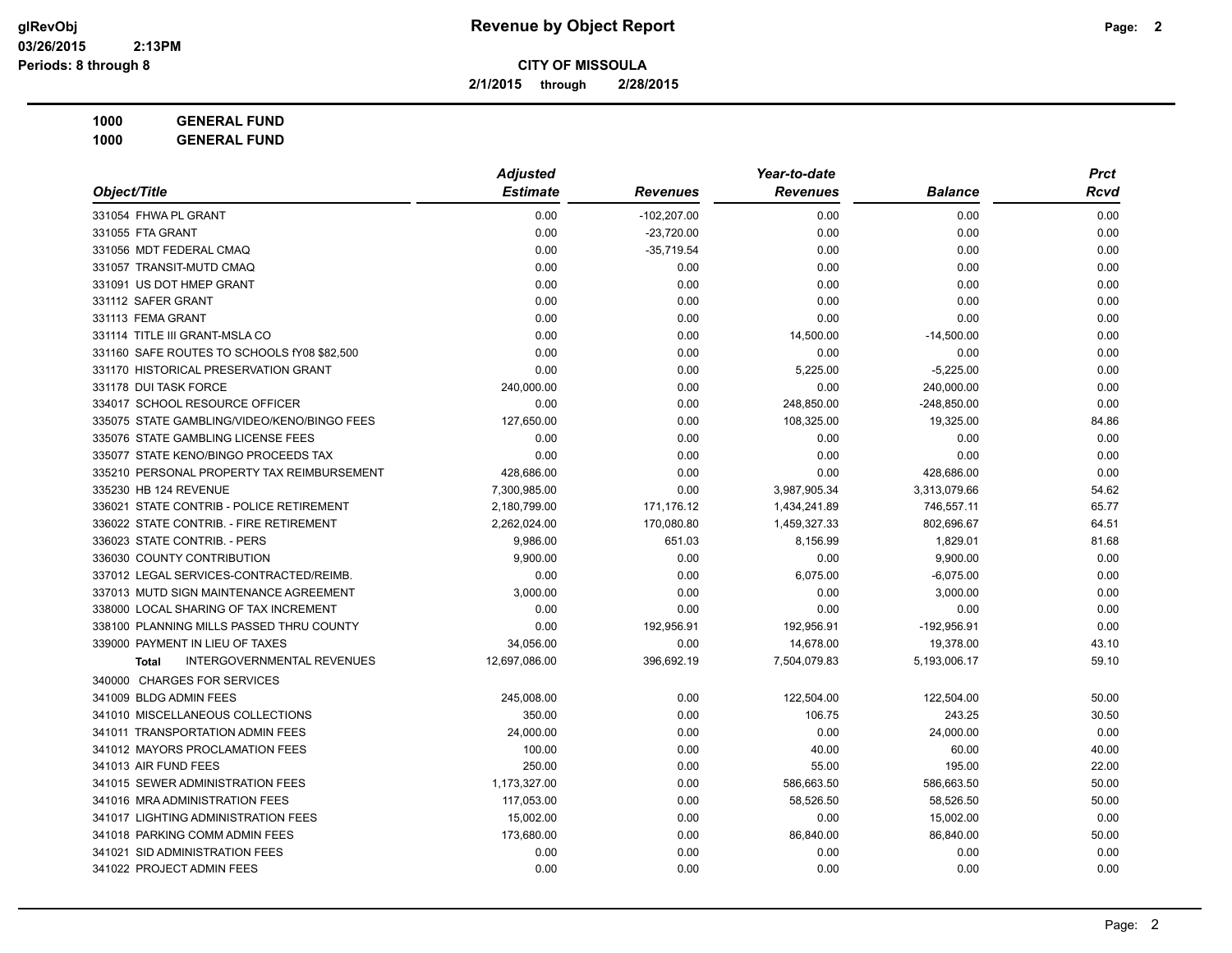# Revenue by Object Report

**CITY OF MISSOULA**

**2/1/2015 through 2/28/2015**

**1000 GENERAL FUND**

**1000 GENERAL FUND**

| Object/Title | Adjusted Estimate | Revenues | Year-to-date Revenues | Balance | Prct Rcvd |
|---|---|---|---|---|---|
| 331054 FHWA PL GRANT | 0.00 | -102,207.00 | 0.00 | 0.00 | 0.00 |
| 331055 FTA GRANT | 0.00 | -23,720.00 | 0.00 | 0.00 | 0.00 |
| 331056 MDT FEDERAL CMAQ | 0.00 | -35,719.54 | 0.00 | 0.00 | 0.00 |
| 331057 TRANSIT-MUTD CMAQ | 0.00 | 0.00 | 0.00 | 0.00 | 0.00 |
| 331091 US DOT HMEP GRANT | 0.00 | 0.00 | 0.00 | 0.00 | 0.00 |
| 331112 SAFER GRANT | 0.00 | 0.00 | 0.00 | 0.00 | 0.00 |
| 331113 FEMA GRANT | 0.00 | 0.00 | 0.00 | 0.00 | 0.00 |
| 331114 TITLE III GRANT-MSLA CO | 0.00 | 0.00 | 14,500.00 | -14,500.00 | 0.00 |
| 331160 SAFE ROUTES TO SCHOOLS fY08 $82,500 | 0.00 | 0.00 | 0.00 | 0.00 | 0.00 |
| 331170 HISTORICAL PRESERVATION GRANT | 0.00 | 0.00 | 5,225.00 | -5,225.00 | 0.00 |
| 331178 DUI TASK FORCE | 240,000.00 | 0.00 | 0.00 | 240,000.00 | 0.00 |
| 334017 SCHOOL RESOURCE OFFICER | 0.00 | 0.00 | 248,850.00 | -248,850.00 | 0.00 |
| 335075 STATE GAMBLING/VIDEO/KENO/BINGO FEES | 127,650.00 | 0.00 | 108,325.00 | 19,325.00 | 84.86 |
| 335076 STATE GAMBLING LICENSE FEES | 0.00 | 0.00 | 0.00 | 0.00 | 0.00 |
| 335077 STATE KENO/BINGO PROCEEDS TAX | 0.00 | 0.00 | 0.00 | 0.00 | 0.00 |
| 335210 PERSONAL PROPERTY TAX REIMBURSEMENT | 428,686.00 | 0.00 | 0.00 | 428,686.00 | 0.00 |
| 335230 HB 124 REVENUE | 7,300,985.00 | 0.00 | 3,987,905.34 | 3,313,079.66 | 54.62 |
| 336021 STATE CONTRIB - POLICE RETIREMENT | 2,180,799.00 | 171,176.12 | 1,434,241.89 | 746,557.11 | 65.77 |
| 336022 STATE CONTRIB. - FIRE RETIREMENT | 2,262,024.00 | 170,080.80 | 1,459,327.33 | 802,696.67 | 64.51 |
| 336023 STATE CONTRIB. - PERS | 9,986.00 | 651.03 | 8,156.99 | 1,829.01 | 81.68 |
| 336030 COUNTY CONTRIBUTION | 9,900.00 | 0.00 | 0.00 | 9,900.00 | 0.00 |
| 337012 LEGAL SERVICES-CONTRACTED/REIMB. | 0.00 | 0.00 | 6,075.00 | -6,075.00 | 0.00 |
| 337013 MUTD SIGN MAINTENANCE AGREEMENT | 3,000.00 | 0.00 | 0.00 | 3,000.00 | 0.00 |
| 338000 LOCAL SHARING OF TAX INCREMENT | 0.00 | 0.00 | 0.00 | 0.00 | 0.00 |
| 338100 PLANNING MILLS PASSED THRU COUNTY | 0.00 | 192,956.91 | 192,956.91 | -192,956.91 | 0.00 |
| 339000 PAYMENT IN LIEU OF TAXES | 34,056.00 | 0.00 | 14,678.00 | 19,378.00 | 43.10 |
| **Total** INTERGOVERNMENTAL REVENUES | 12,697,086.00 | 396,692.19 | 7,504,079.83 | 5,193,006.17 | 59.10 |
| 340000 CHARGES FOR SERVICES | | | | | |
| 341009 BLDG ADMIN FEES | 245,008.00 | 0.00 | 122,504.00 | 122,504.00 | 50.00 |
| 341010 MISCELLANEOUS COLLECTIONS | 350.00 | 0.00 | 106.75 | 243.25 | 30.50 |
| 341011 TRANSPORTATION ADMIN FEES | 24,000.00 | 0.00 | 0.00 | 24,000.00 | 0.00 |
| 341012 MAYORS PROCLAMATION FEES | 100.00 | 0.00 | 40.00 | 60.00 | 40.00 |
| 341013 AIR FUND FEES | 250.00 | 0.00 | 55.00 | 195.00 | 22.00 |
| 341015 SEWER ADMINISTRATION FEES | 1,173,327.00 | 0.00 | 586,663.50 | 586,663.50 | 50.00 |
| 341016 MRA ADMINISTRATION FEES | 117,053.00 | 0.00 | 58,526.50 | 58,526.50 | 50.00 |
| 341017 LIGHTING ADMINISTRATION FEES | 15,002.00 | 0.00 | 0.00 | 15,002.00 | 0.00 |
| 341018 PARKING COMM ADMIN FEES | 173,680.00 | 0.00 | 86,840.00 | 86,840.00 | 50.00 |
| 341021 SID ADMINISTRATION FEES | 0.00 | 0.00 | 0.00 | 0.00 | 0.00 |
| 341022 PROJECT ADMIN FEES | 0.00 | 0.00 | 0.00 | 0.00 | 0.00 |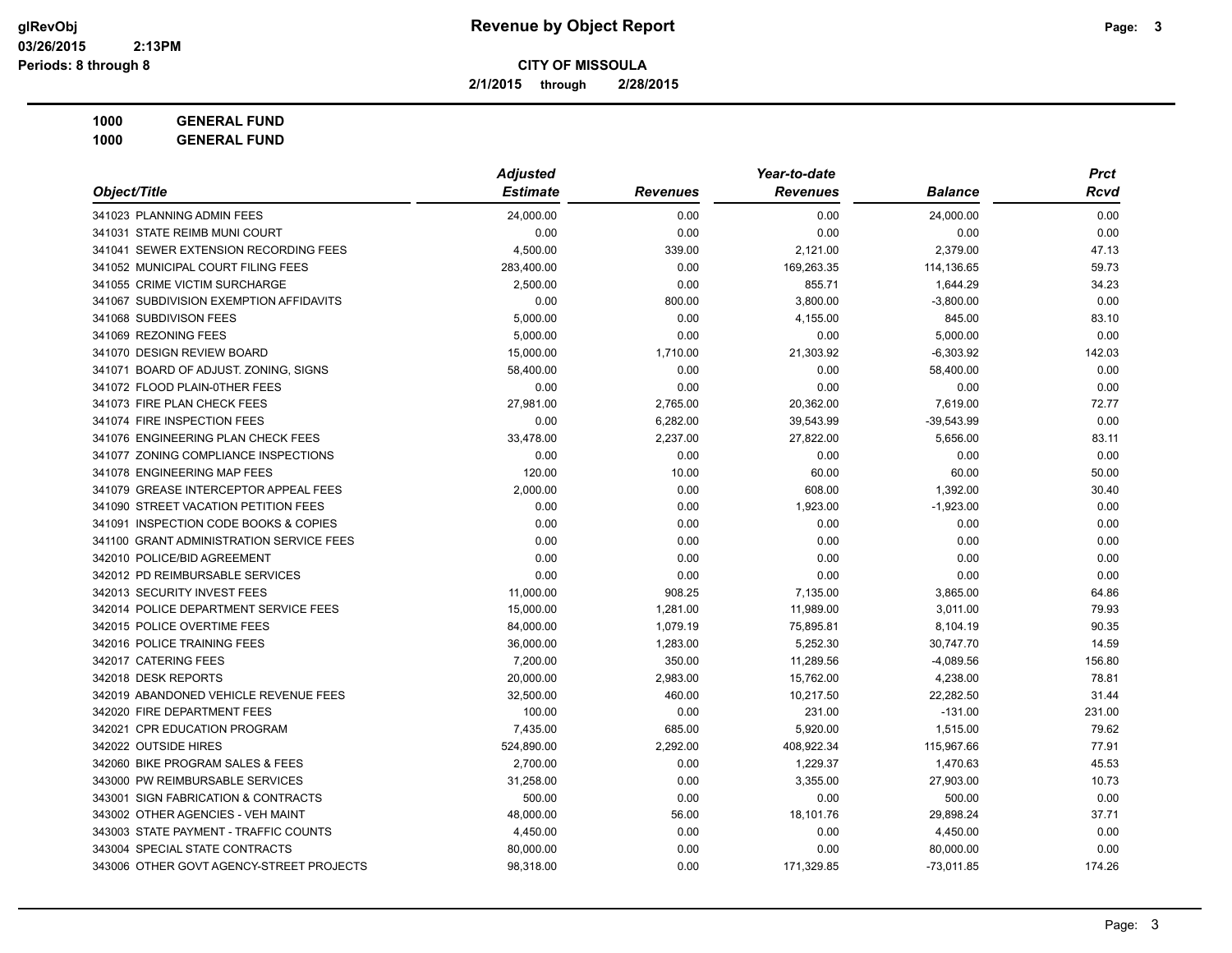**Revenue by Object Report**

**CITY OF MISSOULA**

**2/1/2015 through 2/28/2015**

glRevObj
03/26/2015 2:13PM
Periods: 8 through 8

**1000 GENERAL FUND**

**1000 GENERAL FUND**

| Object/Title | Adjusted Estimate | Revenues | Year-to-date Revenues | Balance | Prct Rcvd |
|---|---|---|---|---|---|
| 341023 PLANNING ADMIN FEES | 24,000.00 | 0.00 | 0.00 | 24,000.00 | 0.00 |
| 341031 STATE REIMB MUNI COURT | 0.00 | 0.00 | 0.00 | 0.00 | 0.00 |
| 341041 SEWER EXTENSION RECORDING FEES | 4,500.00 | 339.00 | 2,121.00 | 2,379.00 | 47.13 |
| 341052 MUNICIPAL COURT FILING FEES | 283,400.00 | 0.00 | 169,263.35 | 114,136.65 | 59.73 |
| 341055 CRIME VICTIM SURCHARGE | 2,500.00 | 0.00 | 855.71 | 1,644.29 | 34.23 |
| 341067 SUBDIVISION EXEMPTION AFFIDAVITS | 0.00 | 800.00 | 3,800.00 | -3,800.00 | 0.00 |
| 341068 SUBDIVISON FEES | 5,000.00 | 0.00 | 4,155.00 | 845.00 | 83.10 |
| 341069 REZONING FEES | 5,000.00 | 0.00 | 0.00 | 5,000.00 | 0.00 |
| 341070 DESIGN REVIEW BOARD | 15,000.00 | 1,710.00 | 21,303.92 | -6,303.92 | 142.03 |
| 341071 BOARD OF ADJUST. ZONING, SIGNS | 58,400.00 | 0.00 | 0.00 | 58,400.00 | 0.00 |
| 341072 FLOOD PLAIN-0THER FEES | 0.00 | 0.00 | 0.00 | 0.00 | 0.00 |
| 341073 FIRE PLAN CHECK FEES | 27,981.00 | 2,765.00 | 20,362.00 | 7,619.00 | 72.77 |
| 341074 FIRE INSPECTION FEES | 0.00 | 6,282.00 | 39,543.99 | -39,543.99 | 0.00 |
| 341076 ENGINEERING PLAN CHECK FEES | 33,478.00 | 2,237.00 | 27,822.00 | 5,656.00 | 83.11 |
| 341077 ZONING COMPLIANCE INSPECTIONS | 0.00 | 0.00 | 0.00 | 0.00 | 0.00 |
| 341078 ENGINEERING MAP FEES | 120.00 | 10.00 | 60.00 | 60.00 | 50.00 |
| 341079 GREASE INTERCEPTOR APPEAL FEES | 2,000.00 | 0.00 | 608.00 | 1,392.00 | 30.40 |
| 341090 STREET VACATION PETITION FEES | 0.00 | 0.00 | 1,923.00 | -1,923.00 | 0.00 |
| 341091 INSPECTION CODE BOOKS & COPIES | 0.00 | 0.00 | 0.00 | 0.00 | 0.00 |
| 341100 GRANT ADMINISTRATION SERVICE FEES | 0.00 | 0.00 | 0.00 | 0.00 | 0.00 |
| 342010 POLICE/BID AGREEMENT | 0.00 | 0.00 | 0.00 | 0.00 | 0.00 |
| 342012 PD REIMBURSABLE SERVICES | 0.00 | 0.00 | 0.00 | 0.00 | 0.00 |
| 342013 SECURITY INVEST FEES | 11,000.00 | 908.25 | 7,135.00 | 3,865.00 | 64.86 |
| 342014 POLICE DEPARTMENT SERVICE FEES | 15,000.00 | 1,281.00 | 11,989.00 | 3,011.00 | 79.93 |
| 342015 POLICE OVERTIME FEES | 84,000.00 | 1,079.19 | 75,895.81 | 8,104.19 | 90.35 |
| 342016 POLICE TRAINING FEES | 36,000.00 | 1,283.00 | 5,252.30 | 30,747.70 | 14.59 |
| 342017 CATERING FEES | 7,200.00 | 350.00 | 11,289.56 | -4,089.56 | 156.80 |
| 342018 DESK REPORTS | 20,000.00 | 2,983.00 | 15,762.00 | 4,238.00 | 78.81 |
| 342019 ABANDONED VEHICLE REVENUE FEES | 32,500.00 | 460.00 | 10,217.50 | 22,282.50 | 31.44 |
| 342020 FIRE DEPARTMENT FEES | 100.00 | 0.00 | 231.00 | -131.00 | 231.00 |
| 342021 CPR EDUCATION PROGRAM | 7,435.00 | 685.00 | 5,920.00 | 1,515.00 | 79.62 |
| 342022 OUTSIDE HIRES | 524,890.00 | 2,292.00 | 408,922.34 | 115,967.66 | 77.91 |
| 342060 BIKE PROGRAM SALES & FEES | 2,700.00 | 0.00 | 1,229.37 | 1,470.63 | 45.53 |
| 343000 PW REIMBURSABLE SERVICES | 31,258.00 | 0.00 | 3,355.00 | 27,903.00 | 10.73 |
| 343001 SIGN FABRICATION & CONTRACTS | 500.00 | 0.00 | 0.00 | 500.00 | 0.00 |
| 343002 OTHER AGENCIES - VEH MAINT | 48,000.00 | 56.00 | 18,101.76 | 29,898.24 | 37.71 |
| 343003 STATE PAYMENT - TRAFFIC COUNTS | 4,450.00 | 0.00 | 0.00 | 4,450.00 | 0.00 |
| 343004 SPECIAL STATE CONTRACTS | 80,000.00 | 0.00 | 0.00 | 80,000.00 | 0.00 |
| 343006 OTHER GOVT AGENCY-STREET PROJECTS | 98,318.00 | 0.00 | 171,329.85 | -73,011.85 | 174.26 |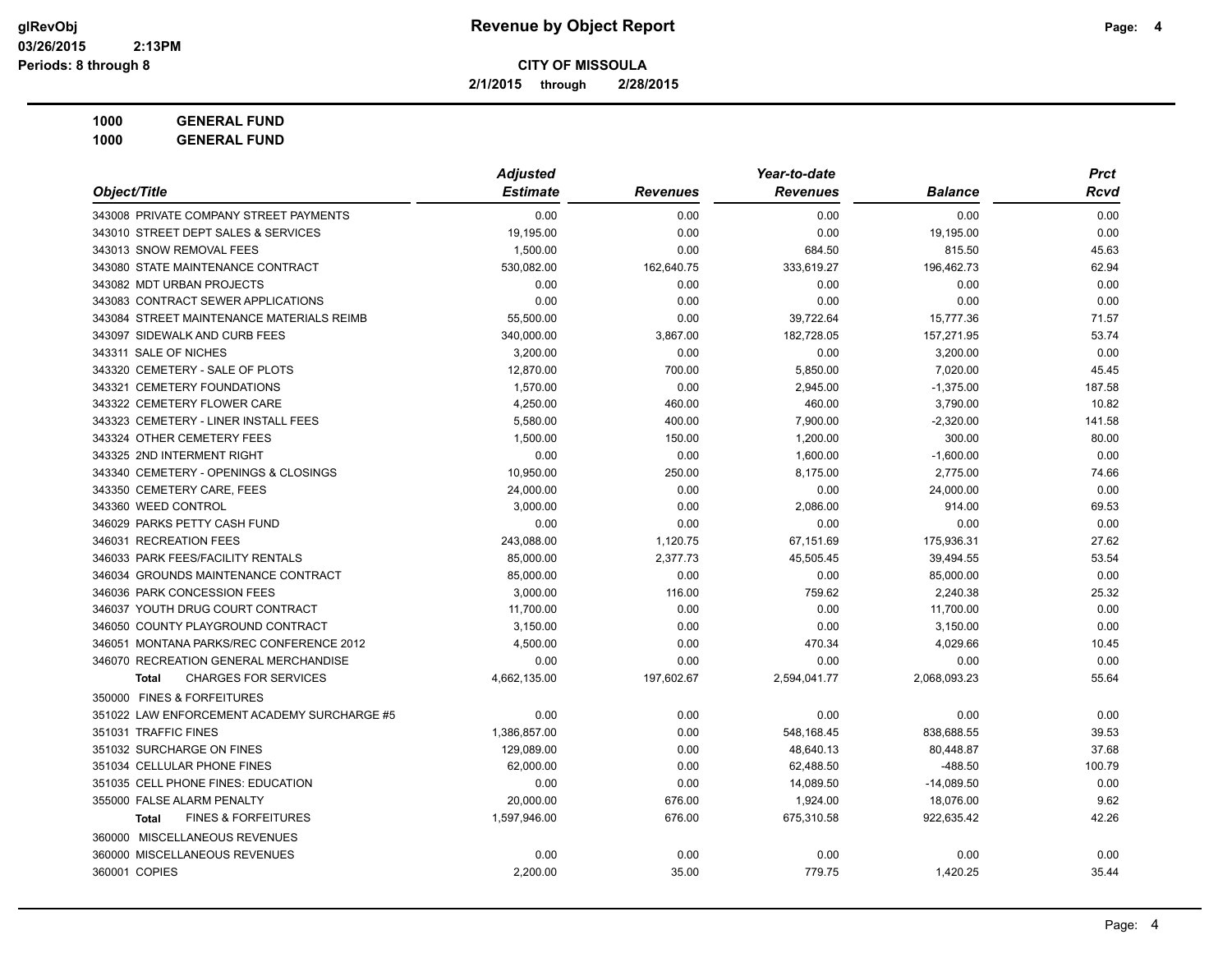**CITY OF MISSOULA**

**2/1/2015 through 2/28/2015**

**Revenue by Object Report**

**1000 GENERAL FUND**

**1000 GENERAL FUND**

| Object/Title | Adjusted Estimate | Revenues | Year-to-date Revenues | Balance | Prct Rcvd |
|---|---|---|---|---|---|
| 343008 PRIVATE COMPANY STREET PAYMENTS | 0.00 | 0.00 | 0.00 | 0.00 | 0.00 |
| 343010 STREET DEPT SALES & SERVICES | 19,195.00 | 0.00 | 0.00 | 19,195.00 | 0.00 |
| 343013 SNOW REMOVAL FEES | 1,500.00 | 0.00 | 684.50 | 815.50 | 45.63 |
| 343080 STATE MAINTENANCE CONTRACT | 530,082.00 | 162,640.75 | 333,619.27 | 196,462.73 | 62.94 |
| 343082 MDT URBAN PROJECTS | 0.00 | 0.00 | 0.00 | 0.00 | 0.00 |
| 343083 CONTRACT SEWER APPLICATIONS | 0.00 | 0.00 | 0.00 | 0.00 | 0.00 |
| 343084 STREET MAINTENANCE MATERIALS REIMB | 55,500.00 | 0.00 | 39,722.64 | 15,777.36 | 71.57 |
| 343097 SIDEWALK AND CURB FEES | 340,000.00 | 3,867.00 | 182,728.05 | 157,271.95 | 53.74 |
| 343311 SALE OF NICHES | 3,200.00 | 0.00 | 0.00 | 3,200.00 | 0.00 |
| 343320 CEMETERY - SALE OF PLOTS | 12,870.00 | 700.00 | 5,850.00 | 7,020.00 | 45.45 |
| 343321 CEMETERY FOUNDATIONS | 1,570.00 | 0.00 | 2,945.00 | -1,375.00 | 187.58 |
| 343322 CEMETERY FLOWER CARE | 4,250.00 | 460.00 | 460.00 | 3,790.00 | 10.82 |
| 343323 CEMETERY - LINER INSTALL FEES | 5,580.00 | 400.00 | 7,900.00 | -2,320.00 | 141.58 |
| 343324 OTHER CEMETERY FEES | 1,500.00 | 150.00 | 1,200.00 | 300.00 | 80.00 |
| 343325 2ND INTERMENT RIGHT | 0.00 | 0.00 | 1,600.00 | -1,600.00 | 0.00 |
| 343340 CEMETERY - OPENINGS & CLOSINGS | 10,950.00 | 250.00 | 8,175.00 | 2,775.00 | 74.66 |
| 343350 CEMETERY CARE, FEES | 24,000.00 | 0.00 | 0.00 | 24,000.00 | 0.00 |
| 343360 WEED CONTROL | 3,000.00 | 0.00 | 2,086.00 | 914.00 | 69.53 |
| 346029 PARKS PETTY CASH FUND | 0.00 | 0.00 | 0.00 | 0.00 | 0.00 |
| 346031 RECREATION FEES | 243,088.00 | 1,120.75 | 67,151.69 | 175,936.31 | 27.62 |
| 346033 PARK FEES/FACILITY RENTALS | 85,000.00 | 2,377.73 | 45,505.45 | 39,494.55 | 53.54 |
| 346034 GROUNDS MAINTENANCE CONTRACT | 85,000.00 | 0.00 | 0.00 | 85,000.00 | 0.00 |
| 346036 PARK CONCESSION FEES | 3,000.00 | 116.00 | 759.62 | 2,240.38 | 25.32 |
| 346037 YOUTH DRUG COURT CONTRACT | 11,700.00 | 0.00 | 0.00 | 11,700.00 | 0.00 |
| 346050 COUNTY PLAYGROUND CONTRACT | 3,150.00 | 0.00 | 0.00 | 3,150.00 | 0.00 |
| 346051 MONTANA PARKS/REC CONFERENCE 2012 | 4,500.00 | 0.00 | 470.34 | 4,029.66 | 10.45 |
| 346070 RECREATION GENERAL MERCHANDISE | 0.00 | 0.00 | 0.00 | 0.00 | 0.00 |
| **Total** CHARGES FOR SERVICES | 4,662,135.00 | 197,602.67 | 2,594,041.77 | 2,068,093.23 | 55.64 |
| 350000 FINES & FORFEITURES | | | | | |
| 351022 LAW ENFORCEMENT ACADEMY SURCHARGE #5 | 0.00 | 0.00 | 0.00 | 0.00 | 0.00 |
| 351031 TRAFFIC FINES | 1,386,857.00 | 0.00 | 548,168.45 | 838,688.55 | 39.53 |
| 351032 SURCHARGE ON FINES | 129,089.00 | 0.00 | 48,640.13 | 80,448.87 | 37.68 |
| 351034 CELLULAR PHONE FINES | 62,000.00 | 0.00 | 62,488.50 | -488.50 | 100.79 |
| 351035 CELL PHONE FINES: EDUCATION | 0.00 | 0.00 | 14,089.50 | -14,089.50 | 0.00 |
| 355000 FALSE ALARM PENALTY | 20,000.00 | 676.00 | 1,924.00 | 18,076.00 | 9.62 |
| **Total** FINES & FORFEITURES | 1,597,946.00 | 676.00 | 675,310.58 | 922,635.42 | 42.26 |
| 360000 MISCELLANEOUS REVENUES | | | | | |
| 360000 MISCELLANEOUS REVENUES | 0.00 | 0.00 | 0.00 | 0.00 | 0.00 |
| 360001 COPIES | 2,200.00 | 35.00 | 779.75 | 1,420.25 | 35.44 |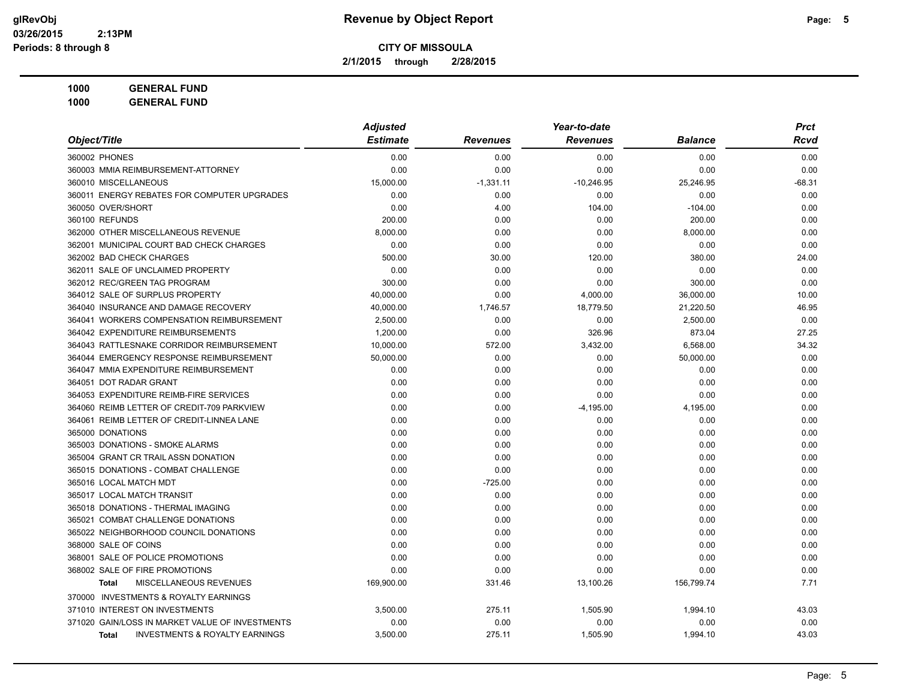# Revenue by Object Report

glRevObj
03/26/2015 2:13PM
Periods: 8 through 8

**CITY OF MISSOULA**

2/1/2015 through 2/28/2015

**1000 GENERAL FUND**

**1000 GENERAL FUND**

| Object/Title | Adjusted Estimate | Revenues | Year-to-date Revenues | Balance | Prct Rcvd |
|---|---|---|---|---|---|
| 360002 PHONES | 0.00 | 0.00 | 0.00 | 0.00 | 0.00 |
| 360003 MMIA REIMBURSEMENT-ATTORNEY | 0.00 | 0.00 | 0.00 | 0.00 | 0.00 |
| 360010 MISCELLANEOUS | 15,000.00 | -1,331.11 | -10,246.95 | 25,246.95 | -68.31 |
| 360011 ENERGY REBATES FOR COMPUTER UPGRADES | 0.00 | 0.00 | 0.00 | 0.00 | 0.00 |
| 360050 OVER/SHORT | 0.00 | 4.00 | 104.00 | -104.00 | 0.00 |
| 360100 REFUNDS | 200.00 | 0.00 | 0.00 | 200.00 | 0.00 |
| 362000 OTHER MISCELLANEOUS REVENUE | 8,000.00 | 0.00 | 0.00 | 8,000.00 | 0.00 |
| 362001 MUNICIPAL COURT BAD CHECK CHARGES | 0.00 | 0.00 | 0.00 | 0.00 | 0.00 |
| 362002 BAD CHECK CHARGES | 500.00 | 30.00 | 120.00 | 380.00 | 24.00 |
| 362011 SALE OF UNCLAIMED PROPERTY | 0.00 | 0.00 | 0.00 | 0.00 | 0.00 |
| 362012 REC/GREEN TAG PROGRAM | 300.00 | 0.00 | 0.00 | 300.00 | 0.00 |
| 364012 SALE OF SURPLUS PROPERTY | 40,000.00 | 0.00 | 4,000.00 | 36,000.00 | 10.00 |
| 364040 INSURANCE AND DAMAGE RECOVERY | 40,000.00 | 1,746.57 | 18,779.50 | 21,220.50 | 46.95 |
| 364041 WORKERS COMPENSATION REIMBURSEMENT | 2,500.00 | 0.00 | 0.00 | 2,500.00 | 0.00 |
| 364042 EXPENDITURE REIMBURSEMENTS | 1,200.00 | 0.00 | 326.96 | 873.04 | 27.25 |
| 364043 RATTLESNAKE CORRIDOR REIMBURSEMENT | 10,000.00 | 572.00 | 3,432.00 | 6,568.00 | 34.32 |
| 364044 EMERGENCY RESPONSE REIMBURSEMENT | 50,000.00 | 0.00 | 0.00 | 50,000.00 | 0.00 |
| 364047 MMIA EXPENDITURE REIMBURSEMENT | 0.00 | 0.00 | 0.00 | 0.00 | 0.00 |
| 364051 DOT RADAR GRANT | 0.00 | 0.00 | 0.00 | 0.00 | 0.00 |
| 364053 EXPENDITURE REIMB-FIRE SERVICES | 0.00 | 0.00 | 0.00 | 0.00 | 0.00 |
| 364060 REIMB LETTER OF CREDIT-709 PARKVIEW | 0.00 | 0.00 | -4,195.00 | 4,195.00 | 0.00 |
| 364061 REIMB LETTER OF CREDIT-LINNEA LANE | 0.00 | 0.00 | 0.00 | 0.00 | 0.00 |
| 365000 DONATIONS | 0.00 | 0.00 | 0.00 | 0.00 | 0.00 |
| 365003 DONATIONS - SMOKE ALARMS | 0.00 | 0.00 | 0.00 | 0.00 | 0.00 |
| 365004 GRANT CR TRAIL ASSN DONATION | 0.00 | 0.00 | 0.00 | 0.00 | 0.00 |
| 365015 DONATIONS - COMBAT CHALLENGE | 0.00 | 0.00 | 0.00 | 0.00 | 0.00 |
| 365016 LOCAL MATCH MDT | 0.00 | -725.00 | 0.00 | 0.00 | 0.00 |
| 365017 LOCAL MATCH TRANSIT | 0.00 | 0.00 | 0.00 | 0.00 | 0.00 |
| 365018 DONATIONS - THERMAL IMAGING | 0.00 | 0.00 | 0.00 | 0.00 | 0.00 |
| 365021 COMBAT CHALLENGE DONATIONS | 0.00 | 0.00 | 0.00 | 0.00 | 0.00 |
| 365022 NEIGHBORHOOD COUNCIL DONATIONS | 0.00 | 0.00 | 0.00 | 0.00 | 0.00 |
| 368000 SALE OF COINS | 0.00 | 0.00 | 0.00 | 0.00 | 0.00 |
| 368001 SALE OF POLICE PROMOTIONS | 0.00 | 0.00 | 0.00 | 0.00 | 0.00 |
| 368002 SALE OF FIRE PROMOTIONS | 0.00 | 0.00 | 0.00 | 0.00 | 0.00 |
| **Total** MISCELLANEOUS REVENUES | 169,900.00 | 331.46 | 13,100.26 | 156,799.74 | 7.71 |
| 370000 INVESTMENTS & ROYALTY EARNINGS | | | | | |
| 371010 INTEREST ON INVESTMENTS | 3,500.00 | 275.11 | 1,505.90 | 1,994.10 | 43.03 |
| 371020 GAIN/LOSS IN MARKET VALUE OF INVESTMENTS | 0.00 | 0.00 | 0.00 | 0.00 | 0.00 |
| **Total** INVESTMENTS & ROYALTY EARNINGS | 3,500.00 | 275.11 | 1,505.90 | 1,994.10 | 43.03 |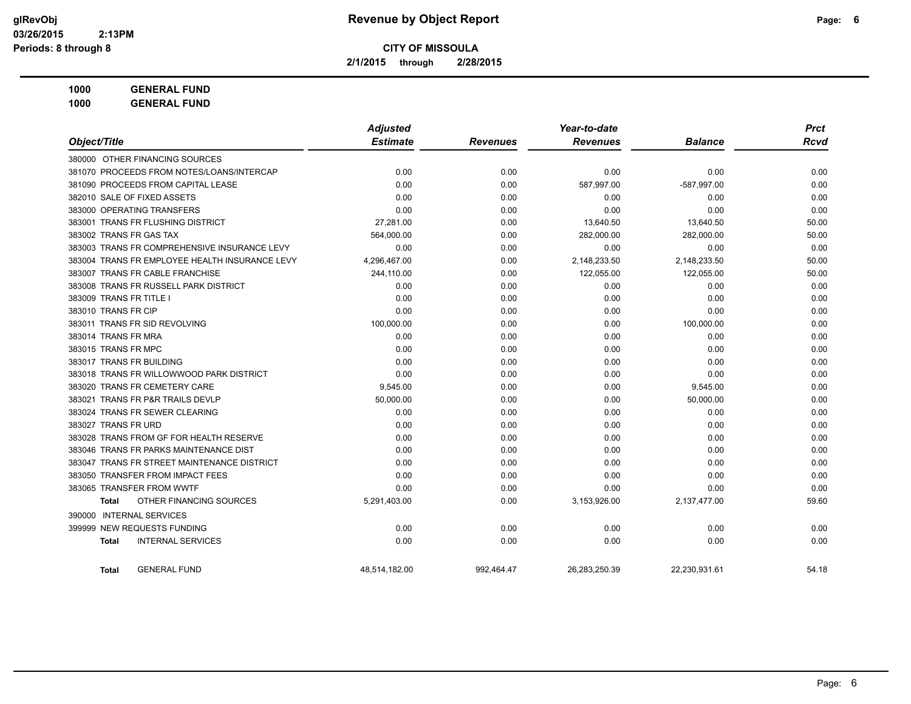**Revenue by Object Report**

**CITY OF MISSOULA**

**2/1/2015 through 2/28/2015**

**1000 GENERAL FUND**

**1000 GENERAL FUND**

| Object/Title | Adjusted Estimate | Revenues | Year-to-date Revenues | Balance | Prct Rcvd |
|---|---|---|---|---|---|
| 380000 OTHER FINANCING SOURCES | | | | | |
| 381070 PROCEEDS FROM NOTES/LOANS/INTERCAP | 0.00 | 0.00 | 0.00 | 0.00 | 0.00 |
| 381090 PROCEEDS FROM CAPITAL LEASE | 0.00 | 0.00 | 587,997.00 | -587,997.00 | 0.00 |
| 382010 SALE OF FIXED ASSETS | 0.00 | 0.00 | 0.00 | 0.00 | 0.00 |
| 383000 OPERATING TRANSFERS | 0.00 | 0.00 | 0.00 | 0.00 | 0.00 |
| 383001 TRANS FR FLUSHING DISTRICT | 27,281.00 | 0.00 | 13,640.50 | 13,640.50 | 50.00 |
| 383002 TRANS FR GAS TAX | 564,000.00 | 0.00 | 282,000.00 | 282,000.00 | 50.00 |
| 383003 TRANS FR COMPREHENSIVE INSURANCE LEVY | 0.00 | 0.00 | 0.00 | 0.00 | 0.00 |
| 383004 TRANS FR EMPLOYEE HEALTH INSURANCE LEVY | 4,296,467.00 | 0.00 | 2,148,233.50 | 2,148,233.50 | 50.00 |
| 383007 TRANS FR CABLE FRANCHISE | 244,110.00 | 0.00 | 122,055.00 | 122,055.00 | 50.00 |
| 383008 TRANS FR RUSSELL PARK DISTRICT | 0.00 | 0.00 | 0.00 | 0.00 | 0.00 |
| 383009 TRANS FR TITLE I | 0.00 | 0.00 | 0.00 | 0.00 | 0.00 |
| 383010 TRANS FR CIP | 0.00 | 0.00 | 0.00 | 0.00 | 0.00 |
| 383011 TRANS FR SID REVOLVING | 100,000.00 | 0.00 | 0.00 | 100,000.00 | 0.00 |
| 383014 TRANS FR MRA | 0.00 | 0.00 | 0.00 | 0.00 | 0.00 |
| 383015 TRANS FR MPC | 0.00 | 0.00 | 0.00 | 0.00 | 0.00 |
| 383017 TRANS FR BUILDING | 0.00 | 0.00 | 0.00 | 0.00 | 0.00 |
| 383018 TRANS FR WILLOWWOOD PARK DISTRICT | 0.00 | 0.00 | 0.00 | 0.00 | 0.00 |
| 383020 TRANS FR CEMETERY CARE | 9,545.00 | 0.00 | 0.00 | 9,545.00 | 0.00 |
| 383021 TRANS FR P&R TRAILS DEVLP | 50,000.00 | 0.00 | 0.00 | 50,000.00 | 0.00 |
| 383024 TRANS FR SEWER CLEARING | 0.00 | 0.00 | 0.00 | 0.00 | 0.00 |
| 383027 TRANS FR URD | 0.00 | 0.00 | 0.00 | 0.00 | 0.00 |
| 383028 TRANS FROM GF FOR HEALTH RESERVE | 0.00 | 0.00 | 0.00 | 0.00 | 0.00 |
| 383046 TRANS FR PARKS MAINTENANCE DIST | 0.00 | 0.00 | 0.00 | 0.00 | 0.00 |
| 383047 TRANS FR STREET MAINTENANCE DISTRICT | 0.00 | 0.00 | 0.00 | 0.00 | 0.00 |
| 383050 TRANSFER FROM IMPACT FEES | 0.00 | 0.00 | 0.00 | 0.00 | 0.00 |
| 383065 TRANSFER FROM WWTF | 0.00 | 0.00 | 0.00 | 0.00 | 0.00 |
| **Total** OTHER FINANCING SOURCES | 5,291,403.00 | 0.00 | 3,153,926.00 | 2,137,477.00 | 59.60 |
| 390000 INTERNAL SERVICES | | | | | |
| 399999 NEW REQUESTS FUNDING | 0.00 | 0.00 | 0.00 | 0.00 | 0.00 |
| **Total** INTERNAL SERVICES | 0.00 | 0.00 | 0.00 | 0.00 | 0.00 |
| **Total** GENERAL FUND | 48,514,182.00 | 992,464.47 | 26,283,250.39 | 22,230,931.61 | 54.18 |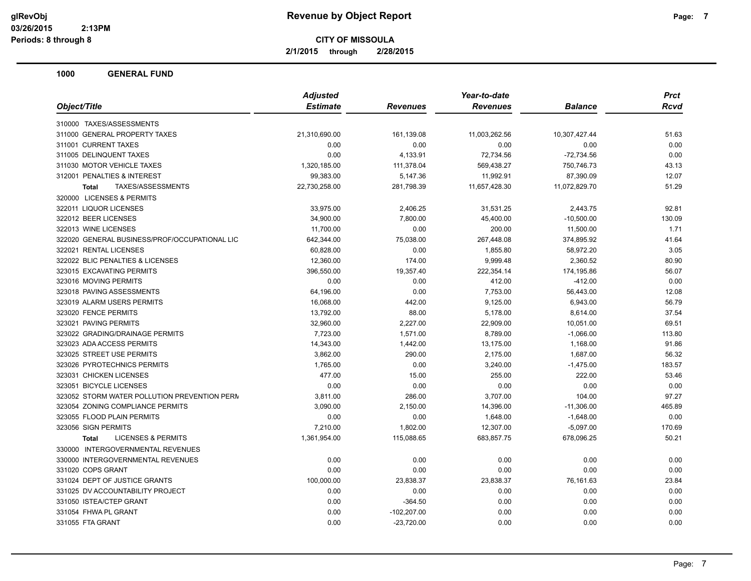# Revenue by Object Report

**CITY OF MISSOULA**

**2/1/2015 through 2/28/2015**

glRevObj
03/26/2015 2:13PM
Periods: 8 through 8

## 1000 GENERAL FUND

| Object/Title | Adjusted Estimate | Revenues | Year-to-date Revenues | Balance | Prct Rcvd |
|---|---|---|---|---|---|
| 310000 TAXES/ASSESSMENTS | | | | | |
| 311000 GENERAL PROPERTY TAXES | 21,310,690.00 | 161,139.08 | 11,003,262.56 | 10,307,427.44 | 51.63 |
| 311001 CURRENT TAXES | 0.00 | 0.00 | 0.00 | 0.00 | 0.00 |
| 311005 DELINQUENT TAXES | 0.00 | 4,133.91 | 72,734.56 | -72,734.56 | 0.00 |
| 311030 MOTOR VEHICLE TAXES | 1,320,185.00 | 111,378.04 | 569,438.27 | 750,746.73 | 43.13 |
| 312001 PENALTIES & INTEREST | 99,383.00 | 5,147.36 | 11,992.91 | 87,390.09 | 12.07 |
| **Total** TAXES/ASSESSMENTS | 22,730,258.00 | 281,798.39 | 11,657,428.30 | 11,072,829.70 | 51.29 |
| 320000 LICENSES & PERMITS | | | | | |
| 322011 LIQUOR LICENSES | 33,975.00 | 2,406.25 | 31,531.25 | 2,443.75 | 92.81 |
| 322012 BEER LICENSES | 34,900.00 | 7,800.00 | 45,400.00 | -10,500.00 | 130.09 |
| 322013 WINE LICENSES | 11,700.00 | 0.00 | 200.00 | 11,500.00 | 1.71 |
| 322020 GENERAL BUSINESS/PROF/OCCUPATIONAL LIC | 642,344.00 | 75,038.00 | 267,448.08 | 374,895.92 | 41.64 |
| 322021 RENTAL LICENSES | 60,828.00 | 0.00 | 1,855.80 | 58,972.20 | 3.05 |
| 322022 BLIC PENALTIES & LICENSES | 12,360.00 | 174.00 | 9,999.48 | 2,360.52 | 80.90 |
| 323015 EXCAVATING PERMITS | 396,550.00 | 19,357.40 | 222,354.14 | 174,195.86 | 56.07 |
| 323016 MOVING PERMITS | 0.00 | 0.00 | 412.00 | -412.00 | 0.00 |
| 323018 PAVING ASSESSMENTS | 64,196.00 | 0.00 | 7,753.00 | 56,443.00 | 12.08 |
| 323019 ALARM USERS PERMITS | 16,068.00 | 442.00 | 9,125.00 | 6,943.00 | 56.79 |
| 323020 FENCE PERMITS | 13,792.00 | 88.00 | 5,178.00 | 8,614.00 | 37.54 |
| 323021 PAVING PERMITS | 32,960.00 | 2,227.00 | 22,909.00 | 10,051.00 | 69.51 |
| 323022 GRADING/DRAINAGE PERMITS | 7,723.00 | 1,571.00 | 8,789.00 | -1,066.00 | 113.80 |
| 323023 ADA ACCESS PERMITS | 14,343.00 | 1,442.00 | 13,175.00 | 1,168.00 | 91.86 |
| 323025 STREET USE PERMITS | 3,862.00 | 290.00 | 2,175.00 | 1,687.00 | 56.32 |
| 323026 PYROTECHNICS PERMITS | 1,765.00 | 0.00 | 3,240.00 | -1,475.00 | 183.57 |
| 323031 CHICKEN LICENSES | 477.00 | 15.00 | 255.00 | 222.00 | 53.46 |
| 323051 BICYCLE LICENSES | 0.00 | 0.00 | 0.00 | 0.00 | 0.00 |
| 323052 STORM WATER POLLUTION PREVENTION PERM | 3,811.00 | 286.00 | 3,707.00 | 104.00 | 97.27 |
| 323054 ZONING COMPLIANCE PERMITS | 3,090.00 | 2,150.00 | 14,396.00 | -11,306.00 | 465.89 |
| 323055 FLOOD PLAIN PERMITS | 0.00 | 0.00 | 1,648.00 | -1,648.00 | 0.00 |
| 323056 SIGN PERMITS | 7,210.00 | 1,802.00 | 12,307.00 | -5,097.00 | 170.69 |
| **Total** LICENSES & PERMITS | 1,361,954.00 | 115,088.65 | 683,857.75 | 678,096.25 | 50.21 |
| 330000 INTERGOVERNMENTAL REVENUES | | | | | |
| 330000 INTERGOVERNMENTAL REVENUES | 0.00 | 0.00 | 0.00 | 0.00 | 0.00 |
| 331020 COPS GRANT | 0.00 | 0.00 | 0.00 | 0.00 | 0.00 |
| 331024 DEPT OF JUSTICE GRANTS | 100,000.00 | 23,838.37 | 23,838.37 | 76,161.63 | 23.84 |
| 331025 DV ACCOUNTABILITY PROJECT | 0.00 | 0.00 | 0.00 | 0.00 | 0.00 |
| 331050 ISTEA/CTEP GRANT | 0.00 | -364.50 | 0.00 | 0.00 | 0.00 |
| 331054 FHWA PL GRANT | 0.00 | -102,207.00 | 0.00 | 0.00 | 0.00 |
| 331055 FTA GRANT | 0.00 | -23,720.00 | 0.00 | 0.00 | 0.00 |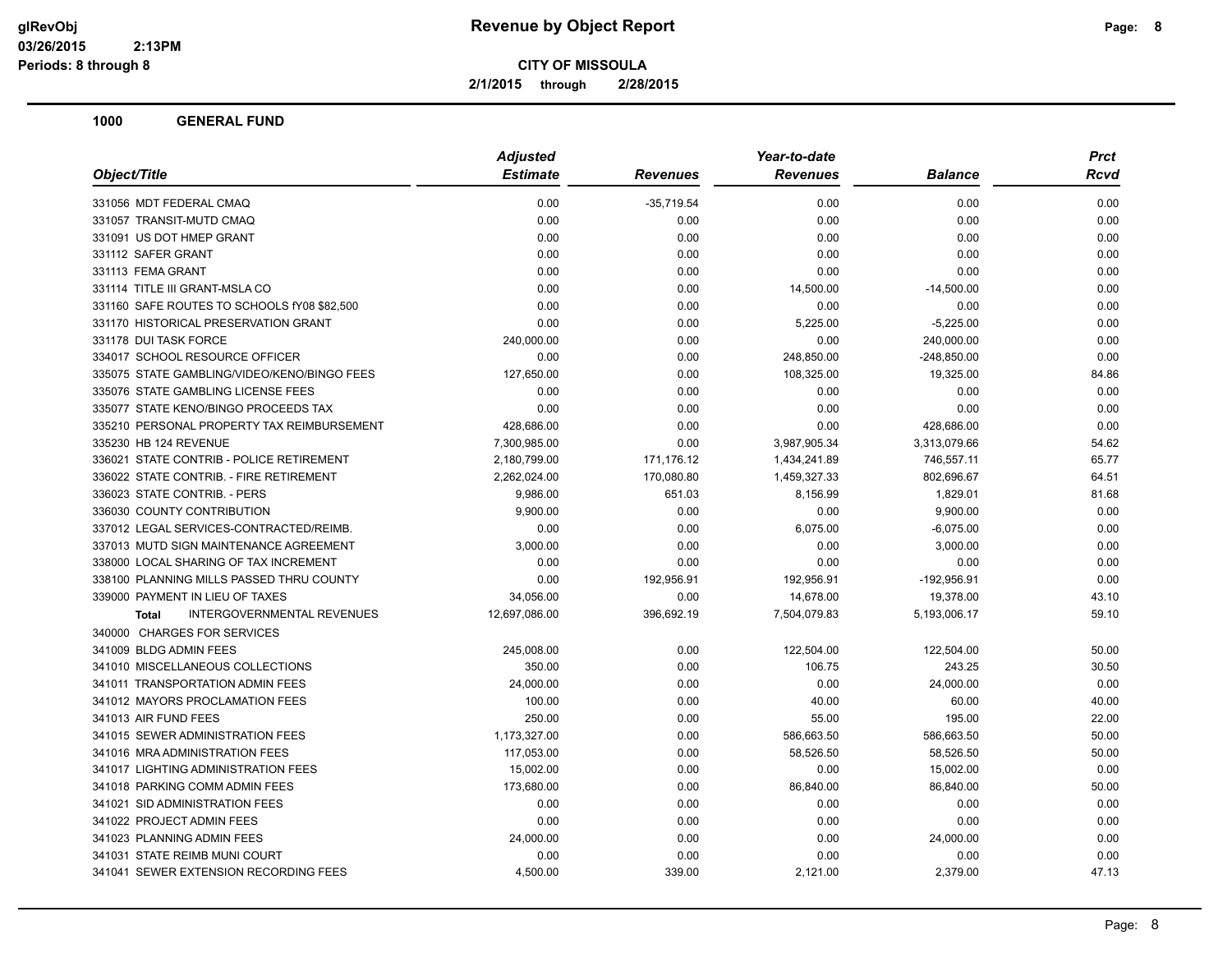# Revenue by Object Report

**CITY OF MISSOULA**

**2/1/2015 through 2/28/2015**

glRevObj
03/26/2015 2:13PM
Periods: 8 through 8

## 1000 GENERAL FUND

| Object/Title | Adjusted Estimate | Revenues | Year-to-date Revenues | Balance | Prct Rcvd |
|---|---|---|---|---|---|
| 331056 MDT FEDERAL CMAQ | 0.00 | -35,719.54 | 0.00 | 0.00 | 0.00 |
| 331057 TRANSIT-MUTD CMAQ | 0.00 | 0.00 | 0.00 | 0.00 | 0.00 |
| 331091 US DOT HMEP GRANT | 0.00 | 0.00 | 0.00 | 0.00 | 0.00 |
| 331112 SAFER GRANT | 0.00 | 0.00 | 0.00 | 0.00 | 0.00 |
| 331113 FEMA GRANT | 0.00 | 0.00 | 0.00 | 0.00 | 0.00 |
| 331114 TITLE III GRANT-MSLA CO | 0.00 | 0.00 | 14,500.00 | -14,500.00 | 0.00 |
| 331160 SAFE ROUTES TO SCHOOLS fY08 $82,500 | 0.00 | 0.00 | 0.00 | 0.00 | 0.00 |
| 331170 HISTORICAL PRESERVATION GRANT | 0.00 | 0.00 | 5,225.00 | -5,225.00 | 0.00 |
| 331178 DUI TASK FORCE | 240,000.00 | 0.00 | 0.00 | 240,000.00 | 0.00 |
| 334017 SCHOOL RESOURCE OFFICER | 0.00 | 0.00 | 248,850.00 | -248,850.00 | 0.00 |
| 335075 STATE GAMBLING/VIDEO/KENO/BINGO FEES | 127,650.00 | 0.00 | 108,325.00 | 19,325.00 | 84.86 |
| 335076 STATE GAMBLING LICENSE FEES | 0.00 | 0.00 | 0.00 | 0.00 | 0.00 |
| 335077 STATE KENO/BINGO PROCEEDS TAX | 0.00 | 0.00 | 0.00 | 0.00 | 0.00 |
| 335210 PERSONAL PROPERTY TAX REIMBURSEMENT | 428,686.00 | 0.00 | 0.00 | 428,686.00 | 0.00 |
| 335230 HB 124 REVENUE | 7,300,985.00 | 0.00 | 3,987,905.34 | 3,313,079.66 | 54.62 |
| 336021 STATE CONTRIB - POLICE RETIREMENT | 2,180,799.00 | 171,176.12 | 1,434,241.89 | 746,557.11 | 65.77 |
| 336022 STATE CONTRIB. - FIRE RETIREMENT | 2,262,024.00 | 170,080.80 | 1,459,327.33 | 802,696.67 | 64.51 |
| 336023 STATE CONTRIB. - PERS | 9,986.00 | 651.03 | 8,156.99 | 1,829.01 | 81.68 |
| 336030 COUNTY CONTRIBUTION | 9,900.00 | 0.00 | 0.00 | 9,900.00 | 0.00 |
| 337012 LEGAL SERVICES-CONTRACTED/REIMB. | 0.00 | 0.00 | 6,075.00 | -6,075.00 | 0.00 |
| 337013 MUTD SIGN MAINTENANCE AGREEMENT | 3,000.00 | 0.00 | 0.00 | 3,000.00 | 0.00 |
| 338000 LOCAL SHARING OF TAX INCREMENT | 0.00 | 0.00 | 0.00 | 0.00 | 0.00 |
| 338100 PLANNING MILLS PASSED THRU COUNTY | 0.00 | 192,956.91 | 192,956.91 | -192,956.91 | 0.00 |
| 339000 PAYMENT IN LIEU OF TAXES | 34,056.00 | 0.00 | 14,678.00 | 19,378.00 | 43.10 |
| **Total** INTERGOVERNMENTAL REVENUES | 12,697,086.00 | 396,692.19 | 7,504,079.83 | 5,193,006.17 | 59.10 |
| 340000 CHARGES FOR SERVICES | | | | | |
| 341009 BLDG ADMIN FEES | 245,008.00 | 0.00 | 122,504.00 | 122,504.00 | 50.00 |
| 341010 MISCELLANEOUS COLLECTIONS | 350.00 | 0.00 | 106.75 | 243.25 | 30.50 |
| 341011 TRANSPORTATION ADMIN FEES | 24,000.00 | 0.00 | 0.00 | 24,000.00 | 0.00 |
| 341012 MAYORS PROCLAMATION FEES | 100.00 | 0.00 | 40.00 | 60.00 | 40.00 |
| 341013 AIR FUND FEES | 250.00 | 0.00 | 55.00 | 195.00 | 22.00 |
| 341015 SEWER ADMINISTRATION FEES | 1,173,327.00 | 0.00 | 586,663.50 | 586,663.50 | 50.00 |
| 341016 MRA ADMINISTRATION FEES | 117,053.00 | 0.00 | 58,526.50 | 58,526.50 | 50.00 |
| 341017 LIGHTING ADMINISTRATION FEES | 15,002.00 | 0.00 | 0.00 | 15,002.00 | 0.00 |
| 341018 PARKING COMM ADMIN FEES | 173,680.00 | 0.00 | 86,840.00 | 86,840.00 | 50.00 |
| 341021 SID ADMINISTRATION FEES | 0.00 | 0.00 | 0.00 | 0.00 | 0.00 |
| 341022 PROJECT ADMIN FEES | 0.00 | 0.00 | 0.00 | 0.00 | 0.00 |
| 341023 PLANNING ADMIN FEES | 24,000.00 | 0.00 | 0.00 | 24,000.00 | 0.00 |
| 341031 STATE REIMB MUNI COURT | 0.00 | 0.00 | 0.00 | 0.00 | 0.00 |
| 341041 SEWER EXTENSION RECORDING FEES | 4,500.00 | 339.00 | 2,121.00 | 2,379.00 | 47.13 |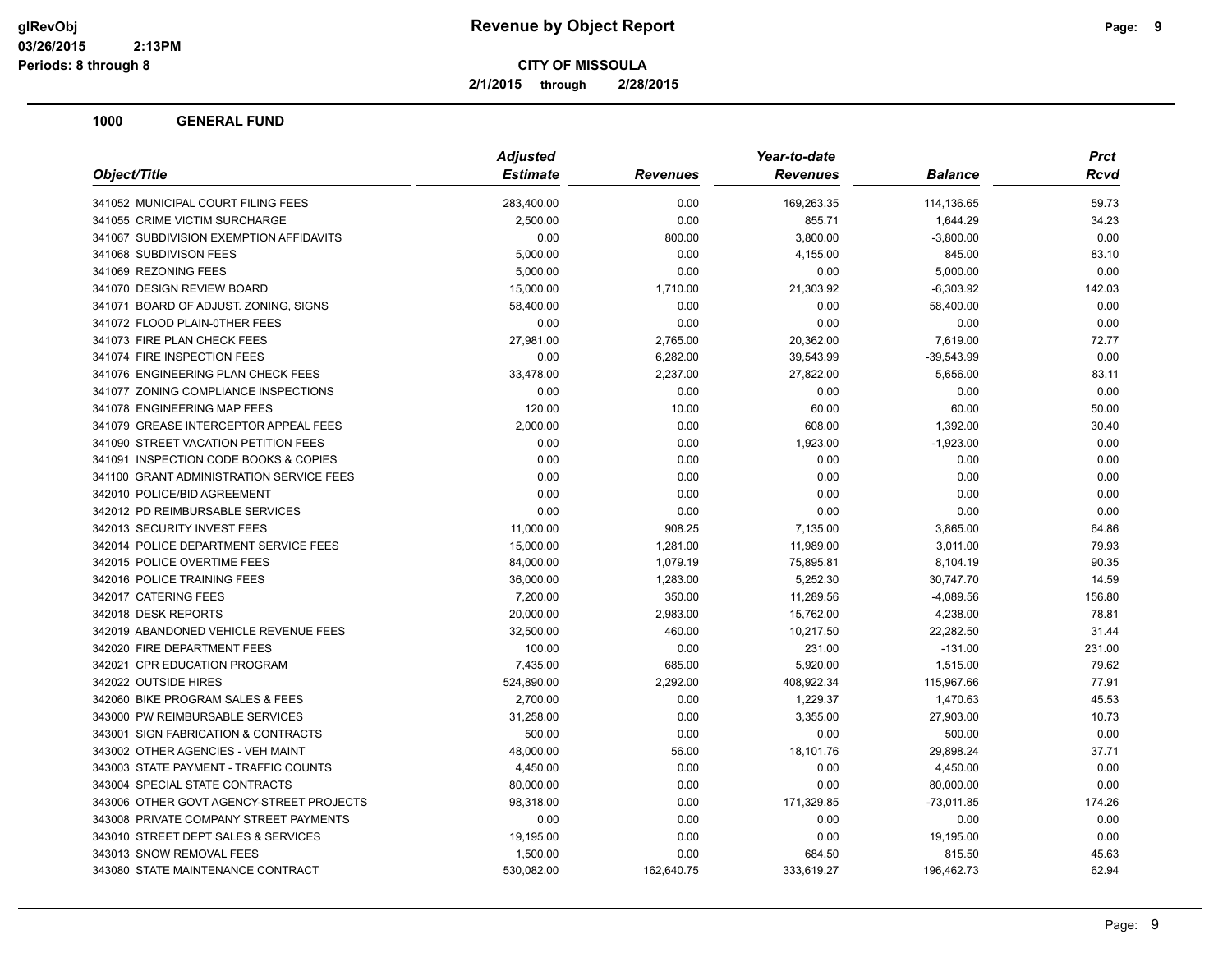# Revenue by Object Report

**CITY OF MISSOULA**

**2/1/2015 through 2/28/2015**

glRevObj
03/26/2015 2:13PM
Periods: 8 through 8

## 1000 GENERAL FUND

| Object/Title | Adjusted Estimate | Revenues | Year-to-date Revenues | Balance | Prct Rcvd |
|---|---|---|---|---|---|
| 341052 MUNICIPAL COURT FILING FEES | 283,400.00 | 0.00 | 169,263.35 | 114,136.65 | 59.73 |
| 341055 CRIME VICTIM SURCHARGE | 2,500.00 | 0.00 | 855.71 | 1,644.29 | 34.23 |
| 341067 SUBDIVISION EXEMPTION AFFIDAVITS | 0.00 | 800.00 | 3,800.00 | -3,800.00 | 0.00 |
| 341068 SUBDIVISON FEES | 5,000.00 | 0.00 | 4,155.00 | 845.00 | 83.10 |
| 341069 REZONING FEES | 5,000.00 | 0.00 | 0.00 | 5,000.00 | 0.00 |
| 341070 DESIGN REVIEW BOARD | 15,000.00 | 1,710.00 | 21,303.92 | -6,303.92 | 142.03 |
| 341071 BOARD OF ADJUST. ZONING, SIGNS | 58,400.00 | 0.00 | 0.00 | 58,400.00 | 0.00 |
| 341072 FLOOD PLAIN-0THER FEES | 0.00 | 0.00 | 0.00 | 0.00 | 0.00 |
| 341073 FIRE PLAN CHECK FEES | 27,981.00 | 2,765.00 | 20,362.00 | 7,619.00 | 72.77 |
| 341074 FIRE INSPECTION FEES | 0.00 | 6,282.00 | 39,543.99 | -39,543.99 | 0.00 |
| 341076 ENGINEERING PLAN CHECK FEES | 33,478.00 | 2,237.00 | 27,822.00 | 5,656.00 | 83.11 |
| 341077 ZONING COMPLIANCE INSPECTIONS | 0.00 | 0.00 | 0.00 | 0.00 | 0.00 |
| 341078 ENGINEERING MAP FEES | 120.00 | 10.00 | 60.00 | 60.00 | 50.00 |
| 341079 GREASE INTERCEPTOR APPEAL FEES | 2,000.00 | 0.00 | 608.00 | 1,392.00 | 30.40 |
| 341090 STREET VACATION PETITION FEES | 0.00 | 0.00 | 1,923.00 | -1,923.00 | 0.00 |
| 341091 INSPECTION CODE BOOKS & COPIES | 0.00 | 0.00 | 0.00 | 0.00 | 0.00 |
| 341100 GRANT ADMINISTRATION SERVICE FEES | 0.00 | 0.00 | 0.00 | 0.00 | 0.00 |
| 342010 POLICE/BID AGREEMENT | 0.00 | 0.00 | 0.00 | 0.00 | 0.00 |
| 342012 PD REIMBURSABLE SERVICES | 0.00 | 0.00 | 0.00 | 0.00 | 0.00 |
| 342013 SECURITY INVEST FEES | 11,000.00 | 908.25 | 7,135.00 | 3,865.00 | 64.86 |
| 342014 POLICE DEPARTMENT SERVICE FEES | 15,000.00 | 1,281.00 | 11,989.00 | 3,011.00 | 79.93 |
| 342015 POLICE OVERTIME FEES | 84,000.00 | 1,079.19 | 75,895.81 | 8,104.19 | 90.35 |
| 342016 POLICE TRAINING FEES | 36,000.00 | 1,283.00 | 5,252.30 | 30,747.70 | 14.59 |
| 342017 CATERING FEES | 7,200.00 | 350.00 | 11,289.56 | -4,089.56 | 156.80 |
| 342018 DESK REPORTS | 20,000.00 | 2,983.00 | 15,762.00 | 4,238.00 | 78.81 |
| 342019 ABANDONED VEHICLE REVENUE FEES | 32,500.00 | 460.00 | 10,217.50 | 22,282.50 | 31.44 |
| 342020 FIRE DEPARTMENT FEES | 100.00 | 0.00 | 231.00 | -131.00 | 231.00 |
| 342021 CPR EDUCATION PROGRAM | 7,435.00 | 685.00 | 5,920.00 | 1,515.00 | 79.62 |
| 342022 OUTSIDE HIRES | 524,890.00 | 2,292.00 | 408,922.34 | 115,967.66 | 77.91 |
| 342060 BIKE PROGRAM SALES & FEES | 2,700.00 | 0.00 | 1,229.37 | 1,470.63 | 45.53 |
| 343000 PW REIMBURSABLE SERVICES | 31,258.00 | 0.00 | 3,355.00 | 27,903.00 | 10.73 |
| 343001 SIGN FABRICATION & CONTRACTS | 500.00 | 0.00 | 0.00 | 500.00 | 0.00 |
| 343002 OTHER AGENCIES - VEH MAINT | 48,000.00 | 56.00 | 18,101.76 | 29,898.24 | 37.71 |
| 343003 STATE PAYMENT - TRAFFIC COUNTS | 4,450.00 | 0.00 | 0.00 | 4,450.00 | 0.00 |
| 343004 SPECIAL STATE CONTRACTS | 80,000.00 | 0.00 | 0.00 | 80,000.00 | 0.00 |
| 343006 OTHER GOVT AGENCY-STREET PROJECTS | 98,318.00 | 0.00 | 171,329.85 | -73,011.85 | 174.26 |
| 343008 PRIVATE COMPANY STREET PAYMENTS | 0.00 | 0.00 | 0.00 | 0.00 | 0.00 |
| 343010 STREET DEPT SALES & SERVICES | 19,195.00 | 0.00 | 0.00 | 19,195.00 | 0.00 |
| 343013 SNOW REMOVAL FEES | 1,500.00 | 0.00 | 684.50 | 815.50 | 45.63 |
| 343080 STATE MAINTENANCE CONTRACT | 530,082.00 | 162,640.75 | 333,619.27 | 196,462.73 | 62.94 |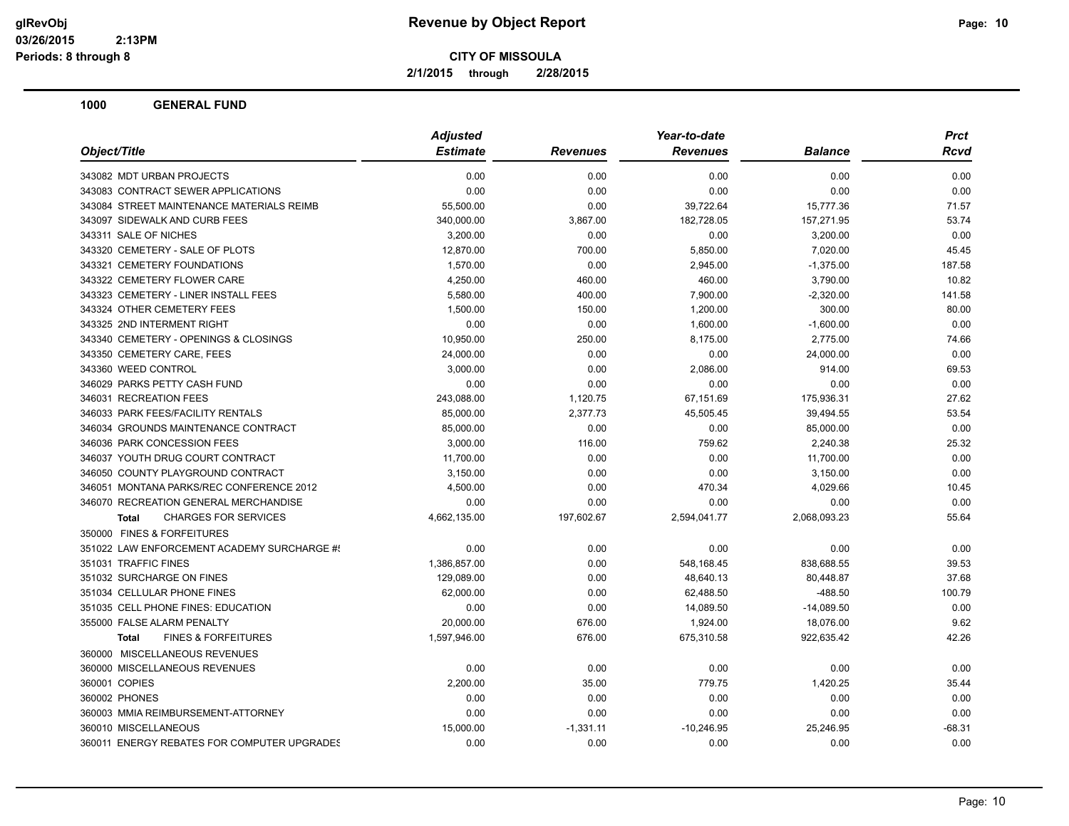**Revenue by Object Report**

**CITY OF MISSOULA**

**2/1/2015 through 2/28/2015**

**1000 GENERAL FUND**

| Object/Title | Adjusted Estimate | Revenues | Year-to-date Revenues | Balance | Prct Rcvd |
|---|---|---|---|---|---|
| 343082 MDT URBAN PROJECTS | 0.00 | 0.00 | 0.00 | 0.00 | 0.00 |
| 343083 CONTRACT SEWER APPLICATIONS | 0.00 | 0.00 | 0.00 | 0.00 | 0.00 |
| 343084 STREET MAINTENANCE MATERIALS REIMB | 55,500.00 | 0.00 | 39,722.64 | 15,777.36 | 71.57 |
| 343097 SIDEWALK AND CURB FEES | 340,000.00 | 3,867.00 | 182,728.05 | 157,271.95 | 53.74 |
| 343311 SALE OF NICHES | 3,200.00 | 0.00 | 0.00 | 3,200.00 | 0.00 |
| 343320 CEMETERY - SALE OF PLOTS | 12,870.00 | 700.00 | 5,850.00 | 7,020.00 | 45.45 |
| 343321 CEMETERY FOUNDATIONS | 1,570.00 | 0.00 | 2,945.00 | -1,375.00 | 187.58 |
| 343322 CEMETERY FLOWER CARE | 4,250.00 | 460.00 | 460.00 | 3,790.00 | 10.82 |
| 343323 CEMETERY - LINER INSTALL FEES | 5,580.00 | 400.00 | 7,900.00 | -2,320.00 | 141.58 |
| 343324 OTHER CEMETERY FEES | 1,500.00 | 150.00 | 1,200.00 | 300.00 | 80.00 |
| 343325 2ND INTERMENT RIGHT | 0.00 | 0.00 | 1,600.00 | -1,600.00 | 0.00 |
| 343340 CEMETERY - OPENINGS & CLOSINGS | 10,950.00 | 250.00 | 8,175.00 | 2,775.00 | 74.66 |
| 343350 CEMETERY CARE, FEES | 24,000.00 | 0.00 | 0.00 | 24,000.00 | 0.00 |
| 343360 WEED CONTROL | 3,000.00 | 0.00 | 2,086.00 | 914.00 | 69.53 |
| 346029 PARKS PETTY CASH FUND | 0.00 | 0.00 | 0.00 | 0.00 | 0.00 |
| 346031 RECREATION FEES | 243,088.00 | 1,120.75 | 67,151.69 | 175,936.31 | 27.62 |
| 346033 PARK FEES/FACILITY RENTALS | 85,000.00 | 2,377.73 | 45,505.45 | 39,494.55 | 53.54 |
| 346034 GROUNDS MAINTENANCE CONTRACT | 85,000.00 | 0.00 | 0.00 | 85,000.00 | 0.00 |
| 346036 PARK CONCESSION FEES | 3,000.00 | 116.00 | 759.62 | 2,240.38 | 25.32 |
| 346037 YOUTH DRUG COURT CONTRACT | 11,700.00 | 0.00 | 0.00 | 11,700.00 | 0.00 |
| 346050 COUNTY PLAYGROUND CONTRACT | 3,150.00 | 0.00 | 0.00 | 3,150.00 | 0.00 |
| 346051 MONTANA PARKS/REC CONFERENCE 2012 | 4,500.00 | 0.00 | 470.34 | 4,029.66 | 10.45 |
| 346070 RECREATION GENERAL MERCHANDISE | 0.00 | 0.00 | 0.00 | 0.00 | 0.00 |
| **Total** CHARGES FOR SERVICES | 4,662,135.00 | 197,602.67 | 2,594,041.77 | 2,068,093.23 | 55.64 |
| 350000 FINES & FORFEITURES | | | | | |
| 351022 LAW ENFORCEMENT ACADEMY SURCHARGE #! | 0.00 | 0.00 | 0.00 | 0.00 | 0.00 |
| 351031 TRAFFIC FINES | 1,386,857.00 | 0.00 | 548,168.45 | 838,688.55 | 39.53 |
| 351032 SURCHARGE ON FINES | 129,089.00 | 0.00 | 48,640.13 | 80,448.87 | 37.68 |
| 351034 CELLULAR PHONE FINES | 62,000.00 | 0.00 | 62,488.50 | -488.50 | 100.79 |
| 351035 CELL PHONE FINES: EDUCATION | 0.00 | 0.00 | 14,089.50 | -14,089.50 | 0.00 |
| 355000 FALSE ALARM PENALTY | 20,000.00 | 676.00 | 1,924.00 | 18,076.00 | 9.62 |
| **Total** FINES & FORFEITURES | 1,597,946.00 | 676.00 | 675,310.58 | 922,635.42 | 42.26 |
| 360000 MISCELLANEOUS REVENUES | | | | | |
| 360000 MISCELLANEOUS REVENUES | 0.00 | 0.00 | 0.00 | 0.00 | 0.00 |
| 360001 COPIES | 2,200.00 | 35.00 | 779.75 | 1,420.25 | 35.44 |
| 360002 PHONES | 0.00 | 0.00 | 0.00 | 0.00 | 0.00 |
| 360003 MMIA REIMBURSEMENT-ATTORNEY | 0.00 | 0.00 | 0.00 | 0.00 | 0.00 |
| 360010 MISCELLANEOUS | 15,000.00 | -1,331.11 | -10,246.95 | 25,246.95 | -68.31 |
| 360011 ENERGY REBATES FOR COMPUTER UPGRADES | 0.00 | 0.00 | 0.00 | 0.00 | 0.00 |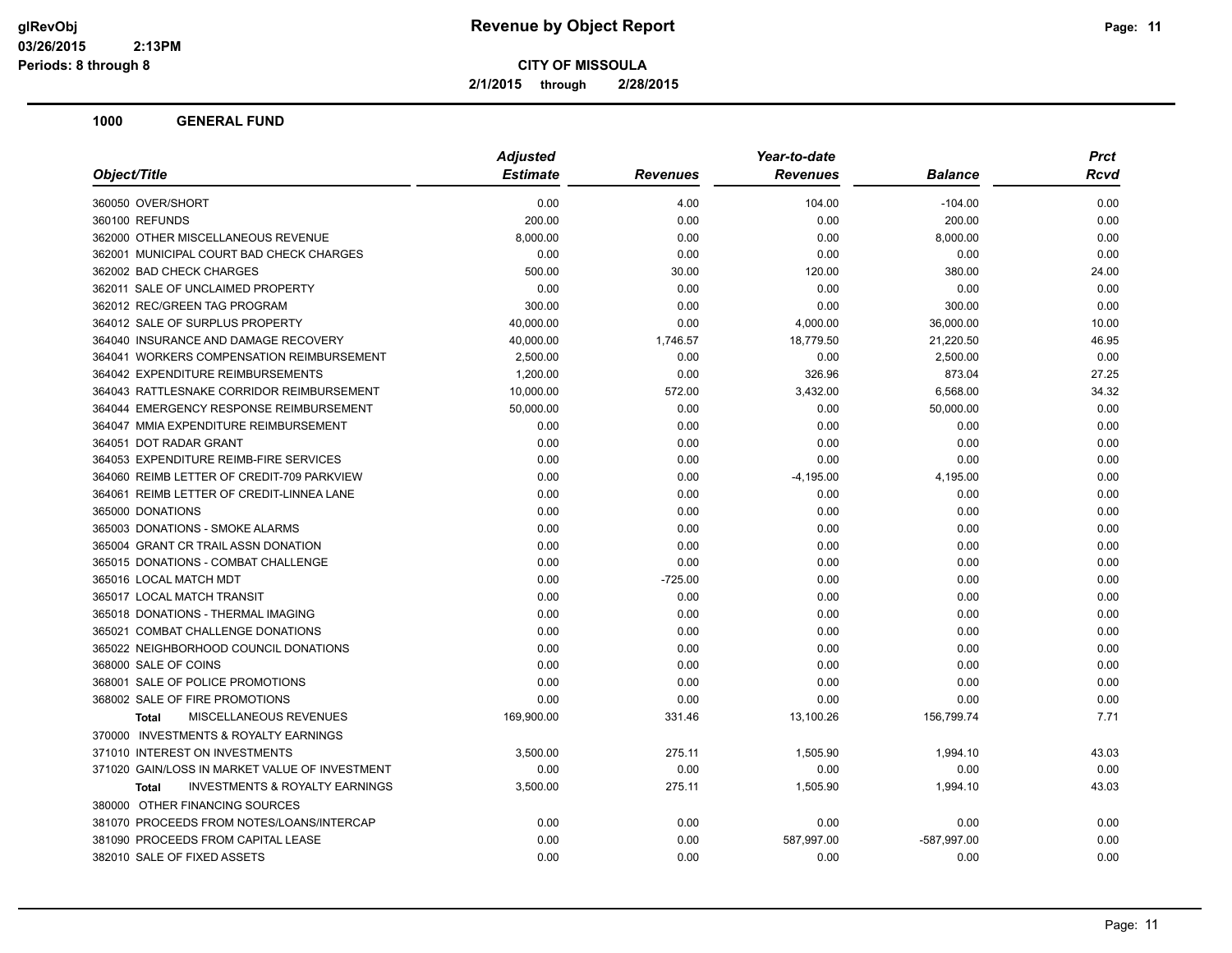**glRevObj**
**03/26/2015 2:13PM**
**Periods: 8 through 8**

# Revenue by Object Report

**CITY OF MISSOULA**

**2/1/2015 through 2/28/2015**

## 1000 GENERAL FUND

| Object/Title | Adjusted Estimate | Revenues | Year-to-date Revenues | Balance | Prct Rcvd |
|---|---|---|---|---|---|
| 360050 OVER/SHORT | 0.00 | 4.00 | 104.00 | -104.00 | 0.00 |
| 360100 REFUNDS | 200.00 | 0.00 | 0.00 | 200.00 | 0.00 |
| 362000 OTHER MISCELLANEOUS REVENUE | 8,000.00 | 0.00 | 0.00 | 8,000.00 | 0.00 |
| 362001 MUNICIPAL COURT BAD CHECK CHARGES | 0.00 | 0.00 | 0.00 | 0.00 | 0.00 |
| 362002 BAD CHECK CHARGES | 500.00 | 30.00 | 120.00 | 380.00 | 24.00 |
| 362011 SALE OF UNCLAIMED PROPERTY | 0.00 | 0.00 | 0.00 | 0.00 | 0.00 |
| 362012 REC/GREEN TAG PROGRAM | 300.00 | 0.00 | 0.00 | 300.00 | 0.00 |
| 364012 SALE OF SURPLUS PROPERTY | 40,000.00 | 0.00 | 4,000.00 | 36,000.00 | 10.00 |
| 364040 INSURANCE AND DAMAGE RECOVERY | 40,000.00 | 1,746.57 | 18,779.50 | 21,220.50 | 46.95 |
| 364041 WORKERS COMPENSATION REIMBURSEMENT | 2,500.00 | 0.00 | 0.00 | 2,500.00 | 0.00 |
| 364042 EXPENDITURE REIMBURSEMENTS | 1,200.00 | 0.00 | 326.96 | 873.04 | 27.25 |
| 364043 RATTLESNAKE CORRIDOR REIMBURSEMENT | 10,000.00 | 572.00 | 3,432.00 | 6,568.00 | 34.32 |
| 364044 EMERGENCY RESPONSE REIMBURSEMENT | 50,000.00 | 0.00 | 0.00 | 50,000.00 | 0.00 |
| 364047 MMIA EXPENDITURE REIMBURSEMENT | 0.00 | 0.00 | 0.00 | 0.00 | 0.00 |
| 364051 DOT RADAR GRANT | 0.00 | 0.00 | 0.00 | 0.00 | 0.00 |
| 364053 EXPENDITURE REIMB-FIRE SERVICES | 0.00 | 0.00 | 0.00 | 0.00 | 0.00 |
| 364060 REIMB LETTER OF CREDIT-709 PARKVIEW | 0.00 | 0.00 | -4,195.00 | 4,195.00 | 0.00 |
| 364061 REIMB LETTER OF CREDIT-LINNEA LANE | 0.00 | 0.00 | 0.00 | 0.00 | 0.00 |
| 365000 DONATIONS | 0.00 | 0.00 | 0.00 | 0.00 | 0.00 |
| 365003 DONATIONS - SMOKE ALARMS | 0.00 | 0.00 | 0.00 | 0.00 | 0.00 |
| 365004 GRANT CR TRAIL ASSN DONATION | 0.00 | 0.00 | 0.00 | 0.00 | 0.00 |
| 365015 DONATIONS - COMBAT CHALLENGE | 0.00 | 0.00 | 0.00 | 0.00 | 0.00 |
| 365016 LOCAL MATCH MDT | 0.00 | -725.00 | 0.00 | 0.00 | 0.00 |
| 365017 LOCAL MATCH TRANSIT | 0.00 | 0.00 | 0.00 | 0.00 | 0.00 |
| 365018 DONATIONS - THERMAL IMAGING | 0.00 | 0.00 | 0.00 | 0.00 | 0.00 |
| 365021 COMBAT CHALLENGE DONATIONS | 0.00 | 0.00 | 0.00 | 0.00 | 0.00 |
| 365022 NEIGHBORHOOD COUNCIL DONATIONS | 0.00 | 0.00 | 0.00 | 0.00 | 0.00 |
| 368000 SALE OF COINS | 0.00 | 0.00 | 0.00 | 0.00 | 0.00 |
| 368001 SALE OF POLICE PROMOTIONS | 0.00 | 0.00 | 0.00 | 0.00 | 0.00 |
| 368002 SALE OF FIRE PROMOTIONS | 0.00 | 0.00 | 0.00 | 0.00 | 0.00 |
| **Total** MISCELLANEOUS REVENUES | 169,900.00 | 331.46 | 13,100.26 | 156,799.74 | 7.71 |
| 370000 INVESTMENTS & ROYALTY EARNINGS | | | | | |
| 371010 INTEREST ON INVESTMENTS | 3,500.00 | 275.11 | 1,505.90 | 1,994.10 | 43.03 |
| 371020 GAIN/LOSS IN MARKET VALUE OF INVESTMENT | 0.00 | 0.00 | 0.00 | 0.00 | 0.00 |
| **Total** INVESTMENTS & ROYALTY EARNINGS | 3,500.00 | 275.11 | 1,505.90 | 1,994.10 | 43.03 |
| 380000 OTHER FINANCING SOURCES | | | | | |
| 381070 PROCEEDS FROM NOTES/LOANS/INTERCAP | 0.00 | 0.00 | 0.00 | 0.00 | 0.00 |
| 381090 PROCEEDS FROM CAPITAL LEASE | 0.00 | 0.00 | 587,997.00 | -587,997.00 | 0.00 |
| 382010 SALE OF FIXED ASSETS | 0.00 | 0.00 | 0.00 | 0.00 | 0.00 |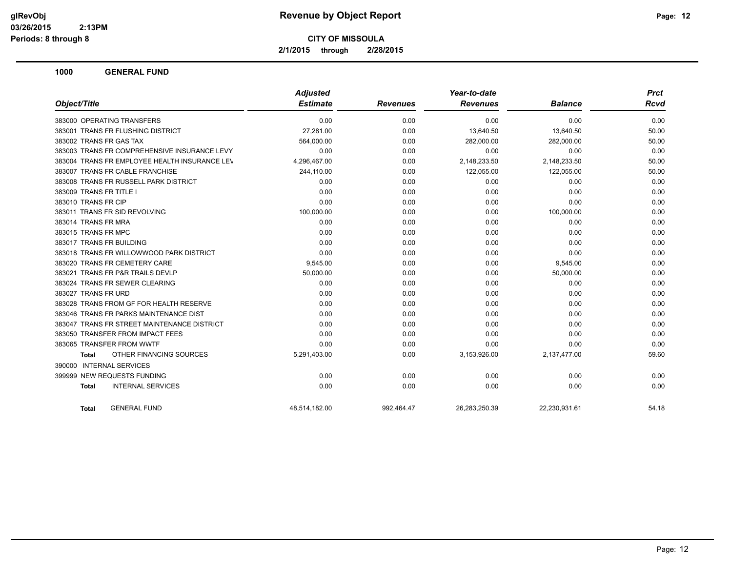# Revenue by Object Report

**CITY OF MISSOULA**

**2/1/2015 through 2/28/2015**

glRevObj
03/26/2015 2:13PM
Periods: 8 through 8

## 1000 GENERAL FUND

| Object/Title | Adjusted Estimate | Revenues | Year-to-date Revenues | Balance | Prct Rcvd |
|---|---|---|---|---|---|
| 383000 OPERATING TRANSFERS | 0.00 | 0.00 | 0.00 | 0.00 | 0.00 |
| 383001 TRANS FR FLUSHING DISTRICT | 27,281.00 | 0.00 | 13,640.50 | 13,640.50 | 50.00 |
| 383002 TRANS FR GAS TAX | 564,000.00 | 0.00 | 282,000.00 | 282,000.00 | 50.00 |
| 383003 TRANS FR COMPREHENSIVE INSURANCE LEVY | 0.00 | 0.00 | 0.00 | 0.00 | 0.00 |
| 383004 TRANS FR EMPLOYEE HEALTH INSURANCE LEV | 4,296,467.00 | 0.00 | 2,148,233.50 | 2,148,233.50 | 50.00 |
| 383007 TRANS FR CABLE FRANCHISE | 244,110.00 | 0.00 | 122,055.00 | 122,055.00 | 50.00 |
| 383008 TRANS FR RUSSELL PARK DISTRICT | 0.00 | 0.00 | 0.00 | 0.00 | 0.00 |
| 383009 TRANS FR TITLE I | 0.00 | 0.00 | 0.00 | 0.00 | 0.00 |
| 383010 TRANS FR CIP | 0.00 | 0.00 | 0.00 | 0.00 | 0.00 |
| 383011 TRANS FR SID REVOLVING | 100,000.00 | 0.00 | 0.00 | 100,000.00 | 0.00 |
| 383014 TRANS FR MRA | 0.00 | 0.00 | 0.00 | 0.00 | 0.00 |
| 383015 TRANS FR MPC | 0.00 | 0.00 | 0.00 | 0.00 | 0.00 |
| 383017 TRANS FR BUILDING | 0.00 | 0.00 | 0.00 | 0.00 | 0.00 |
| 383018 TRANS FR WILLOWWOOD PARK DISTRICT | 0.00 | 0.00 | 0.00 | 0.00 | 0.00 |
| 383020 TRANS FR CEMETERY CARE | 9,545.00 | 0.00 | 0.00 | 9,545.00 | 0.00 |
| 383021 TRANS FR P&R TRAILS DEVLP | 50,000.00 | 0.00 | 0.00 | 50,000.00 | 0.00 |
| 383024 TRANS FR SEWER CLEARING | 0.00 | 0.00 | 0.00 | 0.00 | 0.00 |
| 383027 TRANS FR URD | 0.00 | 0.00 | 0.00 | 0.00 | 0.00 |
| 383028 TRANS FROM GF FOR HEALTH RESERVE | 0.00 | 0.00 | 0.00 | 0.00 | 0.00 |
| 383046 TRANS FR PARKS MAINTENANCE DIST | 0.00 | 0.00 | 0.00 | 0.00 | 0.00 |
| 383047 TRANS FR STREET MAINTENANCE DISTRICT | 0.00 | 0.00 | 0.00 | 0.00 | 0.00 |
| 383050 TRANSFER FROM IMPACT FEES | 0.00 | 0.00 | 0.00 | 0.00 | 0.00 |
| 383065 TRANSFER FROM WWTF | 0.00 | 0.00 | 0.00 | 0.00 | 0.00 |
| **Total** OTHER FINANCING SOURCES | 5,291,403.00 | 0.00 | 3,153,926.00 | 2,137,477.00 | 59.60 |
| 390000 INTERNAL SERVICES | | | | | |
| 399999 NEW REQUESTS FUNDING | 0.00 | 0.00 | 0.00 | 0.00 | 0.00 |
| **Total** INTERNAL SERVICES | 0.00 | 0.00 | 0.00 | 0.00 | 0.00 |
| **Total** GENERAL FUND | 48,514,182.00 | 992,464.47 | 26,283,250.39 | 22,230,931.61 | 54.18 |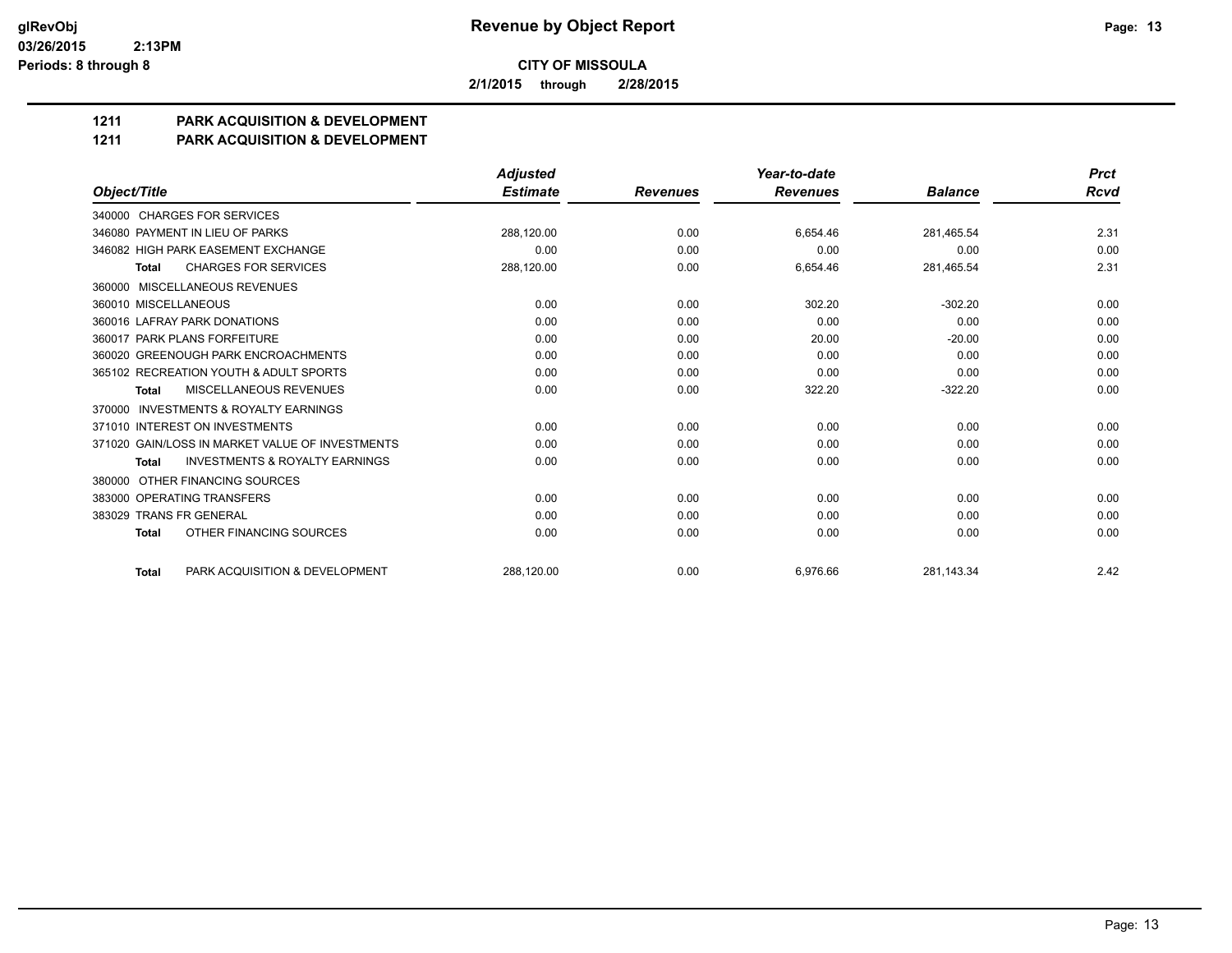# Revenue by Object Report

**CITY OF MISSOULA**

**2/1/2015 through 2/28/2015**

glRevObj
03/26/2015 2:13PM
Periods: 8 through 8

## 1211 PARK ACQUISITION & DEVELOPMENT
## 1211 PARK ACQUISITION & DEVELOPMENT

| Object/Title | Adjusted Estimate | Revenues | Year-to-date Revenues | Balance | Prct Rcvd |
|---|---|---|---|---|---|
| 340000 CHARGES FOR SERVICES | | | | | |
| 346080 PAYMENT IN LIEU OF PARKS | 288,120.00 | 0.00 | 6,654.46 | 281,465.54 | 2.31 |
| 346082 HIGH PARK EASEMENT EXCHANGE | 0.00 | 0.00 | 0.00 | 0.00 | 0.00 |
| **Total** CHARGES FOR SERVICES | 288,120.00 | 0.00 | 6,654.46 | 281,465.54 | 2.31 |
| 360000 MISCELLANEOUS REVENUES | | | | | |
| 360010 MISCELLANEOUS | 0.00 | 0.00 | 302.20 | -302.20 | 0.00 |
| 360016 LAFRAY PARK DONATIONS | 0.00 | 0.00 | 0.00 | 0.00 | 0.00 |
| 360017 PARK PLANS FORFEITURE | 0.00 | 0.00 | 20.00 | -20.00 | 0.00 |
| 360020 GREENOUGH PARK ENCROACHMENTS | 0.00 | 0.00 | 0.00 | 0.00 | 0.00 |
| 365102 RECREATION YOUTH & ADULT SPORTS | 0.00 | 0.00 | 0.00 | 0.00 | 0.00 |
| **Total** MISCELLANEOUS REVENUES | 0.00 | 0.00 | 322.20 | -322.20 | 0.00 |
| 370000 INVESTMENTS & ROYALTY EARNINGS | | | | | |
| 371010 INTEREST ON INVESTMENTS | 0.00 | 0.00 | 0.00 | 0.00 | 0.00 |
| 371020 GAIN/LOSS IN MARKET VALUE OF INVESTMENTS | 0.00 | 0.00 | 0.00 | 0.00 | 0.00 |
| **Total** INVESTMENTS & ROYALTY EARNINGS | 0.00 | 0.00 | 0.00 | 0.00 | 0.00 |
| 380000 OTHER FINANCING SOURCES | | | | | |
| 383000 OPERATING TRANSFERS | 0.00 | 0.00 | 0.00 | 0.00 | 0.00 |
| 383029 TRANS FR GENERAL | 0.00 | 0.00 | 0.00 | 0.00 | 0.00 |
| **Total** OTHER FINANCING SOURCES | 0.00 | 0.00 | 0.00 | 0.00 | 0.00 |
| **Total** PARK ACQUISITION & DEVELOPMENT | 288,120.00 | 0.00 | 6,976.66 | 281,143.34 | 2.42 |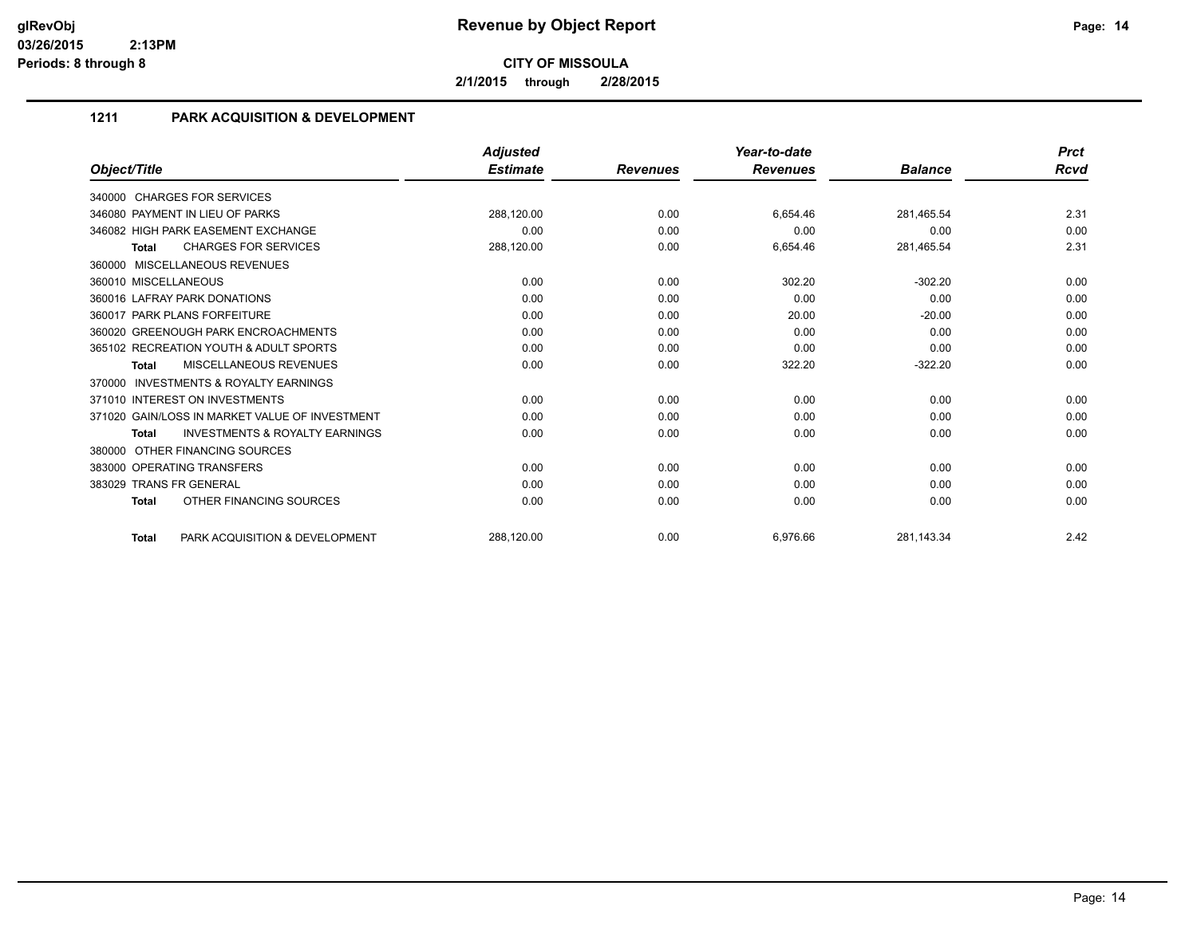# Revenue by Object Report

## CITY OF MISSOULA

**2/1/2015 through 2/28/2015**

### 1211 PARK ACQUISITION & DEVELOPMENT

| Object/Title | Adjusted Estimate | Revenues | Year-to-date Revenues | Balance | Prct Rcvd |
|---|---|---|---|---|---|
| 340000 CHARGES FOR SERVICES | | | | | |
| 346080 PAYMENT IN LIEU OF PARKS | 288,120.00 | 0.00 | 6,654.46 | 281,465.54 | 2.31 |
| 346082 HIGH PARK EASEMENT EXCHANGE | 0.00 | 0.00 | 0.00 | 0.00 | 0.00 |
| **Total** CHARGES FOR SERVICES | 288,120.00 | 0.00 | 6,654.46 | 281,465.54 | 2.31 |
| 360000 MISCELLANEOUS REVENUES | | | | | |
| 360010 MISCELLANEOUS | 0.00 | 0.00 | 302.20 | -302.20 | 0.00 |
| 360016 LAFRAY PARK DONATIONS | 0.00 | 0.00 | 0.00 | 0.00 | 0.00 |
| 360017 PARK PLANS FORFEITURE | 0.00 | 0.00 | 20.00 | -20.00 | 0.00 |
| 360020 GREENOUGH PARK ENCROACHMENTS | 0.00 | 0.00 | 0.00 | 0.00 | 0.00 |
| 365102 RECREATION YOUTH & ADULT SPORTS | 0.00 | 0.00 | 0.00 | 0.00 | 0.00 |
| **Total** MISCELLANEOUS REVENUES | 0.00 | 0.00 | 322.20 | -322.20 | 0.00 |
| 370000 INVESTMENTS & ROYALTY EARNINGS | | | | | |
| 371010 INTEREST ON INVESTMENTS | 0.00 | 0.00 | 0.00 | 0.00 | 0.00 |
| 371020 GAIN/LOSS IN MARKET VALUE OF INVESTMENT | 0.00 | 0.00 | 0.00 | 0.00 | 0.00 |
| **Total** INVESTMENTS & ROYALTY EARNINGS | 0.00 | 0.00 | 0.00 | 0.00 | 0.00 |
| 380000 OTHER FINANCING SOURCES | | | | | |
| 383000 OPERATING TRANSFERS | 0.00 | 0.00 | 0.00 | 0.00 | 0.00 |
| 383029 TRANS FR GENERAL | 0.00 | 0.00 | 0.00 | 0.00 | 0.00 |
| **Total** OTHER FINANCING SOURCES | 0.00 | 0.00 | 0.00 | 0.00 | 0.00 |
| **Total** PARK ACQUISITION & DEVELOPMENT | 288,120.00 | 0.00 | 6,976.66 | 281,143.34 | 2.42 |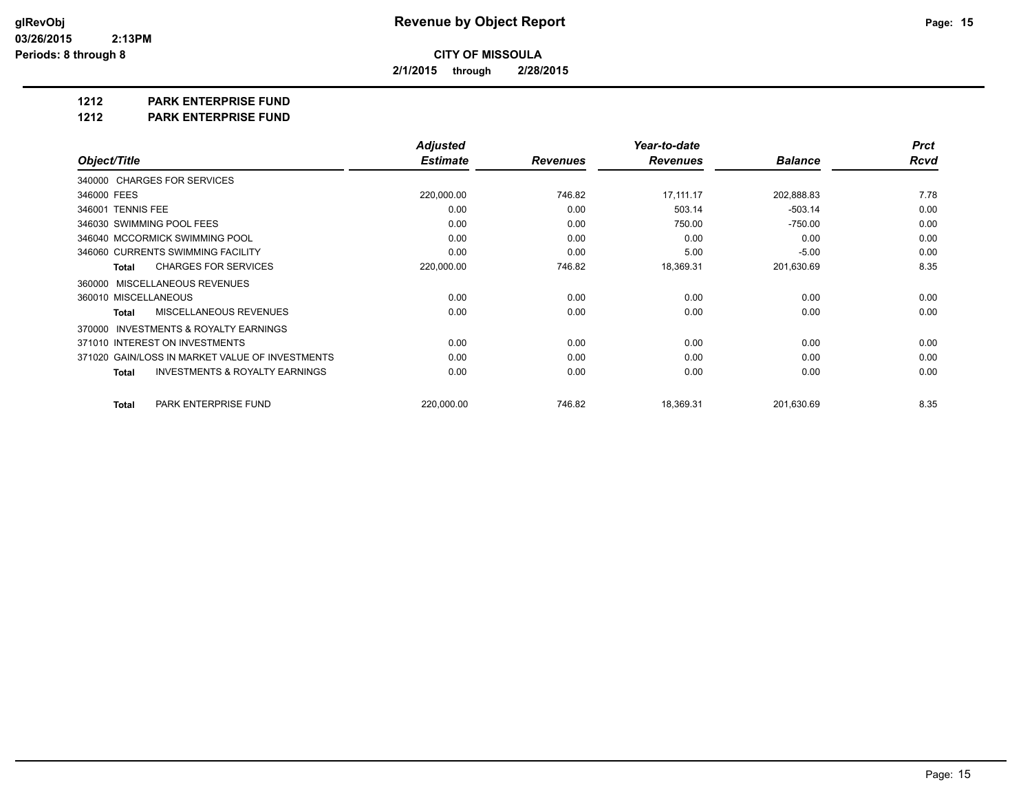# Revenue by Object Report

**CITY OF MISSOULA**

**2/1/2015 through 2/28/2015**

**glRevObj**
**03/26/2015 2:13PM**
**Periods: 8 through 8**

**1212 PARK ENTERPRISE FUND**

**1212 PARK ENTERPRISE FUND**

| Object/Title | Adjusted Estimate | Revenues | Year-to-date Revenues | Balance | Prct Rcvd |
|---|---|---|---|---|---|
| 340000 CHARGES FOR SERVICES | | | | | |
| 346000 FEES | 220,000.00 | 746.82 | 17,111.17 | 202,888.83 | 7.78 |
| 346001 TENNIS FEE | 0.00 | 0.00 | 503.14 | -503.14 | 0.00 |
| 346030 SWIMMING POOL FEES | 0.00 | 0.00 | 750.00 | -750.00 | 0.00 |
| 346040 MCCORMICK SWIMMING POOL | 0.00 | 0.00 | 0.00 | 0.00 | 0.00 |
| 346060 CURRENTS SWIMMING FACILITY | 0.00 | 0.00 | 5.00 | -5.00 | 0.00 |
| **Total** CHARGES FOR SERVICES | 220,000.00 | 746.82 | 18,369.31 | 201,630.69 | 8.35 |
| 360000 MISCELLANEOUS REVENUES | | | | | |
| 360010 MISCELLANEOUS | 0.00 | 0.00 | 0.00 | 0.00 | 0.00 |
| **Total** MISCELLANEOUS REVENUES | 0.00 | 0.00 | 0.00 | 0.00 | 0.00 |
| 370000 INVESTMENTS & ROYALTY EARNINGS | | | | | |
| 371010 INTEREST ON INVESTMENTS | 0.00 | 0.00 | 0.00 | 0.00 | 0.00 |
| 371020 GAIN/LOSS IN MARKET VALUE OF INVESTMENTS | 0.00 | 0.00 | 0.00 | 0.00 | 0.00 |
| **Total** INVESTMENTS & ROYALTY EARNINGS | 0.00 | 0.00 | 0.00 | 0.00 | 0.00 |
| **Total** PARK ENTERPRISE FUND | 220,000.00 | 746.82 | 18,369.31 | 201,630.69 | 8.35 |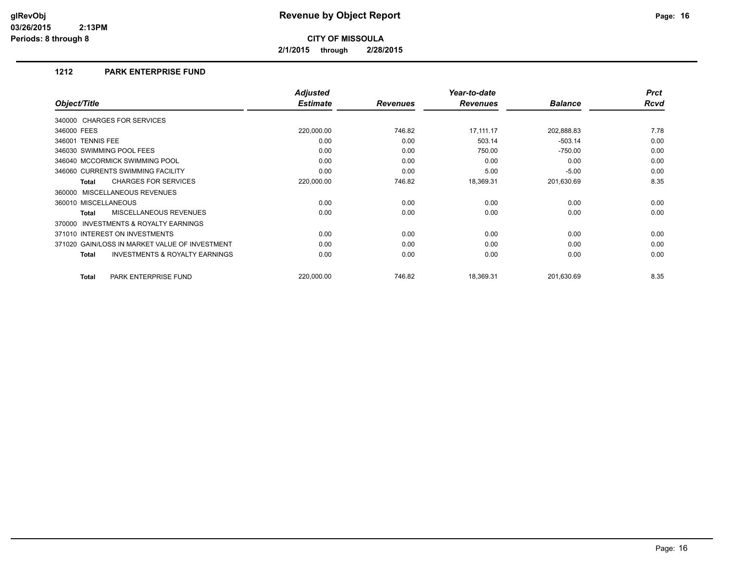# Revenue by Object Report

**CITY OF MISSOULA**

**2/1/2015 through 2/28/2015**

glRevObj
03/26/2015 2:13PM
Periods: 8 through 8

## 1212 PARK ENTERPRISE FUND

| Object/Title | Adjusted Estimate | Revenues | Year-to-date Revenues | Balance | Prct Rcvd |
|---|---|---|---|---|---|
| 340000 CHARGES FOR SERVICES | | | | | |
| 346000 FEES | 220,000.00 | 746.82 | 17,111.17 | 202,888.83 | 7.78 |
| 346001 TENNIS FEE | 0.00 | 0.00 | 503.14 | -503.14 | 0.00 |
| 346030 SWIMMING POOL FEES | 0.00 | 0.00 | 750.00 | -750.00 | 0.00 |
| 346040 MCCORMICK SWIMMING POOL | 0.00 | 0.00 | 0.00 | 0.00 | 0.00 |
| 346060 CURRENTS SWIMMING FACILITY | 0.00 | 0.00 | 5.00 | -5.00 | 0.00 |
| **Total** CHARGES FOR SERVICES | 220,000.00 | 746.82 | 18,369.31 | 201,630.69 | 8.35 |
| 360000 MISCELLANEOUS REVENUES | | | | | |
| 360010 MISCELLANEOUS | 0.00 | 0.00 | 0.00 | 0.00 | 0.00 |
| **Total** MISCELLANEOUS REVENUES | 0.00 | 0.00 | 0.00 | 0.00 | 0.00 |
| 370000 INVESTMENTS & ROYALTY EARNINGS | | | | | |
| 371010 INTEREST ON INVESTMENTS | 0.00 | 0.00 | 0.00 | 0.00 | 0.00 |
| 371020 GAIN/LOSS IN MARKET VALUE OF INVESTMENT | 0.00 | 0.00 | 0.00 | 0.00 | 0.00 |
| **Total** INVESTMENTS & ROYALTY EARNINGS | 0.00 | 0.00 | 0.00 | 0.00 | 0.00 |
| **Total** PARK ENTERPRISE FUND | 220,000.00 | 746.82 | 18,369.31 | 201,630.69 | 8.35 |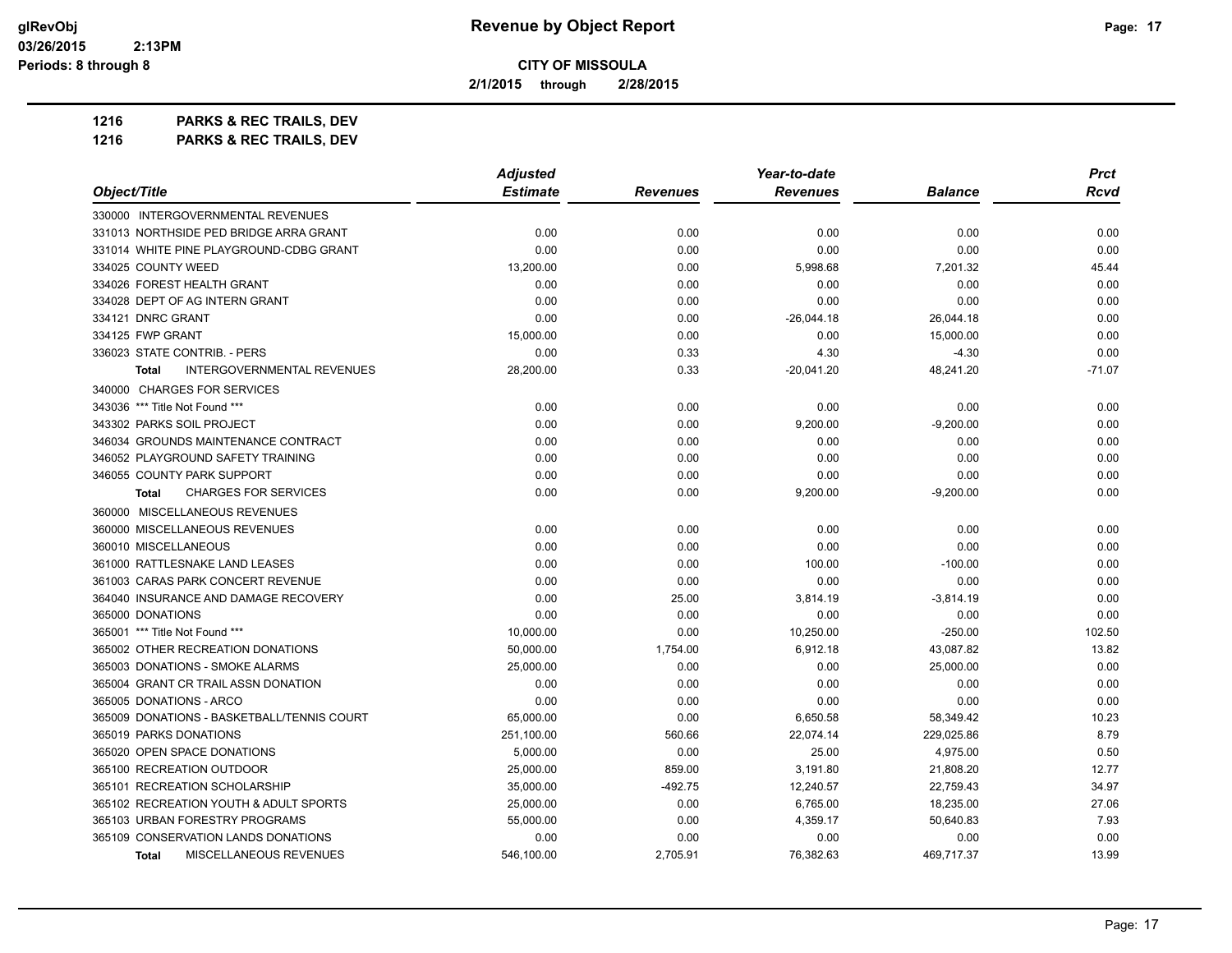# Revenue by Object Report

**CITY OF MISSOULA**

**2/1/2015 through 2/28/2015**

glRevObj
03/26/2015 2:13PM
Periods: 8 through 8

**1216 PARKS & REC TRAILS, DEV**

**1216 PARKS & REC TRAILS, DEV**

| Object/Title | Adjusted Estimate | Revenues | Year-to-date Revenues | Balance | Prct Rcvd |
|---|---|---|---|---|---|
| 330000 INTERGOVERNMENTAL REVENUES | | | | | |
| 331013 NORTHSIDE PED BRIDGE ARRA GRANT | 0.00 | 0.00 | 0.00 | 0.00 | 0.00 |
| 331014 WHITE PINE PLAYGROUND-CDBG GRANT | 0.00 | 0.00 | 0.00 | 0.00 | 0.00 |
| 334025 COUNTY WEED | 13,200.00 | 0.00 | 5,998.68 | 7,201.32 | 45.44 |
| 334026 FOREST HEALTH GRANT | 0.00 | 0.00 | 0.00 | 0.00 | 0.00 |
| 334028 DEPT OF AG INTERN GRANT | 0.00 | 0.00 | 0.00 | 0.00 | 0.00 |
| 334121 DNRC GRANT | 0.00 | 0.00 | -26,044.18 | 26,044.18 | 0.00 |
| 334125 FWP GRANT | 15,000.00 | 0.00 | 0.00 | 15,000.00 | 0.00 |
| 336023 STATE CONTRIB. - PERS | 0.00 | 0.33 | 4.30 | -4.30 | 0.00 |
| **Total** INTERGOVERNMENTAL REVENUES | 28,200.00 | 0.33 | -20,041.20 | 48,241.20 | -71.07 |
| 340000 CHARGES FOR SERVICES | | | | | |
| 343036 *** Title Not Found *** | 0.00 | 0.00 | 0.00 | 0.00 | 0.00 |
| 343302 PARKS SOIL PROJECT | 0.00 | 0.00 | 9,200.00 | -9,200.00 | 0.00 |
| 346034 GROUNDS MAINTENANCE CONTRACT | 0.00 | 0.00 | 0.00 | 0.00 | 0.00 |
| 346052 PLAYGROUND SAFETY TRAINING | 0.00 | 0.00 | 0.00 | 0.00 | 0.00 |
| 346055 COUNTY PARK SUPPORT | 0.00 | 0.00 | 0.00 | 0.00 | 0.00 |
| **Total** CHARGES FOR SERVICES | 0.00 | 0.00 | 9,200.00 | -9,200.00 | 0.00 |
| 360000 MISCELLANEOUS REVENUES | | | | | |
| 360000 MISCELLANEOUS REVENUES | 0.00 | 0.00 | 0.00 | 0.00 | 0.00 |
| 360010 MISCELLANEOUS | 0.00 | 0.00 | 0.00 | 0.00 | 0.00 |
| 361000 RATTLESNAKE LAND LEASES | 0.00 | 0.00 | 100.00 | -100.00 | 0.00 |
| 361003 CARAS PARK CONCERT REVENUE | 0.00 | 0.00 | 0.00 | 0.00 | 0.00 |
| 364040 INSURANCE AND DAMAGE RECOVERY | 0.00 | 25.00 | 3,814.19 | -3,814.19 | 0.00 |
| 365000 DONATIONS | 0.00 | 0.00 | 0.00 | 0.00 | 0.00 |
| 365001 *** Title Not Found *** | 10,000.00 | 0.00 | 10,250.00 | -250.00 | 102.50 |
| 365002 OTHER RECREATION DONATIONS | 50,000.00 | 1,754.00 | 6,912.18 | 43,087.82 | 13.82 |
| 365003 DONATIONS - SMOKE ALARMS | 25,000.00 | 0.00 | 0.00 | 25,000.00 | 0.00 |
| 365004 GRANT CR TRAIL ASSN DONATION | 0.00 | 0.00 | 0.00 | 0.00 | 0.00 |
| 365005 DONATIONS - ARCO | 0.00 | 0.00 | 0.00 | 0.00 | 0.00 |
| 365009 DONATIONS - BASKETBALL/TENNIS COURT | 65,000.00 | 0.00 | 6,650.58 | 58,349.42 | 10.23 |
| 365019 PARKS DONATIONS | 251,100.00 | 560.66 | 22,074.14 | 229,025.86 | 8.79 |
| 365020 OPEN SPACE DONATIONS | 5,000.00 | 0.00 | 25.00 | 4,975.00 | 0.50 |
| 365100 RECREATION OUTDOOR | 25,000.00 | 859.00 | 3,191.80 | 21,808.20 | 12.77 |
| 365101 RECREATION SCHOLARSHIP | 35,000.00 | -492.75 | 12,240.57 | 22,759.43 | 34.97 |
| 365102 RECREATION YOUTH & ADULT SPORTS | 25,000.00 | 0.00 | 6,765.00 | 18,235.00 | 27.06 |
| 365103 URBAN FORESTRY PROGRAMS | 55,000.00 | 0.00 | 4,359.17 | 50,640.83 | 7.93 |
| 365109 CONSERVATION LANDS DONATIONS | 0.00 | 0.00 | 0.00 | 0.00 | 0.00 |
| **Total** MISCELLANEOUS REVENUES | 546,100.00 | 2,705.91 | 76,382.63 | 469,717.37 | 13.99 |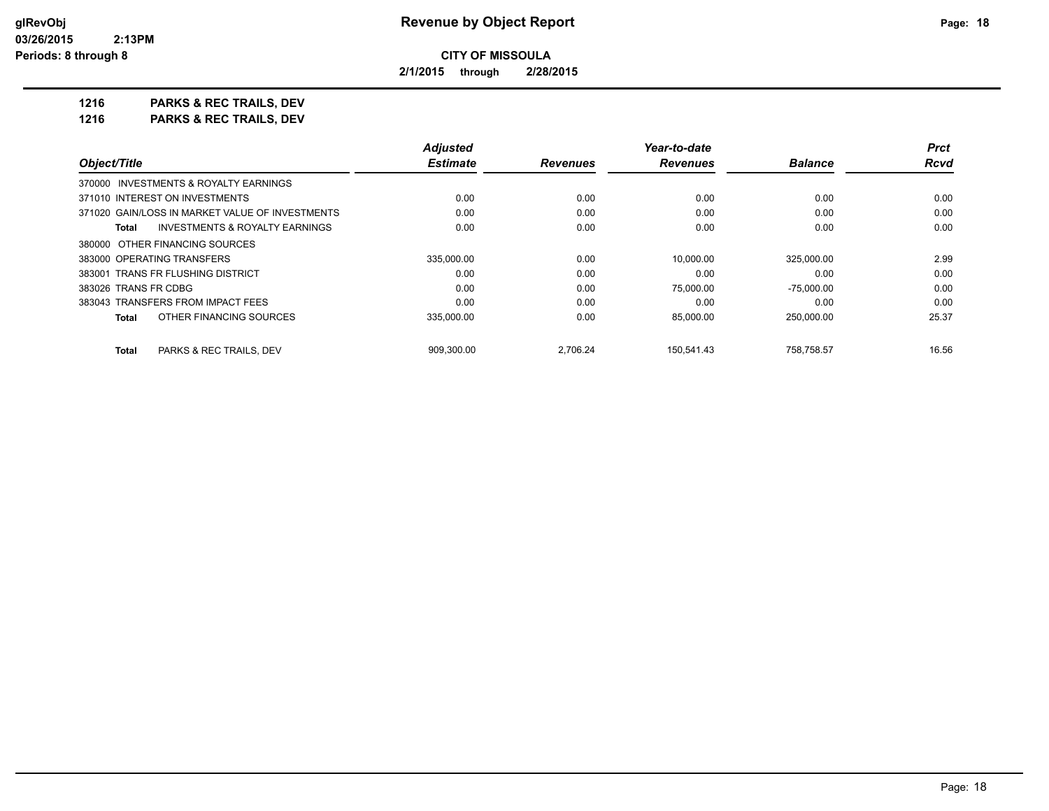# Revenue by Object Report

**CITY OF MISSOULA**

**2/1/2015 through 2/28/2015**

glRevObj
03/26/2015 2:13PM
Periods: 8 through 8

## 1216 PARKS & REC TRAILS, DEV
## 1216 PARKS & REC TRAILS, DEV

| Object/Title | Adjusted Estimate | Revenues | Year-to-date Revenues | Balance | Prct Rcvd |
|---|---|---|---|---|---|
| 370000 INVESTMENTS & ROYALTY EARNINGS | | | | | |
| 371010 INTEREST ON INVESTMENTS | 0.00 | 0.00 | 0.00 | 0.00 | 0.00 |
| 371020 GAIN/LOSS IN MARKET VALUE OF INVESTMENTS | 0.00 | 0.00 | 0.00 | 0.00 | 0.00 |
| **Total** INVESTMENTS & ROYALTY EARNINGS | 0.00 | 0.00 | 0.00 | 0.00 | 0.00 |
| 380000 OTHER FINANCING SOURCES | | | | | |
| 383000 OPERATING TRANSFERS | 335,000.00 | 0.00 | 10,000.00 | 325,000.00 | 2.99 |
| 383001 TRANS FR FLUSHING DISTRICT | 0.00 | 0.00 | 0.00 | 0.00 | 0.00 |
| 383026 TRANS FR CDBG | 0.00 | 0.00 | 75,000.00 | -75,000.00 | 0.00 |
| 383043 TRANSFERS FROM IMPACT FEES | 0.00 | 0.00 | 0.00 | 0.00 | 0.00 |
| **Total** OTHER FINANCING SOURCES | 335,000.00 | 0.00 | 85,000.00 | 250,000.00 | 25.37 |
| **Total** PARKS & REC TRAILS, DEV | 909,300.00 | 2,706.24 | 150,541.43 | 758,758.57 | 16.56 |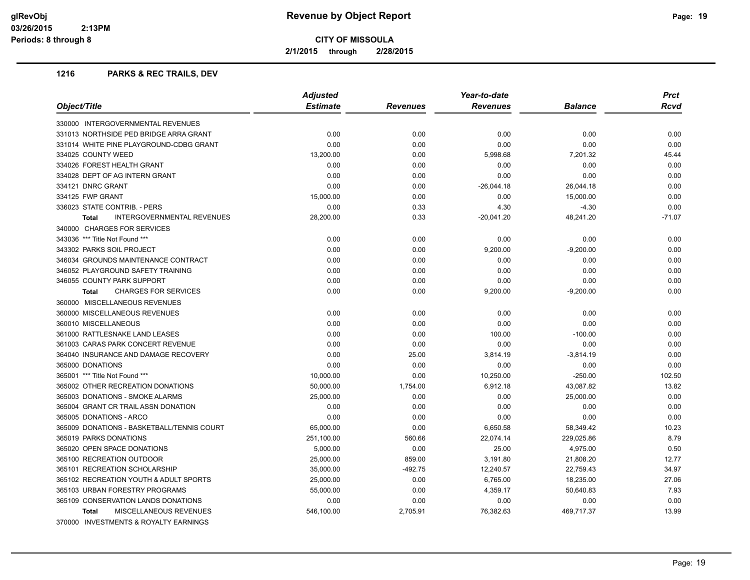# Revenue by Object Report

**CITY OF MISSOULA**

**2/1/2015 through 2/28/2015**

glRevObj
03/26/2015 2:13PM
Periods: 8 through 8

## 1216 PARKS & REC TRAILS, DEV

| Object/Title | Adjusted Estimate | Revenues | Year-to-date Revenues | Balance | Prct Rcvd |
|---|---|---|---|---|---|
| 330000 INTERGOVERNMENTAL REVENUES | | | | | |
| 331013 NORTHSIDE PED BRIDGE ARRA GRANT | 0.00 | 0.00 | 0.00 | 0.00 | 0.00 |
| 331014 WHITE PINE PLAYGROUND-CDBG GRANT | 0.00 | 0.00 | 0.00 | 0.00 | 0.00 |
| 334025 COUNTY WEED | 13,200.00 | 0.00 | 5,998.68 | 7,201.32 | 45.44 |
| 334026 FOREST HEALTH GRANT | 0.00 | 0.00 | 0.00 | 0.00 | 0.00 |
| 334028 DEPT OF AG INTERN GRANT | 0.00 | 0.00 | 0.00 | 0.00 | 0.00 |
| 334121 DNRC GRANT | 0.00 | 0.00 | -26,044.18 | 26,044.18 | 0.00 |
| 334125 FWP GRANT | 15,000.00 | 0.00 | 0.00 | 15,000.00 | 0.00 |
| 336023 STATE CONTRIB. - PERS | 0.00 | 0.33 | 4.30 | -4.30 | 0.00 |
| **Total** INTERGOVERNMENTAL REVENUES | 28,200.00 | 0.33 | -20,041.20 | 48,241.20 | -71.07 |
| 340000 CHARGES FOR SERVICES | | | | | |
| 343036 *** Title Not Found *** | 0.00 | 0.00 | 0.00 | 0.00 | 0.00 |
| 343302 PARKS SOIL PROJECT | 0.00 | 0.00 | 9,200.00 | -9,200.00 | 0.00 |
| 346034 GROUNDS MAINTENANCE CONTRACT | 0.00 | 0.00 | 0.00 | 0.00 | 0.00 |
| 346052 PLAYGROUND SAFETY TRAINING | 0.00 | 0.00 | 0.00 | 0.00 | 0.00 |
| 346055 COUNTY PARK SUPPORT | 0.00 | 0.00 | 0.00 | 0.00 | 0.00 |
| **Total** CHARGES FOR SERVICES | 0.00 | 0.00 | 9,200.00 | -9,200.00 | 0.00 |
| 360000 MISCELLANEOUS REVENUES | | | | | |
| 360000 MISCELLANEOUS REVENUES | 0.00 | 0.00 | 0.00 | 0.00 | 0.00 |
| 360010 MISCELLANEOUS | 0.00 | 0.00 | 0.00 | 0.00 | 0.00 |
| 361000 RATTLESNAKE LAND LEASES | 0.00 | 0.00 | 100.00 | -100.00 | 0.00 |
| 361003 CARAS PARK CONCERT REVENUE | 0.00 | 0.00 | 0.00 | 0.00 | 0.00 |
| 364040 INSURANCE AND DAMAGE RECOVERY | 0.00 | 25.00 | 3,814.19 | -3,814.19 | 0.00 |
| 365000 DONATIONS | 0.00 | 0.00 | 0.00 | 0.00 | 0.00 |
| 365001 *** Title Not Found *** | 10,000.00 | 0.00 | 10,250.00 | -250.00 | 102.50 |
| 365002 OTHER RECREATION DONATIONS | 50,000.00 | 1,754.00 | 6,912.18 | 43,087.82 | 13.82 |
| 365003 DONATIONS - SMOKE ALARMS | 25,000.00 | 0.00 | 0.00 | 25,000.00 | 0.00 |
| 365004 GRANT CR TRAIL ASSN DONATION | 0.00 | 0.00 | 0.00 | 0.00 | 0.00 |
| 365005 DONATIONS - ARCO | 0.00 | 0.00 | 0.00 | 0.00 | 0.00 |
| 365009 DONATIONS - BASKETBALL/TENNIS COURT | 65,000.00 | 0.00 | 6,650.58 | 58,349.42 | 10.23 |
| 365019 PARKS DONATIONS | 251,100.00 | 560.66 | 22,074.14 | 229,025.86 | 8.79 |
| 365020 OPEN SPACE DONATIONS | 5,000.00 | 0.00 | 25.00 | 4,975.00 | 0.50 |
| 365100 RECREATION OUTDOOR | 25,000.00 | 859.00 | 3,191.80 | 21,808.20 | 12.77 |
| 365101 RECREATION SCHOLARSHIP | 35,000.00 | -492.75 | 12,240.57 | 22,759.43 | 34.97 |
| 365102 RECREATION YOUTH & ADULT SPORTS | 25,000.00 | 0.00 | 6,765.00 | 18,235.00 | 27.06 |
| 365103 URBAN FORESTRY PROGRAMS | 55,000.00 | 0.00 | 4,359.17 | 50,640.83 | 7.93 |
| 365109 CONSERVATION LANDS DONATIONS | 0.00 | 0.00 | 0.00 | 0.00 | 0.00 |
| **Total** MISCELLANEOUS REVENUES | 546,100.00 | 2,705.91 | 76,382.63 | 469,717.37 | 13.99 |
| 370000 INVESTMENTS & ROYALTY EARNINGS | | | | | |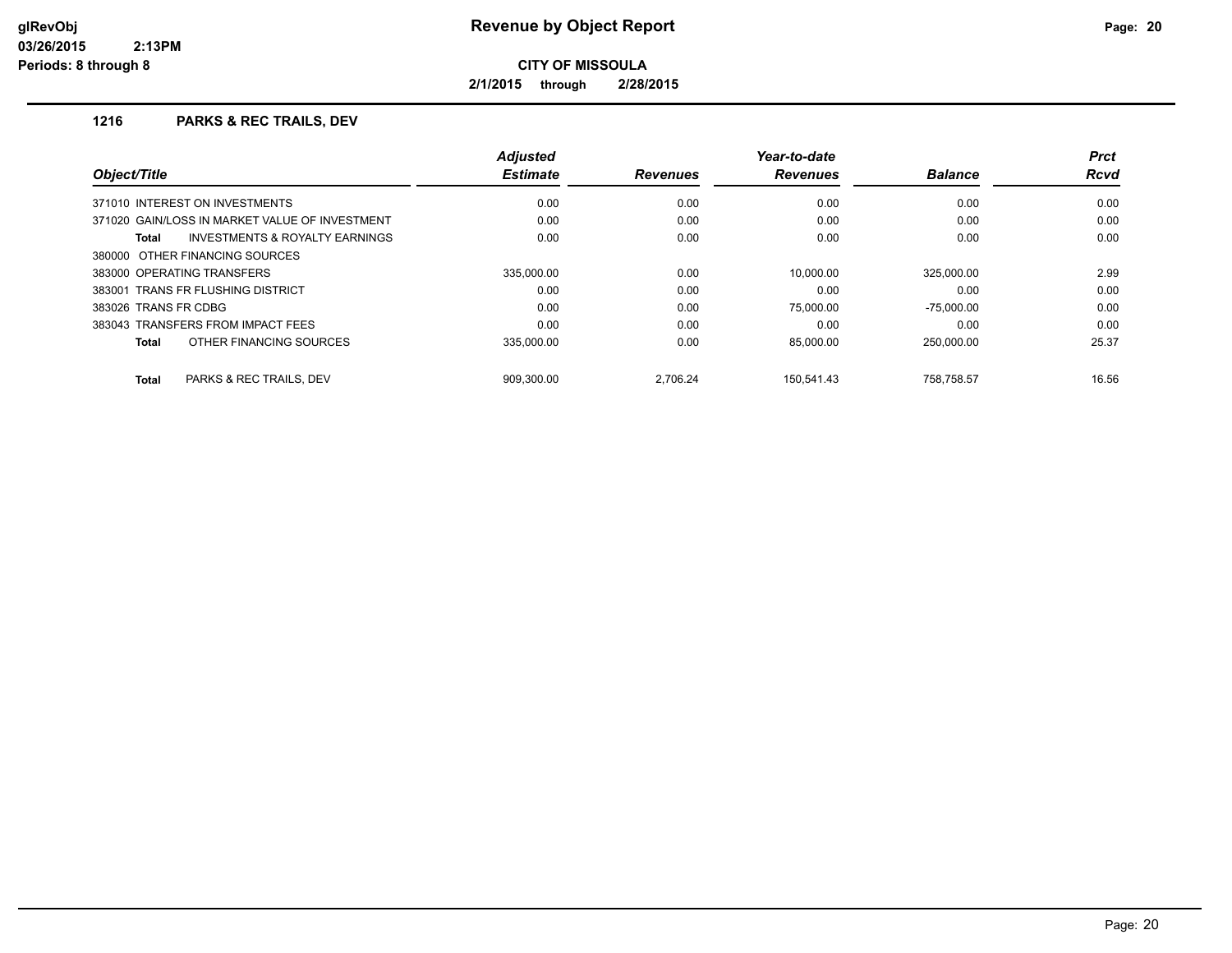**Revenue by Object Report**

**CITY OF MISSOULA**

**2/1/2015 through 2/28/2015**

glRevObj
03/26/2015 2:13PM
Periods: 8 through 8

### 1216 PARKS & REC TRAILS, DEV

| Object/Title | Adjusted Estimate | Revenues | Year-to-date Revenues | Balance | Prct Rcvd |
|---|---|---|---|---|---|
| 371010 INTEREST ON INVESTMENTS | 0.00 | 0.00 | 0.00 | 0.00 | 0.00 |
| 371020 GAIN/LOSS IN MARKET VALUE OF INVESTMENT | 0.00 | 0.00 | 0.00 | 0.00 | 0.00 |
| **Total** INVESTMENTS & ROYALTY EARNINGS | 0.00 | 0.00 | 0.00 | 0.00 | 0.00 |
| 380000 OTHER FINANCING SOURCES | | | | | |
| 383000 OPERATING TRANSFERS | 335,000.00 | 0.00 | 10,000.00 | 325,000.00 | 2.99 |
| 383001 TRANS FR FLUSHING DISTRICT | 0.00 | 0.00 | 0.00 | 0.00 | 0.00 |
| 383026 TRANS FR CDBG | 0.00 | 0.00 | 75,000.00 | -75,000.00 | 0.00 |
| 383043 TRANSFERS FROM IMPACT FEES | 0.00 | 0.00 | 0.00 | 0.00 | 0.00 |
| **Total** OTHER FINANCING SOURCES | 335,000.00 | 0.00 | 85,000.00 | 250,000.00 | 25.37 |
| **Total** PARKS & REC TRAILS, DEV | 909,300.00 | 2,706.24 | 150,541.43 | 758,758.57 | 16.56 |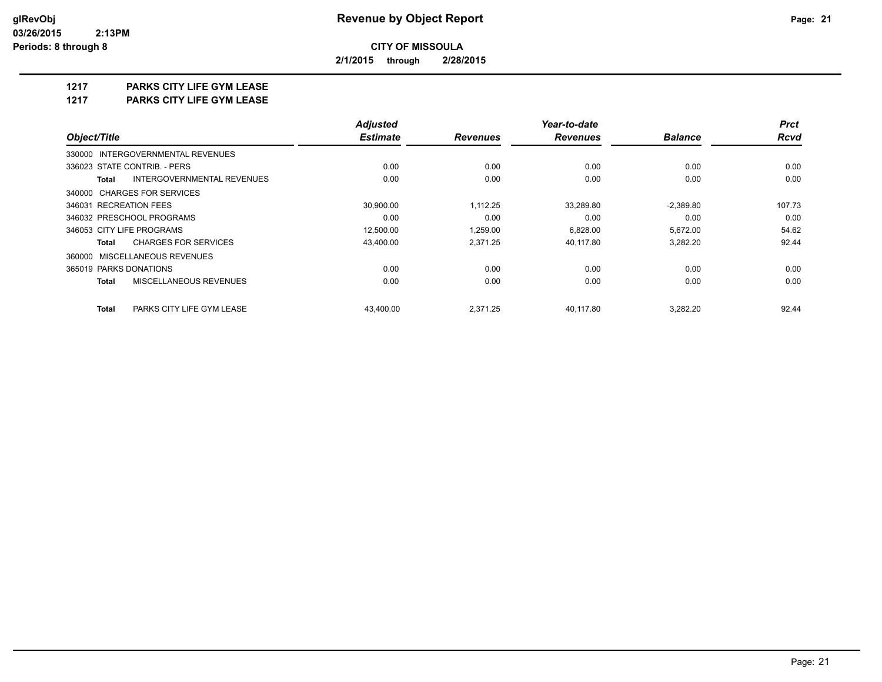**CITY OF MISSOULA**

**2/1/2015 through 2/28/2015**

**1217 PARKS CITY LIFE GYM LEASE**

**1217 PARKS CITY LIFE GYM LEASE**

| Object/Title | Adjusted Estimate | Revenues | Year-to-date Revenues | Balance | Prct Rcvd |
|---|---|---|---|---|---|
| 330000 INTERGOVERNMENTAL REVENUES | | | | | |
| 336023 STATE CONTRIB. - PERS | 0.00 | 0.00 | 0.00 | 0.00 | 0.00 |
| **Total** INTERGOVERNMENTAL REVENUES | 0.00 | 0.00 | 0.00 | 0.00 | 0.00 |
| 340000 CHARGES FOR SERVICES | | | | | |
| 346031 RECREATION FEES | 30,900.00 | 1,112.25 | 33,289.80 | -2,389.80 | 107.73 |
| 346032 PRESCHOOL PROGRAMS | 0.00 | 0.00 | 0.00 | 0.00 | 0.00 |
| 346053 CITY LIFE PROGRAMS | 12,500.00 | 1,259.00 | 6,828.00 | 5,672.00 | 54.62 |
| **Total** CHARGES FOR SERVICES | 43,400.00 | 2,371.25 | 40,117.80 | 3,282.20 | 92.44 |
| 360000 MISCELLANEOUS REVENUES | | | | | |
| 365019 PARKS DONATIONS | 0.00 | 0.00 | 0.00 | 0.00 | 0.00 |
| **Total** MISCELLANEOUS REVENUES | 0.00 | 0.00 | 0.00 | 0.00 | 0.00 |
| **Total** PARKS CITY LIFE GYM LEASE | 43,400.00 | 2,371.25 | 40,117.80 | 3,282.20 | 92.44 |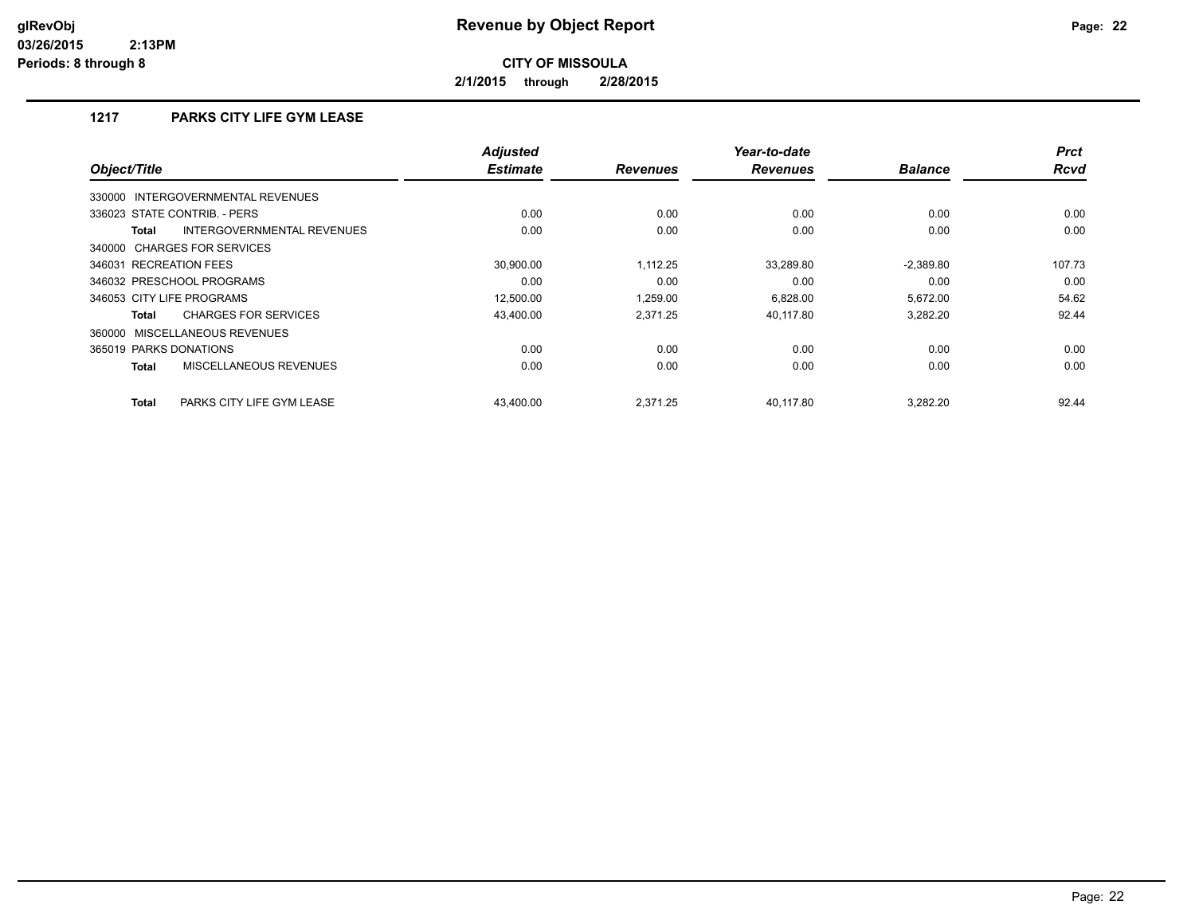# Revenue by Object Report

**CITY OF MISSOULA**

**2/1/2015 through 2/28/2015**

glRevObj
03/26/2015 2:13PM
Periods: 8 through 8

## 1217 PARKS CITY LIFE GYM LEASE

| Object/Title | Adjusted Estimate | Revenues | Year-to-date Revenues | Balance | Prct Rcvd |
|---|---|---|---|---|---|
| 330000 INTERGOVERNMENTAL REVENUES | | | | | |
| 336023 STATE CONTRIB. - PERS | 0.00 | 0.00 | 0.00 | 0.00 | 0.00 |
| **Total** INTERGOVERNMENTAL REVENUES | 0.00 | 0.00 | 0.00 | 0.00 | 0.00 |
| 340000 CHARGES FOR SERVICES | | | | | |
| 346031 RECREATION FEES | 30,900.00 | 1,112.25 | 33,289.80 | -2,389.80 | 107.73 |
| 346032 PRESCHOOL PROGRAMS | 0.00 | 0.00 | 0.00 | 0.00 | 0.00 |
| 346053 CITY LIFE PROGRAMS | 12,500.00 | 1,259.00 | 6,828.00 | 5,672.00 | 54.62 |
| **Total** CHARGES FOR SERVICES | 43,400.00 | 2,371.25 | 40,117.80 | 3,282.20 | 92.44 |
| 360000 MISCELLANEOUS REVENUES | | | | | |
| 365019 PARKS DONATIONS | 0.00 | 0.00 | 0.00 | 0.00 | 0.00 |
| **Total** MISCELLANEOUS REVENUES | 0.00 | 0.00 | 0.00 | 0.00 | 0.00 |
| **Total** PARKS CITY LIFE GYM LEASE | 43,400.00 | 2,371.25 | 40,117.80 | 3,282.20 | 92.44 |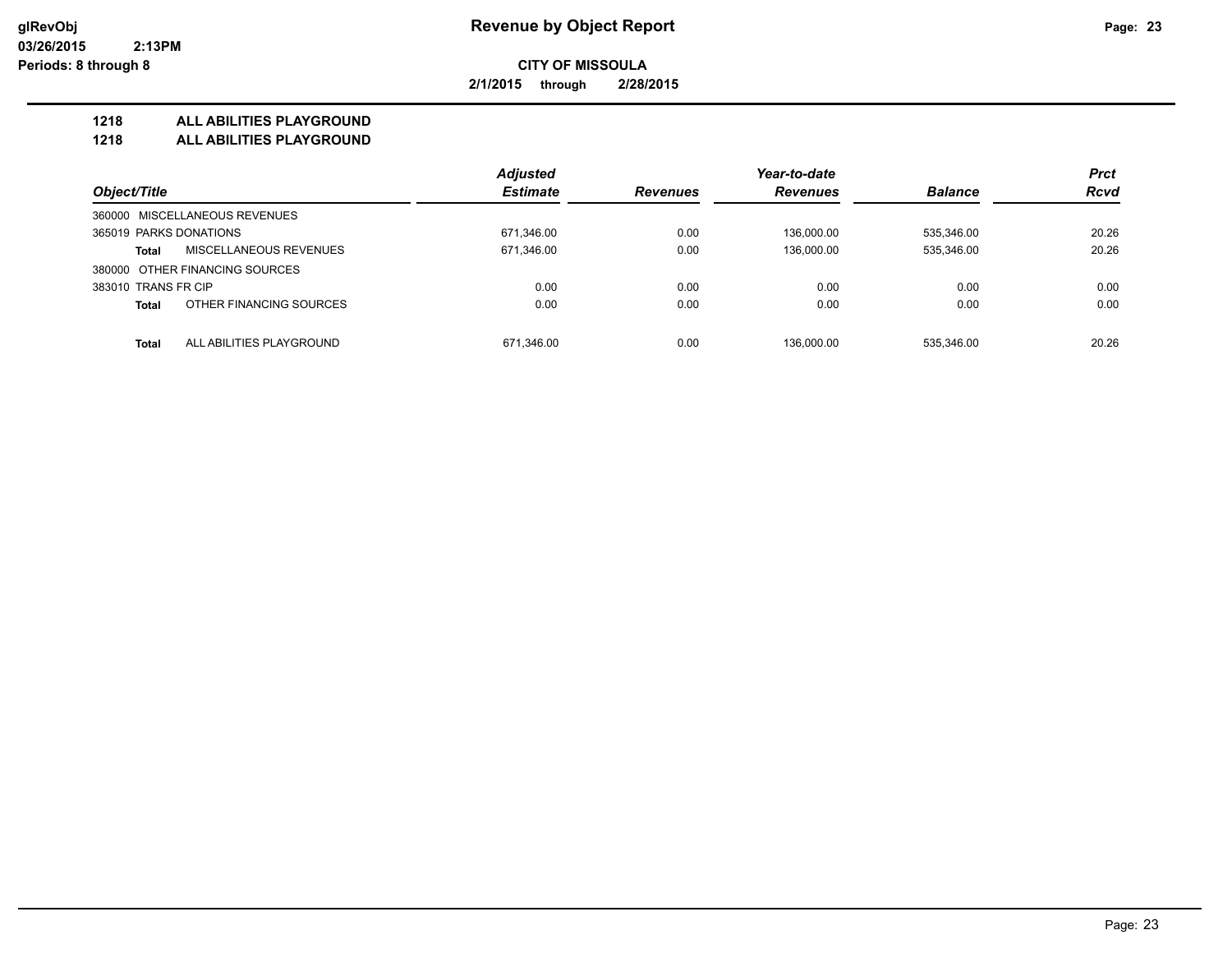# Revenue by Object Report

**CITY OF MISSOULA**

**2/1/2015 through 2/28/2015**

glRevObj
03/26/2015 2:13PM
Periods: 8 through 8

## 1218 ALL ABILITIES PLAYGROUND
## 1218 ALL ABILITIES PLAYGROUND

| Object/Title | | Adjusted Estimate | Revenues | Year-to-date Revenues | Balance | Prct Rcvd |
|---|---|---|---|---|---|---|
| 360000 MISCELLANEOUS REVENUES | | | | | | |
| 365019 PARKS DONATIONS | | 671,346.00 | 0.00 | 136,000.00 | 535,346.00 | 20.26 |
| **Total** | MISCELLANEOUS REVENUES | 671,346.00 | 0.00 | 136,000.00 | 535,346.00 | 20.26 |
| 380000 OTHER FINANCING SOURCES | | | | | | |
| 383010 TRANS FR CIP | | 0.00 | 0.00 | 0.00 | 0.00 | 0.00 |
| **Total** | OTHER FINANCING SOURCES | 0.00 | 0.00 | 0.00 | 0.00 | 0.00 |
| **Total** | ALL ABILITIES PLAYGROUND | 671,346.00 | 0.00 | 136,000.00 | 535,346.00 | 20.26 |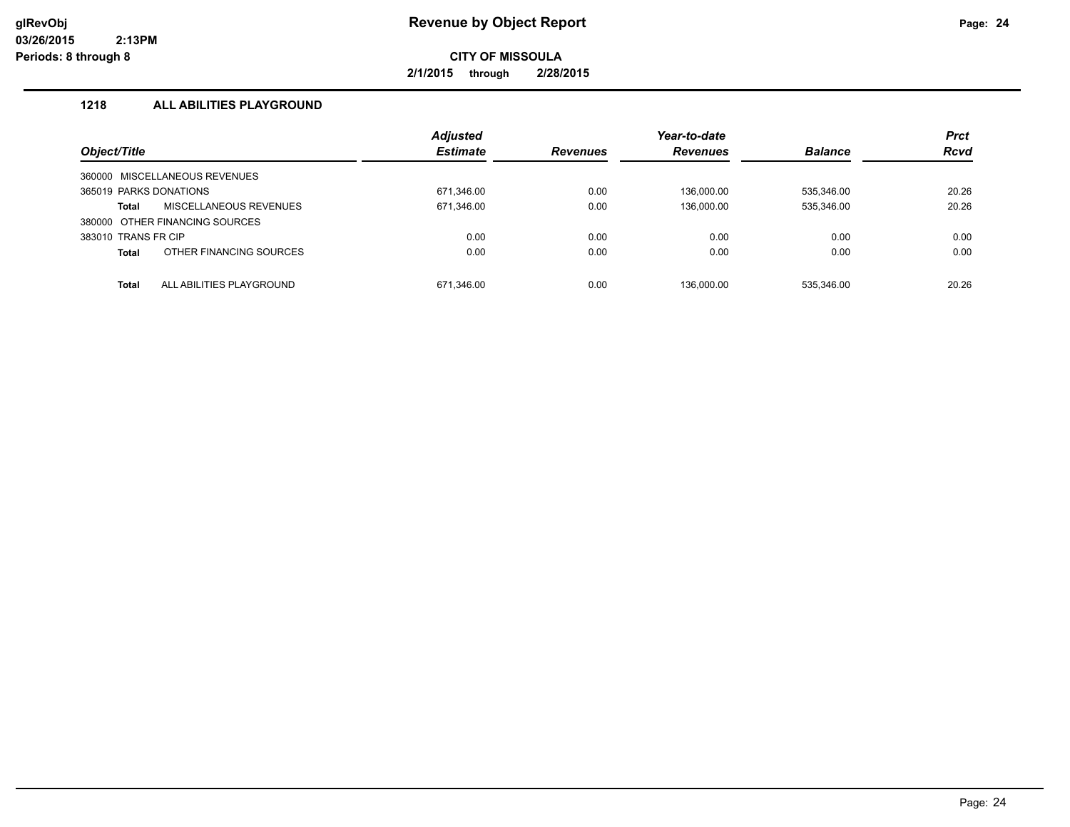# Revenue by Object Report

**CITY OF MISSOULA**

**2/1/2015 through 2/28/2015**

glRevObj
03/26/2015 2:13PM
Periods: 8 through 8

## 1218 ALL ABILITIES PLAYGROUND

| Object/Title | Adjusted Estimate | Revenues | Year-to-date Revenues | Balance | Prct Rcvd |
|---|---|---|---|---|---|
| 360000 MISCELLANEOUS REVENUES | | | | | |
| 365019 PARKS DONATIONS | 671,346.00 | 0.00 | 136,000.00 | 535,346.00 | 20.26 |
| **Total** MISCELLANEOUS REVENUES | 671,346.00 | 0.00 | 136,000.00 | 535,346.00 | 20.26 |
| 380000 OTHER FINANCING SOURCES | | | | | |
| 383010 TRANS FR CIP | 0.00 | 0.00 | 0.00 | 0.00 | 0.00 |
| **Total** OTHER FINANCING SOURCES | 0.00 | 0.00 | 0.00 | 0.00 | 0.00 |
| **Total** ALL ABILITIES PLAYGROUND | 671,346.00 | 0.00 | 136,000.00 | 535,346.00 | 20.26 |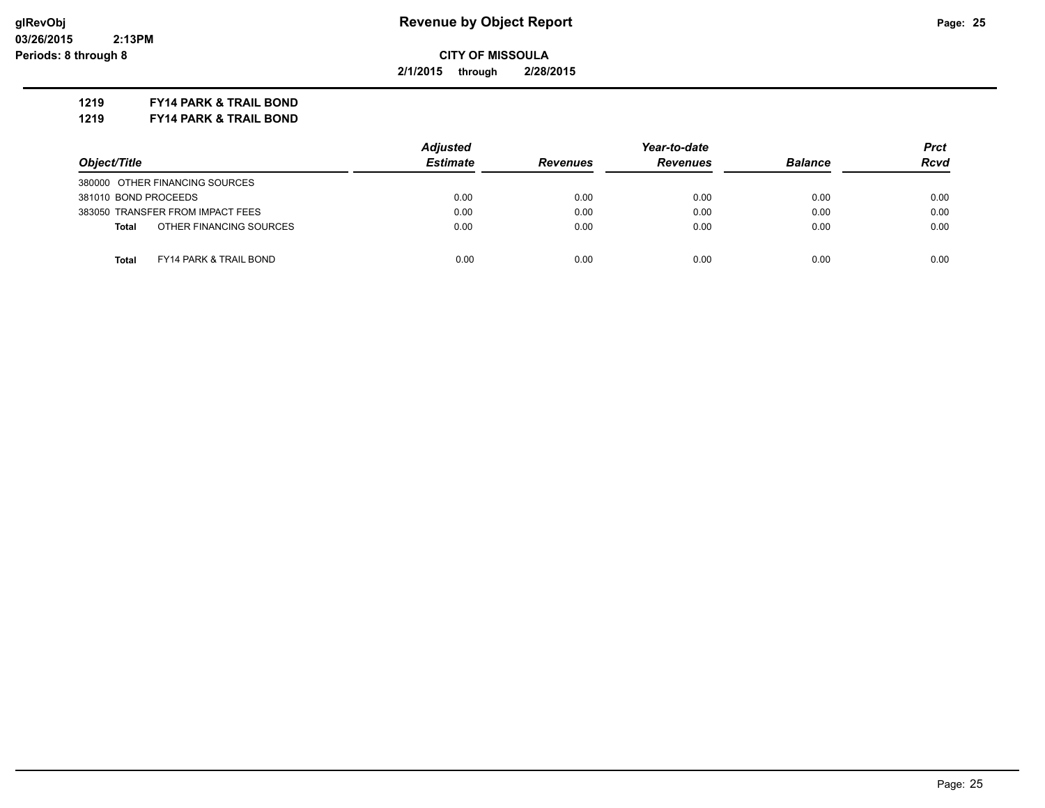# Revenue by Object Report

glRevObj
03/26/2015 2:13PM
Periods: 8 through 8

**CITY OF MISSOULA**

**2/1/2015 through 2/28/2015**

**1219 FY14 PARK & TRAIL BOND**

**1219 FY14 PARK & TRAIL BOND**

| Object/Title | Adjusted Estimate | Revenues | Year-to-date Revenues | Balance | Prct Rcvd |
|---|---|---|---|---|---|
| 380000 OTHER FINANCING SOURCES | | | | | |
| 381010 BOND PROCEEDS | 0.00 | 0.00 | 0.00 | 0.00 | 0.00 |
| 383050 TRANSFER FROM IMPACT FEES | 0.00 | 0.00 | 0.00 | 0.00 | 0.00 |
| **Total** OTHER FINANCING SOURCES | 0.00 | 0.00 | 0.00 | 0.00 | 0.00 |
| **Total** FY14 PARK & TRAIL BOND | 0.00 | 0.00 | 0.00 | 0.00 | 0.00 |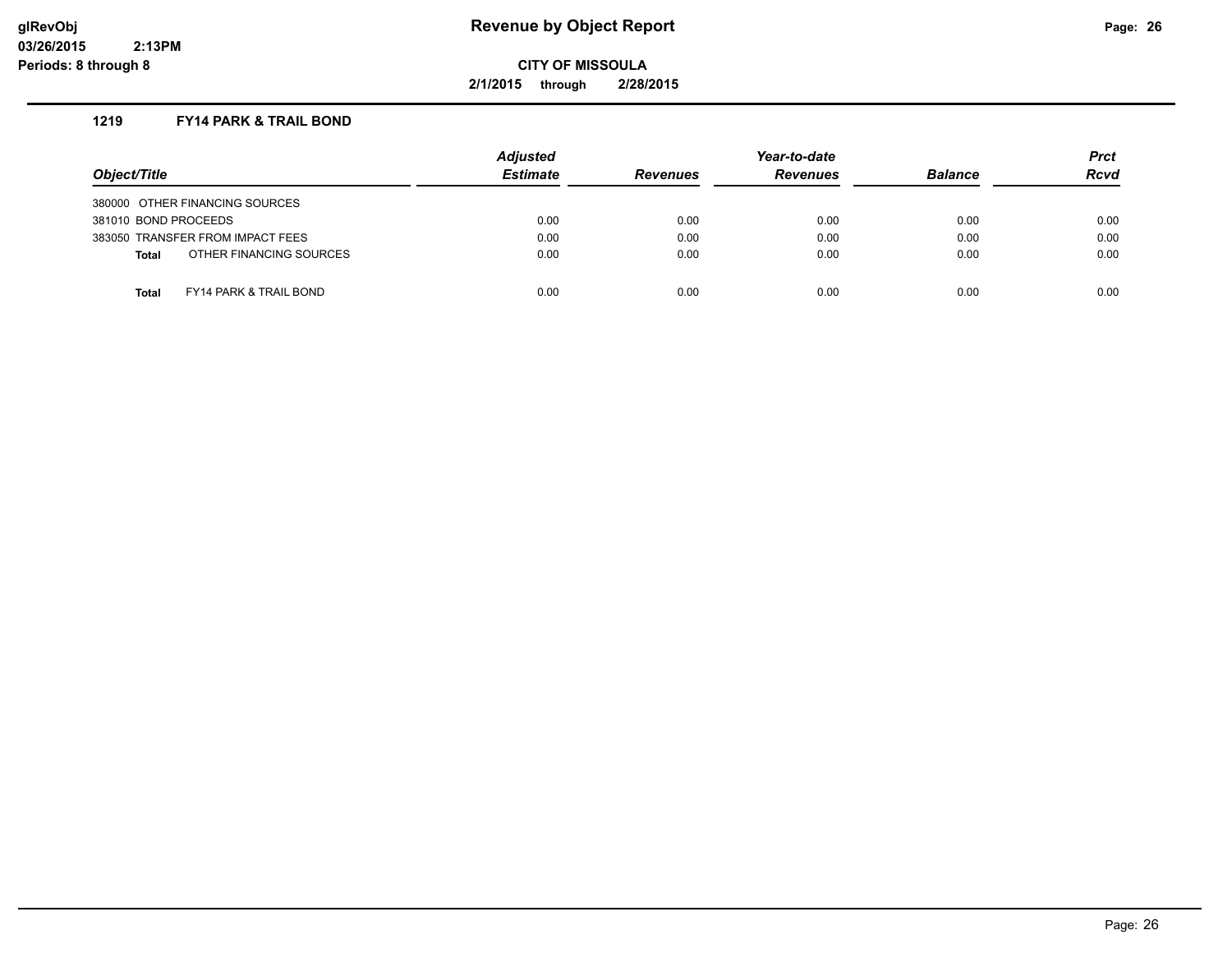# Revenue by Object Report

glRevObj
03/26/2015 2:13PM
Periods: 8 through 8

**CITY OF MISSOULA**

**2/1/2015 through 2/28/2015**

## 1219 FY14 PARK & TRAIL BOND

| Object/Title | Adjusted Estimate | Revenues | Year-to-date Revenues | Balance | Prct Rcvd |
|---|---|---|---|---|---|
| 380000 OTHER FINANCING SOURCES | | | | | |
| 381010 BOND PROCEEDS | 0.00 | 0.00 | 0.00 | 0.00 | 0.00 |
| 383050 TRANSFER FROM IMPACT FEES | 0.00 | 0.00 | 0.00 | 0.00 | 0.00 |
| **Total** OTHER FINANCING SOURCES | 0.00 | 0.00 | 0.00 | 0.00 | 0.00 |
| **Total** FY14 PARK & TRAIL BOND | 0.00 | 0.00 | 0.00 | 0.00 | 0.00 |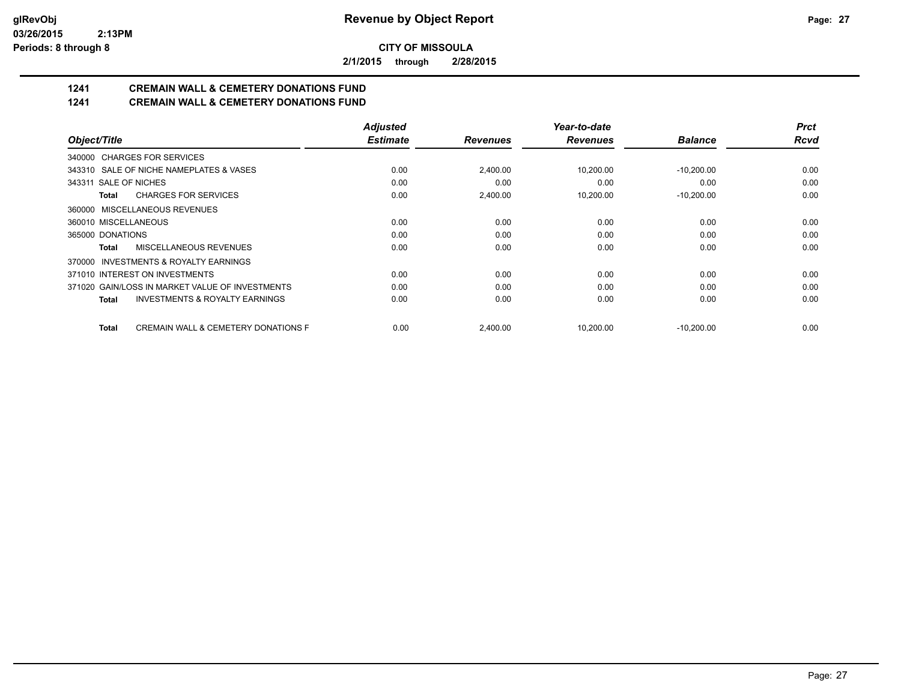glRevObj
03/26/2015 2:13PM
Periods: 8 through 8

# Revenue by Object Report

**CITY OF MISSOULA**

**2/1/2015 through 2/28/2015**

## 1241 CREMAIN WALL & CEMETERY DONATIONS FUND
## 1241 CREMAIN WALL & CEMETERY DONATIONS FUND

| Object/Title | Adjusted Estimate | Revenues | Year-to-date Revenues | Balance | Prct Rcvd |
|---|---|---|---|---|---|
| 340000 CHARGES FOR SERVICES | | | | | |
| 343310 SALE OF NICHE NAMEPLATES & VASES | 0.00 | 2,400.00 | 10,200.00 | -10,200.00 | 0.00 |
| 343311 SALE OF NICHES | 0.00 | 0.00 | 0.00 | 0.00 | 0.00 |
| **Total** CHARGES FOR SERVICES | 0.00 | 2,400.00 | 10,200.00 | -10,200.00 | 0.00 |
| 360000 MISCELLANEOUS REVENUES | | | | | |
| 360010 MISCELLANEOUS | 0.00 | 0.00 | 0.00 | 0.00 | 0.00 |
| 365000 DONATIONS | 0.00 | 0.00 | 0.00 | 0.00 | 0.00 |
| **Total** MISCELLANEOUS REVENUES | 0.00 | 0.00 | 0.00 | 0.00 | 0.00 |
| 370000 INVESTMENTS & ROYALTY EARNINGS | | | | | |
| 371010 INTEREST ON INVESTMENTS | 0.00 | 0.00 | 0.00 | 0.00 | 0.00 |
| 371020 GAIN/LOSS IN MARKET VALUE OF INVESTMENTS | 0.00 | 0.00 | 0.00 | 0.00 | 0.00 |
| **Total** INVESTMENTS & ROYALTY EARNINGS | 0.00 | 0.00 | 0.00 | 0.00 | 0.00 |
| **Total** CREMAIN WALL & CEMETERY DONATIONS F | 0.00 | 2,400.00 | 10,200.00 | -10,200.00 | 0.00 |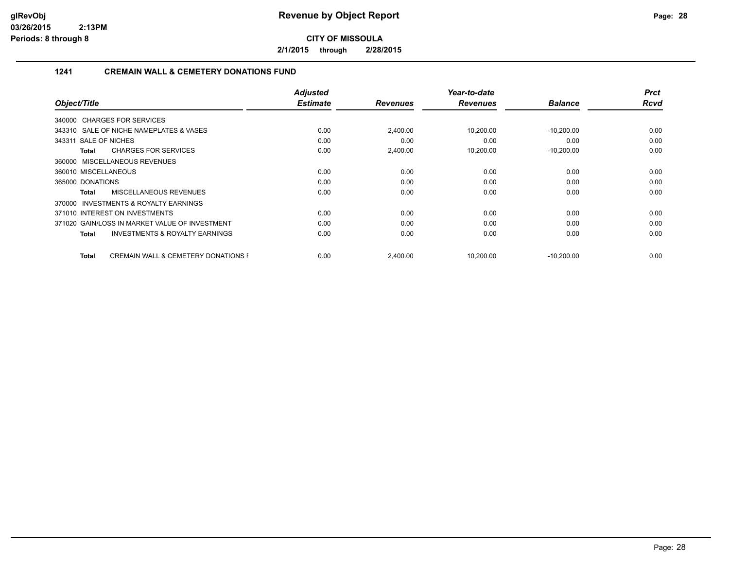# Revenue by Object Report

**CITY OF MISSOULA**

**2/1/2015 through 2/28/2015**

glRevObj
03/26/2015 2:13PM
Periods: 8 through 8

## 1241 CREMAIN WALL & CEMETERY DONATIONS FUND

| Object/Title | Adjusted Estimate | Revenues | Year-to-date Revenues | Balance | Prct Rcvd |
|---|---|---|---|---|---|
| 340000 CHARGES FOR SERVICES | | | | | |
| 343310 SALE OF NICHE NAMEPLATES & VASES | 0.00 | 2,400.00 | 10,200.00 | -10,200.00 | 0.00 |
| 343311 SALE OF NICHES | 0.00 | 0.00 | 0.00 | 0.00 | 0.00 |
| **Total** CHARGES FOR SERVICES | 0.00 | 2,400.00 | 10,200.00 | -10,200.00 | 0.00 |
| 360000 MISCELLANEOUS REVENUES | | | | | |
| 360010 MISCELLANEOUS | 0.00 | 0.00 | 0.00 | 0.00 | 0.00 |
| 365000 DONATIONS | 0.00 | 0.00 | 0.00 | 0.00 | 0.00 |
| **Total** MISCELLANEOUS REVENUES | 0.00 | 0.00 | 0.00 | 0.00 | 0.00 |
| 370000 INVESTMENTS & ROYALTY EARNINGS | | | | | |
| 371010 INTEREST ON INVESTMENTS | 0.00 | 0.00 | 0.00 | 0.00 | 0.00 |
| 371020 GAIN/LOSS IN MARKET VALUE OF INVESTMENT | 0.00 | 0.00 | 0.00 | 0.00 | 0.00 |
| **Total** INVESTMENTS & ROYALTY EARNINGS | 0.00 | 0.00 | 0.00 | 0.00 | 0.00 |
| **Total** CREMAIN WALL & CEMETERY DONATIONS F | 0.00 | 2,400.00 | 10,200.00 | -10,200.00 | 0.00 |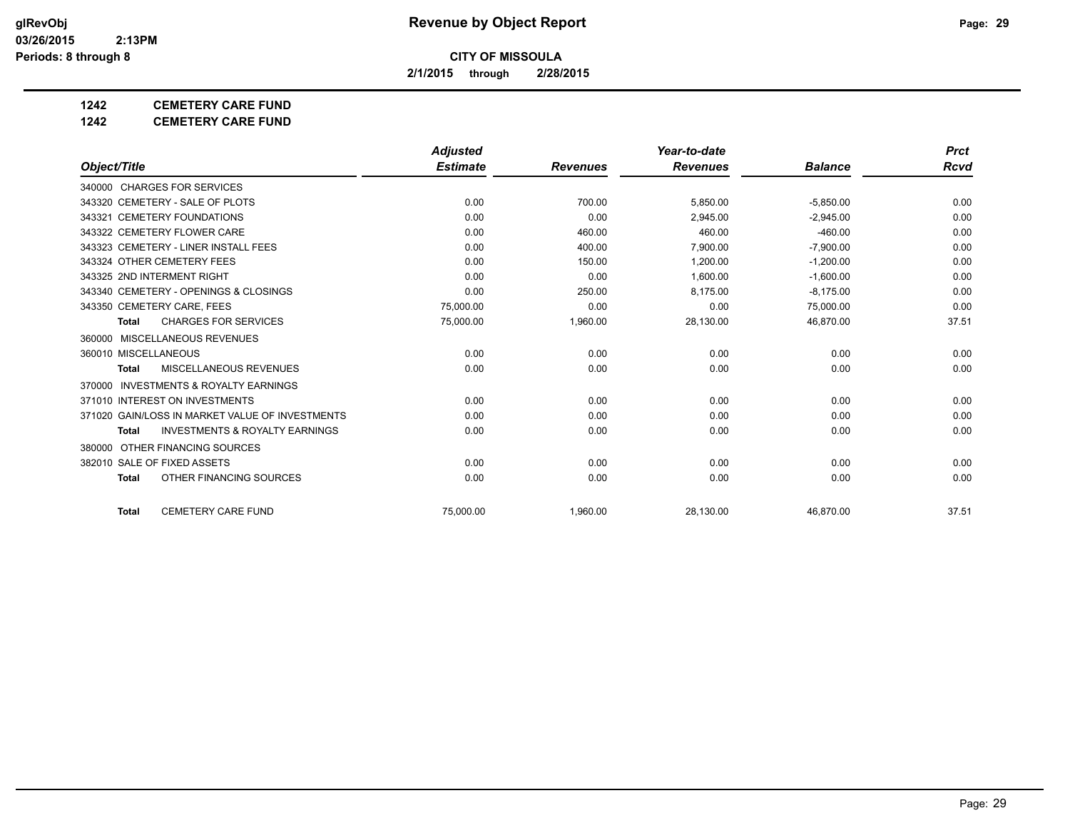# Revenue by Object Report

glRevObj
03/26/2015 2:13PM
Periods: 8 through 8

**CITY OF MISSOULA**

**2/1/2015 through 2/28/2015**

**1242 CEMETERY CARE FUND**

**1242 CEMETERY CARE FUND**

| Object/Title | Adjusted Estimate | Revenues | Year-to-date Revenues | Balance | Prct Rcvd |
|---|---|---|---|---|---|
| 340000 CHARGES FOR SERVICES | | | | | |
| 343320 CEMETERY - SALE OF PLOTS | 0.00 | 700.00 | 5,850.00 | -5,850.00 | 0.00 |
| 343321 CEMETERY FOUNDATIONS | 0.00 | 0.00 | 2,945.00 | -2,945.00 | 0.00 |
| 343322 CEMETERY FLOWER CARE | 0.00 | 460.00 | 460.00 | -460.00 | 0.00 |
| 343323 CEMETERY - LINER INSTALL FEES | 0.00 | 400.00 | 7,900.00 | -7,900.00 | 0.00 |
| 343324 OTHER CEMETERY FEES | 0.00 | 150.00 | 1,200.00 | -1,200.00 | 0.00 |
| 343325 2ND INTERMENT RIGHT | 0.00 | 0.00 | 1,600.00 | -1,600.00 | 0.00 |
| 343340 CEMETERY - OPENINGS & CLOSINGS | 0.00 | 250.00 | 8,175.00 | -8,175.00 | 0.00 |
| 343350 CEMETERY CARE, FEES | 75,000.00 | 0.00 | 0.00 | 75,000.00 | 0.00 |
| **Total** CHARGES FOR SERVICES | 75,000.00 | 1,960.00 | 28,130.00 | 46,870.00 | 37.51 |
| 360000 MISCELLANEOUS REVENUES | | | | | |
| 360010 MISCELLANEOUS | 0.00 | 0.00 | 0.00 | 0.00 | 0.00 |
| **Total** MISCELLANEOUS REVENUES | 0.00 | 0.00 | 0.00 | 0.00 | 0.00 |
| 370000 INVESTMENTS & ROYALTY EARNINGS | | | | | |
| 371010 INTEREST ON INVESTMENTS | 0.00 | 0.00 | 0.00 | 0.00 | 0.00 |
| 371020 GAIN/LOSS IN MARKET VALUE OF INVESTMENTS | 0.00 | 0.00 | 0.00 | 0.00 | 0.00 |
| **Total** INVESTMENTS & ROYALTY EARNINGS | 0.00 | 0.00 | 0.00 | 0.00 | 0.00 |
| 380000 OTHER FINANCING SOURCES | | | | | |
| 382010 SALE OF FIXED ASSETS | 0.00 | 0.00 | 0.00 | 0.00 | 0.00 |
| **Total** OTHER FINANCING SOURCES | 0.00 | 0.00 | 0.00 | 0.00 | 0.00 |
| **Total** CEMETERY CARE FUND | 75,000.00 | 1,960.00 | 28,130.00 | 46,870.00 | 37.51 |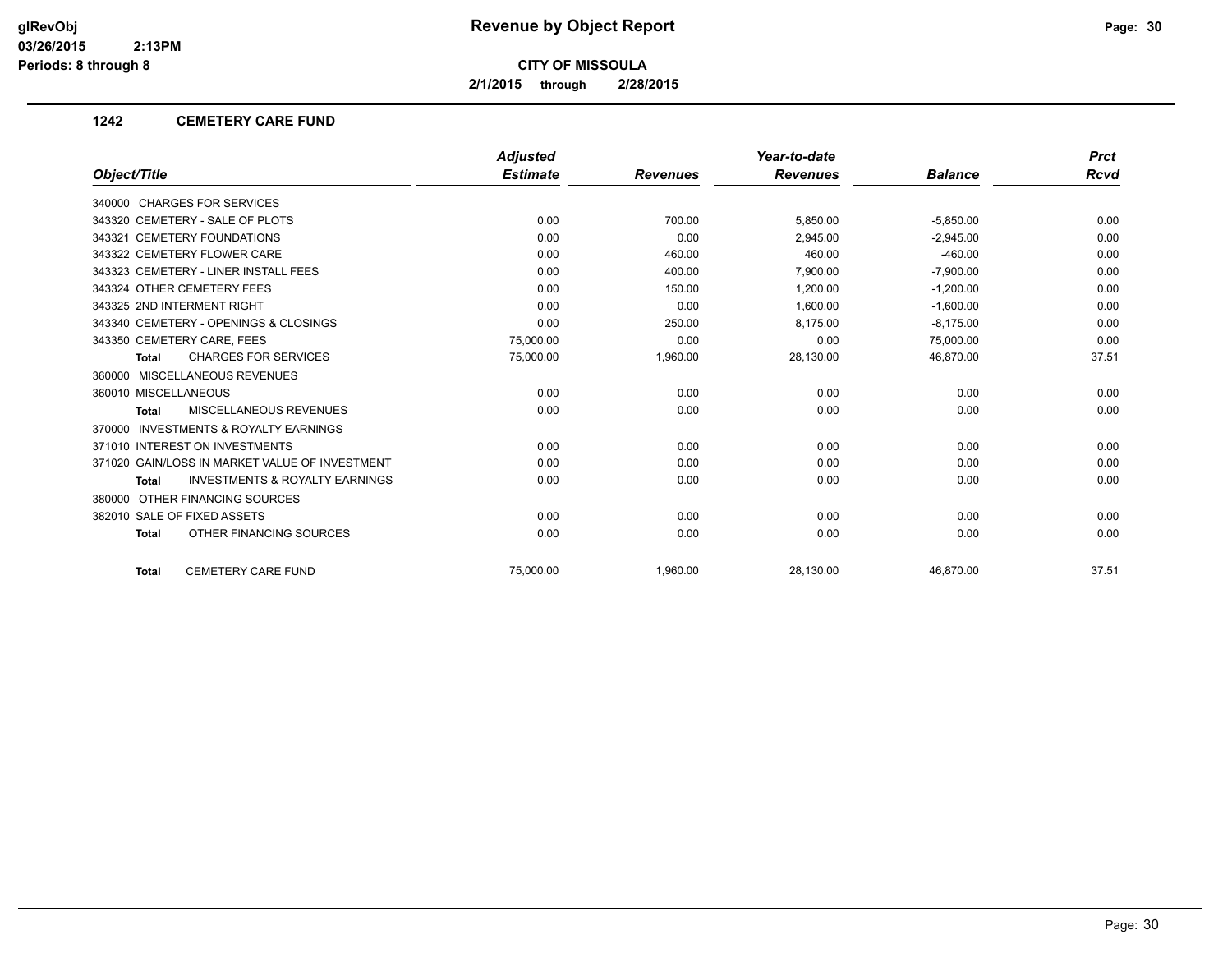# Revenue by Object Report

**CITY OF MISSOULA**

**2/1/2015 through 2/28/2015**

glRevObj
03/26/2015 2:13PM
Periods: 8 through 8

### 1242 CEMETERY CARE FUND

| Object/Title | Adjusted Estimate | Revenues | Year-to-date Revenues | Balance | Prct Rcvd |
|---|---|---|---|---|---|
| 340000 CHARGES FOR SERVICES | | | | | |
| 343320 CEMETERY - SALE OF PLOTS | 0.00 | 700.00 | 5,850.00 | -5,850.00 | 0.00 |
| 343321 CEMETERY FOUNDATIONS | 0.00 | 0.00 | 2,945.00 | -2,945.00 | 0.00 |
| 343322 CEMETERY FLOWER CARE | 0.00 | 460.00 | 460.00 | -460.00 | 0.00 |
| 343323 CEMETERY - LINER INSTALL FEES | 0.00 | 400.00 | 7,900.00 | -7,900.00 | 0.00 |
| 343324 OTHER CEMETERY FEES | 0.00 | 150.00 | 1,200.00 | -1,200.00 | 0.00 |
| 343325 2ND INTERMENT RIGHT | 0.00 | 0.00 | 1,600.00 | -1,600.00 | 0.00 |
| 343340 CEMETERY - OPENINGS & CLOSINGS | 0.00 | 250.00 | 8,175.00 | -8,175.00 | 0.00 |
| 343350 CEMETERY CARE, FEES | 75,000.00 | 0.00 | 0.00 | 75,000.00 | 0.00 |
| **Total** CHARGES FOR SERVICES | 75,000.00 | 1,960.00 | 28,130.00 | 46,870.00 | 37.51 |
| 360000 MISCELLANEOUS REVENUES | | | | | |
| 360010 MISCELLANEOUS | 0.00 | 0.00 | 0.00 | 0.00 | 0.00 |
| **Total** MISCELLANEOUS REVENUES | 0.00 | 0.00 | 0.00 | 0.00 | 0.00 |
| 370000 INVESTMENTS & ROYALTY EARNINGS | | | | | |
| 371010 INTEREST ON INVESTMENTS | 0.00 | 0.00 | 0.00 | 0.00 | 0.00 |
| 371020 GAIN/LOSS IN MARKET VALUE OF INVESTMENT | 0.00 | 0.00 | 0.00 | 0.00 | 0.00 |
| **Total** INVESTMENTS & ROYALTY EARNINGS | 0.00 | 0.00 | 0.00 | 0.00 | 0.00 |
| 380000 OTHER FINANCING SOURCES | | | | | |
| 382010 SALE OF FIXED ASSETS | 0.00 | 0.00 | 0.00 | 0.00 | 0.00 |
| **Total** OTHER FINANCING SOURCES | 0.00 | 0.00 | 0.00 | 0.00 | 0.00 |
| **Total** CEMETERY CARE FUND | 75,000.00 | 1,960.00 | 28,130.00 | 46,870.00 | 37.51 |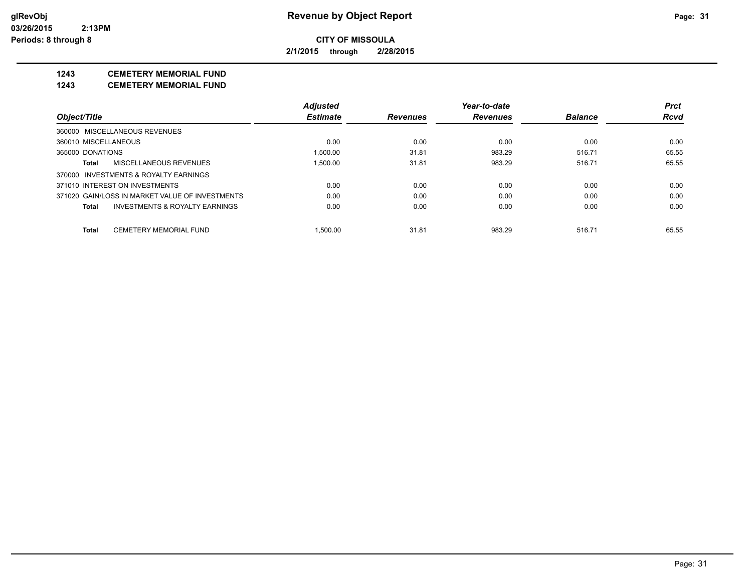# Revenue by Object Report

glRevObj
03/26/2015 2:13PM
Periods: 8 through 8

**CITY OF MISSOULA**

**2/1/2015 through 2/28/2015**

**1243 CEMETERY MEMORIAL FUND**

**1243 CEMETERY MEMORIAL FUND**

| Object/Title | Adjusted Estimate | Revenues | Year-to-date Revenues | Balance | Prct Rcvd |
|---|---|---|---|---|---|
| 360000 MISCELLANEOUS REVENUES | | | | | |
| 360010 MISCELLANEOUS | 0.00 | 0.00 | 0.00 | 0.00 | 0.00 |
| 365000 DONATIONS | 1,500.00 | 31.81 | 983.29 | 516.71 | 65.55 |
| **Total** MISCELLANEOUS REVENUES | 1,500.00 | 31.81 | 983.29 | 516.71 | 65.55 |
| 370000 INVESTMENTS & ROYALTY EARNINGS | | | | | |
| 371010 INTEREST ON INVESTMENTS | 0.00 | 0.00 | 0.00 | 0.00 | 0.00 |
| 371020 GAIN/LOSS IN MARKET VALUE OF INVESTMENTS | 0.00 | 0.00 | 0.00 | 0.00 | 0.00 |
| **Total** INVESTMENTS & ROYALTY EARNINGS | 0.00 | 0.00 | 0.00 | 0.00 | 0.00 |
| **Total** CEMETERY MEMORIAL FUND | 1,500.00 | 31.81 | 983.29 | 516.71 | 65.55 |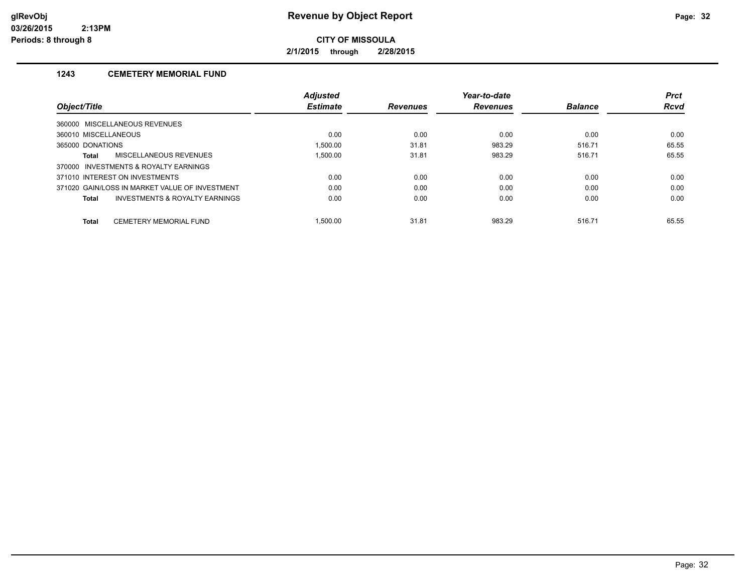# Revenue by Object Report

glRevObj
03/26/2015 2:13PM
Periods: 8 through 8

**CITY OF MISSOULA**

**2/1/2015 through 2/28/2015**

## 1243 CEMETERY MEMORIAL FUND

| Object/Title | Adjusted Estimate | Revenues | Year-to-date Revenues | Balance | Prct Rcvd |
|---|---|---|---|---|---|
| 360000 MISCELLANEOUS REVENUES | | | | | |
| 360010 MISCELLANEOUS | 0.00 | 0.00 | 0.00 | 0.00 | 0.00 |
| 365000 DONATIONS | 1,500.00 | 31.81 | 983.29 | 516.71 | 65.55 |
| **Total** MISCELLANEOUS REVENUES | 1,500.00 | 31.81 | 983.29 | 516.71 | 65.55 |
| 370000 INVESTMENTS & ROYALTY EARNINGS | | | | | |
| 371010 INTEREST ON INVESTMENTS | 0.00 | 0.00 | 0.00 | 0.00 | 0.00 |
| 371020 GAIN/LOSS IN MARKET VALUE OF INVESTMENT | 0.00 | 0.00 | 0.00 | 0.00 | 0.00 |
| **Total** INVESTMENTS & ROYALTY EARNINGS | 0.00 | 0.00 | 0.00 | 0.00 | 0.00 |
| **Total** CEMETERY MEMORIAL FUND | 1,500.00 | 31.81 | 983.29 | 516.71 | 65.55 |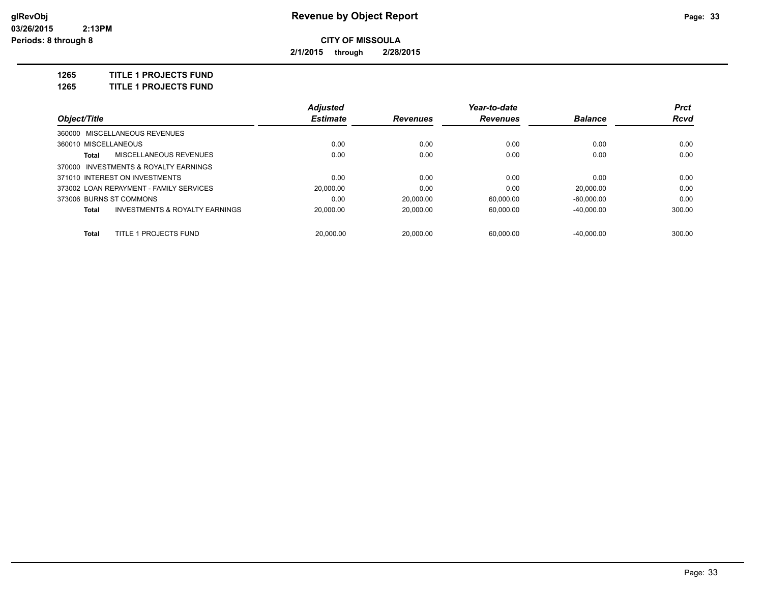**glRevObj** 03/26/2015 2:13PM Periods: 8 through 8

# Revenue by Object Report

**CITY OF MISSOULA**

**2/1/2015 through 2/28/2015**

## 1265 TITLE 1 PROJECTS FUND
## 1265 TITLE 1 PROJECTS FUND

| Object/Title | Adjusted Estimate | Revenues | Year-to-date Revenues | Balance | Prct Rcvd |
|---|---|---|---|---|---|
| 360000 MISCELLANEOUS REVENUES | | | | | |
| 360010 MISCELLANEOUS | 0.00 | 0.00 | 0.00 | 0.00 | 0.00 |
| **Total** MISCELLANEOUS REVENUES | 0.00 | 0.00 | 0.00 | 0.00 | 0.00 |
| 370000 INVESTMENTS & ROYALTY EARNINGS | | | | | |
| 371010 INTEREST ON INVESTMENTS | 0.00 | 0.00 | 0.00 | 0.00 | 0.00 |
| 373002 LOAN REPAYMENT - FAMILY SERVICES | 20,000.00 | 0.00 | 0.00 | 20,000.00 | 0.00 |
| 373006 BURNS ST COMMONS | 0.00 | 20,000.00 | 60,000.00 | -60,000.00 | 0.00 |
| **Total** INVESTMENTS & ROYALTY EARNINGS | 20,000.00 | 20,000.00 | 60,000.00 | -40,000.00 | 300.00 |
| **Total** TITLE 1 PROJECTS FUND | 20,000.00 | 20,000.00 | 60,000.00 | -40,000.00 | 300.00 |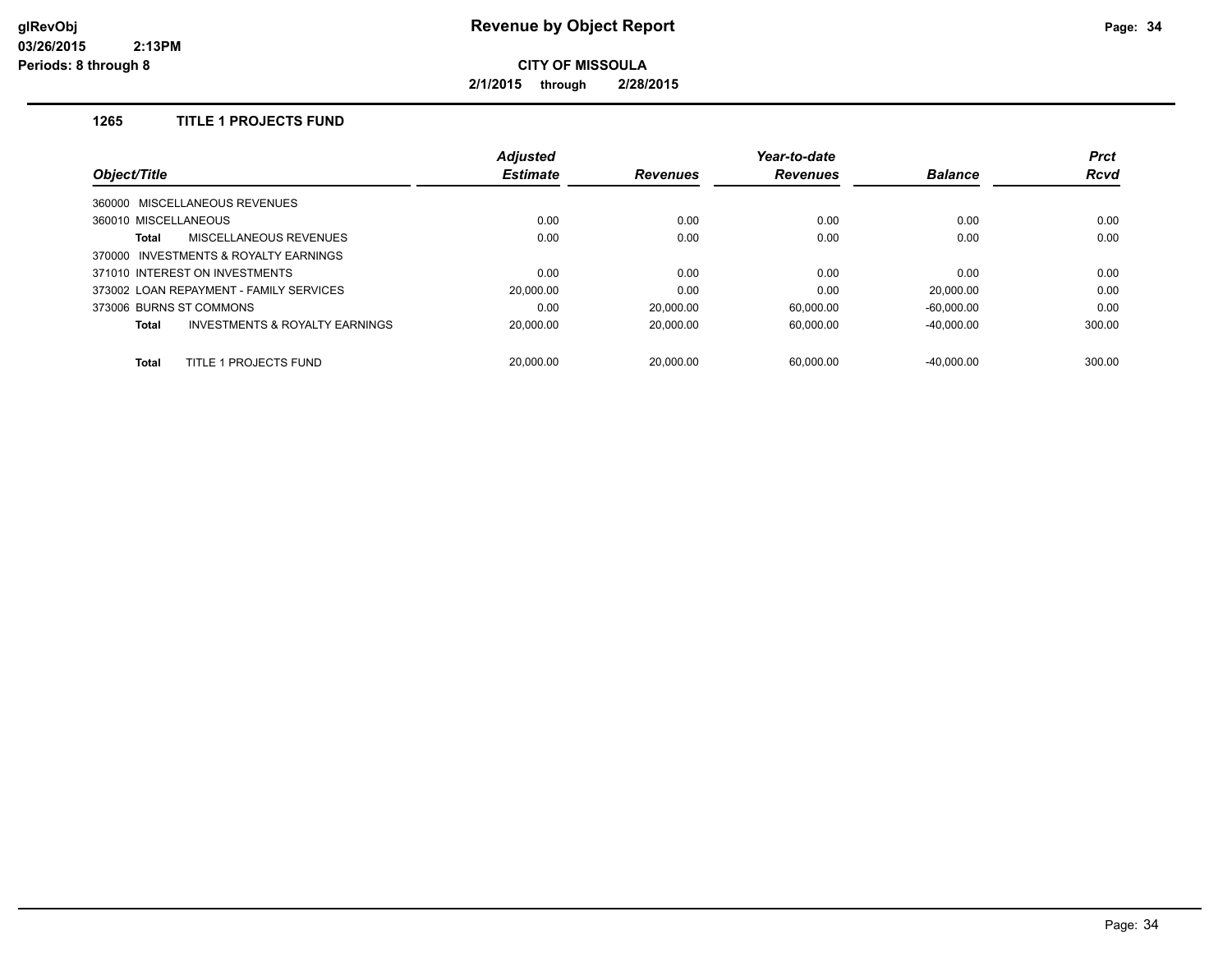**CITY OF MISSOULA**

**2/1/2015 through 2/28/2015**

## 1265 TITLE 1 PROJECTS FUND

| Object/Title | Adjusted Estimate | Revenues | Year-to-date Revenues | Balance | Prct Rcvd |
|---|---|---|---|---|---|
| 360000 MISCELLANEOUS REVENUES | | | | | |
| 360010 MISCELLANEOUS | 0.00 | 0.00 | 0.00 | 0.00 | 0.00 |
| **Total** MISCELLANEOUS REVENUES | 0.00 | 0.00 | 0.00 | 0.00 | 0.00 |
| 370000 INVESTMENTS & ROYALTY EARNINGS | | | | | |
| 371010 INTEREST ON INVESTMENTS | 0.00 | 0.00 | 0.00 | 0.00 | 0.00 |
| 373002 LOAN REPAYMENT - FAMILY SERVICES | 20,000.00 | 0.00 | 0.00 | 20,000.00 | 0.00 |
| 373006 BURNS ST COMMONS | 0.00 | 20,000.00 | 60,000.00 | -60,000.00 | 0.00 |
| **Total** INVESTMENTS & ROYALTY EARNINGS | 20,000.00 | 20,000.00 | 60,000.00 | -40,000.00 | 300.00 |
| **Total** TITLE 1 PROJECTS FUND | 20,000.00 | 20,000.00 | 60,000.00 | -40,000.00 | 300.00 |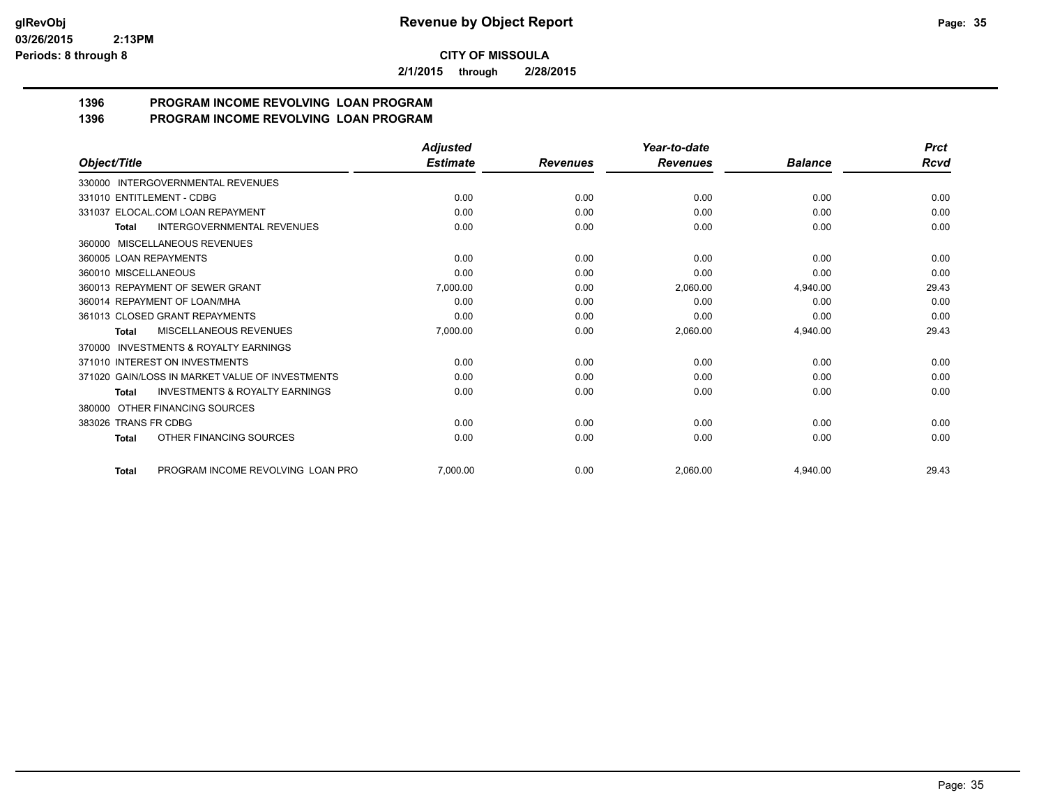**CITY OF MISSOULA**

**2/1/2015 through 2/28/2015**

## 1396 PROGRAM INCOME REVOLVING LOAN PROGRAM
## 1396 PROGRAM INCOME REVOLVING LOAN PROGRAM

| Object/Title | Adjusted Estimate | Revenues | Year-to-date Revenues | Balance | Prct Rcvd |
|---|---|---|---|---|---|
| 330000 INTERGOVERNMENTAL REVENUES | | | | | |
| 331010 ENTITLEMENT - CDBG | 0.00 | 0.00 | 0.00 | 0.00 | 0.00 |
| 331037 ELOCAL.COM LOAN REPAYMENT | 0.00 | 0.00 | 0.00 | 0.00 | 0.00 |
| **Total** INTERGOVERNMENTAL REVENUES | 0.00 | 0.00 | 0.00 | 0.00 | 0.00 |
| 360000 MISCELLANEOUS REVENUES | | | | | |
| 360005 LOAN REPAYMENTS | 0.00 | 0.00 | 0.00 | 0.00 | 0.00 |
| 360010 MISCELLANEOUS | 0.00 | 0.00 | 0.00 | 0.00 | 0.00 |
| 360013 REPAYMENT OF SEWER GRANT | 7,000.00 | 0.00 | 2,060.00 | 4,940.00 | 29.43 |
| 360014 REPAYMENT OF LOAN/MHA | 0.00 | 0.00 | 0.00 | 0.00 | 0.00 |
| 361013 CLOSED GRANT REPAYMENTS | 0.00 | 0.00 | 0.00 | 0.00 | 0.00 |
| **Total** MISCELLANEOUS REVENUES | 7,000.00 | 0.00 | 2,060.00 | 4,940.00 | 29.43 |
| 370000 INVESTMENTS & ROYALTY EARNINGS | | | | | |
| 371010 INTEREST ON INVESTMENTS | 0.00 | 0.00 | 0.00 | 0.00 | 0.00 |
| 371020 GAIN/LOSS IN MARKET VALUE OF INVESTMENTS | 0.00 | 0.00 | 0.00 | 0.00 | 0.00 |
| **Total** INVESTMENTS & ROYALTY EARNINGS | 0.00 | 0.00 | 0.00 | 0.00 | 0.00 |
| 380000 OTHER FINANCING SOURCES | | | | | |
| 383026 TRANS FR CDBG | 0.00 | 0.00 | 0.00 | 0.00 | 0.00 |
| **Total** OTHER FINANCING SOURCES | 0.00 | 0.00 | 0.00 | 0.00 | 0.00 |
| **Total** PROGRAM INCOME REVOLVING LOAN PRO | 7,000.00 | 0.00 | 2,060.00 | 4,940.00 | 29.43 |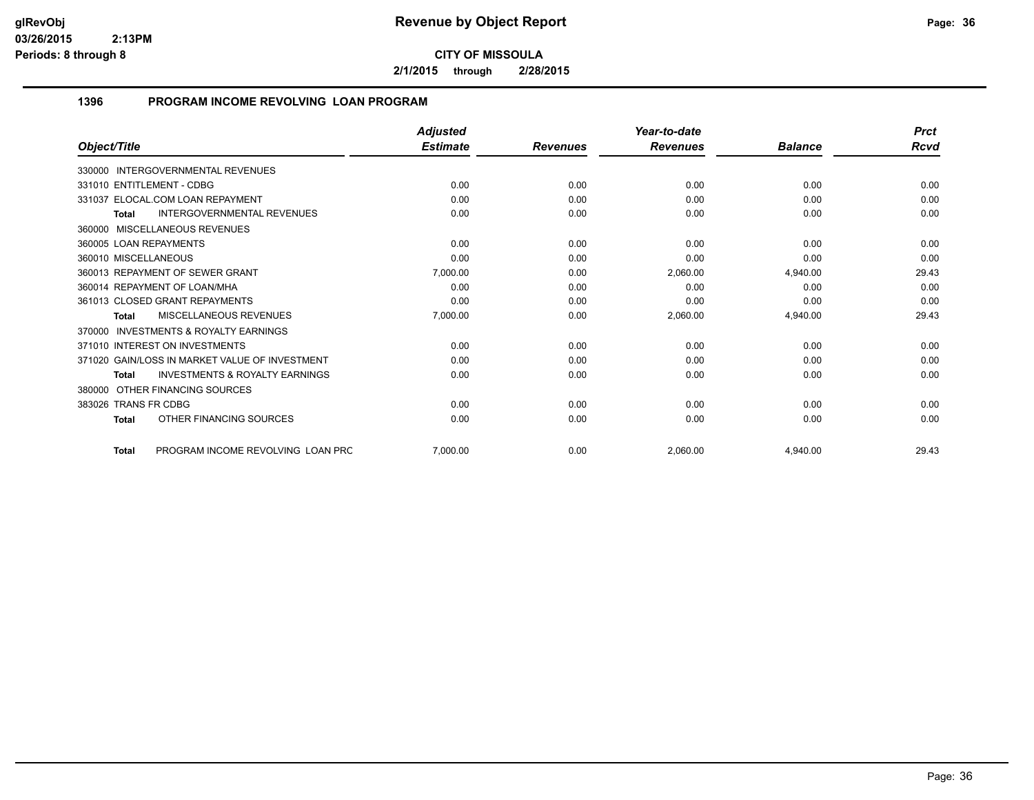# Revenue by Object Report

**CITY OF MISSOULA**

**2/1/2015 through 2/28/2015**

glRevObj
03/26/2015 2:13PM
Periods: 8 through 8

## 1396 PROGRAM INCOME REVOLVING LOAN PROGRAM

| Object/Title | Adjusted Estimate | Revenues | Year-to-date Revenues | Balance | Prct Rcvd |
|---|---|---|---|---|---|
| 330000 INTERGOVERNMENTAL REVENUES | | | | | |
| 331010 ENTITLEMENT - CDBG | 0.00 | 0.00 | 0.00 | 0.00 | 0.00 |
| 331037 ELOCAL.COM LOAN REPAYMENT | 0.00 | 0.00 | 0.00 | 0.00 | 0.00 |
| **Total** INTERGOVERNMENTAL REVENUES | 0.00 | 0.00 | 0.00 | 0.00 | 0.00 |
| 360000 MISCELLANEOUS REVENUES | | | | | |
| 360005 LOAN REPAYMENTS | 0.00 | 0.00 | 0.00 | 0.00 | 0.00 |
| 360010 MISCELLANEOUS | 0.00 | 0.00 | 0.00 | 0.00 | 0.00 |
| 360013 REPAYMENT OF SEWER GRANT | 7,000.00 | 0.00 | 2,060.00 | 4,940.00 | 29.43 |
| 360014 REPAYMENT OF LOAN/MHA | 0.00 | 0.00 | 0.00 | 0.00 | 0.00 |
| 361013 CLOSED GRANT REPAYMENTS | 0.00 | 0.00 | 0.00 | 0.00 | 0.00 |
| **Total** MISCELLANEOUS REVENUES | 7,000.00 | 0.00 | 2,060.00 | 4,940.00 | 29.43 |
| 370000 INVESTMENTS & ROYALTY EARNINGS | | | | | |
| 371010 INTEREST ON INVESTMENTS | 0.00 | 0.00 | 0.00 | 0.00 | 0.00 |
| 371020 GAIN/LOSS IN MARKET VALUE OF INVESTMENT | 0.00 | 0.00 | 0.00 | 0.00 | 0.00 |
| **Total** INVESTMENTS & ROYALTY EARNINGS | 0.00 | 0.00 | 0.00 | 0.00 | 0.00 |
| 380000 OTHER FINANCING SOURCES | | | | | |
| 383026 TRANS FR CDBG | 0.00 | 0.00 | 0.00 | 0.00 | 0.00 |
| **Total** OTHER FINANCING SOURCES | 0.00 | 0.00 | 0.00 | 0.00 | 0.00 |
| **Total** PROGRAM INCOME REVOLVING LOAN PRC | 7,000.00 | 0.00 | 2,060.00 | 4,940.00 | 29.43 |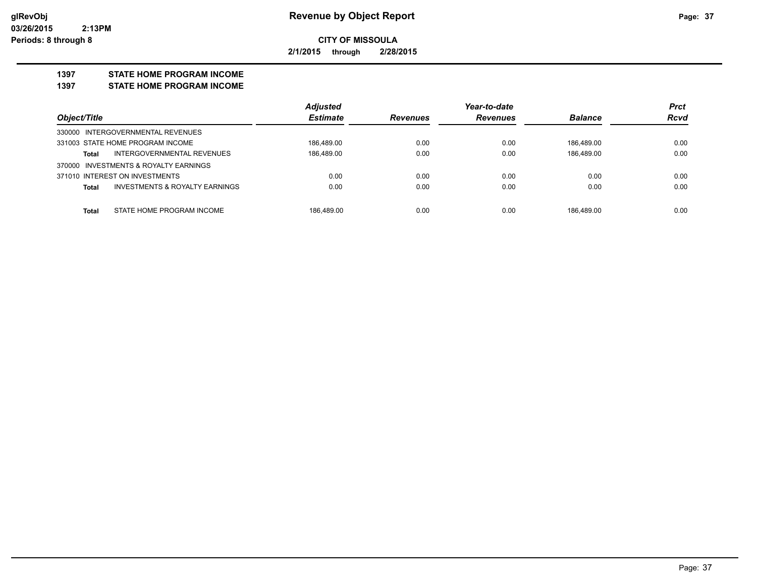# Revenue by Object Report

**CITY OF MISSOULA**

**2/1/2015 through 2/28/2015**

glRevObj
03/26/2015 2:13PM
Periods: 8 through 8

## 1397 STATE HOME PROGRAM INCOME

## 1397 STATE HOME PROGRAM INCOME

| Object/Title | | Adjusted Estimate | Revenues | Year-to-date Revenues | Balance | Prct Rcvd |
|---|---|---|---|---|---|---|
| 330000 INTERGOVERNMENTAL REVENUES | | | | | | |
| 331003 STATE HOME PROGRAM INCOME | | 186,489.00 | 0.00 | 0.00 | 186,489.00 | 0.00 |
| Total | INTERGOVERNMENTAL REVENUES | 186,489.00 | 0.00 | 0.00 | 186,489.00 | 0.00 |
| 370000 INVESTMENTS & ROYALTY EARNINGS | | | | | | |
| 371010 INTEREST ON INVESTMENTS | | 0.00 | 0.00 | 0.00 | 0.00 | 0.00 |
| Total | INVESTMENTS & ROYALTY EARNINGS | 0.00 | 0.00 | 0.00 | 0.00 | 0.00 |
| Total | STATE HOME PROGRAM INCOME | 186,489.00 | 0.00 | 0.00 | 186,489.00 | 0.00 |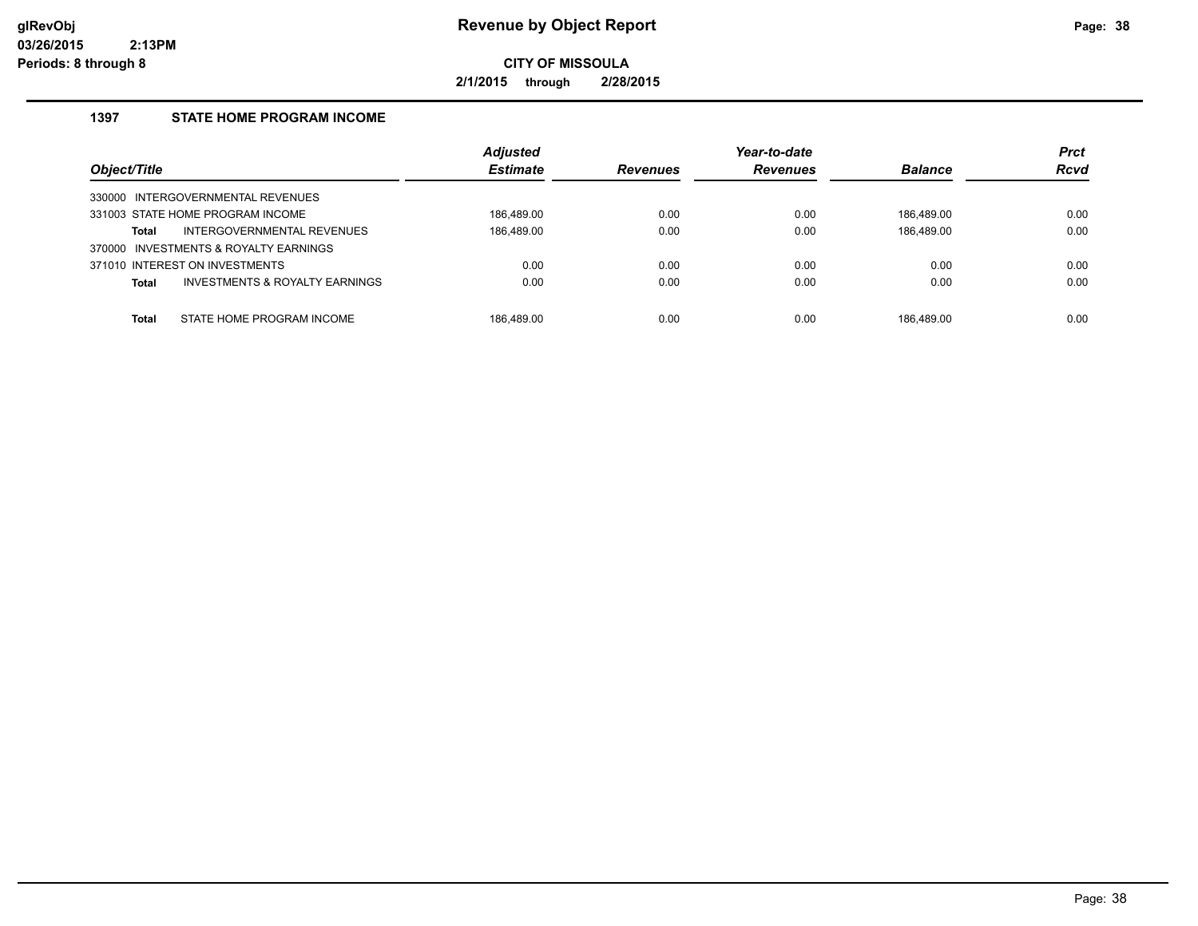**Revenue by Object Report**

**CITY OF MISSOULA**

**2/1/2015 through 2/28/2015**

### 1397 STATE HOME PROGRAM INCOME

| Object/Title | | Adjusted Estimate | Revenues | Year-to-date Revenues | Balance | Prct Rcvd |
|---|---|---|---|---|---|---|
| 330000 INTERGOVERNMENTAL REVENUES | | | | | | |
| 331003 STATE HOME PROGRAM INCOME | | 186,489.00 | 0.00 | 0.00 | 186,489.00 | 0.00 |
| **Total** | INTERGOVERNMENTAL REVENUES | 186,489.00 | 0.00 | 0.00 | 186,489.00 | 0.00 |
| 370000 INVESTMENTS & ROYALTY EARNINGS | | | | | | |
| 371010 INTEREST ON INVESTMENTS | | 0.00 | 0.00 | 0.00 | 0.00 | 0.00 |
| **Total** | INVESTMENTS & ROYALTY EARNINGS | 0.00 | 0.00 | 0.00 | 0.00 | 0.00 |
| **Total** | STATE HOME PROGRAM INCOME | 186,489.00 | 0.00 | 0.00 | 186,489.00 | 0.00 |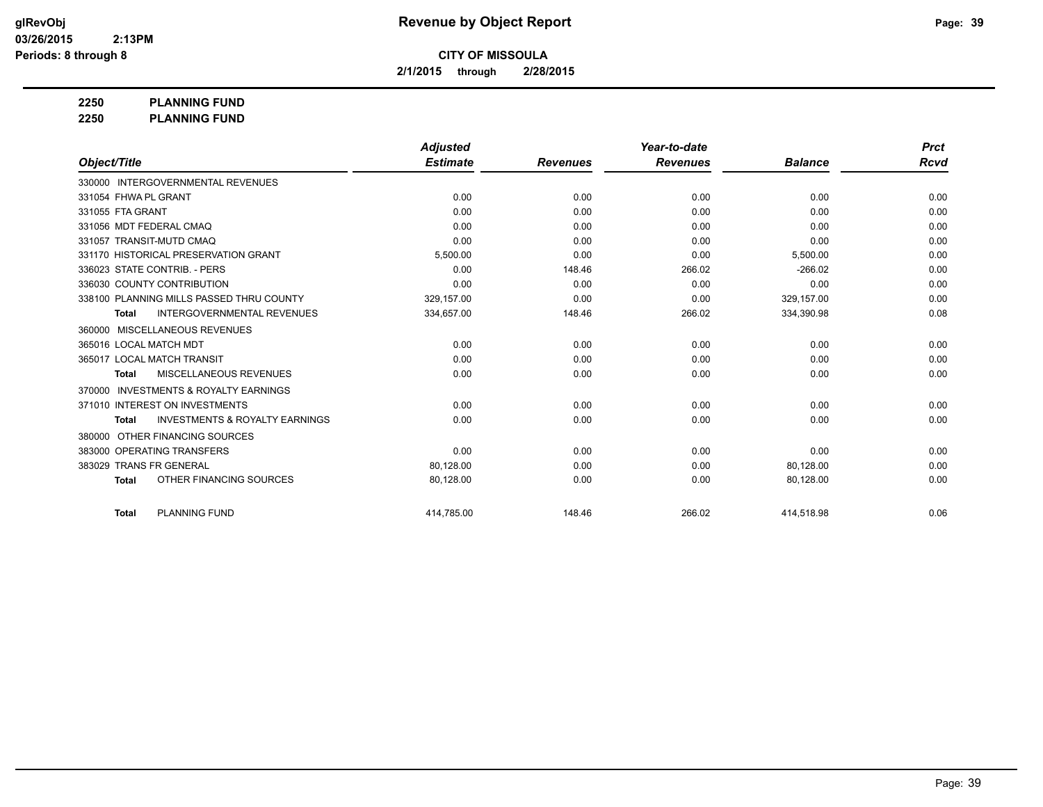# Revenue by Object Report

**CITY OF MISSOULA**

**2/1/2015 through 2/28/2015**

glRevObj
03/26/2015 2:13PM
Periods: 8 through 8

**2250 PLANNING FUND**
**2250 PLANNING FUND**

| Object/Title | Adjusted Estimate | Revenues | Year-to-date Revenues | Balance | Prct Rcvd |
|---|---|---|---|---|---|
| 330000 INTERGOVERNMENTAL REVENUES | | | | | |
| 331054 FHWA PL GRANT | 0.00 | 0.00 | 0.00 | 0.00 | 0.00 |
| 331055 FTA GRANT | 0.00 | 0.00 | 0.00 | 0.00 | 0.00 |
| 331056 MDT FEDERAL CMAQ | 0.00 | 0.00 | 0.00 | 0.00 | 0.00 |
| 331057 TRANSIT-MUTD CMAQ | 0.00 | 0.00 | 0.00 | 0.00 | 0.00 |
| 331170 HISTORICAL PRESERVATION GRANT | 5,500.00 | 0.00 | 0.00 | 5,500.00 | 0.00 |
| 336023 STATE CONTRIB. - PERS | 0.00 | 148.46 | 266.02 | -266.02 | 0.00 |
| 336030 COUNTY CONTRIBUTION | 0.00 | 0.00 | 0.00 | 0.00 | 0.00 |
| 338100 PLANNING MILLS PASSED THRU COUNTY | 329,157.00 | 0.00 | 0.00 | 329,157.00 | 0.00 |
| **Total** INTERGOVERNMENTAL REVENUES | 334,657.00 | 148.46 | 266.02 | 334,390.98 | 0.08 |
| 360000 MISCELLANEOUS REVENUES | | | | | |
| 365016 LOCAL MATCH MDT | 0.00 | 0.00 | 0.00 | 0.00 | 0.00 |
| 365017 LOCAL MATCH TRANSIT | 0.00 | 0.00 | 0.00 | 0.00 | 0.00 |
| **Total** MISCELLANEOUS REVENUES | 0.00 | 0.00 | 0.00 | 0.00 | 0.00 |
| 370000 INVESTMENTS & ROYALTY EARNINGS | | | | | |
| 371010 INTEREST ON INVESTMENTS | 0.00 | 0.00 | 0.00 | 0.00 | 0.00 |
| **Total** INVESTMENTS & ROYALTY EARNINGS | 0.00 | 0.00 | 0.00 | 0.00 | 0.00 |
| 380000 OTHER FINANCING SOURCES | | | | | |
| 383000 OPERATING TRANSFERS | 0.00 | 0.00 | 0.00 | 0.00 | 0.00 |
| 383029 TRANS FR GENERAL | 80,128.00 | 0.00 | 0.00 | 80,128.00 | 0.00 |
| **Total** OTHER FINANCING SOURCES | 80,128.00 | 0.00 | 0.00 | 80,128.00 | 0.00 |
| **Total** PLANNING FUND | 414,785.00 | 148.46 | 266.02 | 414,518.98 | 0.06 |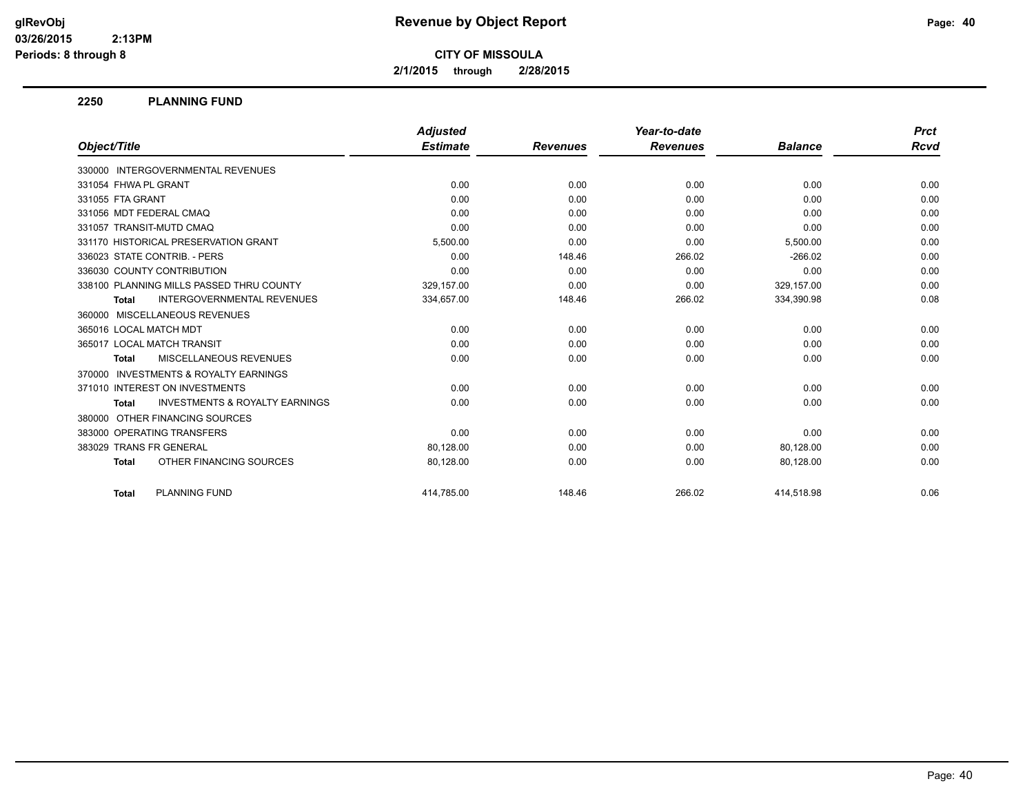**CITY OF MISSOULA**

**2/1/2015 through 2/28/2015**

## 2250 PLANNING FUND

| Object/Title | Adjusted Estimate | Revenues | Year-to-date Revenues | Balance | Prct Rcvd |
|---|---|---|---|---|---|
| 330000 INTERGOVERNMENTAL REVENUES | | | | | |
| 331054 FHWA PL GRANT | 0.00 | 0.00 | 0.00 | 0.00 | 0.00 |
| 331055 FTA GRANT | 0.00 | 0.00 | 0.00 | 0.00 | 0.00 |
| 331056 MDT FEDERAL CMAQ | 0.00 | 0.00 | 0.00 | 0.00 | 0.00 |
| 331057 TRANSIT-MUTD CMAQ | 0.00 | 0.00 | 0.00 | 0.00 | 0.00 |
| 331170 HISTORICAL PRESERVATION GRANT | 5,500.00 | 0.00 | 0.00 | 5,500.00 | 0.00 |
| 336023 STATE CONTRIB. - PERS | 0.00 | 148.46 | 266.02 | -266.02 | 0.00 |
| 336030 COUNTY CONTRIBUTION | 0.00 | 0.00 | 0.00 | 0.00 | 0.00 |
| 338100 PLANNING MILLS PASSED THRU COUNTY | 329,157.00 | 0.00 | 0.00 | 329,157.00 | 0.00 |
| **Total** INTERGOVERNMENTAL REVENUES | 334,657.00 | 148.46 | 266.02 | 334,390.98 | 0.08 |
| 360000 MISCELLANEOUS REVENUES | | | | | |
| 365016 LOCAL MATCH MDT | 0.00 | 0.00 | 0.00 | 0.00 | 0.00 |
| 365017 LOCAL MATCH TRANSIT | 0.00 | 0.00 | 0.00 | 0.00 | 0.00 |
| **Total** MISCELLANEOUS REVENUES | 0.00 | 0.00 | 0.00 | 0.00 | 0.00 |
| 370000 INVESTMENTS & ROYALTY EARNINGS | | | | | |
| 371010 INTEREST ON INVESTMENTS | 0.00 | 0.00 | 0.00 | 0.00 | 0.00 |
| **Total** INVESTMENTS & ROYALTY EARNINGS | 0.00 | 0.00 | 0.00 | 0.00 | 0.00 |
| 380000 OTHER FINANCING SOURCES | | | | | |
| 383000 OPERATING TRANSFERS | 0.00 | 0.00 | 0.00 | 0.00 | 0.00 |
| 383029 TRANS FR GENERAL | 80,128.00 | 0.00 | 0.00 | 80,128.00 | 0.00 |
| **Total** OTHER FINANCING SOURCES | 80,128.00 | 0.00 | 0.00 | 80,128.00 | 0.00 |
| **Total** PLANNING FUND | 414,785.00 | 148.46 | 266.02 | 414,518.98 | 0.06 |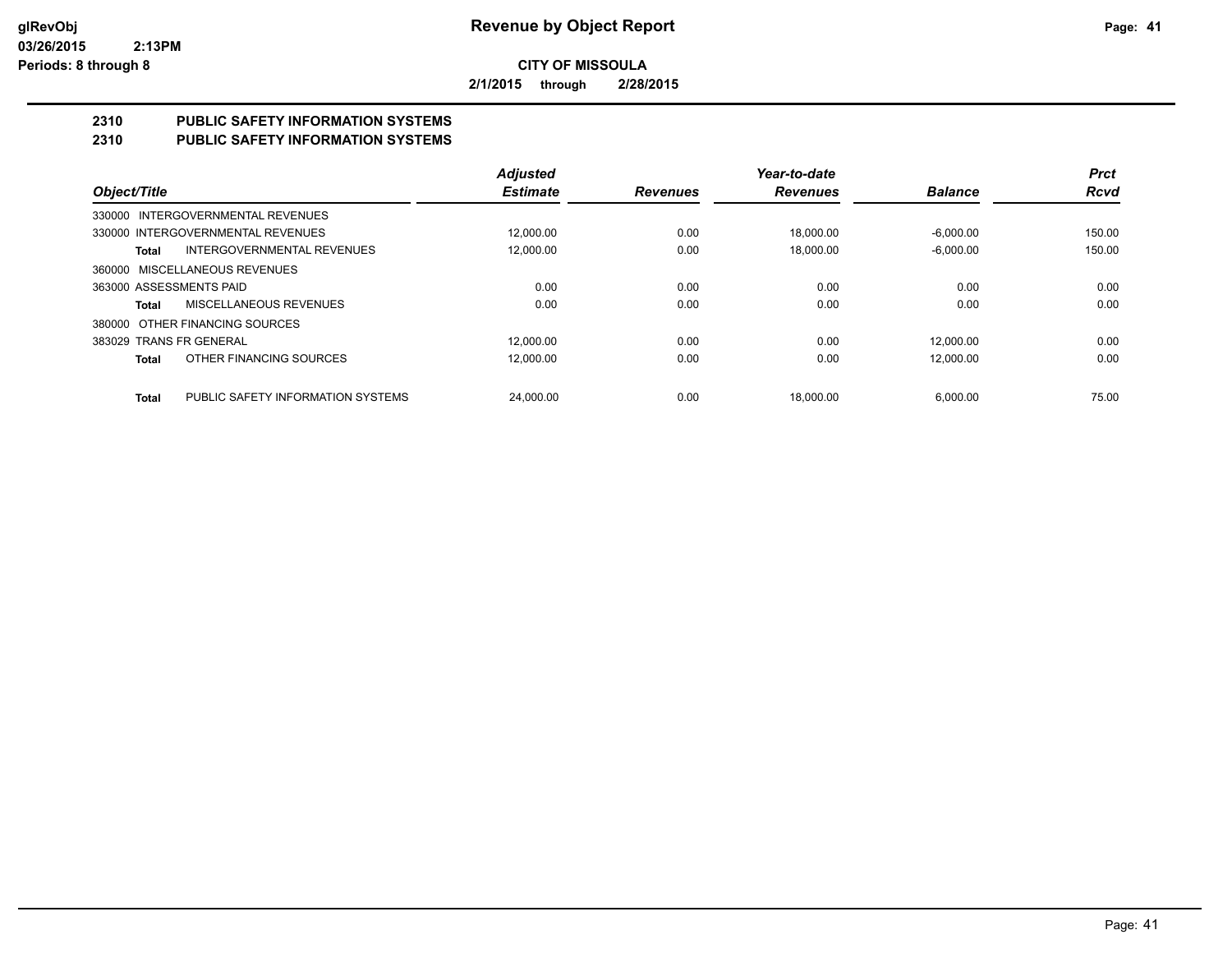**Revenue by Object Report**

**CITY OF MISSOULA**

**2/1/2015 through 2/28/2015**

glRevObj
03/26/2015 2:13PM
Periods: 8 through 8

## 2310 PUBLIC SAFETY INFORMATION SYSTEMS
## 2310 PUBLIC SAFETY INFORMATION SYSTEMS

| Object/Title | | Adjusted Estimate | Revenues | Year-to-date Revenues | Balance | Prct Rcvd |
|---|---|---|---|---|---|---|
| 330000 INTERGOVERNMENTAL REVENUES | | | | | | |
| 330000 INTERGOVERNMENTAL REVENUES | | 12,000.00 | 0.00 | 18,000.00 | -6,000.00 | 150.00 |
| Total | INTERGOVERNMENTAL REVENUES | 12,000.00 | 0.00 | 18,000.00 | -6,000.00 | 150.00 |
| 360000 MISCELLANEOUS REVENUES | | | | | | |
| 363000 ASSESSMENTS PAID | | 0.00 | 0.00 | 0.00 | 0.00 | 0.00 |
| Total | MISCELLANEOUS REVENUES | 0.00 | 0.00 | 0.00 | 0.00 | 0.00 |
| 380000 OTHER FINANCING SOURCES | | | | | | |
| 383029 TRANS FR GENERAL | | 12,000.00 | 0.00 | 0.00 | 12,000.00 | 0.00 |
| Total | OTHER FINANCING SOURCES | 12,000.00 | 0.00 | 0.00 | 12,000.00 | 0.00 |
| Total | PUBLIC SAFETY INFORMATION SYSTEMS | 24,000.00 | 0.00 | 18,000.00 | 6,000.00 | 75.00 |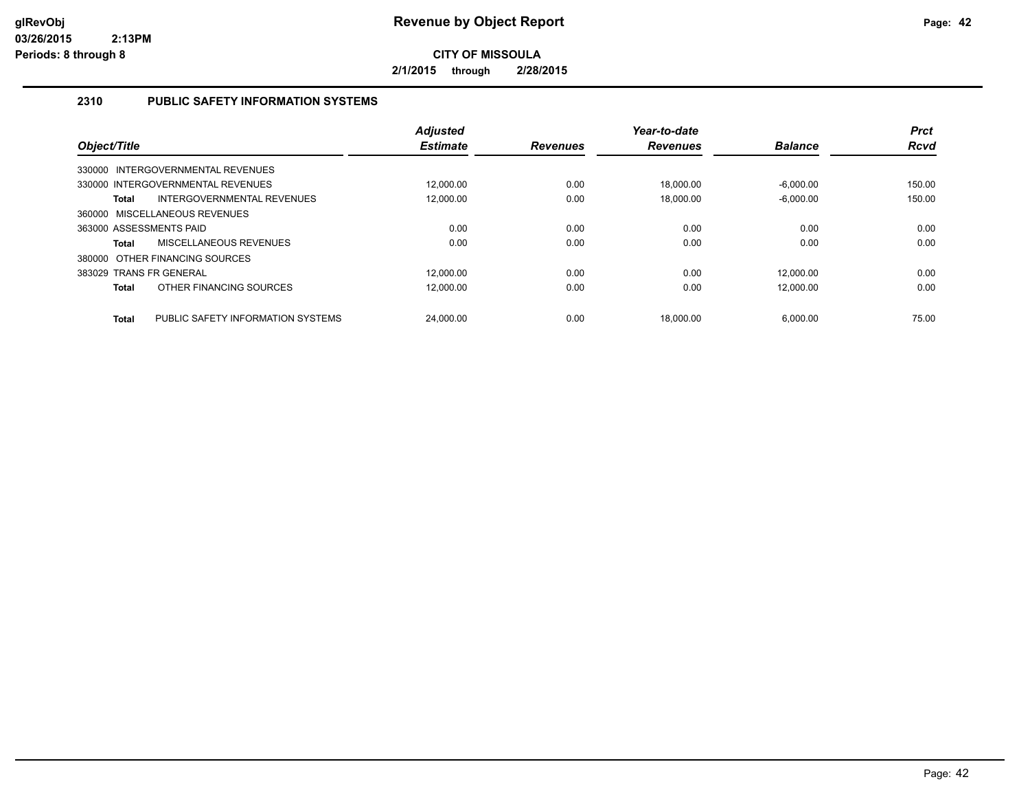# Revenue by Object Report

**CITY OF MISSOULA**

**2/1/2015 through 2/28/2015**

glRevObj
03/26/2015 2:13PM
Periods: 8 through 8

## 2310 PUBLIC SAFETY INFORMATION SYSTEMS

| Object/Title | Adjusted Estimate | Revenues | Year-to-date Revenues | Balance | Prct Rcvd |
|---|---|---|---|---|---|
| 330000 INTERGOVERNMENTAL REVENUES | | | | | |
| 330000 INTERGOVERNMENTAL REVENUES | 12,000.00 | 0.00 | 18,000.00 | -6,000.00 | 150.00 |
| **Total** INTERGOVERNMENTAL REVENUES | 12,000.00 | 0.00 | 18,000.00 | -6,000.00 | 150.00 |
| 360000 MISCELLANEOUS REVENUES | | | | | |
| 363000 ASSESSMENTS PAID | 0.00 | 0.00 | 0.00 | 0.00 | 0.00 |
| **Total** MISCELLANEOUS REVENUES | 0.00 | 0.00 | 0.00 | 0.00 | 0.00 |
| 380000 OTHER FINANCING SOURCES | | | | | |
| 383029 TRANS FR GENERAL | 12,000.00 | 0.00 | 0.00 | 12,000.00 | 0.00 |
| **Total** OTHER FINANCING SOURCES | 12,000.00 | 0.00 | 0.00 | 12,000.00 | 0.00 |
| **Total** PUBLIC SAFETY INFORMATION SYSTEMS | 24,000.00 | 0.00 | 18,000.00 | 6,000.00 | 75.00 |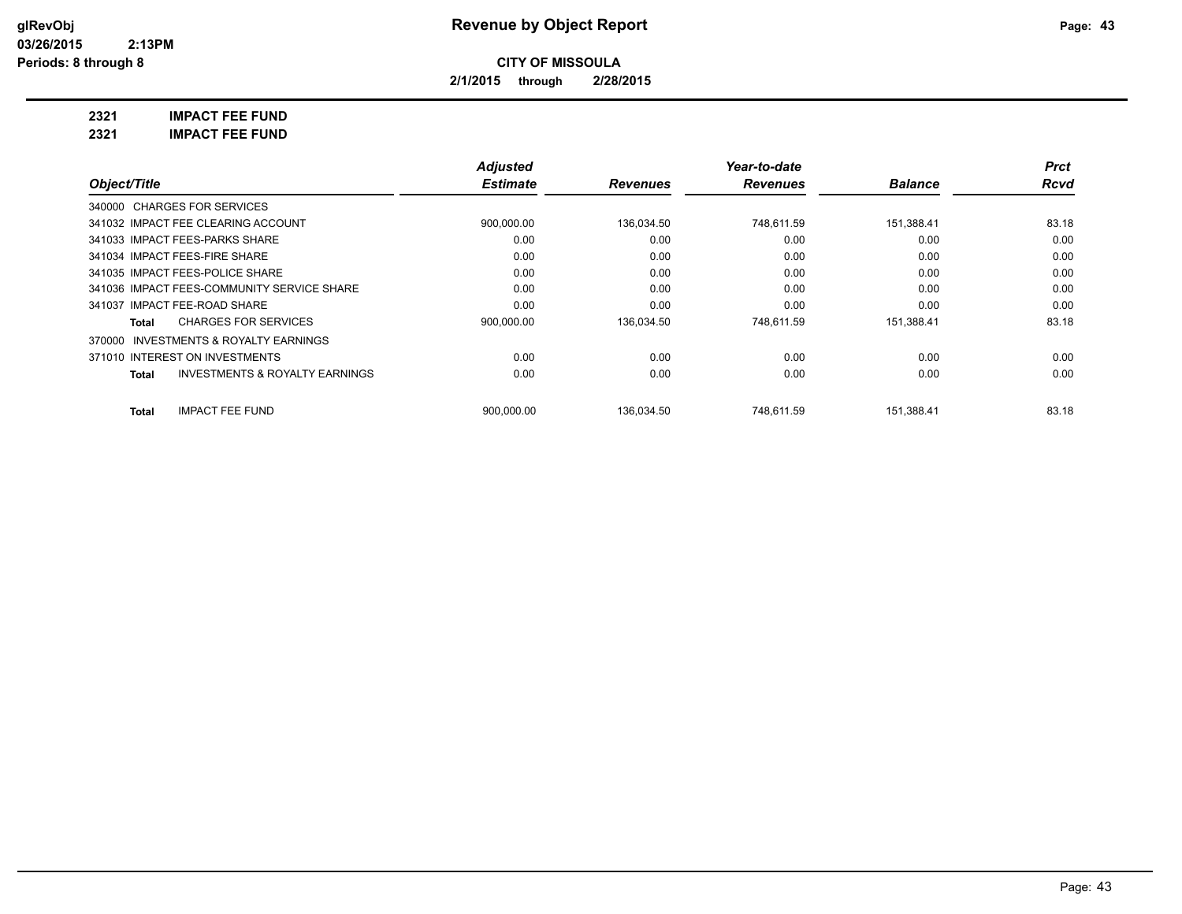# Revenue by Object Report

glRevObj
03/26/2015 2:13PM
Periods: 8 through 8

**CITY OF MISSOULA**

**2/1/2015 through 2/28/2015**

**2321 IMPACT FEE FUND**

**2321 IMPACT FEE FUND**

| Object/Title | Adjusted Estimate | Revenues | Year-to-date Revenues | Balance | Prct Rcvd |
|---|---|---|---|---|---|
| 340000 CHARGES FOR SERVICES | | | | | |
| 341032 IMPACT FEE CLEARING ACCOUNT | 900,000.00 | 136,034.50 | 748,611.59 | 151,388.41 | 83.18 |
| 341033 IMPACT FEES-PARKS SHARE | 0.00 | 0.00 | 0.00 | 0.00 | 0.00 |
| 341034 IMPACT FEES-FIRE SHARE | 0.00 | 0.00 | 0.00 | 0.00 | 0.00 |
| 341035 IMPACT FEES-POLICE SHARE | 0.00 | 0.00 | 0.00 | 0.00 | 0.00 |
| 341036 IMPACT FEES-COMMUNITY SERVICE SHARE | 0.00 | 0.00 | 0.00 | 0.00 | 0.00 |
| 341037 IMPACT FEE-ROAD SHARE | 0.00 | 0.00 | 0.00 | 0.00 | 0.00 |
| **Total** CHARGES FOR SERVICES | 900,000.00 | 136,034.50 | 748,611.59 | 151,388.41 | 83.18 |
| 370000 INVESTMENTS & ROYALTY EARNINGS | | | | | |
| 371010 INTEREST ON INVESTMENTS | 0.00 | 0.00 | 0.00 | 0.00 | 0.00 |
| **Total** INVESTMENTS & ROYALTY EARNINGS | 0.00 | 0.00 | 0.00 | 0.00 | 0.00 |
| **Total** IMPACT FEE FUND | 900,000.00 | 136,034.50 | 748,611.59 | 151,388.41 | 83.18 |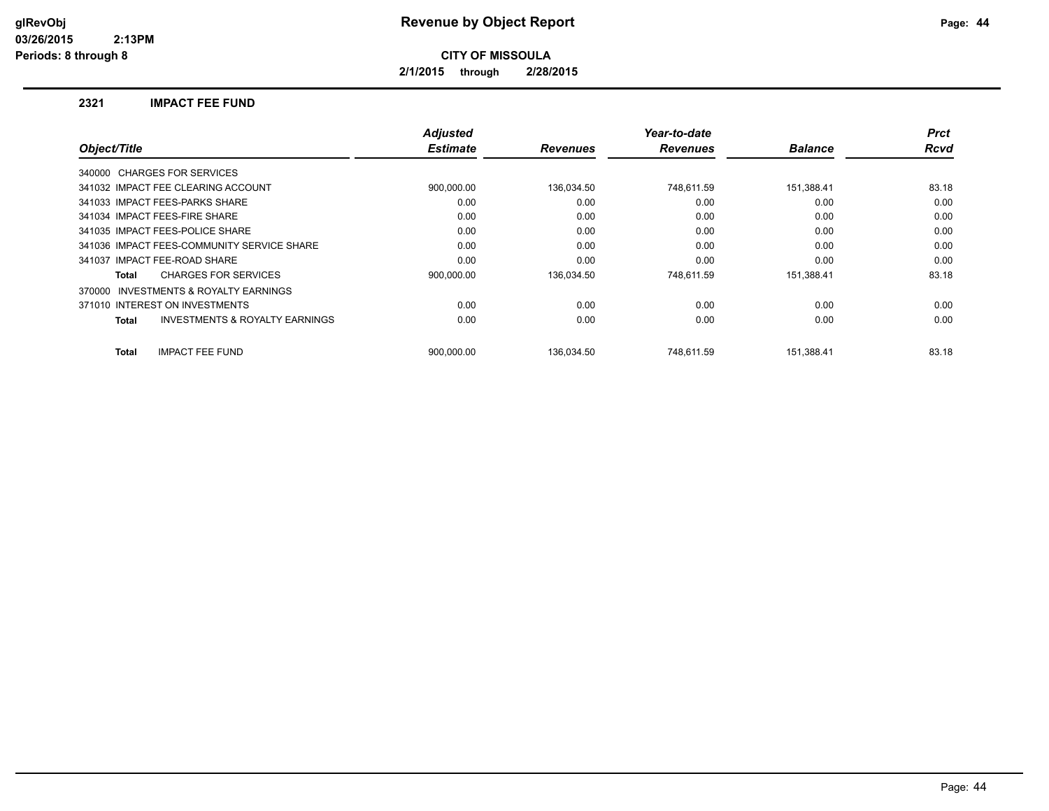**glRevObj**
**03/26/2015 2:13PM**
**Periods: 8 through 8**

# Revenue by Object Report

**CITY OF MISSOULA**

**2/1/2015 through 2/28/2015**

## 2321 IMPACT FEE FUND

| Object/Title | Adjusted Estimate | Revenues | Year-to-date Revenues | Balance | Prct Rcvd |
|---|---|---|---|---|---|
| 340000 CHARGES FOR SERVICES | | | | | |
| 341032 IMPACT FEE CLEARING ACCOUNT | 900,000.00 | 136,034.50 | 748,611.59 | 151,388.41 | 83.18 |
| 341033 IMPACT FEES-PARKS SHARE | 0.00 | 0.00 | 0.00 | 0.00 | 0.00 |
| 341034 IMPACT FEES-FIRE SHARE | 0.00 | 0.00 | 0.00 | 0.00 | 0.00 |
| 341035 IMPACT FEES-POLICE SHARE | 0.00 | 0.00 | 0.00 | 0.00 | 0.00 |
| 341036 IMPACT FEES-COMMUNITY SERVICE SHARE | 0.00 | 0.00 | 0.00 | 0.00 | 0.00 |
| 341037 IMPACT FEE-ROAD SHARE | 0.00 | 0.00 | 0.00 | 0.00 | 0.00 |
| **Total** CHARGES FOR SERVICES | 900,000.00 | 136,034.50 | 748,611.59 | 151,388.41 | 83.18 |
| 370000 INVESTMENTS & ROYALTY EARNINGS | | | | | |
| 371010 INTEREST ON INVESTMENTS | 0.00 | 0.00 | 0.00 | 0.00 | 0.00 |
| **Total** INVESTMENTS & ROYALTY EARNINGS | 0.00 | 0.00 | 0.00 | 0.00 | 0.00 |
| **Total** IMPACT FEE FUND | 900,000.00 | 136,034.50 | 748,611.59 | 151,388.41 | 83.18 |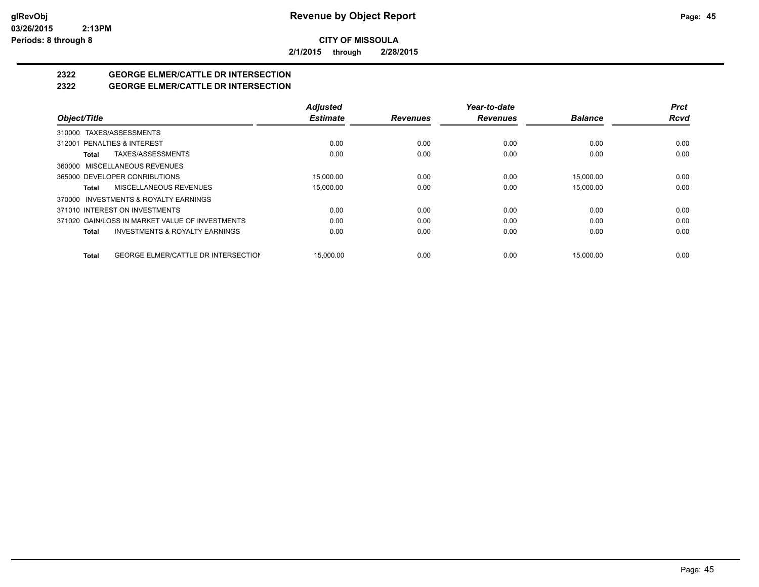# Revenue by Object Report

**CITY OF MISSOULA**

**2/1/2015 through 2/28/2015**

glRevObj
03/26/2015 2:13PM
Periods: 8 through 8

## 2322 GEORGE ELMER/CATTLE DR INTERSECTION
## 2322 GEORGE ELMER/CATTLE DR INTERSECTION

| Object/Title | Adjusted Estimate | Revenues | Year-to-date Revenues | Balance | Prct Rcvd |
|---|---|---|---|---|---|
| 310000 TAXES/ASSESSMENTS | | | | | |
| 312001 PENALTIES & INTEREST | 0.00 | 0.00 | 0.00 | 0.00 | 0.00 |
| **Total** TAXES/ASSESSMENTS | 0.00 | 0.00 | 0.00 | 0.00 | 0.00 |
| 360000 MISCELLANEOUS REVENUES | | | | | |
| 365000 DEVELOPER CONRIBUTIONS | 15,000.00 | 0.00 | 0.00 | 15,000.00 | 0.00 |
| **Total** MISCELLANEOUS REVENUES | 15,000.00 | 0.00 | 0.00 | 15,000.00 | 0.00 |
| 370000 INVESTMENTS & ROYALTY EARNINGS | | | | | |
| 371010 INTEREST ON INVESTMENTS | 0.00 | 0.00 | 0.00 | 0.00 | 0.00 |
| 371020 GAIN/LOSS IN MARKET VALUE OF INVESTMENTS | 0.00 | 0.00 | 0.00 | 0.00 | 0.00 |
| **Total** INVESTMENTS & ROYALTY EARNINGS | 0.00 | 0.00 | 0.00 | 0.00 | 0.00 |
| **Total** GEORGE ELMER/CATTLE DR INTERSECTION | 15,000.00 | 0.00 | 0.00 | 15,000.00 | 0.00 |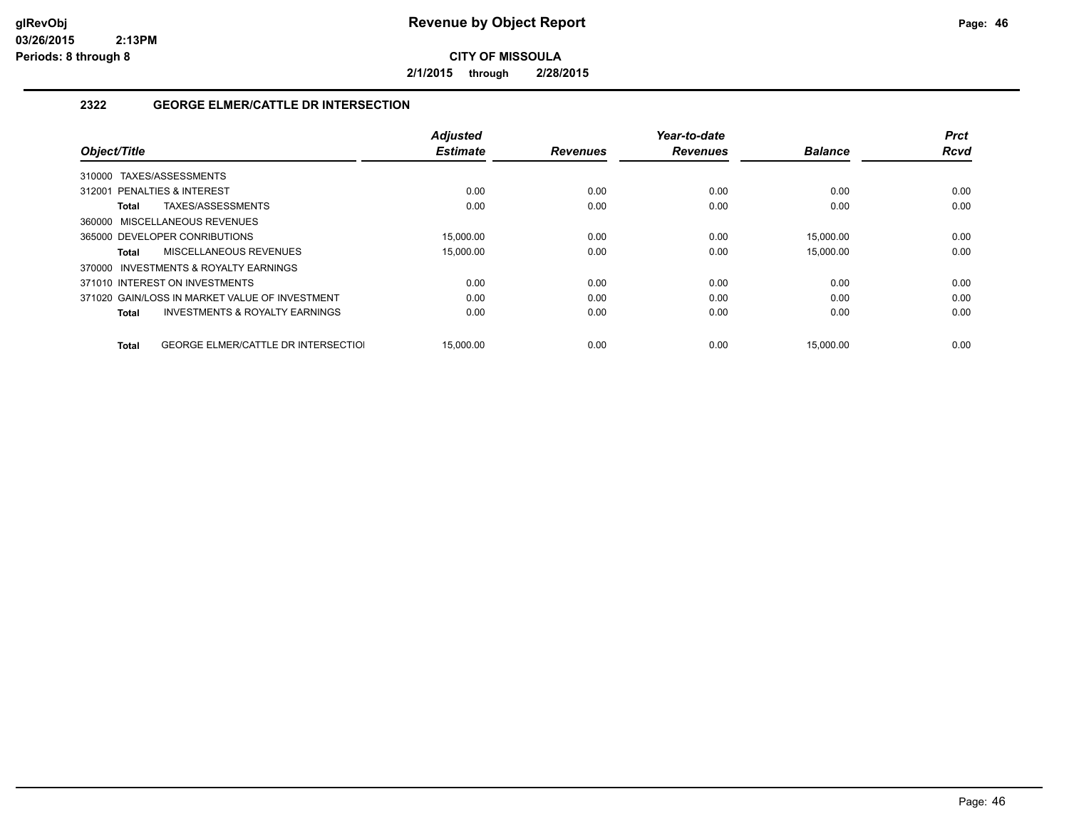# Revenue by Object Report

**CITY OF MISSOULA**

**2/1/2015 through 2/28/2015**

glRevObj
03/26/2015 2:13PM
Periods: 8 through 8

## 2322 GEORGE ELMER/CATTLE DR INTERSECTION

| Object/Title | Adjusted Estimate | Revenues | Year-to-date Revenues | Balance | Prct Rcvd |
|---|---|---|---|---|---|
| 310000 TAXES/ASSESSMENTS | | | | | |
| 312001 PENALTIES & INTEREST | 0.00 | 0.00 | 0.00 | 0.00 | 0.00 |
| **Total** TAXES/ASSESSMENTS | 0.00 | 0.00 | 0.00 | 0.00 | 0.00 |
| 360000 MISCELLANEOUS REVENUES | | | | | |
| 365000 DEVELOPER CONRIBUTIONS | 15,000.00 | 0.00 | 0.00 | 15,000.00 | 0.00 |
| **Total** MISCELLANEOUS REVENUES | 15,000.00 | 0.00 | 0.00 | 15,000.00 | 0.00 |
| 370000 INVESTMENTS & ROYALTY EARNINGS | | | | | |
| 371010 INTEREST ON INVESTMENTS | 0.00 | 0.00 | 0.00 | 0.00 | 0.00 |
| 371020 GAIN/LOSS IN MARKET VALUE OF INVESTMENT | 0.00 | 0.00 | 0.00 | 0.00 | 0.00 |
| **Total** INVESTMENTS & ROYALTY EARNINGS | 0.00 | 0.00 | 0.00 | 0.00 | 0.00 |
| **Total** GEORGE ELMER/CATTLE DR INTERSECTIOI | 15,000.00 | 0.00 | 0.00 | 15,000.00 | 0.00 |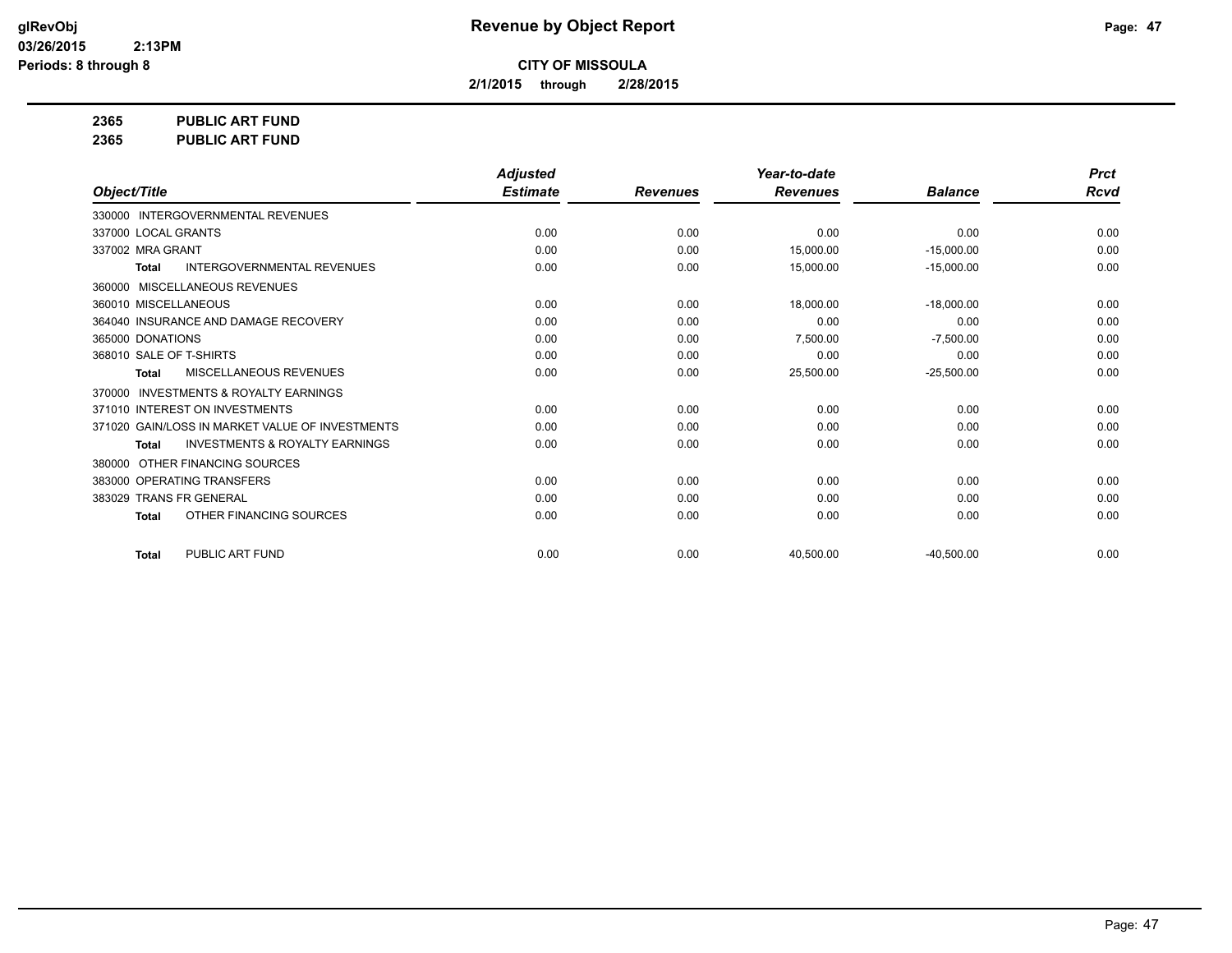# Revenue by Object Report

**CITY OF MISSOULA**

**2/1/2015 through 2/28/2015**

glRevObj
03/26/2015 2:13PM
Periods: 8 through 8

**2365 PUBLIC ART FUND**
**2365 PUBLIC ART FUND**

| Object/Title | Adjusted Estimate | Revenues | Year-to-date Revenues | Balance | Prct Rcvd |
|---|---|---|---|---|---|
| 330000 INTERGOVERNMENTAL REVENUES | | | | | |
| 337000 LOCAL GRANTS | 0.00 | 0.00 | 0.00 | 0.00 | 0.00 |
| 337002 MRA GRANT | 0.00 | 0.00 | 15,000.00 | -15,000.00 | 0.00 |
| **Total** INTERGOVERNMENTAL REVENUES | 0.00 | 0.00 | 15,000.00 | -15,000.00 | 0.00 |
| 360000 MISCELLANEOUS REVENUES | | | | | |
| 360010 MISCELLANEOUS | 0.00 | 0.00 | 18,000.00 | -18,000.00 | 0.00 |
| 364040 INSURANCE AND DAMAGE RECOVERY | 0.00 | 0.00 | 0.00 | 0.00 | 0.00 |
| 365000 DONATIONS | 0.00 | 0.00 | 7,500.00 | -7,500.00 | 0.00 |
| 368010 SALE OF T-SHIRTS | 0.00 | 0.00 | 0.00 | 0.00 | 0.00 |
| **Total** MISCELLANEOUS REVENUES | 0.00 | 0.00 | 25,500.00 | -25,500.00 | 0.00 |
| 370000 INVESTMENTS & ROYALTY EARNINGS | | | | | |
| 371010 INTEREST ON INVESTMENTS | 0.00 | 0.00 | 0.00 | 0.00 | 0.00 |
| 371020 GAIN/LOSS IN MARKET VALUE OF INVESTMENTS | 0.00 | 0.00 | 0.00 | 0.00 | 0.00 |
| **Total** INVESTMENTS & ROYALTY EARNINGS | 0.00 | 0.00 | 0.00 | 0.00 | 0.00 |
| 380000 OTHER FINANCING SOURCES | | | | | |
| 383000 OPERATING TRANSFERS | 0.00 | 0.00 | 0.00 | 0.00 | 0.00 |
| 383029 TRANS FR GENERAL | 0.00 | 0.00 | 0.00 | 0.00 | 0.00 |
| **Total** OTHER FINANCING SOURCES | 0.00 | 0.00 | 0.00 | 0.00 | 0.00 |
| **Total** PUBLIC ART FUND | 0.00 | 0.00 | 40,500.00 | -40,500.00 | 0.00 |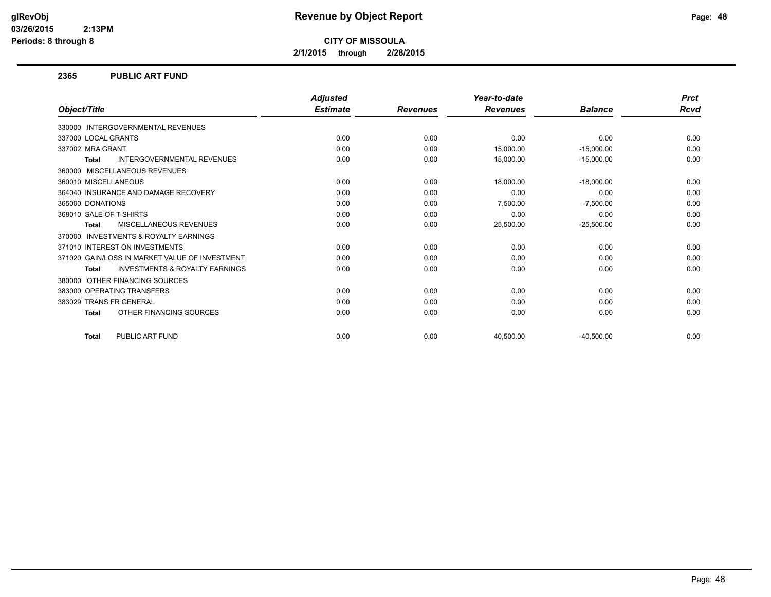**CITY OF MISSOULA**

**2/1/2015 through 2/28/2015**

## 2365 PUBLIC ART FUND

| Object/Title | Adjusted Estimate | Revenues | Year-to-date Revenues | Balance | Prct Rcvd |
|---|---|---|---|---|---|
| 330000 INTERGOVERNMENTAL REVENUES | | | | | |
| 337000 LOCAL GRANTS | 0.00 | 0.00 | 0.00 | 0.00 | 0.00 |
| 337002 MRA GRANT | 0.00 | 0.00 | 15,000.00 | -15,000.00 | 0.00 |
| **Total** INTERGOVERNMENTAL REVENUES | 0.00 | 0.00 | 15,000.00 | -15,000.00 | 0.00 |
| 360000 MISCELLANEOUS REVENUES | | | | | |
| 360010 MISCELLANEOUS | 0.00 | 0.00 | 18,000.00 | -18,000.00 | 0.00 |
| 364040 INSURANCE AND DAMAGE RECOVERY | 0.00 | 0.00 | 0.00 | 0.00 | 0.00 |
| 365000 DONATIONS | 0.00 | 0.00 | 7,500.00 | -7,500.00 | 0.00 |
| 368010 SALE OF T-SHIRTS | 0.00 | 0.00 | 0.00 | 0.00 | 0.00 |
| **Total** MISCELLANEOUS REVENUES | 0.00 | 0.00 | 25,500.00 | -25,500.00 | 0.00 |
| 370000 INVESTMENTS & ROYALTY EARNINGS | | | | | |
| 371010 INTEREST ON INVESTMENTS | 0.00 | 0.00 | 0.00 | 0.00 | 0.00 |
| 371020 GAIN/LOSS IN MARKET VALUE OF INVESTMENT | 0.00 | 0.00 | 0.00 | 0.00 | 0.00 |
| **Total** INVESTMENTS & ROYALTY EARNINGS | 0.00 | 0.00 | 0.00 | 0.00 | 0.00 |
| 380000 OTHER FINANCING SOURCES | | | | | |
| 383000 OPERATING TRANSFERS | 0.00 | 0.00 | 0.00 | 0.00 | 0.00 |
| 383029 TRANS FR GENERAL | 0.00 | 0.00 | 0.00 | 0.00 | 0.00 |
| **Total** OTHER FINANCING SOURCES | 0.00 | 0.00 | 0.00 | 0.00 | 0.00 |
| **Total** PUBLIC ART FUND | 0.00 | 0.00 | 40,500.00 | -40,500.00 | 0.00 |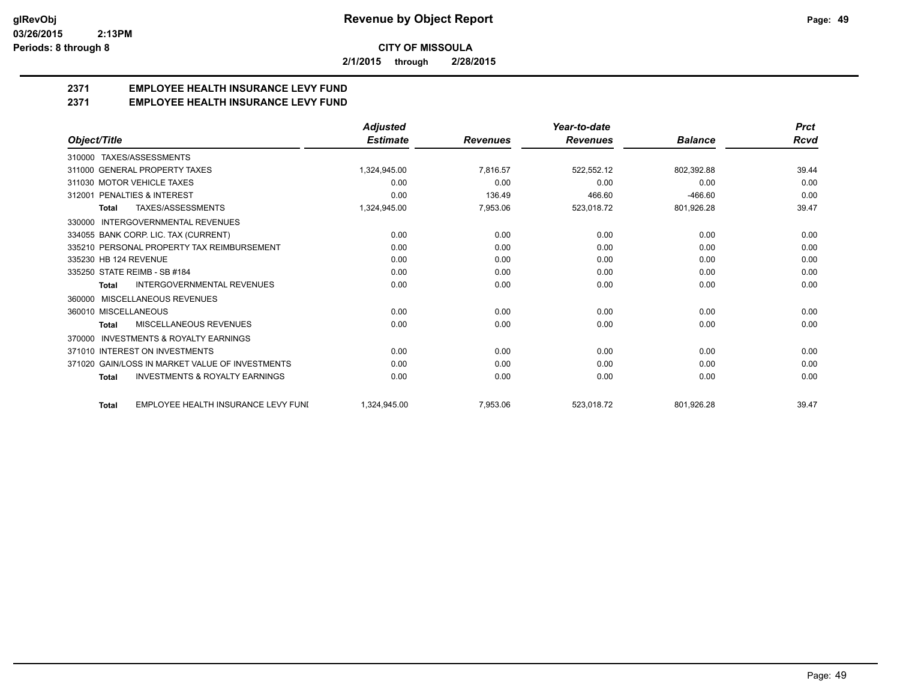**CITY OF MISSOULA**

**2/1/2015 through 2/28/2015**

## 2371 EMPLOYEE HEALTH INSURANCE LEVY FUND

## 2371 EMPLOYEE HEALTH INSURANCE LEVY FUND

| Object/Title | Adjusted Estimate | Revenues | Year-to-date Revenues | Balance | Prct Rcvd |
|---|---|---|---|---|---|
| 310000 TAXES/ASSESSMENTS | | | | | |
| 311000 GENERAL PROPERTY TAXES | 1,324,945.00 | 7,816.57 | 522,552.12 | 802,392.88 | 39.44 |
| 311030 MOTOR VEHICLE TAXES | 0.00 | 0.00 | 0.00 | 0.00 | 0.00 |
| 312001 PENALTIES & INTEREST | 0.00 | 136.49 | 466.60 | -466.60 | 0.00 |
| Total TAXES/ASSESSMENTS | 1,324,945.00 | 7,953.06 | 523,018.72 | 801,926.28 | 39.47 |
| 330000 INTERGOVERNMENTAL REVENUES | | | | | |
| 334055 BANK CORP. LIC. TAX (CURRENT) | 0.00 | 0.00 | 0.00 | 0.00 | 0.00 |
| 335210 PERSONAL PROPERTY TAX REIMBURSEMENT | 0.00 | 0.00 | 0.00 | 0.00 | 0.00 |
| 335230 HB 124 REVENUE | 0.00 | 0.00 | 0.00 | 0.00 | 0.00 |
| 335250 STATE REIMB - SB #184 | 0.00 | 0.00 | 0.00 | 0.00 | 0.00 |
| Total INTERGOVERNMENTAL REVENUES | 0.00 | 0.00 | 0.00 | 0.00 | 0.00 |
| 360000 MISCELLANEOUS REVENUES | | | | | |
| 360010 MISCELLANEOUS | 0.00 | 0.00 | 0.00 | 0.00 | 0.00 |
| Total MISCELLANEOUS REVENUES | 0.00 | 0.00 | 0.00 | 0.00 | 0.00 |
| 370000 INVESTMENTS & ROYALTY EARNINGS | | | | | |
| 371010 INTEREST ON INVESTMENTS | 0.00 | 0.00 | 0.00 | 0.00 | 0.00 |
| 371020 GAIN/LOSS IN MARKET VALUE OF INVESTMENTS | 0.00 | 0.00 | 0.00 | 0.00 | 0.00 |
| Total INVESTMENTS & ROYALTY EARNINGS | 0.00 | 0.00 | 0.00 | 0.00 | 0.00 |
| Total EMPLOYEE HEALTH INSURANCE LEVY FUNI | 1,324,945.00 | 7,953.06 | 523,018.72 | 801,926.28 | 39.47 |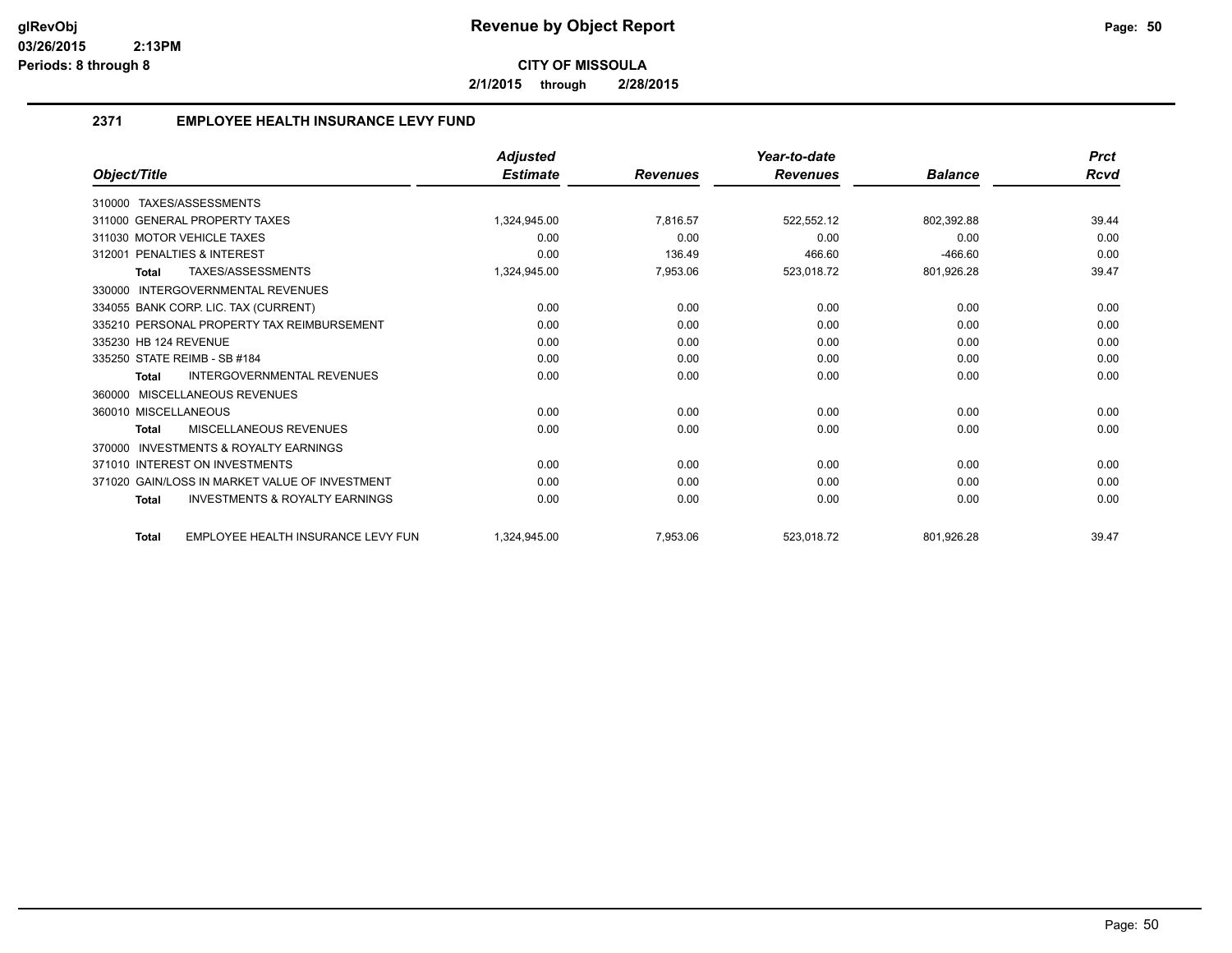# Revenue by Object Report

**CITY OF MISSOULA**

**2/1/2015 through 2/28/2015**

glRevObj
03/26/2015 2:13PM
Periods: 8 through 8

## 2371 EMPLOYEE HEALTH INSURANCE LEVY FUND

| Object/Title | Adjusted Estimate | Revenues | Year-to-date Revenues | Balance | Prct Rcvd |
|---|---|---|---|---|---|
| 310000 TAXES/ASSESSMENTS | | | | | |
| 311000 GENERAL PROPERTY TAXES | 1,324,945.00 | 7,816.57 | 522,552.12 | 802,392.88 | 39.44 |
| 311030 MOTOR VEHICLE TAXES | 0.00 | 0.00 | 0.00 | 0.00 | 0.00 |
| 312001 PENALTIES & INTEREST | 0.00 | 136.49 | 466.60 | -466.60 | 0.00 |
| **Total** TAXES/ASSESSMENTS | 1,324,945.00 | 7,953.06 | 523,018.72 | 801,926.28 | 39.47 |
| 330000 INTERGOVERNMENTAL REVENUES | | | | | |
| 334055 BANK CORP. LIC. TAX (CURRENT) | 0.00 | 0.00 | 0.00 | 0.00 | 0.00 |
| 335210 PERSONAL PROPERTY TAX REIMBURSEMENT | 0.00 | 0.00 | 0.00 | 0.00 | 0.00 |
| 335230 HB 124 REVENUE | 0.00 | 0.00 | 0.00 | 0.00 | 0.00 |
| 335250 STATE REIMB - SB #184 | 0.00 | 0.00 | 0.00 | 0.00 | 0.00 |
| **Total** INTERGOVERNMENTAL REVENUES | 0.00 | 0.00 | 0.00 | 0.00 | 0.00 |
| 360000 MISCELLANEOUS REVENUES | | | | | |
| 360010 MISCELLANEOUS | 0.00 | 0.00 | 0.00 | 0.00 | 0.00 |
| **Total** MISCELLANEOUS REVENUES | 0.00 | 0.00 | 0.00 | 0.00 | 0.00 |
| 370000 INVESTMENTS & ROYALTY EARNINGS | | | | | |
| 371010 INTEREST ON INVESTMENTS | 0.00 | 0.00 | 0.00 | 0.00 | 0.00 |
| 371020 GAIN/LOSS IN MARKET VALUE OF INVESTMENT | 0.00 | 0.00 | 0.00 | 0.00 | 0.00 |
| **Total** INVESTMENTS & ROYALTY EARNINGS | 0.00 | 0.00 | 0.00 | 0.00 | 0.00 |
| **Total** EMPLOYEE HEALTH INSURANCE LEVY FUN | 1,324,945.00 | 7,953.06 | 523,018.72 | 801,926.28 | 39.47 |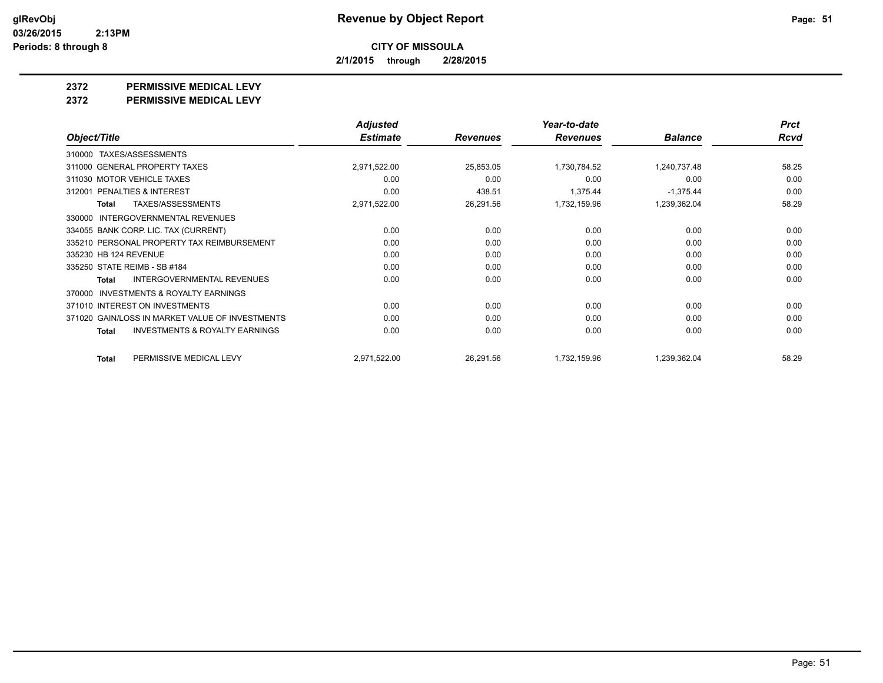# Revenue by Object Report

**CITY OF MISSOULA**

**2/1/2015 through 2/28/2015**

glRevObj
03/26/2015 2:13PM
Periods: 8 through 8

## 2372 PERMISSIVE MEDICAL LEVY

## 2372 PERMISSIVE MEDICAL LEVY

| Object/Title | Adjusted Estimate | Revenues | Year-to-date Revenues | Balance | Prct Rcvd |
|---|---|---|---|---|---|
| 310000 TAXES/ASSESSMENTS | | | | | |
| 311000 GENERAL PROPERTY TAXES | 2,971,522.00 | 25,853.05 | 1,730,784.52 | 1,240,737.48 | 58.25 |
| 311030 MOTOR VEHICLE TAXES | 0.00 | 0.00 | 0.00 | 0.00 | 0.00 |
| 312001 PENALTIES & INTEREST | 0.00 | 438.51 | 1,375.44 | -1,375.44 | 0.00 |
| **Total** TAXES/ASSESSMENTS | 2,971,522.00 | 26,291.56 | 1,732,159.96 | 1,239,362.04 | 58.29 |
| 330000 INTERGOVERNMENTAL REVENUES | | | | | |
| 334055 BANK CORP. LIC. TAX (CURRENT) | 0.00 | 0.00 | 0.00 | 0.00 | 0.00 |
| 335210 PERSONAL PROPERTY TAX REIMBURSEMENT | 0.00 | 0.00 | 0.00 | 0.00 | 0.00 |
| 335230 HB 124 REVENUE | 0.00 | 0.00 | 0.00 | 0.00 | 0.00 |
| 335250 STATE REIMB - SB #184 | 0.00 | 0.00 | 0.00 | 0.00 | 0.00 |
| **Total** INTERGOVERNMENTAL REVENUES | 0.00 | 0.00 | 0.00 | 0.00 | 0.00 |
| 370000 INVESTMENTS & ROYALTY EARNINGS | | | | | |
| 371010 INTEREST ON INVESTMENTS | 0.00 | 0.00 | 0.00 | 0.00 | 0.00 |
| 371020 GAIN/LOSS IN MARKET VALUE OF INVESTMENTS | 0.00 | 0.00 | 0.00 | 0.00 | 0.00 |
| **Total** INVESTMENTS & ROYALTY EARNINGS | 0.00 | 0.00 | 0.00 | 0.00 | 0.00 |
| **Total** PERMISSIVE MEDICAL LEVY | 2,971,522.00 | 26,291.56 | 1,732,159.96 | 1,239,362.04 | 58.29 |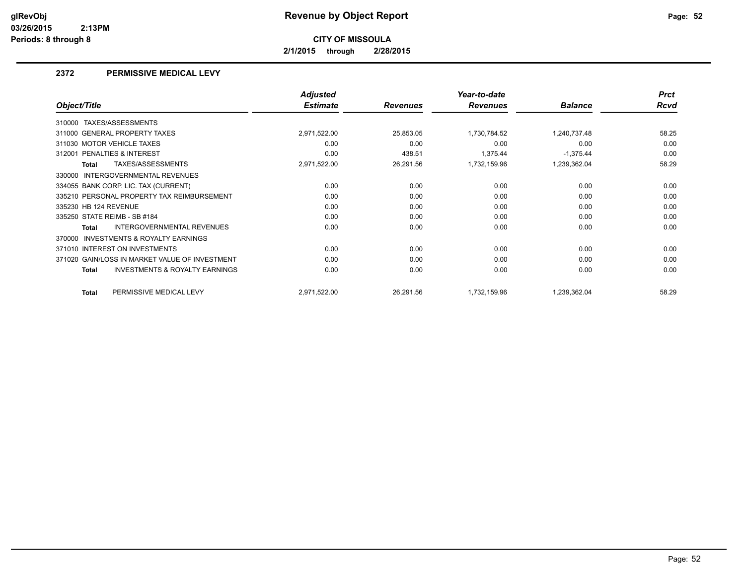# Revenue by Object Report

**CITY OF MISSOULA**

**2/1/2015 through 2/28/2015**

glRevObj
03/26/2015 2:13PM
Periods: 8 through 8

## 2372 PERMISSIVE MEDICAL LEVY

| Object/Title | Adjusted Estimate | Revenues | Year-to-date Revenues | Balance | Prct Rcvd |
|---|---|---|---|---|---|
| 310000 TAXES/ASSESSMENTS | | | | | |
| 311000 GENERAL PROPERTY TAXES | 2,971,522.00 | 25,853.05 | 1,730,784.52 | 1,240,737.48 | 58.25 |
| 311030 MOTOR VEHICLE TAXES | 0.00 | 0.00 | 0.00 | 0.00 | 0.00 |
| 312001 PENALTIES & INTEREST | 0.00 | 438.51 | 1,375.44 | -1,375.44 | 0.00 |
| **Total** TAXES/ASSESSMENTS | 2,971,522.00 | 26,291.56 | 1,732,159.96 | 1,239,362.04 | 58.29 |
| 330000 INTERGOVERNMENTAL REVENUES | | | | | |
| 334055 BANK CORP. LIC. TAX (CURRENT) | 0.00 | 0.00 | 0.00 | 0.00 | 0.00 |
| 335210 PERSONAL PROPERTY TAX REIMBURSEMENT | 0.00 | 0.00 | 0.00 | 0.00 | 0.00 |
| 335230 HB 124 REVENUE | 0.00 | 0.00 | 0.00 | 0.00 | 0.00 |
| 335250 STATE REIMB - SB #184 | 0.00 | 0.00 | 0.00 | 0.00 | 0.00 |
| **Total** INTERGOVERNMENTAL REVENUES | 0.00 | 0.00 | 0.00 | 0.00 | 0.00 |
| 370000 INVESTMENTS & ROYALTY EARNINGS | | | | | |
| 371010 INTEREST ON INVESTMENTS | 0.00 | 0.00 | 0.00 | 0.00 | 0.00 |
| 371020 GAIN/LOSS IN MARKET VALUE OF INVESTMENT | 0.00 | 0.00 | 0.00 | 0.00 | 0.00 |
| **Total** INVESTMENTS & ROYALTY EARNINGS | 0.00 | 0.00 | 0.00 | 0.00 | 0.00 |
| **Total** PERMISSIVE MEDICAL LEVY | 2,971,522.00 | 26,291.56 | 1,732,159.96 | 1,239,362.04 | 58.29 |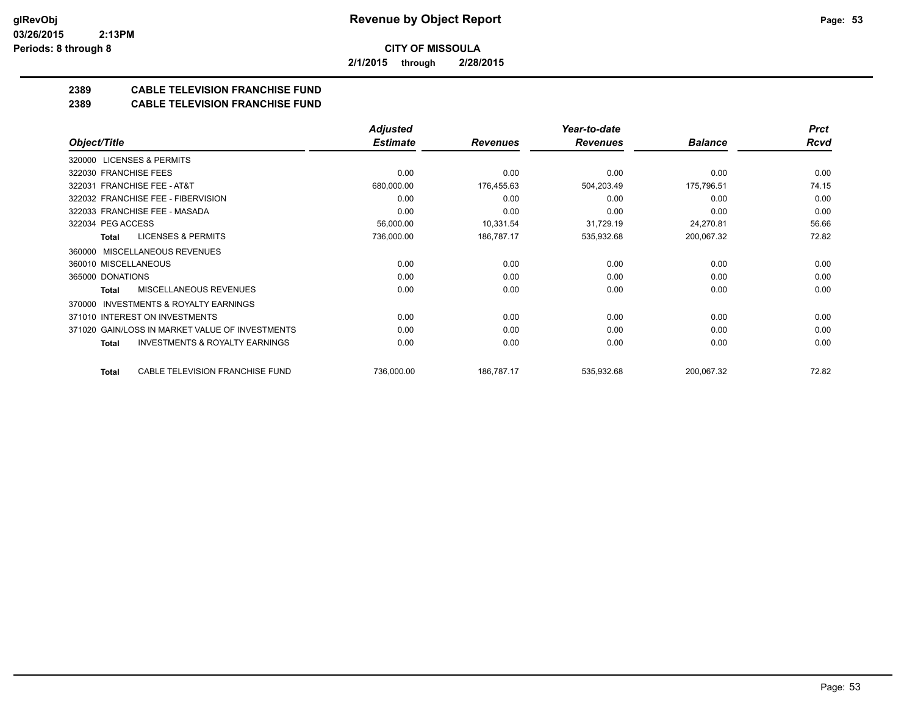**CITY OF MISSOULA**

**2/1/2015 through 2/28/2015**

## 2389 CABLE TELEVISION FRANCHISE FUND
## 2389 CABLE TELEVISION FRANCHISE FUND

| Object/Title | Adjusted Estimate | Revenues | Year-to-date Revenues | Balance | Prct Rcvd |
|---|---|---|---|---|---|
| 320000 LICENSES & PERMITS | | | | | |
| 322030 FRANCHISE FEES | 0.00 | 0.00 | 0.00 | 0.00 | 0.00 |
| 322031 FRANCHISE FEE - AT&T | 680,000.00 | 176,455.63 | 504,203.49 | 175,796.51 | 74.15 |
| 322032 FRANCHISE FEE - FIBERVISION | 0.00 | 0.00 | 0.00 | 0.00 | 0.00 |
| 322033 FRANCHISE FEE - MASADA | 0.00 | 0.00 | 0.00 | 0.00 | 0.00 |
| 322034 PEG ACCESS | 56,000.00 | 10,331.54 | 31,729.19 | 24,270.81 | 56.66 |
| **Total** LICENSES & PERMITS | 736,000.00 | 186,787.17 | 535,932.68 | 200,067.32 | 72.82 |
| 360000 MISCELLANEOUS REVENUES | | | | | |
| 360010 MISCELLANEOUS | 0.00 | 0.00 | 0.00 | 0.00 | 0.00 |
| 365000 DONATIONS | 0.00 | 0.00 | 0.00 | 0.00 | 0.00 |
| **Total** MISCELLANEOUS REVENUES | 0.00 | 0.00 | 0.00 | 0.00 | 0.00 |
| 370000 INVESTMENTS & ROYALTY EARNINGS | | | | | |
| 371010 INTEREST ON INVESTMENTS | 0.00 | 0.00 | 0.00 | 0.00 | 0.00 |
| 371020 GAIN/LOSS IN MARKET VALUE OF INVESTMENTS | 0.00 | 0.00 | 0.00 | 0.00 | 0.00 |
| **Total** INVESTMENTS & ROYALTY EARNINGS | 0.00 | 0.00 | 0.00 | 0.00 | 0.00 |
| **Total** CABLE TELEVISION FRANCHISE FUND | 736,000.00 | 186,787.17 | 535,932.68 | 200,067.32 | 72.82 |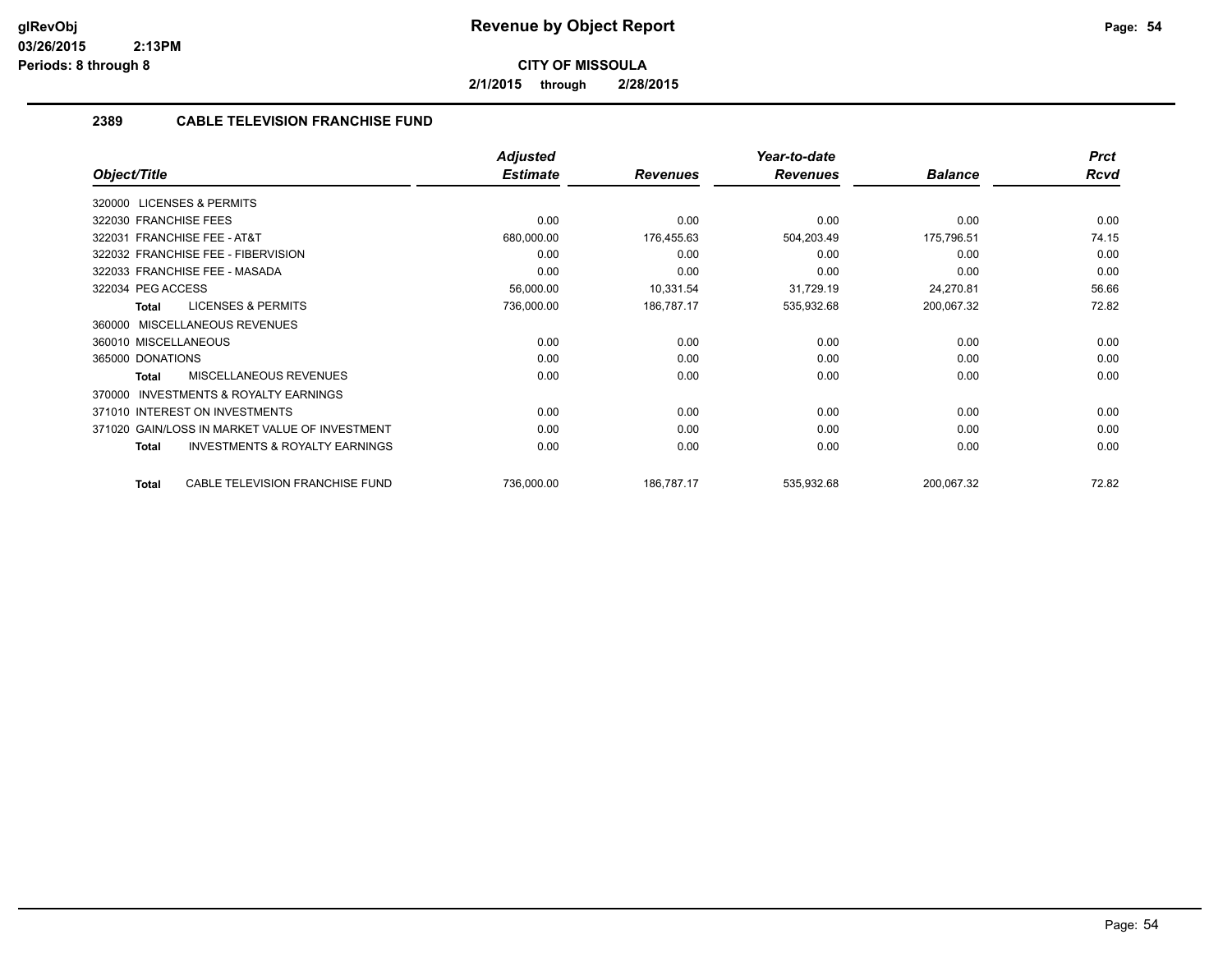**CITY OF MISSOULA**

**2/1/2015 through 2/28/2015**

## 2389 CABLE TELEVISION FRANCHISE FUND

| Object/Title | Adjusted Estimate | Revenues | Year-to-date Revenues | Balance | Prct Rcvd |
|---|---|---|---|---|---|
| 320000 LICENSES & PERMITS | | | | | |
| 322030 FRANCHISE FEES | 0.00 | 0.00 | 0.00 | 0.00 | 0.00 |
| 322031 FRANCHISE FEE - AT&T | 680,000.00 | 176,455.63 | 504,203.49 | 175,796.51 | 74.15 |
| 322032 FRANCHISE FEE - FIBERVISION | 0.00 | 0.00 | 0.00 | 0.00 | 0.00 |
| 322033 FRANCHISE FEE - MASADA | 0.00 | 0.00 | 0.00 | 0.00 | 0.00 |
| 322034 PEG ACCESS | 56,000.00 | 10,331.54 | 31,729.19 | 24,270.81 | 56.66 |
| **Total** LICENSES & PERMITS | 736,000.00 | 186,787.17 | 535,932.68 | 200,067.32 | 72.82 |
| 360000 MISCELLANEOUS REVENUES | | | | | |
| 360010 MISCELLANEOUS | 0.00 | 0.00 | 0.00 | 0.00 | 0.00 |
| 365000 DONATIONS | 0.00 | 0.00 | 0.00 | 0.00 | 0.00 |
| **Total** MISCELLANEOUS REVENUES | 0.00 | 0.00 | 0.00 | 0.00 | 0.00 |
| 370000 INVESTMENTS & ROYALTY EARNINGS | | | | | |
| 371010 INTEREST ON INVESTMENTS | 0.00 | 0.00 | 0.00 | 0.00 | 0.00 |
| 371020 GAIN/LOSS IN MARKET VALUE OF INVESTMENT | 0.00 | 0.00 | 0.00 | 0.00 | 0.00 |
| **Total** INVESTMENTS & ROYALTY EARNINGS | 0.00 | 0.00 | 0.00 | 0.00 | 0.00 |
| **Total** CABLE TELEVISION FRANCHISE FUND | 736,000.00 | 186,787.17 | 535,932.68 | 200,067.32 | 72.82 |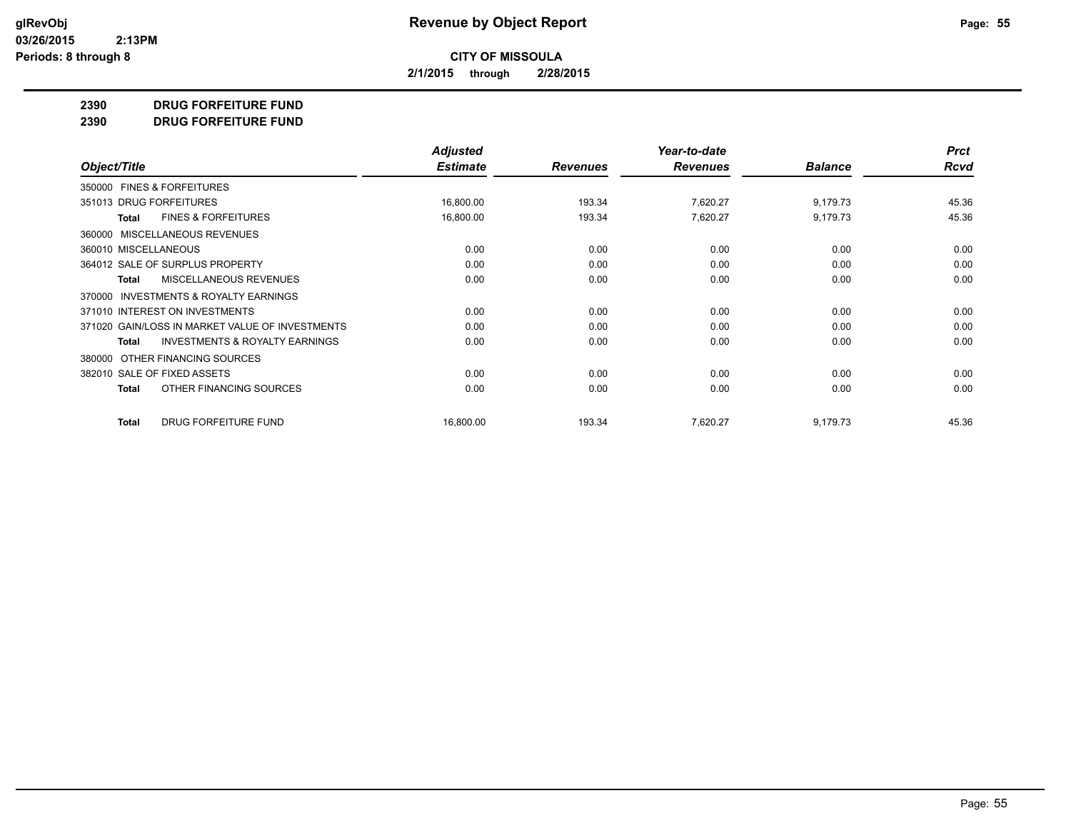# Revenue by Object Report

**CITY OF MISSOULA**

**2/1/2015 through 2/28/2015**

glRevObj
03/26/2015 2:13PM
Periods: 8 through 8

**2390 DRUG FORFEITURE FUND**

**2390 DRUG FORFEITURE FUND**

| Object/Title | Adjusted Estimate | Revenues | Year-to-date Revenues | Balance | Prct Rcvd |
|---|---|---|---|---|---|
| 350000 FINES & FORFEITURES | | | | | |
| 351013 DRUG FORFEITURES | 16,800.00 | 193.34 | 7,620.27 | 9,179.73 | 45.36 |
| **Total** FINES & FORFEITURES | 16,800.00 | 193.34 | 7,620.27 | 9,179.73 | 45.36 |
| 360000 MISCELLANEOUS REVENUES | | | | | |
| 360010 MISCELLANEOUS | 0.00 | 0.00 | 0.00 | 0.00 | 0.00 |
| 364012 SALE OF SURPLUS PROPERTY | 0.00 | 0.00 | 0.00 | 0.00 | 0.00 |
| **Total** MISCELLANEOUS REVENUES | 0.00 | 0.00 | 0.00 | 0.00 | 0.00 |
| 370000 INVESTMENTS & ROYALTY EARNINGS | | | | | |
| 371010 INTEREST ON INVESTMENTS | 0.00 | 0.00 | 0.00 | 0.00 | 0.00 |
| 371020 GAIN/LOSS IN MARKET VALUE OF INVESTMENTS | 0.00 | 0.00 | 0.00 | 0.00 | 0.00 |
| **Total** INVESTMENTS & ROYALTY EARNINGS | 0.00 | 0.00 | 0.00 | 0.00 | 0.00 |
| 380000 OTHER FINANCING SOURCES | | | | | |
| 382010 SALE OF FIXED ASSETS | 0.00 | 0.00 | 0.00 | 0.00 | 0.00 |
| **Total** OTHER FINANCING SOURCES | 0.00 | 0.00 | 0.00 | 0.00 | 0.00 |
| **Total** DRUG FORFEITURE FUND | 16,800.00 | 193.34 | 7,620.27 | 9,179.73 | 45.36 |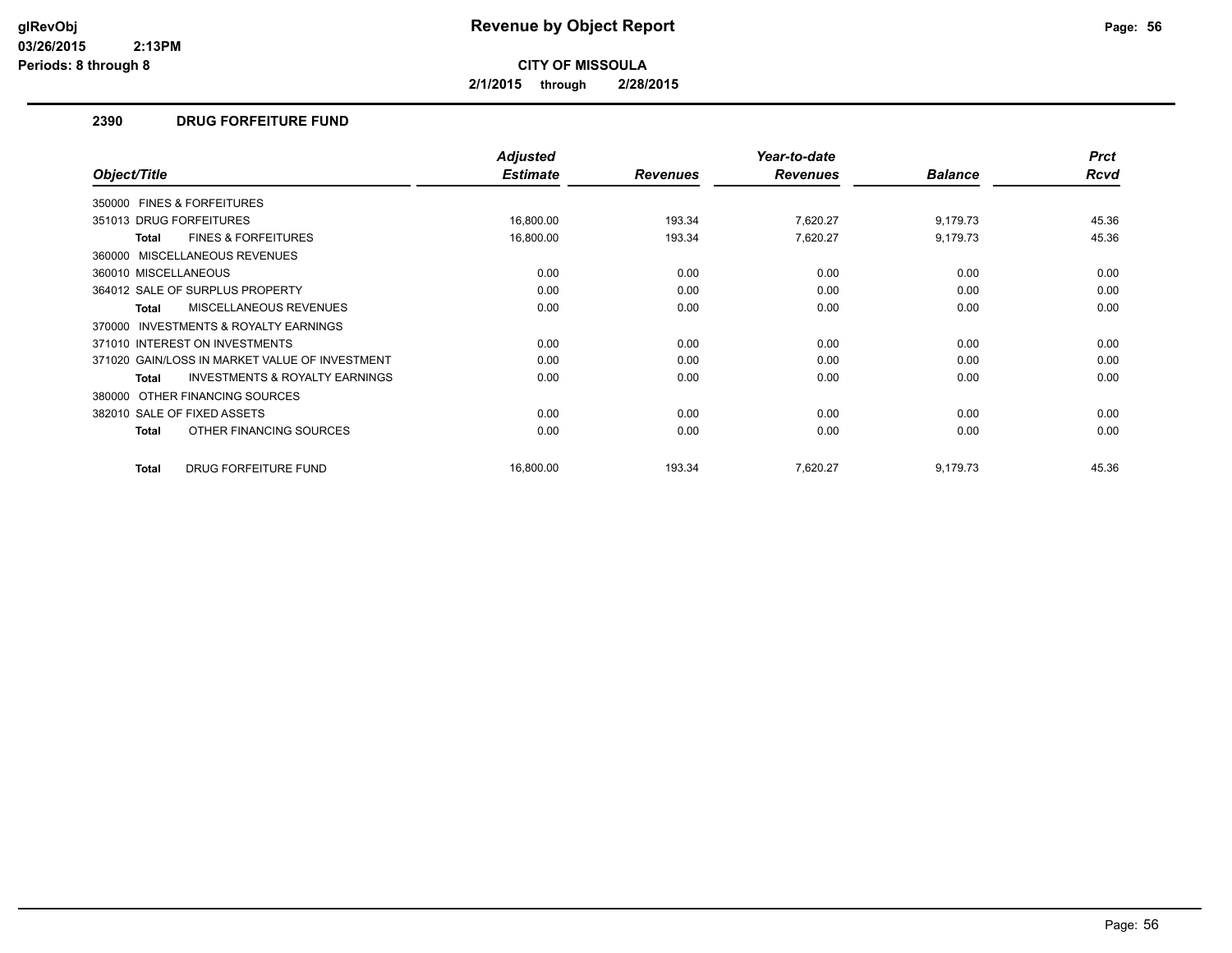# Revenue by Object Report

**CITY OF MISSOULA**

**2/1/2015 through 2/28/2015**

glRevObj
03/26/2015 2:13PM
Periods: 8 through 8

## 2390 DRUG FORFEITURE FUND

| Object/Title | Adjusted Estimate | Revenues | Year-to-date Revenues | Balance | Prct Rcvd |
|---|---|---|---|---|---|
| 350000 FINES & FORFEITURES | | | | | |
| 351013 DRUG FORFEITURES | 16,800.00 | 193.34 | 7,620.27 | 9,179.73 | 45.36 |
| **Total** FINES & FORFEITURES | 16,800.00 | 193.34 | 7,620.27 | 9,179.73 | 45.36 |
| 360000 MISCELLANEOUS REVENUES | | | | | |
| 360010 MISCELLANEOUS | 0.00 | 0.00 | 0.00 | 0.00 | 0.00 |
| 364012 SALE OF SURPLUS PROPERTY | 0.00 | 0.00 | 0.00 | 0.00 | 0.00 |
| **Total** MISCELLANEOUS REVENUES | 0.00 | 0.00 | 0.00 | 0.00 | 0.00 |
| 370000 INVESTMENTS & ROYALTY EARNINGS | | | | | |
| 371010 INTEREST ON INVESTMENTS | 0.00 | 0.00 | 0.00 | 0.00 | 0.00 |
| 371020 GAIN/LOSS IN MARKET VALUE OF INVESTMENT | 0.00 | 0.00 | 0.00 | 0.00 | 0.00 |
| **Total** INVESTMENTS & ROYALTY EARNINGS | 0.00 | 0.00 | 0.00 | 0.00 | 0.00 |
| 380000 OTHER FINANCING SOURCES | | | | | |
| 382010 SALE OF FIXED ASSETS | 0.00 | 0.00 | 0.00 | 0.00 | 0.00 |
| **Total** OTHER FINANCING SOURCES | 0.00 | 0.00 | 0.00 | 0.00 | 0.00 |
| **Total** DRUG FORFEITURE FUND | 16,800.00 | 193.34 | 7,620.27 | 9,179.73 | 45.36 |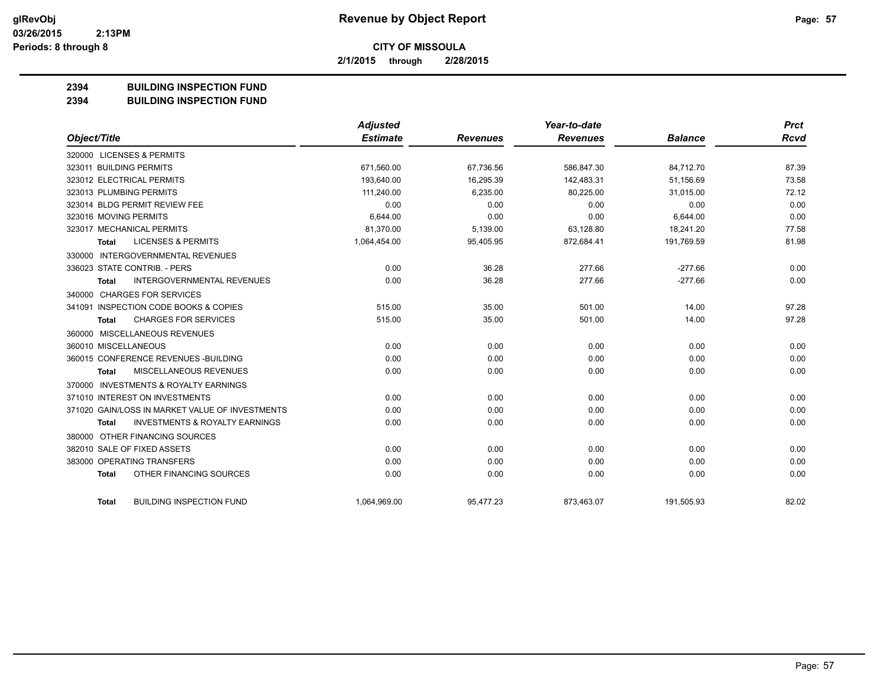**Revenue by Object Report**

**CITY OF MISSOULA**

**2/1/2015 through 2/28/2015**

glRevObj
03/26/2015 2:13PM
Periods: 8 through 8

## 2394 BUILDING INSPECTION FUND
## 2394 BUILDING INSPECTION FUND

| Object/Title | Adjusted Estimate | Revenues | Year-to-date Revenues | Balance | Prct Rcvd |
|---|---|---|---|---|---|
| 320000 LICENSES & PERMITS | | | | | |
| 323011 BUILDING PERMITS | 671,560.00 | 67,736.56 | 586,847.30 | 84,712.70 | 87.39 |
| 323012 ELECTRICAL PERMITS | 193,640.00 | 16,295.39 | 142,483.31 | 51,156.69 | 73.58 |
| 323013 PLUMBING PERMITS | 111,240.00 | 6,235.00 | 80,225.00 | 31,015.00 | 72.12 |
| 323014 BLDG PERMIT REVIEW FEE | 0.00 | 0.00 | 0.00 | 0.00 | 0.00 |
| 323016 MOVING PERMITS | 6,644.00 | 0.00 | 0.00 | 6,644.00 | 0.00 |
| 323017 MECHANICAL PERMITS | 81,370.00 | 5,139.00 | 63,128.80 | 18,241.20 | 77.58 |
| **Total** LICENSES & PERMITS | 1,064,454.00 | 95,405.95 | 872,684.41 | 191,769.59 | 81.98 |
| 330000 INTERGOVERNMENTAL REVENUES | | | | | |
| 336023 STATE CONTRIB. - PERS | 0.00 | 36.28 | 277.66 | -277.66 | 0.00 |
| **Total** INTERGOVERNMENTAL REVENUES | 0.00 | 36.28 | 277.66 | -277.66 | 0.00 |
| 340000 CHARGES FOR SERVICES | | | | | |
| 341091 INSPECTION CODE BOOKS & COPIES | 515.00 | 35.00 | 501.00 | 14.00 | 97.28 |
| **Total** CHARGES FOR SERVICES | 515.00 | 35.00 | 501.00 | 14.00 | 97.28 |
| 360000 MISCELLANEOUS REVENUES | | | | | |
| 360010 MISCELLANEOUS | 0.00 | 0.00 | 0.00 | 0.00 | 0.00 |
| 360015 CONFERENCE REVENUES -BUILDING | 0.00 | 0.00 | 0.00 | 0.00 | 0.00 |
| **Total** MISCELLANEOUS REVENUES | 0.00 | 0.00 | 0.00 | 0.00 | 0.00 |
| 370000 INVESTMENTS & ROYALTY EARNINGS | | | | | |
| 371010 INTEREST ON INVESTMENTS | 0.00 | 0.00 | 0.00 | 0.00 | 0.00 |
| 371020 GAIN/LOSS IN MARKET VALUE OF INVESTMENTS | 0.00 | 0.00 | 0.00 | 0.00 | 0.00 |
| **Total** INVESTMENTS & ROYALTY EARNINGS | 0.00 | 0.00 | 0.00 | 0.00 | 0.00 |
| 380000 OTHER FINANCING SOURCES | | | | | |
| 382010 SALE OF FIXED ASSETS | 0.00 | 0.00 | 0.00 | 0.00 | 0.00 |
| 383000 OPERATING TRANSFERS | 0.00 | 0.00 | 0.00 | 0.00 | 0.00 |
| **Total** OTHER FINANCING SOURCES | 0.00 | 0.00 | 0.00 | 0.00 | 0.00 |
| **Total** BUILDING INSPECTION FUND | 1,064,969.00 | 95,477.23 | 873,463.07 | 191,505.93 | 82.02 |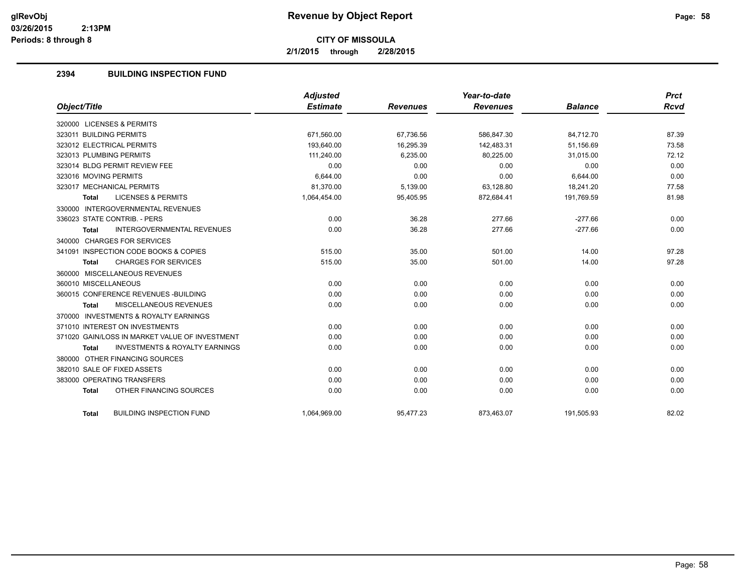# Revenue by Object Report

**CITY OF MISSOULA**

**2/1/2015 through 2/28/2015**

glRevObj
03/26/2015 2:13PM
Periods: 8 through 8

## 2394 BUILDING INSPECTION FUND

| Object/Title | Adjusted Estimate | Revenues | Year-to-date Revenues | Balance | Prct Rcvd |
|---|---|---|---|---|---|
| 320000 LICENSES & PERMITS | | | | | |
| 323011 BUILDING PERMITS | 671,560.00 | 67,736.56 | 586,847.30 | 84,712.70 | 87.39 |
| 323012 ELECTRICAL PERMITS | 193,640.00 | 16,295.39 | 142,483.31 | 51,156.69 | 73.58 |
| 323013 PLUMBING PERMITS | 111,240.00 | 6,235.00 | 80,225.00 | 31,015.00 | 72.12 |
| 323014 BLDG PERMIT REVIEW FEE | 0.00 | 0.00 | 0.00 | 0.00 | 0.00 |
| 323016 MOVING PERMITS | 6,644.00 | 0.00 | 0.00 | 6,644.00 | 0.00 |
| 323017 MECHANICAL PERMITS | 81,370.00 | 5,139.00 | 63,128.80 | 18,241.20 | 77.58 |
| **Total** LICENSES & PERMITS | 1,064,454.00 | 95,405.95 | 872,684.41 | 191,769.59 | 81.98 |
| 330000 INTERGOVERNMENTAL REVENUES | | | | | |
| 336023 STATE CONTRIB. - PERS | 0.00 | 36.28 | 277.66 | -277.66 | 0.00 |
| **Total** INTERGOVERNMENTAL REVENUES | 0.00 | 36.28 | 277.66 | -277.66 | 0.00 |
| 340000 CHARGES FOR SERVICES | | | | | |
| 341091 INSPECTION CODE BOOKS & COPIES | 515.00 | 35.00 | 501.00 | 14.00 | 97.28 |
| **Total** CHARGES FOR SERVICES | 515.00 | 35.00 | 501.00 | 14.00 | 97.28 |
| 360000 MISCELLANEOUS REVENUES | | | | | |
| 360010 MISCELLANEOUS | 0.00 | 0.00 | 0.00 | 0.00 | 0.00 |
| 360015 CONFERENCE REVENUES -BUILDING | 0.00 | 0.00 | 0.00 | 0.00 | 0.00 |
| **Total** MISCELLANEOUS REVENUES | 0.00 | 0.00 | 0.00 | 0.00 | 0.00 |
| 370000 INVESTMENTS & ROYALTY EARNINGS | | | | | |
| 371010 INTEREST ON INVESTMENTS | 0.00 | 0.00 | 0.00 | 0.00 | 0.00 |
| 371020 GAIN/LOSS IN MARKET VALUE OF INVESTMENT | 0.00 | 0.00 | 0.00 | 0.00 | 0.00 |
| **Total** INVESTMENTS & ROYALTY EARNINGS | 0.00 | 0.00 | 0.00 | 0.00 | 0.00 |
| 380000 OTHER FINANCING SOURCES | | | | | |
| 382010 SALE OF FIXED ASSETS | 0.00 | 0.00 | 0.00 | 0.00 | 0.00 |
| 383000 OPERATING TRANSFERS | 0.00 | 0.00 | 0.00 | 0.00 | 0.00 |
| **Total** OTHER FINANCING SOURCES | 0.00 | 0.00 | 0.00 | 0.00 | 0.00 |
| **Total** BUILDING INSPECTION FUND | 1,064,969.00 | 95,477.23 | 873,463.07 | 191,505.93 | 82.02 |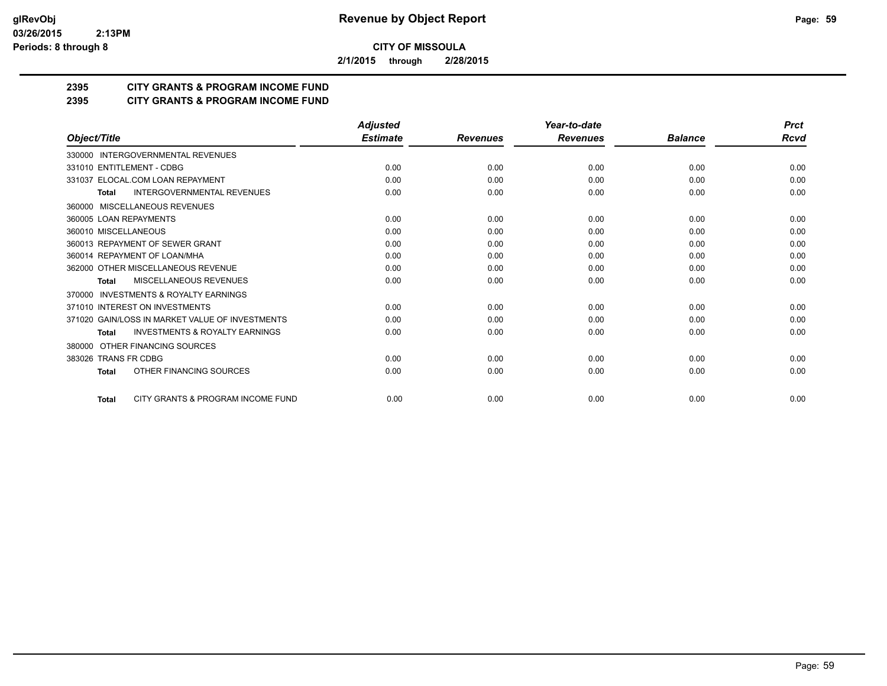**CITY OF MISSOULA**

**2/1/2015 through 2/28/2015**

## 2395 CITY GRANTS & PROGRAM INCOME FUND
## 2395 CITY GRANTS & PROGRAM INCOME FUND

| Object/Title | Adjusted Estimate | Revenues | Year-to-date Revenues | Balance | Prct Rcvd |
|---|---|---|---|---|---|
| 330000 INTERGOVERNMENTAL REVENUES | | | | | |
| 331010 ENTITLEMENT - CDBG | 0.00 | 0.00 | 0.00 | 0.00 | 0.00 |
| 331037 ELOCAL.COM LOAN REPAYMENT | 0.00 | 0.00 | 0.00 | 0.00 | 0.00 |
| **Total** INTERGOVERNMENTAL REVENUES | 0.00 | 0.00 | 0.00 | 0.00 | 0.00 |
| 360000 MISCELLANEOUS REVENUES | | | | | |
| 360005 LOAN REPAYMENTS | 0.00 | 0.00 | 0.00 | 0.00 | 0.00 |
| 360010 MISCELLANEOUS | 0.00 | 0.00 | 0.00 | 0.00 | 0.00 |
| 360013 REPAYMENT OF SEWER GRANT | 0.00 | 0.00 | 0.00 | 0.00 | 0.00 |
| 360014 REPAYMENT OF LOAN/MHA | 0.00 | 0.00 | 0.00 | 0.00 | 0.00 |
| 362000 OTHER MISCELLANEOUS REVENUE | 0.00 | 0.00 | 0.00 | 0.00 | 0.00 |
| **Total** MISCELLANEOUS REVENUES | 0.00 | 0.00 | 0.00 | 0.00 | 0.00 |
| 370000 INVESTMENTS & ROYALTY EARNINGS | | | | | |
| 371010 INTEREST ON INVESTMENTS | 0.00 | 0.00 | 0.00 | 0.00 | 0.00 |
| 371020 GAIN/LOSS IN MARKET VALUE OF INVESTMENTS | 0.00 | 0.00 | 0.00 | 0.00 | 0.00 |
| **Total** INVESTMENTS & ROYALTY EARNINGS | 0.00 | 0.00 | 0.00 | 0.00 | 0.00 |
| 380000 OTHER FINANCING SOURCES | | | | | |
| 383026 TRANS FR CDBG | 0.00 | 0.00 | 0.00 | 0.00 | 0.00 |
| **Total** OTHER FINANCING SOURCES | 0.00 | 0.00 | 0.00 | 0.00 | 0.00 |
| **Total** CITY GRANTS & PROGRAM INCOME FUND | 0.00 | 0.00 | 0.00 | 0.00 | 0.00 |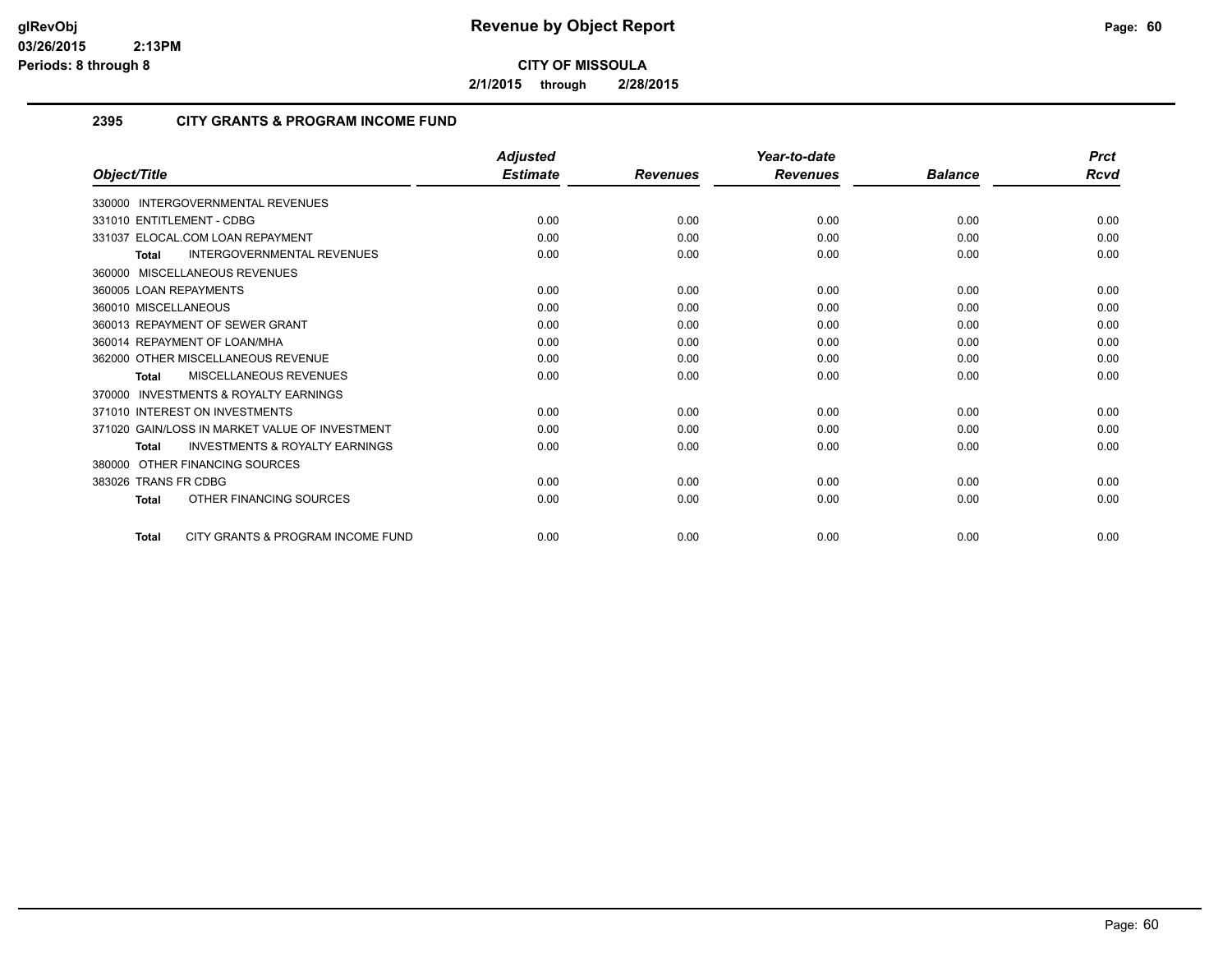**Revenue by Object Report**

**CITY OF MISSOULA**

**2/1/2015 through 2/28/2015**

glRevObj
03/26/2015 2:13PM
Periods: 8 through 8

## 2395 CITY GRANTS & PROGRAM INCOME FUND

| Object/Title | Adjusted Estimate | Revenues | Year-to-date Revenues | Balance | Prct Rcvd |
|---|---|---|---|---|---|
| 330000 INTERGOVERNMENTAL REVENUES | | | | | |
| 331010 ENTITLEMENT - CDBG | 0.00 | 0.00 | 0.00 | 0.00 | 0.00 |
| 331037 ELOCAL.COM LOAN REPAYMENT | 0.00 | 0.00 | 0.00 | 0.00 | 0.00 |
| **Total** INTERGOVERNMENTAL REVENUES | 0.00 | 0.00 | 0.00 | 0.00 | 0.00 |
| 360000 MISCELLANEOUS REVENUES | | | | | |
| 360005 LOAN REPAYMENTS | 0.00 | 0.00 | 0.00 | 0.00 | 0.00 |
| 360010 MISCELLANEOUS | 0.00 | 0.00 | 0.00 | 0.00 | 0.00 |
| 360013 REPAYMENT OF SEWER GRANT | 0.00 | 0.00 | 0.00 | 0.00 | 0.00 |
| 360014 REPAYMENT OF LOAN/MHA | 0.00 | 0.00 | 0.00 | 0.00 | 0.00 |
| 362000 OTHER MISCELLANEOUS REVENUE | 0.00 | 0.00 | 0.00 | 0.00 | 0.00 |
| **Total** MISCELLANEOUS REVENUES | 0.00 | 0.00 | 0.00 | 0.00 | 0.00 |
| 370000 INVESTMENTS & ROYALTY EARNINGS | | | | | |
| 371010 INTEREST ON INVESTMENTS | 0.00 | 0.00 | 0.00 | 0.00 | 0.00 |
| 371020 GAIN/LOSS IN MARKET VALUE OF INVESTMENT | 0.00 | 0.00 | 0.00 | 0.00 | 0.00 |
| **Total** INVESTMENTS & ROYALTY EARNINGS | 0.00 | 0.00 | 0.00 | 0.00 | 0.00 |
| 380000 OTHER FINANCING SOURCES | | | | | |
| 383026 TRANS FR CDBG | 0.00 | 0.00 | 0.00 | 0.00 | 0.00 |
| **Total** OTHER FINANCING SOURCES | 0.00 | 0.00 | 0.00 | 0.00 | 0.00 |
| **Total** CITY GRANTS & PROGRAM INCOME FUND | 0.00 | 0.00 | 0.00 | 0.00 | 0.00 |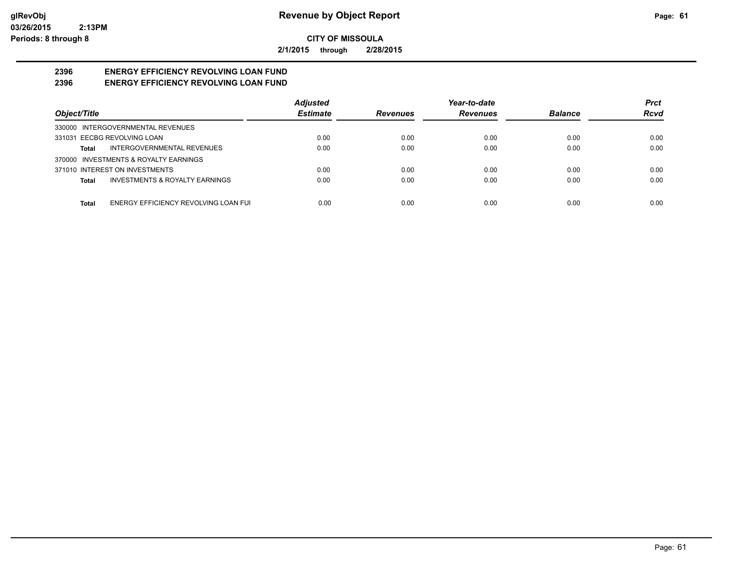**glRevObj**
**03/26/2015 2:13PM**
**Periods: 8 through 8**

# Revenue by Object Report

**CITY OF MISSOULA**

**2/1/2015 through 2/28/2015**

## 2396 ENERGY EFFICIENCY REVOLVING LOAN FUND
## 2396 ENERGY EFFICIENCY REVOLVING LOAN FUND

| Object/Title | Adjusted Estimate | Revenues | Year-to-date Revenues | Balance | Prct Rcvd |
|---|---|---|---|---|---|
| 330000 INTERGOVERNMENTAL REVENUES | | | | | |
| 331031 EECBG REVOLVING LOAN | 0.00 | 0.00 | 0.00 | 0.00 | 0.00 |
| **Total** INTERGOVERNMENTAL REVENUES | 0.00 | 0.00 | 0.00 | 0.00 | 0.00 |
| 370000 INVESTMENTS & ROYALTY EARNINGS | | | | | |
| 371010 INTEREST ON INVESTMENTS | 0.00 | 0.00 | 0.00 | 0.00 | 0.00 |
| **Total** INVESTMENTS & ROYALTY EARNINGS | 0.00 | 0.00 | 0.00 | 0.00 | 0.00 |
| **Total** ENERGY EFFICIENCY REVOLVING LOAN FUI | 0.00 | 0.00 | 0.00 | 0.00 | 0.00 |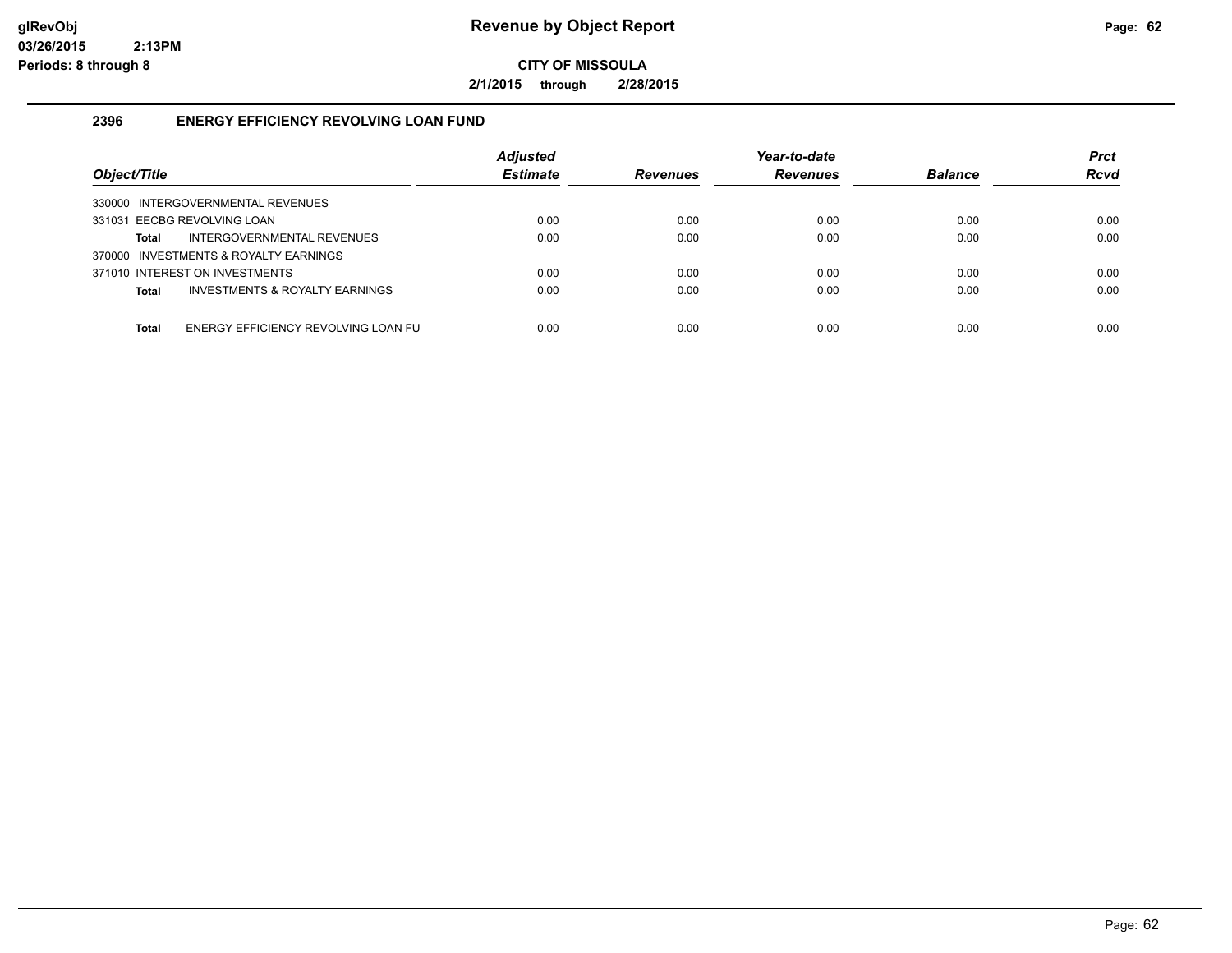glRevObj
03/26/2015 2:13PM
Periods: 8 through 8

# Revenue by Object Report

**CITY OF MISSOULA**

**2/1/2015 through 2/28/2015**

## 2396 ENERGY EFFICIENCY REVOLVING LOAN FUND

| Object/Title | Adjusted Estimate | Revenues | Year-to-date Revenues | Balance | Prct Rcvd |
|---|---|---|---|---|---|
| 330000 INTERGOVERNMENTAL REVENUES | | | | | |
| 331031 EECBG REVOLVING LOAN | 0.00 | 0.00 | 0.00 | 0.00 | 0.00 |
| **Total** INTERGOVERNMENTAL REVENUES | 0.00 | 0.00 | 0.00 | 0.00 | 0.00 |
| 370000 INVESTMENTS & ROYALTY EARNINGS | | | | | |
| 371010 INTEREST ON INVESTMENTS | 0.00 | 0.00 | 0.00 | 0.00 | 0.00 |
| **Total** INVESTMENTS & ROYALTY EARNINGS | 0.00 | 0.00 | 0.00 | 0.00 | 0.00 |
| **Total** ENERGY EFFICIENCY REVOLVING LOAN FU | 0.00 | 0.00 | 0.00 | 0.00 | 0.00 |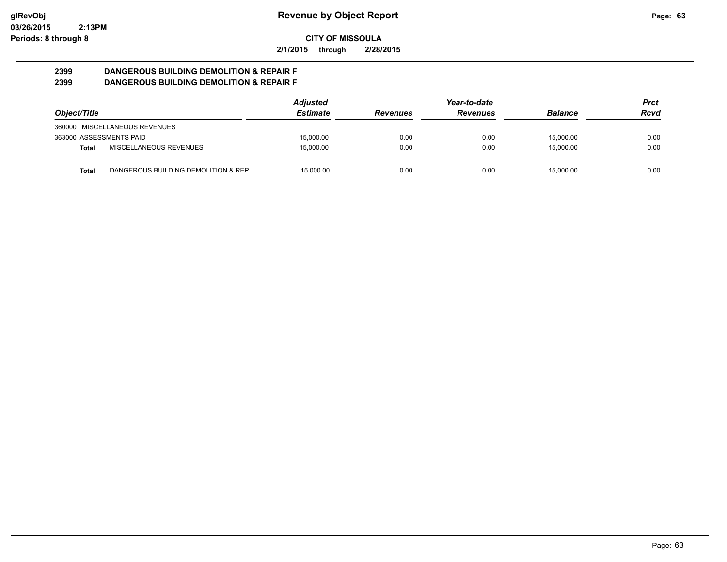**glRevObj**
**03/26/2015 2:13PM**
**Periods: 8 through 8**

# Revenue by Object Report

**CITY OF MISSOULA**

**2/1/2015 through 2/28/2015**

## 2399 DANGEROUS BUILDING DEMOLITION & REPAIR F
## 2399 DANGEROUS BUILDING DEMOLITION & REPAIR F

| Object/Title | | Adjusted Estimate | Revenues | Year-to-date Revenues | Balance | Prct Rcvd |
|---|---|---|---|---|---|---|
| 360000 MISCELLANEOUS REVENUES | | | | | | |
| 363000 ASSESSMENTS PAID | | 15,000.00 | 0.00 | 0.00 | 15,000.00 | 0.00 |
| **Total** | MISCELLANEOUS REVENUES | 15,000.00 | 0.00 | 0.00 | 15,000.00 | 0.00 |
| **Total** | DANGEROUS BUILDING DEMOLITION & REP. | 15,000.00 | 0.00 | 0.00 | 15,000.00 | 0.00 |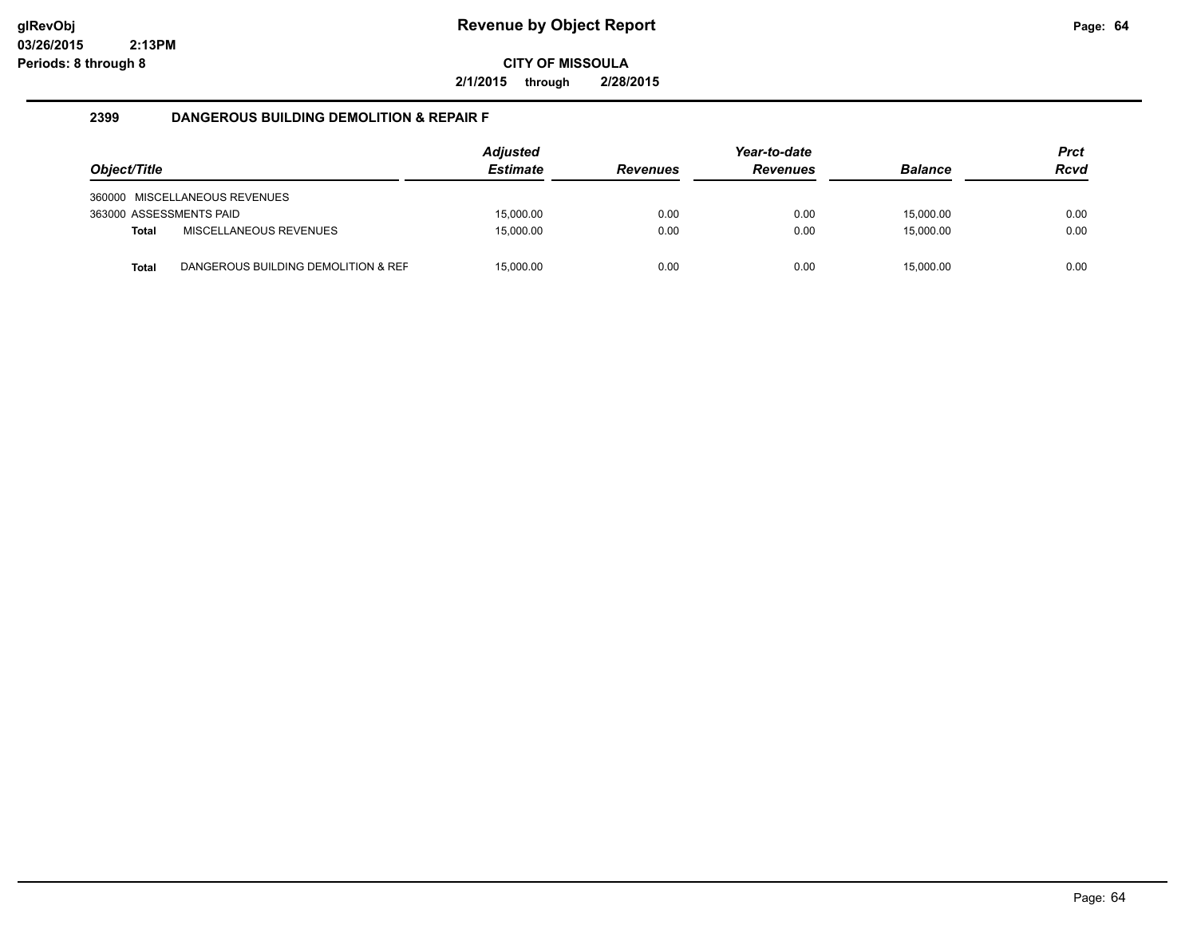# Revenue by Object Report

glRevObj
03/26/2015 2:13PM
Periods: 8 through 8

**CITY OF MISSOULA**

**2/1/2015 through 2/28/2015**

## 2399 DANGEROUS BUILDING DEMOLITION & REPAIR F

| Object/Title | Adjusted Estimate | Revenues | Year-to-date Revenues | Balance | Prct Rcvd |
|---|---|---|---|---|---|
| 360000 MISCELLANEOUS REVENUES | | | | | |
| 363000 ASSESSMENTS PAID | 15,000.00 | 0.00 | 0.00 | 15,000.00 | 0.00 |
| **Total** MISCELLANEOUS REVENUES | 15,000.00 | 0.00 | 0.00 | 15,000.00 | 0.00 |
| **Total** DANGEROUS BUILDING DEMOLITION & REF | 15,000.00 | 0.00 | 0.00 | 15,000.00 | 0.00 |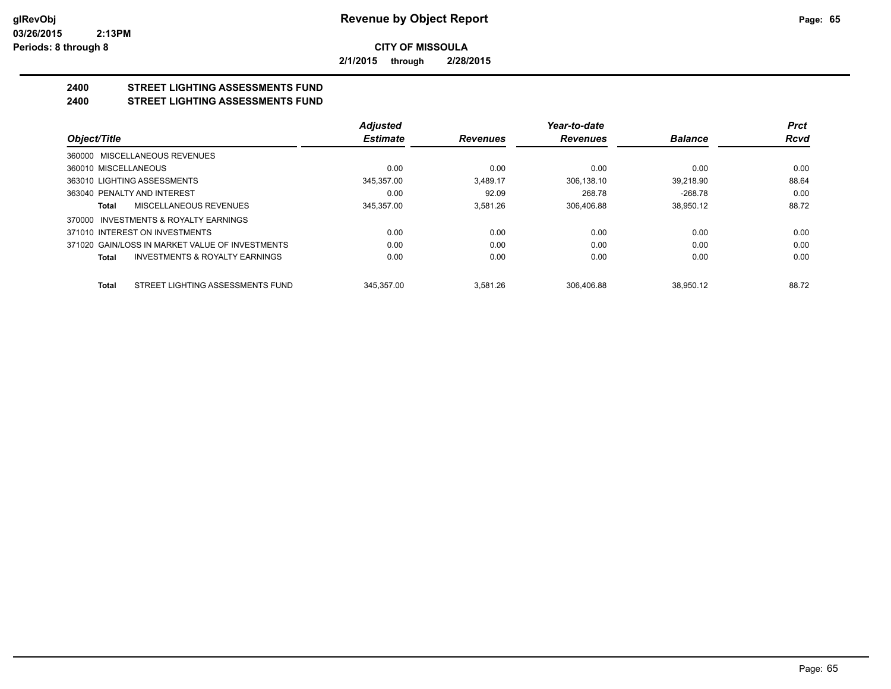**Revenue by Object Report**

**CITY OF MISSOULA**

**2/1/2015 through 2/28/2015**

glRevObj
03/26/2015 2:13PM
Periods: 8 through 8

## 2400 STREET LIGHTING ASSESSMENTS FUND
## 2400 STREET LIGHTING ASSESSMENTS FUND

| Object/Title | Adjusted Estimate | Revenues | Year-to-date Revenues | Balance | Prct Rcvd |
|---|---|---|---|---|---|
| 360000 MISCELLANEOUS REVENUES | | | | | |
| 360010 MISCELLANEOUS | 0.00 | 0.00 | 0.00 | 0.00 | 0.00 |
| 363010 LIGHTING ASSESSMENTS | 345,357.00 | 3,489.17 | 306,138.10 | 39,218.90 | 88.64 |
| 363040 PENALTY AND INTEREST | 0.00 | 92.09 | 268.78 | -268.78 | 0.00 |
| **Total** MISCELLANEOUS REVENUES | 345,357.00 | 3,581.26 | 306,406.88 | 38,950.12 | 88.72 |
| 370000 INVESTMENTS & ROYALTY EARNINGS | | | | | |
| 371010 INTEREST ON INVESTMENTS | 0.00 | 0.00 | 0.00 | 0.00 | 0.00 |
| 371020 GAIN/LOSS IN MARKET VALUE OF INVESTMENTS | 0.00 | 0.00 | 0.00 | 0.00 | 0.00 |
| **Total** INVESTMENTS & ROYALTY EARNINGS | 0.00 | 0.00 | 0.00 | 0.00 | 0.00 |
| **Total** STREET LIGHTING ASSESSMENTS FUND | 345,357.00 | 3,581.26 | 306,406.88 | 38,950.12 | 88.72 |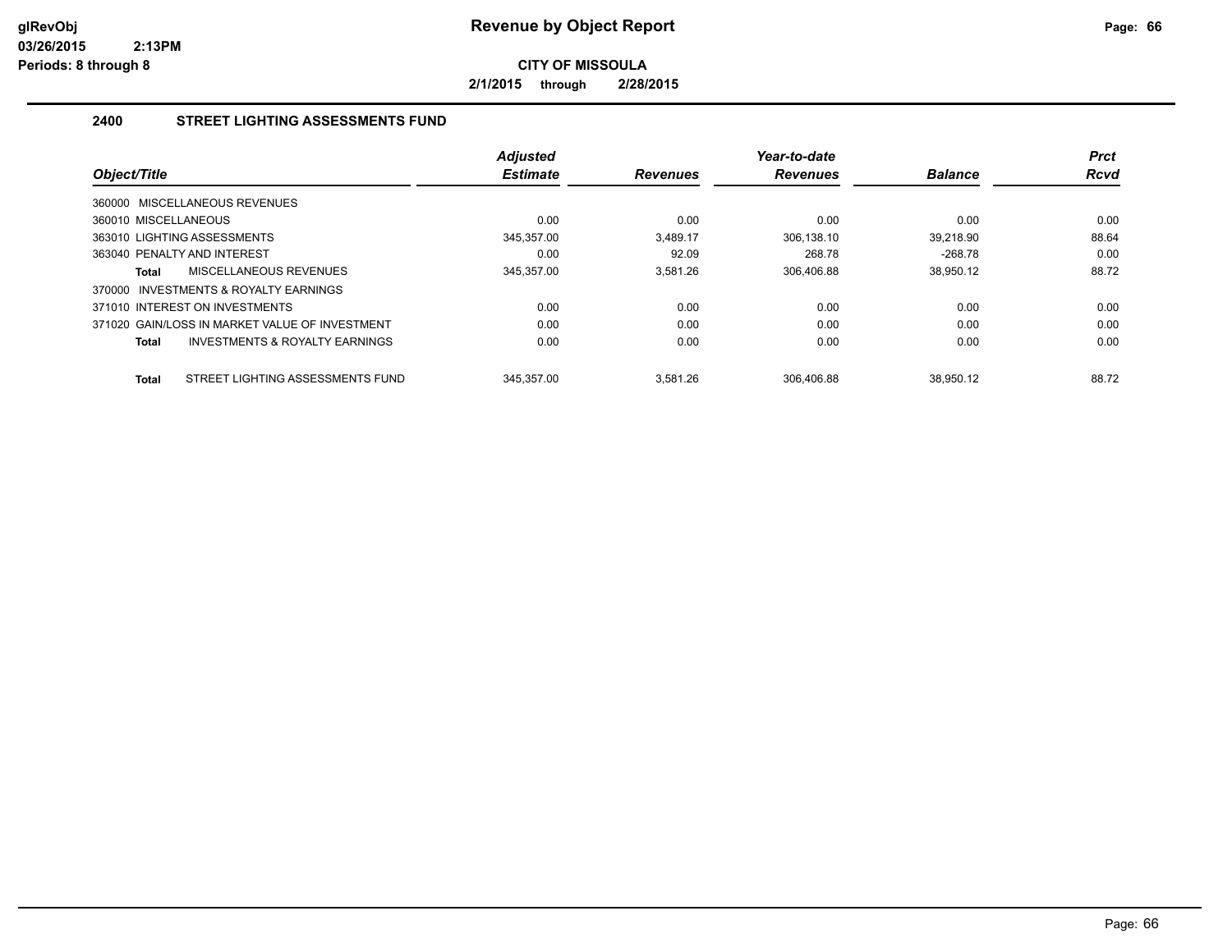# Revenue by Object Report

**CITY OF MISSOULA**

**2/1/2015 through 2/28/2015**

glRevObj
03/26/2015 2:13PM
Periods: 8 through 8

## 2400 STREET LIGHTING ASSESSMENTS FUND

| Object/Title | Adjusted Estimate | Revenues | Year-to-date Revenues | Balance | Prct Rcvd |
|---|---|---|---|---|---|
| 360000 MISCELLANEOUS REVENUES | | | | | |
| 360010 MISCELLANEOUS | 0.00 | 0.00 | 0.00 | 0.00 | 0.00 |
| 363010 LIGHTING ASSESSMENTS | 345,357.00 | 3,489.17 | 306,138.10 | 39,218.90 | 88.64 |
| 363040 PENALTY AND INTEREST | 0.00 | 92.09 | 268.78 | -268.78 | 0.00 |
| **Total** MISCELLANEOUS REVENUES | 345,357.00 | 3,581.26 | 306,406.88 | 38,950.12 | 88.72 |
| 370000 INVESTMENTS & ROYALTY EARNINGS | | | | | |
| 371010 INTEREST ON INVESTMENTS | 0.00 | 0.00 | 0.00 | 0.00 | 0.00 |
| 371020 GAIN/LOSS IN MARKET VALUE OF INVESTMENT | 0.00 | 0.00 | 0.00 | 0.00 | 0.00 |
| **Total** INVESTMENTS & ROYALTY EARNINGS | 0.00 | 0.00 | 0.00 | 0.00 | 0.00 |
| **Total** STREET LIGHTING ASSESSMENTS FUND | 345,357.00 | 3,581.26 | 306,406.88 | 38,950.12 | 88.72 |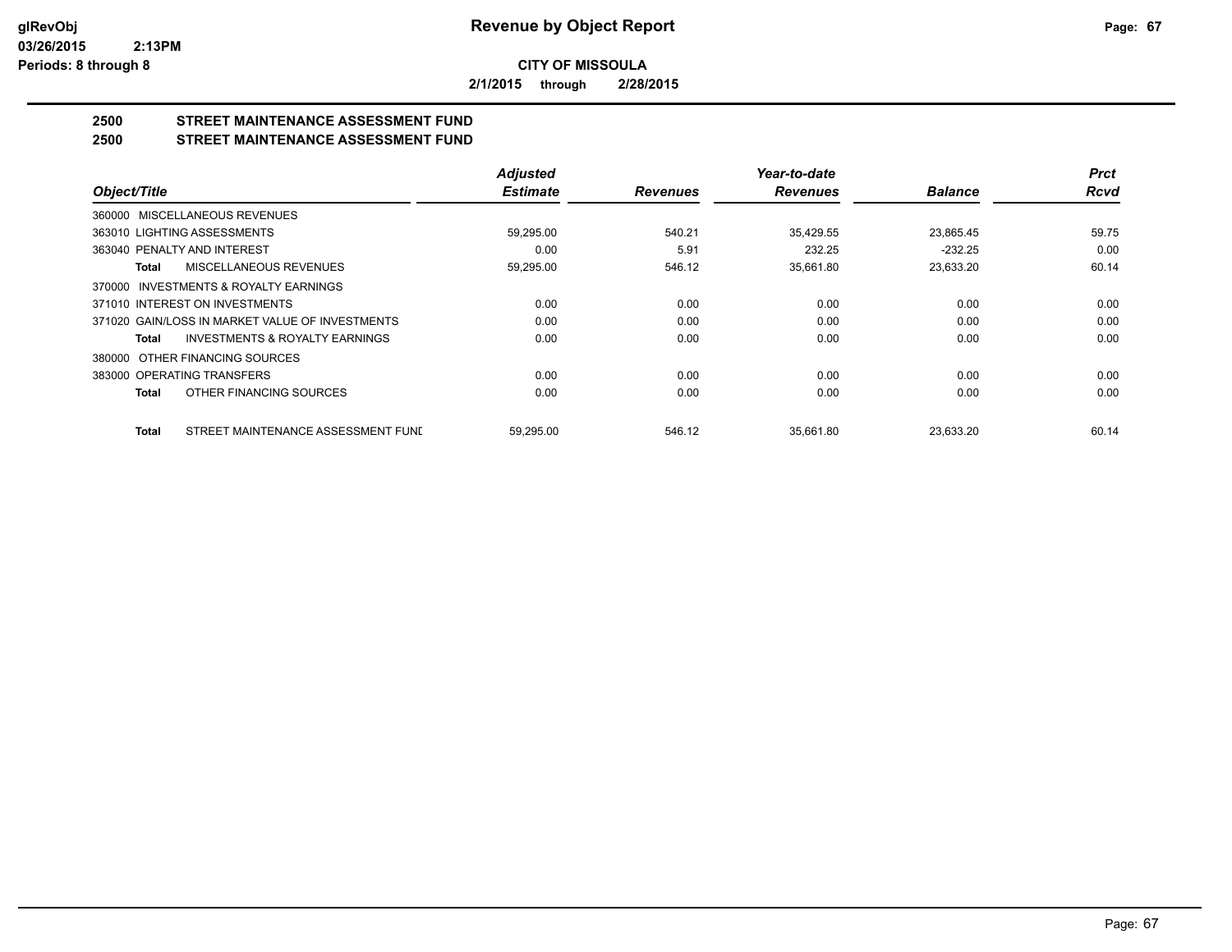**glRevObj**
**03/26/2015 2:13PM**
**Periods: 8 through 8**

# Revenue by Object Report

**CITY OF MISSOULA**

**2/1/2015 through 2/28/2015**

## 2500 STREET MAINTENANCE ASSESSMENT FUND
## 2500 STREET MAINTENANCE ASSESSMENT FUND

| Object/Title | Adjusted Estimate | Revenues | Year-to-date Revenues | Balance | Prct Rcvd |
|---|---|---|---|---|---|
| 360000 MISCELLANEOUS REVENUES | | | | | |
| 363010 LIGHTING ASSESSMENTS | 59,295.00 | 540.21 | 35,429.55 | 23,865.45 | 59.75 |
| 363040 PENALTY AND INTEREST | 0.00 | 5.91 | 232.25 | -232.25 | 0.00 |
| **Total** MISCELLANEOUS REVENUES | 59,295.00 | 546.12 | 35,661.80 | 23,633.20 | 60.14 |
| 370000 INVESTMENTS & ROYALTY EARNINGS | | | | | |
| 371010 INTEREST ON INVESTMENTS | 0.00 | 0.00 | 0.00 | 0.00 | 0.00 |
| 371020 GAIN/LOSS IN MARKET VALUE OF INVESTMENTS | 0.00 | 0.00 | 0.00 | 0.00 | 0.00 |
| **Total** INVESTMENTS & ROYALTY EARNINGS | 0.00 | 0.00 | 0.00 | 0.00 | 0.00 |
| 380000 OTHER FINANCING SOURCES | | | | | |
| 383000 OPERATING TRANSFERS | 0.00 | 0.00 | 0.00 | 0.00 | 0.00 |
| **Total** OTHER FINANCING SOURCES | 0.00 | 0.00 | 0.00 | 0.00 | 0.00 |
| **Total** STREET MAINTENANCE ASSESSMENT FUNI | 59,295.00 | 546.12 | 35,661.80 | 23,633.20 | 60.14 |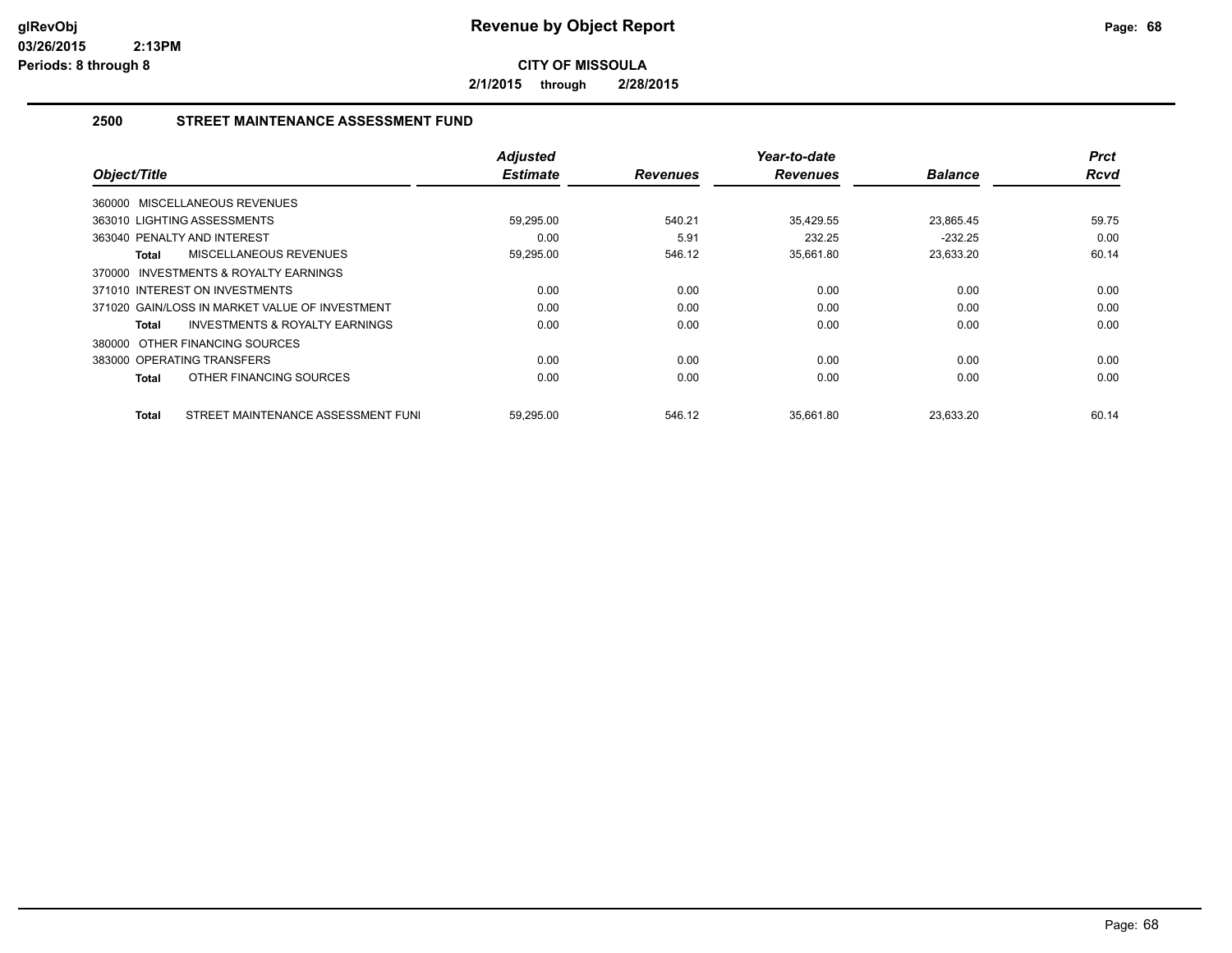# Revenue by Object Report

**CITY OF MISSOULA**

**2/1/2015 through 2/28/2015**

glRevObj
03/26/2015 2:13PM
Periods: 8 through 8

## 2500 STREET MAINTENANCE ASSESSMENT FUND

| Object/Title | Adjusted Estimate | Revenues | Year-to-date Revenues | Balance | Prct Rcvd |
|---|---|---|---|---|---|
| 360000 MISCELLANEOUS REVENUES | | | | | |
| 363010 LIGHTING ASSESSMENTS | 59,295.00 | 540.21 | 35,429.55 | 23,865.45 | 59.75 |
| 363040 PENALTY AND INTEREST | 0.00 | 5.91 | 232.25 | -232.25 | 0.00 |
| **Total** MISCELLANEOUS REVENUES | 59,295.00 | 546.12 | 35,661.80 | 23,633.20 | 60.14 |
| 370000 INVESTMENTS & ROYALTY EARNINGS | | | | | |
| 371010 INTEREST ON INVESTMENTS | 0.00 | 0.00 | 0.00 | 0.00 | 0.00 |
| 371020 GAIN/LOSS IN MARKET VALUE OF INVESTMENT | 0.00 | 0.00 | 0.00 | 0.00 | 0.00 |
| **Total** INVESTMENTS & ROYALTY EARNINGS | 0.00 | 0.00 | 0.00 | 0.00 | 0.00 |
| 380000 OTHER FINANCING SOURCES | | | | | |
| 383000 OPERATING TRANSFERS | 0.00 | 0.00 | 0.00 | 0.00 | 0.00 |
| **Total** OTHER FINANCING SOURCES | 0.00 | 0.00 | 0.00 | 0.00 | 0.00 |
| **Total** STREET MAINTENANCE ASSESSMENT FUNI | 59,295.00 | 546.12 | 35,661.80 | 23,633.20 | 60.14 |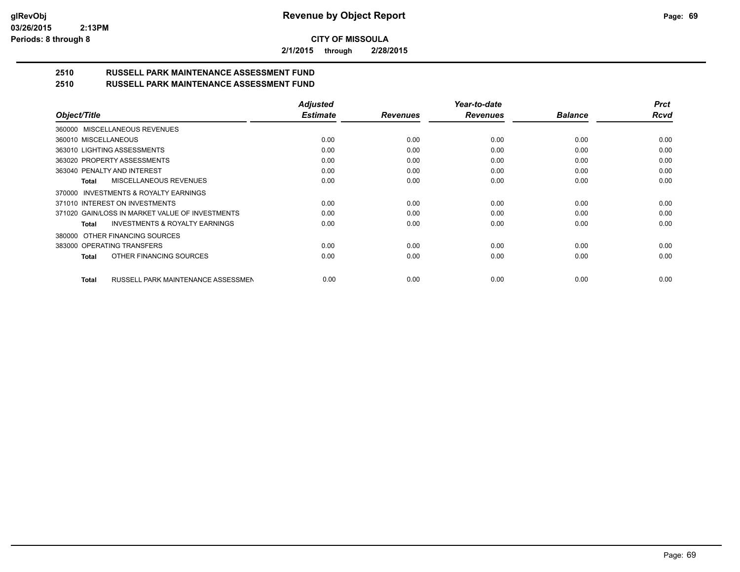# Revenue by Object Report

**CITY OF MISSOULA**

**2/1/2015 through 2/28/2015**

## 2510 RUSSELL PARK MAINTENANCE ASSESSMENT FUND
## 2510 RUSSELL PARK MAINTENANCE ASSESSMENT FUND

| Object/Title | Adjusted Estimate | Revenues | Year-to-date Revenues | Balance | Prct Rcvd |
|---|---|---|---|---|---|
| 360000 MISCELLANEOUS REVENUES | | | | | |
| 360010 MISCELLANEOUS | 0.00 | 0.00 | 0.00 | 0.00 | 0.00 |
| 363010 LIGHTING ASSESSMENTS | 0.00 | 0.00 | 0.00 | 0.00 | 0.00 |
| 363020 PROPERTY ASSESSMENTS | 0.00 | 0.00 | 0.00 | 0.00 | 0.00 |
| 363040 PENALTY AND INTEREST | 0.00 | 0.00 | 0.00 | 0.00 | 0.00 |
| **Total** MISCELLANEOUS REVENUES | 0.00 | 0.00 | 0.00 | 0.00 | 0.00 |
| 370000 INVESTMENTS & ROYALTY EARNINGS | | | | | |
| 371010 INTEREST ON INVESTMENTS | 0.00 | 0.00 | 0.00 | 0.00 | 0.00 |
| 371020 GAIN/LOSS IN MARKET VALUE OF INVESTMENTS | 0.00 | 0.00 | 0.00 | 0.00 | 0.00 |
| **Total** INVESTMENTS & ROYALTY EARNINGS | 0.00 | 0.00 | 0.00 | 0.00 | 0.00 |
| 380000 OTHER FINANCING SOURCES | | | | | |
| 383000 OPERATING TRANSFERS | 0.00 | 0.00 | 0.00 | 0.00 | 0.00 |
| **Total** OTHER FINANCING SOURCES | 0.00 | 0.00 | 0.00 | 0.00 | 0.00 |
| **Total** RUSSELL PARK MAINTENANCE ASSESSMEN | 0.00 | 0.00 | 0.00 | 0.00 | 0.00 |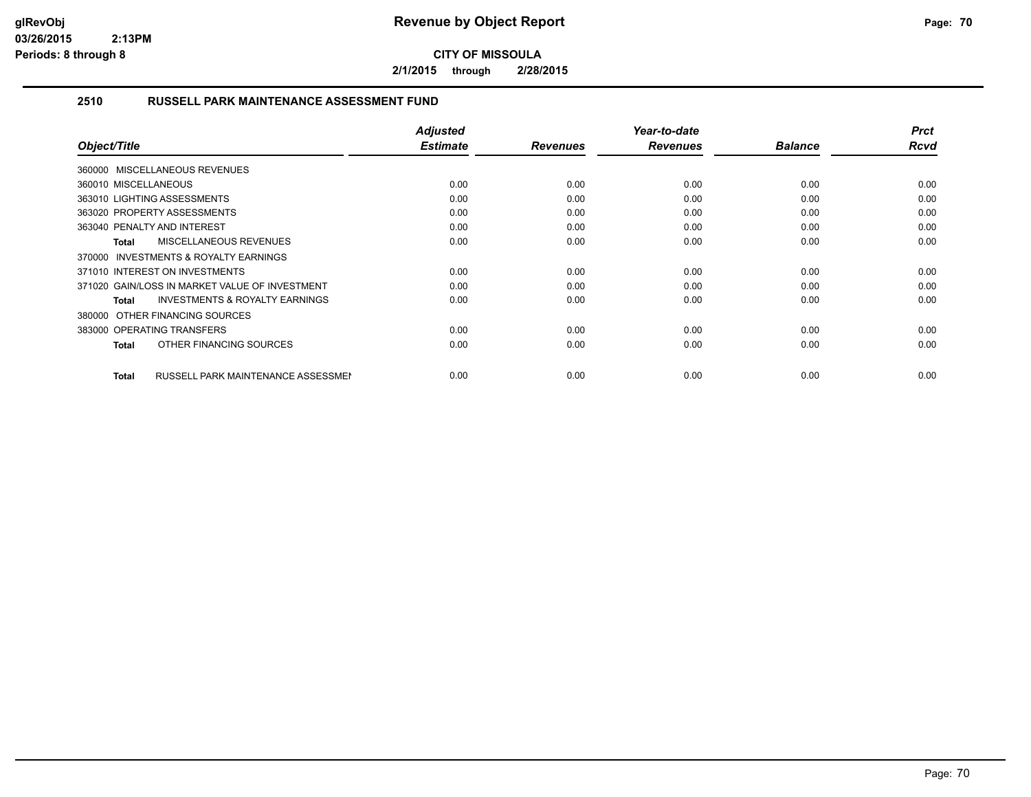# Revenue by Object Report

**CITY OF MISSOULA**

**2/1/2015 through 2/28/2015**

glRevObj
03/26/2015 2:13PM
Periods: 8 through 8

## 2510 RUSSELL PARK MAINTENANCE ASSESSMENT FUND

| Object/Title | Adjusted Estimate | Revenues | Year-to-date Revenues | Balance | Prct Rcvd |
|---|---|---|---|---|---|
| 360000 MISCELLANEOUS REVENUES | | | | | |
| 360010 MISCELLANEOUS | 0.00 | 0.00 | 0.00 | 0.00 | 0.00 |
| 363010 LIGHTING ASSESSMENTS | 0.00 | 0.00 | 0.00 | 0.00 | 0.00 |
| 363020 PROPERTY ASSESSMENTS | 0.00 | 0.00 | 0.00 | 0.00 | 0.00 |
| 363040 PENALTY AND INTEREST | 0.00 | 0.00 | 0.00 | 0.00 | 0.00 |
| **Total** MISCELLANEOUS REVENUES | 0.00 | 0.00 | 0.00 | 0.00 | 0.00 |
| 370000 INVESTMENTS & ROYALTY EARNINGS | | | | | |
| 371010 INTEREST ON INVESTMENTS | 0.00 | 0.00 | 0.00 | 0.00 | 0.00 |
| 371020 GAIN/LOSS IN MARKET VALUE OF INVESTMENT | 0.00 | 0.00 | 0.00 | 0.00 | 0.00 |
| **Total** INVESTMENTS & ROYALTY EARNINGS | 0.00 | 0.00 | 0.00 | 0.00 | 0.00 |
| 380000 OTHER FINANCING SOURCES | | | | | |
| 383000 OPERATING TRANSFERS | 0.00 | 0.00 | 0.00 | 0.00 | 0.00 |
| **Total** OTHER FINANCING SOURCES | 0.00 | 0.00 | 0.00 | 0.00 | 0.00 |
| **Total** RUSSELL PARK MAINTENANCE ASSESSMEN | 0.00 | 0.00 | 0.00 | 0.00 | 0.00 |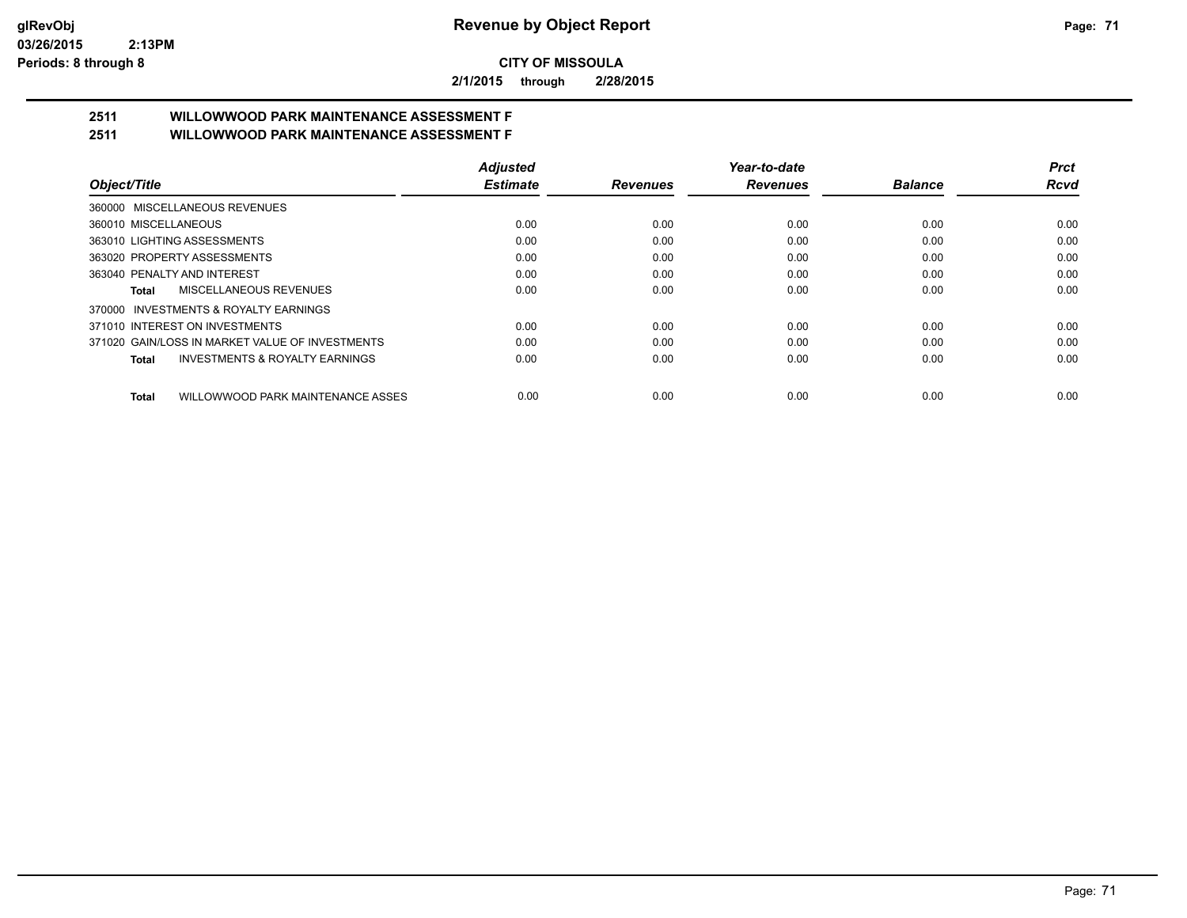**Revenue by Object Report**

**CITY OF MISSOULA**

**2/1/2015 through 2/28/2015**

glRevObj
03/26/2015 2:13PM
Periods: 8 through 8

## 2511 WILLOWWOOD PARK MAINTENANCE ASSESSMENT F
## 2511 WILLOWWOOD PARK MAINTENANCE ASSESSMENT F

| Object/Title | Adjusted Estimate | Revenues | Year-to-date Revenues | Balance | Prct Rcvd |
|---|---|---|---|---|---|
| 360000 MISCELLANEOUS REVENUES | | | | | |
| 360010 MISCELLANEOUS | 0.00 | 0.00 | 0.00 | 0.00 | 0.00 |
| 363010 LIGHTING ASSESSMENTS | 0.00 | 0.00 | 0.00 | 0.00 | 0.00 |
| 363020 PROPERTY ASSESSMENTS | 0.00 | 0.00 | 0.00 | 0.00 | 0.00 |
| 363040 PENALTY AND INTEREST | 0.00 | 0.00 | 0.00 | 0.00 | 0.00 |
| **Total** MISCELLANEOUS REVENUES | 0.00 | 0.00 | 0.00 | 0.00 | 0.00 |
| 370000 INVESTMENTS & ROYALTY EARNINGS | | | | | |
| 371010 INTEREST ON INVESTMENTS | 0.00 | 0.00 | 0.00 | 0.00 | 0.00 |
| 371020 GAIN/LOSS IN MARKET VALUE OF INVESTMENTS | 0.00 | 0.00 | 0.00 | 0.00 | 0.00 |
| **Total** INVESTMENTS & ROYALTY EARNINGS | 0.00 | 0.00 | 0.00 | 0.00 | 0.00 |
| **Total** WILLOWWOOD PARK MAINTENANCE ASSES | 0.00 | 0.00 | 0.00 | 0.00 | 0.00 |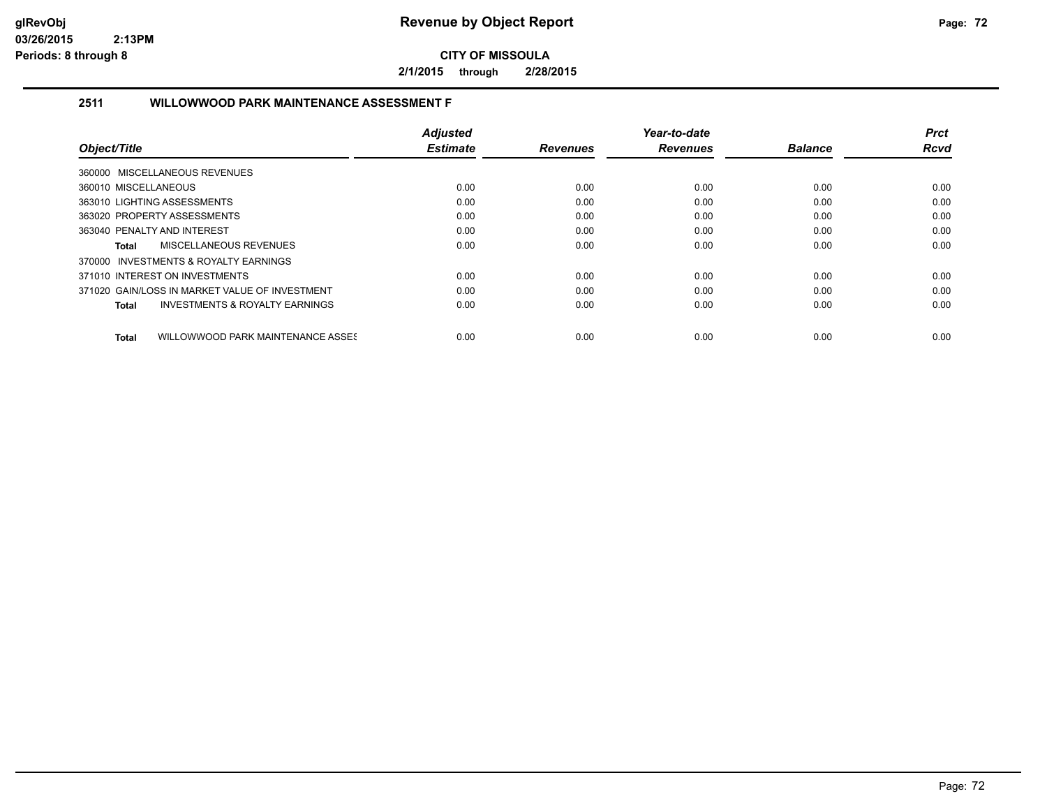glRevObj
03/26/2015 2:13PM
Periods: 8 through 8

# Revenue by Object Report

**CITY OF MISSOULA**

**2/1/2015 through 2/28/2015**

### 2511 WILLOWWOOD PARK MAINTENANCE ASSESSMENT F

| Object/Title | Adjusted Estimate | Revenues | Year-to-date Revenues | Balance | Prct Rcvd |
|---|---|---|---|---|---|
| 360000 MISCELLANEOUS REVENUES | | | | | |
| 360010 MISCELLANEOUS | 0.00 | 0.00 | 0.00 | 0.00 | 0.00 |
| 363010 LIGHTING ASSESSMENTS | 0.00 | 0.00 | 0.00 | 0.00 | 0.00 |
| 363020 PROPERTY ASSESSMENTS | 0.00 | 0.00 | 0.00 | 0.00 | 0.00 |
| 363040 PENALTY AND INTEREST | 0.00 | 0.00 | 0.00 | 0.00 | 0.00 |
| **Total** MISCELLANEOUS REVENUES | 0.00 | 0.00 | 0.00 | 0.00 | 0.00 |
| 370000 INVESTMENTS & ROYALTY EARNINGS | | | | | |
| 371010 INTEREST ON INVESTMENTS | 0.00 | 0.00 | 0.00 | 0.00 | 0.00 |
| 371020 GAIN/LOSS IN MARKET VALUE OF INVESTMENT | 0.00 | 0.00 | 0.00 | 0.00 | 0.00 |
| **Total** INVESTMENTS & ROYALTY EARNINGS | 0.00 | 0.00 | 0.00 | 0.00 | 0.00 |
| **Total** WILLOWWOOD PARK MAINTENANCE ASSES | 0.00 | 0.00 | 0.00 | 0.00 | 0.00 |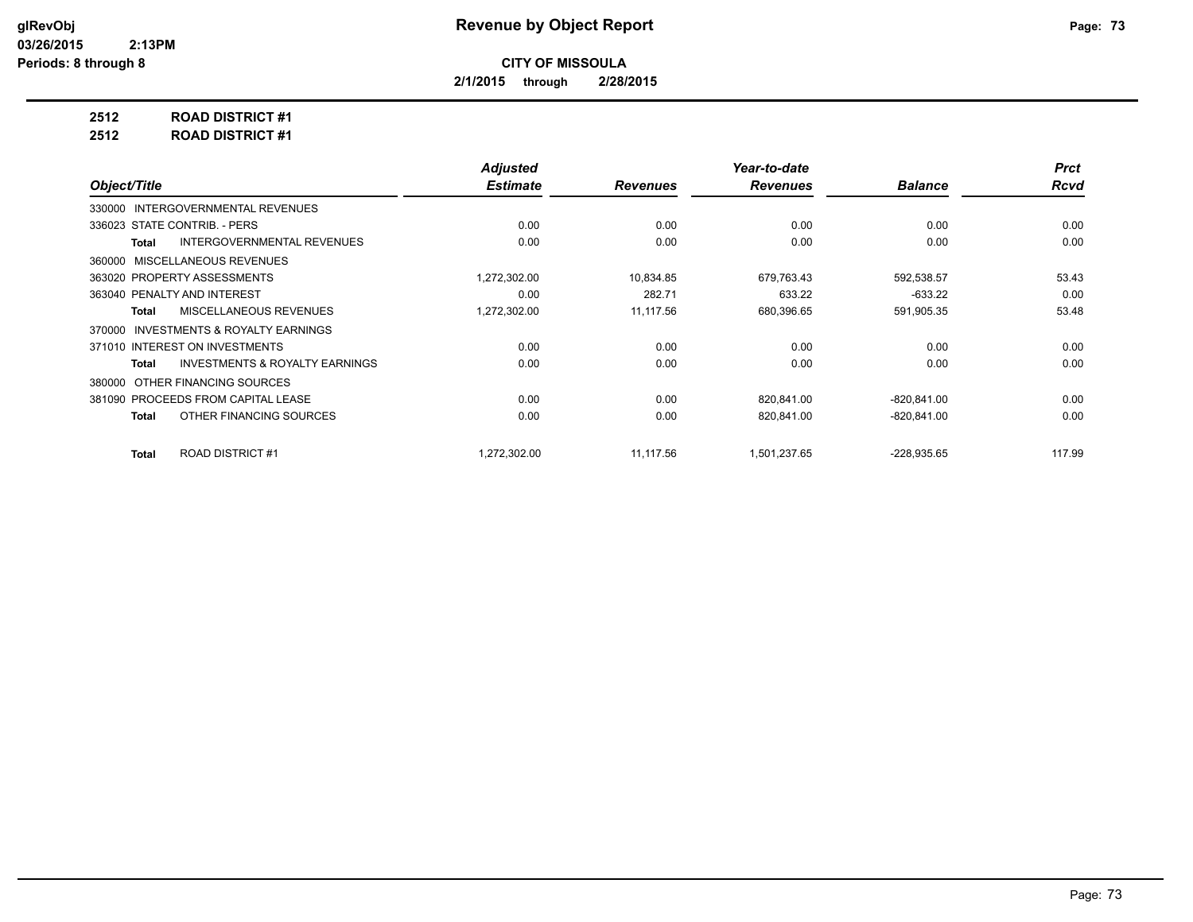# Revenue by Object Report

**CITY OF MISSOULA**

**2/1/2015 through 2/28/2015**

glRevObj
03/26/2015 2:13PM
Periods: 8 through 8

**2512 ROAD DISTRICT #1**

**2512 ROAD DISTRICT #1**

| Object/Title | Adjusted Estimate | Revenues | Year-to-date Revenues | Balance | Prct Rcvd |
|---|---|---|---|---|---|
| 330000 INTERGOVERNMENTAL REVENUES | | | | | |
| 336023 STATE CONTRIB. - PERS | 0.00 | 0.00 | 0.00 | 0.00 | 0.00 |
| **Total** INTERGOVERNMENTAL REVENUES | 0.00 | 0.00 | 0.00 | 0.00 | 0.00 |
| 360000 MISCELLANEOUS REVENUES | | | | | |
| 363020 PROPERTY ASSESSMENTS | 1,272,302.00 | 10,834.85 | 679,763.43 | 592,538.57 | 53.43 |
| 363040 PENALTY AND INTEREST | 0.00 | 282.71 | 633.22 | -633.22 | 0.00 |
| **Total** MISCELLANEOUS REVENUES | 1,272,302.00 | 11,117.56 | 680,396.65 | 591,905.35 | 53.48 |
| 370000 INVESTMENTS & ROYALTY EARNINGS | | | | | |
| 371010 INTEREST ON INVESTMENTS | 0.00 | 0.00 | 0.00 | 0.00 | 0.00 |
| **Total** INVESTMENTS & ROYALTY EARNINGS | 0.00 | 0.00 | 0.00 | 0.00 | 0.00 |
| 380000 OTHER FINANCING SOURCES | | | | | |
| 381090 PROCEEDS FROM CAPITAL LEASE | 0.00 | 0.00 | 820,841.00 | -820,841.00 | 0.00 |
| **Total** OTHER FINANCING SOURCES | 0.00 | 0.00 | 820,841.00 | -820,841.00 | 0.00 |
| **Total** ROAD DISTRICT #1 | 1,272,302.00 | 11,117.56 | 1,501,237.65 | -228,935.65 | 117.99 |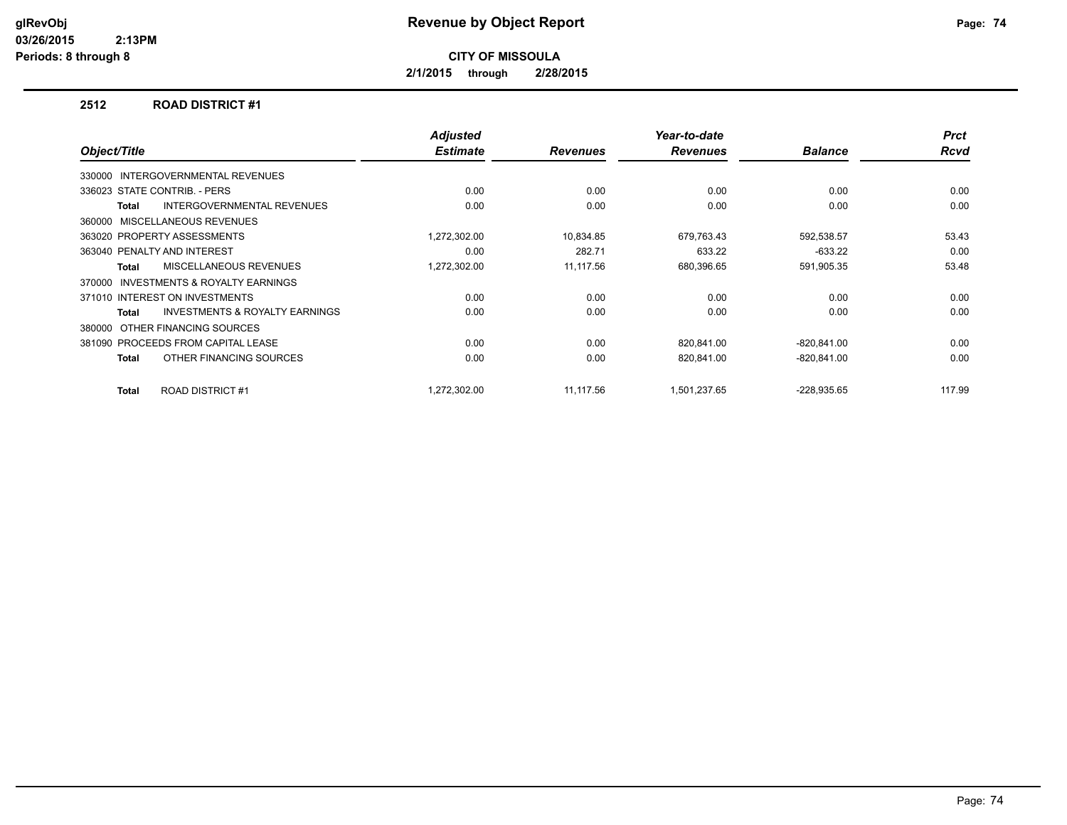# Revenue by Object Report

glRevObj
03/26/2015 2:13PM
Periods: 8 through 8

**CITY OF MISSOULA**

**2/1/2015 through 2/28/2015**

## 2512 ROAD DISTRICT #1

| Object/Title | Adjusted Estimate | Revenues | Year-to-date Revenues | Balance | Prct Rcvd |
|---|---|---|---|---|---|
| 330000 INTERGOVERNMENTAL REVENUES | | | | | |
| 336023 STATE CONTRIB. - PERS | 0.00 | 0.00 | 0.00 | 0.00 | 0.00 |
| **Total** INTERGOVERNMENTAL REVENUES | 0.00 | 0.00 | 0.00 | 0.00 | 0.00 |
| 360000 MISCELLANEOUS REVENUES | | | | | |
| 363020 PROPERTY ASSESSMENTS | 1,272,302.00 | 10,834.85 | 679,763.43 | 592,538.57 | 53.43 |
| 363040 PENALTY AND INTEREST | 0.00 | 282.71 | 633.22 | -633.22 | 0.00 |
| **Total** MISCELLANEOUS REVENUES | 1,272,302.00 | 11,117.56 | 680,396.65 | 591,905.35 | 53.48 |
| 370000 INVESTMENTS & ROYALTY EARNINGS | | | | | |
| 371010 INTEREST ON INVESTMENTS | 0.00 | 0.00 | 0.00 | 0.00 | 0.00 |
| **Total** INVESTMENTS & ROYALTY EARNINGS | 0.00 | 0.00 | 0.00 | 0.00 | 0.00 |
| 380000 OTHER FINANCING SOURCES | | | | | |
| 381090 PROCEEDS FROM CAPITAL LEASE | 0.00 | 0.00 | 820,841.00 | -820,841.00 | 0.00 |
| **Total** OTHER FINANCING SOURCES | 0.00 | 0.00 | 820,841.00 | -820,841.00 | 0.00 |
| **Total** ROAD DISTRICT #1 | 1,272,302.00 | 11,117.56 | 1,501,237.65 | -228,935.65 | 117.99 |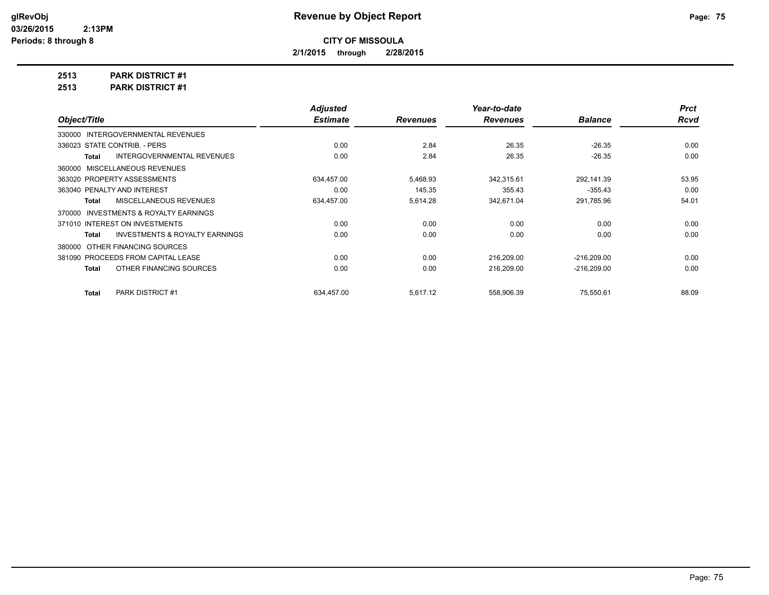**glRevObj** **Revenue by Object Report**

**03/26/2015 2:13PM**

**Periods: 8 through 8**

**CITY OF MISSOULA**

**2/1/2015 through 2/28/2015**

**2513 PARK DISTRICT #1**

**2513 PARK DISTRICT #1**

| Object/Title | | Adjusted Estimate | Revenues | Year-to-date Revenues | Balance | Prct Rcvd |
|---|---|---|---|---|---|---|
| 330000 INTERGOVERNMENTAL REVENUES | | | | | | |
| 336023 STATE CONTRIB. - PERS | | 0.00 | 2.84 | 26.35 | -26.35 | 0.00 |
| Total | INTERGOVERNMENTAL REVENUES | 0.00 | 2.84 | 26.35 | -26.35 | 0.00 |
| 360000 MISCELLANEOUS REVENUES | | | | | | |
| 363020 PROPERTY ASSESSMENTS | | 634,457.00 | 5,468.93 | 342,315.61 | 292,141.39 | 53.95 |
| 363040 PENALTY AND INTEREST | | 0.00 | 145.35 | 355.43 | -355.43 | 0.00 |
| Total | MISCELLANEOUS REVENUES | 634,457.00 | 5,614.28 | 342,671.04 | 291,785.96 | 54.01 |
| 370000 INVESTMENTS & ROYALTY EARNINGS | | | | | | |
| 371010 INTEREST ON INVESTMENTS | | 0.00 | 0.00 | 0.00 | 0.00 | 0.00 |
| Total | INVESTMENTS & ROYALTY EARNINGS | 0.00 | 0.00 | 0.00 | 0.00 | 0.00 |
| 380000 OTHER FINANCING SOURCES | | | | | | |
| 381090 PROCEEDS FROM CAPITAL LEASE | | 0.00 | 0.00 | 216,209.00 | -216,209.00 | 0.00 |
| Total | OTHER FINANCING SOURCES | 0.00 | 0.00 | 216,209.00 | -216,209.00 | 0.00 |
| Total | PARK DISTRICT #1 | 634,457.00 | 5,617.12 | 558,906.39 | 75,550.61 | 88.09 |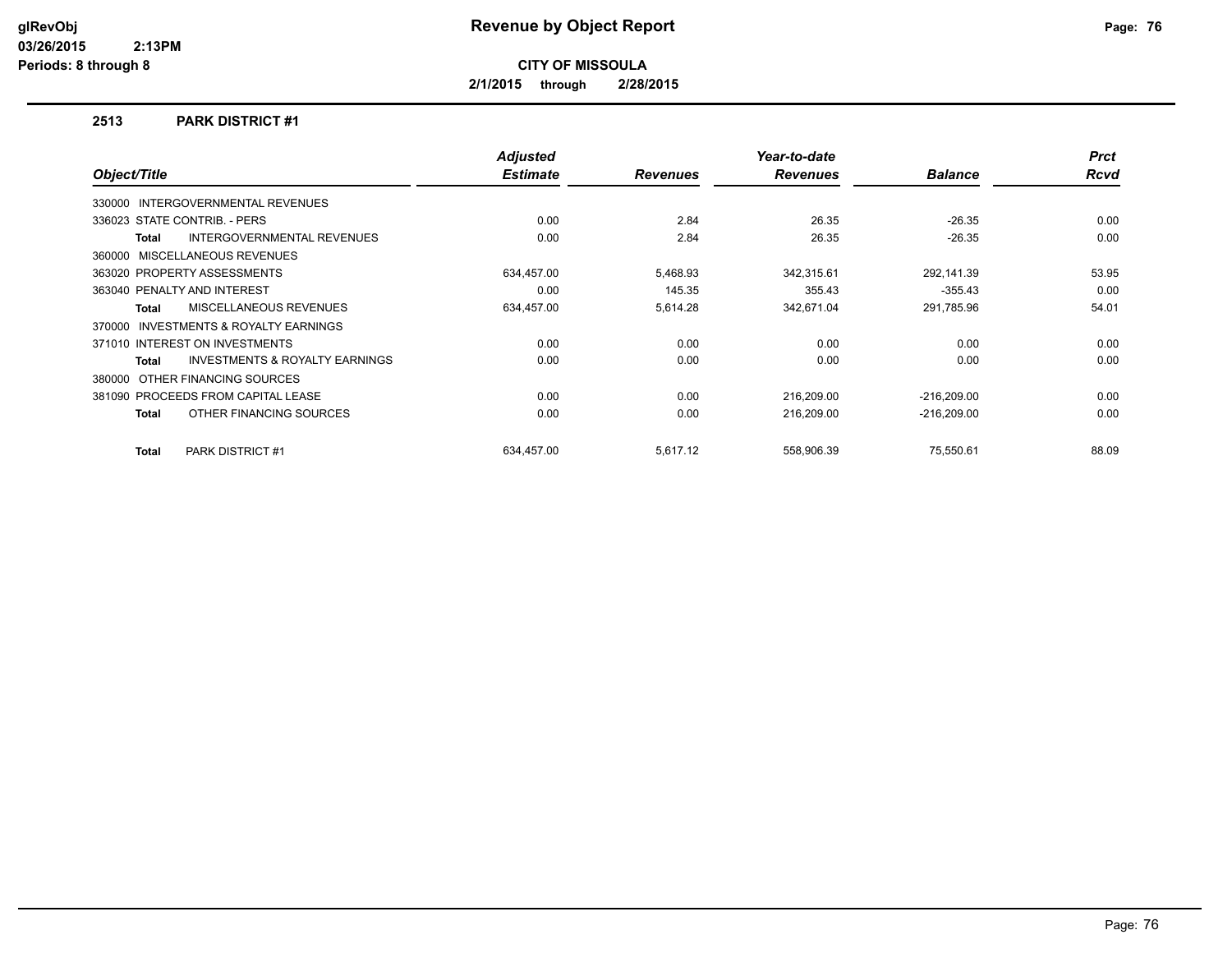# Revenue by Object Report

**CITY OF MISSOULA**

**2/1/2015 through 2/28/2015**

glRevObj
03/26/2015 2:13PM
Periods: 8 through 8

## 2513 PARK DISTRICT #1

| Object/Title | Adjusted Estimate | Revenues | Year-to-date Revenues | Balance | Prct Rcvd |
|---|---|---|---|---|---|
| 330000 INTERGOVERNMENTAL REVENUES | | | | | |
| 336023 STATE CONTRIB. - PERS | 0.00 | 2.84 | 26.35 | -26.35 | 0.00 |
| **Total** INTERGOVERNMENTAL REVENUES | 0.00 | 2.84 | 26.35 | -26.35 | 0.00 |
| 360000 MISCELLANEOUS REVENUES | | | | | |
| 363020 PROPERTY ASSESSMENTS | 634,457.00 | 5,468.93 | 342,315.61 | 292,141.39 | 53.95 |
| 363040 PENALTY AND INTEREST | 0.00 | 145.35 | 355.43 | -355.43 | 0.00 |
| **Total** MISCELLANEOUS REVENUES | 634,457.00 | 5,614.28 | 342,671.04 | 291,785.96 | 54.01 |
| 370000 INVESTMENTS & ROYALTY EARNINGS | | | | | |
| 371010 INTEREST ON INVESTMENTS | 0.00 | 0.00 | 0.00 | 0.00 | 0.00 |
| **Total** INVESTMENTS & ROYALTY EARNINGS | 0.00 | 0.00 | 0.00 | 0.00 | 0.00 |
| 380000 OTHER FINANCING SOURCES | | | | | |
| 381090 PROCEEDS FROM CAPITAL LEASE | 0.00 | 0.00 | 216,209.00 | -216,209.00 | 0.00 |
| **Total** OTHER FINANCING SOURCES | 0.00 | 0.00 | 216,209.00 | -216,209.00 | 0.00 |
| **Total** PARK DISTRICT #1 | 634,457.00 | 5,617.12 | 558,906.39 | 75,550.61 | 88.09 |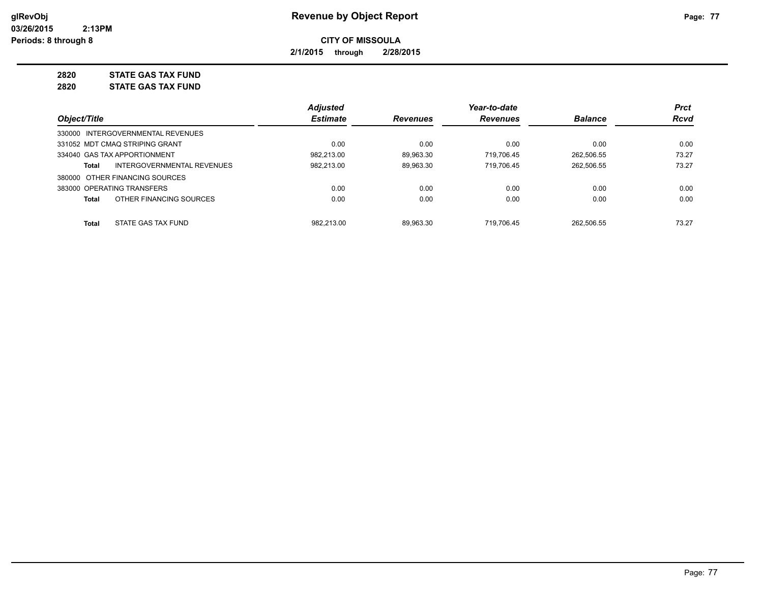**CITY OF MISSOULA**

**2/1/2015 through 2/28/2015**

**2820 STATE GAS TAX FUND**

**2820 STATE GAS TAX FUND**

| Object/Title | Adjusted Estimate | Revenues | Year-to-date Revenues | Balance | Prct Rcvd |
|---|---|---|---|---|---|
| 330000 INTERGOVERNMENTAL REVENUES | | | | | |
| 331052 MDT CMAQ STRIPING GRANT | 0.00 | 0.00 | 0.00 | 0.00 | 0.00 |
| 334040 GAS TAX APPORTIONMENT | 982,213.00 | 89,963.30 | 719,706.45 | 262,506.55 | 73.27 |
| **Total** INTERGOVERNMENTAL REVENUES | 982,213.00 | 89,963.30 | 719,706.45 | 262,506.55 | 73.27 |
| 380000 OTHER FINANCING SOURCES | | | | | |
| 383000 OPERATING TRANSFERS | 0.00 | 0.00 | 0.00 | 0.00 | 0.00 |
| **Total** OTHER FINANCING SOURCES | 0.00 | 0.00 | 0.00 | 0.00 | 0.00 |
| **Total** STATE GAS TAX FUND | 982,213.00 | 89,963.30 | 719,706.45 | 262,506.55 | 73.27 |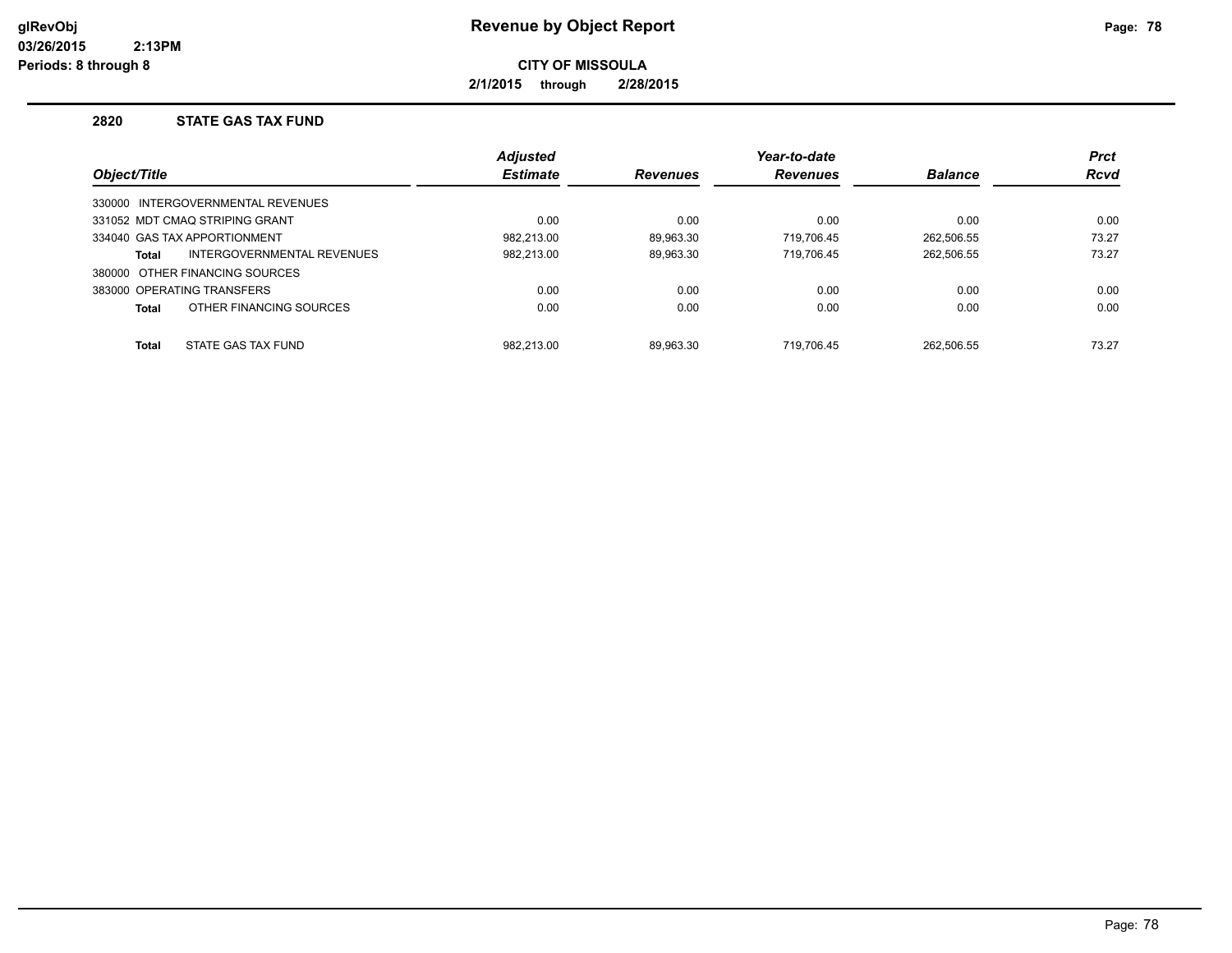# Revenue by Object Report

**CITY OF MISSOULA**

**2/1/2015 through 2/28/2015**

glRevObj
03/26/2015 2:13PM
Periods: 8 through 8

## 2820 STATE GAS TAX FUND

| Object/Title | Adjusted Estimate | Revenues | Year-to-date Revenues | Balance | Prct Rcvd |
|---|---|---|---|---|---|
| 330000 INTERGOVERNMENTAL REVENUES | | | | | |
| 331052 MDT CMAQ STRIPING GRANT | 0.00 | 0.00 | 0.00 | 0.00 | 0.00 |
| 334040 GAS TAX APPORTIONMENT | 982,213.00 | 89,963.30 | 719,706.45 | 262,506.55 | 73.27 |
| **Total** INTERGOVERNMENTAL REVENUES | 982,213.00 | 89,963.30 | 719,706.45 | 262,506.55 | 73.27 |
| 380000 OTHER FINANCING SOURCES | | | | | |
| 383000 OPERATING TRANSFERS | 0.00 | 0.00 | 0.00 | 0.00 | 0.00 |
| **Total** OTHER FINANCING SOURCES | 0.00 | 0.00 | 0.00 | 0.00 | 0.00 |
| **Total** STATE GAS TAX FUND | 982,213.00 | 89,963.30 | 719,706.45 | 262,506.55 | 73.27 |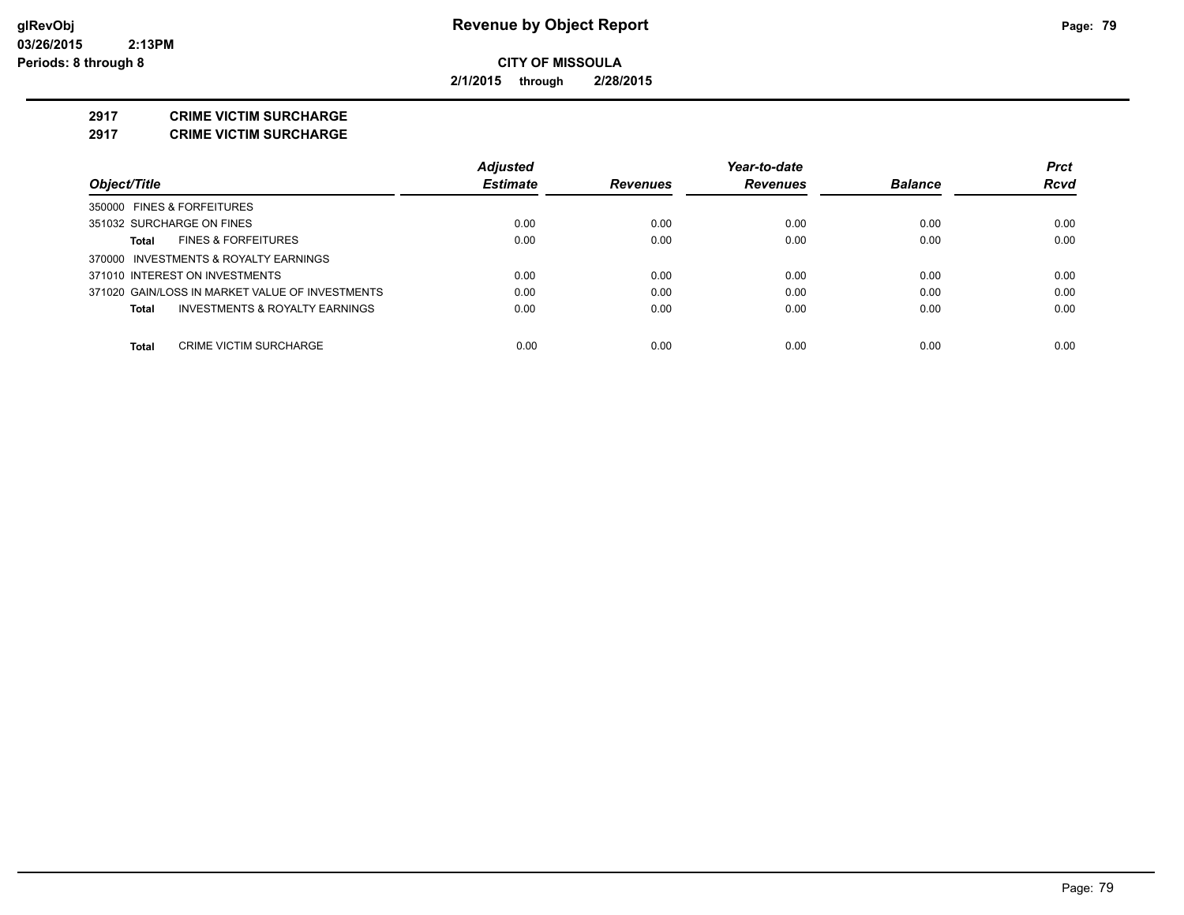# Revenue by Object Report

**CITY OF MISSOULA**

**2/1/2015 through 2/28/2015**

glRevObj
03/26/2015 2:13PM
Periods: 8 through 8

## 2917 CRIME VICTIM SURCHARGE
## 2917 CRIME VICTIM SURCHARGE

| Object/Title | Adjusted Estimate | Revenues | Year-to-date Revenues | Balance | Prct Rcvd |
|---|---|---|---|---|---|
| 350000 FINES & FORFEITURES | | | | | |
| 351032 SURCHARGE ON FINES | 0.00 | 0.00 | 0.00 | 0.00 | 0.00 |
| **Total** FINES & FORFEITURES | 0.00 | 0.00 | 0.00 | 0.00 | 0.00 |
| 370000 INVESTMENTS & ROYALTY EARNINGS | | | | | |
| 371010 INTEREST ON INVESTMENTS | 0.00 | 0.00 | 0.00 | 0.00 | 0.00 |
| 371020 GAIN/LOSS IN MARKET VALUE OF INVESTMENTS | 0.00 | 0.00 | 0.00 | 0.00 | 0.00 |
| **Total** INVESTMENTS & ROYALTY EARNINGS | 0.00 | 0.00 | 0.00 | 0.00 | 0.00 |
| **Total** CRIME VICTIM SURCHARGE | 0.00 | 0.00 | 0.00 | 0.00 | 0.00 |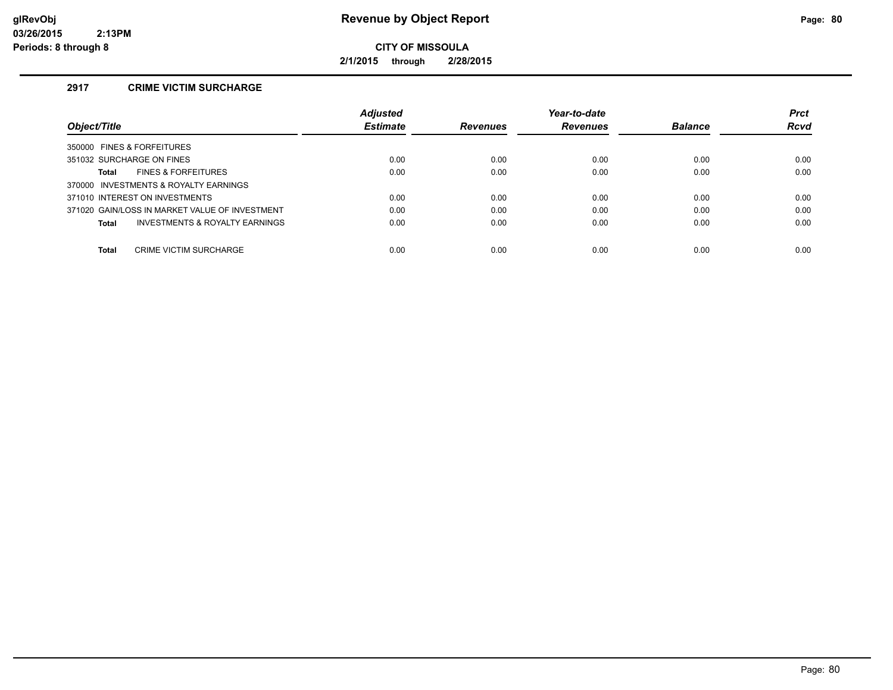# Revenue by Object Report

glRevObj
03/26/2015 2:13PM
Periods: 8 through 8

**CITY OF MISSOULA**

**2/1/2015 through 2/28/2015**

## 2917 CRIME VICTIM SURCHARGE

| Object/Title | Adjusted Estimate | Revenues | Year-to-date Revenues | Balance | Prct Rcvd |
|---|---|---|---|---|---|
| 350000 FINES & FORFEITURES | | | | | |
| 351032 SURCHARGE ON FINES | 0.00 | 0.00 | 0.00 | 0.00 | 0.00 |
| **Total** FINES & FORFEITURES | 0.00 | 0.00 | 0.00 | 0.00 | 0.00 |
| 370000 INVESTMENTS & ROYALTY EARNINGS | | | | | |
| 371010 INTEREST ON INVESTMENTS | 0.00 | 0.00 | 0.00 | 0.00 | 0.00 |
| 371020 GAIN/LOSS IN MARKET VALUE OF INVESTMENT | 0.00 | 0.00 | 0.00 | 0.00 | 0.00 |
| **Total** INVESTMENTS & ROYALTY EARNINGS | 0.00 | 0.00 | 0.00 | 0.00 | 0.00 |
| **Total** CRIME VICTIM SURCHARGE | 0.00 | 0.00 | 0.00 | 0.00 | 0.00 |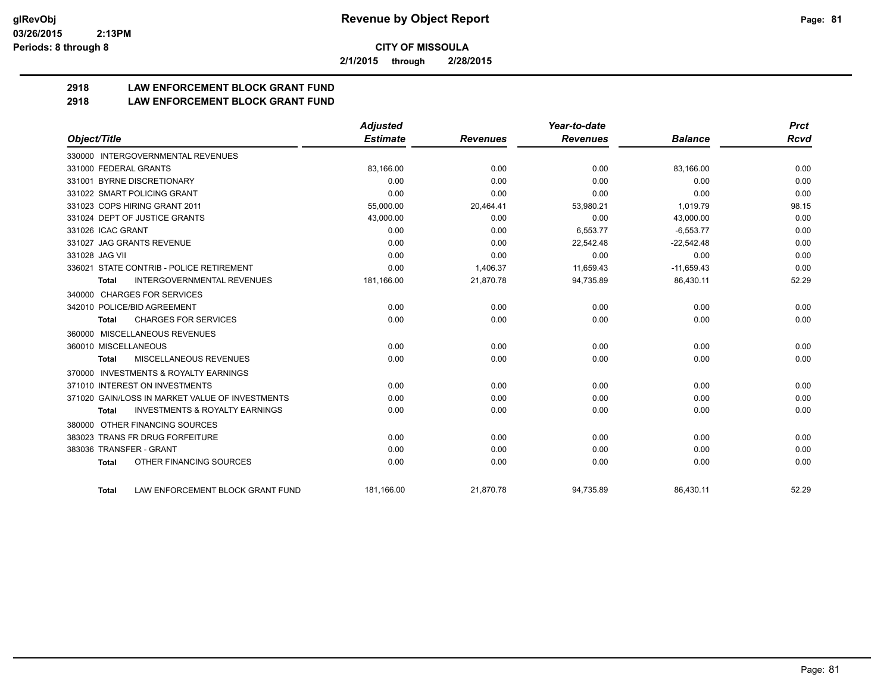# Revenue by Object Report

**CITY OF MISSOULA**

**2/1/2015 through 2/28/2015**

glRevObj
03/26/2015 2:13PM
Periods: 8 through 8

## 2918 LAW ENFORCEMENT BLOCK GRANT FUND
## 2918 LAW ENFORCEMENT BLOCK GRANT FUND

| Object/Title | Adjusted Estimate | Revenues | Year-to-date Revenues | Balance | Prct Rcvd |
|---|---|---|---|---|---|
| 330000 INTERGOVERNMENTAL REVENUES | | | | | |
| 331000 FEDERAL GRANTS | 83,166.00 | 0.00 | 0.00 | 83,166.00 | 0.00 |
| 331001 BYRNE DISCRETIONARY | 0.00 | 0.00 | 0.00 | 0.00 | 0.00 |
| 331022 SMART POLICING GRANT | 0.00 | 0.00 | 0.00 | 0.00 | 0.00 |
| 331023 COPS HIRING GRANT 2011 | 55,000.00 | 20,464.41 | 53,980.21 | 1,019.79 | 98.15 |
| 331024 DEPT OF JUSTICE GRANTS | 43,000.00 | 0.00 | 0.00 | 43,000.00 | 0.00 |
| 331026 ICAC GRANT | 0.00 | 0.00 | 6,553.77 | -6,553.77 | 0.00 |
| 331027 JAG GRANTS REVENUE | 0.00 | 0.00 | 22,542.48 | -22,542.48 | 0.00 |
| 331028 JAG VII | 0.00 | 0.00 | 0.00 | 0.00 | 0.00 |
| 336021 STATE CONTRIB - POLICE RETIREMENT | 0.00 | 1,406.37 | 11,659.43 | -11,659.43 | 0.00 |
| **Total** INTERGOVERNMENTAL REVENUES | 181,166.00 | 21,870.78 | 94,735.89 | 86,430.11 | 52.29 |
| 340000 CHARGES FOR SERVICES | | | | | |
| 342010 POLICE/BID AGREEMENT | 0.00 | 0.00 | 0.00 | 0.00 | 0.00 |
| **Total** CHARGES FOR SERVICES | 0.00 | 0.00 | 0.00 | 0.00 | 0.00 |
| 360000 MISCELLANEOUS REVENUES | | | | | |
| 360010 MISCELLANEOUS | 0.00 | 0.00 | 0.00 | 0.00 | 0.00 |
| **Total** MISCELLANEOUS REVENUES | 0.00 | 0.00 | 0.00 | 0.00 | 0.00 |
| 370000 INVESTMENTS & ROYALTY EARNINGS | | | | | |
| 371010 INTEREST ON INVESTMENTS | 0.00 | 0.00 | 0.00 | 0.00 | 0.00 |
| 371020 GAIN/LOSS IN MARKET VALUE OF INVESTMENTS | 0.00 | 0.00 | 0.00 | 0.00 | 0.00 |
| **Total** INVESTMENTS & ROYALTY EARNINGS | 0.00 | 0.00 | 0.00 | 0.00 | 0.00 |
| 380000 OTHER FINANCING SOURCES | | | | | |
| 383023 TRANS FR DRUG FORFEITURE | 0.00 | 0.00 | 0.00 | 0.00 | 0.00 |
| 383036 TRANSFER - GRANT | 0.00 | 0.00 | 0.00 | 0.00 | 0.00 |
| **Total** OTHER FINANCING SOURCES | 0.00 | 0.00 | 0.00 | 0.00 | 0.00 |
| **Total** LAW ENFORCEMENT BLOCK GRANT FUND | 181,166.00 | 21,870.78 | 94,735.89 | 86,430.11 | 52.29 |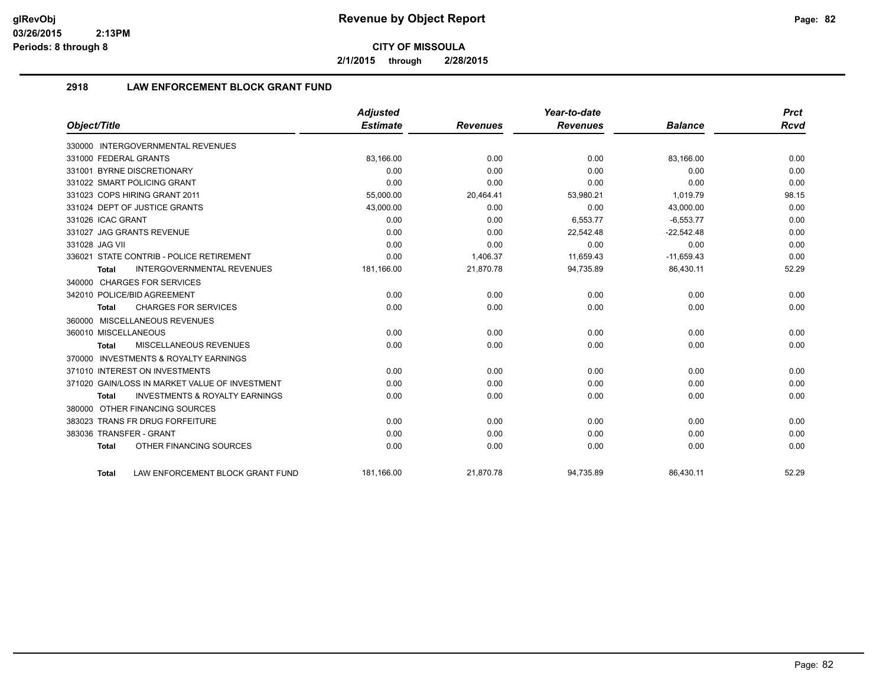**Revenue by Object Report**

**CITY OF MISSOULA**

**2/1/2015 through 2/28/2015**

glRevObj
03/26/2015 2:13PM
Periods: 8 through 8

## 2918 LAW ENFORCEMENT BLOCK GRANT FUND

| Object/Title | Adjusted Estimate | Revenues | Year-to-date Revenues | Balance | Prct Rcvd |
|---|---|---|---|---|---|
| 330000 INTERGOVERNMENTAL REVENUES | | | | | |
| 331000 FEDERAL GRANTS | 83,166.00 | 0.00 | 0.00 | 83,166.00 | 0.00 |
| 331001 BYRNE DISCRETIONARY | 0.00 | 0.00 | 0.00 | 0.00 | 0.00 |
| 331022 SMART POLICING GRANT | 0.00 | 0.00 | 0.00 | 0.00 | 0.00 |
| 331023 COPS HIRING GRANT 2011 | 55,000.00 | 20,464.41 | 53,980.21 | 1,019.79 | 98.15 |
| 331024 DEPT OF JUSTICE GRANTS | 43,000.00 | 0.00 | 0.00 | 43,000.00 | 0.00 |
| 331026 ICAC GRANT | 0.00 | 0.00 | 6,553.77 | -6,553.77 | 0.00 |
| 331027 JAG GRANTS REVENUE | 0.00 | 0.00 | 22,542.48 | -22,542.48 | 0.00 |
| 331028 JAG VII | 0.00 | 0.00 | 0.00 | 0.00 | 0.00 |
| 336021 STATE CONTRIB - POLICE RETIREMENT | 0.00 | 1,406.37 | 11,659.43 | -11,659.43 | 0.00 |
| **Total** INTERGOVERNMENTAL REVENUES | 181,166.00 | 21,870.78 | 94,735.89 | 86,430.11 | 52.29 |
| 340000 CHARGES FOR SERVICES | | | | | |
| 342010 POLICE/BID AGREEMENT | 0.00 | 0.00 | 0.00 | 0.00 | 0.00 |
| **Total** CHARGES FOR SERVICES | 0.00 | 0.00 | 0.00 | 0.00 | 0.00 |
| 360000 MISCELLANEOUS REVENUES | | | | | |
| 360010 MISCELLANEOUS | 0.00 | 0.00 | 0.00 | 0.00 | 0.00 |
| **Total** MISCELLANEOUS REVENUES | 0.00 | 0.00 | 0.00 | 0.00 | 0.00 |
| 370000 INVESTMENTS & ROYALTY EARNINGS | | | | | |
| 371010 INTEREST ON INVESTMENTS | 0.00 | 0.00 | 0.00 | 0.00 | 0.00 |
| 371020 GAIN/LOSS IN MARKET VALUE OF INVESTMENT | 0.00 | 0.00 | 0.00 | 0.00 | 0.00 |
| **Total** INVESTMENTS & ROYALTY EARNINGS | 0.00 | 0.00 | 0.00 | 0.00 | 0.00 |
| 380000 OTHER FINANCING SOURCES | | | | | |
| 383023 TRANS FR DRUG FORFEITURE | 0.00 | 0.00 | 0.00 | 0.00 | 0.00 |
| 383036 TRANSFER - GRANT | 0.00 | 0.00 | 0.00 | 0.00 | 0.00 |
| **Total** OTHER FINANCING SOURCES | 0.00 | 0.00 | 0.00 | 0.00 | 0.00 |
| **Total** LAW ENFORCEMENT BLOCK GRANT FUND | 181,166.00 | 21,870.78 | 94,735.89 | 86,430.11 | 52.29 |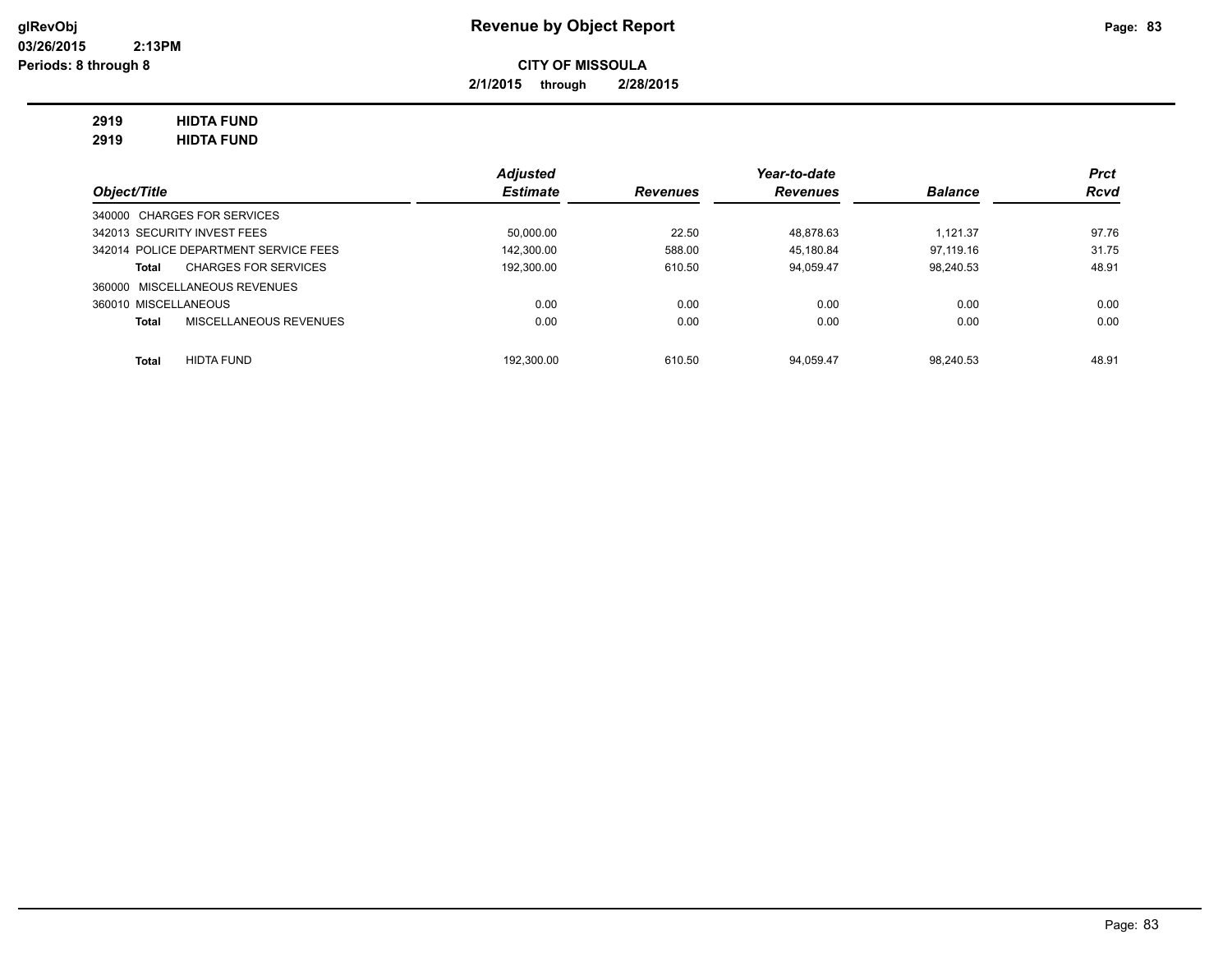# Revenue by Object Report

glRevObj
03/26/2015 2:13PM
Periods: 8 through 8

**CITY OF MISSOULA**
**2/1/2015 through 2/28/2015**

**2919 HIDTA FUND**
**2919 HIDTA FUND**

| Object/Title | Adjusted Estimate | Revenues | Year-to-date Revenues | Balance | Prct Rcvd |
|---|---|---|---|---|---|
| 340000 CHARGES FOR SERVICES | | | | | |
| 342013 SECURITY INVEST FEES | 50,000.00 | 22.50 | 48,878.63 | 1,121.37 | 97.76 |
| 342014 POLICE DEPARTMENT SERVICE FEES | 142,300.00 | 588.00 | 45,180.84 | 97,119.16 | 31.75 |
| **Total** CHARGES FOR SERVICES | 192,300.00 | 610.50 | 94,059.47 | 98,240.53 | 48.91 |
| 360000 MISCELLANEOUS REVENUES | | | | | |
| 360010 MISCELLANEOUS | 0.00 | 0.00 | 0.00 | 0.00 | 0.00 |
| **Total** MISCELLANEOUS REVENUES | 0.00 | 0.00 | 0.00 | 0.00 | 0.00 |
| **Total** HIDTA FUND | 192,300.00 | 610.50 | 94,059.47 | 98,240.53 | 48.91 |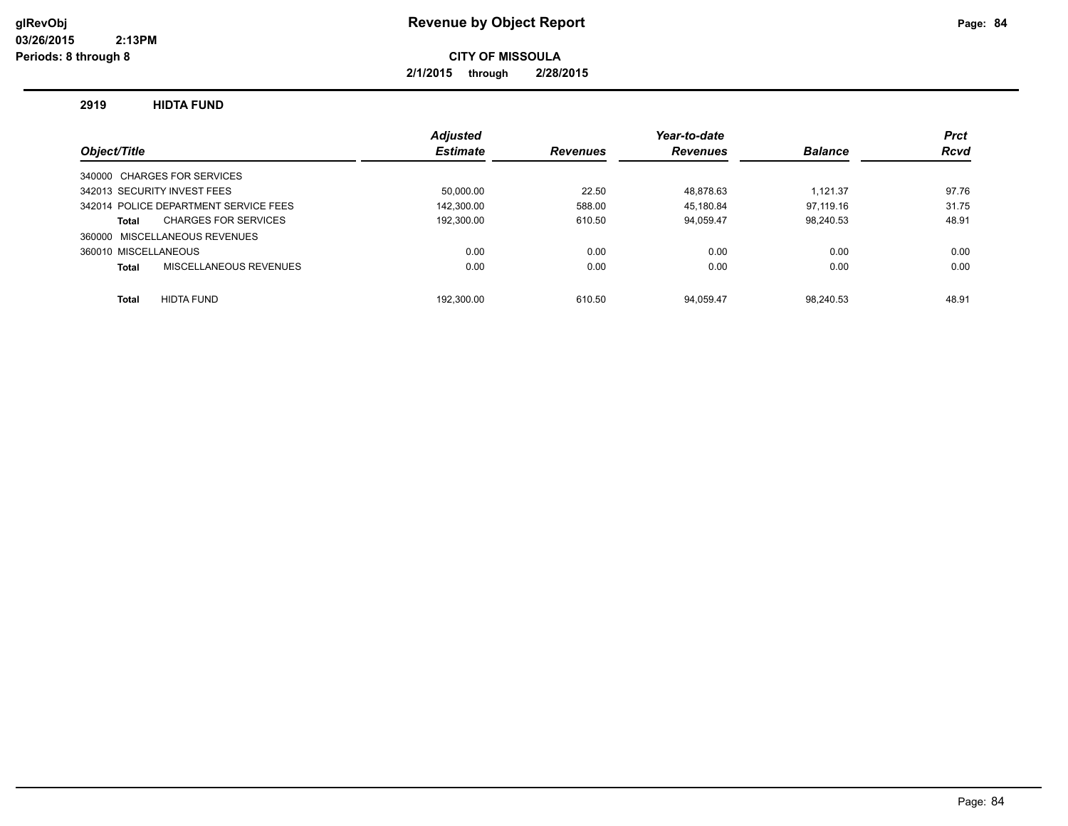# Revenue by Object Report

glRevObj
03/26/2015 2:13PM
Periods: 8 through 8

**CITY OF MISSOULA**

**2/1/2015 through 2/28/2015**

## 2919 HIDTA FUND

| Object/Title | Adjusted Estimate | Revenues | Year-to-date Revenues | Balance | Prct Rcvd |
|---|---|---|---|---|---|
| 340000 CHARGES FOR SERVICES | | | | | |
| 342013 SECURITY INVEST FEES | 50,000.00 | 22.50 | 48,878.63 | 1,121.37 | 97.76 |
| 342014 POLICE DEPARTMENT SERVICE FEES | 142,300.00 | 588.00 | 45,180.84 | 97,119.16 | 31.75 |
| **Total** CHARGES FOR SERVICES | 192,300.00 | 610.50 | 94,059.47 | 98,240.53 | 48.91 |
| 360000 MISCELLANEOUS REVENUES | | | | | |
| 360010 MISCELLANEOUS | 0.00 | 0.00 | 0.00 | 0.00 | 0.00 |
| **Total** MISCELLANEOUS REVENUES | 0.00 | 0.00 | 0.00 | 0.00 | 0.00 |
| **Total** HIDTA FUND | 192,300.00 | 610.50 | 94,059.47 | 98,240.53 | 48.91 |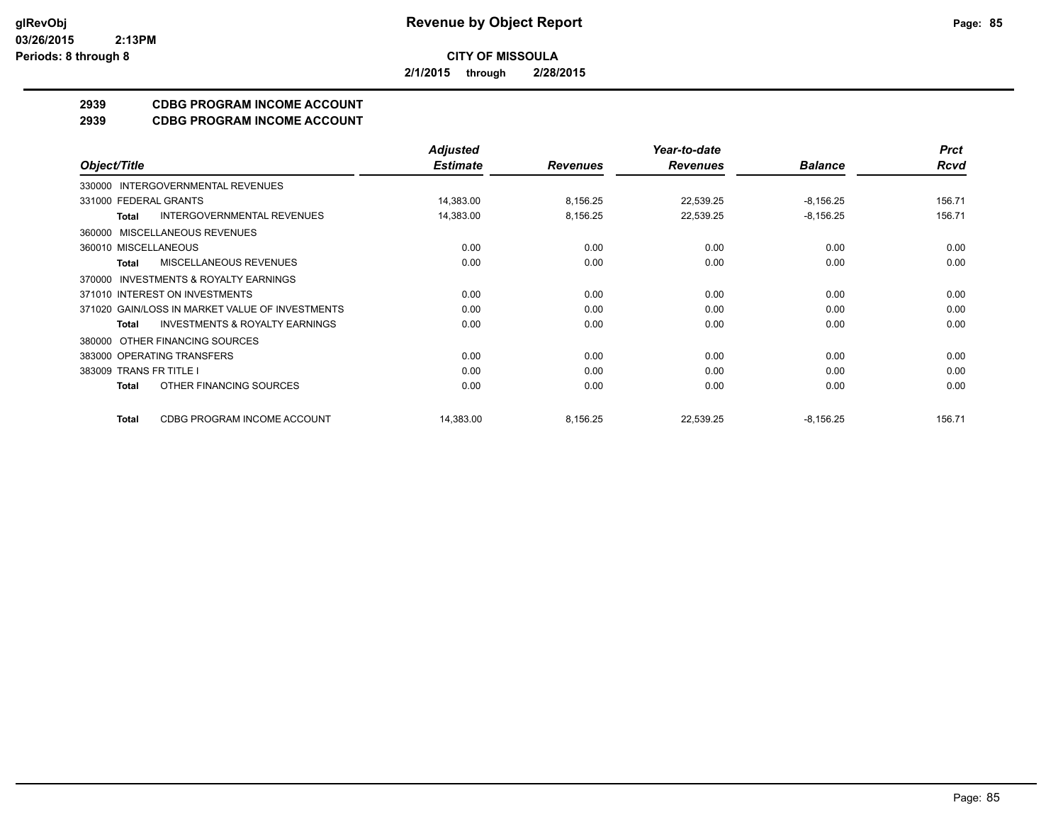# Revenue by Object Report

**CITY OF MISSOULA**

**2/1/2015 through 2/28/2015**

glRevObj
03/26/2015 2:13PM
Periods: 8 through 8

## 2939 CDBG PROGRAM INCOME ACCOUNT
## 2939 CDBG PROGRAM INCOME ACCOUNT

| Object/Title | Adjusted Estimate | Revenues | Year-to-date Revenues | Balance | Prct Rcvd |
|---|---|---|---|---|---|
| 330000 INTERGOVERNMENTAL REVENUES | | | | | |
| 331000 FEDERAL GRANTS | 14,383.00 | 8,156.25 | 22,539.25 | -8,156.25 | 156.71 |
| **Total** INTERGOVERNMENTAL REVENUES | 14,383.00 | 8,156.25 | 22,539.25 | -8,156.25 | 156.71 |
| 360000 MISCELLANEOUS REVENUES | | | | | |
| 360010 MISCELLANEOUS | 0.00 | 0.00 | 0.00 | 0.00 | 0.00 |
| **Total** MISCELLANEOUS REVENUES | 0.00 | 0.00 | 0.00 | 0.00 | 0.00 |
| 370000 INVESTMENTS & ROYALTY EARNINGS | | | | | |
| 371010 INTEREST ON INVESTMENTS | 0.00 | 0.00 | 0.00 | 0.00 | 0.00 |
| 371020 GAIN/LOSS IN MARKET VALUE OF INVESTMENTS | 0.00 | 0.00 | 0.00 | 0.00 | 0.00 |
| **Total** INVESTMENTS & ROYALTY EARNINGS | 0.00 | 0.00 | 0.00 | 0.00 | 0.00 |
| 380000 OTHER FINANCING SOURCES | | | | | |
| 383000 OPERATING TRANSFERS | 0.00 | 0.00 | 0.00 | 0.00 | 0.00 |
| 383009 TRANS FR TITLE I | 0.00 | 0.00 | 0.00 | 0.00 | 0.00 |
| **Total** OTHER FINANCING SOURCES | 0.00 | 0.00 | 0.00 | 0.00 | 0.00 |
| **Total** CDBG PROGRAM INCOME ACCOUNT | 14,383.00 | 8,156.25 | 22,539.25 | -8,156.25 | 156.71 |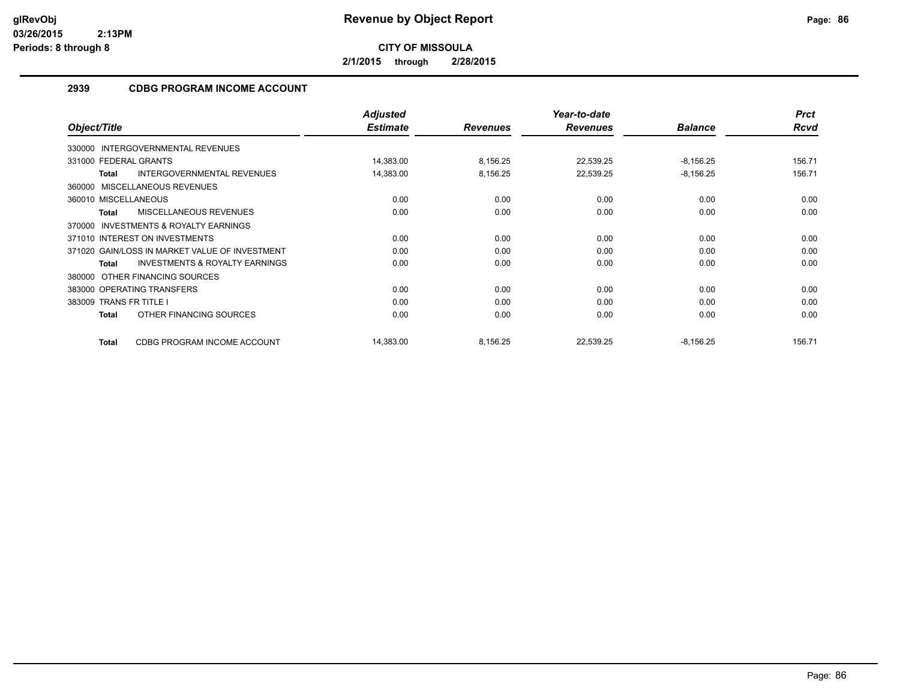**CITY OF MISSOULA**

**2/1/2015 through 2/28/2015**

## 2939 CDBG PROGRAM INCOME ACCOUNT

| Object/Title | Adjusted Estimate | Revenues | Year-to-date Revenues | Balance | Prct Rcvd |
|---|---|---|---|---|---|
| 330000 INTERGOVERNMENTAL REVENUES | | | | | |
| 331000 FEDERAL GRANTS | 14,383.00 | 8,156.25 | 22,539.25 | -8,156.25 | 156.71 |
| **Total** INTERGOVERNMENTAL REVENUES | 14,383.00 | 8,156.25 | 22,539.25 | -8,156.25 | 156.71 |
| 360000 MISCELLANEOUS REVENUES | | | | | |
| 360010 MISCELLANEOUS | 0.00 | 0.00 | 0.00 | 0.00 | 0.00 |
| **Total** MISCELLANEOUS REVENUES | 0.00 | 0.00 | 0.00 | 0.00 | 0.00 |
| 370000 INVESTMENTS & ROYALTY EARNINGS | | | | | |
| 371010 INTEREST ON INVESTMENTS | 0.00 | 0.00 | 0.00 | 0.00 | 0.00 |
| 371020 GAIN/LOSS IN MARKET VALUE OF INVESTMENT | 0.00 | 0.00 | 0.00 | 0.00 | 0.00 |
| **Total** INVESTMENTS & ROYALTY EARNINGS | 0.00 | 0.00 | 0.00 | 0.00 | 0.00 |
| 380000 OTHER FINANCING SOURCES | | | | | |
| 383000 OPERATING TRANSFERS | 0.00 | 0.00 | 0.00 | 0.00 | 0.00 |
| 383009 TRANS FR TITLE I | 0.00 | 0.00 | 0.00 | 0.00 | 0.00 |
| **Total** OTHER FINANCING SOURCES | 0.00 | 0.00 | 0.00 | 0.00 | 0.00 |
| **Total** CDBG PROGRAM INCOME ACCOUNT | 14,383.00 | 8,156.25 | 22,539.25 | -8,156.25 | 156.71 |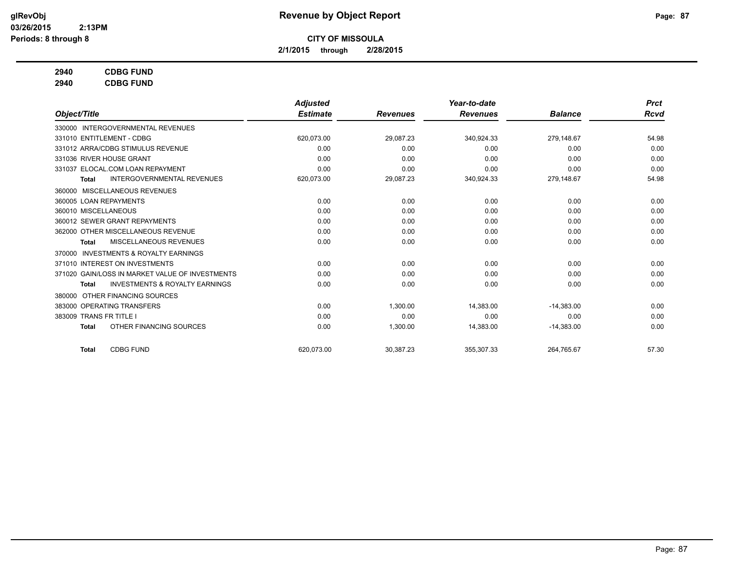# Revenue by Object Report

**CITY OF MISSOULA**

**2/1/2015 through 2/28/2015**

**2940 CDBG FUND**

**2940 CDBG FUND**

| Object/Title | Adjusted Estimate | Revenues | Year-to-date Revenues | Balance | Prct Rcvd |
|---|---|---|---|---|---|
| 330000 INTERGOVERNMENTAL REVENUES | | | | | |
| 331010 ENTITLEMENT - CDBG | 620,073.00 | 29,087.23 | 340,924.33 | 279,148.67 | 54.98 |
| 331012 ARRA/CDBG STIMULUS REVENUE | 0.00 | 0.00 | 0.00 | 0.00 | 0.00 |
| 331036 RIVER HOUSE GRANT | 0.00 | 0.00 | 0.00 | 0.00 | 0.00 |
| 331037 ELOCAL.COM LOAN REPAYMENT | 0.00 | 0.00 | 0.00 | 0.00 | 0.00 |
| **Total** INTERGOVERNMENTAL REVENUES | 620,073.00 | 29,087.23 | 340,924.33 | 279,148.67 | 54.98 |
| 360000 MISCELLANEOUS REVENUES | | | | | |
| 360005 LOAN REPAYMENTS | 0.00 | 0.00 | 0.00 | 0.00 | 0.00 |
| 360010 MISCELLANEOUS | 0.00 | 0.00 | 0.00 | 0.00 | 0.00 |
| 360012 SEWER GRANT REPAYMENTS | 0.00 | 0.00 | 0.00 | 0.00 | 0.00 |
| 362000 OTHER MISCELLANEOUS REVENUE | 0.00 | 0.00 | 0.00 | 0.00 | 0.00 |
| **Total** MISCELLANEOUS REVENUES | 0.00 | 0.00 | 0.00 | 0.00 | 0.00 |
| 370000 INVESTMENTS & ROYALTY EARNINGS | | | | | |
| 371010 INTEREST ON INVESTMENTS | 0.00 | 0.00 | 0.00 | 0.00 | 0.00 |
| 371020 GAIN/LOSS IN MARKET VALUE OF INVESTMENTS | 0.00 | 0.00 | 0.00 | 0.00 | 0.00 |
| **Total** INVESTMENTS & ROYALTY EARNINGS | 0.00 | 0.00 | 0.00 | 0.00 | 0.00 |
| 380000 OTHER FINANCING SOURCES | | | | | |
| 383000 OPERATING TRANSFERS | 0.00 | 1,300.00 | 14,383.00 | -14,383.00 | 0.00 |
| 383009 TRANS FR TITLE I | 0.00 | 0.00 | 0.00 | 0.00 | 0.00 |
| **Total** OTHER FINANCING SOURCES | 0.00 | 1,300.00 | 14,383.00 | -14,383.00 | 0.00 |
| **Total** CDBG FUND | 620,073.00 | 30,387.23 | 355,307.33 | 264,765.67 | 57.30 |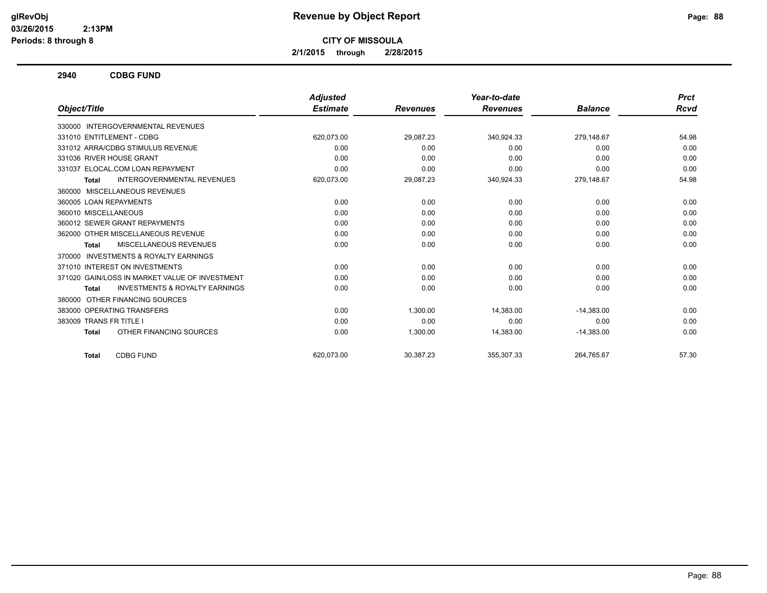# Revenue by Object Report

glRevObj
03/26/2015 2:13PM
Periods: 8 through 8

**CITY OF MISSOULA**

**2/1/2015 through 2/28/2015**

## 2940 CDBG FUND

| Object/Title | Adjusted Estimate | Revenues | Year-to-date Revenues | Balance | Prct Rcvd |
|---|---|---|---|---|---|
| 330000 INTERGOVERNMENTAL REVENUES | | | | | |
| 331010 ENTITLEMENT - CDBG | 620,073.00 | 29,087.23 | 340,924.33 | 279,148.67 | 54.98 |
| 331012 ARRA/CDBG STIMULUS REVENUE | 0.00 | 0.00 | 0.00 | 0.00 | 0.00 |
| 331036 RIVER HOUSE GRANT | 0.00 | 0.00 | 0.00 | 0.00 | 0.00 |
| 331037 ELOCAL.COM LOAN REPAYMENT | 0.00 | 0.00 | 0.00 | 0.00 | 0.00 |
| **Total** INTERGOVERNMENTAL REVENUES | 620,073.00 | 29,087.23 | 340,924.33 | 279,148.67 | 54.98 |
| 360000 MISCELLANEOUS REVENUES | | | | | |
| 360005 LOAN REPAYMENTS | 0.00 | 0.00 | 0.00 | 0.00 | 0.00 |
| 360010 MISCELLANEOUS | 0.00 | 0.00 | 0.00 | 0.00 | 0.00 |
| 360012 SEWER GRANT REPAYMENTS | 0.00 | 0.00 | 0.00 | 0.00 | 0.00 |
| 362000 OTHER MISCELLANEOUS REVENUE | 0.00 | 0.00 | 0.00 | 0.00 | 0.00 |
| **Total** MISCELLANEOUS REVENUES | 0.00 | 0.00 | 0.00 | 0.00 | 0.00 |
| 370000 INVESTMENTS & ROYALTY EARNINGS | | | | | |
| 371010 INTEREST ON INVESTMENTS | 0.00 | 0.00 | 0.00 | 0.00 | 0.00 |
| 371020 GAIN/LOSS IN MARKET VALUE OF INVESTMENT | 0.00 | 0.00 | 0.00 | 0.00 | 0.00 |
| **Total** INVESTMENTS & ROYALTY EARNINGS | 0.00 | 0.00 | 0.00 | 0.00 | 0.00 |
| 380000 OTHER FINANCING SOURCES | | | | | |
| 383000 OPERATING TRANSFERS | 0.00 | 1,300.00 | 14,383.00 | -14,383.00 | 0.00 |
| 383009 TRANS FR TITLE I | 0.00 | 0.00 | 0.00 | 0.00 | 0.00 |
| **Total** OTHER FINANCING SOURCES | 0.00 | 1,300.00 | 14,383.00 | -14,383.00 | 0.00 |
| **Total** CDBG FUND | 620,073.00 | 30,387.23 | 355,307.33 | 264,765.67 | 57.30 |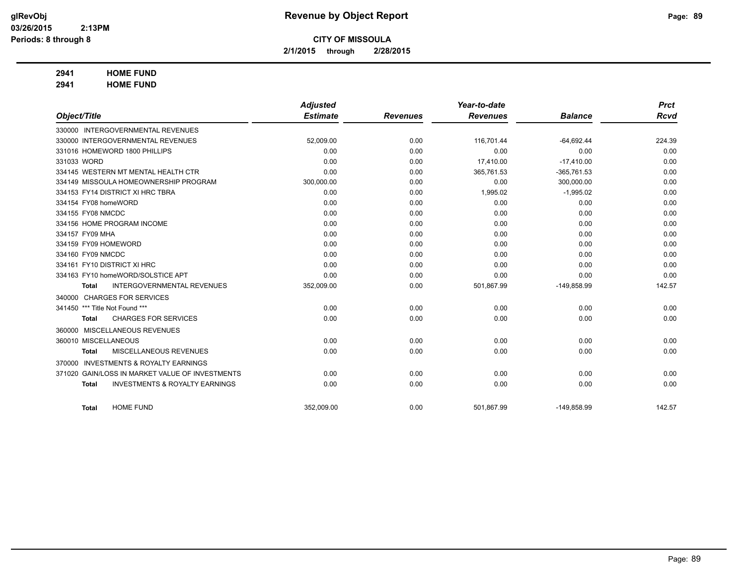# CITY OF MISSOULA

**2/1/2015 through 2/28/2015**

**2941 HOME FUND**

**2941 HOME FUND**

| Object/Title | Adjusted Estimate | Revenues | Year-to-date Revenues | Balance | Prct Rcvd |
|---|---|---|---|---|---|
| 330000 INTERGOVERNMENTAL REVENUES | | | | | |
| 330000 INTERGOVERNMENTAL REVENUES | 52,009.00 | 0.00 | 116,701.44 | -64,692.44 | 224.39 |
| 331016 HOMEWORD 1800 PHILLIPS | 0.00 | 0.00 | 0.00 | 0.00 | 0.00 |
| 331033 WORD | 0.00 | 0.00 | 17,410.00 | -17,410.00 | 0.00 |
| 334145 WESTERN MT MENTAL HEALTH CTR | 0.00 | 0.00 | 365,761.53 | -365,761.53 | 0.00 |
| 334149 MISSOULA HOMEOWNERSHIP PROGRAM | 300,000.00 | 0.00 | 0.00 | 300,000.00 | 0.00 |
| 334153 FY14 DISTRICT XI HRC TBRA | 0.00 | 0.00 | 1,995.02 | -1,995.02 | 0.00 |
| 334154 FY08 homeWORD | 0.00 | 0.00 | 0.00 | 0.00 | 0.00 |
| 334155 FY08 NMCDC | 0.00 | 0.00 | 0.00 | 0.00 | 0.00 |
| 334156 HOME PROGRAM INCOME | 0.00 | 0.00 | 0.00 | 0.00 | 0.00 |
| 334157 FY09 MHA | 0.00 | 0.00 | 0.00 | 0.00 | 0.00 |
| 334159 FY09 HOMEWORD | 0.00 | 0.00 | 0.00 | 0.00 | 0.00 |
| 334160 FY09 NMCDC | 0.00 | 0.00 | 0.00 | 0.00 | 0.00 |
| 334161 FY10 DISTRICT XI HRC | 0.00 | 0.00 | 0.00 | 0.00 | 0.00 |
| 334163 FY10 homeWORD/SOLSTICE APT | 0.00 | 0.00 | 0.00 | 0.00 | 0.00 |
| **Total** INTERGOVERNMENTAL REVENUES | 352,009.00 | 0.00 | 501,867.99 | -149,858.99 | 142.57 |
| 340000 CHARGES FOR SERVICES | | | | | |
| 341450 *** Title Not Found *** | 0.00 | 0.00 | 0.00 | 0.00 | 0.00 |
| **Total** CHARGES FOR SERVICES | 0.00 | 0.00 | 0.00 | 0.00 | 0.00 |
| 360000 MISCELLANEOUS REVENUES | | | | | |
| 360010 MISCELLANEOUS | 0.00 | 0.00 | 0.00 | 0.00 | 0.00 |
| **Total** MISCELLANEOUS REVENUES | 0.00 | 0.00 | 0.00 | 0.00 | 0.00 |
| 370000 INVESTMENTS & ROYALTY EARNINGS | | | | | |
| 371020 GAIN/LOSS IN MARKET VALUE OF INVESTMENTS | 0.00 | 0.00 | 0.00 | 0.00 | 0.00 |
| **Total** INVESTMENTS & ROYALTY EARNINGS | 0.00 | 0.00 | 0.00 | 0.00 | 0.00 |
| **Total** HOME FUND | 352,009.00 | 0.00 | 501,867.99 | -149,858.99 | 142.57 |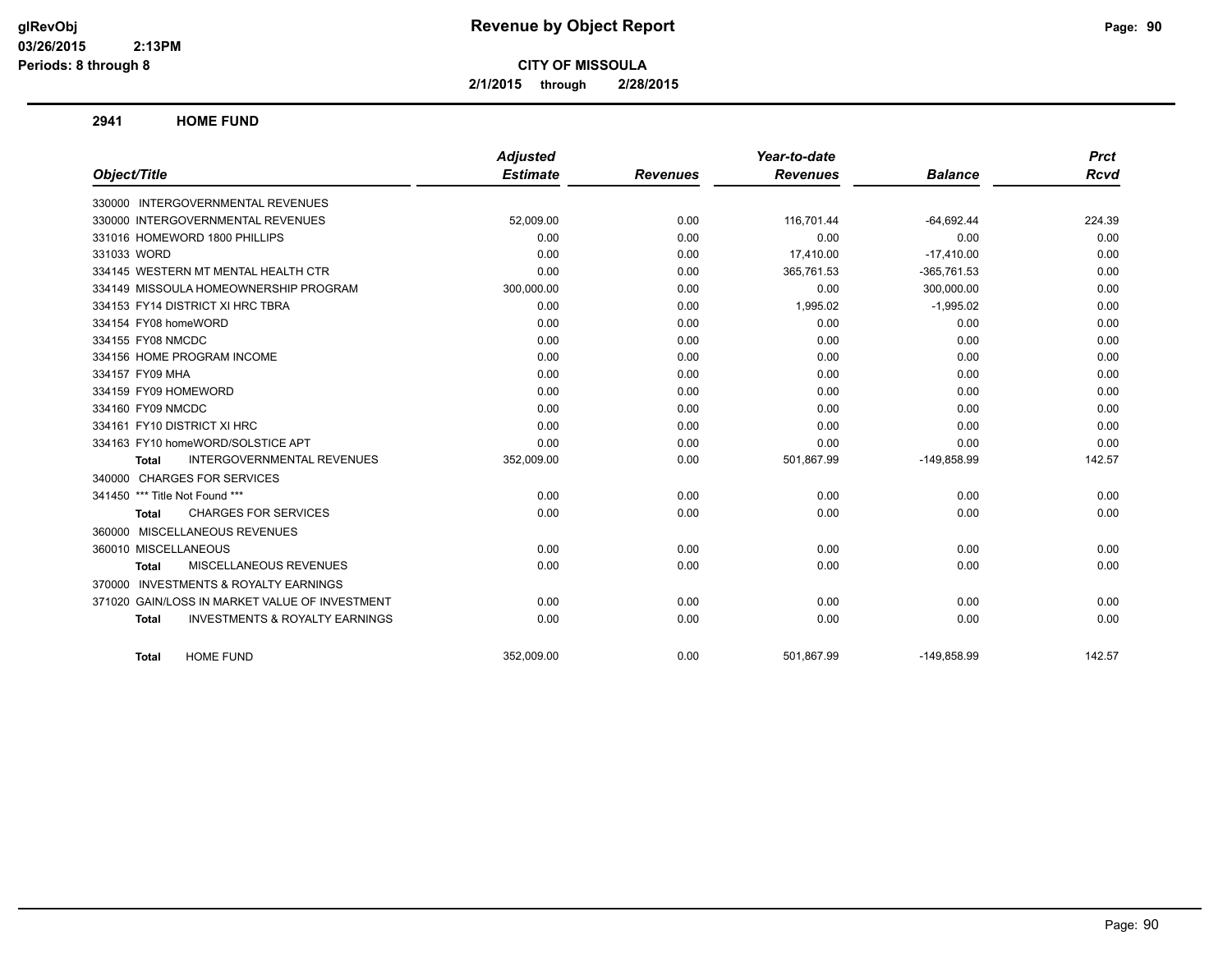# Revenue by Object Report

**CITY OF MISSOULA**

**2/1/2015 through 2/28/2015**

## 2941 HOME FUND

| Object/Title | Adjusted Estimate | Revenues | Year-to-date Revenues | Balance | Prct Rcvd |
|---|---|---|---|---|---|
| 330000 INTERGOVERNMENTAL REVENUES | | | | | |
| 330000 INTERGOVERNMENTAL REVENUES | 52,009.00 | 0.00 | 116,701.44 | -64,692.44 | 224.39 |
| 331016 HOMEWORD 1800 PHILLIPS | 0.00 | 0.00 | 0.00 | 0.00 | 0.00 |
| 331033 WORD | 0.00 | 0.00 | 17,410.00 | -17,410.00 | 0.00 |
| 334145 WESTERN MT MENTAL HEALTH CTR | 0.00 | 0.00 | 365,761.53 | -365,761.53 | 0.00 |
| 334149 MISSOULA HOMEOWNERSHIP PROGRAM | 300,000.00 | 0.00 | 0.00 | 300,000.00 | 0.00 |
| 334153 FY14 DISTRICT XI HRC TBRA | 0.00 | 0.00 | 1,995.02 | -1,995.02 | 0.00 |
| 334154 FY08 homeWORD | 0.00 | 0.00 | 0.00 | 0.00 | 0.00 |
| 334155 FY08 NMCDC | 0.00 | 0.00 | 0.00 | 0.00 | 0.00 |
| 334156 HOME PROGRAM INCOME | 0.00 | 0.00 | 0.00 | 0.00 | 0.00 |
| 334157 FY09 MHA | 0.00 | 0.00 | 0.00 | 0.00 | 0.00 |
| 334159 FY09 HOMEWORD | 0.00 | 0.00 | 0.00 | 0.00 | 0.00 |
| 334160 FY09 NMCDC | 0.00 | 0.00 | 0.00 | 0.00 | 0.00 |
| 334161 FY10 DISTRICT XI HRC | 0.00 | 0.00 | 0.00 | 0.00 | 0.00 |
| 334163 FY10 homeWORD/SOLSTICE APT | 0.00 | 0.00 | 0.00 | 0.00 | 0.00 |
| **Total** INTERGOVERNMENTAL REVENUES | 352,009.00 | 0.00 | 501,867.99 | -149,858.99 | 142.57 |
| 340000 CHARGES FOR SERVICES | | | | | |
| 341450 *** Title Not Found *** | 0.00 | 0.00 | 0.00 | 0.00 | 0.00 |
| **Total** CHARGES FOR SERVICES | 0.00 | 0.00 | 0.00 | 0.00 | 0.00 |
| 360000 MISCELLANEOUS REVENUES | | | | | |
| 360010 MISCELLANEOUS | 0.00 | 0.00 | 0.00 | 0.00 | 0.00 |
| **Total** MISCELLANEOUS REVENUES | 0.00 | 0.00 | 0.00 | 0.00 | 0.00 |
| 370000 INVESTMENTS & ROYALTY EARNINGS | | | | | |
| 371020 GAIN/LOSS IN MARKET VALUE OF INVESTMENT | 0.00 | 0.00 | 0.00 | 0.00 | 0.00 |
| **Total** INVESTMENTS & ROYALTY EARNINGS | 0.00 | 0.00 | 0.00 | 0.00 | 0.00 |
| **Total** HOME FUND | 352,009.00 | 0.00 | 501,867.99 | -149,858.99 | 142.57 |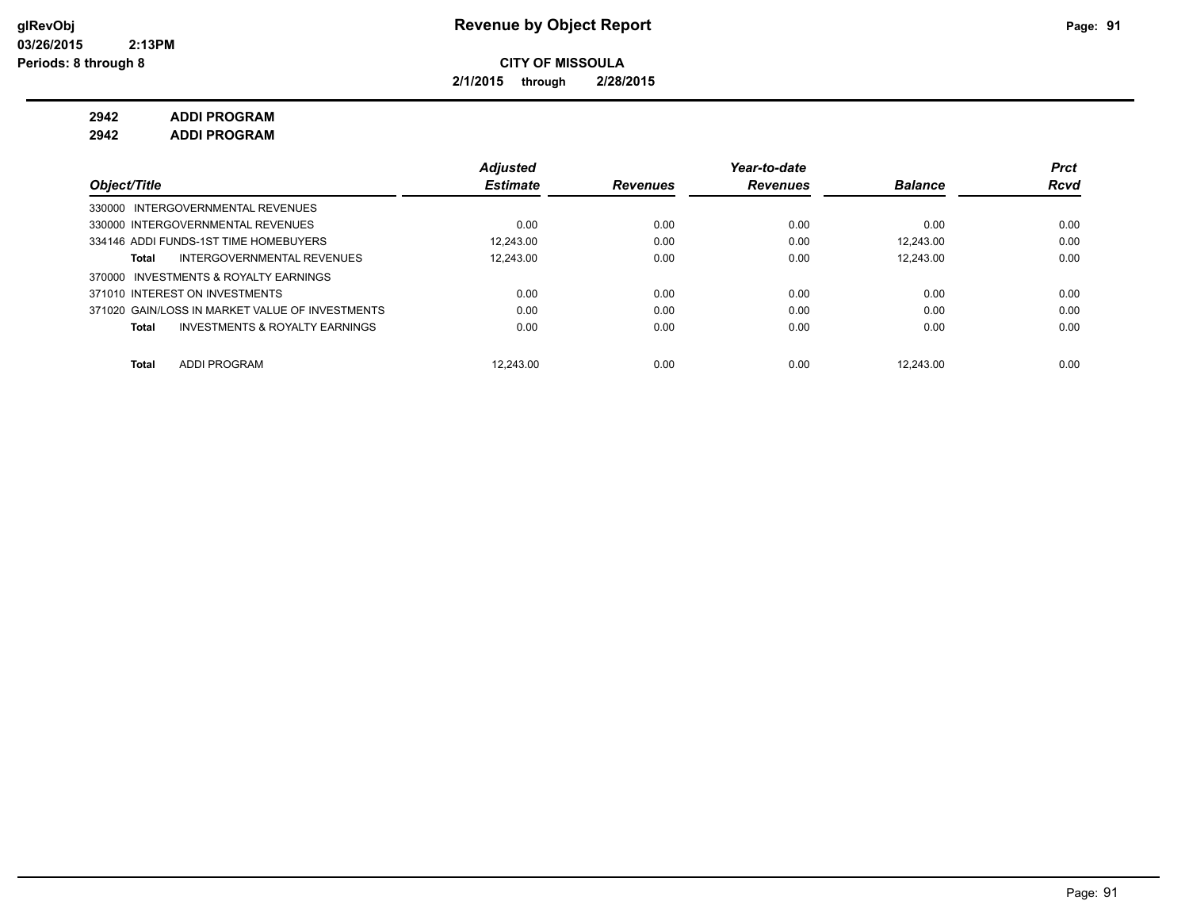**CITY OF MISSOULA**

**2/1/2015 through 2/28/2015**

**2942 ADDI PROGRAM**

**2942 ADDI PROGRAM**

| Object/Title | Adjusted Estimate | Revenues | Year-to-date Revenues | Balance | Prct Rcvd |
|---|---|---|---|---|---|
| 330000 INTERGOVERNMENTAL REVENUES | | | | | |
| 330000 INTERGOVERNMENTAL REVENUES | 0.00 | 0.00 | 0.00 | 0.00 | 0.00 |
| 334146 ADDI FUNDS-1ST TIME HOMEBUYERS | 12,243.00 | 0.00 | 0.00 | 12,243.00 | 0.00 |
| **Total** INTERGOVERNMENTAL REVENUES | 12,243.00 | 0.00 | 0.00 | 12,243.00 | 0.00 |
| 370000 INVESTMENTS & ROYALTY EARNINGS | | | | | |
| 371010 INTEREST ON INVESTMENTS | 0.00 | 0.00 | 0.00 | 0.00 | 0.00 |
| 371020 GAIN/LOSS IN MARKET VALUE OF INVESTMENTS | 0.00 | 0.00 | 0.00 | 0.00 | 0.00 |
| **Total** INVESTMENTS & ROYALTY EARNINGS | 0.00 | 0.00 | 0.00 | 0.00 | 0.00 |
| **Total** ADDI PROGRAM | 12,243.00 | 0.00 | 0.00 | 12,243.00 | 0.00 |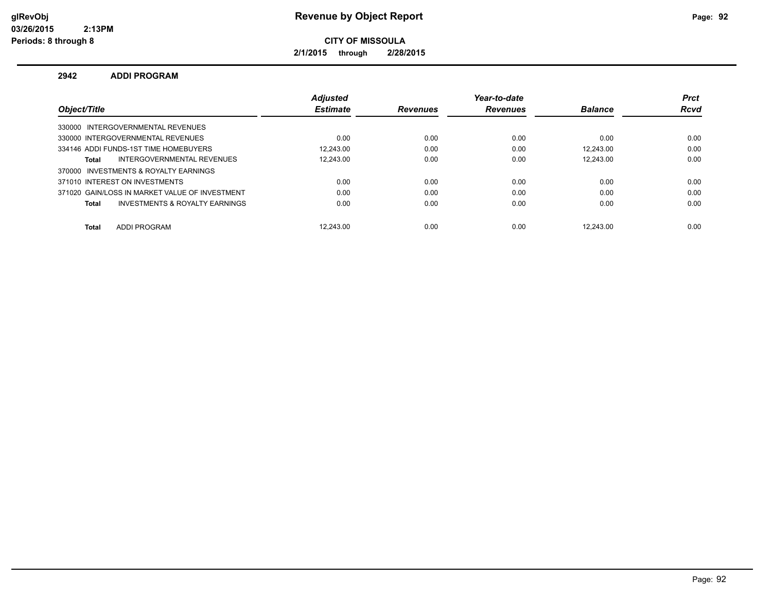# Revenue by Object Report

glRevObj
03/26/2015 2:13PM
Periods: 8 through 8

**CITY OF MISSOULA**

**2/1/2015 through 2/28/2015**

## 2942 ADDI PROGRAM

| Object/Title | Adjusted Estimate | Revenues | Year-to-date Revenues | Balance | Prct Rcvd |
|---|---|---|---|---|---|
| 330000 INTERGOVERNMENTAL REVENUES | | | | | |
| 330000 INTERGOVERNMENTAL REVENUES | 0.00 | 0.00 | 0.00 | 0.00 | 0.00 |
| 334146 ADDI FUNDS-1ST TIME HOMEBUYERS | 12,243.00 | 0.00 | 0.00 | 12,243.00 | 0.00 |
| **Total** INTERGOVERNMENTAL REVENUES | 12,243.00 | 0.00 | 0.00 | 12,243.00 | 0.00 |
| 370000 INVESTMENTS & ROYALTY EARNINGS | | | | | |
| 371010 INTEREST ON INVESTMENTS | 0.00 | 0.00 | 0.00 | 0.00 | 0.00 |
| 371020 GAIN/LOSS IN MARKET VALUE OF INVESTMENT | 0.00 | 0.00 | 0.00 | 0.00 | 0.00 |
| **Total** INVESTMENTS & ROYALTY EARNINGS | 0.00 | 0.00 | 0.00 | 0.00 | 0.00 |
| **Total** ADDI PROGRAM | 12,243.00 | 0.00 | 0.00 | 12,243.00 | 0.00 |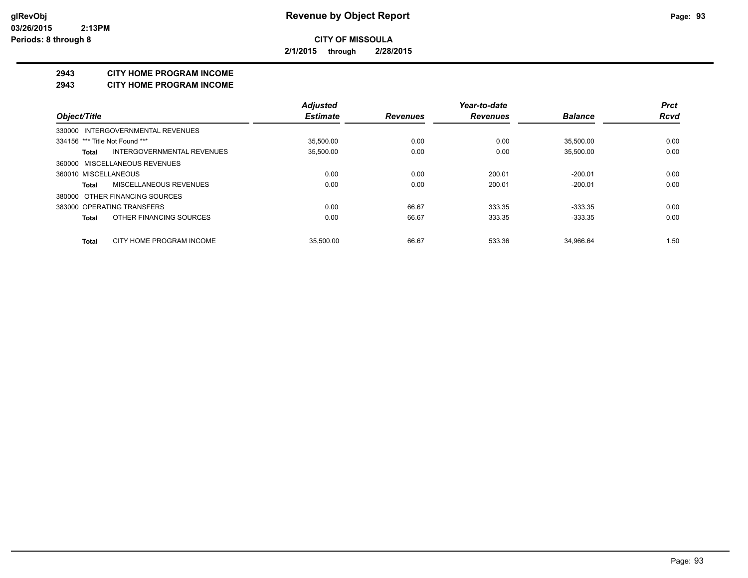**glRevObj**
**03/26/2015 2:13PM**
**Periods: 8 through 8**

# Revenue by Object Report

**CITY OF MISSOULA**

**2/1/2015 through 2/28/2015**

## 2943 CITY HOME PROGRAM INCOME
## 2943 CITY HOME PROGRAM INCOME

| Object/Title | Adjusted Estimate | Revenues | Year-to-date Revenues | Balance | Prct Rcvd |
|---|---|---|---|---|---|
| 330000 INTERGOVERNMENTAL REVENUES | | | | | |
| 334156 *** Title Not Found *** | 35,500.00 | 0.00 | 0.00 | 35,500.00 | 0.00 |
| **Total** INTERGOVERNMENTAL REVENUES | 35,500.00 | 0.00 | 0.00 | 35,500.00 | 0.00 |
| 360000 MISCELLANEOUS REVENUES | | | | | |
| 360010 MISCELLANEOUS | 0.00 | 0.00 | 200.01 | -200.01 | 0.00 |
| **Total** MISCELLANEOUS REVENUES | 0.00 | 0.00 | 200.01 | -200.01 | 0.00 |
| 380000 OTHER FINANCING SOURCES | | | | | |
| 383000 OPERATING TRANSFERS | 0.00 | 66.67 | 333.35 | -333.35 | 0.00 |
| **Total** OTHER FINANCING SOURCES | 0.00 | 66.67 | 333.35 | -333.35 | 0.00 |
| **Total** CITY HOME PROGRAM INCOME | 35,500.00 | 66.67 | 533.36 | 34,966.64 | 1.50 |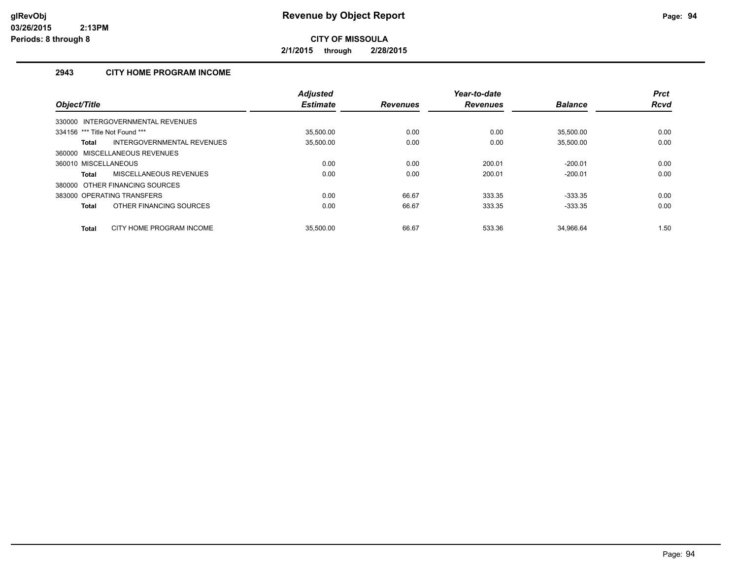**glRevObj**
**03/26/2015 2:13PM**
**Periods: 8 through 8**

# Revenue by Object Report

**CITY OF MISSOULA**

**2/1/2015 through 2/28/2015**

## 2943 CITY HOME PROGRAM INCOME

| Object/Title | Adjusted Estimate | Revenues | Year-to-date Revenues | Balance | Prct Rcvd |
|---|---|---|---|---|---|
| 330000 INTERGOVERNMENTAL REVENUES | | | | | |
| 334156 *** Title Not Found *** | 35,500.00 | 0.00 | 0.00 | 35,500.00 | 0.00 |
| **Total** INTERGOVERNMENTAL REVENUES | 35,500.00 | 0.00 | 0.00 | 35,500.00 | 0.00 |
| 360000 MISCELLANEOUS REVENUES | | | | | |
| 360010 MISCELLANEOUS | 0.00 | 0.00 | 200.01 | -200.01 | 0.00 |
| **Total** MISCELLANEOUS REVENUES | 0.00 | 0.00 | 200.01 | -200.01 | 0.00 |
| 380000 OTHER FINANCING SOURCES | | | | | |
| 383000 OPERATING TRANSFERS | 0.00 | 66.67 | 333.35 | -333.35 | 0.00 |
| **Total** OTHER FINANCING SOURCES | 0.00 | 66.67 | 333.35 | -333.35 | 0.00 |
| **Total** CITY HOME PROGRAM INCOME | 35,500.00 | 66.67 | 533.36 | 34,966.64 | 1.50 |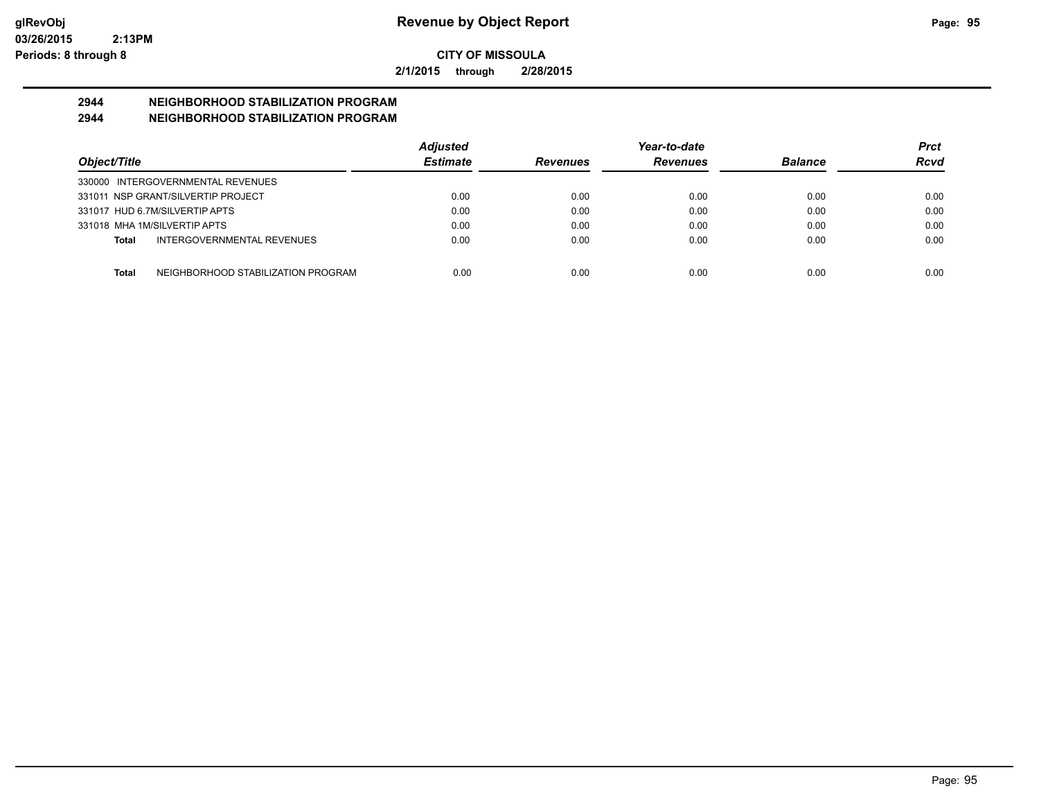**glRevObj**
**03/26/2015 2:13PM**
**Periods: 8 through 8**

# Revenue by Object Report

**CITY OF MISSOULA**

**2/1/2015 through 2/28/2015**

## 2944 NEIGHBORHOOD STABILIZATION PROGRAM
## 2944 NEIGHBORHOOD STABILIZATION PROGRAM

| Object/Title | Adjusted Estimate | Revenues | Year-to-date Revenues | Balance | Prct Rcvd |
|---|---|---|---|---|---|
| 330000 INTERGOVERNMENTAL REVENUES | | | | | |
| 331011 NSP GRANT/SILVERTIP PROJECT | 0.00 | 0.00 | 0.00 | 0.00 | 0.00 |
| 331017 HUD 6.7M/SILVERTIP APTS | 0.00 | 0.00 | 0.00 | 0.00 | 0.00 |
| 331018 MHA 1M/SILVERTIP APTS | 0.00 | 0.00 | 0.00 | 0.00 | 0.00 |
| **Total** INTERGOVERNMENTAL REVENUES | 0.00 | 0.00 | 0.00 | 0.00 | 0.00 |
| **Total** NEIGHBORHOOD STABILIZATION PROGRAM | 0.00 | 0.00 | 0.00 | 0.00 | 0.00 |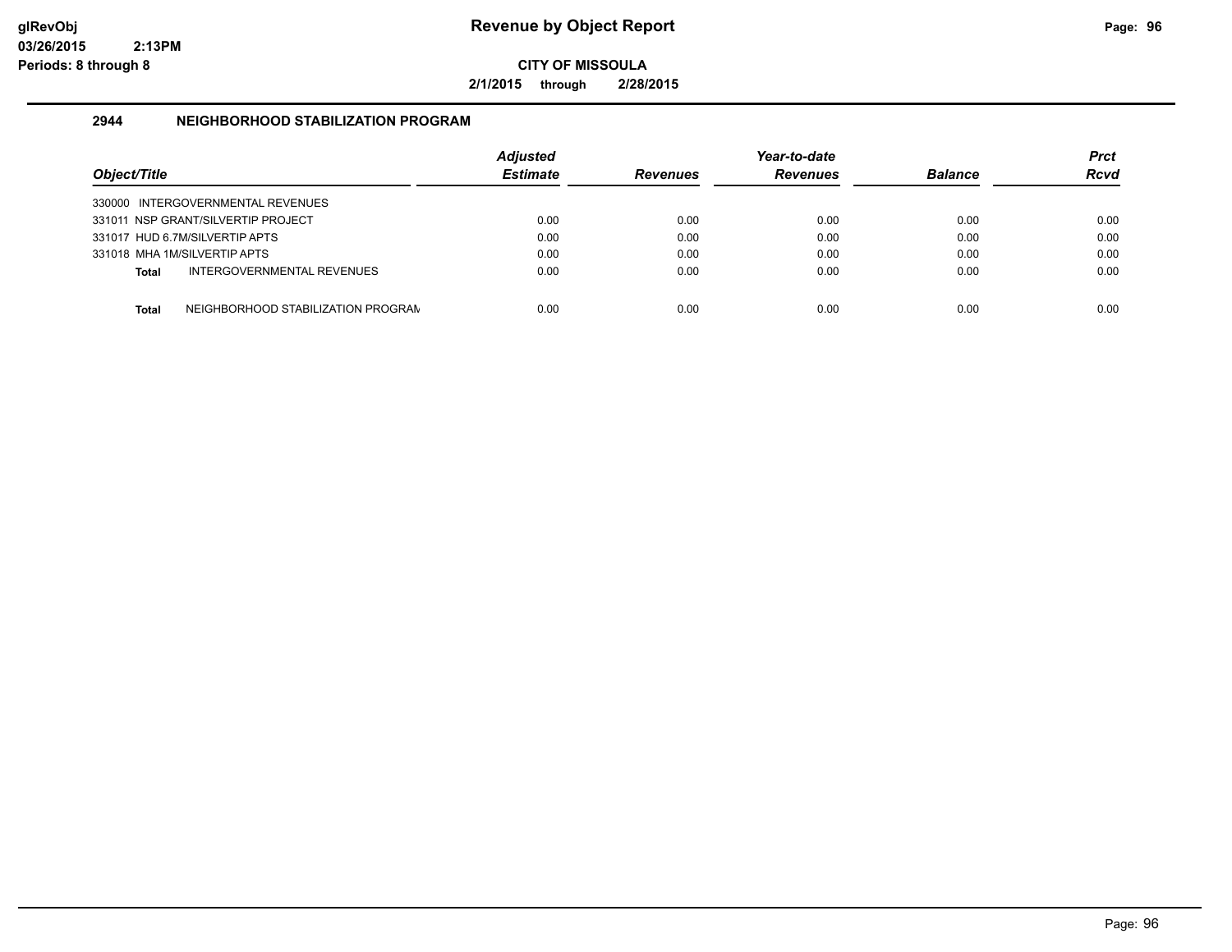# Revenue by Object Report

**CITY OF MISSOULA**

**2/1/2015 through 2/28/2015**

## 2944 NEIGHBORHOOD STABILIZATION PROGRAM

| Object/Title | Adjusted Estimate | Revenues | Year-to-date Revenues | Balance | Prct Rcvd |
|---|---|---|---|---|---|
| 330000 INTERGOVERNMENTAL REVENUES | | | | | |
| 331011 NSP GRANT/SILVERTIP PROJECT | 0.00 | 0.00 | 0.00 | 0.00 | 0.00 |
| 331017 HUD 6.7M/SILVERTIP APTS | 0.00 | 0.00 | 0.00 | 0.00 | 0.00 |
| 331018 MHA 1M/SILVERTIP APTS | 0.00 | 0.00 | 0.00 | 0.00 | 0.00 |
| **Total** INTERGOVERNMENTAL REVENUES | 0.00 | 0.00 | 0.00 | 0.00 | 0.00 |
| **Total** NEIGHBORHOOD STABILIZATION PROGRAM | 0.00 | 0.00 | 0.00 | 0.00 | 0.00 |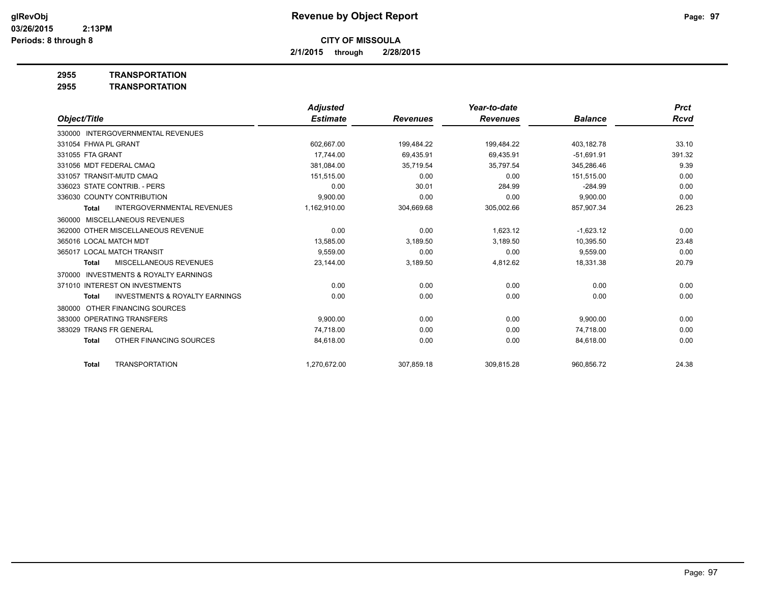glRevObj
03/26/2015 2:13PM
Periods: 8 through 8

# Revenue by Object Report

**CITY OF MISSOULA**

**2/1/2015 through 2/28/2015**

**2955 TRANSPORTATION**

**2955 TRANSPORTATION**

| Object/Title | Adjusted Estimate | Revenues | Year-to-date Revenues | Balance | Prct Rcvd |
|---|---|---|---|---|---|
| 330000 INTERGOVERNMENTAL REVENUES | | | | | |
| 331054 FHWA PL GRANT | 602,667.00 | 199,484.22 | 199,484.22 | 403,182.78 | 33.10 |
| 331055 FTA GRANT | 17,744.00 | 69,435.91 | 69,435.91 | -51,691.91 | 391.32 |
| 331056 MDT FEDERAL CMAQ | 381,084.00 | 35,719.54 | 35,797.54 | 345,286.46 | 9.39 |
| 331057 TRANSIT-MUTD CMAQ | 151,515.00 | 0.00 | 0.00 | 151,515.00 | 0.00 |
| 336023 STATE CONTRIB. - PERS | 0.00 | 30.01 | 284.99 | -284.99 | 0.00 |
| 336030 COUNTY CONTRIBUTION | 9,900.00 | 0.00 | 0.00 | 9,900.00 | 0.00 |
| **Total** INTERGOVERNMENTAL REVENUES | 1,162,910.00 | 304,669.68 | 305,002.66 | 857,907.34 | 26.23 |
| 360000 MISCELLANEOUS REVENUES | | | | | |
| 362000 OTHER MISCELLANEOUS REVENUE | 0.00 | 0.00 | 1,623.12 | -1,623.12 | 0.00 |
| 365016 LOCAL MATCH MDT | 13,585.00 | 3,189.50 | 3,189.50 | 10,395.50 | 23.48 |
| 365017 LOCAL MATCH TRANSIT | 9,559.00 | 0.00 | 0.00 | 9,559.00 | 0.00 |
| **Total** MISCELLANEOUS REVENUES | 23,144.00 | 3,189.50 | 4,812.62 | 18,331.38 | 20.79 |
| 370000 INVESTMENTS & ROYALTY EARNINGS | | | | | |
| 371010 INTEREST ON INVESTMENTS | 0.00 | 0.00 | 0.00 | 0.00 | 0.00 |
| **Total** INVESTMENTS & ROYALTY EARNINGS | 0.00 | 0.00 | 0.00 | 0.00 | 0.00 |
| 380000 OTHER FINANCING SOURCES | | | | | |
| 383000 OPERATING TRANSFERS | 9,900.00 | 0.00 | 0.00 | 9,900.00 | 0.00 |
| 383029 TRANS FR GENERAL | 74,718.00 | 0.00 | 0.00 | 74,718.00 | 0.00 |
| **Total** OTHER FINANCING SOURCES | 84,618.00 | 0.00 | 0.00 | 84,618.00 | 0.00 |
| **Total** TRANSPORTATION | 1,270,672.00 | 307,859.18 | 309,815.28 | 960,856.72 | 24.38 |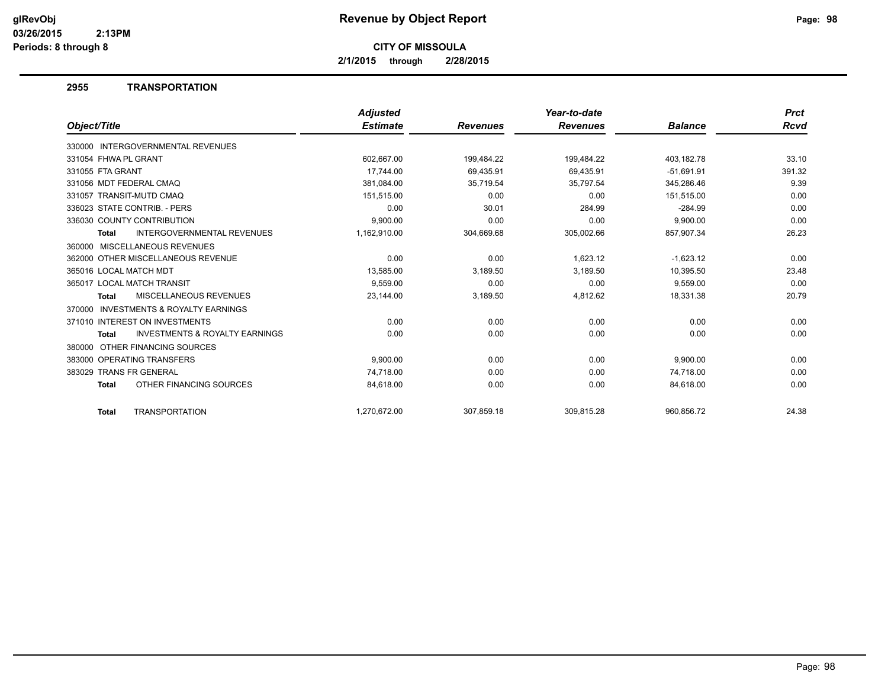# Revenue by Object Report

**CITY OF MISSOULA**

**2/1/2015 through 2/28/2015**

glRevObj
03/26/2015 2:13PM
Periods: 8 through 8

## 2955 TRANSPORTATION

| Object/Title | Adjusted Estimate | Revenues | Year-to-date Revenues | Balance | Prct Rcvd |
|---|---|---|---|---|---|
| 330000 INTERGOVERNMENTAL REVENUES | | | | | |
| 331054 FHWA PL GRANT | 602,667.00 | 199,484.22 | 199,484.22 | 403,182.78 | 33.10 |
| 331055 FTA GRANT | 17,744.00 | 69,435.91 | 69,435.91 | -51,691.91 | 391.32 |
| 331056 MDT FEDERAL CMAQ | 381,084.00 | 35,719.54 | 35,797.54 | 345,286.46 | 9.39 |
| 331057 TRANSIT-MUTD CMAQ | 151,515.00 | 0.00 | 0.00 | 151,515.00 | 0.00 |
| 336023 STATE CONTRIB. - PERS | 0.00 | 30.01 | 284.99 | -284.99 | 0.00 |
| 336030 COUNTY CONTRIBUTION | 9,900.00 | 0.00 | 0.00 | 9,900.00 | 0.00 |
| **Total** INTERGOVERNMENTAL REVENUES | 1,162,910.00 | 304,669.68 | 305,002.66 | 857,907.34 | 26.23 |
| 360000 MISCELLANEOUS REVENUES | | | | | |
| 362000 OTHER MISCELLANEOUS REVENUE | 0.00 | 0.00 | 1,623.12 | -1,623.12 | 0.00 |
| 365016 LOCAL MATCH MDT | 13,585.00 | 3,189.50 | 3,189.50 | 10,395.50 | 23.48 |
| 365017 LOCAL MATCH TRANSIT | 9,559.00 | 0.00 | 0.00 | 9,559.00 | 0.00 |
| **Total** MISCELLANEOUS REVENUES | 23,144.00 | 3,189.50 | 4,812.62 | 18,331.38 | 20.79 |
| 370000 INVESTMENTS & ROYALTY EARNINGS | | | | | |
| 371010 INTEREST ON INVESTMENTS | 0.00 | 0.00 | 0.00 | 0.00 | 0.00 |
| **Total** INVESTMENTS & ROYALTY EARNINGS | 0.00 | 0.00 | 0.00 | 0.00 | 0.00 |
| 380000 OTHER FINANCING SOURCES | | | | | |
| 383000 OPERATING TRANSFERS | 9,900.00 | 0.00 | 0.00 | 9,900.00 | 0.00 |
| 383029 TRANS FR GENERAL | 74,718.00 | 0.00 | 0.00 | 74,718.00 | 0.00 |
| **Total** OTHER FINANCING SOURCES | 84,618.00 | 0.00 | 0.00 | 84,618.00 | 0.00 |
| **Total** TRANSPORTATION | 1,270,672.00 | 307,859.18 | 309,815.28 | 960,856.72 | 24.38 |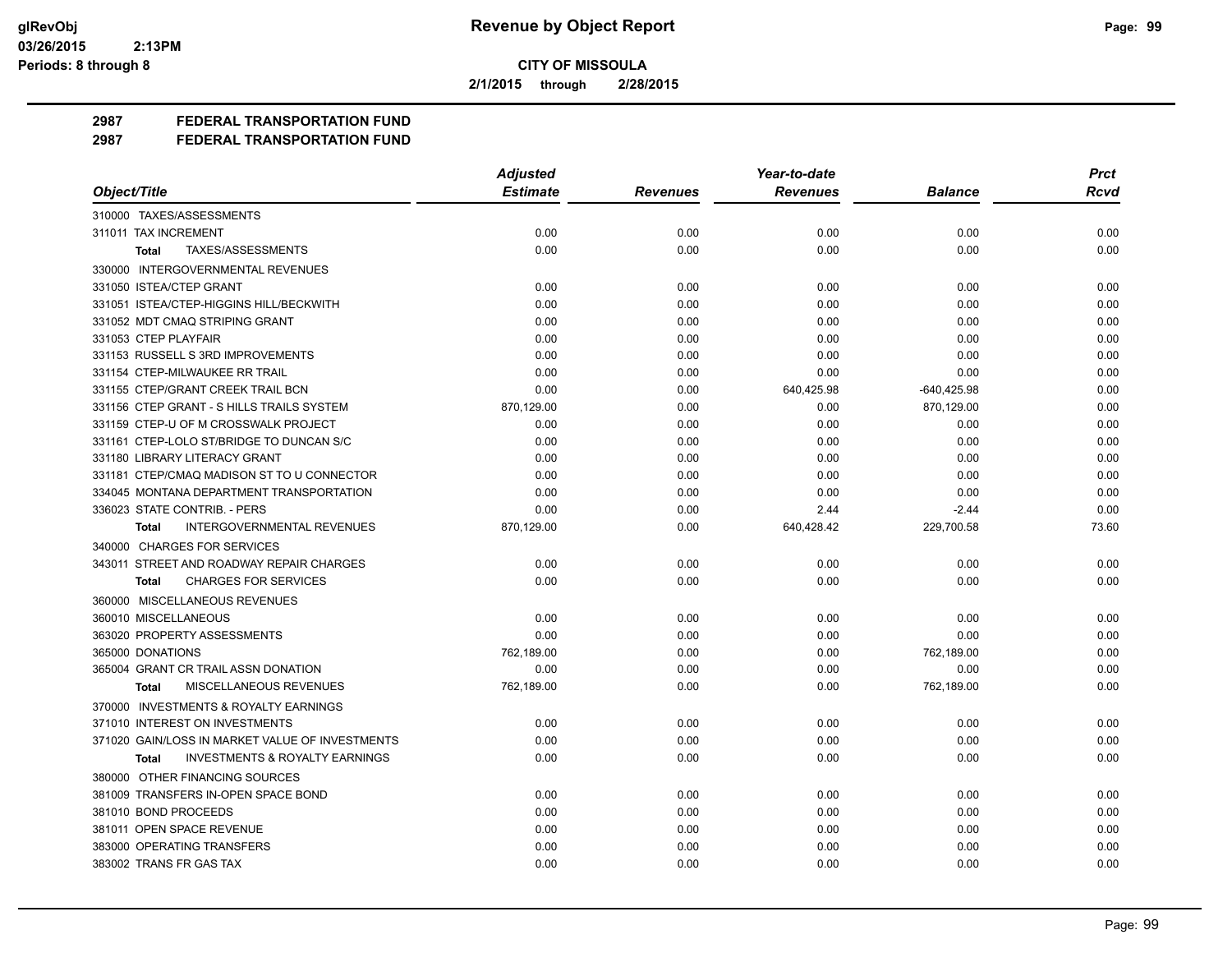# CITY OF MISSOULA

2/1/2015 through 2/28/2015

## 2987 FEDERAL TRANSPORTATION FUND

## 2987 FEDERAL TRANSPORTATION FUND

| Object/Title | Adjusted Estimate | Revenues | Year-to-date Revenues | Balance | Prct Rcvd |
|---|---|---|---|---|---|
| 310000 TAXES/ASSESSMENTS | | | | | |
| 311011 TAX INCREMENT | 0.00 | 0.00 | 0.00 | 0.00 | 0.00 |
| **Total** TAXES/ASSESSMENTS | 0.00 | 0.00 | 0.00 | 0.00 | 0.00 |
| 330000 INTERGOVERNMENTAL REVENUES | | | | | |
| 331050 ISTEA/CTEP GRANT | 0.00 | 0.00 | 0.00 | 0.00 | 0.00 |
| 331051 ISTEA/CTEP-HIGGINS HILL/BECKWITH | 0.00 | 0.00 | 0.00 | 0.00 | 0.00 |
| 331052 MDT CMAQ STRIPING GRANT | 0.00 | 0.00 | 0.00 | 0.00 | 0.00 |
| 331053 CTEP PLAYFAIR | 0.00 | 0.00 | 0.00 | 0.00 | 0.00 |
| 331153 RUSSELL S 3RD IMPROVEMENTS | 0.00 | 0.00 | 0.00 | 0.00 | 0.00 |
| 331154 CTEP-MILWAUKEE RR TRAIL | 0.00 | 0.00 | 0.00 | 0.00 | 0.00 |
| 331155 CTEP/GRANT CREEK TRAIL BCN | 0.00 | 0.00 | 640,425.98 | -640,425.98 | 0.00 |
| 331156 CTEP GRANT - S HILLS TRAILS SYSTEM | 870,129.00 | 0.00 | 0.00 | 870,129.00 | 0.00 |
| 331159 CTEP-U OF M CROSSWALK PROJECT | 0.00 | 0.00 | 0.00 | 0.00 | 0.00 |
| 331161 CTEP-LOLO ST/BRIDGE TO DUNCAN S/C | 0.00 | 0.00 | 0.00 | 0.00 | 0.00 |
| 331180 LIBRARY LITERACY GRANT | 0.00 | 0.00 | 0.00 | 0.00 | 0.00 |
| 331181 CTEP/CMAQ MADISON ST TO U CONNECTOR | 0.00 | 0.00 | 0.00 | 0.00 | 0.00 |
| 334045 MONTANA DEPARTMENT TRANSPORTATION | 0.00 | 0.00 | 0.00 | 0.00 | 0.00 |
| 336023 STATE CONTRIB. - PERS | 0.00 | 0.00 | 2.44 | -2.44 | 0.00 |
| **Total** INTERGOVERNMENTAL REVENUES | 870,129.00 | 0.00 | 640,428.42 | 229,700.58 | 73.60 |
| 340000 CHARGES FOR SERVICES | | | | | |
| 343011 STREET AND ROADWAY REPAIR CHARGES | 0.00 | 0.00 | 0.00 | 0.00 | 0.00 |
| **Total** CHARGES FOR SERVICES | 0.00 | 0.00 | 0.00 | 0.00 | 0.00 |
| 360000 MISCELLANEOUS REVENUES | | | | | |
| 360010 MISCELLANEOUS | 0.00 | 0.00 | 0.00 | 0.00 | 0.00 |
| 363020 PROPERTY ASSESSMENTS | 0.00 | 0.00 | 0.00 | 0.00 | 0.00 |
| 365000 DONATIONS | 762,189.00 | 0.00 | 0.00 | 762,189.00 | 0.00 |
| 365004 GRANT CR TRAIL ASSN DONATION | 0.00 | 0.00 | 0.00 | 0.00 | 0.00 |
| **Total** MISCELLANEOUS REVENUES | 762,189.00 | 0.00 | 0.00 | 762,189.00 | 0.00 |
| 370000 INVESTMENTS & ROYALTY EARNINGS | | | | | |
| 371010 INTEREST ON INVESTMENTS | 0.00 | 0.00 | 0.00 | 0.00 | 0.00 |
| 371020 GAIN/LOSS IN MARKET VALUE OF INVESTMENTS | 0.00 | 0.00 | 0.00 | 0.00 | 0.00 |
| **Total** INVESTMENTS & ROYALTY EARNINGS | 0.00 | 0.00 | 0.00 | 0.00 | 0.00 |
| 380000 OTHER FINANCING SOURCES | | | | | |
| 381009 TRANSFERS IN-OPEN SPACE BOND | 0.00 | 0.00 | 0.00 | 0.00 | 0.00 |
| 381010 BOND PROCEEDS | 0.00 | 0.00 | 0.00 | 0.00 | 0.00 |
| 381011 OPEN SPACE REVENUE | 0.00 | 0.00 | 0.00 | 0.00 | 0.00 |
| 383000 OPERATING TRANSFERS | 0.00 | 0.00 | 0.00 | 0.00 | 0.00 |
| 383002 TRANS FR GAS TAX | 0.00 | 0.00 | 0.00 | 0.00 | 0.00 |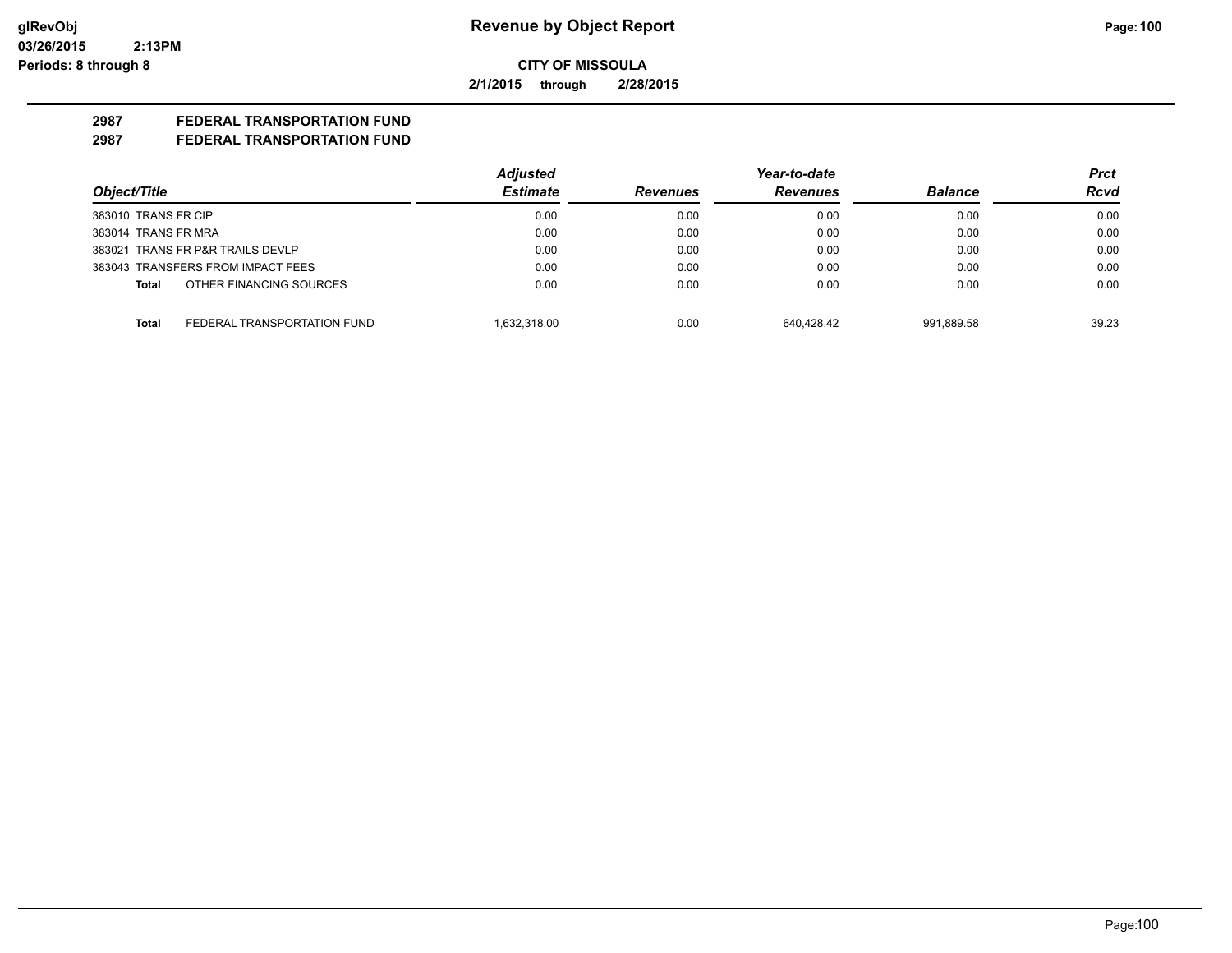**CITY OF MISSOULA**

**2/1/2015 through 2/28/2015**

## 2987 FEDERAL TRANSPORTATION FUND
## 2987 FEDERAL TRANSPORTATION FUND

| Object/Title | | Adjusted Estimate | Revenues | Year-to-date Revenues | Balance | Prct Rcvd |
|---|---|---|---|---|---|---|
| 383010 TRANS FR CIP | | 0.00 | 0.00 | 0.00 | 0.00 | 0.00 |
| 383014 TRANS FR MRA | | 0.00 | 0.00 | 0.00 | 0.00 | 0.00 |
| 383021 TRANS FR P&R TRAILS DEVLP | | 0.00 | 0.00 | 0.00 | 0.00 | 0.00 |
| 383043 TRANSFERS FROM IMPACT FEES | | 0.00 | 0.00 | 0.00 | 0.00 | 0.00 |
| **Total** | OTHER FINANCING SOURCES | 0.00 | 0.00 | 0.00 | 0.00 | 0.00 |
| **Total** | FEDERAL TRANSPORTATION FUND | 1,632,318.00 | 0.00 | 640,428.42 | 991,889.58 | 39.23 |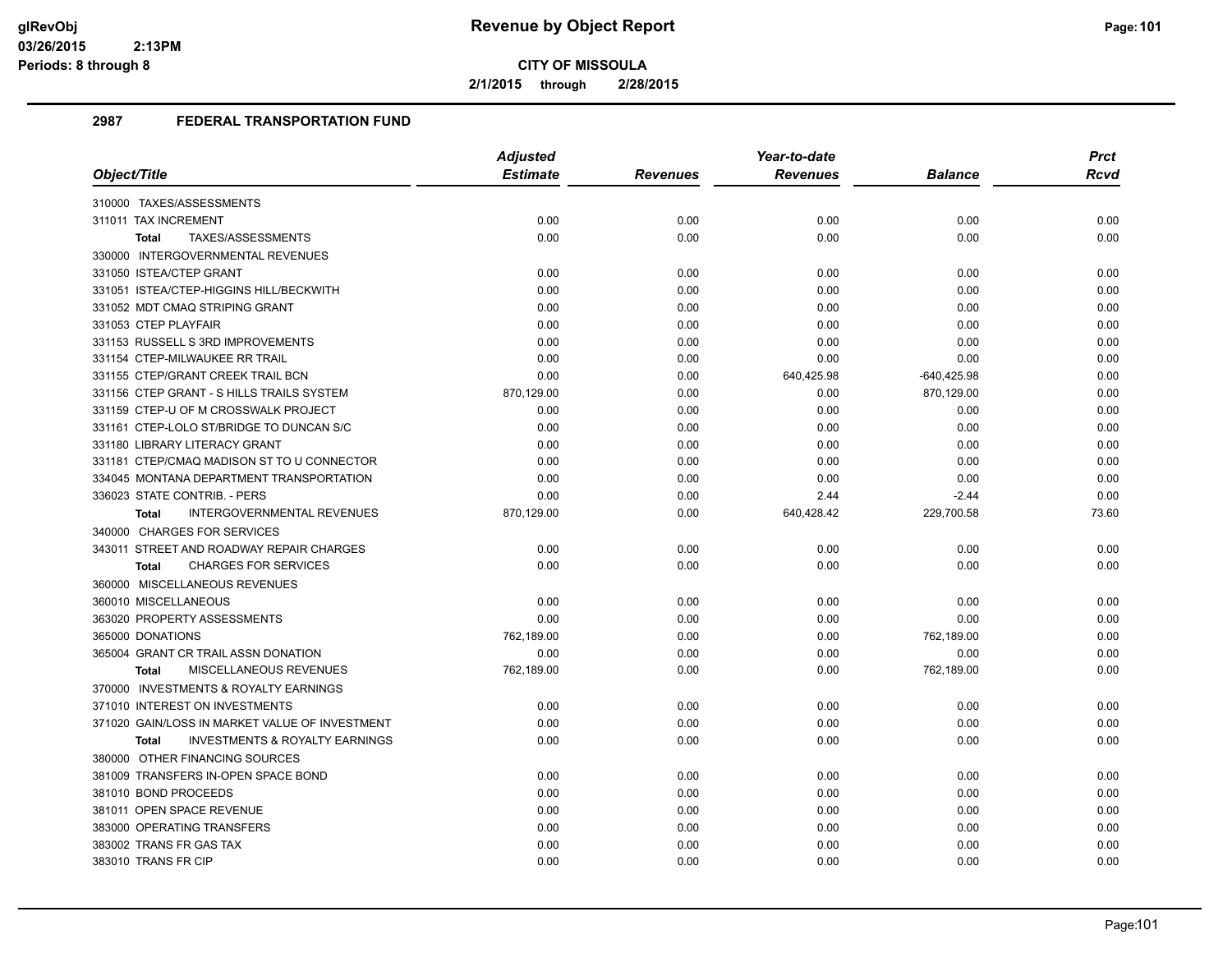**CITY OF MISSOULA**

**2/1/2015 through 2/28/2015**

## 2987 FEDERAL TRANSPORTATION FUND

| Object/Title | Adjusted Estimate | Revenues | Year-to-date Revenues | Balance | Prct Rcvd |
|---|---|---|---|---|---|
| 310000 TAXES/ASSESSMENTS | | | | | |
| 311011 TAX INCREMENT | 0.00 | 0.00 | 0.00 | 0.00 | 0.00 |
| **Total** TAXES/ASSESSMENTS | 0.00 | 0.00 | 0.00 | 0.00 | 0.00 |
| 330000 INTERGOVERNMENTAL REVENUES | | | | | |
| 331050 ISTEA/CTEP GRANT | 0.00 | 0.00 | 0.00 | 0.00 | 0.00 |
| 331051 ISTEA/CTEP-HIGGINS HILL/BECKWITH | 0.00 | 0.00 | 0.00 | 0.00 | 0.00 |
| 331052 MDT CMAQ STRIPING GRANT | 0.00 | 0.00 | 0.00 | 0.00 | 0.00 |
| 331053 CTEP PLAYFAIR | 0.00 | 0.00 | 0.00 | 0.00 | 0.00 |
| 331153 RUSSELL S 3RD IMPROVEMENTS | 0.00 | 0.00 | 0.00 | 0.00 | 0.00 |
| 331154 CTEP-MILWAUKEE RR TRAIL | 0.00 | 0.00 | 0.00 | 0.00 | 0.00 |
| 331155 CTEP/GRANT CREEK TRAIL BCN | 0.00 | 0.00 | 640,425.98 | -640,425.98 | 0.00 |
| 331156 CTEP GRANT - S HILLS TRAILS SYSTEM | 870,129.00 | 0.00 | 0.00 | 870,129.00 | 0.00 |
| 331159 CTEP-U OF M CROSSWALK PROJECT | 0.00 | 0.00 | 0.00 | 0.00 | 0.00 |
| 331161 CTEP-LOLO ST/BRIDGE TO DUNCAN S/C | 0.00 | 0.00 | 0.00 | 0.00 | 0.00 |
| 331180 LIBRARY LITERACY GRANT | 0.00 | 0.00 | 0.00 | 0.00 | 0.00 |
| 331181 CTEP/CMAQ MADISON ST TO U CONNECTOR | 0.00 | 0.00 | 0.00 | 0.00 | 0.00 |
| 334045 MONTANA DEPARTMENT TRANSPORTATION | 0.00 | 0.00 | 0.00 | 0.00 | 0.00 |
| 336023 STATE CONTRIB. - PERS | 0.00 | 0.00 | 2.44 | -2.44 | 0.00 |
| **Total** INTERGOVERNMENTAL REVENUES | 870,129.00 | 0.00 | 640,428.42 | 229,700.58 | 73.60 |
| 340000 CHARGES FOR SERVICES | | | | | |
| 343011 STREET AND ROADWAY REPAIR CHARGES | 0.00 | 0.00 | 0.00 | 0.00 | 0.00 |
| **Total** CHARGES FOR SERVICES | 0.00 | 0.00 | 0.00 | 0.00 | 0.00 |
| 360000 MISCELLANEOUS REVENUES | | | | | |
| 360010 MISCELLANEOUS | 0.00 | 0.00 | 0.00 | 0.00 | 0.00 |
| 363020 PROPERTY ASSESSMENTS | 0.00 | 0.00 | 0.00 | 0.00 | 0.00 |
| 365000 DONATIONS | 762,189.00 | 0.00 | 0.00 | 762,189.00 | 0.00 |
| 365004 GRANT CR TRAIL ASSN DONATION | 0.00 | 0.00 | 0.00 | 0.00 | 0.00 |
| **Total** MISCELLANEOUS REVENUES | 762,189.00 | 0.00 | 0.00 | 762,189.00 | 0.00 |
| 370000 INVESTMENTS & ROYALTY EARNINGS | | | | | |
| 371010 INTEREST ON INVESTMENTS | 0.00 | 0.00 | 0.00 | 0.00 | 0.00 |
| 371020 GAIN/LOSS IN MARKET VALUE OF INVESTMENT | 0.00 | 0.00 | 0.00 | 0.00 | 0.00 |
| **Total** INVESTMENTS & ROYALTY EARNINGS | 0.00 | 0.00 | 0.00 | 0.00 | 0.00 |
| 380000 OTHER FINANCING SOURCES | | | | | |
| 381009 TRANSFERS IN-OPEN SPACE BOND | 0.00 | 0.00 | 0.00 | 0.00 | 0.00 |
| 381010 BOND PROCEEDS | 0.00 | 0.00 | 0.00 | 0.00 | 0.00 |
| 381011 OPEN SPACE REVENUE | 0.00 | 0.00 | 0.00 | 0.00 | 0.00 |
| 383000 OPERATING TRANSFERS | 0.00 | 0.00 | 0.00 | 0.00 | 0.00 |
| 383002 TRANS FR GAS TAX | 0.00 | 0.00 | 0.00 | 0.00 | 0.00 |
| 383010 TRANS FR CIP | 0.00 | 0.00 | 0.00 | 0.00 | 0.00 |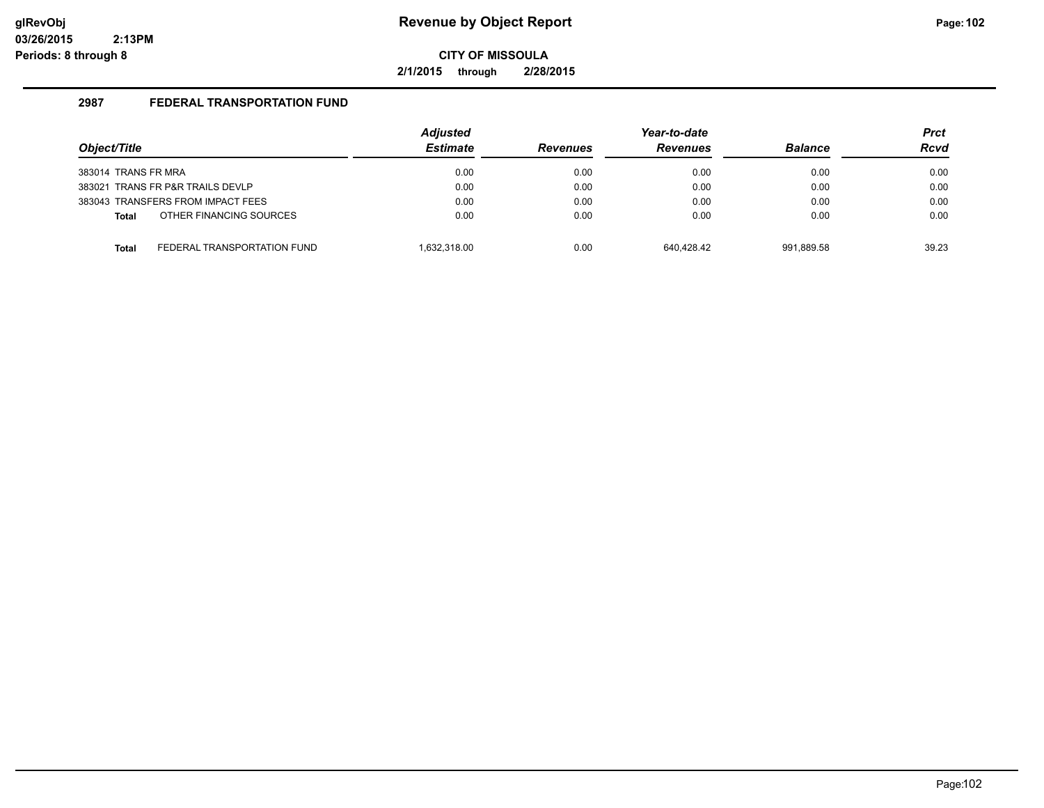# Revenue by Object Report

**CITY OF MISSOULA**

**2/1/2015 through 2/28/2015**

glRevObj
03/26/2015 2:13PM
Periods: 8 through 8

## 2987 FEDERAL TRANSPORTATION FUND

| Object/Title | Adjusted Estimate | Revenues | Year-to-date Revenues | Balance | Prct Rcvd |
|---|---|---|---|---|---|
| 383014 TRANS FR MRA | 0.00 | 0.00 | 0.00 | 0.00 | 0.00 |
| 383021 TRANS FR P&R TRAILS DEVLP | 0.00 | 0.00 | 0.00 | 0.00 | 0.00 |
| 383043 TRANSFERS FROM IMPACT FEES | 0.00 | 0.00 | 0.00 | 0.00 | 0.00 |
| **Total** OTHER FINANCING SOURCES | 0.00 | 0.00 | 0.00 | 0.00 | 0.00 |
| **Total** FEDERAL TRANSPORTATION FUND | 1,632,318.00 | 0.00 | 640,428.42 | 991,889.58 | 39.23 |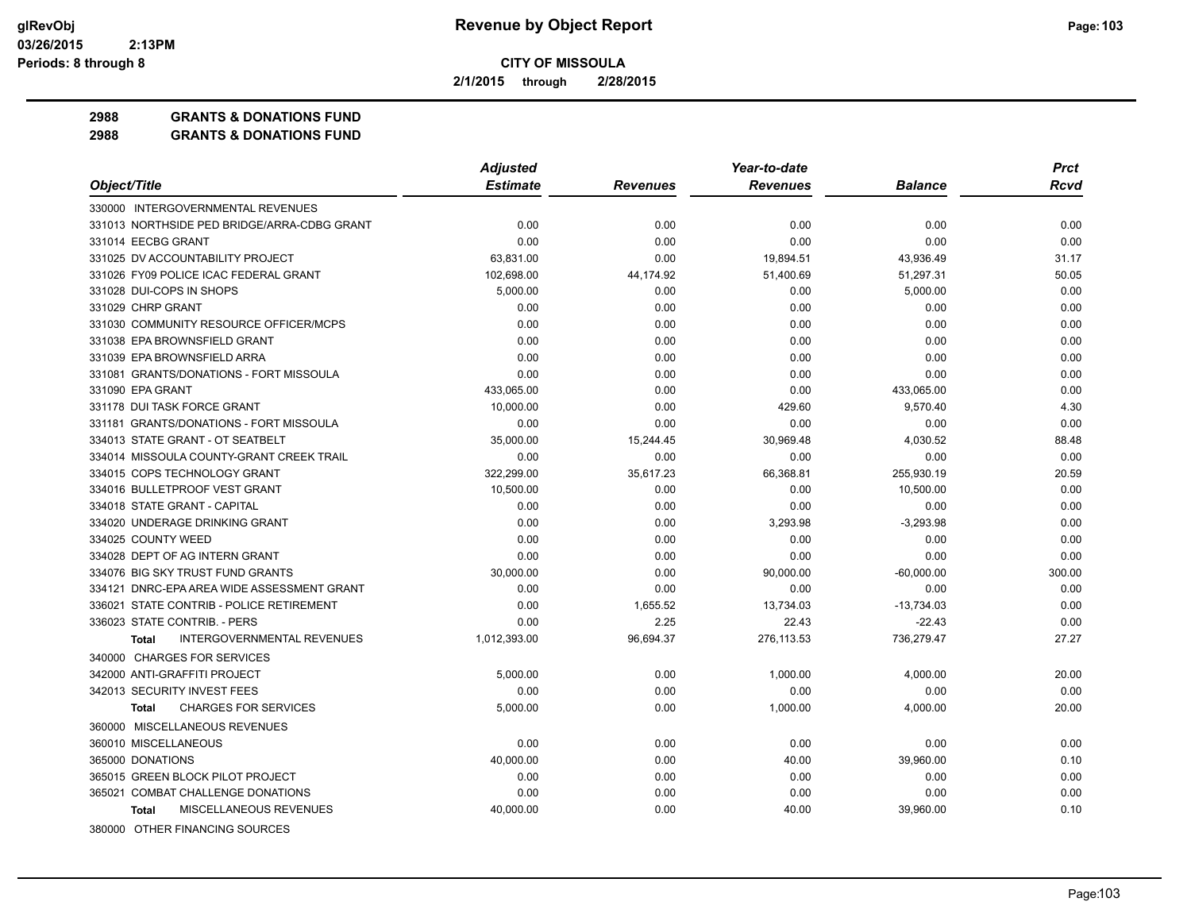# Revenue by Object Report

glRevObj
03/26/2015 2:13PM
Periods: 8 through 8

**CITY OF MISSOULA**

2/1/2015 through 2/28/2015

## 2988 GRANTS & DONATIONS FUND
## 2988 GRANTS & DONATIONS FUND

| Object/Title | Adjusted Estimate | Revenues | Year-to-date Revenues | Balance | Prct Rcvd |
|---|---|---|---|---|---|
| 330000 INTERGOVERNMENTAL REVENUES | | | | | |
| 331013 NORTHSIDE PED BRIDGE/ARRA-CDBG GRANT | 0.00 | 0.00 | 0.00 | 0.00 | 0.00 |
| 331014 EECBG GRANT | 0.00 | 0.00 | 0.00 | 0.00 | 0.00 |
| 331025 DV ACCOUNTABILITY PROJECT | 63,831.00 | 0.00 | 19,894.51 | 43,936.49 | 31.17 |
| 331026 FY09 POLICE ICAC FEDERAL GRANT | 102,698.00 | 44,174.92 | 51,400.69 | 51,297.31 | 50.05 |
| 331028 DUI-COPS IN SHOPS | 5,000.00 | 0.00 | 0.00 | 5,000.00 | 0.00 |
| 331029 CHRP GRANT | 0.00 | 0.00 | 0.00 | 0.00 | 0.00 |
| 331030 COMMUNITY RESOURCE OFFICER/MCPS | 0.00 | 0.00 | 0.00 | 0.00 | 0.00 |
| 331038 EPA BROWNSFIELD GRANT | 0.00 | 0.00 | 0.00 | 0.00 | 0.00 |
| 331039 EPA BROWNSFIELD ARRA | 0.00 | 0.00 | 0.00 | 0.00 | 0.00 |
| 331081 GRANTS/DONATIONS - FORT MISSOULA | 0.00 | 0.00 | 0.00 | 0.00 | 0.00 |
| 331090 EPA GRANT | 433,065.00 | 0.00 | 0.00 | 433,065.00 | 0.00 |
| 331178 DUI TASK FORCE GRANT | 10,000.00 | 0.00 | 429.60 | 9,570.40 | 4.30 |
| 331181 GRANTS/DONATIONS - FORT MISSOULA | 0.00 | 0.00 | 0.00 | 0.00 | 0.00 |
| 334013 STATE GRANT - OT SEATBELT | 35,000.00 | 15,244.45 | 30,969.48 | 4,030.52 | 88.48 |
| 334014 MISSOULA COUNTY-GRANT CREEK TRAIL | 0.00 | 0.00 | 0.00 | 0.00 | 0.00 |
| 334015 COPS TECHNOLOGY GRANT | 322,299.00 | 35,617.23 | 66,368.81 | 255,930.19 | 20.59 |
| 334016 BULLETPROOF VEST GRANT | 10,500.00 | 0.00 | 0.00 | 10,500.00 | 0.00 |
| 334018 STATE GRANT - CAPITAL | 0.00 | 0.00 | 0.00 | 0.00 | 0.00 |
| 334020 UNDERAGE DRINKING GRANT | 0.00 | 0.00 | 3,293.98 | -3,293.98 | 0.00 |
| 334025 COUNTY WEED | 0.00 | 0.00 | 0.00 | 0.00 | 0.00 |
| 334028 DEPT OF AG INTERN GRANT | 0.00 | 0.00 | 0.00 | 0.00 | 0.00 |
| 334076 BIG SKY TRUST FUND GRANTS | 30,000.00 | 0.00 | 90,000.00 | -60,000.00 | 300.00 |
| 334121 DNRC-EPA AREA WIDE ASSESSMENT GRANT | 0.00 | 0.00 | 0.00 | 0.00 | 0.00 |
| 336021 STATE CONTRIB - POLICE RETIREMENT | 0.00 | 1,655.52 | 13,734.03 | -13,734.03 | 0.00 |
| 336023 STATE CONTRIB. - PERS | 0.00 | 2.25 | 22.43 | -22.43 | 0.00 |
| **Total** INTERGOVERNMENTAL REVENUES | 1,012,393.00 | 96,694.37 | 276,113.53 | 736,279.47 | 27.27 |
| 340000 CHARGES FOR SERVICES | | | | | |
| 342000 ANTI-GRAFFITI PROJECT | 5,000.00 | 0.00 | 1,000.00 | 4,000.00 | 20.00 |
| 342013 SECURITY INVEST FEES | 0.00 | 0.00 | 0.00 | 0.00 | 0.00 |
| **Total** CHARGES FOR SERVICES | 5,000.00 | 0.00 | 1,000.00 | 4,000.00 | 20.00 |
| 360000 MISCELLANEOUS REVENUES | | | | | |
| 360010 MISCELLANEOUS | 0.00 | 0.00 | 0.00 | 0.00 | 0.00 |
| 365000 DONATIONS | 40,000.00 | 0.00 | 40.00 | 39,960.00 | 0.10 |
| 365015 GREEN BLOCK PILOT PROJECT | 0.00 | 0.00 | 0.00 | 0.00 | 0.00 |
| 365021 COMBAT CHALLENGE DONATIONS | 0.00 | 0.00 | 0.00 | 0.00 | 0.00 |
| **Total** MISCELLANEOUS REVENUES | 40,000.00 | 0.00 | 40.00 | 39,960.00 | 0.10 |
| 380000 OTHER FINANCING SOURCES | | | | | |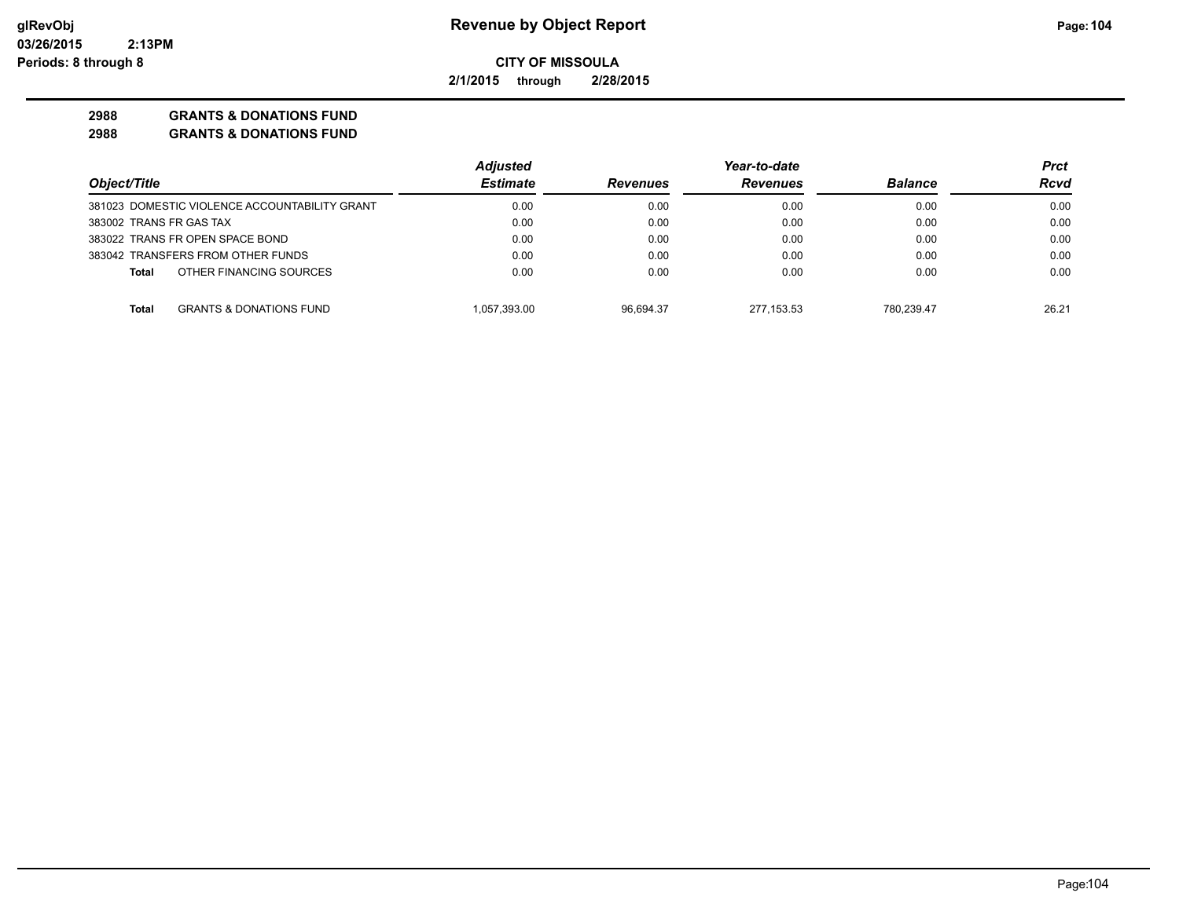**CITY OF MISSOULA**

**2/1/2015 through 2/28/2015**

**2988 GRANTS & DONATIONS FUND**

**2988 GRANTS & DONATIONS FUND**

| Object/Title | Adjusted Estimate | Revenues | Year-to-date Revenues | Balance | Prct Rcvd |
|---|---|---|---|---|---|
| 381023 DOMESTIC VIOLENCE ACCOUNTABILITY GRANT | 0.00 | 0.00 | 0.00 | 0.00 | 0.00 |
| 383002 TRANS FR GAS TAX | 0.00 | 0.00 | 0.00 | 0.00 | 0.00 |
| 383022 TRANS FR OPEN SPACE BOND | 0.00 | 0.00 | 0.00 | 0.00 | 0.00 |
| 383042 TRANSFERS FROM OTHER FUNDS | 0.00 | 0.00 | 0.00 | 0.00 | 0.00 |
| **Total** OTHER FINANCING SOURCES | 0.00 | 0.00 | 0.00 | 0.00 | 0.00 |
| **Total** GRANTS & DONATIONS FUND | 1,057,393.00 | 96,694.37 | 277,153.53 | 780,239.47 | 26.21 |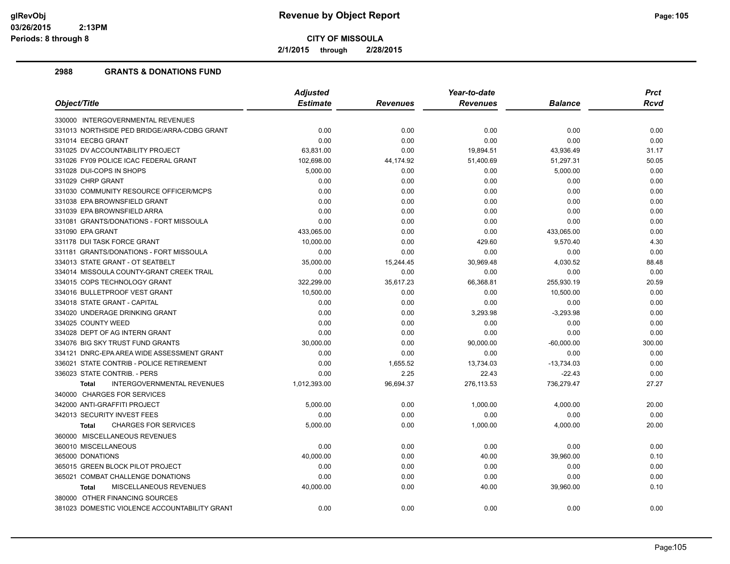# Revenue by Object Report

**CITY OF MISSOULA**

**2/1/2015 through 2/28/2015**

glRevObj
03/26/2015 2:13PM
Periods: 8 through 8

## 2988 GRANTS & DONATIONS FUND

| Object/Title | Adjusted Estimate | Revenues | Year-to-date Revenues | Balance | Prct Rcvd |
|---|---|---|---|---|---|
| 330000 INTERGOVERNMENTAL REVENUES | | | | | |
| 331013 NORTHSIDE PED BRIDGE/ARRA-CDBG GRANT | 0.00 | 0.00 | 0.00 | 0.00 | 0.00 |
| 331014 EECBG GRANT | 0.00 | 0.00 | 0.00 | 0.00 | 0.00 |
| 331025 DV ACCOUNTABILITY PROJECT | 63,831.00 | 0.00 | 19,894.51 | 43,936.49 | 31.17 |
| 331026 FY09 POLICE ICAC FEDERAL GRANT | 102,698.00 | 44,174.92 | 51,400.69 | 51,297.31 | 50.05 |
| 331028 DUI-COPS IN SHOPS | 5,000.00 | 0.00 | 0.00 | 5,000.00 | 0.00 |
| 331029 CHRP GRANT | 0.00 | 0.00 | 0.00 | 0.00 | 0.00 |
| 331030 COMMUNITY RESOURCE OFFICER/MCPS | 0.00 | 0.00 | 0.00 | 0.00 | 0.00 |
| 331038 EPA BROWNSFIELD GRANT | 0.00 | 0.00 | 0.00 | 0.00 | 0.00 |
| 331039 EPA BROWNSFIELD ARRA | 0.00 | 0.00 | 0.00 | 0.00 | 0.00 |
| 331081 GRANTS/DONATIONS - FORT MISSOULA | 0.00 | 0.00 | 0.00 | 0.00 | 0.00 |
| 331090 EPA GRANT | 433,065.00 | 0.00 | 0.00 | 433,065.00 | 0.00 |
| 331178 DUI TASK FORCE GRANT | 10,000.00 | 0.00 | 429.60 | 9,570.40 | 4.30 |
| 331181 GRANTS/DONATIONS - FORT MISSOULA | 0.00 | 0.00 | 0.00 | 0.00 | 0.00 |
| 334013 STATE GRANT - OT SEATBELT | 35,000.00 | 15,244.45 | 30,969.48 | 4,030.52 | 88.48 |
| 334014 MISSOULA COUNTY-GRANT CREEK TRAIL | 0.00 | 0.00 | 0.00 | 0.00 | 0.00 |
| 334015 COPS TECHNOLOGY GRANT | 322,299.00 | 35,617.23 | 66,368.81 | 255,930.19 | 20.59 |
| 334016 BULLETPROOF VEST GRANT | 10,500.00 | 0.00 | 0.00 | 10,500.00 | 0.00 |
| 334018 STATE GRANT - CAPITAL | 0.00 | 0.00 | 0.00 | 0.00 | 0.00 |
| 334020 UNDERAGE DRINKING GRANT | 0.00 | 0.00 | 3,293.98 | -3,293.98 | 0.00 |
| 334025 COUNTY WEED | 0.00 | 0.00 | 0.00 | 0.00 | 0.00 |
| 334028 DEPT OF AG INTERN GRANT | 0.00 | 0.00 | 0.00 | 0.00 | 0.00 |
| 334076 BIG SKY TRUST FUND GRANTS | 30,000.00 | 0.00 | 90,000.00 | -60,000.00 | 300.00 |
| 334121 DNRC-EPA AREA WIDE ASSESSMENT GRANT | 0.00 | 0.00 | 0.00 | 0.00 | 0.00 |
| 336021 STATE CONTRIB - POLICE RETIREMENT | 0.00 | 1,655.52 | 13,734.03 | -13,734.03 | 0.00 |
| 336023 STATE CONTRIB. - PERS | 0.00 | 2.25 | 22.43 | -22.43 | 0.00 |
| **Total** INTERGOVERNMENTAL REVENUES | 1,012,393.00 | 96,694.37 | 276,113.53 | 736,279.47 | 27.27 |
| 340000 CHARGES FOR SERVICES | | | | | |
| 342000 ANTI-GRAFFITI PROJECT | 5,000.00 | 0.00 | 1,000.00 | 4,000.00 | 20.00 |
| 342013 SECURITY INVEST FEES | 0.00 | 0.00 | 0.00 | 0.00 | 0.00 |
| **Total** CHARGES FOR SERVICES | 5,000.00 | 0.00 | 1,000.00 | 4,000.00 | 20.00 |
| 360000 MISCELLANEOUS REVENUES | | | | | |
| 360010 MISCELLANEOUS | 0.00 | 0.00 | 0.00 | 0.00 | 0.00 |
| 365000 DONATIONS | 40,000.00 | 0.00 | 40.00 | 39,960.00 | 0.10 |
| 365015 GREEN BLOCK PILOT PROJECT | 0.00 | 0.00 | 0.00 | 0.00 | 0.00 |
| 365021 COMBAT CHALLENGE DONATIONS | 0.00 | 0.00 | 0.00 | 0.00 | 0.00 |
| **Total** MISCELLANEOUS REVENUES | 40,000.00 | 0.00 | 40.00 | 39,960.00 | 0.10 |
| 380000 OTHER FINANCING SOURCES | | | | | |
| 381023 DOMESTIC VIOLENCE ACCOUNTABILITY GRANT | 0.00 | 0.00 | 0.00 | 0.00 | 0.00 |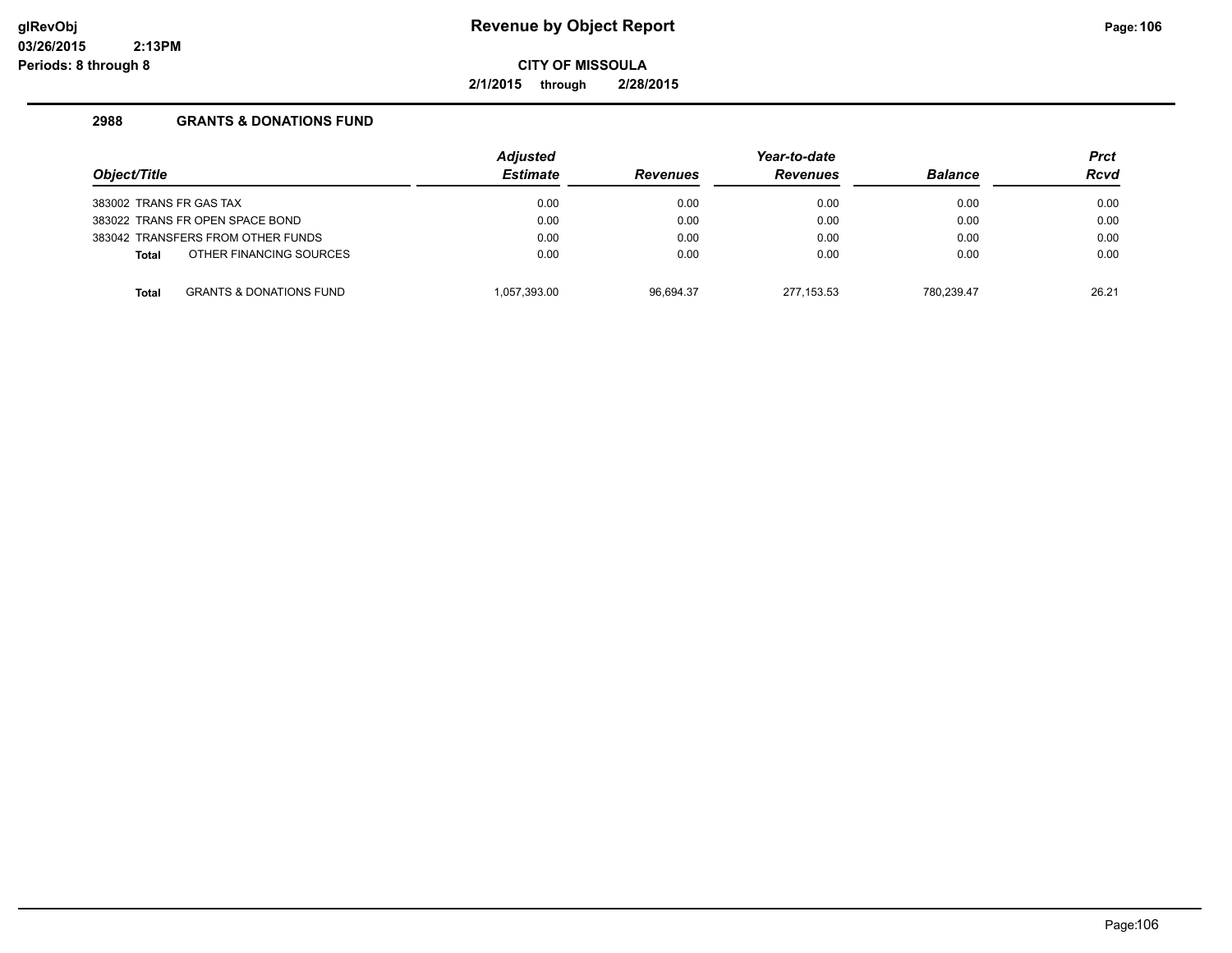**Revenue by Object Report**

**CITY OF MISSOULA**

**2/1/2015 through 2/28/2015**

glRevObj
03/26/2015 2:13PM
Periods: 8 through 8

## 2988 GRANTS & DONATIONS FUND

| Object/Title | | Adjusted Estimate | Revenues | Year-to-date Revenues | Balance | Prct Rcvd |
|---|---|---|---|---|---|---|
| 383002 TRANS FR GAS TAX | | 0.00 | 0.00 | 0.00 | 0.00 | 0.00 |
| 383022 TRANS FR OPEN SPACE BOND | | 0.00 | 0.00 | 0.00 | 0.00 | 0.00 |
| 383042 TRANSFERS FROM OTHER FUNDS | | 0.00 | 0.00 | 0.00 | 0.00 | 0.00 |
| **Total** | OTHER FINANCING SOURCES | 0.00 | 0.00 | 0.00 | 0.00 | 0.00 |
| **Total** | GRANTS & DONATIONS FUND | 1,057,393.00 | 96,694.37 | 277,153.53 | 780,239.47 | 26.21 |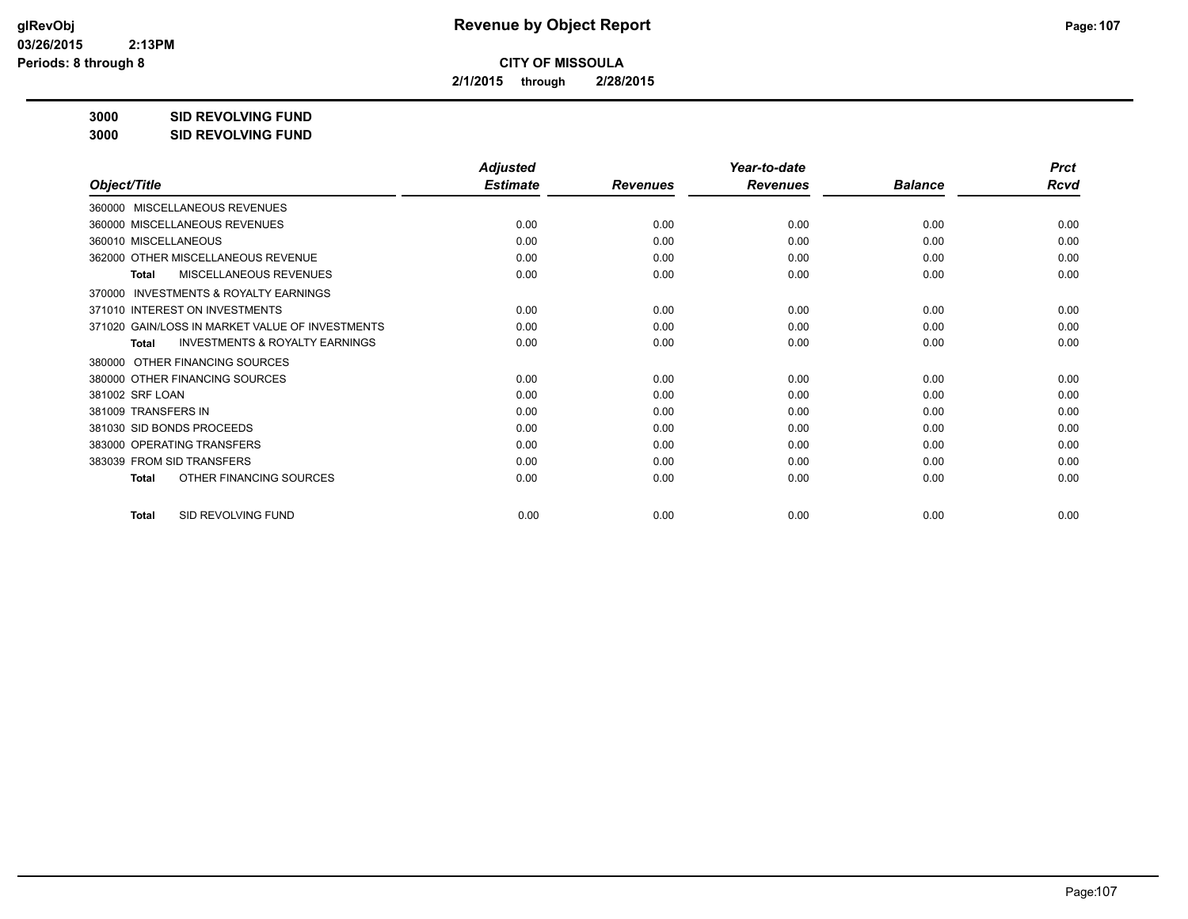**CITY OF MISSOULA**

**2/1/2015 through 2/28/2015**

**3000 SID REVOLVING FUND**

**3000 SID REVOLVING FUND**

| Object/Title | Adjusted Estimate | Revenues | Year-to-date Revenues | Balance | Prct Rcvd |
|---|---|---|---|---|---|
| 360000 MISCELLANEOUS REVENUES | | | | | |
| 360000 MISCELLANEOUS REVENUES | 0.00 | 0.00 | 0.00 | 0.00 | 0.00 |
| 360010 MISCELLANEOUS | 0.00 | 0.00 | 0.00 | 0.00 | 0.00 |
| 362000 OTHER MISCELLANEOUS REVENUE | 0.00 | 0.00 | 0.00 | 0.00 | 0.00 |
| **Total** MISCELLANEOUS REVENUES | 0.00 | 0.00 | 0.00 | 0.00 | 0.00 |
| 370000 INVESTMENTS & ROYALTY EARNINGS | | | | | |
| 371010 INTEREST ON INVESTMENTS | 0.00 | 0.00 | 0.00 | 0.00 | 0.00 |
| 371020 GAIN/LOSS IN MARKET VALUE OF INVESTMENTS | 0.00 | 0.00 | 0.00 | 0.00 | 0.00 |
| **Total** INVESTMENTS & ROYALTY EARNINGS | 0.00 | 0.00 | 0.00 | 0.00 | 0.00 |
| 380000 OTHER FINANCING SOURCES | | | | | |
| 380000 OTHER FINANCING SOURCES | 0.00 | 0.00 | 0.00 | 0.00 | 0.00 |
| 381002 SRF LOAN | 0.00 | 0.00 | 0.00 | 0.00 | 0.00 |
| 381009 TRANSFERS IN | 0.00 | 0.00 | 0.00 | 0.00 | 0.00 |
| 381030 SID BONDS PROCEEDS | 0.00 | 0.00 | 0.00 | 0.00 | 0.00 |
| 383000 OPERATING TRANSFERS | 0.00 | 0.00 | 0.00 | 0.00 | 0.00 |
| 383039 FROM SID TRANSFERS | 0.00 | 0.00 | 0.00 | 0.00 | 0.00 |
| **Total** OTHER FINANCING SOURCES | 0.00 | 0.00 | 0.00 | 0.00 | 0.00 |
| **Total** SID REVOLVING FUND | 0.00 | 0.00 | 0.00 | 0.00 | 0.00 |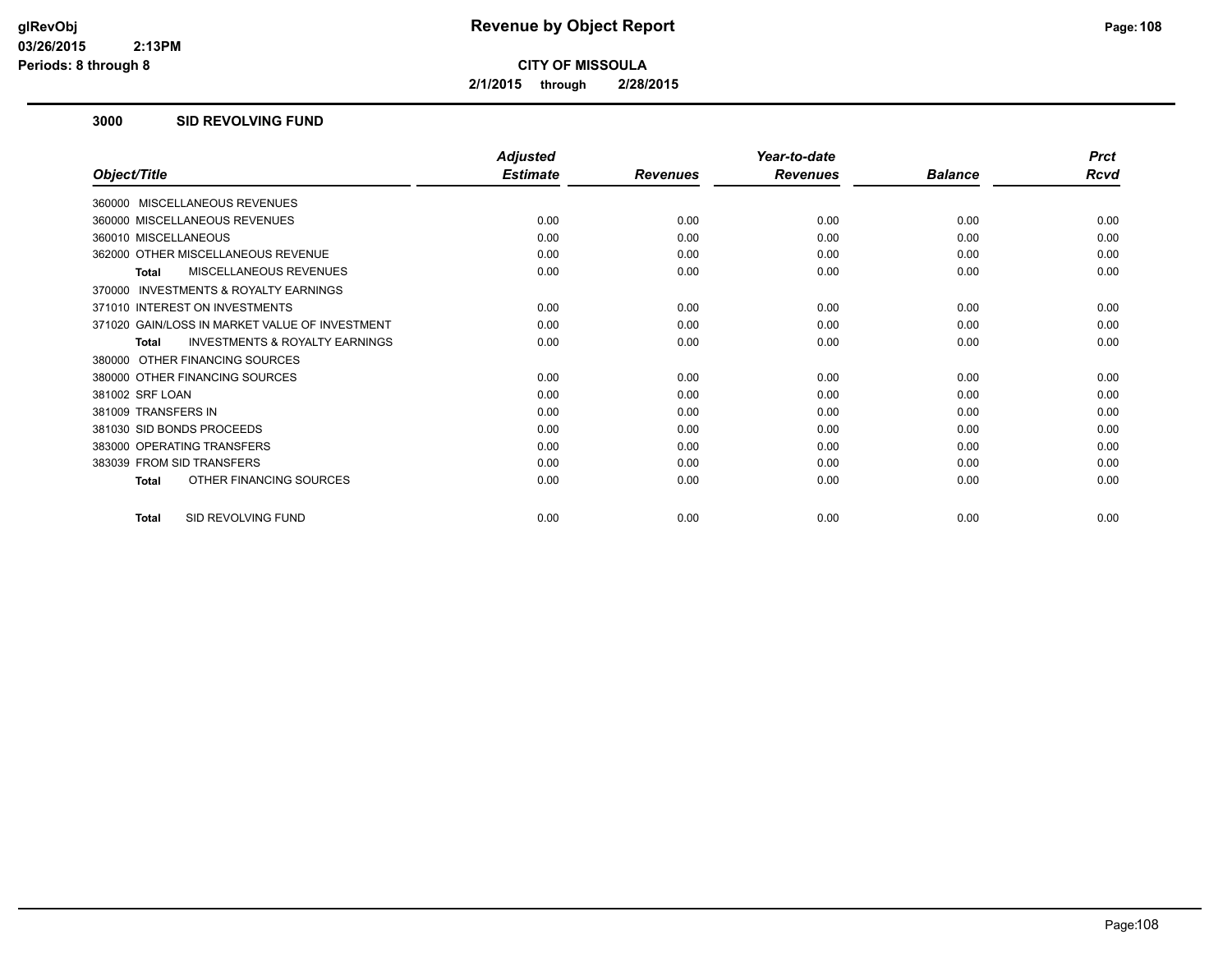**CITY OF MISSOULA**

**2/1/2015 through 2/28/2015**

## 3000 SID REVOLVING FUND

| Object/Title | Adjusted Estimate | Revenues | Year-to-date Revenues | Balance | Prct Rcvd |
|---|---|---|---|---|---|
| 360000 MISCELLANEOUS REVENUES | | | | | |
| 360000 MISCELLANEOUS REVENUES | 0.00 | 0.00 | 0.00 | 0.00 | 0.00 |
| 360010 MISCELLANEOUS | 0.00 | 0.00 | 0.00 | 0.00 | 0.00 |
| 362000 OTHER MISCELLANEOUS REVENUE | 0.00 | 0.00 | 0.00 | 0.00 | 0.00 |
| **Total** MISCELLANEOUS REVENUES | 0.00 | 0.00 | 0.00 | 0.00 | 0.00 |
| 370000 INVESTMENTS & ROYALTY EARNINGS | | | | | |
| 371010 INTEREST ON INVESTMENTS | 0.00 | 0.00 | 0.00 | 0.00 | 0.00 |
| 371020 GAIN/LOSS IN MARKET VALUE OF INVESTMENT | 0.00 | 0.00 | 0.00 | 0.00 | 0.00 |
| **Total** INVESTMENTS & ROYALTY EARNINGS | 0.00 | 0.00 | 0.00 | 0.00 | 0.00 |
| 380000 OTHER FINANCING SOURCES | | | | | |
| 380000 OTHER FINANCING SOURCES | 0.00 | 0.00 | 0.00 | 0.00 | 0.00 |
| 381002 SRF LOAN | 0.00 | 0.00 | 0.00 | 0.00 | 0.00 |
| 381009 TRANSFERS IN | 0.00 | 0.00 | 0.00 | 0.00 | 0.00 |
| 381030 SID BONDS PROCEEDS | 0.00 | 0.00 | 0.00 | 0.00 | 0.00 |
| 383000 OPERATING TRANSFERS | 0.00 | 0.00 | 0.00 | 0.00 | 0.00 |
| 383039 FROM SID TRANSFERS | 0.00 | 0.00 | 0.00 | 0.00 | 0.00 |
| **Total** OTHER FINANCING SOURCES | 0.00 | 0.00 | 0.00 | 0.00 | 0.00 |
| **Total** SID REVOLVING FUND | 0.00 | 0.00 | 0.00 | 0.00 | 0.00 |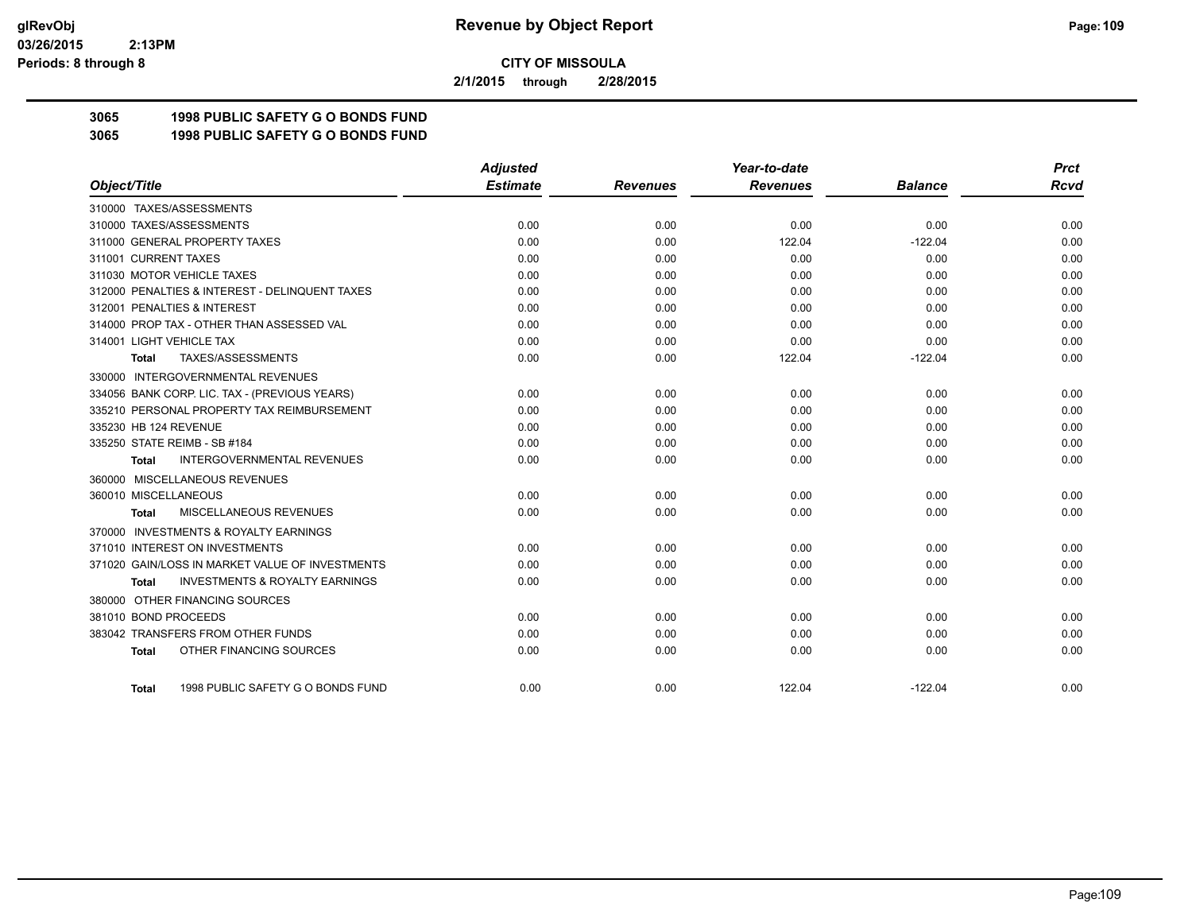**CITY OF MISSOULA**

**Revenue by Object Report**

**2/1/2015 through 2/28/2015**

glRevObj
03/26/2015 2:13PM
Periods: 8 through 8

## 3065 1998 PUBLIC SAFETY G O BONDS FUND

## 3065 1998 PUBLIC SAFETY G O BONDS FUND

| Object/Title | Adjusted Estimate | Revenues | Year-to-date Revenues | Balance | Prct Rcvd |
|---|---|---|---|---|---|
| 310000 TAXES/ASSESSMENTS | | | | | |
| 310000 TAXES/ASSESSMENTS | 0.00 | 0.00 | 0.00 | 0.00 | 0.00 |
| 311000 GENERAL PROPERTY TAXES | 0.00 | 0.00 | 122.04 | -122.04 | 0.00 |
| 311001 CURRENT TAXES | 0.00 | 0.00 | 0.00 | 0.00 | 0.00 |
| 311030 MOTOR VEHICLE TAXES | 0.00 | 0.00 | 0.00 | 0.00 | 0.00 |
| 312000 PENALTIES & INTEREST - DELINQUENT TAXES | 0.00 | 0.00 | 0.00 | 0.00 | 0.00 |
| 312001 PENALTIES & INTEREST | 0.00 | 0.00 | 0.00 | 0.00 | 0.00 |
| 314000 PROP TAX - OTHER THAN ASSESSED VAL | 0.00 | 0.00 | 0.00 | 0.00 | 0.00 |
| 314001 LIGHT VEHICLE TAX | 0.00 | 0.00 | 0.00 | 0.00 | 0.00 |
| **Total** TAXES/ASSESSMENTS | 0.00 | 0.00 | 122.04 | -122.04 | 0.00 |
| 330000 INTERGOVERNMENTAL REVENUES | | | | | |
| 334056 BANK CORP. LIC. TAX - (PREVIOUS YEARS) | 0.00 | 0.00 | 0.00 | 0.00 | 0.00 |
| 335210 PERSONAL PROPERTY TAX REIMBURSEMENT | 0.00 | 0.00 | 0.00 | 0.00 | 0.00 |
| 335230 HB 124 REVENUE | 0.00 | 0.00 | 0.00 | 0.00 | 0.00 |
| 335250 STATE REIMB - SB #184 | 0.00 | 0.00 | 0.00 | 0.00 | 0.00 |
| **Total** INTERGOVERNMENTAL REVENUES | 0.00 | 0.00 | 0.00 | 0.00 | 0.00 |
| 360000 MISCELLANEOUS REVENUES | | | | | |
| 360010 MISCELLANEOUS | 0.00 | 0.00 | 0.00 | 0.00 | 0.00 |
| **Total** MISCELLANEOUS REVENUES | 0.00 | 0.00 | 0.00 | 0.00 | 0.00 |
| 370000 INVESTMENTS & ROYALTY EARNINGS | | | | | |
| 371010 INTEREST ON INVESTMENTS | 0.00 | 0.00 | 0.00 | 0.00 | 0.00 |
| 371020 GAIN/LOSS IN MARKET VALUE OF INVESTMENTS | 0.00 | 0.00 | 0.00 | 0.00 | 0.00 |
| **Total** INVESTMENTS & ROYALTY EARNINGS | 0.00 | 0.00 | 0.00 | 0.00 | 0.00 |
| 380000 OTHER FINANCING SOURCES | | | | | |
| 381010 BOND PROCEEDS | 0.00 | 0.00 | 0.00 | 0.00 | 0.00 |
| 383042 TRANSFERS FROM OTHER FUNDS | 0.00 | 0.00 | 0.00 | 0.00 | 0.00 |
| **Total** OTHER FINANCING SOURCES | 0.00 | 0.00 | 0.00 | 0.00 | 0.00 |
| **Total** 1998 PUBLIC SAFETY G O BONDS FUND | 0.00 | 0.00 | 122.04 | -122.04 | 0.00 |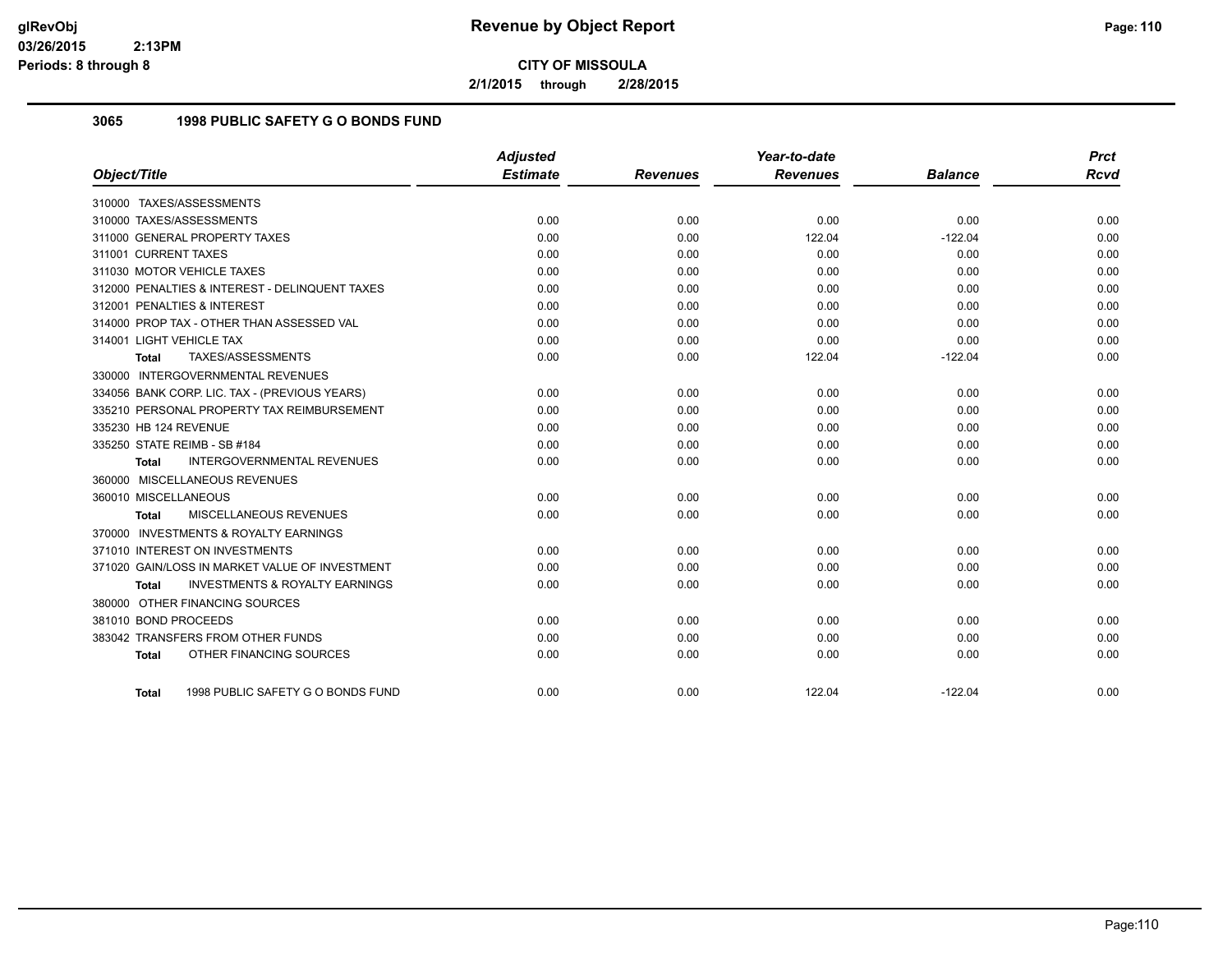**Revenue by Object Report**

**CITY OF MISSOULA**

**2/1/2015 through 2/28/2015**

glRevObj
03/26/2015 2:13PM
Periods: 8 through 8

## 3065 1998 PUBLIC SAFETY G O BONDS FUND

| Object/Title | Adjusted Estimate | Revenues | Year-to-date Revenues | Balance | Prct Rcvd |
|---|---|---|---|---|---|
| 310000 TAXES/ASSESSMENTS | | | | | |
| 310000 TAXES/ASSESSMENTS | 0.00 | 0.00 | 0.00 | 0.00 | 0.00 |
| 311000 GENERAL PROPERTY TAXES | 0.00 | 0.00 | 122.04 | -122.04 | 0.00 |
| 311001 CURRENT TAXES | 0.00 | 0.00 | 0.00 | 0.00 | 0.00 |
| 311030 MOTOR VEHICLE TAXES | 0.00 | 0.00 | 0.00 | 0.00 | 0.00 |
| 312000 PENALTIES & INTEREST - DELINQUENT TAXES | 0.00 | 0.00 | 0.00 | 0.00 | 0.00 |
| 312001 PENALTIES & INTEREST | 0.00 | 0.00 | 0.00 | 0.00 | 0.00 |
| 314000 PROP TAX - OTHER THAN ASSESSED VAL | 0.00 | 0.00 | 0.00 | 0.00 | 0.00 |
| 314001 LIGHT VEHICLE TAX | 0.00 | 0.00 | 0.00 | 0.00 | 0.00 |
| **Total** TAXES/ASSESSMENTS | 0.00 | 0.00 | 122.04 | -122.04 | 0.00 |
| 330000 INTERGOVERNMENTAL REVENUES | | | | | |
| 334056 BANK CORP. LIC. TAX - (PREVIOUS YEARS) | 0.00 | 0.00 | 0.00 | 0.00 | 0.00 |
| 335210 PERSONAL PROPERTY TAX REIMBURSEMENT | 0.00 | 0.00 | 0.00 | 0.00 | 0.00 |
| 335230 HB 124 REVENUE | 0.00 | 0.00 | 0.00 | 0.00 | 0.00 |
| 335250 STATE REIMB - SB #184 | 0.00 | 0.00 | 0.00 | 0.00 | 0.00 |
| **Total** INTERGOVERNMENTAL REVENUES | 0.00 | 0.00 | 0.00 | 0.00 | 0.00 |
| 360000 MISCELLANEOUS REVENUES | | | | | |
| 360010 MISCELLANEOUS | 0.00 | 0.00 | 0.00 | 0.00 | 0.00 |
| **Total** MISCELLANEOUS REVENUES | 0.00 | 0.00 | 0.00 | 0.00 | 0.00 |
| 370000 INVESTMENTS & ROYALTY EARNINGS | | | | | |
| 371010 INTEREST ON INVESTMENTS | 0.00 | 0.00 | 0.00 | 0.00 | 0.00 |
| 371020 GAIN/LOSS IN MARKET VALUE OF INVESTMENT | 0.00 | 0.00 | 0.00 | 0.00 | 0.00 |
| **Total** INVESTMENTS & ROYALTY EARNINGS | 0.00 | 0.00 | 0.00 | 0.00 | 0.00 |
| 380000 OTHER FINANCING SOURCES | | | | | |
| 381010 BOND PROCEEDS | 0.00 | 0.00 | 0.00 | 0.00 | 0.00 |
| 383042 TRANSFERS FROM OTHER FUNDS | 0.00 | 0.00 | 0.00 | 0.00 | 0.00 |
| **Total** OTHER FINANCING SOURCES | 0.00 | 0.00 | 0.00 | 0.00 | 0.00 |
| **Total** 1998 PUBLIC SAFETY G O BONDS FUND | 0.00 | 0.00 | 122.04 | -122.04 | 0.00 |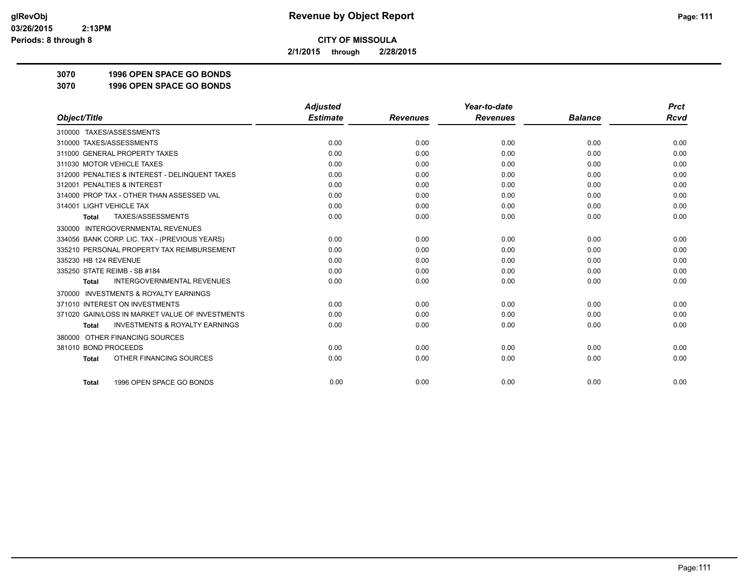# Revenue by Object Report

**CITY OF MISSOULA**

**2/1/2015 through 2/28/2015**

glRevObj
03/26/2015 2:13PM
Periods: 8 through 8

**3070 1996 OPEN SPACE GO BONDS**

**3070 1996 OPEN SPACE GO BONDS**

| Object/Title | Adjusted Estimate | Revenues | Year-to-date Revenues | Balance | Prct Rcvd |
|---|---|---|---|---|---|
| 310000 TAXES/ASSESSMENTS | | | | | |
| 310000 TAXES/ASSESSMENTS | 0.00 | 0.00 | 0.00 | 0.00 | 0.00 |
| 311000 GENERAL PROPERTY TAXES | 0.00 | 0.00 | 0.00 | 0.00 | 0.00 |
| 311030 MOTOR VEHICLE TAXES | 0.00 | 0.00 | 0.00 | 0.00 | 0.00 |
| 312000 PENALTIES & INTEREST - DELINQUENT TAXES | 0.00 | 0.00 | 0.00 | 0.00 | 0.00 |
| 312001 PENALTIES & INTEREST | 0.00 | 0.00 | 0.00 | 0.00 | 0.00 |
| 314000 PROP TAX - OTHER THAN ASSESSED VAL | 0.00 | 0.00 | 0.00 | 0.00 | 0.00 |
| 314001 LIGHT VEHICLE TAX | 0.00 | 0.00 | 0.00 | 0.00 | 0.00 |
| **Total** TAXES/ASSESSMENTS | 0.00 | 0.00 | 0.00 | 0.00 | 0.00 |
| 330000 INTERGOVERNMENTAL REVENUES | | | | | |
| 334056 BANK CORP. LIC. TAX - (PREVIOUS YEARS) | 0.00 | 0.00 | 0.00 | 0.00 | 0.00 |
| 335210 PERSONAL PROPERTY TAX REIMBURSEMENT | 0.00 | 0.00 | 0.00 | 0.00 | 0.00 |
| 335230 HB 124 REVENUE | 0.00 | 0.00 | 0.00 | 0.00 | 0.00 |
| 335250 STATE REIMB - SB #184 | 0.00 | 0.00 | 0.00 | 0.00 | 0.00 |
| **Total** INTERGOVERNMENTAL REVENUES | 0.00 | 0.00 | 0.00 | 0.00 | 0.00 |
| 370000 INVESTMENTS & ROYALTY EARNINGS | | | | | |
| 371010 INTEREST ON INVESTMENTS | 0.00 | 0.00 | 0.00 | 0.00 | 0.00 |
| 371020 GAIN/LOSS IN MARKET VALUE OF INVESTMENTS | 0.00 | 0.00 | 0.00 | 0.00 | 0.00 |
| **Total** INVESTMENTS & ROYALTY EARNINGS | 0.00 | 0.00 | 0.00 | 0.00 | 0.00 |
| 380000 OTHER FINANCING SOURCES | | | | | |
| 381010 BOND PROCEEDS | 0.00 | 0.00 | 0.00 | 0.00 | 0.00 |
| **Total** OTHER FINANCING SOURCES | 0.00 | 0.00 | 0.00 | 0.00 | 0.00 |
| **Total** 1996 OPEN SPACE GO BONDS | 0.00 | 0.00 | 0.00 | 0.00 | 0.00 |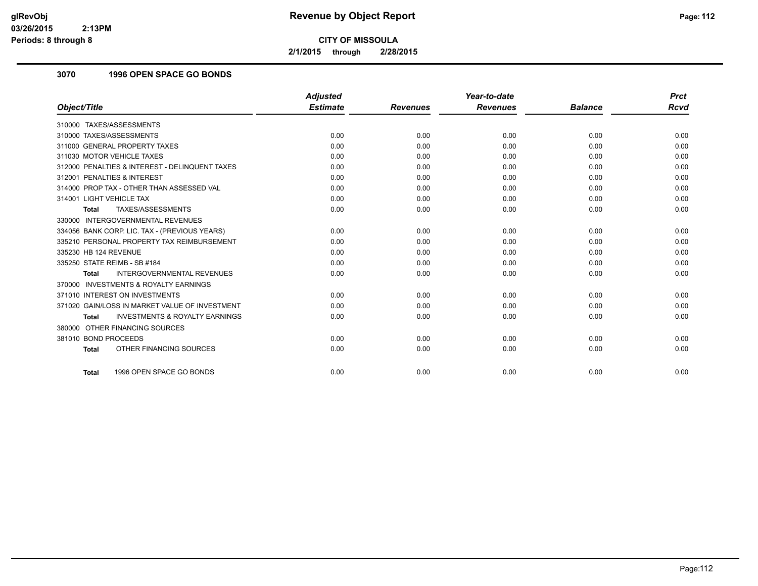# Revenue by Object Report

**CITY OF MISSOULA**

**2/1/2015 through 2/28/2015**

glRevObj
03/26/2015 2:13PM
Periods: 8 through 8

## 3070 1996 OPEN SPACE GO BONDS

| Object/Title | Adjusted Estimate | Revenues | Year-to-date Revenues | Balance | Prct Rcvd |
|---|---|---|---|---|---|
| 310000 TAXES/ASSESSMENTS | | | | | |
| 310000 TAXES/ASSESSMENTS | 0.00 | 0.00 | 0.00 | 0.00 | 0.00 |
| 311000 GENERAL PROPERTY TAXES | 0.00 | 0.00 | 0.00 | 0.00 | 0.00 |
| 311030 MOTOR VEHICLE TAXES | 0.00 | 0.00 | 0.00 | 0.00 | 0.00 |
| 312000 PENALTIES & INTEREST - DELINQUENT TAXES | 0.00 | 0.00 | 0.00 | 0.00 | 0.00 |
| 312001 PENALTIES & INTEREST | 0.00 | 0.00 | 0.00 | 0.00 | 0.00 |
| 314000 PROP TAX - OTHER THAN ASSESSED VAL | 0.00 | 0.00 | 0.00 | 0.00 | 0.00 |
| 314001 LIGHT VEHICLE TAX | 0.00 | 0.00 | 0.00 | 0.00 | 0.00 |
| **Total** TAXES/ASSESSMENTS | 0.00 | 0.00 | 0.00 | 0.00 | 0.00 |
| 330000 INTERGOVERNMENTAL REVENUES | | | | | |
| 334056 BANK CORP. LIC. TAX - (PREVIOUS YEARS) | 0.00 | 0.00 | 0.00 | 0.00 | 0.00 |
| 335210 PERSONAL PROPERTY TAX REIMBURSEMENT | 0.00 | 0.00 | 0.00 | 0.00 | 0.00 |
| 335230 HB 124 REVENUE | 0.00 | 0.00 | 0.00 | 0.00 | 0.00 |
| 335250 STATE REIMB - SB #184 | 0.00 | 0.00 | 0.00 | 0.00 | 0.00 |
| **Total** INTERGOVERNMENTAL REVENUES | 0.00 | 0.00 | 0.00 | 0.00 | 0.00 |
| 370000 INVESTMENTS & ROYALTY EARNINGS | | | | | |
| 371010 INTEREST ON INVESTMENTS | 0.00 | 0.00 | 0.00 | 0.00 | 0.00 |
| 371020 GAIN/LOSS IN MARKET VALUE OF INVESTMENT | 0.00 | 0.00 | 0.00 | 0.00 | 0.00 |
| **Total** INVESTMENTS & ROYALTY EARNINGS | 0.00 | 0.00 | 0.00 | 0.00 | 0.00 |
| 380000 OTHER FINANCING SOURCES | | | | | |
| 381010 BOND PROCEEDS | 0.00 | 0.00 | 0.00 | 0.00 | 0.00 |
| **Total** OTHER FINANCING SOURCES | 0.00 | 0.00 | 0.00 | 0.00 | 0.00 |
| **Total** 1996 OPEN SPACE GO BONDS | 0.00 | 0.00 | 0.00 | 0.00 | 0.00 |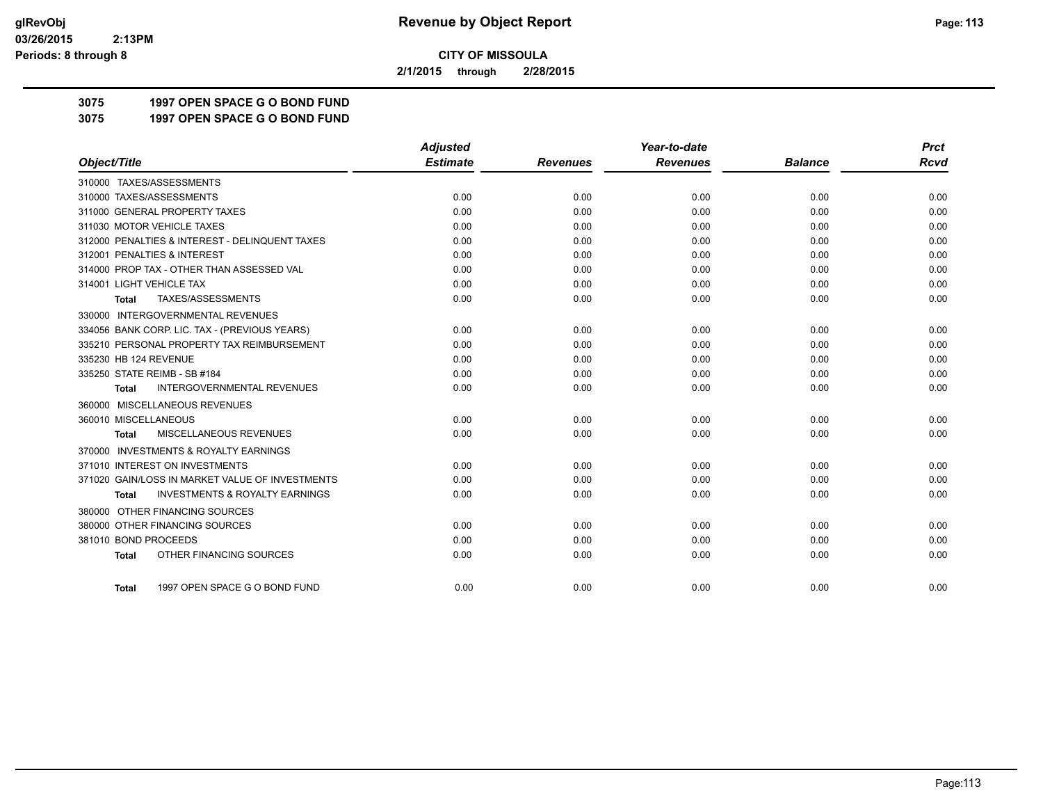# CITY OF MISSOULA

**2/1/2015 through 2/28/2015**

## 3075 1997 OPEN SPACE G O BOND FUND
## 3075 1997 OPEN SPACE G O BOND FUND

| Object/Title | Adjusted Estimate | Revenues | Year-to-date Revenues | Balance | Prct Rcvd |
|---|---|---|---|---|---|
| 310000 TAXES/ASSESSMENTS | | | | | |
| 310000 TAXES/ASSESSMENTS | 0.00 | 0.00 | 0.00 | 0.00 | 0.00 |
| 311000 GENERAL PROPERTY TAXES | 0.00 | 0.00 | 0.00 | 0.00 | 0.00 |
| 311030 MOTOR VEHICLE TAXES | 0.00 | 0.00 | 0.00 | 0.00 | 0.00 |
| 312000 PENALTIES & INTEREST - DELINQUENT TAXES | 0.00 | 0.00 | 0.00 | 0.00 | 0.00 |
| 312001 PENALTIES & INTEREST | 0.00 | 0.00 | 0.00 | 0.00 | 0.00 |
| 314000 PROP TAX - OTHER THAN ASSESSED VAL | 0.00 | 0.00 | 0.00 | 0.00 | 0.00 |
| 314001 LIGHT VEHICLE TAX | 0.00 | 0.00 | 0.00 | 0.00 | 0.00 |
| **Total** TAXES/ASSESSMENTS | 0.00 | 0.00 | 0.00 | 0.00 | 0.00 |
| 330000 INTERGOVERNMENTAL REVENUES | | | | | |
| 334056 BANK CORP. LIC. TAX - (PREVIOUS YEARS) | 0.00 | 0.00 | 0.00 | 0.00 | 0.00 |
| 335210 PERSONAL PROPERTY TAX REIMBURSEMENT | 0.00 | 0.00 | 0.00 | 0.00 | 0.00 |
| 335230 HB 124 REVENUE | 0.00 | 0.00 | 0.00 | 0.00 | 0.00 |
| 335250 STATE REIMB - SB #184 | 0.00 | 0.00 | 0.00 | 0.00 | 0.00 |
| **Total** INTERGOVERNMENTAL REVENUES | 0.00 | 0.00 | 0.00 | 0.00 | 0.00 |
| 360000 MISCELLANEOUS REVENUES | | | | | |
| 360010 MISCELLANEOUS | 0.00 | 0.00 | 0.00 | 0.00 | 0.00 |
| **Total** MISCELLANEOUS REVENUES | 0.00 | 0.00 | 0.00 | 0.00 | 0.00 |
| 370000 INVESTMENTS & ROYALTY EARNINGS | | | | | |
| 371010 INTEREST ON INVESTMENTS | 0.00 | 0.00 | 0.00 | 0.00 | 0.00 |
| 371020 GAIN/LOSS IN MARKET VALUE OF INVESTMENTS | 0.00 | 0.00 | 0.00 | 0.00 | 0.00 |
| **Total** INVESTMENTS & ROYALTY EARNINGS | 0.00 | 0.00 | 0.00 | 0.00 | 0.00 |
| 380000 OTHER FINANCING SOURCES | | | | | |
| 380000 OTHER FINANCING SOURCES | 0.00 | 0.00 | 0.00 | 0.00 | 0.00 |
| 381010 BOND PROCEEDS | 0.00 | 0.00 | 0.00 | 0.00 | 0.00 |
| **Total** OTHER FINANCING SOURCES | 0.00 | 0.00 | 0.00 | 0.00 | 0.00 |
| **Total** 1997 OPEN SPACE G O BOND FUND | 0.00 | 0.00 | 0.00 | 0.00 | 0.00 |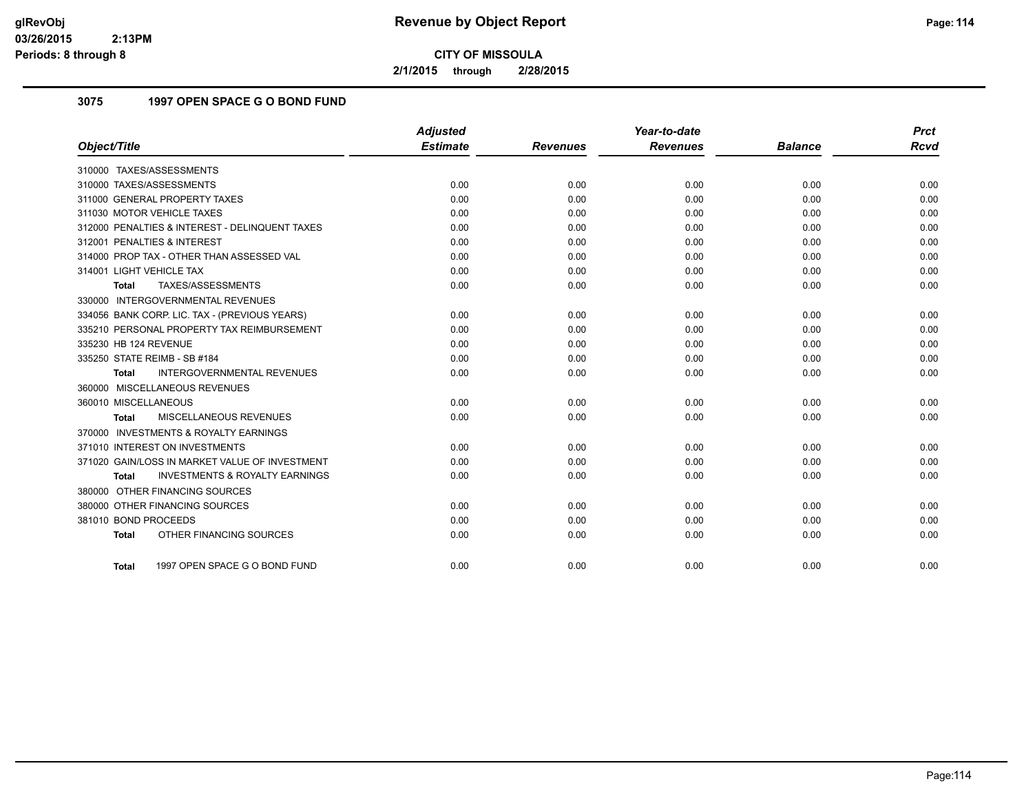# Revenue by Object Report

**CITY OF MISSOULA**

**2/1/2015 through 2/28/2015**

glRevObj
03/26/2015 2:13PM
Periods: 8 through 8

## 3075 1997 OPEN SPACE G O BOND FUND

| Object/Title | Adjusted Estimate | Revenues | Year-to-date Revenues | Balance | Prct Rcvd |
|---|---|---|---|---|---|
| 310000 TAXES/ASSESSMENTS | | | | | |
| 310000 TAXES/ASSESSMENTS | 0.00 | 0.00 | 0.00 | 0.00 | 0.00 |
| 311000 GENERAL PROPERTY TAXES | 0.00 | 0.00 | 0.00 | 0.00 | 0.00 |
| 311030 MOTOR VEHICLE TAXES | 0.00 | 0.00 | 0.00 | 0.00 | 0.00 |
| 312000 PENALTIES & INTEREST - DELINQUENT TAXES | 0.00 | 0.00 | 0.00 | 0.00 | 0.00 |
| 312001 PENALTIES & INTEREST | 0.00 | 0.00 | 0.00 | 0.00 | 0.00 |
| 314000 PROP TAX - OTHER THAN ASSESSED VAL | 0.00 | 0.00 | 0.00 | 0.00 | 0.00 |
| 314001 LIGHT VEHICLE TAX | 0.00 | 0.00 | 0.00 | 0.00 | 0.00 |
| **Total** TAXES/ASSESSMENTS | 0.00 | 0.00 | 0.00 | 0.00 | 0.00 |
| 330000 INTERGOVERNMENTAL REVENUES | | | | | |
| 334056 BANK CORP. LIC. TAX - (PREVIOUS YEARS) | 0.00 | 0.00 | 0.00 | 0.00 | 0.00 |
| 335210 PERSONAL PROPERTY TAX REIMBURSEMENT | 0.00 | 0.00 | 0.00 | 0.00 | 0.00 |
| 335230 HB 124 REVENUE | 0.00 | 0.00 | 0.00 | 0.00 | 0.00 |
| 335250 STATE REIMB - SB #184 | 0.00 | 0.00 | 0.00 | 0.00 | 0.00 |
| **Total** INTERGOVERNMENTAL REVENUES | 0.00 | 0.00 | 0.00 | 0.00 | 0.00 |
| 360000 MISCELLANEOUS REVENUES | | | | | |
| 360010 MISCELLANEOUS | 0.00 | 0.00 | 0.00 | 0.00 | 0.00 |
| **Total** MISCELLANEOUS REVENUES | 0.00 | 0.00 | 0.00 | 0.00 | 0.00 |
| 370000 INVESTMENTS & ROYALTY EARNINGS | | | | | |
| 371010 INTEREST ON INVESTMENTS | 0.00 | 0.00 | 0.00 | 0.00 | 0.00 |
| 371020 GAIN/LOSS IN MARKET VALUE OF INVESTMENT | 0.00 | 0.00 | 0.00 | 0.00 | 0.00 |
| **Total** INVESTMENTS & ROYALTY EARNINGS | 0.00 | 0.00 | 0.00 | 0.00 | 0.00 |
| 380000 OTHER FINANCING SOURCES | | | | | |
| 380000 OTHER FINANCING SOURCES | 0.00 | 0.00 | 0.00 | 0.00 | 0.00 |
| 381010 BOND PROCEEDS | 0.00 | 0.00 | 0.00 | 0.00 | 0.00 |
| **Total** OTHER FINANCING SOURCES | 0.00 | 0.00 | 0.00 | 0.00 | 0.00 |
| **Total** 1997 OPEN SPACE G O BOND FUND | 0.00 | 0.00 | 0.00 | 0.00 | 0.00 |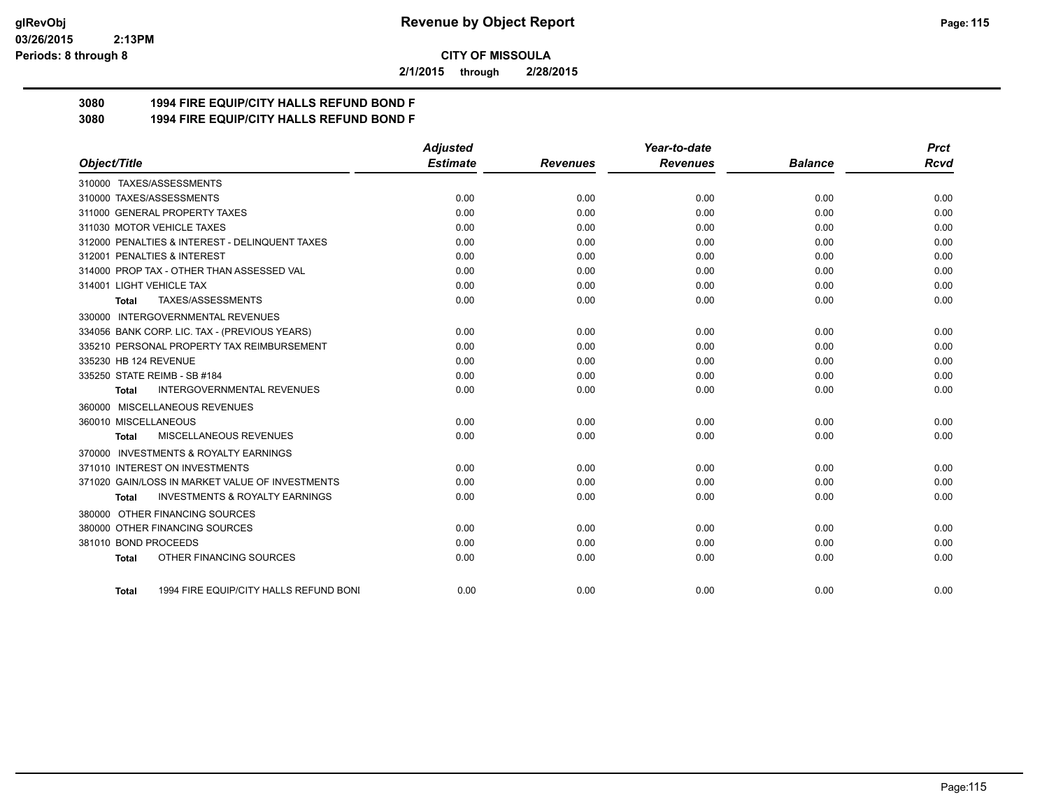# Revenue by Object Report

**CITY OF MISSOULA**

**2/1/2015 through 2/28/2015**

glRevObj
03/26/2015 2:13PM
Periods: 8 through 8

**3080 1994 FIRE EQUIP/CITY HALLS REFUND BOND F**

**3080 1994 FIRE EQUIP/CITY HALLS REFUND BOND F**

| Object/Title | Adjusted Estimate | Revenues | Year-to-date Revenues | Balance | Prct Rcvd |
|---|---|---|---|---|---|
| 310000 TAXES/ASSESSMENTS | | | | | |
| 310000 TAXES/ASSESSMENTS | 0.00 | 0.00 | 0.00 | 0.00 | 0.00 |
| 311000 GENERAL PROPERTY TAXES | 0.00 | 0.00 | 0.00 | 0.00 | 0.00 |
| 311030 MOTOR VEHICLE TAXES | 0.00 | 0.00 | 0.00 | 0.00 | 0.00 |
| 312000 PENALTIES & INTEREST - DELINQUENT TAXES | 0.00 | 0.00 | 0.00 | 0.00 | 0.00 |
| 312001 PENALTIES & INTEREST | 0.00 | 0.00 | 0.00 | 0.00 | 0.00 |
| 314000 PROP TAX - OTHER THAN ASSESSED VAL | 0.00 | 0.00 | 0.00 | 0.00 | 0.00 |
| 314001 LIGHT VEHICLE TAX | 0.00 | 0.00 | 0.00 | 0.00 | 0.00 |
| **Total** TAXES/ASSESSMENTS | 0.00 | 0.00 | 0.00 | 0.00 | 0.00 |
| 330000 INTERGOVERNMENTAL REVENUES | | | | | |
| 334056 BANK CORP. LIC. TAX - (PREVIOUS YEARS) | 0.00 | 0.00 | 0.00 | 0.00 | 0.00 |
| 335210 PERSONAL PROPERTY TAX REIMBURSEMENT | 0.00 | 0.00 | 0.00 | 0.00 | 0.00 |
| 335230 HB 124 REVENUE | 0.00 | 0.00 | 0.00 | 0.00 | 0.00 |
| 335250 STATE REIMB - SB #184 | 0.00 | 0.00 | 0.00 | 0.00 | 0.00 |
| **Total** INTERGOVERNMENTAL REVENUES | 0.00 | 0.00 | 0.00 | 0.00 | 0.00 |
| 360000 MISCELLANEOUS REVENUES | | | | | |
| 360010 MISCELLANEOUS | 0.00 | 0.00 | 0.00 | 0.00 | 0.00 |
| **Total** MISCELLANEOUS REVENUES | 0.00 | 0.00 | 0.00 | 0.00 | 0.00 |
| 370000 INVESTMENTS & ROYALTY EARNINGS | | | | | |
| 371010 INTEREST ON INVESTMENTS | 0.00 | 0.00 | 0.00 | 0.00 | 0.00 |
| 371020 GAIN/LOSS IN MARKET VALUE OF INVESTMENTS | 0.00 | 0.00 | 0.00 | 0.00 | 0.00 |
| **Total** INVESTMENTS & ROYALTY EARNINGS | 0.00 | 0.00 | 0.00 | 0.00 | 0.00 |
| 380000 OTHER FINANCING SOURCES | | | | | |
| 380000 OTHER FINANCING SOURCES | 0.00 | 0.00 | 0.00 | 0.00 | 0.00 |
| 381010 BOND PROCEEDS | 0.00 | 0.00 | 0.00 | 0.00 | 0.00 |
| **Total** OTHER FINANCING SOURCES | 0.00 | 0.00 | 0.00 | 0.00 | 0.00 |
| **Total** 1994 FIRE EQUIP/CITY HALLS REFUND BONI | 0.00 | 0.00 | 0.00 | 0.00 | 0.00 |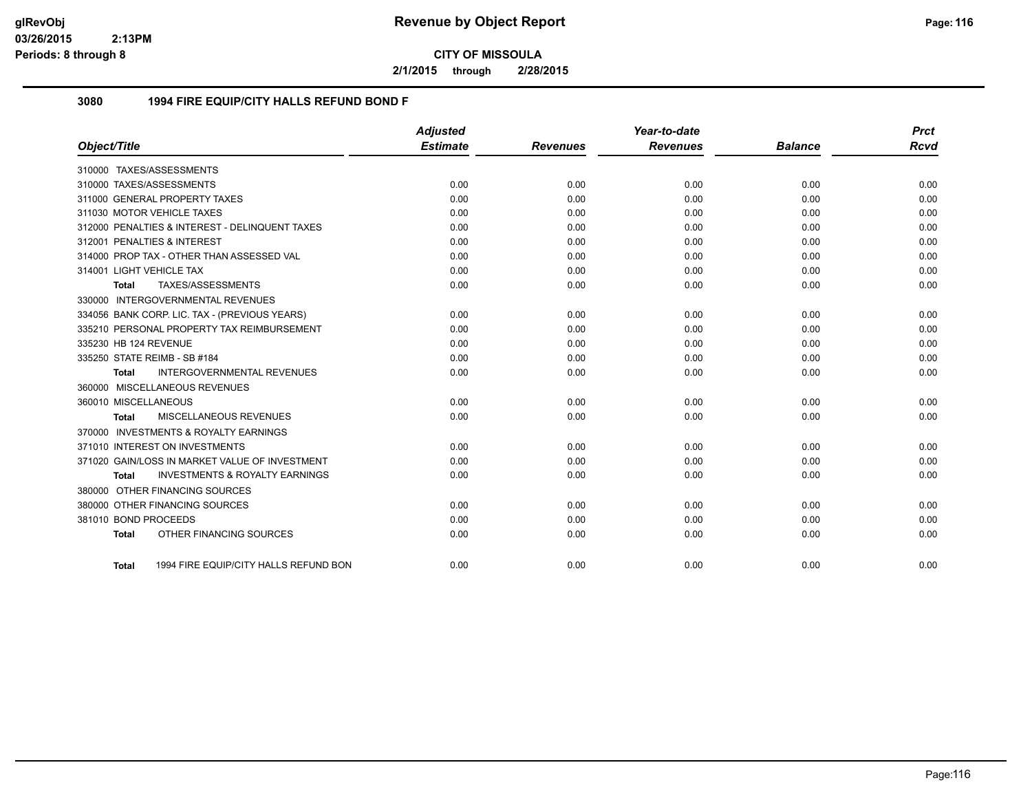# Revenue by Object Report

**CITY OF MISSOULA**

**2/1/2015 through 2/28/2015**

glRevObj
03/26/2015 2:13PM
Periods: 8 through 8

## 3080 1994 FIRE EQUIP/CITY HALLS REFUND BOND F

| Object/Title | Adjusted Estimate | Revenues | Year-to-date Revenues | Balance | Prct Rcvd |
|---|---|---|---|---|---|
| 310000 TAXES/ASSESSMENTS | | | | | |
| 310000 TAXES/ASSESSMENTS | 0.00 | 0.00 | 0.00 | 0.00 | 0.00 |
| 311000 GENERAL PROPERTY TAXES | 0.00 | 0.00 | 0.00 | 0.00 | 0.00 |
| 311030 MOTOR VEHICLE TAXES | 0.00 | 0.00 | 0.00 | 0.00 | 0.00 |
| 312000 PENALTIES & INTEREST - DELINQUENT TAXES | 0.00 | 0.00 | 0.00 | 0.00 | 0.00 |
| 312001 PENALTIES & INTEREST | 0.00 | 0.00 | 0.00 | 0.00 | 0.00 |
| 314000 PROP TAX - OTHER THAN ASSESSED VAL | 0.00 | 0.00 | 0.00 | 0.00 | 0.00 |
| 314001 LIGHT VEHICLE TAX | 0.00 | 0.00 | 0.00 | 0.00 | 0.00 |
| **Total** TAXES/ASSESSMENTS | 0.00 | 0.00 | 0.00 | 0.00 | 0.00 |
| 330000 INTERGOVERNMENTAL REVENUES | | | | | |
| 334056 BANK CORP. LIC. TAX - (PREVIOUS YEARS) | 0.00 | 0.00 | 0.00 | 0.00 | 0.00 |
| 335210 PERSONAL PROPERTY TAX REIMBURSEMENT | 0.00 | 0.00 | 0.00 | 0.00 | 0.00 |
| 335230 HB 124 REVENUE | 0.00 | 0.00 | 0.00 | 0.00 | 0.00 |
| 335250 STATE REIMB - SB #184 | 0.00 | 0.00 | 0.00 | 0.00 | 0.00 |
| **Total** INTERGOVERNMENTAL REVENUES | 0.00 | 0.00 | 0.00 | 0.00 | 0.00 |
| 360000 MISCELLANEOUS REVENUES | | | | | |
| 360010 MISCELLANEOUS | 0.00 | 0.00 | 0.00 | 0.00 | 0.00 |
| **Total** MISCELLANEOUS REVENUES | 0.00 | 0.00 | 0.00 | 0.00 | 0.00 |
| 370000 INVESTMENTS & ROYALTY EARNINGS | | | | | |
| 371010 INTEREST ON INVESTMENTS | 0.00 | 0.00 | 0.00 | 0.00 | 0.00 |
| 371020 GAIN/LOSS IN MARKET VALUE OF INVESTMENT | 0.00 | 0.00 | 0.00 | 0.00 | 0.00 |
| **Total** INVESTMENTS & ROYALTY EARNINGS | 0.00 | 0.00 | 0.00 | 0.00 | 0.00 |
| 380000 OTHER FINANCING SOURCES | | | | | |
| 380000 OTHER FINANCING SOURCES | 0.00 | 0.00 | 0.00 | 0.00 | 0.00 |
| 381010 BOND PROCEEDS | 0.00 | 0.00 | 0.00 | 0.00 | 0.00 |
| **Total** OTHER FINANCING SOURCES | 0.00 | 0.00 | 0.00 | 0.00 | 0.00 |
| **Total** 1994 FIRE EQUIP/CITY HALLS REFUND BON | 0.00 | 0.00 | 0.00 | 0.00 | 0.00 |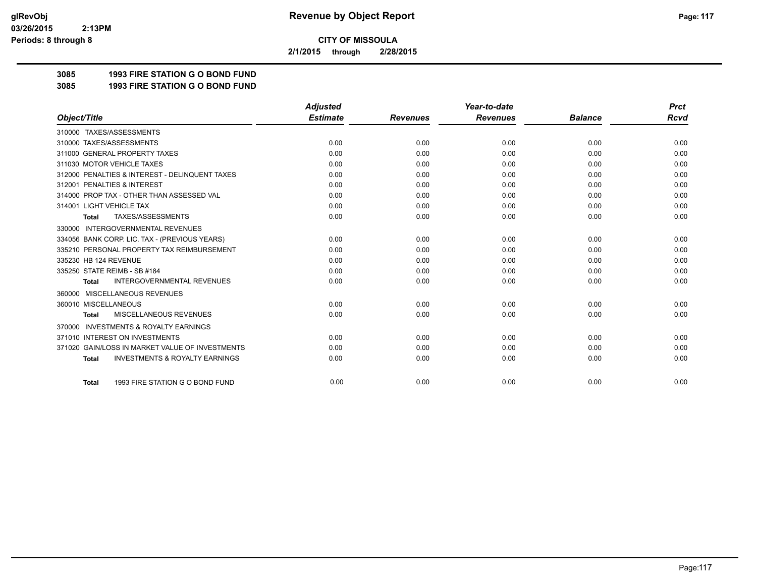# Revenue by Object Report

**CITY OF MISSOULA**

**2/1/2015 through 2/28/2015**

glRevObj
03/26/2015 2:13PM
Periods: 8 through 8

**3085 1993 FIRE STATION G O BOND FUND**

**3085 1993 FIRE STATION G O BOND FUND**

| Object/Title | Adjusted Estimate | Revenues | Year-to-date Revenues | Balance | Prct Rcvd |
|---|---|---|---|---|---|
| 310000 TAXES/ASSESSMENTS | | | | | |
| 310000 TAXES/ASSESSMENTS | 0.00 | 0.00 | 0.00 | 0.00 | 0.00 |
| 311000 GENERAL PROPERTY TAXES | 0.00 | 0.00 | 0.00 | 0.00 | 0.00 |
| 311030 MOTOR VEHICLE TAXES | 0.00 | 0.00 | 0.00 | 0.00 | 0.00 |
| 312000 PENALTIES & INTEREST - DELINQUENT TAXES | 0.00 | 0.00 | 0.00 | 0.00 | 0.00 |
| 312001 PENALTIES & INTEREST | 0.00 | 0.00 | 0.00 | 0.00 | 0.00 |
| 314000 PROP TAX - OTHER THAN ASSESSED VAL | 0.00 | 0.00 | 0.00 | 0.00 | 0.00 |
| 314001 LIGHT VEHICLE TAX | 0.00 | 0.00 | 0.00 | 0.00 | 0.00 |
| **Total** TAXES/ASSESSMENTS | 0.00 | 0.00 | 0.00 | 0.00 | 0.00 |
| 330000 INTERGOVERNMENTAL REVENUES | | | | | |
| 334056 BANK CORP. LIC. TAX - (PREVIOUS YEARS) | 0.00 | 0.00 | 0.00 | 0.00 | 0.00 |
| 335210 PERSONAL PROPERTY TAX REIMBURSEMENT | 0.00 | 0.00 | 0.00 | 0.00 | 0.00 |
| 335230 HB 124 REVENUE | 0.00 | 0.00 | 0.00 | 0.00 | 0.00 |
| 335250 STATE REIMB - SB #184 | 0.00 | 0.00 | 0.00 | 0.00 | 0.00 |
| **Total** INTERGOVERNMENTAL REVENUES | 0.00 | 0.00 | 0.00 | 0.00 | 0.00 |
| 360000 MISCELLANEOUS REVENUES | | | | | |
| 360010 MISCELLANEOUS | 0.00 | 0.00 | 0.00 | 0.00 | 0.00 |
| **Total** MISCELLANEOUS REVENUES | 0.00 | 0.00 | 0.00 | 0.00 | 0.00 |
| 370000 INVESTMENTS & ROYALTY EARNINGS | | | | | |
| 371010 INTEREST ON INVESTMENTS | 0.00 | 0.00 | 0.00 | 0.00 | 0.00 |
| 371020 GAIN/LOSS IN MARKET VALUE OF INVESTMENTS | 0.00 | 0.00 | 0.00 | 0.00 | 0.00 |
| **Total** INVESTMENTS & ROYALTY EARNINGS | 0.00 | 0.00 | 0.00 | 0.00 | 0.00 |
| **Total** 1993 FIRE STATION G O BOND FUND | 0.00 | 0.00 | 0.00 | 0.00 | 0.00 |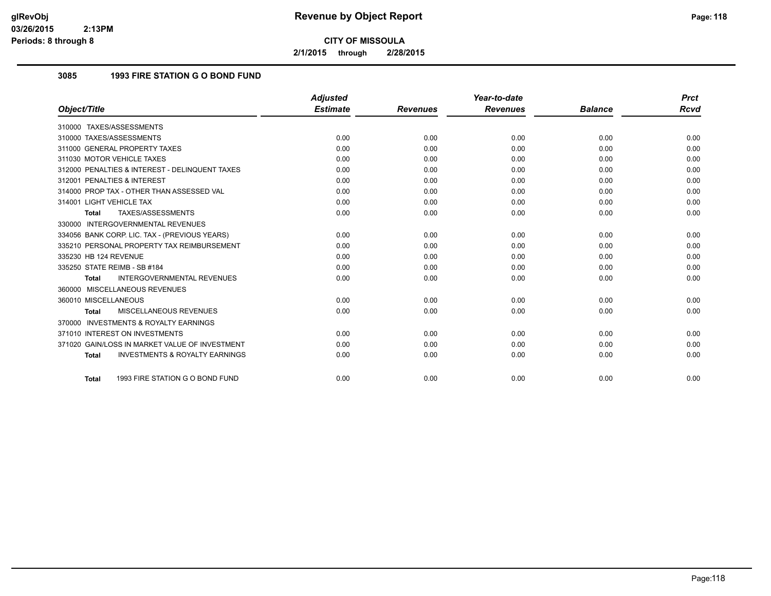# Revenue by Object Report

**CITY OF MISSOULA**

**2/1/2015 through 2/28/2015**

glRevObj
03/26/2015 2:13PM
Periods: 8 through 8

## 3085 1993 FIRE STATION G O BOND FUND

| Object/Title | Adjusted Estimate | Revenues | Year-to-date Revenues | Balance | Prct Rcvd |
|---|---|---|---|---|---|
| 310000 TAXES/ASSESSMENTS | | | | | |
| 310000 TAXES/ASSESSMENTS | 0.00 | 0.00 | 0.00 | 0.00 | 0.00 |
| 311000 GENERAL PROPERTY TAXES | 0.00 | 0.00 | 0.00 | 0.00 | 0.00 |
| 311030 MOTOR VEHICLE TAXES | 0.00 | 0.00 | 0.00 | 0.00 | 0.00 |
| 312000 PENALTIES & INTEREST - DELINQUENT TAXES | 0.00 | 0.00 | 0.00 | 0.00 | 0.00 |
| 312001 PENALTIES & INTEREST | 0.00 | 0.00 | 0.00 | 0.00 | 0.00 |
| 314000 PROP TAX - OTHER THAN ASSESSED VAL | 0.00 | 0.00 | 0.00 | 0.00 | 0.00 |
| 314001 LIGHT VEHICLE TAX | 0.00 | 0.00 | 0.00 | 0.00 | 0.00 |
| **Total** TAXES/ASSESSMENTS | 0.00 | 0.00 | 0.00 | 0.00 | 0.00 |
| 330000 INTERGOVERNMENTAL REVENUES | | | | | |
| 334056 BANK CORP. LIC. TAX - (PREVIOUS YEARS) | 0.00 | 0.00 | 0.00 | 0.00 | 0.00 |
| 335210 PERSONAL PROPERTY TAX REIMBURSEMENT | 0.00 | 0.00 | 0.00 | 0.00 | 0.00 |
| 335230 HB 124 REVENUE | 0.00 | 0.00 | 0.00 | 0.00 | 0.00 |
| 335250 STATE REIMB - SB #184 | 0.00 | 0.00 | 0.00 | 0.00 | 0.00 |
| **Total** INTERGOVERNMENTAL REVENUES | 0.00 | 0.00 | 0.00 | 0.00 | 0.00 |
| 360000 MISCELLANEOUS REVENUES | | | | | |
| 360010 MISCELLANEOUS | 0.00 | 0.00 | 0.00 | 0.00 | 0.00 |
| **Total** MISCELLANEOUS REVENUES | 0.00 | 0.00 | 0.00 | 0.00 | 0.00 |
| 370000 INVESTMENTS & ROYALTY EARNINGS | | | | | |
| 371010 INTEREST ON INVESTMENTS | 0.00 | 0.00 | 0.00 | 0.00 | 0.00 |
| 371020 GAIN/LOSS IN MARKET VALUE OF INVESTMENT | 0.00 | 0.00 | 0.00 | 0.00 | 0.00 |
| **Total** INVESTMENTS & ROYALTY EARNINGS | 0.00 | 0.00 | 0.00 | 0.00 | 0.00 |
| **Total** 1993 FIRE STATION G O BOND FUND | 0.00 | 0.00 | 0.00 | 0.00 | 0.00 |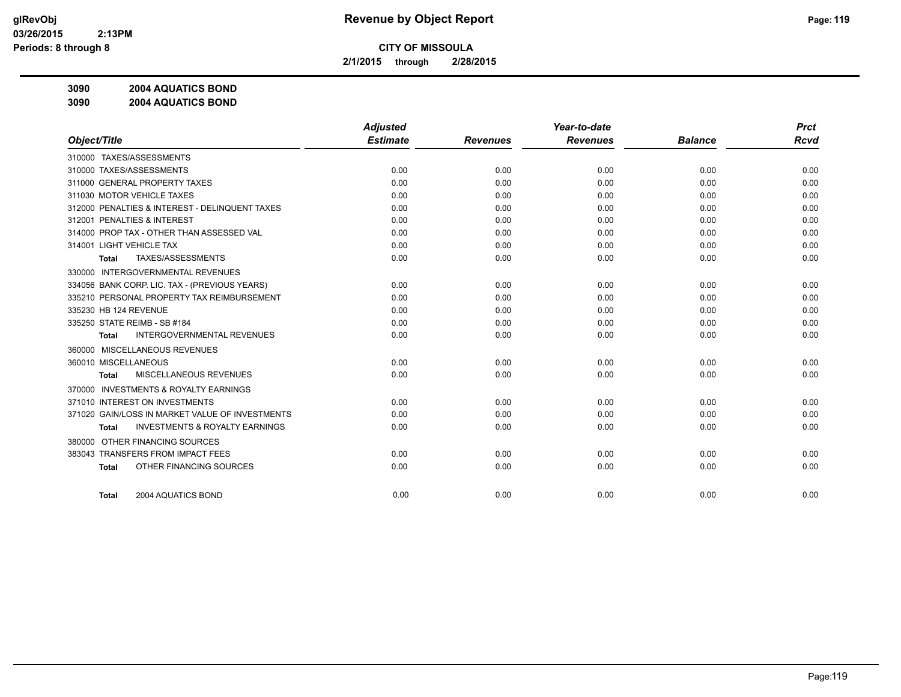# Revenue by Object Report

**CITY OF MISSOULA**

**2/1/2015 through 2/28/2015**

glRevObj
03/26/2015 2:13PM
Periods: 8 through 8

**3090 2004 AQUATICS BOND**

**3090 2004 AQUATICS BOND**

| Object/Title | Adjusted Estimate | Revenues | Year-to-date Revenues | Balance | Prct Rcvd |
|---|---|---|---|---|---|
| 310000 TAXES/ASSESSMENTS | | | | | |
| 310000 TAXES/ASSESSMENTS | 0.00 | 0.00 | 0.00 | 0.00 | 0.00 |
| 311000 GENERAL PROPERTY TAXES | 0.00 | 0.00 | 0.00 | 0.00 | 0.00 |
| 311030 MOTOR VEHICLE TAXES | 0.00 | 0.00 | 0.00 | 0.00 | 0.00 |
| 312000 PENALTIES & INTEREST - DELINQUENT TAXES | 0.00 | 0.00 | 0.00 | 0.00 | 0.00 |
| 312001 PENALTIES & INTEREST | 0.00 | 0.00 | 0.00 | 0.00 | 0.00 |
| 314000 PROP TAX - OTHER THAN ASSESSED VAL | 0.00 | 0.00 | 0.00 | 0.00 | 0.00 |
| 314001 LIGHT VEHICLE TAX | 0.00 | 0.00 | 0.00 | 0.00 | 0.00 |
| **Total** TAXES/ASSESSMENTS | 0.00 | 0.00 | 0.00 | 0.00 | 0.00 |
| 330000 INTERGOVERNMENTAL REVENUES | | | | | |
| 334056 BANK CORP. LIC. TAX - (PREVIOUS YEARS) | 0.00 | 0.00 | 0.00 | 0.00 | 0.00 |
| 335210 PERSONAL PROPERTY TAX REIMBURSEMENT | 0.00 | 0.00 | 0.00 | 0.00 | 0.00 |
| 335230 HB 124 REVENUE | 0.00 | 0.00 | 0.00 | 0.00 | 0.00 |
| 335250 STATE REIMB - SB #184 | 0.00 | 0.00 | 0.00 | 0.00 | 0.00 |
| **Total** INTERGOVERNMENTAL REVENUES | 0.00 | 0.00 | 0.00 | 0.00 | 0.00 |
| 360000 MISCELLANEOUS REVENUES | | | | | |
| 360010 MISCELLANEOUS | 0.00 | 0.00 | 0.00 | 0.00 | 0.00 |
| **Total** MISCELLANEOUS REVENUES | 0.00 | 0.00 | 0.00 | 0.00 | 0.00 |
| 370000 INVESTMENTS & ROYALTY EARNINGS | | | | | |
| 371010 INTEREST ON INVESTMENTS | 0.00 | 0.00 | 0.00 | 0.00 | 0.00 |
| 371020 GAIN/LOSS IN MARKET VALUE OF INVESTMENTS | 0.00 | 0.00 | 0.00 | 0.00 | 0.00 |
| **Total** INVESTMENTS & ROYALTY EARNINGS | 0.00 | 0.00 | 0.00 | 0.00 | 0.00 |
| 380000 OTHER FINANCING SOURCES | | | | | |
| 383043 TRANSFERS FROM IMPACT FEES | 0.00 | 0.00 | 0.00 | 0.00 | 0.00 |
| **Total** OTHER FINANCING SOURCES | 0.00 | 0.00 | 0.00 | 0.00 | 0.00 |
| **Total** 2004 AQUATICS BOND | 0.00 | 0.00 | 0.00 | 0.00 | 0.00 |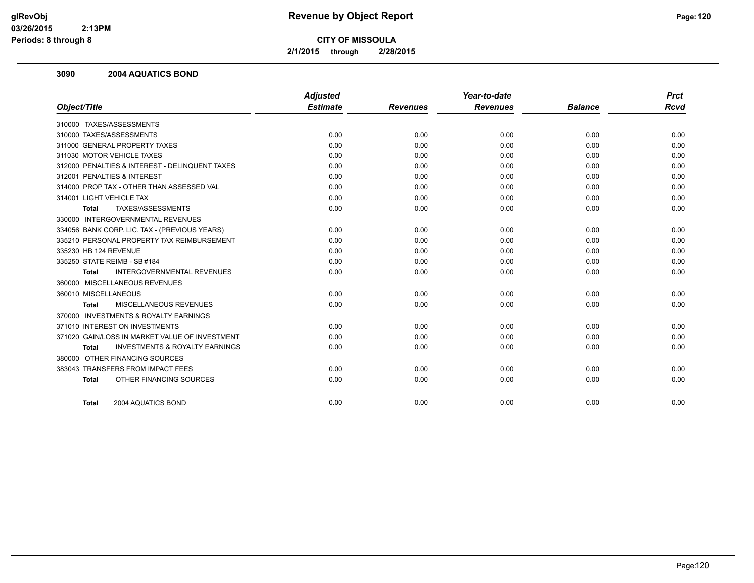# Revenue by Object Report

**CITY OF MISSOULA**

**2/1/2015 through 2/28/2015**

glRevObj
03/26/2015 2:13PM
Periods: 8 through 8

## 3090 2004 AQUATICS BOND

| Object/Title | Adjusted Estimate | Revenues | Year-to-date Revenues | Balance | Prct Rcvd |
|---|---|---|---|---|---|
| 310000 TAXES/ASSESSMENTS | | | | | |
| 310000 TAXES/ASSESSMENTS | 0.00 | 0.00 | 0.00 | 0.00 | 0.00 |
| 311000 GENERAL PROPERTY TAXES | 0.00 | 0.00 | 0.00 | 0.00 | 0.00 |
| 311030 MOTOR VEHICLE TAXES | 0.00 | 0.00 | 0.00 | 0.00 | 0.00 |
| 312000 PENALTIES & INTEREST - DELINQUENT TAXES | 0.00 | 0.00 | 0.00 | 0.00 | 0.00 |
| 312001 PENALTIES & INTEREST | 0.00 | 0.00 | 0.00 | 0.00 | 0.00 |
| 314000 PROP TAX - OTHER THAN ASSESSED VAL | 0.00 | 0.00 | 0.00 | 0.00 | 0.00 |
| 314001 LIGHT VEHICLE TAX | 0.00 | 0.00 | 0.00 | 0.00 | 0.00 |
| **Total** TAXES/ASSESSMENTS | 0.00 | 0.00 | 0.00 | 0.00 | 0.00 |
| 330000 INTERGOVERNMENTAL REVENUES | | | | | |
| 334056 BANK CORP. LIC. TAX - (PREVIOUS YEARS) | 0.00 | 0.00 | 0.00 | 0.00 | 0.00 |
| 335210 PERSONAL PROPERTY TAX REIMBURSEMENT | 0.00 | 0.00 | 0.00 | 0.00 | 0.00 |
| 335230 HB 124 REVENUE | 0.00 | 0.00 | 0.00 | 0.00 | 0.00 |
| 335250 STATE REIMB - SB #184 | 0.00 | 0.00 | 0.00 | 0.00 | 0.00 |
| **Total** INTERGOVERNMENTAL REVENUES | 0.00 | 0.00 | 0.00 | 0.00 | 0.00 |
| 360000 MISCELLANEOUS REVENUES | | | | | |
| 360010 MISCELLANEOUS | 0.00 | 0.00 | 0.00 | 0.00 | 0.00 |
| **Total** MISCELLANEOUS REVENUES | 0.00 | 0.00 | 0.00 | 0.00 | 0.00 |
| 370000 INVESTMENTS & ROYALTY EARNINGS | | | | | |
| 371010 INTEREST ON INVESTMENTS | 0.00 | 0.00 | 0.00 | 0.00 | 0.00 |
| 371020 GAIN/LOSS IN MARKET VALUE OF INVESTMENT | 0.00 | 0.00 | 0.00 | 0.00 | 0.00 |
| **Total** INVESTMENTS & ROYALTY EARNINGS | 0.00 | 0.00 | 0.00 | 0.00 | 0.00 |
| 380000 OTHER FINANCING SOURCES | | | | | |
| 383043 TRANSFERS FROM IMPACT FEES | 0.00 | 0.00 | 0.00 | 0.00 | 0.00 |
| **Total** OTHER FINANCING SOURCES | 0.00 | 0.00 | 0.00 | 0.00 | 0.00 |
| **Total** 2004 AQUATICS BOND | 0.00 | 0.00 | 0.00 | 0.00 | 0.00 |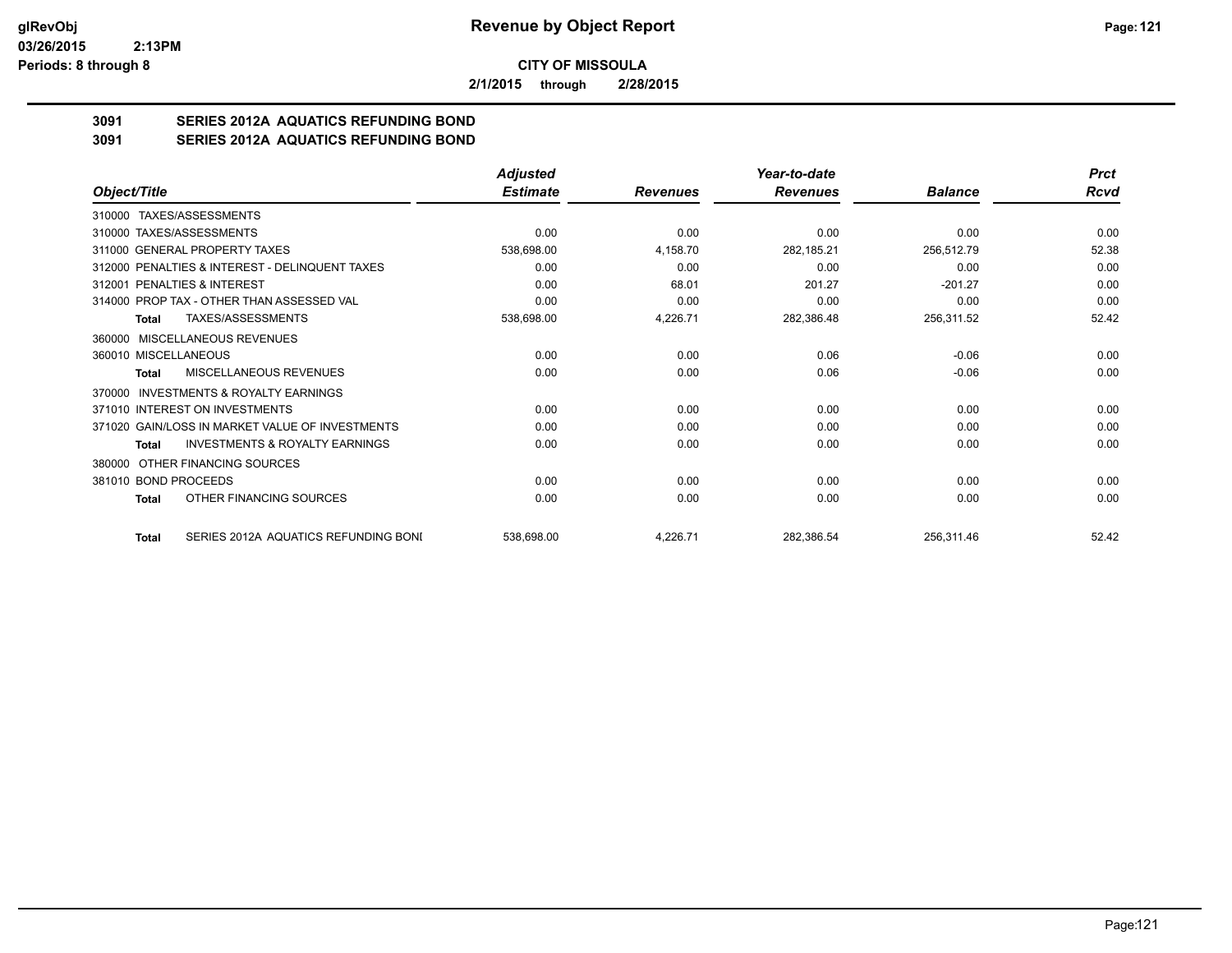**Revenue by Object Report**

**CITY OF MISSOULA**

**2/1/2015 through 2/28/2015**

glRevObj
03/26/2015 2:13PM
Periods: 8 through 8

## 3091 SERIES 2012A AQUATICS REFUNDING BOND
## 3091 SERIES 2012A AQUATICS REFUNDING BOND

| Object/Title | Adjusted Estimate | Revenues | Year-to-date Revenues | Balance | Prct Rcvd |
|---|---|---|---|---|---|
| 310000 TAXES/ASSESSMENTS | | | | | |
| 310000 TAXES/ASSESSMENTS | 0.00 | 0.00 | 0.00 | 0.00 | 0.00 |
| 311000 GENERAL PROPERTY TAXES | 538,698.00 | 4,158.70 | 282,185.21 | 256,512.79 | 52.38 |
| 312000 PENALTIES & INTEREST - DELINQUENT TAXES | 0.00 | 0.00 | 0.00 | 0.00 | 0.00 |
| 312001 PENALTIES & INTEREST | 0.00 | 68.01 | 201.27 | -201.27 | 0.00 |
| 314000 PROP TAX - OTHER THAN ASSESSED VAL | 0.00 | 0.00 | 0.00 | 0.00 | 0.00 |
| **Total** TAXES/ASSESSMENTS | 538,698.00 | 4,226.71 | 282,386.48 | 256,311.52 | 52.42 |
| 360000 MISCELLANEOUS REVENUES | | | | | |
| 360010 MISCELLANEOUS | 0.00 | 0.00 | 0.06 | -0.06 | 0.00 |
| **Total** MISCELLANEOUS REVENUES | 0.00 | 0.00 | 0.06 | -0.06 | 0.00 |
| 370000 INVESTMENTS & ROYALTY EARNINGS | | | | | |
| 371010 INTEREST ON INVESTMENTS | 0.00 | 0.00 | 0.00 | 0.00 | 0.00 |
| 371020 GAIN/LOSS IN MARKET VALUE OF INVESTMENTS | 0.00 | 0.00 | 0.00 | 0.00 | 0.00 |
| **Total** INVESTMENTS & ROYALTY EARNINGS | 0.00 | 0.00 | 0.00 | 0.00 | 0.00 |
| 380000 OTHER FINANCING SOURCES | | | | | |
| 381010 BOND PROCEEDS | 0.00 | 0.00 | 0.00 | 0.00 | 0.00 |
| **Total** OTHER FINANCING SOURCES | 0.00 | 0.00 | 0.00 | 0.00 | 0.00 |
| **Total** SERIES 2012A AQUATICS REFUNDING BONI | 538,698.00 | 4,226.71 | 282,386.54 | 256,311.46 | 52.42 |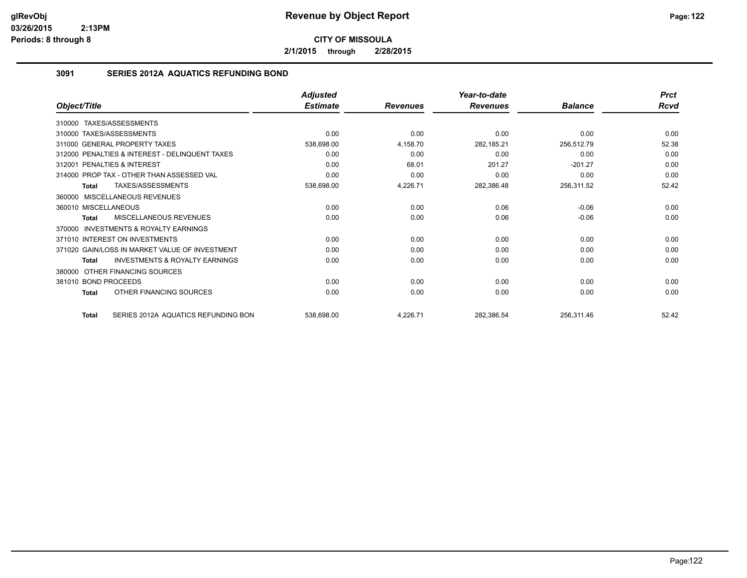**CITY OF MISSOULA**

**2/1/2015 through 2/28/2015**

### 3091 SERIES 2012A AQUATICS REFUNDING BOND

| Object/Title | Adjusted Estimate | Revenues | Year-to-date Revenues | Balance | Prct Rcvd |
|---|---|---|---|---|---|
| 310000 TAXES/ASSESSMENTS | | | | | |
| 310000 TAXES/ASSESSMENTS | 0.00 | 0.00 | 0.00 | 0.00 | 0.00 |
| 311000 GENERAL PROPERTY TAXES | 538,698.00 | 4,158.70 | 282,185.21 | 256,512.79 | 52.38 |
| 312000 PENALTIES & INTEREST - DELINQUENT TAXES | 0.00 | 0.00 | 0.00 | 0.00 | 0.00 |
| 312001 PENALTIES & INTEREST | 0.00 | 68.01 | 201.27 | -201.27 | 0.00 |
| 314000 PROP TAX - OTHER THAN ASSESSED VAL | 0.00 | 0.00 | 0.00 | 0.00 | 0.00 |
| **Total** TAXES/ASSESSMENTS | 538,698.00 | 4,226.71 | 282,386.48 | 256,311.52 | 52.42 |
| 360000 MISCELLANEOUS REVENUES | | | | | |
| 360010 MISCELLANEOUS | 0.00 | 0.00 | 0.06 | -0.06 | 0.00 |
| **Total** MISCELLANEOUS REVENUES | 0.00 | 0.00 | 0.06 | -0.06 | 0.00 |
| 370000 INVESTMENTS & ROYALTY EARNINGS | | | | | |
| 371010 INTEREST ON INVESTMENTS | 0.00 | 0.00 | 0.00 | 0.00 | 0.00 |
| 371020 GAIN/LOSS IN MARKET VALUE OF INVESTMENT | 0.00 | 0.00 | 0.00 | 0.00 | 0.00 |
| **Total** INVESTMENTS & ROYALTY EARNINGS | 0.00 | 0.00 | 0.00 | 0.00 | 0.00 |
| 380000 OTHER FINANCING SOURCES | | | | | |
| 381010 BOND PROCEEDS | 0.00 | 0.00 | 0.00 | 0.00 | 0.00 |
| **Total** OTHER FINANCING SOURCES | 0.00 | 0.00 | 0.00 | 0.00 | 0.00 |
| **Total** SERIES 2012A AQUATICS REFUNDING BON | 538,698.00 | 4,226.71 | 282,386.54 | 256,311.46 | 52.42 |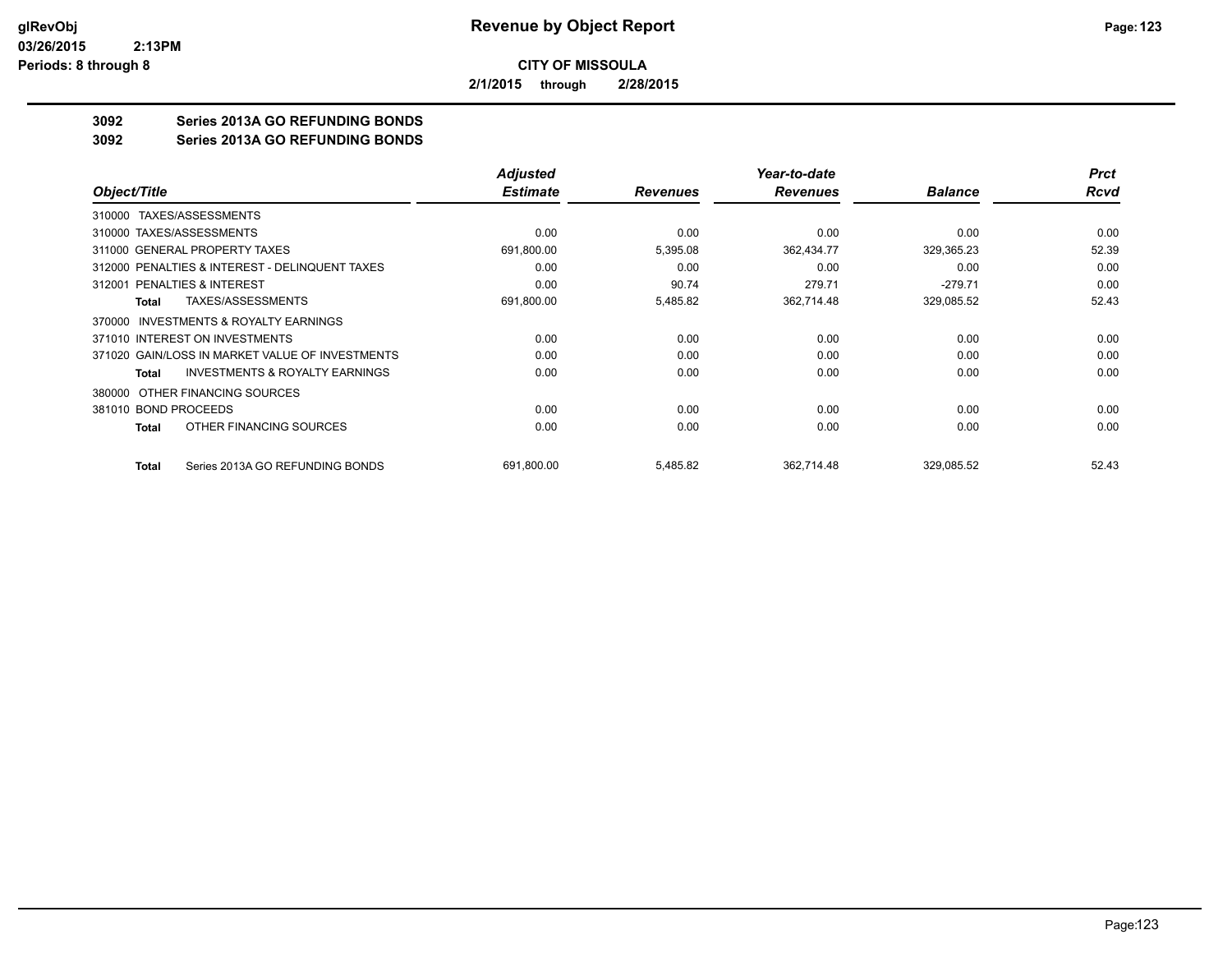**Revenue by Object Report**

**CITY OF MISSOULA**

**2/1/2015 through 2/28/2015**

glRevObj
03/26/2015 2:13PM
Periods: 8 through 8

## 3092 Series 2013A GO REFUNDING BONDS

## 3092 Series 2013A GO REFUNDING BONDS

| Object/Title | Adjusted Estimate | Revenues | Year-to-date Revenues | Balance | Prct Rcvd |
|---|---|---|---|---|---|
| 310000 TAXES/ASSESSMENTS | | | | | |
| 310000 TAXES/ASSESSMENTS | 0.00 | 0.00 | 0.00 | 0.00 | 0.00 |
| 311000 GENERAL PROPERTY TAXES | 691,800.00 | 5,395.08 | 362,434.77 | 329,365.23 | 52.39 |
| 312000 PENALTIES & INTEREST - DELINQUENT TAXES | 0.00 | 0.00 | 0.00 | 0.00 | 0.00 |
| 312001 PENALTIES & INTEREST | 0.00 | 90.74 | 279.71 | -279.71 | 0.00 |
| **Total** TAXES/ASSESSMENTS | 691,800.00 | 5,485.82 | 362,714.48 | 329,085.52 | 52.43 |
| 370000 INVESTMENTS & ROYALTY EARNINGS | | | | | |
| 371010 INTEREST ON INVESTMENTS | 0.00 | 0.00 | 0.00 | 0.00 | 0.00 |
| 371020 GAIN/LOSS IN MARKET VALUE OF INVESTMENTS | 0.00 | 0.00 | 0.00 | 0.00 | 0.00 |
| **Total** INVESTMENTS & ROYALTY EARNINGS | 0.00 | 0.00 | 0.00 | 0.00 | 0.00 |
| 380000 OTHER FINANCING SOURCES | | | | | |
| 381010 BOND PROCEEDS | 0.00 | 0.00 | 0.00 | 0.00 | 0.00 |
| **Total** OTHER FINANCING SOURCES | 0.00 | 0.00 | 0.00 | 0.00 | 0.00 |
| **Total** Series 2013A GO REFUNDING BONDS | 691,800.00 | 5,485.82 | 362,714.48 | 329,085.52 | 52.43 |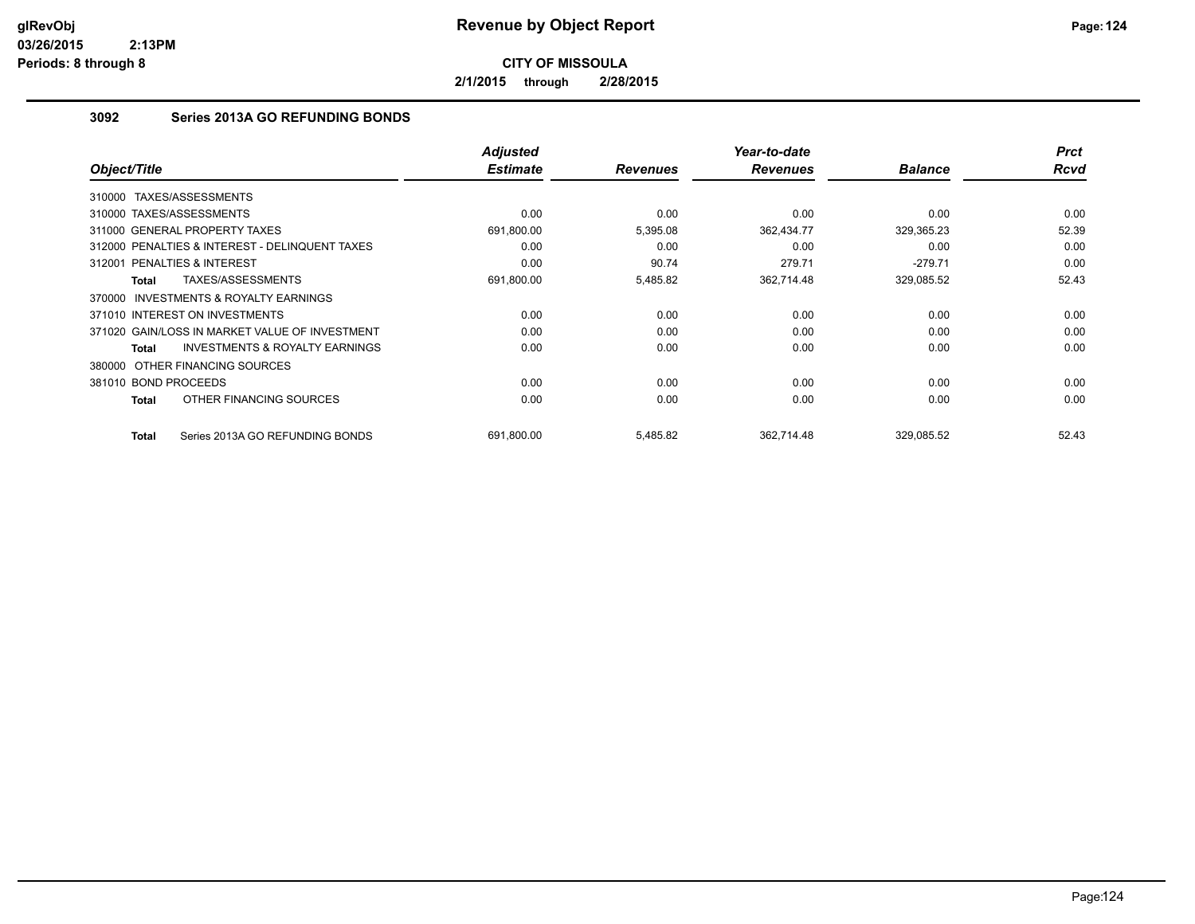**glRevObj**
**03/26/2015 2:13PM**
**Periods: 8 through 8**

# Revenue by Object Report

**CITY OF MISSOULA**

**2/1/2015 through 2/28/2015**

### 3092 Series 2013A GO REFUNDING BONDS

| Object/Title | Adjusted Estimate | Revenues | Year-to-date Revenues | Balance | Prct Rcvd |
|---|---|---|---|---|---|
| 310000 TAXES/ASSESSMENTS | | | | | |
| 310000 TAXES/ASSESSMENTS | 0.00 | 0.00 | 0.00 | 0.00 | 0.00 |
| 311000 GENERAL PROPERTY TAXES | 691,800.00 | 5,395.08 | 362,434.77 | 329,365.23 | 52.39 |
| 312000 PENALTIES & INTEREST - DELINQUENT TAXES | 0.00 | 0.00 | 0.00 | 0.00 | 0.00 |
| 312001 PENALTIES & INTEREST | 0.00 | 90.74 | 279.71 | -279.71 | 0.00 |
| **Total** TAXES/ASSESSMENTS | 691,800.00 | 5,485.82 | 362,714.48 | 329,085.52 | 52.43 |
| 370000 INVESTMENTS & ROYALTY EARNINGS | | | | | |
| 371010 INTEREST ON INVESTMENTS | 0.00 | 0.00 | 0.00 | 0.00 | 0.00 |
| 371020 GAIN/LOSS IN MARKET VALUE OF INVESTMENT | 0.00 | 0.00 | 0.00 | 0.00 | 0.00 |
| **Total** INVESTMENTS & ROYALTY EARNINGS | 0.00 | 0.00 | 0.00 | 0.00 | 0.00 |
| 380000 OTHER FINANCING SOURCES | | | | | |
| 381010 BOND PROCEEDS | 0.00 | 0.00 | 0.00 | 0.00 | 0.00 |
| **Total** OTHER FINANCING SOURCES | 0.00 | 0.00 | 0.00 | 0.00 | 0.00 |
| **Total** Series 2013A GO REFUNDING BONDS | 691,800.00 | 5,485.82 | 362,714.48 | 329,085.52 | 52.43 |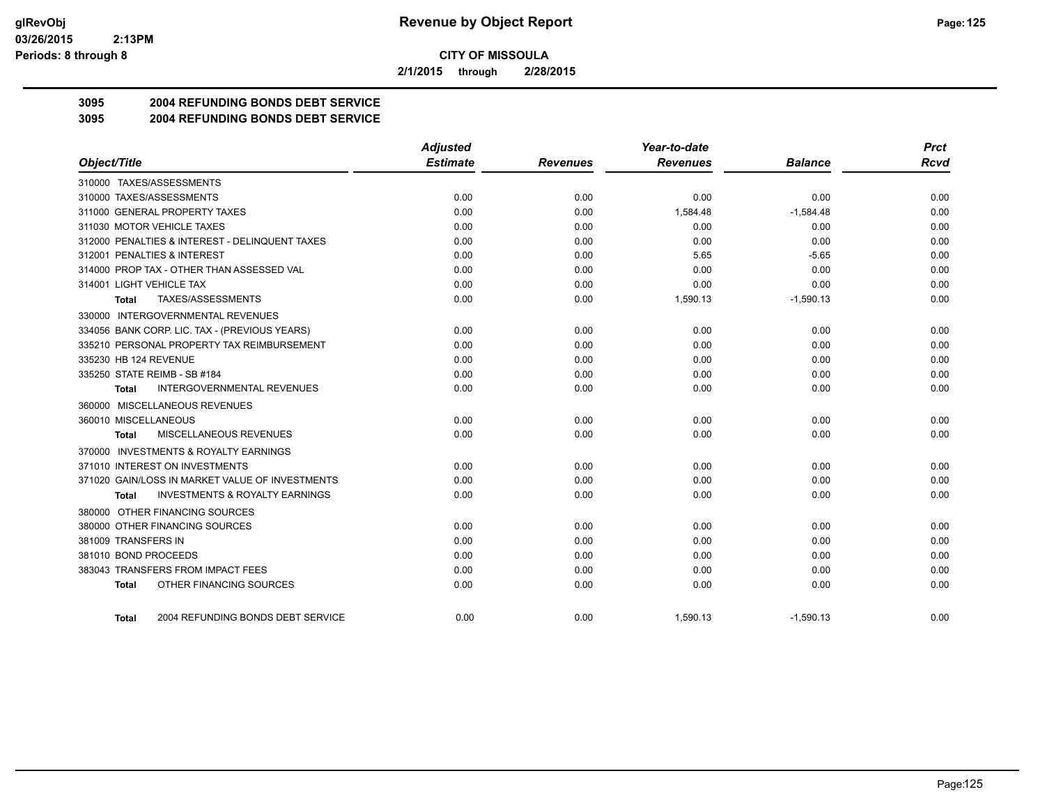**glRevObj**
**03/26/2015 2:13PM**
**Periods: 8 through 8**

# Revenue by Object Report

**CITY OF MISSOULA**

**2/1/2015 through 2/28/2015**

## 3095 2004 REFUNDING BONDS DEBT SERVICE
## 3095 2004 REFUNDING BONDS DEBT SERVICE

| Object/Title | Adjusted Estimate | Revenues | Year-to-date Revenues | Balance | Prct Rcvd |
|---|---|---|---|---|---|
| 310000 TAXES/ASSESSMENTS | | | | | |
| 310000 TAXES/ASSESSMENTS | 0.00 | 0.00 | 0.00 | 0.00 | 0.00 |
| 311000 GENERAL PROPERTY TAXES | 0.00 | 0.00 | 1,584.48 | -1,584.48 | 0.00 |
| 311030 MOTOR VEHICLE TAXES | 0.00 | 0.00 | 0.00 | 0.00 | 0.00 |
| 312000 PENALTIES & INTEREST - DELINQUENT TAXES | 0.00 | 0.00 | 0.00 | 0.00 | 0.00 |
| 312001 PENALTIES & INTEREST | 0.00 | 0.00 | 5.65 | -5.65 | 0.00 |
| 314000 PROP TAX - OTHER THAN ASSESSED VAL | 0.00 | 0.00 | 0.00 | 0.00 | 0.00 |
| 314001 LIGHT VEHICLE TAX | 0.00 | 0.00 | 0.00 | 0.00 | 0.00 |
| **Total** TAXES/ASSESSMENTS | 0.00 | 0.00 | 1,590.13 | -1,590.13 | 0.00 |
| 330000 INTERGOVERNMENTAL REVENUES | | | | | |
| 334056 BANK CORP. LIC. TAX - (PREVIOUS YEARS) | 0.00 | 0.00 | 0.00 | 0.00 | 0.00 |
| 335210 PERSONAL PROPERTY TAX REIMBURSEMENT | 0.00 | 0.00 | 0.00 | 0.00 | 0.00 |
| 335230 HB 124 REVENUE | 0.00 | 0.00 | 0.00 | 0.00 | 0.00 |
| 335250 STATE REIMB - SB #184 | 0.00 | 0.00 | 0.00 | 0.00 | 0.00 |
| **Total** INTERGOVERNMENTAL REVENUES | 0.00 | 0.00 | 0.00 | 0.00 | 0.00 |
| 360000 MISCELLANEOUS REVENUES | | | | | |
| 360010 MISCELLANEOUS | 0.00 | 0.00 | 0.00 | 0.00 | 0.00 |
| **Total** MISCELLANEOUS REVENUES | 0.00 | 0.00 | 0.00 | 0.00 | 0.00 |
| 370000 INVESTMENTS & ROYALTY EARNINGS | | | | | |
| 371010 INTEREST ON INVESTMENTS | 0.00 | 0.00 | 0.00 | 0.00 | 0.00 |
| 371020 GAIN/LOSS IN MARKET VALUE OF INVESTMENTS | 0.00 | 0.00 | 0.00 | 0.00 | 0.00 |
| **Total** INVESTMENTS & ROYALTY EARNINGS | 0.00 | 0.00 | 0.00 | 0.00 | 0.00 |
| 380000 OTHER FINANCING SOURCES | | | | | |
| 380000 OTHER FINANCING SOURCES | 0.00 | 0.00 | 0.00 | 0.00 | 0.00 |
| 381009 TRANSFERS IN | 0.00 | 0.00 | 0.00 | 0.00 | 0.00 |
| 381010 BOND PROCEEDS | 0.00 | 0.00 | 0.00 | 0.00 | 0.00 |
| 383043 TRANSFERS FROM IMPACT FEES | 0.00 | 0.00 | 0.00 | 0.00 | 0.00 |
| **Total** OTHER FINANCING SOURCES | 0.00 | 0.00 | 0.00 | 0.00 | 0.00 |
| **Total** 2004 REFUNDING BONDS DEBT SERVICE | 0.00 | 0.00 | 1,590.13 | -1,590.13 | 0.00 |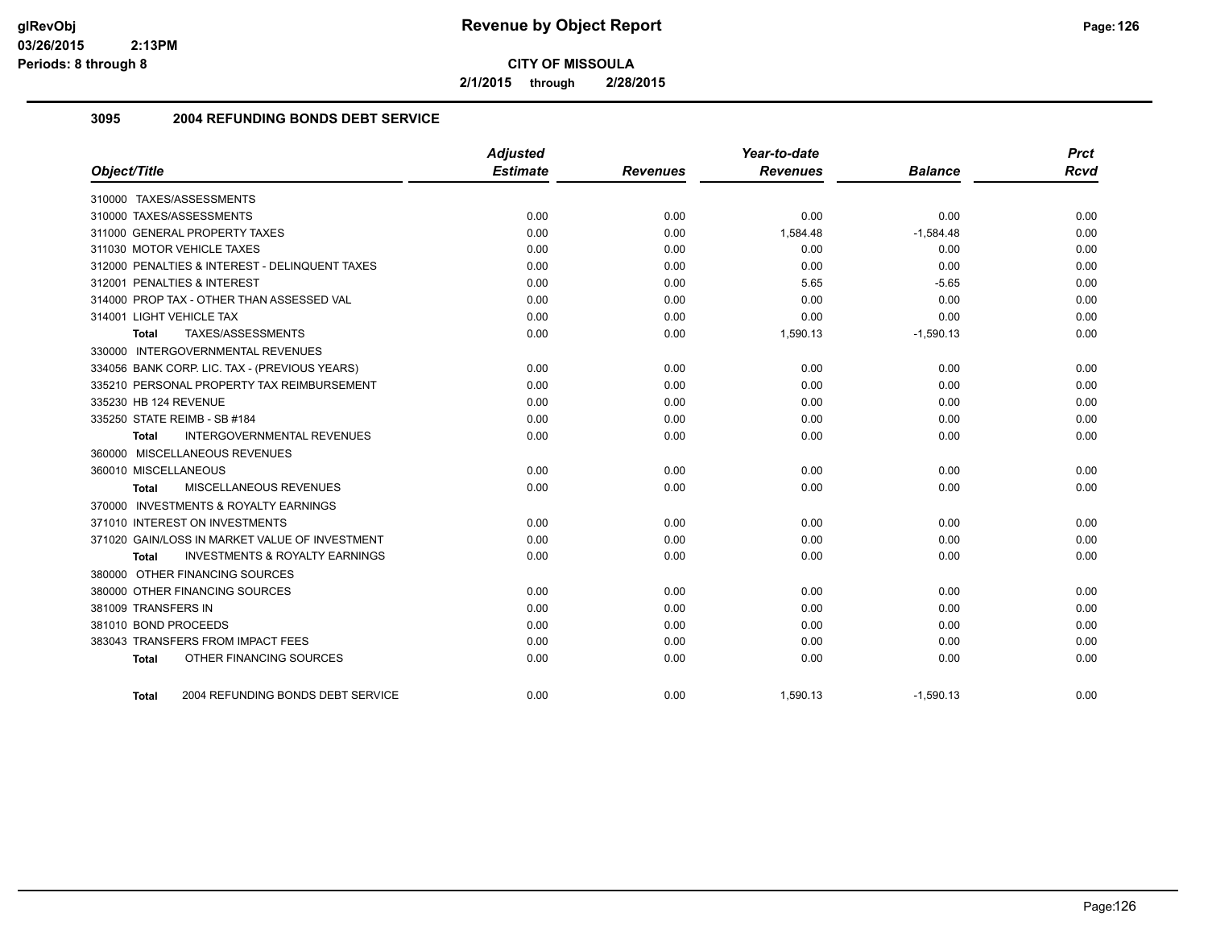**CITY OF MISSOULA**

**2/1/2015 through 2/28/2015**

### 3095 2004 REFUNDING BONDS DEBT SERVICE

| Object/Title | Adjusted Estimate | Revenues | Year-to-date Revenues | Balance | Prct Rcvd |
|---|---|---|---|---|---|
| 310000 TAXES/ASSESSMENTS | | | | | |
| 310000 TAXES/ASSESSMENTS | 0.00 | 0.00 | 0.00 | 0.00 | 0.00 |
| 311000 GENERAL PROPERTY TAXES | 0.00 | 0.00 | 1,584.48 | -1,584.48 | 0.00 |
| 311030 MOTOR VEHICLE TAXES | 0.00 | 0.00 | 0.00 | 0.00 | 0.00 |
| 312000 PENALTIES & INTEREST - DELINQUENT TAXES | 0.00 | 0.00 | 0.00 | 0.00 | 0.00 |
| 312001 PENALTIES & INTEREST | 0.00 | 0.00 | 5.65 | -5.65 | 0.00 |
| 314000 PROP TAX - OTHER THAN ASSESSED VAL | 0.00 | 0.00 | 0.00 | 0.00 | 0.00 |
| 314001 LIGHT VEHICLE TAX | 0.00 | 0.00 | 0.00 | 0.00 | 0.00 |
| **Total** TAXES/ASSESSMENTS | 0.00 | 0.00 | 1,590.13 | -1,590.13 | 0.00 |
| 330000 INTERGOVERNMENTAL REVENUES | | | | | |
| 334056 BANK CORP. LIC. TAX - (PREVIOUS YEARS) | 0.00 | 0.00 | 0.00 | 0.00 | 0.00 |
| 335210 PERSONAL PROPERTY TAX REIMBURSEMENT | 0.00 | 0.00 | 0.00 | 0.00 | 0.00 |
| 335230 HB 124 REVENUE | 0.00 | 0.00 | 0.00 | 0.00 | 0.00 |
| 335250 STATE REIMB - SB #184 | 0.00 | 0.00 | 0.00 | 0.00 | 0.00 |
| **Total** INTERGOVERNMENTAL REVENUES | 0.00 | 0.00 | 0.00 | 0.00 | 0.00 |
| 360000 MISCELLANEOUS REVENUES | | | | | |
| 360010 MISCELLANEOUS | 0.00 | 0.00 | 0.00 | 0.00 | 0.00 |
| **Total** MISCELLANEOUS REVENUES | 0.00 | 0.00 | 0.00 | 0.00 | 0.00 |
| 370000 INVESTMENTS & ROYALTY EARNINGS | | | | | |
| 371010 INTEREST ON INVESTMENTS | 0.00 | 0.00 | 0.00 | 0.00 | 0.00 |
| 371020 GAIN/LOSS IN MARKET VALUE OF INVESTMENT | 0.00 | 0.00 | 0.00 | 0.00 | 0.00 |
| **Total** INVESTMENTS & ROYALTY EARNINGS | 0.00 | 0.00 | 0.00 | 0.00 | 0.00 |
| 380000 OTHER FINANCING SOURCES | | | | | |
| 380000 OTHER FINANCING SOURCES | 0.00 | 0.00 | 0.00 | 0.00 | 0.00 |
| 381009 TRANSFERS IN | 0.00 | 0.00 | 0.00 | 0.00 | 0.00 |
| 381010 BOND PROCEEDS | 0.00 | 0.00 | 0.00 | 0.00 | 0.00 |
| 383043 TRANSFERS FROM IMPACT FEES | 0.00 | 0.00 | 0.00 | 0.00 | 0.00 |
| **Total** OTHER FINANCING SOURCES | 0.00 | 0.00 | 0.00 | 0.00 | 0.00 |
| **Total** 2004 REFUNDING BONDS DEBT SERVICE | 0.00 | 0.00 | 1,590.13 | -1,590.13 | 0.00 |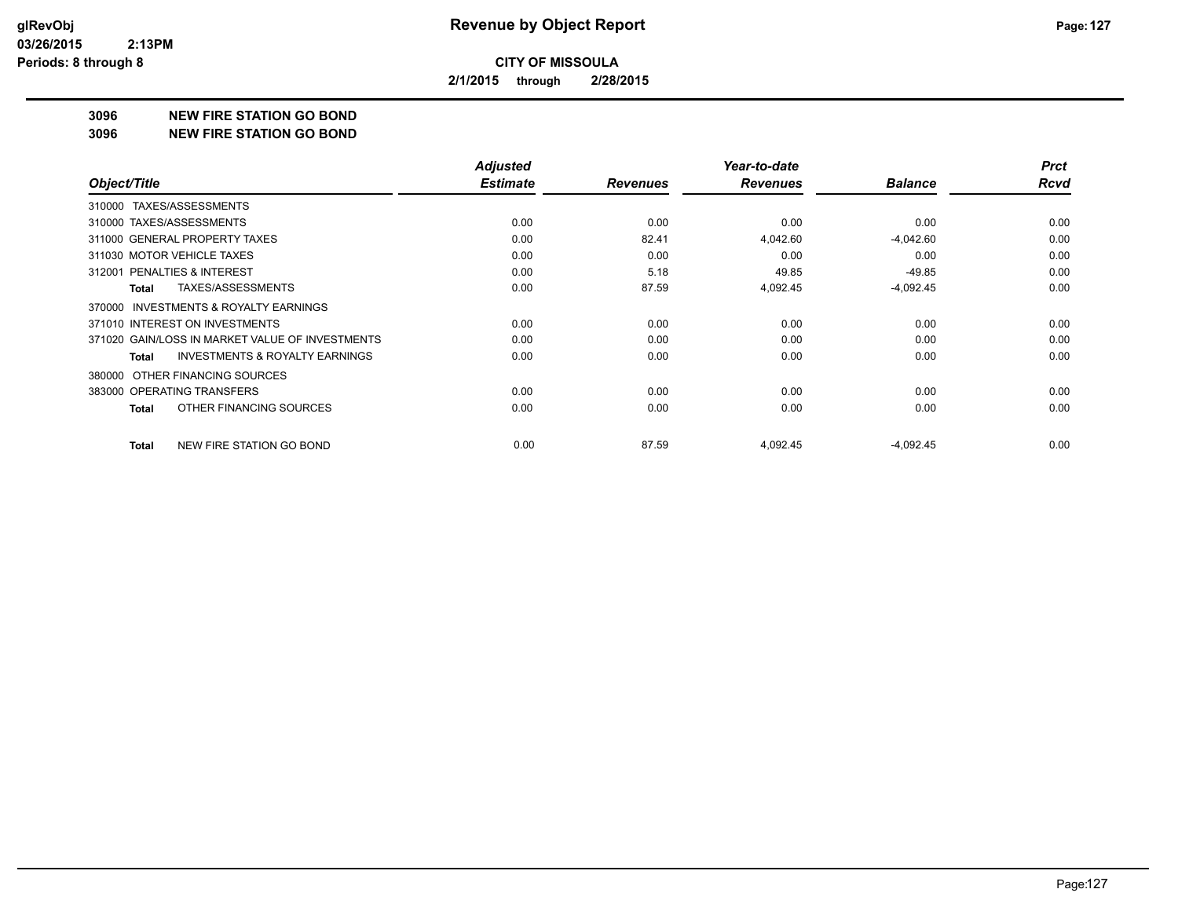# CITY OF MISSOULA

**2/1/2015 through 2/28/2015**

## 3096 NEW FIRE STATION GO BOND
## 3096 NEW FIRE STATION GO BOND

| Object/Title | Adjusted Estimate | Revenues | Year-to-date Revenues | Balance | Prct Rcvd |
|---|---|---|---|---|---|
| 310000 TAXES/ASSESSMENTS | | | | | |
| 310000 TAXES/ASSESSMENTS | 0.00 | 0.00 | 0.00 | 0.00 | 0.00 |
| 311000 GENERAL PROPERTY TAXES | 0.00 | 82.41 | 4,042.60 | -4,042.60 | 0.00 |
| 311030 MOTOR VEHICLE TAXES | 0.00 | 0.00 | 0.00 | 0.00 | 0.00 |
| 312001 PENALTIES & INTEREST | 0.00 | 5.18 | 49.85 | -49.85 | 0.00 |
| **Total** TAXES/ASSESSMENTS | 0.00 | 87.59 | 4,092.45 | -4,092.45 | 0.00 |
| 370000 INVESTMENTS & ROYALTY EARNINGS | | | | | |
| 371010 INTEREST ON INVESTMENTS | 0.00 | 0.00 | 0.00 | 0.00 | 0.00 |
| 371020 GAIN/LOSS IN MARKET VALUE OF INVESTMENTS | 0.00 | 0.00 | 0.00 | 0.00 | 0.00 |
| **Total** INVESTMENTS & ROYALTY EARNINGS | 0.00 | 0.00 | 0.00 | 0.00 | 0.00 |
| 380000 OTHER FINANCING SOURCES | | | | | |
| 383000 OPERATING TRANSFERS | 0.00 | 0.00 | 0.00 | 0.00 | 0.00 |
| **Total** OTHER FINANCING SOURCES | 0.00 | 0.00 | 0.00 | 0.00 | 0.00 |
| **Total** NEW FIRE STATION GO BOND | 0.00 | 87.59 | 4,092.45 | -4,092.45 | 0.00 |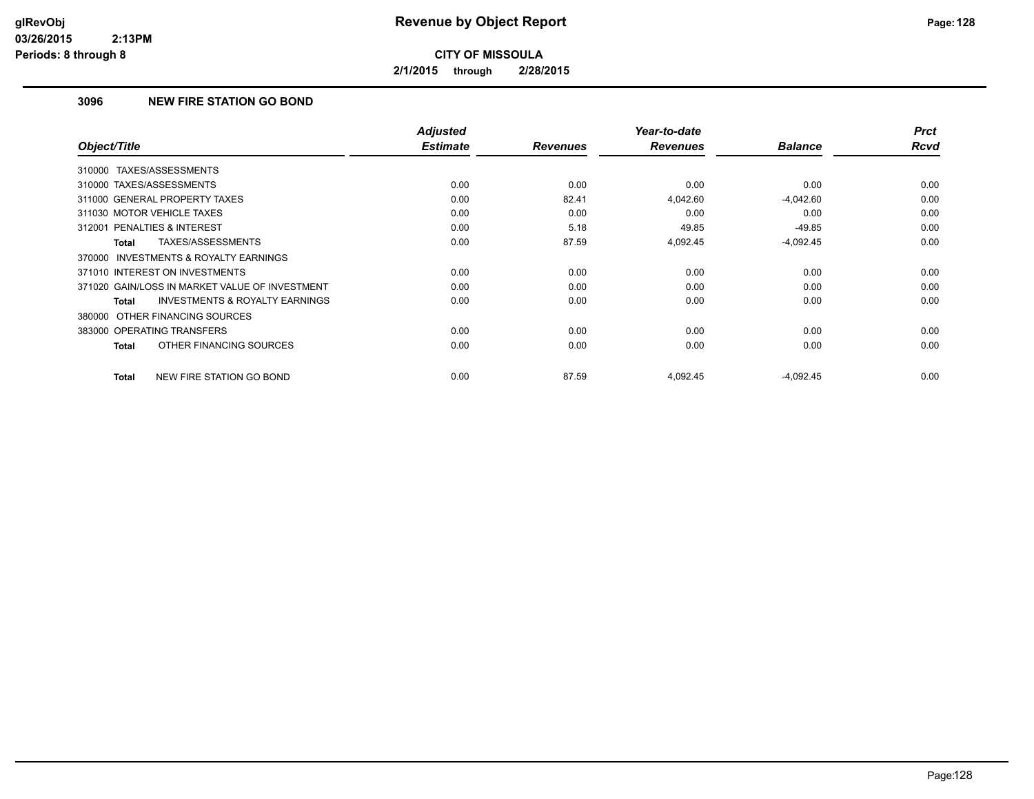# Revenue by Object Report

**CITY OF MISSOULA**

**2/1/2015 through 2/28/2015**

glRevObj
03/26/2015 2:13PM
Periods: 8 through 8

### 3096 NEW FIRE STATION GO BOND

| Object/Title | Adjusted Estimate | Revenues | Year-to-date Revenues | Balance | Prct Rcvd |
|---|---|---|---|---|---|
| 310000 TAXES/ASSESSMENTS | | | | | |
| 310000 TAXES/ASSESSMENTS | 0.00 | 0.00 | 0.00 | 0.00 | 0.00 |
| 311000 GENERAL PROPERTY TAXES | 0.00 | 82.41 | 4,042.60 | -4,042.60 | 0.00 |
| 311030 MOTOR VEHICLE TAXES | 0.00 | 0.00 | 0.00 | 0.00 | 0.00 |
| 312001 PENALTIES & INTEREST | 0.00 | 5.18 | 49.85 | -49.85 | 0.00 |
| **Total** TAXES/ASSESSMENTS | 0.00 | 87.59 | 4,092.45 | -4,092.45 | 0.00 |
| 370000 INVESTMENTS & ROYALTY EARNINGS | | | | | |
| 371010 INTEREST ON INVESTMENTS | 0.00 | 0.00 | 0.00 | 0.00 | 0.00 |
| 371020 GAIN/LOSS IN MARKET VALUE OF INVESTMENT | 0.00 | 0.00 | 0.00 | 0.00 | 0.00 |
| **Total** INVESTMENTS & ROYALTY EARNINGS | 0.00 | 0.00 | 0.00 | 0.00 | 0.00 |
| 380000 OTHER FINANCING SOURCES | | | | | |
| 383000 OPERATING TRANSFERS | 0.00 | 0.00 | 0.00 | 0.00 | 0.00 |
| **Total** OTHER FINANCING SOURCES | 0.00 | 0.00 | 0.00 | 0.00 | 0.00 |
| **Total** NEW FIRE STATION GO BOND | 0.00 | 87.59 | 4,092.45 | -4,092.45 | 0.00 |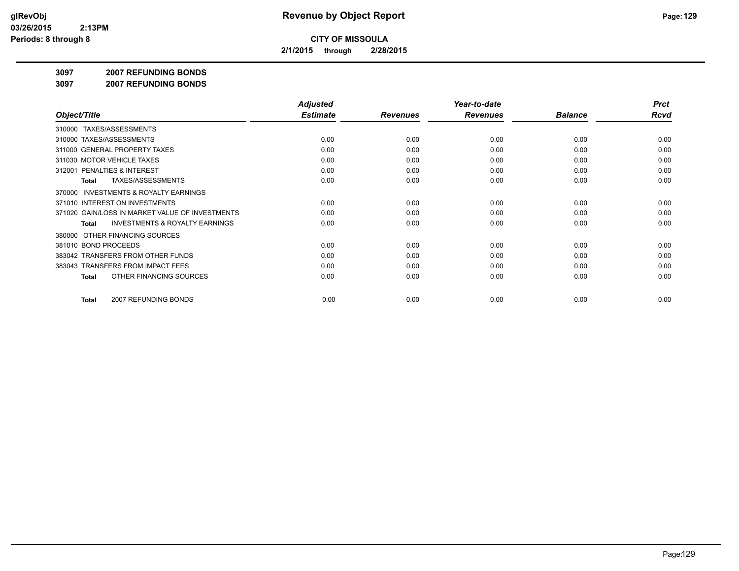# Revenue by Object Report

**CITY OF MISSOULA**

**2/1/2015 through 2/28/2015**

glRevObj
03/26/2015 2:13PM
Periods: 8 through 8

## 3097 2007 REFUNDING BONDS

## 3097 2007 REFUNDING BONDS

| Object/Title | Adjusted Estimate | Revenues | Year-to-date Revenues | Balance | Prct Rcvd |
|---|---|---|---|---|---|
| 310000 TAXES/ASSESSMENTS | | | | | |
| 310000 TAXES/ASSESSMENTS | 0.00 | 0.00 | 0.00 | 0.00 | 0.00 |
| 311000 GENERAL PROPERTY TAXES | 0.00 | 0.00 | 0.00 | 0.00 | 0.00 |
| 311030 MOTOR VEHICLE TAXES | 0.00 | 0.00 | 0.00 | 0.00 | 0.00 |
| 312001 PENALTIES & INTEREST | 0.00 | 0.00 | 0.00 | 0.00 | 0.00 |
| **Total** TAXES/ASSESSMENTS | 0.00 | 0.00 | 0.00 | 0.00 | 0.00 |
| 370000 INVESTMENTS & ROYALTY EARNINGS | | | | | |
| 371010 INTEREST ON INVESTMENTS | 0.00 | 0.00 | 0.00 | 0.00 | 0.00 |
| 371020 GAIN/LOSS IN MARKET VALUE OF INVESTMENTS | 0.00 | 0.00 | 0.00 | 0.00 | 0.00 |
| **Total** INVESTMENTS & ROYALTY EARNINGS | 0.00 | 0.00 | 0.00 | 0.00 | 0.00 |
| 380000 OTHER FINANCING SOURCES | | | | | |
| 381010 BOND PROCEEDS | 0.00 | 0.00 | 0.00 | 0.00 | 0.00 |
| 383042 TRANSFERS FROM OTHER FUNDS | 0.00 | 0.00 | 0.00 | 0.00 | 0.00 |
| 383043 TRANSFERS FROM IMPACT FEES | 0.00 | 0.00 | 0.00 | 0.00 | 0.00 |
| **Total** OTHER FINANCING SOURCES | 0.00 | 0.00 | 0.00 | 0.00 | 0.00 |
| **Total** 2007 REFUNDING BONDS | 0.00 | 0.00 | 0.00 | 0.00 | 0.00 |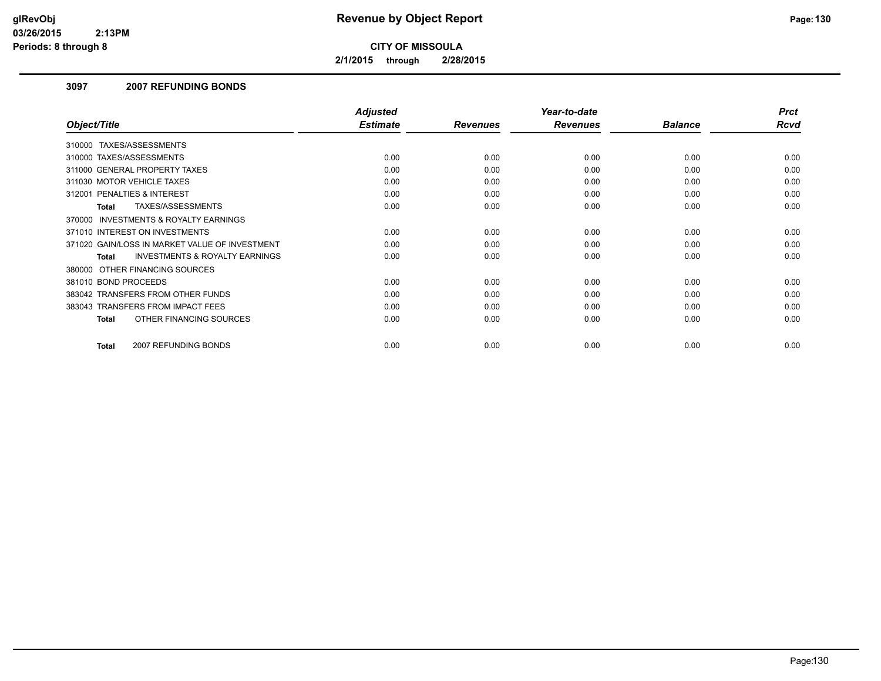# Revenue by Object Report

**CITY OF MISSOULA**

**2/1/2015 through 2/28/2015**

glRevObj
03/26/2015 2:13PM
Periods: 8 through 8

## 3097 2007 REFUNDING BONDS

| Object/Title | Adjusted Estimate | Revenues | Year-to-date Revenues | Balance | Prct Rcvd |
|---|---|---|---|---|---|
| 310000 TAXES/ASSESSMENTS | | | | | |
| 310000 TAXES/ASSESSMENTS | 0.00 | 0.00 | 0.00 | 0.00 | 0.00 |
| 311000 GENERAL PROPERTY TAXES | 0.00 | 0.00 | 0.00 | 0.00 | 0.00 |
| 311030 MOTOR VEHICLE TAXES | 0.00 | 0.00 | 0.00 | 0.00 | 0.00 |
| 312001 PENALTIES & INTEREST | 0.00 | 0.00 | 0.00 | 0.00 | 0.00 |
| **Total** TAXES/ASSESSMENTS | 0.00 | 0.00 | 0.00 | 0.00 | 0.00 |
| 370000 INVESTMENTS & ROYALTY EARNINGS | | | | | |
| 371010 INTEREST ON INVESTMENTS | 0.00 | 0.00 | 0.00 | 0.00 | 0.00 |
| 371020 GAIN/LOSS IN MARKET VALUE OF INVESTMENT | 0.00 | 0.00 | 0.00 | 0.00 | 0.00 |
| **Total** INVESTMENTS & ROYALTY EARNINGS | 0.00 | 0.00 | 0.00 | 0.00 | 0.00 |
| 380000 OTHER FINANCING SOURCES | | | | | |
| 381010 BOND PROCEEDS | 0.00 | 0.00 | 0.00 | 0.00 | 0.00 |
| 383042 TRANSFERS FROM OTHER FUNDS | 0.00 | 0.00 | 0.00 | 0.00 | 0.00 |
| 383043 TRANSFERS FROM IMPACT FEES | 0.00 | 0.00 | 0.00 | 0.00 | 0.00 |
| **Total** OTHER FINANCING SOURCES | 0.00 | 0.00 | 0.00 | 0.00 | 0.00 |
| **Total** 2007 REFUNDING BONDS | 0.00 | 0.00 | 0.00 | 0.00 | 0.00 |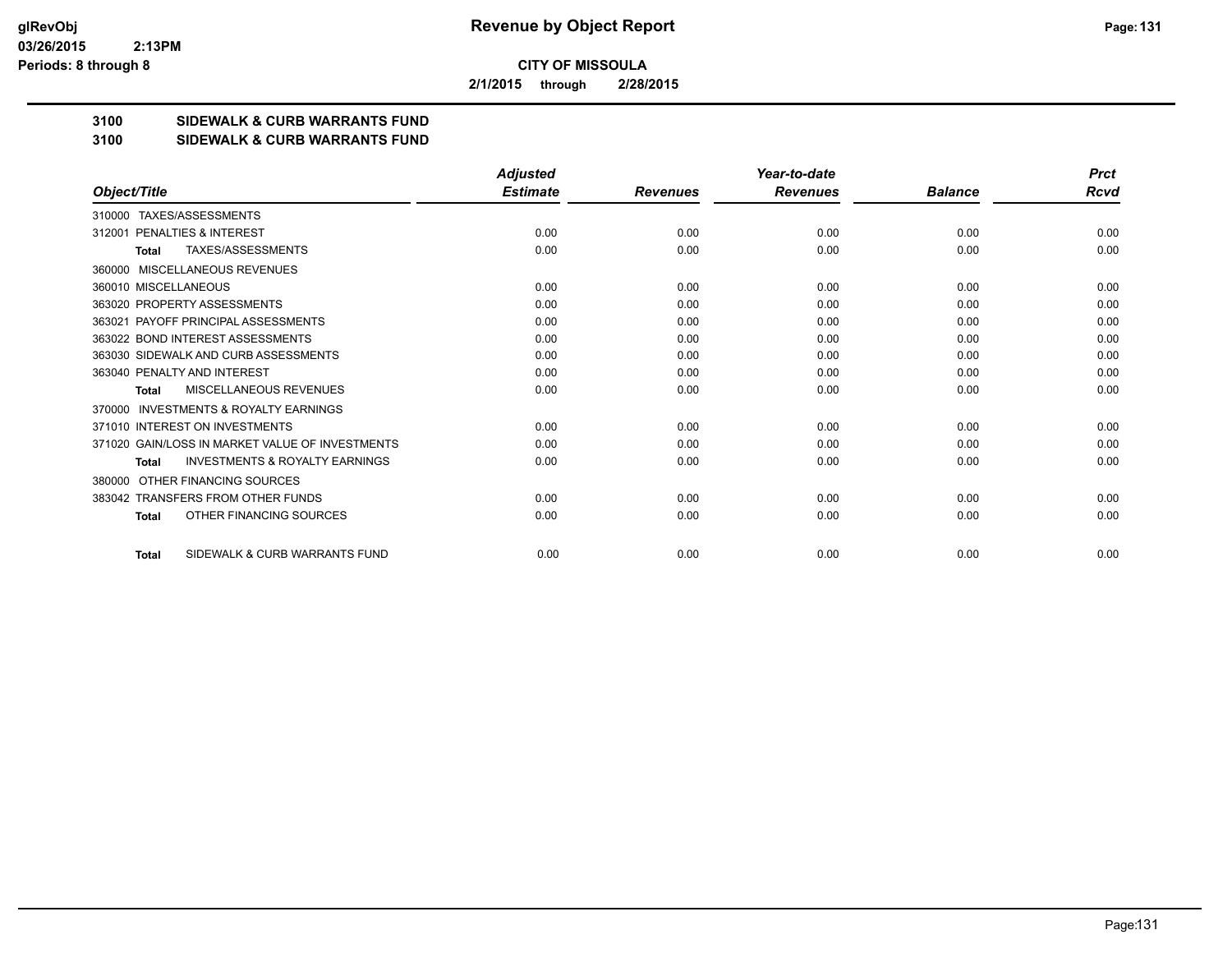**CITY OF MISSOULA**

**2/1/2015 through 2/28/2015**

**3100 SIDEWALK & CURB WARRANTS FUND**

**3100 SIDEWALK & CURB WARRANTS FUND**

| Object/Title | Adjusted Estimate | Revenues | Year-to-date Revenues | Balance | Prct Rcvd |
|---|---|---|---|---|---|
| 310000 TAXES/ASSESSMENTS | | | | | |
| 312001 PENALTIES & INTEREST | 0.00 | 0.00 | 0.00 | 0.00 | 0.00 |
| **Total** TAXES/ASSESSMENTS | 0.00 | 0.00 | 0.00 | 0.00 | 0.00 |
| 360000 MISCELLANEOUS REVENUES | | | | | |
| 360010 MISCELLANEOUS | 0.00 | 0.00 | 0.00 | 0.00 | 0.00 |
| 363020 PROPERTY ASSESSMENTS | 0.00 | 0.00 | 0.00 | 0.00 | 0.00 |
| 363021 PAYOFF PRINCIPAL ASSESSMENTS | 0.00 | 0.00 | 0.00 | 0.00 | 0.00 |
| 363022 BOND INTEREST ASSESSMENTS | 0.00 | 0.00 | 0.00 | 0.00 | 0.00 |
| 363030 SIDEWALK AND CURB ASSESSMENTS | 0.00 | 0.00 | 0.00 | 0.00 | 0.00 |
| 363040 PENALTY AND INTEREST | 0.00 | 0.00 | 0.00 | 0.00 | 0.00 |
| **Total** MISCELLANEOUS REVENUES | 0.00 | 0.00 | 0.00 | 0.00 | 0.00 |
| 370000 INVESTMENTS & ROYALTY EARNINGS | | | | | |
| 371010 INTEREST ON INVESTMENTS | 0.00 | 0.00 | 0.00 | 0.00 | 0.00 |
| 371020 GAIN/LOSS IN MARKET VALUE OF INVESTMENTS | 0.00 | 0.00 | 0.00 | 0.00 | 0.00 |
| **Total** INVESTMENTS & ROYALTY EARNINGS | 0.00 | 0.00 | 0.00 | 0.00 | 0.00 |
| 380000 OTHER FINANCING SOURCES | | | | | |
| 383042 TRANSFERS FROM OTHER FUNDS | 0.00 | 0.00 | 0.00 | 0.00 | 0.00 |
| **Total** OTHER FINANCING SOURCES | 0.00 | 0.00 | 0.00 | 0.00 | 0.00 |
| **Total** SIDEWALK & CURB WARRANTS FUND | 0.00 | 0.00 | 0.00 | 0.00 | 0.00 |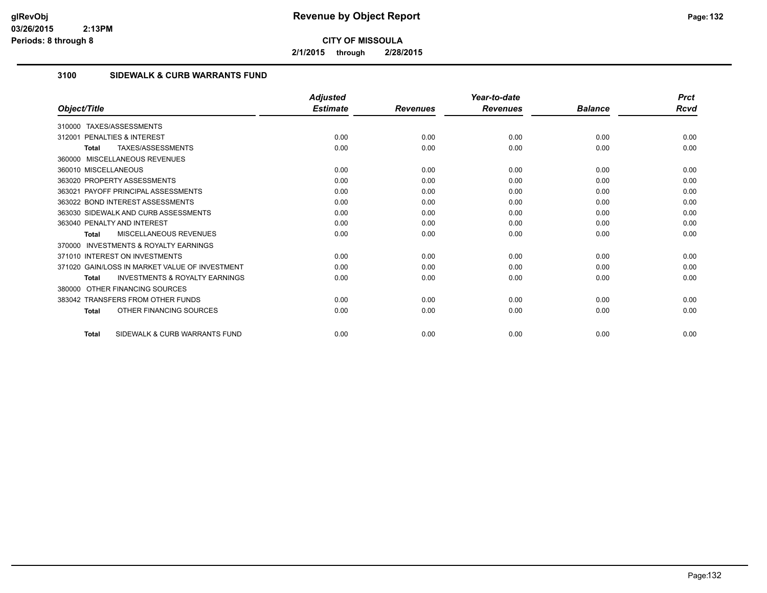**Revenue by Object Report**

**CITY OF MISSOULA**

**2/1/2015 through 2/28/2015**

glRevObj
03/26/2015 2:13PM
Periods: 8 through 8

## 3100 SIDEWALK & CURB WARRANTS FUND

| Object/Title | Adjusted Estimate | Revenues | Year-to-date Revenues | Balance | Prct Rcvd |
|---|---|---|---|---|---|
| 310000 TAXES/ASSESSMENTS | | | | | |
| 312001 PENALTIES & INTEREST | 0.00 | 0.00 | 0.00 | 0.00 | 0.00 |
| **Total** TAXES/ASSESSMENTS | 0.00 | 0.00 | 0.00 | 0.00 | 0.00 |
| 360000 MISCELLANEOUS REVENUES | | | | | |
| 360010 MISCELLANEOUS | 0.00 | 0.00 | 0.00 | 0.00 | 0.00 |
| 363020 PROPERTY ASSESSMENTS | 0.00 | 0.00 | 0.00 | 0.00 | 0.00 |
| 363021 PAYOFF PRINCIPAL ASSESSMENTS | 0.00 | 0.00 | 0.00 | 0.00 | 0.00 |
| 363022 BOND INTEREST ASSESSMENTS | 0.00 | 0.00 | 0.00 | 0.00 | 0.00 |
| 363030 SIDEWALK AND CURB ASSESSMENTS | 0.00 | 0.00 | 0.00 | 0.00 | 0.00 |
| 363040 PENALTY AND INTEREST | 0.00 | 0.00 | 0.00 | 0.00 | 0.00 |
| **Total** MISCELLANEOUS REVENUES | 0.00 | 0.00 | 0.00 | 0.00 | 0.00 |
| 370000 INVESTMENTS & ROYALTY EARNINGS | | | | | |
| 371010 INTEREST ON INVESTMENTS | 0.00 | 0.00 | 0.00 | 0.00 | 0.00 |
| 371020 GAIN/LOSS IN MARKET VALUE OF INVESTMENT | 0.00 | 0.00 | 0.00 | 0.00 | 0.00 |
| **Total** INVESTMENTS & ROYALTY EARNINGS | 0.00 | 0.00 | 0.00 | 0.00 | 0.00 |
| 380000 OTHER FINANCING SOURCES | | | | | |
| 383042 TRANSFERS FROM OTHER FUNDS | 0.00 | 0.00 | 0.00 | 0.00 | 0.00 |
| **Total** OTHER FINANCING SOURCES | 0.00 | 0.00 | 0.00 | 0.00 | 0.00 |
| **Total** SIDEWALK & CURB WARRANTS FUND | 0.00 | 0.00 | 0.00 | 0.00 | 0.00 |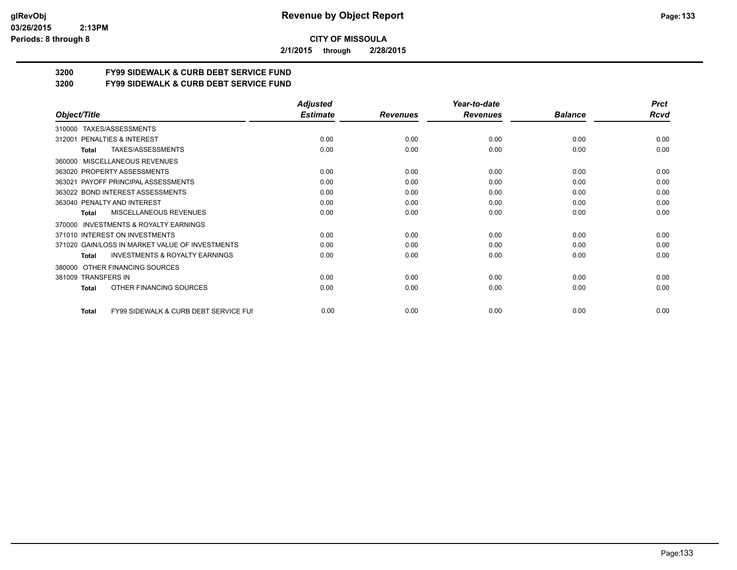**CITY OF MISSOULA**

**2/1/2015 through 2/28/2015**

## 3200 FY99 SIDEWALK & CURB DEBT SERVICE FUND
## 3200 FY99 SIDEWALK & CURB DEBT SERVICE FUND

| Object/Title | Adjusted Estimate | Revenues | Year-to-date Revenues | Balance | Prct Rcvd |
|---|---|---|---|---|---|
| 310000 TAXES/ASSESSMENTS | | | | | |
| 312001 PENALTIES & INTEREST | 0.00 | 0.00 | 0.00 | 0.00 | 0.00 |
| **Total** TAXES/ASSESSMENTS | 0.00 | 0.00 | 0.00 | 0.00 | 0.00 |
| 360000 MISCELLANEOUS REVENUES | | | | | |
| 363020 PROPERTY ASSESSMENTS | 0.00 | 0.00 | 0.00 | 0.00 | 0.00 |
| 363021 PAYOFF PRINCIPAL ASSESSMENTS | 0.00 | 0.00 | 0.00 | 0.00 | 0.00 |
| 363022 BOND INTEREST ASSESSMENTS | 0.00 | 0.00 | 0.00 | 0.00 | 0.00 |
| 363040 PENALTY AND INTEREST | 0.00 | 0.00 | 0.00 | 0.00 | 0.00 |
| **Total** MISCELLANEOUS REVENUES | 0.00 | 0.00 | 0.00 | 0.00 | 0.00 |
| 370000 INVESTMENTS & ROYALTY EARNINGS | | | | | |
| 371010 INTEREST ON INVESTMENTS | 0.00 | 0.00 | 0.00 | 0.00 | 0.00 |
| 371020 GAIN/LOSS IN MARKET VALUE OF INVESTMENTS | 0.00 | 0.00 | 0.00 | 0.00 | 0.00 |
| **Total** INVESTMENTS & ROYALTY EARNINGS | 0.00 | 0.00 | 0.00 | 0.00 | 0.00 |
| 380000 OTHER FINANCING SOURCES | | | | | |
| 381009 TRANSFERS IN | 0.00 | 0.00 | 0.00 | 0.00 | 0.00 |
| **Total** OTHER FINANCING SOURCES | 0.00 | 0.00 | 0.00 | 0.00 | 0.00 |
| **Total** FY99 SIDEWALK & CURB DEBT SERVICE FUI | 0.00 | 0.00 | 0.00 | 0.00 | 0.00 |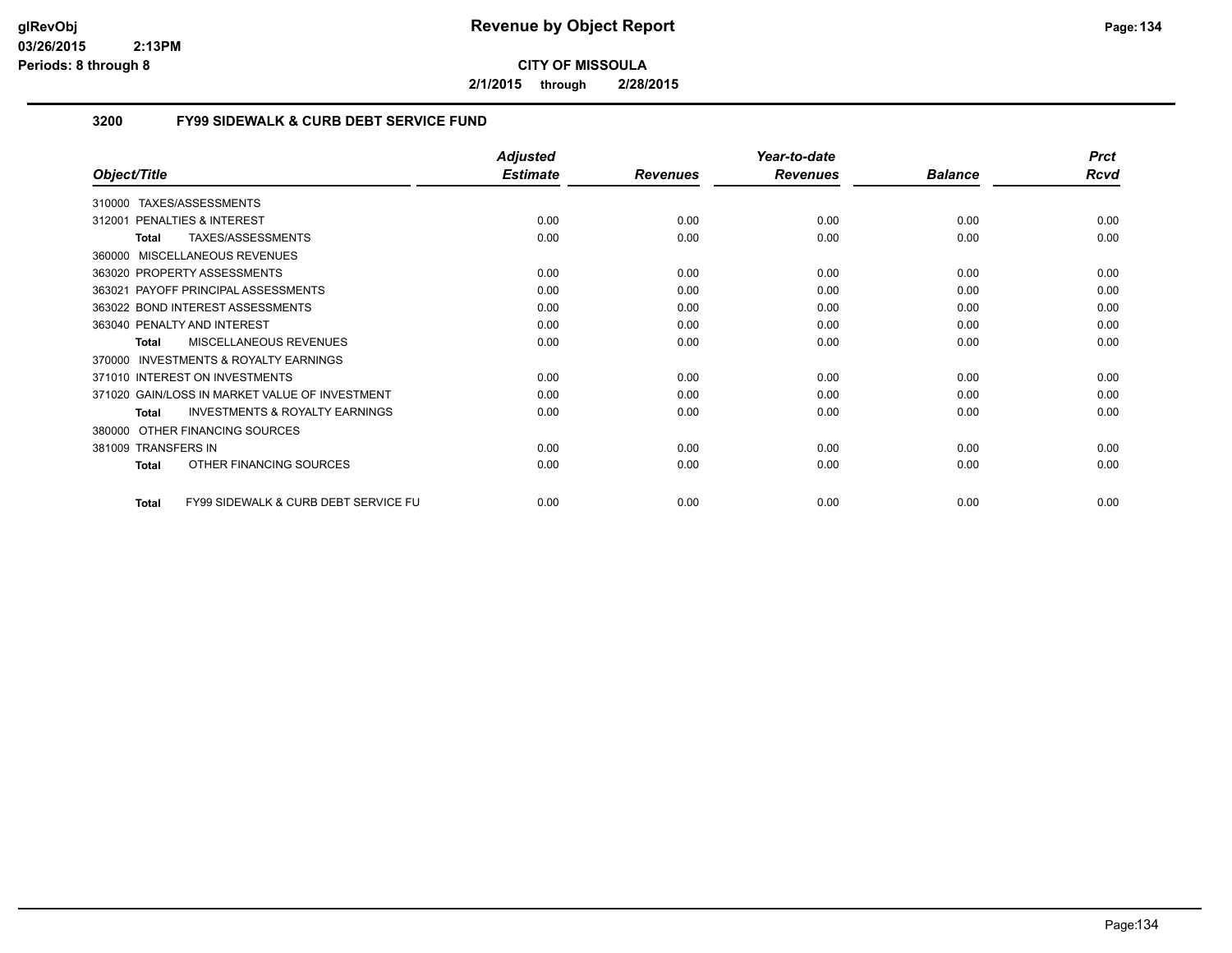# Revenue by Object Report

**CITY OF MISSOULA**

**2/1/2015 through 2/28/2015**

glRevObj
03/26/2015 2:13PM
Periods: 8 through 8

## 3200 FY99 SIDEWALK & CURB DEBT SERVICE FUND

| Object/Title | Adjusted Estimate | Revenues | Year-to-date Revenues | Balance | Prct Rcvd |
|---|---|---|---|---|---|
| 310000 TAXES/ASSESSMENTS | | | | | |
| 312001 PENALTIES & INTEREST | 0.00 | 0.00 | 0.00 | 0.00 | 0.00 |
| **Total** TAXES/ASSESSMENTS | 0.00 | 0.00 | 0.00 | 0.00 | 0.00 |
| 360000 MISCELLANEOUS REVENUES | | | | | |
| 363020 PROPERTY ASSESSMENTS | 0.00 | 0.00 | 0.00 | 0.00 | 0.00 |
| 363021 PAYOFF PRINCIPAL ASSESSMENTS | 0.00 | 0.00 | 0.00 | 0.00 | 0.00 |
| 363022 BOND INTEREST ASSESSMENTS | 0.00 | 0.00 | 0.00 | 0.00 | 0.00 |
| 363040 PENALTY AND INTEREST | 0.00 | 0.00 | 0.00 | 0.00 | 0.00 |
| **Total** MISCELLANEOUS REVENUES | 0.00 | 0.00 | 0.00 | 0.00 | 0.00 |
| 370000 INVESTMENTS & ROYALTY EARNINGS | | | | | |
| 371010 INTEREST ON INVESTMENTS | 0.00 | 0.00 | 0.00 | 0.00 | 0.00 |
| 371020 GAIN/LOSS IN MARKET VALUE OF INVESTMENT | 0.00 | 0.00 | 0.00 | 0.00 | 0.00 |
| **Total** INVESTMENTS & ROYALTY EARNINGS | 0.00 | 0.00 | 0.00 | 0.00 | 0.00 |
| 380000 OTHER FINANCING SOURCES | | | | | |
| 381009 TRANSFERS IN | 0.00 | 0.00 | 0.00 | 0.00 | 0.00 |
| **Total** OTHER FINANCING SOURCES | 0.00 | 0.00 | 0.00 | 0.00 | 0.00 |
| **Total** FY99 SIDEWALK & CURB DEBT SERVICE FU | 0.00 | 0.00 | 0.00 | 0.00 | 0.00 |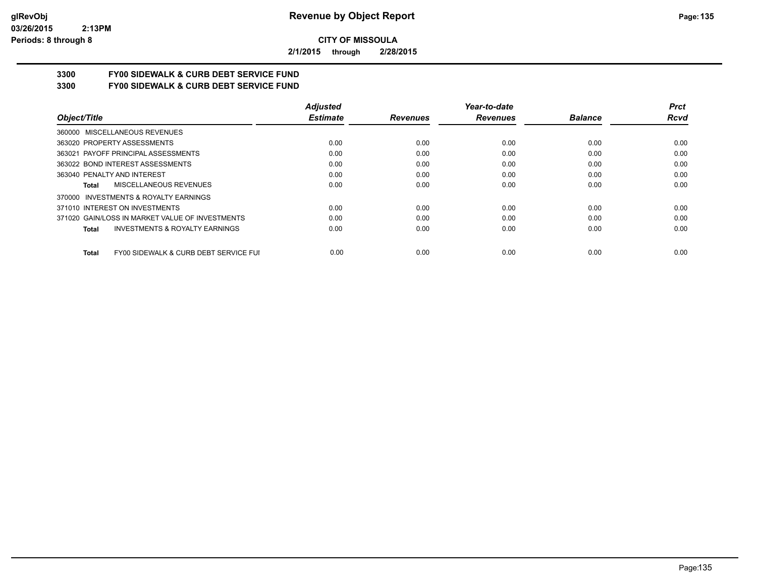# Revenue by Object Report

glRevObj
03/26/2015 2:13PM
Periods: 8 through 8

**CITY OF MISSOULA**

**2/1/2015 through 2/28/2015**

## 3300 FY00 SIDEWALK & CURB DEBT SERVICE FUND
## 3300 FY00 SIDEWALK & CURB DEBT SERVICE FUND

| Object/Title | Adjusted Estimate | Revenues | Year-to-date Revenues | Balance | Prct Rcvd |
|---|---|---|---|---|---|
| 360000 MISCELLANEOUS REVENUES | | | | | |
| 363020 PROPERTY ASSESSMENTS | 0.00 | 0.00 | 0.00 | 0.00 | 0.00 |
| 363021 PAYOFF PRINCIPAL ASSESSMENTS | 0.00 | 0.00 | 0.00 | 0.00 | 0.00 |
| 363022 BOND INTEREST ASSESSMENTS | 0.00 | 0.00 | 0.00 | 0.00 | 0.00 |
| 363040 PENALTY AND INTEREST | 0.00 | 0.00 | 0.00 | 0.00 | 0.00 |
| **Total** MISCELLANEOUS REVENUES | 0.00 | 0.00 | 0.00 | 0.00 | 0.00 |
| 370000 INVESTMENTS & ROYALTY EARNINGS | | | | | |
| 371010 INTEREST ON INVESTMENTS | 0.00 | 0.00 | 0.00 | 0.00 | 0.00 |
| 371020 GAIN/LOSS IN MARKET VALUE OF INVESTMENTS | 0.00 | 0.00 | 0.00 | 0.00 | 0.00 |
| **Total** INVESTMENTS & ROYALTY EARNINGS | 0.00 | 0.00 | 0.00 | 0.00 | 0.00 |
| **Total** FY00 SIDEWALK & CURB DEBT SERVICE FUI | 0.00 | 0.00 | 0.00 | 0.00 | 0.00 |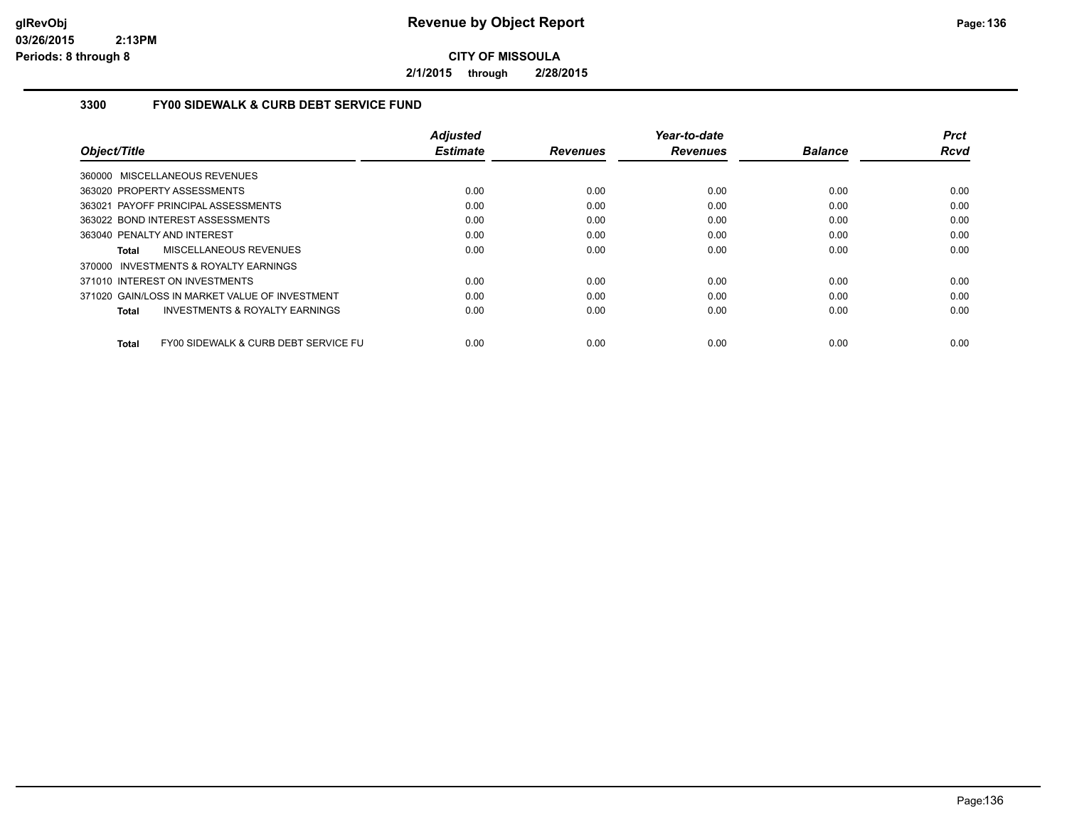# Revenue by Object Report

**CITY OF MISSOULA**

**2/1/2015 through 2/28/2015**

glRevObj
03/26/2015 2:13PM
Periods: 8 through 8

## 3300 FY00 SIDEWALK & CURB DEBT SERVICE FUND

| Object/Title | Adjusted Estimate | Revenues | Year-to-date Revenues | Balance | Prct Rcvd |
|---|---|---|---|---|---|
| 360000 MISCELLANEOUS REVENUES | | | | | |
| 363020 PROPERTY ASSESSMENTS | 0.00 | 0.00 | 0.00 | 0.00 | 0.00 |
| 363021 PAYOFF PRINCIPAL ASSESSMENTS | 0.00 | 0.00 | 0.00 | 0.00 | 0.00 |
| 363022 BOND INTEREST ASSESSMENTS | 0.00 | 0.00 | 0.00 | 0.00 | 0.00 |
| 363040 PENALTY AND INTEREST | 0.00 | 0.00 | 0.00 | 0.00 | 0.00 |
| **Total** MISCELLANEOUS REVENUES | 0.00 | 0.00 | 0.00 | 0.00 | 0.00 |
| 370000 INVESTMENTS & ROYALTY EARNINGS | | | | | |
| 371010 INTEREST ON INVESTMENTS | 0.00 | 0.00 | 0.00 | 0.00 | 0.00 |
| 371020 GAIN/LOSS IN MARKET VALUE OF INVESTMENT | 0.00 | 0.00 | 0.00 | 0.00 | 0.00 |
| **Total** INVESTMENTS & ROYALTY EARNINGS | 0.00 | 0.00 | 0.00 | 0.00 | 0.00 |
| **Total** FY00 SIDEWALK & CURB DEBT SERVICE FU | 0.00 | 0.00 | 0.00 | 0.00 | 0.00 |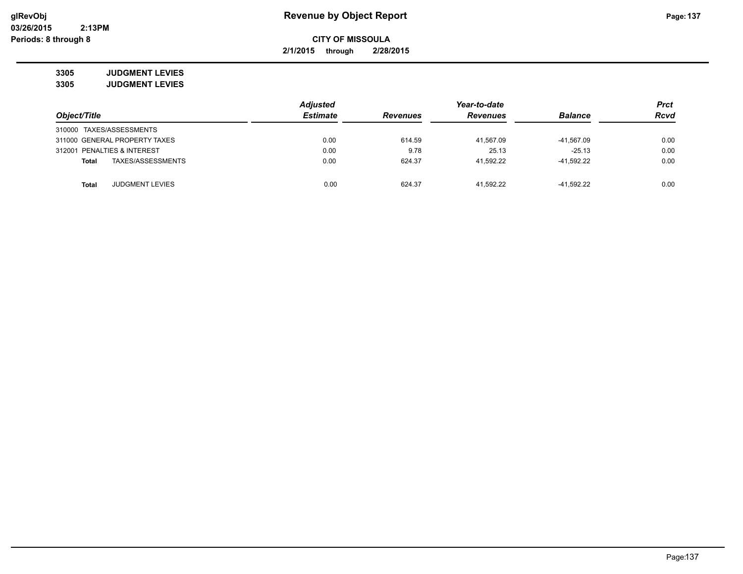# Revenue by Object Report

**CITY OF MISSOULA**

**2/1/2015 through 2/28/2015**

**3305 JUDGMENT LEVIES**

**3305 JUDGMENT LEVIES**

| Object/Title | Adjusted Estimate | Revenues | Year-to-date Revenues | Balance | Prct Rcvd |
|---|---|---|---|---|---|
| 310000 TAXES/ASSESSMENTS | | | | | |
| 311000 GENERAL PROPERTY TAXES | 0.00 | 614.59 | 41,567.09 | -41,567.09 | 0.00 |
| 312001 PENALTIES & INTEREST | 0.00 | 9.78 | 25.13 | -25.13 | 0.00 |
| **Total** TAXES/ASSESSMENTS | 0.00 | 624.37 | 41,592.22 | -41,592.22 | 0.00 |
| **Total** JUDGMENT LEVIES | 0.00 | 624.37 | 41,592.22 | -41,592.22 | 0.00 |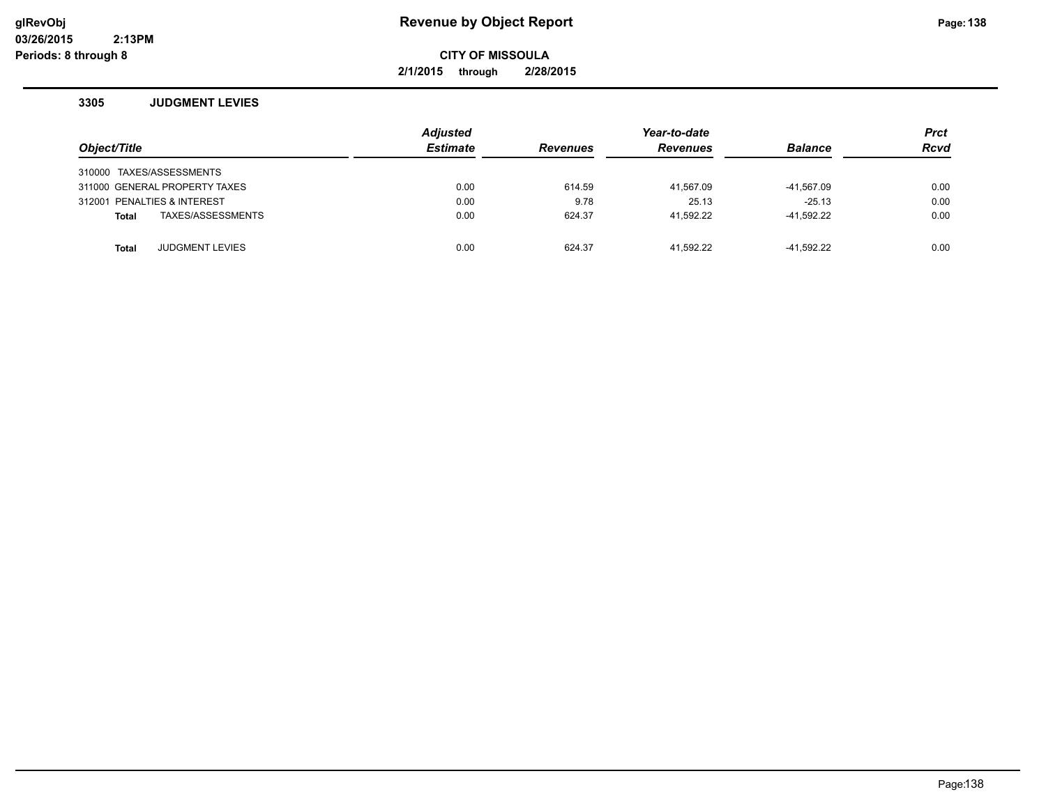# Revenue by Object Report

**CITY OF MISSOULA**

**2/1/2015 through 2/28/2015**

glRevObj
03/26/2015 2:13PM
Periods: 8 through 8

## 3305 JUDGMENT LEVIES

| Object/Title | Adjusted Estimate | Revenues | Year-to-date Revenues | Balance | Prct Rcvd |
|---|---|---|---|---|---|
| 310000 TAXES/ASSESSMENTS | | | | | |
| 311000 GENERAL PROPERTY TAXES | 0.00 | 614.59 | 41,567.09 | -41,567.09 | 0.00 |
| 312001 PENALTIES & INTEREST | 0.00 | 9.78 | 25.13 | -25.13 | 0.00 |
| **Total** TAXES/ASSESSMENTS | 0.00 | 624.37 | 41,592.22 | -41,592.22 | 0.00 |
| | | | | | |
| **Total** JUDGMENT LEVIES | 0.00 | 624.37 | 41,592.22 | -41,592.22 | 0.00 |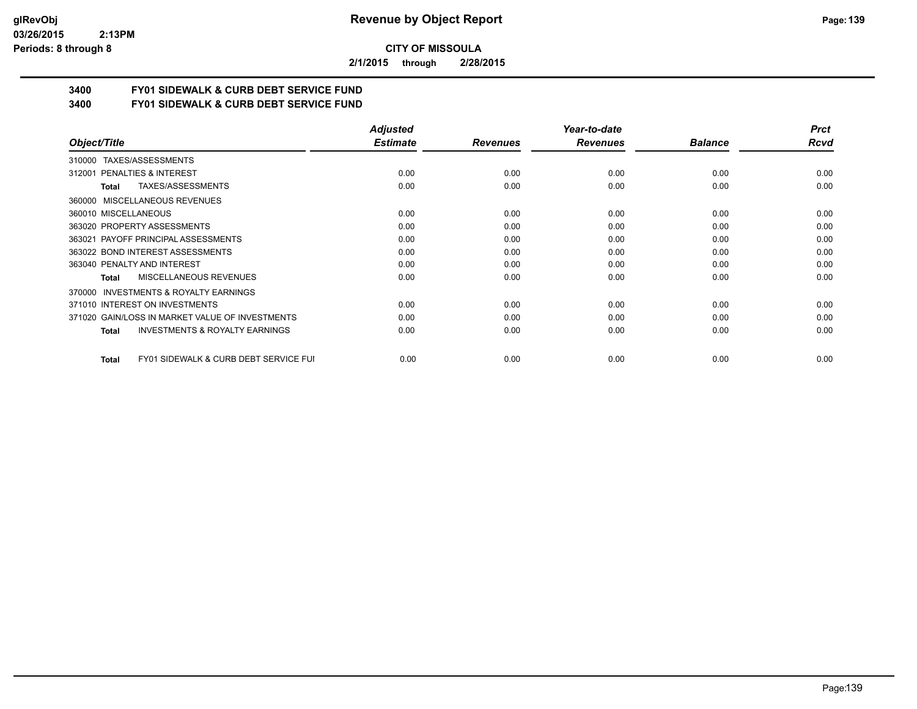**CITY OF MISSOULA**

**2/1/2015 through 2/28/2015**

## 3400 FY01 SIDEWALK & CURB DEBT SERVICE FUND
## 3400 FY01 SIDEWALK & CURB DEBT SERVICE FUND

| Object/Title | Adjusted Estimate | Revenues | Year-to-date Revenues | Balance | Prct Rcvd |
|---|---|---|---|---|---|
| 310000 TAXES/ASSESSMENTS | | | | | |
| 312001 PENALTIES & INTEREST | 0.00 | 0.00 | 0.00 | 0.00 | 0.00 |
| **Total** TAXES/ASSESSMENTS | 0.00 | 0.00 | 0.00 | 0.00 | 0.00 |
| 360000 MISCELLANEOUS REVENUES | | | | | |
| 360010 MISCELLANEOUS | 0.00 | 0.00 | 0.00 | 0.00 | 0.00 |
| 363020 PROPERTY ASSESSMENTS | 0.00 | 0.00 | 0.00 | 0.00 | 0.00 |
| 363021 PAYOFF PRINCIPAL ASSESSMENTS | 0.00 | 0.00 | 0.00 | 0.00 | 0.00 |
| 363022 BOND INTEREST ASSESSMENTS | 0.00 | 0.00 | 0.00 | 0.00 | 0.00 |
| 363040 PENALTY AND INTEREST | 0.00 | 0.00 | 0.00 | 0.00 | 0.00 |
| **Total** MISCELLANEOUS REVENUES | 0.00 | 0.00 | 0.00 | 0.00 | 0.00 |
| 370000 INVESTMENTS & ROYALTY EARNINGS | | | | | |
| 371010 INTEREST ON INVESTMENTS | 0.00 | 0.00 | 0.00 | 0.00 | 0.00 |
| 371020 GAIN/LOSS IN MARKET VALUE OF INVESTMENTS | 0.00 | 0.00 | 0.00 | 0.00 | 0.00 |
| **Total** INVESTMENTS & ROYALTY EARNINGS | 0.00 | 0.00 | 0.00 | 0.00 | 0.00 |
| **Total** FY01 SIDEWALK & CURB DEBT SERVICE FUI | 0.00 | 0.00 | 0.00 | 0.00 | 0.00 |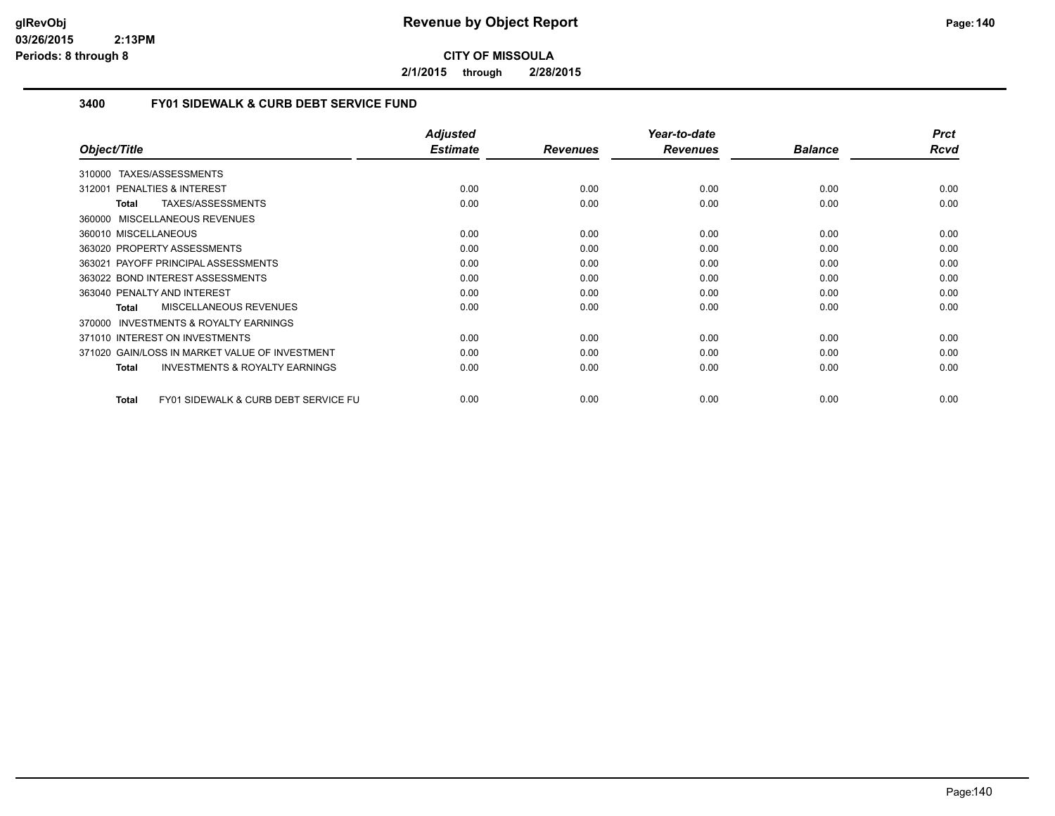# Revenue by Object Report

**CITY OF MISSOULA**

**2/1/2015 through 2/28/2015**

glRevObj
03/26/2015 2:13PM
Periods: 8 through 8

## 3400 FY01 SIDEWALK & CURB DEBT SERVICE FUND

| Object/Title | Adjusted Estimate | Revenues | Year-to-date Revenues | Balance | Prct Rcvd |
|---|---|---|---|---|---|
| 310000 TAXES/ASSESSMENTS | | | | | |
| 312001 PENALTIES & INTEREST | 0.00 | 0.00 | 0.00 | 0.00 | 0.00 |
| **Total** TAXES/ASSESSMENTS | 0.00 | 0.00 | 0.00 | 0.00 | 0.00 |
| 360000 MISCELLANEOUS REVENUES | | | | | |
| 360010 MISCELLANEOUS | 0.00 | 0.00 | 0.00 | 0.00 | 0.00 |
| 363020 PROPERTY ASSESSMENTS | 0.00 | 0.00 | 0.00 | 0.00 | 0.00 |
| 363021 PAYOFF PRINCIPAL ASSESSMENTS | 0.00 | 0.00 | 0.00 | 0.00 | 0.00 |
| 363022 BOND INTEREST ASSESSMENTS | 0.00 | 0.00 | 0.00 | 0.00 | 0.00 |
| 363040 PENALTY AND INTEREST | 0.00 | 0.00 | 0.00 | 0.00 | 0.00 |
| **Total** MISCELLANEOUS REVENUES | 0.00 | 0.00 | 0.00 | 0.00 | 0.00 |
| 370000 INVESTMENTS & ROYALTY EARNINGS | | | | | |
| 371010 INTEREST ON INVESTMENTS | 0.00 | 0.00 | 0.00 | 0.00 | 0.00 |
| 371020 GAIN/LOSS IN MARKET VALUE OF INVESTMENT | 0.00 | 0.00 | 0.00 | 0.00 | 0.00 |
| **Total** INVESTMENTS & ROYALTY EARNINGS | 0.00 | 0.00 | 0.00 | 0.00 | 0.00 |
| **Total** FY01 SIDEWALK & CURB DEBT SERVICE FU | 0.00 | 0.00 | 0.00 | 0.00 | 0.00 |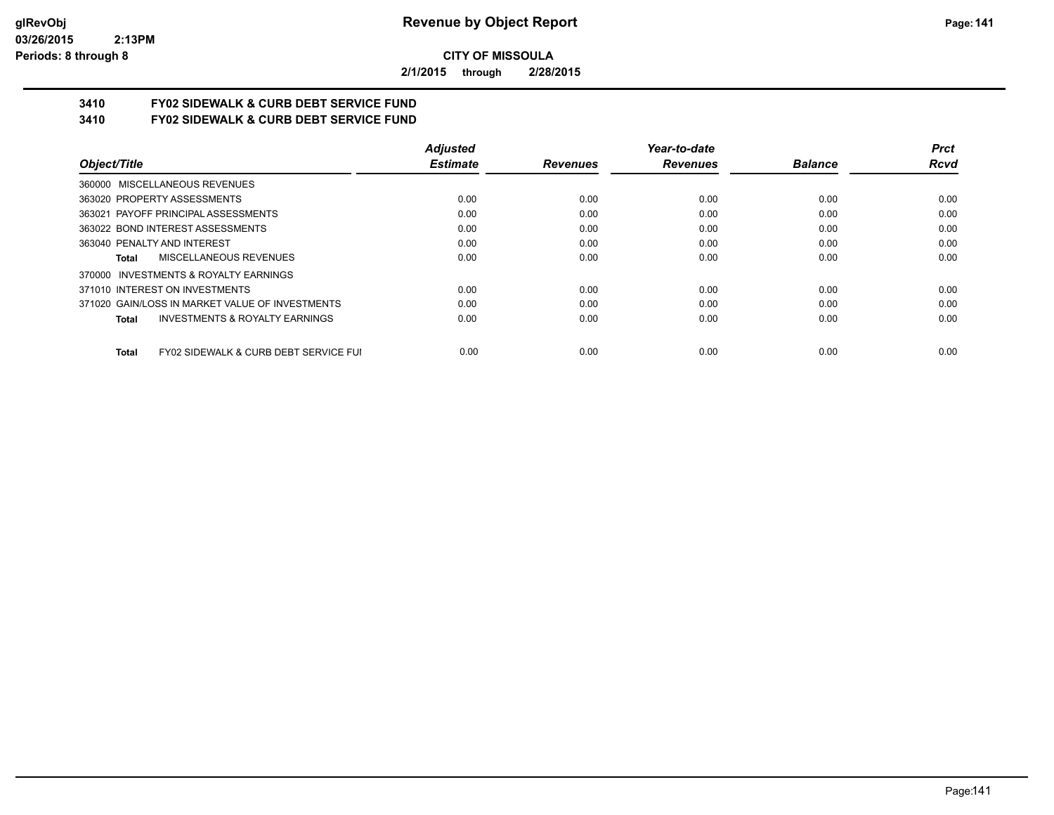**CITY OF MISSOULA**

**2/1/2015 through 2/28/2015**

## 3410 FY02 SIDEWALK & CURB DEBT SERVICE FUND
## 3410 FY02 SIDEWALK & CURB DEBT SERVICE FUND

| *Object/Title* | *Adjusted Estimate* | *Revenues* | *Year-to-date Revenues* | *Balance* | *Prct Rcvd* |
|---|---|---|---|---|---|
| 360000 MISCELLANEOUS REVENUES | | | | | |
| 363020 PROPERTY ASSESSMENTS | 0.00 | 0.00 | 0.00 | 0.00 | 0.00 |
| 363021 PAYOFF PRINCIPAL ASSESSMENTS | 0.00 | 0.00 | 0.00 | 0.00 | 0.00 |
| 363022 BOND INTEREST ASSESSMENTS | 0.00 | 0.00 | 0.00 | 0.00 | 0.00 |
| 363040 PENALTY AND INTEREST | 0.00 | 0.00 | 0.00 | 0.00 | 0.00 |
| **Total** MISCELLANEOUS REVENUES | 0.00 | 0.00 | 0.00 | 0.00 | 0.00 |
| 370000 INVESTMENTS & ROYALTY EARNINGS | | | | | |
| 371010 INTEREST ON INVESTMENTS | 0.00 | 0.00 | 0.00 | 0.00 | 0.00 |
| 371020 GAIN/LOSS IN MARKET VALUE OF INVESTMENTS | 0.00 | 0.00 | 0.00 | 0.00 | 0.00 |
| **Total** INVESTMENTS & ROYALTY EARNINGS | 0.00 | 0.00 | 0.00 | 0.00 | 0.00 |
| **Total** FY02 SIDEWALK & CURB DEBT SERVICE FUI | 0.00 | 0.00 | 0.00 | 0.00 | 0.00 |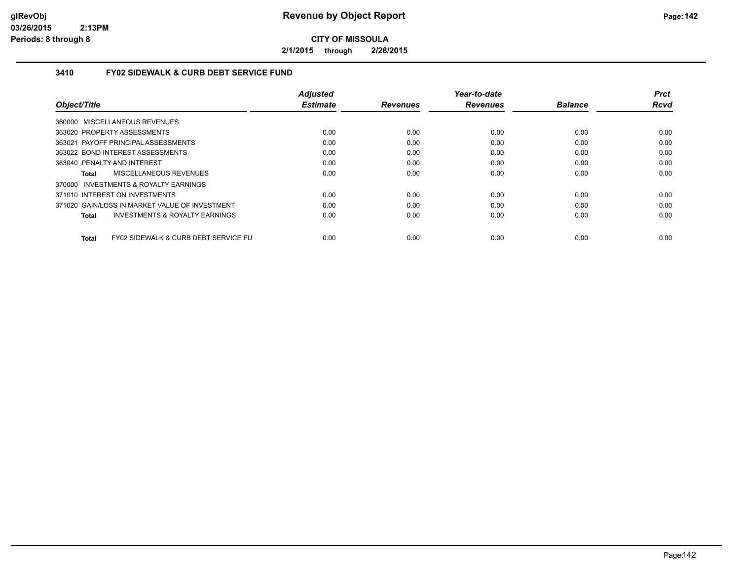# Revenue by Object Report

**CITY OF MISSOULA**

**2/1/2015 through 2/28/2015**

glRevObj
03/26/2015 2:13PM
Periods: 8 through 8

### 3410 FY02 SIDEWALK & CURB DEBT SERVICE FUND

| Object/Title | Adjusted Estimate | Revenues | Year-to-date Revenues | Balance | Prct Rcvd |
|---|---|---|---|---|---|
| 360000 MISCELLANEOUS REVENUES | | | | | |
| 363020 PROPERTY ASSESSMENTS | 0.00 | 0.00 | 0.00 | 0.00 | 0.00 |
| 363021 PAYOFF PRINCIPAL ASSESSMENTS | 0.00 | 0.00 | 0.00 | 0.00 | 0.00 |
| 363022 BOND INTEREST ASSESSMENTS | 0.00 | 0.00 | 0.00 | 0.00 | 0.00 |
| 363040 PENALTY AND INTEREST | 0.00 | 0.00 | 0.00 | 0.00 | 0.00 |
| **Total** MISCELLANEOUS REVENUES | 0.00 | 0.00 | 0.00 | 0.00 | 0.00 |
| 370000 INVESTMENTS & ROYALTY EARNINGS | | | | | |
| 371010 INTEREST ON INVESTMENTS | 0.00 | 0.00 | 0.00 | 0.00 | 0.00 |
| 371020 GAIN/LOSS IN MARKET VALUE OF INVESTMENT | 0.00 | 0.00 | 0.00 | 0.00 | 0.00 |
| **Total** INVESTMENTS & ROYALTY EARNINGS | 0.00 | 0.00 | 0.00 | 0.00 | 0.00 |
| **Total** FY02 SIDEWALK & CURB DEBT SERVICE FU | 0.00 | 0.00 | 0.00 | 0.00 | 0.00 |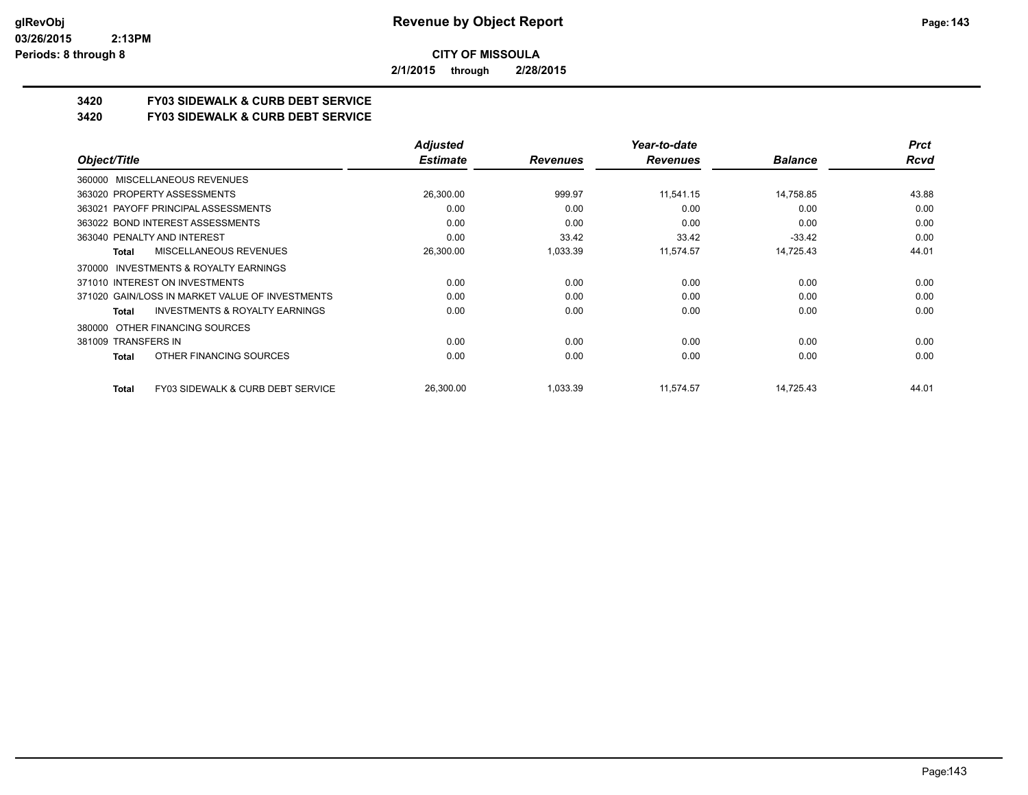**CITY OF MISSOULA**

**2/1/2015 through 2/28/2015**

## 3420 FY03 SIDEWALK & CURB DEBT SERVICE

## 3420 FY03 SIDEWALK & CURB DEBT SERVICE

| Object/Title | Adjusted Estimate | Revenues | Year-to-date Revenues | Balance | Prct Rcvd |
|---|---|---|---|---|---|
| 360000 MISCELLANEOUS REVENUES | | | | | |
| 363020 PROPERTY ASSESSMENTS | 26,300.00 | 999.97 | 11,541.15 | 14,758.85 | 43.88 |
| 363021 PAYOFF PRINCIPAL ASSESSMENTS | 0.00 | 0.00 | 0.00 | 0.00 | 0.00 |
| 363022 BOND INTEREST ASSESSMENTS | 0.00 | 0.00 | 0.00 | 0.00 | 0.00 |
| 363040 PENALTY AND INTEREST | 0.00 | 33.42 | 33.42 | -33.42 | 0.00 |
| **Total** MISCELLANEOUS REVENUES | 26,300.00 | 1,033.39 | 11,574.57 | 14,725.43 | 44.01 |
| 370000 INVESTMENTS & ROYALTY EARNINGS | | | | | |
| 371010 INTEREST ON INVESTMENTS | 0.00 | 0.00 | 0.00 | 0.00 | 0.00 |
| 371020 GAIN/LOSS IN MARKET VALUE OF INVESTMENTS | 0.00 | 0.00 | 0.00 | 0.00 | 0.00 |
| **Total** INVESTMENTS & ROYALTY EARNINGS | 0.00 | 0.00 | 0.00 | 0.00 | 0.00 |
| 380000 OTHER FINANCING SOURCES | | | | | |
| 381009 TRANSFERS IN | 0.00 | 0.00 | 0.00 | 0.00 | 0.00 |
| **Total** OTHER FINANCING SOURCES | 0.00 | 0.00 | 0.00 | 0.00 | 0.00 |
| **Total** FY03 SIDEWALK & CURB DEBT SERVICE | 26,300.00 | 1,033.39 | 11,574.57 | 14,725.43 | 44.01 |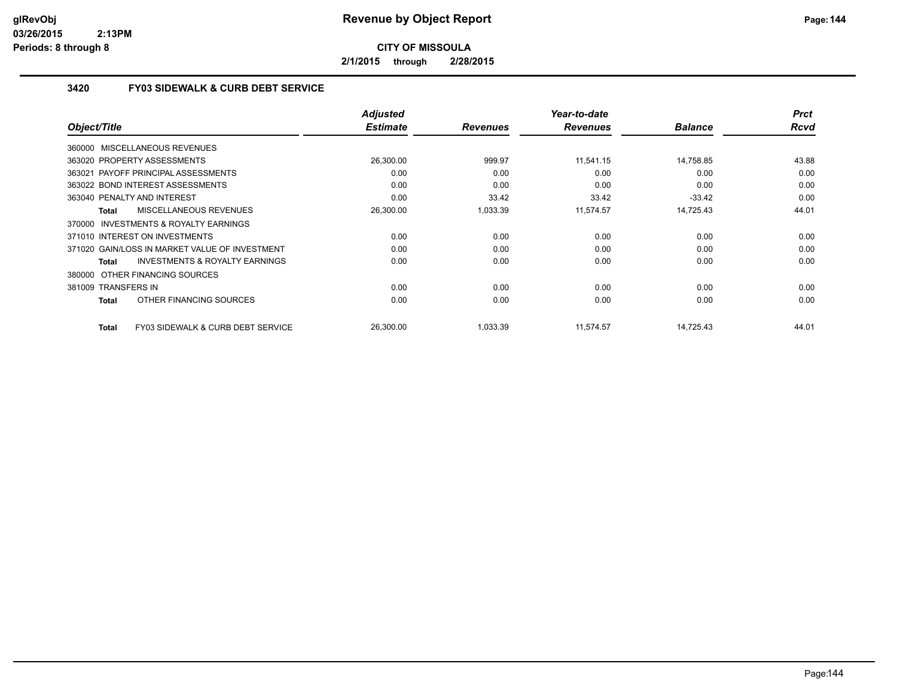# Revenue by Object Report

**CITY OF MISSOULA**

**2/1/2015 through 2/28/2015**

glRevObj
03/26/2015 2:13PM
Periods: 8 through 8

## 3420 FY03 SIDEWALK & CURB DEBT SERVICE

| Object/Title | Adjusted Estimate | Revenues | Year-to-date Revenues | Balance | Prct Rcvd |
|---|---|---|---|---|---|
| 360000 MISCELLANEOUS REVENUES | | | | | |
| 363020 PROPERTY ASSESSMENTS | 26,300.00 | 999.97 | 11,541.15 | 14,758.85 | 43.88 |
| 363021 PAYOFF PRINCIPAL ASSESSMENTS | 0.00 | 0.00 | 0.00 | 0.00 | 0.00 |
| 363022 BOND INTEREST ASSESSMENTS | 0.00 | 0.00 | 0.00 | 0.00 | 0.00 |
| 363040 PENALTY AND INTEREST | 0.00 | 33.42 | 33.42 | -33.42 | 0.00 |
| **Total** MISCELLANEOUS REVENUES | 26,300.00 | 1,033.39 | 11,574.57 | 14,725.43 | 44.01 |
| 370000 INVESTMENTS & ROYALTY EARNINGS | | | | | |
| 371010 INTEREST ON INVESTMENTS | 0.00 | 0.00 | 0.00 | 0.00 | 0.00 |
| 371020 GAIN/LOSS IN MARKET VALUE OF INVESTMENT | 0.00 | 0.00 | 0.00 | 0.00 | 0.00 |
| **Total** INVESTMENTS & ROYALTY EARNINGS | 0.00 | 0.00 | 0.00 | 0.00 | 0.00 |
| 380000 OTHER FINANCING SOURCES | | | | | |
| 381009 TRANSFERS IN | 0.00 | 0.00 | 0.00 | 0.00 | 0.00 |
| **Total** OTHER FINANCING SOURCES | 0.00 | 0.00 | 0.00 | 0.00 | 0.00 |
| **Total** FY03 SIDEWALK & CURB DEBT SERVICE | 26,300.00 | 1,033.39 | 11,574.57 | 14,725.43 | 44.01 |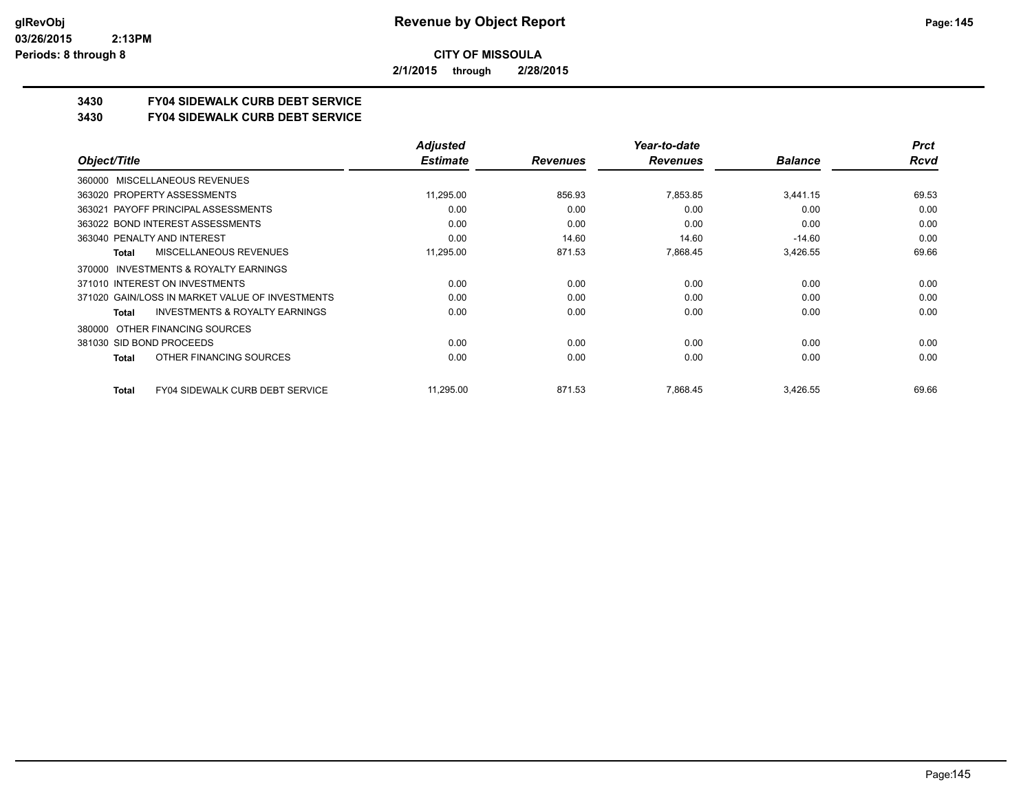**CITY OF MISSOULA**

**2/1/2015 through 2/28/2015**

**3430 FY04 SIDEWALK CURB DEBT SERVICE**

**3430 FY04 SIDEWALK CURB DEBT SERVICE**

| Object/Title | Adjusted Estimate | Revenues | Year-to-date Revenues | Balance | Prct Rcvd |
|---|---|---|---|---|---|
| 360000 MISCELLANEOUS REVENUES | | | | | |
| 363020 PROPERTY ASSESSMENTS | 11,295.00 | 856.93 | 7,853.85 | 3,441.15 | 69.53 |
| 363021 PAYOFF PRINCIPAL ASSESSMENTS | 0.00 | 0.00 | 0.00 | 0.00 | 0.00 |
| 363022 BOND INTEREST ASSESSMENTS | 0.00 | 0.00 | 0.00 | 0.00 | 0.00 |
| 363040 PENALTY AND INTEREST | 0.00 | 14.60 | 14.60 | -14.60 | 0.00 |
| **Total** MISCELLANEOUS REVENUES | 11,295.00 | 871.53 | 7,868.45 | 3,426.55 | 69.66 |
| 370000 INVESTMENTS & ROYALTY EARNINGS | | | | | |
| 371010 INTEREST ON INVESTMENTS | 0.00 | 0.00 | 0.00 | 0.00 | 0.00 |
| 371020 GAIN/LOSS IN MARKET VALUE OF INVESTMENTS | 0.00 | 0.00 | 0.00 | 0.00 | 0.00 |
| **Total** INVESTMENTS & ROYALTY EARNINGS | 0.00 | 0.00 | 0.00 | 0.00 | 0.00 |
| 380000 OTHER FINANCING SOURCES | | | | | |
| 381030 SID BOND PROCEEDS | 0.00 | 0.00 | 0.00 | 0.00 | 0.00 |
| **Total** OTHER FINANCING SOURCES | 0.00 | 0.00 | 0.00 | 0.00 | 0.00 |
| **Total** FY04 SIDEWALK CURB DEBT SERVICE | 11,295.00 | 871.53 | 7,868.45 | 3,426.55 | 69.66 |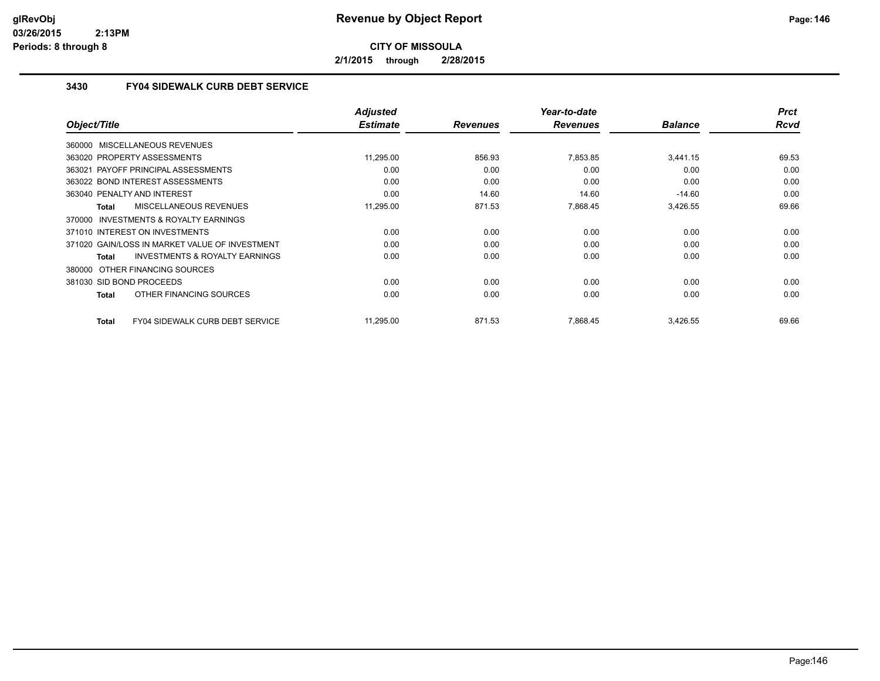# Revenue by Object Report

**CITY OF MISSOULA**

**2/1/2015 through 2/28/2015**

glRevObj
03/26/2015 2:13PM
Periods: 8 through 8

## 3430 FY04 SIDEWALK CURB DEBT SERVICE

| Object/Title | Adjusted Estimate | Revenues | Year-to-date Revenues | Balance | Prct Rcvd |
|---|---|---|---|---|---|
| 360000 MISCELLANEOUS REVENUES | | | | | |
| 363020 PROPERTY ASSESSMENTS | 11,295.00 | 856.93 | 7,853.85 | 3,441.15 | 69.53 |
| 363021 PAYOFF PRINCIPAL ASSESSMENTS | 0.00 | 0.00 | 0.00 | 0.00 | 0.00 |
| 363022 BOND INTEREST ASSESSMENTS | 0.00 | 0.00 | 0.00 | 0.00 | 0.00 |
| 363040 PENALTY AND INTEREST | 0.00 | 14.60 | 14.60 | -14.60 | 0.00 |
| **Total** MISCELLANEOUS REVENUES | 11,295.00 | 871.53 | 7,868.45 | 3,426.55 | 69.66 |
| 370000 INVESTMENTS & ROYALTY EARNINGS | | | | | |
| 371010 INTEREST ON INVESTMENTS | 0.00 | 0.00 | 0.00 | 0.00 | 0.00 |
| 371020 GAIN/LOSS IN MARKET VALUE OF INVESTMENT | 0.00 | 0.00 | 0.00 | 0.00 | 0.00 |
| **Total** INVESTMENTS & ROYALTY EARNINGS | 0.00 | 0.00 | 0.00 | 0.00 | 0.00 |
| 380000 OTHER FINANCING SOURCES | | | | | |
| 381030 SID BOND PROCEEDS | 0.00 | 0.00 | 0.00 | 0.00 | 0.00 |
| **Total** OTHER FINANCING SOURCES | 0.00 | 0.00 | 0.00 | 0.00 | 0.00 |
| **Total** FY04 SIDEWALK CURB DEBT SERVICE | 11,295.00 | 871.53 | 7,868.45 | 3,426.55 | 69.66 |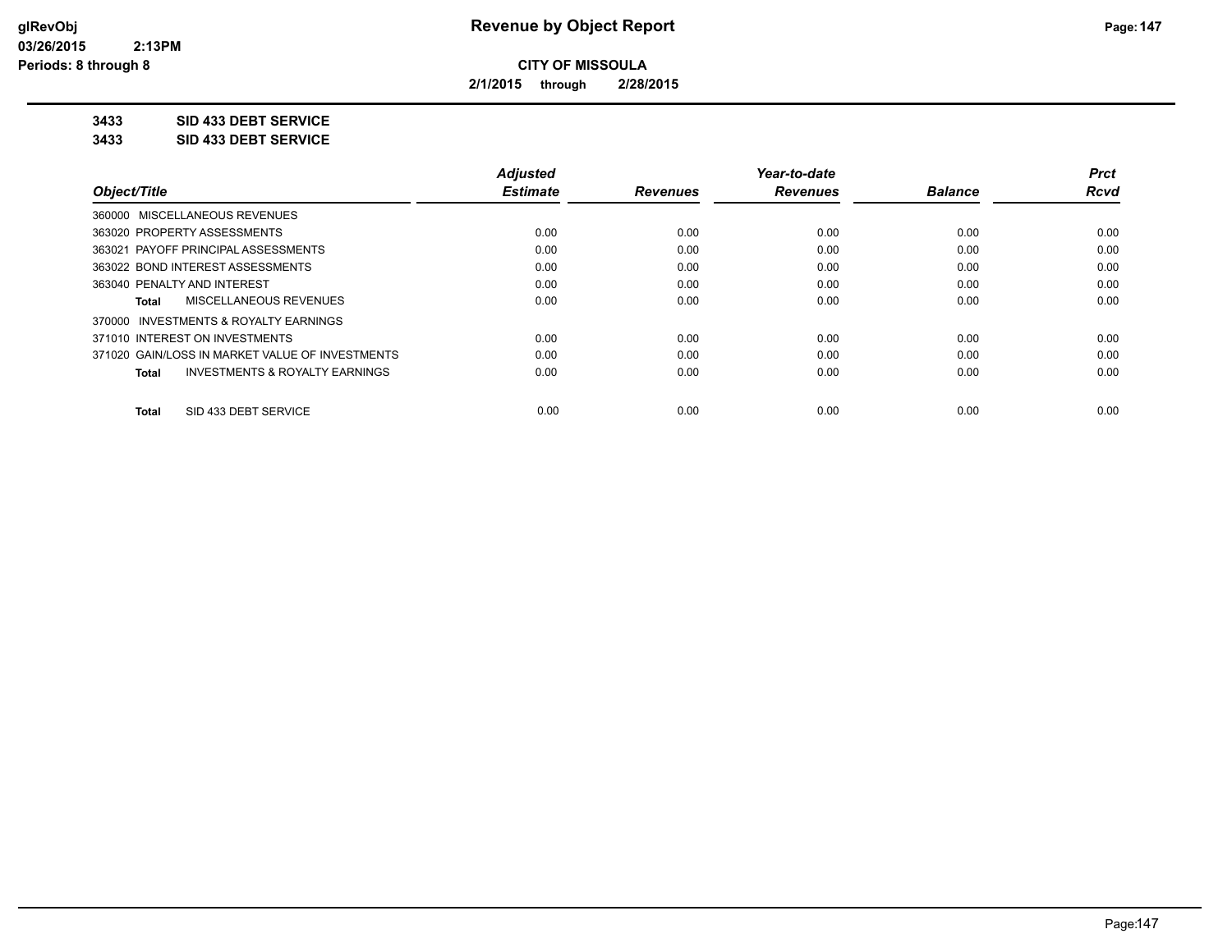# Revenue by Object Report

**CITY OF MISSOULA**

**2/1/2015 through 2/28/2015**

glRevObj
03/26/2015 2:13PM
Periods: 8 through 8

**3433 SID 433 DEBT SERVICE**

**3433 SID 433 DEBT SERVICE**

| Object/Title | Adjusted Estimate | Revenues | Year-to-date Revenues | Balance | Prct Rcvd |
|---|---|---|---|---|---|
| 360000 MISCELLANEOUS REVENUES | | | | | |
| 363020 PROPERTY ASSESSMENTS | 0.00 | 0.00 | 0.00 | 0.00 | 0.00 |
| 363021 PAYOFF PRINCIPAL ASSESSMENTS | 0.00 | 0.00 | 0.00 | 0.00 | 0.00 |
| 363022 BOND INTEREST ASSESSMENTS | 0.00 | 0.00 | 0.00 | 0.00 | 0.00 |
| 363040 PENALTY AND INTEREST | 0.00 | 0.00 | 0.00 | 0.00 | 0.00 |
| **Total** MISCELLANEOUS REVENUES | 0.00 | 0.00 | 0.00 | 0.00 | 0.00 |
| 370000 INVESTMENTS & ROYALTY EARNINGS | | | | | |
| 371010 INTEREST ON INVESTMENTS | 0.00 | 0.00 | 0.00 | 0.00 | 0.00 |
| 371020 GAIN/LOSS IN MARKET VALUE OF INVESTMENTS | 0.00 | 0.00 | 0.00 | 0.00 | 0.00 |
| **Total** INVESTMENTS & ROYALTY EARNINGS | 0.00 | 0.00 | 0.00 | 0.00 | 0.00 |
| **Total** SID 433 DEBT SERVICE | 0.00 | 0.00 | 0.00 | 0.00 | 0.00 |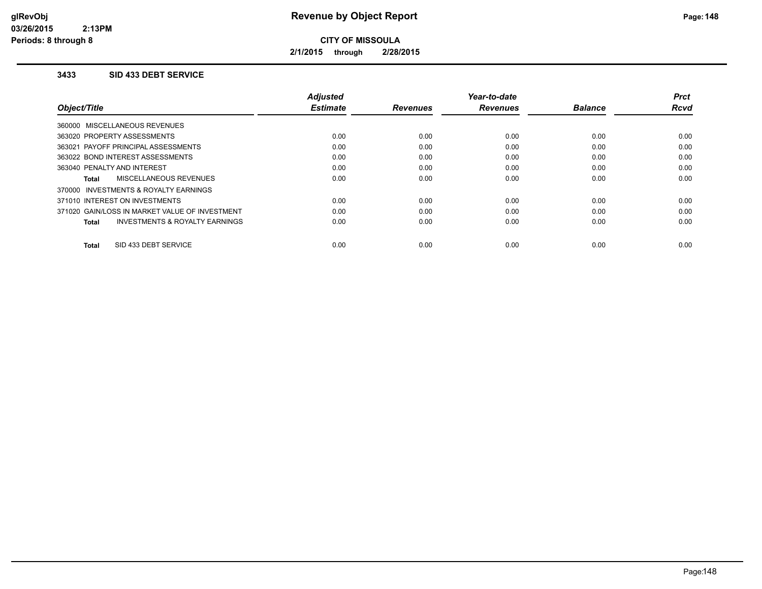**CITY OF MISSOULA**

**2/1/2015 through 2/28/2015**

### 3433 SID 433 DEBT SERVICE

| Object/Title | Adjusted Estimate | Revenues | Year-to-date Revenues | Balance | Prct Rcvd |
|---|---|---|---|---|---|
| 360000 MISCELLANEOUS REVENUES | | | | | |
| 363020 PROPERTY ASSESSMENTS | 0.00 | 0.00 | 0.00 | 0.00 | 0.00 |
| 363021 PAYOFF PRINCIPAL ASSESSMENTS | 0.00 | 0.00 | 0.00 | 0.00 | 0.00 |
| 363022 BOND INTEREST ASSESSMENTS | 0.00 | 0.00 | 0.00 | 0.00 | 0.00 |
| 363040 PENALTY AND INTEREST | 0.00 | 0.00 | 0.00 | 0.00 | 0.00 |
| **Total** MISCELLANEOUS REVENUES | 0.00 | 0.00 | 0.00 | 0.00 | 0.00 |
| 370000 INVESTMENTS & ROYALTY EARNINGS | | | | | |
| 371010 INTEREST ON INVESTMENTS | 0.00 | 0.00 | 0.00 | 0.00 | 0.00 |
| 371020 GAIN/LOSS IN MARKET VALUE OF INVESTMENT | 0.00 | 0.00 | 0.00 | 0.00 | 0.00 |
| **Total** INVESTMENTS & ROYALTY EARNINGS | 0.00 | 0.00 | 0.00 | 0.00 | 0.00 |
| **Total** SID 433 DEBT SERVICE | 0.00 | 0.00 | 0.00 | 0.00 | 0.00 |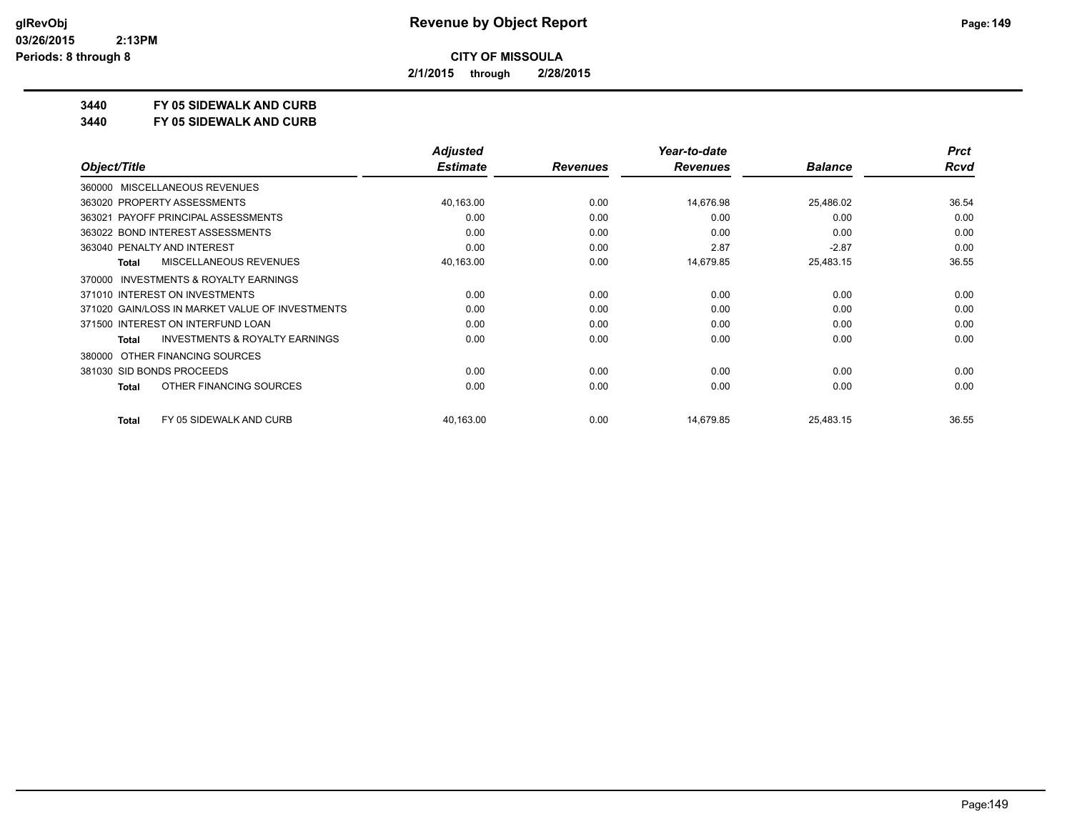**CITY OF MISSOULA**

**2/1/2015 through 2/28/2015**

**3440 FY 05 SIDEWALK AND CURB**

**3440 FY 05 SIDEWALK AND CURB**

| Object/Title | Adjusted Estimate | Revenues | Year-to-date Revenues | Balance | Prct Rcvd |
|---|---|---|---|---|---|
| 360000 MISCELLANEOUS REVENUES | | | | | |
| 363020 PROPERTY ASSESSMENTS | 40,163.00 | 0.00 | 14,676.98 | 25,486.02 | 36.54 |
| 363021 PAYOFF PRINCIPAL ASSESSMENTS | 0.00 | 0.00 | 0.00 | 0.00 | 0.00 |
| 363022 BOND INTEREST ASSESSMENTS | 0.00 | 0.00 | 0.00 | 0.00 | 0.00 |
| 363040 PENALTY AND INTEREST | 0.00 | 0.00 | 2.87 | -2.87 | 0.00 |
| **Total** MISCELLANEOUS REVENUES | 40,163.00 | 0.00 | 14,679.85 | 25,483.15 | 36.55 |
| 370000 INVESTMENTS & ROYALTY EARNINGS | | | | | |
| 371010 INTEREST ON INVESTMENTS | 0.00 | 0.00 | 0.00 | 0.00 | 0.00 |
| 371020 GAIN/LOSS IN MARKET VALUE OF INVESTMENTS | 0.00 | 0.00 | 0.00 | 0.00 | 0.00 |
| 371500 INTEREST ON INTERFUND LOAN | 0.00 | 0.00 | 0.00 | 0.00 | 0.00 |
| **Total** INVESTMENTS & ROYALTY EARNINGS | 0.00 | 0.00 | 0.00 | 0.00 | 0.00 |
| 380000 OTHER FINANCING SOURCES | | | | | |
| 381030 SID BONDS PROCEEDS | 0.00 | 0.00 | 0.00 | 0.00 | 0.00 |
| **Total** OTHER FINANCING SOURCES | 0.00 | 0.00 | 0.00 | 0.00 | 0.00 |
| **Total** FY 05 SIDEWALK AND CURB | 40,163.00 | 0.00 | 14,679.85 | 25,483.15 | 36.55 |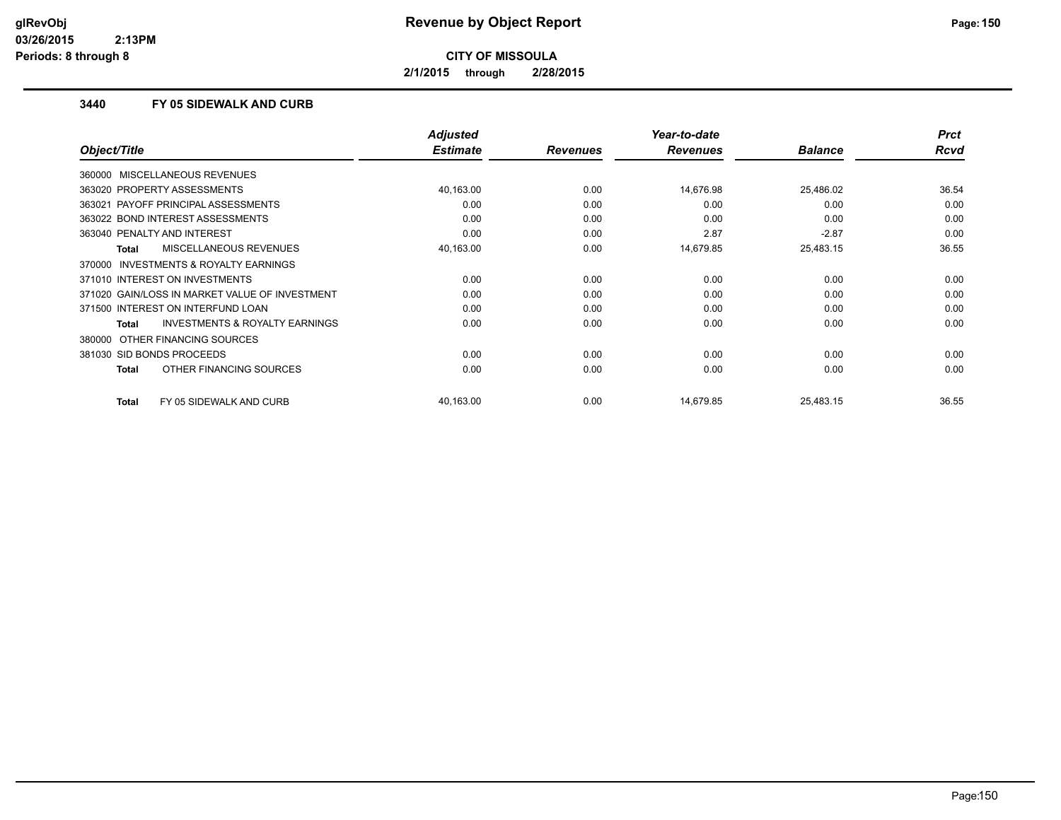# Revenue by Object Report

**CITY OF MISSOULA**

**2/1/2015 through 2/28/2015**

glRevObj
03/26/2015 2:13PM
Periods: 8 through 8

### 3440 FY 05 SIDEWALK AND CURB

| Object/Title | Adjusted Estimate | Revenues | Year-to-date Revenues | Balance | Prct Rcvd |
|---|---|---|---|---|---|
| 360000 MISCELLANEOUS REVENUES | | | | | |
| 363020 PROPERTY ASSESSMENTS | 40,163.00 | 0.00 | 14,676.98 | 25,486.02 | 36.54 |
| 363021 PAYOFF PRINCIPAL ASSESSMENTS | 0.00 | 0.00 | 0.00 | 0.00 | 0.00 |
| 363022 BOND INTEREST ASSESSMENTS | 0.00 | 0.00 | 0.00 | 0.00 | 0.00 |
| 363040 PENALTY AND INTEREST | 0.00 | 0.00 | 2.87 | -2.87 | 0.00 |
| **Total** MISCELLANEOUS REVENUES | 40,163.00 | 0.00 | 14,679.85 | 25,483.15 | 36.55 |
| 370000 INVESTMENTS & ROYALTY EARNINGS | | | | | |
| 371010 INTEREST ON INVESTMENTS | 0.00 | 0.00 | 0.00 | 0.00 | 0.00 |
| 371020 GAIN/LOSS IN MARKET VALUE OF INVESTMENT | 0.00 | 0.00 | 0.00 | 0.00 | 0.00 |
| 371500 INTEREST ON INTERFUND LOAN | 0.00 | 0.00 | 0.00 | 0.00 | 0.00 |
| **Total** INVESTMENTS & ROYALTY EARNINGS | 0.00 | 0.00 | 0.00 | 0.00 | 0.00 |
| 380000 OTHER FINANCING SOURCES | | | | | |
| 381030 SID BONDS PROCEEDS | 0.00 | 0.00 | 0.00 | 0.00 | 0.00 |
| **Total** OTHER FINANCING SOURCES | 0.00 | 0.00 | 0.00 | 0.00 | 0.00 |
| **Total** FY 05 SIDEWALK AND CURB | 40,163.00 | 0.00 | 14,679.85 | 25,483.15 | 36.55 |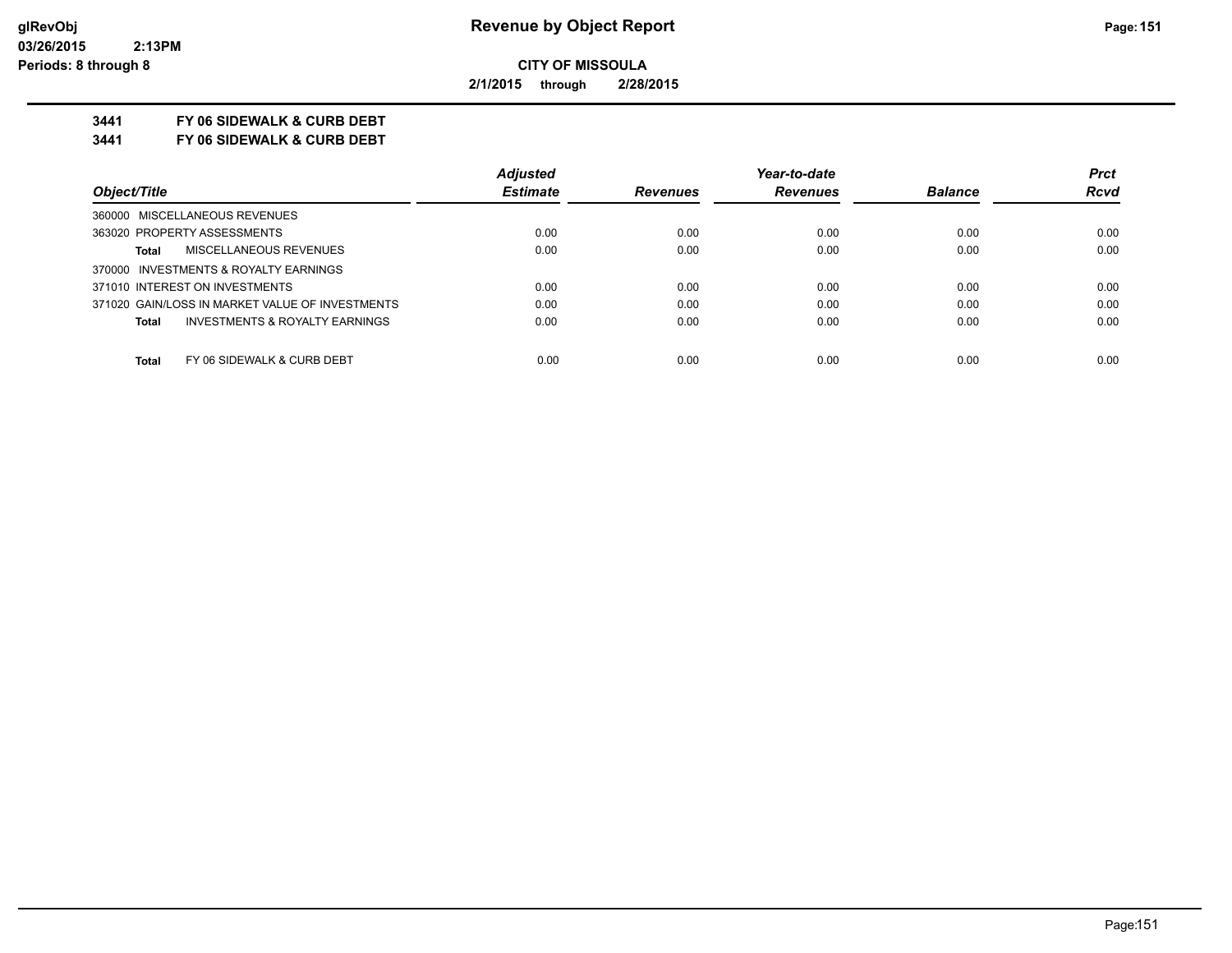**CITY OF MISSOULA**

**2/1/2015 through 2/28/2015**

**3441 FY 06 SIDEWALK & CURB DEBT**

**3441 FY 06 SIDEWALK & CURB DEBT**

| Object/Title | Adjusted Estimate | Revenues | Year-to-date Revenues | Balance | Prct Rcvd |
|---|---|---|---|---|---|
| 360000 MISCELLANEOUS REVENUES | | | | | |
| 363020 PROPERTY ASSESSMENTS | 0.00 | 0.00 | 0.00 | 0.00 | 0.00 |
| **Total** MISCELLANEOUS REVENUES | 0.00 | 0.00 | 0.00 | 0.00 | 0.00 |
| 370000 INVESTMENTS & ROYALTY EARNINGS | | | | | |
| 371010 INTEREST ON INVESTMENTS | 0.00 | 0.00 | 0.00 | 0.00 | 0.00 |
| 371020 GAIN/LOSS IN MARKET VALUE OF INVESTMENTS | 0.00 | 0.00 | 0.00 | 0.00 | 0.00 |
| **Total** INVESTMENTS & ROYALTY EARNINGS | 0.00 | 0.00 | 0.00 | 0.00 | 0.00 |
| **Total** FY 06 SIDEWALK & CURB DEBT | 0.00 | 0.00 | 0.00 | 0.00 | 0.00 |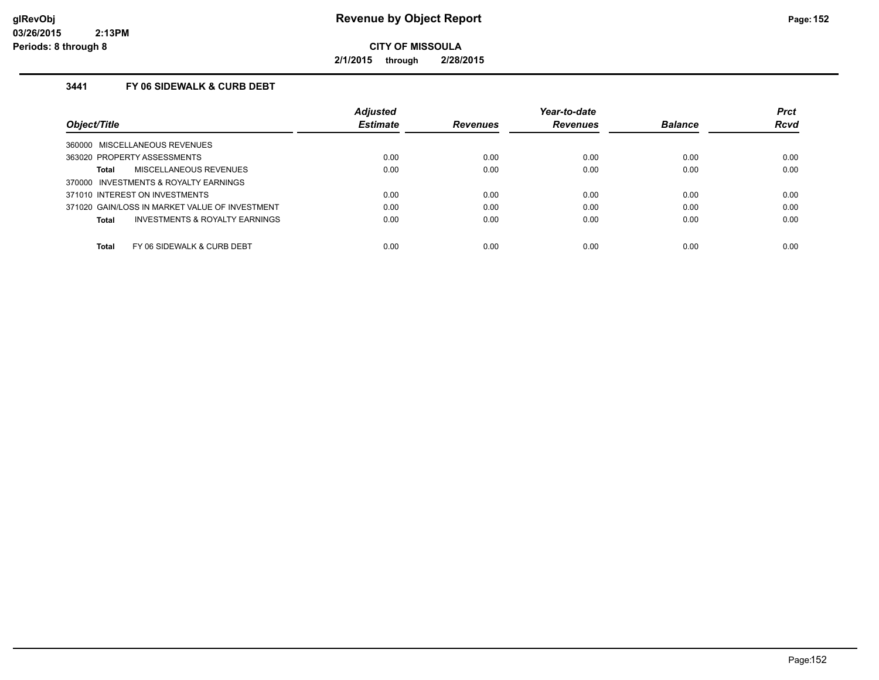**CITY OF MISSOULA**

**2/1/2015 through 2/28/2015**

### 3441 FY 06 SIDEWALK & CURB DEBT

| Object/Title | Adjusted Estimate | Revenues | Year-to-date Revenues | Balance | Prct Rcvd |
|---|---|---|---|---|---|
| 360000 MISCELLANEOUS REVENUES | | | | | |
| 363020 PROPERTY ASSESSMENTS | 0.00 | 0.00 | 0.00 | 0.00 | 0.00 |
| **Total** MISCELLANEOUS REVENUES | 0.00 | 0.00 | 0.00 | 0.00 | 0.00 |
| 370000 INVESTMENTS & ROYALTY EARNINGS | | | | | |
| 371010 INTEREST ON INVESTMENTS | 0.00 | 0.00 | 0.00 | 0.00 | 0.00 |
| 371020 GAIN/LOSS IN MARKET VALUE OF INVESTMENT | 0.00 | 0.00 | 0.00 | 0.00 | 0.00 |
| **Total** INVESTMENTS & ROYALTY EARNINGS | 0.00 | 0.00 | 0.00 | 0.00 | 0.00 |
| **Total** FY 06 SIDEWALK & CURB DEBT | 0.00 | 0.00 | 0.00 | 0.00 | 0.00 |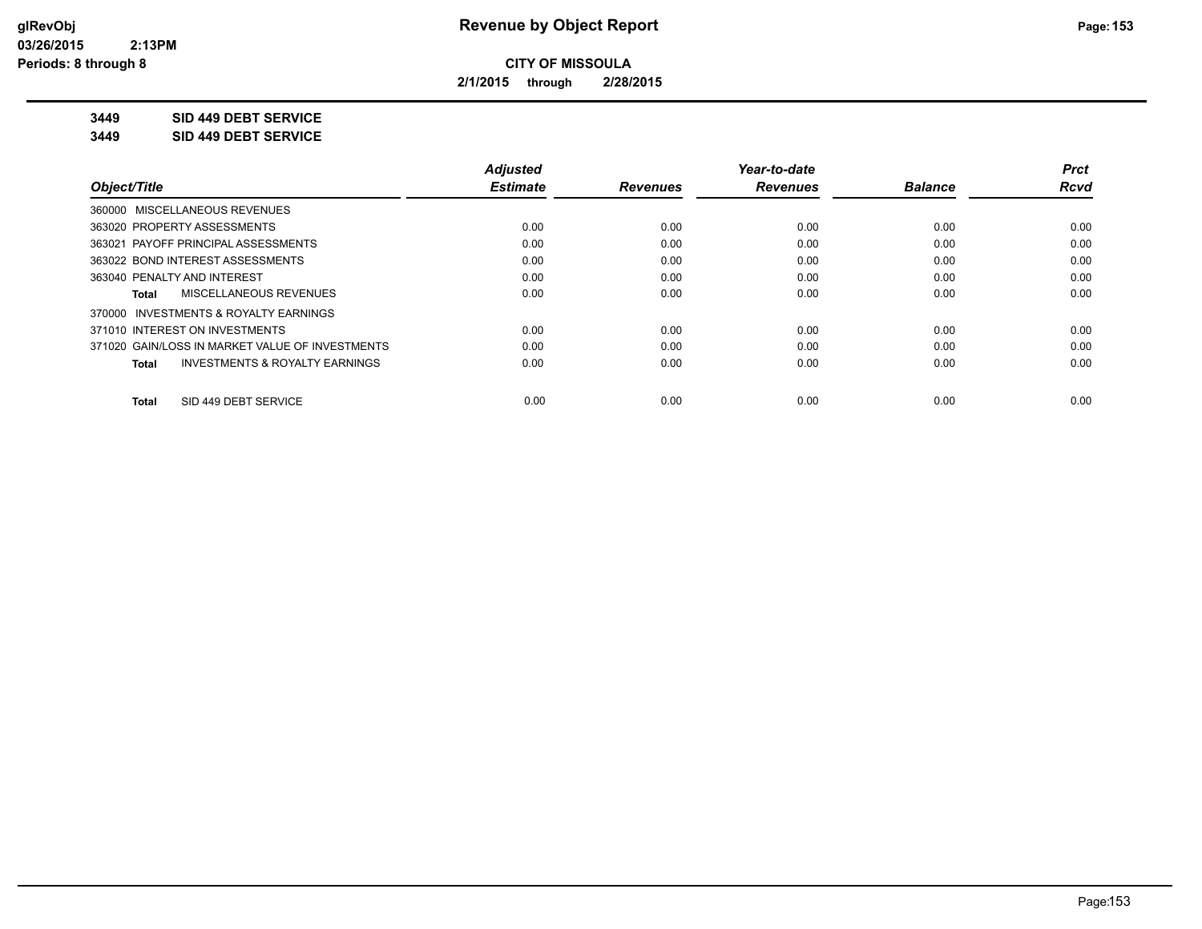# Revenue by Object Report

**CITY OF MISSOULA**

**2/1/2015 through 2/28/2015**

glRevObj
03/26/2015 2:13PM
Periods: 8 through 8

**3449 SID 449 DEBT SERVICE**

**3449 SID 449 DEBT SERVICE**

| Object/Title | Adjusted Estimate | Revenues | Year-to-date Revenues | Balance | Prct Rcvd |
|---|---|---|---|---|---|
| 360000 MISCELLANEOUS REVENUES | | | | | |
| 363020 PROPERTY ASSESSMENTS | 0.00 | 0.00 | 0.00 | 0.00 | 0.00 |
| 363021 PAYOFF PRINCIPAL ASSESSMENTS | 0.00 | 0.00 | 0.00 | 0.00 | 0.00 |
| 363022 BOND INTEREST ASSESSMENTS | 0.00 | 0.00 | 0.00 | 0.00 | 0.00 |
| 363040 PENALTY AND INTEREST | 0.00 | 0.00 | 0.00 | 0.00 | 0.00 |
| **Total** MISCELLANEOUS REVENUES | 0.00 | 0.00 | 0.00 | 0.00 | 0.00 |
| 370000 INVESTMENTS & ROYALTY EARNINGS | | | | | |
| 371010 INTEREST ON INVESTMENTS | 0.00 | 0.00 | 0.00 | 0.00 | 0.00 |
| 371020 GAIN/LOSS IN MARKET VALUE OF INVESTMENTS | 0.00 | 0.00 | 0.00 | 0.00 | 0.00 |
| **Total** INVESTMENTS & ROYALTY EARNINGS | 0.00 | 0.00 | 0.00 | 0.00 | 0.00 |
| **Total** SID 449 DEBT SERVICE | 0.00 | 0.00 | 0.00 | 0.00 | 0.00 |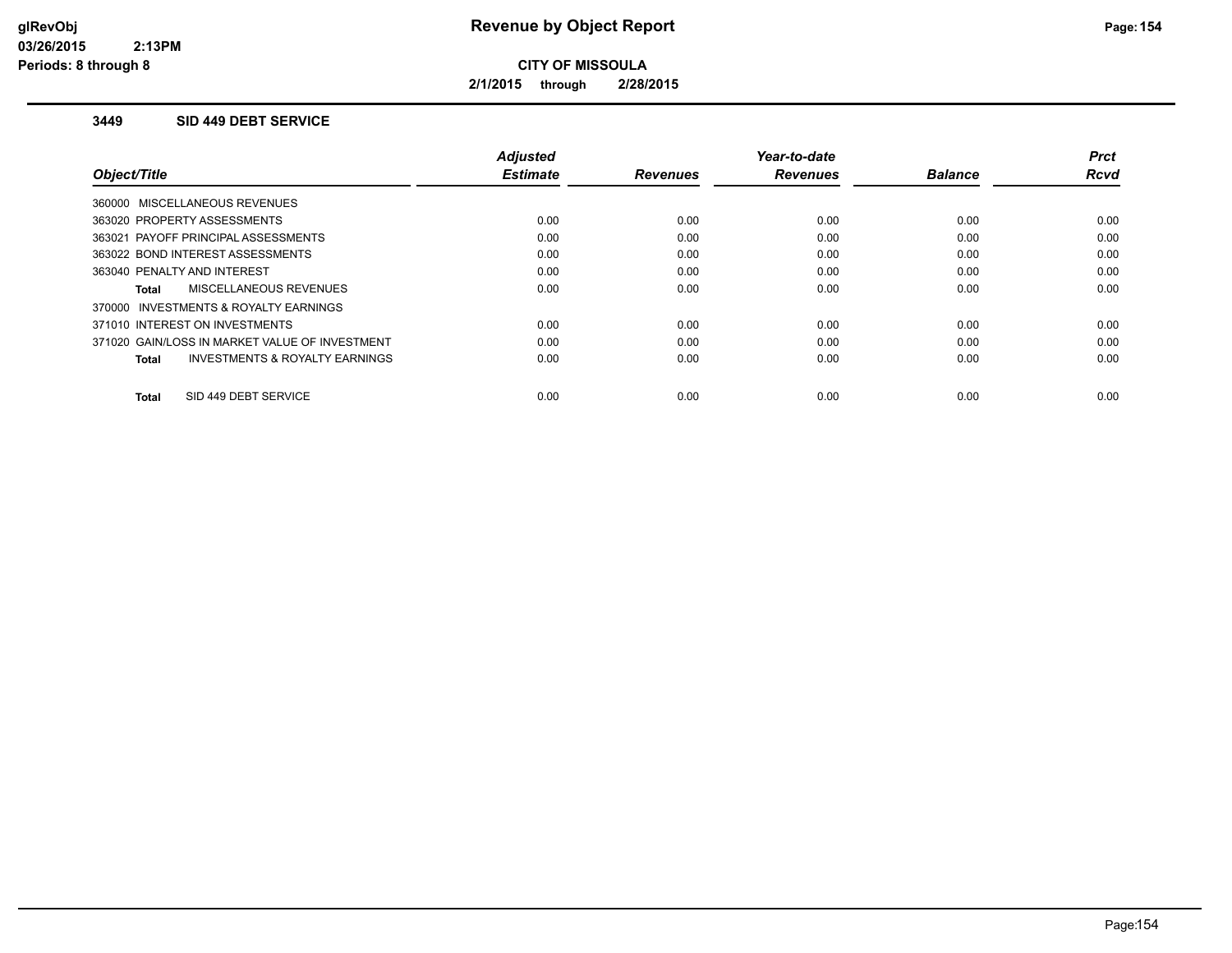**Revenue by Object Report**

**CITY OF MISSOULA**

**2/1/2015 through 2/28/2015**

glRevObj
03/26/2015 2:13PM
Periods: 8 through 8

### 3449 SID 449 DEBT SERVICE

| Object/Title | Adjusted Estimate | Revenues | Year-to-date Revenues | Balance | Prct Rcvd |
|---|---|---|---|---|---|
| 360000 MISCELLANEOUS REVENUES | | | | | |
| 363020 PROPERTY ASSESSMENTS | 0.00 | 0.00 | 0.00 | 0.00 | 0.00 |
| 363021 PAYOFF PRINCIPAL ASSESSMENTS | 0.00 | 0.00 | 0.00 | 0.00 | 0.00 |
| 363022 BOND INTEREST ASSESSMENTS | 0.00 | 0.00 | 0.00 | 0.00 | 0.00 |
| 363040 PENALTY AND INTEREST | 0.00 | 0.00 | 0.00 | 0.00 | 0.00 |
| **Total** MISCELLANEOUS REVENUES | 0.00 | 0.00 | 0.00 | 0.00 | 0.00 |
| 370000 INVESTMENTS & ROYALTY EARNINGS | | | | | |
| 371010 INTEREST ON INVESTMENTS | 0.00 | 0.00 | 0.00 | 0.00 | 0.00 |
| 371020 GAIN/LOSS IN MARKET VALUE OF INVESTMENT | 0.00 | 0.00 | 0.00 | 0.00 | 0.00 |
| **Total** INVESTMENTS & ROYALTY EARNINGS | 0.00 | 0.00 | 0.00 | 0.00 | 0.00 |
| **Total** SID 449 DEBT SERVICE | 0.00 | 0.00 | 0.00 | 0.00 | 0.00 |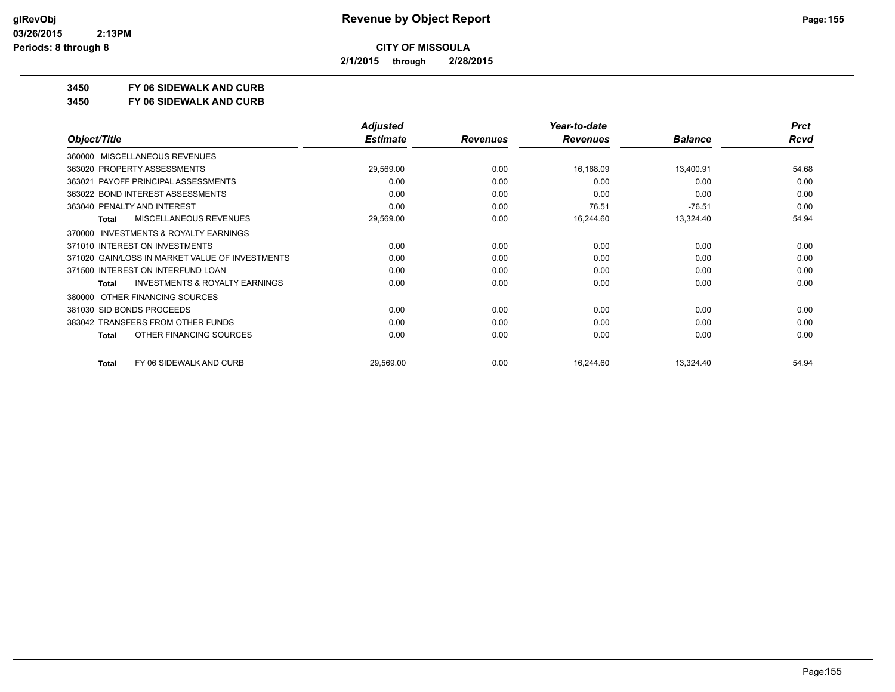**CITY OF MISSOULA**

**2/1/2015 through 2/28/2015**

**3450 FY 06 SIDEWALK AND CURB**

**3450 FY 06 SIDEWALK AND CURB**

| Object/Title | Adjusted Estimate | Revenues | Year-to-date Revenues | Balance | Prct Rcvd |
|---|---|---|---|---|---|
| 360000 MISCELLANEOUS REVENUES | | | | | |
| 363020 PROPERTY ASSESSMENTS | 29,569.00 | 0.00 | 16,168.09 | 13,400.91 | 54.68 |
| 363021 PAYOFF PRINCIPAL ASSESSMENTS | 0.00 | 0.00 | 0.00 | 0.00 | 0.00 |
| 363022 BOND INTEREST ASSESSMENTS | 0.00 | 0.00 | 0.00 | 0.00 | 0.00 |
| 363040 PENALTY AND INTEREST | 0.00 | 0.00 | 76.51 | -76.51 | 0.00 |
| **Total** MISCELLANEOUS REVENUES | 29,569.00 | 0.00 | 16,244.60 | 13,324.40 | 54.94 |
| 370000 INVESTMENTS & ROYALTY EARNINGS | | | | | |
| 371010 INTEREST ON INVESTMENTS | 0.00 | 0.00 | 0.00 | 0.00 | 0.00 |
| 371020 GAIN/LOSS IN MARKET VALUE OF INVESTMENTS | 0.00 | 0.00 | 0.00 | 0.00 | 0.00 |
| 371500 INTEREST ON INTERFUND LOAN | 0.00 | 0.00 | 0.00 | 0.00 | 0.00 |
| **Total** INVESTMENTS & ROYALTY EARNINGS | 0.00 | 0.00 | 0.00 | 0.00 | 0.00 |
| 380000 OTHER FINANCING SOURCES | | | | | |
| 381030 SID BONDS PROCEEDS | 0.00 | 0.00 | 0.00 | 0.00 | 0.00 |
| 383042 TRANSFERS FROM OTHER FUNDS | 0.00 | 0.00 | 0.00 | 0.00 | 0.00 |
| **Total** OTHER FINANCING SOURCES | 0.00 | 0.00 | 0.00 | 0.00 | 0.00 |
| **Total** FY 06 SIDEWALK AND CURB | 29,569.00 | 0.00 | 16,244.60 | 13,324.40 | 54.94 |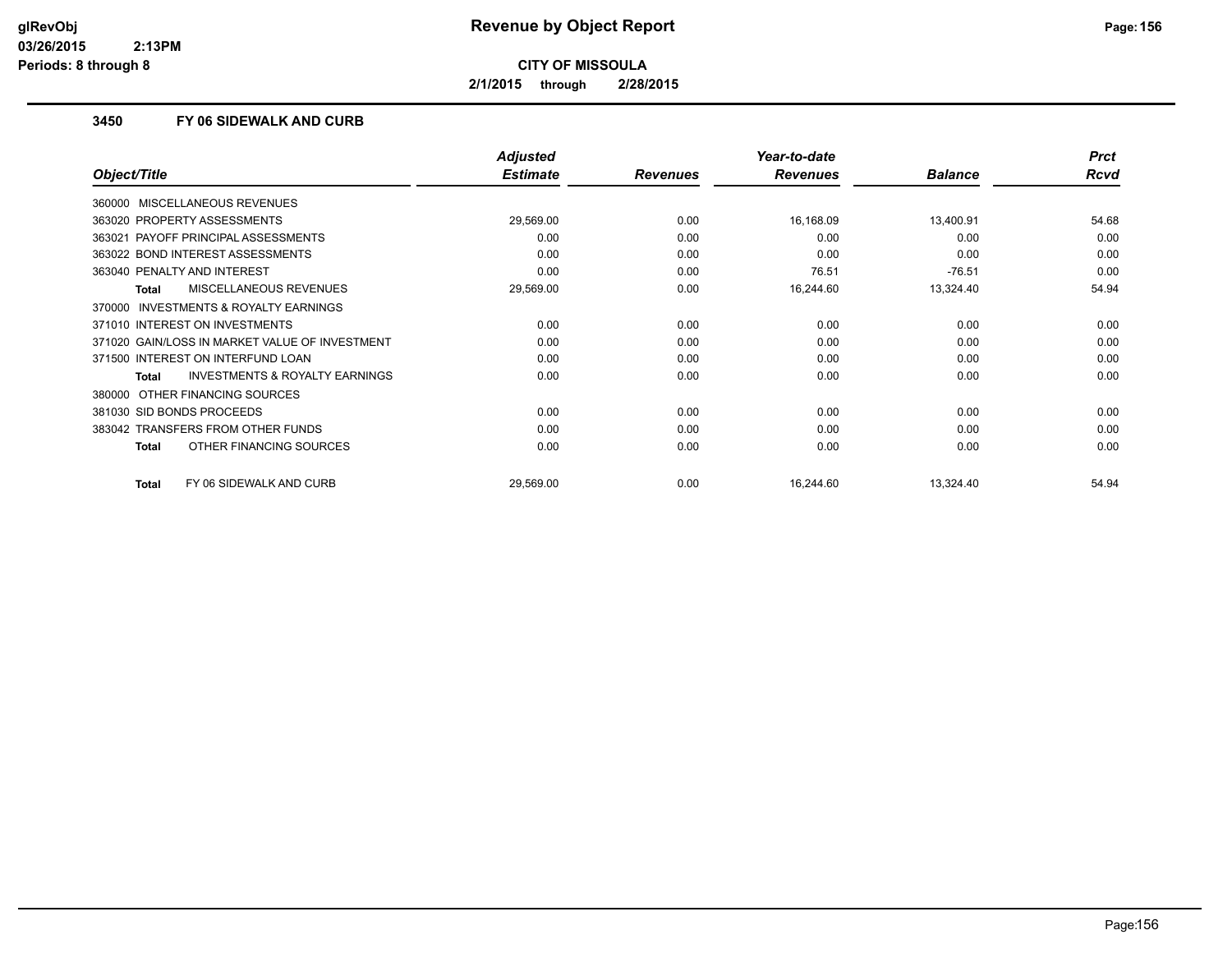# Revenue by Object Report

**CITY OF MISSOULA**

**2/1/2015 through 2/28/2015**

### 3450 FY 06 SIDEWALK AND CURB

| Object/Title | Adjusted Estimate | Revenues | Year-to-date Revenues | Balance | Prct Rcvd |
|---|---|---|---|---|---|
| 360000 MISCELLANEOUS REVENUES | | | | | |
| 363020 PROPERTY ASSESSMENTS | 29,569.00 | 0.00 | 16,168.09 | 13,400.91 | 54.68 |
| 363021 PAYOFF PRINCIPAL ASSESSMENTS | 0.00 | 0.00 | 0.00 | 0.00 | 0.00 |
| 363022 BOND INTEREST ASSESSMENTS | 0.00 | 0.00 | 0.00 | 0.00 | 0.00 |
| 363040 PENALTY AND INTEREST | 0.00 | 0.00 | 76.51 | -76.51 | 0.00 |
| **Total** MISCELLANEOUS REVENUES | 29,569.00 | 0.00 | 16,244.60 | 13,324.40 | 54.94 |
| 370000 INVESTMENTS & ROYALTY EARNINGS | | | | | |
| 371010 INTEREST ON INVESTMENTS | 0.00 | 0.00 | 0.00 | 0.00 | 0.00 |
| 371020 GAIN/LOSS IN MARKET VALUE OF INVESTMENT | 0.00 | 0.00 | 0.00 | 0.00 | 0.00 |
| 371500 INTEREST ON INTERFUND LOAN | 0.00 | 0.00 | 0.00 | 0.00 | 0.00 |
| **Total** INVESTMENTS & ROYALTY EARNINGS | 0.00 | 0.00 | 0.00 | 0.00 | 0.00 |
| 380000 OTHER FINANCING SOURCES | | | | | |
| 381030 SID BONDS PROCEEDS | 0.00 | 0.00 | 0.00 | 0.00 | 0.00 |
| 383042 TRANSFERS FROM OTHER FUNDS | 0.00 | 0.00 | 0.00 | 0.00 | 0.00 |
| **Total** OTHER FINANCING SOURCES | 0.00 | 0.00 | 0.00 | 0.00 | 0.00 |
| **Total** FY 06 SIDEWALK AND CURB | 29,569.00 | 0.00 | 16,244.60 | 13,324.40 | 54.94 |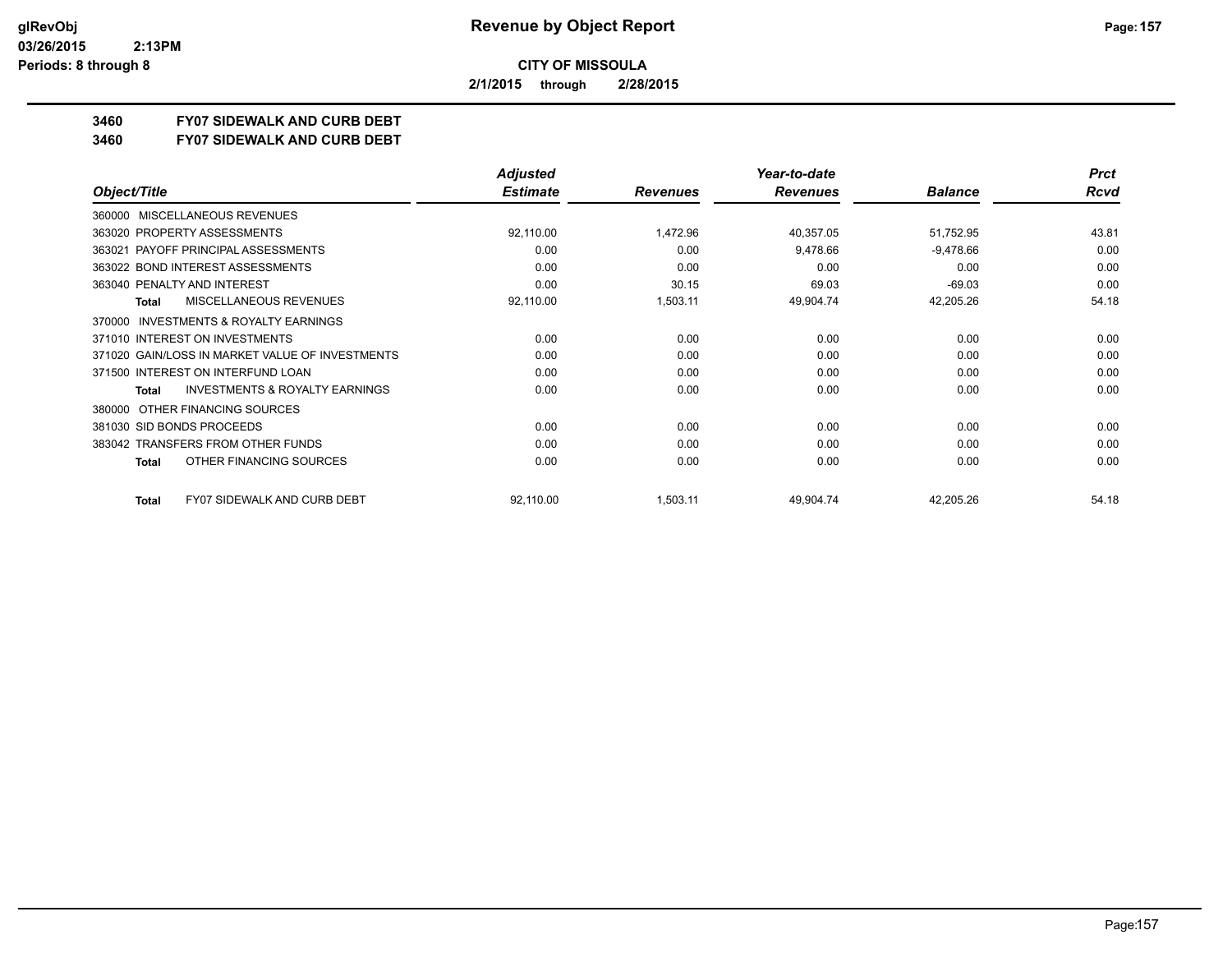# Revenue by Object Report

**CITY OF MISSOULA**

**2/1/2015 through 2/28/2015**

glRevObj
03/26/2015 2:13PM
Periods: 8 through 8

**3460 FY07 SIDEWALK AND CURB DEBT**
**3460 FY07 SIDEWALK AND CURB DEBT**

| Object/Title | Adjusted Estimate | Revenues | Year-to-date Revenues | Balance | Prct Rcvd |
|---|---|---|---|---|---|
| 360000 MISCELLANEOUS REVENUES | | | | | |
| 363020 PROPERTY ASSESSMENTS | 92,110.00 | 1,472.96 | 40,357.05 | 51,752.95 | 43.81 |
| 363021 PAYOFF PRINCIPAL ASSESSMENTS | 0.00 | 0.00 | 9,478.66 | -9,478.66 | 0.00 |
| 363022 BOND INTEREST ASSESSMENTS | 0.00 | 0.00 | 0.00 | 0.00 | 0.00 |
| 363040 PENALTY AND INTEREST | 0.00 | 30.15 | 69.03 | -69.03 | 0.00 |
| **Total** MISCELLANEOUS REVENUES | 92,110.00 | 1,503.11 | 49,904.74 | 42,205.26 | 54.18 |
| 370000 INVESTMENTS & ROYALTY EARNINGS | | | | | |
| 371010 INTEREST ON INVESTMENTS | 0.00 | 0.00 | 0.00 | 0.00 | 0.00 |
| 371020 GAIN/LOSS IN MARKET VALUE OF INVESTMENTS | 0.00 | 0.00 | 0.00 | 0.00 | 0.00 |
| 371500 INTEREST ON INTERFUND LOAN | 0.00 | 0.00 | 0.00 | 0.00 | 0.00 |
| **Total** INVESTMENTS & ROYALTY EARNINGS | 0.00 | 0.00 | 0.00 | 0.00 | 0.00 |
| 380000 OTHER FINANCING SOURCES | | | | | |
| 381030 SID BONDS PROCEEDS | 0.00 | 0.00 | 0.00 | 0.00 | 0.00 |
| 383042 TRANSFERS FROM OTHER FUNDS | 0.00 | 0.00 | 0.00 | 0.00 | 0.00 |
| **Total** OTHER FINANCING SOURCES | 0.00 | 0.00 | 0.00 | 0.00 | 0.00 |
| **Total** FY07 SIDEWALK AND CURB DEBT | 92,110.00 | 1,503.11 | 49,904.74 | 42,205.26 | 54.18 |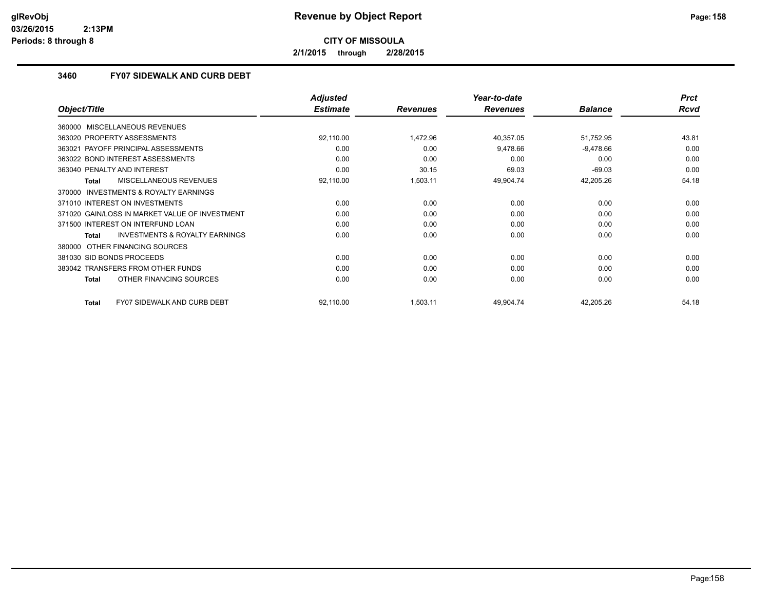# Revenue by Object Report

**CITY OF MISSOULA**

**2/1/2015 through 2/28/2015**

glRevObj
03/26/2015 2:13PM
Periods: 8 through 8

### 3460 FY07 SIDEWALK AND CURB DEBT

| Object/Title | Adjusted Estimate | Revenues | Year-to-date Revenues | Balance | Prct Rcvd |
|---|---|---|---|---|---|
| 360000 MISCELLANEOUS REVENUES | | | | | |
| 363020 PROPERTY ASSESSMENTS | 92,110.00 | 1,472.96 | 40,357.05 | 51,752.95 | 43.81 |
| 363021 PAYOFF PRINCIPAL ASSESSMENTS | 0.00 | 0.00 | 9,478.66 | -9,478.66 | 0.00 |
| 363022 BOND INTEREST ASSESSMENTS | 0.00 | 0.00 | 0.00 | 0.00 | 0.00 |
| 363040 PENALTY AND INTEREST | 0.00 | 30.15 | 69.03 | -69.03 | 0.00 |
| **Total** MISCELLANEOUS REVENUES | 92,110.00 | 1,503.11 | 49,904.74 | 42,205.26 | 54.18 |
| 370000 INVESTMENTS & ROYALTY EARNINGS | | | | | |
| 371010 INTEREST ON INVESTMENTS | 0.00 | 0.00 | 0.00 | 0.00 | 0.00 |
| 371020 GAIN/LOSS IN MARKET VALUE OF INVESTMENT | 0.00 | 0.00 | 0.00 | 0.00 | 0.00 |
| 371500 INTEREST ON INTERFUND LOAN | 0.00 | 0.00 | 0.00 | 0.00 | 0.00 |
| **Total** INVESTMENTS & ROYALTY EARNINGS | 0.00 | 0.00 | 0.00 | 0.00 | 0.00 |
| 380000 OTHER FINANCING SOURCES | | | | | |
| 381030 SID BONDS PROCEEDS | 0.00 | 0.00 | 0.00 | 0.00 | 0.00 |
| 383042 TRANSFERS FROM OTHER FUNDS | 0.00 | 0.00 | 0.00 | 0.00 | 0.00 |
| **Total** OTHER FINANCING SOURCES | 0.00 | 0.00 | 0.00 | 0.00 | 0.00 |
| **Total** FY07 SIDEWALK AND CURB DEBT | 92,110.00 | 1,503.11 | 49,904.74 | 42,205.26 | 54.18 |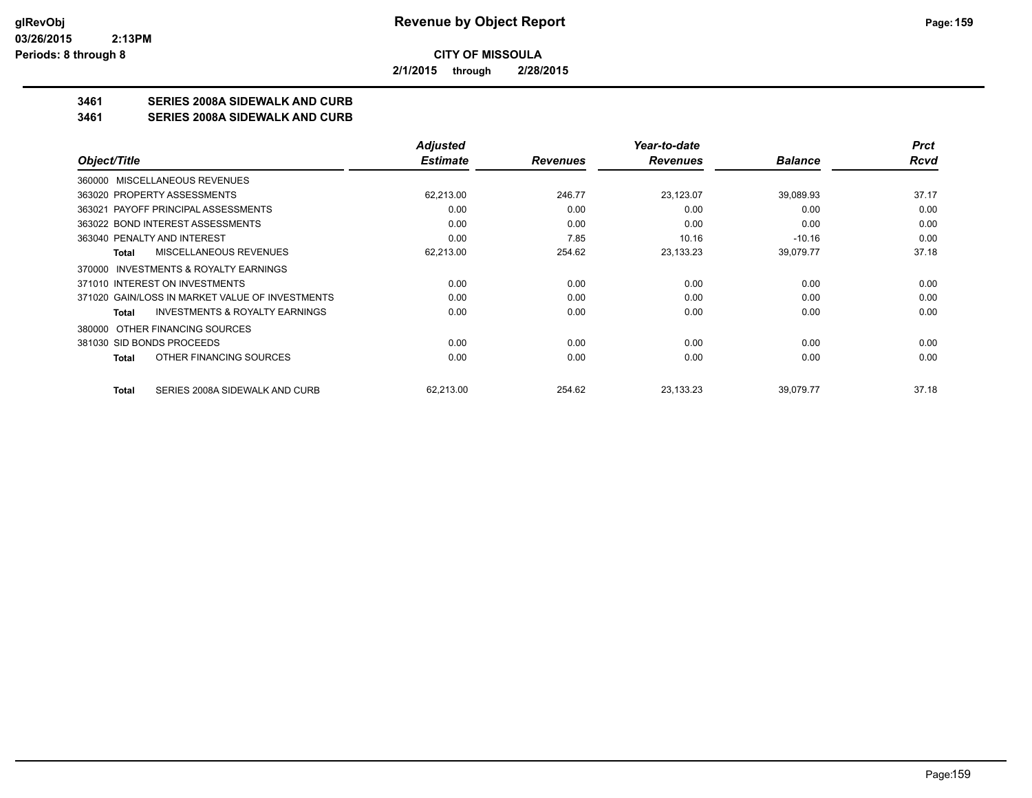**CITY OF MISSOULA**

**2/1/2015 through 2/28/2015**

## 3461 SERIES 2008A SIDEWALK AND CURB
## 3461 SERIES 2008A SIDEWALK AND CURB

| Object/Title | Adjusted Estimate | Revenues | Year-to-date Revenues | Balance | Prct Rcvd |
|---|---|---|---|---|---|
| 360000 MISCELLANEOUS REVENUES | | | | | |
| 363020 PROPERTY ASSESSMENTS | 62,213.00 | 246.77 | 23,123.07 | 39,089.93 | 37.17 |
| 363021 PAYOFF PRINCIPAL ASSESSMENTS | 0.00 | 0.00 | 0.00 | 0.00 | 0.00 |
| 363022 BOND INTEREST ASSESSMENTS | 0.00 | 0.00 | 0.00 | 0.00 | 0.00 |
| 363040 PENALTY AND INTEREST | 0.00 | 7.85 | 10.16 | -10.16 | 0.00 |
| **Total** MISCELLANEOUS REVENUES | 62,213.00 | 254.62 | 23,133.23 | 39,079.77 | 37.18 |
| 370000 INVESTMENTS & ROYALTY EARNINGS | | | | | |
| 371010 INTEREST ON INVESTMENTS | 0.00 | 0.00 | 0.00 | 0.00 | 0.00 |
| 371020 GAIN/LOSS IN MARKET VALUE OF INVESTMENTS | 0.00 | 0.00 | 0.00 | 0.00 | 0.00 |
| **Total** INVESTMENTS & ROYALTY EARNINGS | 0.00 | 0.00 | 0.00 | 0.00 | 0.00 |
| 380000 OTHER FINANCING SOURCES | | | | | |
| 381030 SID BONDS PROCEEDS | 0.00 | 0.00 | 0.00 | 0.00 | 0.00 |
| **Total** OTHER FINANCING SOURCES | 0.00 | 0.00 | 0.00 | 0.00 | 0.00 |
| **Total** SERIES 2008A SIDEWALK AND CURB | 62,213.00 | 254.62 | 23,133.23 | 39,079.77 | 37.18 |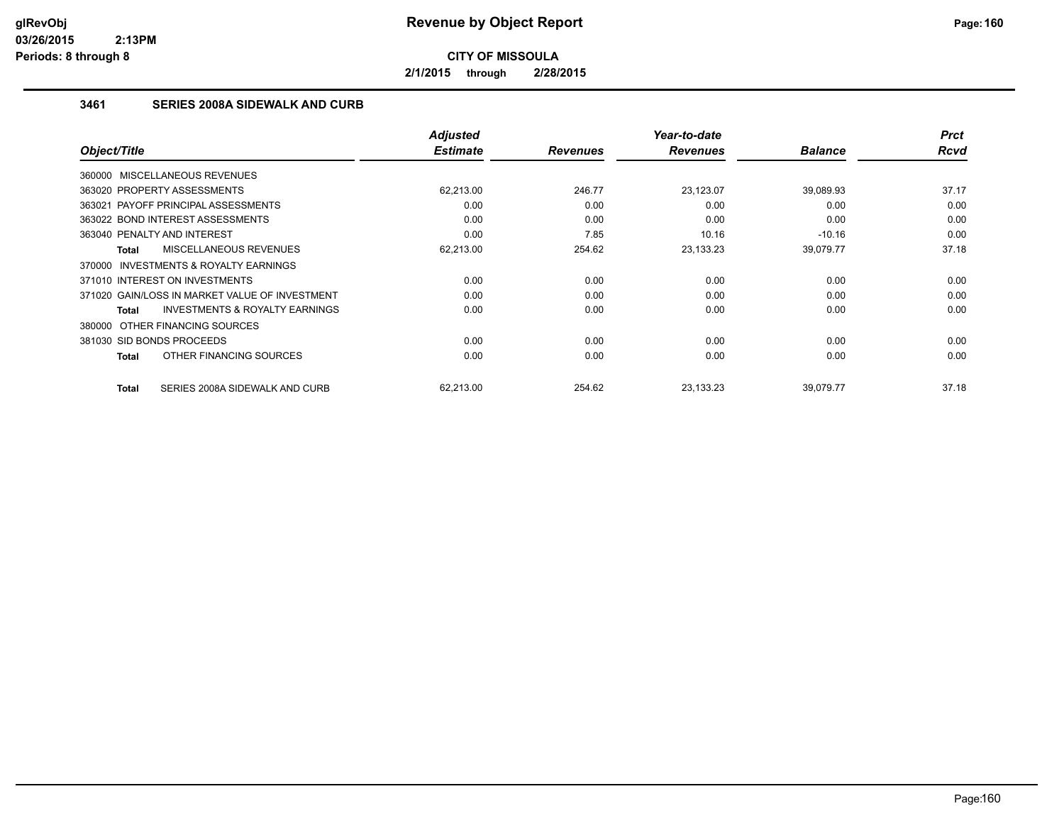# CITY OF MISSOULA

**2/1/2015 through 2/28/2015**

### 3461 SERIES 2008A SIDEWALK AND CURB

| Object/Title | Adjusted Estimate | Revenues | Year-to-date Revenues | Balance | Prct Rcvd |
|---|---|---|---|---|---|
| 360000 MISCELLANEOUS REVENUES | | | | | |
| 363020 PROPERTY ASSESSMENTS | 62,213.00 | 246.77 | 23,123.07 | 39,089.93 | 37.17 |
| 363021 PAYOFF PRINCIPAL ASSESSMENTS | 0.00 | 0.00 | 0.00 | 0.00 | 0.00 |
| 363022 BOND INTEREST ASSESSMENTS | 0.00 | 0.00 | 0.00 | 0.00 | 0.00 |
| 363040 PENALTY AND INTEREST | 0.00 | 7.85 | 10.16 | -10.16 | 0.00 |
| **Total** MISCELLANEOUS REVENUES | 62,213.00 | 254.62 | 23,133.23 | 39,079.77 | 37.18 |
| 370000 INVESTMENTS & ROYALTY EARNINGS | | | | | |
| 371010 INTEREST ON INVESTMENTS | 0.00 | 0.00 | 0.00 | 0.00 | 0.00 |
| 371020 GAIN/LOSS IN MARKET VALUE OF INVESTMENT | 0.00 | 0.00 | 0.00 | 0.00 | 0.00 |
| **Total** INVESTMENTS & ROYALTY EARNINGS | 0.00 | 0.00 | 0.00 | 0.00 | 0.00 |
| 380000 OTHER FINANCING SOURCES | | | | | |
| 381030 SID BONDS PROCEEDS | 0.00 | 0.00 | 0.00 | 0.00 | 0.00 |
| **Total** OTHER FINANCING SOURCES | 0.00 | 0.00 | 0.00 | 0.00 | 0.00 |
| **Total** SERIES 2008A SIDEWALK AND CURB | 62,213.00 | 254.62 | 23,133.23 | 39,079.77 | 37.18 |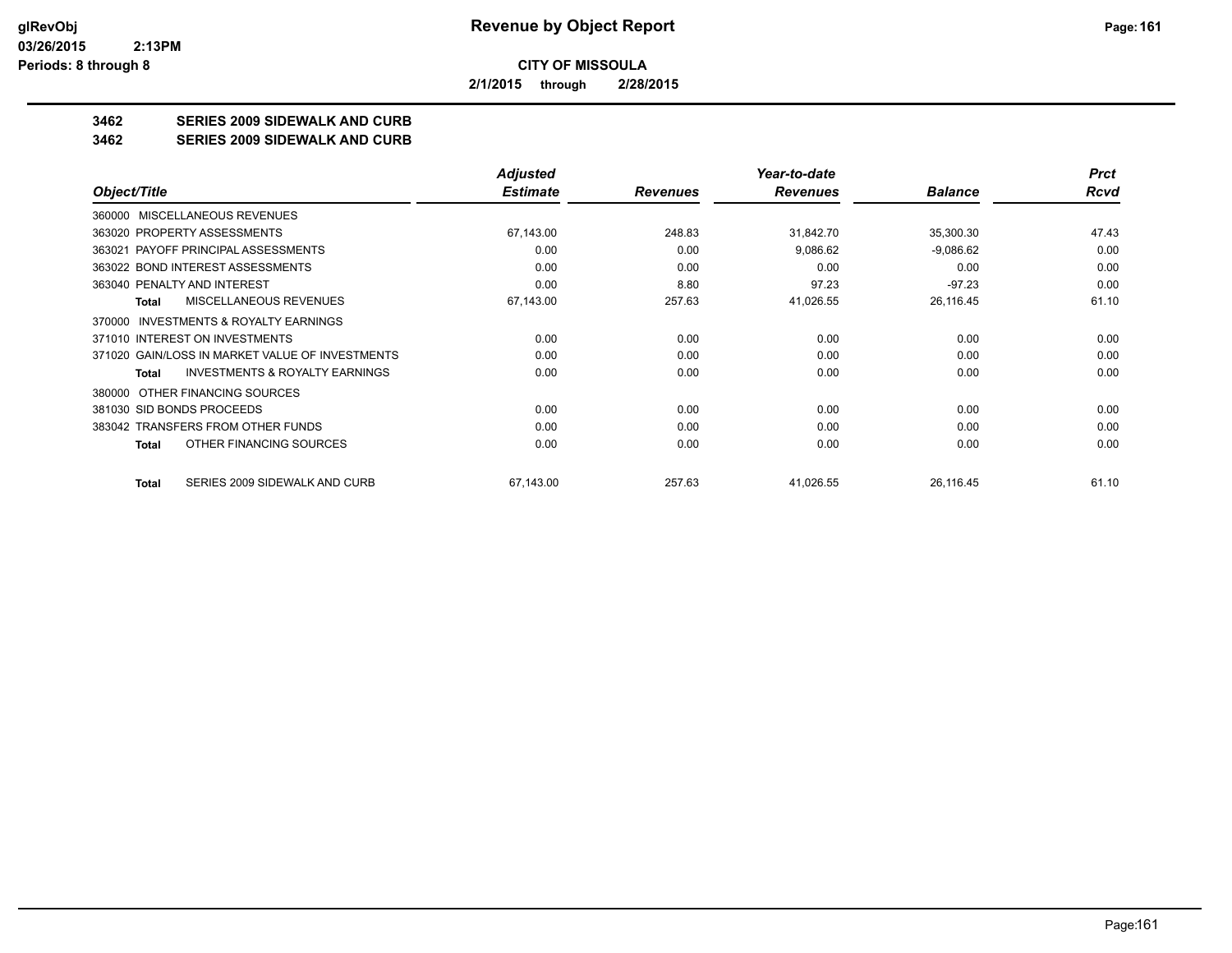**CITY OF MISSOULA**

**2/1/2015 through 2/28/2015**

## 3462 SERIES 2009 SIDEWALK AND CURB

## 3462 SERIES 2009 SIDEWALK AND CURB

| Object/Title | Adjusted Estimate | Revenues | Year-to-date Revenues | Balance | Prct Rcvd |
|---|---|---|---|---|---|
| 360000 MISCELLANEOUS REVENUES | | | | | |
| 363020 PROPERTY ASSESSMENTS | 67,143.00 | 248.83 | 31,842.70 | 35,300.30 | 47.43 |
| 363021 PAYOFF PRINCIPAL ASSESSMENTS | 0.00 | 0.00 | 9,086.62 | -9,086.62 | 0.00 |
| 363022 BOND INTEREST ASSESSMENTS | 0.00 | 0.00 | 0.00 | 0.00 | 0.00 |
| 363040 PENALTY AND INTEREST | 0.00 | 8.80 | 97.23 | -97.23 | 0.00 |
| **Total** MISCELLANEOUS REVENUES | 67,143.00 | 257.63 | 41,026.55 | 26,116.45 | 61.10 |
| 370000 INVESTMENTS & ROYALTY EARNINGS | | | | | |
| 371010 INTEREST ON INVESTMENTS | 0.00 | 0.00 | 0.00 | 0.00 | 0.00 |
| 371020 GAIN/LOSS IN MARKET VALUE OF INVESTMENTS | 0.00 | 0.00 | 0.00 | 0.00 | 0.00 |
| **Total** INVESTMENTS & ROYALTY EARNINGS | 0.00 | 0.00 | 0.00 | 0.00 | 0.00 |
| 380000 OTHER FINANCING SOURCES | | | | | |
| 381030 SID BONDS PROCEEDS | 0.00 | 0.00 | 0.00 | 0.00 | 0.00 |
| 383042 TRANSFERS FROM OTHER FUNDS | 0.00 | 0.00 | 0.00 | 0.00 | 0.00 |
| **Total** OTHER FINANCING SOURCES | 0.00 | 0.00 | 0.00 | 0.00 | 0.00 |
| **Total** SERIES 2009 SIDEWALK AND CURB | 67,143.00 | 257.63 | 41,026.55 | 26,116.45 | 61.10 |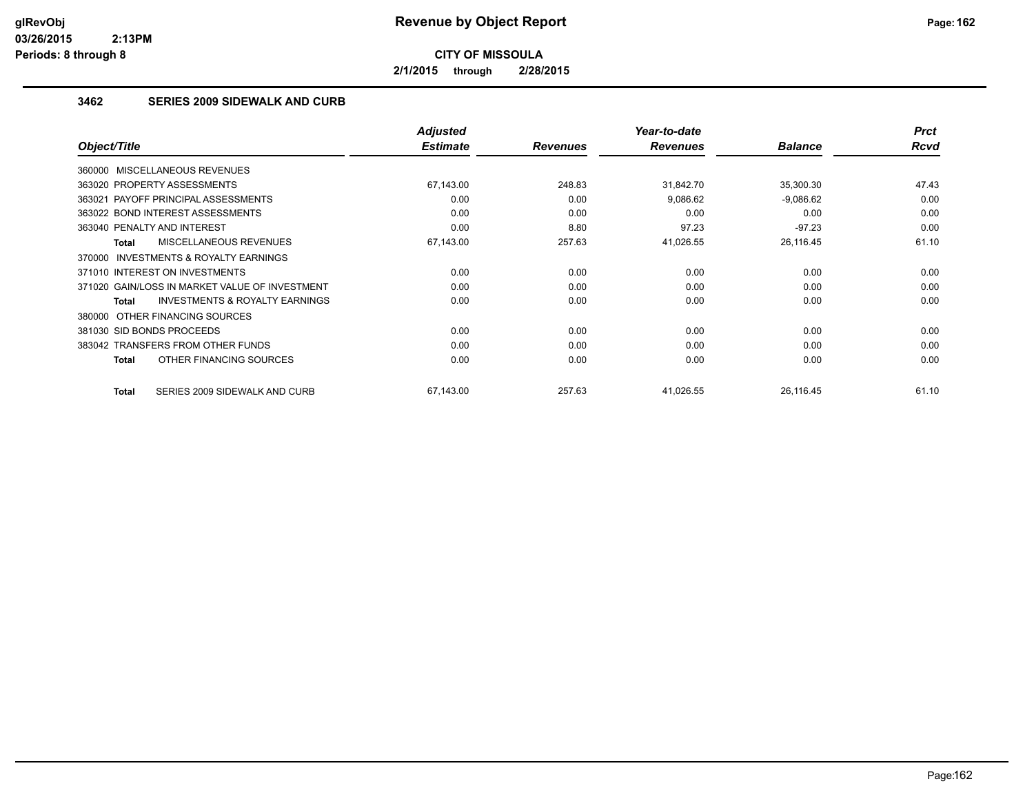**CITY OF MISSOULA**

**2/1/2015 through 2/28/2015**

### 3462 SERIES 2009 SIDEWALK AND CURB

| Object/Title | Adjusted Estimate | Revenues | Year-to-date Revenues | Balance | Prct Rcvd |
|---|---|---|---|---|---|
| 360000 MISCELLANEOUS REVENUES | | | | | |
| 363020 PROPERTY ASSESSMENTS | 67,143.00 | 248.83 | 31,842.70 | 35,300.30 | 47.43 |
| 363021 PAYOFF PRINCIPAL ASSESSMENTS | 0.00 | 0.00 | 9,086.62 | -9,086.62 | 0.00 |
| 363022 BOND INTEREST ASSESSMENTS | 0.00 | 0.00 | 0.00 | 0.00 | 0.00 |
| 363040 PENALTY AND INTEREST | 0.00 | 8.80 | 97.23 | -97.23 | 0.00 |
| **Total** MISCELLANEOUS REVENUES | 67,143.00 | 257.63 | 41,026.55 | 26,116.45 | 61.10 |
| 370000 INVESTMENTS & ROYALTY EARNINGS | | | | | |
| 371010 INTEREST ON INVESTMENTS | 0.00 | 0.00 | 0.00 | 0.00 | 0.00 |
| 371020 GAIN/LOSS IN MARKET VALUE OF INVESTMENT | 0.00 | 0.00 | 0.00 | 0.00 | 0.00 |
| **Total** INVESTMENTS & ROYALTY EARNINGS | 0.00 | 0.00 | 0.00 | 0.00 | 0.00 |
| 380000 OTHER FINANCING SOURCES | | | | | |
| 381030 SID BONDS PROCEEDS | 0.00 | 0.00 | 0.00 | 0.00 | 0.00 |
| 383042 TRANSFERS FROM OTHER FUNDS | 0.00 | 0.00 | 0.00 | 0.00 | 0.00 |
| **Total** OTHER FINANCING SOURCES | 0.00 | 0.00 | 0.00 | 0.00 | 0.00 |
| **Total** SERIES 2009 SIDEWALK AND CURB | 67,143.00 | 257.63 | 41,026.55 | 26,116.45 | 61.10 |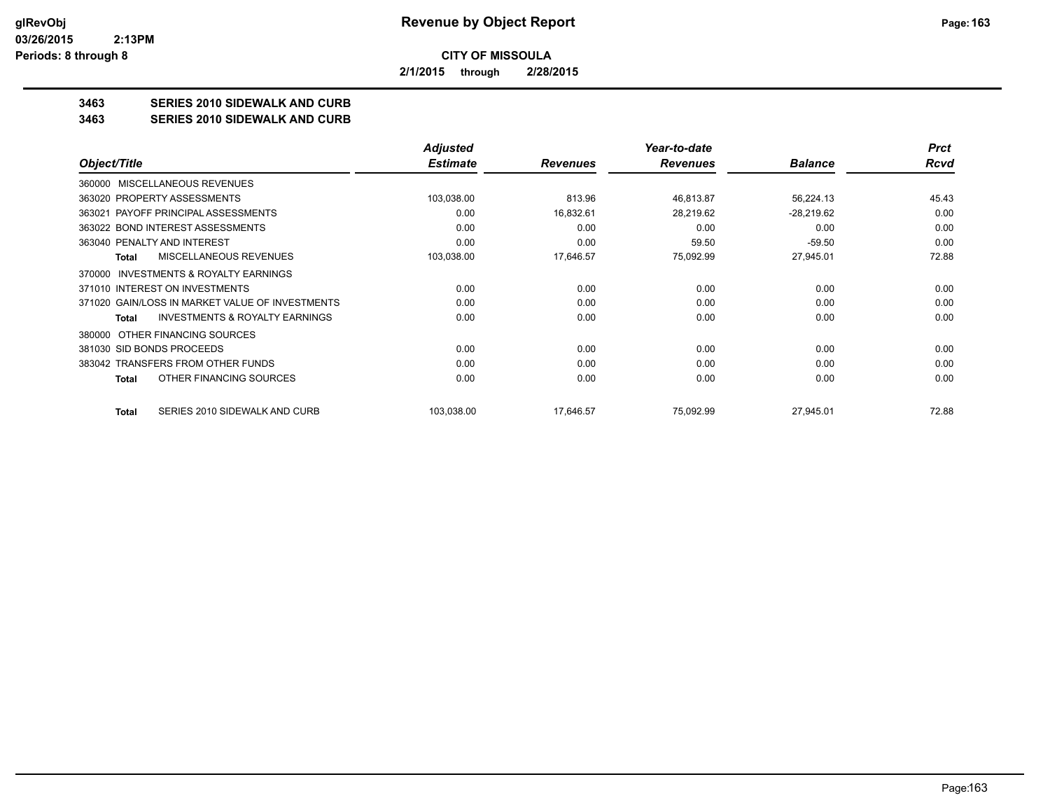# Revenue by Object Report

**CITY OF MISSOULA**

**2/1/2015 through 2/28/2015**

**3463 SERIES 2010 SIDEWALK AND CURB**

**3463 SERIES 2010 SIDEWALK AND CURB**

| Object/Title | Adjusted Estimate | Revenues | Year-to-date Revenues | Balance | Prct Rcvd |
|---|---|---|---|---|---|
| 360000 MISCELLANEOUS REVENUES | | | | | |
| 363020 PROPERTY ASSESSMENTS | 103,038.00 | 813.96 | 46,813.87 | 56,224.13 | 45.43 |
| 363021 PAYOFF PRINCIPAL ASSESSMENTS | 0.00 | 16,832.61 | 28,219.62 | -28,219.62 | 0.00 |
| 363022 BOND INTEREST ASSESSMENTS | 0.00 | 0.00 | 0.00 | 0.00 | 0.00 |
| 363040 PENALTY AND INTEREST | 0.00 | 0.00 | 59.50 | -59.50 | 0.00 |
| **Total** MISCELLANEOUS REVENUES | 103,038.00 | 17,646.57 | 75,092.99 | 27,945.01 | 72.88 |
| 370000 INVESTMENTS & ROYALTY EARNINGS | | | | | |
| 371010 INTEREST ON INVESTMENTS | 0.00 | 0.00 | 0.00 | 0.00 | 0.00 |
| 371020 GAIN/LOSS IN MARKET VALUE OF INVESTMENTS | 0.00 | 0.00 | 0.00 | 0.00 | 0.00 |
| **Total** INVESTMENTS & ROYALTY EARNINGS | 0.00 | 0.00 | 0.00 | 0.00 | 0.00 |
| 380000 OTHER FINANCING SOURCES | | | | | |
| 381030 SID BONDS PROCEEDS | 0.00 | 0.00 | 0.00 | 0.00 | 0.00 |
| 383042 TRANSFERS FROM OTHER FUNDS | 0.00 | 0.00 | 0.00 | 0.00 | 0.00 |
| **Total** OTHER FINANCING SOURCES | 0.00 | 0.00 | 0.00 | 0.00 | 0.00 |
| **Total** SERIES 2010 SIDEWALK AND CURB | 103,038.00 | 17,646.57 | 75,092.99 | 27,945.01 | 72.88 |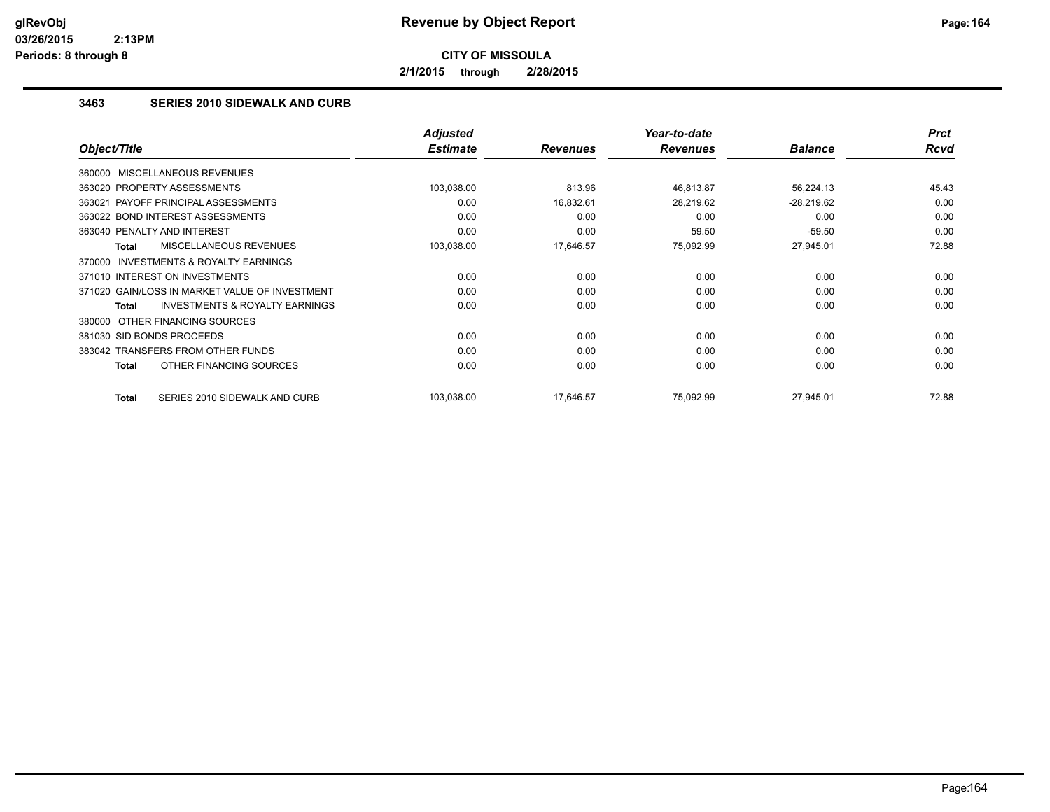**Revenue by Object Report**

**CITY OF MISSOULA**

**2/1/2015 through 2/28/2015**

glRevObj
03/26/2015 2:13PM
Periods: 8 through 8

### 3463 SERIES 2010 SIDEWALK AND CURB

| Object/Title | Adjusted Estimate | Revenues | Year-to-date Revenues | Balance | Prct Rcvd |
|---|---|---|---|---|---|
| 360000 MISCELLANEOUS REVENUES | | | | | |
| 363020 PROPERTY ASSESSMENTS | 103,038.00 | 813.96 | 46,813.87 | 56,224.13 | 45.43 |
| 363021 PAYOFF PRINCIPAL ASSESSMENTS | 0.00 | 16,832.61 | 28,219.62 | -28,219.62 | 0.00 |
| 363022 BOND INTEREST ASSESSMENTS | 0.00 | 0.00 | 0.00 | 0.00 | 0.00 |
| 363040 PENALTY AND INTEREST | 0.00 | 0.00 | 59.50 | -59.50 | 0.00 |
| **Total** MISCELLANEOUS REVENUES | 103,038.00 | 17,646.57 | 75,092.99 | 27,945.01 | 72.88 |
| 370000 INVESTMENTS & ROYALTY EARNINGS | | | | | |
| 371010 INTEREST ON INVESTMENTS | 0.00 | 0.00 | 0.00 | 0.00 | 0.00 |
| 371020 GAIN/LOSS IN MARKET VALUE OF INVESTMENT | 0.00 | 0.00 | 0.00 | 0.00 | 0.00 |
| **Total** INVESTMENTS & ROYALTY EARNINGS | 0.00 | 0.00 | 0.00 | 0.00 | 0.00 |
| 380000 OTHER FINANCING SOURCES | | | | | |
| 381030 SID BONDS PROCEEDS | 0.00 | 0.00 | 0.00 | 0.00 | 0.00 |
| 383042 TRANSFERS FROM OTHER FUNDS | 0.00 | 0.00 | 0.00 | 0.00 | 0.00 |
| **Total** OTHER FINANCING SOURCES | 0.00 | 0.00 | 0.00 | 0.00 | 0.00 |
| **Total** SERIES 2010 SIDEWALK AND CURB | 103,038.00 | 17,646.57 | 75,092.99 | 27,945.01 | 72.88 |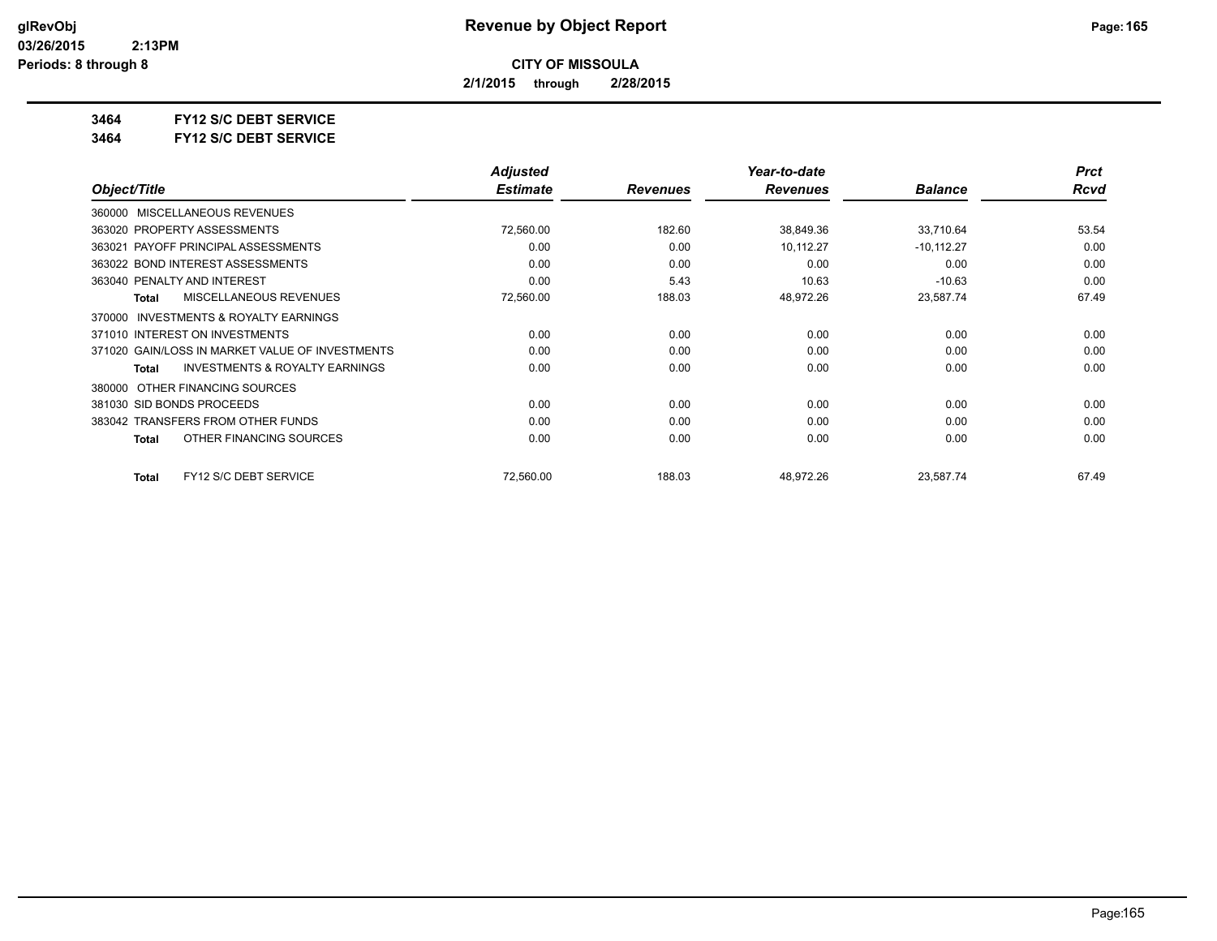**CITY OF MISSOULA**

**2/1/2015 through 2/28/2015**

**3464 FY12 S/C DEBT SERVICE**

**3464 FY12 S/C DEBT SERVICE**

| Object/Title | Adjusted Estimate | Revenues | Year-to-date Revenues | Balance | Prct Rcvd |
|---|---|---|---|---|---|
| 360000 MISCELLANEOUS REVENUES | | | | | |
| 363020 PROPERTY ASSESSMENTS | 72,560.00 | 182.60 | 38,849.36 | 33,710.64 | 53.54 |
| 363021 PAYOFF PRINCIPAL ASSESSMENTS | 0.00 | 0.00 | 10,112.27 | -10,112.27 | 0.00 |
| 363022 BOND INTEREST ASSESSMENTS | 0.00 | 0.00 | 0.00 | 0.00 | 0.00 |
| 363040 PENALTY AND INTEREST | 0.00 | 5.43 | 10.63 | -10.63 | 0.00 |
| **Total** MISCELLANEOUS REVENUES | 72,560.00 | 188.03 | 48,972.26 | 23,587.74 | 67.49 |
| 370000 INVESTMENTS & ROYALTY EARNINGS | | | | | |
| 371010 INTEREST ON INVESTMENTS | 0.00 | 0.00 | 0.00 | 0.00 | 0.00 |
| 371020 GAIN/LOSS IN MARKET VALUE OF INVESTMENTS | 0.00 | 0.00 | 0.00 | 0.00 | 0.00 |
| **Total** INVESTMENTS & ROYALTY EARNINGS | 0.00 | 0.00 | 0.00 | 0.00 | 0.00 |
| 380000 OTHER FINANCING SOURCES | | | | | |
| 381030 SID BONDS PROCEEDS | 0.00 | 0.00 | 0.00 | 0.00 | 0.00 |
| 383042 TRANSFERS FROM OTHER FUNDS | 0.00 | 0.00 | 0.00 | 0.00 | 0.00 |
| **Total** OTHER FINANCING SOURCES | 0.00 | 0.00 | 0.00 | 0.00 | 0.00 |
| **Total** FY12 S/C DEBT SERVICE | 72,560.00 | 188.03 | 48,972.26 | 23,587.74 | 67.49 |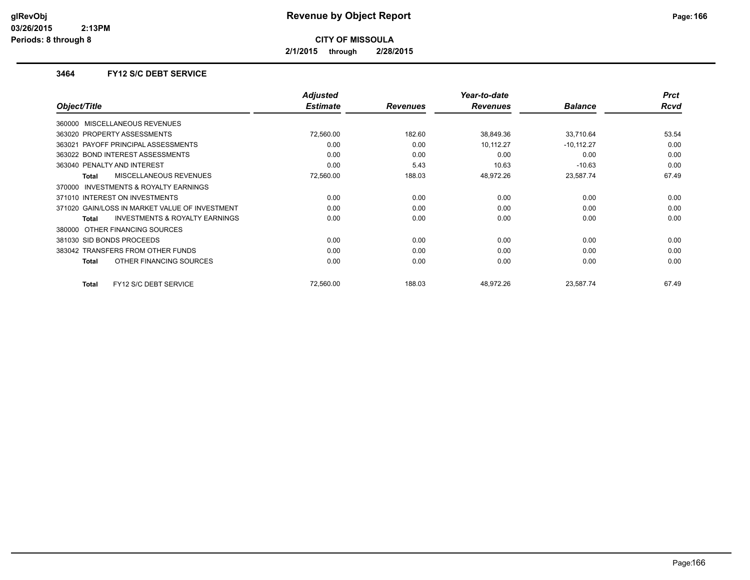# Revenue by Object Report

**CITY OF MISSOULA**

**2/1/2015 through 2/28/2015**

### 3464 FY12 S/C DEBT SERVICE

| Object/Title | Adjusted Estimate | Revenues | Year-to-date Revenues | Balance | Prct Rcvd |
|---|---|---|---|---|---|
| 360000 MISCELLANEOUS REVENUES | | | | | |
| 363020 PROPERTY ASSESSMENTS | 72,560.00 | 182.60 | 38,849.36 | 33,710.64 | 53.54 |
| 363021 PAYOFF PRINCIPAL ASSESSMENTS | 0.00 | 0.00 | 10,112.27 | -10,112.27 | 0.00 |
| 363022 BOND INTEREST ASSESSMENTS | 0.00 | 0.00 | 0.00 | 0.00 | 0.00 |
| 363040 PENALTY AND INTEREST | 0.00 | 5.43 | 10.63 | -10.63 | 0.00 |
| **Total** MISCELLANEOUS REVENUES | 72,560.00 | 188.03 | 48,972.26 | 23,587.74 | 67.49 |
| 370000 INVESTMENTS & ROYALTY EARNINGS | | | | | |
| 371010 INTEREST ON INVESTMENTS | 0.00 | 0.00 | 0.00 | 0.00 | 0.00 |
| 371020 GAIN/LOSS IN MARKET VALUE OF INVESTMENT | 0.00 | 0.00 | 0.00 | 0.00 | 0.00 |
| **Total** INVESTMENTS & ROYALTY EARNINGS | 0.00 | 0.00 | 0.00 | 0.00 | 0.00 |
| 380000 OTHER FINANCING SOURCES | | | | | |
| 381030 SID BONDS PROCEEDS | 0.00 | 0.00 | 0.00 | 0.00 | 0.00 |
| 383042 TRANSFERS FROM OTHER FUNDS | 0.00 | 0.00 | 0.00 | 0.00 | 0.00 |
| **Total** OTHER FINANCING SOURCES | 0.00 | 0.00 | 0.00 | 0.00 | 0.00 |
| **Total** FY12 S/C DEBT SERVICE | 72,560.00 | 188.03 | 48,972.26 | 23,587.74 | 67.49 |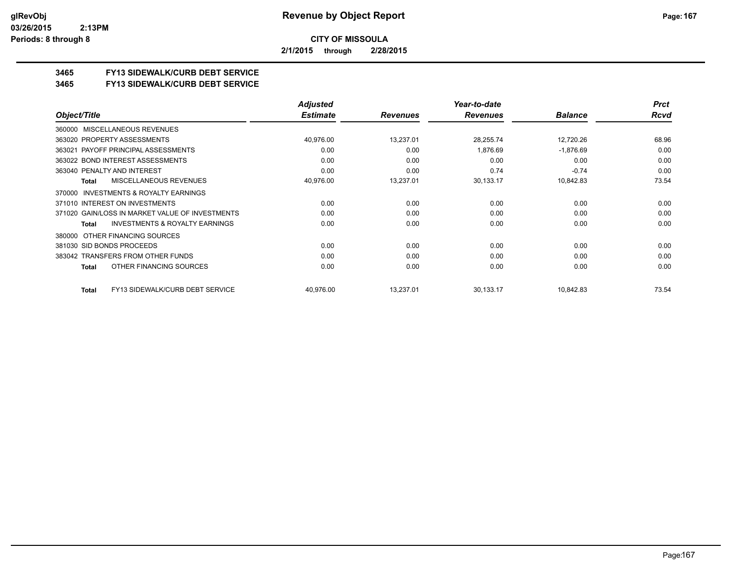# Revenue by Object Report

**CITY OF MISSOULA**

**2/1/2015 through 2/28/2015**

glRevObj
03/26/2015 2:13PM
Periods: 8 through 8

## 3465 FY13 SIDEWALK/CURB DEBT SERVICE

### 3465 FY13 SIDEWALK/CURB DEBT SERVICE

| Object/Title | Adjusted Estimate | Revenues | Year-to-date Revenues | Balance | Prct Rcvd |
|---|---|---|---|---|---|
| 360000 MISCELLANEOUS REVENUES | | | | | |
| 363020 PROPERTY ASSESSMENTS | 40,976.00 | 13,237.01 | 28,255.74 | 12,720.26 | 68.96 |
| 363021 PAYOFF PRINCIPAL ASSESSMENTS | 0.00 | 0.00 | 1,876.69 | -1,876.69 | 0.00 |
| 363022 BOND INTEREST ASSESSMENTS | 0.00 | 0.00 | 0.00 | 0.00 | 0.00 |
| 363040 PENALTY AND INTEREST | 0.00 | 0.00 | 0.74 | -0.74 | 0.00 |
| **Total** MISCELLANEOUS REVENUES | 40,976.00 | 13,237.01 | 30,133.17 | 10,842.83 | 73.54 |
| 370000 INVESTMENTS & ROYALTY EARNINGS | | | | | |
| 371010 INTEREST ON INVESTMENTS | 0.00 | 0.00 | 0.00 | 0.00 | 0.00 |
| 371020 GAIN/LOSS IN MARKET VALUE OF INVESTMENTS | 0.00 | 0.00 | 0.00 | 0.00 | 0.00 |
| **Total** INVESTMENTS & ROYALTY EARNINGS | 0.00 | 0.00 | 0.00 | 0.00 | 0.00 |
| 380000 OTHER FINANCING SOURCES | | | | | |
| 381030 SID BONDS PROCEEDS | 0.00 | 0.00 | 0.00 | 0.00 | 0.00 |
| 383042 TRANSFERS FROM OTHER FUNDS | 0.00 | 0.00 | 0.00 | 0.00 | 0.00 |
| **Total** OTHER FINANCING SOURCES | 0.00 | 0.00 | 0.00 | 0.00 | 0.00 |
| **Total** FY13 SIDEWALK/CURB DEBT SERVICE | 40,976.00 | 13,237.01 | 30,133.17 | 10,842.83 | 73.54 |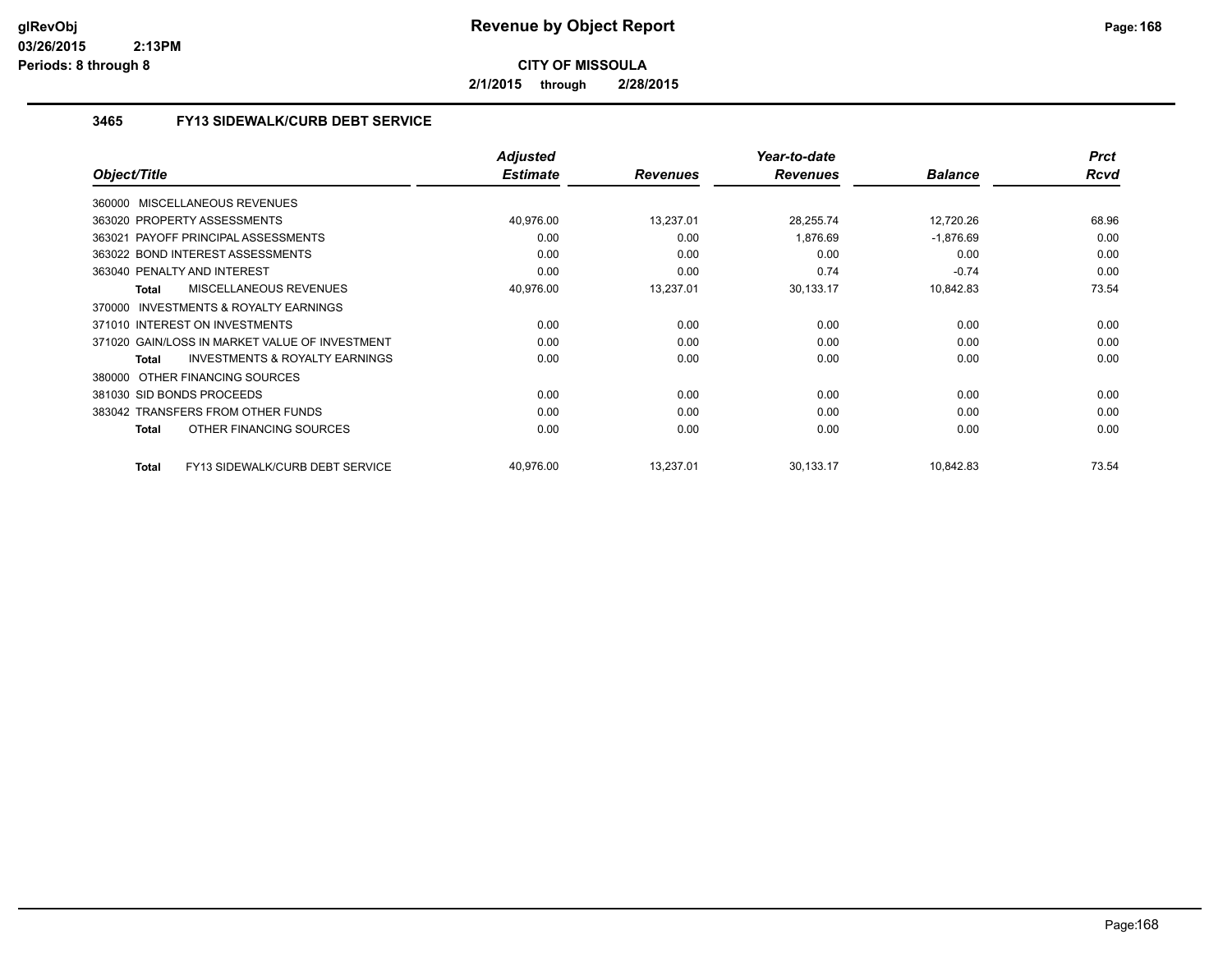# Revenue by Object Report

**CITY OF MISSOULA**

**2/1/2015 through 2/28/2015**

glRevObj
03/26/2015 2:13PM
Periods: 8 through 8

### 3465 FY13 SIDEWALK/CURB DEBT SERVICE

| Object/Title | Adjusted Estimate | Revenues | Year-to-date Revenues | Balance | Prct Rcvd |
|---|---|---|---|---|---|
| 360000 MISCELLANEOUS REVENUES | | | | | |
| 363020 PROPERTY ASSESSMENTS | 40,976.00 | 13,237.01 | 28,255.74 | 12,720.26 | 68.96 |
| 363021 PAYOFF PRINCIPAL ASSESSMENTS | 0.00 | 0.00 | 1,876.69 | -1,876.69 | 0.00 |
| 363022 BOND INTEREST ASSESSMENTS | 0.00 | 0.00 | 0.00 | 0.00 | 0.00 |
| 363040 PENALTY AND INTEREST | 0.00 | 0.00 | 0.74 | -0.74 | 0.00 |
| **Total** MISCELLANEOUS REVENUES | 40,976.00 | 13,237.01 | 30,133.17 | 10,842.83 | 73.54 |
| 370000 INVESTMENTS & ROYALTY EARNINGS | | | | | |
| 371010 INTEREST ON INVESTMENTS | 0.00 | 0.00 | 0.00 | 0.00 | 0.00 |
| 371020 GAIN/LOSS IN MARKET VALUE OF INVESTMENT | 0.00 | 0.00 | 0.00 | 0.00 | 0.00 |
| **Total** INVESTMENTS & ROYALTY EARNINGS | 0.00 | 0.00 | 0.00 | 0.00 | 0.00 |
| 380000 OTHER FINANCING SOURCES | | | | | |
| 381030 SID BONDS PROCEEDS | 0.00 | 0.00 | 0.00 | 0.00 | 0.00 |
| 383042 TRANSFERS FROM OTHER FUNDS | 0.00 | 0.00 | 0.00 | 0.00 | 0.00 |
| **Total** OTHER FINANCING SOURCES | 0.00 | 0.00 | 0.00 | 0.00 | 0.00 |
| **Total** FY13 SIDEWALK/CURB DEBT SERVICE | 40,976.00 | 13,237.01 | 30,133.17 | 10,842.83 | 73.54 |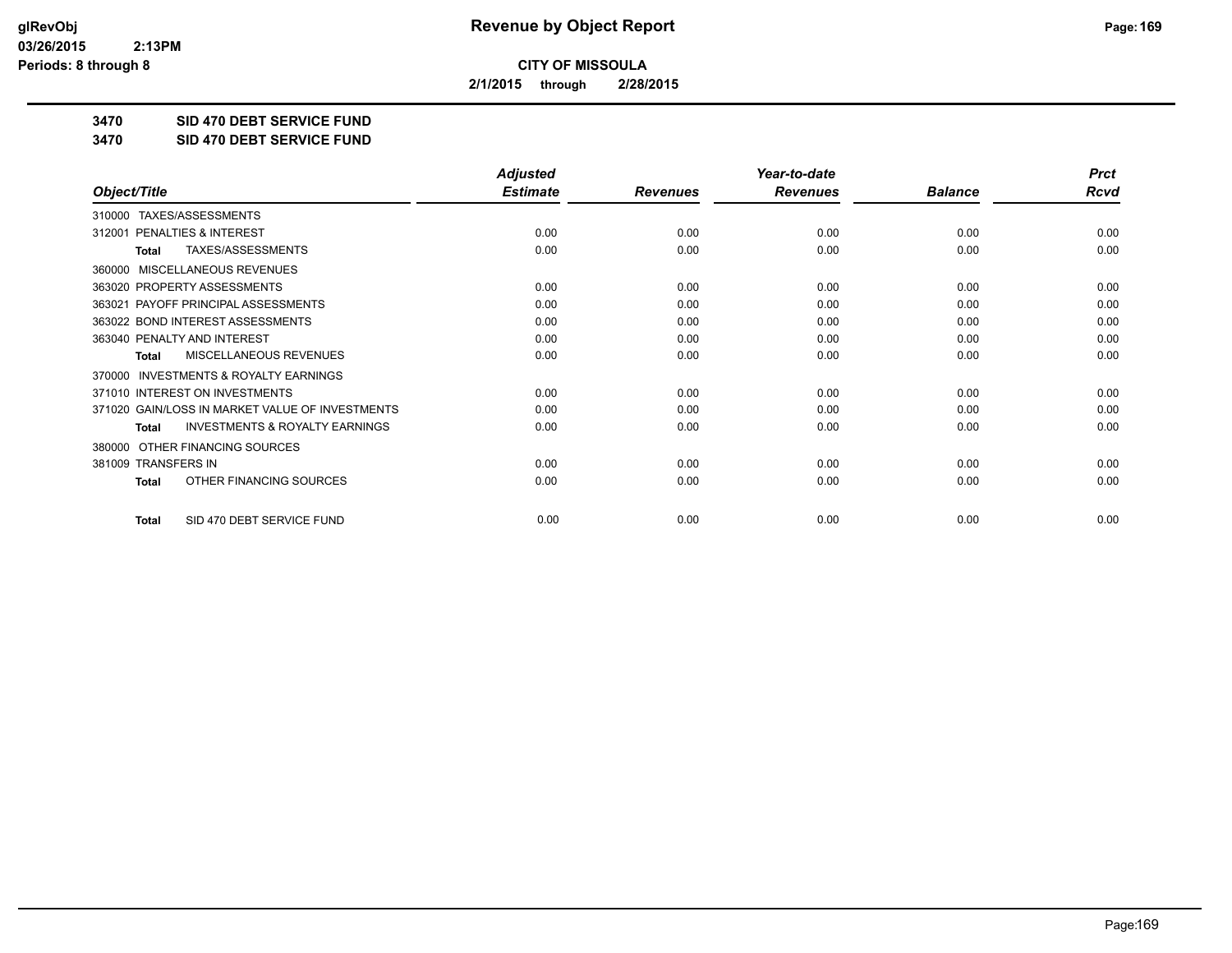**glRevObj**
**03/26/2015 2:13PM**
**Periods: 8 through 8**

# Revenue by Object Report

**CITY OF MISSOULA**

**2/1/2015 through 2/28/2015**

## 3470 SID 470 DEBT SERVICE FUND
## 3470 SID 470 DEBT SERVICE FUND

| Object/Title | Adjusted Estimate | Revenues | Year-to-date Revenues | Balance | Prct Rcvd |
|---|---|---|---|---|---|
| 310000 TAXES/ASSESSMENTS | | | | | |
| 312001 PENALTIES & INTEREST | 0.00 | 0.00 | 0.00 | 0.00 | 0.00 |
| **Total** TAXES/ASSESSMENTS | 0.00 | 0.00 | 0.00 | 0.00 | 0.00 |
| 360000 MISCELLANEOUS REVENUES | | | | | |
| 363020 PROPERTY ASSESSMENTS | 0.00 | 0.00 | 0.00 | 0.00 | 0.00 |
| 363021 PAYOFF PRINCIPAL ASSESSMENTS | 0.00 | 0.00 | 0.00 | 0.00 | 0.00 |
| 363022 BOND INTEREST ASSESSMENTS | 0.00 | 0.00 | 0.00 | 0.00 | 0.00 |
| 363040 PENALTY AND INTEREST | 0.00 | 0.00 | 0.00 | 0.00 | 0.00 |
| **Total** MISCELLANEOUS REVENUES | 0.00 | 0.00 | 0.00 | 0.00 | 0.00 |
| 370000 INVESTMENTS & ROYALTY EARNINGS | | | | | |
| 371010 INTEREST ON INVESTMENTS | 0.00 | 0.00 | 0.00 | 0.00 | 0.00 |
| 371020 GAIN/LOSS IN MARKET VALUE OF INVESTMENTS | 0.00 | 0.00 | 0.00 | 0.00 | 0.00 |
| **Total** INVESTMENTS & ROYALTY EARNINGS | 0.00 | 0.00 | 0.00 | 0.00 | 0.00 |
| 380000 OTHER FINANCING SOURCES | | | | | |
| 381009 TRANSFERS IN | 0.00 | 0.00 | 0.00 | 0.00 | 0.00 |
| **Total** OTHER FINANCING SOURCES | 0.00 | 0.00 | 0.00 | 0.00 | 0.00 |
| **Total** SID 470 DEBT SERVICE FUND | 0.00 | 0.00 | 0.00 | 0.00 | 0.00 |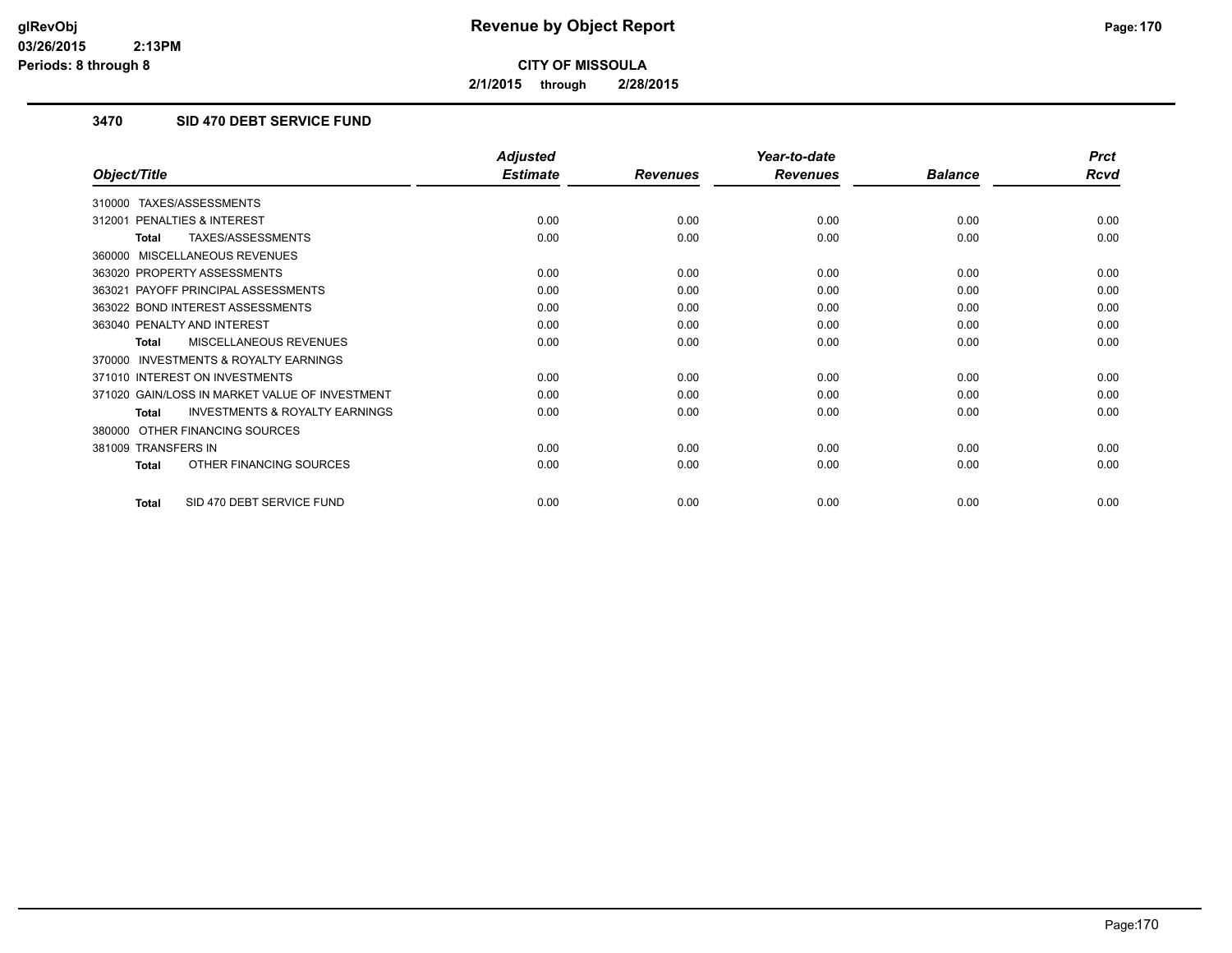# Revenue by Object Report

**CITY OF MISSOULA**

**2/1/2015 through 2/28/2015**

glRevObj
03/26/2015 2:13PM
Periods: 8 through 8

### 3470 SID 470 DEBT SERVICE FUND

| Object/Title | Adjusted Estimate | Revenues | Year-to-date Revenues | Balance | Prct Rcvd |
|---|---|---|---|---|---|
| 310000 TAXES/ASSESSMENTS | | | | | |
| 312001 PENALTIES & INTEREST | 0.00 | 0.00 | 0.00 | 0.00 | 0.00 |
| **Total** TAXES/ASSESSMENTS | 0.00 | 0.00 | 0.00 | 0.00 | 0.00 |
| 360000 MISCELLANEOUS REVENUES | | | | | |
| 363020 PROPERTY ASSESSMENTS | 0.00 | 0.00 | 0.00 | 0.00 | 0.00 |
| 363021 PAYOFF PRINCIPAL ASSESSMENTS | 0.00 | 0.00 | 0.00 | 0.00 | 0.00 |
| 363022 BOND INTEREST ASSESSMENTS | 0.00 | 0.00 | 0.00 | 0.00 | 0.00 |
| 363040 PENALTY AND INTEREST | 0.00 | 0.00 | 0.00 | 0.00 | 0.00 |
| **Total** MISCELLANEOUS REVENUES | 0.00 | 0.00 | 0.00 | 0.00 | 0.00 |
| 370000 INVESTMENTS & ROYALTY EARNINGS | | | | | |
| 371010 INTEREST ON INVESTMENTS | 0.00 | 0.00 | 0.00 | 0.00 | 0.00 |
| 371020 GAIN/LOSS IN MARKET VALUE OF INVESTMENT | 0.00 | 0.00 | 0.00 | 0.00 | 0.00 |
| **Total** INVESTMENTS & ROYALTY EARNINGS | 0.00 | 0.00 | 0.00 | 0.00 | 0.00 |
| 380000 OTHER FINANCING SOURCES | | | | | |
| 381009 TRANSFERS IN | 0.00 | 0.00 | 0.00 | 0.00 | 0.00 |
| **Total** OTHER FINANCING SOURCES | 0.00 | 0.00 | 0.00 | 0.00 | 0.00 |
| **Total** SID 470 DEBT SERVICE FUND | 0.00 | 0.00 | 0.00 | 0.00 | 0.00 |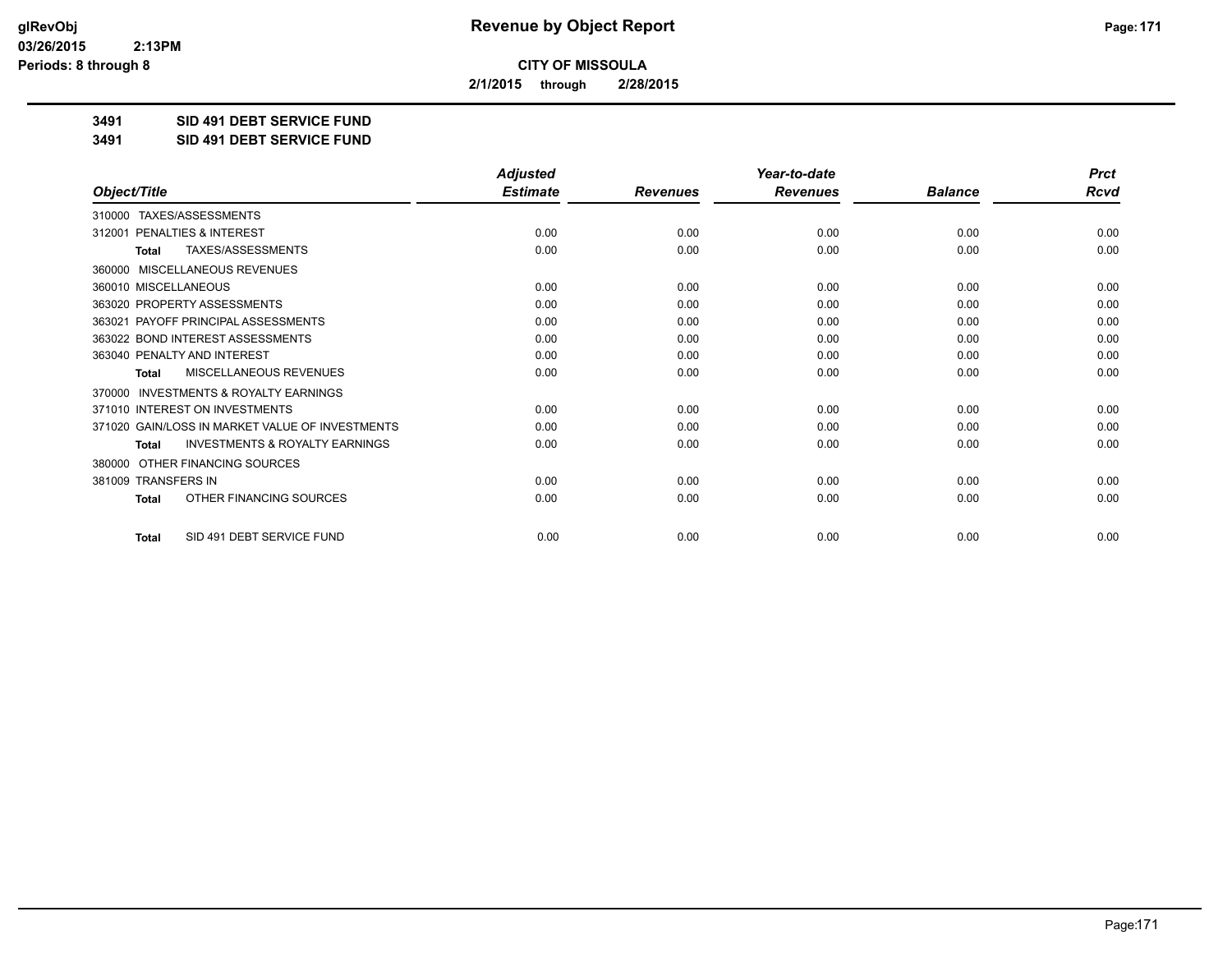# CITY OF MISSOULA

**2/1/2015 through 2/28/2015**

**3491 SID 491 DEBT SERVICE FUND**

**3491 SID 491 DEBT SERVICE FUND**

| Object/Title | Adjusted Estimate | Revenues | Year-to-date Revenues | Balance | Prct Rcvd |
|---|---|---|---|---|---|
| 310000 TAXES/ASSESSMENTS | | | | | |
| 312001 PENALTIES & INTEREST | 0.00 | 0.00 | 0.00 | 0.00 | 0.00 |
| **Total** TAXES/ASSESSMENTS | 0.00 | 0.00 | 0.00 | 0.00 | 0.00 |
| 360000 MISCELLANEOUS REVENUES | | | | | |
| 360010 MISCELLANEOUS | 0.00 | 0.00 | 0.00 | 0.00 | 0.00 |
| 363020 PROPERTY ASSESSMENTS | 0.00 | 0.00 | 0.00 | 0.00 | 0.00 |
| 363021 PAYOFF PRINCIPAL ASSESSMENTS | 0.00 | 0.00 | 0.00 | 0.00 | 0.00 |
| 363022 BOND INTEREST ASSESSMENTS | 0.00 | 0.00 | 0.00 | 0.00 | 0.00 |
| 363040 PENALTY AND INTEREST | 0.00 | 0.00 | 0.00 | 0.00 | 0.00 |
| **Total** MISCELLANEOUS REVENUES | 0.00 | 0.00 | 0.00 | 0.00 | 0.00 |
| 370000 INVESTMENTS & ROYALTY EARNINGS | | | | | |
| 371010 INTEREST ON INVESTMENTS | 0.00 | 0.00 | 0.00 | 0.00 | 0.00 |
| 371020 GAIN/LOSS IN MARKET VALUE OF INVESTMENTS | 0.00 | 0.00 | 0.00 | 0.00 | 0.00 |
| **Total** INVESTMENTS & ROYALTY EARNINGS | 0.00 | 0.00 | 0.00 | 0.00 | 0.00 |
| 380000 OTHER FINANCING SOURCES | | | | | |
| 381009 TRANSFERS IN | 0.00 | 0.00 | 0.00 | 0.00 | 0.00 |
| **Total** OTHER FINANCING SOURCES | 0.00 | 0.00 | 0.00 | 0.00 | 0.00 |
| **Total** SID 491 DEBT SERVICE FUND | 0.00 | 0.00 | 0.00 | 0.00 | 0.00 |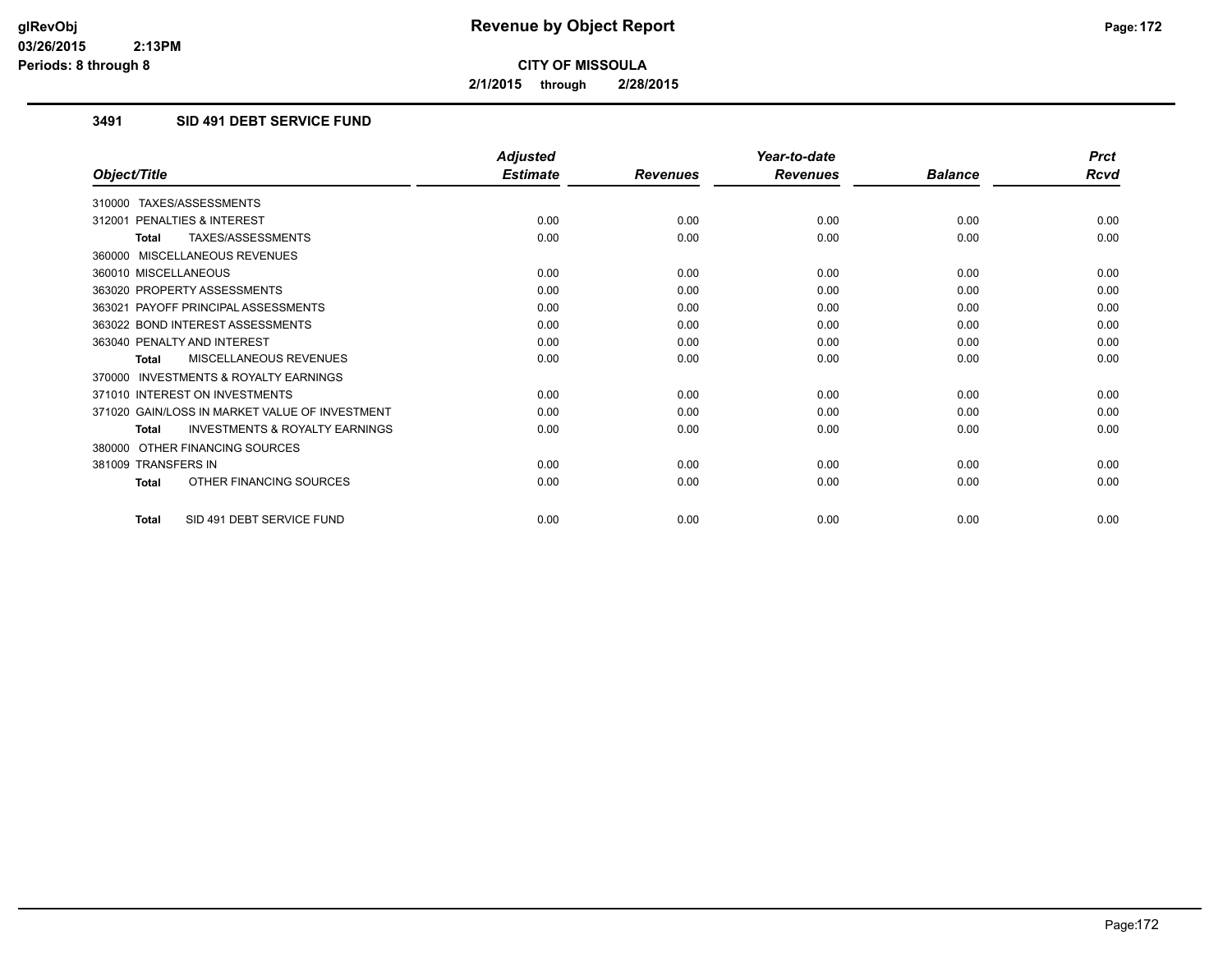# Revenue by Object Report

**CITY OF MISSOULA**

**2/1/2015 through 2/28/2015**

glRevObj
03/26/2015 2:13PM
Periods: 8 through 8

### 3491 SID 491 DEBT SERVICE FUND

| Object/Title | Adjusted Estimate | Revenues | Year-to-date Revenues | Balance | Prct Rcvd |
|---|---|---|---|---|---|
| 310000 TAXES/ASSESSMENTS | | | | | |
| 312001 PENALTIES & INTEREST | 0.00 | 0.00 | 0.00 | 0.00 | 0.00 |
| **Total** TAXES/ASSESSMENTS | 0.00 | 0.00 | 0.00 | 0.00 | 0.00 |
| 360000 MISCELLANEOUS REVENUES | | | | | |
| 360010 MISCELLANEOUS | 0.00 | 0.00 | 0.00 | 0.00 | 0.00 |
| 363020 PROPERTY ASSESSMENTS | 0.00 | 0.00 | 0.00 | 0.00 | 0.00 |
| 363021 PAYOFF PRINCIPAL ASSESSMENTS | 0.00 | 0.00 | 0.00 | 0.00 | 0.00 |
| 363022 BOND INTEREST ASSESSMENTS | 0.00 | 0.00 | 0.00 | 0.00 | 0.00 |
| 363040 PENALTY AND INTEREST | 0.00 | 0.00 | 0.00 | 0.00 | 0.00 |
| **Total** MISCELLANEOUS REVENUES | 0.00 | 0.00 | 0.00 | 0.00 | 0.00 |
| 370000 INVESTMENTS & ROYALTY EARNINGS | | | | | |
| 371010 INTEREST ON INVESTMENTS | 0.00 | 0.00 | 0.00 | 0.00 | 0.00 |
| 371020 GAIN/LOSS IN MARKET VALUE OF INVESTMENT | 0.00 | 0.00 | 0.00 | 0.00 | 0.00 |
| **Total** INVESTMENTS & ROYALTY EARNINGS | 0.00 | 0.00 | 0.00 | 0.00 | 0.00 |
| 380000 OTHER FINANCING SOURCES | | | | | |
| 381009 TRANSFERS IN | 0.00 | 0.00 | 0.00 | 0.00 | 0.00 |
| **Total** OTHER FINANCING SOURCES | 0.00 | 0.00 | 0.00 | 0.00 | 0.00 |
| **Total** SID 491 DEBT SERVICE FUND | 0.00 | 0.00 | 0.00 | 0.00 | 0.00 |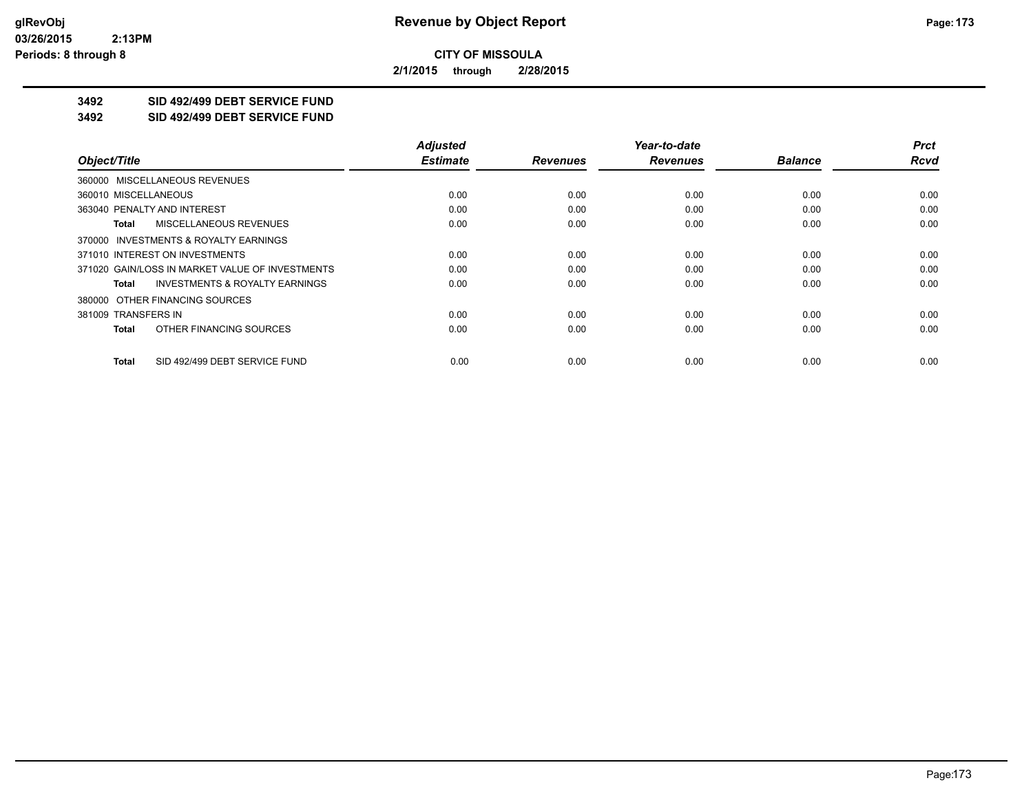# Revenue by Object Report

**CITY OF MISSOULA**

**2/1/2015 through 2/28/2015**

**3492 SID 492/499 DEBT SERVICE FUND**

**3492 SID 492/499 DEBT SERVICE FUND**

| Object/Title | Adjusted Estimate | Revenues | Year-to-date Revenues | Balance | Prct Rcvd |
|---|---|---|---|---|---|
| 360000 MISCELLANEOUS REVENUES | | | | | |
| 360010 MISCELLANEOUS | 0.00 | 0.00 | 0.00 | 0.00 | 0.00 |
| 363040 PENALTY AND INTEREST | 0.00 | 0.00 | 0.00 | 0.00 | 0.00 |
| **Total** MISCELLANEOUS REVENUES | 0.00 | 0.00 | 0.00 | 0.00 | 0.00 |
| 370000 INVESTMENTS & ROYALTY EARNINGS | | | | | |
| 371010 INTEREST ON INVESTMENTS | 0.00 | 0.00 | 0.00 | 0.00 | 0.00 |
| 371020 GAIN/LOSS IN MARKET VALUE OF INVESTMENTS | 0.00 | 0.00 | 0.00 | 0.00 | 0.00 |
| **Total** INVESTMENTS & ROYALTY EARNINGS | 0.00 | 0.00 | 0.00 | 0.00 | 0.00 |
| 380000 OTHER FINANCING SOURCES | | | | | |
| 381009 TRANSFERS IN | 0.00 | 0.00 | 0.00 | 0.00 | 0.00 |
| **Total** OTHER FINANCING SOURCES | 0.00 | 0.00 | 0.00 | 0.00 | 0.00 |
| **Total** SID 492/499 DEBT SERVICE FUND | 0.00 | 0.00 | 0.00 | 0.00 | 0.00 |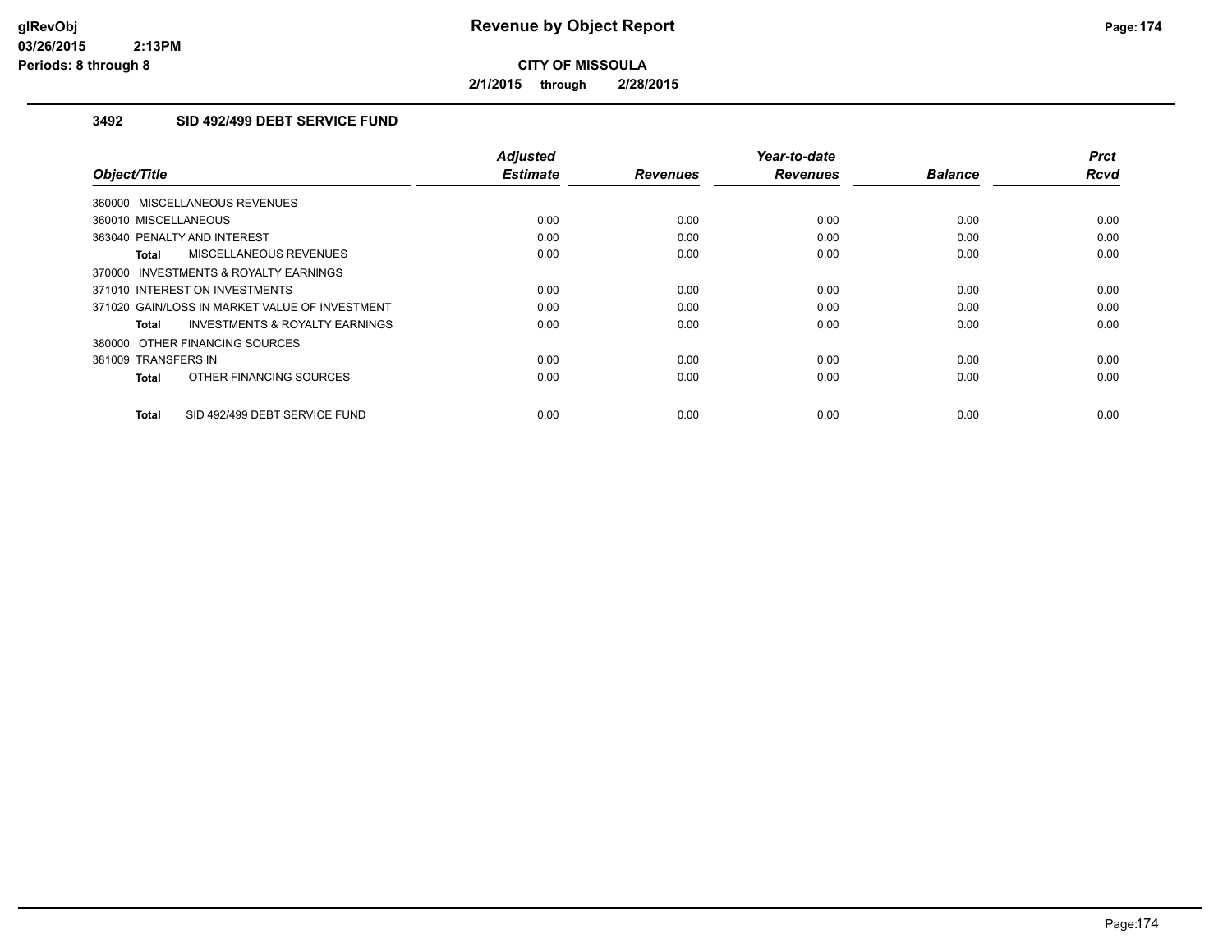**CITY OF MISSOULA**

**2/1/2015 through 2/28/2015**

### 3492 SID 492/499 DEBT SERVICE FUND

| Object/Title | Adjusted Estimate | Revenues | Year-to-date Revenues | Balance | Prct Rcvd |
|---|---|---|---|---|---|
| 360000 MISCELLANEOUS REVENUES | | | | | |
| 360010 MISCELLANEOUS | 0.00 | 0.00 | 0.00 | 0.00 | 0.00 |
| 363040 PENALTY AND INTEREST | 0.00 | 0.00 | 0.00 | 0.00 | 0.00 |
| **Total** MISCELLANEOUS REVENUES | 0.00 | 0.00 | 0.00 | 0.00 | 0.00 |
| 370000 INVESTMENTS & ROYALTY EARNINGS | | | | | |
| 371010 INTEREST ON INVESTMENTS | 0.00 | 0.00 | 0.00 | 0.00 | 0.00 |
| 371020 GAIN/LOSS IN MARKET VALUE OF INVESTMENT | 0.00 | 0.00 | 0.00 | 0.00 | 0.00 |
| **Total** INVESTMENTS & ROYALTY EARNINGS | 0.00 | 0.00 | 0.00 | 0.00 | 0.00 |
| 380000 OTHER FINANCING SOURCES | | | | | |
| 381009 TRANSFERS IN | 0.00 | 0.00 | 0.00 | 0.00 | 0.00 |
| **Total** OTHER FINANCING SOURCES | 0.00 | 0.00 | 0.00 | 0.00 | 0.00 |
| **Total** SID 492/499 DEBT SERVICE FUND | 0.00 | 0.00 | 0.00 | 0.00 | 0.00 |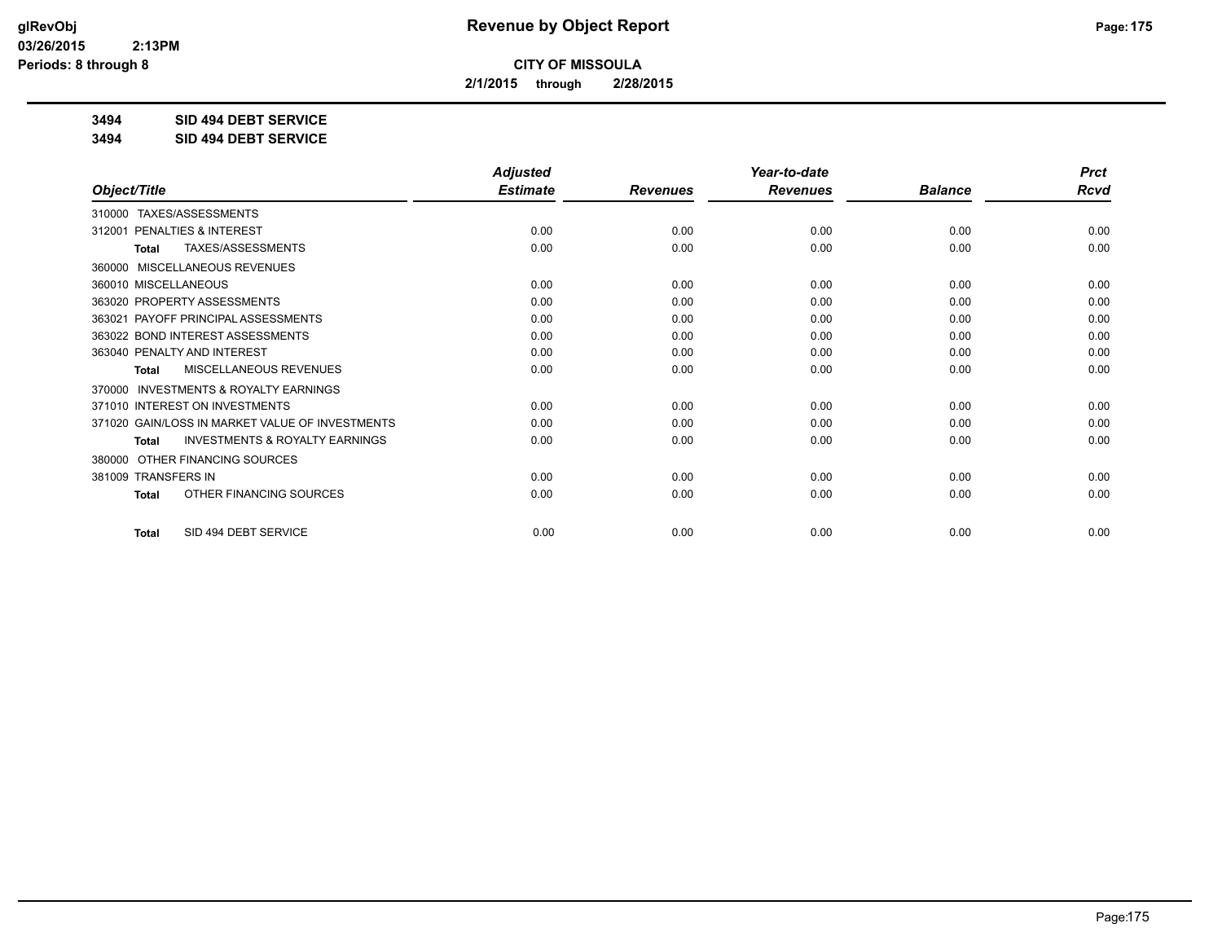**CITY OF MISSOULA**

**2/1/2015 through 2/28/2015**

**3494 SID 494 DEBT SERVICE**

**3494 SID 494 DEBT SERVICE**

| Object/Title | Adjusted Estimate | Revenues | Year-to-date Revenues | Balance | Prct Rcvd |
|---|---|---|---|---|---|
| 310000 TAXES/ASSESSMENTS | | | | | |
| 312001 PENALTIES & INTEREST | 0.00 | 0.00 | 0.00 | 0.00 | 0.00 |
| **Total** TAXES/ASSESSMENTS | 0.00 | 0.00 | 0.00 | 0.00 | 0.00 |
| 360000 MISCELLANEOUS REVENUES | | | | | |
| 360010 MISCELLANEOUS | 0.00 | 0.00 | 0.00 | 0.00 | 0.00 |
| 363020 PROPERTY ASSESSMENTS | 0.00 | 0.00 | 0.00 | 0.00 | 0.00 |
| 363021 PAYOFF PRINCIPAL ASSESSMENTS | 0.00 | 0.00 | 0.00 | 0.00 | 0.00 |
| 363022 BOND INTEREST ASSESSMENTS | 0.00 | 0.00 | 0.00 | 0.00 | 0.00 |
| 363040 PENALTY AND INTEREST | 0.00 | 0.00 | 0.00 | 0.00 | 0.00 |
| **Total** MISCELLANEOUS REVENUES | 0.00 | 0.00 | 0.00 | 0.00 | 0.00 |
| 370000 INVESTMENTS & ROYALTY EARNINGS | | | | | |
| 371010 INTEREST ON INVESTMENTS | 0.00 | 0.00 | 0.00 | 0.00 | 0.00 |
| 371020 GAIN/LOSS IN MARKET VALUE OF INVESTMENTS | 0.00 | 0.00 | 0.00 | 0.00 | 0.00 |
| **Total** INVESTMENTS & ROYALTY EARNINGS | 0.00 | 0.00 | 0.00 | 0.00 | 0.00 |
| 380000 OTHER FINANCING SOURCES | | | | | |
| 381009 TRANSFERS IN | 0.00 | 0.00 | 0.00 | 0.00 | 0.00 |
| **Total** OTHER FINANCING SOURCES | 0.00 | 0.00 | 0.00 | 0.00 | 0.00 |
| **Total** SID 494 DEBT SERVICE | 0.00 | 0.00 | 0.00 | 0.00 | 0.00 |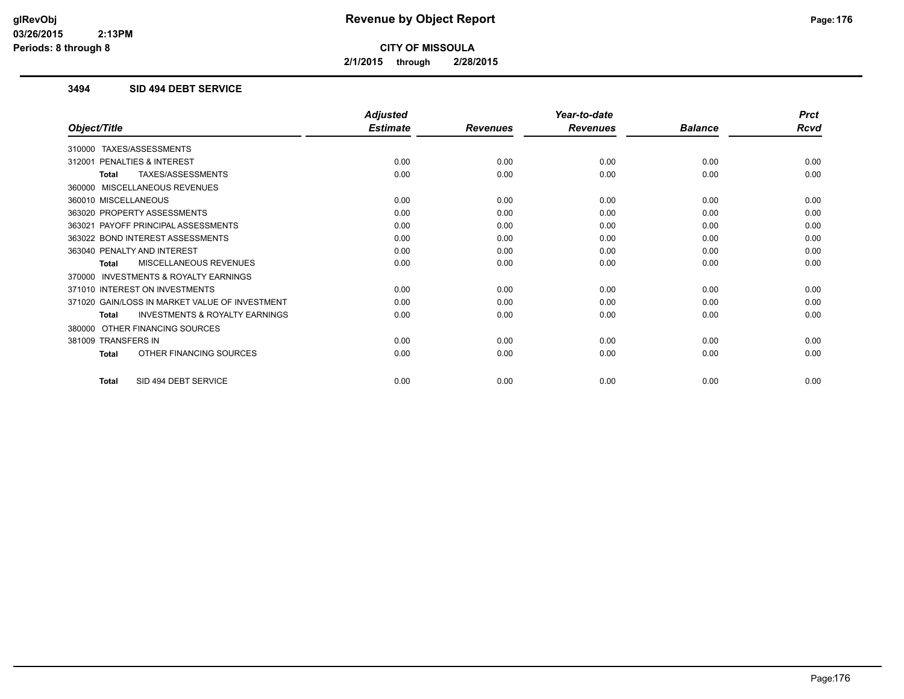**Revenue by Object Report**

**CITY OF MISSOULA**

**2/1/2015 through 2/28/2015**

### 3494 SID 494 DEBT SERVICE

| Object/Title | Adjusted Estimate | Revenues | Year-to-date Revenues | Balance | Prct Rcvd |
|---|---|---|---|---|---|
| 310000 TAXES/ASSESSMENTS | | | | | |
| 312001 PENALTIES & INTEREST | 0.00 | 0.00 | 0.00 | 0.00 | 0.00 |
| **Total** TAXES/ASSESSMENTS | 0.00 | 0.00 | 0.00 | 0.00 | 0.00 |
| 360000 MISCELLANEOUS REVENUES | | | | | |
| 360010 MISCELLANEOUS | 0.00 | 0.00 | 0.00 | 0.00 | 0.00 |
| 363020 PROPERTY ASSESSMENTS | 0.00 | 0.00 | 0.00 | 0.00 | 0.00 |
| 363021 PAYOFF PRINCIPAL ASSESSMENTS | 0.00 | 0.00 | 0.00 | 0.00 | 0.00 |
| 363022 BOND INTEREST ASSESSMENTS | 0.00 | 0.00 | 0.00 | 0.00 | 0.00 |
| 363040 PENALTY AND INTEREST | 0.00 | 0.00 | 0.00 | 0.00 | 0.00 |
| **Total** MISCELLANEOUS REVENUES | 0.00 | 0.00 | 0.00 | 0.00 | 0.00 |
| 370000 INVESTMENTS & ROYALTY EARNINGS | | | | | |
| 371010 INTEREST ON INVESTMENTS | 0.00 | 0.00 | 0.00 | 0.00 | 0.00 |
| 371020 GAIN/LOSS IN MARKET VALUE OF INVESTMENT | 0.00 | 0.00 | 0.00 | 0.00 | 0.00 |
| **Total** INVESTMENTS & ROYALTY EARNINGS | 0.00 | 0.00 | 0.00 | 0.00 | 0.00 |
| 380000 OTHER FINANCING SOURCES | | | | | |
| 381009 TRANSFERS IN | 0.00 | 0.00 | 0.00 | 0.00 | 0.00 |
| **Total** OTHER FINANCING SOURCES | 0.00 | 0.00 | 0.00 | 0.00 | 0.00 |
| **Total** SID 494 DEBT SERVICE | 0.00 | 0.00 | 0.00 | 0.00 | 0.00 |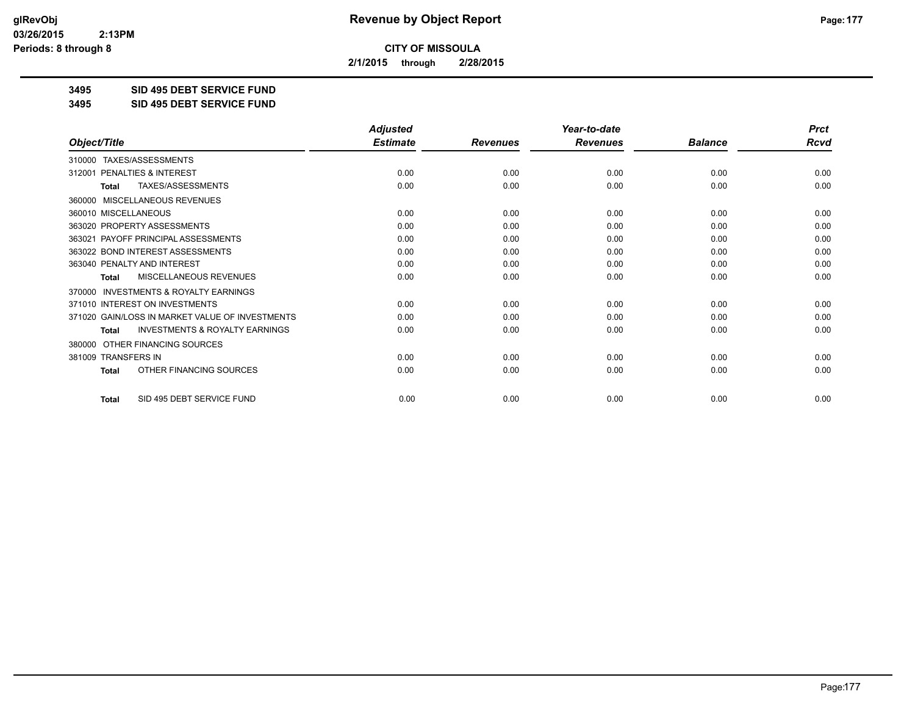**CITY OF MISSOULA**

**2/1/2015 through 2/28/2015**

**3495 SID 495 DEBT SERVICE FUND**

**3495 SID 495 DEBT SERVICE FUND**

| Object/Title | Adjusted Estimate | Revenues | Year-to-date Revenues | Balance | Prct Rcvd |
|---|---|---|---|---|---|
| 310000 TAXES/ASSESSMENTS | | | | | |
| 312001 PENALTIES & INTEREST | 0.00 | 0.00 | 0.00 | 0.00 | 0.00 |
| **Total** TAXES/ASSESSMENTS | 0.00 | 0.00 | 0.00 | 0.00 | 0.00 |
| 360000 MISCELLANEOUS REVENUES | | | | | |
| 360010 MISCELLANEOUS | 0.00 | 0.00 | 0.00 | 0.00 | 0.00 |
| 363020 PROPERTY ASSESSMENTS | 0.00 | 0.00 | 0.00 | 0.00 | 0.00 |
| 363021 PAYOFF PRINCIPAL ASSESSMENTS | 0.00 | 0.00 | 0.00 | 0.00 | 0.00 |
| 363022 BOND INTEREST ASSESSMENTS | 0.00 | 0.00 | 0.00 | 0.00 | 0.00 |
| 363040 PENALTY AND INTEREST | 0.00 | 0.00 | 0.00 | 0.00 | 0.00 |
| **Total** MISCELLANEOUS REVENUES | 0.00 | 0.00 | 0.00 | 0.00 | 0.00 |
| 370000 INVESTMENTS & ROYALTY EARNINGS | | | | | |
| 371010 INTEREST ON INVESTMENTS | 0.00 | 0.00 | 0.00 | 0.00 | 0.00 |
| 371020 GAIN/LOSS IN MARKET VALUE OF INVESTMENTS | 0.00 | 0.00 | 0.00 | 0.00 | 0.00 |
| **Total** INVESTMENTS & ROYALTY EARNINGS | 0.00 | 0.00 | 0.00 | 0.00 | 0.00 |
| 380000 OTHER FINANCING SOURCES | | | | | |
| 381009 TRANSFERS IN | 0.00 | 0.00 | 0.00 | 0.00 | 0.00 |
| **Total** OTHER FINANCING SOURCES | 0.00 | 0.00 | 0.00 | 0.00 | 0.00 |
| **Total** SID 495 DEBT SERVICE FUND | 0.00 | 0.00 | 0.00 | 0.00 | 0.00 |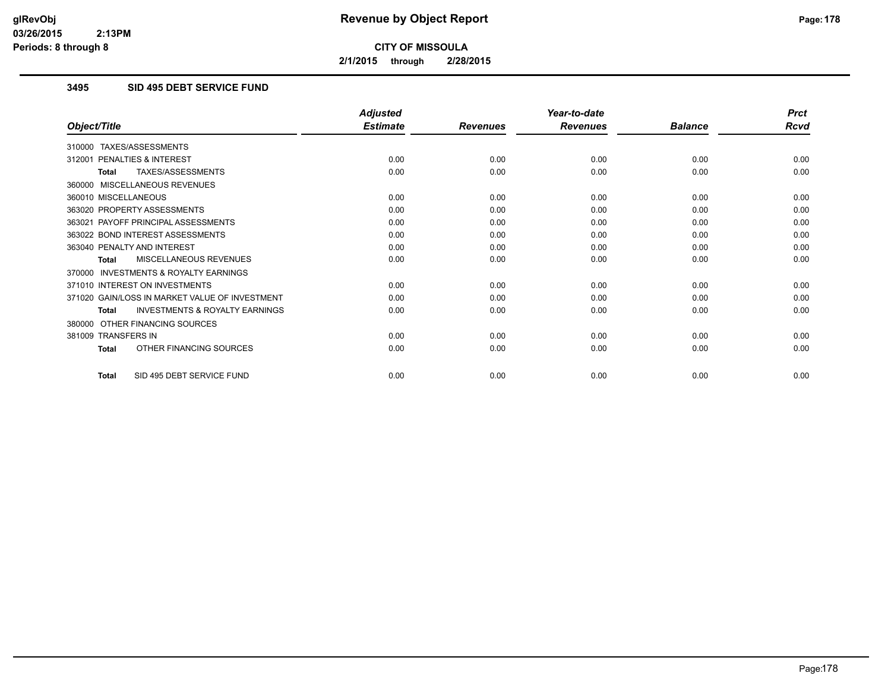# Revenue by Object Report

**CITY OF MISSOULA**

**2/1/2015 through 2/28/2015**

glRevObj
03/26/2015 2:13PM
Periods: 8 through 8

## 3495 SID 495 DEBT SERVICE FUND

| Object/Title | Adjusted Estimate | Revenues | Year-to-date Revenues | Balance | Prct Rcvd |
|---|---|---|---|---|---|
| 310000 TAXES/ASSESSMENTS | | | | | |
| 312001 PENALTIES & INTEREST | 0.00 | 0.00 | 0.00 | 0.00 | 0.00 |
| **Total** TAXES/ASSESSMENTS | 0.00 | 0.00 | 0.00 | 0.00 | 0.00 |
| 360000 MISCELLANEOUS REVENUES | | | | | |
| 360010 MISCELLANEOUS | 0.00 | 0.00 | 0.00 | 0.00 | 0.00 |
| 363020 PROPERTY ASSESSMENTS | 0.00 | 0.00 | 0.00 | 0.00 | 0.00 |
| 363021 PAYOFF PRINCIPAL ASSESSMENTS | 0.00 | 0.00 | 0.00 | 0.00 | 0.00 |
| 363022 BOND INTEREST ASSESSMENTS | 0.00 | 0.00 | 0.00 | 0.00 | 0.00 |
| 363040 PENALTY AND INTEREST | 0.00 | 0.00 | 0.00 | 0.00 | 0.00 |
| **Total** MISCELLANEOUS REVENUES | 0.00 | 0.00 | 0.00 | 0.00 | 0.00 |
| 370000 INVESTMENTS & ROYALTY EARNINGS | | | | | |
| 371010 INTEREST ON INVESTMENTS | 0.00 | 0.00 | 0.00 | 0.00 | 0.00 |
| 371020 GAIN/LOSS IN MARKET VALUE OF INVESTMENT | 0.00 | 0.00 | 0.00 | 0.00 | 0.00 |
| **Total** INVESTMENTS & ROYALTY EARNINGS | 0.00 | 0.00 | 0.00 | 0.00 | 0.00 |
| 380000 OTHER FINANCING SOURCES | | | | | |
| 381009 TRANSFERS IN | 0.00 | 0.00 | 0.00 | 0.00 | 0.00 |
| **Total** OTHER FINANCING SOURCES | 0.00 | 0.00 | 0.00 | 0.00 | 0.00 |
| **Total** SID 495 DEBT SERVICE FUND | 0.00 | 0.00 | 0.00 | 0.00 | 0.00 |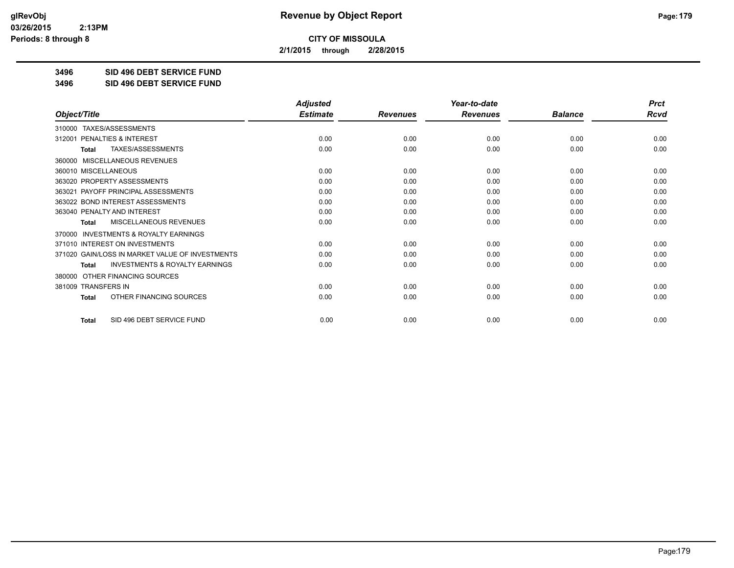**glRevObj**
**03/26/2015 2:13PM**
**Periods: 8 through 8**

# Revenue by Object Report

**CITY OF MISSOULA**

**2/1/2015 through 2/28/2015**

**3496 SID 496 DEBT SERVICE FUND**
**3496 SID 496 DEBT SERVICE FUND**

| Object/Title | Adjusted Estimate | Revenues | Year-to-date Revenues | Balance | Prct Rcvd |
|---|---|---|---|---|---|
| 310000 TAXES/ASSESSMENTS | | | | | |
| 312001 PENALTIES & INTEREST | 0.00 | 0.00 | 0.00 | 0.00 | 0.00 |
| **Total** TAXES/ASSESSMENTS | 0.00 | 0.00 | 0.00 | 0.00 | 0.00 |
| 360000 MISCELLANEOUS REVENUES | | | | | |
| 360010 MISCELLANEOUS | 0.00 | 0.00 | 0.00 | 0.00 | 0.00 |
| 363020 PROPERTY ASSESSMENTS | 0.00 | 0.00 | 0.00 | 0.00 | 0.00 |
| 363021 PAYOFF PRINCIPAL ASSESSMENTS | 0.00 | 0.00 | 0.00 | 0.00 | 0.00 |
| 363022 BOND INTEREST ASSESSMENTS | 0.00 | 0.00 | 0.00 | 0.00 | 0.00 |
| 363040 PENALTY AND INTEREST | 0.00 | 0.00 | 0.00 | 0.00 | 0.00 |
| **Total** MISCELLANEOUS REVENUES | 0.00 | 0.00 | 0.00 | 0.00 | 0.00 |
| 370000 INVESTMENTS & ROYALTY EARNINGS | | | | | |
| 371010 INTEREST ON INVESTMENTS | 0.00 | 0.00 | 0.00 | 0.00 | 0.00 |
| 371020 GAIN/LOSS IN MARKET VALUE OF INVESTMENTS | 0.00 | 0.00 | 0.00 | 0.00 | 0.00 |
| **Total** INVESTMENTS & ROYALTY EARNINGS | 0.00 | 0.00 | 0.00 | 0.00 | 0.00 |
| 380000 OTHER FINANCING SOURCES | | | | | |
| 381009 TRANSFERS IN | 0.00 | 0.00 | 0.00 | 0.00 | 0.00 |
| **Total** OTHER FINANCING SOURCES | 0.00 | 0.00 | 0.00 | 0.00 | 0.00 |
| **Total** SID 496 DEBT SERVICE FUND | 0.00 | 0.00 | 0.00 | 0.00 | 0.00 |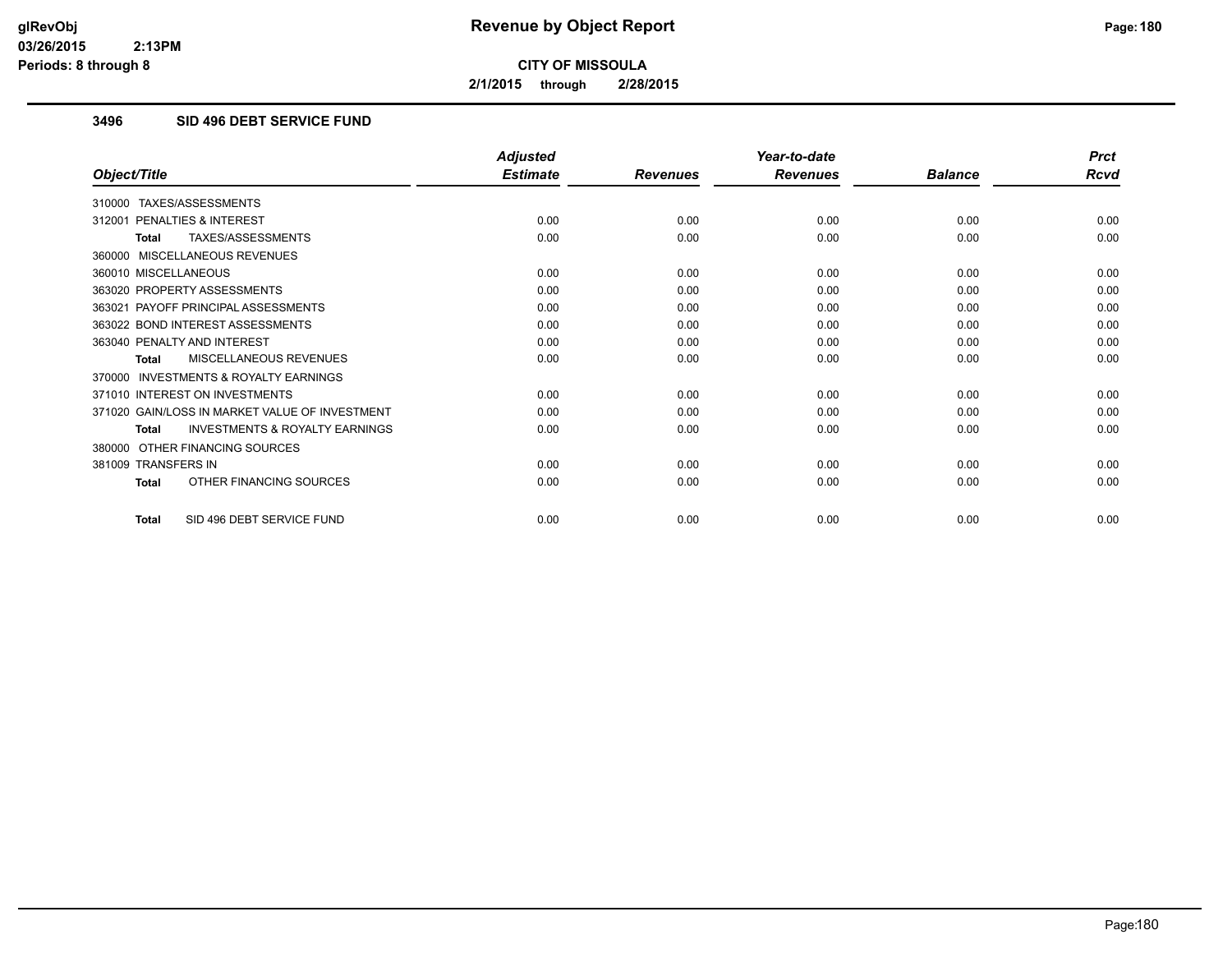**Revenue by Object Report**

**CITY OF MISSOULA**

**2/1/2015 through 2/28/2015**

glRevObj
03/26/2015 2:13PM
Periods: 8 through 8

### 3496 SID 496 DEBT SERVICE FUND

| Object/Title | Adjusted Estimate | Revenues | Year-to-date Revenues | Balance | Prct Rcvd |
|---|---|---|---|---|---|
| 310000 TAXES/ASSESSMENTS | | | | | |
| 312001 PENALTIES & INTEREST | 0.00 | 0.00 | 0.00 | 0.00 | 0.00 |
| **Total** TAXES/ASSESSMENTS | 0.00 | 0.00 | 0.00 | 0.00 | 0.00 |
| 360000 MISCELLANEOUS REVENUES | | | | | |
| 360010 MISCELLANEOUS | 0.00 | 0.00 | 0.00 | 0.00 | 0.00 |
| 363020 PROPERTY ASSESSMENTS | 0.00 | 0.00 | 0.00 | 0.00 | 0.00 |
| 363021 PAYOFF PRINCIPAL ASSESSMENTS | 0.00 | 0.00 | 0.00 | 0.00 | 0.00 |
| 363022 BOND INTEREST ASSESSMENTS | 0.00 | 0.00 | 0.00 | 0.00 | 0.00 |
| 363040 PENALTY AND INTEREST | 0.00 | 0.00 | 0.00 | 0.00 | 0.00 |
| **Total** MISCELLANEOUS REVENUES | 0.00 | 0.00 | 0.00 | 0.00 | 0.00 |
| 370000 INVESTMENTS & ROYALTY EARNINGS | | | | | |
| 371010 INTEREST ON INVESTMENTS | 0.00 | 0.00 | 0.00 | 0.00 | 0.00 |
| 371020 GAIN/LOSS IN MARKET VALUE OF INVESTMENT | 0.00 | 0.00 | 0.00 | 0.00 | 0.00 |
| **Total** INVESTMENTS & ROYALTY EARNINGS | 0.00 | 0.00 | 0.00 | 0.00 | 0.00 |
| 380000 OTHER FINANCING SOURCES | | | | | |
| 381009 TRANSFERS IN | 0.00 | 0.00 | 0.00 | 0.00 | 0.00 |
| **Total** OTHER FINANCING SOURCES | 0.00 | 0.00 | 0.00 | 0.00 | 0.00 |
| **Total** SID 496 DEBT SERVICE FUND | 0.00 | 0.00 | 0.00 | 0.00 | 0.00 |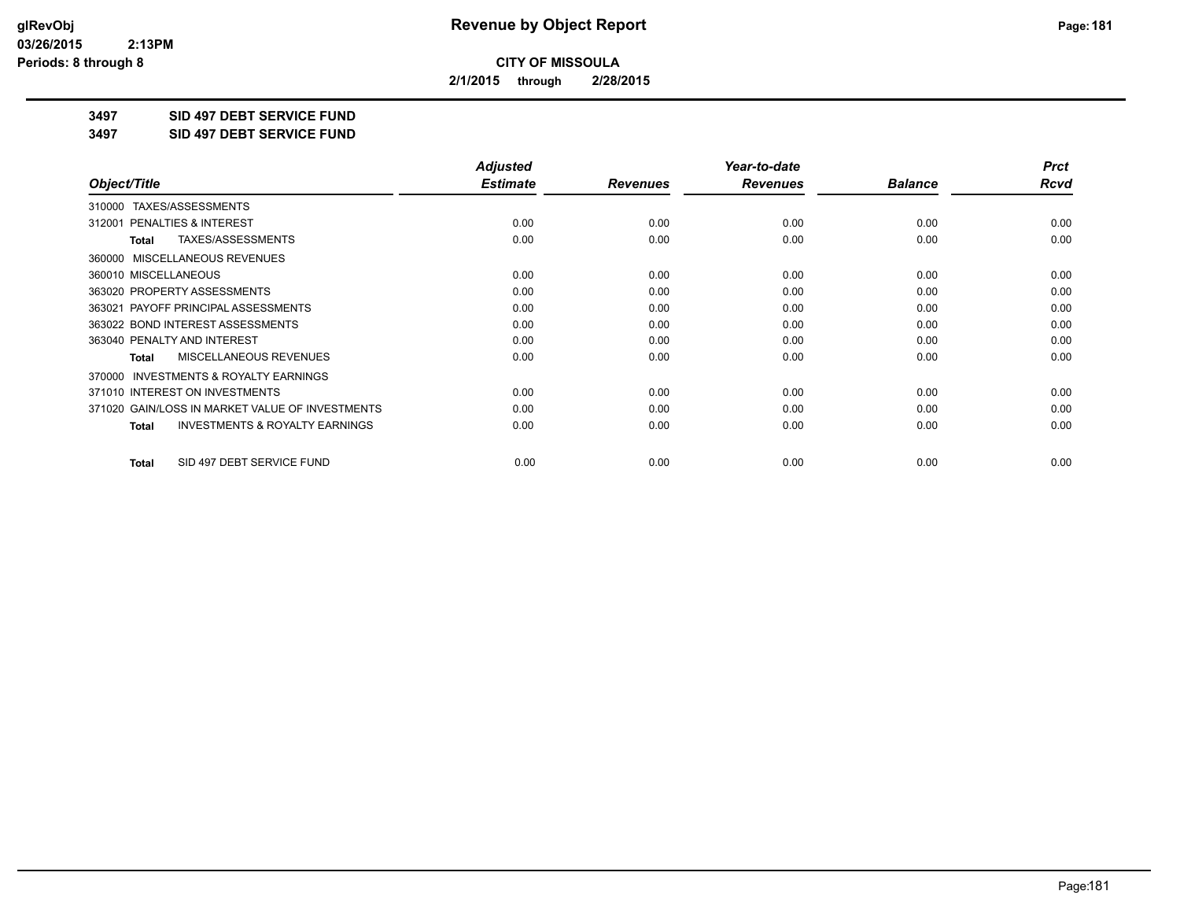**CITY OF MISSOULA**

**2/1/2015 through 2/28/2015**

**3497 SID 497 DEBT SERVICE FUND**

**3497 SID 497 DEBT SERVICE FUND**

| Object/Title | Adjusted Estimate | Revenues | Year-to-date Revenues | Balance | Prct Rcvd |
|---|---|---|---|---|---|
| 310000 TAXES/ASSESSMENTS | | | | | |
| 312001 PENALTIES & INTEREST | 0.00 | 0.00 | 0.00 | 0.00 | 0.00 |
| **Total** TAXES/ASSESSMENTS | 0.00 | 0.00 | 0.00 | 0.00 | 0.00 |
| 360000 MISCELLANEOUS REVENUES | | | | | |
| 360010 MISCELLANEOUS | 0.00 | 0.00 | 0.00 | 0.00 | 0.00 |
| 363020 PROPERTY ASSESSMENTS | 0.00 | 0.00 | 0.00 | 0.00 | 0.00 |
| 363021 PAYOFF PRINCIPAL ASSESSMENTS | 0.00 | 0.00 | 0.00 | 0.00 | 0.00 |
| 363022 BOND INTEREST ASSESSMENTS | 0.00 | 0.00 | 0.00 | 0.00 | 0.00 |
| 363040 PENALTY AND INTEREST | 0.00 | 0.00 | 0.00 | 0.00 | 0.00 |
| **Total** MISCELLANEOUS REVENUES | 0.00 | 0.00 | 0.00 | 0.00 | 0.00 |
| 370000 INVESTMENTS & ROYALTY EARNINGS | | | | | |
| 371010 INTEREST ON INVESTMENTS | 0.00 | 0.00 | 0.00 | 0.00 | 0.00 |
| 371020 GAIN/LOSS IN MARKET VALUE OF INVESTMENTS | 0.00 | 0.00 | 0.00 | 0.00 | 0.00 |
| **Total** INVESTMENTS & ROYALTY EARNINGS | 0.00 | 0.00 | 0.00 | 0.00 | 0.00 |
| **Total** SID 497 DEBT SERVICE FUND | 0.00 | 0.00 | 0.00 | 0.00 | 0.00 |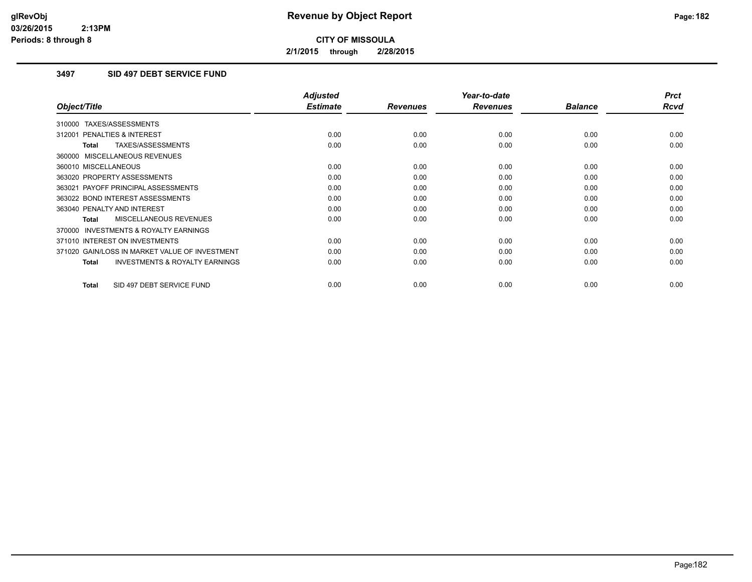**CITY OF MISSOULA**

**2/1/2015 through 2/28/2015**

### 3497 SID 497 DEBT SERVICE FUND

| Object/Title | Adjusted Estimate | Revenues | Year-to-date Revenues | Balance | Prct Rcvd |
|---|---|---|---|---|---|
| 310000 TAXES/ASSESSMENTS | | | | | |
| 312001 PENALTIES & INTEREST | 0.00 | 0.00 | 0.00 | 0.00 | 0.00 |
| **Total** TAXES/ASSESSMENTS | 0.00 | 0.00 | 0.00 | 0.00 | 0.00 |
| 360000 MISCELLANEOUS REVENUES | | | | | |
| 360010 MISCELLANEOUS | 0.00 | 0.00 | 0.00 | 0.00 | 0.00 |
| 363020 PROPERTY ASSESSMENTS | 0.00 | 0.00 | 0.00 | 0.00 | 0.00 |
| 363021 PAYOFF PRINCIPAL ASSESSMENTS | 0.00 | 0.00 | 0.00 | 0.00 | 0.00 |
| 363022 BOND INTEREST ASSESSMENTS | 0.00 | 0.00 | 0.00 | 0.00 | 0.00 |
| 363040 PENALTY AND INTEREST | 0.00 | 0.00 | 0.00 | 0.00 | 0.00 |
| **Total** MISCELLANEOUS REVENUES | 0.00 | 0.00 | 0.00 | 0.00 | 0.00 |
| 370000 INVESTMENTS & ROYALTY EARNINGS | | | | | |
| 371010 INTEREST ON INVESTMENTS | 0.00 | 0.00 | 0.00 | 0.00 | 0.00 |
| 371020 GAIN/LOSS IN MARKET VALUE OF INVESTMENT | 0.00 | 0.00 | 0.00 | 0.00 | 0.00 |
| **Total** INVESTMENTS & ROYALTY EARNINGS | 0.00 | 0.00 | 0.00 | 0.00 | 0.00 |
| **Total** SID 497 DEBT SERVICE FUND | 0.00 | 0.00 | 0.00 | 0.00 | 0.00 |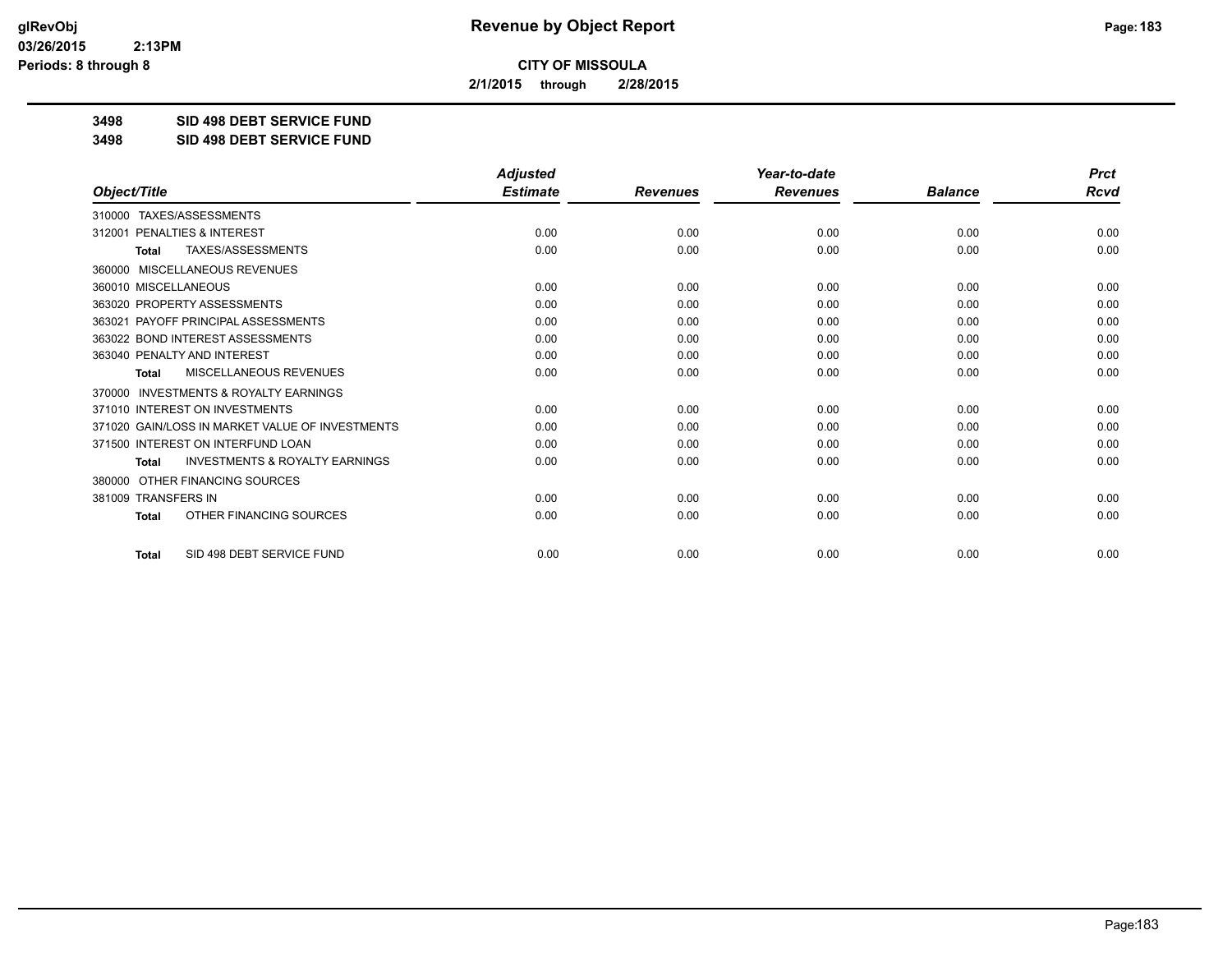# Revenue by Object Report

**CITY OF MISSOULA**

**2/1/2015 through 2/28/2015**

glRevObj
03/26/2015 2:13PM
Periods: 8 through 8

**3498 SID 498 DEBT SERVICE FUND**

**3498 SID 498 DEBT SERVICE FUND**

| Object/Title | Adjusted Estimate | Revenues | Year-to-date Revenues | Balance | Prct Rcvd |
|---|---|---|---|---|---|
| 310000 TAXES/ASSESSMENTS | | | | | |
| 312001 PENALTIES & INTEREST | 0.00 | 0.00 | 0.00 | 0.00 | 0.00 |
| **Total** TAXES/ASSESSMENTS | 0.00 | 0.00 | 0.00 | 0.00 | 0.00 |
| 360000 MISCELLANEOUS REVENUES | | | | | |
| 360010 MISCELLANEOUS | 0.00 | 0.00 | 0.00 | 0.00 | 0.00 |
| 363020 PROPERTY ASSESSMENTS | 0.00 | 0.00 | 0.00 | 0.00 | 0.00 |
| 363021 PAYOFF PRINCIPAL ASSESSMENTS | 0.00 | 0.00 | 0.00 | 0.00 | 0.00 |
| 363022 BOND INTEREST ASSESSMENTS | 0.00 | 0.00 | 0.00 | 0.00 | 0.00 |
| 363040 PENALTY AND INTEREST | 0.00 | 0.00 | 0.00 | 0.00 | 0.00 |
| **Total** MISCELLANEOUS REVENUES | 0.00 | 0.00 | 0.00 | 0.00 | 0.00 |
| 370000 INVESTMENTS & ROYALTY EARNINGS | | | | | |
| 371010 INTEREST ON INVESTMENTS | 0.00 | 0.00 | 0.00 | 0.00 | 0.00 |
| 371020 GAIN/LOSS IN MARKET VALUE OF INVESTMENTS | 0.00 | 0.00 | 0.00 | 0.00 | 0.00 |
| 371500 INTEREST ON INTERFUND LOAN | 0.00 | 0.00 | 0.00 | 0.00 | 0.00 |
| **Total** INVESTMENTS & ROYALTY EARNINGS | 0.00 | 0.00 | 0.00 | 0.00 | 0.00 |
| 380000 OTHER FINANCING SOURCES | | | | | |
| 381009 TRANSFERS IN | 0.00 | 0.00 | 0.00 | 0.00 | 0.00 |
| **Total** OTHER FINANCING SOURCES | 0.00 | 0.00 | 0.00 | 0.00 | 0.00 |
| **Total** SID 498 DEBT SERVICE FUND | 0.00 | 0.00 | 0.00 | 0.00 | 0.00 |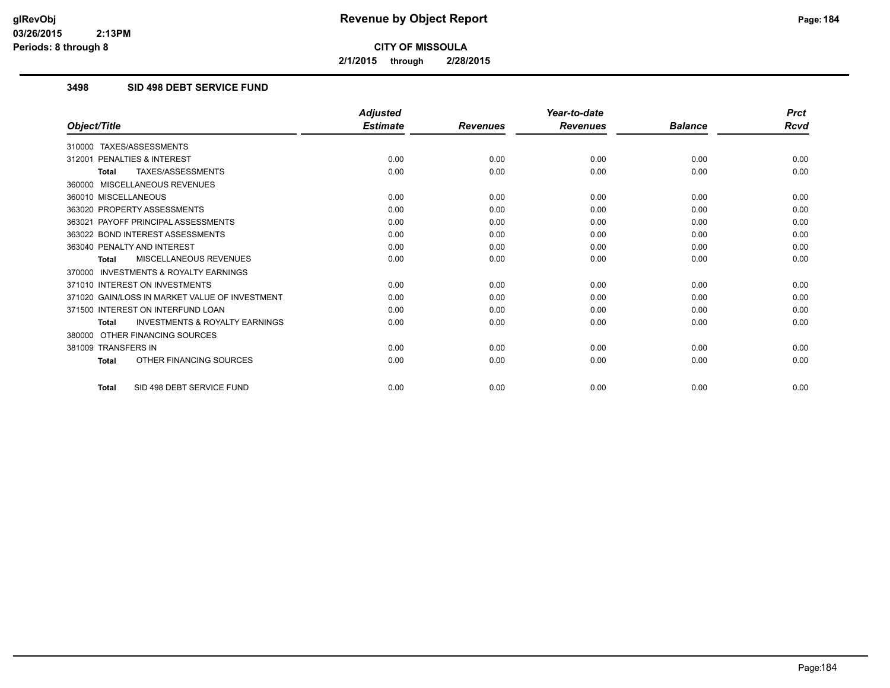glRevObj
03/26/2015 2:13PM
Periods: 8 through 8

# Revenue by Object Report

**CITY OF MISSOULA**

**2/1/2015 through 2/28/2015**

## 3498 SID 498 DEBT SERVICE FUND

| Object/Title | Adjusted Estimate | Revenues | Year-to-date Revenues | Balance | Prct Rcvd |
|---|---|---|---|---|---|
| 310000 TAXES/ASSESSMENTS | | | | | |
| 312001 PENALTIES & INTEREST | 0.00 | 0.00 | 0.00 | 0.00 | 0.00 |
| **Total** TAXES/ASSESSMENTS | 0.00 | 0.00 | 0.00 | 0.00 | 0.00 |
| 360000 MISCELLANEOUS REVENUES | | | | | |
| 360010 MISCELLANEOUS | 0.00 | 0.00 | 0.00 | 0.00 | 0.00 |
| 363020 PROPERTY ASSESSMENTS | 0.00 | 0.00 | 0.00 | 0.00 | 0.00 |
| 363021 PAYOFF PRINCIPAL ASSESSMENTS | 0.00 | 0.00 | 0.00 | 0.00 | 0.00 |
| 363022 BOND INTEREST ASSESSMENTS | 0.00 | 0.00 | 0.00 | 0.00 | 0.00 |
| 363040 PENALTY AND INTEREST | 0.00 | 0.00 | 0.00 | 0.00 | 0.00 |
| **Total** MISCELLANEOUS REVENUES | 0.00 | 0.00 | 0.00 | 0.00 | 0.00 |
| 370000 INVESTMENTS & ROYALTY EARNINGS | | | | | |
| 371010 INTEREST ON INVESTMENTS | 0.00 | 0.00 | 0.00 | 0.00 | 0.00 |
| 371020 GAIN/LOSS IN MARKET VALUE OF INVESTMENT | 0.00 | 0.00 | 0.00 | 0.00 | 0.00 |
| 371500 INTEREST ON INTERFUND LOAN | 0.00 | 0.00 | 0.00 | 0.00 | 0.00 |
| **Total** INVESTMENTS & ROYALTY EARNINGS | 0.00 | 0.00 | 0.00 | 0.00 | 0.00 |
| 380000 OTHER FINANCING SOURCES | | | | | |
| 381009 TRANSFERS IN | 0.00 | 0.00 | 0.00 | 0.00 | 0.00 |
| **Total** OTHER FINANCING SOURCES | 0.00 | 0.00 | 0.00 | 0.00 | 0.00 |
| **Total** SID 498 DEBT SERVICE FUND | 0.00 | 0.00 | 0.00 | 0.00 | 0.00 |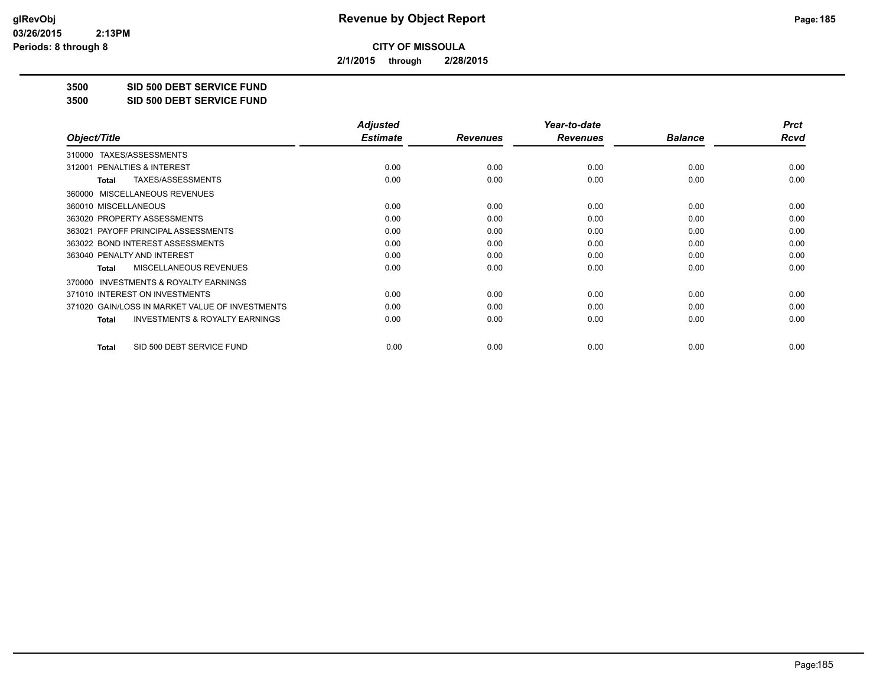**Revenue by Object Report**

**CITY OF MISSOULA**

**2/1/2015 through 2/28/2015**

**3500 SID 500 DEBT SERVICE FUND**

**3500 SID 500 DEBT SERVICE FUND**

| Object/Title | Adjusted Estimate | Revenues | Year-to-date Revenues | Balance | Prct Rcvd |
|---|---|---|---|---|---|
| 310000 TAXES/ASSESSMENTS | | | | | |
| 312001 PENALTIES & INTEREST | 0.00 | 0.00 | 0.00 | 0.00 | 0.00 |
| **Total** TAXES/ASSESSMENTS | 0.00 | 0.00 | 0.00 | 0.00 | 0.00 |
| 360000 MISCELLANEOUS REVENUES | | | | | |
| 360010 MISCELLANEOUS | 0.00 | 0.00 | 0.00 | 0.00 | 0.00 |
| 363020 PROPERTY ASSESSMENTS | 0.00 | 0.00 | 0.00 | 0.00 | 0.00 |
| 363021 PAYOFF PRINCIPAL ASSESSMENTS | 0.00 | 0.00 | 0.00 | 0.00 | 0.00 |
| 363022 BOND INTEREST ASSESSMENTS | 0.00 | 0.00 | 0.00 | 0.00 | 0.00 |
| 363040 PENALTY AND INTEREST | 0.00 | 0.00 | 0.00 | 0.00 | 0.00 |
| **Total** MISCELLANEOUS REVENUES | 0.00 | 0.00 | 0.00 | 0.00 | 0.00 |
| 370000 INVESTMENTS & ROYALTY EARNINGS | | | | | |
| 371010 INTEREST ON INVESTMENTS | 0.00 | 0.00 | 0.00 | 0.00 | 0.00 |
| 371020 GAIN/LOSS IN MARKET VALUE OF INVESTMENTS | 0.00 | 0.00 | 0.00 | 0.00 | 0.00 |
| **Total** INVESTMENTS & ROYALTY EARNINGS | 0.00 | 0.00 | 0.00 | 0.00 | 0.00 |
| **Total** SID 500 DEBT SERVICE FUND | 0.00 | 0.00 | 0.00 | 0.00 | 0.00 |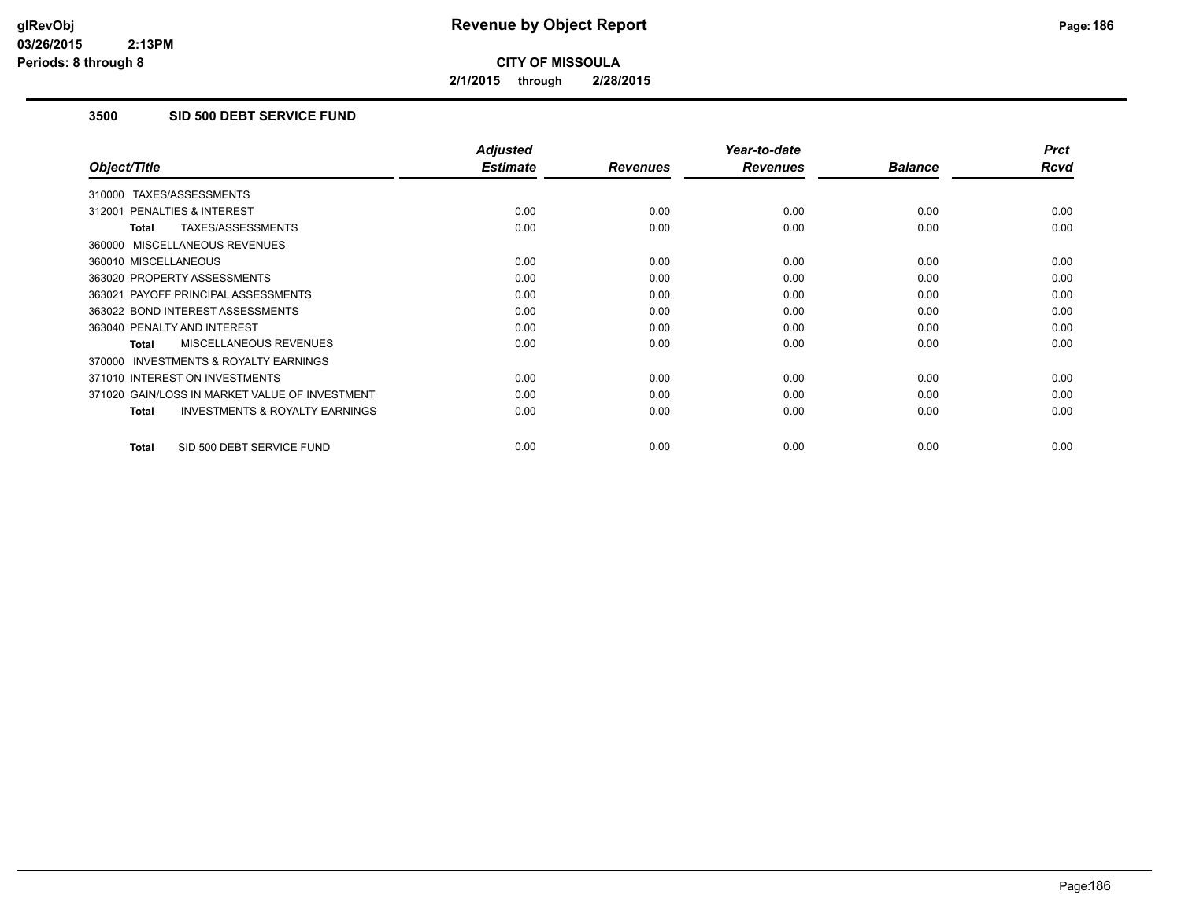**CITY OF MISSOULA**

**2/1/2015 through 2/28/2015**

### 3500 SID 500 DEBT SERVICE FUND

| Object/Title | Adjusted Estimate | Revenues | Year-to-date Revenues | Balance | Prct Rcvd |
|---|---|---|---|---|---|
| 310000 TAXES/ASSESSMENTS | | | | | |
| 312001 PENALTIES & INTEREST | 0.00 | 0.00 | 0.00 | 0.00 | 0.00 |
| **Total** TAXES/ASSESSMENTS | 0.00 | 0.00 | 0.00 | 0.00 | 0.00 |
| 360000 MISCELLANEOUS REVENUES | | | | | |
| 360010 MISCELLANEOUS | 0.00 | 0.00 | 0.00 | 0.00 | 0.00 |
| 363020 PROPERTY ASSESSMENTS | 0.00 | 0.00 | 0.00 | 0.00 | 0.00 |
| 363021 PAYOFF PRINCIPAL ASSESSMENTS | 0.00 | 0.00 | 0.00 | 0.00 | 0.00 |
| 363022 BOND INTEREST ASSESSMENTS | 0.00 | 0.00 | 0.00 | 0.00 | 0.00 |
| 363040 PENALTY AND INTEREST | 0.00 | 0.00 | 0.00 | 0.00 | 0.00 |
| **Total** MISCELLANEOUS REVENUES | 0.00 | 0.00 | 0.00 | 0.00 | 0.00 |
| 370000 INVESTMENTS & ROYALTY EARNINGS | | | | | |
| 371010 INTEREST ON INVESTMENTS | 0.00 | 0.00 | 0.00 | 0.00 | 0.00 |
| 371020 GAIN/LOSS IN MARKET VALUE OF INVESTMENT | 0.00 | 0.00 | 0.00 | 0.00 | 0.00 |
| **Total** INVESTMENTS & ROYALTY EARNINGS | 0.00 | 0.00 | 0.00 | 0.00 | 0.00 |
| **Total** SID 500 DEBT SERVICE FUND | 0.00 | 0.00 | 0.00 | 0.00 | 0.00 |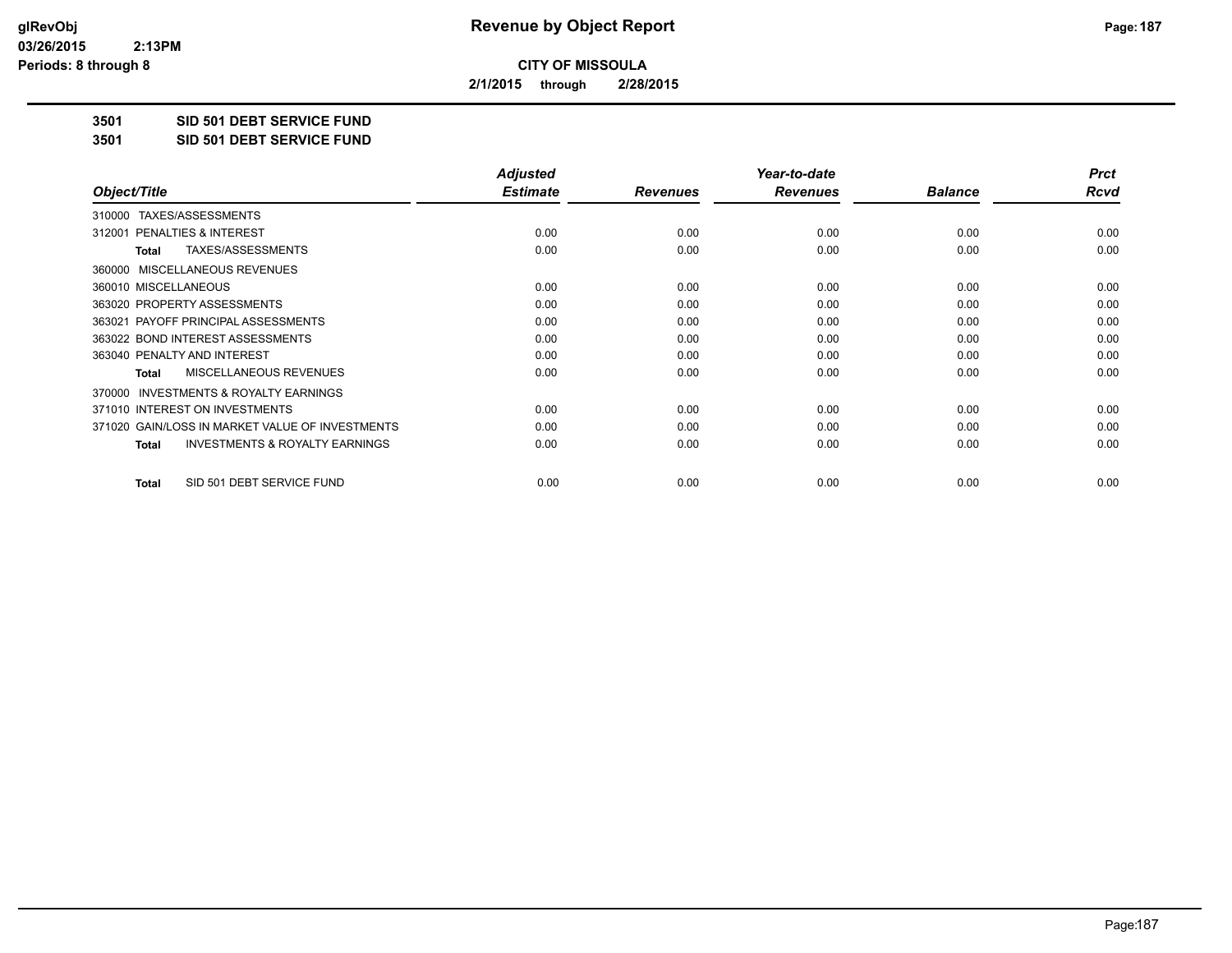# Revenue by Object Report

**CITY OF MISSOULA**

**2/1/2015 through 2/28/2015**

glRevObj
03/26/2015 2:13PM
Periods: 8 through 8

**3501 SID 501 DEBT SERVICE FUND**

**3501 SID 501 DEBT SERVICE FUND**

| Object/Title | Adjusted Estimate | Revenues | Year-to-date Revenues | Balance | Prct Rcvd |
|---|---|---|---|---|---|
| 310000 TAXES/ASSESSMENTS | | | | | |
| 312001 PENALTIES & INTEREST | 0.00 | 0.00 | 0.00 | 0.00 | 0.00 |
| **Total** TAXES/ASSESSMENTS | 0.00 | 0.00 | 0.00 | 0.00 | 0.00 |
| 360000 MISCELLANEOUS REVENUES | | | | | |
| 360010 MISCELLANEOUS | 0.00 | 0.00 | 0.00 | 0.00 | 0.00 |
| 363020 PROPERTY ASSESSMENTS | 0.00 | 0.00 | 0.00 | 0.00 | 0.00 |
| 363021 PAYOFF PRINCIPAL ASSESSMENTS | 0.00 | 0.00 | 0.00 | 0.00 | 0.00 |
| 363022 BOND INTEREST ASSESSMENTS | 0.00 | 0.00 | 0.00 | 0.00 | 0.00 |
| 363040 PENALTY AND INTEREST | 0.00 | 0.00 | 0.00 | 0.00 | 0.00 |
| **Total** MISCELLANEOUS REVENUES | 0.00 | 0.00 | 0.00 | 0.00 | 0.00 |
| 370000 INVESTMENTS & ROYALTY EARNINGS | | | | | |
| 371010 INTEREST ON INVESTMENTS | 0.00 | 0.00 | 0.00 | 0.00 | 0.00 |
| 371020 GAIN/LOSS IN MARKET VALUE OF INVESTMENTS | 0.00 | 0.00 | 0.00 | 0.00 | 0.00 |
| **Total** INVESTMENTS & ROYALTY EARNINGS | 0.00 | 0.00 | 0.00 | 0.00 | 0.00 |
| **Total** SID 501 DEBT SERVICE FUND | 0.00 | 0.00 | 0.00 | 0.00 | 0.00 |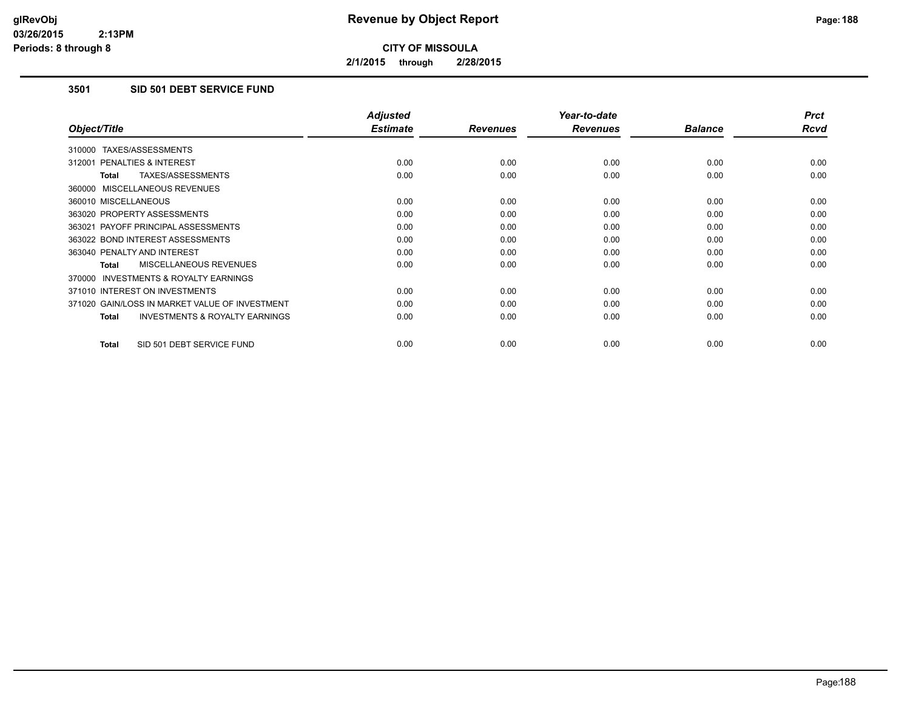# Revenue by Object Report

**CITY OF MISSOULA**

**2/1/2015 through 2/28/2015**

glRevObj
03/26/2015 2:13PM
Periods: 8 through 8

## 3501 SID 501 DEBT SERVICE FUND

| Object/Title | Adjusted Estimate | Revenues | Year-to-date Revenues | Balance | Prct Rcvd |
|---|---|---|---|---|---|
| 310000 TAXES/ASSESSMENTS | | | | | |
| 312001 PENALTIES & INTEREST | 0.00 | 0.00 | 0.00 | 0.00 | 0.00 |
| **Total** TAXES/ASSESSMENTS | 0.00 | 0.00 | 0.00 | 0.00 | 0.00 |
| 360000 MISCELLANEOUS REVENUES | | | | | |
| 360010 MISCELLANEOUS | 0.00 | 0.00 | 0.00 | 0.00 | 0.00 |
| 363020 PROPERTY ASSESSMENTS | 0.00 | 0.00 | 0.00 | 0.00 | 0.00 |
| 363021 PAYOFF PRINCIPAL ASSESSMENTS | 0.00 | 0.00 | 0.00 | 0.00 | 0.00 |
| 363022 BOND INTEREST ASSESSMENTS | 0.00 | 0.00 | 0.00 | 0.00 | 0.00 |
| 363040 PENALTY AND INTEREST | 0.00 | 0.00 | 0.00 | 0.00 | 0.00 |
| **Total** MISCELLANEOUS REVENUES | 0.00 | 0.00 | 0.00 | 0.00 | 0.00 |
| 370000 INVESTMENTS & ROYALTY EARNINGS | | | | | |
| 371010 INTEREST ON INVESTMENTS | 0.00 | 0.00 | 0.00 | 0.00 | 0.00 |
| 371020 GAIN/LOSS IN MARKET VALUE OF INVESTMENT | 0.00 | 0.00 | 0.00 | 0.00 | 0.00 |
| **Total** INVESTMENTS & ROYALTY EARNINGS | 0.00 | 0.00 | 0.00 | 0.00 | 0.00 |
| **Total** SID 501 DEBT SERVICE FUND | 0.00 | 0.00 | 0.00 | 0.00 | 0.00 |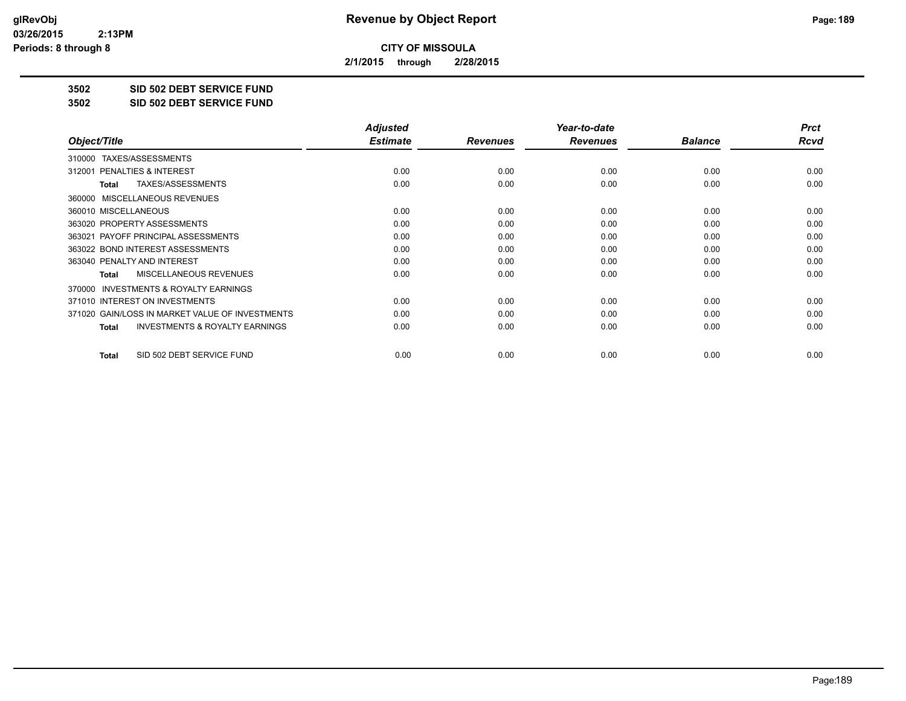# Revenue by Object Report

**CITY OF MISSOULA**

**2/1/2015 through 2/28/2015**

**3502 SID 502 DEBT SERVICE FUND**

**3502 SID 502 DEBT SERVICE FUND**

| Object/Title | Adjusted Estimate | Revenues | Year-to-date Revenues | Balance | Prct Rcvd |
|---|---|---|---|---|---|
| 310000 TAXES/ASSESSMENTS | | | | | |
| 312001 PENALTIES & INTEREST | 0.00 | 0.00 | 0.00 | 0.00 | 0.00 |
| **Total** TAXES/ASSESSMENTS | 0.00 | 0.00 | 0.00 | 0.00 | 0.00 |
| 360000 MISCELLANEOUS REVENUES | | | | | |
| 360010 MISCELLANEOUS | 0.00 | 0.00 | 0.00 | 0.00 | 0.00 |
| 363020 PROPERTY ASSESSMENTS | 0.00 | 0.00 | 0.00 | 0.00 | 0.00 |
| 363021 PAYOFF PRINCIPAL ASSESSMENTS | 0.00 | 0.00 | 0.00 | 0.00 | 0.00 |
| 363022 BOND INTEREST ASSESSMENTS | 0.00 | 0.00 | 0.00 | 0.00 | 0.00 |
| 363040 PENALTY AND INTEREST | 0.00 | 0.00 | 0.00 | 0.00 | 0.00 |
| **Total** MISCELLANEOUS REVENUES | 0.00 | 0.00 | 0.00 | 0.00 | 0.00 |
| 370000 INVESTMENTS & ROYALTY EARNINGS | | | | | |
| 371010 INTEREST ON INVESTMENTS | 0.00 | 0.00 | 0.00 | 0.00 | 0.00 |
| 371020 GAIN/LOSS IN MARKET VALUE OF INVESTMENTS | 0.00 | 0.00 | 0.00 | 0.00 | 0.00 |
| **Total** INVESTMENTS & ROYALTY EARNINGS | 0.00 | 0.00 | 0.00 | 0.00 | 0.00 |
| **Total** SID 502 DEBT SERVICE FUND | 0.00 | 0.00 | 0.00 | 0.00 | 0.00 |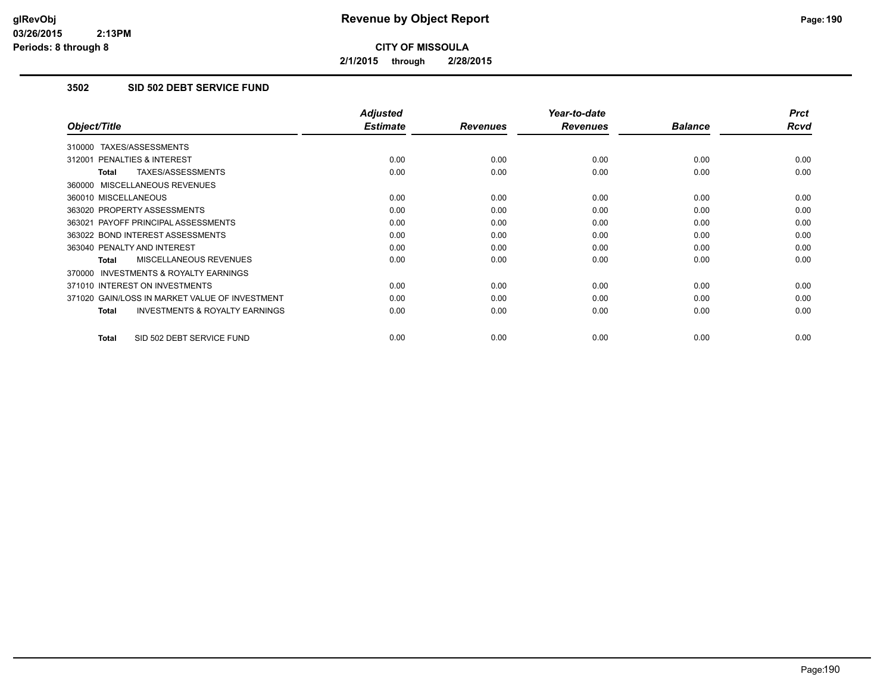**Revenue by Object Report**

**CITY OF MISSOULA**

**2/1/2015 through 2/28/2015**

glRevObj
03/26/2015 2:13PM
Periods: 8 through 8

## 3502 SID 502 DEBT SERVICE FUND

| Object/Title | Adjusted Estimate | Revenues | Year-to-date Revenues | Balance | Prct Rcvd |
|---|---|---|---|---|---|
| 310000 TAXES/ASSESSMENTS | | | | | |
| 312001 PENALTIES & INTEREST | 0.00 | 0.00 | 0.00 | 0.00 | 0.00 |
| **Total** TAXES/ASSESSMENTS | 0.00 | 0.00 | 0.00 | 0.00 | 0.00 |
| 360000 MISCELLANEOUS REVENUES | | | | | |
| 360010 MISCELLANEOUS | 0.00 | 0.00 | 0.00 | 0.00 | 0.00 |
| 363020 PROPERTY ASSESSMENTS | 0.00 | 0.00 | 0.00 | 0.00 | 0.00 |
| 363021 PAYOFF PRINCIPAL ASSESSMENTS | 0.00 | 0.00 | 0.00 | 0.00 | 0.00 |
| 363022 BOND INTEREST ASSESSMENTS | 0.00 | 0.00 | 0.00 | 0.00 | 0.00 |
| 363040 PENALTY AND INTEREST | 0.00 | 0.00 | 0.00 | 0.00 | 0.00 |
| **Total** MISCELLANEOUS REVENUES | 0.00 | 0.00 | 0.00 | 0.00 | 0.00 |
| 370000 INVESTMENTS & ROYALTY EARNINGS | | | | | |
| 371010 INTEREST ON INVESTMENTS | 0.00 | 0.00 | 0.00 | 0.00 | 0.00 |
| 371020 GAIN/LOSS IN MARKET VALUE OF INVESTMENT | 0.00 | 0.00 | 0.00 | 0.00 | 0.00 |
| **Total** INVESTMENTS & ROYALTY EARNINGS | 0.00 | 0.00 | 0.00 | 0.00 | 0.00 |
| **Total** SID 502 DEBT SERVICE FUND | 0.00 | 0.00 | 0.00 | 0.00 | 0.00 |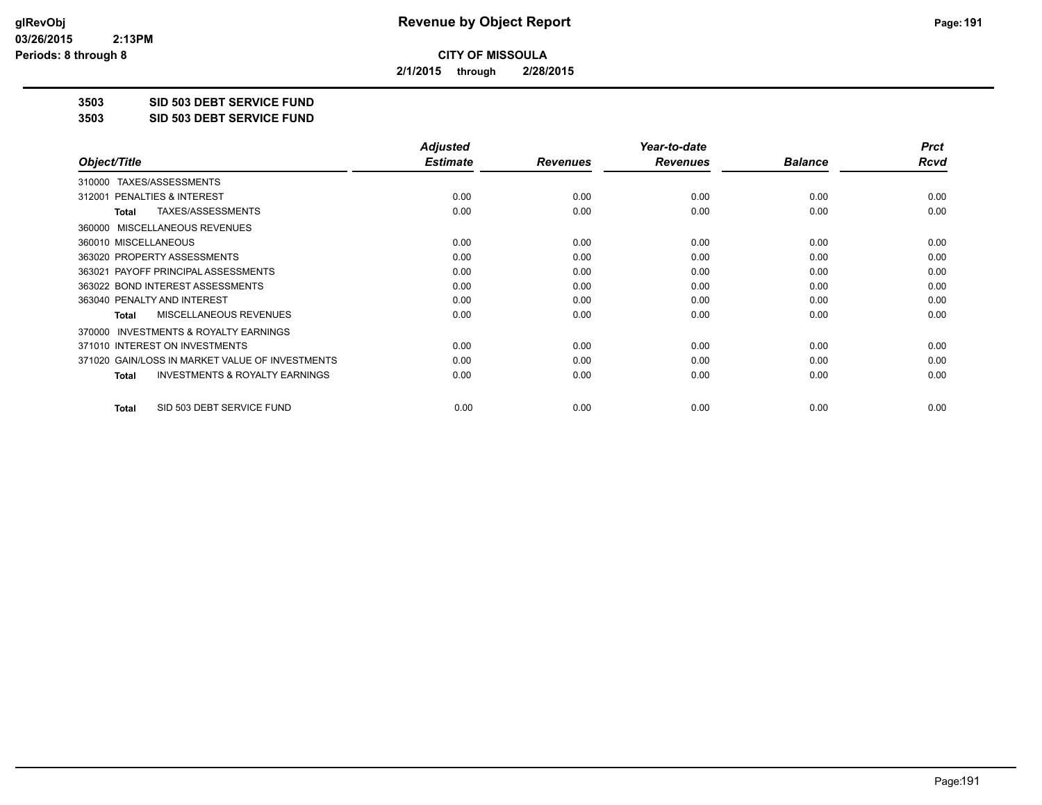**CITY OF MISSOULA**

**2/1/2015 through 2/28/2015**

**3503 SID 503 DEBT SERVICE FUND**

**3503 SID 503 DEBT SERVICE FUND**

| Object/Title | Adjusted Estimate | Revenues | Year-to-date Revenues | Balance | Prct Rcvd |
|---|---|---|---|---|---|
| 310000 TAXES/ASSESSMENTS | | | | | |
| 312001 PENALTIES & INTEREST | 0.00 | 0.00 | 0.00 | 0.00 | 0.00 |
| **Total** TAXES/ASSESSMENTS | 0.00 | 0.00 | 0.00 | 0.00 | 0.00 |
| 360000 MISCELLANEOUS REVENUES | | | | | |
| 360010 MISCELLANEOUS | 0.00 | 0.00 | 0.00 | 0.00 | 0.00 |
| 363020 PROPERTY ASSESSMENTS | 0.00 | 0.00 | 0.00 | 0.00 | 0.00 |
| 363021 PAYOFF PRINCIPAL ASSESSMENTS | 0.00 | 0.00 | 0.00 | 0.00 | 0.00 |
| 363022 BOND INTEREST ASSESSMENTS | 0.00 | 0.00 | 0.00 | 0.00 | 0.00 |
| 363040 PENALTY AND INTEREST | 0.00 | 0.00 | 0.00 | 0.00 | 0.00 |
| **Total** MISCELLANEOUS REVENUES | 0.00 | 0.00 | 0.00 | 0.00 | 0.00 |
| 370000 INVESTMENTS & ROYALTY EARNINGS | | | | | |
| 371010 INTEREST ON INVESTMENTS | 0.00 | 0.00 | 0.00 | 0.00 | 0.00 |
| 371020 GAIN/LOSS IN MARKET VALUE OF INVESTMENTS | 0.00 | 0.00 | 0.00 | 0.00 | 0.00 |
| **Total** INVESTMENTS & ROYALTY EARNINGS | 0.00 | 0.00 | 0.00 | 0.00 | 0.00 |
| **Total** SID 503 DEBT SERVICE FUND | 0.00 | 0.00 | 0.00 | 0.00 | 0.00 |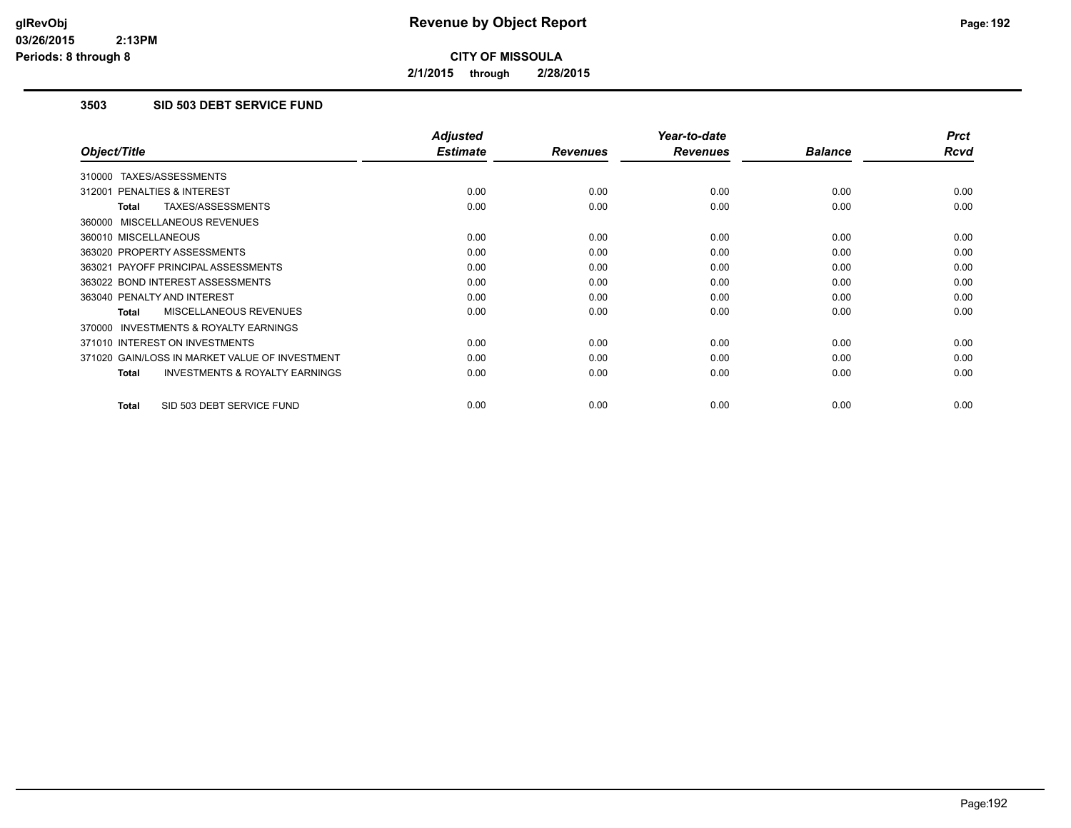**glRevObj**
**03/26/2015 2:13PM**
**Periods: 8 through 8**

# Revenue by Object Report

**CITY OF MISSOULA**

**2/1/2015 through 2/28/2015**

## 3503 SID 503 DEBT SERVICE FUND

| Object/Title | Adjusted Estimate | Revenues | Year-to-date Revenues | Balance | Prct Rcvd |
|---|---|---|---|---|---|
| 310000 TAXES/ASSESSMENTS | | | | | |
| 312001 PENALTIES & INTEREST | 0.00 | 0.00 | 0.00 | 0.00 | 0.00 |
| **Total** TAXES/ASSESSMENTS | 0.00 | 0.00 | 0.00 | 0.00 | 0.00 |
| 360000 MISCELLANEOUS REVENUES | | | | | |
| 360010 MISCELLANEOUS | 0.00 | 0.00 | 0.00 | 0.00 | 0.00 |
| 363020 PROPERTY ASSESSMENTS | 0.00 | 0.00 | 0.00 | 0.00 | 0.00 |
| 363021 PAYOFF PRINCIPAL ASSESSMENTS | 0.00 | 0.00 | 0.00 | 0.00 | 0.00 |
| 363022 BOND INTEREST ASSESSMENTS | 0.00 | 0.00 | 0.00 | 0.00 | 0.00 |
| 363040 PENALTY AND INTEREST | 0.00 | 0.00 | 0.00 | 0.00 | 0.00 |
| **Total** MISCELLANEOUS REVENUES | 0.00 | 0.00 | 0.00 | 0.00 | 0.00 |
| 370000 INVESTMENTS & ROYALTY EARNINGS | | | | | |
| 371010 INTEREST ON INVESTMENTS | 0.00 | 0.00 | 0.00 | 0.00 | 0.00 |
| 371020 GAIN/LOSS IN MARKET VALUE OF INVESTMENT | 0.00 | 0.00 | 0.00 | 0.00 | 0.00 |
| **Total** INVESTMENTS & ROYALTY EARNINGS | 0.00 | 0.00 | 0.00 | 0.00 | 0.00 |
| **Total** SID 503 DEBT SERVICE FUND | 0.00 | 0.00 | 0.00 | 0.00 | 0.00 |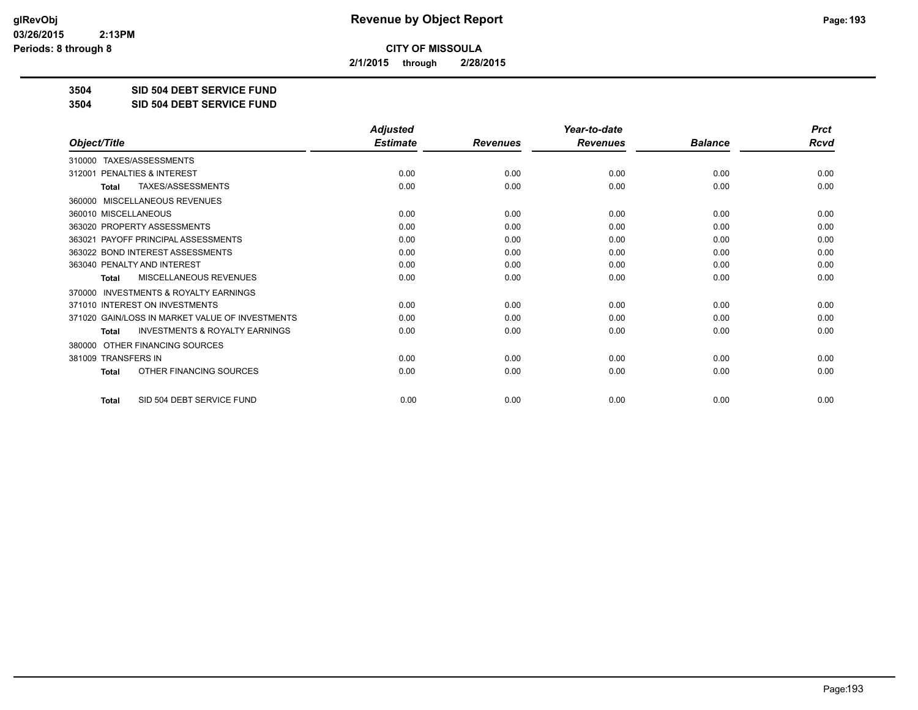# Revenue by Object Report

**CITY OF MISSOULA**

**2/1/2015 through 2/28/2015**

glRevObj
03/26/2015 2:13PM
Periods: 8 through 8

**3504 SID 504 DEBT SERVICE FUND**

**3504 SID 504 DEBT SERVICE FUND**

| Object/Title | Adjusted Estimate | Revenues | Year-to-date Revenues | Balance | Prct Rcvd |
|---|---|---|---|---|---|
| 310000 TAXES/ASSESSMENTS | | | | | |
| 312001 PENALTIES & INTEREST | 0.00 | 0.00 | 0.00 | 0.00 | 0.00 |
| **Total** TAXES/ASSESSMENTS | 0.00 | 0.00 | 0.00 | 0.00 | 0.00 |
| 360000 MISCELLANEOUS REVENUES | | | | | |
| 360010 MISCELLANEOUS | 0.00 | 0.00 | 0.00 | 0.00 | 0.00 |
| 363020 PROPERTY ASSESSMENTS | 0.00 | 0.00 | 0.00 | 0.00 | 0.00 |
| 363021 PAYOFF PRINCIPAL ASSESSMENTS | 0.00 | 0.00 | 0.00 | 0.00 | 0.00 |
| 363022 BOND INTEREST ASSESSMENTS | 0.00 | 0.00 | 0.00 | 0.00 | 0.00 |
| 363040 PENALTY AND INTEREST | 0.00 | 0.00 | 0.00 | 0.00 | 0.00 |
| **Total** MISCELLANEOUS REVENUES | 0.00 | 0.00 | 0.00 | 0.00 | 0.00 |
| 370000 INVESTMENTS & ROYALTY EARNINGS | | | | | |
| 371010 INTEREST ON INVESTMENTS | 0.00 | 0.00 | 0.00 | 0.00 | 0.00 |
| 371020 GAIN/LOSS IN MARKET VALUE OF INVESTMENTS | 0.00 | 0.00 | 0.00 | 0.00 | 0.00 |
| **Total** INVESTMENTS & ROYALTY EARNINGS | 0.00 | 0.00 | 0.00 | 0.00 | 0.00 |
| 380000 OTHER FINANCING SOURCES | | | | | |
| 381009 TRANSFERS IN | 0.00 | 0.00 | 0.00 | 0.00 | 0.00 |
| **Total** OTHER FINANCING SOURCES | 0.00 | 0.00 | 0.00 | 0.00 | 0.00 |
| **Total** SID 504 DEBT SERVICE FUND | 0.00 | 0.00 | 0.00 | 0.00 | 0.00 |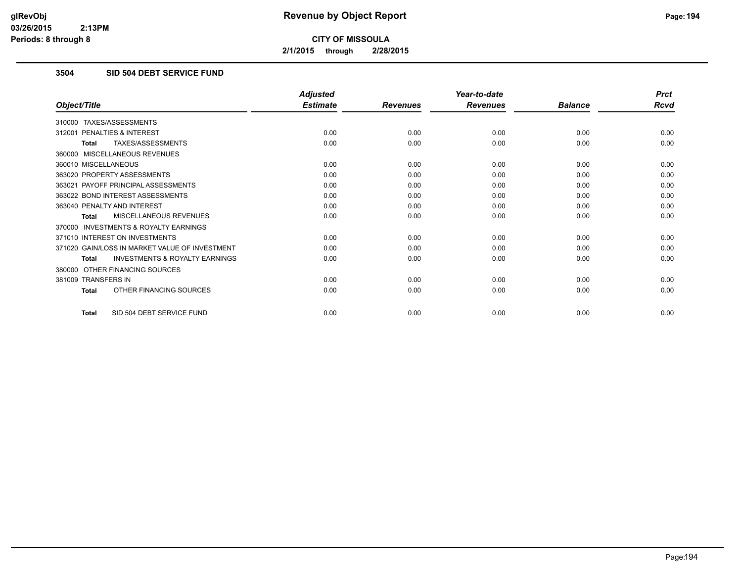# Revenue by Object Report

**CITY OF MISSOULA**

**2/1/2015 through 2/28/2015**

glRevObj
03/26/2015 2:13PM
Periods: 8 through 8

### 3504 SID 504 DEBT SERVICE FUND

| Object/Title | Adjusted Estimate | Revenues | Year-to-date Revenues | Balance | Prct Rcvd |
|---|---|---|---|---|---|
| 310000 TAXES/ASSESSMENTS | | | | | |
| 312001 PENALTIES & INTEREST | 0.00 | 0.00 | 0.00 | 0.00 | 0.00 |
| **Total** TAXES/ASSESSMENTS | 0.00 | 0.00 | 0.00 | 0.00 | 0.00 |
| 360000 MISCELLANEOUS REVENUES | | | | | |
| 360010 MISCELLANEOUS | 0.00 | 0.00 | 0.00 | 0.00 | 0.00 |
| 363020 PROPERTY ASSESSMENTS | 0.00 | 0.00 | 0.00 | 0.00 | 0.00 |
| 363021 PAYOFF PRINCIPAL ASSESSMENTS | 0.00 | 0.00 | 0.00 | 0.00 | 0.00 |
| 363022 BOND INTEREST ASSESSMENTS | 0.00 | 0.00 | 0.00 | 0.00 | 0.00 |
| 363040 PENALTY AND INTEREST | 0.00 | 0.00 | 0.00 | 0.00 | 0.00 |
| **Total** MISCELLANEOUS REVENUES | 0.00 | 0.00 | 0.00 | 0.00 | 0.00 |
| 370000 INVESTMENTS & ROYALTY EARNINGS | | | | | |
| 371010 INTEREST ON INVESTMENTS | 0.00 | 0.00 | 0.00 | 0.00 | 0.00 |
| 371020 GAIN/LOSS IN MARKET VALUE OF INVESTMENT | 0.00 | 0.00 | 0.00 | 0.00 | 0.00 |
| **Total** INVESTMENTS & ROYALTY EARNINGS | 0.00 | 0.00 | 0.00 | 0.00 | 0.00 |
| 380000 OTHER FINANCING SOURCES | | | | | |
| 381009 TRANSFERS IN | 0.00 | 0.00 | 0.00 | 0.00 | 0.00 |
| **Total** OTHER FINANCING SOURCES | 0.00 | 0.00 | 0.00 | 0.00 | 0.00 |
| **Total** SID 504 DEBT SERVICE FUND | 0.00 | 0.00 | 0.00 | 0.00 | 0.00 |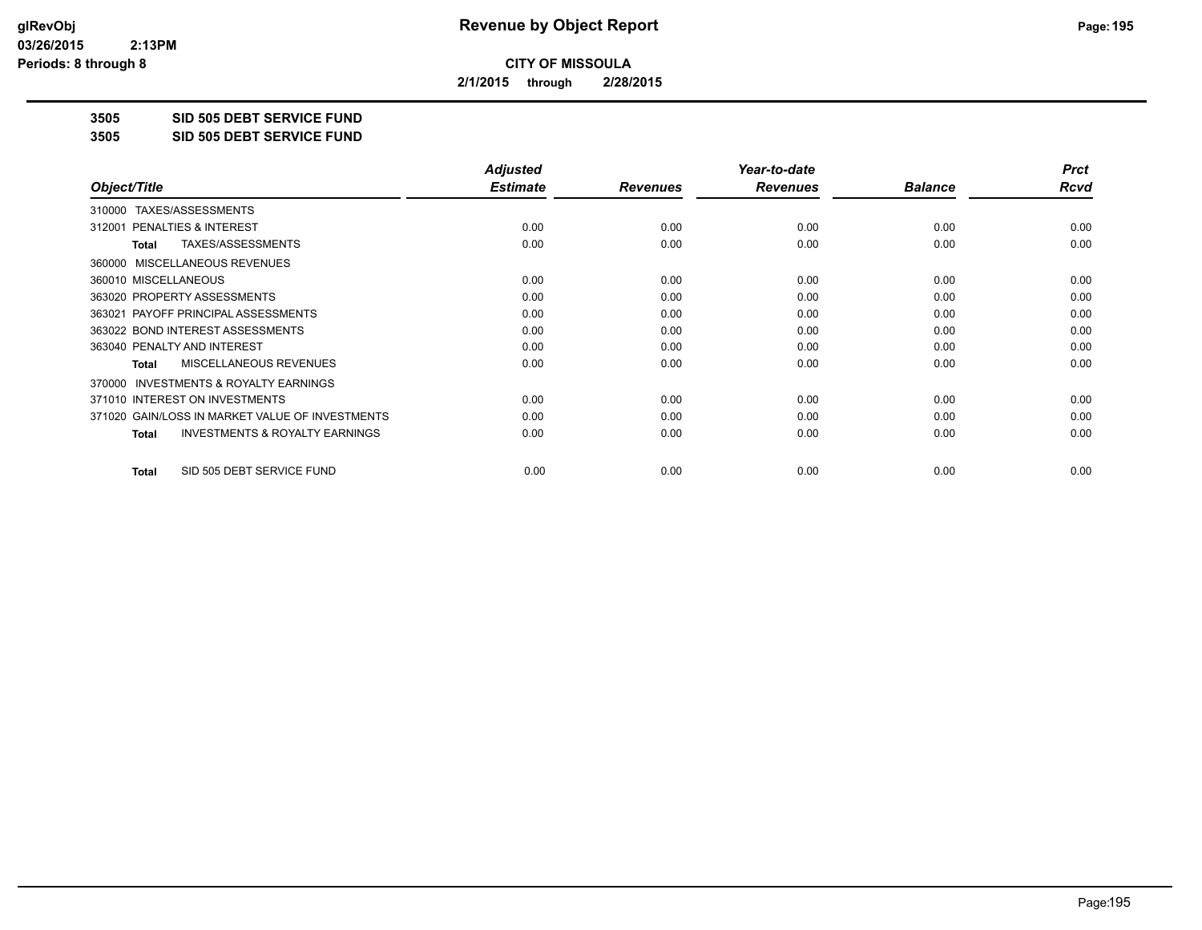# Revenue by Object Report

**CITY OF MISSOULA**

**2/1/2015 through 2/28/2015**

glRevObj
03/26/2015 2:13PM
Periods: 8 through 8

**3505 SID 505 DEBT SERVICE FUND**

**3505 SID 505 DEBT SERVICE FUND**

| Object/Title | Adjusted Estimate | Revenues | Year-to-date Revenues | Balance | Prct Rcvd |
|---|---|---|---|---|---|
| 310000 TAXES/ASSESSMENTS | | | | | |
| 312001 PENALTIES & INTEREST | 0.00 | 0.00 | 0.00 | 0.00 | 0.00 |
| **Total** TAXES/ASSESSMENTS | 0.00 | 0.00 | 0.00 | 0.00 | 0.00 |
| 360000 MISCELLANEOUS REVENUES | | | | | |
| 360010 MISCELLANEOUS | 0.00 | 0.00 | 0.00 | 0.00 | 0.00 |
| 363020 PROPERTY ASSESSMENTS | 0.00 | 0.00 | 0.00 | 0.00 | 0.00 |
| 363021 PAYOFF PRINCIPAL ASSESSMENTS | 0.00 | 0.00 | 0.00 | 0.00 | 0.00 |
| 363022 BOND INTEREST ASSESSMENTS | 0.00 | 0.00 | 0.00 | 0.00 | 0.00 |
| 363040 PENALTY AND INTEREST | 0.00 | 0.00 | 0.00 | 0.00 | 0.00 |
| **Total** MISCELLANEOUS REVENUES | 0.00 | 0.00 | 0.00 | 0.00 | 0.00 |
| 370000 INVESTMENTS & ROYALTY EARNINGS | | | | | |
| 371010 INTEREST ON INVESTMENTS | 0.00 | 0.00 | 0.00 | 0.00 | 0.00 |
| 371020 GAIN/LOSS IN MARKET VALUE OF INVESTMENTS | 0.00 | 0.00 | 0.00 | 0.00 | 0.00 |
| **Total** INVESTMENTS & ROYALTY EARNINGS | 0.00 | 0.00 | 0.00 | 0.00 | 0.00 |
| **Total** SID 505 DEBT SERVICE FUND | 0.00 | 0.00 | 0.00 | 0.00 | 0.00 |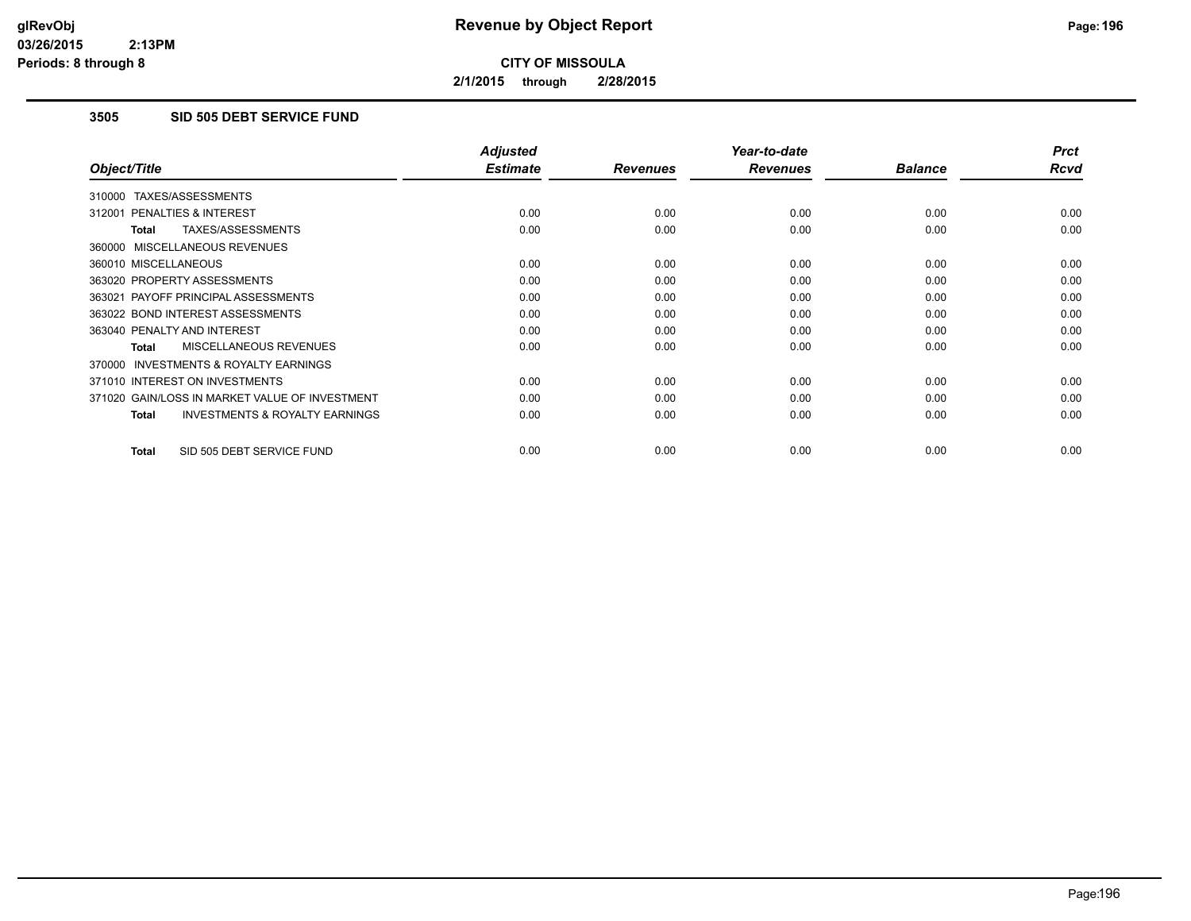# Revenue by Object Report

**CITY OF MISSOULA**

**2/1/2015 through 2/28/2015**

glRevObj
03/26/2015 2:13PM
Periods: 8 through 8

## 3505 SID 505 DEBT SERVICE FUND

| Object/Title | Adjusted Estimate | Revenues | Year-to-date Revenues | Balance | Prct Rcvd |
|---|---|---|---|---|---|
| 310000 TAXES/ASSESSMENTS | | | | | |
| 312001 PENALTIES & INTEREST | 0.00 | 0.00 | 0.00 | 0.00 | 0.00 |
| **Total** TAXES/ASSESSMENTS | 0.00 | 0.00 | 0.00 | 0.00 | 0.00 |
| 360000 MISCELLANEOUS REVENUES | | | | | |
| 360010 MISCELLANEOUS | 0.00 | 0.00 | 0.00 | 0.00 | 0.00 |
| 363020 PROPERTY ASSESSMENTS | 0.00 | 0.00 | 0.00 | 0.00 | 0.00 |
| 363021 PAYOFF PRINCIPAL ASSESSMENTS | 0.00 | 0.00 | 0.00 | 0.00 | 0.00 |
| 363022 BOND INTEREST ASSESSMENTS | 0.00 | 0.00 | 0.00 | 0.00 | 0.00 |
| 363040 PENALTY AND INTEREST | 0.00 | 0.00 | 0.00 | 0.00 | 0.00 |
| **Total** MISCELLANEOUS REVENUES | 0.00 | 0.00 | 0.00 | 0.00 | 0.00 |
| 370000 INVESTMENTS & ROYALTY EARNINGS | | | | | |
| 371010 INTEREST ON INVESTMENTS | 0.00 | 0.00 | 0.00 | 0.00 | 0.00 |
| 371020 GAIN/LOSS IN MARKET VALUE OF INVESTMENT | 0.00 | 0.00 | 0.00 | 0.00 | 0.00 |
| **Total** INVESTMENTS & ROYALTY EARNINGS | 0.00 | 0.00 | 0.00 | 0.00 | 0.00 |
| **Total** SID 505 DEBT SERVICE FUND | 0.00 | 0.00 | 0.00 | 0.00 | 0.00 |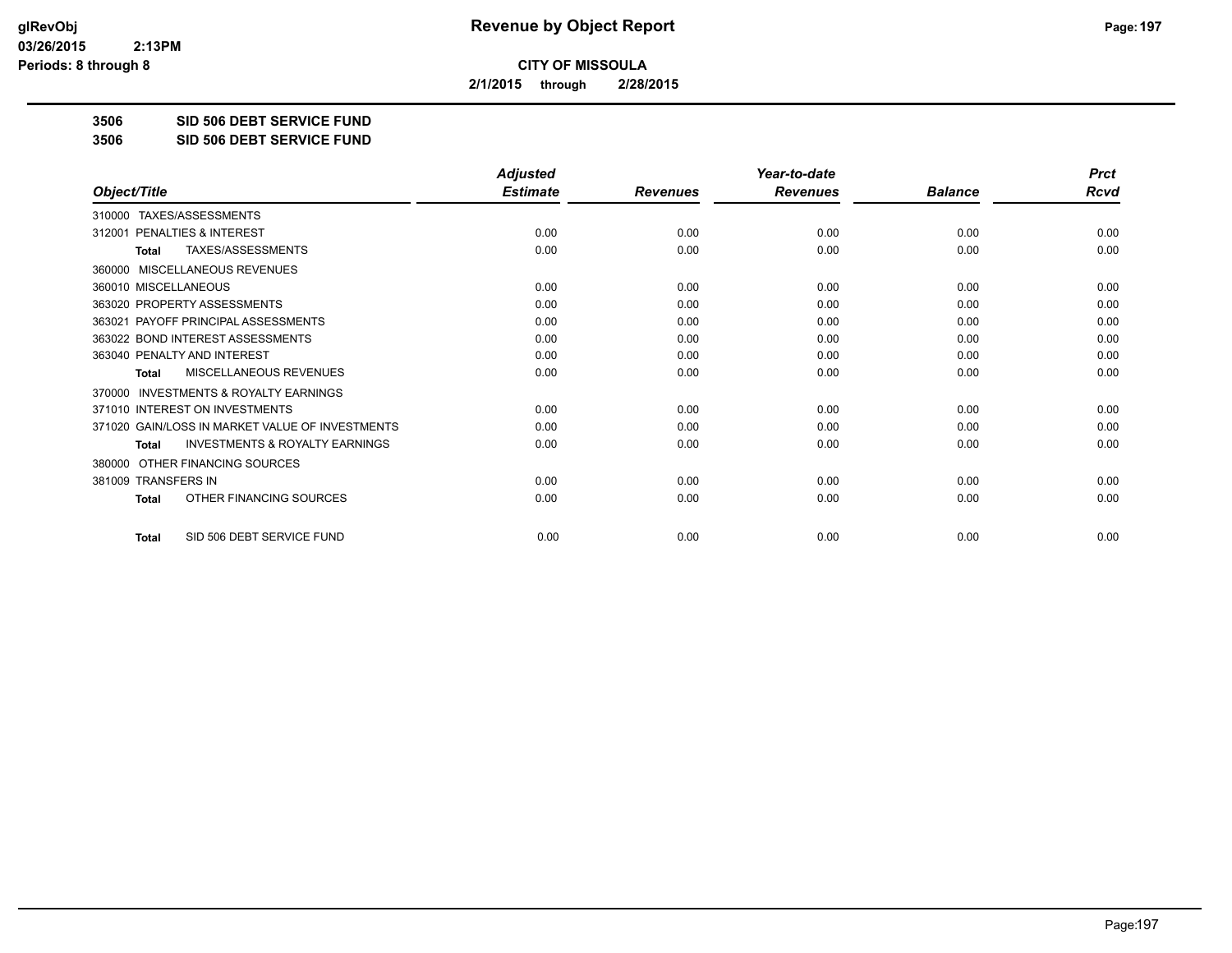# Revenue by Object Report

**CITY OF MISSOULA**

**2/1/2015 through 2/28/2015**

glRevObj
03/26/2015 2:13PM
Periods: 8 through 8

**3506 SID 506 DEBT SERVICE FUND**

**3506 SID 506 DEBT SERVICE FUND**

| Object/Title | Adjusted Estimate | Revenues | Year-to-date Revenues | Balance | Prct Rcvd |
|---|---|---|---|---|---|
| 310000 TAXES/ASSESSMENTS | | | | | |
| 312001 PENALTIES & INTEREST | 0.00 | 0.00 | 0.00 | 0.00 | 0.00 |
| **Total** TAXES/ASSESSMENTS | 0.00 | 0.00 | 0.00 | 0.00 | 0.00 |
| 360000 MISCELLANEOUS REVENUES | | | | | |
| 360010 MISCELLANEOUS | 0.00 | 0.00 | 0.00 | 0.00 | 0.00 |
| 363020 PROPERTY ASSESSMENTS | 0.00 | 0.00 | 0.00 | 0.00 | 0.00 |
| 363021 PAYOFF PRINCIPAL ASSESSMENTS | 0.00 | 0.00 | 0.00 | 0.00 | 0.00 |
| 363022 BOND INTEREST ASSESSMENTS | 0.00 | 0.00 | 0.00 | 0.00 | 0.00 |
| 363040 PENALTY AND INTEREST | 0.00 | 0.00 | 0.00 | 0.00 | 0.00 |
| **Total** MISCELLANEOUS REVENUES | 0.00 | 0.00 | 0.00 | 0.00 | 0.00 |
| 370000 INVESTMENTS & ROYALTY EARNINGS | | | | | |
| 371010 INTEREST ON INVESTMENTS | 0.00 | 0.00 | 0.00 | 0.00 | 0.00 |
| 371020 GAIN/LOSS IN MARKET VALUE OF INVESTMENTS | 0.00 | 0.00 | 0.00 | 0.00 | 0.00 |
| **Total** INVESTMENTS & ROYALTY EARNINGS | 0.00 | 0.00 | 0.00 | 0.00 | 0.00 |
| 380000 OTHER FINANCING SOURCES | | | | | |
| 381009 TRANSFERS IN | 0.00 | 0.00 | 0.00 | 0.00 | 0.00 |
| **Total** OTHER FINANCING SOURCES | 0.00 | 0.00 | 0.00 | 0.00 | 0.00 |
| **Total** SID 506 DEBT SERVICE FUND | 0.00 | 0.00 | 0.00 | 0.00 | 0.00 |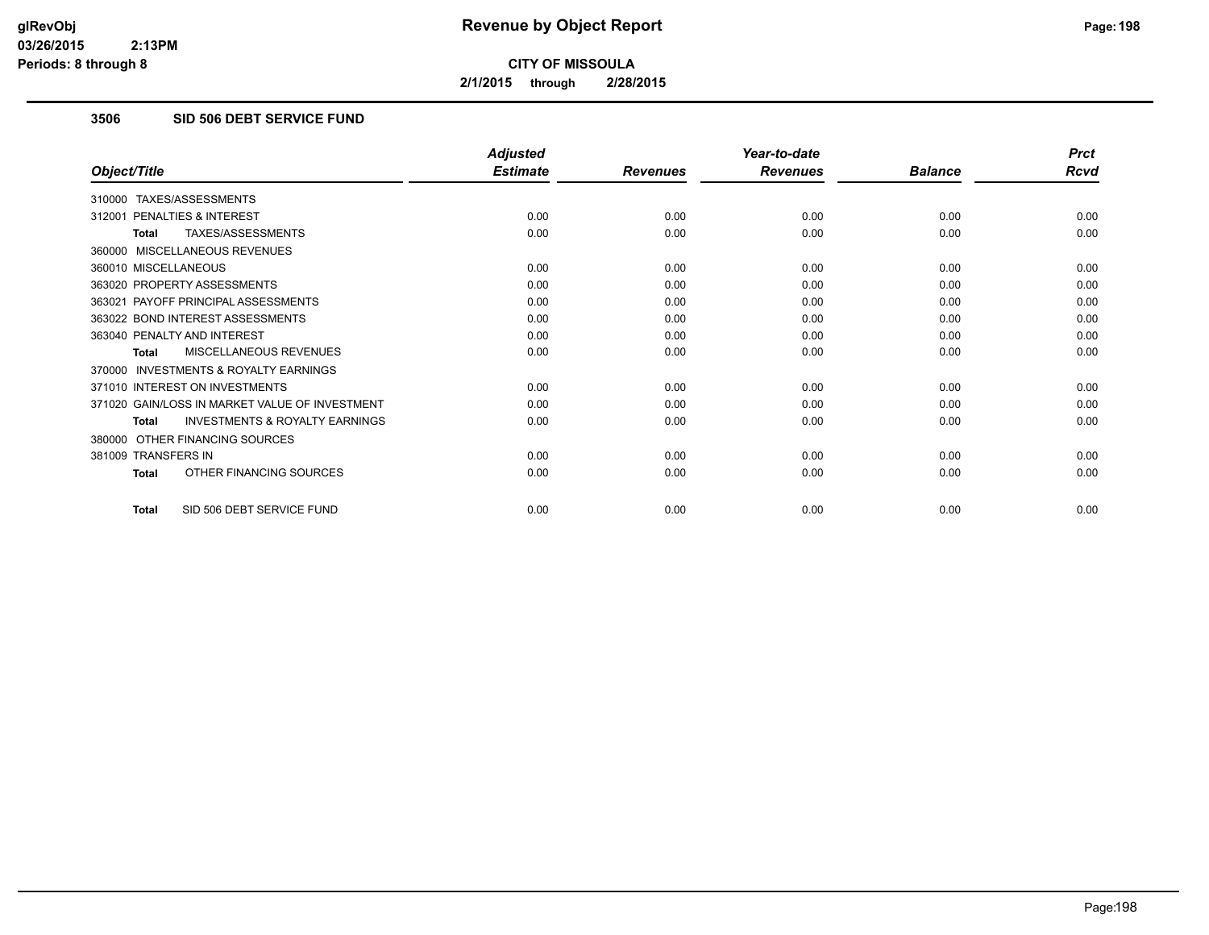**CITY OF MISSOULA**

**2/1/2015 through 2/28/2015**

### 3506 SID 506 DEBT SERVICE FUND

| Object/Title | Adjusted Estimate | Revenues | Year-to-date Revenues | Balance | Prct Rcvd |
|---|---|---|---|---|---|
| 310000 TAXES/ASSESSMENTS | | | | | |
| 312001 PENALTIES & INTEREST | 0.00 | 0.00 | 0.00 | 0.00 | 0.00 |
| **Total** TAXES/ASSESSMENTS | 0.00 | 0.00 | 0.00 | 0.00 | 0.00 |
| 360000 MISCELLANEOUS REVENUES | | | | | |
| 360010 MISCELLANEOUS | 0.00 | 0.00 | 0.00 | 0.00 | 0.00 |
| 363020 PROPERTY ASSESSMENTS | 0.00 | 0.00 | 0.00 | 0.00 | 0.00 |
| 363021 PAYOFF PRINCIPAL ASSESSMENTS | 0.00 | 0.00 | 0.00 | 0.00 | 0.00 |
| 363022 BOND INTEREST ASSESSMENTS | 0.00 | 0.00 | 0.00 | 0.00 | 0.00 |
| 363040 PENALTY AND INTEREST | 0.00 | 0.00 | 0.00 | 0.00 | 0.00 |
| **Total** MISCELLANEOUS REVENUES | 0.00 | 0.00 | 0.00 | 0.00 | 0.00 |
| 370000 INVESTMENTS & ROYALTY EARNINGS | | | | | |
| 371010 INTEREST ON INVESTMENTS | 0.00 | 0.00 | 0.00 | 0.00 | 0.00 |
| 371020 GAIN/LOSS IN MARKET VALUE OF INVESTMENT | 0.00 | 0.00 | 0.00 | 0.00 | 0.00 |
| **Total** INVESTMENTS & ROYALTY EARNINGS | 0.00 | 0.00 | 0.00 | 0.00 | 0.00 |
| 380000 OTHER FINANCING SOURCES | | | | | |
| 381009 TRANSFERS IN | 0.00 | 0.00 | 0.00 | 0.00 | 0.00 |
| **Total** OTHER FINANCING SOURCES | 0.00 | 0.00 | 0.00 | 0.00 | 0.00 |
| **Total** SID 506 DEBT SERVICE FUND | 0.00 | 0.00 | 0.00 | 0.00 | 0.00 |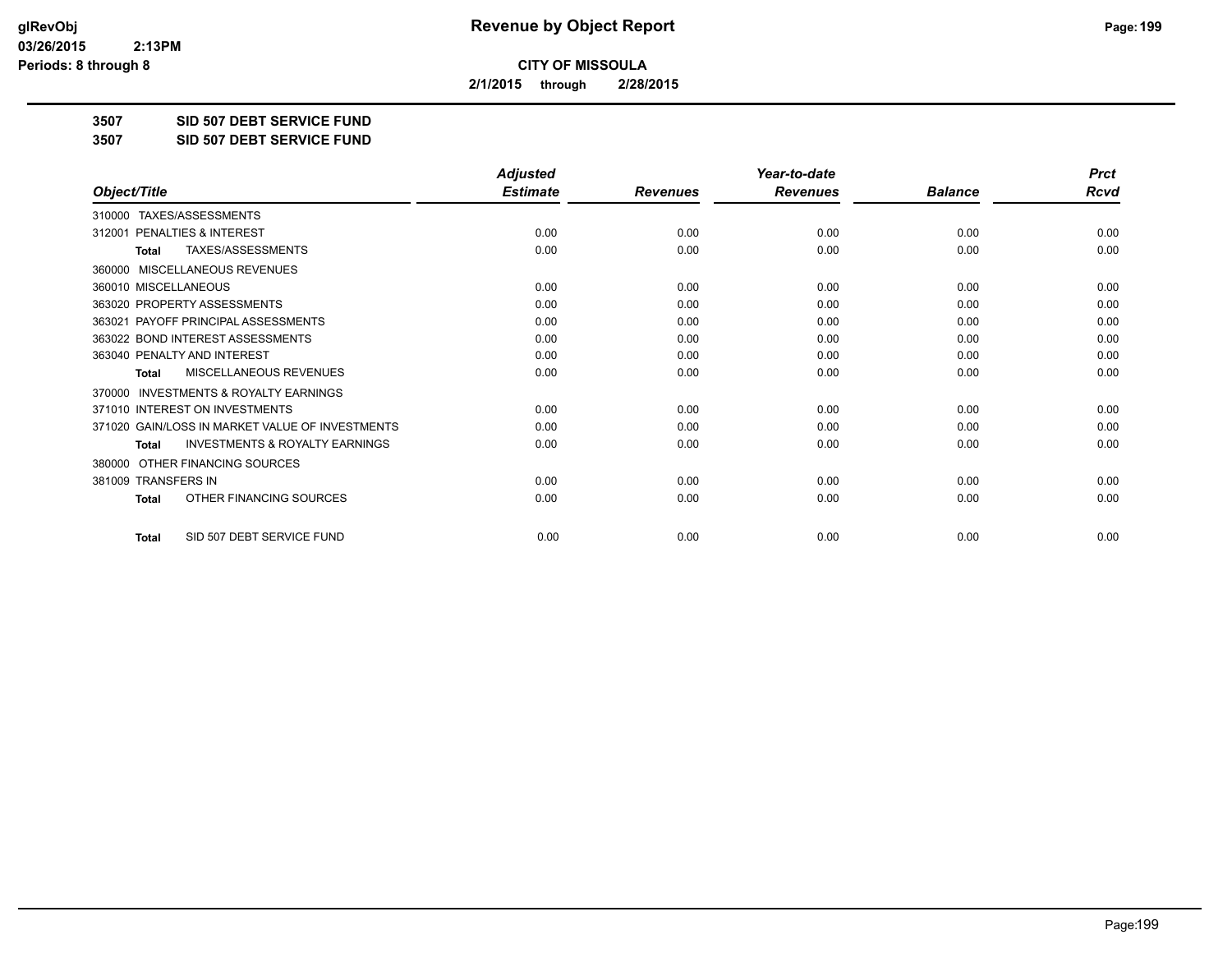**Revenue by Object Report**

**CITY OF MISSOULA**

**2/1/2015 through 2/28/2015**

glRevObj
03/26/2015 2:13PM
Periods: 8 through 8

**3507 SID 507 DEBT SERVICE FUND**

**3507 SID 507 DEBT SERVICE FUND**

| Object/Title | Adjusted Estimate | Revenues | Year-to-date Revenues | Balance | Prct Rcvd |
|---|---|---|---|---|---|
| 310000 TAXES/ASSESSMENTS | | | | | |
| 312001 PENALTIES & INTEREST | 0.00 | 0.00 | 0.00 | 0.00 | 0.00 |
| **Total** TAXES/ASSESSMENTS | 0.00 | 0.00 | 0.00 | 0.00 | 0.00 |
| 360000 MISCELLANEOUS REVENUES | | | | | |
| 360010 MISCELLANEOUS | 0.00 | 0.00 | 0.00 | 0.00 | 0.00 |
| 363020 PROPERTY ASSESSMENTS | 0.00 | 0.00 | 0.00 | 0.00 | 0.00 |
| 363021 PAYOFF PRINCIPAL ASSESSMENTS | 0.00 | 0.00 | 0.00 | 0.00 | 0.00 |
| 363022 BOND INTEREST ASSESSMENTS | 0.00 | 0.00 | 0.00 | 0.00 | 0.00 |
| 363040 PENALTY AND INTEREST | 0.00 | 0.00 | 0.00 | 0.00 | 0.00 |
| **Total** MISCELLANEOUS REVENUES | 0.00 | 0.00 | 0.00 | 0.00 | 0.00 |
| 370000 INVESTMENTS & ROYALTY EARNINGS | | | | | |
| 371010 INTEREST ON INVESTMENTS | 0.00 | 0.00 | 0.00 | 0.00 | 0.00 |
| 371020 GAIN/LOSS IN MARKET VALUE OF INVESTMENTS | 0.00 | 0.00 | 0.00 | 0.00 | 0.00 |
| **Total** INVESTMENTS & ROYALTY EARNINGS | 0.00 | 0.00 | 0.00 | 0.00 | 0.00 |
| 380000 OTHER FINANCING SOURCES | | | | | |
| 381009 TRANSFERS IN | 0.00 | 0.00 | 0.00 | 0.00 | 0.00 |
| **Total** OTHER FINANCING SOURCES | 0.00 | 0.00 | 0.00 | 0.00 | 0.00 |
| **Total** SID 507 DEBT SERVICE FUND | 0.00 | 0.00 | 0.00 | 0.00 | 0.00 |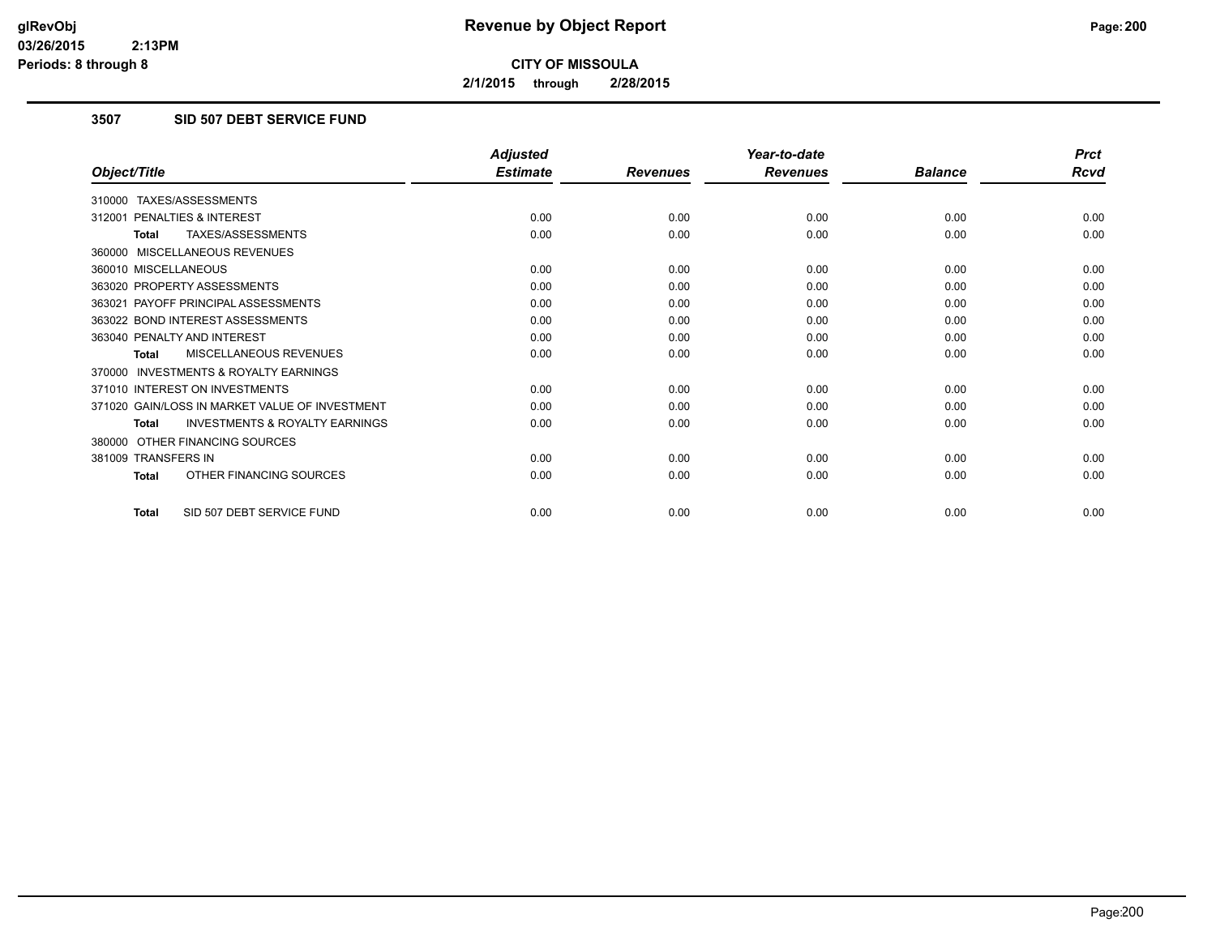**CITY OF MISSOULA**

**2/1/2015 through 2/28/2015**

## 3507 SID 507 DEBT SERVICE FUND

| Object/Title | Adjusted Estimate | Revenues | Year-to-date Revenues | Balance | Prct Rcvd |
|---|---|---|---|---|---|
| 310000 TAXES/ASSESSMENTS | | | | | |
| 312001 PENALTIES & INTEREST | 0.00 | 0.00 | 0.00 | 0.00 | 0.00 |
| **Total** TAXES/ASSESSMENTS | 0.00 | 0.00 | 0.00 | 0.00 | 0.00 |
| 360000 MISCELLANEOUS REVENUES | | | | | |
| 360010 MISCELLANEOUS | 0.00 | 0.00 | 0.00 | 0.00 | 0.00 |
| 363020 PROPERTY ASSESSMENTS | 0.00 | 0.00 | 0.00 | 0.00 | 0.00 |
| 363021 PAYOFF PRINCIPAL ASSESSMENTS | 0.00 | 0.00 | 0.00 | 0.00 | 0.00 |
| 363022 BOND INTEREST ASSESSMENTS | 0.00 | 0.00 | 0.00 | 0.00 | 0.00 |
| 363040 PENALTY AND INTEREST | 0.00 | 0.00 | 0.00 | 0.00 | 0.00 |
| **Total** MISCELLANEOUS REVENUES | 0.00 | 0.00 | 0.00 | 0.00 | 0.00 |
| 370000 INVESTMENTS & ROYALTY EARNINGS | | | | | |
| 371010 INTEREST ON INVESTMENTS | 0.00 | 0.00 | 0.00 | 0.00 | 0.00 |
| 371020 GAIN/LOSS IN MARKET VALUE OF INVESTMENT | 0.00 | 0.00 | 0.00 | 0.00 | 0.00 |
| **Total** INVESTMENTS & ROYALTY EARNINGS | 0.00 | 0.00 | 0.00 | 0.00 | 0.00 |
| 380000 OTHER FINANCING SOURCES | | | | | |
| 381009 TRANSFERS IN | 0.00 | 0.00 | 0.00 | 0.00 | 0.00 |
| **Total** OTHER FINANCING SOURCES | 0.00 | 0.00 | 0.00 | 0.00 | 0.00 |
| **Total** SID 507 DEBT SERVICE FUND | 0.00 | 0.00 | 0.00 | 0.00 | 0.00 |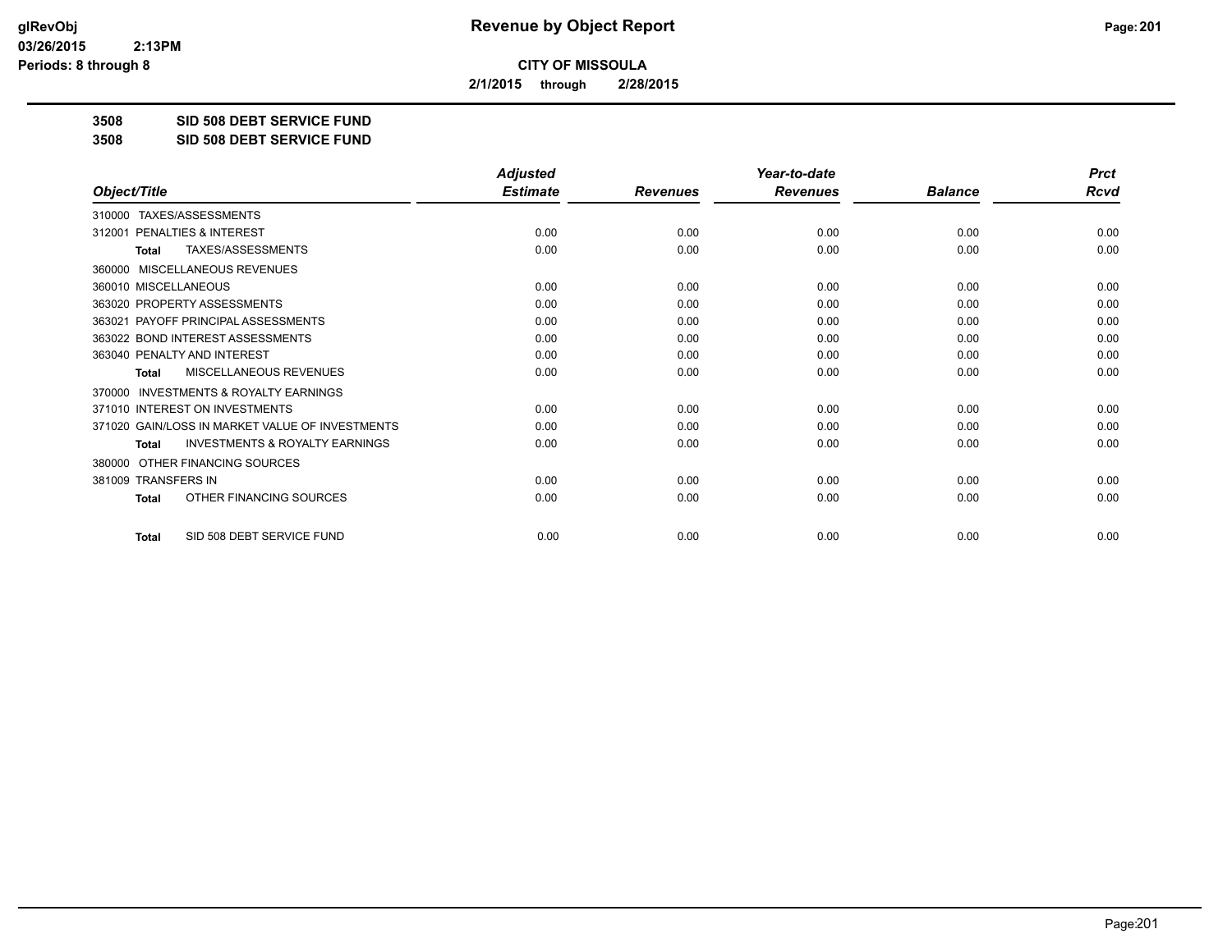**glRevObj**
**03/26/2015 2:13PM**
**Periods: 8 through 8**

# Revenue by Object Report

**CITY OF MISSOULA**

**2/1/2015 through 2/28/2015**

**3508 SID 508 DEBT SERVICE FUND**

**3508 SID 508 DEBT SERVICE FUND**

| Object/Title | Adjusted Estimate | Revenues | Year-to-date Revenues | Balance | Prct Rcvd |
|---|---|---|---|---|---|
| 310000 TAXES/ASSESSMENTS | | | | | |
| 312001 PENALTIES & INTEREST | 0.00 | 0.00 | 0.00 | 0.00 | 0.00 |
| **Total** TAXES/ASSESSMENTS | 0.00 | 0.00 | 0.00 | 0.00 | 0.00 |
| 360000 MISCELLANEOUS REVENUES | | | | | |
| 360010 MISCELLANEOUS | 0.00 | 0.00 | 0.00 | 0.00 | 0.00 |
| 363020 PROPERTY ASSESSMENTS | 0.00 | 0.00 | 0.00 | 0.00 | 0.00 |
| 363021 PAYOFF PRINCIPAL ASSESSMENTS | 0.00 | 0.00 | 0.00 | 0.00 | 0.00 |
| 363022 BOND INTEREST ASSESSMENTS | 0.00 | 0.00 | 0.00 | 0.00 | 0.00 |
| 363040 PENALTY AND INTEREST | 0.00 | 0.00 | 0.00 | 0.00 | 0.00 |
| **Total** MISCELLANEOUS REVENUES | 0.00 | 0.00 | 0.00 | 0.00 | 0.00 |
| 370000 INVESTMENTS & ROYALTY EARNINGS | | | | | |
| 371010 INTEREST ON INVESTMENTS | 0.00 | 0.00 | 0.00 | 0.00 | 0.00 |
| 371020 GAIN/LOSS IN MARKET VALUE OF INVESTMENTS | 0.00 | 0.00 | 0.00 | 0.00 | 0.00 |
| **Total** INVESTMENTS & ROYALTY EARNINGS | 0.00 | 0.00 | 0.00 | 0.00 | 0.00 |
| 380000 OTHER FINANCING SOURCES | | | | | |
| 381009 TRANSFERS IN | 0.00 | 0.00 | 0.00 | 0.00 | 0.00 |
| **Total** OTHER FINANCING SOURCES | 0.00 | 0.00 | 0.00 | 0.00 | 0.00 |
| **Total** SID 508 DEBT SERVICE FUND | 0.00 | 0.00 | 0.00 | 0.00 | 0.00 |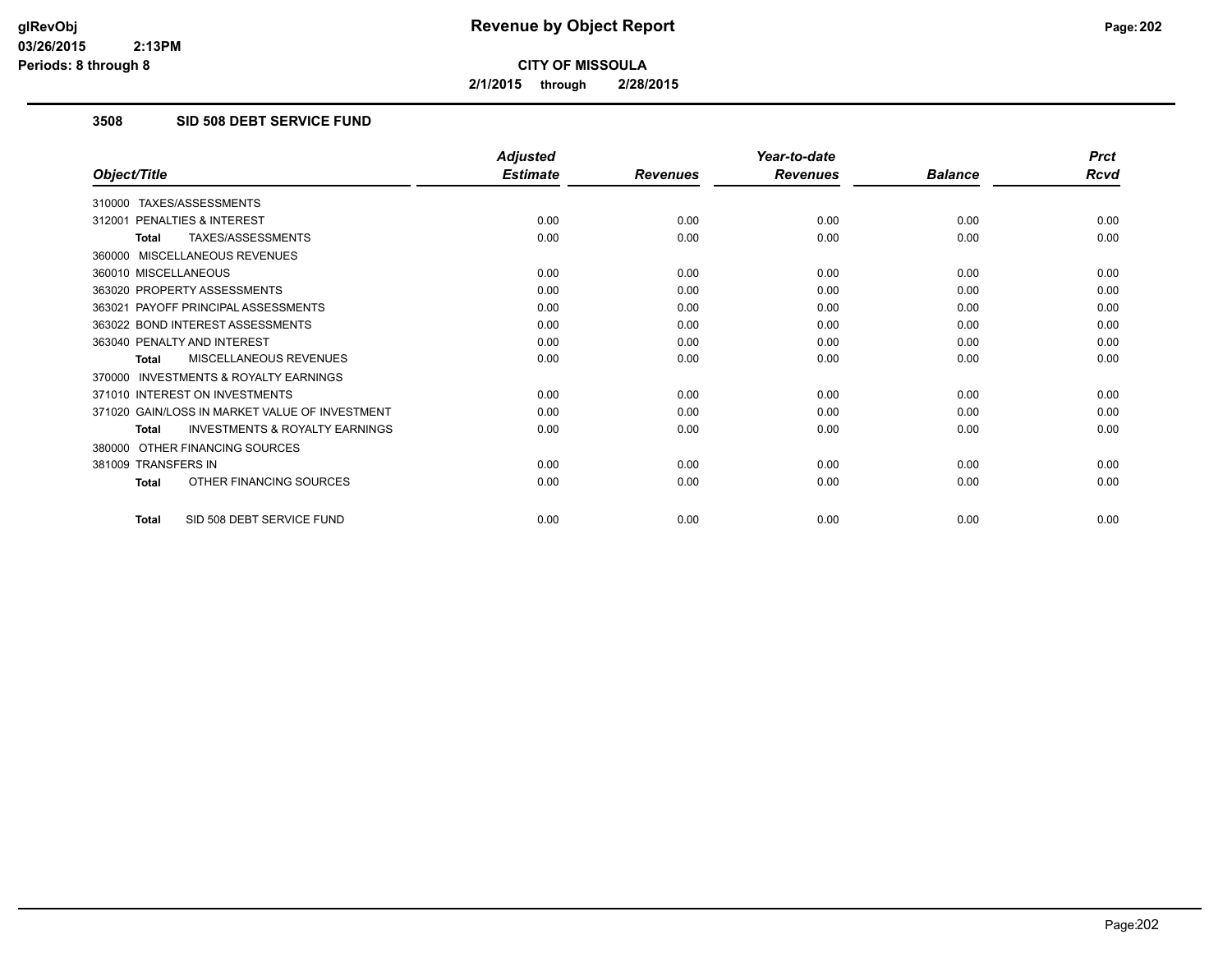**CITY OF MISSOULA**

**2/1/2015 through 2/28/2015**

### 3508 SID 508 DEBT SERVICE FUND

| Object/Title | Adjusted Estimate | Revenues | Year-to-date Revenues | Balance | Prct Rcvd |
|---|---|---|---|---|---|
| 310000 TAXES/ASSESSMENTS | | | | | |
| 312001 PENALTIES & INTEREST | 0.00 | 0.00 | 0.00 | 0.00 | 0.00 |
| **Total** TAXES/ASSESSMENTS | 0.00 | 0.00 | 0.00 | 0.00 | 0.00 |
| 360000 MISCELLANEOUS REVENUES | | | | | |
| 360010 MISCELLANEOUS | 0.00 | 0.00 | 0.00 | 0.00 | 0.00 |
| 363020 PROPERTY ASSESSMENTS | 0.00 | 0.00 | 0.00 | 0.00 | 0.00 |
| 363021 PAYOFF PRINCIPAL ASSESSMENTS | 0.00 | 0.00 | 0.00 | 0.00 | 0.00 |
| 363022 BOND INTEREST ASSESSMENTS | 0.00 | 0.00 | 0.00 | 0.00 | 0.00 |
| 363040 PENALTY AND INTEREST | 0.00 | 0.00 | 0.00 | 0.00 | 0.00 |
| **Total** MISCELLANEOUS REVENUES | 0.00 | 0.00 | 0.00 | 0.00 | 0.00 |
| 370000 INVESTMENTS & ROYALTY EARNINGS | | | | | |
| 371010 INTEREST ON INVESTMENTS | 0.00 | 0.00 | 0.00 | 0.00 | 0.00 |
| 371020 GAIN/LOSS IN MARKET VALUE OF INVESTMENT | 0.00 | 0.00 | 0.00 | 0.00 | 0.00 |
| **Total** INVESTMENTS & ROYALTY EARNINGS | 0.00 | 0.00 | 0.00 | 0.00 | 0.00 |
| 380000 OTHER FINANCING SOURCES | | | | | |
| 381009 TRANSFERS IN | 0.00 | 0.00 | 0.00 | 0.00 | 0.00 |
| **Total** OTHER FINANCING SOURCES | 0.00 | 0.00 | 0.00 | 0.00 | 0.00 |
| **Total** SID 508 DEBT SERVICE FUND | 0.00 | 0.00 | 0.00 | 0.00 | 0.00 |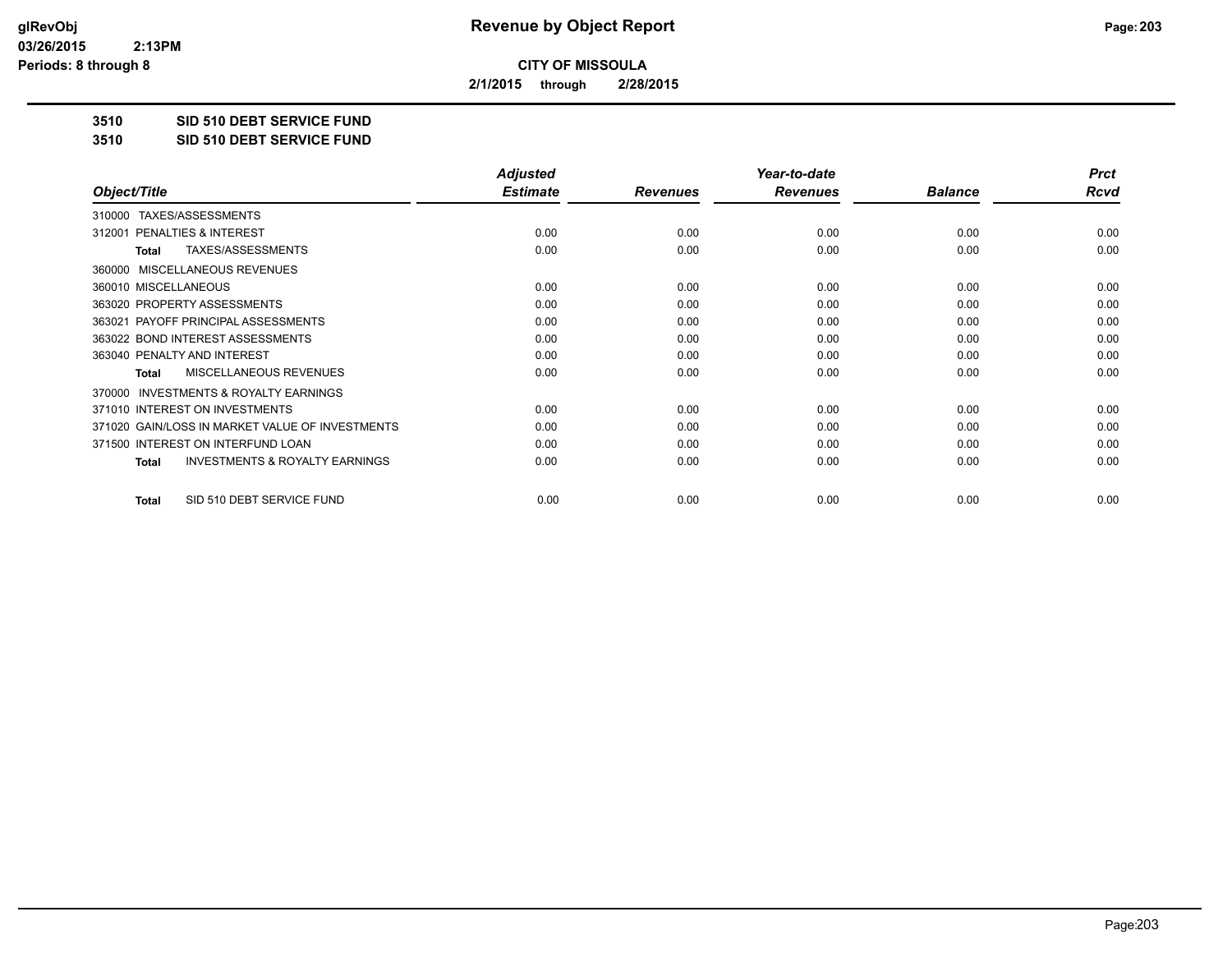**CITY OF MISSOULA**

**2/1/2015 through 2/28/2015**

**3510 SID 510 DEBT SERVICE FUND**

**3510 SID 510 DEBT SERVICE FUND**

| Object/Title | Adjusted Estimate | Revenues | Year-to-date Revenues | Balance | Prct Rcvd |
|---|---|---|---|---|---|
| 310000 TAXES/ASSESSMENTS | | | | | |
| 312001 PENALTIES & INTEREST | 0.00 | 0.00 | 0.00 | 0.00 | 0.00 |
| **Total** TAXES/ASSESSMENTS | 0.00 | 0.00 | 0.00 | 0.00 | 0.00 |
| 360000 MISCELLANEOUS REVENUES | | | | | |
| 360010 MISCELLANEOUS | 0.00 | 0.00 | 0.00 | 0.00 | 0.00 |
| 363020 PROPERTY ASSESSMENTS | 0.00 | 0.00 | 0.00 | 0.00 | 0.00 |
| 363021 PAYOFF PRINCIPAL ASSESSMENTS | 0.00 | 0.00 | 0.00 | 0.00 | 0.00 |
| 363022 BOND INTEREST ASSESSMENTS | 0.00 | 0.00 | 0.00 | 0.00 | 0.00 |
| 363040 PENALTY AND INTEREST | 0.00 | 0.00 | 0.00 | 0.00 | 0.00 |
| **Total** MISCELLANEOUS REVENUES | 0.00 | 0.00 | 0.00 | 0.00 | 0.00 |
| 370000 INVESTMENTS & ROYALTY EARNINGS | | | | | |
| 371010 INTEREST ON INVESTMENTS | 0.00 | 0.00 | 0.00 | 0.00 | 0.00 |
| 371020 GAIN/LOSS IN MARKET VALUE OF INVESTMENTS | 0.00 | 0.00 | 0.00 | 0.00 | 0.00 |
| 371500 INTEREST ON INTERFUND LOAN | 0.00 | 0.00 | 0.00 | 0.00 | 0.00 |
| **Total** INVESTMENTS & ROYALTY EARNINGS | 0.00 | 0.00 | 0.00 | 0.00 | 0.00 |
| **Total** SID 510 DEBT SERVICE FUND | 0.00 | 0.00 | 0.00 | 0.00 | 0.00 |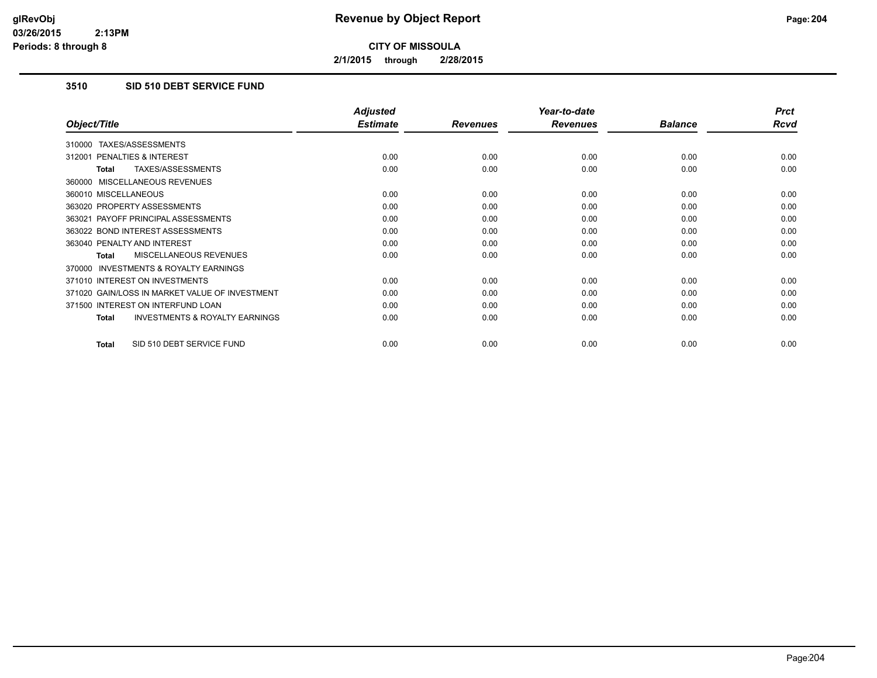glRevObj
03/26/2015 2:13PM
Periods: 8 through 8

# Revenue by Object Report

**CITY OF MISSOULA**

**2/1/2015 through 2/28/2015**

## 3510 SID 510 DEBT SERVICE FUND

| Object/Title | Adjusted Estimate | Revenues | Year-to-date Revenues | Balance | Prct Rcvd |
|---|---|---|---|---|---|
| 310000 TAXES/ASSESSMENTS | | | | | |
| 312001 PENALTIES & INTEREST | 0.00 | 0.00 | 0.00 | 0.00 | 0.00 |
| **Total** TAXES/ASSESSMENTS | 0.00 | 0.00 | 0.00 | 0.00 | 0.00 |
| 360000 MISCELLANEOUS REVENUES | | | | | |
| 360010 MISCELLANEOUS | 0.00 | 0.00 | 0.00 | 0.00 | 0.00 |
| 363020 PROPERTY ASSESSMENTS | 0.00 | 0.00 | 0.00 | 0.00 | 0.00 |
| 363021 PAYOFF PRINCIPAL ASSESSMENTS | 0.00 | 0.00 | 0.00 | 0.00 | 0.00 |
| 363022 BOND INTEREST ASSESSMENTS | 0.00 | 0.00 | 0.00 | 0.00 | 0.00 |
| 363040 PENALTY AND INTEREST | 0.00 | 0.00 | 0.00 | 0.00 | 0.00 |
| **Total** MISCELLANEOUS REVENUES | 0.00 | 0.00 | 0.00 | 0.00 | 0.00 |
| 370000 INVESTMENTS & ROYALTY EARNINGS | | | | | |
| 371010 INTEREST ON INVESTMENTS | 0.00 | 0.00 | 0.00 | 0.00 | 0.00 |
| 371020 GAIN/LOSS IN MARKET VALUE OF INVESTMENT | 0.00 | 0.00 | 0.00 | 0.00 | 0.00 |
| 371500 INTEREST ON INTERFUND LOAN | 0.00 | 0.00 | 0.00 | 0.00 | 0.00 |
| **Total** INVESTMENTS & ROYALTY EARNINGS | 0.00 | 0.00 | 0.00 | 0.00 | 0.00 |
| **Total** SID 510 DEBT SERVICE FUND | 0.00 | 0.00 | 0.00 | 0.00 | 0.00 |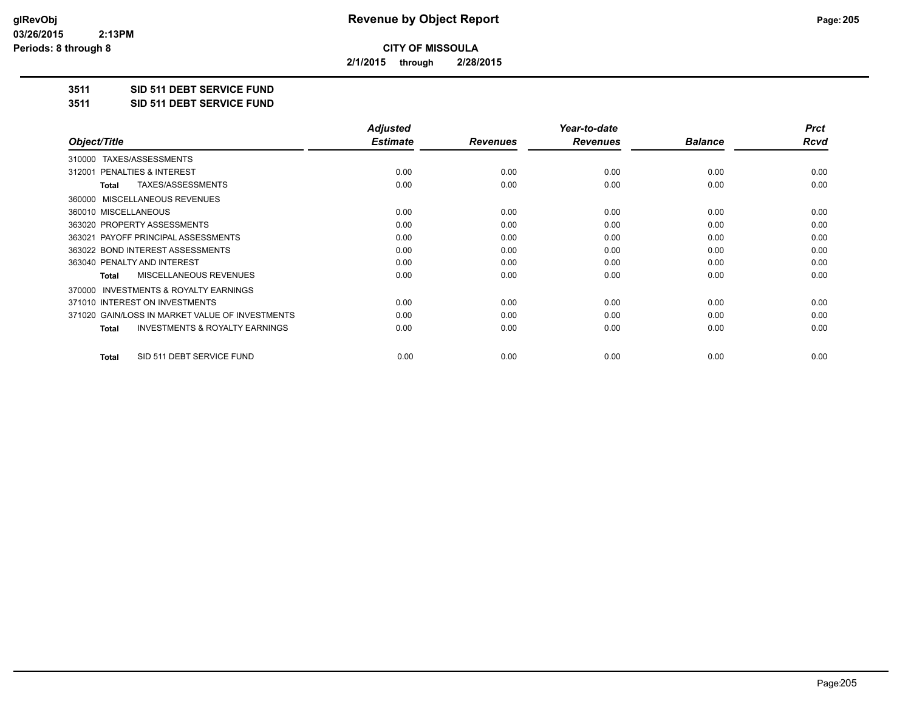# Revenue by Object Report

**CITY OF MISSOULA**

**2/1/2015 through 2/28/2015**

glRevObj
03/26/2015 2:13PM
Periods: 8 through 8

**3511 SID 511 DEBT SERVICE FUND**

**3511 SID 511 DEBT SERVICE FUND**

| Object/Title | Adjusted Estimate | Revenues | Year-to-date Revenues | Balance | Prct Rcvd |
|---|---|---|---|---|---|
| 310000 TAXES/ASSESSMENTS | | | | | |
| 312001 PENALTIES & INTEREST | 0.00 | 0.00 | 0.00 | 0.00 | 0.00 |
| **Total** TAXES/ASSESSMENTS | 0.00 | 0.00 | 0.00 | 0.00 | 0.00 |
| 360000 MISCELLANEOUS REVENUES | | | | | |
| 360010 MISCELLANEOUS | 0.00 | 0.00 | 0.00 | 0.00 | 0.00 |
| 363020 PROPERTY ASSESSMENTS | 0.00 | 0.00 | 0.00 | 0.00 | 0.00 |
| 363021 PAYOFF PRINCIPAL ASSESSMENTS | 0.00 | 0.00 | 0.00 | 0.00 | 0.00 |
| 363022 BOND INTEREST ASSESSMENTS | 0.00 | 0.00 | 0.00 | 0.00 | 0.00 |
| 363040 PENALTY AND INTEREST | 0.00 | 0.00 | 0.00 | 0.00 | 0.00 |
| **Total** MISCELLANEOUS REVENUES | 0.00 | 0.00 | 0.00 | 0.00 | 0.00 |
| 370000 INVESTMENTS & ROYALTY EARNINGS | | | | | |
| 371010 INTEREST ON INVESTMENTS | 0.00 | 0.00 | 0.00 | 0.00 | 0.00 |
| 371020 GAIN/LOSS IN MARKET VALUE OF INVESTMENTS | 0.00 | 0.00 | 0.00 | 0.00 | 0.00 |
| **Total** INVESTMENTS & ROYALTY EARNINGS | 0.00 | 0.00 | 0.00 | 0.00 | 0.00 |
| **Total** SID 511 DEBT SERVICE FUND | 0.00 | 0.00 | 0.00 | 0.00 | 0.00 |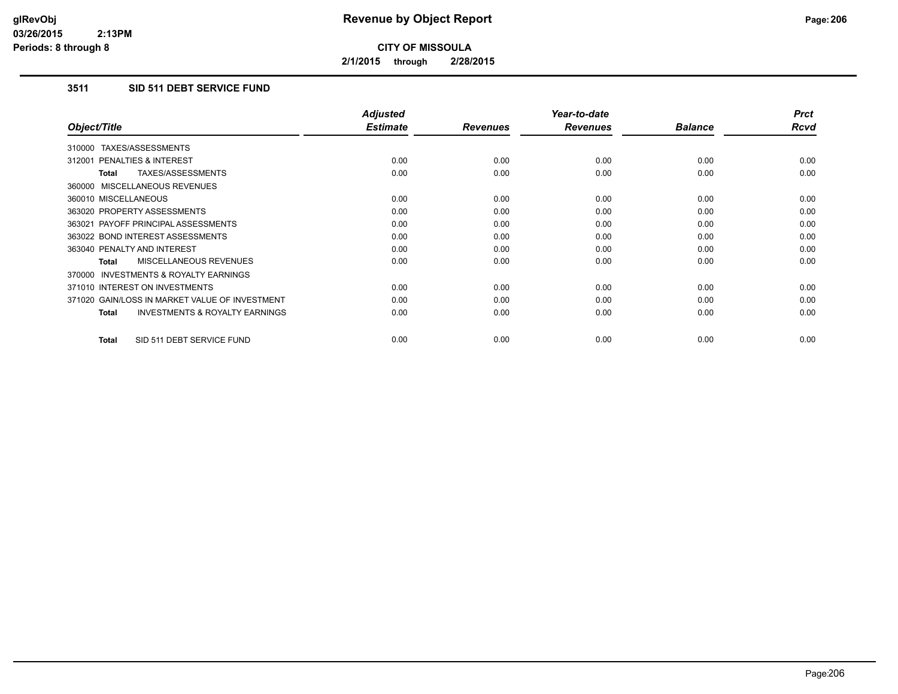# Revenue by Object Report

**CITY OF MISSOULA**

2/1/2015 through 2/28/2015

## 3511 SID 511 DEBT SERVICE FUND

| Object/Title | Adjusted Estimate | Revenues | Year-to-date Revenues | Balance | Prct Rcvd |
|---|---|---|---|---|---|
| 310000 TAXES/ASSESSMENTS | | | | | |
| 312001 PENALTIES & INTEREST | 0.00 | 0.00 | 0.00 | 0.00 | 0.00 |
| **Total** TAXES/ASSESSMENTS | 0.00 | 0.00 | 0.00 | 0.00 | 0.00 |
| 360000 MISCELLANEOUS REVENUES | | | | | |
| 360010 MISCELLANEOUS | 0.00 | 0.00 | 0.00 | 0.00 | 0.00 |
| 363020 PROPERTY ASSESSMENTS | 0.00 | 0.00 | 0.00 | 0.00 | 0.00 |
| 363021 PAYOFF PRINCIPAL ASSESSMENTS | 0.00 | 0.00 | 0.00 | 0.00 | 0.00 |
| 363022 BOND INTEREST ASSESSMENTS | 0.00 | 0.00 | 0.00 | 0.00 | 0.00 |
| 363040 PENALTY AND INTEREST | 0.00 | 0.00 | 0.00 | 0.00 | 0.00 |
| **Total** MISCELLANEOUS REVENUES | 0.00 | 0.00 | 0.00 | 0.00 | 0.00 |
| 370000 INVESTMENTS & ROYALTY EARNINGS | | | | | |
| 371010 INTEREST ON INVESTMENTS | 0.00 | 0.00 | 0.00 | 0.00 | 0.00 |
| 371020 GAIN/LOSS IN MARKET VALUE OF INVESTMENT | 0.00 | 0.00 | 0.00 | 0.00 | 0.00 |
| **Total** INVESTMENTS & ROYALTY EARNINGS | 0.00 | 0.00 | 0.00 | 0.00 | 0.00 |
| **Total** SID 511 DEBT SERVICE FUND | 0.00 | 0.00 | 0.00 | 0.00 | 0.00 |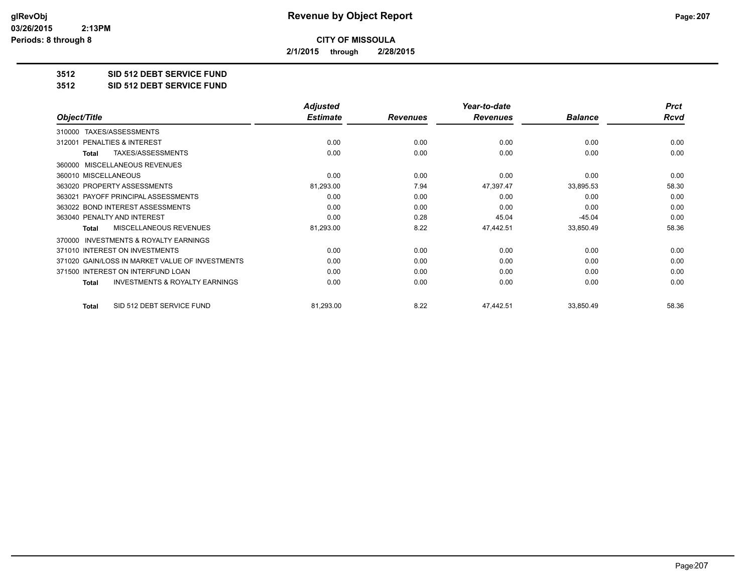# Revenue by Object Report

**CITY OF MISSOULA**

**2/1/2015 through 2/28/2015**

glRevObj
03/26/2015 2:13PM
Periods: 8 through 8

## 3512 SID 512 DEBT SERVICE FUND

## 3512 SID 512 DEBT SERVICE FUND

| Object/Title | Adjusted Estimate | Revenues | Year-to-date Revenues | Balance | Prct Rcvd |
|---|---|---|---|---|---|
| 310000 TAXES/ASSESSMENTS | | | | | |
| 312001 PENALTIES & INTEREST | 0.00 | 0.00 | 0.00 | 0.00 | 0.00 |
| **Total** TAXES/ASSESSMENTS | 0.00 | 0.00 | 0.00 | 0.00 | 0.00 |
| 360000 MISCELLANEOUS REVENUES | | | | | |
| 360010 MISCELLANEOUS | 0.00 | 0.00 | 0.00 | 0.00 | 0.00 |
| 363020 PROPERTY ASSESSMENTS | 81,293.00 | 7.94 | 47,397.47 | 33,895.53 | 58.30 |
| 363021 PAYOFF PRINCIPAL ASSESSMENTS | 0.00 | 0.00 | 0.00 | 0.00 | 0.00 |
| 363022 BOND INTEREST ASSESSMENTS | 0.00 | 0.00 | 0.00 | 0.00 | 0.00 |
| 363040 PENALTY AND INTEREST | 0.00 | 0.28 | 45.04 | -45.04 | 0.00 |
| **Total** MISCELLANEOUS REVENUES | 81,293.00 | 8.22 | 47,442.51 | 33,850.49 | 58.36 |
| 370000 INVESTMENTS & ROYALTY EARNINGS | | | | | |
| 371010 INTEREST ON INVESTMENTS | 0.00 | 0.00 | 0.00 | 0.00 | 0.00 |
| 371020 GAIN/LOSS IN MARKET VALUE OF INVESTMENTS | 0.00 | 0.00 | 0.00 | 0.00 | 0.00 |
| 371500 INTEREST ON INTERFUND LOAN | 0.00 | 0.00 | 0.00 | 0.00 | 0.00 |
| **Total** INVESTMENTS & ROYALTY EARNINGS | 0.00 | 0.00 | 0.00 | 0.00 | 0.00 |
| **Total** SID 512 DEBT SERVICE FUND | 81,293.00 | 8.22 | 47,442.51 | 33,850.49 | 58.36 |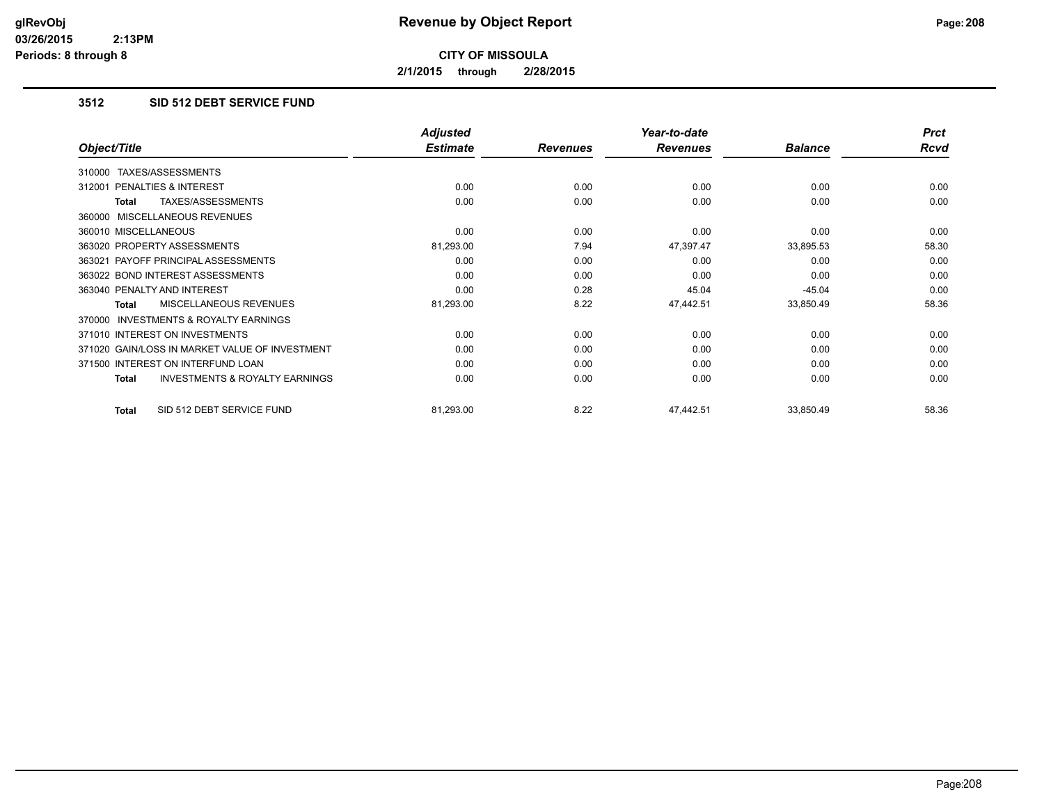**glRevObj**
**03/26/2015 2:13PM**
**Periods: 8 through 8**

# Revenue by Object Report

**CITY OF MISSOULA**

**2/1/2015 through 2/28/2015**

## 3512 SID 512 DEBT SERVICE FUND

| Object/Title | Adjusted Estimate | Revenues | Year-to-date Revenues | Balance | Prct Rcvd |
|---|---|---|---|---|---|
| 310000 TAXES/ASSESSMENTS | | | | | |
| 312001 PENALTIES & INTEREST | 0.00 | 0.00 | 0.00 | 0.00 | 0.00 |
| **Total** TAXES/ASSESSMENTS | 0.00 | 0.00 | 0.00 | 0.00 | 0.00 |
| 360000 MISCELLANEOUS REVENUES | | | | | |
| 360010 MISCELLANEOUS | 0.00 | 0.00 | 0.00 | 0.00 | 0.00 |
| 363020 PROPERTY ASSESSMENTS | 81,293.00 | 7.94 | 47,397.47 | 33,895.53 | 58.30 |
| 363021 PAYOFF PRINCIPAL ASSESSMENTS | 0.00 | 0.00 | 0.00 | 0.00 | 0.00 |
| 363022 BOND INTEREST ASSESSMENTS | 0.00 | 0.00 | 0.00 | 0.00 | 0.00 |
| 363040 PENALTY AND INTEREST | 0.00 | 0.28 | 45.04 | -45.04 | 0.00 |
| **Total** MISCELLANEOUS REVENUES | 81,293.00 | 8.22 | 47,442.51 | 33,850.49 | 58.36 |
| 370000 INVESTMENTS & ROYALTY EARNINGS | | | | | |
| 371010 INTEREST ON INVESTMENTS | 0.00 | 0.00 | 0.00 | 0.00 | 0.00 |
| 371020 GAIN/LOSS IN MARKET VALUE OF INVESTMENT | 0.00 | 0.00 | 0.00 | 0.00 | 0.00 |
| 371500 INTEREST ON INTERFUND LOAN | 0.00 | 0.00 | 0.00 | 0.00 | 0.00 |
| **Total** INVESTMENTS & ROYALTY EARNINGS | 0.00 | 0.00 | 0.00 | 0.00 | 0.00 |
| **Total** SID 512 DEBT SERVICE FUND | 81,293.00 | 8.22 | 47,442.51 | 33,850.49 | 58.36 |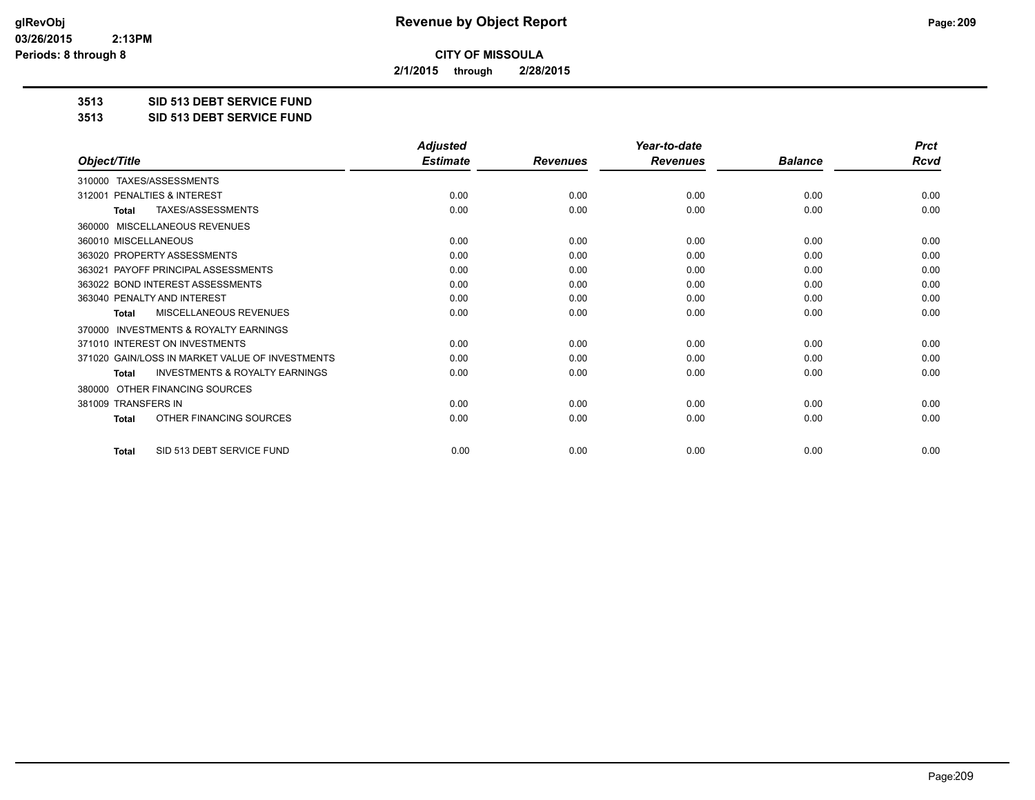**CITY OF MISSOULA**

**2/1/2015 through 2/28/2015**

**3513 SID 513 DEBT SERVICE FUND**

**3513 SID 513 DEBT SERVICE FUND**

| Object/Title | Adjusted Estimate | Revenues | Year-to-date Revenues | Balance | Prct Rcvd |
|---|---|---|---|---|---|
| 310000 TAXES/ASSESSMENTS | | | | | |
| 312001 PENALTIES & INTEREST | 0.00 | 0.00 | 0.00 | 0.00 | 0.00 |
| **Total** TAXES/ASSESSMENTS | 0.00 | 0.00 | 0.00 | 0.00 | 0.00 |
| 360000 MISCELLANEOUS REVENUES | | | | | |
| 360010 MISCELLANEOUS | 0.00 | 0.00 | 0.00 | 0.00 | 0.00 |
| 363020 PROPERTY ASSESSMENTS | 0.00 | 0.00 | 0.00 | 0.00 | 0.00 |
| 363021 PAYOFF PRINCIPAL ASSESSMENTS | 0.00 | 0.00 | 0.00 | 0.00 | 0.00 |
| 363022 BOND INTEREST ASSESSMENTS | 0.00 | 0.00 | 0.00 | 0.00 | 0.00 |
| 363040 PENALTY AND INTEREST | 0.00 | 0.00 | 0.00 | 0.00 | 0.00 |
| **Total** MISCELLANEOUS REVENUES | 0.00 | 0.00 | 0.00 | 0.00 | 0.00 |
| 370000 INVESTMENTS & ROYALTY EARNINGS | | | | | |
| 371010 INTEREST ON INVESTMENTS | 0.00 | 0.00 | 0.00 | 0.00 | 0.00 |
| 371020 GAIN/LOSS IN MARKET VALUE OF INVESTMENTS | 0.00 | 0.00 | 0.00 | 0.00 | 0.00 |
| **Total** INVESTMENTS & ROYALTY EARNINGS | 0.00 | 0.00 | 0.00 | 0.00 | 0.00 |
| 380000 OTHER FINANCING SOURCES | | | | | |
| 381009 TRANSFERS IN | 0.00 | 0.00 | 0.00 | 0.00 | 0.00 |
| **Total** OTHER FINANCING SOURCES | 0.00 | 0.00 | 0.00 | 0.00 | 0.00 |
| **Total** SID 513 DEBT SERVICE FUND | 0.00 | 0.00 | 0.00 | 0.00 | 0.00 |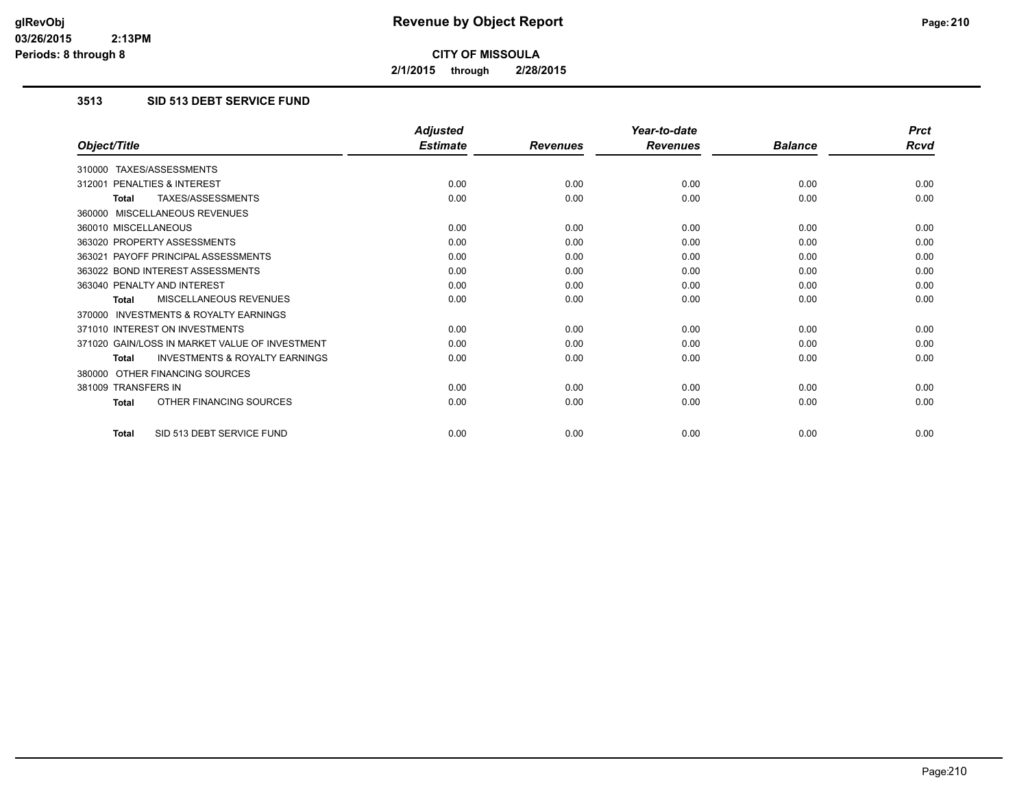**CITY OF MISSOULA**

**2/1/2015 through 2/28/2015**

### 3513 SID 513 DEBT SERVICE FUND

| Object/Title | Adjusted Estimate | Revenues | Year-to-date Revenues | Balance | Prct Rcvd |
|---|---|---|---|---|---|
| 310000 TAXES/ASSESSMENTS | | | | | |
| 312001 PENALTIES & INTEREST | 0.00 | 0.00 | 0.00 | 0.00 | 0.00 |
| **Total** TAXES/ASSESSMENTS | 0.00 | 0.00 | 0.00 | 0.00 | 0.00 |
| 360000 MISCELLANEOUS REVENUES | | | | | |
| 360010 MISCELLANEOUS | 0.00 | 0.00 | 0.00 | 0.00 | 0.00 |
| 363020 PROPERTY ASSESSMENTS | 0.00 | 0.00 | 0.00 | 0.00 | 0.00 |
| 363021 PAYOFF PRINCIPAL ASSESSMENTS | 0.00 | 0.00 | 0.00 | 0.00 | 0.00 |
| 363022 BOND INTEREST ASSESSMENTS | 0.00 | 0.00 | 0.00 | 0.00 | 0.00 |
| 363040 PENALTY AND INTEREST | 0.00 | 0.00 | 0.00 | 0.00 | 0.00 |
| **Total** MISCELLANEOUS REVENUES | 0.00 | 0.00 | 0.00 | 0.00 | 0.00 |
| 370000 INVESTMENTS & ROYALTY EARNINGS | | | | | |
| 371010 INTEREST ON INVESTMENTS | 0.00 | 0.00 | 0.00 | 0.00 | 0.00 |
| 371020 GAIN/LOSS IN MARKET VALUE OF INVESTMENT | 0.00 | 0.00 | 0.00 | 0.00 | 0.00 |
| **Total** INVESTMENTS & ROYALTY EARNINGS | 0.00 | 0.00 | 0.00 | 0.00 | 0.00 |
| 380000 OTHER FINANCING SOURCES | | | | | |
| 381009 TRANSFERS IN | 0.00 | 0.00 | 0.00 | 0.00 | 0.00 |
| **Total** OTHER FINANCING SOURCES | 0.00 | 0.00 | 0.00 | 0.00 | 0.00 |
| **Total** SID 513 DEBT SERVICE FUND | 0.00 | 0.00 | 0.00 | 0.00 | 0.00 |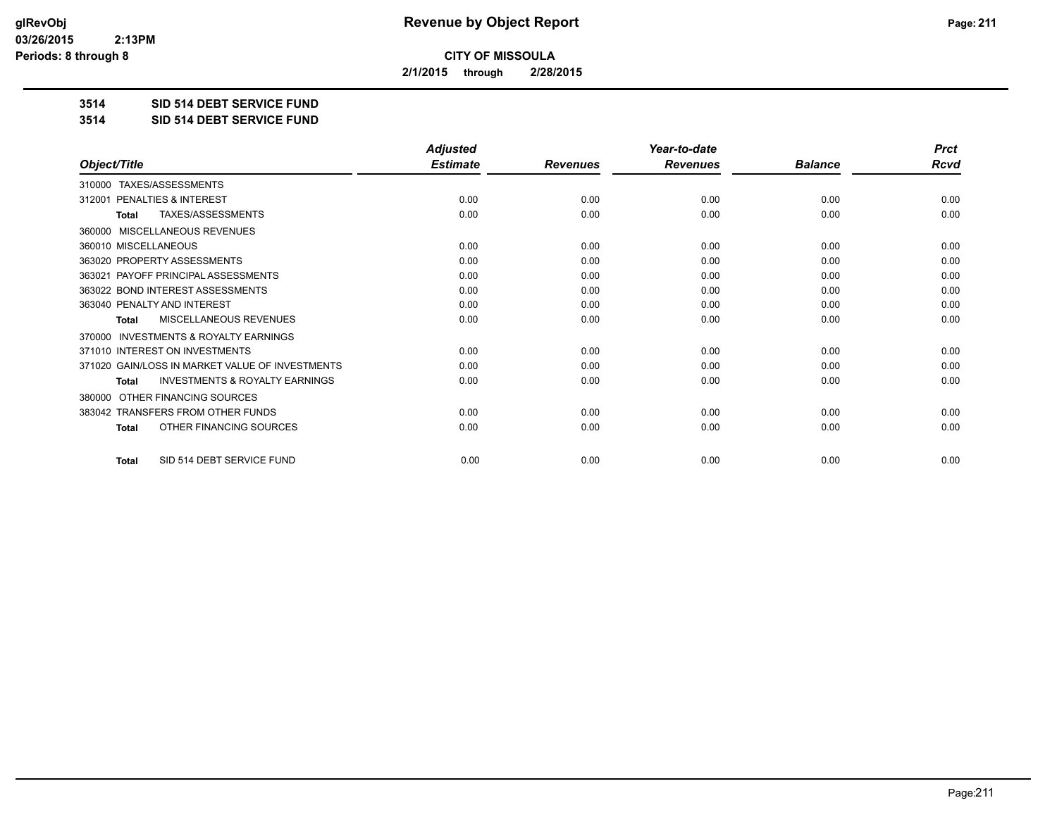# Revenue by Object Report

glRevObj
03/26/2015 2:13PM
Periods: 8 through 8

**CITY OF MISSOULA**

**2/1/2015 through 2/28/2015**

**3514 SID 514 DEBT SERVICE FUND**

**3514 SID 514 DEBT SERVICE FUND**

| Object/Title | Adjusted Estimate | Revenues | Year-to-date Revenues | Balance | Prct Rcvd |
|---|---|---|---|---|---|
| 310000 TAXES/ASSESSMENTS | | | | | |
| 312001 PENALTIES & INTEREST | 0.00 | 0.00 | 0.00 | 0.00 | 0.00 |
| **Total** TAXES/ASSESSMENTS | 0.00 | 0.00 | 0.00 | 0.00 | 0.00 |
| 360000 MISCELLANEOUS REVENUES | | | | | |
| 360010 MISCELLANEOUS | 0.00 | 0.00 | 0.00 | 0.00 | 0.00 |
| 363020 PROPERTY ASSESSMENTS | 0.00 | 0.00 | 0.00 | 0.00 | 0.00 |
| 363021 PAYOFF PRINCIPAL ASSESSMENTS | 0.00 | 0.00 | 0.00 | 0.00 | 0.00 |
| 363022 BOND INTEREST ASSESSMENTS | 0.00 | 0.00 | 0.00 | 0.00 | 0.00 |
| 363040 PENALTY AND INTEREST | 0.00 | 0.00 | 0.00 | 0.00 | 0.00 |
| **Total** MISCELLANEOUS REVENUES | 0.00 | 0.00 | 0.00 | 0.00 | 0.00 |
| 370000 INVESTMENTS & ROYALTY EARNINGS | | | | | |
| 371010 INTEREST ON INVESTMENTS | 0.00 | 0.00 | 0.00 | 0.00 | 0.00 |
| 371020 GAIN/LOSS IN MARKET VALUE OF INVESTMENTS | 0.00 | 0.00 | 0.00 | 0.00 | 0.00 |
| **Total** INVESTMENTS & ROYALTY EARNINGS | 0.00 | 0.00 | 0.00 | 0.00 | 0.00 |
| 380000 OTHER FINANCING SOURCES | | | | | |
| 383042 TRANSFERS FROM OTHER FUNDS | 0.00 | 0.00 | 0.00 | 0.00 | 0.00 |
| **Total** OTHER FINANCING SOURCES | 0.00 | 0.00 | 0.00 | 0.00 | 0.00 |
| **Total** SID 514 DEBT SERVICE FUND | 0.00 | 0.00 | 0.00 | 0.00 | 0.00 |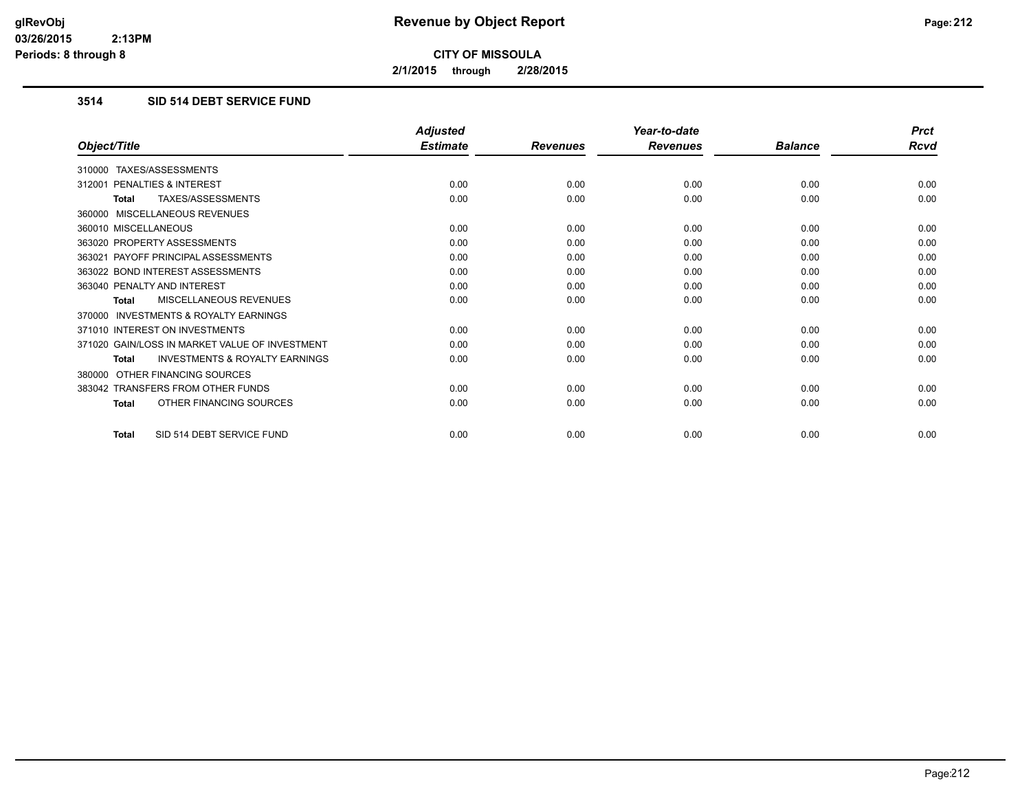**CITY OF MISSOULA**

**2/1/2015 through 2/28/2015**

### 3514 SID 514 DEBT SERVICE FUND

| Object/Title | Adjusted Estimate | Revenues | Year-to-date Revenues | Balance | Prct Rcvd |
|---|---|---|---|---|---|
| 310000 TAXES/ASSESSMENTS | | | | | |
| 312001 PENALTIES & INTEREST | 0.00 | 0.00 | 0.00 | 0.00 | 0.00 |
| **Total** TAXES/ASSESSMENTS | 0.00 | 0.00 | 0.00 | 0.00 | 0.00 |
| 360000 MISCELLANEOUS REVENUES | | | | | |
| 360010 MISCELLANEOUS | 0.00 | 0.00 | 0.00 | 0.00 | 0.00 |
| 363020 PROPERTY ASSESSMENTS | 0.00 | 0.00 | 0.00 | 0.00 | 0.00 |
| 363021 PAYOFF PRINCIPAL ASSESSMENTS | 0.00 | 0.00 | 0.00 | 0.00 | 0.00 |
| 363022 BOND INTEREST ASSESSMENTS | 0.00 | 0.00 | 0.00 | 0.00 | 0.00 |
| 363040 PENALTY AND INTEREST | 0.00 | 0.00 | 0.00 | 0.00 | 0.00 |
| **Total** MISCELLANEOUS REVENUES | 0.00 | 0.00 | 0.00 | 0.00 | 0.00 |
| 370000 INVESTMENTS & ROYALTY EARNINGS | | | | | |
| 371010 INTEREST ON INVESTMENTS | 0.00 | 0.00 | 0.00 | 0.00 | 0.00 |
| 371020 GAIN/LOSS IN MARKET VALUE OF INVESTMENT | 0.00 | 0.00 | 0.00 | 0.00 | 0.00 |
| **Total** INVESTMENTS & ROYALTY EARNINGS | 0.00 | 0.00 | 0.00 | 0.00 | 0.00 |
| 380000 OTHER FINANCING SOURCES | | | | | |
| 383042 TRANSFERS FROM OTHER FUNDS | 0.00 | 0.00 | 0.00 | 0.00 | 0.00 |
| **Total** OTHER FINANCING SOURCES | 0.00 | 0.00 | 0.00 | 0.00 | 0.00 |
| **Total** SID 514 DEBT SERVICE FUND | 0.00 | 0.00 | 0.00 | 0.00 | 0.00 |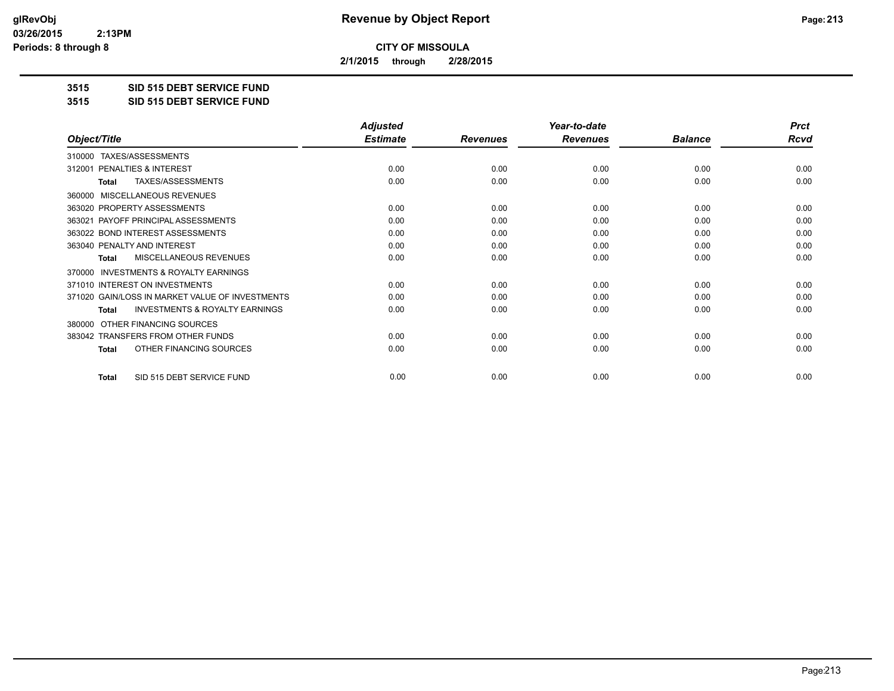# Revenue by Object Report

**CITY OF MISSOULA**

**2/1/2015 through 2/28/2015**

glRevObj
03/26/2015 2:13PM
Periods: 8 through 8

**3515 SID 515 DEBT SERVICE FUND**

**3515 SID 515 DEBT SERVICE FUND**

| Object/Title | Adjusted Estimate | Revenues | Year-to-date Revenues | Balance | Prct Rcvd |
|---|---|---|---|---|---|
| 310000 TAXES/ASSESSMENTS | | | | | |
| 312001 PENALTIES & INTEREST | 0.00 | 0.00 | 0.00 | 0.00 | 0.00 |
| **Total** TAXES/ASSESSMENTS | 0.00 | 0.00 | 0.00 | 0.00 | 0.00 |
| 360000 MISCELLANEOUS REVENUES | | | | | |
| 363020 PROPERTY ASSESSMENTS | 0.00 | 0.00 | 0.00 | 0.00 | 0.00 |
| 363021 PAYOFF PRINCIPAL ASSESSMENTS | 0.00 | 0.00 | 0.00 | 0.00 | 0.00 |
| 363022 BOND INTEREST ASSESSMENTS | 0.00 | 0.00 | 0.00 | 0.00 | 0.00 |
| 363040 PENALTY AND INTEREST | 0.00 | 0.00 | 0.00 | 0.00 | 0.00 |
| **Total** MISCELLANEOUS REVENUES | 0.00 | 0.00 | 0.00 | 0.00 | 0.00 |
| 370000 INVESTMENTS & ROYALTY EARNINGS | | | | | |
| 371010 INTEREST ON INVESTMENTS | 0.00 | 0.00 | 0.00 | 0.00 | 0.00 |
| 371020 GAIN/LOSS IN MARKET VALUE OF INVESTMENTS | 0.00 | 0.00 | 0.00 | 0.00 | 0.00 |
| **Total** INVESTMENTS & ROYALTY EARNINGS | 0.00 | 0.00 | 0.00 | 0.00 | 0.00 |
| 380000 OTHER FINANCING SOURCES | | | | | |
| 383042 TRANSFERS FROM OTHER FUNDS | 0.00 | 0.00 | 0.00 | 0.00 | 0.00 |
| **Total** OTHER FINANCING SOURCES | 0.00 | 0.00 | 0.00 | 0.00 | 0.00 |
| **Total** SID 515 DEBT SERVICE FUND | 0.00 | 0.00 | 0.00 | 0.00 | 0.00 |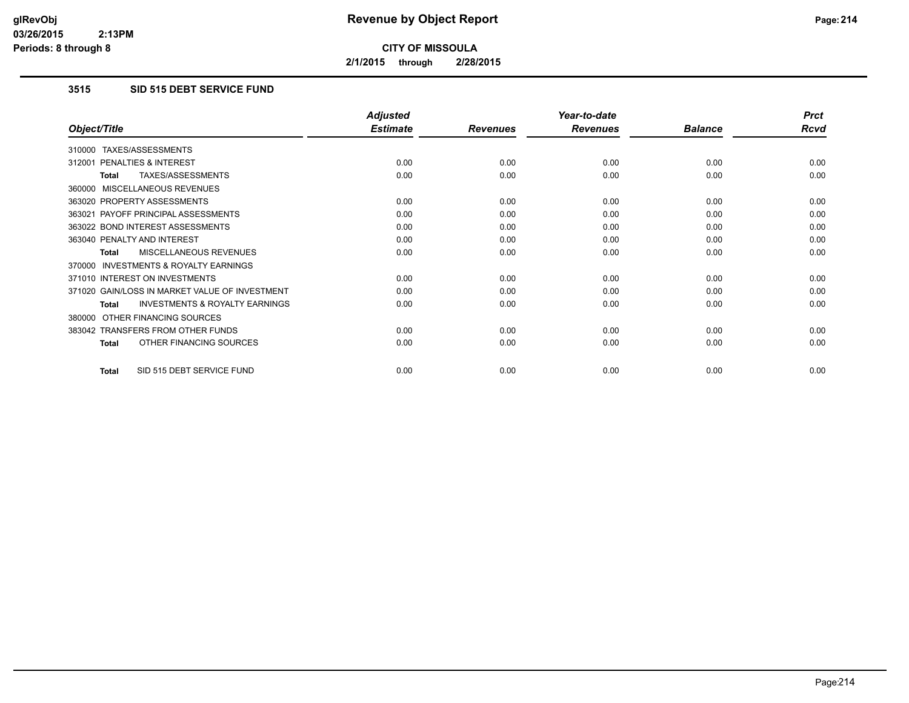**CITY OF MISSOULA**

**2/1/2015 through 2/28/2015**

### 3515 SID 515 DEBT SERVICE FUND

| Object/Title | Adjusted Estimate | Revenues | Year-to-date Revenues | Balance | Prct Rcvd |
|---|---|---|---|---|---|
| 310000 TAXES/ASSESSMENTS | | | | | |
| 312001 PENALTIES & INTEREST | 0.00 | 0.00 | 0.00 | 0.00 | 0.00 |
| **Total** TAXES/ASSESSMENTS | 0.00 | 0.00 | 0.00 | 0.00 | 0.00 |
| 360000 MISCELLANEOUS REVENUES | | | | | |
| 363020 PROPERTY ASSESSMENTS | 0.00 | 0.00 | 0.00 | 0.00 | 0.00 |
| 363021 PAYOFF PRINCIPAL ASSESSMENTS | 0.00 | 0.00 | 0.00 | 0.00 | 0.00 |
| 363022 BOND INTEREST ASSESSMENTS | 0.00 | 0.00 | 0.00 | 0.00 | 0.00 |
| 363040 PENALTY AND INTEREST | 0.00 | 0.00 | 0.00 | 0.00 | 0.00 |
| **Total** MISCELLANEOUS REVENUES | 0.00 | 0.00 | 0.00 | 0.00 | 0.00 |
| 370000 INVESTMENTS & ROYALTY EARNINGS | | | | | |
| 371010 INTEREST ON INVESTMENTS | 0.00 | 0.00 | 0.00 | 0.00 | 0.00 |
| 371020 GAIN/LOSS IN MARKET VALUE OF INVESTMENT | 0.00 | 0.00 | 0.00 | 0.00 | 0.00 |
| **Total** INVESTMENTS & ROYALTY EARNINGS | 0.00 | 0.00 | 0.00 | 0.00 | 0.00 |
| 380000 OTHER FINANCING SOURCES | | | | | |
| 383042 TRANSFERS FROM OTHER FUNDS | 0.00 | 0.00 | 0.00 | 0.00 | 0.00 |
| **Total** OTHER FINANCING SOURCES | 0.00 | 0.00 | 0.00 | 0.00 | 0.00 |
| **Total** SID 515 DEBT SERVICE FUND | 0.00 | 0.00 | 0.00 | 0.00 | 0.00 |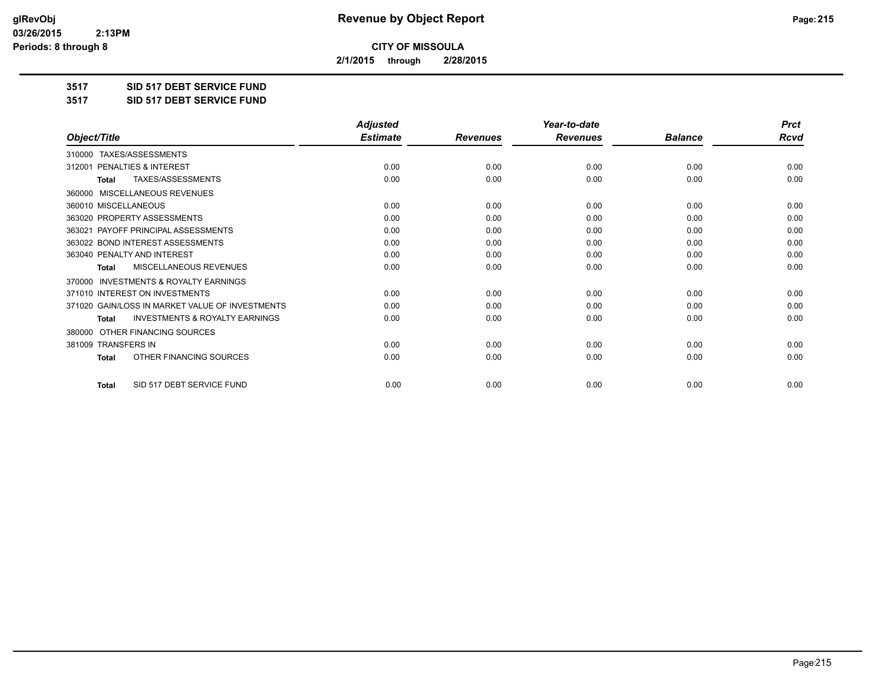**CITY OF MISSOULA**

**2/1/2015 through 2/28/2015**

**3517 SID 517 DEBT SERVICE FUND**

**3517 SID 517 DEBT SERVICE FUND**

| Object/Title | Adjusted Estimate | Revenues | Year-to-date Revenues | Balance | Prct Rcvd |
|---|---|---|---|---|---|
| 310000 TAXES/ASSESSMENTS | | | | | |
| 312001 PENALTIES & INTEREST | 0.00 | 0.00 | 0.00 | 0.00 | 0.00 |
| **Total** TAXES/ASSESSMENTS | 0.00 | 0.00 | 0.00 | 0.00 | 0.00 |
| 360000 MISCELLANEOUS REVENUES | | | | | |
| 360010 MISCELLANEOUS | 0.00 | 0.00 | 0.00 | 0.00 | 0.00 |
| 363020 PROPERTY ASSESSMENTS | 0.00 | 0.00 | 0.00 | 0.00 | 0.00 |
| 363021 PAYOFF PRINCIPAL ASSESSMENTS | 0.00 | 0.00 | 0.00 | 0.00 | 0.00 |
| 363022 BOND INTEREST ASSESSMENTS | 0.00 | 0.00 | 0.00 | 0.00 | 0.00 |
| 363040 PENALTY AND INTEREST | 0.00 | 0.00 | 0.00 | 0.00 | 0.00 |
| **Total** MISCELLANEOUS REVENUES | 0.00 | 0.00 | 0.00 | 0.00 | 0.00 |
| 370000 INVESTMENTS & ROYALTY EARNINGS | | | | | |
| 371010 INTEREST ON INVESTMENTS | 0.00 | 0.00 | 0.00 | 0.00 | 0.00 |
| 371020 GAIN/LOSS IN MARKET VALUE OF INVESTMENTS | 0.00 | 0.00 | 0.00 | 0.00 | 0.00 |
| **Total** INVESTMENTS & ROYALTY EARNINGS | 0.00 | 0.00 | 0.00 | 0.00 | 0.00 |
| 380000 OTHER FINANCING SOURCES | | | | | |
| 381009 TRANSFERS IN | 0.00 | 0.00 | 0.00 | 0.00 | 0.00 |
| **Total** OTHER FINANCING SOURCES | 0.00 | 0.00 | 0.00 | 0.00 | 0.00 |
| **Total** SID 517 DEBT SERVICE FUND | 0.00 | 0.00 | 0.00 | 0.00 | 0.00 |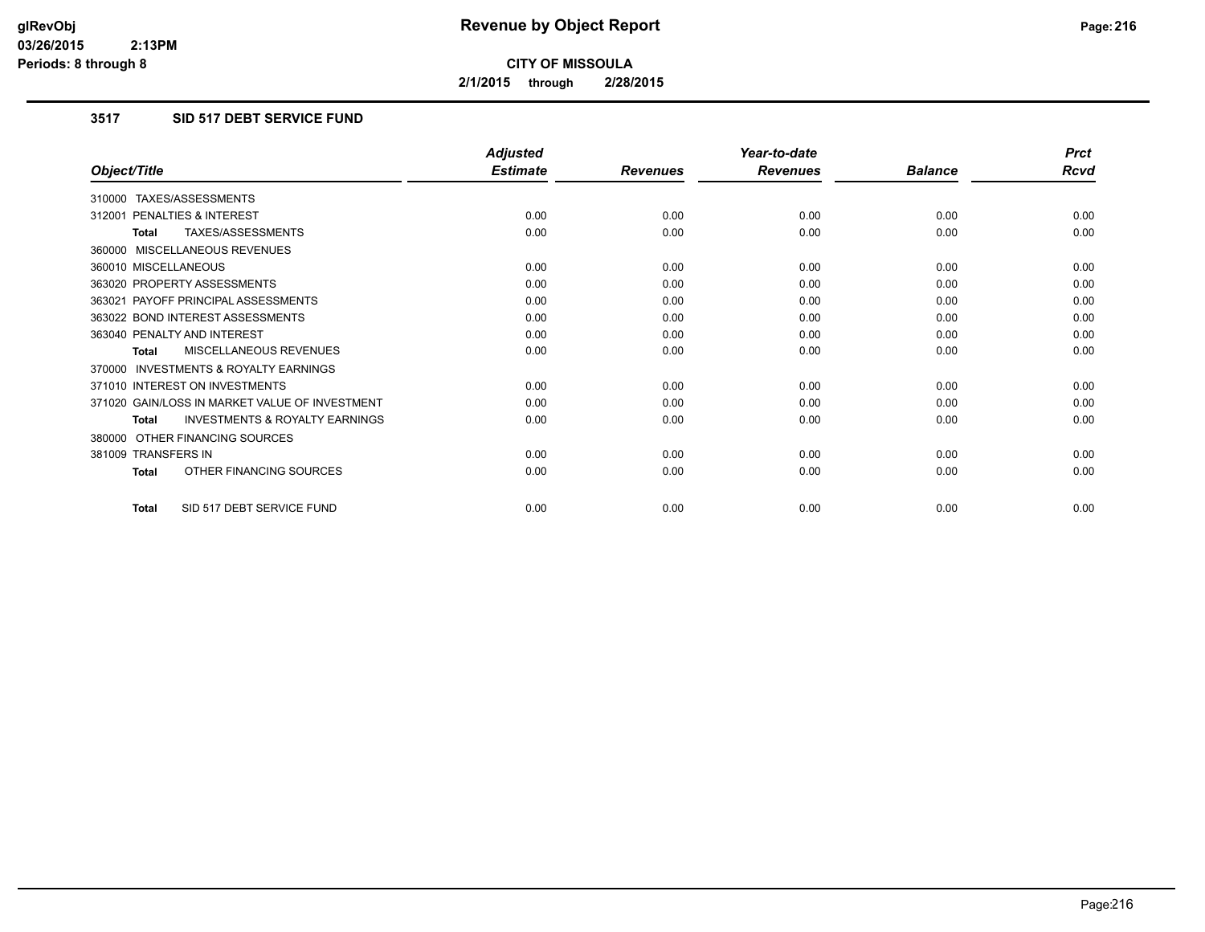# Revenue by Object Report

**CITY OF MISSOULA**

**2/1/2015 through 2/28/2015**

### 3517 SID 517 DEBT SERVICE FUND

| Object/Title | Adjusted Estimate | Revenues | Year-to-date Revenues | Balance | Prct Rcvd |
|---|---|---|---|---|---|
| 310000 TAXES/ASSESSMENTS | | | | | |
| 312001 PENALTIES & INTEREST | 0.00 | 0.00 | 0.00 | 0.00 | 0.00 |
| **Total** TAXES/ASSESSMENTS | 0.00 | 0.00 | 0.00 | 0.00 | 0.00 |
| 360000 MISCELLANEOUS REVENUES | | | | | |
| 360010 MISCELLANEOUS | 0.00 | 0.00 | 0.00 | 0.00 | 0.00 |
| 363020 PROPERTY ASSESSMENTS | 0.00 | 0.00 | 0.00 | 0.00 | 0.00 |
| 363021 PAYOFF PRINCIPAL ASSESSMENTS | 0.00 | 0.00 | 0.00 | 0.00 | 0.00 |
| 363022 BOND INTEREST ASSESSMENTS | 0.00 | 0.00 | 0.00 | 0.00 | 0.00 |
| 363040 PENALTY AND INTEREST | 0.00 | 0.00 | 0.00 | 0.00 | 0.00 |
| **Total** MISCELLANEOUS REVENUES | 0.00 | 0.00 | 0.00 | 0.00 | 0.00 |
| 370000 INVESTMENTS & ROYALTY EARNINGS | | | | | |
| 371010 INTEREST ON INVESTMENTS | 0.00 | 0.00 | 0.00 | 0.00 | 0.00 |
| 371020 GAIN/LOSS IN MARKET VALUE OF INVESTMENT | 0.00 | 0.00 | 0.00 | 0.00 | 0.00 |
| **Total** INVESTMENTS & ROYALTY EARNINGS | 0.00 | 0.00 | 0.00 | 0.00 | 0.00 |
| 380000 OTHER FINANCING SOURCES | | | | | |
| 381009 TRANSFERS IN | 0.00 | 0.00 | 0.00 | 0.00 | 0.00 |
| **Total** OTHER FINANCING SOURCES | 0.00 | 0.00 | 0.00 | 0.00 | 0.00 |
| **Total** SID 517 DEBT SERVICE FUND | 0.00 | 0.00 | 0.00 | 0.00 | 0.00 |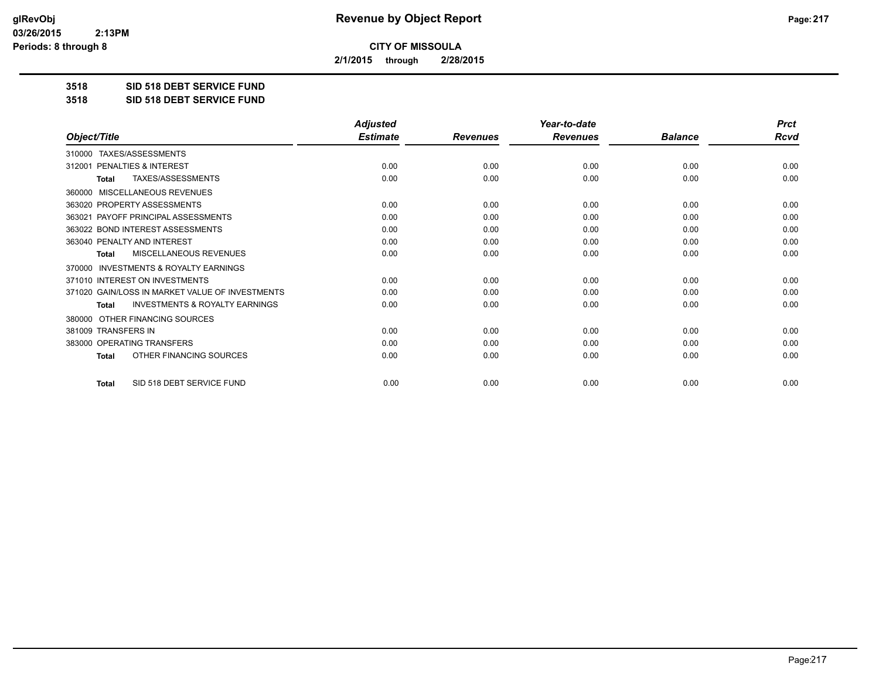**CITY OF MISSOULA**

**2/1/2015 through 2/28/2015**

**3518 SID 518 DEBT SERVICE FUND**

**3518 SID 518 DEBT SERVICE FUND**

| Object/Title | Adjusted Estimate | Revenues | Year-to-date Revenues | Balance | Prct Rcvd |
|---|---|---|---|---|---|
| 310000 TAXES/ASSESSMENTS | | | | | |
| 312001 PENALTIES & INTEREST | 0.00 | 0.00 | 0.00 | 0.00 | 0.00 |
| **Total** TAXES/ASSESSMENTS | 0.00 | 0.00 | 0.00 | 0.00 | 0.00 |
| 360000 MISCELLANEOUS REVENUES | | | | | |
| 363020 PROPERTY ASSESSMENTS | 0.00 | 0.00 | 0.00 | 0.00 | 0.00 |
| 363021 PAYOFF PRINCIPAL ASSESSMENTS | 0.00 | 0.00 | 0.00 | 0.00 | 0.00 |
| 363022 BOND INTEREST ASSESSMENTS | 0.00 | 0.00 | 0.00 | 0.00 | 0.00 |
| 363040 PENALTY AND INTEREST | 0.00 | 0.00 | 0.00 | 0.00 | 0.00 |
| **Total** MISCELLANEOUS REVENUES | 0.00 | 0.00 | 0.00 | 0.00 | 0.00 |
| 370000 INVESTMENTS & ROYALTY EARNINGS | | | | | |
| 371010 INTEREST ON INVESTMENTS | 0.00 | 0.00 | 0.00 | 0.00 | 0.00 |
| 371020 GAIN/LOSS IN MARKET VALUE OF INVESTMENTS | 0.00 | 0.00 | 0.00 | 0.00 | 0.00 |
| **Total** INVESTMENTS & ROYALTY EARNINGS | 0.00 | 0.00 | 0.00 | 0.00 | 0.00 |
| 380000 OTHER FINANCING SOURCES | | | | | |
| 381009 TRANSFERS IN | 0.00 | 0.00 | 0.00 | 0.00 | 0.00 |
| 383000 OPERATING TRANSFERS | 0.00 | 0.00 | 0.00 | 0.00 | 0.00 |
| **Total** OTHER FINANCING SOURCES | 0.00 | 0.00 | 0.00 | 0.00 | 0.00 |
| **Total** SID 518 DEBT SERVICE FUND | 0.00 | 0.00 | 0.00 | 0.00 | 0.00 |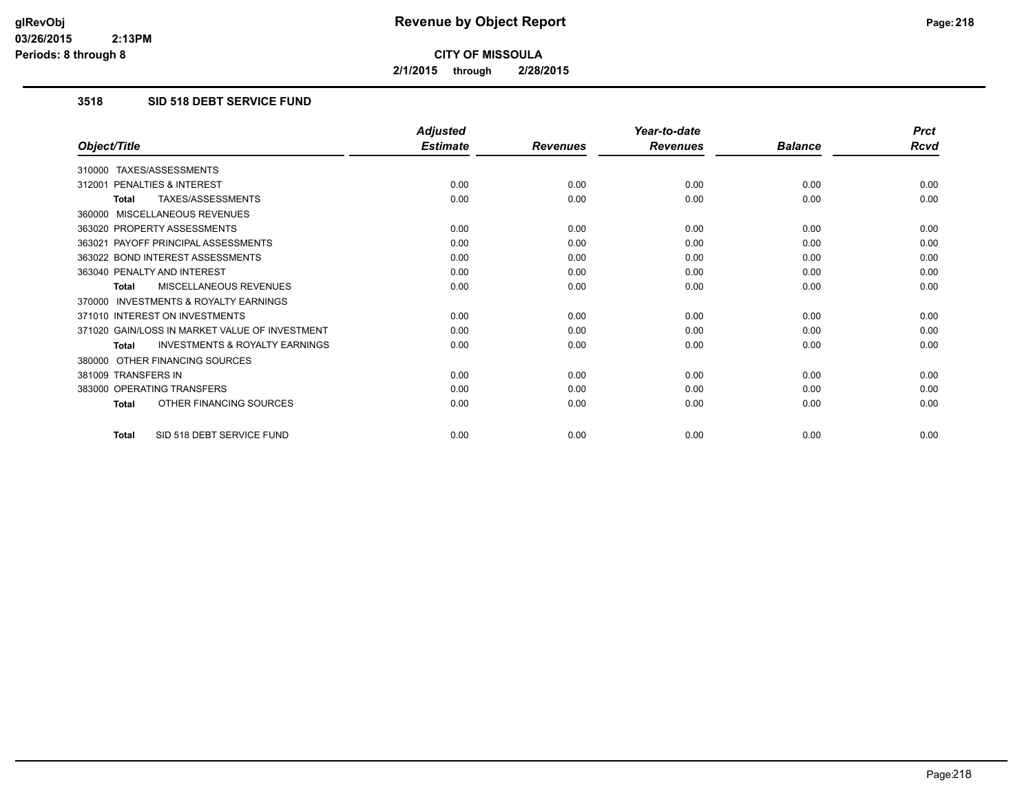**glRevObj**
**03/26/2015 2:13PM**
**Periods: 8 through 8**

# Revenue by Object Report

**CITY OF MISSOULA**

**2/1/2015 through 2/28/2015**

## 3518 SID 518 DEBT SERVICE FUND

| Object/Title | Adjusted Estimate | Revenues | Year-to-date Revenues | Balance | Prct Rcvd |
|---|---|---|---|---|---|
| 310000 TAXES/ASSESSMENTS | | | | | |
| 312001 PENALTIES & INTEREST | 0.00 | 0.00 | 0.00 | 0.00 | 0.00 |
| **Total** TAXES/ASSESSMENTS | 0.00 | 0.00 | 0.00 | 0.00 | 0.00 |
| 360000 MISCELLANEOUS REVENUES | | | | | |
| 363020 PROPERTY ASSESSMENTS | 0.00 | 0.00 | 0.00 | 0.00 | 0.00 |
| 363021 PAYOFF PRINCIPAL ASSESSMENTS | 0.00 | 0.00 | 0.00 | 0.00 | 0.00 |
| 363022 BOND INTEREST ASSESSMENTS | 0.00 | 0.00 | 0.00 | 0.00 | 0.00 |
| 363040 PENALTY AND INTEREST | 0.00 | 0.00 | 0.00 | 0.00 | 0.00 |
| **Total** MISCELLANEOUS REVENUES | 0.00 | 0.00 | 0.00 | 0.00 | 0.00 |
| 370000 INVESTMENTS & ROYALTY EARNINGS | | | | | |
| 371010 INTEREST ON INVESTMENTS | 0.00 | 0.00 | 0.00 | 0.00 | 0.00 |
| 371020 GAIN/LOSS IN MARKET VALUE OF INVESTMENT | 0.00 | 0.00 | 0.00 | 0.00 | 0.00 |
| **Total** INVESTMENTS & ROYALTY EARNINGS | 0.00 | 0.00 | 0.00 | 0.00 | 0.00 |
| 380000 OTHER FINANCING SOURCES | | | | | |
| 381009 TRANSFERS IN | 0.00 | 0.00 | 0.00 | 0.00 | 0.00 |
| 383000 OPERATING TRANSFERS | 0.00 | 0.00 | 0.00 | 0.00 | 0.00 |
| **Total** OTHER FINANCING SOURCES | 0.00 | 0.00 | 0.00 | 0.00 | 0.00 |
| **Total** SID 518 DEBT SERVICE FUND | 0.00 | 0.00 | 0.00 | 0.00 | 0.00 |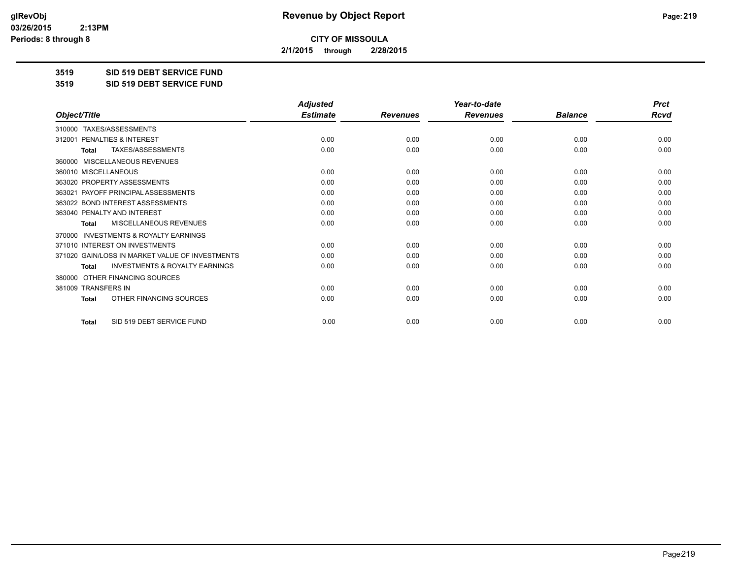# Revenue by Object Report

## CITY OF MISSOULA

**2/1/2015 through 2/28/2015**

**3519 SID 519 DEBT SERVICE FUND**

**3519 SID 519 DEBT SERVICE FUND**

| Object/Title | Adjusted Estimate | Revenues | Year-to-date Revenues | Balance | Prct Rcvd |
|---|---|---|---|---|---|
| 310000 TAXES/ASSESSMENTS | | | | | |
| 312001 PENALTIES & INTEREST | 0.00 | 0.00 | 0.00 | 0.00 | 0.00 |
| **Total** TAXES/ASSESSMENTS | 0.00 | 0.00 | 0.00 | 0.00 | 0.00 |
| 360000 MISCELLANEOUS REVENUES | | | | | |
| 360010 MISCELLANEOUS | 0.00 | 0.00 | 0.00 | 0.00 | 0.00 |
| 363020 PROPERTY ASSESSMENTS | 0.00 | 0.00 | 0.00 | 0.00 | 0.00 |
| 363021 PAYOFF PRINCIPAL ASSESSMENTS | 0.00 | 0.00 | 0.00 | 0.00 | 0.00 |
| 363022 BOND INTEREST ASSESSMENTS | 0.00 | 0.00 | 0.00 | 0.00 | 0.00 |
| 363040 PENALTY AND INTEREST | 0.00 | 0.00 | 0.00 | 0.00 | 0.00 |
| **Total** MISCELLANEOUS REVENUES | 0.00 | 0.00 | 0.00 | 0.00 | 0.00 |
| 370000 INVESTMENTS & ROYALTY EARNINGS | | | | | |
| 371010 INTEREST ON INVESTMENTS | 0.00 | 0.00 | 0.00 | 0.00 | 0.00 |
| 371020 GAIN/LOSS IN MARKET VALUE OF INVESTMENTS | 0.00 | 0.00 | 0.00 | 0.00 | 0.00 |
| **Total** INVESTMENTS & ROYALTY EARNINGS | 0.00 | 0.00 | 0.00 | 0.00 | 0.00 |
| 380000 OTHER FINANCING SOURCES | | | | | |
| 381009 TRANSFERS IN | 0.00 | 0.00 | 0.00 | 0.00 | 0.00 |
| **Total** OTHER FINANCING SOURCES | 0.00 | 0.00 | 0.00 | 0.00 | 0.00 |
| **Total** SID 519 DEBT SERVICE FUND | 0.00 | 0.00 | 0.00 | 0.00 | 0.00 |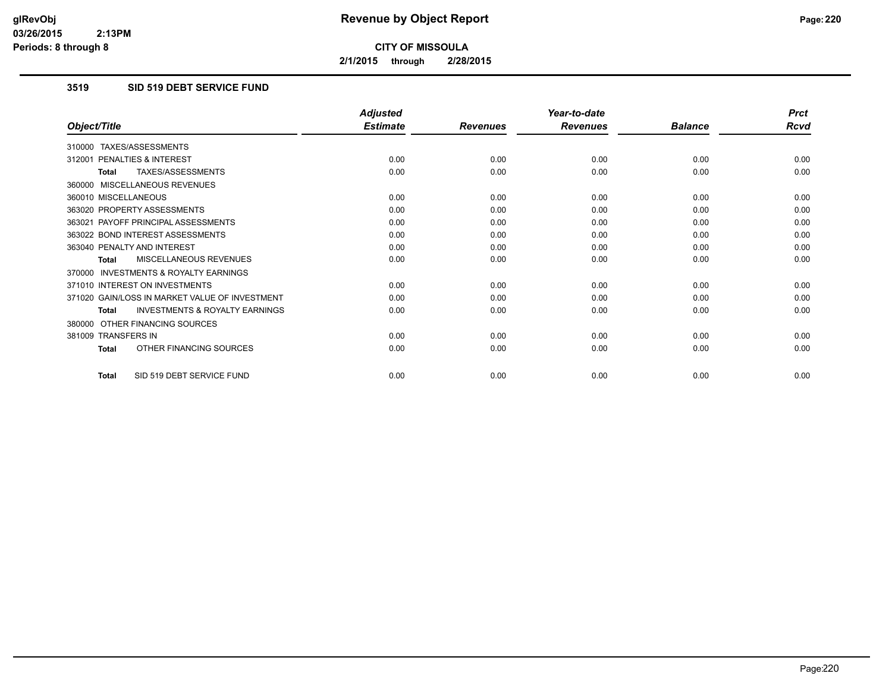**CITY OF MISSOULA**

**2/1/2015 through 2/28/2015**

### 3519 SID 519 DEBT SERVICE FUND

| Object/Title | Adjusted Estimate | Revenues | Year-to-date Revenues | Balance | Prct Rcvd |
|---|---|---|---|---|---|
| 310000 TAXES/ASSESSMENTS | | | | | |
| 312001 PENALTIES & INTEREST | 0.00 | 0.00 | 0.00 | 0.00 | 0.00 |
| **Total** TAXES/ASSESSMENTS | 0.00 | 0.00 | 0.00 | 0.00 | 0.00 |
| 360000 MISCELLANEOUS REVENUES | | | | | |
| 360010 MISCELLANEOUS | 0.00 | 0.00 | 0.00 | 0.00 | 0.00 |
| 363020 PROPERTY ASSESSMENTS | 0.00 | 0.00 | 0.00 | 0.00 | 0.00 |
| 363021 PAYOFF PRINCIPAL ASSESSMENTS | 0.00 | 0.00 | 0.00 | 0.00 | 0.00 |
| 363022 BOND INTEREST ASSESSMENTS | 0.00 | 0.00 | 0.00 | 0.00 | 0.00 |
| 363040 PENALTY AND INTEREST | 0.00 | 0.00 | 0.00 | 0.00 | 0.00 |
| **Total** MISCELLANEOUS REVENUES | 0.00 | 0.00 | 0.00 | 0.00 | 0.00 |
| 370000 INVESTMENTS & ROYALTY EARNINGS | | | | | |
| 371010 INTEREST ON INVESTMENTS | 0.00 | 0.00 | 0.00 | 0.00 | 0.00 |
| 371020 GAIN/LOSS IN MARKET VALUE OF INVESTMENT | 0.00 | 0.00 | 0.00 | 0.00 | 0.00 |
| **Total** INVESTMENTS & ROYALTY EARNINGS | 0.00 | 0.00 | 0.00 | 0.00 | 0.00 |
| 380000 OTHER FINANCING SOURCES | | | | | |
| 381009 TRANSFERS IN | 0.00 | 0.00 | 0.00 | 0.00 | 0.00 |
| **Total** OTHER FINANCING SOURCES | 0.00 | 0.00 | 0.00 | 0.00 | 0.00 |
| **Total** SID 519 DEBT SERVICE FUND | 0.00 | 0.00 | 0.00 | 0.00 | 0.00 |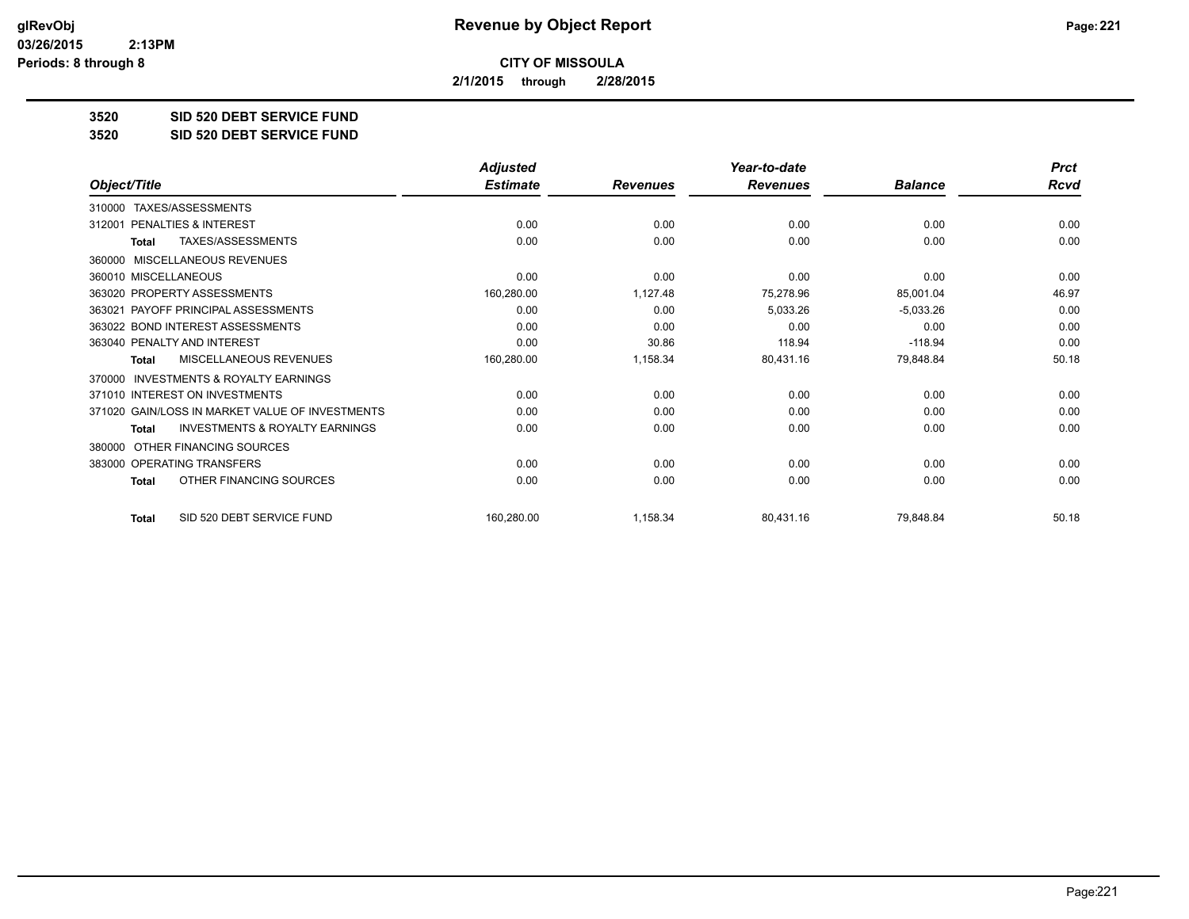**Revenue by Object Report**

**CITY OF MISSOULA**

**2/1/2015 through 2/28/2015**

glRevObj
03/26/2015 2:13PM
Periods: 8 through 8

**3520 SID 520 DEBT SERVICE FUND**

**3520 SID 520 DEBT SERVICE FUND**

| Object/Title | Adjusted Estimate | Revenues | Year-to-date Revenues | Balance | Prct Rcvd |
|---|---|---|---|---|---|
| 310000 TAXES/ASSESSMENTS | | | | | |
| 312001 PENALTIES & INTEREST | 0.00 | 0.00 | 0.00 | 0.00 | 0.00 |
| Total TAXES/ASSESSMENTS | 0.00 | 0.00 | 0.00 | 0.00 | 0.00 |
| 360000 MISCELLANEOUS REVENUES | | | | | |
| 360010 MISCELLANEOUS | 0.00 | 0.00 | 0.00 | 0.00 | 0.00 |
| 363020 PROPERTY ASSESSMENTS | 160,280.00 | 1,127.48 | 75,278.96 | 85,001.04 | 46.97 |
| 363021 PAYOFF PRINCIPAL ASSESSMENTS | 0.00 | 0.00 | 5,033.26 | -5,033.26 | 0.00 |
| 363022 BOND INTEREST ASSESSMENTS | 0.00 | 0.00 | 0.00 | 0.00 | 0.00 |
| 363040 PENALTY AND INTEREST | 0.00 | 30.86 | 118.94 | -118.94 | 0.00 |
| Total MISCELLANEOUS REVENUES | 160,280.00 | 1,158.34 | 80,431.16 | 79,848.84 | 50.18 |
| 370000 INVESTMENTS & ROYALTY EARNINGS | | | | | |
| 371010 INTEREST ON INVESTMENTS | 0.00 | 0.00 | 0.00 | 0.00 | 0.00 |
| 371020 GAIN/LOSS IN MARKET VALUE OF INVESTMENTS | 0.00 | 0.00 | 0.00 | 0.00 | 0.00 |
| Total INVESTMENTS & ROYALTY EARNINGS | 0.00 | 0.00 | 0.00 | 0.00 | 0.00 |
| 380000 OTHER FINANCING SOURCES | | | | | |
| 383000 OPERATING TRANSFERS | 0.00 | 0.00 | 0.00 | 0.00 | 0.00 |
| Total OTHER FINANCING SOURCES | 0.00 | 0.00 | 0.00 | 0.00 | 0.00 |
| Total SID 520 DEBT SERVICE FUND | 160,280.00 | 1,158.34 | 80,431.16 | 79,848.84 | 50.18 |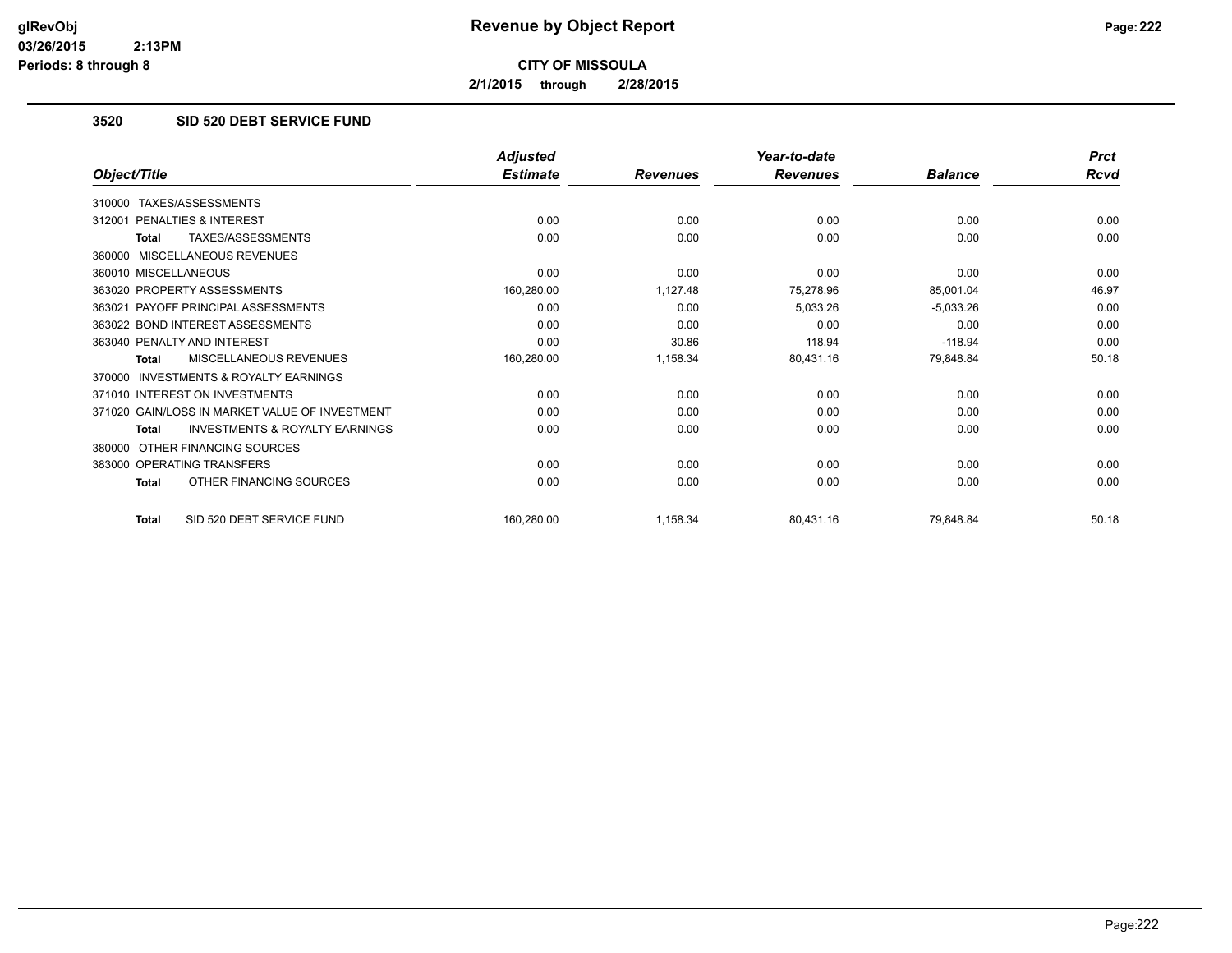**CITY OF MISSOULA**

**2/1/2015 through 2/28/2015**

## 3520 SID 520 DEBT SERVICE FUND

| Object/Title | Adjusted Estimate | Revenues | Year-to-date Revenues | Balance | Prct Rcvd |
|---|---|---|---|---|---|
| 310000 TAXES/ASSESSMENTS | | | | | |
| 312001 PENALTIES & INTEREST | 0.00 | 0.00 | 0.00 | 0.00 | 0.00 |
| **Total** TAXES/ASSESSMENTS | 0.00 | 0.00 | 0.00 | 0.00 | 0.00 |
| 360000 MISCELLANEOUS REVENUES | | | | | |
| 360010 MISCELLANEOUS | 0.00 | 0.00 | 0.00 | 0.00 | 0.00 |
| 363020 PROPERTY ASSESSMENTS | 160,280.00 | 1,127.48 | 75,278.96 | 85,001.04 | 46.97 |
| 363021 PAYOFF PRINCIPAL ASSESSMENTS | 0.00 | 0.00 | 5,033.26 | -5,033.26 | 0.00 |
| 363022 BOND INTEREST ASSESSMENTS | 0.00 | 0.00 | 0.00 | 0.00 | 0.00 |
| 363040 PENALTY AND INTEREST | 0.00 | 30.86 | 118.94 | -118.94 | 0.00 |
| **Total** MISCELLANEOUS REVENUES | 160,280.00 | 1,158.34 | 80,431.16 | 79,848.84 | 50.18 |
| 370000 INVESTMENTS & ROYALTY EARNINGS | | | | | |
| 371010 INTEREST ON INVESTMENTS | 0.00 | 0.00 | 0.00 | 0.00 | 0.00 |
| 371020 GAIN/LOSS IN MARKET VALUE OF INVESTMENT | 0.00 | 0.00 | 0.00 | 0.00 | 0.00 |
| **Total** INVESTMENTS & ROYALTY EARNINGS | 0.00 | 0.00 | 0.00 | 0.00 | 0.00 |
| 380000 OTHER FINANCING SOURCES | | | | | |
| 383000 OPERATING TRANSFERS | 0.00 | 0.00 | 0.00 | 0.00 | 0.00 |
| **Total** OTHER FINANCING SOURCES | 0.00 | 0.00 | 0.00 | 0.00 | 0.00 |
| **Total** SID 520 DEBT SERVICE FUND | 160,280.00 | 1,158.34 | 80,431.16 | 79,848.84 | 50.18 |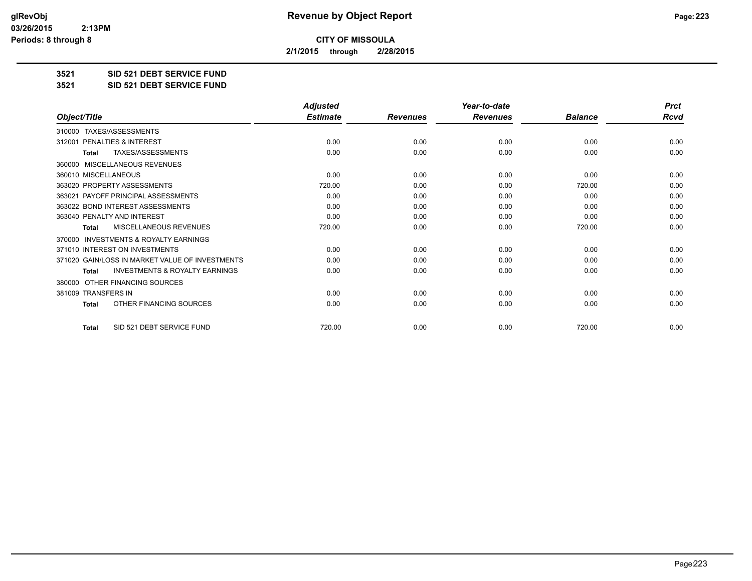**CITY OF MISSOULA**

**2/1/2015 through 2/28/2015**

**3521 SID 521 DEBT SERVICE FUND**

**3521 SID 521 DEBT SERVICE FUND**

| Object/Title | Adjusted Estimate | Revenues | Year-to-date Revenues | Balance | Prct Rcvd |
|---|---|---|---|---|---|
| 310000 TAXES/ASSESSMENTS | | | | | |
| 312001 PENALTIES & INTEREST | 0.00 | 0.00 | 0.00 | 0.00 | 0.00 |
| **Total** TAXES/ASSESSMENTS | 0.00 | 0.00 | 0.00 | 0.00 | 0.00 |
| 360000 MISCELLANEOUS REVENUES | | | | | |
| 360010 MISCELLANEOUS | 0.00 | 0.00 | 0.00 | 0.00 | 0.00 |
| 363020 PROPERTY ASSESSMENTS | 720.00 | 0.00 | 0.00 | 720.00 | 0.00 |
| 363021 PAYOFF PRINCIPAL ASSESSMENTS | 0.00 | 0.00 | 0.00 | 0.00 | 0.00 |
| 363022 BOND INTEREST ASSESSMENTS | 0.00 | 0.00 | 0.00 | 0.00 | 0.00 |
| 363040 PENALTY AND INTEREST | 0.00 | 0.00 | 0.00 | 0.00 | 0.00 |
| **Total** MISCELLANEOUS REVENUES | 720.00 | 0.00 | 0.00 | 720.00 | 0.00 |
| 370000 INVESTMENTS & ROYALTY EARNINGS | | | | | |
| 371010 INTEREST ON INVESTMENTS | 0.00 | 0.00 | 0.00 | 0.00 | 0.00 |
| 371020 GAIN/LOSS IN MARKET VALUE OF INVESTMENTS | 0.00 | 0.00 | 0.00 | 0.00 | 0.00 |
| **Total** INVESTMENTS & ROYALTY EARNINGS | 0.00 | 0.00 | 0.00 | 0.00 | 0.00 |
| 380000 OTHER FINANCING SOURCES | | | | | |
| 381009 TRANSFERS IN | 0.00 | 0.00 | 0.00 | 0.00 | 0.00 |
| **Total** OTHER FINANCING SOURCES | 0.00 | 0.00 | 0.00 | 0.00 | 0.00 |
| **Total** SID 521 DEBT SERVICE FUND | 720.00 | 0.00 | 0.00 | 720.00 | 0.00 |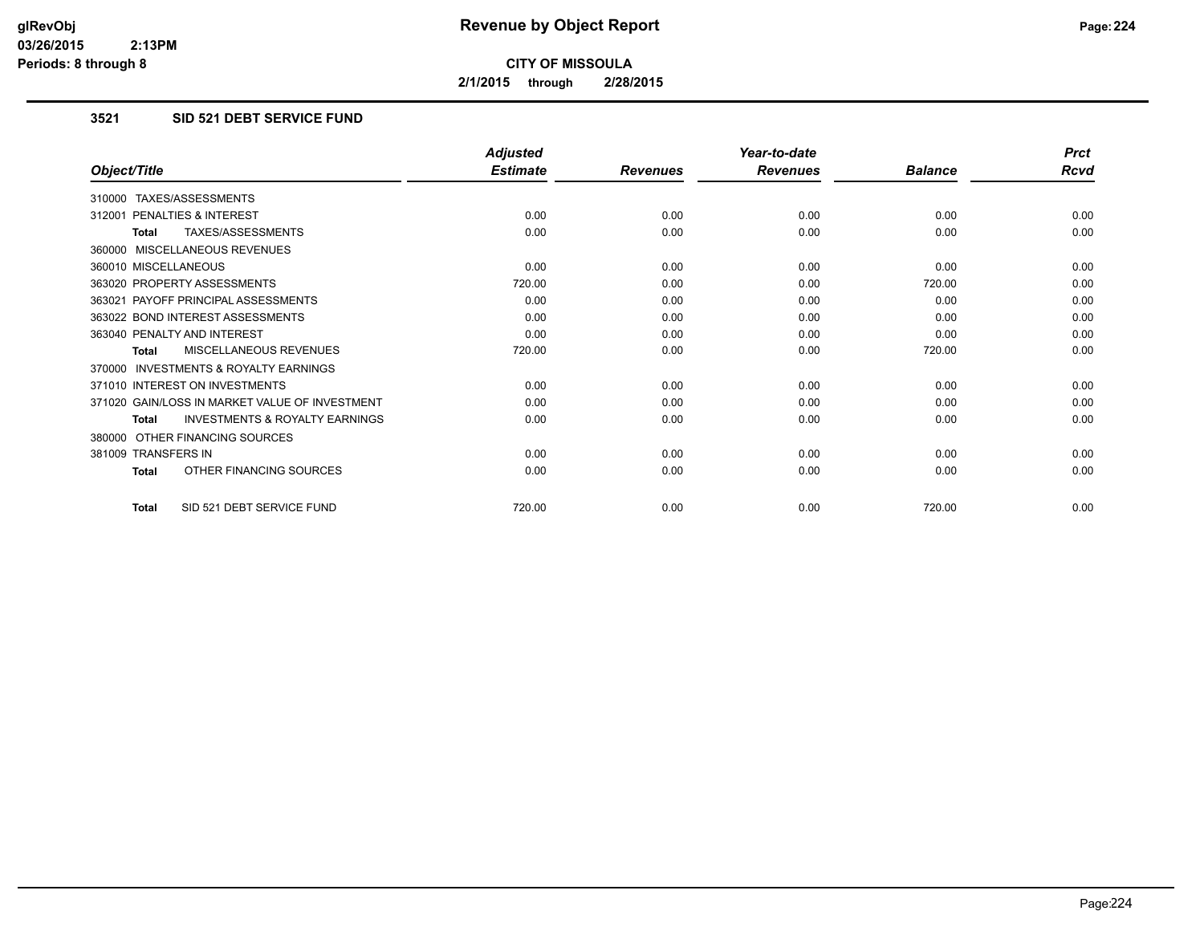**CITY OF MISSOULA**

**2/1/2015 through 2/28/2015**

### 3521 SID 521 DEBT SERVICE FUND

| Object/Title | Adjusted Estimate | Revenues | Year-to-date Revenues | Balance | Prct Rcvd |
|---|---|---|---|---|---|
| 310000 TAXES/ASSESSMENTS | | | | | |
| 312001 PENALTIES & INTEREST | 0.00 | 0.00 | 0.00 | 0.00 | 0.00 |
| **Total** TAXES/ASSESSMENTS | 0.00 | 0.00 | 0.00 | 0.00 | 0.00 |
| 360000 MISCELLANEOUS REVENUES | | | | | |
| 360010 MISCELLANEOUS | 0.00 | 0.00 | 0.00 | 0.00 | 0.00 |
| 363020 PROPERTY ASSESSMENTS | 720.00 | 0.00 | 0.00 | 720.00 | 0.00 |
| 363021 PAYOFF PRINCIPAL ASSESSMENTS | 0.00 | 0.00 | 0.00 | 0.00 | 0.00 |
| 363022 BOND INTEREST ASSESSMENTS | 0.00 | 0.00 | 0.00 | 0.00 | 0.00 |
| 363040 PENALTY AND INTEREST | 0.00 | 0.00 | 0.00 | 0.00 | 0.00 |
| **Total** MISCELLANEOUS REVENUES | 720.00 | 0.00 | 0.00 | 720.00 | 0.00 |
| 370000 INVESTMENTS & ROYALTY EARNINGS | | | | | |
| 371010 INTEREST ON INVESTMENTS | 0.00 | 0.00 | 0.00 | 0.00 | 0.00 |
| 371020 GAIN/LOSS IN MARKET VALUE OF INVESTMENT | 0.00 | 0.00 | 0.00 | 0.00 | 0.00 |
| **Total** INVESTMENTS & ROYALTY EARNINGS | 0.00 | 0.00 | 0.00 | 0.00 | 0.00 |
| 380000 OTHER FINANCING SOURCES | | | | | |
| 381009 TRANSFERS IN | 0.00 | 0.00 | 0.00 | 0.00 | 0.00 |
| **Total** OTHER FINANCING SOURCES | 0.00 | 0.00 | 0.00 | 0.00 | 0.00 |
| **Total** SID 521 DEBT SERVICE FUND | 720.00 | 0.00 | 0.00 | 720.00 | 0.00 |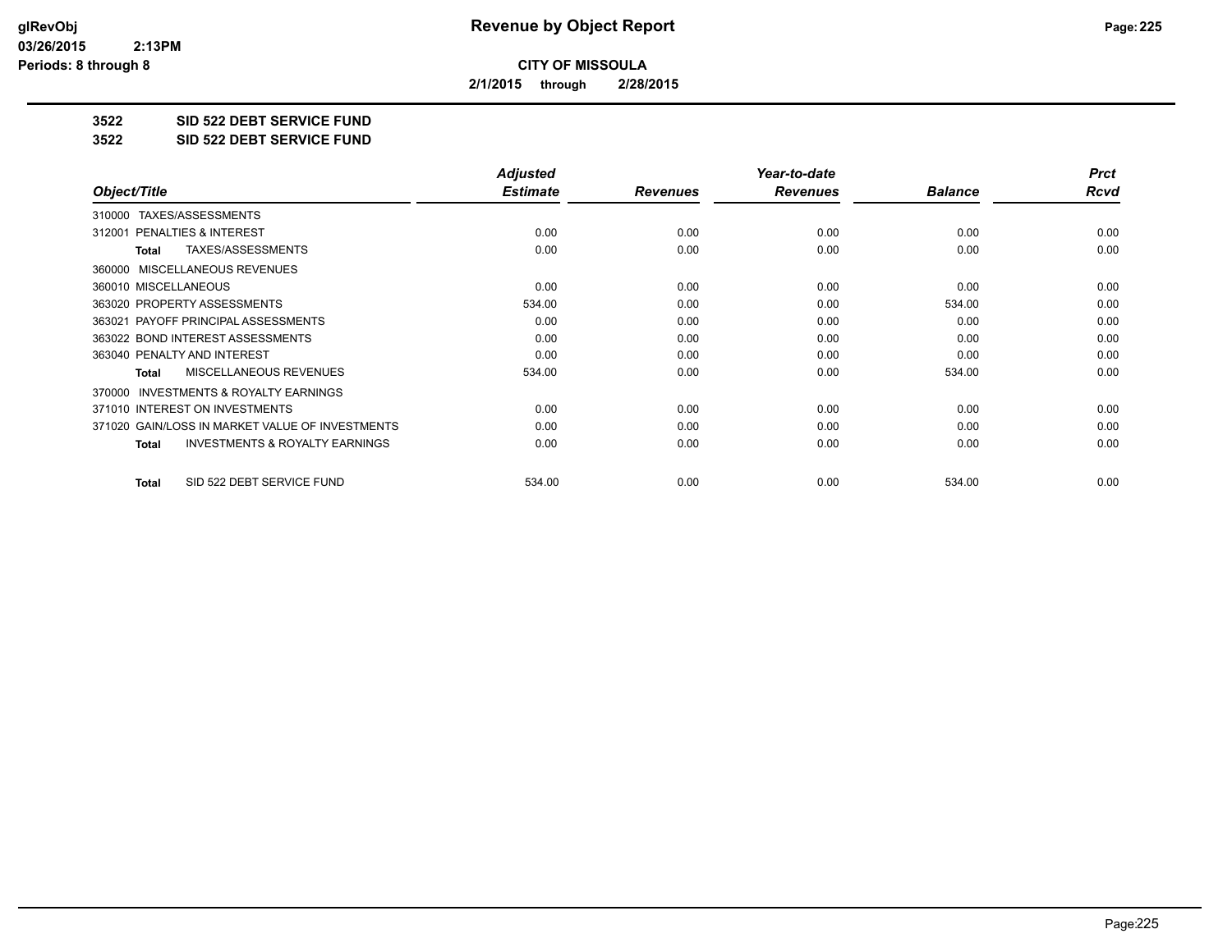glRevObj
03/26/2015 2:13PM
Periods: 8 through 8

# Revenue by Object Report

**CITY OF MISSOULA**

**2/1/2015 through 2/28/2015**

**3522 SID 522 DEBT SERVICE FUND**

**3522 SID 522 DEBT SERVICE FUND**

| Object/Title | Adjusted Estimate | Revenues | Year-to-date Revenues | Balance | Prct Rcvd |
|---|---|---|---|---|---|
| 310000 TAXES/ASSESSMENTS | | | | | |
| 312001 PENALTIES & INTEREST | 0.00 | 0.00 | 0.00 | 0.00 | 0.00 |
| **Total** TAXES/ASSESSMENTS | 0.00 | 0.00 | 0.00 | 0.00 | 0.00 |
| 360000 MISCELLANEOUS REVENUES | | | | | |
| 360010 MISCELLANEOUS | 0.00 | 0.00 | 0.00 | 0.00 | 0.00 |
| 363020 PROPERTY ASSESSMENTS | 534.00 | 0.00 | 0.00 | 534.00 | 0.00 |
| 363021 PAYOFF PRINCIPAL ASSESSMENTS | 0.00 | 0.00 | 0.00 | 0.00 | 0.00 |
| 363022 BOND INTEREST ASSESSMENTS | 0.00 | 0.00 | 0.00 | 0.00 | 0.00 |
| 363040 PENALTY AND INTEREST | 0.00 | 0.00 | 0.00 | 0.00 | 0.00 |
| **Total** MISCELLANEOUS REVENUES | 534.00 | 0.00 | 0.00 | 534.00 | 0.00 |
| 370000 INVESTMENTS & ROYALTY EARNINGS | | | | | |
| 371010 INTEREST ON INVESTMENTS | 0.00 | 0.00 | 0.00 | 0.00 | 0.00 |
| 371020 GAIN/LOSS IN MARKET VALUE OF INVESTMENTS | 0.00 | 0.00 | 0.00 | 0.00 | 0.00 |
| **Total** INVESTMENTS & ROYALTY EARNINGS | 0.00 | 0.00 | 0.00 | 0.00 | 0.00 |
| **Total** SID 522 DEBT SERVICE FUND | 534.00 | 0.00 | 0.00 | 534.00 | 0.00 |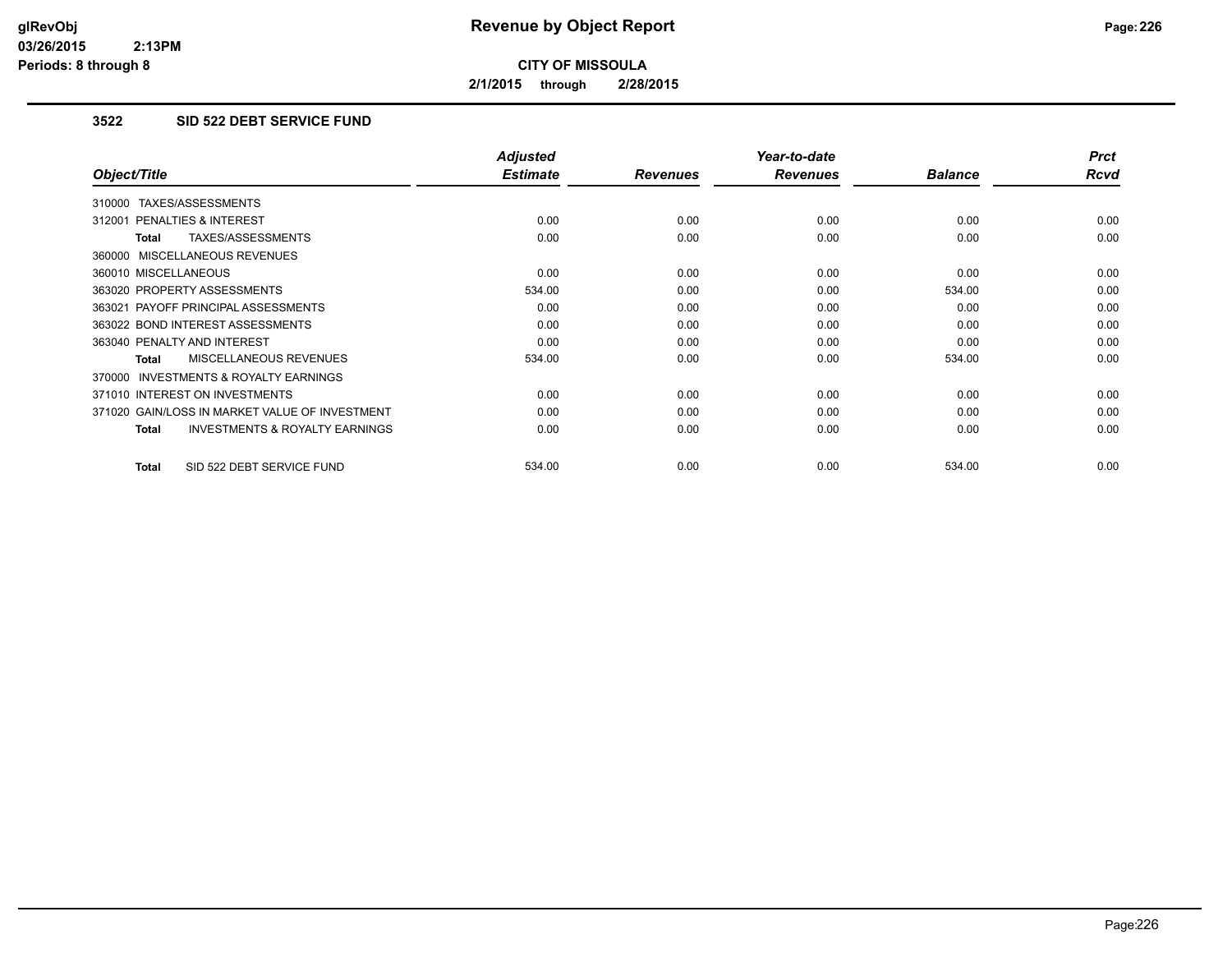**Revenue by Object Report**

**CITY OF MISSOULA**

**2/1/2015 through 2/28/2015**

## 3522 SID 522 DEBT SERVICE FUND

| Object/Title | Adjusted Estimate | Revenues | Year-to-date Revenues | Balance | Prct Rcvd |
|---|---|---|---|---|---|
| 310000 TAXES/ASSESSMENTS | | | | | |
| 312001 PENALTIES & INTEREST | 0.00 | 0.00 | 0.00 | 0.00 | 0.00 |
| **Total** TAXES/ASSESSMENTS | 0.00 | 0.00 | 0.00 | 0.00 | 0.00 |
| 360000 MISCELLANEOUS REVENUES | | | | | |
| 360010 MISCELLANEOUS | 0.00 | 0.00 | 0.00 | 0.00 | 0.00 |
| 363020 PROPERTY ASSESSMENTS | 534.00 | 0.00 | 0.00 | 534.00 | 0.00 |
| 363021 PAYOFF PRINCIPAL ASSESSMENTS | 0.00 | 0.00 | 0.00 | 0.00 | 0.00 |
| 363022 BOND INTEREST ASSESSMENTS | 0.00 | 0.00 | 0.00 | 0.00 | 0.00 |
| 363040 PENALTY AND INTEREST | 0.00 | 0.00 | 0.00 | 0.00 | 0.00 |
| **Total** MISCELLANEOUS REVENUES | 534.00 | 0.00 | 0.00 | 534.00 | 0.00 |
| 370000 INVESTMENTS & ROYALTY EARNINGS | | | | | |
| 371010 INTEREST ON INVESTMENTS | 0.00 | 0.00 | 0.00 | 0.00 | 0.00 |
| 371020 GAIN/LOSS IN MARKET VALUE OF INVESTMENT | 0.00 | 0.00 | 0.00 | 0.00 | 0.00 |
| **Total** INVESTMENTS & ROYALTY EARNINGS | 0.00 | 0.00 | 0.00 | 0.00 | 0.00 |
| **Total** SID 522 DEBT SERVICE FUND | 534.00 | 0.00 | 0.00 | 534.00 | 0.00 |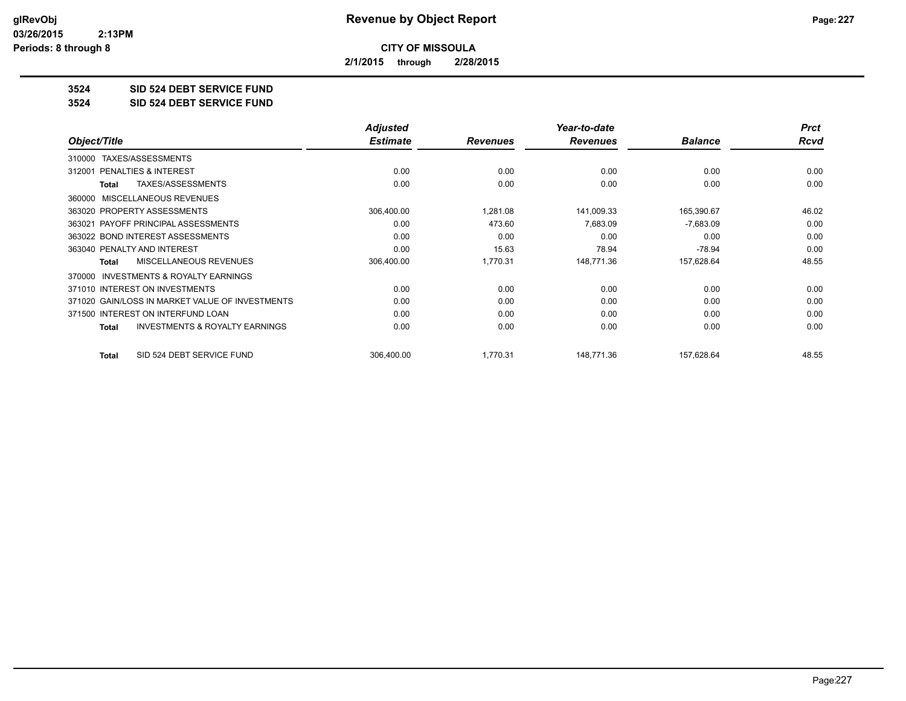# Revenue by Object Report

**CITY OF MISSOULA**

**2/1/2015 through 2/28/2015**

glRevObj
03/26/2015 2:13PM
Periods: 8 through 8

## 3524 SID 524 DEBT SERVICE FUND
## 3524 SID 524 DEBT SERVICE FUND

| Object/Title | Adjusted Estimate | Revenues | Year-to-date Revenues | Balance | Prct Rcvd |
|---|---|---|---|---|---|
| 310000 TAXES/ASSESSMENTS | | | | | |
| 312001 PENALTIES & INTEREST | 0.00 | 0.00 | 0.00 | 0.00 | 0.00 |
| **Total** TAXES/ASSESSMENTS | 0.00 | 0.00 | 0.00 | 0.00 | 0.00 |
| 360000 MISCELLANEOUS REVENUES | | | | | |
| 363020 PROPERTY ASSESSMENTS | 306,400.00 | 1,281.08 | 141,009.33 | 165,390.67 | 46.02 |
| 363021 PAYOFF PRINCIPAL ASSESSMENTS | 0.00 | 473.60 | 7,683.09 | -7,683.09 | 0.00 |
| 363022 BOND INTEREST ASSESSMENTS | 0.00 | 0.00 | 0.00 | 0.00 | 0.00 |
| 363040 PENALTY AND INTEREST | 0.00 | 15.63 | 78.94 | -78.94 | 0.00 |
| **Total** MISCELLANEOUS REVENUES | 306,400.00 | 1,770.31 | 148,771.36 | 157,628.64 | 48.55 |
| 370000 INVESTMENTS & ROYALTY EARNINGS | | | | | |
| 371010 INTEREST ON INVESTMENTS | 0.00 | 0.00 | 0.00 | 0.00 | 0.00 |
| 371020 GAIN/LOSS IN MARKET VALUE OF INVESTMENTS | 0.00 | 0.00 | 0.00 | 0.00 | 0.00 |
| 371500 INTEREST ON INTERFUND LOAN | 0.00 | 0.00 | 0.00 | 0.00 | 0.00 |
| **Total** INVESTMENTS & ROYALTY EARNINGS | 0.00 | 0.00 | 0.00 | 0.00 | 0.00 |
| **Total** SID 524 DEBT SERVICE FUND | 306,400.00 | 1,770.31 | 148,771.36 | 157,628.64 | 48.55 |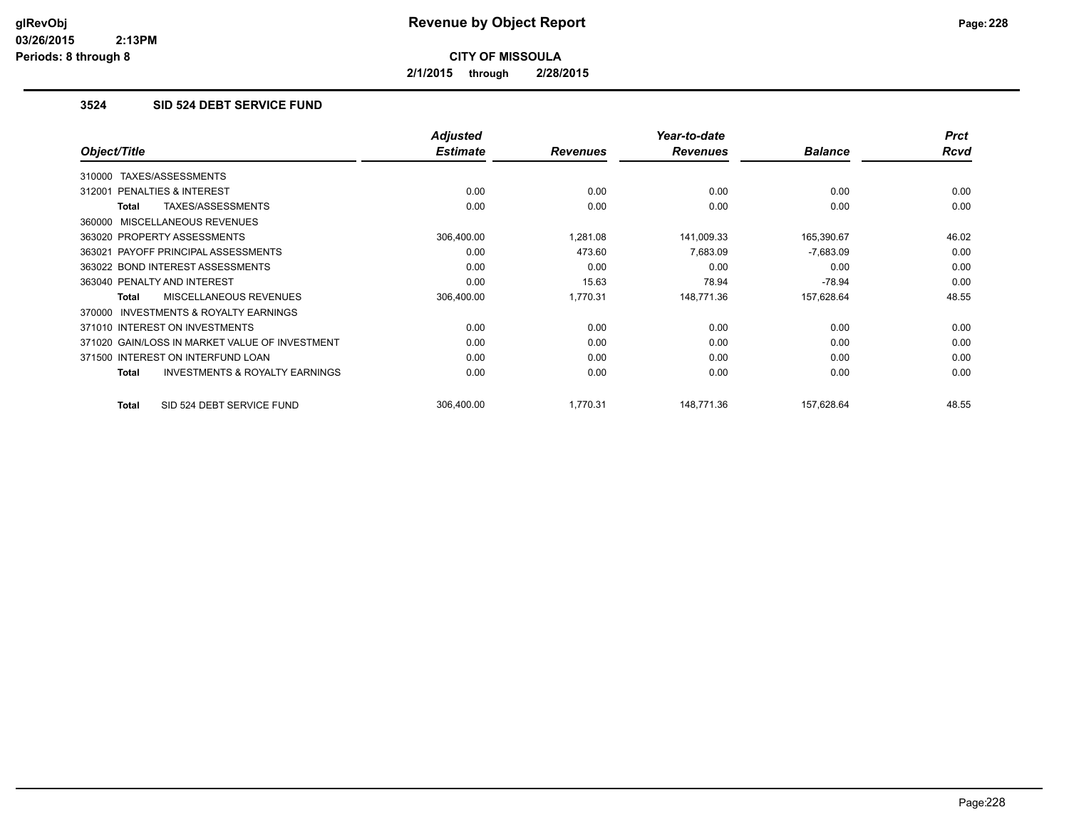# Revenue by Object Report

**CITY OF MISSOULA**

**2/1/2015 through 2/28/2015**

glRevObj
03/26/2015 2:13PM
Periods: 8 through 8

### 3524 SID 524 DEBT SERVICE FUND

| Object/Title | Adjusted Estimate | Revenues | Year-to-date Revenues | Balance | Prct Rcvd |
|---|---|---|---|---|---|
| 310000 TAXES/ASSESSMENTS | | | | | |
| 312001 PENALTIES & INTEREST | 0.00 | 0.00 | 0.00 | 0.00 | 0.00 |
| **Total** TAXES/ASSESSMENTS | 0.00 | 0.00 | 0.00 | 0.00 | 0.00 |
| 360000 MISCELLANEOUS REVENUES | | | | | |
| 363020 PROPERTY ASSESSMENTS | 306,400.00 | 1,281.08 | 141,009.33 | 165,390.67 | 46.02 |
| 363021 PAYOFF PRINCIPAL ASSESSMENTS | 0.00 | 473.60 | 7,683.09 | -7,683.09 | 0.00 |
| 363022 BOND INTEREST ASSESSMENTS | 0.00 | 0.00 | 0.00 | 0.00 | 0.00 |
| 363040 PENALTY AND INTEREST | 0.00 | 15.63 | 78.94 | -78.94 | 0.00 |
| **Total** MISCELLANEOUS REVENUES | 306,400.00 | 1,770.31 | 148,771.36 | 157,628.64 | 48.55 |
| 370000 INVESTMENTS & ROYALTY EARNINGS | | | | | |
| 371010 INTEREST ON INVESTMENTS | 0.00 | 0.00 | 0.00 | 0.00 | 0.00 |
| 371020 GAIN/LOSS IN MARKET VALUE OF INVESTMENT | 0.00 | 0.00 | 0.00 | 0.00 | 0.00 |
| 371500 INTEREST ON INTERFUND LOAN | 0.00 | 0.00 | 0.00 | 0.00 | 0.00 |
| **Total** INVESTMENTS & ROYALTY EARNINGS | 0.00 | 0.00 | 0.00 | 0.00 | 0.00 |
| **Total** SID 524 DEBT SERVICE FUND | 306,400.00 | 1,770.31 | 148,771.36 | 157,628.64 | 48.55 |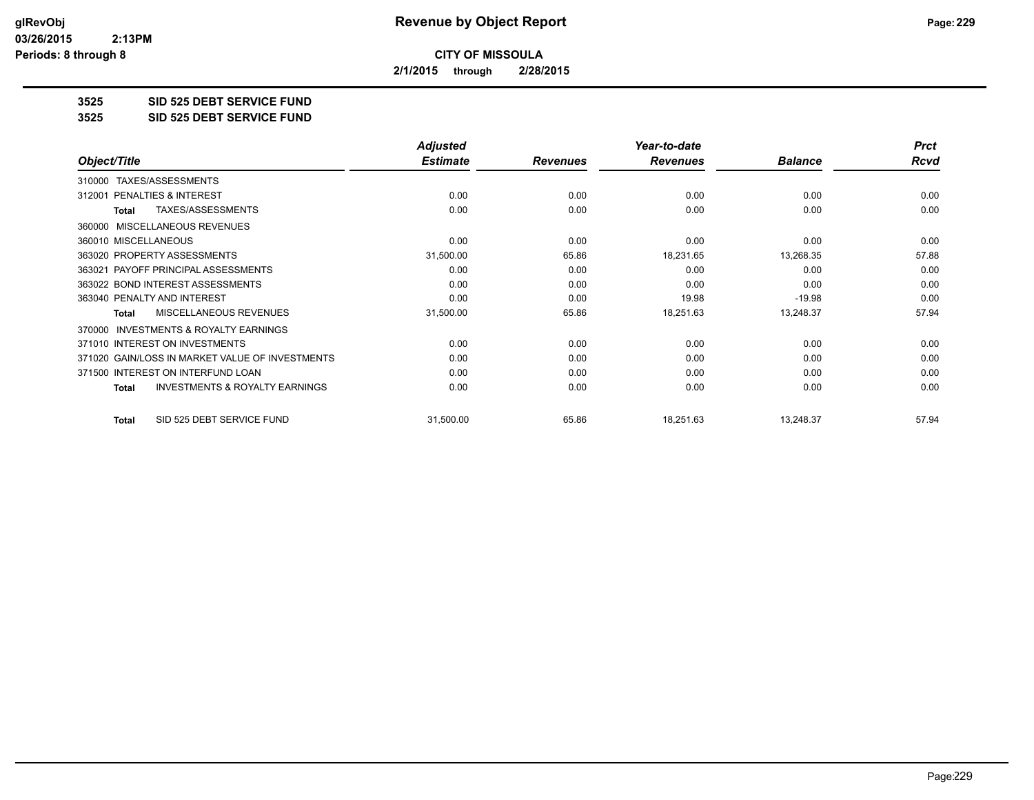# Revenue by Object Report

**CITY OF MISSOULA**

**2/1/2015 through 2/28/2015**

glRevObj
03/26/2015 2:13PM
Periods: 8 through 8

## 3525 SID 525 DEBT SERVICE FUND

## 3525 SID 525 DEBT SERVICE FUND

| Object/Title | Adjusted Estimate | Revenues | Year-to-date Revenues | Balance | Prct Rcvd |
|---|---|---|---|---|---|
| 310000 TAXES/ASSESSMENTS | | | | | |
| 312001 PENALTIES & INTEREST | 0.00 | 0.00 | 0.00 | 0.00 | 0.00 |
| **Total** TAXES/ASSESSMENTS | 0.00 | 0.00 | 0.00 | 0.00 | 0.00 |
| 360000 MISCELLANEOUS REVENUES | | | | | |
| 360010 MISCELLANEOUS | 0.00 | 0.00 | 0.00 | 0.00 | 0.00 |
| 363020 PROPERTY ASSESSMENTS | 31,500.00 | 65.86 | 18,231.65 | 13,268.35 | 57.88 |
| 363021 PAYOFF PRINCIPAL ASSESSMENTS | 0.00 | 0.00 | 0.00 | 0.00 | 0.00 |
| 363022 BOND INTEREST ASSESSMENTS | 0.00 | 0.00 | 0.00 | 0.00 | 0.00 |
| 363040 PENALTY AND INTEREST | 0.00 | 0.00 | 19.98 | -19.98 | 0.00 |
| **Total** MISCELLANEOUS REVENUES | 31,500.00 | 65.86 | 18,251.63 | 13,248.37 | 57.94 |
| 370000 INVESTMENTS & ROYALTY EARNINGS | | | | | |
| 371010 INTEREST ON INVESTMENTS | 0.00 | 0.00 | 0.00 | 0.00 | 0.00 |
| 371020 GAIN/LOSS IN MARKET VALUE OF INVESTMENTS | 0.00 | 0.00 | 0.00 | 0.00 | 0.00 |
| 371500 INTEREST ON INTERFUND LOAN | 0.00 | 0.00 | 0.00 | 0.00 | 0.00 |
| **Total** INVESTMENTS & ROYALTY EARNINGS | 0.00 | 0.00 | 0.00 | 0.00 | 0.00 |
| **Total** SID 525 DEBT SERVICE FUND | 31,500.00 | 65.86 | 18,251.63 | 13,248.37 | 57.94 |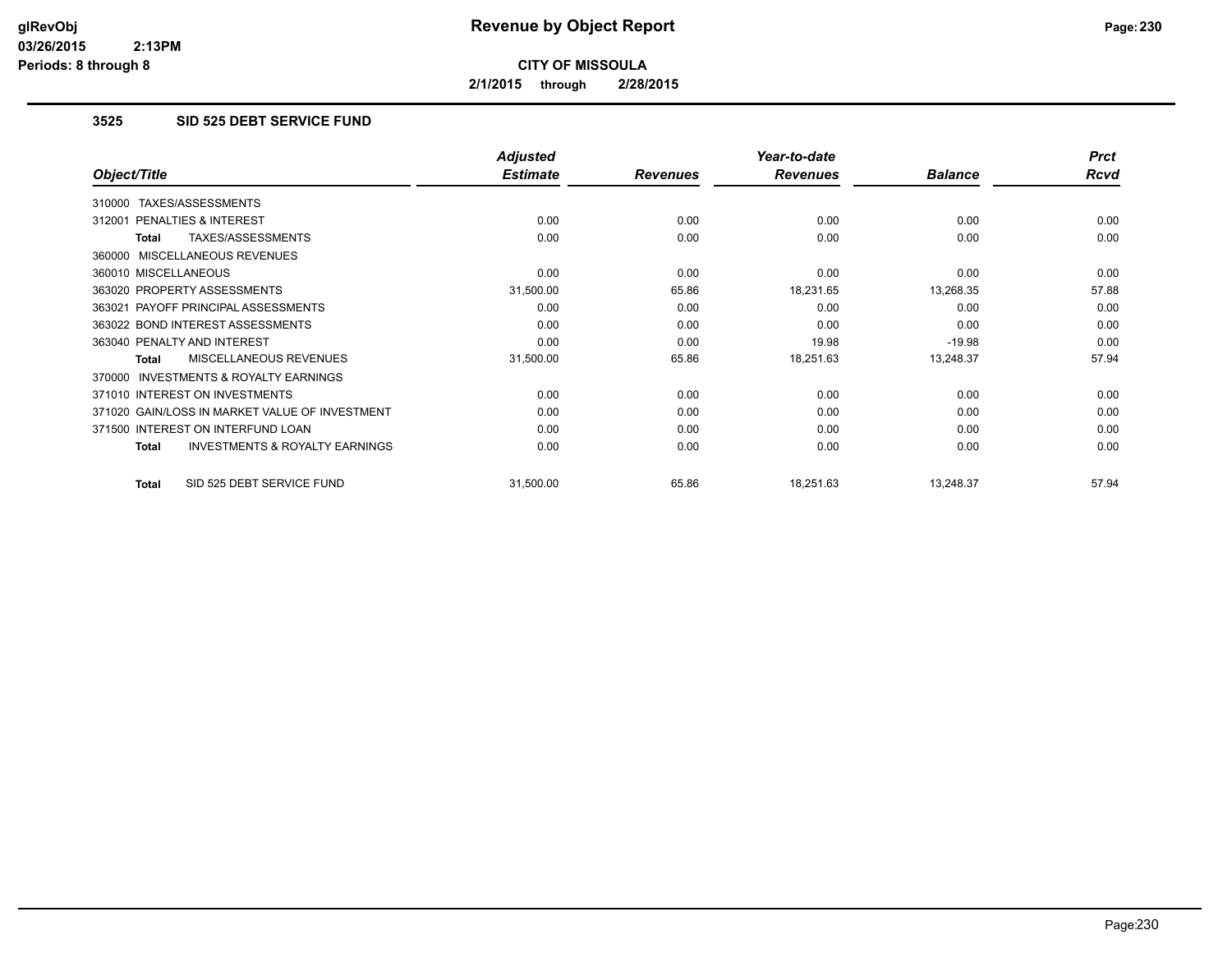**CITY OF MISSOULA**

**2/1/2015 through 2/28/2015**

### 3525 SID 525 DEBT SERVICE FUND

| Object/Title | Adjusted Estimate | Revenues | Year-to-date Revenues | Balance | Prct Rcvd |
|---|---|---|---|---|---|
| 310000 TAXES/ASSESSMENTS | | | | | |
| 312001 PENALTIES & INTEREST | 0.00 | 0.00 | 0.00 | 0.00 | 0.00 |
| **Total** TAXES/ASSESSMENTS | 0.00 | 0.00 | 0.00 | 0.00 | 0.00 |
| 360000 MISCELLANEOUS REVENUES | | | | | |
| 360010 MISCELLANEOUS | 0.00 | 0.00 | 0.00 | 0.00 | 0.00 |
| 363020 PROPERTY ASSESSMENTS | 31,500.00 | 65.86 | 18,231.65 | 13,268.35 | 57.88 |
| 363021 PAYOFF PRINCIPAL ASSESSMENTS | 0.00 | 0.00 | 0.00 | 0.00 | 0.00 |
| 363022 BOND INTEREST ASSESSMENTS | 0.00 | 0.00 | 0.00 | 0.00 | 0.00 |
| 363040 PENALTY AND INTEREST | 0.00 | 0.00 | 19.98 | -19.98 | 0.00 |
| **Total** MISCELLANEOUS REVENUES | 31,500.00 | 65.86 | 18,251.63 | 13,248.37 | 57.94 |
| 370000 INVESTMENTS & ROYALTY EARNINGS | | | | | |
| 371010 INTEREST ON INVESTMENTS | 0.00 | 0.00 | 0.00 | 0.00 | 0.00 |
| 371020 GAIN/LOSS IN MARKET VALUE OF INVESTMENT | 0.00 | 0.00 | 0.00 | 0.00 | 0.00 |
| 371500 INTEREST ON INTERFUND LOAN | 0.00 | 0.00 | 0.00 | 0.00 | 0.00 |
| **Total** INVESTMENTS & ROYALTY EARNINGS | 0.00 | 0.00 | 0.00 | 0.00 | 0.00 |
| **Total** SID 525 DEBT SERVICE FUND | 31,500.00 | 65.86 | 18,251.63 | 13,248.37 | 57.94 |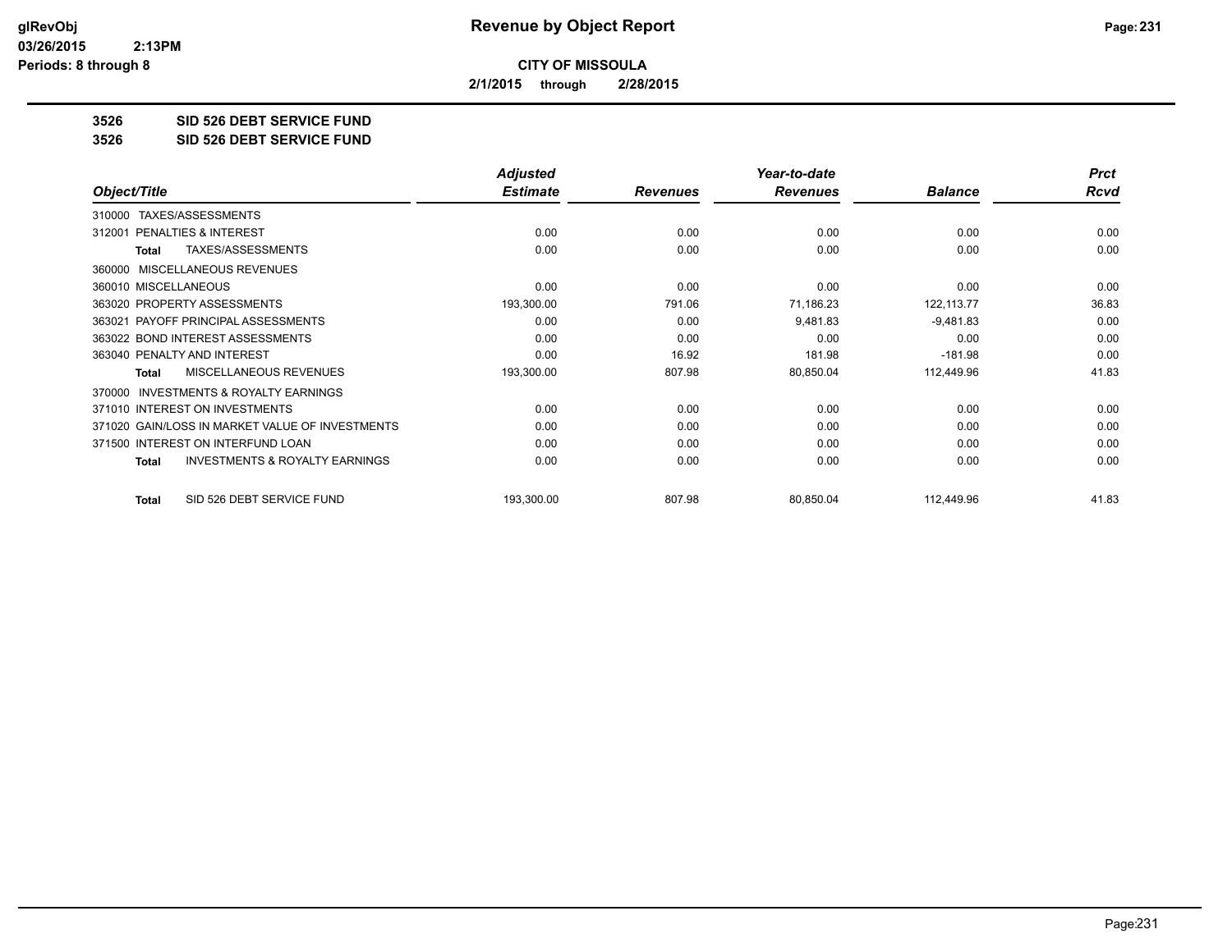**CITY OF MISSOULA**

**2/1/2015 through 2/28/2015**

**3526 SID 526 DEBT SERVICE FUND**

**3526 SID 526 DEBT SERVICE FUND**

| Object/Title | Adjusted Estimate | Revenues | Year-to-date Revenues | Balance | Prct Rcvd |
|---|---|---|---|---|---|
| 310000 TAXES/ASSESSMENTS | | | | | |
| 312001 PENALTIES & INTEREST | 0.00 | 0.00 | 0.00 | 0.00 | 0.00 |
| **Total** TAXES/ASSESSMENTS | 0.00 | 0.00 | 0.00 | 0.00 | 0.00 |
| 360000 MISCELLANEOUS REVENUES | | | | | |
| 360010 MISCELLANEOUS | 0.00 | 0.00 | 0.00 | 0.00 | 0.00 |
| 363020 PROPERTY ASSESSMENTS | 193,300.00 | 791.06 | 71,186.23 | 122,113.77 | 36.83 |
| 363021 PAYOFF PRINCIPAL ASSESSMENTS | 0.00 | 0.00 | 9,481.83 | -9,481.83 | 0.00 |
| 363022 BOND INTEREST ASSESSMENTS | 0.00 | 0.00 | 0.00 | 0.00 | 0.00 |
| 363040 PENALTY AND INTEREST | 0.00 | 16.92 | 181.98 | -181.98 | 0.00 |
| **Total** MISCELLANEOUS REVENUES | 193,300.00 | 807.98 | 80,850.04 | 112,449.96 | 41.83 |
| 370000 INVESTMENTS & ROYALTY EARNINGS | | | | | |
| 371010 INTEREST ON INVESTMENTS | 0.00 | 0.00 | 0.00 | 0.00 | 0.00 |
| 371020 GAIN/LOSS IN MARKET VALUE OF INVESTMENTS | 0.00 | 0.00 | 0.00 | 0.00 | 0.00 |
| 371500 INTEREST ON INTERFUND LOAN | 0.00 | 0.00 | 0.00 | 0.00 | 0.00 |
| **Total** INVESTMENTS & ROYALTY EARNINGS | 0.00 | 0.00 | 0.00 | 0.00 | 0.00 |
| **Total** SID 526 DEBT SERVICE FUND | 193,300.00 | 807.98 | 80,850.04 | 112,449.96 | 41.83 |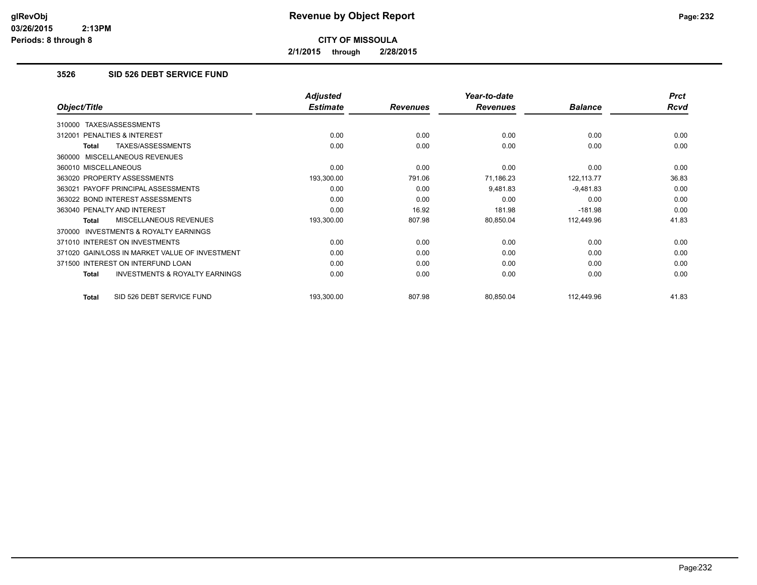# Revenue by Object Report

**CITY OF MISSOULA**

**2/1/2015 through 2/28/2015**

glRevObj
03/26/2015 2:13PM
Periods: 8 through 8

## 3526 SID 526 DEBT SERVICE FUND

| Object/Title | Adjusted Estimate | Revenues | Year-to-date Revenues | Balance | Prct Rcvd |
|---|---|---|---|---|---|
| 310000 TAXES/ASSESSMENTS | | | | | |
| 312001 PENALTIES & INTEREST | 0.00 | 0.00 | 0.00 | 0.00 | 0.00 |
| **Total** TAXES/ASSESSMENTS | 0.00 | 0.00 | 0.00 | 0.00 | 0.00 |
| 360000 MISCELLANEOUS REVENUES | | | | | |
| 360010 MISCELLANEOUS | 0.00 | 0.00 | 0.00 | 0.00 | 0.00 |
| 363020 PROPERTY ASSESSMENTS | 193,300.00 | 791.06 | 71,186.23 | 122,113.77 | 36.83 |
| 363021 PAYOFF PRINCIPAL ASSESSMENTS | 0.00 | 0.00 | 9,481.83 | -9,481.83 | 0.00 |
| 363022 BOND INTEREST ASSESSMENTS | 0.00 | 0.00 | 0.00 | 0.00 | 0.00 |
| 363040 PENALTY AND INTEREST | 0.00 | 16.92 | 181.98 | -181.98 | 0.00 |
| **Total** MISCELLANEOUS REVENUES | 193,300.00 | 807.98 | 80,850.04 | 112,449.96 | 41.83 |
| 370000 INVESTMENTS & ROYALTY EARNINGS | | | | | |
| 371010 INTEREST ON INVESTMENTS | 0.00 | 0.00 | 0.00 | 0.00 | 0.00 |
| 371020 GAIN/LOSS IN MARKET VALUE OF INVESTMENT | 0.00 | 0.00 | 0.00 | 0.00 | 0.00 |
| 371500 INTEREST ON INTERFUND LOAN | 0.00 | 0.00 | 0.00 | 0.00 | 0.00 |
| **Total** INVESTMENTS & ROYALTY EARNINGS | 0.00 | 0.00 | 0.00 | 0.00 | 0.00 |
| **Total** SID 526 DEBT SERVICE FUND | 193,300.00 | 807.98 | 80,850.04 | 112,449.96 | 41.83 |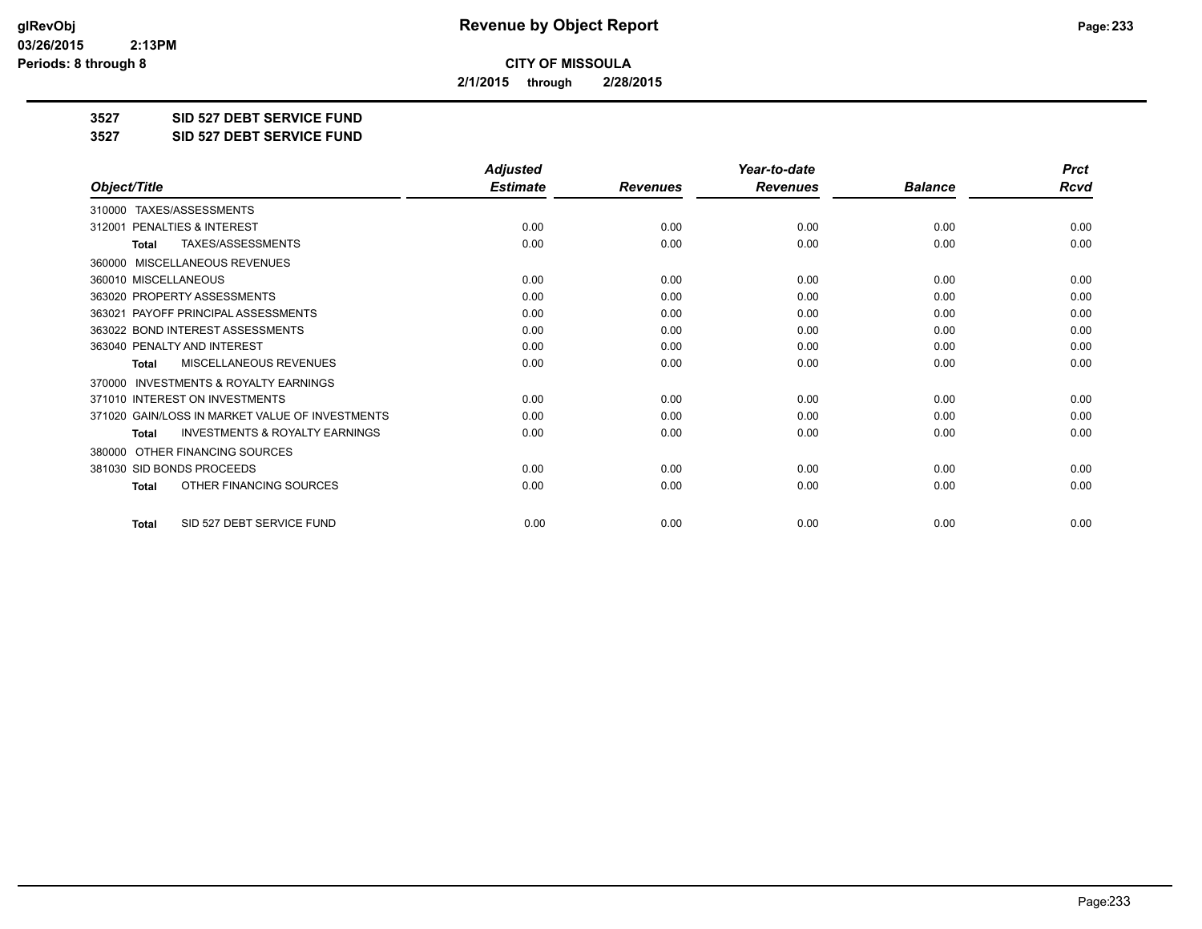# Revenue by Object Report

**CITY OF MISSOULA**

**2/1/2015 through 2/28/2015**

glRevObj
03/26/2015 2:13PM
Periods: 8 through 8

**3527 SID 527 DEBT SERVICE FUND**

**3527 SID 527 DEBT SERVICE FUND**

| Object/Title | Adjusted Estimate | Revenues | Year-to-date Revenues | Balance | Prct Rcvd |
|---|---|---|---|---|---|
| 310000 TAXES/ASSESSMENTS | | | | | |
| 312001 PENALTIES & INTEREST | 0.00 | 0.00 | 0.00 | 0.00 | 0.00 |
| Total TAXES/ASSESSMENTS | 0.00 | 0.00 | 0.00 | 0.00 | 0.00 |
| 360000 MISCELLANEOUS REVENUES | | | | | |
| 360010 MISCELLANEOUS | 0.00 | 0.00 | 0.00 | 0.00 | 0.00 |
| 363020 PROPERTY ASSESSMENTS | 0.00 | 0.00 | 0.00 | 0.00 | 0.00 |
| 363021 PAYOFF PRINCIPAL ASSESSMENTS | 0.00 | 0.00 | 0.00 | 0.00 | 0.00 |
| 363022 BOND INTEREST ASSESSMENTS | 0.00 | 0.00 | 0.00 | 0.00 | 0.00 |
| 363040 PENALTY AND INTEREST | 0.00 | 0.00 | 0.00 | 0.00 | 0.00 |
| Total MISCELLANEOUS REVENUES | 0.00 | 0.00 | 0.00 | 0.00 | 0.00 |
| 370000 INVESTMENTS & ROYALTY EARNINGS | | | | | |
| 371010 INTEREST ON INVESTMENTS | 0.00 | 0.00 | 0.00 | 0.00 | 0.00 |
| 371020 GAIN/LOSS IN MARKET VALUE OF INVESTMENTS | 0.00 | 0.00 | 0.00 | 0.00 | 0.00 |
| Total INVESTMENTS & ROYALTY EARNINGS | 0.00 | 0.00 | 0.00 | 0.00 | 0.00 |
| 380000 OTHER FINANCING SOURCES | | | | | |
| 381030 SID BONDS PROCEEDS | 0.00 | 0.00 | 0.00 | 0.00 | 0.00 |
| Total OTHER FINANCING SOURCES | 0.00 | 0.00 | 0.00 | 0.00 | 0.00 |
| Total SID 527 DEBT SERVICE FUND | 0.00 | 0.00 | 0.00 | 0.00 | 0.00 |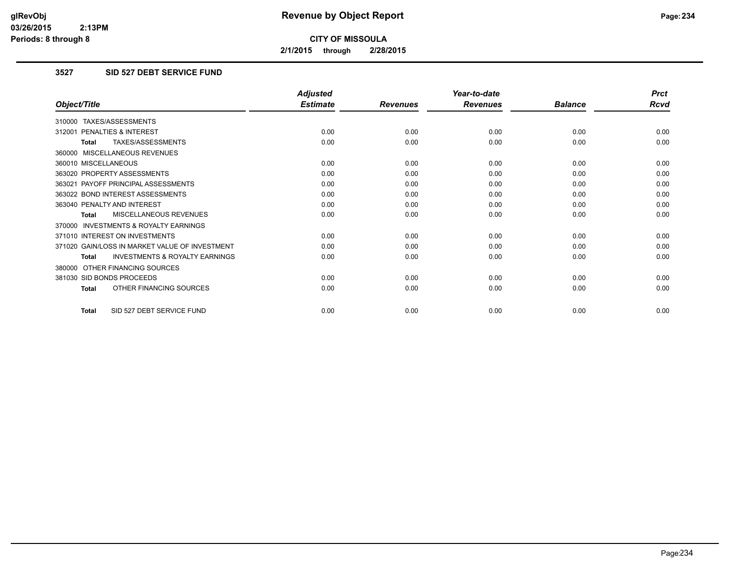# Revenue by Object Report

**CITY OF MISSOULA**

**2/1/2015 through 2/28/2015**

glRevObj
03/26/2015 2:13PM
Periods: 8 through 8

## 3527 SID 527 DEBT SERVICE FUND

| Object/Title | Adjusted Estimate | Revenues | Year-to-date Revenues | Balance | Prct Rcvd |
|---|---|---|---|---|---|
| 310000 TAXES/ASSESSMENTS | | | | | |
| 312001 PENALTIES & INTEREST | 0.00 | 0.00 | 0.00 | 0.00 | 0.00 |
| **Total** TAXES/ASSESSMENTS | 0.00 | 0.00 | 0.00 | 0.00 | 0.00 |
| 360000 MISCELLANEOUS REVENUES | | | | | |
| 360010 MISCELLANEOUS | 0.00 | 0.00 | 0.00 | 0.00 | 0.00 |
| 363020 PROPERTY ASSESSMENTS | 0.00 | 0.00 | 0.00 | 0.00 | 0.00 |
| 363021 PAYOFF PRINCIPAL ASSESSMENTS | 0.00 | 0.00 | 0.00 | 0.00 | 0.00 |
| 363022 BOND INTEREST ASSESSMENTS | 0.00 | 0.00 | 0.00 | 0.00 | 0.00 |
| 363040 PENALTY AND INTEREST | 0.00 | 0.00 | 0.00 | 0.00 | 0.00 |
| **Total** MISCELLANEOUS REVENUES | 0.00 | 0.00 | 0.00 | 0.00 | 0.00 |
| 370000 INVESTMENTS & ROYALTY EARNINGS | | | | | |
| 371010 INTEREST ON INVESTMENTS | 0.00 | 0.00 | 0.00 | 0.00 | 0.00 |
| 371020 GAIN/LOSS IN MARKET VALUE OF INVESTMENT | 0.00 | 0.00 | 0.00 | 0.00 | 0.00 |
| **Total** INVESTMENTS & ROYALTY EARNINGS | 0.00 | 0.00 | 0.00 | 0.00 | 0.00 |
| 380000 OTHER FINANCING SOURCES | | | | | |
| 381030 SID BONDS PROCEEDS | 0.00 | 0.00 | 0.00 | 0.00 | 0.00 |
| **Total** OTHER FINANCING SOURCES | 0.00 | 0.00 | 0.00 | 0.00 | 0.00 |
| **Total** SID 527 DEBT SERVICE FUND | 0.00 | 0.00 | 0.00 | 0.00 | 0.00 |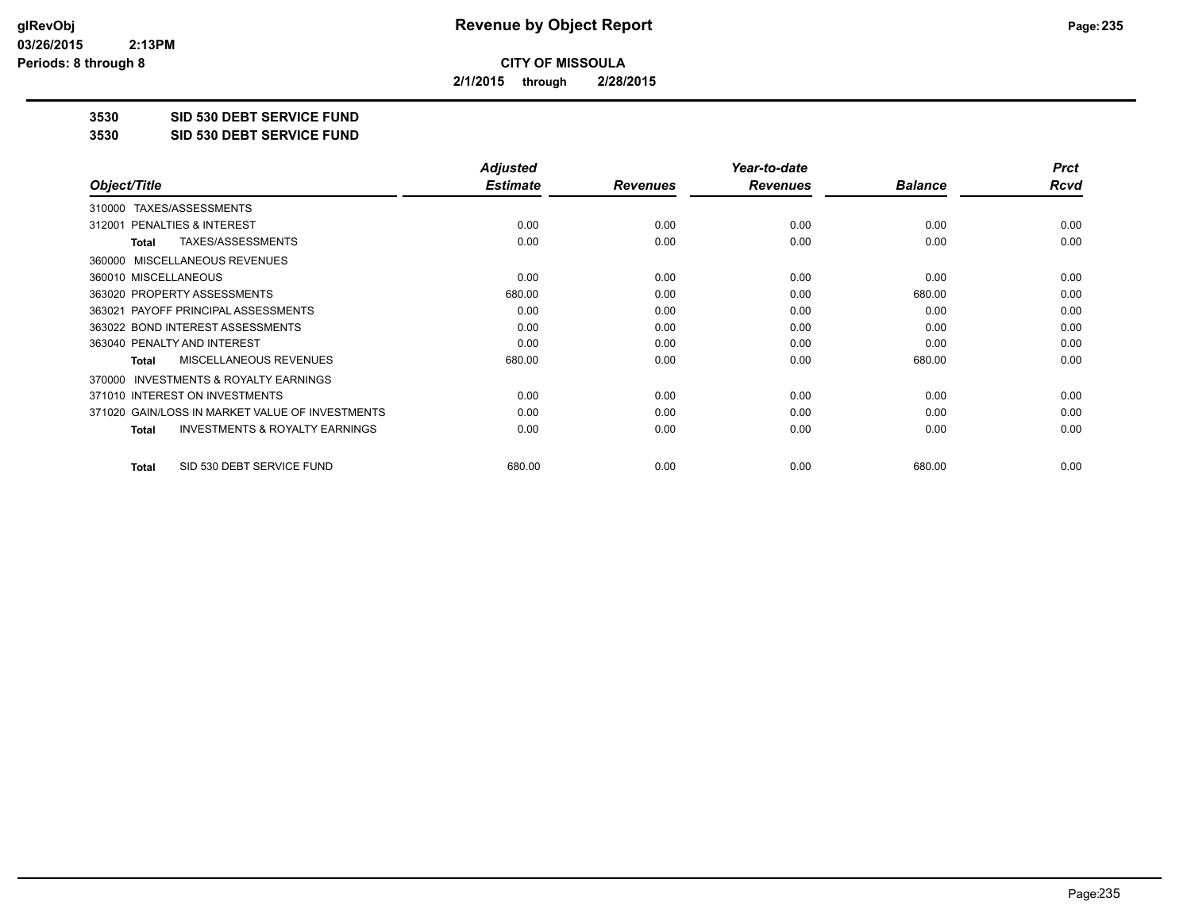**glRevObj**
**03/26/2015 2:13PM**
**Periods: 8 through 8**

# Revenue by Object Report

**CITY OF MISSOULA**

**2/1/2015 through 2/28/2015**

**3530 SID 530 DEBT SERVICE FUND**

**3530 SID 530 DEBT SERVICE FUND**

| Object/Title | Adjusted Estimate | Revenues | Year-to-date Revenues | Balance | Prct Rcvd |
|---|---|---|---|---|---|
| 310000 TAXES/ASSESSMENTS | | | | | |
| 312001 PENALTIES & INTEREST | 0.00 | 0.00 | 0.00 | 0.00 | 0.00 |
| **Total** TAXES/ASSESSMENTS | 0.00 | 0.00 | 0.00 | 0.00 | 0.00 |
| 360000 MISCELLANEOUS REVENUES | | | | | |
| 360010 MISCELLANEOUS | 0.00 | 0.00 | 0.00 | 0.00 | 0.00 |
| 363020 PROPERTY ASSESSMENTS | 680.00 | 0.00 | 0.00 | 680.00 | 0.00 |
| 363021 PAYOFF PRINCIPAL ASSESSMENTS | 0.00 | 0.00 | 0.00 | 0.00 | 0.00 |
| 363022 BOND INTEREST ASSESSMENTS | 0.00 | 0.00 | 0.00 | 0.00 | 0.00 |
| 363040 PENALTY AND INTEREST | 0.00 | 0.00 | 0.00 | 0.00 | 0.00 |
| **Total** MISCELLANEOUS REVENUES | 680.00 | 0.00 | 0.00 | 680.00 | 0.00 |
| 370000 INVESTMENTS & ROYALTY EARNINGS | | | | | |
| 371010 INTEREST ON INVESTMENTS | 0.00 | 0.00 | 0.00 | 0.00 | 0.00 |
| 371020 GAIN/LOSS IN MARKET VALUE OF INVESTMENTS | 0.00 | 0.00 | 0.00 | 0.00 | 0.00 |
| **Total** INVESTMENTS & ROYALTY EARNINGS | 0.00 | 0.00 | 0.00 | 0.00 | 0.00 |
| **Total** SID 530 DEBT SERVICE FUND | 680.00 | 0.00 | 0.00 | 680.00 | 0.00 |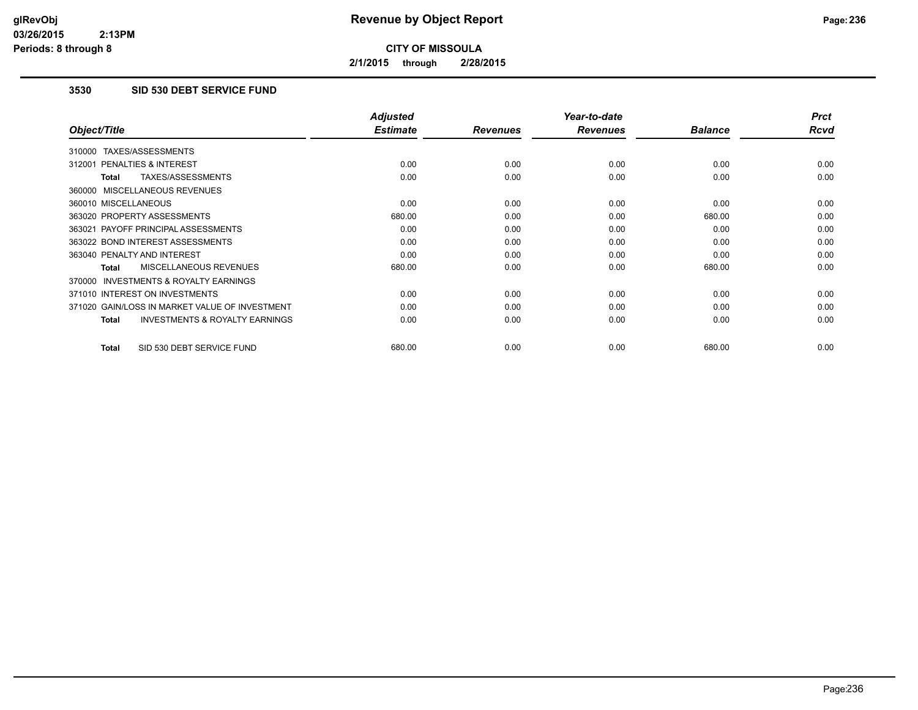# Revenue by Object Report

**CITY OF MISSOULA**

**2/1/2015 through 2/28/2015**

### 3530 SID 530 DEBT SERVICE FUND

| Object/Title | Adjusted Estimate | Revenues | Year-to-date Revenues | Balance | Prct Rcvd |
|---|---|---|---|---|---|
| 310000 TAXES/ASSESSMENTS | | | | | |
| 312001 PENALTIES & INTEREST | 0.00 | 0.00 | 0.00 | 0.00 | 0.00 |
| **Total** TAXES/ASSESSMENTS | 0.00 | 0.00 | 0.00 | 0.00 | 0.00 |
| 360000 MISCELLANEOUS REVENUES | | | | | |
| 360010 MISCELLANEOUS | 0.00 | 0.00 | 0.00 | 0.00 | 0.00 |
| 363020 PROPERTY ASSESSMENTS | 680.00 | 0.00 | 0.00 | 680.00 | 0.00 |
| 363021 PAYOFF PRINCIPAL ASSESSMENTS | 0.00 | 0.00 | 0.00 | 0.00 | 0.00 |
| 363022 BOND INTEREST ASSESSMENTS | 0.00 | 0.00 | 0.00 | 0.00 | 0.00 |
| 363040 PENALTY AND INTEREST | 0.00 | 0.00 | 0.00 | 0.00 | 0.00 |
| **Total** MISCELLANEOUS REVENUES | 680.00 | 0.00 | 0.00 | 680.00 | 0.00 |
| 370000 INVESTMENTS & ROYALTY EARNINGS | | | | | |
| 371010 INTEREST ON INVESTMENTS | 0.00 | 0.00 | 0.00 | 0.00 | 0.00 |
| 371020 GAIN/LOSS IN MARKET VALUE OF INVESTMENT | 0.00 | 0.00 | 0.00 | 0.00 | 0.00 |
| **Total** INVESTMENTS & ROYALTY EARNINGS | 0.00 | 0.00 | 0.00 | 0.00 | 0.00 |
| **Total** SID 530 DEBT SERVICE FUND | 680.00 | 0.00 | 0.00 | 680.00 | 0.00 |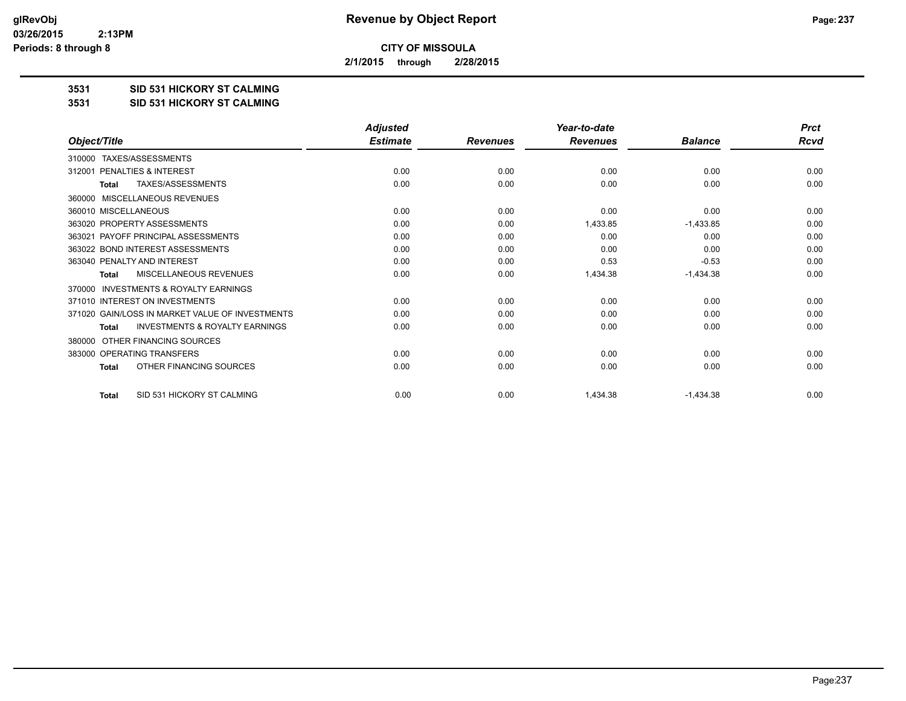**glRevObj**
**03/26/2015 2:13PM**
**Periods: 8 through 8**

# Revenue by Object Report

**CITY OF MISSOULA**

**2/1/2015 through 2/28/2015**

**3531 SID 531 HICKORY ST CALMING**

**3531 SID 531 HICKORY ST CALMING**

| Object/Title | Adjusted Estimate | Revenues | Year-to-date Revenues | Balance | Prct Rcvd |
|---|---|---|---|---|---|
| 310000 TAXES/ASSESSMENTS | | | | | |
| 312001 PENALTIES & INTEREST | 0.00 | 0.00 | 0.00 | 0.00 | 0.00 |
| **Total** TAXES/ASSESSMENTS | 0.00 | 0.00 | 0.00 | 0.00 | 0.00 |
| 360000 MISCELLANEOUS REVENUES | | | | | |
| 360010 MISCELLANEOUS | 0.00 | 0.00 | 0.00 | 0.00 | 0.00 |
| 363020 PROPERTY ASSESSMENTS | 0.00 | 0.00 | 1,433.85 | -1,433.85 | 0.00 |
| 363021 PAYOFF PRINCIPAL ASSESSMENTS | 0.00 | 0.00 | 0.00 | 0.00 | 0.00 |
| 363022 BOND INTEREST ASSESSMENTS | 0.00 | 0.00 | 0.00 | 0.00 | 0.00 |
| 363040 PENALTY AND INTEREST | 0.00 | 0.00 | 0.53 | -0.53 | 0.00 |
| **Total** MISCELLANEOUS REVENUES | 0.00 | 0.00 | 1,434.38 | -1,434.38 | 0.00 |
| 370000 INVESTMENTS & ROYALTY EARNINGS | | | | | |
| 371010 INTEREST ON INVESTMENTS | 0.00 | 0.00 | 0.00 | 0.00 | 0.00 |
| 371020 GAIN/LOSS IN MARKET VALUE OF INVESTMENTS | 0.00 | 0.00 | 0.00 | 0.00 | 0.00 |
| **Total** INVESTMENTS & ROYALTY EARNINGS | 0.00 | 0.00 | 0.00 | 0.00 | 0.00 |
| 380000 OTHER FINANCING SOURCES | | | | | |
| 383000 OPERATING TRANSFERS | 0.00 | 0.00 | 0.00 | 0.00 | 0.00 |
| **Total** OTHER FINANCING SOURCES | 0.00 | 0.00 | 0.00 | 0.00 | 0.00 |
| **Total** SID 531 HICKORY ST CALMING | 0.00 | 0.00 | 1,434.38 | -1,434.38 | 0.00 |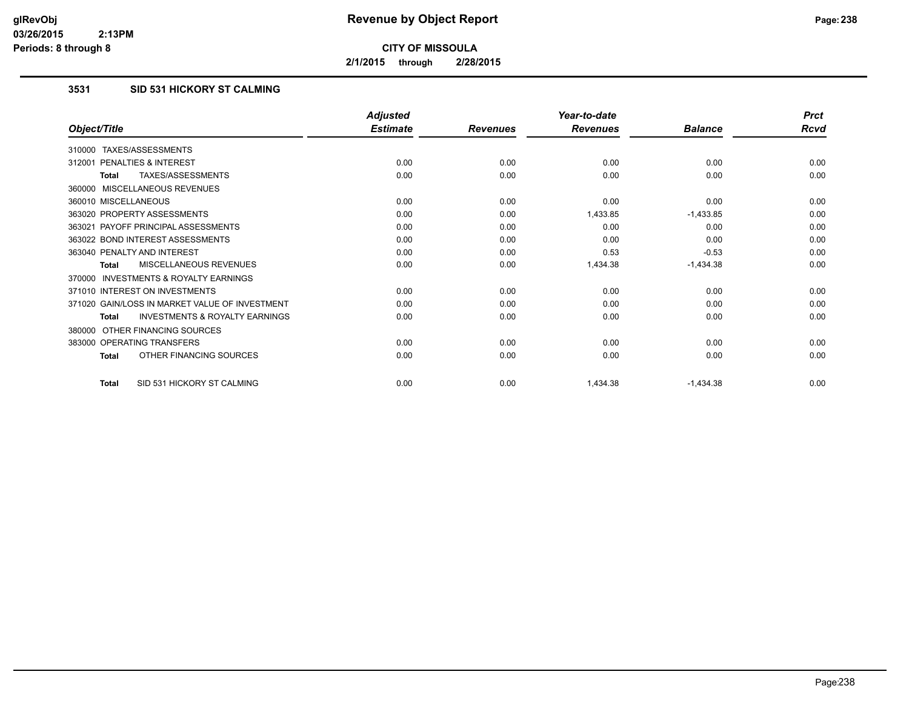# Revenue by Object Report

**CITY OF MISSOULA**

**2/1/2015 through 2/28/2015**

glRevObj
03/26/2015 2:13PM
Periods: 8 through 8

## 3531 SID 531 HICKORY ST CALMING

| Object/Title | Adjusted Estimate | Revenues | Year-to-date Revenues | Balance | Prct Rcvd |
|---|---|---|---|---|---|
| 310000 TAXES/ASSESSMENTS | | | | | |
| 312001 PENALTIES & INTEREST | 0.00 | 0.00 | 0.00 | 0.00 | 0.00 |
| **Total** TAXES/ASSESSMENTS | 0.00 | 0.00 | 0.00 | 0.00 | 0.00 |
| 360000 MISCELLANEOUS REVENUES | | | | | |
| 360010 MISCELLANEOUS | 0.00 | 0.00 | 0.00 | 0.00 | 0.00 |
| 363020 PROPERTY ASSESSMENTS | 0.00 | 0.00 | 1,433.85 | -1,433.85 | 0.00 |
| 363021 PAYOFF PRINCIPAL ASSESSMENTS | 0.00 | 0.00 | 0.00 | 0.00 | 0.00 |
| 363022 BOND INTEREST ASSESSMENTS | 0.00 | 0.00 | 0.00 | 0.00 | 0.00 |
| 363040 PENALTY AND INTEREST | 0.00 | 0.00 | 0.53 | -0.53 | 0.00 |
| **Total** MISCELLANEOUS REVENUES | 0.00 | 0.00 | 1,434.38 | -1,434.38 | 0.00 |
| 370000 INVESTMENTS & ROYALTY EARNINGS | | | | | |
| 371010 INTEREST ON INVESTMENTS | 0.00 | 0.00 | 0.00 | 0.00 | 0.00 |
| 371020 GAIN/LOSS IN MARKET VALUE OF INVESTMENT | 0.00 | 0.00 | 0.00 | 0.00 | 0.00 |
| **Total** INVESTMENTS & ROYALTY EARNINGS | 0.00 | 0.00 | 0.00 | 0.00 | 0.00 |
| 380000 OTHER FINANCING SOURCES | | | | | |
| 383000 OPERATING TRANSFERS | 0.00 | 0.00 | 0.00 | 0.00 | 0.00 |
| **Total** OTHER FINANCING SOURCES | 0.00 | 0.00 | 0.00 | 0.00 | 0.00 |
| **Total** SID 531 HICKORY ST CALMING | 0.00 | 0.00 | 1,434.38 | -1,434.38 | 0.00 |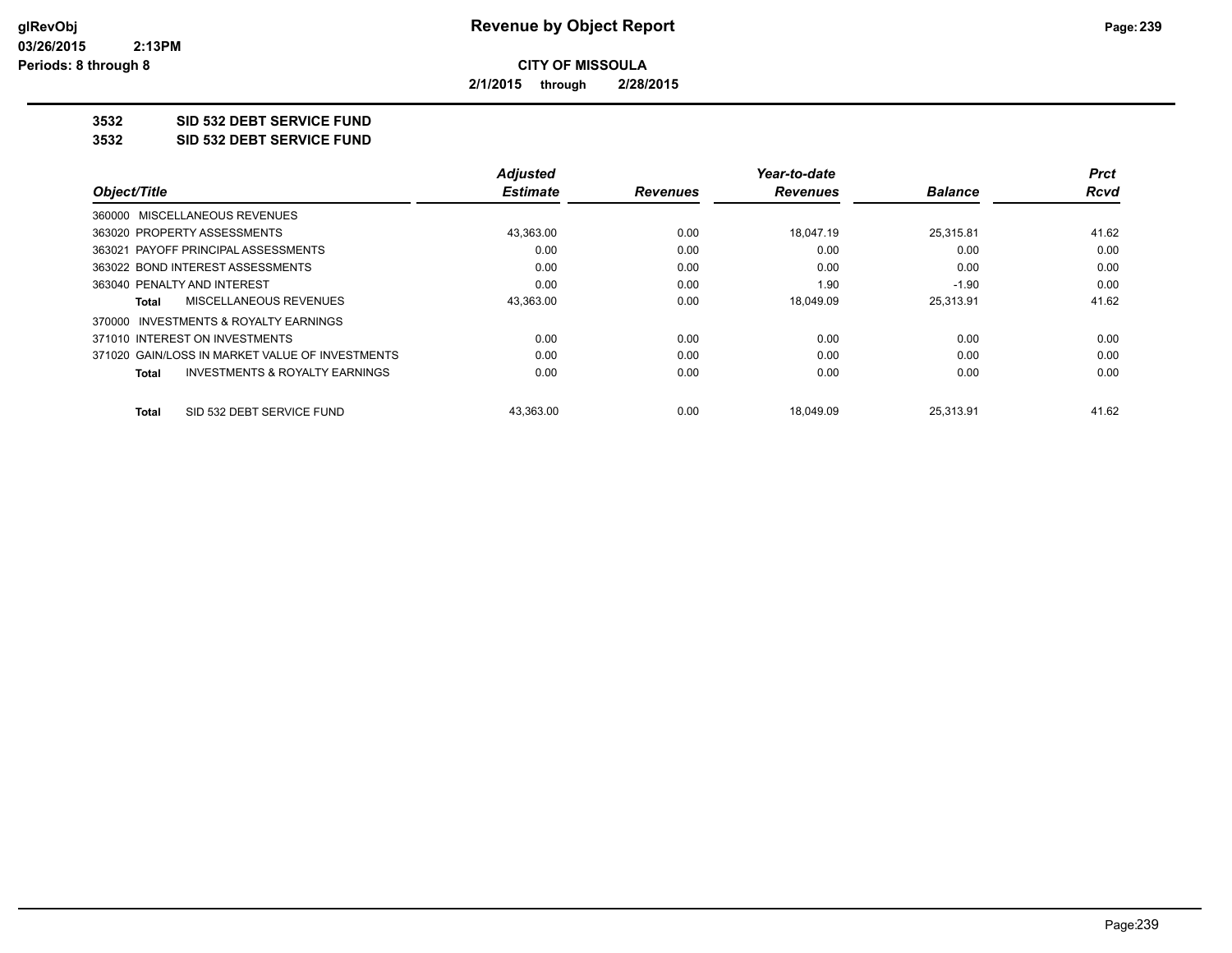**CITY OF MISSOULA**

**2/1/2015 through 2/28/2015**

## 3532 SID 532 DEBT SERVICE FUND

## 3532 SID 532 DEBT SERVICE FUND

| Object/Title | Adjusted Estimate | Revenues | Year-to-date Revenues | Balance | Prct Rcvd |
|---|---|---|---|---|---|
| 360000 MISCELLANEOUS REVENUES | | | | | |
| 363020 PROPERTY ASSESSMENTS | 43,363.00 | 0.00 | 18,047.19 | 25,315.81 | 41.62 |
| 363021 PAYOFF PRINCIPAL ASSESSMENTS | 0.00 | 0.00 | 0.00 | 0.00 | 0.00 |
| 363022 BOND INTEREST ASSESSMENTS | 0.00 | 0.00 | 0.00 | 0.00 | 0.00 |
| 363040 PENALTY AND INTEREST | 0.00 | 0.00 | 1.90 | -1.90 | 0.00 |
| **Total** MISCELLANEOUS REVENUES | 43,363.00 | 0.00 | 18,049.09 | 25,313.91 | 41.62 |
| 370000 INVESTMENTS & ROYALTY EARNINGS | | | | | |
| 371010 INTEREST ON INVESTMENTS | 0.00 | 0.00 | 0.00 | 0.00 | 0.00 |
| 371020 GAIN/LOSS IN MARKET VALUE OF INVESTMENTS | 0.00 | 0.00 | 0.00 | 0.00 | 0.00 |
| **Total** INVESTMENTS & ROYALTY EARNINGS | 0.00 | 0.00 | 0.00 | 0.00 | 0.00 |
| **Total** SID 532 DEBT SERVICE FUND | 43,363.00 | 0.00 | 18,049.09 | 25,313.91 | 41.62 |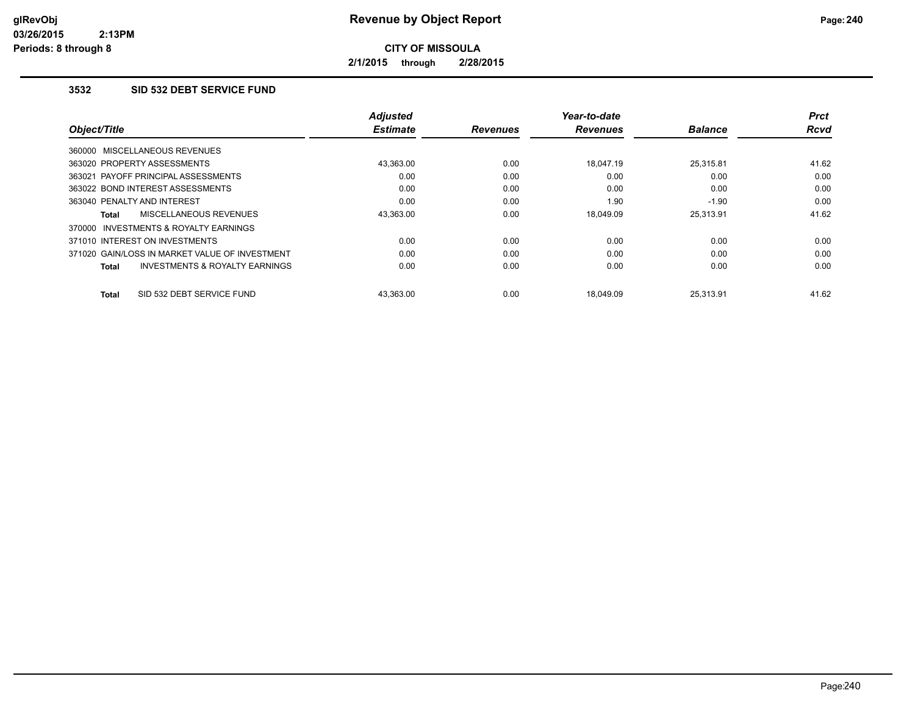# Revenue by Object Report

**CITY OF MISSOULA**

**2/1/2015 through 2/28/2015**

### 3532 SID 532 DEBT SERVICE FUND

| Object/Title | Adjusted Estimate | Revenues | Year-to-date Revenues | Balance | Prct Rcvd |
|---|---|---|---|---|---|
| 360000 MISCELLANEOUS REVENUES | | | | | |
| 363020 PROPERTY ASSESSMENTS | 43,363.00 | 0.00 | 18,047.19 | 25,315.81 | 41.62 |
| 363021 PAYOFF PRINCIPAL ASSESSMENTS | 0.00 | 0.00 | 0.00 | 0.00 | 0.00 |
| 363022 BOND INTEREST ASSESSMENTS | 0.00 | 0.00 | 0.00 | 0.00 | 0.00 |
| 363040 PENALTY AND INTEREST | 0.00 | 0.00 | 1.90 | -1.90 | 0.00 |
| **Total** MISCELLANEOUS REVENUES | 43,363.00 | 0.00 | 18,049.09 | 25,313.91 | 41.62 |
| 370000 INVESTMENTS & ROYALTY EARNINGS | | | | | |
| 371010 INTEREST ON INVESTMENTS | 0.00 | 0.00 | 0.00 | 0.00 | 0.00 |
| 371020 GAIN/LOSS IN MARKET VALUE OF INVESTMENT | 0.00 | 0.00 | 0.00 | 0.00 | 0.00 |
| **Total** INVESTMENTS & ROYALTY EARNINGS | 0.00 | 0.00 | 0.00 | 0.00 | 0.00 |
| **Total** SID 532 DEBT SERVICE FUND | 43,363.00 | 0.00 | 18,049.09 | 25,313.91 | 41.62 |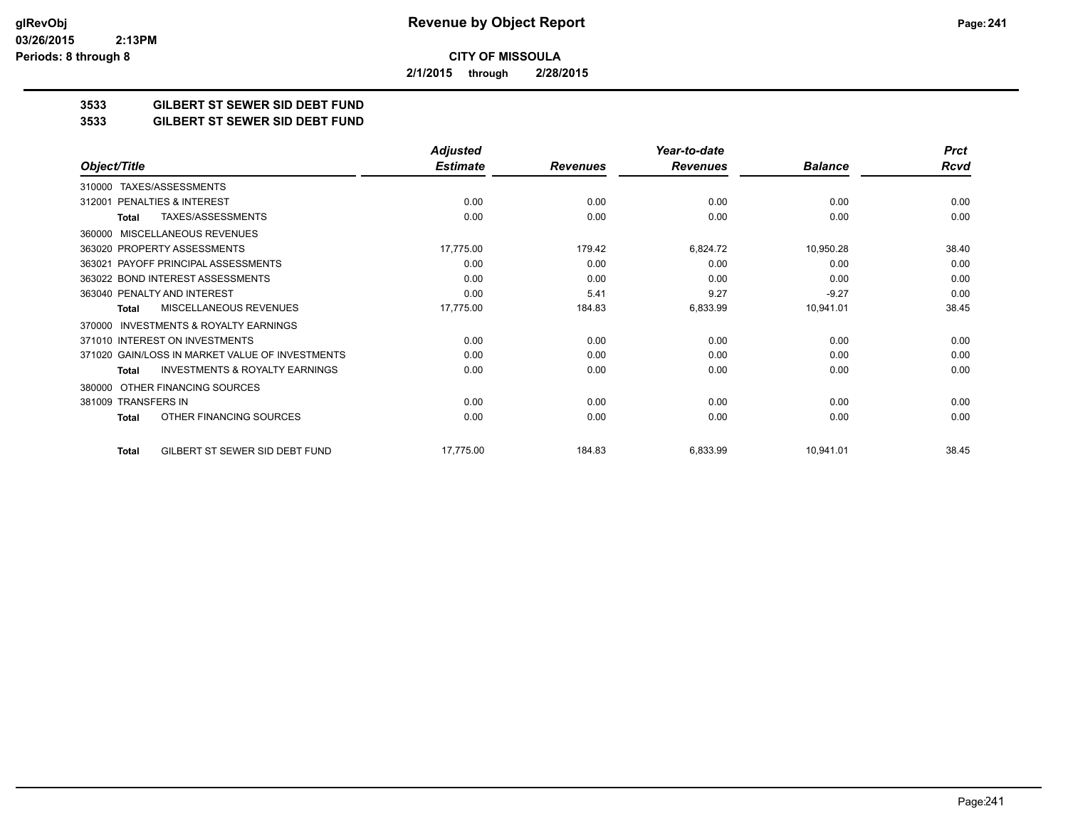**glRevObj**
**03/26/2015 2:13PM**
**Periods: 8 through 8**

# Revenue by Object Report

**CITY OF MISSOULA**

**2/1/2015 through 2/28/2015**

## 3533 GILBERT ST SEWER SID DEBT FUND
## 3533 GILBERT ST SEWER SID DEBT FUND

| Object/Title | Adjusted Estimate | Revenues | Year-to-date Revenues | Balance | Prct Rcvd |
|---|---|---|---|---|---|
| 310000 TAXES/ASSESSMENTS | | | | | |
| 312001 PENALTIES & INTEREST | 0.00 | 0.00 | 0.00 | 0.00 | 0.00 |
| **Total** TAXES/ASSESSMENTS | 0.00 | 0.00 | 0.00 | 0.00 | 0.00 |
| 360000 MISCELLANEOUS REVENUES | | | | | |
| 363020 PROPERTY ASSESSMENTS | 17,775.00 | 179.42 | 6,824.72 | 10,950.28 | 38.40 |
| 363021 PAYOFF PRINCIPAL ASSESSMENTS | 0.00 | 0.00 | 0.00 | 0.00 | 0.00 |
| 363022 BOND INTEREST ASSESSMENTS | 0.00 | 0.00 | 0.00 | 0.00 | 0.00 |
| 363040 PENALTY AND INTEREST | 0.00 | 5.41 | 9.27 | -9.27 | 0.00 |
| **Total** MISCELLANEOUS REVENUES | 17,775.00 | 184.83 | 6,833.99 | 10,941.01 | 38.45 |
| 370000 INVESTMENTS & ROYALTY EARNINGS | | | | | |
| 371010 INTEREST ON INVESTMENTS | 0.00 | 0.00 | 0.00 | 0.00 | 0.00 |
| 371020 GAIN/LOSS IN MARKET VALUE OF INVESTMENTS | 0.00 | 0.00 | 0.00 | 0.00 | 0.00 |
| **Total** INVESTMENTS & ROYALTY EARNINGS | 0.00 | 0.00 | 0.00 | 0.00 | 0.00 |
| 380000 OTHER FINANCING SOURCES | | | | | |
| 381009 TRANSFERS IN | 0.00 | 0.00 | 0.00 | 0.00 | 0.00 |
| **Total** OTHER FINANCING SOURCES | 0.00 | 0.00 | 0.00 | 0.00 | 0.00 |
| **Total** GILBERT ST SEWER SID DEBT FUND | 17,775.00 | 184.83 | 6,833.99 | 10,941.01 | 38.45 |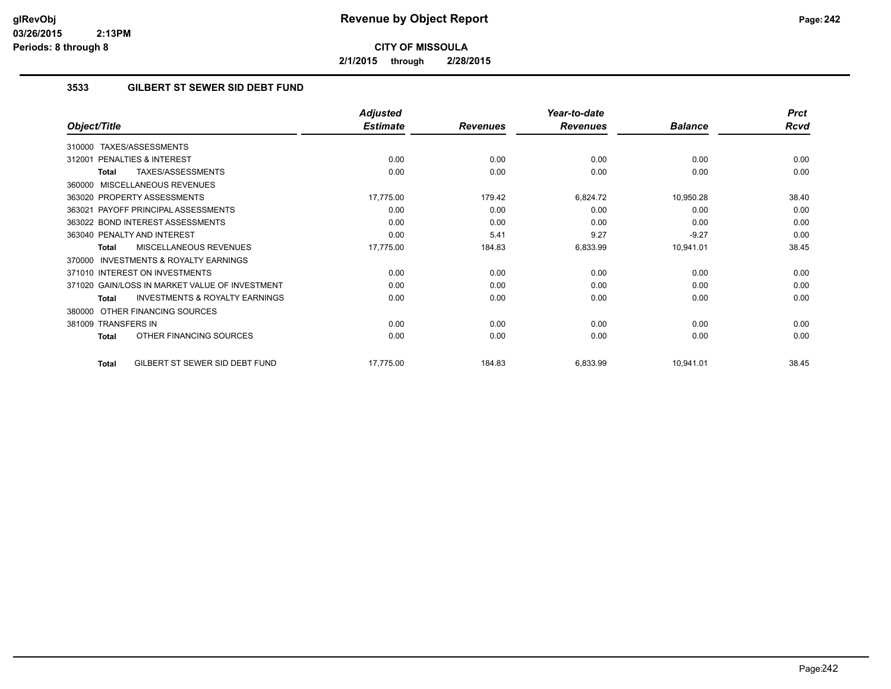**CITY OF MISSOULA**

**2/1/2015 through 2/28/2015**

### 3533 GILBERT ST SEWER SID DEBT FUND

| Object/Title | Adjusted Estimate | Revenues | Year-to-date Revenues | Balance | Prct Rcvd |
|---|---|---|---|---|---|
| 310000 TAXES/ASSESSMENTS | | | | | |
| 312001 PENALTIES & INTEREST | 0.00 | 0.00 | 0.00 | 0.00 | 0.00 |
| **Total** TAXES/ASSESSMENTS | 0.00 | 0.00 | 0.00 | 0.00 | 0.00 |
| 360000 MISCELLANEOUS REVENUES | | | | | |
| 363020 PROPERTY ASSESSMENTS | 17,775.00 | 179.42 | 6,824.72 | 10,950.28 | 38.40 |
| 363021 PAYOFF PRINCIPAL ASSESSMENTS | 0.00 | 0.00 | 0.00 | 0.00 | 0.00 |
| 363022 BOND INTEREST ASSESSMENTS | 0.00 | 0.00 | 0.00 | 0.00 | 0.00 |
| 363040 PENALTY AND INTEREST | 0.00 | 5.41 | 9.27 | -9.27 | 0.00 |
| **Total** MISCELLANEOUS REVENUES | 17,775.00 | 184.83 | 6,833.99 | 10,941.01 | 38.45 |
| 370000 INVESTMENTS & ROYALTY EARNINGS | | | | | |
| 371010 INTEREST ON INVESTMENTS | 0.00 | 0.00 | 0.00 | 0.00 | 0.00 |
| 371020 GAIN/LOSS IN MARKET VALUE OF INVESTMENT | 0.00 | 0.00 | 0.00 | 0.00 | 0.00 |
| **Total** INVESTMENTS & ROYALTY EARNINGS | 0.00 | 0.00 | 0.00 | 0.00 | 0.00 |
| 380000 OTHER FINANCING SOURCES | | | | | |
| 381009 TRANSFERS IN | 0.00 | 0.00 | 0.00 | 0.00 | 0.00 |
| **Total** OTHER FINANCING SOURCES | 0.00 | 0.00 | 0.00 | 0.00 | 0.00 |
| **Total** GILBERT ST SEWER SID DEBT FUND | 17,775.00 | 184.83 | 6,833.99 | 10,941.01 | 38.45 |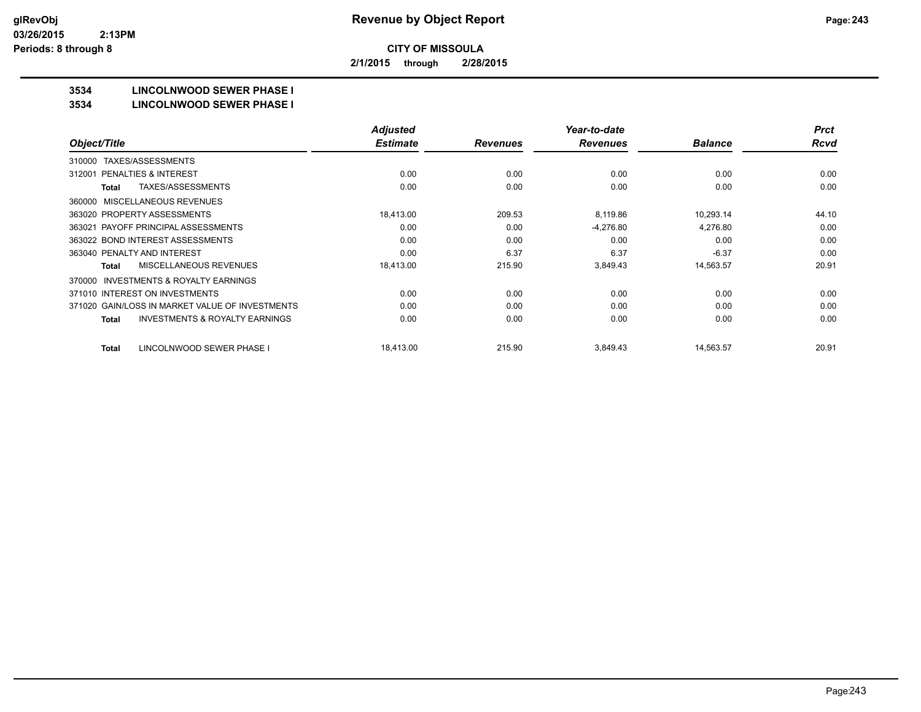# Revenue by Object Report

**CITY OF MISSOULA**

**2/1/2015 through 2/28/2015**

glRevObj
03/26/2015 2:13PM
Periods: 8 through 8

## 3534 LINCOLNWOOD SEWER PHASE I
## 3534 LINCOLNWOOD SEWER PHASE I

| Object/Title | Adjusted Estimate | Revenues | Year-to-date Revenues | Balance | Prct Rcvd |
|---|---|---|---|---|---|
| 310000 TAXES/ASSESSMENTS | | | | | |
| 312001 PENALTIES & INTEREST | 0.00 | 0.00 | 0.00 | 0.00 | 0.00 |
| **Total** TAXES/ASSESSMENTS | 0.00 | 0.00 | 0.00 | 0.00 | 0.00 |
| 360000 MISCELLANEOUS REVENUES | | | | | |
| 363020 PROPERTY ASSESSMENTS | 18,413.00 | 209.53 | 8,119.86 | 10,293.14 | 44.10 |
| 363021 PAYOFF PRINCIPAL ASSESSMENTS | 0.00 | 0.00 | -4,276.80 | 4,276.80 | 0.00 |
| 363022 BOND INTEREST ASSESSMENTS | 0.00 | 0.00 | 0.00 | 0.00 | 0.00 |
| 363040 PENALTY AND INTEREST | 0.00 | 6.37 | 6.37 | -6.37 | 0.00 |
| **Total** MISCELLANEOUS REVENUES | 18,413.00 | 215.90 | 3,849.43 | 14,563.57 | 20.91 |
| 370000 INVESTMENTS & ROYALTY EARNINGS | | | | | |
| 371010 INTEREST ON INVESTMENTS | 0.00 | 0.00 | 0.00 | 0.00 | 0.00 |
| 371020 GAIN/LOSS IN MARKET VALUE OF INVESTMENTS | 0.00 | 0.00 | 0.00 | 0.00 | 0.00 |
| **Total** INVESTMENTS & ROYALTY EARNINGS | 0.00 | 0.00 | 0.00 | 0.00 | 0.00 |
| **Total** LINCOLNWOOD SEWER PHASE I | 18,413.00 | 215.90 | 3,849.43 | 14,563.57 | 20.91 |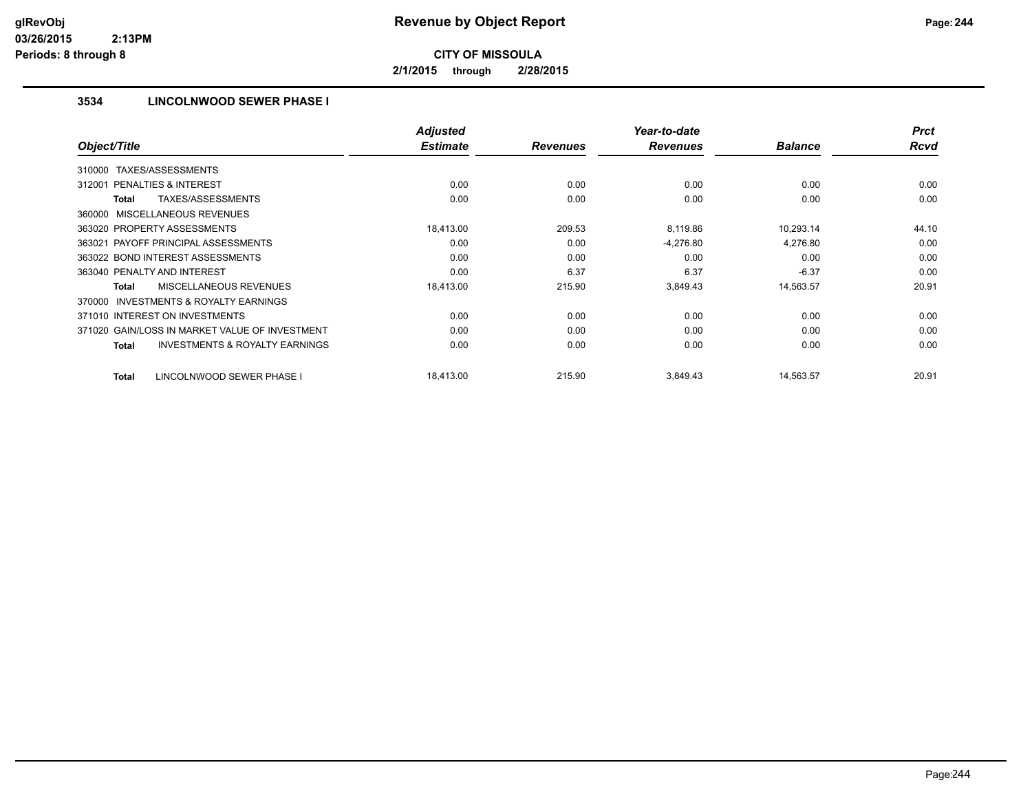# Revenue by Object Report

**CITY OF MISSOULA**

**2/1/2015 through 2/28/2015**

glRevObj
03/26/2015 2:13PM
Periods: 8 through 8

## 3534 LINCOLNWOOD SEWER PHASE I

| Object/Title | Adjusted Estimate | Revenues | Year-to-date Revenues | Balance | Prct Rcvd |
|---|---|---|---|---|---|
| 310000 TAXES/ASSESSMENTS | | | | | |
| 312001 PENALTIES & INTEREST | 0.00 | 0.00 | 0.00 | 0.00 | 0.00 |
| **Total** TAXES/ASSESSMENTS | 0.00 | 0.00 | 0.00 | 0.00 | 0.00 |
| 360000 MISCELLANEOUS REVENUES | | | | | |
| 363020 PROPERTY ASSESSMENTS | 18,413.00 | 209.53 | 8,119.86 | 10,293.14 | 44.10 |
| 363021 PAYOFF PRINCIPAL ASSESSMENTS | 0.00 | 0.00 | -4,276.80 | 4,276.80 | 0.00 |
| 363022 BOND INTEREST ASSESSMENTS | 0.00 | 0.00 | 0.00 | 0.00 | 0.00 |
| 363040 PENALTY AND INTEREST | 0.00 | 6.37 | 6.37 | -6.37 | 0.00 |
| **Total** MISCELLANEOUS REVENUES | 18,413.00 | 215.90 | 3,849.43 | 14,563.57 | 20.91 |
| 370000 INVESTMENTS & ROYALTY EARNINGS | | | | | |
| 371010 INTEREST ON INVESTMENTS | 0.00 | 0.00 | 0.00 | 0.00 | 0.00 |
| 371020 GAIN/LOSS IN MARKET VALUE OF INVESTMENT | 0.00 | 0.00 | 0.00 | 0.00 | 0.00 |
| **Total** INVESTMENTS & ROYALTY EARNINGS | 0.00 | 0.00 | 0.00 | 0.00 | 0.00 |
| **Total** LINCOLNWOOD SEWER PHASE I | 18,413.00 | 215.90 | 3,849.43 | 14,563.57 | 20.91 |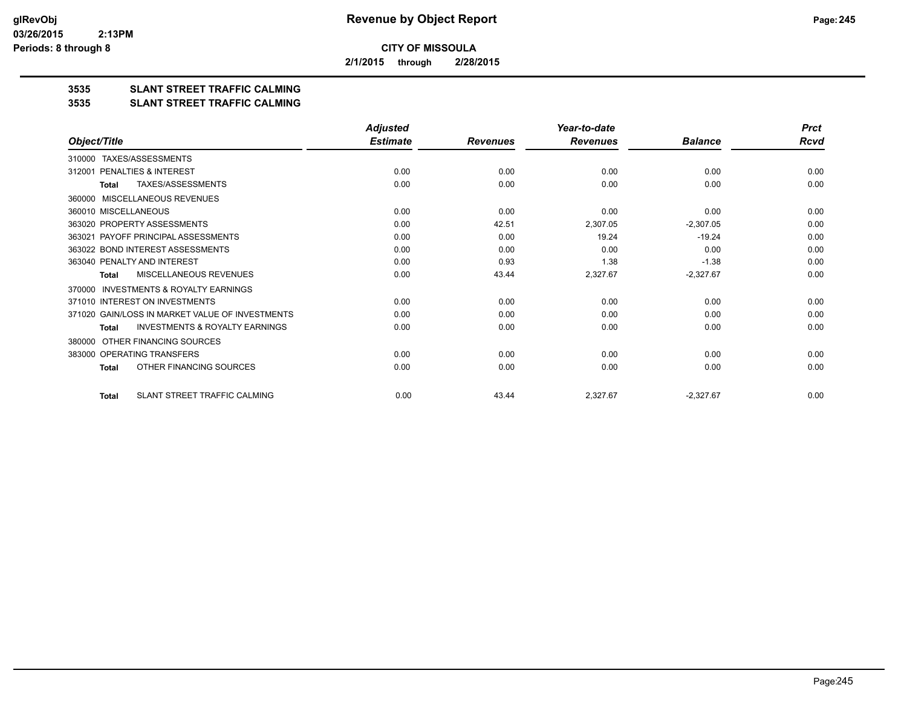**CITY OF MISSOULA**

**2/1/2015 through 2/28/2015**

## 3535 SLANT STREET TRAFFIC CALMING

## 3535 SLANT STREET TRAFFIC CALMING

| Object/Title | Adjusted Estimate | Revenues | Year-to-date Revenues | Balance | Prct Rcvd |
|---|---|---|---|---|---|
| 310000 TAXES/ASSESSMENTS | | | | | |
| 312001 PENALTIES & INTEREST | 0.00 | 0.00 | 0.00 | 0.00 | 0.00 |
| **Total** TAXES/ASSESSMENTS | 0.00 | 0.00 | 0.00 | 0.00 | 0.00 |
| 360000 MISCELLANEOUS REVENUES | | | | | |
| 360010 MISCELLANEOUS | 0.00 | 0.00 | 0.00 | 0.00 | 0.00 |
| 363020 PROPERTY ASSESSMENTS | 0.00 | 42.51 | 2,307.05 | -2,307.05 | 0.00 |
| 363021 PAYOFF PRINCIPAL ASSESSMENTS | 0.00 | 0.00 | 19.24 | -19.24 | 0.00 |
| 363022 BOND INTEREST ASSESSMENTS | 0.00 | 0.00 | 0.00 | 0.00 | 0.00 |
| 363040 PENALTY AND INTEREST | 0.00 | 0.93 | 1.38 | -1.38 | 0.00 |
| **Total** MISCELLANEOUS REVENUES | 0.00 | 43.44 | 2,327.67 | -2,327.67 | 0.00 |
| 370000 INVESTMENTS & ROYALTY EARNINGS | | | | | |
| 371010 INTEREST ON INVESTMENTS | 0.00 | 0.00 | 0.00 | 0.00 | 0.00 |
| 371020 GAIN/LOSS IN MARKET VALUE OF INVESTMENTS | 0.00 | 0.00 | 0.00 | 0.00 | 0.00 |
| **Total** INVESTMENTS & ROYALTY EARNINGS | 0.00 | 0.00 | 0.00 | 0.00 | 0.00 |
| 380000 OTHER FINANCING SOURCES | | | | | |
| 383000 OPERATING TRANSFERS | 0.00 | 0.00 | 0.00 | 0.00 | 0.00 |
| **Total** OTHER FINANCING SOURCES | 0.00 | 0.00 | 0.00 | 0.00 | 0.00 |
| **Total** SLANT STREET TRAFFIC CALMING | 0.00 | 43.44 | 2,327.67 | -2,327.67 | 0.00 |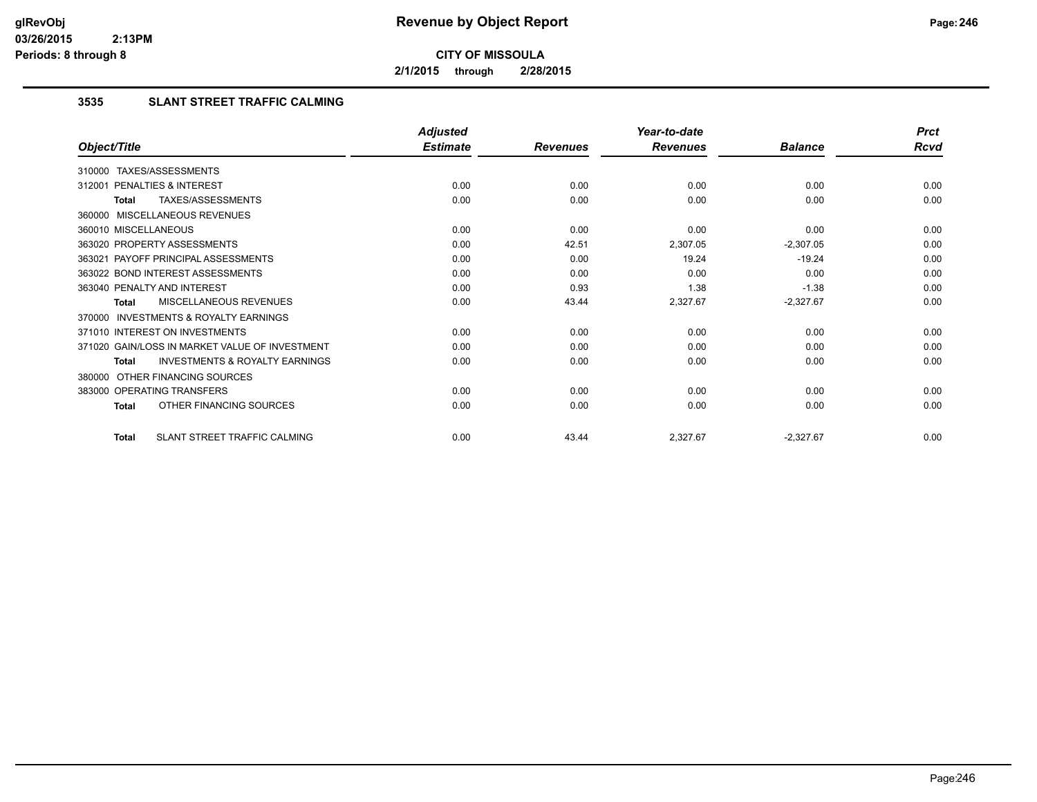**CITY OF MISSOULA**

**2/1/2015 through 2/28/2015**

### 3535 SLANT STREET TRAFFIC CALMING

| Object/Title | Adjusted Estimate | Revenues | Year-to-date Revenues | Balance | Prct Rcvd |
|---|---|---|---|---|---|
| 310000 TAXES/ASSESSMENTS | | | | | |
| 312001 PENALTIES & INTEREST | 0.00 | 0.00 | 0.00 | 0.00 | 0.00 |
| **Total** TAXES/ASSESSMENTS | 0.00 | 0.00 | 0.00 | 0.00 | 0.00 |
| 360000 MISCELLANEOUS REVENUES | | | | | |
| 360010 MISCELLANEOUS | 0.00 | 0.00 | 0.00 | 0.00 | 0.00 |
| 363020 PROPERTY ASSESSMENTS | 0.00 | 42.51 | 2,307.05 | -2,307.05 | 0.00 |
| 363021 PAYOFF PRINCIPAL ASSESSMENTS | 0.00 | 0.00 | 19.24 | -19.24 | 0.00 |
| 363022 BOND INTEREST ASSESSMENTS | 0.00 | 0.00 | 0.00 | 0.00 | 0.00 |
| 363040 PENALTY AND INTEREST | 0.00 | 0.93 | 1.38 | -1.38 | 0.00 |
| **Total** MISCELLANEOUS REVENUES | 0.00 | 43.44 | 2,327.67 | -2,327.67 | 0.00 |
| 370000 INVESTMENTS & ROYALTY EARNINGS | | | | | |
| 371010 INTEREST ON INVESTMENTS | 0.00 | 0.00 | 0.00 | 0.00 | 0.00 |
| 371020 GAIN/LOSS IN MARKET VALUE OF INVESTMENT | 0.00 | 0.00 | 0.00 | 0.00 | 0.00 |
| **Total** INVESTMENTS & ROYALTY EARNINGS | 0.00 | 0.00 | 0.00 | 0.00 | 0.00 |
| 380000 OTHER FINANCING SOURCES | | | | | |
| 383000 OPERATING TRANSFERS | 0.00 | 0.00 | 0.00 | 0.00 | 0.00 |
| **Total** OTHER FINANCING SOURCES | 0.00 | 0.00 | 0.00 | 0.00 | 0.00 |
| **Total** SLANT STREET TRAFFIC CALMING | 0.00 | 43.44 | 2,327.67 | -2,327.67 | 0.00 |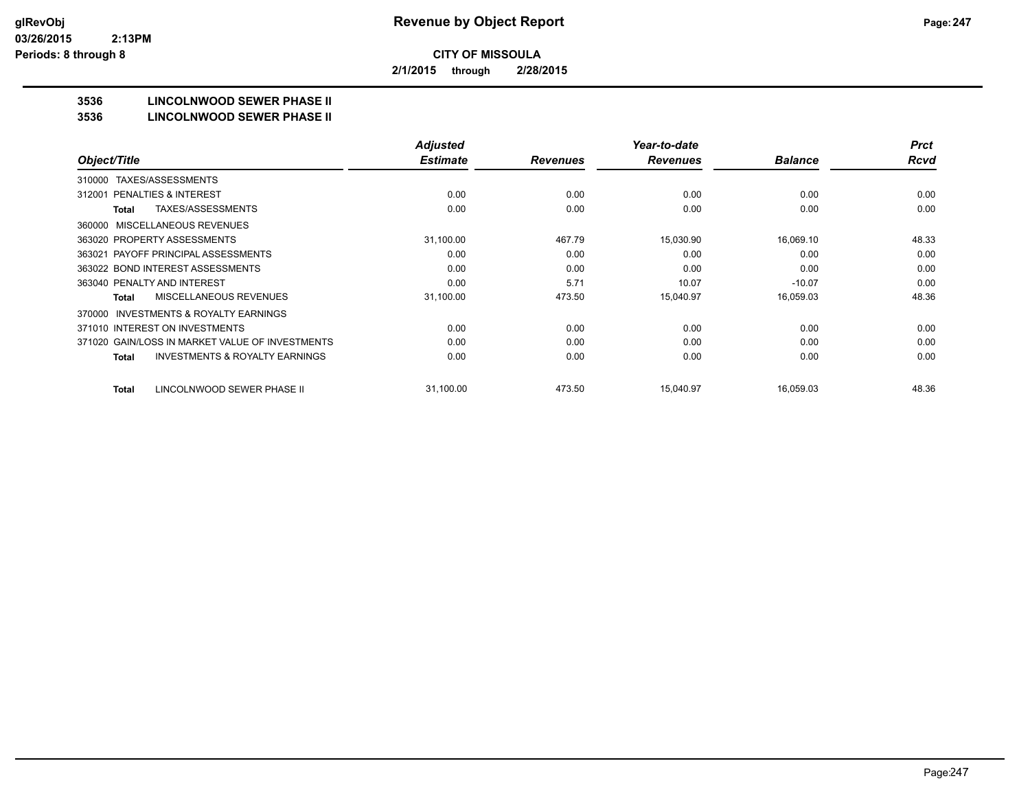# Revenue by Object Report

**CITY OF MISSOULA**

**2/1/2015 through 2/28/2015**

glRevObj
03/26/2015 2:13PM
Periods: 8 through 8

## 3536 LINCOLNWOOD SEWER PHASE II
## 3536 LINCOLNWOOD SEWER PHASE II

| Object/Title | Adjusted Estimate | Revenues | Year-to-date Revenues | Balance | Prct Rcvd |
|---|---|---|---|---|---|
| 310000 TAXES/ASSESSMENTS | | | | | |
| 312001 PENALTIES & INTEREST | 0.00 | 0.00 | 0.00 | 0.00 | 0.00 |
| **Total** TAXES/ASSESSMENTS | 0.00 | 0.00 | 0.00 | 0.00 | 0.00 |
| 360000 MISCELLANEOUS REVENUES | | | | | |
| 363020 PROPERTY ASSESSMENTS | 31,100.00 | 467.79 | 15,030.90 | 16,069.10 | 48.33 |
| 363021 PAYOFF PRINCIPAL ASSESSMENTS | 0.00 | 0.00 | 0.00 | 0.00 | 0.00 |
| 363022 BOND INTEREST ASSESSMENTS | 0.00 | 0.00 | 0.00 | 0.00 | 0.00 |
| 363040 PENALTY AND INTEREST | 0.00 | 5.71 | 10.07 | -10.07 | 0.00 |
| **Total** MISCELLANEOUS REVENUES | 31,100.00 | 473.50 | 15,040.97 | 16,059.03 | 48.36 |
| 370000 INVESTMENTS & ROYALTY EARNINGS | | | | | |
| 371010 INTEREST ON INVESTMENTS | 0.00 | 0.00 | 0.00 | 0.00 | 0.00 |
| 371020 GAIN/LOSS IN MARKET VALUE OF INVESTMENTS | 0.00 | 0.00 | 0.00 | 0.00 | 0.00 |
| **Total** INVESTMENTS & ROYALTY EARNINGS | 0.00 | 0.00 | 0.00 | 0.00 | 0.00 |
| **Total** LINCOLNWOOD SEWER PHASE II | 31,100.00 | 473.50 | 15,040.97 | 16,059.03 | 48.36 |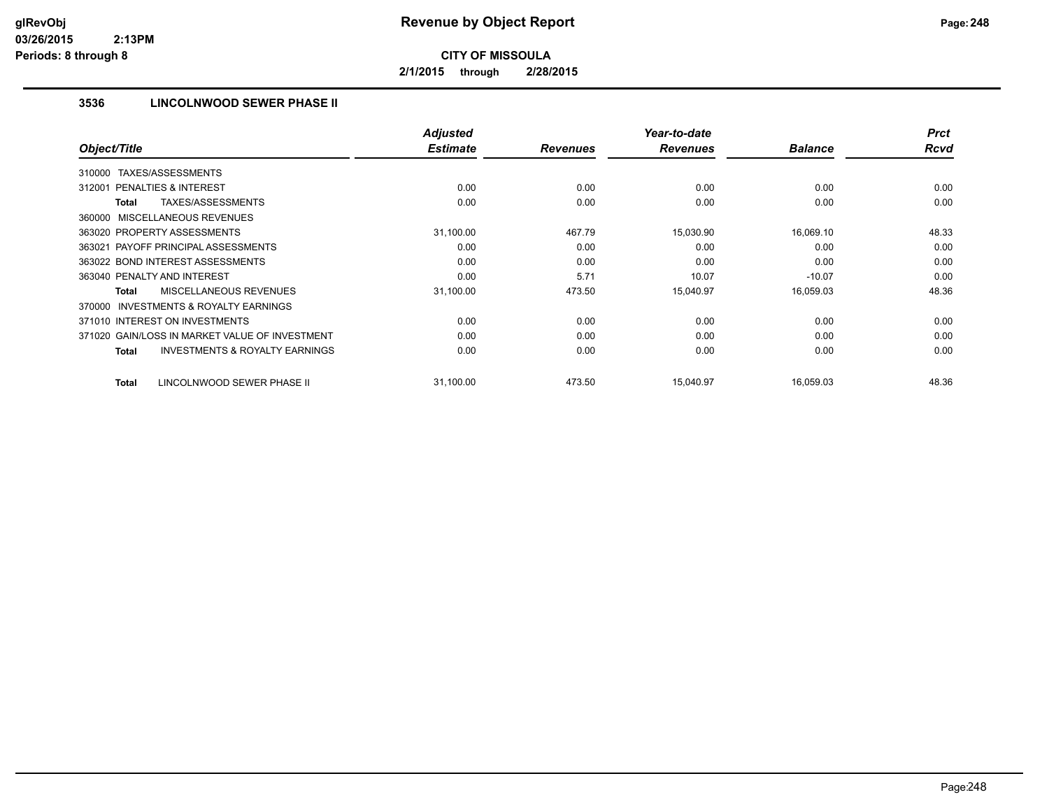**CITY OF MISSOULA**

**2/1/2015 through 2/28/2015**

### 3536 LINCOLNWOOD SEWER PHASE II

| Object/Title | Adjusted Estimate | Revenues | Year-to-date Revenues | Balance | Prct Rcvd |
|---|---|---|---|---|---|
| 310000 TAXES/ASSESSMENTS | | | | | |
| 312001 PENALTIES & INTEREST | 0.00 | 0.00 | 0.00 | 0.00 | 0.00 |
| **Total** TAXES/ASSESSMENTS | 0.00 | 0.00 | 0.00 | 0.00 | 0.00 |
| 360000 MISCELLANEOUS REVENUES | | | | | |
| 363020 PROPERTY ASSESSMENTS | 31,100.00 | 467.79 | 15,030.90 | 16,069.10 | 48.33 |
| 363021 PAYOFF PRINCIPAL ASSESSMENTS | 0.00 | 0.00 | 0.00 | 0.00 | 0.00 |
| 363022 BOND INTEREST ASSESSMENTS | 0.00 | 0.00 | 0.00 | 0.00 | 0.00 |
| 363040 PENALTY AND INTEREST | 0.00 | 5.71 | 10.07 | -10.07 | 0.00 |
| **Total** MISCELLANEOUS REVENUES | 31,100.00 | 473.50 | 15,040.97 | 16,059.03 | 48.36 |
| 370000 INVESTMENTS & ROYALTY EARNINGS | | | | | |
| 371010 INTEREST ON INVESTMENTS | 0.00 | 0.00 | 0.00 | 0.00 | 0.00 |
| 371020 GAIN/LOSS IN MARKET VALUE OF INVESTMENT | 0.00 | 0.00 | 0.00 | 0.00 | 0.00 |
| **Total** INVESTMENTS & ROYALTY EARNINGS | 0.00 | 0.00 | 0.00 | 0.00 | 0.00 |
| **Total** LINCOLNWOOD SEWER PHASE II | 31,100.00 | 473.50 | 15,040.97 | 16,059.03 | 48.36 |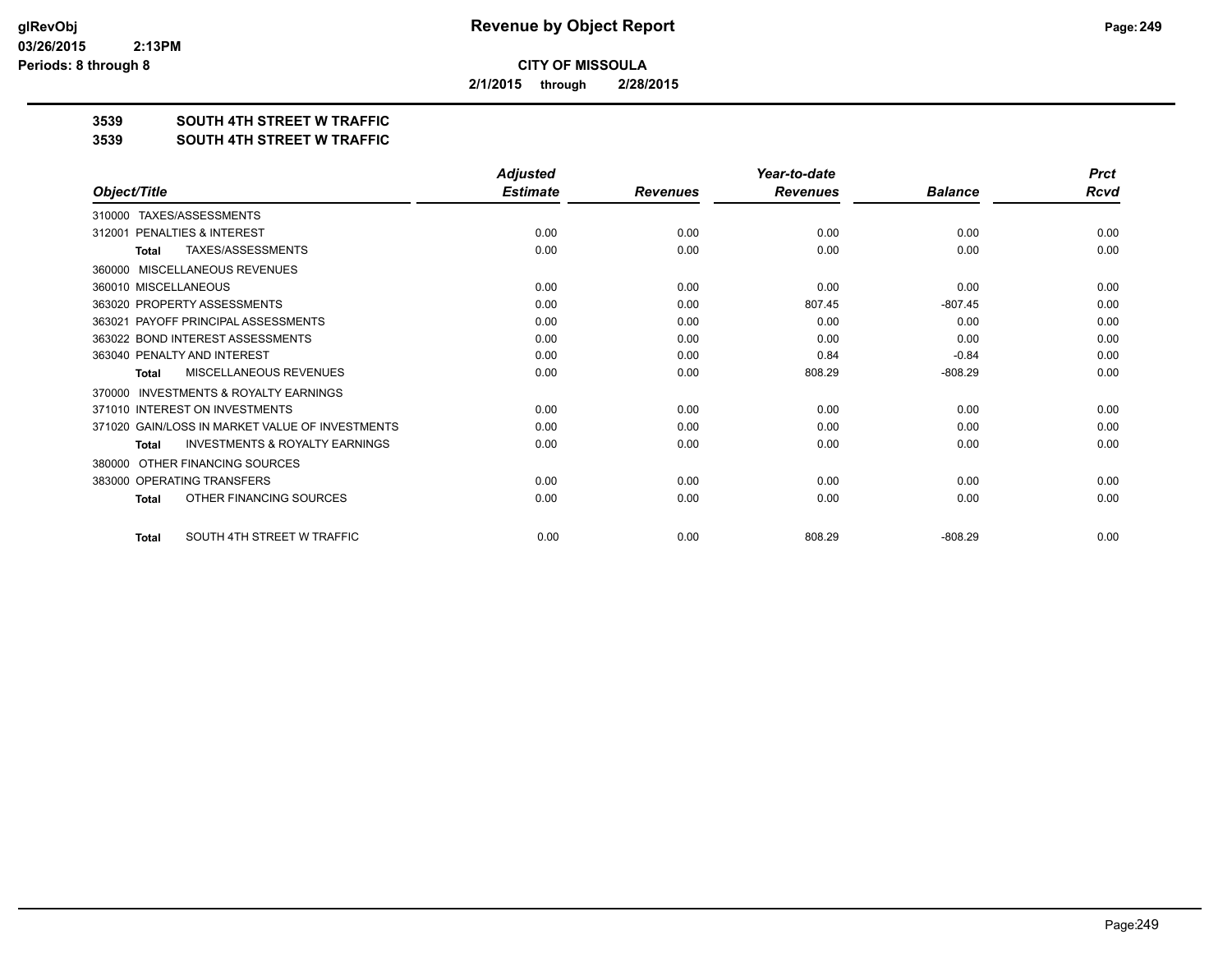# Revenue by Object Report

**CITY OF MISSOULA**

**2/1/2015 through 2/28/2015**

glRevObj
03/26/2015 2:13PM
Periods: 8 through 8

## 3539 SOUTH 4TH STREET W TRAFFIC
## 3539 SOUTH 4TH STREET W TRAFFIC

| Object/Title | Adjusted Estimate | Revenues | Year-to-date Revenues | Balance | Prct Rcvd |
|---|---|---|---|---|---|
| 310000 TAXES/ASSESSMENTS | | | | | |
| 312001 PENALTIES & INTEREST | 0.00 | 0.00 | 0.00 | 0.00 | 0.00 |
| **Total** TAXES/ASSESSMENTS | 0.00 | 0.00 | 0.00 | 0.00 | 0.00 |
| 360000 MISCELLANEOUS REVENUES | | | | | |
| 360010 MISCELLANEOUS | 0.00 | 0.00 | 0.00 | 0.00 | 0.00 |
| 363020 PROPERTY ASSESSMENTS | 0.00 | 0.00 | 807.45 | -807.45 | 0.00 |
| 363021 PAYOFF PRINCIPAL ASSESSMENTS | 0.00 | 0.00 | 0.00 | 0.00 | 0.00 |
| 363022 BOND INTEREST ASSESSMENTS | 0.00 | 0.00 | 0.00 | 0.00 | 0.00 |
| 363040 PENALTY AND INTEREST | 0.00 | 0.00 | 0.84 | -0.84 | 0.00 |
| **Total** MISCELLANEOUS REVENUES | 0.00 | 0.00 | 808.29 | -808.29 | 0.00 |
| 370000 INVESTMENTS & ROYALTY EARNINGS | | | | | |
| 371010 INTEREST ON INVESTMENTS | 0.00 | 0.00 | 0.00 | 0.00 | 0.00 |
| 371020 GAIN/LOSS IN MARKET VALUE OF INVESTMENTS | 0.00 | 0.00 | 0.00 | 0.00 | 0.00 |
| **Total** INVESTMENTS & ROYALTY EARNINGS | 0.00 | 0.00 | 0.00 | 0.00 | 0.00 |
| 380000 OTHER FINANCING SOURCES | | | | | |
| 383000 OPERATING TRANSFERS | 0.00 | 0.00 | 0.00 | 0.00 | 0.00 |
| **Total** OTHER FINANCING SOURCES | 0.00 | 0.00 | 0.00 | 0.00 | 0.00 |
| **Total** SOUTH 4TH STREET W TRAFFIC | 0.00 | 0.00 | 808.29 | -808.29 | 0.00 |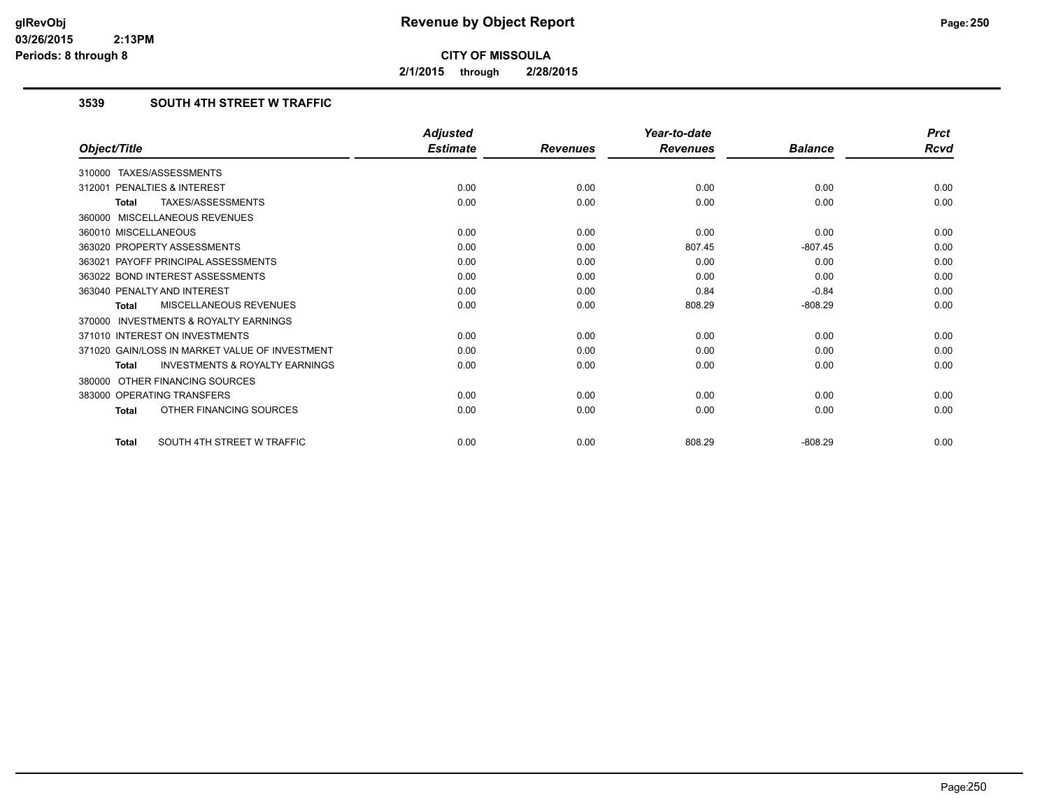**CITY OF MISSOULA**

**2/1/2015 through 2/28/2015**

### 3539 SOUTH 4TH STREET W TRAFFIC

| Object/Title | Adjusted Estimate | Revenues | Year-to-date Revenues | Balance | Prct Rcvd |
|---|---|---|---|---|---|
| 310000 TAXES/ASSESSMENTS | | | | | |
| 312001 PENALTIES & INTEREST | 0.00 | 0.00 | 0.00 | 0.00 | 0.00 |
| **Total** TAXES/ASSESSMENTS | 0.00 | 0.00 | 0.00 | 0.00 | 0.00 |
| 360000 MISCELLANEOUS REVENUES | | | | | |
| 360010 MISCELLANEOUS | 0.00 | 0.00 | 0.00 | 0.00 | 0.00 |
| 363020 PROPERTY ASSESSMENTS | 0.00 | 0.00 | 807.45 | -807.45 | 0.00 |
| 363021 PAYOFF PRINCIPAL ASSESSMENTS | 0.00 | 0.00 | 0.00 | 0.00 | 0.00 |
| 363022 BOND INTEREST ASSESSMENTS | 0.00 | 0.00 | 0.00 | 0.00 | 0.00 |
| 363040 PENALTY AND INTEREST | 0.00 | 0.00 | 0.84 | -0.84 | 0.00 |
| **Total** MISCELLANEOUS REVENUES | 0.00 | 0.00 | 808.29 | -808.29 | 0.00 |
| 370000 INVESTMENTS & ROYALTY EARNINGS | | | | | |
| 371010 INTEREST ON INVESTMENTS | 0.00 | 0.00 | 0.00 | 0.00 | 0.00 |
| 371020 GAIN/LOSS IN MARKET VALUE OF INVESTMENT | 0.00 | 0.00 | 0.00 | 0.00 | 0.00 |
| **Total** INVESTMENTS & ROYALTY EARNINGS | 0.00 | 0.00 | 0.00 | 0.00 | 0.00 |
| 380000 OTHER FINANCING SOURCES | | | | | |
| 383000 OPERATING TRANSFERS | 0.00 | 0.00 | 0.00 | 0.00 | 0.00 |
| **Total** OTHER FINANCING SOURCES | 0.00 | 0.00 | 0.00 | 0.00 | 0.00 |
| **Total** SOUTH 4TH STREET W TRAFFIC | 0.00 | 0.00 | 808.29 | -808.29 | 0.00 |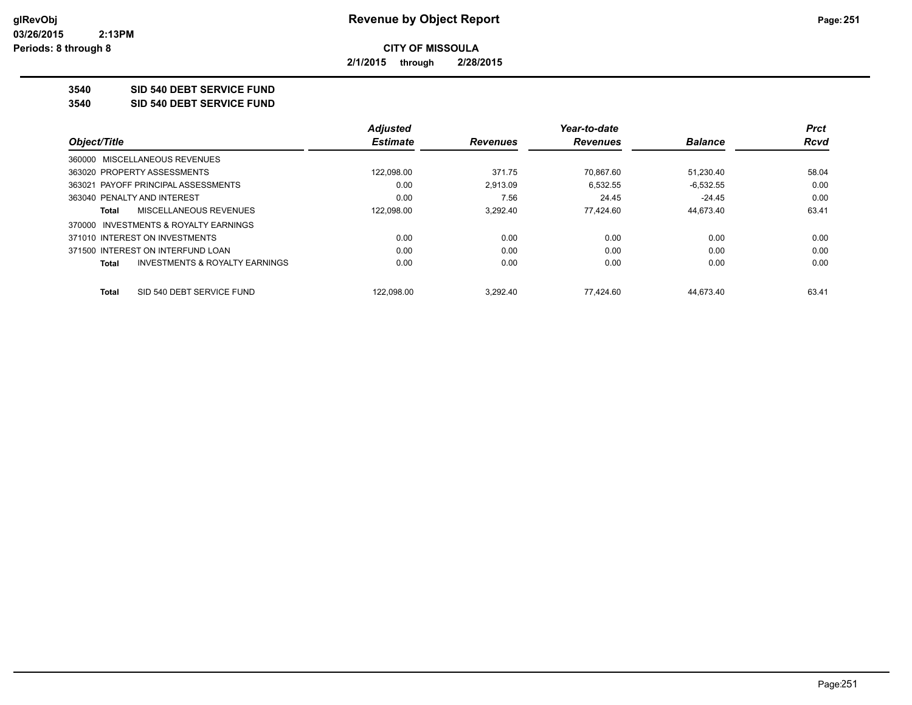**Revenue by Object Report**

**CITY OF MISSOULA**

**2/1/2015 through 2/28/2015**

glRevObj
03/26/2015 2:13PM
Periods: 8 through 8

## 3540 SID 540 DEBT SERVICE FUND

## 3540 SID 540 DEBT SERVICE FUND

| Object/Title | Adjusted Estimate | Revenues | Year-to-date Revenues | Balance | Prct Rcvd |
|---|---|---|---|---|---|
| 360000 MISCELLANEOUS REVENUES | | | | | |
| 363020 PROPERTY ASSESSMENTS | 122,098.00 | 371.75 | 70,867.60 | 51,230.40 | 58.04 |
| 363021 PAYOFF PRINCIPAL ASSESSMENTS | 0.00 | 2,913.09 | 6,532.55 | -6,532.55 | 0.00 |
| 363040 PENALTY AND INTEREST | 0.00 | 7.56 | 24.45 | -24.45 | 0.00 |
| **Total** MISCELLANEOUS REVENUES | 122,098.00 | 3,292.40 | 77,424.60 | 44,673.40 | 63.41 |
| 370000 INVESTMENTS & ROYALTY EARNINGS | | | | | |
| 371010 INTEREST ON INVESTMENTS | 0.00 | 0.00 | 0.00 | 0.00 | 0.00 |
| 371500 INTEREST ON INTERFUND LOAN | 0.00 | 0.00 | 0.00 | 0.00 | 0.00 |
| **Total** INVESTMENTS & ROYALTY EARNINGS | 0.00 | 0.00 | 0.00 | 0.00 | 0.00 |
| **Total** SID 540 DEBT SERVICE FUND | 122,098.00 | 3,292.40 | 77,424.60 | 44,673.40 | 63.41 |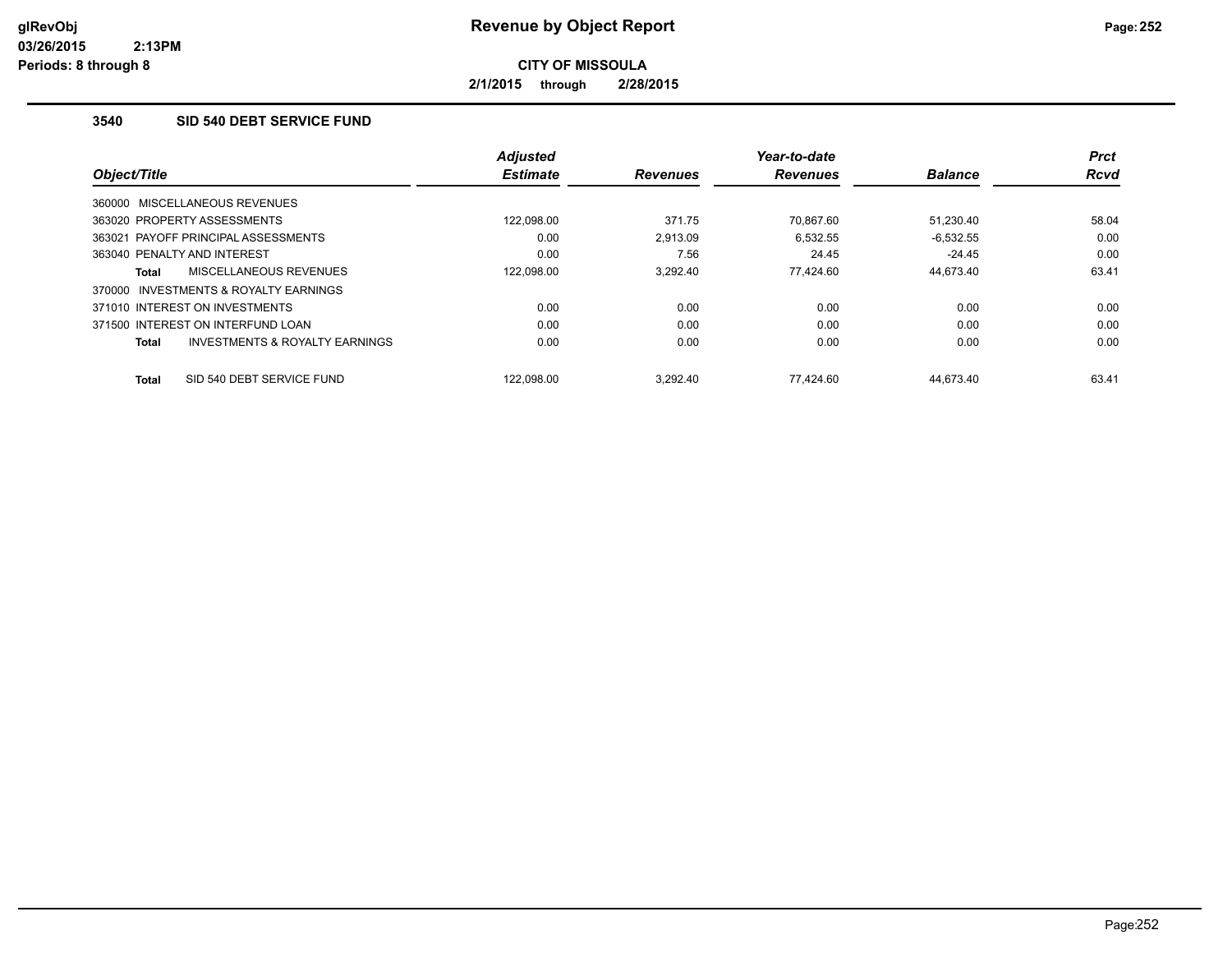**Revenue by Object Report**

**CITY OF MISSOULA**

**2/1/2015 through 2/28/2015**

glRevObj
03/26/2015 2:13PM
Periods: 8 through 8

### 3540 SID 540 DEBT SERVICE FUND

| Object/Title | Adjusted Estimate | Revenues | Year-to-date Revenues | Balance | Prct Rcvd |
|---|---|---|---|---|---|
| 360000 MISCELLANEOUS REVENUES | | | | | |
| 363020 PROPERTY ASSESSMENTS | 122,098.00 | 371.75 | 70,867.60 | 51,230.40 | 58.04 |
| 363021 PAYOFF PRINCIPAL ASSESSMENTS | 0.00 | 2,913.09 | 6,532.55 | -6,532.55 | 0.00 |
| 363040 PENALTY AND INTEREST | 0.00 | 7.56 | 24.45 | -24.45 | 0.00 |
| **Total** MISCELLANEOUS REVENUES | 122,098.00 | 3,292.40 | 77,424.60 | 44,673.40 | 63.41 |
| 370000 INVESTMENTS & ROYALTY EARNINGS | | | | | |
| 371010 INTEREST ON INVESTMENTS | 0.00 | 0.00 | 0.00 | 0.00 | 0.00 |
| 371500 INTEREST ON INTERFUND LOAN | 0.00 | 0.00 | 0.00 | 0.00 | 0.00 |
| **Total** INVESTMENTS & ROYALTY EARNINGS | 0.00 | 0.00 | 0.00 | 0.00 | 0.00 |
| **Total** SID 540 DEBT SERVICE FUND | 122,098.00 | 3,292.40 | 77,424.60 | 44,673.40 | 63.41 |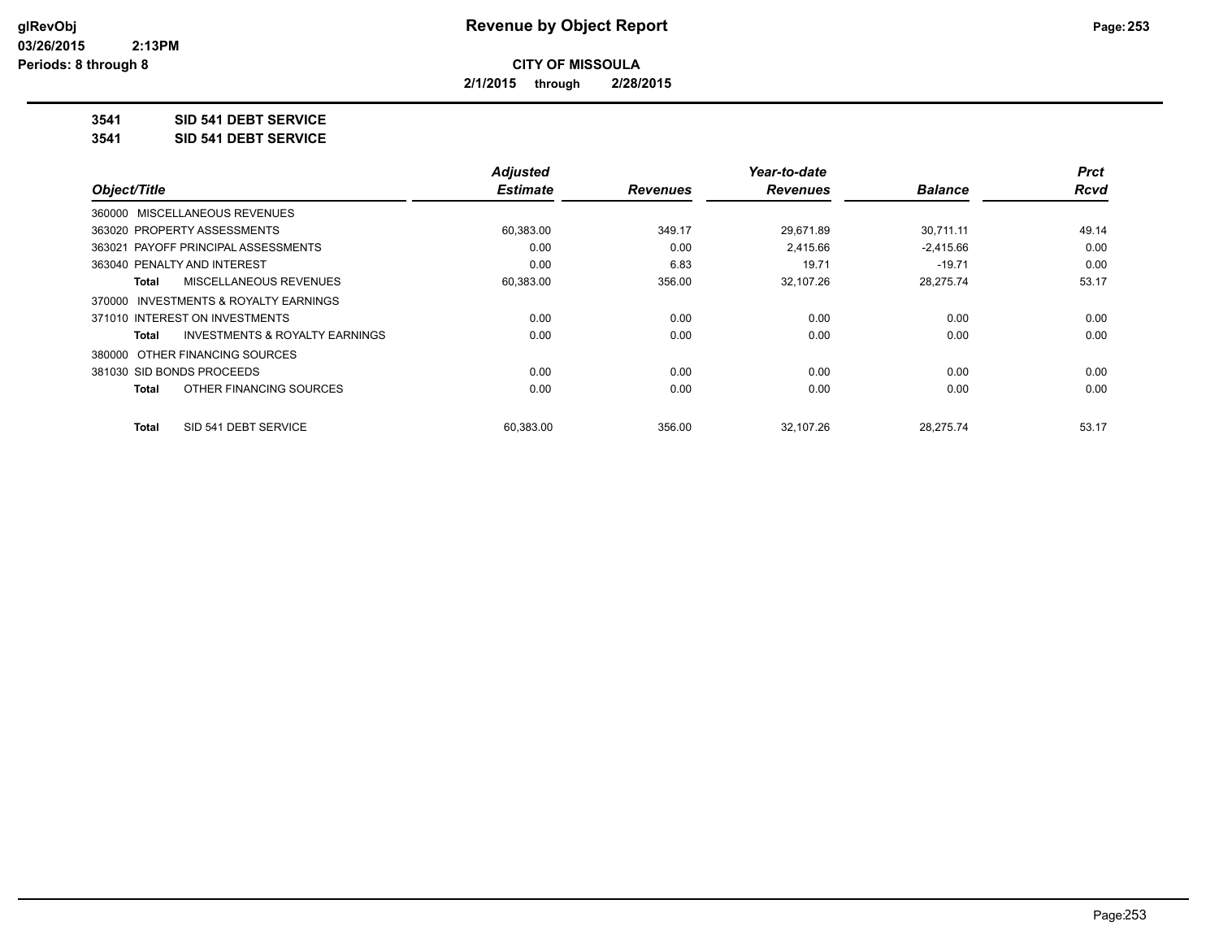# Revenue by Object Report

**CITY OF MISSOULA**

**2/1/2015 through 2/28/2015**

glRevObj
03/26/2015 2:13PM
Periods: 8 through 8

**3541 SID 541 DEBT SERVICE**

**3541 SID 541 DEBT SERVICE**

| Object/Title | Adjusted Estimate | Revenues | Year-to-date Revenues | Balance | Prct Rcvd |
|---|---|---|---|---|---|
| 360000 MISCELLANEOUS REVENUES | | | | | |
| 363020 PROPERTY ASSESSMENTS | 60,383.00 | 349.17 | 29,671.89 | 30,711.11 | 49.14 |
| 363021 PAYOFF PRINCIPAL ASSESSMENTS | 0.00 | 0.00 | 2,415.66 | -2,415.66 | 0.00 |
| 363040 PENALTY AND INTEREST | 0.00 | 6.83 | 19.71 | -19.71 | 0.00 |
| **Total** MISCELLANEOUS REVENUES | 60,383.00 | 356.00 | 32,107.26 | 28,275.74 | 53.17 |
| 370000 INVESTMENTS & ROYALTY EARNINGS | | | | | |
| 371010 INTEREST ON INVESTMENTS | 0.00 | 0.00 | 0.00 | 0.00 | 0.00 |
| **Total** INVESTMENTS & ROYALTY EARNINGS | 0.00 | 0.00 | 0.00 | 0.00 | 0.00 |
| 380000 OTHER FINANCING SOURCES | | | | | |
| 381030 SID BONDS PROCEEDS | 0.00 | 0.00 | 0.00 | 0.00 | 0.00 |
| **Total** OTHER FINANCING SOURCES | 0.00 | 0.00 | 0.00 | 0.00 | 0.00 |
| **Total** SID 541 DEBT SERVICE | 60,383.00 | 356.00 | 32,107.26 | 28,275.74 | 53.17 |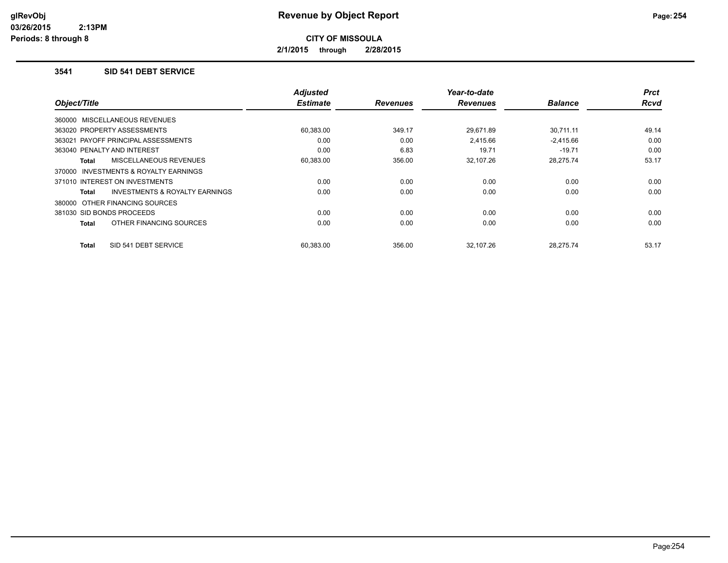**Revenue by Object Report**

**CITY OF MISSOULA**

**2/1/2015 through 2/28/2015**

glRevObj
03/26/2015 2:13PM
Periods: 8 through 8

### 3541 SID 541 DEBT SERVICE

| Object/Title | Adjusted Estimate | Revenues | Year-to-date Revenues | Balance | Prct Rcvd |
|---|---|---|---|---|---|
| 360000 MISCELLANEOUS REVENUES | | | | | |
| 363020 PROPERTY ASSESSMENTS | 60,383.00 | 349.17 | 29,671.89 | 30,711.11 | 49.14 |
| 363021 PAYOFF PRINCIPAL ASSESSMENTS | 0.00 | 0.00 | 2,415.66 | -2,415.66 | 0.00 |
| 363040 PENALTY AND INTEREST | 0.00 | 6.83 | 19.71 | -19.71 | 0.00 |
| **Total** MISCELLANEOUS REVENUES | 60,383.00 | 356.00 | 32,107.26 | 28,275.74 | 53.17 |
| 370000 INVESTMENTS & ROYALTY EARNINGS | | | | | |
| 371010 INTEREST ON INVESTMENTS | 0.00 | 0.00 | 0.00 | 0.00 | 0.00 |
| **Total** INVESTMENTS & ROYALTY EARNINGS | 0.00 | 0.00 | 0.00 | 0.00 | 0.00 |
| 380000 OTHER FINANCING SOURCES | | | | | |
| 381030 SID BONDS PROCEEDS | 0.00 | 0.00 | 0.00 | 0.00 | 0.00 |
| **Total** OTHER FINANCING SOURCES | 0.00 | 0.00 | 0.00 | 0.00 | 0.00 |
| **Total** SID 541 DEBT SERVICE | 60,383.00 | 356.00 | 32,107.26 | 28,275.74 | 53.17 |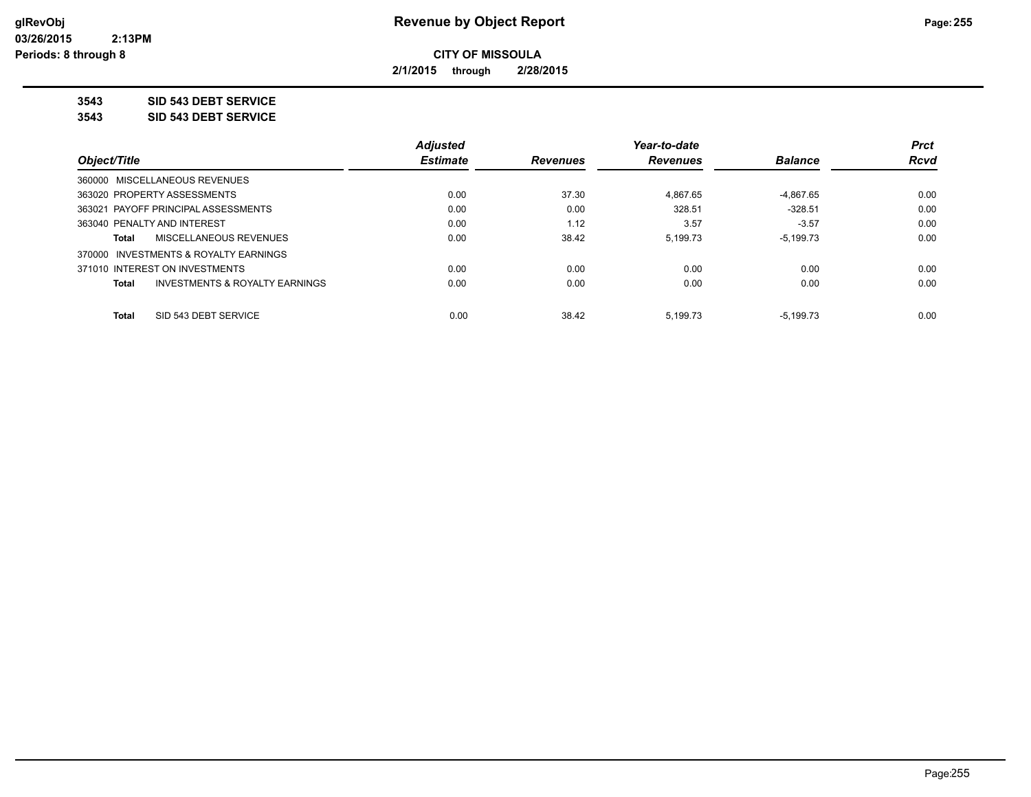# Revenue by Object Report

**CITY OF MISSOULA**

**2/1/2015 through 2/28/2015**

glRevObj
03/26/2015 2:13PM
Periods: 8 through 8

**3543 SID 543 DEBT SERVICE**

**3543 SID 543 DEBT SERVICE**

| Object/Title | Adjusted Estimate | Revenues | Year-to-date Revenues | Balance | Prct Rcvd |
|---|---|---|---|---|---|
| 360000 MISCELLANEOUS REVENUES | | | | | |
| 363020 PROPERTY ASSESSMENTS | 0.00 | 37.30 | 4,867.65 | -4,867.65 | 0.00 |
| 363021 PAYOFF PRINCIPAL ASSESSMENTS | 0.00 | 0.00 | 328.51 | -328.51 | 0.00 |
| 363040 PENALTY AND INTEREST | 0.00 | 1.12 | 3.57 | -3.57 | 0.00 |
| **Total** MISCELLANEOUS REVENUES | 0.00 | 38.42 | 5,199.73 | -5,199.73 | 0.00 |
| 370000 INVESTMENTS & ROYALTY EARNINGS | | | | | |
| 371010 INTEREST ON INVESTMENTS | 0.00 | 0.00 | 0.00 | 0.00 | 0.00 |
| **Total** INVESTMENTS & ROYALTY EARNINGS | 0.00 | 0.00 | 0.00 | 0.00 | 0.00 |
| **Total** SID 543 DEBT SERVICE | 0.00 | 38.42 | 5,199.73 | -5,199.73 | 0.00 |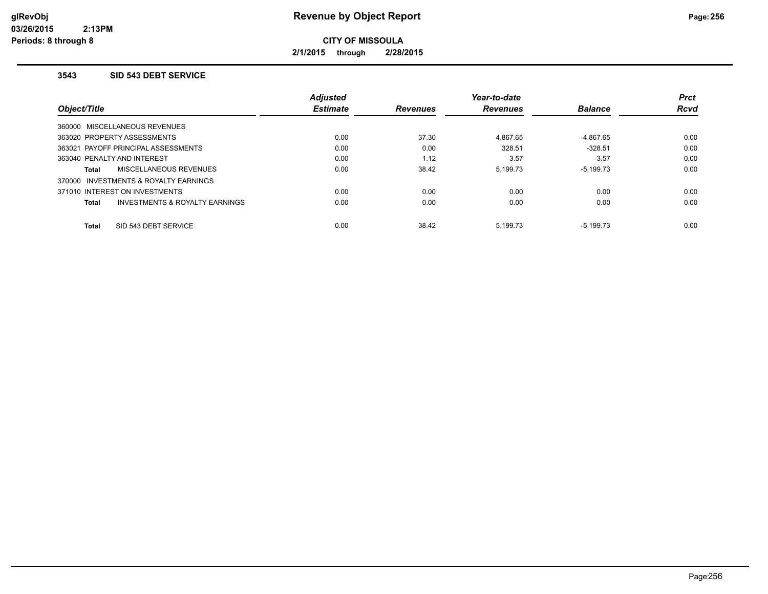# Revenue by Object Report

glRevObj
03/26/2015 2:13PM
Periods: 8 through 8

**CITY OF MISSOULA**

**2/1/2015 through 2/28/2015**

### 3543 SID 543 DEBT SERVICE

| Object/Title | Adjusted Estimate | Revenues | Year-to-date Revenues | Balance | Prct Rcvd |
|---|---|---|---|---|---|
| 360000 MISCELLANEOUS REVENUES | | | | | |
| 363020 PROPERTY ASSESSMENTS | 0.00 | 37.30 | 4,867.65 | -4,867.65 | 0.00 |
| 363021 PAYOFF PRINCIPAL ASSESSMENTS | 0.00 | 0.00 | 328.51 | -328.51 | 0.00 |
| 363040 PENALTY AND INTEREST | 0.00 | 1.12 | 3.57 | -3.57 | 0.00 |
| **Total** MISCELLANEOUS REVENUES | 0.00 | 38.42 | 5,199.73 | -5,199.73 | 0.00 |
| 370000 INVESTMENTS & ROYALTY EARNINGS | | | | | |
| 371010 INTEREST ON INVESTMENTS | 0.00 | 0.00 | 0.00 | 0.00 | 0.00 |
| **Total** INVESTMENTS & ROYALTY EARNINGS | 0.00 | 0.00 | 0.00 | 0.00 | 0.00 |
| **Total** SID 543 DEBT SERVICE | 0.00 | 38.42 | 5,199.73 | -5,199.73 | 0.00 |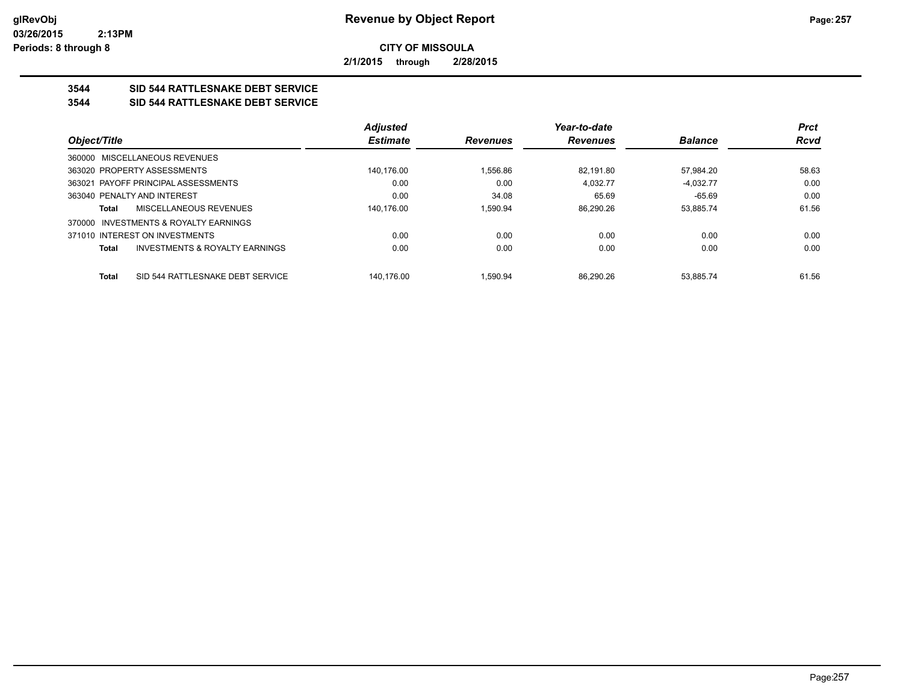# Revenue by Object Report

**CITY OF MISSOULA**

**2/1/2015 through 2/28/2015**

glRevObj
03/26/2015 2:13PM
Periods: 8 through 8

## 3544 SID 544 RATTLESNAKE DEBT SERVICE

### 3544 SID 544 RATTLESNAKE DEBT SERVICE

| Object/Title | | Adjusted Estimate | Revenues | Year-to-date Revenues | Balance | Prct Rcvd |
|---|---|---|---|---|---|---|
| 360000 MISCELLANEOUS REVENUES | | | | | | |
| 363020 PROPERTY ASSESSMENTS | | 140,176.00 | 1,556.86 | 82,191.80 | 57,984.20 | 58.63 |
| 363021 PAYOFF PRINCIPAL ASSESSMENTS | | 0.00 | 0.00 | 4,032.77 | -4,032.77 | 0.00 |
| 363040 PENALTY AND INTEREST | | 0.00 | 34.08 | 65.69 | -65.69 | 0.00 |
| **Total** | MISCELLANEOUS REVENUES | 140,176.00 | 1,590.94 | 86,290.26 | 53,885.74 | 61.56 |
| 370000 INVESTMENTS & ROYALTY EARNINGS | | | | | | |
| 371010 INTEREST ON INVESTMENTS | | 0.00 | 0.00 | 0.00 | 0.00 | 0.00 |
| **Total** | INVESTMENTS & ROYALTY EARNINGS | 0.00 | 0.00 | 0.00 | 0.00 | 0.00 |
| **Total** | SID 544 RATTLESNAKE DEBT SERVICE | 140,176.00 | 1,590.94 | 86,290.26 | 53,885.74 | 61.56 |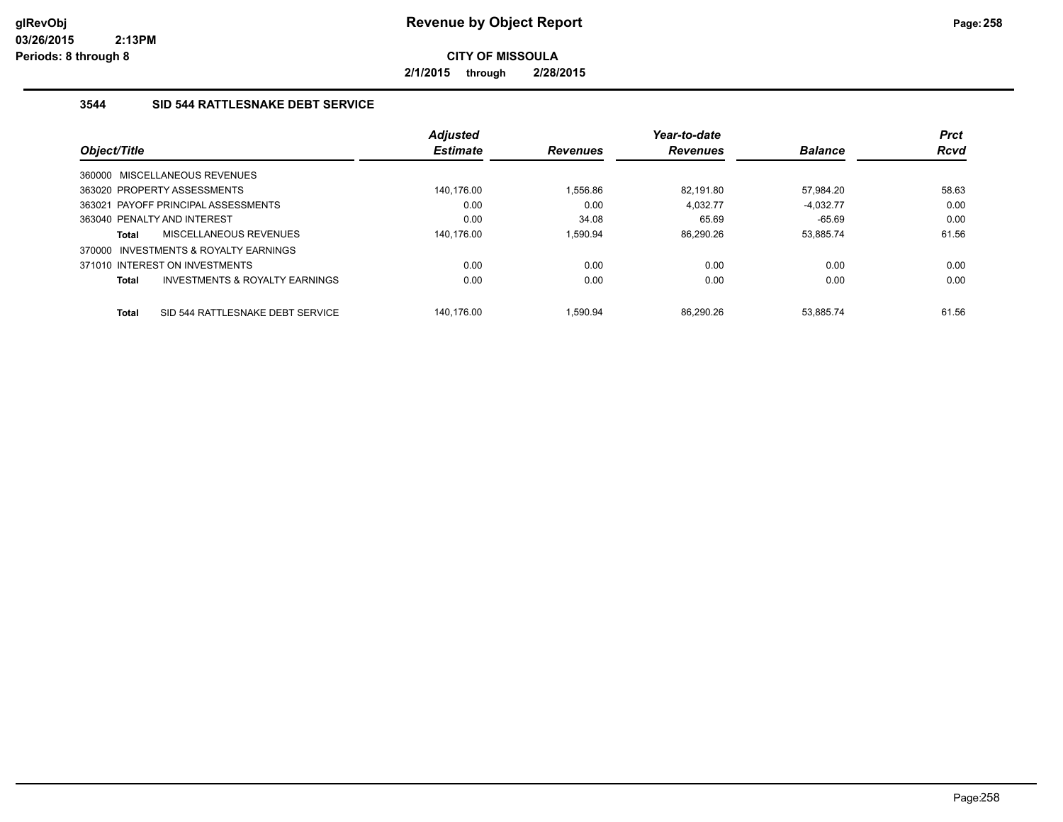# Revenue by Object Report

**CITY OF MISSOULA**

**2/1/2015 through 2/28/2015**

glRevObj
03/26/2015 2:13PM
Periods: 8 through 8

### 3544 SID 544 RATTLESNAKE DEBT SERVICE

| Object/Title | Adjusted Estimate | Revenues | Year-to-date Revenues | Balance | Prct Rcvd |
|---|---|---|---|---|---|
| 360000 MISCELLANEOUS REVENUES | | | | | |
| 363020 PROPERTY ASSESSMENTS | 140,176.00 | 1,556.86 | 82,191.80 | 57,984.20 | 58.63 |
| 363021 PAYOFF PRINCIPAL ASSESSMENTS | 0.00 | 0.00 | 4,032.77 | -4,032.77 | 0.00 |
| 363040 PENALTY AND INTEREST | 0.00 | 34.08 | 65.69 | -65.69 | 0.00 |
| **Total** MISCELLANEOUS REVENUES | 140,176.00 | 1,590.94 | 86,290.26 | 53,885.74 | 61.56 |
| 370000 INVESTMENTS & ROYALTY EARNINGS | | | | | |
| 371010 INTEREST ON INVESTMENTS | 0.00 | 0.00 | 0.00 | 0.00 | 0.00 |
| **Total** INVESTMENTS & ROYALTY EARNINGS | 0.00 | 0.00 | 0.00 | 0.00 | 0.00 |
| **Total** SID 544 RATTLESNAKE DEBT SERVICE | 140,176.00 | 1,590.94 | 86,290.26 | 53,885.74 | 61.56 |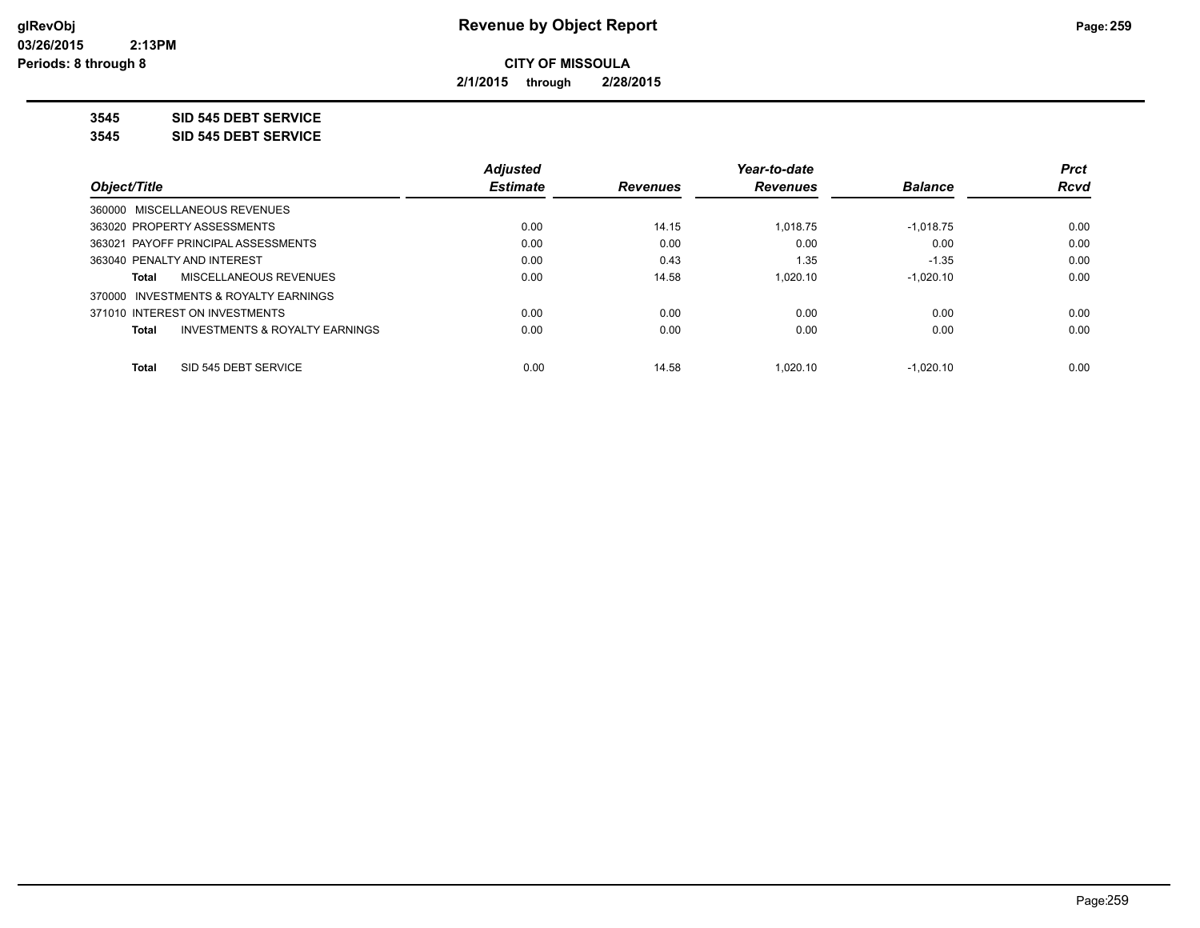**glRevObj**
**03/26/2015 2:13PM**
**Periods: 8 through 8**

# Revenue by Object Report

**CITY OF MISSOULA**

**2/1/2015 through 2/28/2015**

**3545 SID 545 DEBT SERVICE**
**3545 SID 545 DEBT SERVICE**

| Object/Title | Adjusted Estimate | Revenues | Year-to-date Revenues | Balance | Prct Rcvd |
|---|---|---|---|---|---|
| 360000 MISCELLANEOUS REVENUES | | | | | |
| 363020 PROPERTY ASSESSMENTS | 0.00 | 14.15 | 1,018.75 | -1,018.75 | 0.00 |
| 363021 PAYOFF PRINCIPAL ASSESSMENTS | 0.00 | 0.00 | 0.00 | 0.00 | 0.00 |
| 363040 PENALTY AND INTEREST | 0.00 | 0.43 | 1.35 | -1.35 | 0.00 |
| **Total** MISCELLANEOUS REVENUES | 0.00 | 14.58 | 1,020.10 | -1,020.10 | 0.00 |
| 370000 INVESTMENTS & ROYALTY EARNINGS | | | | | |
| 371010 INTEREST ON INVESTMENTS | 0.00 | 0.00 | 0.00 | 0.00 | 0.00 |
| **Total** INVESTMENTS & ROYALTY EARNINGS | 0.00 | 0.00 | 0.00 | 0.00 | 0.00 |
| **Total** SID 545 DEBT SERVICE | 0.00 | 14.58 | 1,020.10 | -1,020.10 | 0.00 |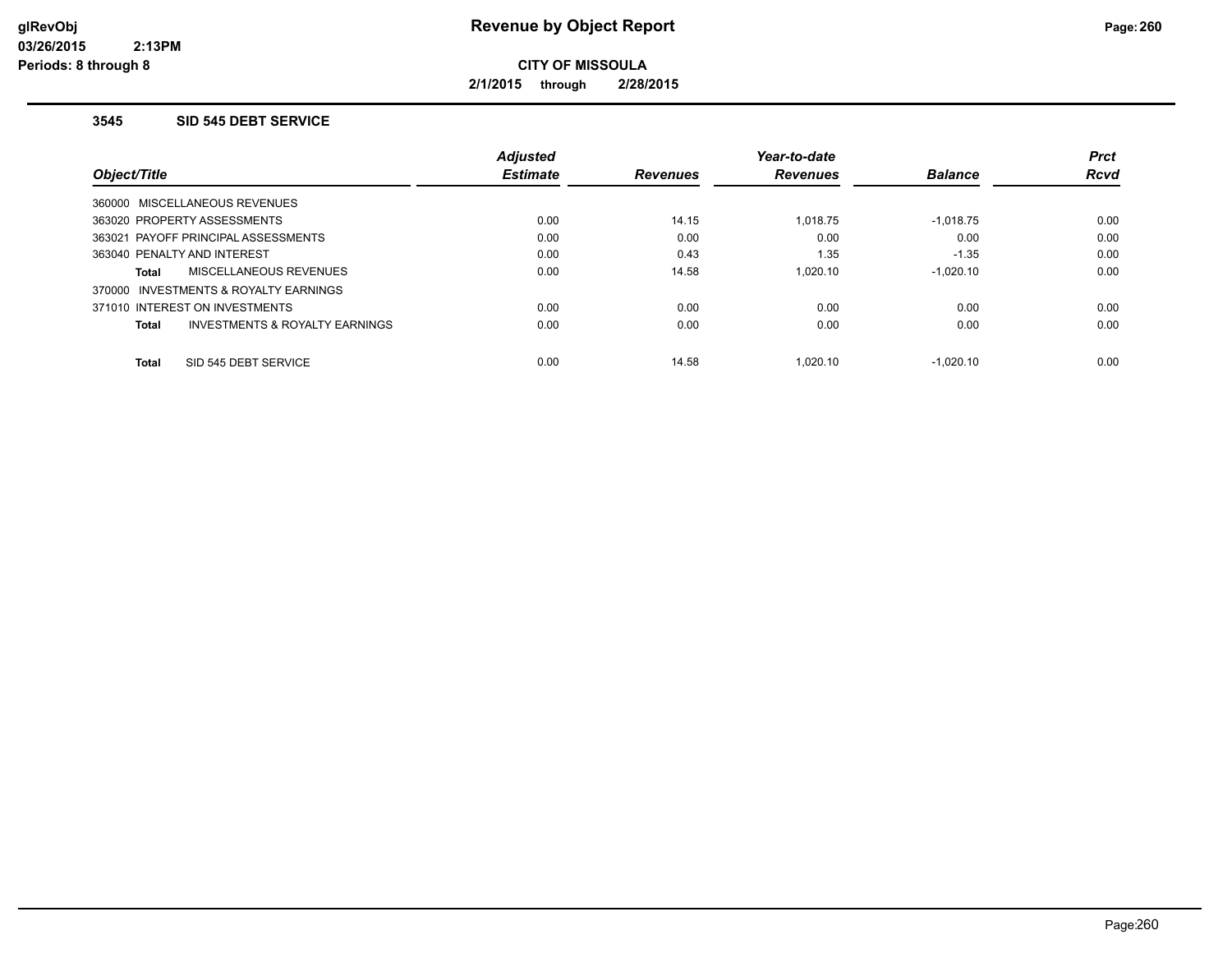# Revenue by Object Report

**glRevObj**
**03/26/2015 2:13PM**
**Periods: 8 through 8**

**CITY OF MISSOULA**

**2/1/2015 through 2/28/2015**

### 3545 SID 545 DEBT SERVICE

| Object/Title | Adjusted Estimate | Revenues | Year-to-date Revenues | Balance | Prct Rcvd |
|---|---|---|---|---|---|
| 360000 MISCELLANEOUS REVENUES | | | | | |
| 363020 PROPERTY ASSESSMENTS | 0.00 | 14.15 | 1,018.75 | -1,018.75 | 0.00 |
| 363021 PAYOFF PRINCIPAL ASSESSMENTS | 0.00 | 0.00 | 0.00 | 0.00 | 0.00 |
| 363040 PENALTY AND INTEREST | 0.00 | 0.43 | 1.35 | -1.35 | 0.00 |
| **Total** MISCELLANEOUS REVENUES | 0.00 | 14.58 | 1,020.10 | -1,020.10 | 0.00 |
| 370000 INVESTMENTS & ROYALTY EARNINGS | | | | | |
| 371010 INTEREST ON INVESTMENTS | 0.00 | 0.00 | 0.00 | 0.00 | 0.00 |
| **Total** INVESTMENTS & ROYALTY EARNINGS | 0.00 | 0.00 | 0.00 | 0.00 | 0.00 |
| **Total** SID 545 DEBT SERVICE | 0.00 | 14.58 | 1,020.10 | -1,020.10 | 0.00 |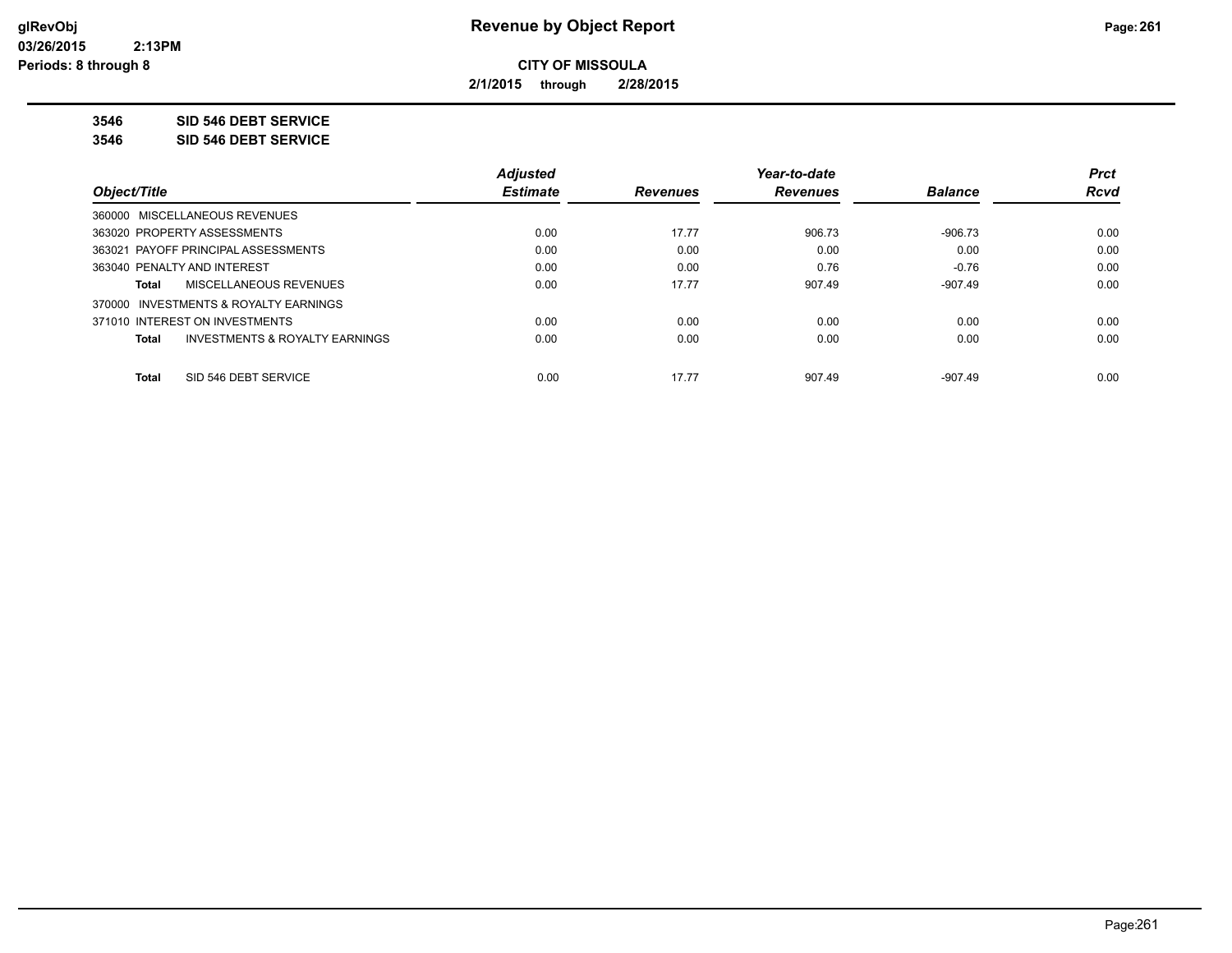**CITY OF MISSOULA**

**2/1/2015 through 2/28/2015**

**3546 SID 546 DEBT SERVICE**

**3546 SID 546 DEBT SERVICE**

| Object/Title | | Adjusted Estimate | Revenues | Year-to-date Revenues | Balance | Prct Rcvd |
|---|---|---|---|---|---|---|
| 360000 MISCELLANEOUS REVENUES | | | | | | |
| 363020 PROPERTY ASSESSMENTS | | 0.00 | 17.77 | 906.73 | -906.73 | 0.00 |
| 363021 PAYOFF PRINCIPAL ASSESSMENTS | | 0.00 | 0.00 | 0.00 | 0.00 | 0.00 |
| 363040 PENALTY AND INTEREST | | 0.00 | 0.00 | 0.76 | -0.76 | 0.00 |
| Total | MISCELLANEOUS REVENUES | 0.00 | 17.77 | 907.49 | -907.49 | 0.00 |
| 370000 INVESTMENTS & ROYALTY EARNINGS | | | | | | |
| 371010 INTEREST ON INVESTMENTS | | 0.00 | 0.00 | 0.00 | 0.00 | 0.00 |
| Total | INVESTMENTS & ROYALTY EARNINGS | 0.00 | 0.00 | 0.00 | 0.00 | 0.00 |
| Total | SID 546 DEBT SERVICE | 0.00 | 17.77 | 907.49 | -907.49 | 0.00 |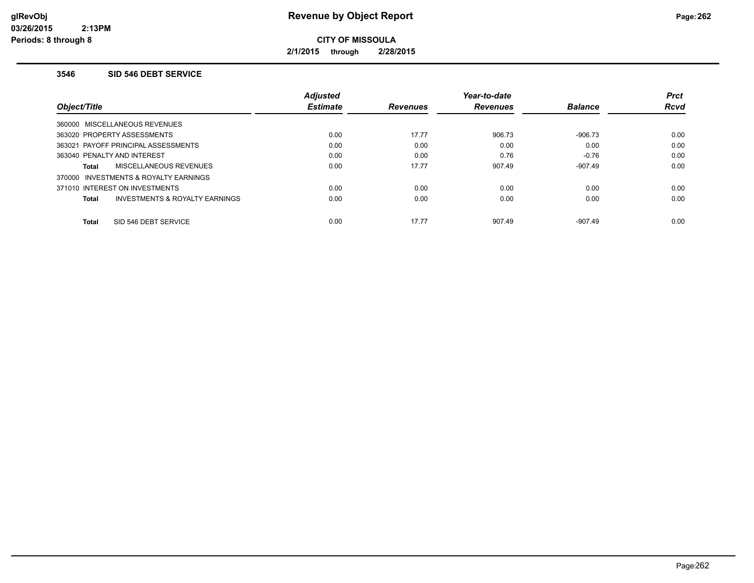# Revenue by Object Report

glRevObj
03/26/2015 2:13PM
Periods: 8 through 8

**CITY OF MISSOULA**

**2/1/2015 through 2/28/2015**

### 3546 SID 546 DEBT SERVICE

| Object/Title | Adjusted Estimate | Revenues | Year-to-date Revenues | Balance | Prct Rcvd |
|---|---|---|---|---|---|
| 360000 MISCELLANEOUS REVENUES | | | | | |
| 363020 PROPERTY ASSESSMENTS | 0.00 | 17.77 | 906.73 | -906.73 | 0.00 |
| 363021 PAYOFF PRINCIPAL ASSESSMENTS | 0.00 | 0.00 | 0.00 | 0.00 | 0.00 |
| 363040 PENALTY AND INTEREST | 0.00 | 0.00 | 0.76 | -0.76 | 0.00 |
| **Total** MISCELLANEOUS REVENUES | 0.00 | 17.77 | 907.49 | -907.49 | 0.00 |
| 370000 INVESTMENTS & ROYALTY EARNINGS | | | | | |
| 371010 INTEREST ON INVESTMENTS | 0.00 | 0.00 | 0.00 | 0.00 | 0.00 |
| **Total** INVESTMENTS & ROYALTY EARNINGS | 0.00 | 0.00 | 0.00 | 0.00 | 0.00 |
| **Total** SID 546 DEBT SERVICE | 0.00 | 17.77 | 907.49 | -907.49 | 0.00 |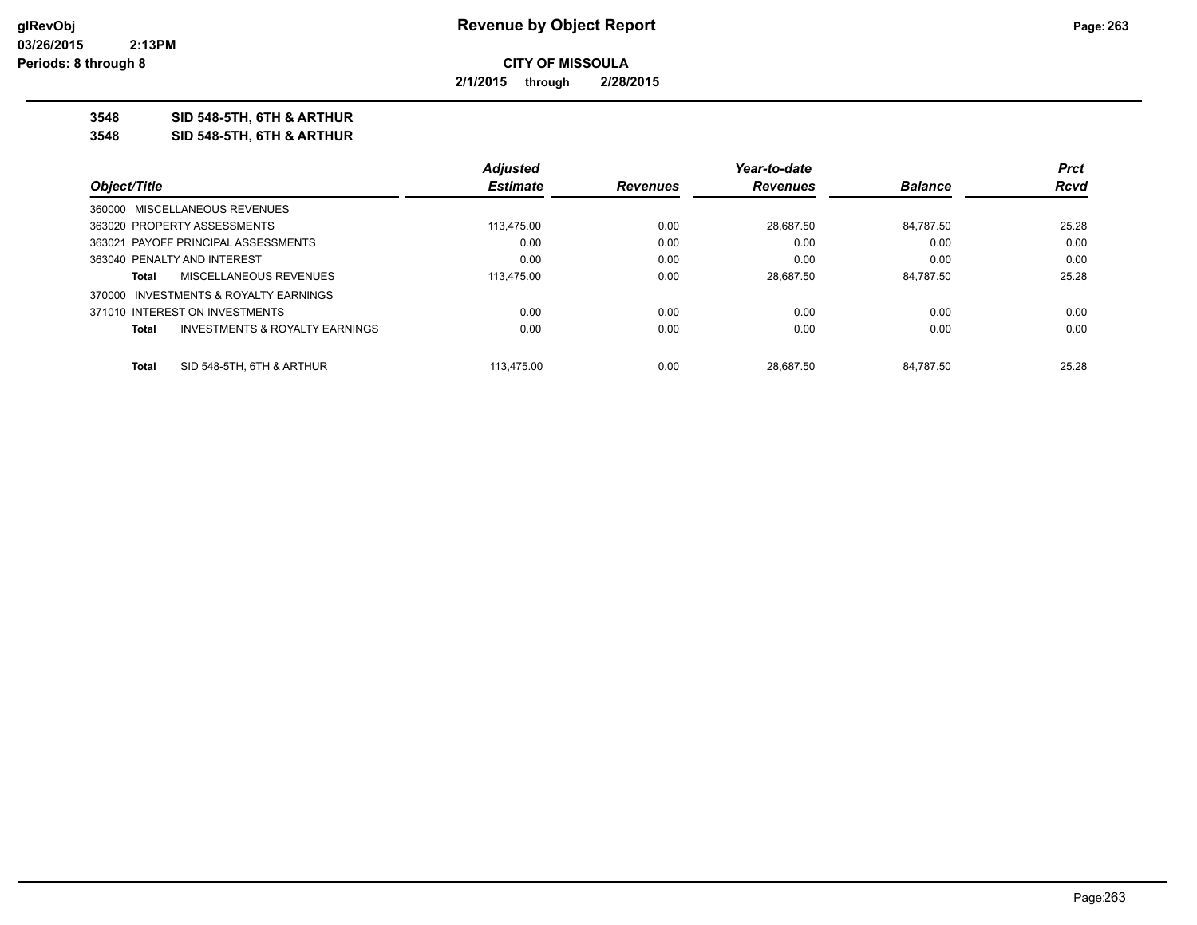**Revenue by Object Report**

**CITY OF MISSOULA**

**2/1/2015 through 2/28/2015**

**3548 SID 548-5TH, 6TH & ARTHUR**

**3548 SID 548-5TH, 6TH & ARTHUR**

| Object/Title | Adjusted Estimate | Revenues | Year-to-date Revenues | Balance | Prct Rcvd |
|---|---|---|---|---|---|
| 360000 MISCELLANEOUS REVENUES | | | | | |
| 363020 PROPERTY ASSESSMENTS | 113,475.00 | 0.00 | 28,687.50 | 84,787.50 | 25.28 |
| 363021 PAYOFF PRINCIPAL ASSESSMENTS | 0.00 | 0.00 | 0.00 | 0.00 | 0.00 |
| 363040 PENALTY AND INTEREST | 0.00 | 0.00 | 0.00 | 0.00 | 0.00 |
| **Total** MISCELLANEOUS REVENUES | 113,475.00 | 0.00 | 28,687.50 | 84,787.50 | 25.28 |
| 370000 INVESTMENTS & ROYALTY EARNINGS | | | | | |
| 371010 INTEREST ON INVESTMENTS | 0.00 | 0.00 | 0.00 | 0.00 | 0.00 |
| **Total** INVESTMENTS & ROYALTY EARNINGS | 0.00 | 0.00 | 0.00 | 0.00 | 0.00 |
| **Total** SID 548-5TH, 6TH & ARTHUR | 113,475.00 | 0.00 | 28,687.50 | 84,787.50 | 25.28 |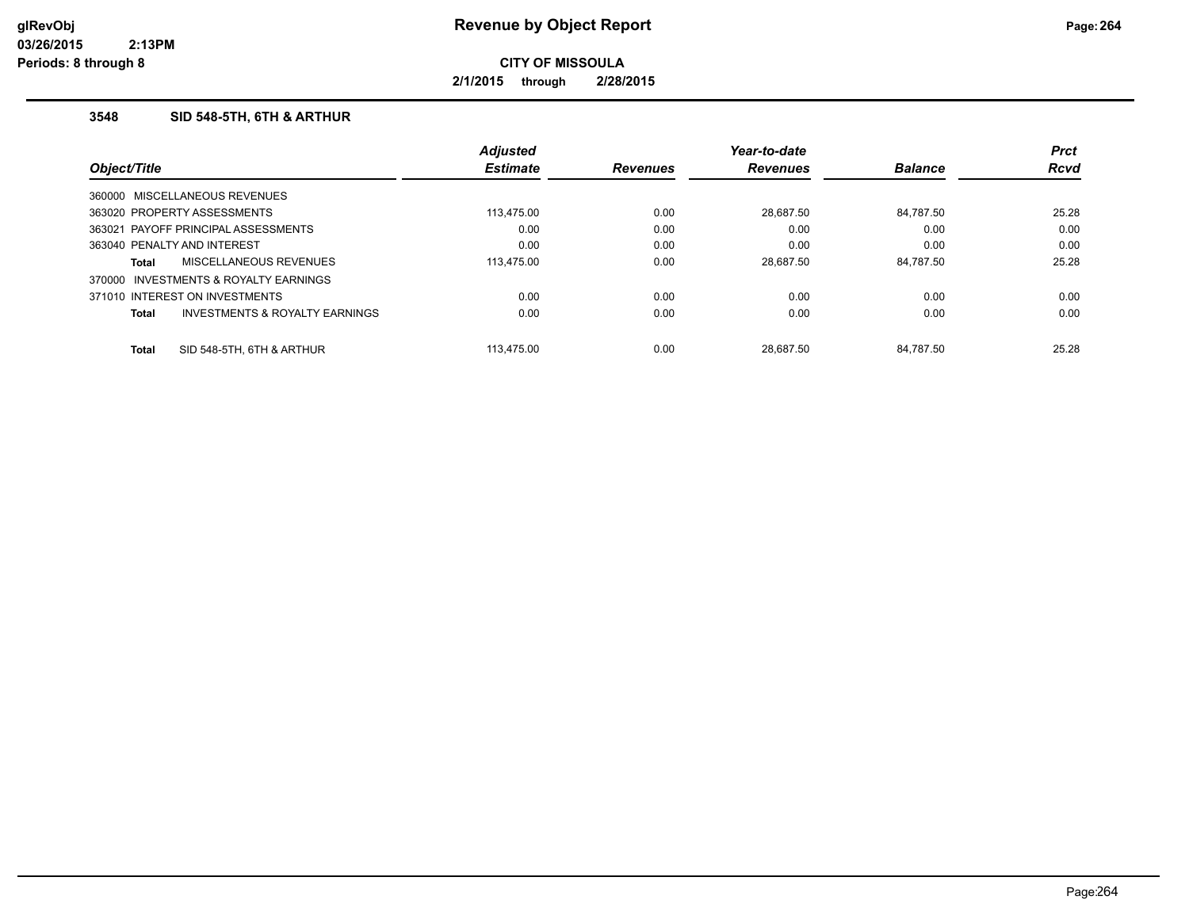# Revenue by Object Report

**CITY OF MISSOULA**

**2/1/2015 through 2/28/2015**

glRevObj
03/26/2015 2:13PM
Periods: 8 through 8

### 3548 SID 548-5TH, 6TH & ARTHUR

| Object/Title | Adjusted Estimate | Revenues | Year-to-date Revenues | Balance | Prct Rcvd |
|---|---|---|---|---|---|
| 360000 MISCELLANEOUS REVENUES | | | | | |
| 363020 PROPERTY ASSESSMENTS | 113,475.00 | 0.00 | 28,687.50 | 84,787.50 | 25.28 |
| 363021 PAYOFF PRINCIPAL ASSESSMENTS | 0.00 | 0.00 | 0.00 | 0.00 | 0.00 |
| 363040 PENALTY AND INTEREST | 0.00 | 0.00 | 0.00 | 0.00 | 0.00 |
| **Total** MISCELLANEOUS REVENUES | 113,475.00 | 0.00 | 28,687.50 | 84,787.50 | 25.28 |
| 370000 INVESTMENTS & ROYALTY EARNINGS | | | | | |
| 371010 INTEREST ON INVESTMENTS | 0.00 | 0.00 | 0.00 | 0.00 | 0.00 |
| **Total** INVESTMENTS & ROYALTY EARNINGS | 0.00 | 0.00 | 0.00 | 0.00 | 0.00 |
| **Total** SID 548-5TH, 6TH & ARTHUR | 113,475.00 | 0.00 | 28,687.50 | 84,787.50 | 25.28 |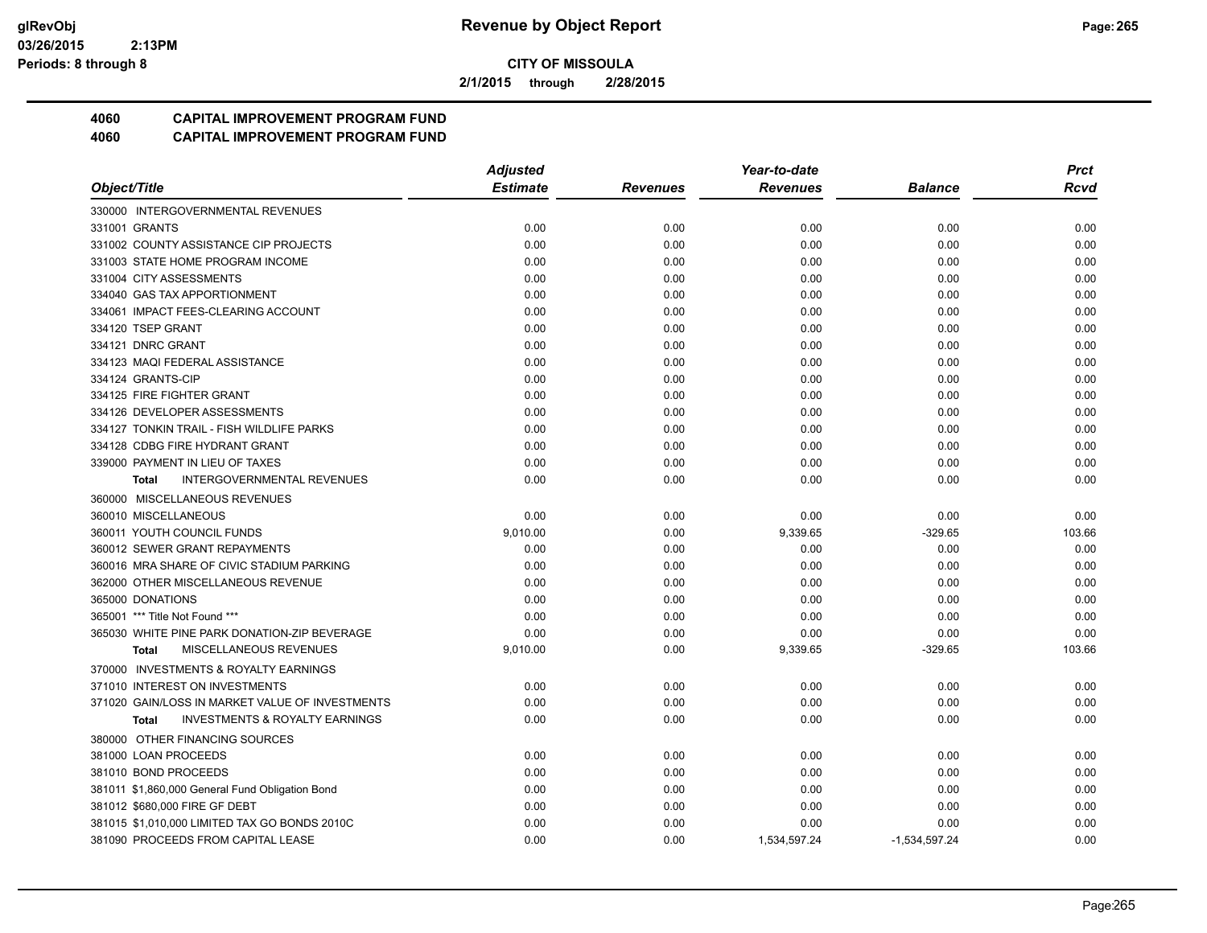# Revenue by Object Report

**CITY OF MISSOULA**

2/1/2015 through 2/28015

## 4060 CAPITAL IMPROVEMENT PROGRAM FUND
## 4060 CAPITAL IMPROVEMENT PROGRAM FUND

| Object/Title | Adjusted Estimate | Revenues | Year-to-date Revenues | Balance | Prct Rcvd |
|---|---|---|---|---|---|
| 330000 INTERGOVERNMENTAL REVENUES | | | | | |
| 331001 GRANTS | 0.00 | 0.00 | 0.00 | 0.00 | 0.00 |
| 331002 COUNTY ASSISTANCE CIP PROJECTS | 0.00 | 0.00 | 0.00 | 0.00 | 0.00 |
| 331003 STATE HOME PROGRAM INCOME | 0.00 | 0.00 | 0.00 | 0.00 | 0.00 |
| 331004 CITY ASSESSMENTS | 0.00 | 0.00 | 0.00 | 0.00 | 0.00 |
| 334040 GAS TAX APPORTIONMENT | 0.00 | 0.00 | 0.00 | 0.00 | 0.00 |
| 334061 IMPACT FEES-CLEARING ACCOUNT | 0.00 | 0.00 | 0.00 | 0.00 | 0.00 |
| 334120 TSEP GRANT | 0.00 | 0.00 | 0.00 | 0.00 | 0.00 |
| 334121 DNRC GRANT | 0.00 | 0.00 | 0.00 | 0.00 | 0.00 |
| 334123 MAQI FEDERAL ASSISTANCE | 0.00 | 0.00 | 0.00 | 0.00 | 0.00 |
| 334124 GRANTS-CIP | 0.00 | 0.00 | 0.00 | 0.00 | 0.00 |
| 334125 FIRE FIGHTER GRANT | 0.00 | 0.00 | 0.00 | 0.00 | 0.00 |
| 334126 DEVELOPER ASSESSMENTS | 0.00 | 0.00 | 0.00 | 0.00 | 0.00 |
| 334127 TONKIN TRAIL - FISH WILDLIFE PARKS | 0.00 | 0.00 | 0.00 | 0.00 | 0.00 |
| 334128 CDBG FIRE HYDRANT GRANT | 0.00 | 0.00 | 0.00 | 0.00 | 0.00 |
| 339000 PAYMENT IN LIEU OF TAXES | 0.00 | 0.00 | 0.00 | 0.00 | 0.00 |
| **Total** INTERGOVERNMENTAL REVENUES | 0.00 | 0.00 | 0.00 | 0.00 | 0.00 |
| 360000 MISCELLANEOUS REVENUES | | | | | |
| 360010 MISCELLANEOUS | 0.00 | 0.00 | 0.00 | 0.00 | 0.00 |
| 360011 YOUTH COUNCIL FUNDS | 9,010.00 | 0.00 | 9,339.65 | -329.65 | 103.66 |
| 360012 SEWER GRANT REPAYMENTS | 0.00 | 0.00 | 0.00 | 0.00 | 0.00 |
| 360016 MRA SHARE OF CIVIC STADIUM PARKING | 0.00 | 0.00 | 0.00 | 0.00 | 0.00 |
| 362000 OTHER MISCELLANEOUS REVENUE | 0.00 | 0.00 | 0.00 | 0.00 | 0.00 |
| 365000 DONATIONS | 0.00 | 0.00 | 0.00 | 0.00 | 0.00 |
| 365001 *** Title Not Found *** | 0.00 | 0.00 | 0.00 | 0.00 | 0.00 |
| 365030 WHITE PINE PARK DONATION-ZIP BEVERAGE | 0.00 | 0.00 | 0.00 | 0.00 | 0.00 |
| **Total** MISCELLANEOUS REVENUES | 9,010.00 | 0.00 | 9,339.65 | -329.65 | 103.66 |
| 370000 INVESTMENTS & ROYALTY EARNINGS | | | | | |
| 371010 INTEREST ON INVESTMENTS | 0.00 | 0.00 | 0.00 | 0.00 | 0.00 |
| 371020 GAIN/LOSS IN MARKET VALUE OF INVESTMENTS | 0.00 | 0.00 | 0.00 | 0.00 | 0.00 |
| **Total** INVESTMENTS & ROYALTY EARNINGS | 0.00 | 0.00 | 0.00 | 0.00 | 0.00 |
| 380000 OTHER FINANCING SOURCES | | | | | |
| 381000 LOAN PROCEEDS | 0.00 | 0.00 | 0.00 | 0.00 | 0.00 |
| 381010 BOND PROCEEDS | 0.00 | 0.00 | 0.00 | 0.00 | 0.00 |
| 381011 $1,860,000 General Fund Obligation Bond | 0.00 | 0.00 | 0.00 | 0.00 | 0.00 |
| 381012 $680,000 FIRE GF DEBT | 0.00 | 0.00 | 0.00 | 0.00 | 0.00 |
| 381015 $1,010,000 LIMITED TAX GO BONDS 2010C | 0.00 | 0.00 | 0.00 | 0.00 | 0.00 |
| 381090 PROCEEDS FROM CAPITAL LEASE | 0.00 | 0.00 | 1,534,597.24 | -1,534,597.24 | 0.00 |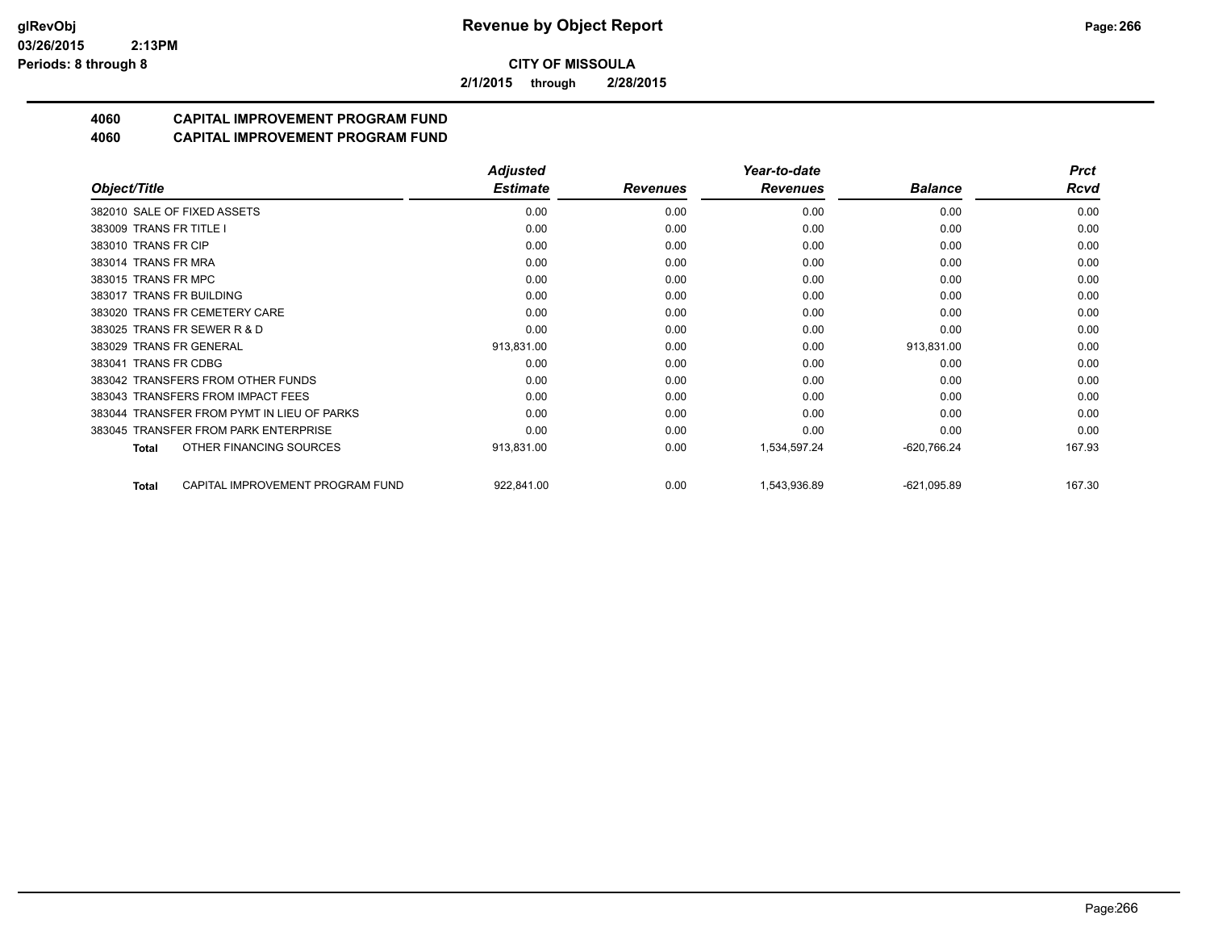**CITY OF MISSOULA**

**2/1/2015 through 2/28/2015**

# 4060 CAPITAL IMPROVEMENT PROGRAM FUND
## 4060 CAPITAL IMPROVEMENT PROGRAM FUND

| Object/Title | Adjusted Estimate | Revenues | Year-to-date Revenues | Balance | Prct Rcvd |
|---|---|---|---|---|---|
| 382010 SALE OF FIXED ASSETS | 0.00 | 0.00 | 0.00 | 0.00 | 0.00 |
| 383009 TRANS FR TITLE I | 0.00 | 0.00 | 0.00 | 0.00 | 0.00 |
| 383010 TRANS FR CIP | 0.00 | 0.00 | 0.00 | 0.00 | 0.00 |
| 383014 TRANS FR MRA | 0.00 | 0.00 | 0.00 | 0.00 | 0.00 |
| 383015 TRANS FR MPC | 0.00 | 0.00 | 0.00 | 0.00 | 0.00 |
| 383017 TRANS FR BUILDING | 0.00 | 0.00 | 0.00 | 0.00 | 0.00 |
| 383020 TRANS FR CEMETERY CARE | 0.00 | 0.00 | 0.00 | 0.00 | 0.00 |
| 383025 TRANS FR SEWER R & D | 0.00 | 0.00 | 0.00 | 0.00 | 0.00 |
| 383029 TRANS FR GENERAL | 913,831.00 | 0.00 | 0.00 | 913,831.00 | 0.00 |
| 383041 TRANS FR CDBG | 0.00 | 0.00 | 0.00 | 0.00 | 0.00 |
| 383042 TRANSFERS FROM OTHER FUNDS | 0.00 | 0.00 | 0.00 | 0.00 | 0.00 |
| 383043 TRANSFERS FROM IMPACT FEES | 0.00 | 0.00 | 0.00 | 0.00 | 0.00 |
| 383044 TRANSFER FROM PYMT IN LIEU OF PARKS | 0.00 | 0.00 | 0.00 | 0.00 | 0.00 |
| 383045 TRANSFER FROM PARK ENTERPRISE | 0.00 | 0.00 | 0.00 | 0.00 | 0.00 |
| **Total** OTHER FINANCING SOURCES | 913,831.00 | 0.00 | 1,534,597.24 | -620,766.24 | 167.93 |
| **Total** CAPITAL IMPROVEMENT PROGRAM FUND | 922,841.00 | 0.00 | 1,543,936.89 | -621,095.89 | 167.30 |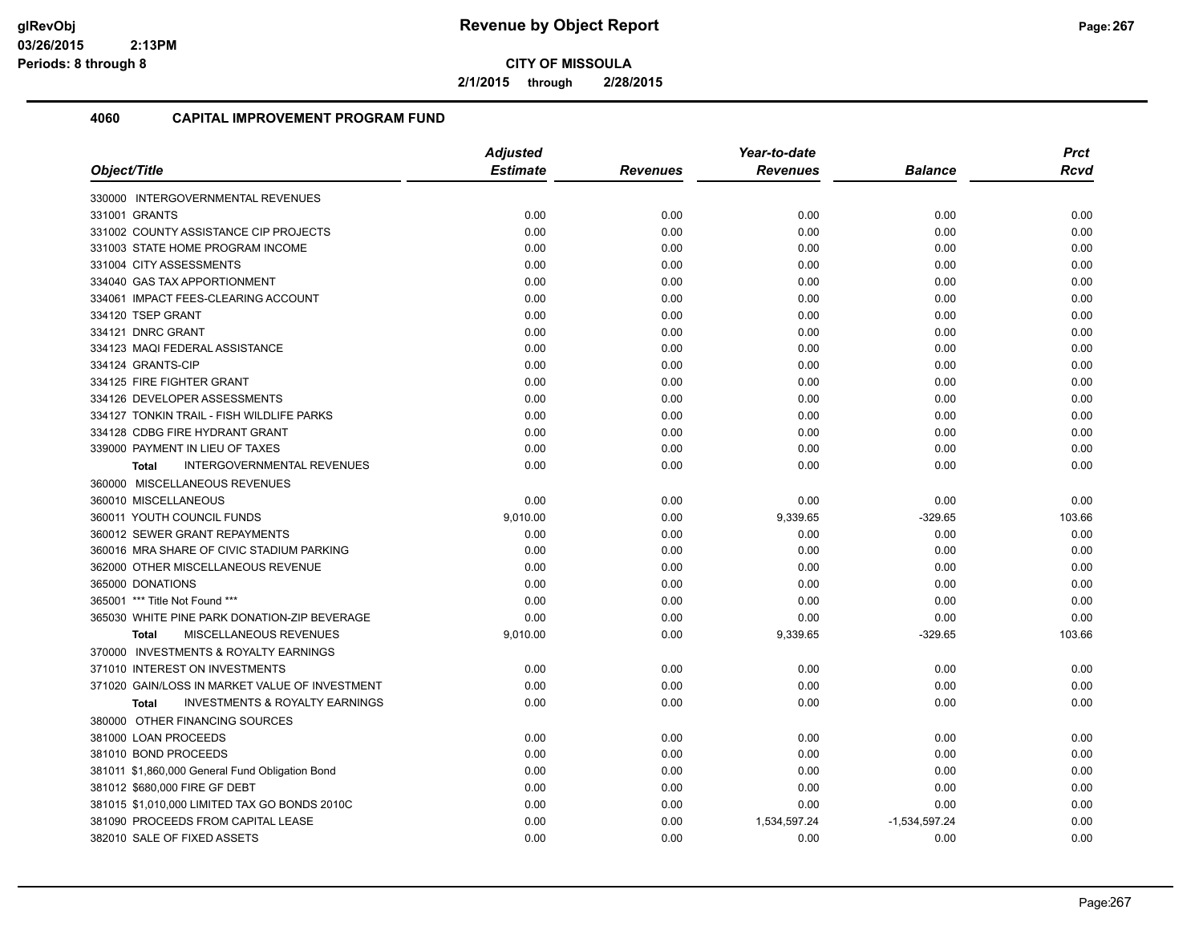**CITY OF MISSOULA**

**2/1/2015 through 2/28/2015**

## 4060 CAPITAL IMPROVEMENT PROGRAM FUND

| Object/Title | Adjusted Estimate | Revenues | Year-to-date Revenues | Balance | Prct Rcvd |
|---|---|---|---|---|---|
| 330000 INTERGOVERNMENTAL REVENUES | | | | | |
| 331001 GRANTS | 0.00 | 0.00 | 0.00 | 0.00 | 0.00 |
| 331002 COUNTY ASSISTANCE CIP PROJECTS | 0.00 | 0.00 | 0.00 | 0.00 | 0.00 |
| 331003 STATE HOME PROGRAM INCOME | 0.00 | 0.00 | 0.00 | 0.00 | 0.00 |
| 331004 CITY ASSESSMENTS | 0.00 | 0.00 | 0.00 | 0.00 | 0.00 |
| 334040 GAS TAX APPORTIONMENT | 0.00 | 0.00 | 0.00 | 0.00 | 0.00 |
| 334061 IMPACT FEES-CLEARING ACCOUNT | 0.00 | 0.00 | 0.00 | 0.00 | 0.00 |
| 334120 TSEP GRANT | 0.00 | 0.00 | 0.00 | 0.00 | 0.00 |
| 334121 DNRC GRANT | 0.00 | 0.00 | 0.00 | 0.00 | 0.00 |
| 334123 MAQI FEDERAL ASSISTANCE | 0.00 | 0.00 | 0.00 | 0.00 | 0.00 |
| 334124 GRANTS-CIP | 0.00 | 0.00 | 0.00 | 0.00 | 0.00 |
| 334125 FIRE FIGHTER GRANT | 0.00 | 0.00 | 0.00 | 0.00 | 0.00 |
| 334126 DEVELOPER ASSESSMENTS | 0.00 | 0.00 | 0.00 | 0.00 | 0.00 |
| 334127 TONKIN TRAIL - FISH WILDLIFE PARKS | 0.00 | 0.00 | 0.00 | 0.00 | 0.00 |
| 334128 CDBG FIRE HYDRANT GRANT | 0.00 | 0.00 | 0.00 | 0.00 | 0.00 |
| 339000 PAYMENT IN LIEU OF TAXES | 0.00 | 0.00 | 0.00 | 0.00 | 0.00 |
| **Total** INTERGOVERNMENTAL REVENUES | 0.00 | 0.00 | 0.00 | 0.00 | 0.00 |
| 360000 MISCELLANEOUS REVENUES | | | | | |
| 360010 MISCELLANEOUS | 0.00 | 0.00 | 0.00 | 0.00 | 0.00 |
| 360011 YOUTH COUNCIL FUNDS | 9,010.00 | 0.00 | 9,339.65 | -329.65 | 103.66 |
| 360012 SEWER GRANT REPAYMENTS | 0.00 | 0.00 | 0.00 | 0.00 | 0.00 |
| 360016 MRA SHARE OF CIVIC STADIUM PARKING | 0.00 | 0.00 | 0.00 | 0.00 | 0.00 |
| 362000 OTHER MISCELLANEOUS REVENUE | 0.00 | 0.00 | 0.00 | 0.00 | 0.00 |
| 365000 DONATIONS | 0.00 | 0.00 | 0.00 | 0.00 | 0.00 |
| 365001 *** Title Not Found *** | 0.00 | 0.00 | 0.00 | 0.00 | 0.00 |
| 365030 WHITE PINE PARK DONATION-ZIP BEVERAGE | 0.00 | 0.00 | 0.00 | 0.00 | 0.00 |
| **Total** MISCELLANEOUS REVENUES | 9,010.00 | 0.00 | 9,339.65 | -329.65 | 103.66 |
| 370000 INVESTMENTS & ROYALTY EARNINGS | | | | | |
| 371010 INTEREST ON INVESTMENTS | 0.00 | 0.00 | 0.00 | 0.00 | 0.00 |
| 371020 GAIN/LOSS IN MARKET VALUE OF INVESTMENT | 0.00 | 0.00 | 0.00 | 0.00 | 0.00 |
| **Total** INVESTMENTS & ROYALTY EARNINGS | 0.00 | 0.00 | 0.00 | 0.00 | 0.00 |
| 380000 OTHER FINANCING SOURCES | | | | | |
| 381000 LOAN PROCEEDS | 0.00 | 0.00 | 0.00 | 0.00 | 0.00 |
| 381010 BOND PROCEEDS | 0.00 | 0.00 | 0.00 | 0.00 | 0.00 |
| 381011 $1,860,000 General Fund Obligation Bond | 0.00 | 0.00 | 0.00 | 0.00 | 0.00 |
| 381012 $680,000 FIRE GF DEBT | 0.00 | 0.00 | 0.00 | 0.00 | 0.00 |
| 381015 $1,010,000 LIMITED TAX GO BONDS 2010C | 0.00 | 0.00 | 0.00 | 0.00 | 0.00 |
| 381090 PROCEEDS FROM CAPITAL LEASE | 0.00 | 0.00 | 1,534,597.24 | -1,534,597.24 | 0.00 |
| 382010 SALE OF FIXED ASSETS | 0.00 | 0.00 | 0.00 | 0.00 | 0.00 |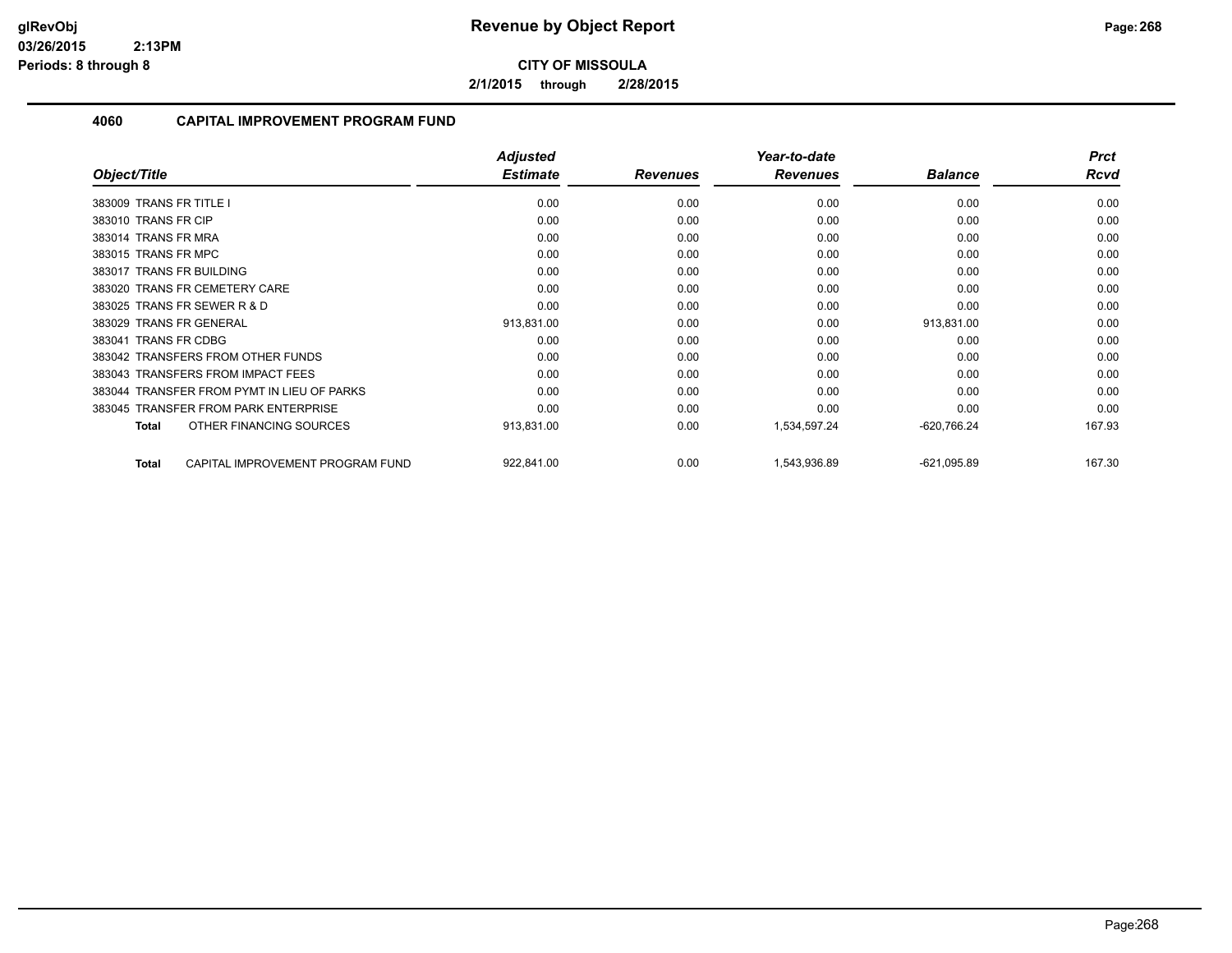**Revenue by Object Report**

**CITY OF MISSOULA**

**2/1/2015 through 2/28/2015**

glRevObj
03/26/2015 2:13PM
Periods: 8 through 8

## 4060 CAPITAL IMPROVEMENT PROGRAM FUND

| Object/Title | Adjusted Estimate | Revenues | Year-to-date Revenues | Balance | Prct Rcvd |
|---|---|---|---|---|---|
| 383009 TRANS FR TITLE I | 0.00 | 0.00 | 0.00 | 0.00 | 0.00 |
| 383010 TRANS FR CIP | 0.00 | 0.00 | 0.00 | 0.00 | 0.00 |
| 383014 TRANS FR MRA | 0.00 | 0.00 | 0.00 | 0.00 | 0.00 |
| 383015 TRANS FR MPC | 0.00 | 0.00 | 0.00 | 0.00 | 0.00 |
| 383017 TRANS FR BUILDING | 0.00 | 0.00 | 0.00 | 0.00 | 0.00 |
| 383020 TRANS FR CEMETERY CARE | 0.00 | 0.00 | 0.00 | 0.00 | 0.00 |
| 383025 TRANS FR SEWER R & D | 0.00 | 0.00 | 0.00 | 0.00 | 0.00 |
| 383029 TRANS FR GENERAL | 913,831.00 | 0.00 | 0.00 | 913,831.00 | 0.00 |
| 383041 TRANS FR CDBG | 0.00 | 0.00 | 0.00 | 0.00 | 0.00 |
| 383042 TRANSFERS FROM OTHER FUNDS | 0.00 | 0.00 | 0.00 | 0.00 | 0.00 |
| 383043 TRANSFERS FROM IMPACT FEES | 0.00 | 0.00 | 0.00 | 0.00 | 0.00 |
| 383044 TRANSFER FROM PYMT IN LIEU OF PARKS | 0.00 | 0.00 | 0.00 | 0.00 | 0.00 |
| 383045 TRANSFER FROM PARK ENTERPRISE | 0.00 | 0.00 | 0.00 | 0.00 | 0.00 |
| **Total** OTHER FINANCING SOURCES | 913,831.00 | 0.00 | 1,534,597.24 | -620,766.24 | 167.93 |
| **Total** CAPITAL IMPROVEMENT PROGRAM FUND | 922,841.00 | 0.00 | 1,543,936.89 | -621,095.89 | 167.30 |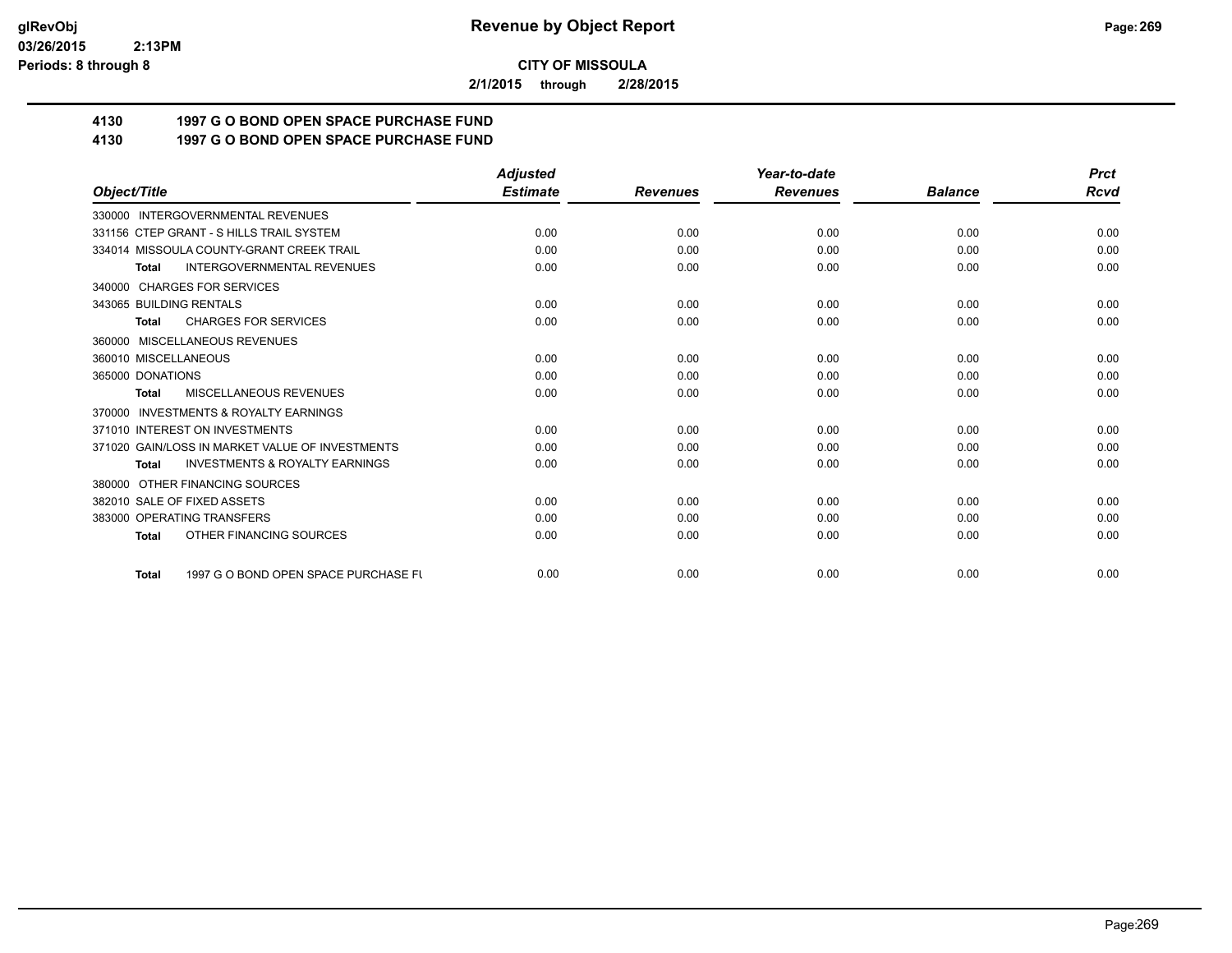**CITY OF MISSOULA**

**2/1/2015 through 2/28/2015**

## 4130 1997 G O BOND OPEN SPACE PURCHASE FUND

## 4130 1997 G O BOND OPEN SPACE PURCHASE FUND

| Object/Title | Adjusted Estimate | Revenues | Year-to-date Revenues | Balance | Prct Rcvd |
|---|---|---|---|---|---|
| 330000 INTERGOVERNMENTAL REVENUES | | | | | |
| 331156 CTEP GRANT - S HILLS TRAIL SYSTEM | 0.00 | 0.00 | 0.00 | 0.00 | 0.00 |
| 334014 MISSOULA COUNTY-GRANT CREEK TRAIL | 0.00 | 0.00 | 0.00 | 0.00 | 0.00 |
| **Total** INTERGOVERNMENTAL REVENUES | 0.00 | 0.00 | 0.00 | 0.00 | 0.00 |
| 340000 CHARGES FOR SERVICES | | | | | |
| 343065 BUILDING RENTALS | 0.00 | 0.00 | 0.00 | 0.00 | 0.00 |
| **Total** CHARGES FOR SERVICES | 0.00 | 0.00 | 0.00 | 0.00 | 0.00 |
| 360000 MISCELLANEOUS REVENUES | | | | | |
| 360010 MISCELLANEOUS | 0.00 | 0.00 | 0.00 | 0.00 | 0.00 |
| 365000 DONATIONS | 0.00 | 0.00 | 0.00 | 0.00 | 0.00 |
| **Total** MISCELLANEOUS REVENUES | 0.00 | 0.00 | 0.00 | 0.00 | 0.00 |
| 370000 INVESTMENTS & ROYALTY EARNINGS | | | | | |
| 371010 INTEREST ON INVESTMENTS | 0.00 | 0.00 | 0.00 | 0.00 | 0.00 |
| 371020 GAIN/LOSS IN MARKET VALUE OF INVESTMENTS | 0.00 | 0.00 | 0.00 | 0.00 | 0.00 |
| **Total** INVESTMENTS & ROYALTY EARNINGS | 0.00 | 0.00 | 0.00 | 0.00 | 0.00 |
| 380000 OTHER FINANCING SOURCES | | | | | |
| 382010 SALE OF FIXED ASSETS | 0.00 | 0.00 | 0.00 | 0.00 | 0.00 |
| 383000 OPERATING TRANSFERS | 0.00 | 0.00 | 0.00 | 0.00 | 0.00 |
| **Total** OTHER FINANCING SOURCES | 0.00 | 0.00 | 0.00 | 0.00 | 0.00 |
| **Total** 1997 G O BOND OPEN SPACE PURCHASE FU | 0.00 | 0.00 | 0.00 | 0.00 | 0.00 |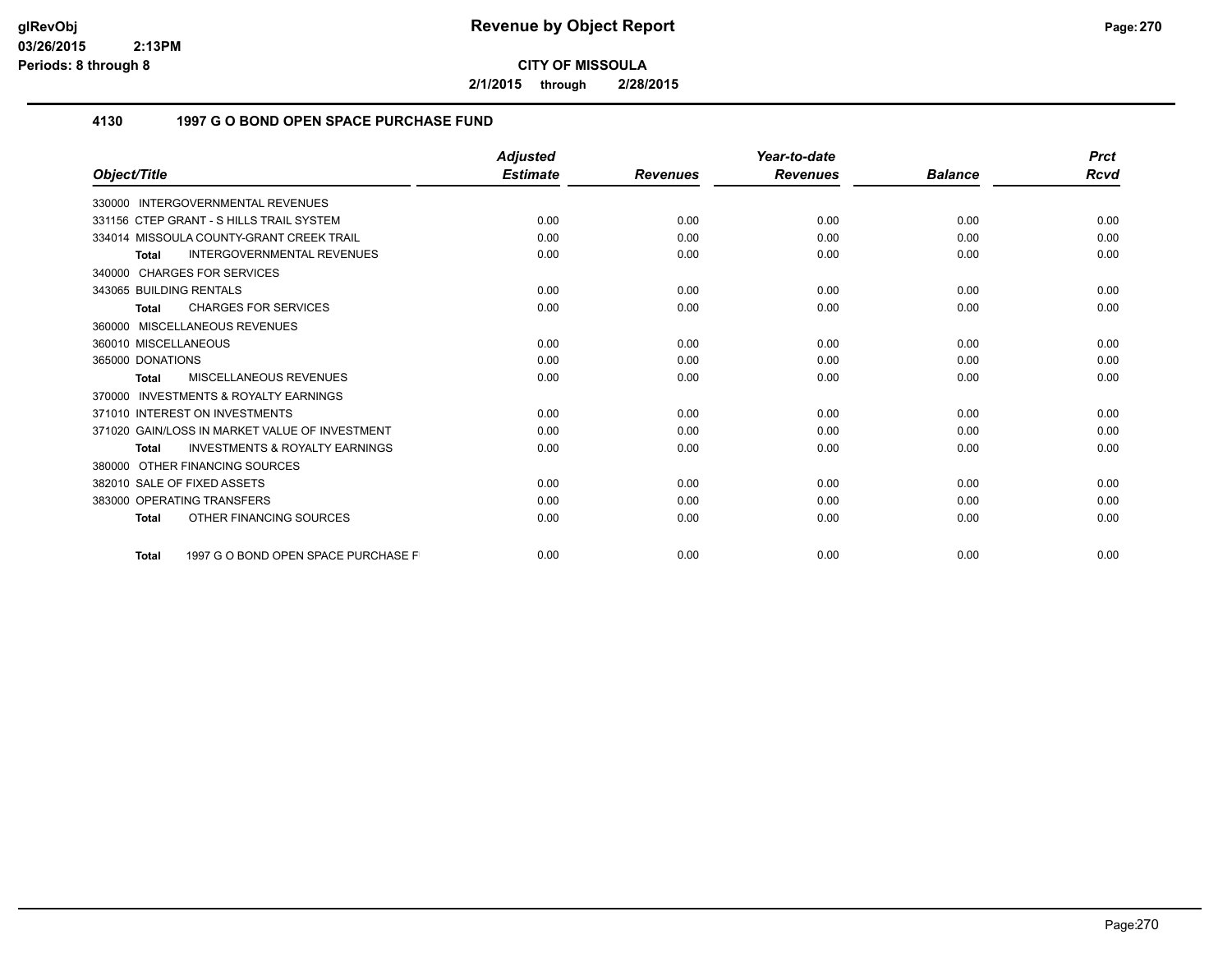# Revenue by Object Report

**CITY OF MISSOULA**

**2/1/2015 through 2/28/2015**

glRevObj
03/26/2015 2:13PM
Periods: 8 through 8

## 4130 1997 G O BOND OPEN SPACE PURCHASE FUND

| Object/Title | Adjusted Estimate | Revenues | Year-to-date Revenues | Balance | Prct Rcvd |
|---|---|---|---|---|---|
| 330000 INTERGOVERNMENTAL REVENUES | | | | | |
| 331156 CTEP GRANT - S HILLS TRAIL SYSTEM | 0.00 | 0.00 | 0.00 | 0.00 | 0.00 |
| 334014 MISSOULA COUNTY-GRANT CREEK TRAIL | 0.00 | 0.00 | 0.00 | 0.00 | 0.00 |
| **Total** INTERGOVERNMENTAL REVENUES | 0.00 | 0.00 | 0.00 | 0.00 | 0.00 |
| 340000 CHARGES FOR SERVICES | | | | | |
| 343065 BUILDING RENTALS | 0.00 | 0.00 | 0.00 | 0.00 | 0.00 |
| **Total** CHARGES FOR SERVICES | 0.00 | 0.00 | 0.00 | 0.00 | 0.00 |
| 360000 MISCELLANEOUS REVENUES | | | | | |
| 360010 MISCELLANEOUS | 0.00 | 0.00 | 0.00 | 0.00 | 0.00 |
| 365000 DONATIONS | 0.00 | 0.00 | 0.00 | 0.00 | 0.00 |
| **Total** MISCELLANEOUS REVENUES | 0.00 | 0.00 | 0.00 | 0.00 | 0.00 |
| 370000 INVESTMENTS & ROYALTY EARNINGS | | | | | |
| 371010 INTEREST ON INVESTMENTS | 0.00 | 0.00 | 0.00 | 0.00 | 0.00 |
| 371020 GAIN/LOSS IN MARKET VALUE OF INVESTMENT | 0.00 | 0.00 | 0.00 | 0.00 | 0.00 |
| **Total** INVESTMENTS & ROYALTY EARNINGS | 0.00 | 0.00 | 0.00 | 0.00 | 0.00 |
| 380000 OTHER FINANCING SOURCES | | | | | |
| 382010 SALE OF FIXED ASSETS | 0.00 | 0.00 | 0.00 | 0.00 | 0.00 |
| 383000 OPERATING TRANSFERS | 0.00 | 0.00 | 0.00 | 0.00 | 0.00 |
| **Total** OTHER FINANCING SOURCES | 0.00 | 0.00 | 0.00 | 0.00 | 0.00 |
| **Total** 1997 G O BOND OPEN SPACE PURCHASE F | 0.00 | 0.00 | 0.00 | 0.00 | 0.00 |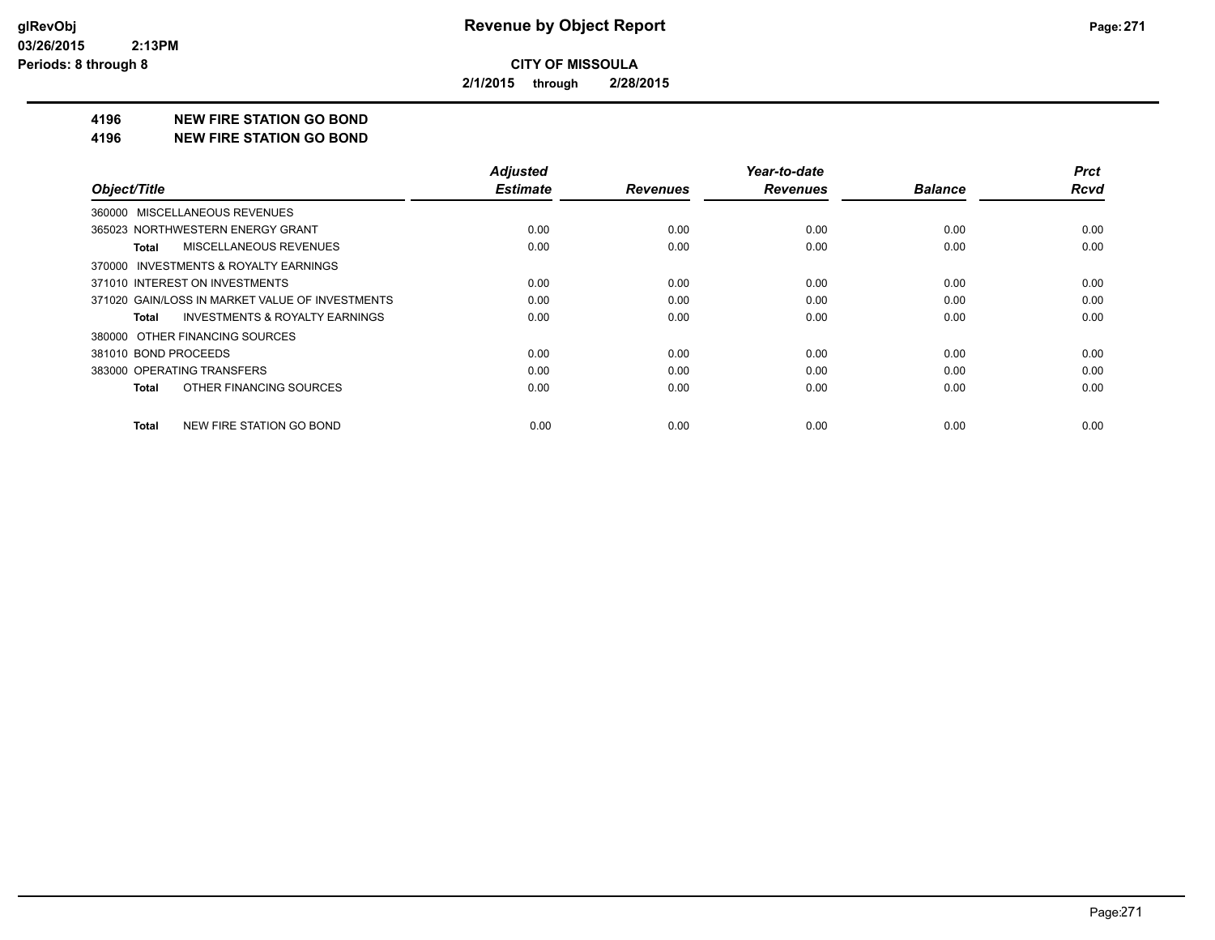**glRevObj**
**03/26/2015 2:13PM**
**Periods: 8 through 8**

# Revenue by Object Report

**CITY OF MISSOULA**

**2/1/2015 through 2/28/2015**

## 4196 NEW FIRE STATION GO BOND
## 4196 NEW FIRE STATION GO BOND

| Object/Title | Adjusted Estimate | Revenues | Year-to-date Revenues | Balance | Prct Rcvd |
|---|---|---|---|---|---|
| 360000 MISCELLANEOUS REVENUES | | | | | |
| 365023 NORTHWESTERN ENERGY GRANT | 0.00 | 0.00 | 0.00 | 0.00 | 0.00 |
| **Total** MISCELLANEOUS REVENUES | 0.00 | 0.00 | 0.00 | 0.00 | 0.00 |
| 370000 INVESTMENTS & ROYALTY EARNINGS | | | | | |
| 371010 INTEREST ON INVESTMENTS | 0.00 | 0.00 | 0.00 | 0.00 | 0.00 |
| 371020 GAIN/LOSS IN MARKET VALUE OF INVESTMENTS | 0.00 | 0.00 | 0.00 | 0.00 | 0.00 |
| **Total** INVESTMENTS & ROYALTY EARNINGS | 0.00 | 0.00 | 0.00 | 0.00 | 0.00 |
| 380000 OTHER FINANCING SOURCES | | | | | |
| 381010 BOND PROCEEDS | 0.00 | 0.00 | 0.00 | 0.00 | 0.00 |
| 383000 OPERATING TRANSFERS | 0.00 | 0.00 | 0.00 | 0.00 | 0.00 |
| **Total** OTHER FINANCING SOURCES | 0.00 | 0.00 | 0.00 | 0.00 | 0.00 |
| **Total** NEW FIRE STATION GO BOND | 0.00 | 0.00 | 0.00 | 0.00 | 0.00 |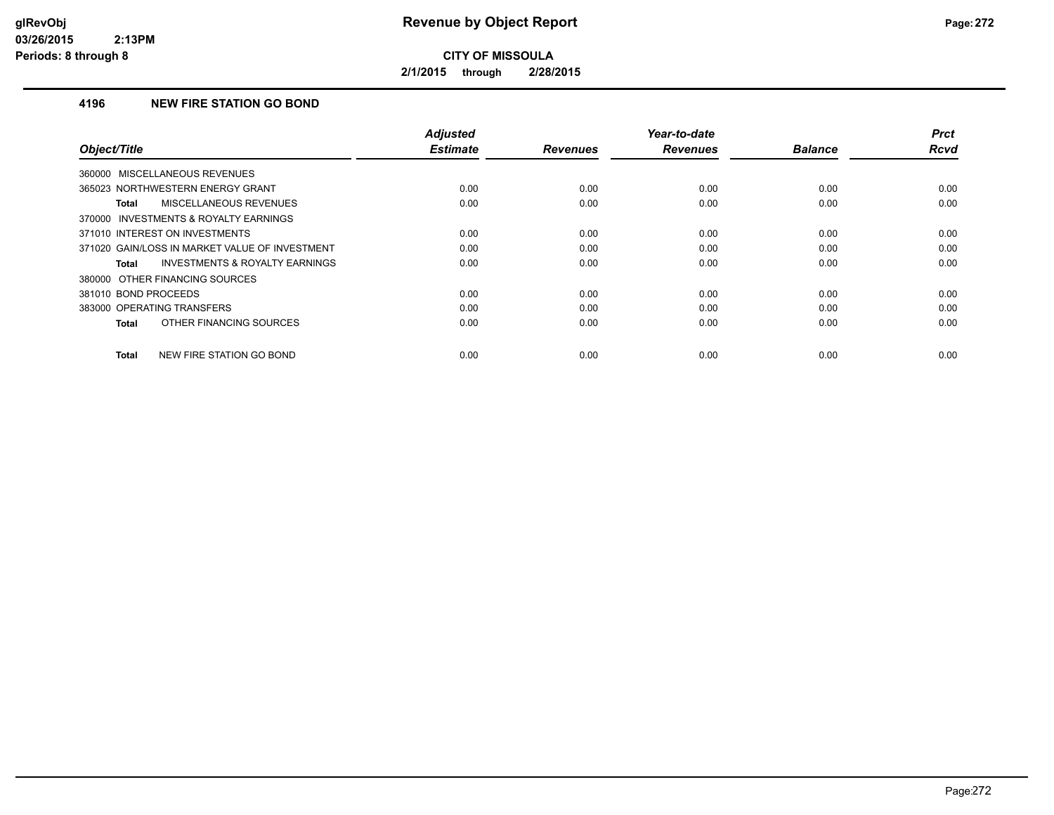# Revenue by Object Report

**CITY OF MISSOULA**

**2/1/2015 through 2/28/2015**

### 4196 NEW FIRE STATION GO BOND

| Object/Title | Adjusted Estimate | Revenues | Year-to-date Revenues | Balance | Prct Rcvd |
|---|---|---|---|---|---|
| 360000 MISCELLANEOUS REVENUES | | | | | |
| 365023 NORTHWESTERN ENERGY GRANT | 0.00 | 0.00 | 0.00 | 0.00 | 0.00 |
| **Total** MISCELLANEOUS REVENUES | 0.00 | 0.00 | 0.00 | 0.00 | 0.00 |
| 370000 INVESTMENTS & ROYALTY EARNINGS | | | | | |
| 371010 INTEREST ON INVESTMENTS | 0.00 | 0.00 | 0.00 | 0.00 | 0.00 |
| 371020 GAIN/LOSS IN MARKET VALUE OF INVESTMENT | 0.00 | 0.00 | 0.00 | 0.00 | 0.00 |
| **Total** INVESTMENTS & ROYALTY EARNINGS | 0.00 | 0.00 | 0.00 | 0.00 | 0.00 |
| 380000 OTHER FINANCING SOURCES | | | | | |
| 381010 BOND PROCEEDS | 0.00 | 0.00 | 0.00 | 0.00 | 0.00 |
| 383000 OPERATING TRANSFERS | 0.00 | 0.00 | 0.00 | 0.00 | 0.00 |
| **Total** OTHER FINANCING SOURCES | 0.00 | 0.00 | 0.00 | 0.00 | 0.00 |
| **Total** NEW FIRE STATION GO BOND | 0.00 | 0.00 | 0.00 | 0.00 | 0.00 |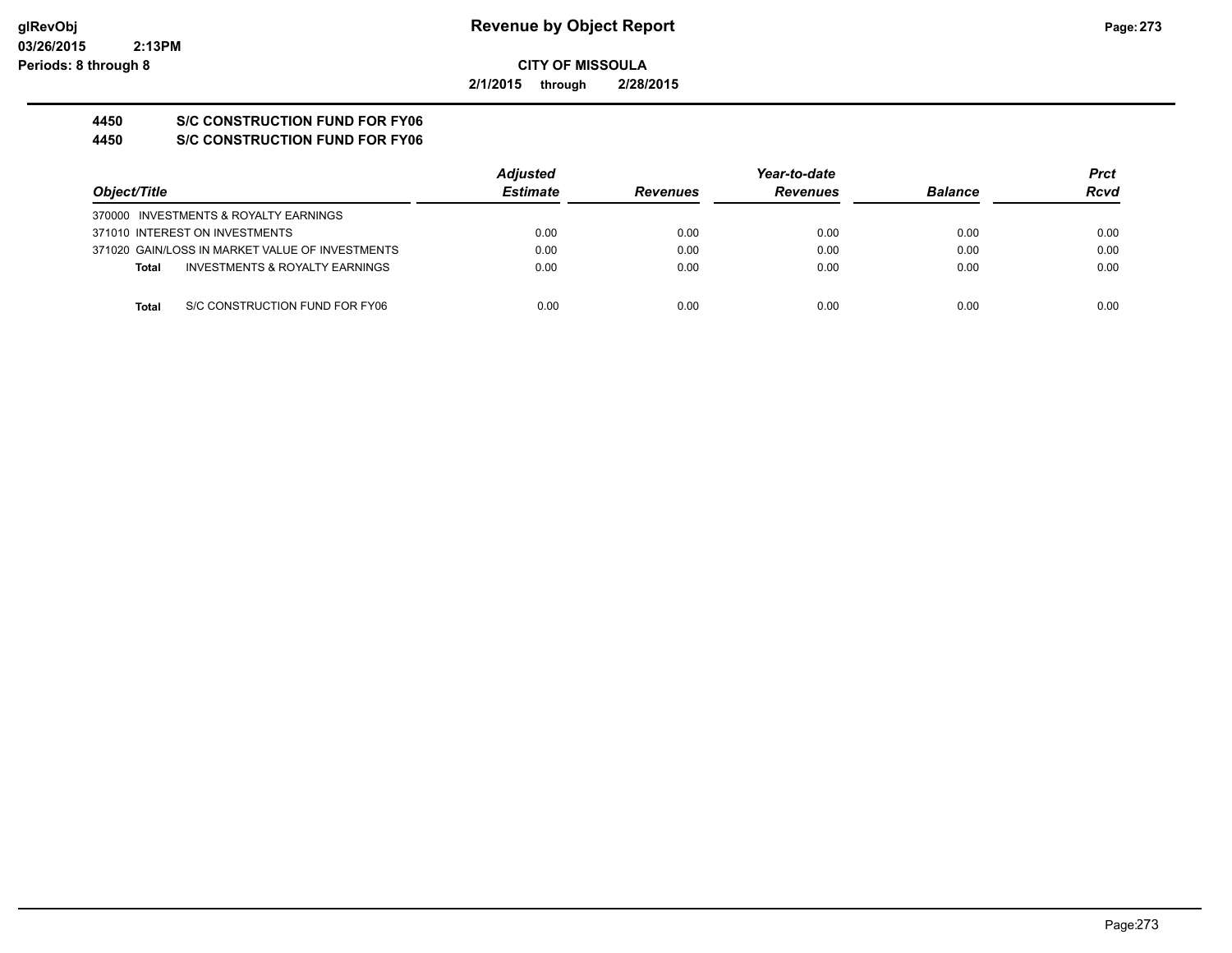**CITY OF MISSOULA**

**2/1/2015 through 2/28/2015**

## 4450 S/C CONSTRUCTION FUND FOR FY06

## 4450 S/C CONSTRUCTION FUND FOR FY06

| Object/Title | Adjusted Estimate | Revenues | Year-to-date Revenues | Balance | Prct Rcvd |
|---|---|---|---|---|---|
| 370000 INVESTMENTS & ROYALTY EARNINGS | | | | | |
| 371010 INTEREST ON INVESTMENTS | 0.00 | 0.00 | 0.00 | 0.00 | 0.00 |
| 371020 GAIN/LOSS IN MARKET VALUE OF INVESTMENTS | 0.00 | 0.00 | 0.00 | 0.00 | 0.00 |
| **Total** INVESTMENTS & ROYALTY EARNINGS | 0.00 | 0.00 | 0.00 | 0.00 | 0.00 |
| **Total** S/C CONSTRUCTION FUND FOR FY06 | 0.00 | 0.00 | 0.00 | 0.00 | 0.00 |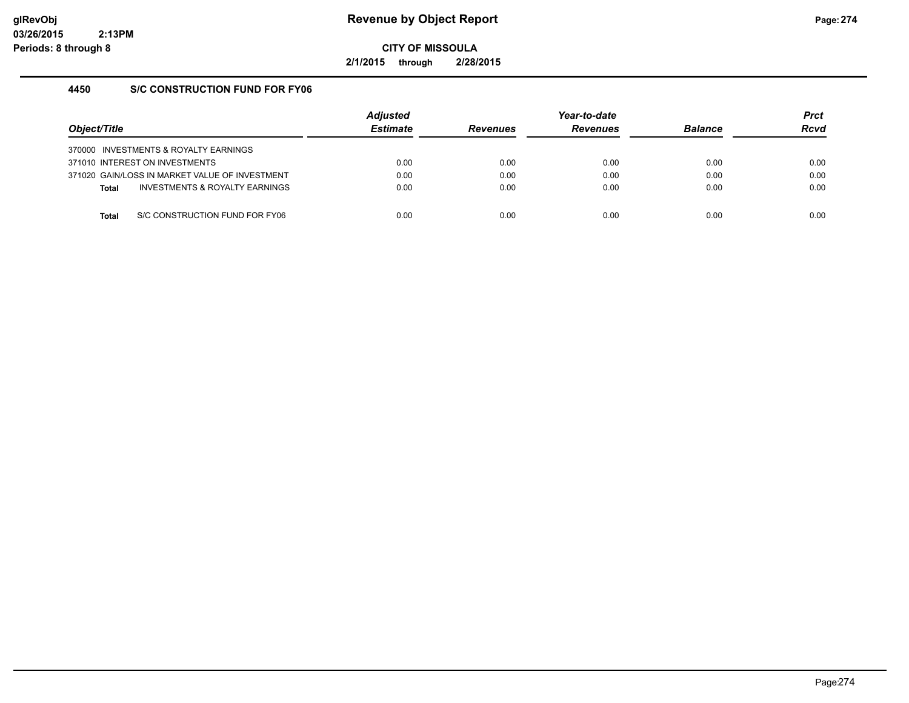**Revenue by Object Report**

**CITY OF MISSOULA**

**2/1/2015 through 2/28/2015**

glRevObj
03/26/2015 2:13PM
Periods: 8 through 8

## 4450 S/C CONSTRUCTION FUND FOR FY06

| Object/Title | Adjusted Estimate | Revenues | Year-to-date Revenues | Balance | Prct Rcvd |
|---|---|---|---|---|---|
| 370000 INVESTMENTS & ROYALTY EARNINGS | | | | | |
| 371010 INTEREST ON INVESTMENTS | 0.00 | 0.00 | 0.00 | 0.00 | 0.00 |
| 371020 GAIN/LOSS IN MARKET VALUE OF INVESTMENT | 0.00 | 0.00 | 0.00 | 0.00 | 0.00 |
| **Total** INVESTMENTS & ROYALTY EARNINGS | 0.00 | 0.00 | 0.00 | 0.00 | 0.00 |
| **Total** S/C CONSTRUCTION FUND FOR FY06 | 0.00 | 0.00 | 0.00 | 0.00 | 0.00 |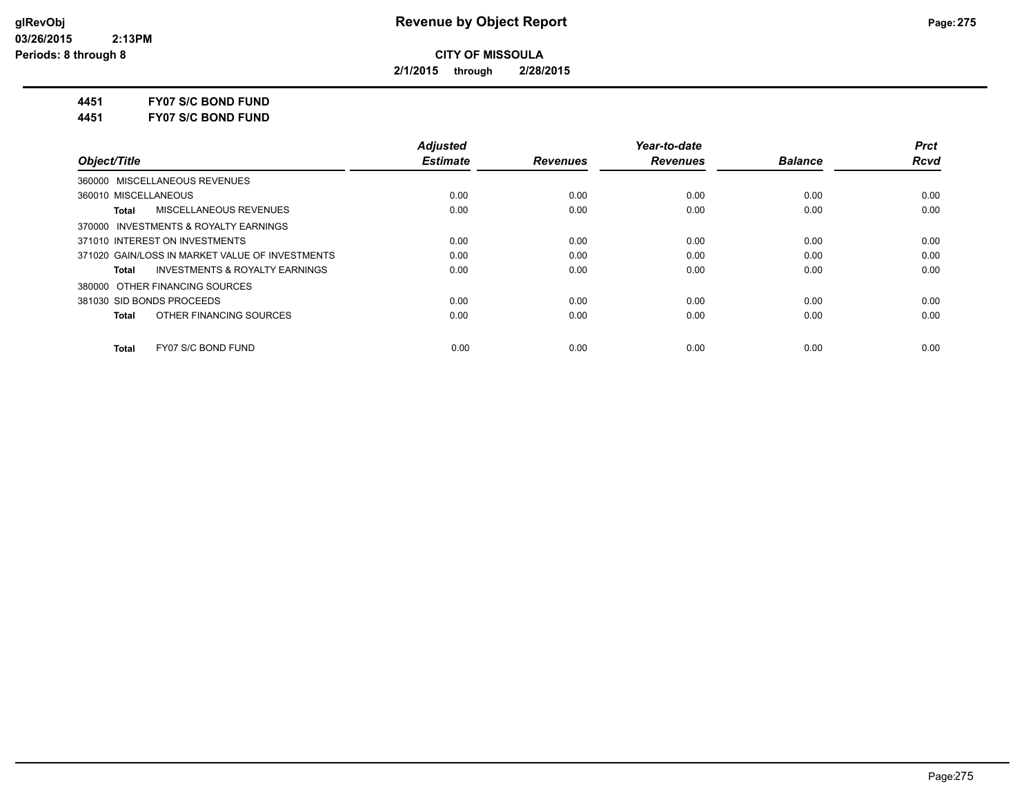**Revenue by Object Report**

**CITY OF MISSOULA**

**2/1/2015 through 2/28/2015**

glRevObj
03/26/2015 2:13PM
Periods: 8 through 8

**4451 FY07 S/C BOND FUND**

**4451 FY07 S/C BOND FUND**

| Object/Title | Adjusted Estimate | Revenues | Year-to-date Revenues | Balance | Prct Rcvd |
|---|---|---|---|---|---|
| 360000 MISCELLANEOUS REVENUES | | | | | |
| 360010 MISCELLANEOUS | 0.00 | 0.00 | 0.00 | 0.00 | 0.00 |
| **Total** MISCELLANEOUS REVENUES | 0.00 | 0.00 | 0.00 | 0.00 | 0.00 |
| 370000 INVESTMENTS & ROYALTY EARNINGS | | | | | |
| 371010 INTEREST ON INVESTMENTS | 0.00 | 0.00 | 0.00 | 0.00 | 0.00 |
| 371020 GAIN/LOSS IN MARKET VALUE OF INVESTMENTS | 0.00 | 0.00 | 0.00 | 0.00 | 0.00 |
| **Total** INVESTMENTS & ROYALTY EARNINGS | 0.00 | 0.00 | 0.00 | 0.00 | 0.00 |
| 380000 OTHER FINANCING SOURCES | | | | | |
| 381030 SID BONDS PROCEEDS | 0.00 | 0.00 | 0.00 | 0.00 | 0.00 |
| **Total** OTHER FINANCING SOURCES | 0.00 | 0.00 | 0.00 | 0.00 | 0.00 |
| **Total** FY07 S/C BOND FUND | 0.00 | 0.00 | 0.00 | 0.00 | 0.00 |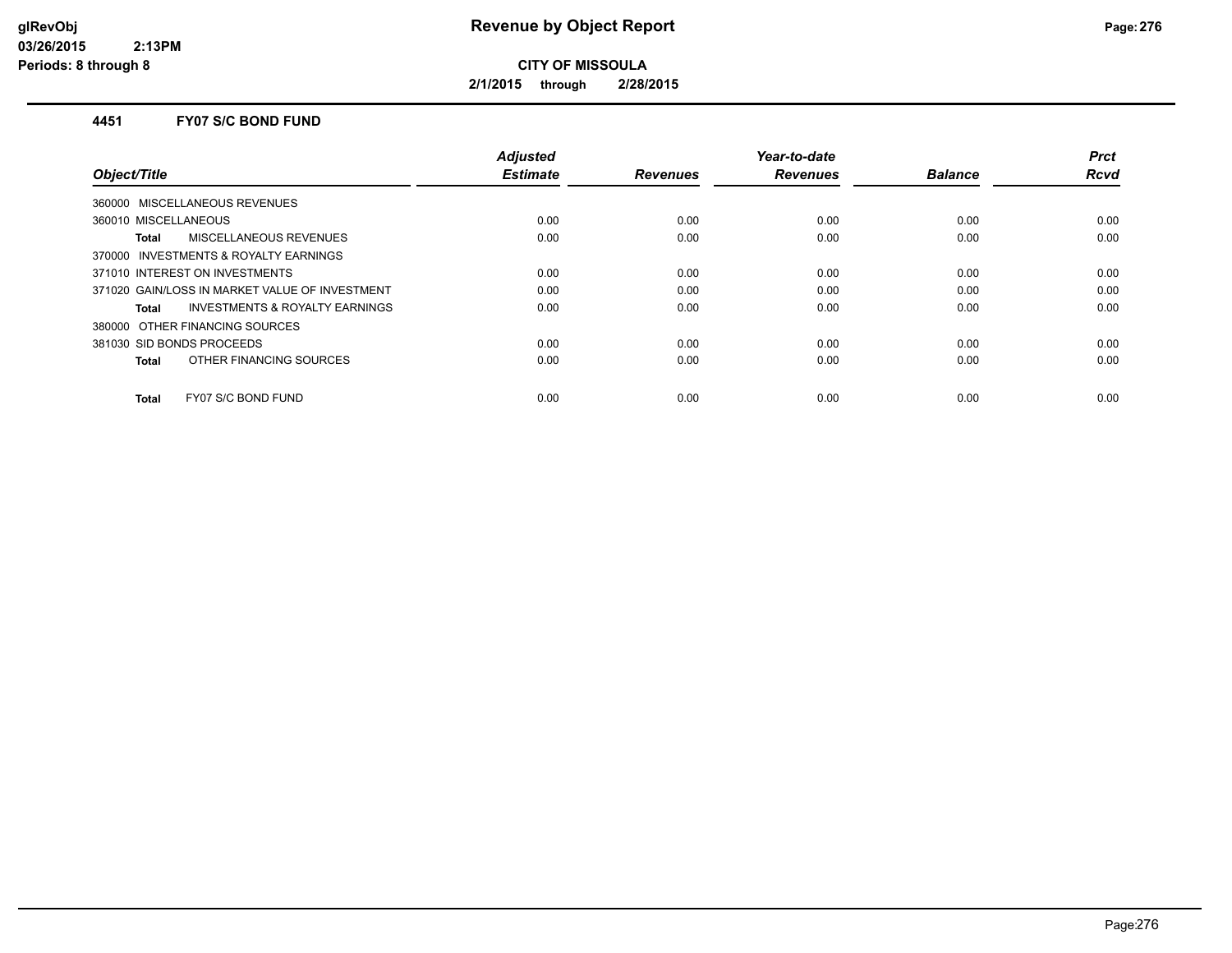**CITY OF MISSOULA**

**2/1/2015 through 2/28/2015**

### 4451 FY07 S/C BOND FUND

| Object/Title | Adjusted Estimate | Revenues | Year-to-date Revenues | Balance | Prct Rcvd |
|---|---|---|---|---|---|
| 360000 MISCELLANEOUS REVENUES | | | | | |
| 360010 MISCELLANEOUS | 0.00 | 0.00 | 0.00 | 0.00 | 0.00 |
| **Total** MISCELLANEOUS REVENUES | 0.00 | 0.00 | 0.00 | 0.00 | 0.00 |
| 370000 INVESTMENTS & ROYALTY EARNINGS | | | | | |
| 371010 INTEREST ON INVESTMENTS | 0.00 | 0.00 | 0.00 | 0.00 | 0.00 |
| 371020 GAIN/LOSS IN MARKET VALUE OF INVESTMENT | 0.00 | 0.00 | 0.00 | 0.00 | 0.00 |
| **Total** INVESTMENTS & ROYALTY EARNINGS | 0.00 | 0.00 | 0.00 | 0.00 | 0.00 |
| 380000 OTHER FINANCING SOURCES | | | | | |
| 381030 SID BONDS PROCEEDS | 0.00 | 0.00 | 0.00 | 0.00 | 0.00 |
| **Total** OTHER FINANCING SOURCES | 0.00 | 0.00 | 0.00 | 0.00 | 0.00 |
| **Total** FY07 S/C BOND FUND | 0.00 | 0.00 | 0.00 | 0.00 | 0.00 |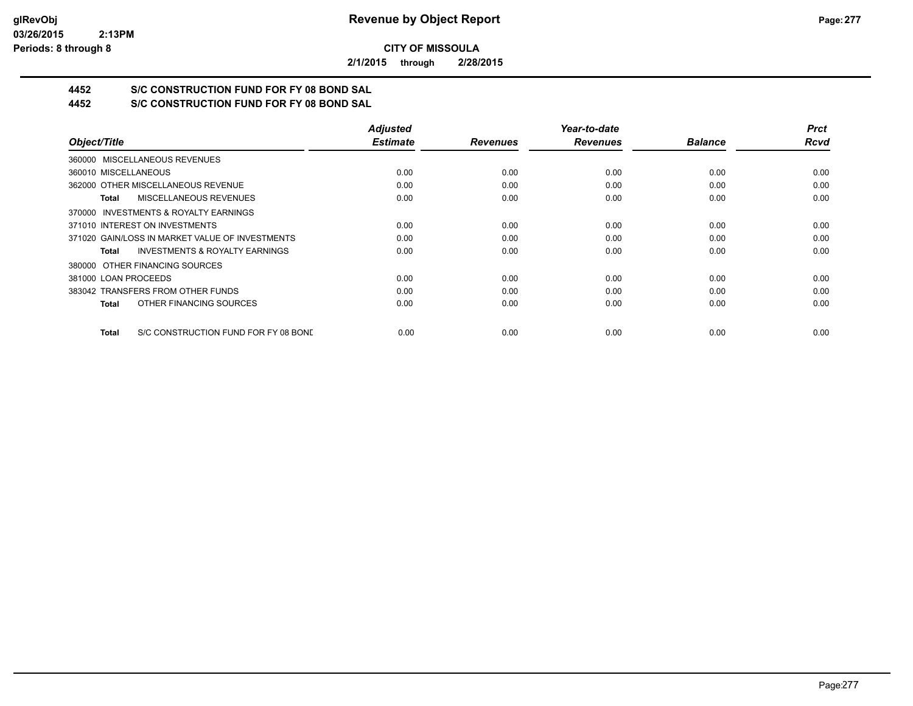**CITY OF MISSOULA**

**2/1/2015 through 2/28/2015**

## 4452 S/C CONSTRUCTION FUND FOR FY 08 BOND SAL

## 4452 S/C CONSTRUCTION FUND FOR FY 08 BOND SAL

| Object/Title | Adjusted Estimate | Revenues | Year-to-date Revenues | Balance | Prct Rcvd |
|---|---|---|---|---|---|
| 360000 MISCELLANEOUS REVENUES | | | | | |
| 360010 MISCELLANEOUS | 0.00 | 0.00 | 0.00 | 0.00 | 0.00 |
| 362000 OTHER MISCELLANEOUS REVENUE | 0.00 | 0.00 | 0.00 | 0.00 | 0.00 |
| **Total** MISCELLANEOUS REVENUES | 0.00 | 0.00 | 0.00 | 0.00 | 0.00 |
| 370000 INVESTMENTS & ROYALTY EARNINGS | | | | | |
| 371010 INTEREST ON INVESTMENTS | 0.00 | 0.00 | 0.00 | 0.00 | 0.00 |
| 371020 GAIN/LOSS IN MARKET VALUE OF INVESTMENTS | 0.00 | 0.00 | 0.00 | 0.00 | 0.00 |
| **Total** INVESTMENTS & ROYALTY EARNINGS | 0.00 | 0.00 | 0.00 | 0.00 | 0.00 |
| 380000 OTHER FINANCING SOURCES | | | | | |
| 381000 LOAN PROCEEDS | 0.00 | 0.00 | 0.00 | 0.00 | 0.00 |
| 383042 TRANSFERS FROM OTHER FUNDS | 0.00 | 0.00 | 0.00 | 0.00 | 0.00 |
| **Total** OTHER FINANCING SOURCES | 0.00 | 0.00 | 0.00 | 0.00 | 0.00 |
| **Total** S/C CONSTRUCTION FUND FOR FY 08 BOND | 0.00 | 0.00 | 0.00 | 0.00 | 0.00 |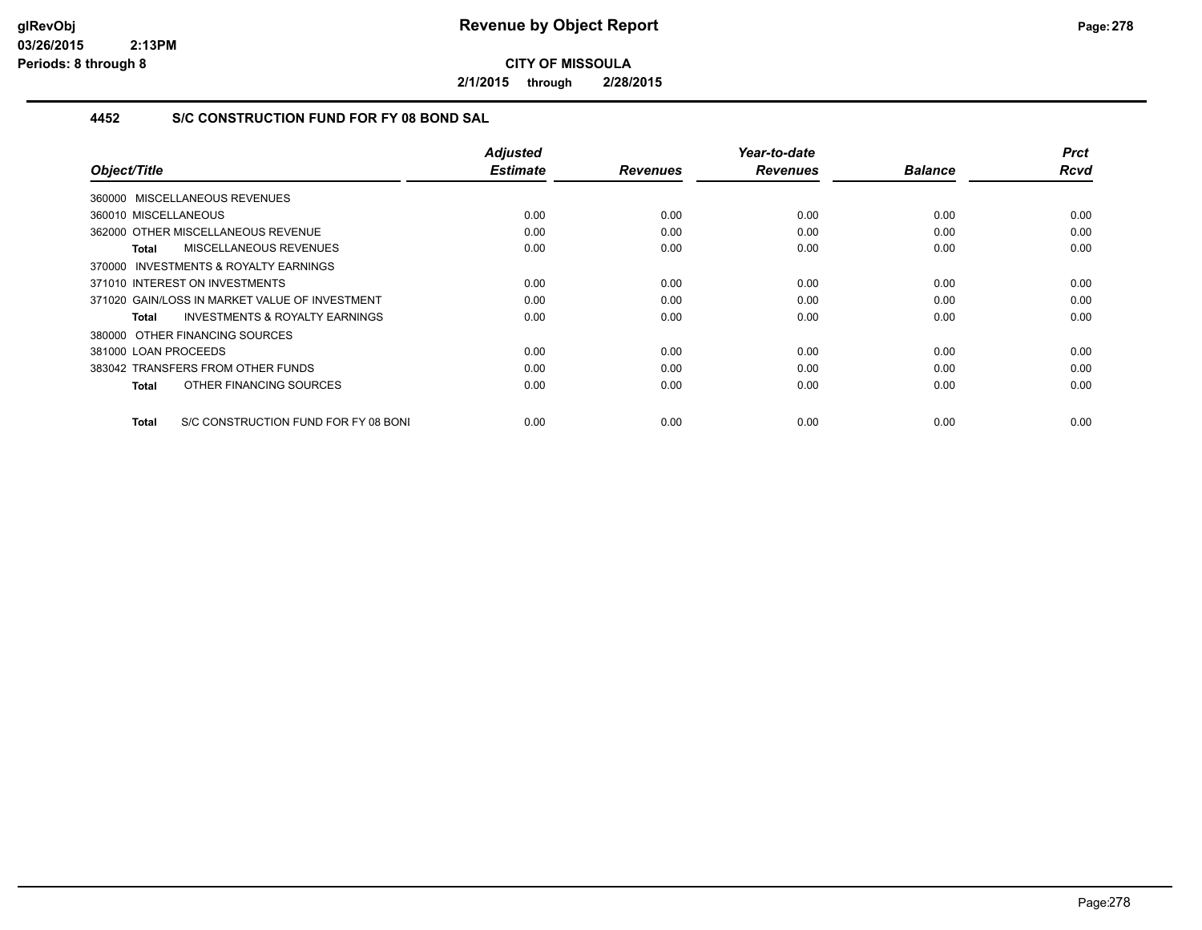**CITY OF MISSOULA**

**2/1/2015 through 2/28/2015**

### 4452 S/C CONSTRUCTION FUND FOR FY 08 BOND SAL

| Object/Title | Adjusted Estimate | Revenues | Year-to-date Revenues | Balance | Prct Rcvd |
|---|---|---|---|---|---|
| 360000 MISCELLANEOUS REVENUES | | | | | |
| 360010 MISCELLANEOUS | 0.00 | 0.00 | 0.00 | 0.00 | 0.00 |
| 362000 OTHER MISCELLANEOUS REVENUE | 0.00 | 0.00 | 0.00 | 0.00 | 0.00 |
| **Total** MISCELLANEOUS REVENUES | 0.00 | 0.00 | 0.00 | 0.00 | 0.00 |
| 370000 INVESTMENTS & ROYALTY EARNINGS | | | | | |
| 371010 INTEREST ON INVESTMENTS | 0.00 | 0.00 | 0.00 | 0.00 | 0.00 |
| 371020 GAIN/LOSS IN MARKET VALUE OF INVESTMENT | 0.00 | 0.00 | 0.00 | 0.00 | 0.00 |
| **Total** INVESTMENTS & ROYALTY EARNINGS | 0.00 | 0.00 | 0.00 | 0.00 | 0.00 |
| 380000 OTHER FINANCING SOURCES | | | | | |
| 381000 LOAN PROCEEDS | 0.00 | 0.00 | 0.00 | 0.00 | 0.00 |
| 383042 TRANSFERS FROM OTHER FUNDS | 0.00 | 0.00 | 0.00 | 0.00 | 0.00 |
| **Total** OTHER FINANCING SOURCES | 0.00 | 0.00 | 0.00 | 0.00 | 0.00 |
| **Total** S/C CONSTRUCTION FUND FOR FY 08 BONI | 0.00 | 0.00 | 0.00 | 0.00 | 0.00 |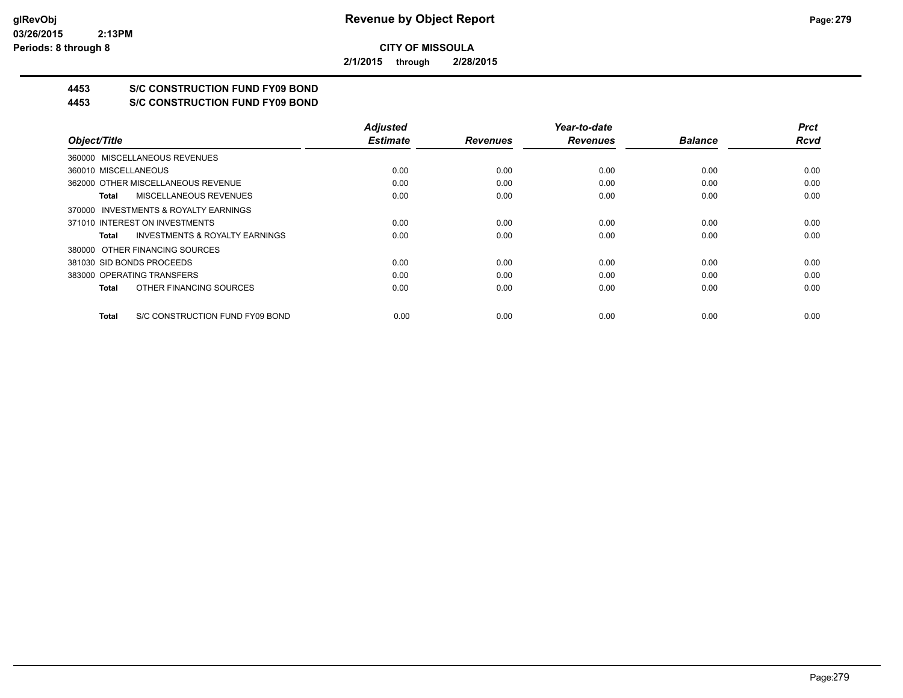**Revenue by Object Report**

**CITY OF MISSOULA**

**2/1/2015 through 2/28/2015**

glRevObj
03/26/2015 2:13PM
Periods: 8 through 8

## 4453 S/C CONSTRUCTION FUND FY09 BOND

## 4453 S/C CONSTRUCTION FUND FY09 BOND

| Object/Title | | Adjusted Estimate | Revenues | Year-to-date Revenues | Balance | Prct Rcvd |
|---|---|---|---|---|---|---|
| 360000 MISCELLANEOUS REVENUES | | | | | | |
| 360010 MISCELLANEOUS | | 0.00 | 0.00 | 0.00 | 0.00 | 0.00 |
| 362000 OTHER MISCELLANEOUS REVENUE | | 0.00 | 0.00 | 0.00 | 0.00 | 0.00 |
| **Total** | MISCELLANEOUS REVENUES | 0.00 | 0.00 | 0.00 | 0.00 | 0.00 |
| 370000 INVESTMENTS & ROYALTY EARNINGS | | | | | | |
| 371010 INTEREST ON INVESTMENTS | | 0.00 | 0.00 | 0.00 | 0.00 | 0.00 |
| **Total** | INVESTMENTS & ROYALTY EARNINGS | 0.00 | 0.00 | 0.00 | 0.00 | 0.00 |
| 380000 OTHER FINANCING SOURCES | | | | | | |
| 381030 SID BONDS PROCEEDS | | 0.00 | 0.00 | 0.00 | 0.00 | 0.00 |
| 383000 OPERATING TRANSFERS | | 0.00 | 0.00 | 0.00 | 0.00 | 0.00 |
| **Total** | OTHER FINANCING SOURCES | 0.00 | 0.00 | 0.00 | 0.00 | 0.00 |
| **Total** | S/C CONSTRUCTION FUND FY09 BOND | 0.00 | 0.00 | 0.00 | 0.00 | 0.00 |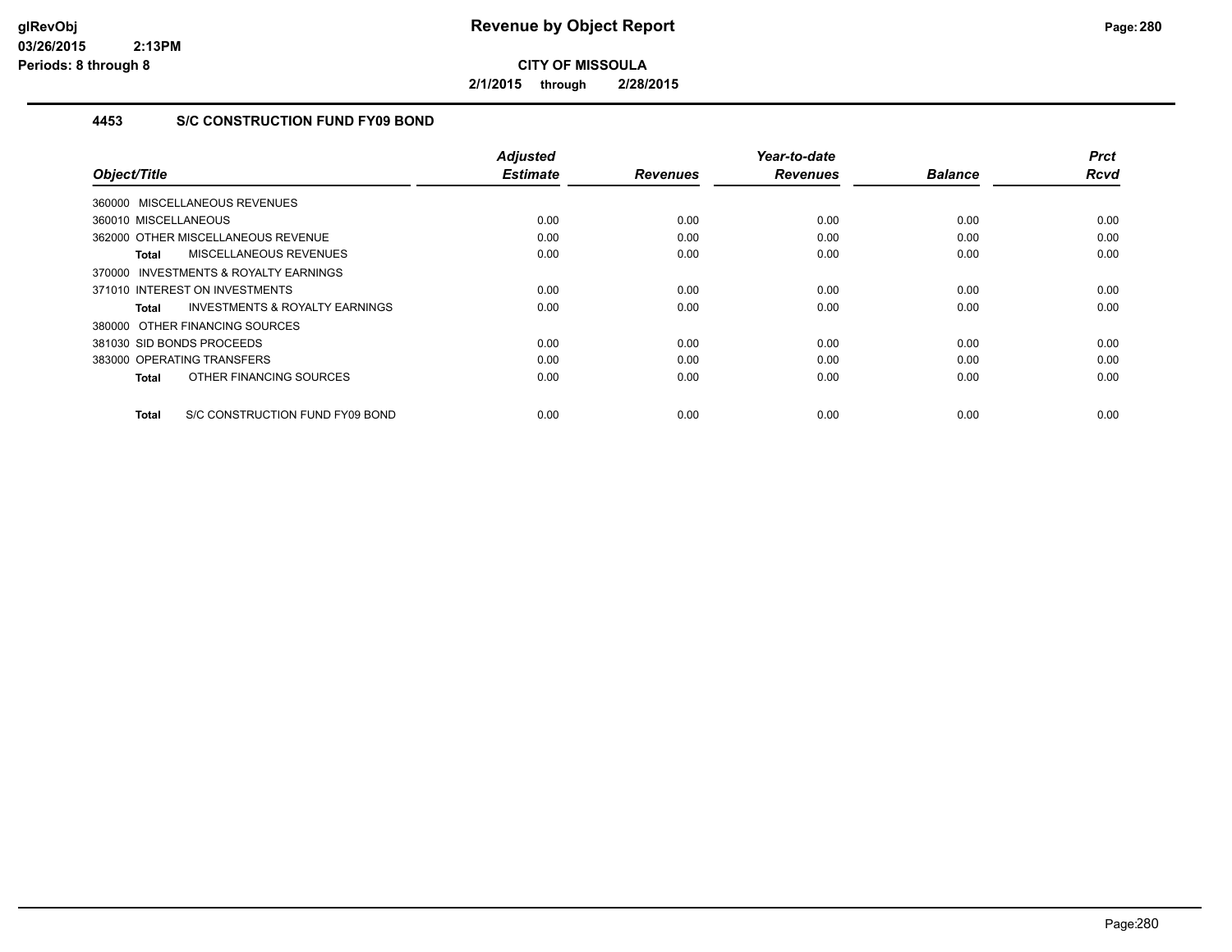# Revenue by Object Report

## CITY OF MISSOULA

**2/1/2015 through 2/28/2015**

### 4453 S/C CONSTRUCTION FUND FY09 BOND

| Object/Title | Adjusted Estimate | Revenues | Year-to-date Revenues | Balance | Prct Rcvd |
|---|---|---|---|---|---|
| 360000 MISCELLANEOUS REVENUES | | | | | |
| 360010 MISCELLANEOUS | 0.00 | 0.00 | 0.00 | 0.00 | 0.00 |
| 362000 OTHER MISCELLANEOUS REVENUE | 0.00 | 0.00 | 0.00 | 0.00 | 0.00 |
| **Total** MISCELLANEOUS REVENUES | 0.00 | 0.00 | 0.00 | 0.00 | 0.00 |
| 370000 INVESTMENTS & ROYALTY EARNINGS | | | | | |
| 371010 INTEREST ON INVESTMENTS | 0.00 | 0.00 | 0.00 | 0.00 | 0.00 |
| **Total** INVESTMENTS & ROYALTY EARNINGS | 0.00 | 0.00 | 0.00 | 0.00 | 0.00 |
| 380000 OTHER FINANCING SOURCES | | | | | |
| 381030 SID BONDS PROCEEDS | 0.00 | 0.00 | 0.00 | 0.00 | 0.00 |
| 383000 OPERATING TRANSFERS | 0.00 | 0.00 | 0.00 | 0.00 | 0.00 |
| **Total** OTHER FINANCING SOURCES | 0.00 | 0.00 | 0.00 | 0.00 | 0.00 |
| **Total** S/C CONSTRUCTION FUND FY09 BOND | 0.00 | 0.00 | 0.00 | 0.00 | 0.00 |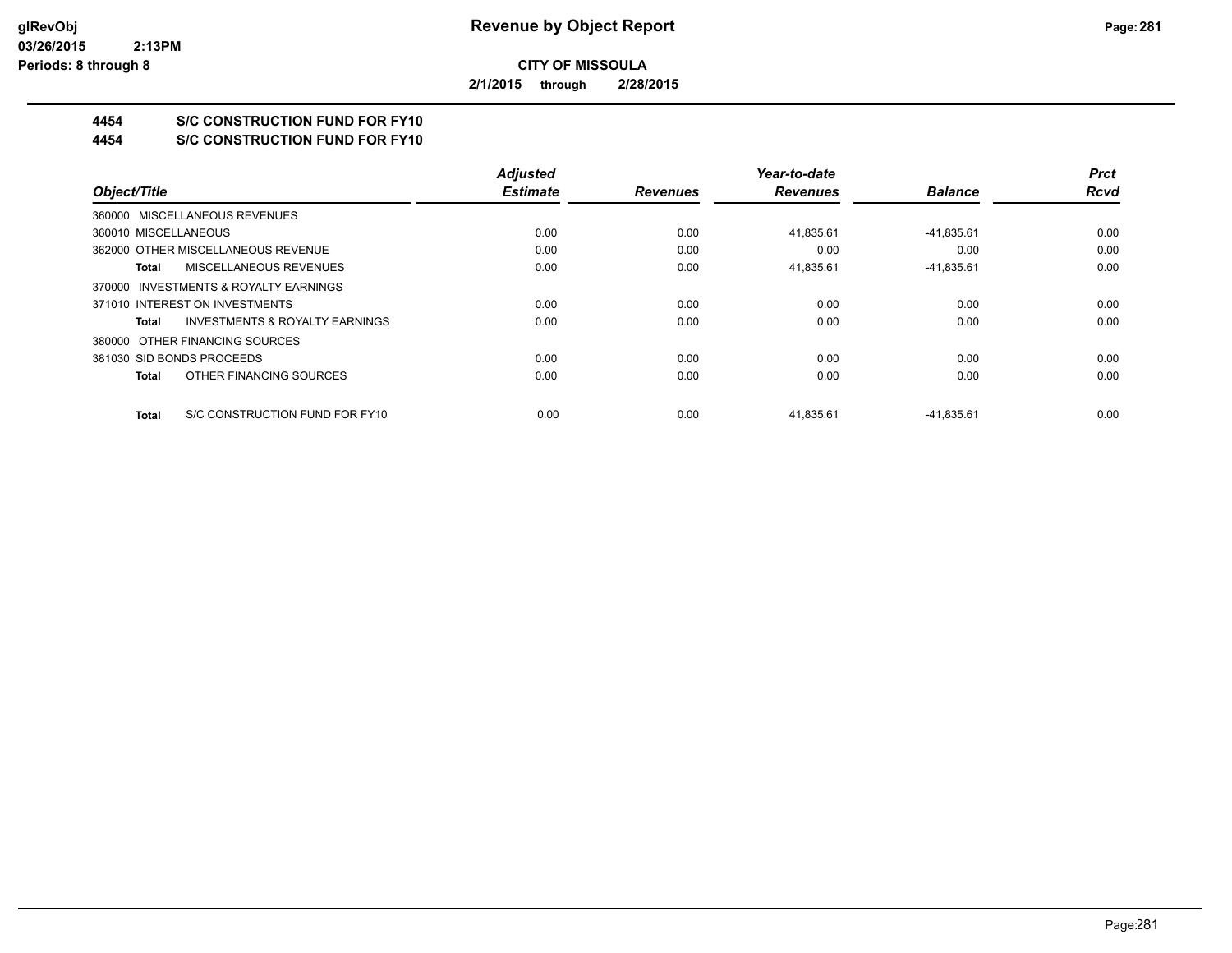# Revenue by Object Report

**CITY OF MISSOULA**

**2/1/2015 through 2/28/2015**

glRevObj
03/26/2015 2:13PM
Periods: 8 through 8

## 4454 S/C CONSTRUCTION FUND FOR FY10

## 4454 S/C CONSTRUCTION FUND FOR FY10

| Object/Title | Adjusted Estimate | Revenues | Year-to-date Revenues | Balance | Prct Rcvd |
|---|---|---|---|---|---|
| 360000 MISCELLANEOUS REVENUES | | | | | |
| 360010 MISCELLANEOUS | 0.00 | 0.00 | 41,835.61 | -41,835.61 | 0.00 |
| 362000 OTHER MISCELLANEOUS REVENUE | 0.00 | 0.00 | 0.00 | 0.00 | 0.00 |
| **Total** MISCELLANEOUS REVENUES | 0.00 | 0.00 | 41,835.61 | -41,835.61 | 0.00 |
| 370000 INVESTMENTS & ROYALTY EARNINGS | | | | | |
| 371010 INTEREST ON INVESTMENTS | 0.00 | 0.00 | 0.00 | 0.00 | 0.00 |
| **Total** INVESTMENTS & ROYALTY EARNINGS | 0.00 | 0.00 | 0.00 | 0.00 | 0.00 |
| 380000 OTHER FINANCING SOURCES | | | | | |
| 381030 SID BONDS PROCEEDS | 0.00 | 0.00 | 0.00 | 0.00 | 0.00 |
| **Total** OTHER FINANCING SOURCES | 0.00 | 0.00 | 0.00 | 0.00 | 0.00 |
| **Total** S/C CONSTRUCTION FUND FOR FY10 | 0.00 | 0.00 | 41,835.61 | -41,835.61 | 0.00 |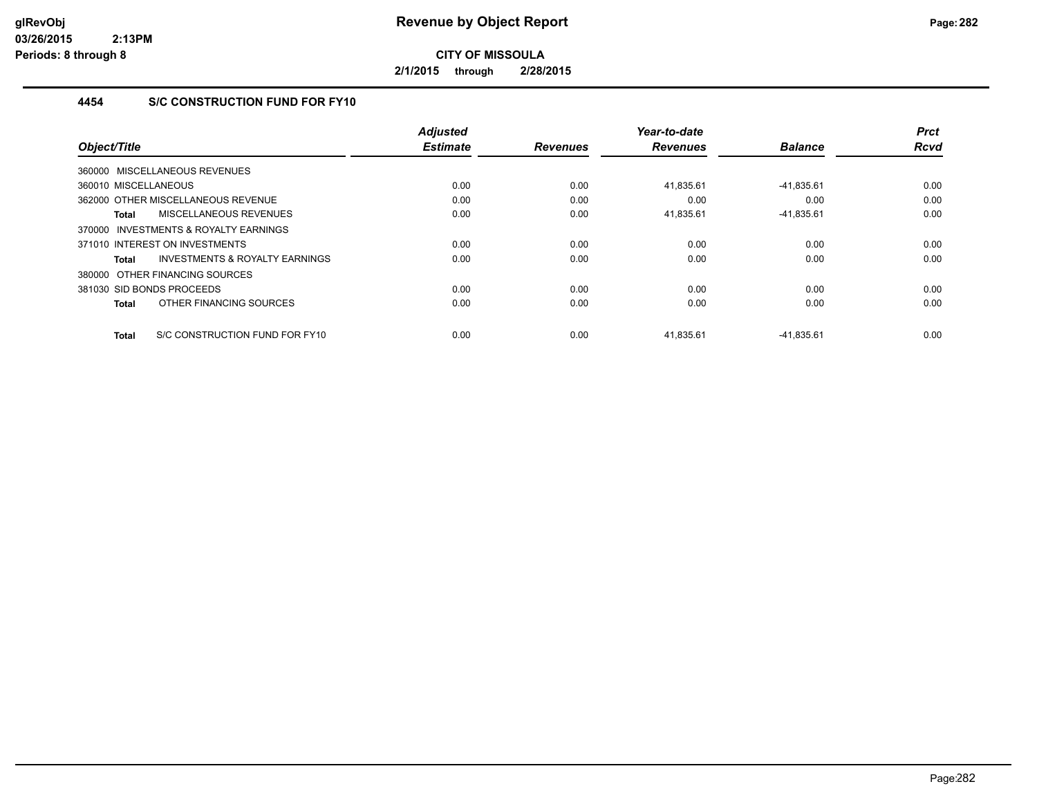# Revenue by Object Report

**CITY OF MISSOULA**

**2/1/2015 through 2/28/2015**

glRevObj
03/26/2015 2:13PM
Periods: 8 through 8

## 4454 S/C CONSTRUCTION FUND FOR FY10

| Object/Title | Adjusted Estimate | Revenues | Year-to-date Revenues | Balance | Prct Rcvd |
|---|---|---|---|---|---|
| 360000 MISCELLANEOUS REVENUES | | | | | |
| 360010 MISCELLANEOUS | 0.00 | 0.00 | 41,835.61 | -41,835.61 | 0.00 |
| 362000 OTHER MISCELLANEOUS REVENUE | 0.00 | 0.00 | 0.00 | 0.00 | 0.00 |
| **Total** MISCELLANEOUS REVENUES | 0.00 | 0.00 | 41,835.61 | -41,835.61 | 0.00 |
| 370000 INVESTMENTS & ROYALTY EARNINGS | | | | | |
| 371010 INTEREST ON INVESTMENTS | 0.00 | 0.00 | 0.00 | 0.00 | 0.00 |
| **Total** INVESTMENTS & ROYALTY EARNINGS | 0.00 | 0.00 | 0.00 | 0.00 | 0.00 |
| 380000 OTHER FINANCING SOURCES | | | | | |
| 381030 SID BONDS PROCEEDS | 0.00 | 0.00 | 0.00 | 0.00 | 0.00 |
| **Total** OTHER FINANCING SOURCES | 0.00 | 0.00 | 0.00 | 0.00 | 0.00 |
| **Total** S/C CONSTRUCTION FUND FOR FY10 | 0.00 | 0.00 | 41,835.61 | -41,835.61 | 0.00 |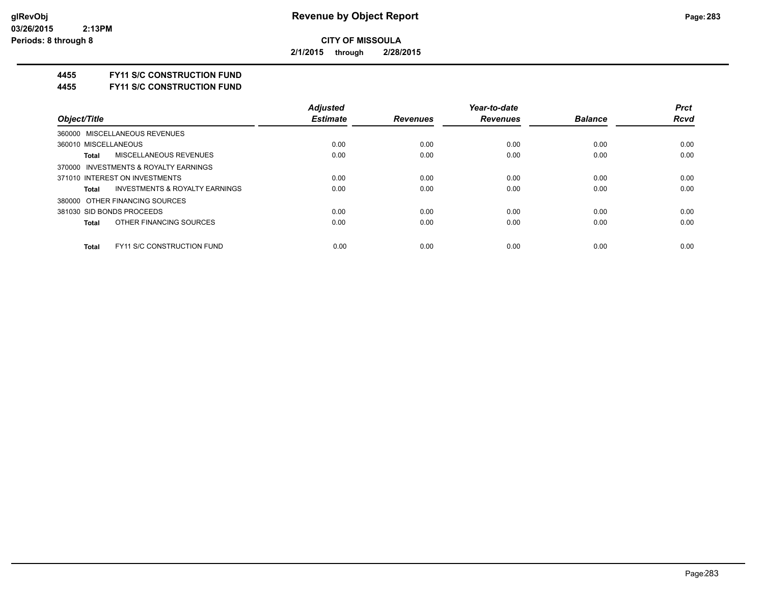**CITY OF MISSOULA**

**2/1/2015 through 2/28/2015**

**4455 FY11 S/C CONSTRUCTION FUND**

**4455 FY11 S/C CONSTRUCTION FUND**

| Object/Title | Adjusted Estimate | Revenues | Year-to-date Revenues | Balance | Prct Rcvd |
|---|---|---|---|---|---|
| 360000 MISCELLANEOUS REVENUES | | | | | |
| 360010 MISCELLANEOUS | 0.00 | 0.00 | 0.00 | 0.00 | 0.00 |
| **Total** MISCELLANEOUS REVENUES | 0.00 | 0.00 | 0.00 | 0.00 | 0.00 |
| 370000 INVESTMENTS & ROYALTY EARNINGS | | | | | |
| 371010 INTEREST ON INVESTMENTS | 0.00 | 0.00 | 0.00 | 0.00 | 0.00 |
| **Total** INVESTMENTS & ROYALTY EARNINGS | 0.00 | 0.00 | 0.00 | 0.00 | 0.00 |
| 380000 OTHER FINANCING SOURCES | | | | | |
| 381030 SID BONDS PROCEEDS | 0.00 | 0.00 | 0.00 | 0.00 | 0.00 |
| **Total** OTHER FINANCING SOURCES | 0.00 | 0.00 | 0.00 | 0.00 | 0.00 |
| **Total** FY11 S/C CONSTRUCTION FUND | 0.00 | 0.00 | 0.00 | 0.00 | 0.00 |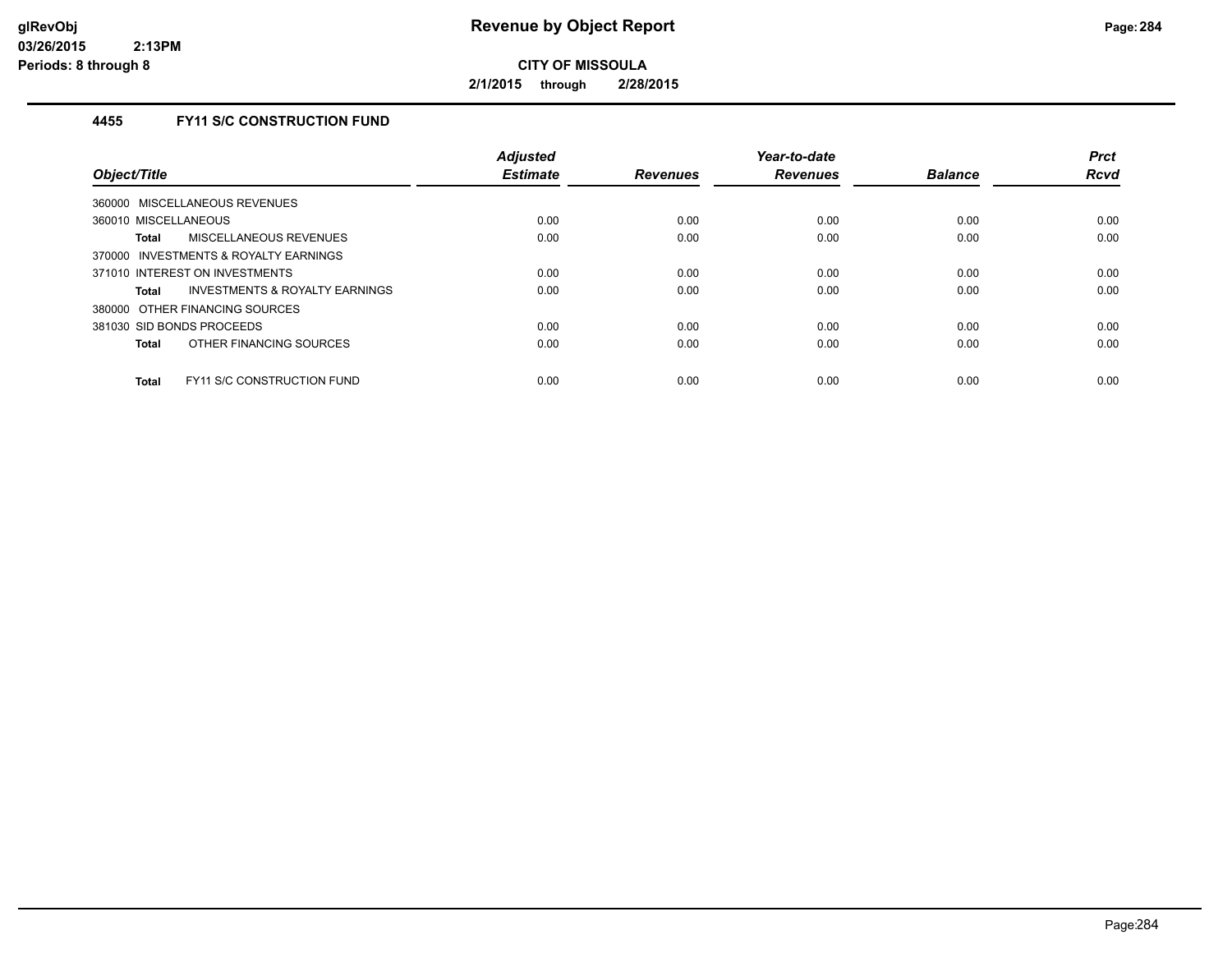# Revenue by Object Report

**CITY OF MISSOULA**

**2/1/2015 through 2/28/2015**

glRevObj
03/26/2015 2:13PM
Periods: 8 through 8

### 4455 FY11 S/C CONSTRUCTION FUND

| Object/Title | Adjusted Estimate | Revenues | Year-to-date Revenues | Balance | Prct Rcvd |
|---|---|---|---|---|---|
| 360000 MISCELLANEOUS REVENUES | | | | | |
| 360010 MISCELLANEOUS | 0.00 | 0.00 | 0.00 | 0.00 | 0.00 |
| **Total** MISCELLANEOUS REVENUES | 0.00 | 0.00 | 0.00 | 0.00 | 0.00 |
| 370000 INVESTMENTS & ROYALTY EARNINGS | | | | | |
| 371010 INTEREST ON INVESTMENTS | 0.00 | 0.00 | 0.00 | 0.00 | 0.00 |
| **Total** INVESTMENTS & ROYALTY EARNINGS | 0.00 | 0.00 | 0.00 | 0.00 | 0.00 |
| 380000 OTHER FINANCING SOURCES | | | | | |
| 381030 SID BONDS PROCEEDS | 0.00 | 0.00 | 0.00 | 0.00 | 0.00 |
| **Total** OTHER FINANCING SOURCES | 0.00 | 0.00 | 0.00 | 0.00 | 0.00 |
| **Total** FY11 S/C CONSTRUCTION FUND | 0.00 | 0.00 | 0.00 | 0.00 | 0.00 |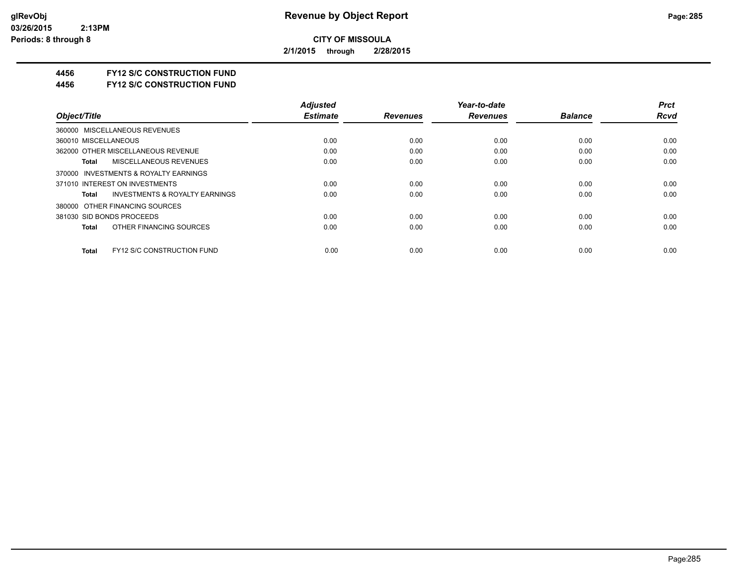**CITY OF MISSOULA**

**2/1/2015 through 2/28/2015**

**4456 FY12 S/C CONSTRUCTION FUND**

**4456 FY12 S/C CONSTRUCTION FUND**

| Object/Title | Adjusted Estimate | Revenues | Year-to-date Revenues | Balance | Prct Rcvd |
|---|---|---|---|---|---|
| 360000 MISCELLANEOUS REVENUES | | | | | |
| 360010 MISCELLANEOUS | 0.00 | 0.00 | 0.00 | 0.00 | 0.00 |
| 362000 OTHER MISCELLANEOUS REVENUE | 0.00 | 0.00 | 0.00 | 0.00 | 0.00 |
| **Total** MISCELLANEOUS REVENUES | 0.00 | 0.00 | 0.00 | 0.00 | 0.00 |
| 370000 INVESTMENTS & ROYALTY EARNINGS | | | | | |
| 371010 INTEREST ON INVESTMENTS | 0.00 | 0.00 | 0.00 | 0.00 | 0.00 |
| **Total** INVESTMENTS & ROYALTY EARNINGS | 0.00 | 0.00 | 0.00 | 0.00 | 0.00 |
| 380000 OTHER FINANCING SOURCES | | | | | |
| 381030 SID BONDS PROCEEDS | 0.00 | 0.00 | 0.00 | 0.00 | 0.00 |
| **Total** OTHER FINANCING SOURCES | 0.00 | 0.00 | 0.00 | 0.00 | 0.00 |
| **Total** FY12 S/C CONSTRUCTION FUND | 0.00 | 0.00 | 0.00 | 0.00 | 0.00 |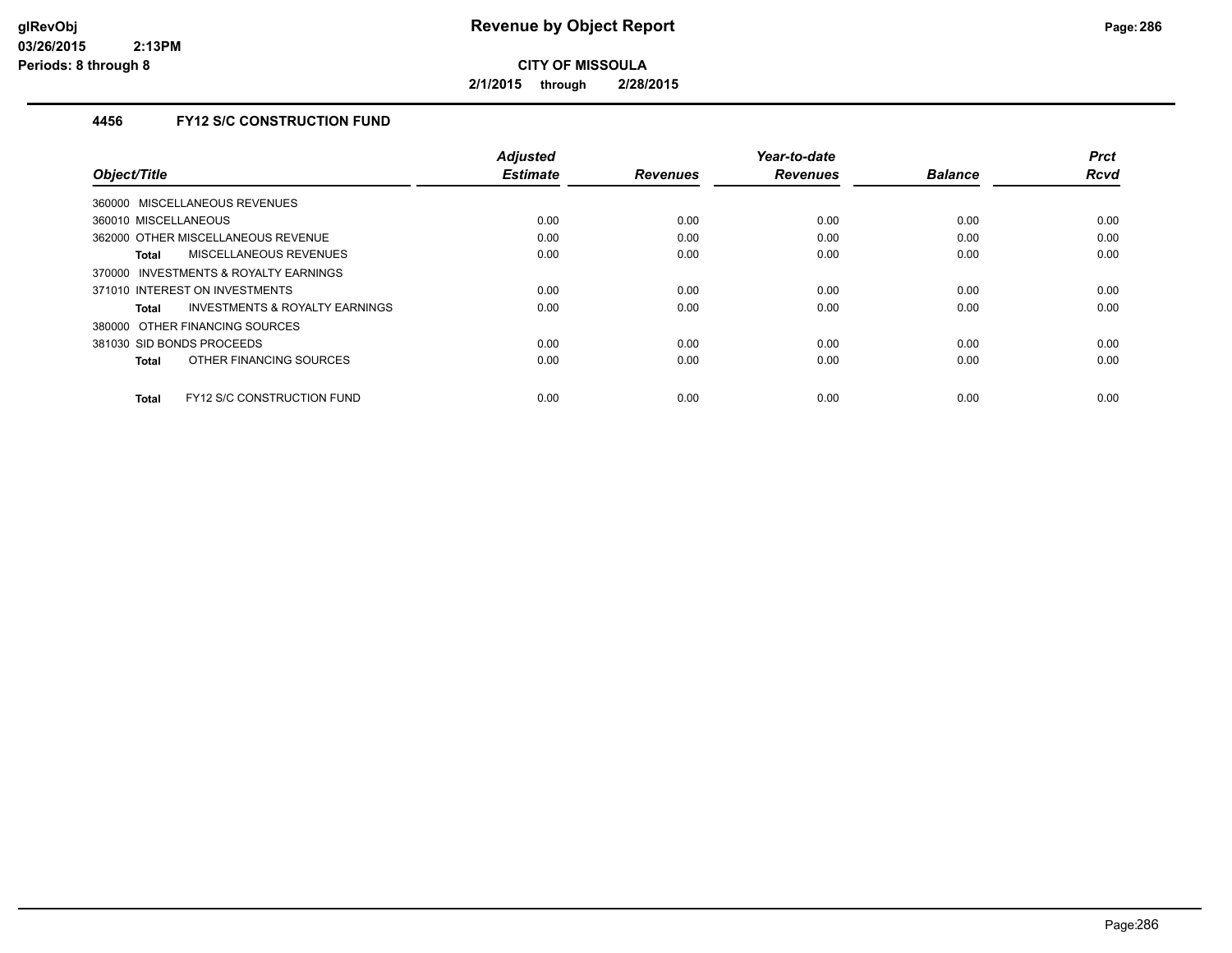**CITY OF MISSOULA**

**2/1/2015 through 2/28/2015**

### 4456 FY12 S/C CONSTRUCTION FUND

| Object/Title | Adjusted Estimate | Revenues | Year-to-date Revenues | Balance | Prct Rcvd |
|---|---|---|---|---|---|
| 360000 MISCELLANEOUS REVENUES | | | | | |
| 360010 MISCELLANEOUS | 0.00 | 0.00 | 0.00 | 0.00 | 0.00 |
| 362000 OTHER MISCELLANEOUS REVENUE | 0.00 | 0.00 | 0.00 | 0.00 | 0.00 |
| **Total** MISCELLANEOUS REVENUES | 0.00 | 0.00 | 0.00 | 0.00 | 0.00 |
| 370000 INVESTMENTS & ROYALTY EARNINGS | | | | | |
| 371010 INTEREST ON INVESTMENTS | 0.00 | 0.00 | 0.00 | 0.00 | 0.00 |
| **Total** INVESTMENTS & ROYALTY EARNINGS | 0.00 | 0.00 | 0.00 | 0.00 | 0.00 |
| 380000 OTHER FINANCING SOURCES | | | | | |
| 381030 SID BONDS PROCEEDS | 0.00 | 0.00 | 0.00 | 0.00 | 0.00 |
| **Total** OTHER FINANCING SOURCES | 0.00 | 0.00 | 0.00 | 0.00 | 0.00 |
| **Total** FY12 S/C CONSTRUCTION FUND | 0.00 | 0.00 | 0.00 | 0.00 | 0.00 |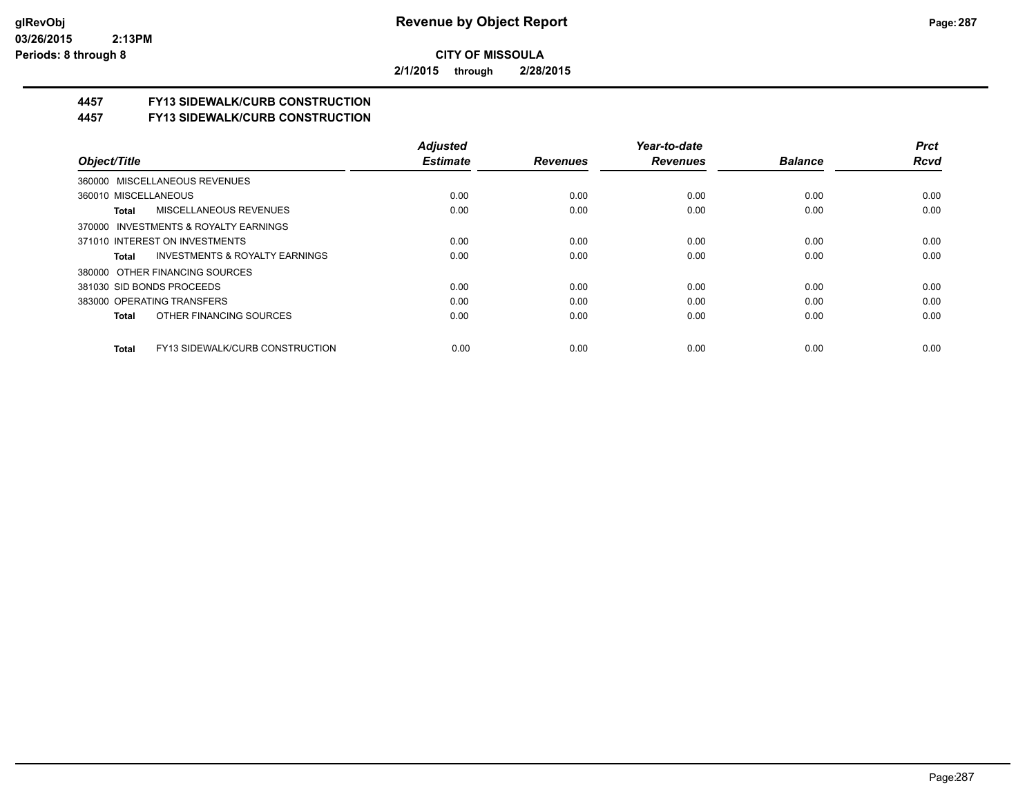# CITY OF MISSOULA

**2/1/2015 through 2/28/2015**

## 4457 FY13 SIDEWALK/CURB CONSTRUCTION

## 4457 FY13 SIDEWALK/CURB CONSTRUCTION

| Object/Title | Adjusted Estimate | Revenues | Year-to-date Revenues | Balance | Prct Rcvd |
|---|---|---|---|---|---|
| 360000 MISCELLANEOUS REVENUES | | | | | |
| 360010 MISCELLANEOUS | 0.00 | 0.00 | 0.00 | 0.00 | 0.00 |
| **Total** MISCELLANEOUS REVENUES | 0.00 | 0.00 | 0.00 | 0.00 | 0.00 |
| 370000 INVESTMENTS & ROYALTY EARNINGS | | | | | |
| 371010 INTEREST ON INVESTMENTS | 0.00 | 0.00 | 0.00 | 0.00 | 0.00 |
| **Total** INVESTMENTS & ROYALTY EARNINGS | 0.00 | 0.00 | 0.00 | 0.00 | 0.00 |
| 380000 OTHER FINANCING SOURCES | | | | | |
| 381030 SID BONDS PROCEEDS | 0.00 | 0.00 | 0.00 | 0.00 | 0.00 |
| 383000 OPERATING TRANSFERS | 0.00 | 0.00 | 0.00 | 0.00 | 0.00 |
| **Total** OTHER FINANCING SOURCES | 0.00 | 0.00 | 0.00 | 0.00 | 0.00 |
| **Total** FY13 SIDEWALK/CURB CONSTRUCTION | 0.00 | 0.00 | 0.00 | 0.00 | 0.00 |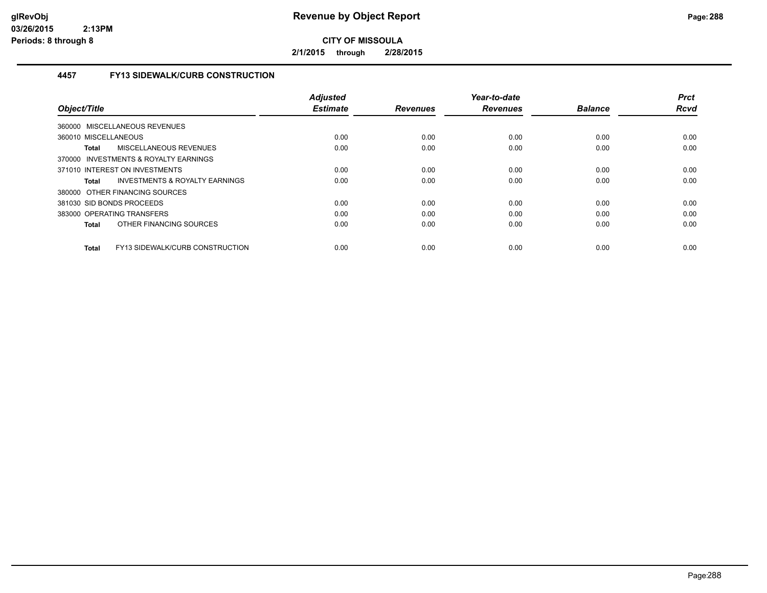# Revenue by Object Report

**CITY OF MISSOULA**

**2/1/2015 through 2/28/2015**

### 4457 FY13 SIDEWALK/CURB CONSTRUCTION

| Object/Title | Adjusted Estimate | Revenues | Year-to-date Revenues | Balance | Prct Rcvd |
|---|---|---|---|---|---|
| 360000 MISCELLANEOUS REVENUES | | | | | |
| 360010 MISCELLANEOUS | 0.00 | 0.00 | 0.00 | 0.00 | 0.00 |
| **Total** MISCELLANEOUS REVENUES | 0.00 | 0.00 | 0.00 | 0.00 | 0.00 |
| 370000 INVESTMENTS & ROYALTY EARNINGS | | | | | |
| 371010 INTEREST ON INVESTMENTS | 0.00 | 0.00 | 0.00 | 0.00 | 0.00 |
| **Total** INVESTMENTS & ROYALTY EARNINGS | 0.00 | 0.00 | 0.00 | 0.00 | 0.00 |
| 380000 OTHER FINANCING SOURCES | | | | | |
| 381030 SID BONDS PROCEEDS | 0.00 | 0.00 | 0.00 | 0.00 | 0.00 |
| 383000 OPERATING TRANSFERS | 0.00 | 0.00 | 0.00 | 0.00 | 0.00 |
| **Total** OTHER FINANCING SOURCES | 0.00 | 0.00 | 0.00 | 0.00 | 0.00 |
| **Total** FY13 SIDEWALK/CURB CONSTRUCTION | 0.00 | 0.00 | 0.00 | 0.00 | 0.00 |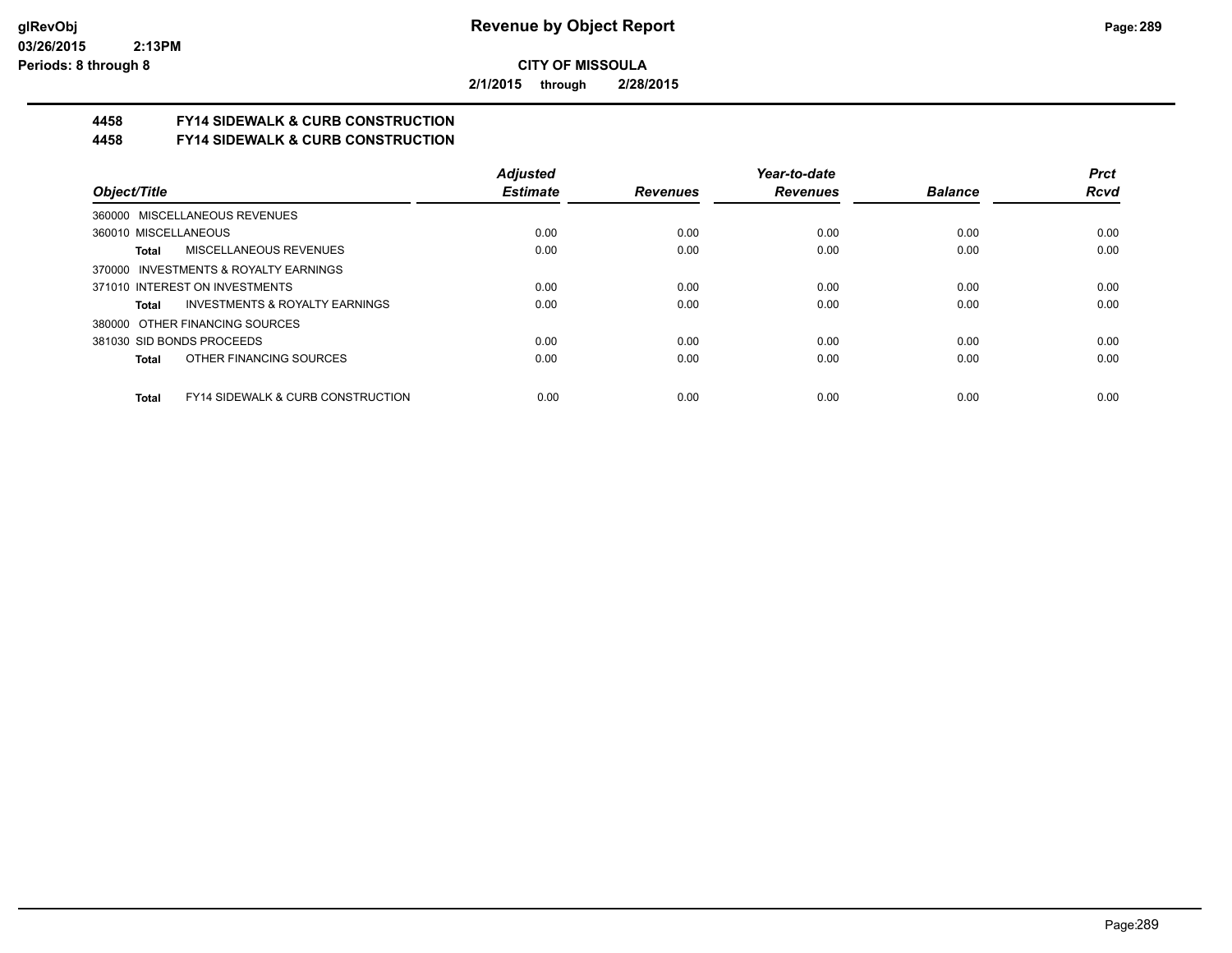**CITY OF MISSOULA**

**2/1/2015 through 2/28/2015**

**4458 FY14 SIDEWALK & CURB CONSTRUCTION**

**4458 FY14 SIDEWALK & CURB CONSTRUCTION**

| Object/Title | Adjusted Estimate | Revenues | Year-to-date Revenues | Balance | Prct Rcvd |
|---|---|---|---|---|---|
| 360000 MISCELLANEOUS REVENUES | | | | | |
| 360010 MISCELLANEOUS | 0.00 | 0.00 | 0.00 | 0.00 | 0.00 |
| **Total** MISCELLANEOUS REVENUES | 0.00 | 0.00 | 0.00 | 0.00 | 0.00 |
| 370000 INVESTMENTS & ROYALTY EARNINGS | | | | | |
| 371010 INTEREST ON INVESTMENTS | 0.00 | 0.00 | 0.00 | 0.00 | 0.00 |
| **Total** INVESTMENTS & ROYALTY EARNINGS | 0.00 | 0.00 | 0.00 | 0.00 | 0.00 |
| 380000 OTHER FINANCING SOURCES | | | | | |
| 381030 SID BONDS PROCEEDS | 0.00 | 0.00 | 0.00 | 0.00 | 0.00 |
| **Total** OTHER FINANCING SOURCES | 0.00 | 0.00 | 0.00 | 0.00 | 0.00 |
| **Total** FY14 SIDEWALK & CURB CONSTRUCTION | 0.00 | 0.00 | 0.00 | 0.00 | 0.00 |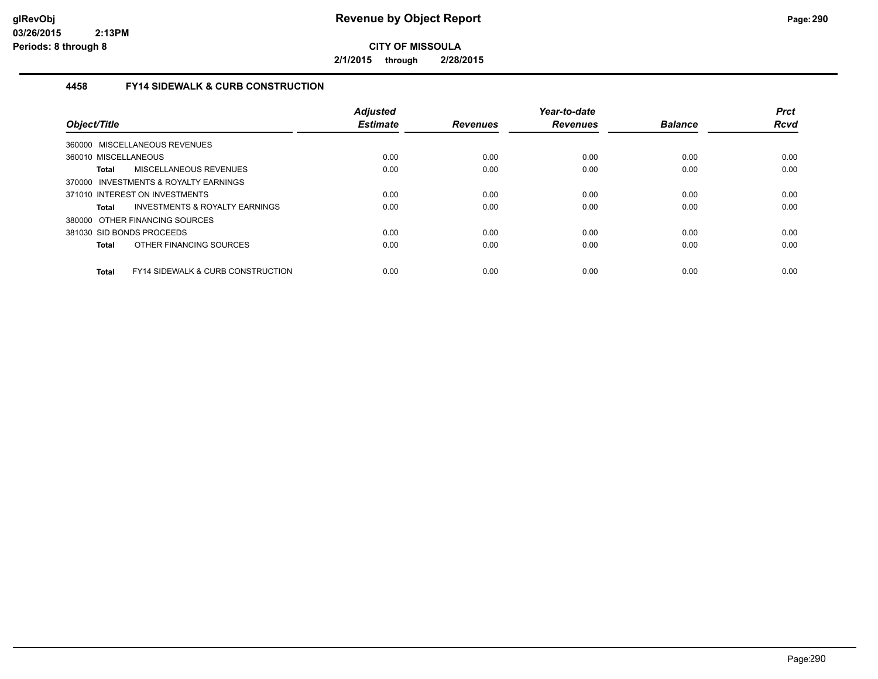**Revenue by Object Report**

**CITY OF MISSOULA**

**2/1/2015 through 2/28/2015**

glRevObj
03/26/2015 2:13PM
Periods: 8 through 8

## 4458 FY14 SIDEWALK & CURB CONSTRUCTION

| Object/Title | Adjusted Estimate | Revenues | Year-to-date Revenues | Balance | Prct Rcvd |
|---|---|---|---|---|---|
| 360000 MISCELLANEOUS REVENUES | | | | | |
| 360010 MISCELLANEOUS | 0.00 | 0.00 | 0.00 | 0.00 | 0.00 |
| **Total** MISCELLANEOUS REVENUES | 0.00 | 0.00 | 0.00 | 0.00 | 0.00 |
| 370000 INVESTMENTS & ROYALTY EARNINGS | | | | | |
| 371010 INTEREST ON INVESTMENTS | 0.00 | 0.00 | 0.00 | 0.00 | 0.00 |
| **Total** INVESTMENTS & ROYALTY EARNINGS | 0.00 | 0.00 | 0.00 | 0.00 | 0.00 |
| 380000 OTHER FINANCING SOURCES | | | | | |
| 381030 SID BONDS PROCEEDS | 0.00 | 0.00 | 0.00 | 0.00 | 0.00 |
| **Total** OTHER FINANCING SOURCES | 0.00 | 0.00 | 0.00 | 0.00 | 0.00 |
| **Total** FY14 SIDEWALK & CURB CONSTRUCTION | 0.00 | 0.00 | 0.00 | 0.00 | 0.00 |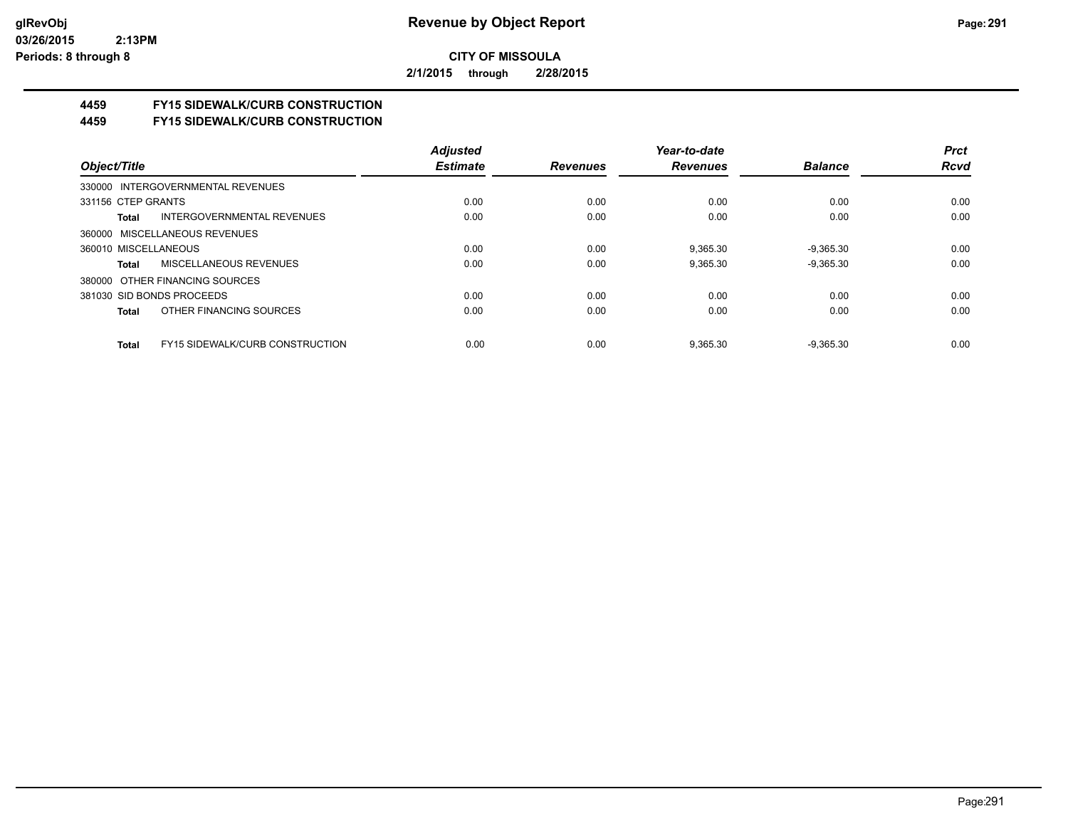# Revenue by Object Report

glRevObj
03/26/2015 2:13PM
Periods: 8 through 8

**CITY OF MISSOULA**

**2/1/2015 through 2/28/2015**

## 4459 FY15 SIDEWALK/CURB CONSTRUCTION
## 4459 FY15 SIDEWALK/CURB CONSTRUCTION

| Object/Title | Adjusted Estimate | Revenues | Year-to-date Revenues | Balance | Prct Rcvd |
|---|---|---|---|---|---|
| 330000 INTERGOVERNMENTAL REVENUES | | | | | |
| 331156 CTEP GRANTS | 0.00 | 0.00 | 0.00 | 0.00 | 0.00 |
| **Total** INTERGOVERNMENTAL REVENUES | 0.00 | 0.00 | 0.00 | 0.00 | 0.00 |
| 360000 MISCELLANEOUS REVENUES | | | | | |
| 360010 MISCELLANEOUS | 0.00 | 0.00 | 9,365.30 | -9,365.30 | 0.00 |
| **Total** MISCELLANEOUS REVENUES | 0.00 | 0.00 | 9,365.30 | -9,365.30 | 0.00 |
| 380000 OTHER FINANCING SOURCES | | | | | |
| 381030 SID BONDS PROCEEDS | 0.00 | 0.00 | 0.00 | 0.00 | 0.00 |
| **Total** OTHER FINANCING SOURCES | 0.00 | 0.00 | 0.00 | 0.00 | 0.00 |
| **Total** FY15 SIDEWALK/CURB CONSTRUCTION | 0.00 | 0.00 | 9,365.30 | -9,365.30 | 0.00 |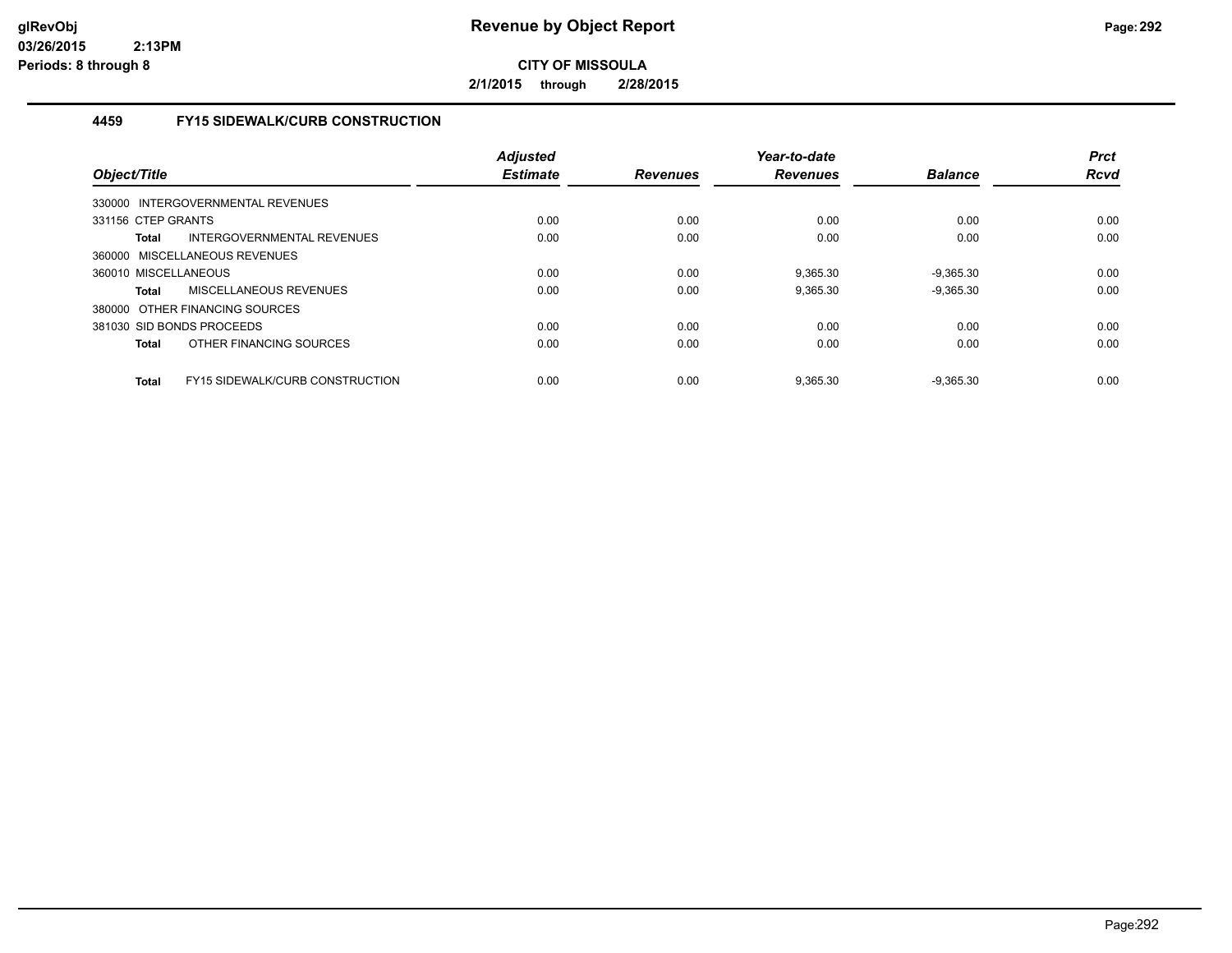**Revenue by Object Report**

**CITY OF MISSOULA**

**2/1/2015 through 2/28/2015**

glRevObj
03/26/2015 2:13PM
Periods: 8 through 8

### 4459 FY15 SIDEWALK/CURB CONSTRUCTION

| Object/Title | | Adjusted Estimate | Revenues | Year-to-date Revenues | Balance | Prct Rcvd |
|---|---|---|---|---|---|---|
| 330000 INTERGOVERNMENTAL REVENUES | | | | | | |
| 331156 CTEP GRANTS | | 0.00 | 0.00 | 0.00 | 0.00 | 0.00 |
| **Total** | INTERGOVERNMENTAL REVENUES | 0.00 | 0.00 | 0.00 | 0.00 | 0.00 |
| 360000 MISCELLANEOUS REVENUES | | | | | | |
| 360010 MISCELLANEOUS | | 0.00 | 0.00 | 9,365.30 | -9,365.30 | 0.00 |
| **Total** | MISCELLANEOUS REVENUES | 0.00 | 0.00 | 9,365.30 | -9,365.30 | 0.00 |
| 380000 OTHER FINANCING SOURCES | | | | | | |
| 381030 SID BONDS PROCEEDS | | 0.00 | 0.00 | 0.00 | 0.00 | 0.00 |
| **Total** | OTHER FINANCING SOURCES | 0.00 | 0.00 | 0.00 | 0.00 | 0.00 |
| **Total** | FY15 SIDEWALK/CURB CONSTRUCTION | 0.00 | 0.00 | 9,365.30 | -9,365.30 | 0.00 |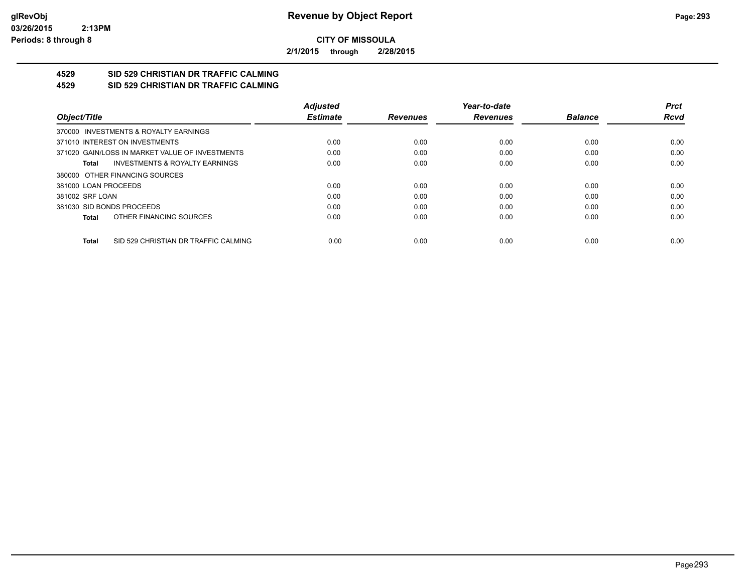**CITY OF MISSOULA**

**2/1/2015 through 2/28/2015**

## 4529 SID 529 CHRISTIAN DR TRAFFIC CALMING
## 4529 SID 529 CHRISTIAN DR TRAFFIC CALMING

| Object/Title | Adjusted Estimate | Revenues | Year-to-date Revenues | Balance | Prct Rcvd |
|---|---|---|---|---|---|
| 370000 INVESTMENTS & ROYALTY EARNINGS | | | | | |
| 371010 INTEREST ON INVESTMENTS | 0.00 | 0.00 | 0.00 | 0.00 | 0.00 |
| 371020 GAIN/LOSS IN MARKET VALUE OF INVESTMENTS | 0.00 | 0.00 | 0.00 | 0.00 | 0.00 |
| **Total** INVESTMENTS & ROYALTY EARNINGS | 0.00 | 0.00 | 0.00 | 0.00 | 0.00 |
| 380000 OTHER FINANCING SOURCES | | | | | |
| 381000 LOAN PROCEEDS | 0.00 | 0.00 | 0.00 | 0.00 | 0.00 |
| 381002 SRF LOAN | 0.00 | 0.00 | 0.00 | 0.00 | 0.00 |
| 381030 SID BONDS PROCEEDS | 0.00 | 0.00 | 0.00 | 0.00 | 0.00 |
| **Total** OTHER FINANCING SOURCES | 0.00 | 0.00 | 0.00 | 0.00 | 0.00 |
| **Total** SID 529 CHRISTIAN DR TRAFFIC CALMING | 0.00 | 0.00 | 0.00 | 0.00 | 0.00 |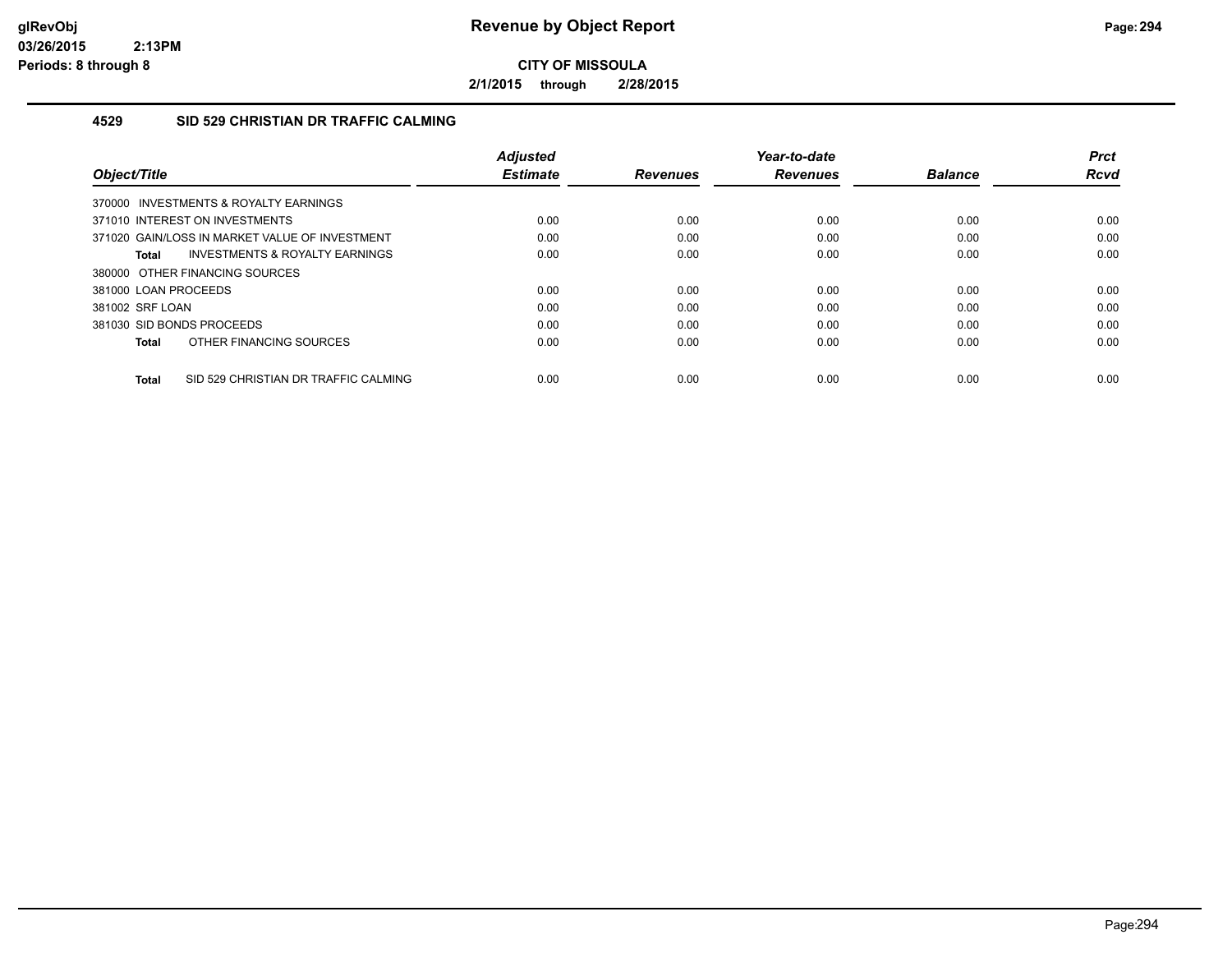**CITY OF MISSOULA**

**2/1/2015 through 2/28/2015**

## 4529 SID 529 CHRISTIAN DR TRAFFIC CALMING

| Object/Title | Adjusted Estimate | Revenues | Year-to-date Revenues | Balance | Prct Rcvd |
|---|---|---|---|---|---|
| 370000 INVESTMENTS & ROYALTY EARNINGS | | | | | |
| 371010 INTEREST ON INVESTMENTS | 0.00 | 0.00 | 0.00 | 0.00 | 0.00 |
| 371020 GAIN/LOSS IN MARKET VALUE OF INVESTMENT | 0.00 | 0.00 | 0.00 | 0.00 | 0.00 |
| **Total** INVESTMENTS & ROYALTY EARNINGS | 0.00 | 0.00 | 0.00 | 0.00 | 0.00 |
| 380000 OTHER FINANCING SOURCES | | | | | |
| 381000 LOAN PROCEEDS | 0.00 | 0.00 | 0.00 | 0.00 | 0.00 |
| 381002 SRF LOAN | 0.00 | 0.00 | 0.00 | 0.00 | 0.00 |
| 381030 SID BONDS PROCEEDS | 0.00 | 0.00 | 0.00 | 0.00 | 0.00 |
| **Total** OTHER FINANCING SOURCES | 0.00 | 0.00 | 0.00 | 0.00 | 0.00 |
| **Total** SID 529 CHRISTIAN DR TRAFFIC CALMING | 0.00 | 0.00 | 0.00 | 0.00 | 0.00 |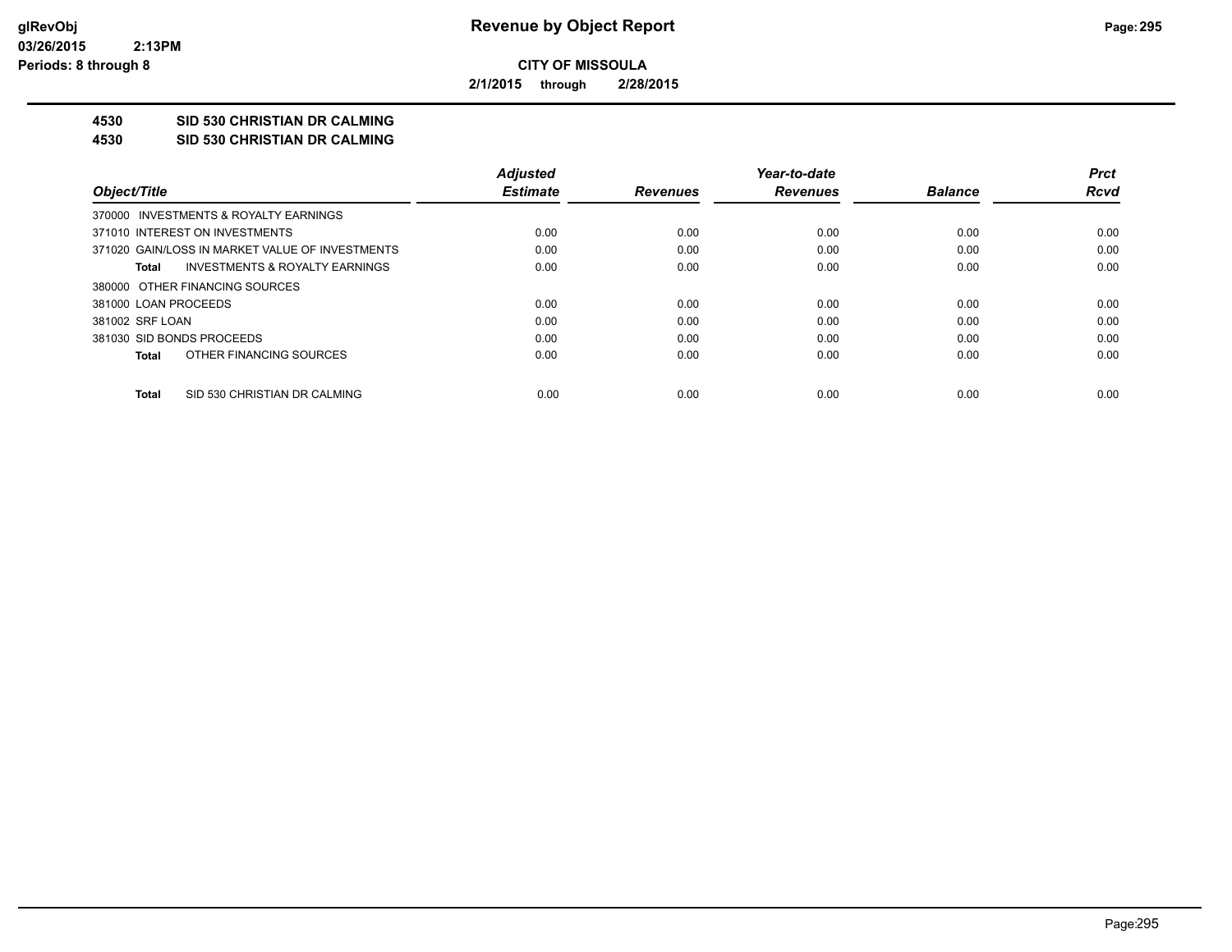# Revenue by Object Report

**CITY OF MISSOULA**

**2/1/2015 through 2/28/2015**

glRevObj
03/26/2015 2:13PM
Periods: 8 through 8

**4530 SID 530 CHRISTIAN DR CALMING**

**4530 SID 530 CHRISTIAN DR CALMING**

| Object/Title | Adjusted Estimate | Revenues | Year-to-date Revenues | Balance | Prct Rcvd |
|---|---|---|---|---|---|
| 370000 INVESTMENTS & ROYALTY EARNINGS | | | | | |
| 371010 INTEREST ON INVESTMENTS | 0.00 | 0.00 | 0.00 | 0.00 | 0.00 |
| 371020 GAIN/LOSS IN MARKET VALUE OF INVESTMENTS | 0.00 | 0.00 | 0.00 | 0.00 | 0.00 |
| **Total** INVESTMENTS & ROYALTY EARNINGS | 0.00 | 0.00 | 0.00 | 0.00 | 0.00 |
| 380000 OTHER FINANCING SOURCES | | | | | |
| 381000 LOAN PROCEEDS | 0.00 | 0.00 | 0.00 | 0.00 | 0.00 |
| 381002 SRF LOAN | 0.00 | 0.00 | 0.00 | 0.00 | 0.00 |
| 381030 SID BONDS PROCEEDS | 0.00 | 0.00 | 0.00 | 0.00 | 0.00 |
| **Total** OTHER FINANCING SOURCES | 0.00 | 0.00 | 0.00 | 0.00 | 0.00 |
| **Total** SID 530 CHRISTIAN DR CALMING | 0.00 | 0.00 | 0.00 | 0.00 | 0.00 |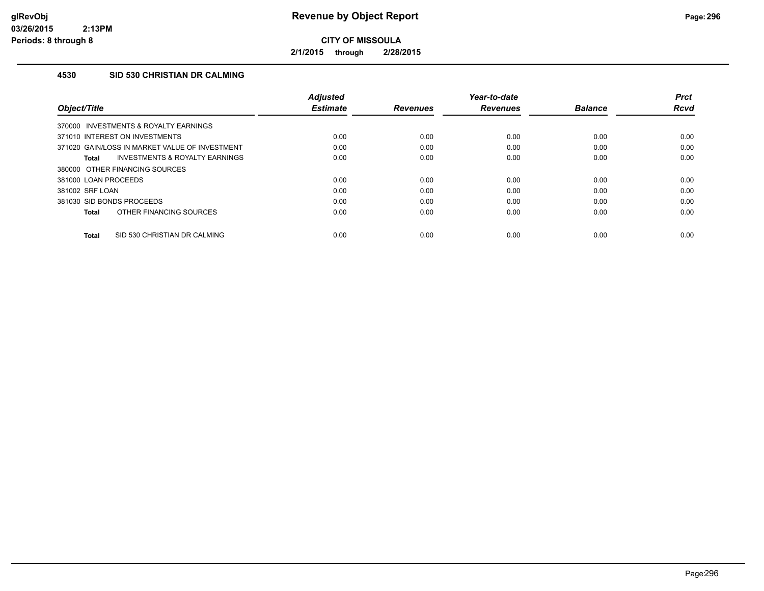# Revenue by Object Report

glRevObj
03/26/2015 2:13PM
Periods: 8 through 8

**CITY OF MISSOULA**

**2/1/2015 through 2/28/2015**

### 4530 SID 530 CHRISTIAN DR CALMING

| Object/Title | Adjusted Estimate | Revenues | Year-to-date Revenues | Balance | Prct Rcvd |
|---|---|---|---|---|---|
| 370000 INVESTMENTS & ROYALTY EARNINGS | | | | | |
| 371010 INTEREST ON INVESTMENTS | 0.00 | 0.00 | 0.00 | 0.00 | 0.00 |
| 371020 GAIN/LOSS IN MARKET VALUE OF INVESTMENT | 0.00 | 0.00 | 0.00 | 0.00 | 0.00 |
| **Total** INVESTMENTS & ROYALTY EARNINGS | 0.00 | 0.00 | 0.00 | 0.00 | 0.00 |
| 380000 OTHER FINANCING SOURCES | | | | | |
| 381000 LOAN PROCEEDS | 0.00 | 0.00 | 0.00 | 0.00 | 0.00 |
| 381002 SRF LOAN | 0.00 | 0.00 | 0.00 | 0.00 | 0.00 |
| 381030 SID BONDS PROCEEDS | 0.00 | 0.00 | 0.00 | 0.00 | 0.00 |
| **Total** OTHER FINANCING SOURCES | 0.00 | 0.00 | 0.00 | 0.00 | 0.00 |
| **Total** SID 530 CHRISTIAN DR CALMING | 0.00 | 0.00 | 0.00 | 0.00 | 0.00 |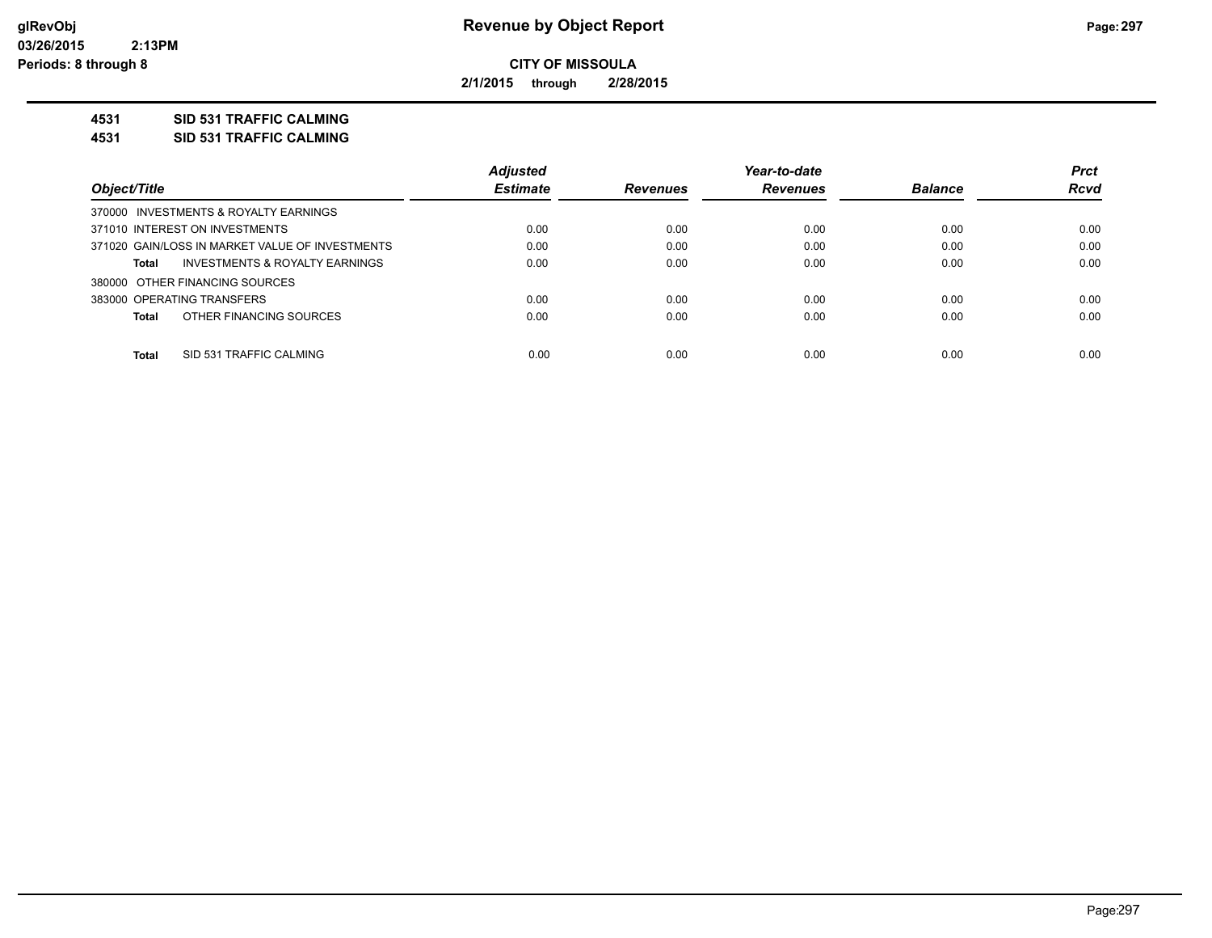**CITY OF MISSOULA**

**2/1/2015 through 2/28/2015**

**4531 SID 531 TRAFFIC CALMING**

**4531 SID 531 TRAFFIC CALMING**

| Object/Title | Adjusted Estimate | Revenues | Year-to-date Revenues | Balance | Prct Rcvd |
|---|---|---|---|---|---|
| 370000 INVESTMENTS & ROYALTY EARNINGS | | | | | |
| 371010 INTEREST ON INVESTMENTS | 0.00 | 0.00 | 0.00 | 0.00 | 0.00 |
| 371020 GAIN/LOSS IN MARKET VALUE OF INVESTMENTS | 0.00 | 0.00 | 0.00 | 0.00 | 0.00 |
| **Total** INVESTMENTS & ROYALTY EARNINGS | 0.00 | 0.00 | 0.00 | 0.00 | 0.00 |
| 380000 OTHER FINANCING SOURCES | | | | | |
| 383000 OPERATING TRANSFERS | 0.00 | 0.00 | 0.00 | 0.00 | 0.00 |
| **Total** OTHER FINANCING SOURCES | 0.00 | 0.00 | 0.00 | 0.00 | 0.00 |
| **Total** SID 531 TRAFFIC CALMING | 0.00 | 0.00 | 0.00 | 0.00 | 0.00 |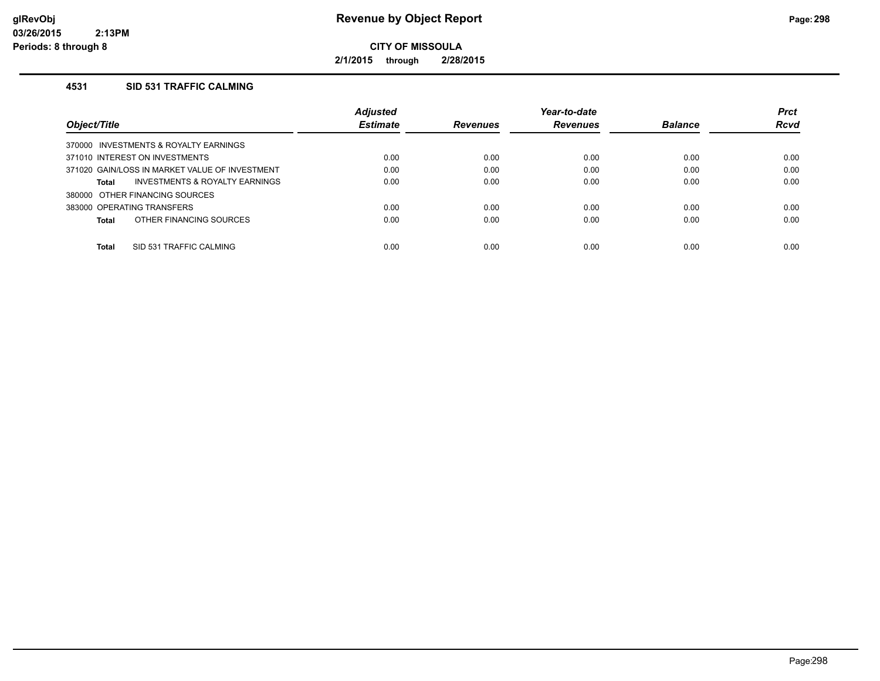# Revenue by Object Report

**CITY OF MISSOULA**

**2/1/2015 through 2/28/2015**

glRevObj
03/26/2015 2:13PM
Periods: 8 through 8

## 4531 SID 531 TRAFFIC CALMING

| Object/Title | Adjusted Estimate | Revenues | Year-to-date Revenues | Balance | Prct Rcvd |
|---|---|---|---|---|---|
| 370000 INVESTMENTS & ROYALTY EARNINGS | | | | | |
| 371010 INTEREST ON INVESTMENTS | 0.00 | 0.00 | 0.00 | 0.00 | 0.00 |
| 371020 GAIN/LOSS IN MARKET VALUE OF INVESTMENT | 0.00 | 0.00 | 0.00 | 0.00 | 0.00 |
| **Total** INVESTMENTS & ROYALTY EARNINGS | 0.00 | 0.00 | 0.00 | 0.00 | 0.00 |
| 380000 OTHER FINANCING SOURCES | | | | | |
| 383000 OPERATING TRANSFERS | 0.00 | 0.00 | 0.00 | 0.00 | 0.00 |
| **Total** OTHER FINANCING SOURCES | 0.00 | 0.00 | 0.00 | 0.00 | 0.00 |
| **Total** SID 531 TRAFFIC CALMING | 0.00 | 0.00 | 0.00 | 0.00 | 0.00 |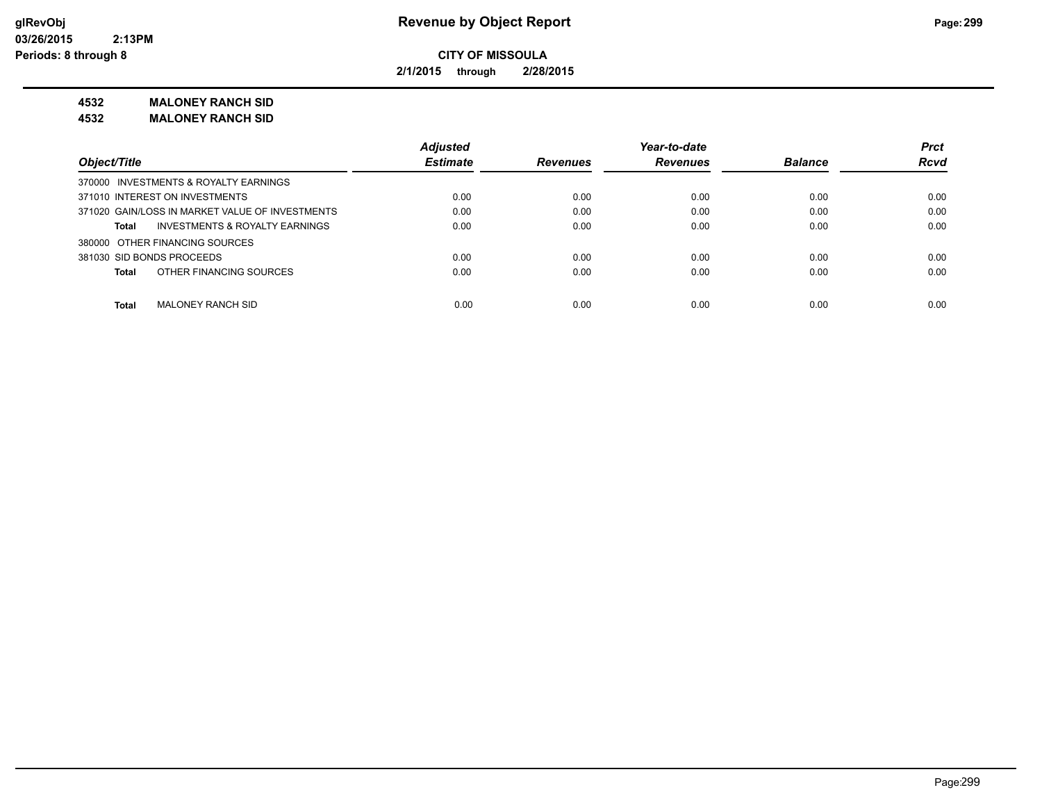**Revenue by Object Report**

**CITY OF MISSOULA**

**2/1/2015 through 2/28/2015**

glRevObj
03/26/2015 2:13PM
Periods: 8 through 8

## 4532 MALONEY RANCH SID
## 4532 MALONEY RANCH SID

| Object/Title | Adjusted Estimate | Revenues | Year-to-date Revenues | Balance | Prct Rcvd |
|---|---|---|---|---|---|
| 370000 INVESTMENTS & ROYALTY EARNINGS | | | | | |
| 371010 INTEREST ON INVESTMENTS | 0.00 | 0.00 | 0.00 | 0.00 | 0.00 |
| 371020 GAIN/LOSS IN MARKET VALUE OF INVESTMENTS | 0.00 | 0.00 | 0.00 | 0.00 | 0.00 |
| **Total** INVESTMENTS & ROYALTY EARNINGS | 0.00 | 0.00 | 0.00 | 0.00 | 0.00 |
| 380000 OTHER FINANCING SOURCES | | | | | |
| 381030 SID BONDS PROCEEDS | 0.00 | 0.00 | 0.00 | 0.00 | 0.00 |
| **Total** OTHER FINANCING SOURCES | 0.00 | 0.00 | 0.00 | 0.00 | 0.00 |
| **Total** MALONEY RANCH SID | 0.00 | 0.00 | 0.00 | 0.00 | 0.00 |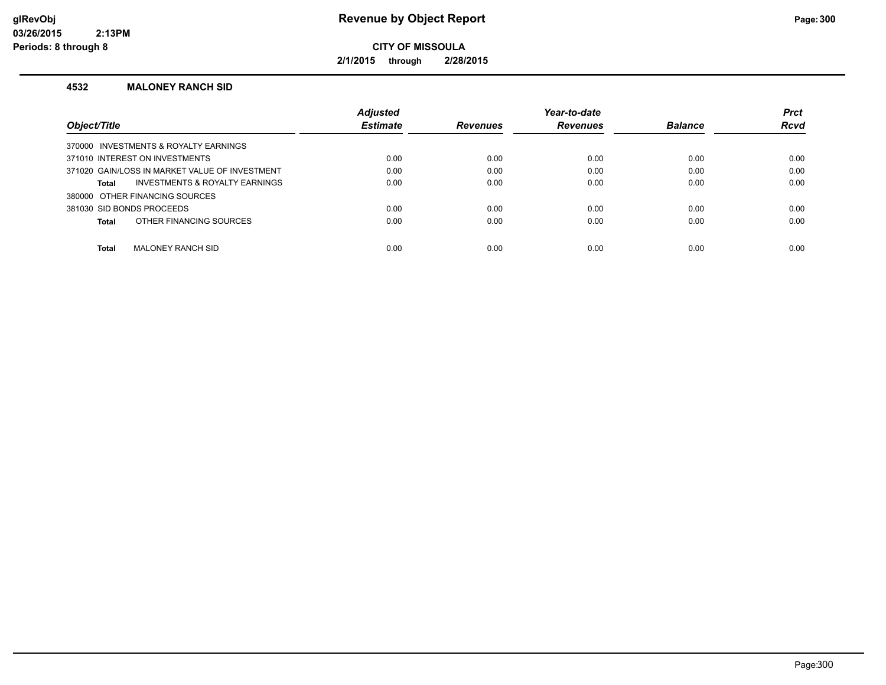# Revenue by Object Report

**CITY OF MISSOULA**

**2/1/2015 through 2/28/2015**

glRevObj
03/26/2015 2:13PM
Periods: 8 through 8

### 4532 MALONEY RANCH SID

| Object/Title | Adjusted Estimate | Revenues | Year-to-date Revenues | Balance | Prct Rcvd |
|---|---|---|---|---|---|
| 370000 INVESTMENTS & ROYALTY EARNINGS | | | | | |
| 371010 INTEREST ON INVESTMENTS | 0.00 | 0.00 | 0.00 | 0.00 | 0.00 |
| 371020 GAIN/LOSS IN MARKET VALUE OF INVESTMENT | 0.00 | 0.00 | 0.00 | 0.00 | 0.00 |
| **Total** INVESTMENTS & ROYALTY EARNINGS | 0.00 | 0.00 | 0.00 | 0.00 | 0.00 |
| 380000 OTHER FINANCING SOURCES | | | | | |
| 381030 SID BONDS PROCEEDS | 0.00 | 0.00 | 0.00 | 0.00 | 0.00 |
| **Total** OTHER FINANCING SOURCES | 0.00 | 0.00 | 0.00 | 0.00 | 0.00 |
| **Total** MALONEY RANCH SID | 0.00 | 0.00 | 0.00 | 0.00 | 0.00 |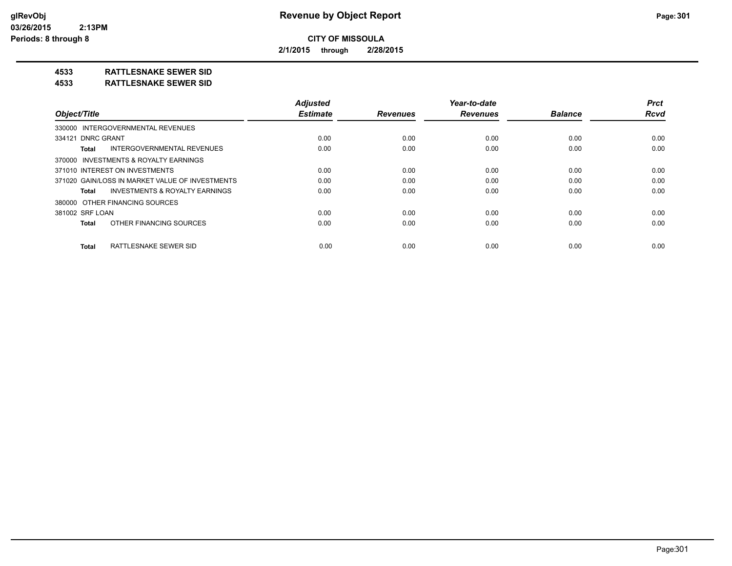**CITY OF MISSOULA**

**2/1/2015 through 2/28/2015**

**4533 RATTLESNAKE SEWER SID**

**4533 RATTLESNAKE SEWER SID**

| Object/Title | Adjusted Estimate | Revenues | Year-to-date Revenues | Balance | Prct Rcvd |
|---|---|---|---|---|---|
| 330000 INTERGOVERNMENTAL REVENUES | | | | | |
| 334121 DNRC GRANT | 0.00 | 0.00 | 0.00 | 0.00 | 0.00 |
| **Total** INTERGOVERNMENTAL REVENUES | 0.00 | 0.00 | 0.00 | 0.00 | 0.00 |
| 370000 INVESTMENTS & ROYALTY EARNINGS | | | | | |
| 371010 INTEREST ON INVESTMENTS | 0.00 | 0.00 | 0.00 | 0.00 | 0.00 |
| 371020 GAIN/LOSS IN MARKET VALUE OF INVESTMENTS | 0.00 | 0.00 | 0.00 | 0.00 | 0.00 |
| **Total** INVESTMENTS & ROYALTY EARNINGS | 0.00 | 0.00 | 0.00 | 0.00 | 0.00 |
| 380000 OTHER FINANCING SOURCES | | | | | |
| 381002 SRF LOAN | 0.00 | 0.00 | 0.00 | 0.00 | 0.00 |
| **Total** OTHER FINANCING SOURCES | 0.00 | 0.00 | 0.00 | 0.00 | 0.00 |
| **Total** RATTLESNAKE SEWER SID | 0.00 | 0.00 | 0.00 | 0.00 | 0.00 |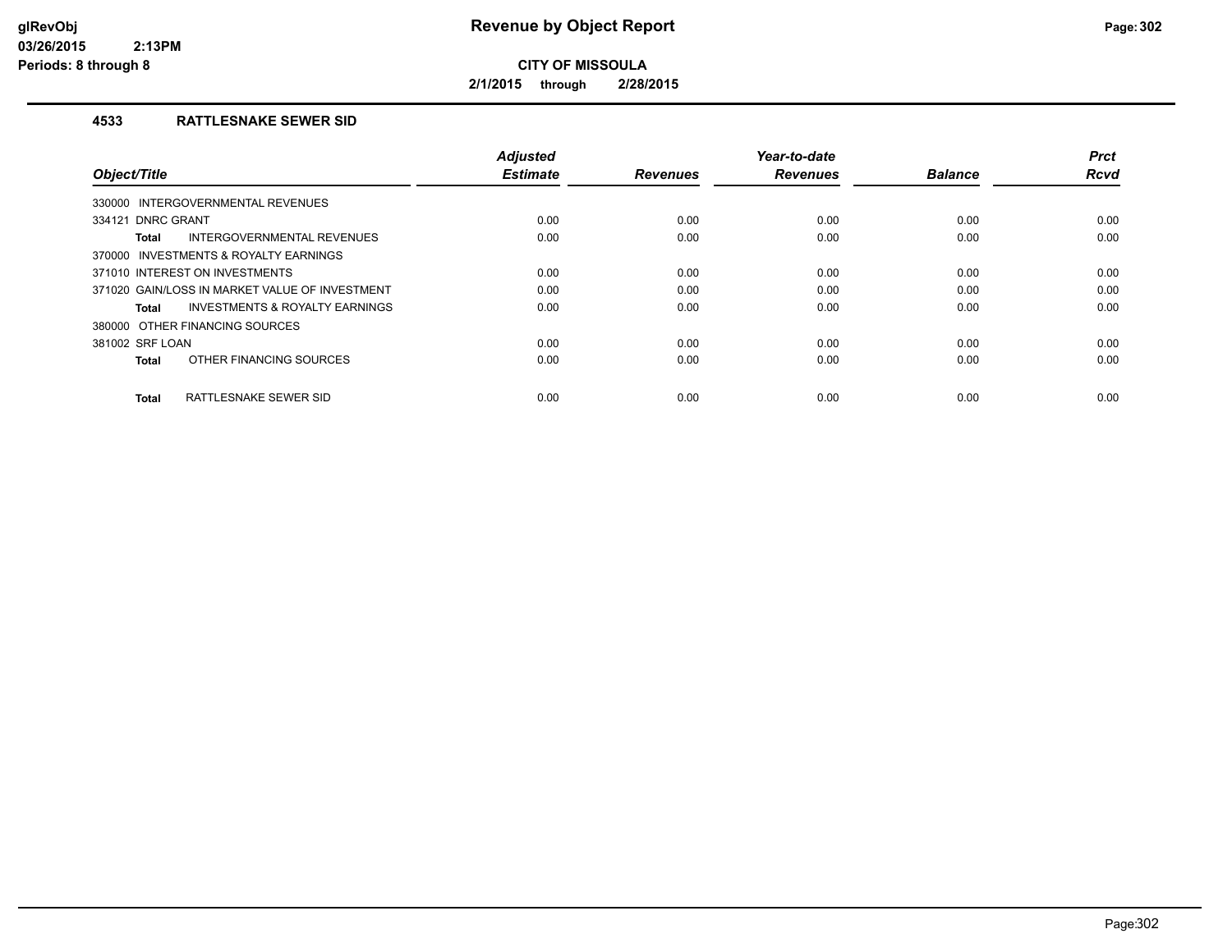**CITY OF MISSOULA**

**2/1/2015 through 2/28/2015**

## 4533 RATTLESNAKE SEWER SID

| Object/Title | Adjusted Estimate | Revenues | Year-to-date Revenues | Balance | Prct Rcvd |
|---|---|---|---|---|---|
| 330000 INTERGOVERNMENTAL REVENUES | | | | | |
| 334121 DNRC GRANT | 0.00 | 0.00 | 0.00 | 0.00 | 0.00 |
| **Total** INTERGOVERNMENTAL REVENUES | 0.00 | 0.00 | 0.00 | 0.00 | 0.00 |
| 370000 INVESTMENTS & ROYALTY EARNINGS | | | | | |
| 371010 INTEREST ON INVESTMENTS | 0.00 | 0.00 | 0.00 | 0.00 | 0.00 |
| 371020 GAIN/LOSS IN MARKET VALUE OF INVESTMENT | 0.00 | 0.00 | 0.00 | 0.00 | 0.00 |
| **Total** INVESTMENTS & ROYALTY EARNINGS | 0.00 | 0.00 | 0.00 | 0.00 | 0.00 |
| 380000 OTHER FINANCING SOURCES | | | | | |
| 381002 SRF LOAN | 0.00 | 0.00 | 0.00 | 0.00 | 0.00 |
| **Total** OTHER FINANCING SOURCES | 0.00 | 0.00 | 0.00 | 0.00 | 0.00 |
| **Total** RATTLESNAKE SEWER SID | 0.00 | 0.00 | 0.00 | 0.00 | 0.00 |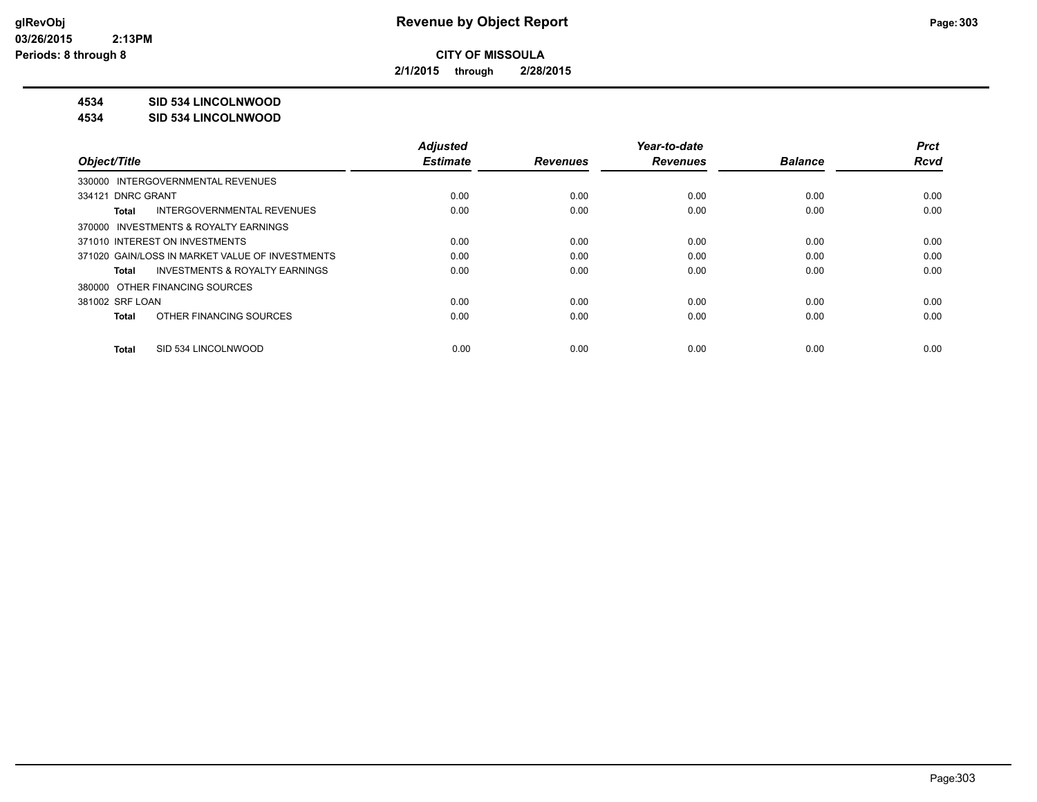# Revenue by Object Report

**CITY OF MISSOULA**

**2/1/2015 through 2/28/2015**

glRevObj
03/26/2015 2:13PM
Periods: 8 through 8

**4534 SID 534 LINCOLNWOOD**

**4534 SID 534 LINCOLNWOOD**

| Object/Title | Adjusted Estimate | Revenues | Year-to-date Revenues | Balance | Prct Rcvd |
|---|---|---|---|---|---|
| 330000 INTERGOVERNMENTAL REVENUES | | | | | |
| 334121 DNRC GRANT | 0.00 | 0.00 | 0.00 | 0.00 | 0.00 |
| **Total** INTERGOVERNMENTAL REVENUES | 0.00 | 0.00 | 0.00 | 0.00 | 0.00 |
| 370000 INVESTMENTS & ROYALTY EARNINGS | | | | | |
| 371010 INTEREST ON INVESTMENTS | 0.00 | 0.00 | 0.00 | 0.00 | 0.00 |
| 371020 GAIN/LOSS IN MARKET VALUE OF INVESTMENTS | 0.00 | 0.00 | 0.00 | 0.00 | 0.00 |
| **Total** INVESTMENTS & ROYALTY EARNINGS | 0.00 | 0.00 | 0.00 | 0.00 | 0.00 |
| 380000 OTHER FINANCING SOURCES | | | | | |
| 381002 SRF LOAN | 0.00 | 0.00 | 0.00 | 0.00 | 0.00 |
| **Total** OTHER FINANCING SOURCES | 0.00 | 0.00 | 0.00 | 0.00 | 0.00 |
| **Total** SID 534 LINCOLNWOOD | 0.00 | 0.00 | 0.00 | 0.00 | 0.00 |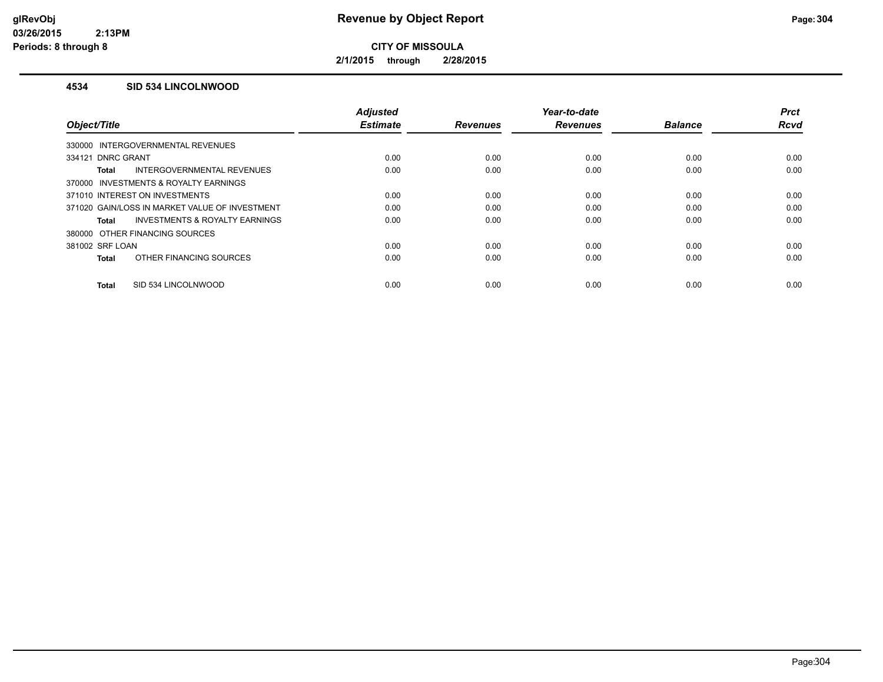**CITY OF MISSOULA**

**2/1/2015 through 2/28/2015**

### 4534 SID 534 LINCOLNWOOD

| Object/Title | Adjusted Estimate | Revenues | Year-to-date Revenues | Balance | Prct Rcvd |
|---|---|---|---|---|---|
| 330000 INTERGOVERNMENTAL REVENUES | | | | | |
| 334121 DNRC GRANT | 0.00 | 0.00 | 0.00 | 0.00 | 0.00 |
| **Total** INTERGOVERNMENTAL REVENUES | 0.00 | 0.00 | 0.00 | 0.00 | 0.00 |
| 370000 INVESTMENTS & ROYALTY EARNINGS | | | | | |
| 371010 INTEREST ON INVESTMENTS | 0.00 | 0.00 | 0.00 | 0.00 | 0.00 |
| 371020 GAIN/LOSS IN MARKET VALUE OF INVESTMENT | 0.00 | 0.00 | 0.00 | 0.00 | 0.00 |
| **Total** INVESTMENTS & ROYALTY EARNINGS | 0.00 | 0.00 | 0.00 | 0.00 | 0.00 |
| 380000 OTHER FINANCING SOURCES | | | | | |
| 381002 SRF LOAN | 0.00 | 0.00 | 0.00 | 0.00 | 0.00 |
| **Total** OTHER FINANCING SOURCES | 0.00 | 0.00 | 0.00 | 0.00 | 0.00 |
| **Total** SID 534 LINCOLNWOOD | 0.00 | 0.00 | 0.00 | 0.00 | 0.00 |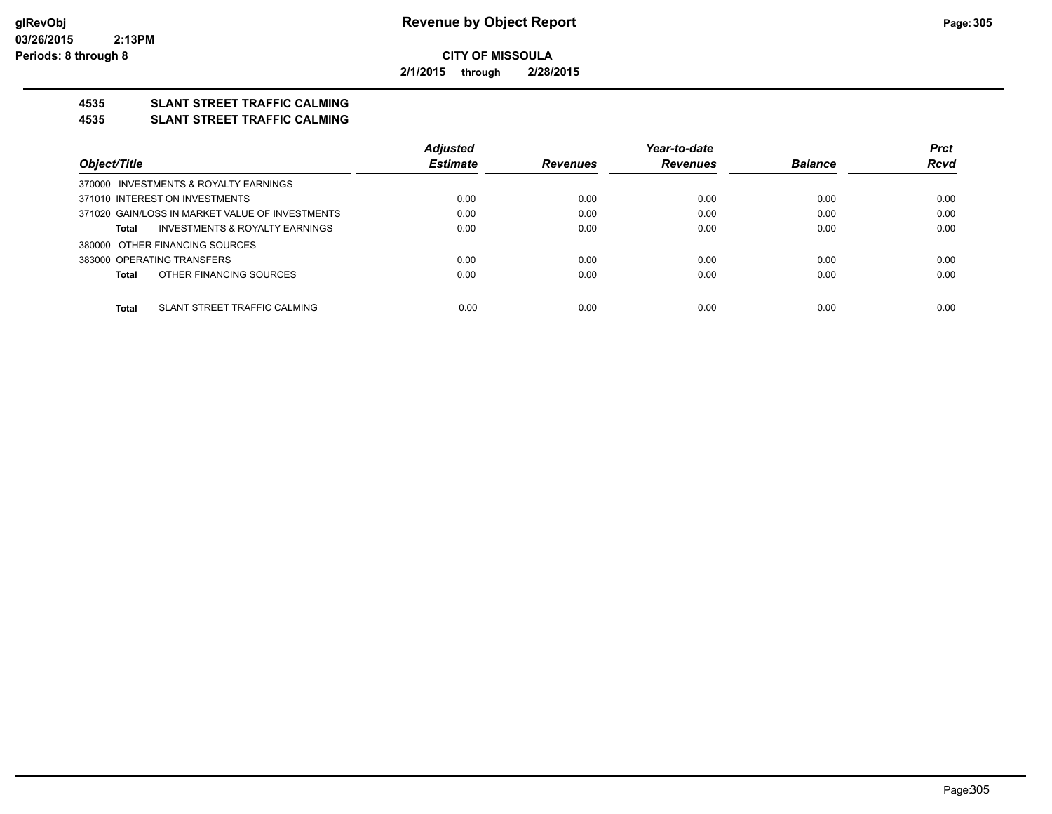**Revenue by Object Report**

**CITY OF MISSOULA**

**2/1/2015 through 2/28/2015**

glRevObj
03/26/2015 2:13PM
Periods: 8 through 8

## 4535 SLANT STREET TRAFFIC CALMING
## 4535 SLANT STREET TRAFFIC CALMING

| Object/Title | Adjusted Estimate | Revenues | Year-to-date Revenues | Balance | Prct Rcvd |
|---|---|---|---|---|---|
| 370000 INVESTMENTS & ROYALTY EARNINGS | | | | | |
| 371010 INTEREST ON INVESTMENTS | 0.00 | 0.00 | 0.00 | 0.00 | 0.00 |
| 371020 GAIN/LOSS IN MARKET VALUE OF INVESTMENTS | 0.00 | 0.00 | 0.00 | 0.00 | 0.00 |
| **Total** INVESTMENTS & ROYALTY EARNINGS | 0.00 | 0.00 | 0.00 | 0.00 | 0.00 |
| 380000 OTHER FINANCING SOURCES | | | | | |
| 383000 OPERATING TRANSFERS | 0.00 | 0.00 | 0.00 | 0.00 | 0.00 |
| **Total** OTHER FINANCING SOURCES | 0.00 | 0.00 | 0.00 | 0.00 | 0.00 |
| **Total** SLANT STREET TRAFFIC CALMING | 0.00 | 0.00 | 0.00 | 0.00 | 0.00 |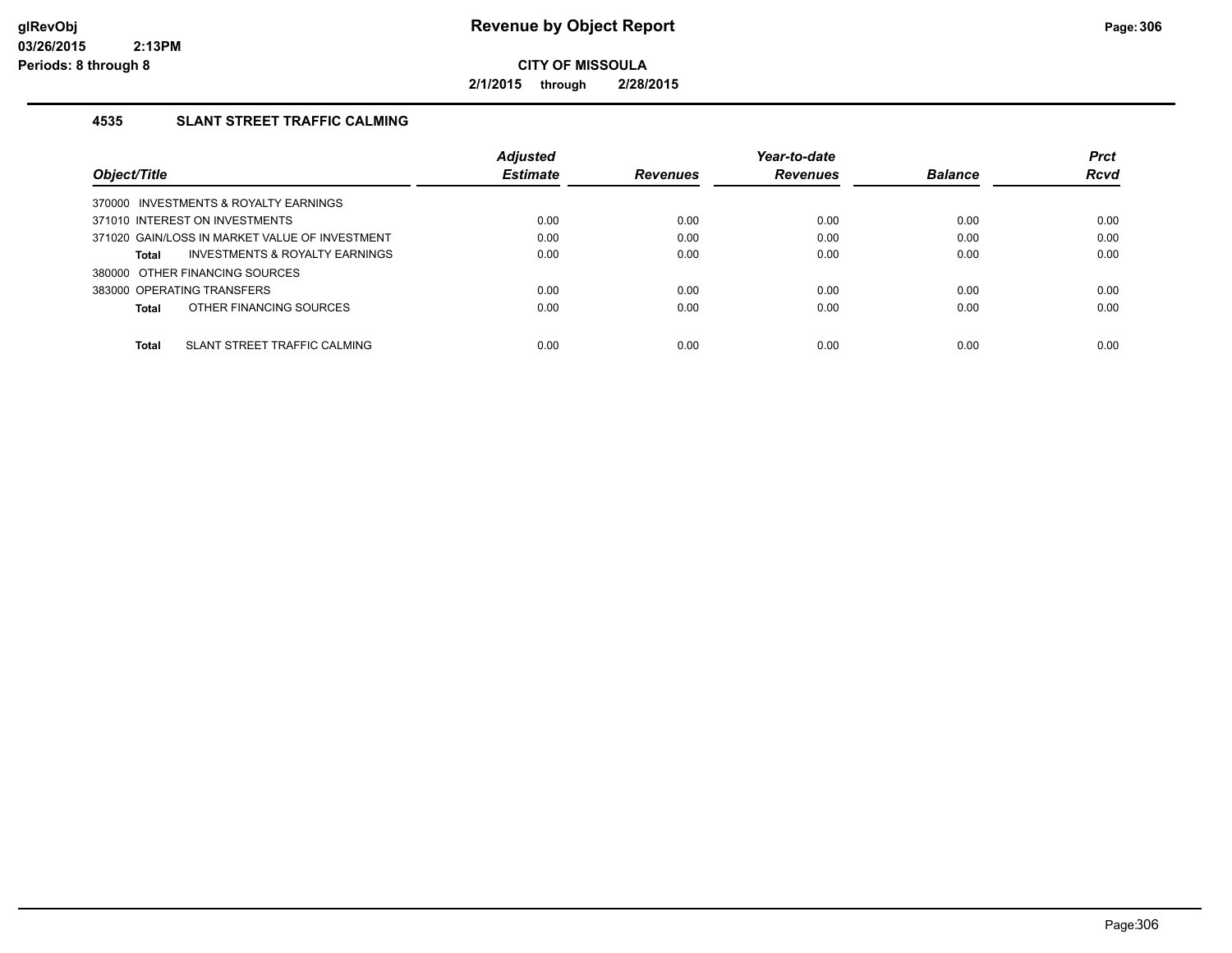# Revenue by Object Report

**CITY OF MISSOULA**

**2/1/2015 through 2/28/2015**

glRevObj
03/26/2015 2:13PM
Periods: 8 through 8

## 4535 SLANT STREET TRAFFIC CALMING

| Object/Title | Adjusted Estimate | Revenues | Year-to-date Revenues | Balance | Prct Rcvd |
|---|---|---|---|---|---|
| 370000 INVESTMENTS & ROYALTY EARNINGS | | | | | |
| 371010 INTEREST ON INVESTMENTS | 0.00 | 0.00 | 0.00 | 0.00 | 0.00 |
| 371020 GAIN/LOSS IN MARKET VALUE OF INVESTMENT | 0.00 | 0.00 | 0.00 | 0.00 | 0.00 |
| **Total** INVESTMENTS & ROYALTY EARNINGS | 0.00 | 0.00 | 0.00 | 0.00 | 0.00 |
| 380000 OTHER FINANCING SOURCES | | | | | |
| 383000 OPERATING TRANSFERS | 0.00 | 0.00 | 0.00 | 0.00 | 0.00 |
| **Total** OTHER FINANCING SOURCES | 0.00 | 0.00 | 0.00 | 0.00 | 0.00 |
| **Total** SLANT STREET TRAFFIC CALMING | 0.00 | 0.00 | 0.00 | 0.00 | 0.00 |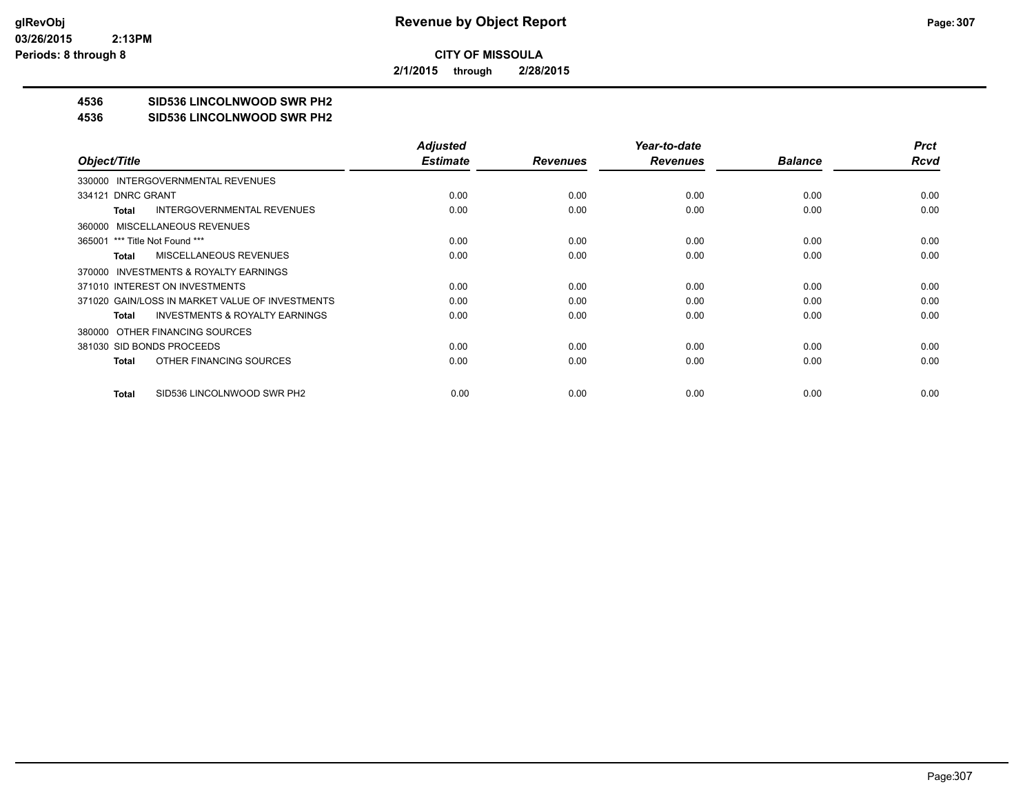**CITY OF MISSOULA**

**2/1/2015 through 2/28/2015**

# Revenue by Object Report

glRevObj
03/26/2015 2:13PM
Periods: 8 through 8

**4536 SID536 LINCOLNWOOD SWR PH2**
**4536 SID536 LINCOLNWOOD SWR PH2**

| Object/Title | Adjusted Estimate | Revenues | Year-to-date Revenues | Balance | Prct Rcvd |
|---|---|---|---|---|---|
| 330000 INTERGOVERNMENTAL REVENUES | | | | | |
| 334121 DNRC GRANT | 0.00 | 0.00 | 0.00 | 0.00 | 0.00 |
| **Total** INTERGOVERNMENTAL REVENUES | 0.00 | 0.00 | 0.00 | 0.00 | 0.00 |
| 360000 MISCELLANEOUS REVENUES | | | | | |
| 365001 *** Title Not Found *** | 0.00 | 0.00 | 0.00 | 0.00 | 0.00 |
| **Total** MISCELLANEOUS REVENUES | 0.00 | 0.00 | 0.00 | 0.00 | 0.00 |
| 370000 INVESTMENTS & ROYALTY EARNINGS | | | | | |
| 371010 INTEREST ON INVESTMENTS | 0.00 | 0.00 | 0.00 | 0.00 | 0.00 |
| 371020 GAIN/LOSS IN MARKET VALUE OF INVESTMENTS | 0.00 | 0.00 | 0.00 | 0.00 | 0.00 |
| **Total** INVESTMENTS & ROYALTY EARNINGS | 0.00 | 0.00 | 0.00 | 0.00 | 0.00 |
| 380000 OTHER FINANCING SOURCES | | | | | |
| 381030 SID BONDS PROCEEDS | 0.00 | 0.00 | 0.00 | 0.00 | 0.00 |
| **Total** OTHER FINANCING SOURCES | 0.00 | 0.00 | 0.00 | 0.00 | 0.00 |
| **Total** SID536 LINCOLNWOOD SWR PH2 | 0.00 | 0.00 | 0.00 | 0.00 | 0.00 |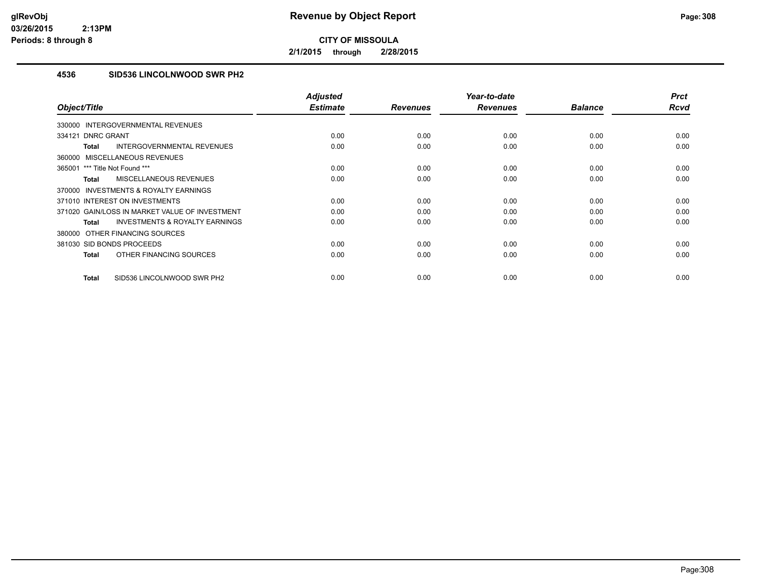# Revenue by Object Report

**CITY OF MISSOULA**

**2/1/2015 through 2/28/2015**

glRevObj
03/26/2015 2:13PM
Periods: 8 through 8

## 4536 SID536 LINCOLNWOOD SWR PH2

| Object/Title | Adjusted Estimate | Revenues | Year-to-date Revenues | Balance | Prct Rcvd |
|---|---|---|---|---|---|
| 330000 INTERGOVERNMENTAL REVENUES | | | | | |
| 334121 DNRC GRANT | 0.00 | 0.00 | 0.00 | 0.00 | 0.00 |
| **Total** INTERGOVERNMENTAL REVENUES | 0.00 | 0.00 | 0.00 | 0.00 | 0.00 |
| 360000 MISCELLANEOUS REVENUES | | | | | |
| 365001 *** Title Not Found *** | 0.00 | 0.00 | 0.00 | 0.00 | 0.00 |
| **Total** MISCELLANEOUS REVENUES | 0.00 | 0.00 | 0.00 | 0.00 | 0.00 |
| 370000 INVESTMENTS & ROYALTY EARNINGS | | | | | |
| 371010 INTEREST ON INVESTMENTS | 0.00 | 0.00 | 0.00 | 0.00 | 0.00 |
| 371020 GAIN/LOSS IN MARKET VALUE OF INVESTMENT | 0.00 | 0.00 | 0.00 | 0.00 | 0.00 |
| **Total** INVESTMENTS & ROYALTY EARNINGS | 0.00 | 0.00 | 0.00 | 0.00 | 0.00 |
| 380000 OTHER FINANCING SOURCES | | | | | |
| 381030 SID BONDS PROCEEDS | 0.00 | 0.00 | 0.00 | 0.00 | 0.00 |
| **Total** OTHER FINANCING SOURCES | 0.00 | 0.00 | 0.00 | 0.00 | 0.00 |
| **Total** SID536 LINCOLNWOOD SWR PH2 | 0.00 | 0.00 | 0.00 | 0.00 | 0.00 |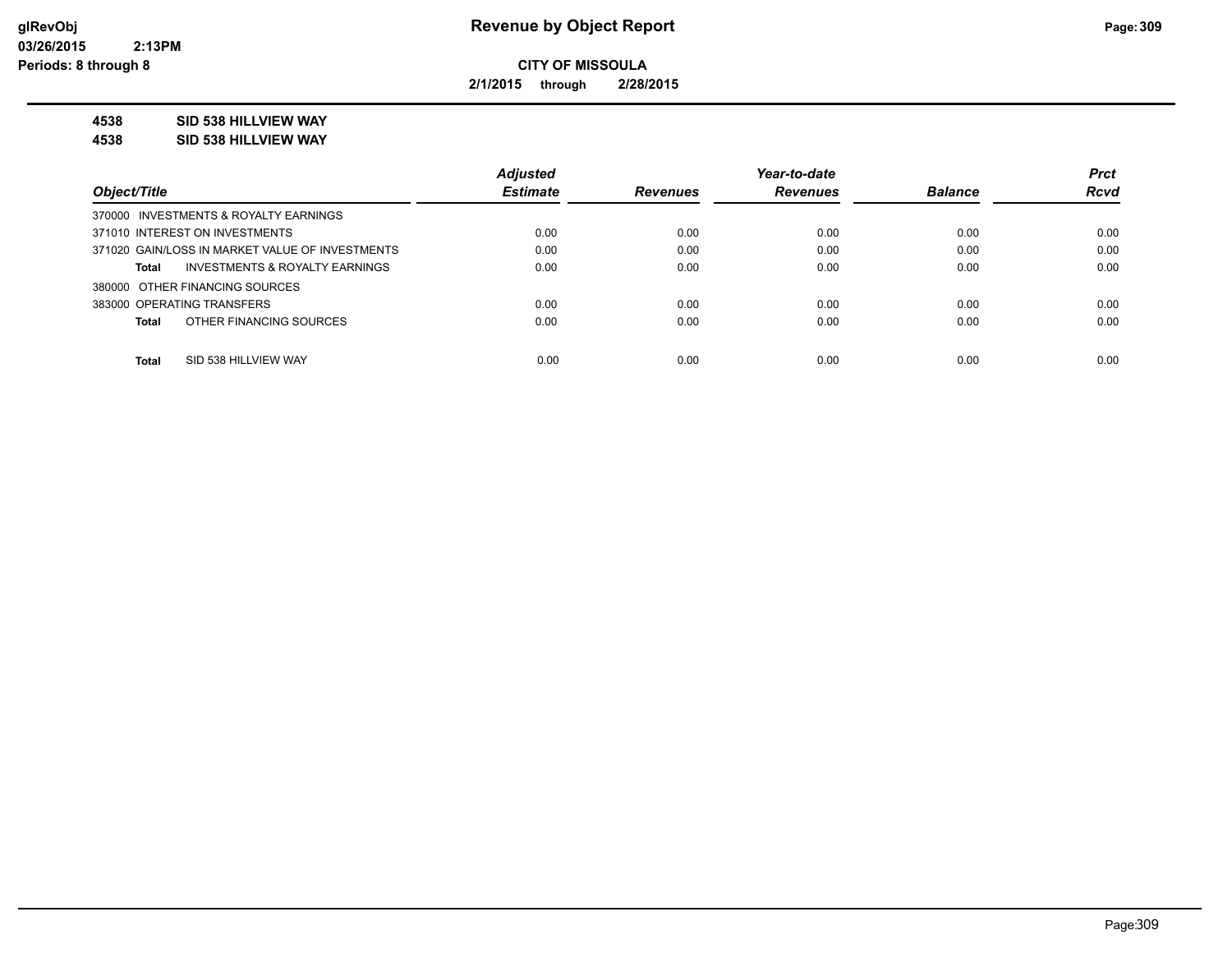# Revenue by Object Report

glRevObj
03/26/2015 2:13PM
Periods: 8 through 8

**CITY OF MISSOULA**

**2/1/2015 through 2/28/2015**

**4538 SID 538 HILLVIEW WAY**
**4538 SID 538 HILLVIEW WAY**

| Object/Title | Adjusted Estimate | Revenues | Year-to-date Revenues | Balance | Prct Rcvd |
|---|---|---|---|---|---|
| 370000 INVESTMENTS & ROYALTY EARNINGS | | | | | |
| 371010 INTEREST ON INVESTMENTS | 0.00 | 0.00 | 0.00 | 0.00 | 0.00 |
| 371020 GAIN/LOSS IN MARKET VALUE OF INVESTMENTS | 0.00 | 0.00 | 0.00 | 0.00 | 0.00 |
| **Total** INVESTMENTS & ROYALTY EARNINGS | 0.00 | 0.00 | 0.00 | 0.00 | 0.00 |
| 380000 OTHER FINANCING SOURCES | | | | | |
| 383000 OPERATING TRANSFERS | 0.00 | 0.00 | 0.00 | 0.00 | 0.00 |
| **Total** OTHER FINANCING SOURCES | 0.00 | 0.00 | 0.00 | 0.00 | 0.00 |
| **Total** SID 538 HILLVIEW WAY | 0.00 | 0.00 | 0.00 | 0.00 | 0.00 |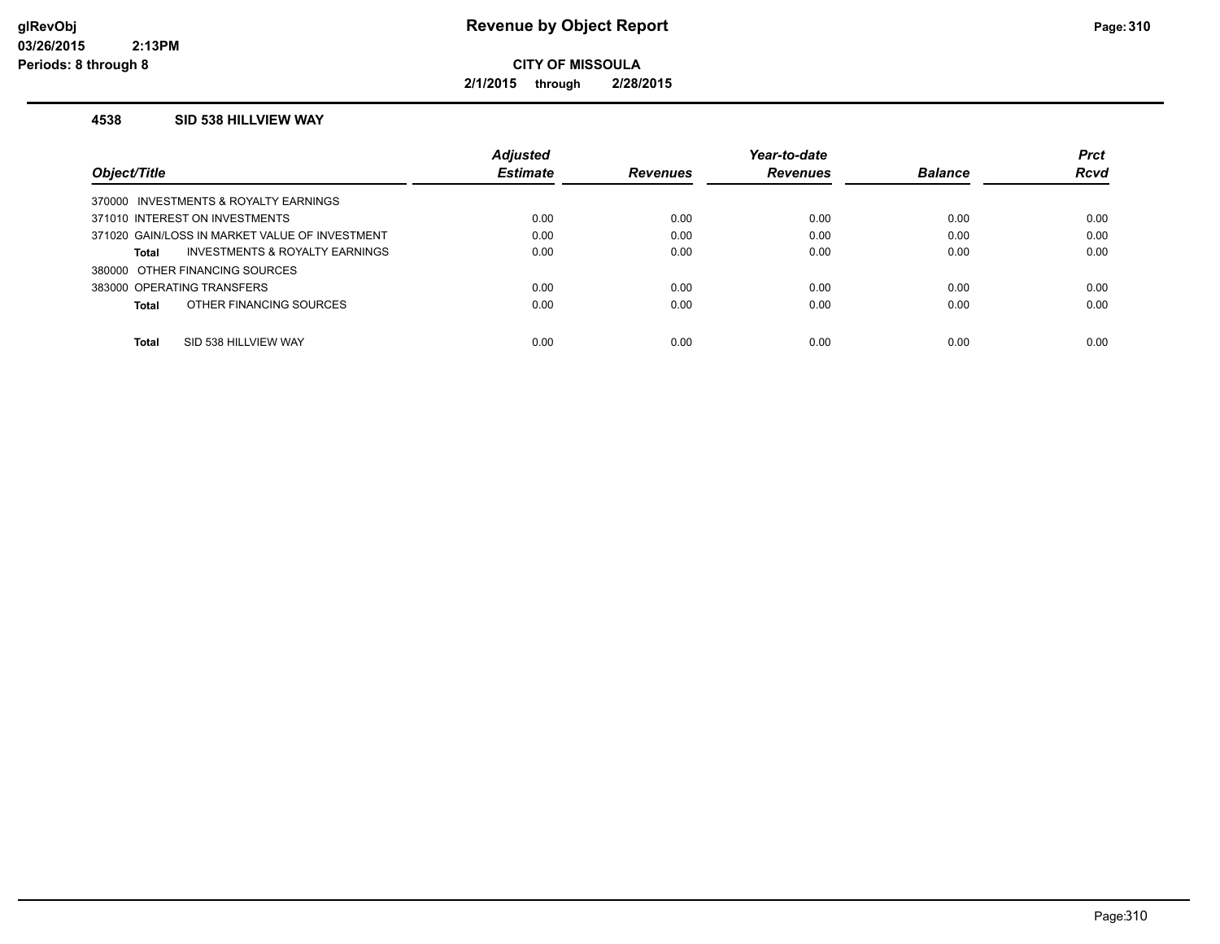# Revenue by Object Report

**CITY OF MISSOULA**

**2/1/2015 through 2/28/2015**

glRevObj
03/26/2015 2:13PM
Periods: 8 through 8

### 4538 SID 538 HILLVIEW WAY

| Object/Title | Adjusted Estimate | Revenues | Year-to-date Revenues | Balance | Prct Rcvd |
|---|---|---|---|---|---|
| 370000 INVESTMENTS & ROYALTY EARNINGS | | | | | |
| 371010 INTEREST ON INVESTMENTS | 0.00 | 0.00 | 0.00 | 0.00 | 0.00 |
| 371020 GAIN/LOSS IN MARKET VALUE OF INVESTMENT | 0.00 | 0.00 | 0.00 | 0.00 | 0.00 |
| **Total** INVESTMENTS & ROYALTY EARNINGS | 0.00 | 0.00 | 0.00 | 0.00 | 0.00 |
| 380000 OTHER FINANCING SOURCES | | | | | |
| 383000 OPERATING TRANSFERS | 0.00 | 0.00 | 0.00 | 0.00 | 0.00 |
| **Total** OTHER FINANCING SOURCES | 0.00 | 0.00 | 0.00 | 0.00 | 0.00 |
| **Total** SID 538 HILLVIEW WAY | 0.00 | 0.00 | 0.00 | 0.00 | 0.00 |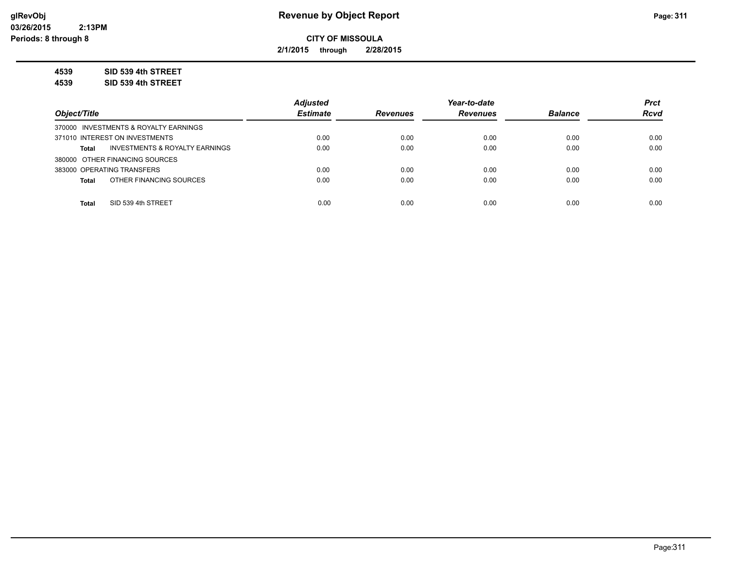**Revenue by Object Report**

**CITY OF MISSOULA**

**2/1/2015 through 2/28/2015**

**4539 SID 539 4th STREET**

**4539 SID 539 4th STREET**

| Object/Title | Adjusted Estimate | Revenues | Year-to-date Revenues | Balance | Prct Rcvd |
|---|---|---|---|---|---|
| 370000 INVESTMENTS & ROYALTY EARNINGS | | | | | |
| 371010 INTEREST ON INVESTMENTS | 0.00 | 0.00 | 0.00 | 0.00 | 0.00 |
| **Total** INVESTMENTS & ROYALTY EARNINGS | 0.00 | 0.00 | 0.00 | 0.00 | 0.00 |
| 380000 OTHER FINANCING SOURCES | | | | | |
| 383000 OPERATING TRANSFERS | 0.00 | 0.00 | 0.00 | 0.00 | 0.00 |
| **Total** OTHER FINANCING SOURCES | 0.00 | 0.00 | 0.00 | 0.00 | 0.00 |
| **Total** SID 539 4th STREET | 0.00 | 0.00 | 0.00 | 0.00 | 0.00 |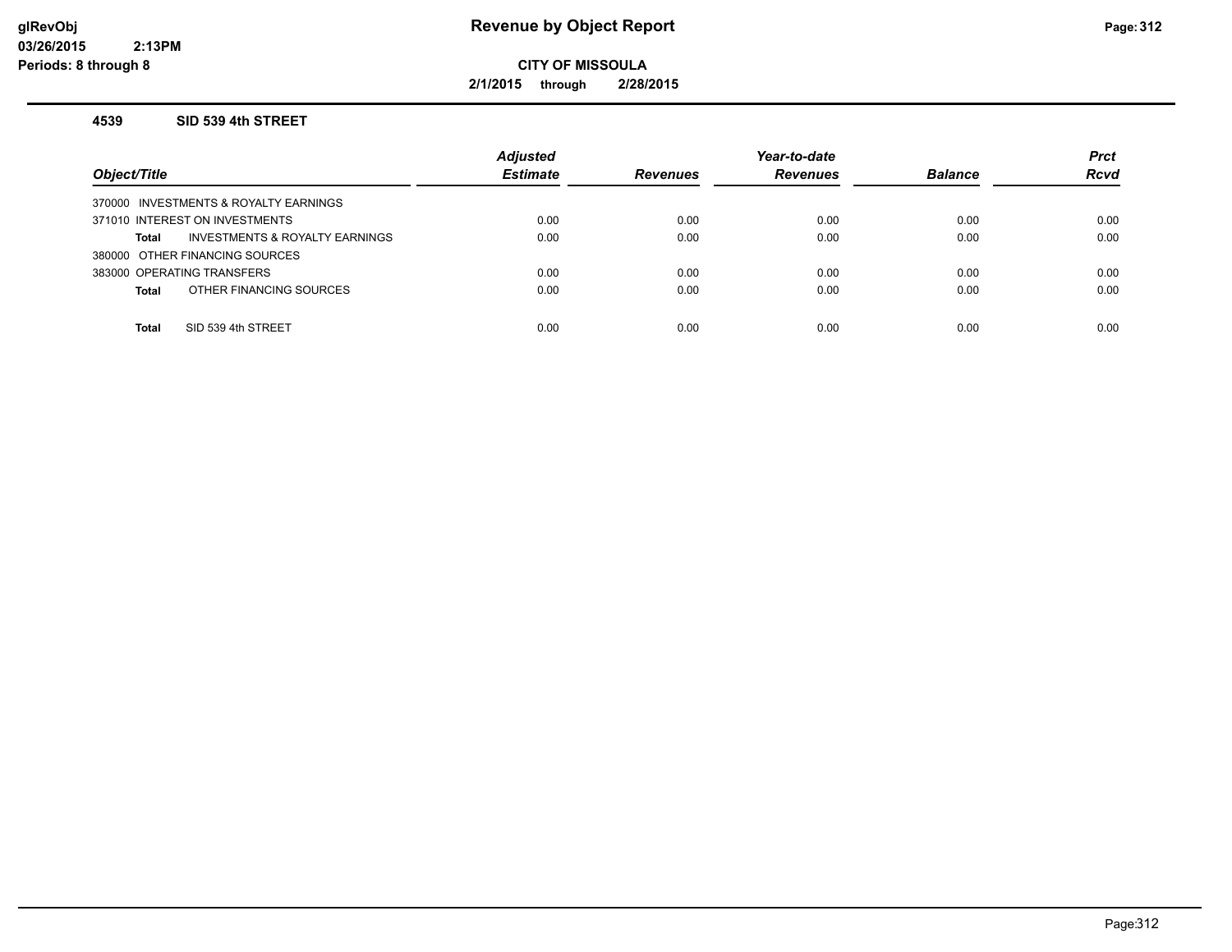# Revenue by Object Report

**CITY OF MISSOULA**

**2/1/2015 through 2/28/2015**

glRevObj
03/26/2015 2:13PM
Periods: 8 through 8

### 4539 SID 539 4th STREET

| Object/Title | Adjusted Estimate | Revenues | Year-to-date Revenues | Balance | Prct Rcvd |
|---|---|---|---|---|---|
| 370000 INVESTMENTS & ROYALTY EARNINGS | | | | | |
| 371010 INTEREST ON INVESTMENTS | 0.00 | 0.00 | 0.00 | 0.00 | 0.00 |
| **Total** INVESTMENTS & ROYALTY EARNINGS | 0.00 | 0.00 | 0.00 | 0.00 | 0.00 |
| 380000 OTHER FINANCING SOURCES | | | | | |
| 383000 OPERATING TRANSFERS | 0.00 | 0.00 | 0.00 | 0.00 | 0.00 |
| **Total** OTHER FINANCING SOURCES | 0.00 | 0.00 | 0.00 | 0.00 | 0.00 |
| **Total** SID 539 4th STREET | 0.00 | 0.00 | 0.00 | 0.00 | 0.00 |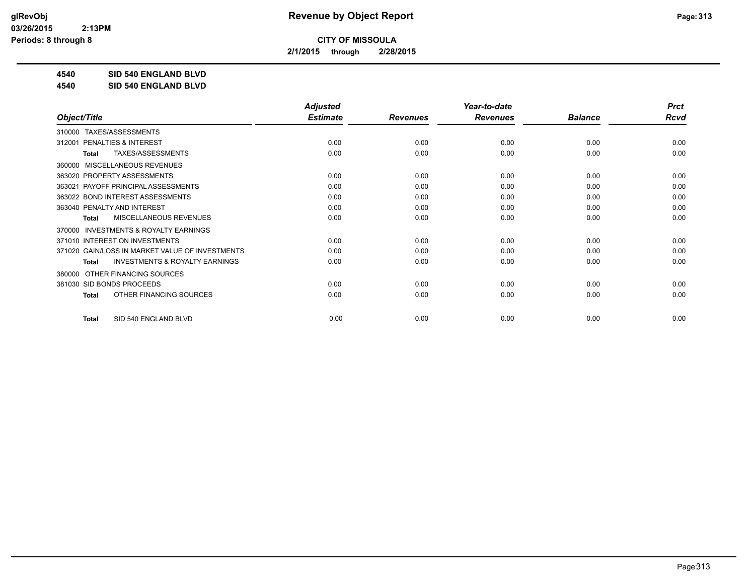**glRevObj**
**03/26/2015 2:13PM**
**Periods: 8 through 8**

# Revenue by Object Report

**CITY OF MISSOULA**

**2/1/2015 through 2/28/2015**

**4540 SID 540 ENGLAND BLVD**
**4540 SID 540 ENGLAND BLVD**

| Object/Title | Adjusted Estimate | Revenues | Year-to-date Revenues | Balance | Prct Rcvd |
|---|---|---|---|---|---|
| 310000 TAXES/ASSESSMENTS | | | | | |
| 312001 PENALTIES & INTEREST | 0.00 | 0.00 | 0.00 | 0.00 | 0.00 |
| **Total** TAXES/ASSESSMENTS | 0.00 | 0.00 | 0.00 | 0.00 | 0.00 |
| 360000 MISCELLANEOUS REVENUES | | | | | |
| 363020 PROPERTY ASSESSMENTS | 0.00 | 0.00 | 0.00 | 0.00 | 0.00 |
| 363021 PAYOFF PRINCIPAL ASSESSMENTS | 0.00 | 0.00 | 0.00 | 0.00 | 0.00 |
| 363022 BOND INTEREST ASSESSMENTS | 0.00 | 0.00 | 0.00 | 0.00 | 0.00 |
| 363040 PENALTY AND INTEREST | 0.00 | 0.00 | 0.00 | 0.00 | 0.00 |
| **Total** MISCELLANEOUS REVENUES | 0.00 | 0.00 | 0.00 | 0.00 | 0.00 |
| 370000 INVESTMENTS & ROYALTY EARNINGS | | | | | |
| 371010 INTEREST ON INVESTMENTS | 0.00 | 0.00 | 0.00 | 0.00 | 0.00 |
| 371020 GAIN/LOSS IN MARKET VALUE OF INVESTMENTS | 0.00 | 0.00 | 0.00 | 0.00 | 0.00 |
| **Total** INVESTMENTS & ROYALTY EARNINGS | 0.00 | 0.00 | 0.00 | 0.00 | 0.00 |
| 380000 OTHER FINANCING SOURCES | | | | | |
| 381030 SID BONDS PROCEEDS | 0.00 | 0.00 | 0.00 | 0.00 | 0.00 |
| **Total** OTHER FINANCING SOURCES | 0.00 | 0.00 | 0.00 | 0.00 | 0.00 |
| **Total** SID 540 ENGLAND BLVD | 0.00 | 0.00 | 0.00 | 0.00 | 0.00 |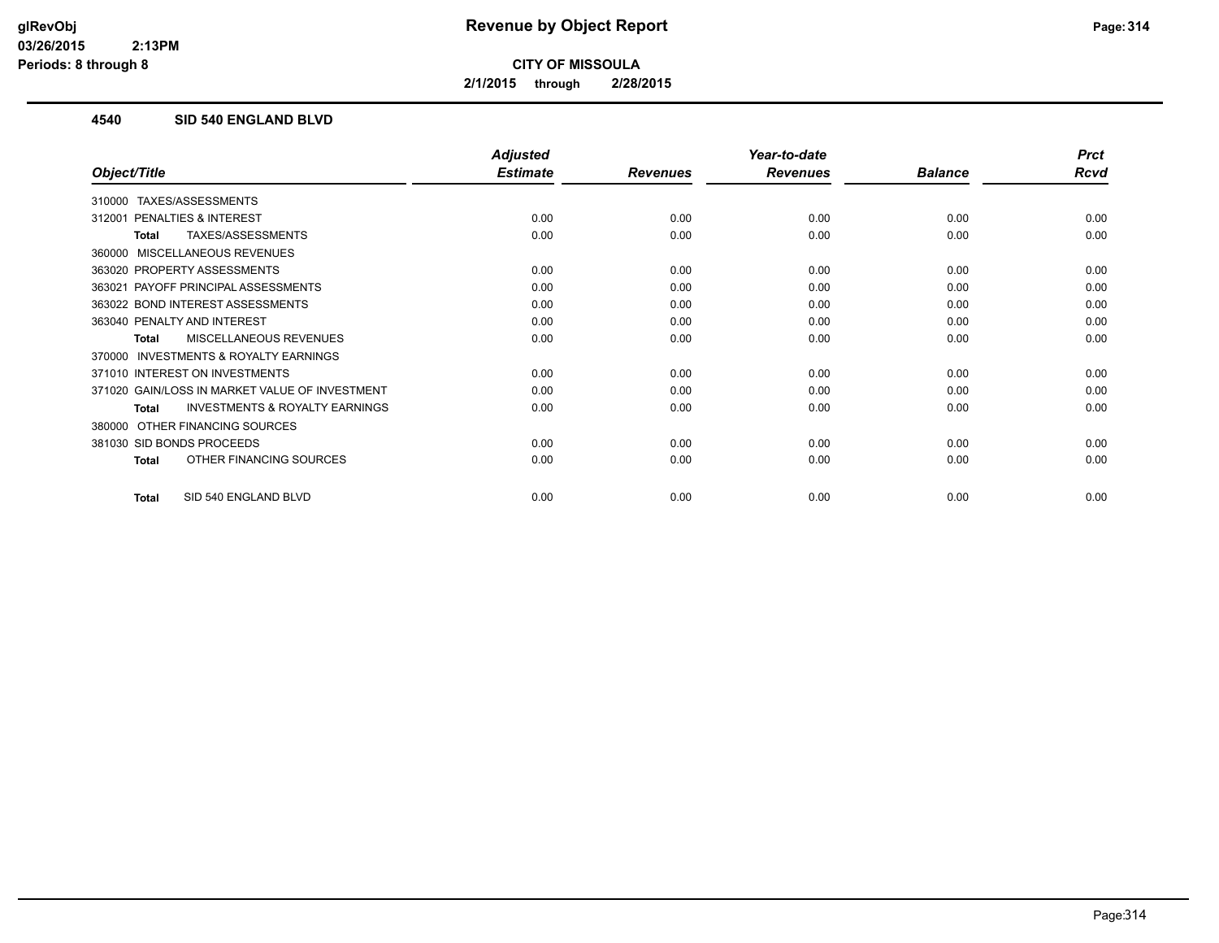# Revenue by Object Report

**CITY OF MISSOULA**

**2/1/2015 through 2/28/2015**

glRevObj
03/26/2015 2:13PM
Periods: 8 through 8

## 4540 SID 540 ENGLAND BLVD

| Object/Title | Adjusted Estimate | Revenues | Year-to-date Revenues | Balance | Prct Rcvd |
|---|---|---|---|---|---|
| 310000 TAXES/ASSESSMENTS | | | | | |
| 312001 PENALTIES & INTEREST | 0.00 | 0.00 | 0.00 | 0.00 | 0.00 |
| **Total** TAXES/ASSESSMENTS | 0.00 | 0.00 | 0.00 | 0.00 | 0.00 |
| 360000 MISCELLANEOUS REVENUES | | | | | |
| 363020 PROPERTY ASSESSMENTS | 0.00 | 0.00 | 0.00 | 0.00 | 0.00 |
| 363021 PAYOFF PRINCIPAL ASSESSMENTS | 0.00 | 0.00 | 0.00 | 0.00 | 0.00 |
| 363022 BOND INTEREST ASSESSMENTS | 0.00 | 0.00 | 0.00 | 0.00 | 0.00 |
| 363040 PENALTY AND INTEREST | 0.00 | 0.00 | 0.00 | 0.00 | 0.00 |
| **Total** MISCELLANEOUS REVENUES | 0.00 | 0.00 | 0.00 | 0.00 | 0.00 |
| 370000 INVESTMENTS & ROYALTY EARNINGS | | | | | |
| 371010 INTEREST ON INVESTMENTS | 0.00 | 0.00 | 0.00 | 0.00 | 0.00 |
| 371020 GAIN/LOSS IN MARKET VALUE OF INVESTMENT | 0.00 | 0.00 | 0.00 | 0.00 | 0.00 |
| **Total** INVESTMENTS & ROYALTY EARNINGS | 0.00 | 0.00 | 0.00 | 0.00 | 0.00 |
| 380000 OTHER FINANCING SOURCES | | | | | |
| 381030 SID BONDS PROCEEDS | 0.00 | 0.00 | 0.00 | 0.00 | 0.00 |
| **Total** OTHER FINANCING SOURCES | 0.00 | 0.00 | 0.00 | 0.00 | 0.00 |
| **Total** SID 540 ENGLAND BLVD | 0.00 | 0.00 | 0.00 | 0.00 | 0.00 |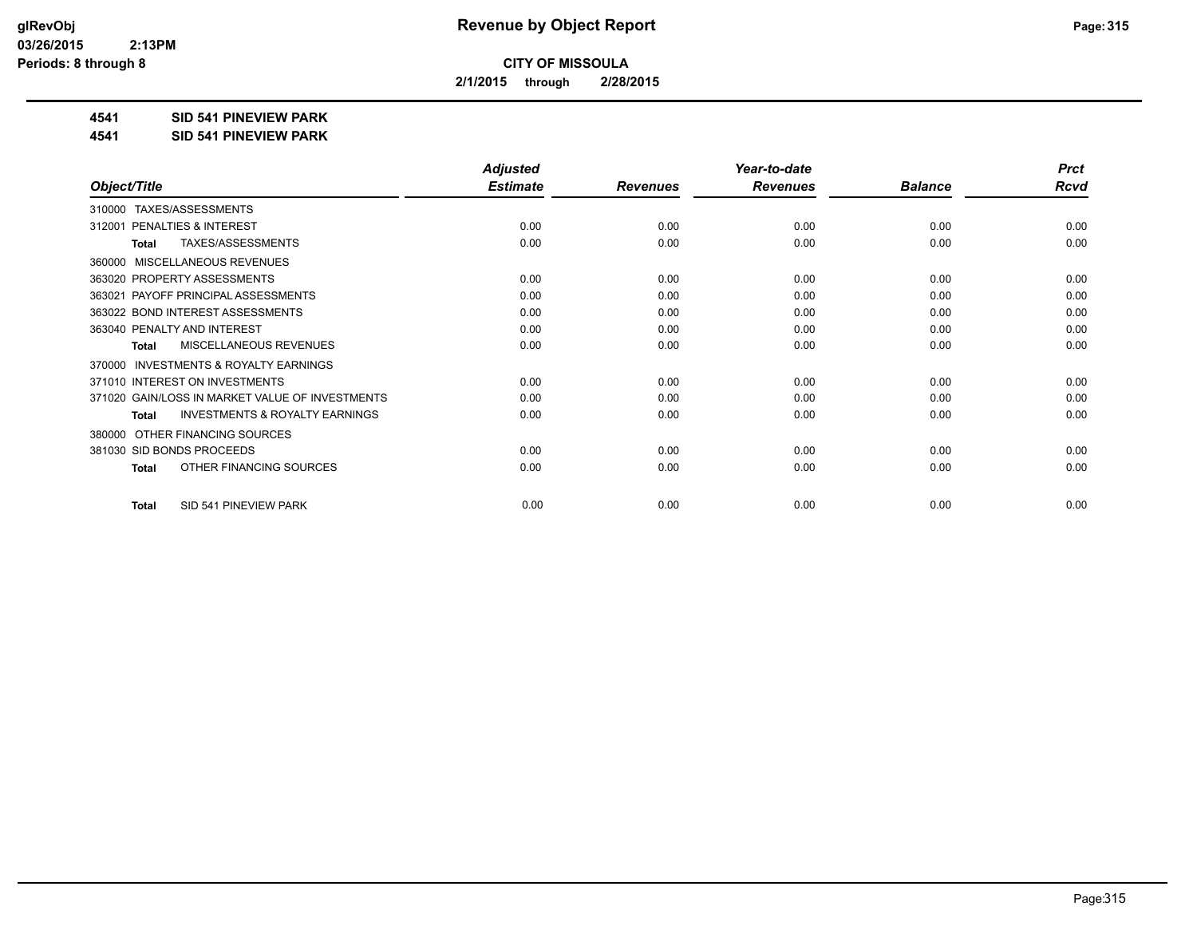glRevObj
03/26/2015 2:13PM
Periods: 8 through 8

# Revenue by Object Report

**CITY OF MISSOULA**

**2/1/2015 through 2/28/2015**

**4541 SID 541 PINEVIEW PARK**

**4541 SID 541 PINEVIEW PARK**

| Object/Title | Adjusted Estimate | Revenues | Year-to-date Revenues | Balance | Prct Rcvd |
|---|---|---|---|---|---|
| 310000 TAXES/ASSESSMENTS | | | | | |
| 312001 PENALTIES & INTEREST | 0.00 | 0.00 | 0.00 | 0.00 | 0.00 |
| **Total** TAXES/ASSESSMENTS | 0.00 | 0.00 | 0.00 | 0.00 | 0.00 |
| 360000 MISCELLANEOUS REVENUES | | | | | |
| 363020 PROPERTY ASSESSMENTS | 0.00 | 0.00 | 0.00 | 0.00 | 0.00 |
| 363021 PAYOFF PRINCIPAL ASSESSMENTS | 0.00 | 0.00 | 0.00 | 0.00 | 0.00 |
| 363022 BOND INTEREST ASSESSMENTS | 0.00 | 0.00 | 0.00 | 0.00 | 0.00 |
| 363040 PENALTY AND INTEREST | 0.00 | 0.00 | 0.00 | 0.00 | 0.00 |
| **Total** MISCELLANEOUS REVENUES | 0.00 | 0.00 | 0.00 | 0.00 | 0.00 |
| 370000 INVESTMENTS & ROYALTY EARNINGS | | | | | |
| 371010 INTEREST ON INVESTMENTS | 0.00 | 0.00 | 0.00 | 0.00 | 0.00 |
| 371020 GAIN/LOSS IN MARKET VALUE OF INVESTMENTS | 0.00 | 0.00 | 0.00 | 0.00 | 0.00 |
| **Total** INVESTMENTS & ROYALTY EARNINGS | 0.00 | 0.00 | 0.00 | 0.00 | 0.00 |
| 380000 OTHER FINANCING SOURCES | | | | | |
| 381030 SID BONDS PROCEEDS | 0.00 | 0.00 | 0.00 | 0.00 | 0.00 |
| **Total** OTHER FINANCING SOURCES | 0.00 | 0.00 | 0.00 | 0.00 | 0.00 |
| **Total** SID 541 PINEVIEW PARK | 0.00 | 0.00 | 0.00 | 0.00 | 0.00 |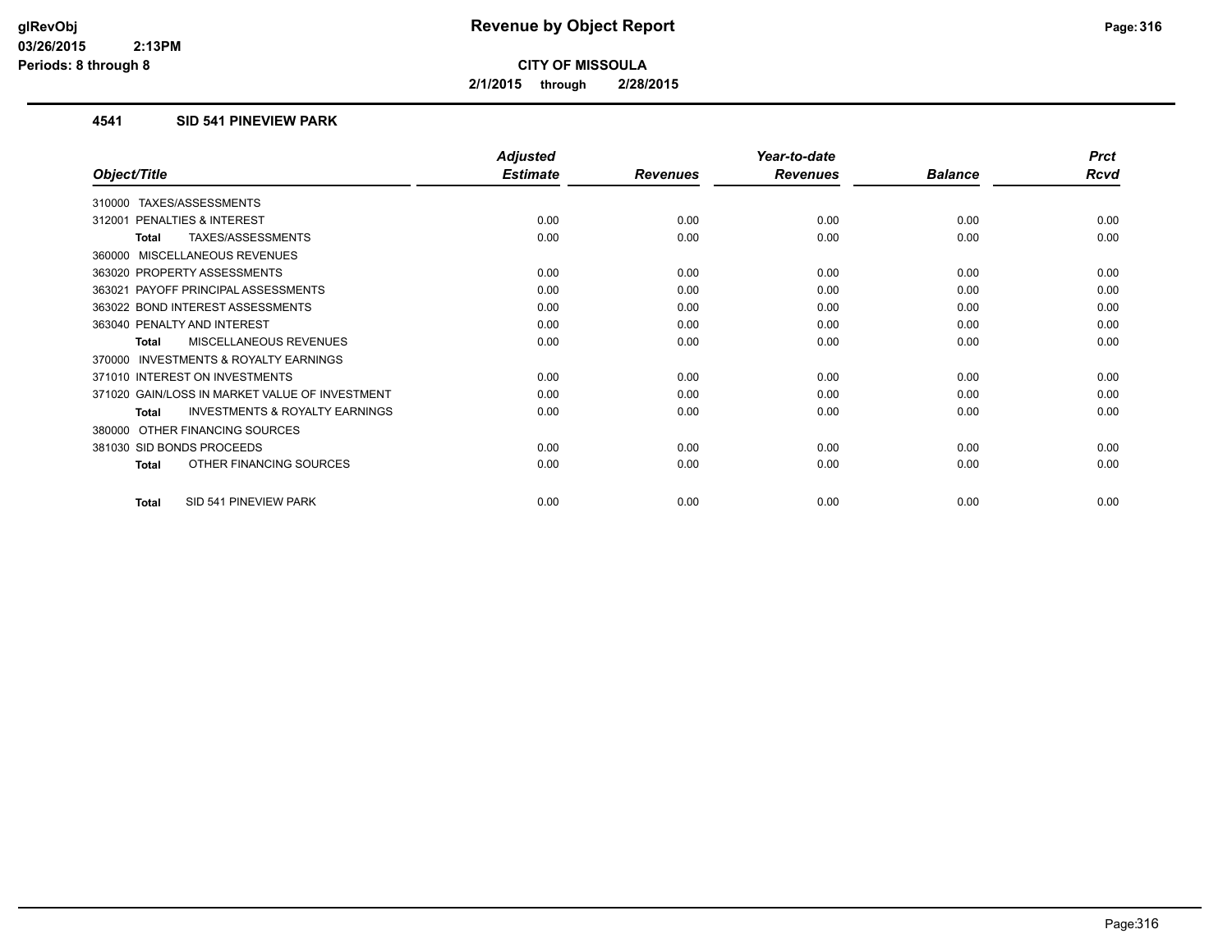# Revenue by Object Report

**CITY OF MISSOULA**

**2/1/2015 through 2/28/2015**

glRevObj
03/26/2015 2:13PM
Periods: 8 through 8

## 4541 SID 541 PINEVIEW PARK

| Object/Title | Adjusted Estimate | Revenues | Year-to-date Revenues | Balance | Prct Rcvd |
|---|---|---|---|---|---|
| 310000 TAXES/ASSESSMENTS | | | | | |
| 312001 PENALTIES & INTEREST | 0.00 | 0.00 | 0.00 | 0.00 | 0.00 |
| **Total** TAXES/ASSESSMENTS | 0.00 | 0.00 | 0.00 | 0.00 | 0.00 |
| 360000 MISCELLANEOUS REVENUES | | | | | |
| 363020 PROPERTY ASSESSMENTS | 0.00 | 0.00 | 0.00 | 0.00 | 0.00 |
| 363021 PAYOFF PRINCIPAL ASSESSMENTS | 0.00 | 0.00 | 0.00 | 0.00 | 0.00 |
| 363022 BOND INTEREST ASSESSMENTS | 0.00 | 0.00 | 0.00 | 0.00 | 0.00 |
| 363040 PENALTY AND INTEREST | 0.00 | 0.00 | 0.00 | 0.00 | 0.00 |
| **Total** MISCELLANEOUS REVENUES | 0.00 | 0.00 | 0.00 | 0.00 | 0.00 |
| 370000 INVESTMENTS & ROYALTY EARNINGS | | | | | |
| 371010 INTEREST ON INVESTMENTS | 0.00 | 0.00 | 0.00 | 0.00 | 0.00 |
| 371020 GAIN/LOSS IN MARKET VALUE OF INVESTMENT | 0.00 | 0.00 | 0.00 | 0.00 | 0.00 |
| **Total** INVESTMENTS & ROYALTY EARNINGS | 0.00 | 0.00 | 0.00 | 0.00 | 0.00 |
| 380000 OTHER FINANCING SOURCES | | | | | |
| 381030 SID BONDS PROCEEDS | 0.00 | 0.00 | 0.00 | 0.00 | 0.00 |
| **Total** OTHER FINANCING SOURCES | 0.00 | 0.00 | 0.00 | 0.00 | 0.00 |
| **Total** SID 541 PINEVIEW PARK | 0.00 | 0.00 | 0.00 | 0.00 | 0.00 |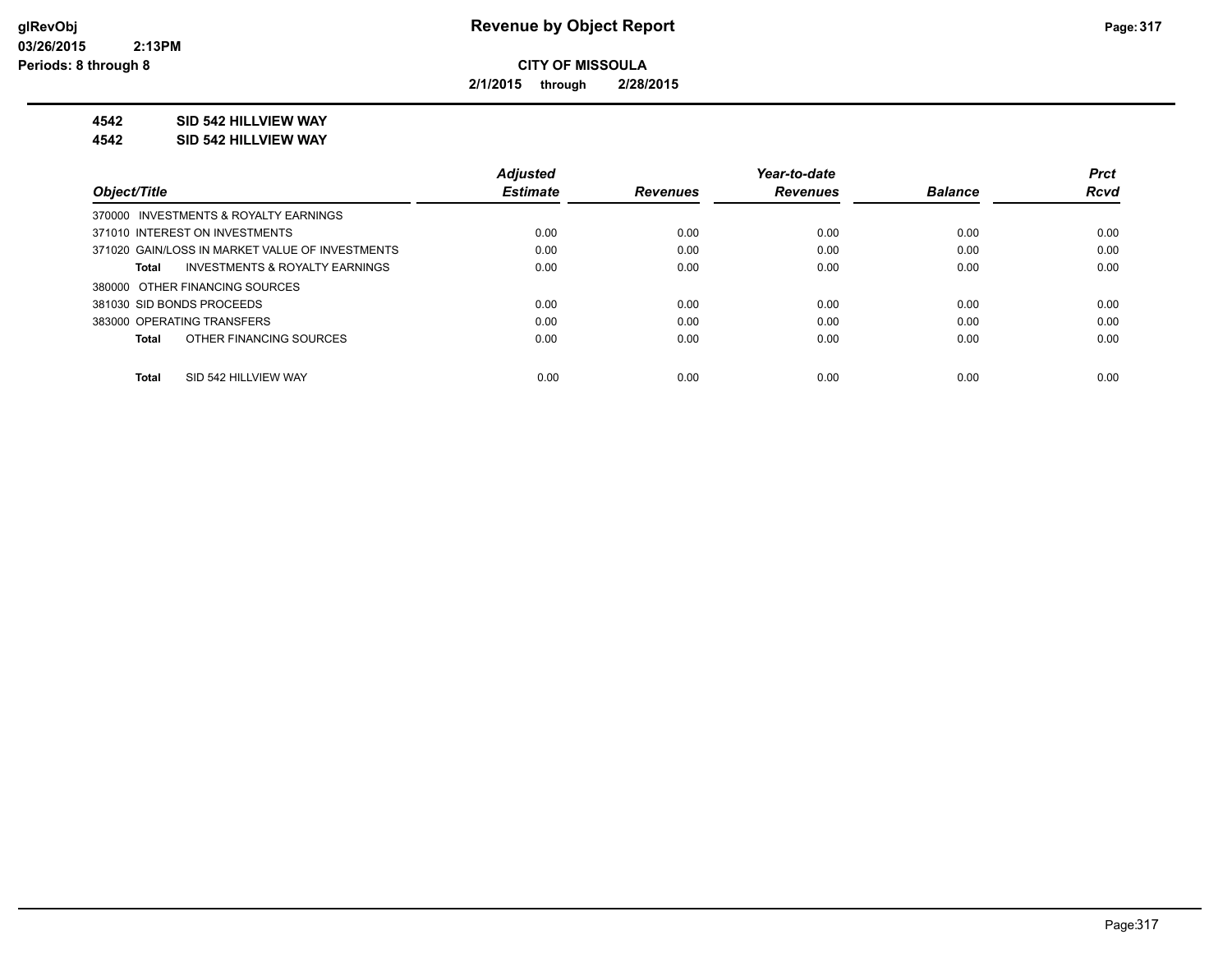**Revenue by Object Report**

**CITY OF MISSOULA**

**2/1/2015 through 2/28/2015**

glRevObj
03/26/2015 2:13PM
Periods: 8 through 8

**4542 SID 542 HILLVIEW WAY**

**4542 SID 542 HILLVIEW WAY**

| Object/Title | Adjusted Estimate | Revenues | Year-to-date Revenues | Balance | Prct Rcvd |
|---|---|---|---|---|---|
| 370000 INVESTMENTS & ROYALTY EARNINGS | | | | | |
| 371010 INTEREST ON INVESTMENTS | 0.00 | 0.00 | 0.00 | 0.00 | 0.00 |
| 371020 GAIN/LOSS IN MARKET VALUE OF INVESTMENTS | 0.00 | 0.00 | 0.00 | 0.00 | 0.00 |
| **Total** INVESTMENTS & ROYALTY EARNINGS | 0.00 | 0.00 | 0.00 | 0.00 | 0.00 |
| 380000 OTHER FINANCING SOURCES | | | | | |
| 381030 SID BONDS PROCEEDS | 0.00 | 0.00 | 0.00 | 0.00 | 0.00 |
| 383000 OPERATING TRANSFERS | 0.00 | 0.00 | 0.00 | 0.00 | 0.00 |
| **Total** OTHER FINANCING SOURCES | 0.00 | 0.00 | 0.00 | 0.00 | 0.00 |
| **Total** SID 542 HILLVIEW WAY | 0.00 | 0.00 | 0.00 | 0.00 | 0.00 |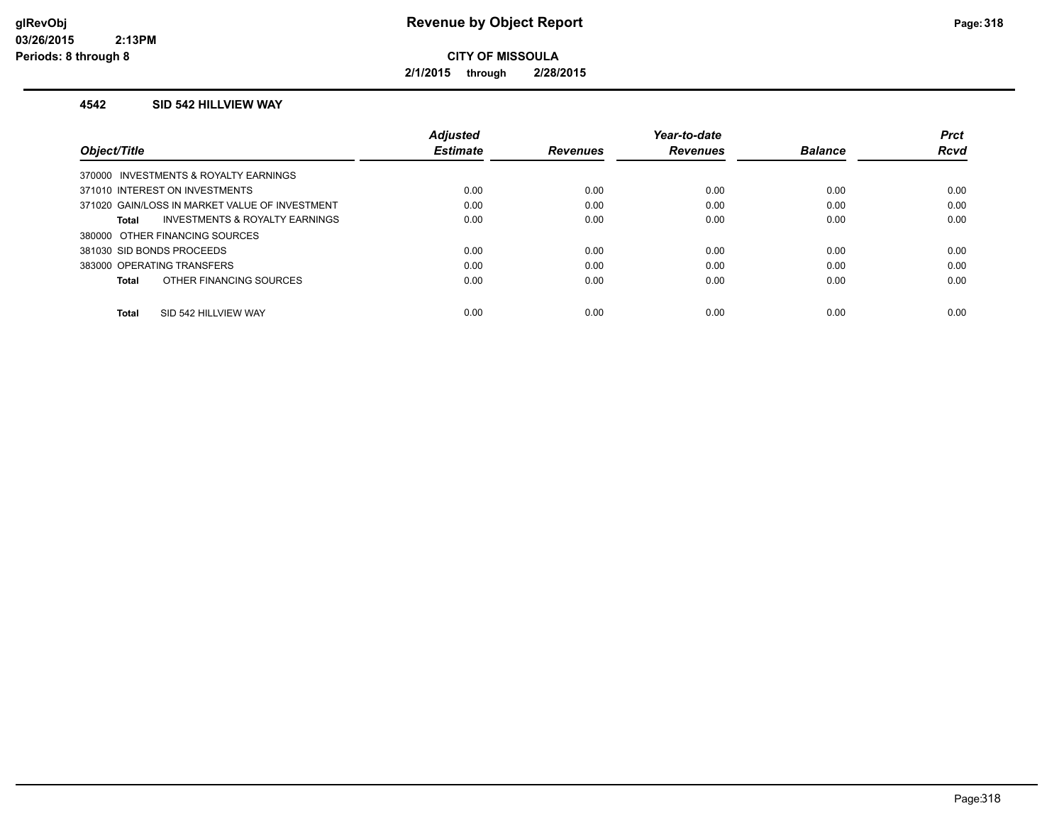**CITY OF MISSOULA**

**2/1/2015 through 2/28/2015**

## 4542 SID 542 HILLVIEW WAY

| Object/Title | Adjusted Estimate | Revenues | Year-to-date Revenues | Balance | Prct Rcvd |
|---|---|---|---|---|---|
| 370000 INVESTMENTS & ROYALTY EARNINGS | | | | | |
| 371010 INTEREST ON INVESTMENTS | 0.00 | 0.00 | 0.00 | 0.00 | 0.00 |
| 371020 GAIN/LOSS IN MARKET VALUE OF INVESTMENT | 0.00 | 0.00 | 0.00 | 0.00 | 0.00 |
| **Total** INVESTMENTS & ROYALTY EARNINGS | 0.00 | 0.00 | 0.00 | 0.00 | 0.00 |
| 380000 OTHER FINANCING SOURCES | | | | | |
| 381030 SID BONDS PROCEEDS | 0.00 | 0.00 | 0.00 | 0.00 | 0.00 |
| 383000 OPERATING TRANSFERS | 0.00 | 0.00 | 0.00 | 0.00 | 0.00 |
| **Total** OTHER FINANCING SOURCES | 0.00 | 0.00 | 0.00 | 0.00 | 0.00 |
| **Total** SID 542 HILLVIEW WAY | 0.00 | 0.00 | 0.00 | 0.00 | 0.00 |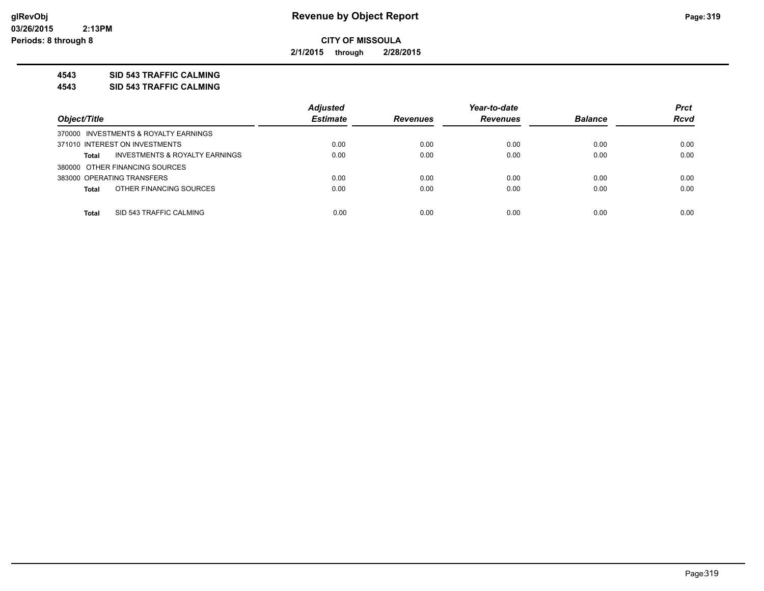**Revenue by Object Report**

**CITY OF MISSOULA**

**2/1/2015 through 2/28/2015**

glRevObj
03/26/2015 2:13PM
Periods: 8 through 8

## 4543 SID 543 TRAFFIC CALMING
## 4543 SID 543 TRAFFIC CALMING

| Object/Title | Adjusted Estimate | Revenues | Year-to-date Revenues | Balance | Prct Rcvd |
|---|---|---|---|---|---|
| 370000 INVESTMENTS & ROYALTY EARNINGS | | | | | |
| 371010 INTEREST ON INVESTMENTS | 0.00 | 0.00 | 0.00 | 0.00 | 0.00 |
| **Total** INVESTMENTS & ROYALTY EARNINGS | 0.00 | 0.00 | 0.00 | 0.00 | 0.00 |
| 380000 OTHER FINANCING SOURCES | | | | | |
| 383000 OPERATING TRANSFERS | 0.00 | 0.00 | 0.00 | 0.00 | 0.00 |
| **Total** OTHER FINANCING SOURCES | 0.00 | 0.00 | 0.00 | 0.00 | 0.00 |
| **Total** SID 543 TRAFFIC CALMING | 0.00 | 0.00 | 0.00 | 0.00 | 0.00 |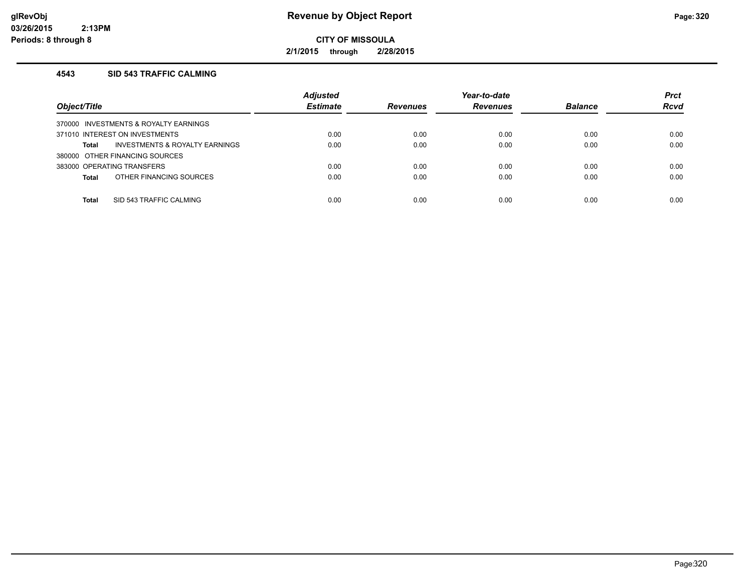# Revenue by Object Report

glRevObj
03/26/2015 2:13PM
Periods: 8 through 8

**CITY OF MISSOULA**

**2/1/2015 through 2/28/2015**

### 4543 SID 543 TRAFFIC CALMING

| Object/Title | Adjusted Estimate | Revenues | Year-to-date Revenues | Balance | Prct Rcvd |
|---|---|---|---|---|---|
| 370000 INVESTMENTS & ROYALTY EARNINGS | | | | | |
| 371010 INTEREST ON INVESTMENTS | 0.00 | 0.00 | 0.00 | 0.00 | 0.00 |
| **Total** INVESTMENTS & ROYALTY EARNINGS | 0.00 | 0.00 | 0.00 | 0.00 | 0.00 |
| 380000 OTHER FINANCING SOURCES | | | | | |
| 383000 OPERATING TRANSFERS | 0.00 | 0.00 | 0.00 | 0.00 | 0.00 |
| **Total** OTHER FINANCING SOURCES | 0.00 | 0.00 | 0.00 | 0.00 | 0.00 |
| **Total** SID 543 TRAFFIC CALMING | 0.00 | 0.00 | 0.00 | 0.00 | 0.00 |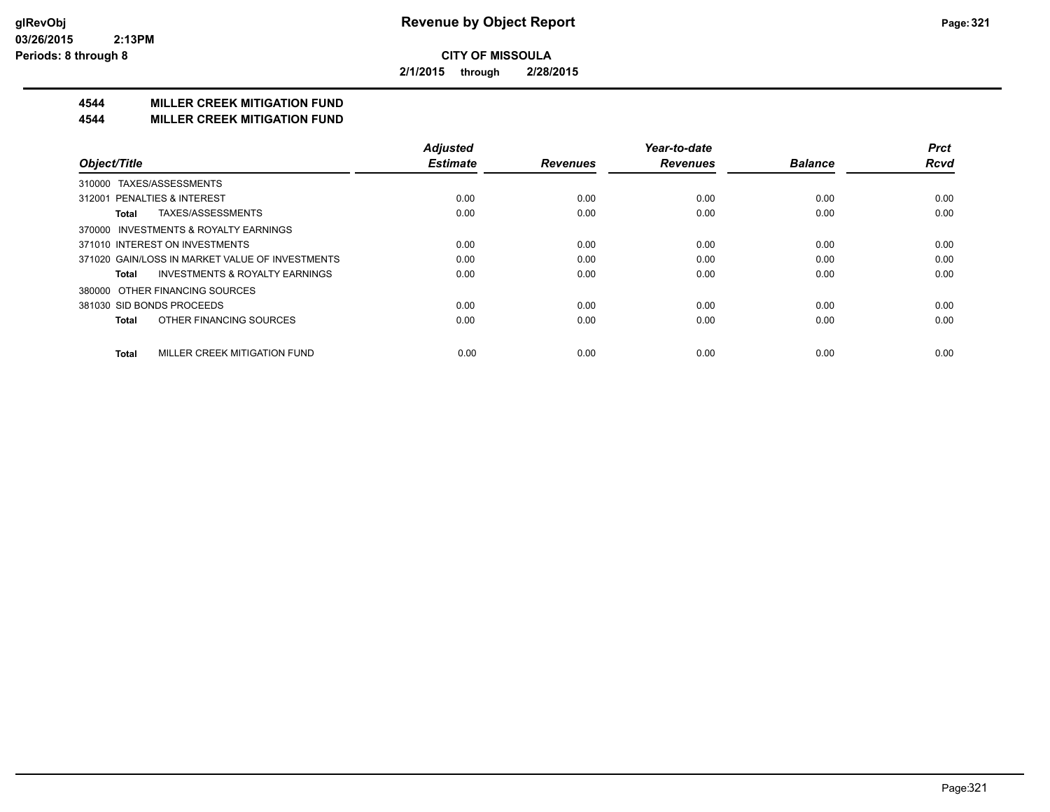**CITY OF MISSOULA**

**2/1/2015 through 2/28/2015**

## 4544 MILLER CREEK MITIGATION FUND
## 4544 MILLER CREEK MITIGATION FUND

| Object/Title | Adjusted Estimate | Revenues | Year-to-date Revenues | Balance | Prct Rcvd |
|---|---|---|---|---|---|
| 310000 TAXES/ASSESSMENTS | | | | | |
| 312001 PENALTIES & INTEREST | 0.00 | 0.00 | 0.00 | 0.00 | 0.00 |
| **Total** TAXES/ASSESSMENTS | 0.00 | 0.00 | 0.00 | 0.00 | 0.00 |
| 370000 INVESTMENTS & ROYALTY EARNINGS | | | | | |
| 371010 INTEREST ON INVESTMENTS | 0.00 | 0.00 | 0.00 | 0.00 | 0.00 |
| 371020 GAIN/LOSS IN MARKET VALUE OF INVESTMENTS | 0.00 | 0.00 | 0.00 | 0.00 | 0.00 |
| **Total** INVESTMENTS & ROYALTY EARNINGS | 0.00 | 0.00 | 0.00 | 0.00 | 0.00 |
| 380000 OTHER FINANCING SOURCES | | | | | |
| 381030 SID BONDS PROCEEDS | 0.00 | 0.00 | 0.00 | 0.00 | 0.00 |
| **Total** OTHER FINANCING SOURCES | 0.00 | 0.00 | 0.00 | 0.00 | 0.00 |
| **Total** MILLER CREEK MITIGATION FUND | 0.00 | 0.00 | 0.00 | 0.00 | 0.00 |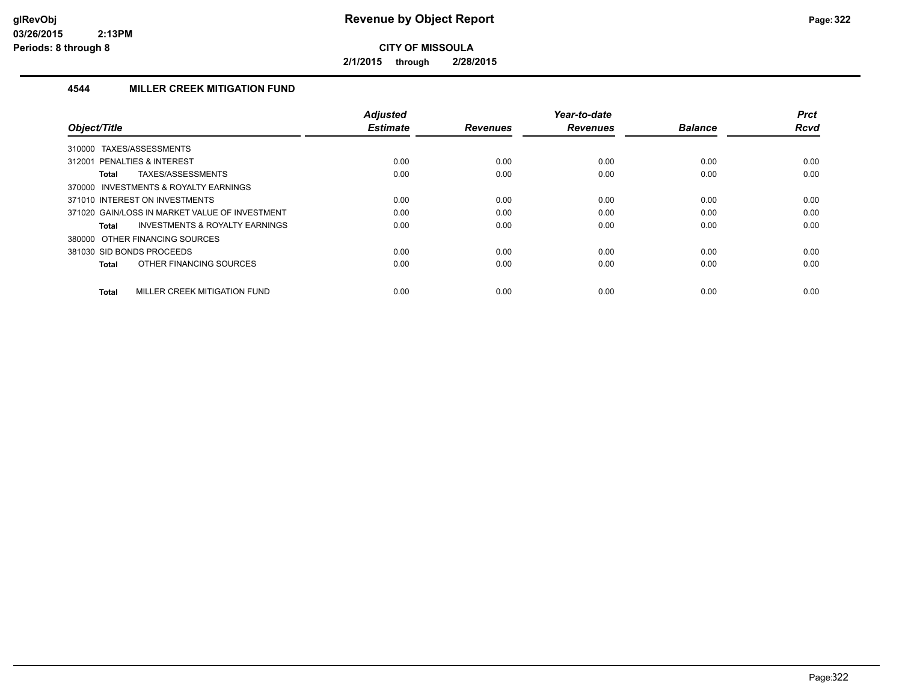# Revenue by Object Report

**CITY OF MISSOULA**

**2/1/2015 through 2/28/2015**

## 4544 MILLER CREEK MITIGATION FUND

| Object/Title | Adjusted Estimate | Revenues | Year-to-date Revenues | Balance | Prct Rcvd |
|---|---|---|---|---|---|
| 310000 TAXES/ASSESSMENTS | | | | | |
| 312001 PENALTIES & INTEREST | 0.00 | 0.00 | 0.00 | 0.00 | 0.00 |
| **Total** TAXES/ASSESSMENTS | 0.00 | 0.00 | 0.00 | 0.00 | 0.00 |
| 370000 INVESTMENTS & ROYALTY EARNINGS | | | | | |
| 371010 INTEREST ON INVESTMENTS | 0.00 | 0.00 | 0.00 | 0.00 | 0.00 |
| 371020 GAIN/LOSS IN MARKET VALUE OF INVESTMENT | 0.00 | 0.00 | 0.00 | 0.00 | 0.00 |
| **Total** INVESTMENTS & ROYALTY EARNINGS | 0.00 | 0.00 | 0.00 | 0.00 | 0.00 |
| 380000 OTHER FINANCING SOURCES | | | | | |
| 381030 SID BONDS PROCEEDS | 0.00 | 0.00 | 0.00 | 0.00 | 0.00 |
| **Total** OTHER FINANCING SOURCES | 0.00 | 0.00 | 0.00 | 0.00 | 0.00 |
| **Total** MILLER CREEK MITIGATION FUND | 0.00 | 0.00 | 0.00 | 0.00 | 0.00 |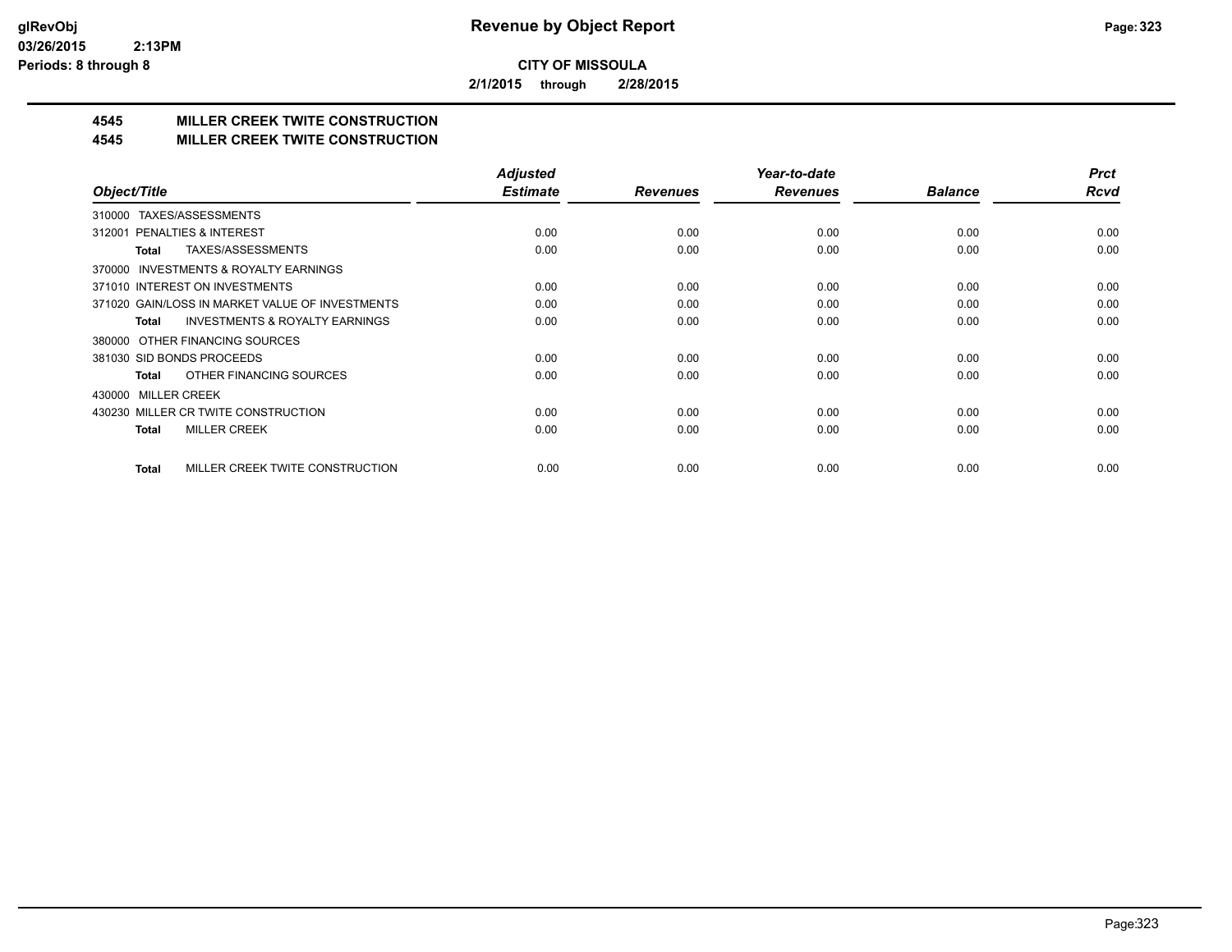**Revenue by Object Report**

**CITY OF MISSOULA**

**2/1/2015 through 2/28/2015**

glRevObj
03/26/2015 2:13PM
Periods: 8 through 8

## 4545 MILLER CREEK TWITE CONSTRUCTION
## 4545 MILLER CREEK TWITE CONSTRUCTION

| Object/Title | Adjusted Estimate | Revenues | Year-to-date Revenues | Balance | Prct Rcvd |
|---|---|---|---|---|---|
| 310000 TAXES/ASSESSMENTS | | | | | |
| 312001 PENALTIES & INTEREST | 0.00 | 0.00 | 0.00 | 0.00 | 0.00 |
| **Total** TAXES/ASSESSMENTS | 0.00 | 0.00 | 0.00 | 0.00 | 0.00 |
| 370000 INVESTMENTS & ROYALTY EARNINGS | | | | | |
| 371010 INTEREST ON INVESTMENTS | 0.00 | 0.00 | 0.00 | 0.00 | 0.00 |
| 371020 GAIN/LOSS IN MARKET VALUE OF INVESTMENTS | 0.00 | 0.00 | 0.00 | 0.00 | 0.00 |
| **Total** INVESTMENTS & ROYALTY EARNINGS | 0.00 | 0.00 | 0.00 | 0.00 | 0.00 |
| 380000 OTHER FINANCING SOURCES | | | | | |
| 381030 SID BONDS PROCEEDS | 0.00 | 0.00 | 0.00 | 0.00 | 0.00 |
| **Total** OTHER FINANCING SOURCES | 0.00 | 0.00 | 0.00 | 0.00 | 0.00 |
| 430000 MILLER CREEK | | | | | |
| 430230 MILLER CR TWITE CONSTRUCTION | 0.00 | 0.00 | 0.00 | 0.00 | 0.00 |
| **Total** MILLER CREEK | 0.00 | 0.00 | 0.00 | 0.00 | 0.00 |
| **Total** MILLER CREEK TWITE CONSTRUCTION | 0.00 | 0.00 | 0.00 | 0.00 | 0.00 |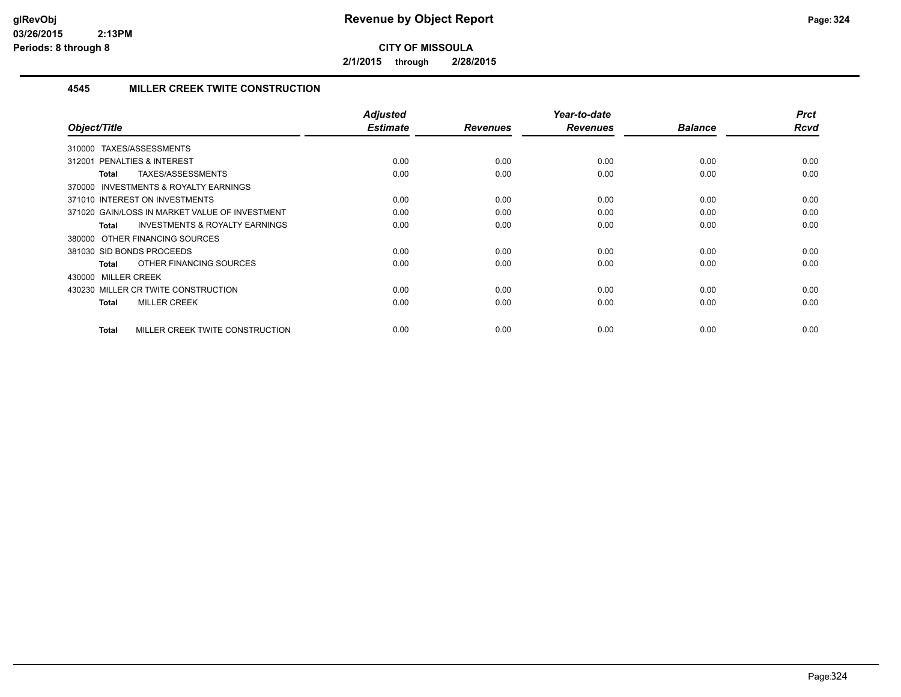**glRevObj**
**03/26/2015 2:13PM**
**Periods: 8 through 8**

# Revenue by Object Report

**CITY OF MISSOULA**

**2/1/2015 through 2/28/2015**

## 4545 MILLER CREEK TWITE CONSTRUCTION

| Object/Title | Adjusted Estimate | Revenues | Year-to-date Revenues | Balance | Prct Rcvd |
|---|---|---|---|---|---|
| 310000 TAXES/ASSESSMENTS | | | | | |
| 312001 PENALTIES & INTEREST | 0.00 | 0.00 | 0.00 | 0.00 | 0.00 |
| **Total** TAXES/ASSESSMENTS | 0.00 | 0.00 | 0.00 | 0.00 | 0.00 |
| 370000 INVESTMENTS & ROYALTY EARNINGS | | | | | |
| 371010 INTEREST ON INVESTMENTS | 0.00 | 0.00 | 0.00 | 0.00 | 0.00 |
| 371020 GAIN/LOSS IN MARKET VALUE OF INVESTMENT | 0.00 | 0.00 | 0.00 | 0.00 | 0.00 |
| **Total** INVESTMENTS & ROYALTY EARNINGS | 0.00 | 0.00 | 0.00 | 0.00 | 0.00 |
| 380000 OTHER FINANCING SOURCES | | | | | |
| 381030 SID BONDS PROCEEDS | 0.00 | 0.00 | 0.00 | 0.00 | 0.00 |
| **Total** OTHER FINANCING SOURCES | 0.00 | 0.00 | 0.00 | 0.00 | 0.00 |
| 430000 MILLER CREEK | | | | | |
| 430230 MILLER CR TWITE CONSTRUCTION | 0.00 | 0.00 | 0.00 | 0.00 | 0.00 |
| **Total** MILLER CREEK | 0.00 | 0.00 | 0.00 | 0.00 | 0.00 |
| **Total** MILLER CREEK TWITE CONSTRUCTION | 0.00 | 0.00 | 0.00 | 0.00 | 0.00 |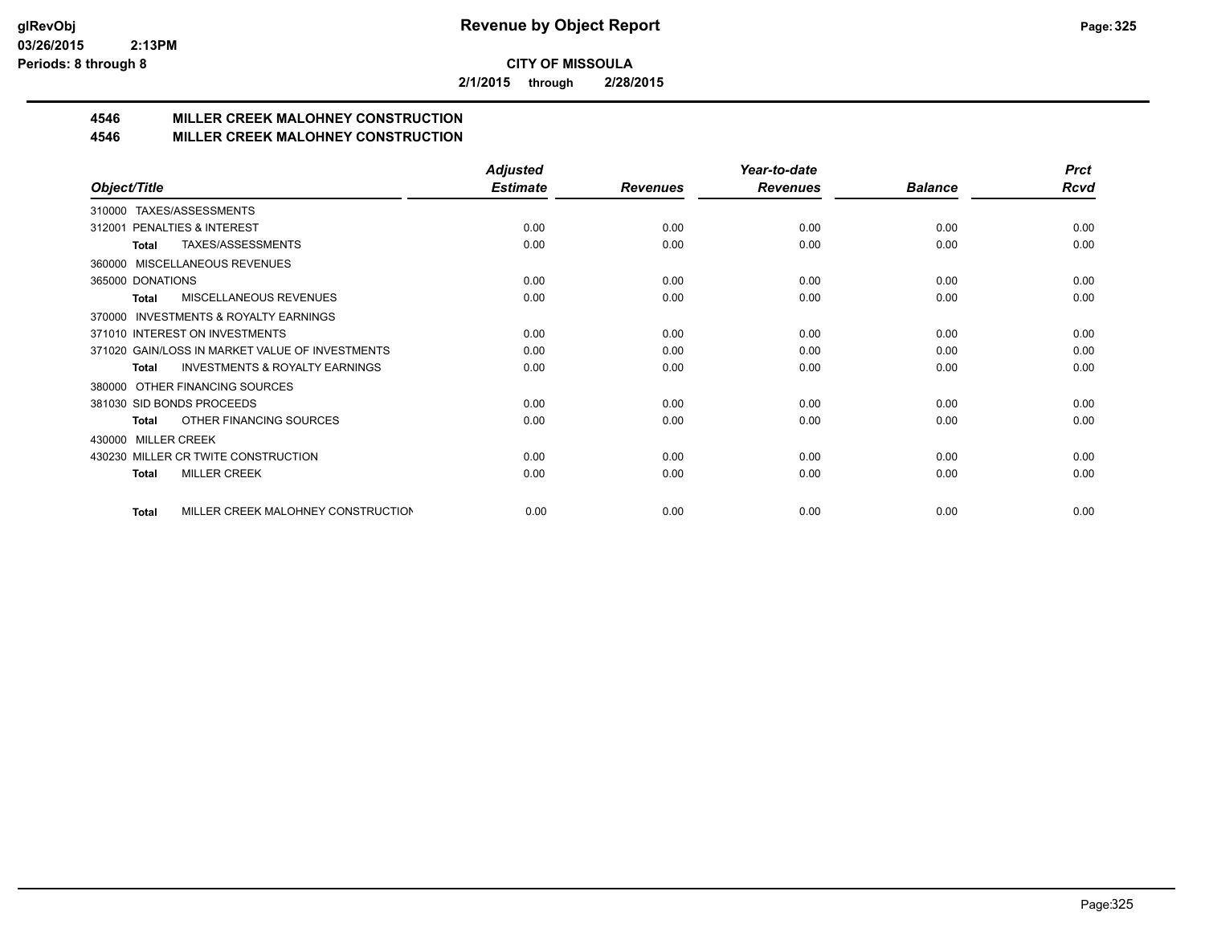**CITY OF MISSOULA**

**2/1/2015 through 2/28/2015**

## 4546 MILLER CREEK MALOHNEY CONSTRUCTION
## 4546 MILLER CREEK MALOHNEY CONSTRUCTION

| Object/Title | Adjusted Estimate | Revenues | Year-to-date Revenues | Balance | Prct Rcvd |
|---|---|---|---|---|---|
| 310000 TAXES/ASSESSMENTS | | | | | |
| 312001 PENALTIES & INTEREST | 0.00 | 0.00 | 0.00 | 0.00 | 0.00 |
| **Total** TAXES/ASSESSMENTS | 0.00 | 0.00 | 0.00 | 0.00 | 0.00 |
| 360000 MISCELLANEOUS REVENUES | | | | | |
| 365000 DONATIONS | 0.00 | 0.00 | 0.00 | 0.00 | 0.00 |
| **Total** MISCELLANEOUS REVENUES | 0.00 | 0.00 | 0.00 | 0.00 | 0.00 |
| 370000 INVESTMENTS & ROYALTY EARNINGS | | | | | |
| 371010 INTEREST ON INVESTMENTS | 0.00 | 0.00 | 0.00 | 0.00 | 0.00 |
| 371020 GAIN/LOSS IN MARKET VALUE OF INVESTMENTS | 0.00 | 0.00 | 0.00 | 0.00 | 0.00 |
| **Total** INVESTMENTS & ROYALTY EARNINGS | 0.00 | 0.00 | 0.00 | 0.00 | 0.00 |
| 380000 OTHER FINANCING SOURCES | | | | | |
| 381030 SID BONDS PROCEEDS | 0.00 | 0.00 | 0.00 | 0.00 | 0.00 |
| **Total** OTHER FINANCING SOURCES | 0.00 | 0.00 | 0.00 | 0.00 | 0.00 |
| 430000 MILLER CREEK | | | | | |
| 430230 MILLER CR TWITE CONSTRUCTION | 0.00 | 0.00 | 0.00 | 0.00 | 0.00 |
| **Total** MILLER CREEK | 0.00 | 0.00 | 0.00 | 0.00 | 0.00 |
| **Total** MILLER CREEK MALOHNEY CONSTRUCTION | 0.00 | 0.00 | 0.00 | 0.00 | 0.00 |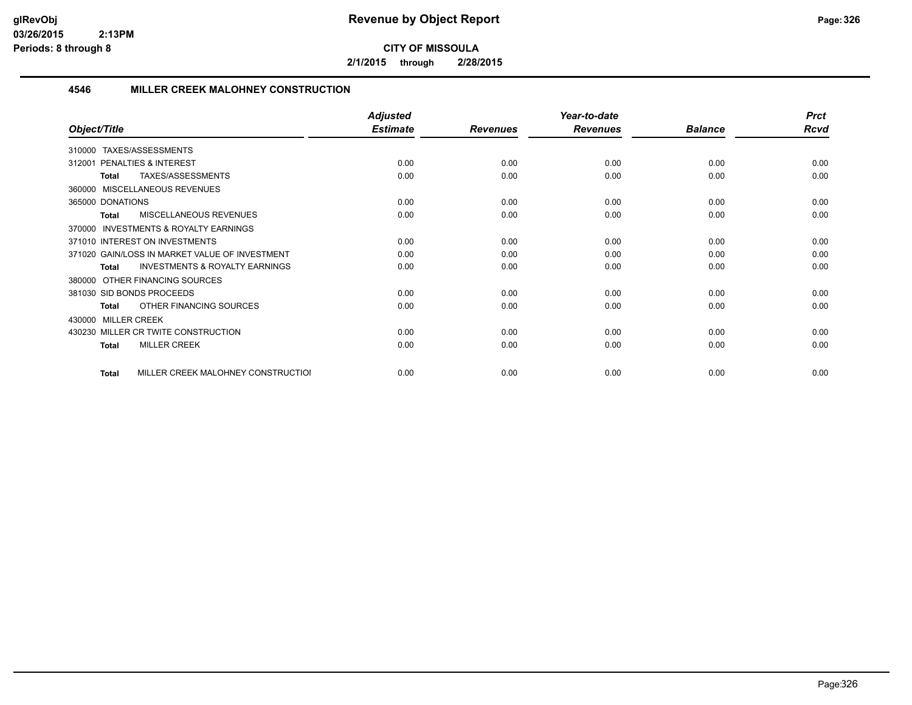# Revenue by Object Report

**CITY OF MISSOULA**

**2/1/2015 through 2/28/2015**

glRevObj
03/26/2015 2:13PM
Periods: 8 through 8

## 4546 MILLER CREEK MALOHNEY CONSTRUCTION

| Object/Title | Adjusted Estimate | Revenues | Year-to-date Revenues | Balance | Prct Rcvd |
|---|---|---|---|---|---|
| 310000 TAXES/ASSESSMENTS | | | | | |
| 312001 PENALTIES & INTEREST | 0.00 | 0.00 | 0.00 | 0.00 | 0.00 |
| **Total** TAXES/ASSESSMENTS | 0.00 | 0.00 | 0.00 | 0.00 | 0.00 |
| 360000 MISCELLANEOUS REVENUES | | | | | |
| 365000 DONATIONS | 0.00 | 0.00 | 0.00 | 0.00 | 0.00 |
| **Total** MISCELLANEOUS REVENUES | 0.00 | 0.00 | 0.00 | 0.00 | 0.00 |
| 370000 INVESTMENTS & ROYALTY EARNINGS | | | | | |
| 371010 INTEREST ON INVESTMENTS | 0.00 | 0.00 | 0.00 | 0.00 | 0.00 |
| 371020 GAIN/LOSS IN MARKET VALUE OF INVESTMENT | 0.00 | 0.00 | 0.00 | 0.00 | 0.00 |
| **Total** INVESTMENTS & ROYALTY EARNINGS | 0.00 | 0.00 | 0.00 | 0.00 | 0.00 |
| 380000 OTHER FINANCING SOURCES | | | | | |
| 381030 SID BONDS PROCEEDS | 0.00 | 0.00 | 0.00 | 0.00 | 0.00 |
| **Total** OTHER FINANCING SOURCES | 0.00 | 0.00 | 0.00 | 0.00 | 0.00 |
| 430000 MILLER CREEK | | | | | |
| 430230 MILLER CR TWITE CONSTRUCTION | 0.00 | 0.00 | 0.00 | 0.00 | 0.00 |
| **Total** MILLER CREEK | 0.00 | 0.00 | 0.00 | 0.00 | 0.00 |
| **Total** MILLER CREEK MALOHNEY CONSTRUCTIOI | 0.00 | 0.00 | 0.00 | 0.00 | 0.00 |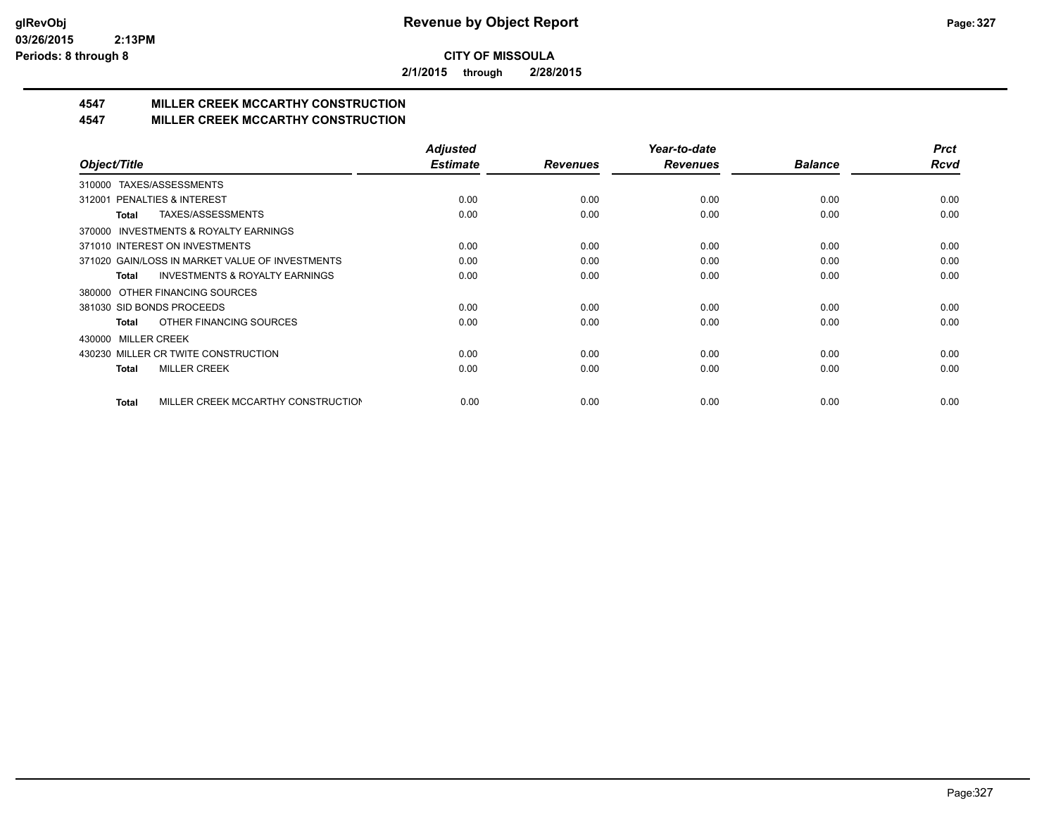**CITY OF MISSOULA**

**2/1/2015 through 2/28/2015**

## 4547 MILLER CREEK MCCARTHY CONSTRUCTION

## 4547 MILLER CREEK MCCARTHY CONSTRUCTION

| Object/Title | Adjusted Estimate | Revenues | Year-to-date Revenues | Balance | Prct Rcvd |
|---|---|---|---|---|---|
| 310000 TAXES/ASSESSMENTS | | | | | |
| 312001 PENALTIES & INTEREST | 0.00 | 0.00 | 0.00 | 0.00 | 0.00 |
| **Total** TAXES/ASSESSMENTS | 0.00 | 0.00 | 0.00 | 0.00 | 0.00 |
| 370000 INVESTMENTS & ROYALTY EARNINGS | | | | | |
| 371010 INTEREST ON INVESTMENTS | 0.00 | 0.00 | 0.00 | 0.00 | 0.00 |
| 371020 GAIN/LOSS IN MARKET VALUE OF INVESTMENTS | 0.00 | 0.00 | 0.00 | 0.00 | 0.00 |
| **Total** INVESTMENTS & ROYALTY EARNINGS | 0.00 | 0.00 | 0.00 | 0.00 | 0.00 |
| 380000 OTHER FINANCING SOURCES | | | | | |
| 381030 SID BONDS PROCEEDS | 0.00 | 0.00 | 0.00 | 0.00 | 0.00 |
| **Total** OTHER FINANCING SOURCES | 0.00 | 0.00 | 0.00 | 0.00 | 0.00 |
| 430000 MILLER CREEK | | | | | |
| 430230 MILLER CR TWITE CONSTRUCTION | 0.00 | 0.00 | 0.00 | 0.00 | 0.00 |
| **Total** MILLER CREEK | 0.00 | 0.00 | 0.00 | 0.00 | 0.00 |
| **Total** MILLER CREEK MCCARTHY CONSTRUCTION | 0.00 | 0.00 | 0.00 | 0.00 | 0.00 |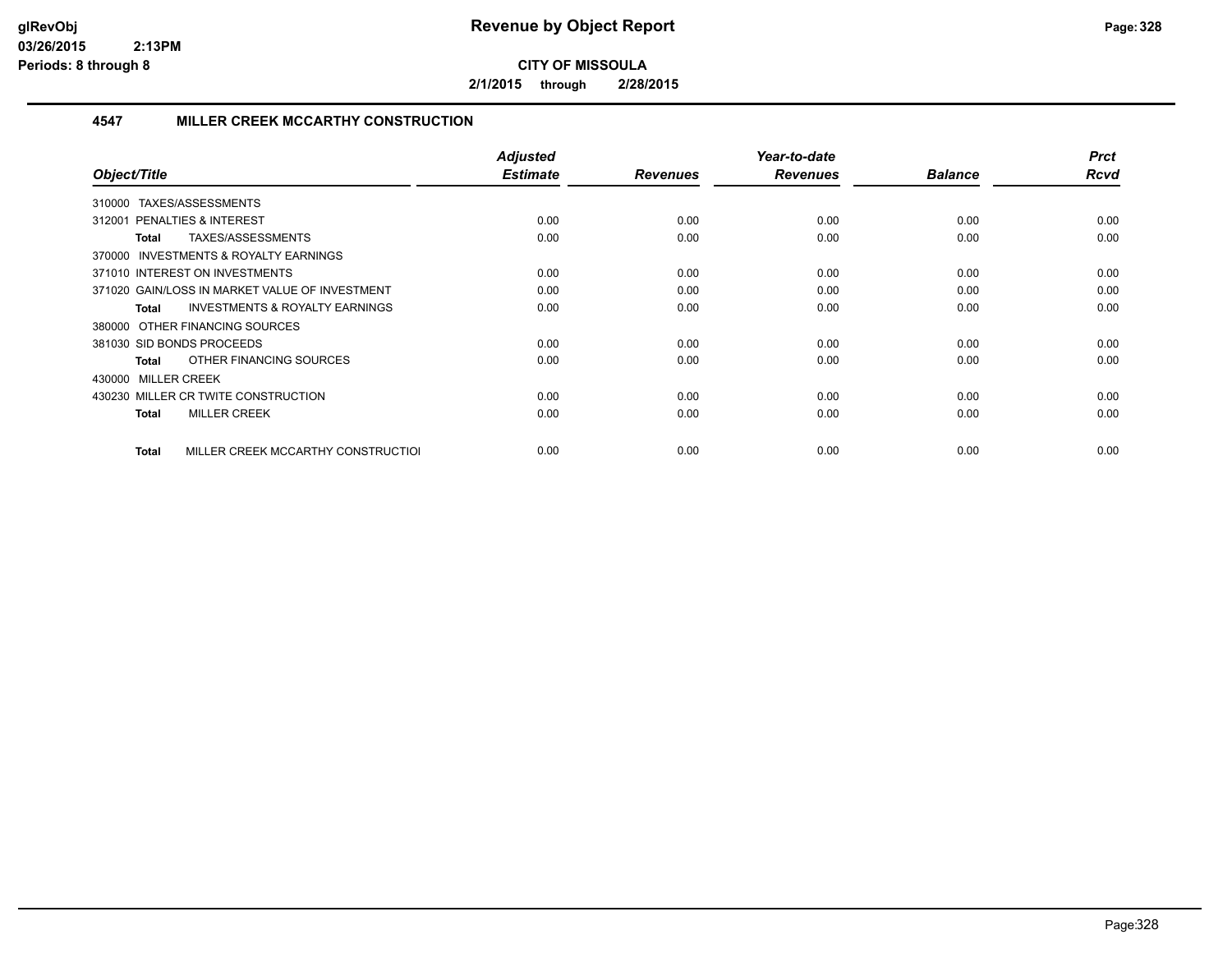# Revenue by Object Report

**CITY OF MISSOULA**

**2/1/2015 through 2/28/2015**

glRevObj
03/26/2015 2:13PM
Periods: 8 through 8

### 4547 MILLER CREEK MCCARTHY CONSTRUCTION

| Object/Title | *Adjusted Estimate* | *Revenues* | *Year-to-date Revenues* | *Balance* | *Prct Rcvd* |
|---|---|---|---|---|---|
| 310000 TAXES/ASSESSMENTS | | | | | |
| 312001 PENALTIES & INTEREST | 0.00 | 0.00 | 0.00 | 0.00 | 0.00 |
| **Total** TAXES/ASSESSMENTS | 0.00 | 0.00 | 0.00 | 0.00 | 0.00 |
| 370000 INVESTMENTS & ROYALTY EARNINGS | | | | | |
| 371010 INTEREST ON INVESTMENTS | 0.00 | 0.00 | 0.00 | 0.00 | 0.00 |
| 371020 GAIN/LOSS IN MARKET VALUE OF INVESTMENT | 0.00 | 0.00 | 0.00 | 0.00 | 0.00 |
| **Total** INVESTMENTS & ROYALTY EARNINGS | 0.00 | 0.00 | 0.00 | 0.00 | 0.00 |
| 380000 OTHER FINANCING SOURCES | | | | | |
| 381030 SID BONDS PROCEEDS | 0.00 | 0.00 | 0.00 | 0.00 | 0.00 |
| **Total** OTHER FINANCING SOURCES | 0.00 | 0.00 | 0.00 | 0.00 | 0.00 |
| 430000 MILLER CREEK | | | | | |
| 430230 MILLER CR TWITE CONSTRUCTION | 0.00 | 0.00 | 0.00 | 0.00 | 0.00 |
| **Total** MILLER CREEK | 0.00 | 0.00 | 0.00 | 0.00 | 0.00 |
| **Total** MILLER CREEK MCCARTHY CONSTRUCTIOI | 0.00 | 0.00 | 0.00 | 0.00 | 0.00 |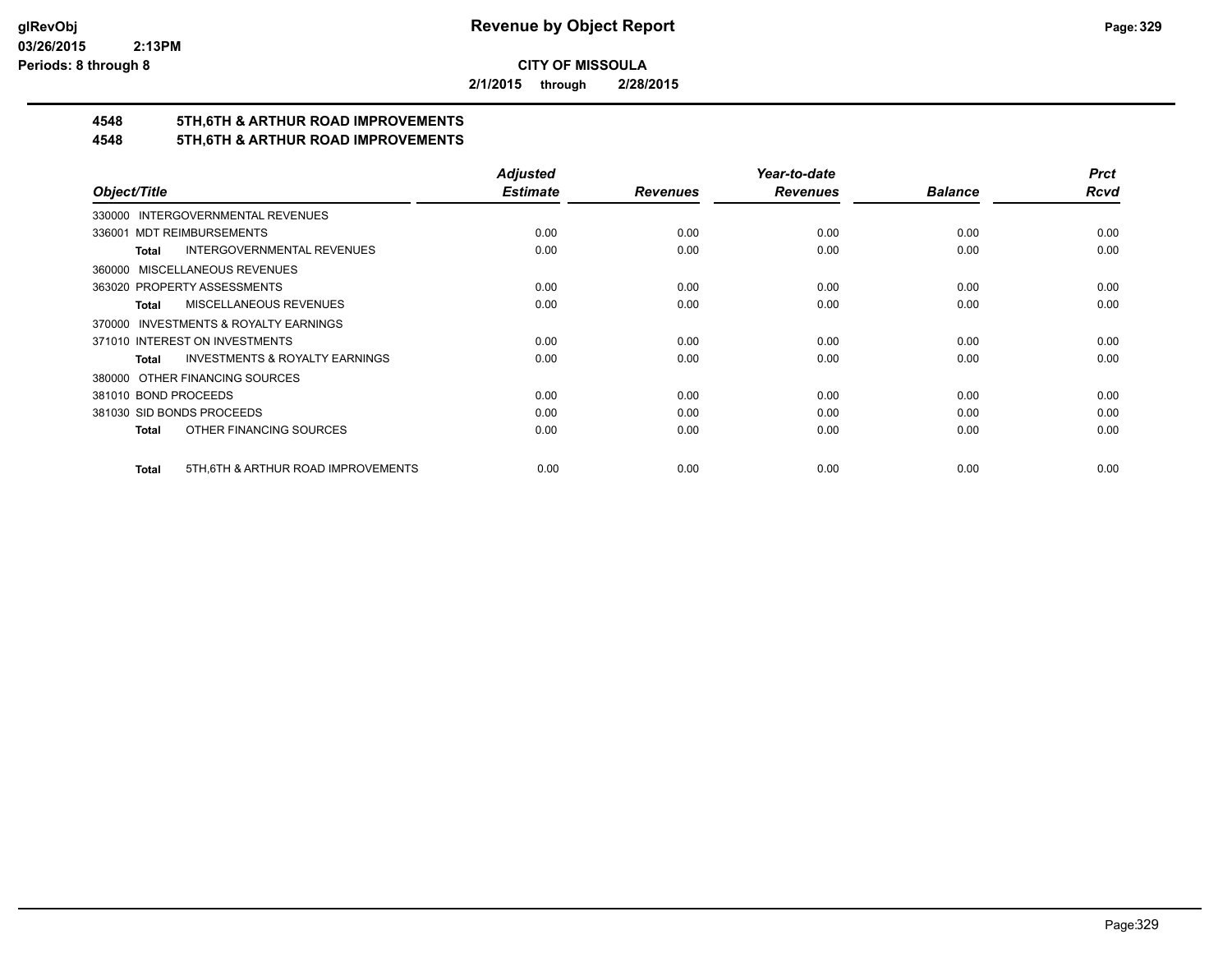# Revenue by Object Report

**CITY OF MISSOULA**

**2/1/2015 through 2/28/2015**

glRevObj
03/26/2015 2:13PM
Periods: 8 through 8

## 4548 5TH,6TH & ARTHUR ROAD IMPROVEMENTS
## 4548 5TH,6TH & ARTHUR ROAD IMPROVEMENTS

| Object/Title | Adjusted Estimate | Revenues | Year-to-date Revenues | Balance | Prct Rcvd |
|---|---|---|---|---|---|
| 330000 INTERGOVERNMENTAL REVENUES | | | | | |
| 336001 MDT REIMBURSEMENTS | 0.00 | 0.00 | 0.00 | 0.00 | 0.00 |
| **Total** INTERGOVERNMENTAL REVENUES | 0.00 | 0.00 | 0.00 | 0.00 | 0.00 |
| 360000 MISCELLANEOUS REVENUES | | | | | |
| 363020 PROPERTY ASSESSMENTS | 0.00 | 0.00 | 0.00 | 0.00 | 0.00 |
| **Total** MISCELLANEOUS REVENUES | 0.00 | 0.00 | 0.00 | 0.00 | 0.00 |
| 370000 INVESTMENTS & ROYALTY EARNINGS | | | | | |
| 371010 INTEREST ON INVESTMENTS | 0.00 | 0.00 | 0.00 | 0.00 | 0.00 |
| **Total** INVESTMENTS & ROYALTY EARNINGS | 0.00 | 0.00 | 0.00 | 0.00 | 0.00 |
| 380000 OTHER FINANCING SOURCES | | | | | |
| 381010 BOND PROCEEDS | 0.00 | 0.00 | 0.00 | 0.00 | 0.00 |
| 381030 SID BONDS PROCEEDS | 0.00 | 0.00 | 0.00 | 0.00 | 0.00 |
| **Total** OTHER FINANCING SOURCES | 0.00 | 0.00 | 0.00 | 0.00 | 0.00 |
| **Total** 5TH,6TH & ARTHUR ROAD IMPROVEMENTS | 0.00 | 0.00 | 0.00 | 0.00 | 0.00 |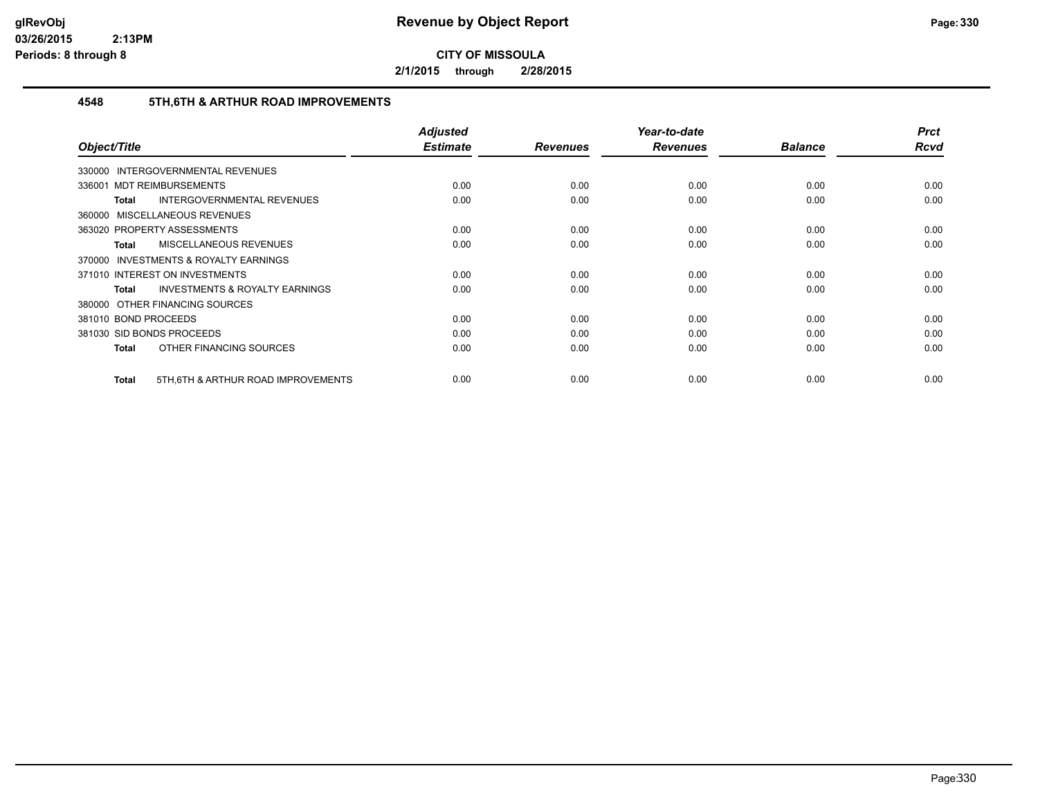**CITY OF MISSOULA**

**2/1/2015 through 2/28/2015**

## 4548 5TH,6TH & ARTHUR ROAD IMPROVEMENTS

| Object/Title | Adjusted Estimate | Revenues | Year-to-date Revenues | Balance | Prct Rcvd |
|---|---|---|---|---|---|
| 330000 INTERGOVERNMENTAL REVENUES | | | | | |
| 336001 MDT REIMBURSEMENTS | 0.00 | 0.00 | 0.00 | 0.00 | 0.00 |
| **Total** INTERGOVERNMENTAL REVENUES | 0.00 | 0.00 | 0.00 | 0.00 | 0.00 |
| 360000 MISCELLANEOUS REVENUES | | | | | |
| 363020 PROPERTY ASSESSMENTS | 0.00 | 0.00 | 0.00 | 0.00 | 0.00 |
| **Total** MISCELLANEOUS REVENUES | 0.00 | 0.00 | 0.00 | 0.00 | 0.00 |
| 370000 INVESTMENTS & ROYALTY EARNINGS | | | | | |
| 371010 INTEREST ON INVESTMENTS | 0.00 | 0.00 | 0.00 | 0.00 | 0.00 |
| **Total** INVESTMENTS & ROYALTY EARNINGS | 0.00 | 0.00 | 0.00 | 0.00 | 0.00 |
| 380000 OTHER FINANCING SOURCES | | | | | |
| 381010 BOND PROCEEDS | 0.00 | 0.00 | 0.00 | 0.00 | 0.00 |
| 381030 SID BONDS PROCEEDS | 0.00 | 0.00 | 0.00 | 0.00 | 0.00 |
| **Total** OTHER FINANCING SOURCES | 0.00 | 0.00 | 0.00 | 0.00 | 0.00 |
| **Total** 5TH,6TH & ARTHUR ROAD IMPROVEMENTS | 0.00 | 0.00 | 0.00 | 0.00 | 0.00 |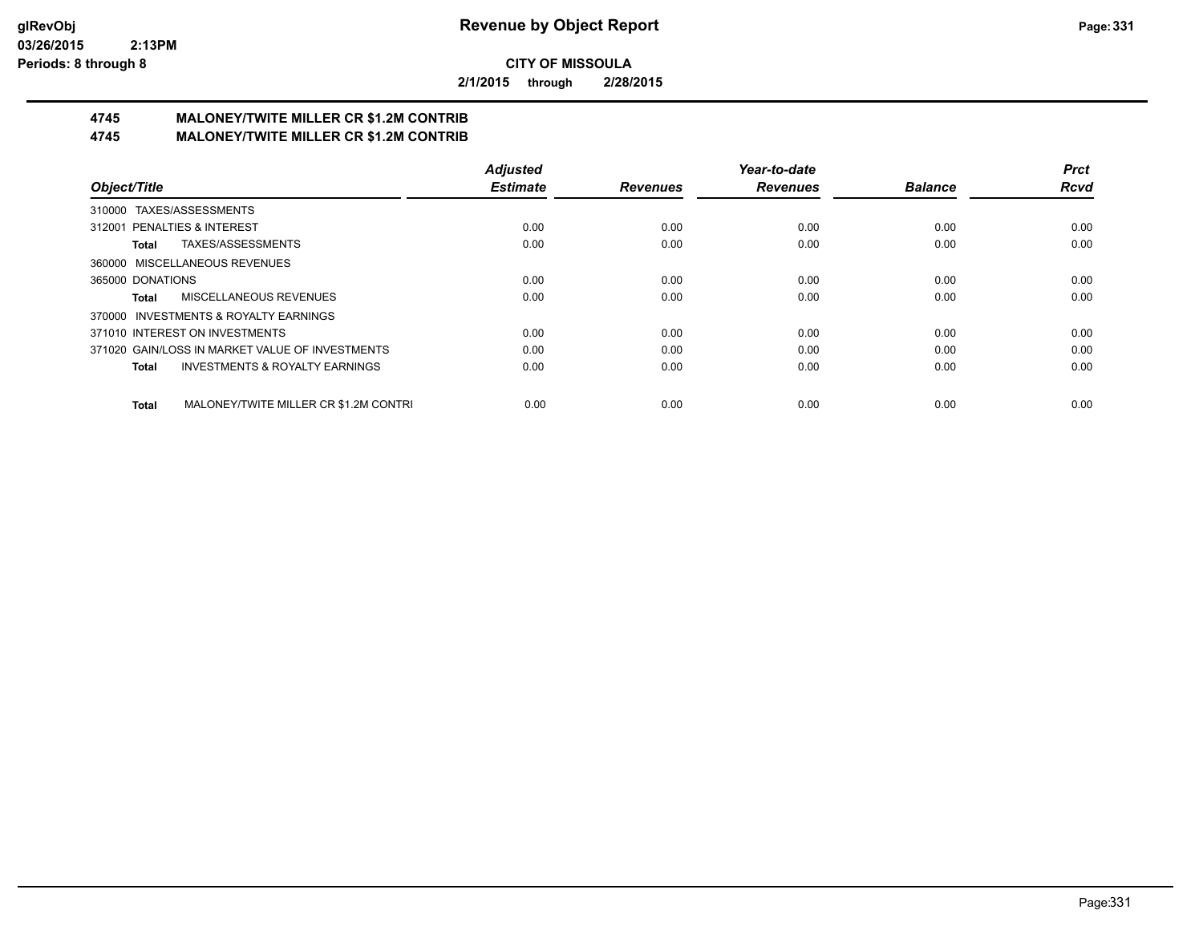**CITY OF MISSOULA**

**2/1/2015 through 2/28/2015**

## 4745 MALONEY/TWITE MILLER CR $1.2M CONTRIB
## 4745 MALONEY/TWITE MILLER CR $1.2M CONTRIB

| Object/Title | Adjusted Estimate | Revenues | Year-to-date Revenues | Balance | Prct Rcvd |
|---|---|---|---|---|---|
| 310000 TAXES/ASSESSMENTS | | | | | |
| 312001 PENALTIES & INTEREST | 0.00 | 0.00 | 0.00 | 0.00 | 0.00 |
| **Total** TAXES/ASSESSMENTS | 0.00 | 0.00 | 0.00 | 0.00 | 0.00 |
| 360000 MISCELLANEOUS REVENUES | | | | | |
| 365000 DONATIONS | 0.00 | 0.00 | 0.00 | 0.00 | 0.00 |
| **Total** MISCELLANEOUS REVENUES | 0.00 | 0.00 | 0.00 | 0.00 | 0.00 |
| 370000 INVESTMENTS & ROYALTY EARNINGS | | | | | |
| 371010 INTEREST ON INVESTMENTS | 0.00 | 0.00 | 0.00 | 0.00 | 0.00 |
| 371020 GAIN/LOSS IN MARKET VALUE OF INVESTMENTS | 0.00 | 0.00 | 0.00 | 0.00 | 0.00 |
| **Total** INVESTMENTS & ROYALTY EARNINGS | 0.00 | 0.00 | 0.00 | 0.00 | 0.00 |
| **Total** MALONEY/TWITE MILLER CR $1.2M CONTRI | 0.00 | 0.00 | 0.00 | 0.00 | 0.00 |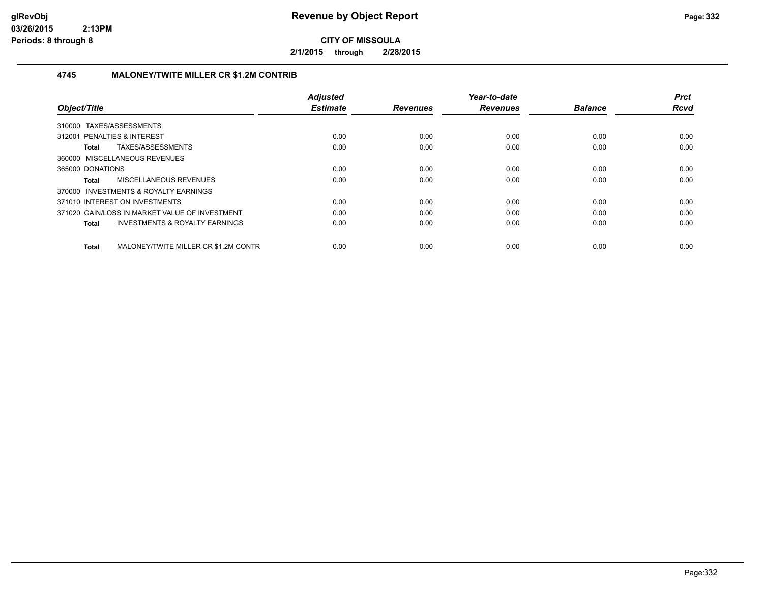# Revenue by Object Report

**CITY OF MISSOULA**

**2/1/2015 through 2/28/2015**

glRevObj
03/26/2015 2:13PM
Periods: 8 through 8

## 4745 MALONEY/TWITE MILLER CR $1.2M CONTRIB

| Object/Title | Adjusted Estimate | Revenues | Year-to-date Revenues | Balance | Prct Rcvd |
|---|---|---|---|---|---|
| 310000 TAXES/ASSESSMENTS | | | | | |
| 312001 PENALTIES & INTEREST | 0.00 | 0.00 | 0.00 | 0.00 | 0.00 |
| **Total** TAXES/ASSESSMENTS | 0.00 | 0.00 | 0.00 | 0.00 | 0.00 |
| 360000 MISCELLANEOUS REVENUES | | | | | |
| 365000 DONATIONS | 0.00 | 0.00 | 0.00 | 0.00 | 0.00 |
| **Total** MISCELLANEOUS REVENUES | 0.00 | 0.00 | 0.00 | 0.00 | 0.00 |
| 370000 INVESTMENTS & ROYALTY EARNINGS | | | | | |
| 371010 INTEREST ON INVESTMENTS | 0.00 | 0.00 | 0.00 | 0.00 | 0.00 |
| 371020 GAIN/LOSS IN MARKET VALUE OF INVESTMENT | 0.00 | 0.00 | 0.00 | 0.00 | 0.00 |
| **Total** INVESTMENTS & ROYALTY EARNINGS | 0.00 | 0.00 | 0.00 | 0.00 | 0.00 |
| **Total** MALONEY/TWITE MILLER CR $1.2M CONTR | 0.00 | 0.00 | 0.00 | 0.00 | 0.00 |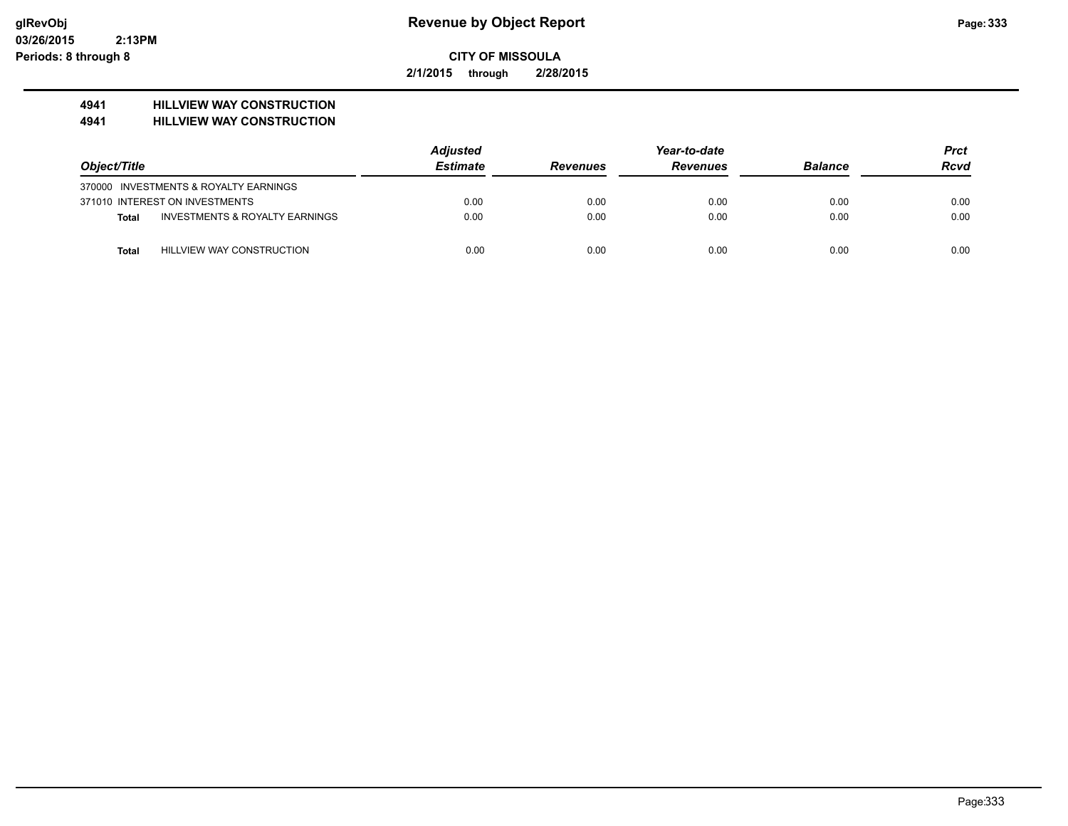# Revenue by Object Report

**CITY OF MISSOULA**

**2/1/2015 through 2/28/2015**

glRevObj
03/26/2015 2:13PM
Periods: 8 through 8

## 4941 HILLVIEW WAY CONSTRUCTION
## 4941 HILLVIEW WAY CONSTRUCTION

| Object/Title | | Adjusted Estimate | Revenues | Year-to-date Revenues | Balance | Prct Rcvd |
|---|---|---|---|---|---|---|
| 370000 INVESTMENTS & ROYALTY EARNINGS | | | | | | |
| 371010 INTEREST ON INVESTMENTS | | 0.00 | 0.00 | 0.00 | 0.00 | 0.00 |
| **Total** | INVESTMENTS & ROYALTY EARNINGS | 0.00 | 0.00 | 0.00 | 0.00 | 0.00 |
| **Total** | HILLVIEW WAY CONSTRUCTION | 0.00 | 0.00 | 0.00 | 0.00 | 0.00 |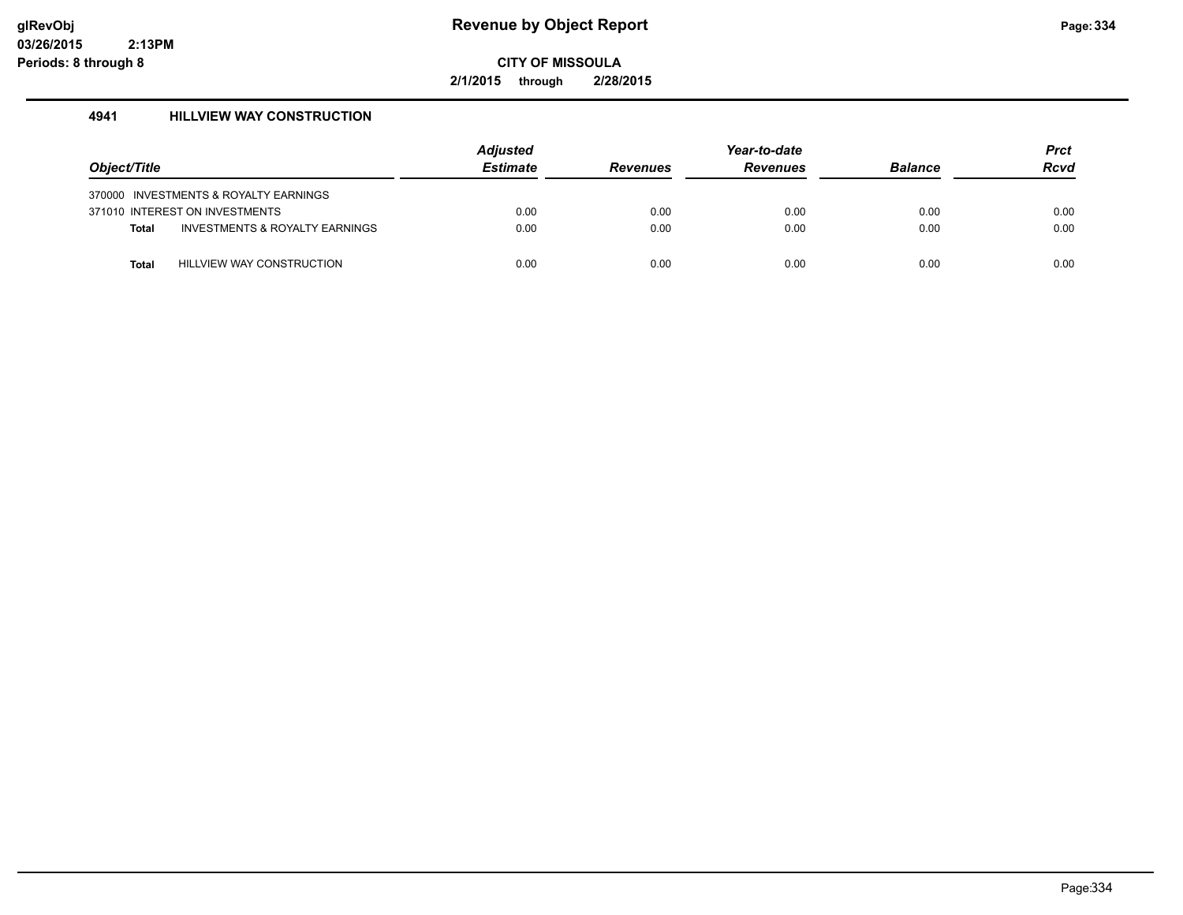# Revenue by Object Report

**CITY OF MISSOULA**

**2/1/2015 through 2/28/2015**

glRevObj
03/26/2015 2:13PM
Periods: 8 through 8

## 4941 HILLVIEW WAY CONSTRUCTION

| Object/Title | Adjusted Estimate | Revenues | Year-to-date Revenues | Balance | Prct Rcvd |
|---|---|---|---|---|---|
| 370000 INVESTMENTS & ROYALTY EARNINGS | | | | | |
| 371010 INTEREST ON INVESTMENTS | 0.00 | 0.00 | 0.00 | 0.00 | 0.00 |
| **Total** INVESTMENTS & ROYALTY EARNINGS | 0.00 | 0.00 | 0.00 | 0.00 | 0.00 |
| **Total** HILLVIEW WAY CONSTRUCTION | 0.00 | 0.00 | 0.00 | 0.00 | 0.00 |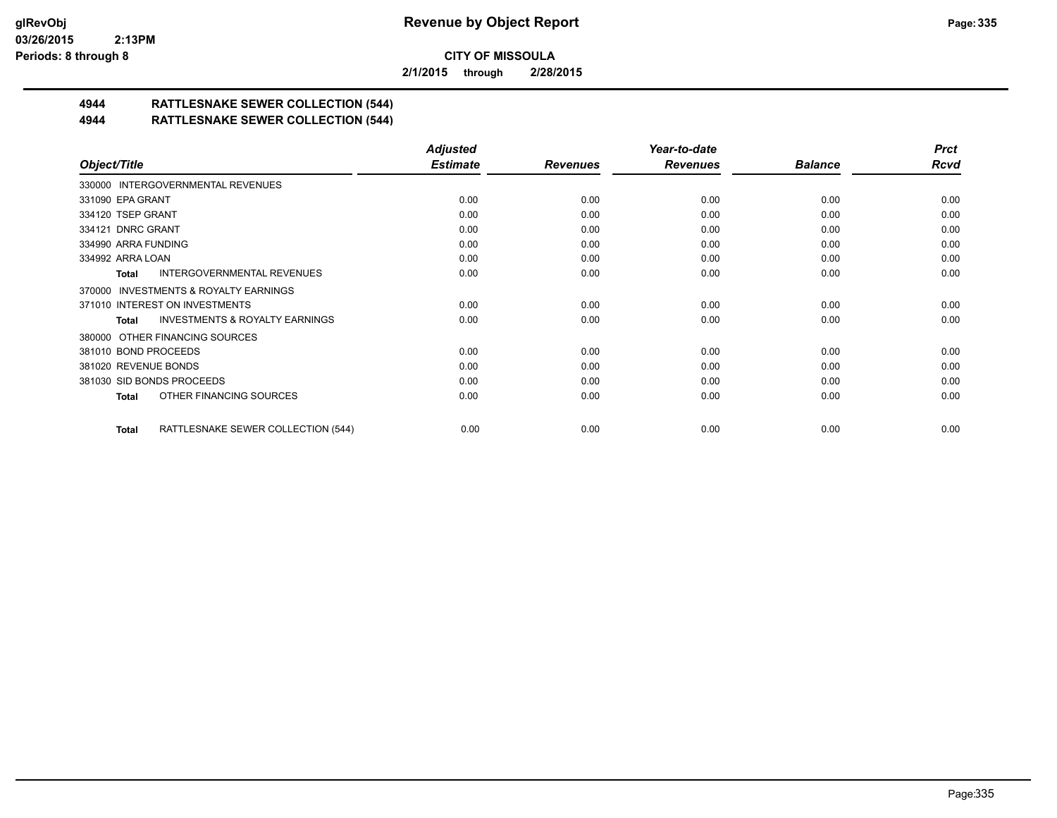# Revenue by Object Report

**CITY OF MISSOULA**

**2/1/2015 through 2/28/2015**

glRevObj
03/26/2015 2:13PM
Periods: 8 through 8

## 4944 RATTLESNAKE SEWER COLLECTION (544)
## 4944 RATTLESNAKE SEWER COLLECTION (544)

| Object/Title | Adjusted Estimate | Revenues | Year-to-date Revenues | Balance | Prct Rcvd |
|---|---|---|---|---|---|
| 330000 INTERGOVERNMENTAL REVENUES | | | | | |
| 331090 EPA GRANT | 0.00 | 0.00 | 0.00 | 0.00 | 0.00 |
| 334120 TSEP GRANT | 0.00 | 0.00 | 0.00 | 0.00 | 0.00 |
| 334121 DNRC GRANT | 0.00 | 0.00 | 0.00 | 0.00 | 0.00 |
| 334990 ARRA FUNDING | 0.00 | 0.00 | 0.00 | 0.00 | 0.00 |
| 334992 ARRA LOAN | 0.00 | 0.00 | 0.00 | 0.00 | 0.00 |
| **Total** INTERGOVERNMENTAL REVENUES | 0.00 | 0.00 | 0.00 | 0.00 | 0.00 |
| 370000 INVESTMENTS & ROYALTY EARNINGS | | | | | |
| 371010 INTEREST ON INVESTMENTS | 0.00 | 0.00 | 0.00 | 0.00 | 0.00 |
| **Total** INVESTMENTS & ROYALTY EARNINGS | 0.00 | 0.00 | 0.00 | 0.00 | 0.00 |
| 380000 OTHER FINANCING SOURCES | | | | | |
| 381010 BOND PROCEEDS | 0.00 | 0.00 | 0.00 | 0.00 | 0.00 |
| 381020 REVENUE BONDS | 0.00 | 0.00 | 0.00 | 0.00 | 0.00 |
| 381030 SID BONDS PROCEEDS | 0.00 | 0.00 | 0.00 | 0.00 | 0.00 |
| **Total** OTHER FINANCING SOURCES | 0.00 | 0.00 | 0.00 | 0.00 | 0.00 |
| **Total** RATTLESNAKE SEWER COLLECTION (544) | 0.00 | 0.00 | 0.00 | 0.00 | 0.00 |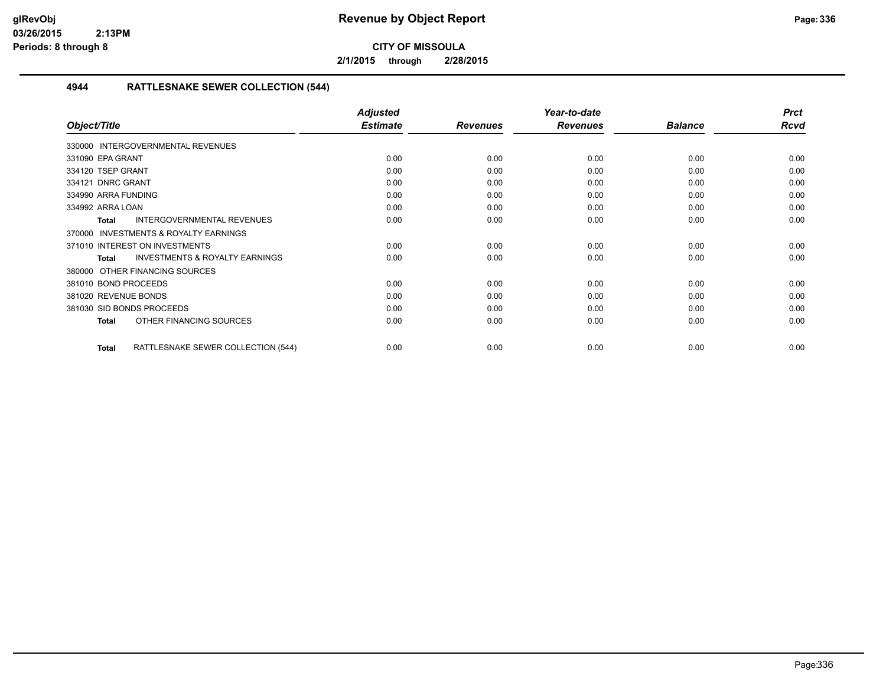# Revenue by Object Report

**CITY OF MISSOULA**

**2/1/2015 through 2/28/2015**

glRevObj
03/26/2015 2:13PM
Periods: 8 through 8

## 4944 RATTLESNAKE SEWER COLLECTION (544)

| Object/Title | Adjusted Estimate | Revenues | Year-to-date Revenues | Balance | Prct Rcvd |
|---|---|---|---|---|---|
| 330000 INTERGOVERNMENTAL REVENUES | | | | | |
| 331090 EPA GRANT | 0.00 | 0.00 | 0.00 | 0.00 | 0.00 |
| 334120 TSEP GRANT | 0.00 | 0.00 | 0.00 | 0.00 | 0.00 |
| 334121 DNRC GRANT | 0.00 | 0.00 | 0.00 | 0.00 | 0.00 |
| 334990 ARRA FUNDING | 0.00 | 0.00 | 0.00 | 0.00 | 0.00 |
| 334992 ARRA LOAN | 0.00 | 0.00 | 0.00 | 0.00 | 0.00 |
| **Total** INTERGOVERNMENTAL REVENUES | 0.00 | 0.00 | 0.00 | 0.00 | 0.00 |
| 370000 INVESTMENTS & ROYALTY EARNINGS | | | | | |
| 371010 INTEREST ON INVESTMENTS | 0.00 | 0.00 | 0.00 | 0.00 | 0.00 |
| **Total** INVESTMENTS & ROYALTY EARNINGS | 0.00 | 0.00 | 0.00 | 0.00 | 0.00 |
| 380000 OTHER FINANCING SOURCES | | | | | |
| 381010 BOND PROCEEDS | 0.00 | 0.00 | 0.00 | 0.00 | 0.00 |
| 381020 REVENUE BONDS | 0.00 | 0.00 | 0.00 | 0.00 | 0.00 |
| 381030 SID BONDS PROCEEDS | 0.00 | 0.00 | 0.00 | 0.00 | 0.00 |
| **Total** OTHER FINANCING SOURCES | 0.00 | 0.00 | 0.00 | 0.00 | 0.00 |
| **Total** RATTLESNAKE SEWER COLLECTION (544) | 0.00 | 0.00 | 0.00 | 0.00 | 0.00 |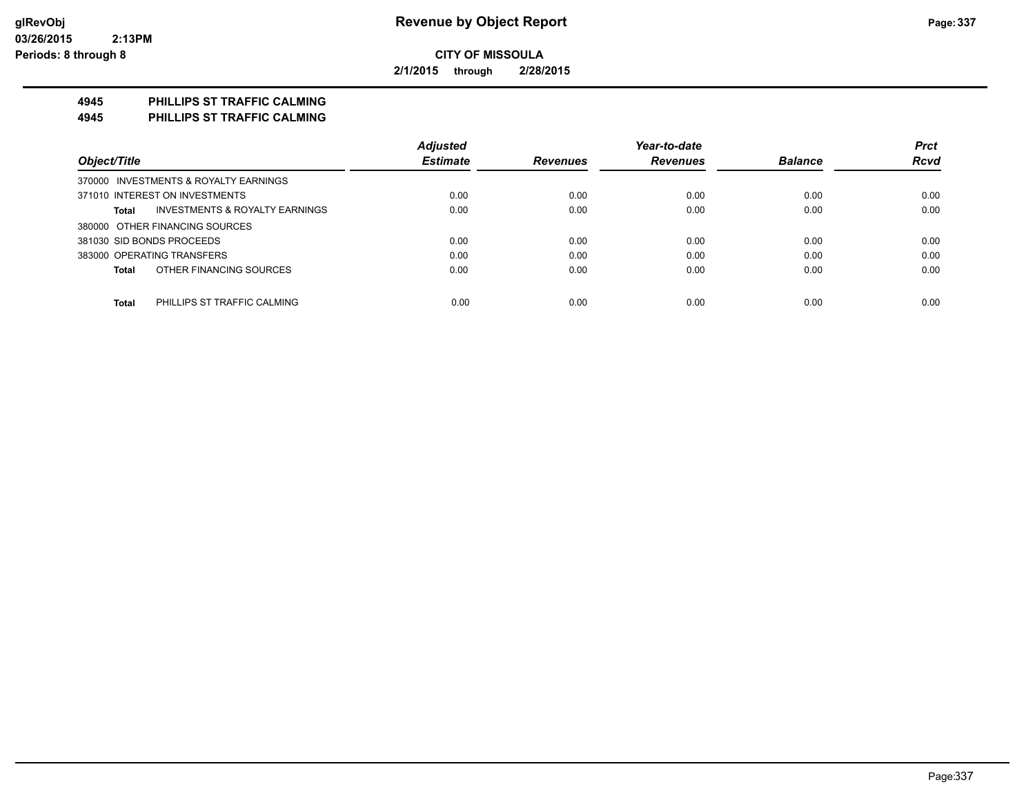**CITY OF MISSOULA**

**2/1/2015 through 2/28/2015**

## 4945 PHILLIPS ST TRAFFIC CALMING
## 4945 PHILLIPS ST TRAFFIC CALMING

| Object/Title | Adjusted Estimate | Revenues | Year-to-date Revenues | Balance | Prct Rcvd |
|---|---|---|---|---|---|
| 370000 INVESTMENTS & ROYALTY EARNINGS | | | | | |
| 371010 INTEREST ON INVESTMENTS | 0.00 | 0.00 | 0.00 | 0.00 | 0.00 |
| **Total** INVESTMENTS & ROYALTY EARNINGS | 0.00 | 0.00 | 0.00 | 0.00 | 0.00 |
| 380000 OTHER FINANCING SOURCES | | | | | |
| 381030 SID BONDS PROCEEDS | 0.00 | 0.00 | 0.00 | 0.00 | 0.00 |
| 383000 OPERATING TRANSFERS | 0.00 | 0.00 | 0.00 | 0.00 | 0.00 |
| **Total** OTHER FINANCING SOURCES | 0.00 | 0.00 | 0.00 | 0.00 | 0.00 |
| **Total** PHILLIPS ST TRAFFIC CALMING | 0.00 | 0.00 | 0.00 | 0.00 | 0.00 |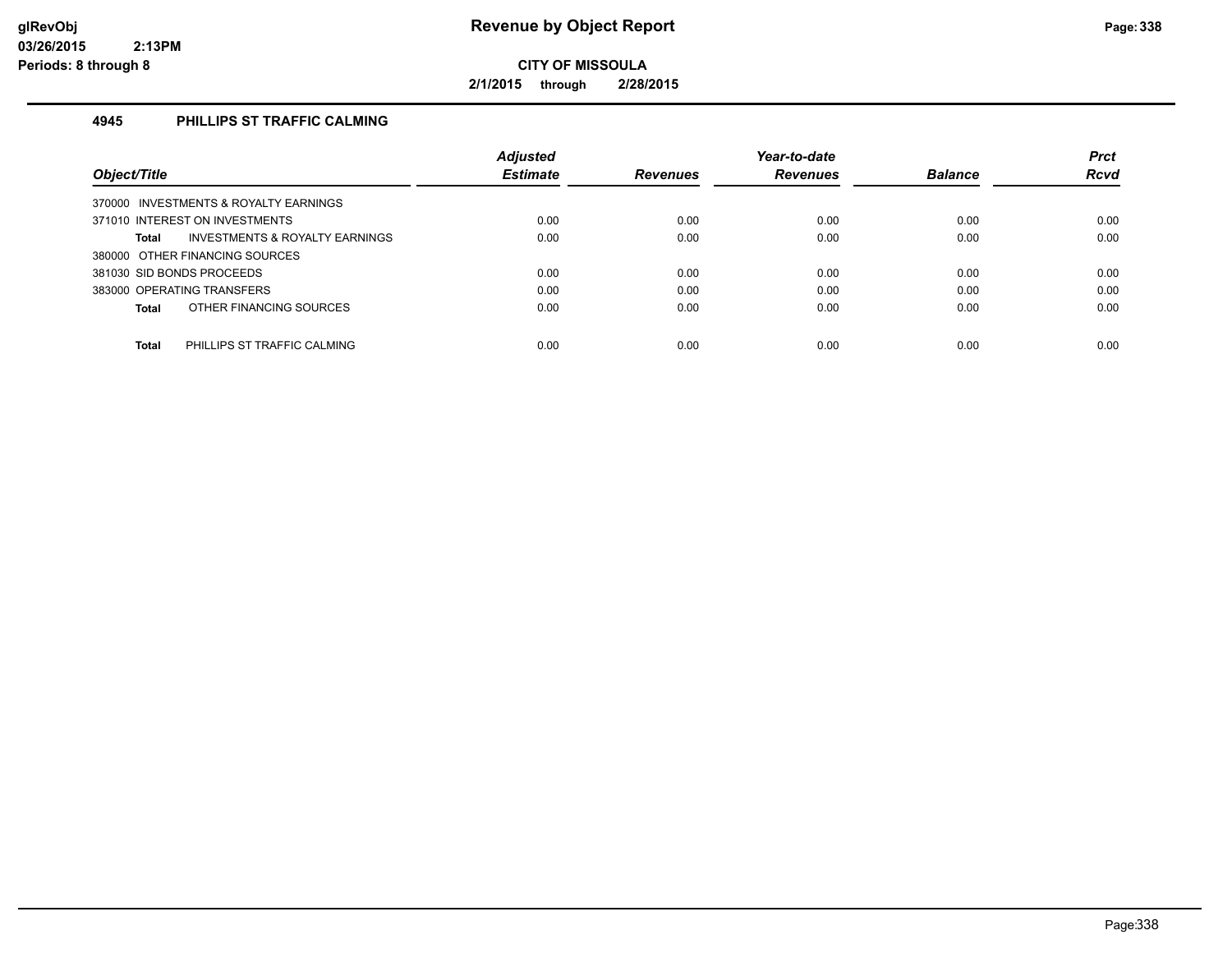# Revenue by Object Report

glRevObj
03/26/2015 2:13PM
Periods: 8 through 8

**CITY OF MISSOULA**

**2/1/2015 through 2/28/2015**

## 4945 PHILLIPS ST TRAFFIC CALMING

| Object/Title | Adjusted Estimate | Revenues | Year-to-date Revenues | Balance | Prct Rcvd |
|---|---|---|---|---|---|
| 370000 INVESTMENTS & ROYALTY EARNINGS | | | | | |
| 371010 INTEREST ON INVESTMENTS | 0.00 | 0.00 | 0.00 | 0.00 | 0.00 |
| **Total** INVESTMENTS & ROYALTY EARNINGS | 0.00 | 0.00 | 0.00 | 0.00 | 0.00 |
| 380000 OTHER FINANCING SOURCES | | | | | |
| 381030 SID BONDS PROCEEDS | 0.00 | 0.00 | 0.00 | 0.00 | 0.00 |
| 383000 OPERATING TRANSFERS | 0.00 | 0.00 | 0.00 | 0.00 | 0.00 |
| **Total** OTHER FINANCING SOURCES | 0.00 | 0.00 | 0.00 | 0.00 | 0.00 |
| **Total** PHILLIPS ST TRAFFIC CALMING | 0.00 | 0.00 | 0.00 | 0.00 | 0.00 |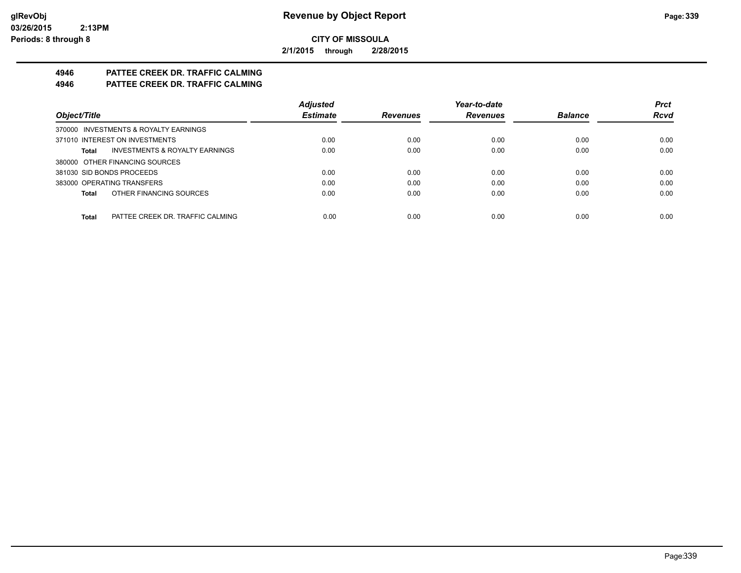**CITY OF MISSOULA**

**2/1/2015 through 2/28/2015**

## 4946 PATTEE CREEK DR. TRAFFIC CALMING

## 4946 PATTEE CREEK DR. TRAFFIC CALMING

| Object/Title | Adjusted Estimate | Revenues | Year-to-date Revenues | Balance | Prct Rcvd |
|---|---|---|---|---|---|
| 370000 INVESTMENTS & ROYALTY EARNINGS | | | | | |
| 371010 INTEREST ON INVESTMENTS | 0.00 | 0.00 | 0.00 | 0.00 | 0.00 |
| **Total** INVESTMENTS & ROYALTY EARNINGS | 0.00 | 0.00 | 0.00 | 0.00 | 0.00 |
| 380000 OTHER FINANCING SOURCES | | | | | |
| 381030 SID BONDS PROCEEDS | 0.00 | 0.00 | 0.00 | 0.00 | 0.00 |
| 383000 OPERATING TRANSFERS | 0.00 | 0.00 | 0.00 | 0.00 | 0.00 |
| **Total** OTHER FINANCING SOURCES | 0.00 | 0.00 | 0.00 | 0.00 | 0.00 |
| **Total** PATTEE CREEK DR. TRAFFIC CALMING | 0.00 | 0.00 | 0.00 | 0.00 | 0.00 |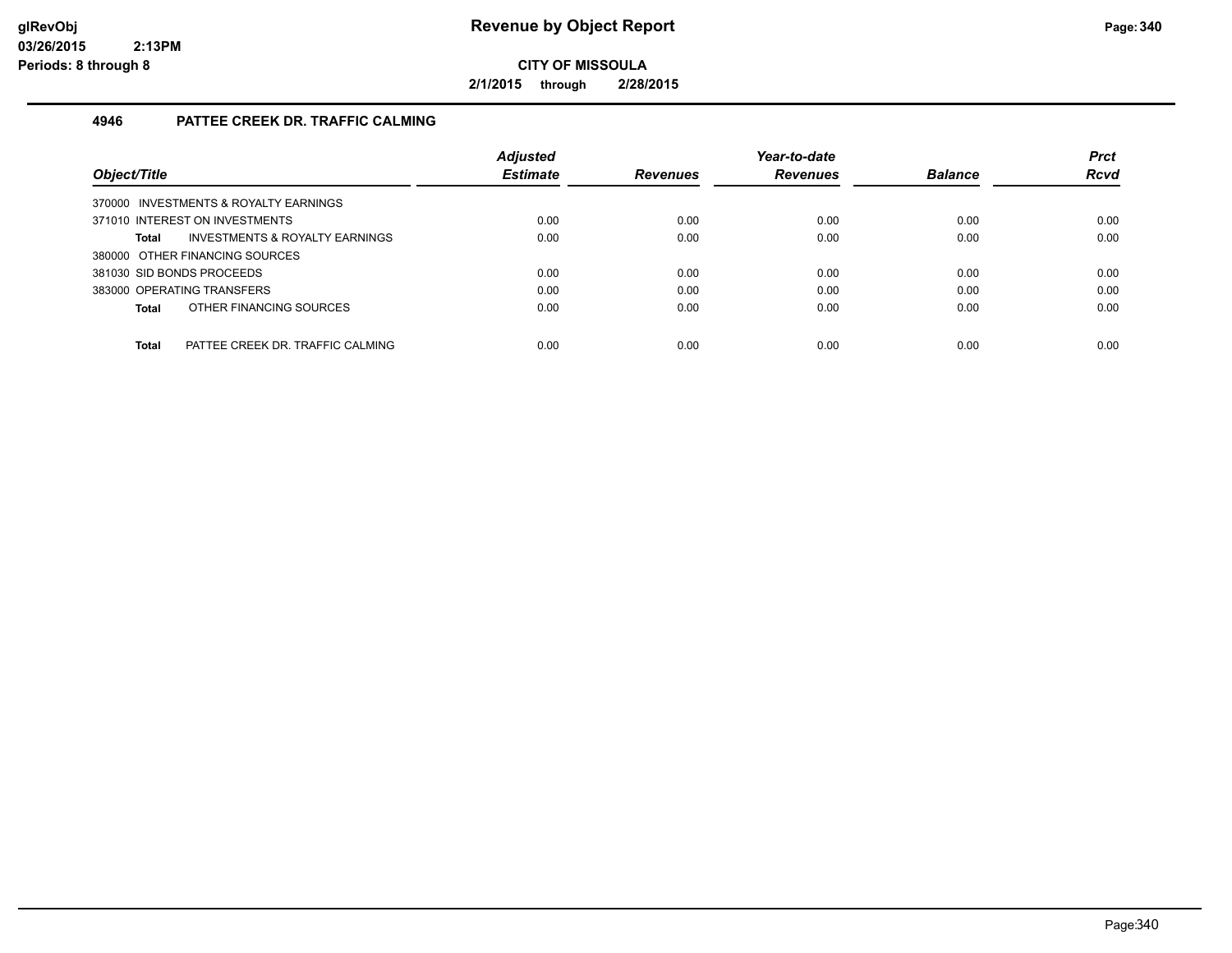# Revenue by Object Report

**CITY OF MISSOULA**

**2/1/2015 through 2/28/2015**

glRevObj
03/26/2015 2:13PM
Periods: 8 through 8

## 4946 PATTEE CREEK DR. TRAFFIC CALMING

| Object/Title | Adjusted Estimate | Revenues | Year-to-date Revenues | Balance | Prct Rcvd |
|---|---|---|---|---|---|
| 370000 INVESTMENTS & ROYALTY EARNINGS | | | | | |
| 371010 INTEREST ON INVESTMENTS | 0.00 | 0.00 | 0.00 | 0.00 | 0.00 |
| **Total** INVESTMENTS & ROYALTY EARNINGS | 0.00 | 0.00 | 0.00 | 0.00 | 0.00 |
| 380000 OTHER FINANCING SOURCES | | | | | |
| 381030 SID BONDS PROCEEDS | 0.00 | 0.00 | 0.00 | 0.00 | 0.00 |
| 383000 OPERATING TRANSFERS | 0.00 | 0.00 | 0.00 | 0.00 | 0.00 |
| **Total** OTHER FINANCING SOURCES | 0.00 | 0.00 | 0.00 | 0.00 | 0.00 |
| **Total** PATTEE CREEK DR. TRAFFIC CALMING | 0.00 | 0.00 | 0.00 | 0.00 | 0.00 |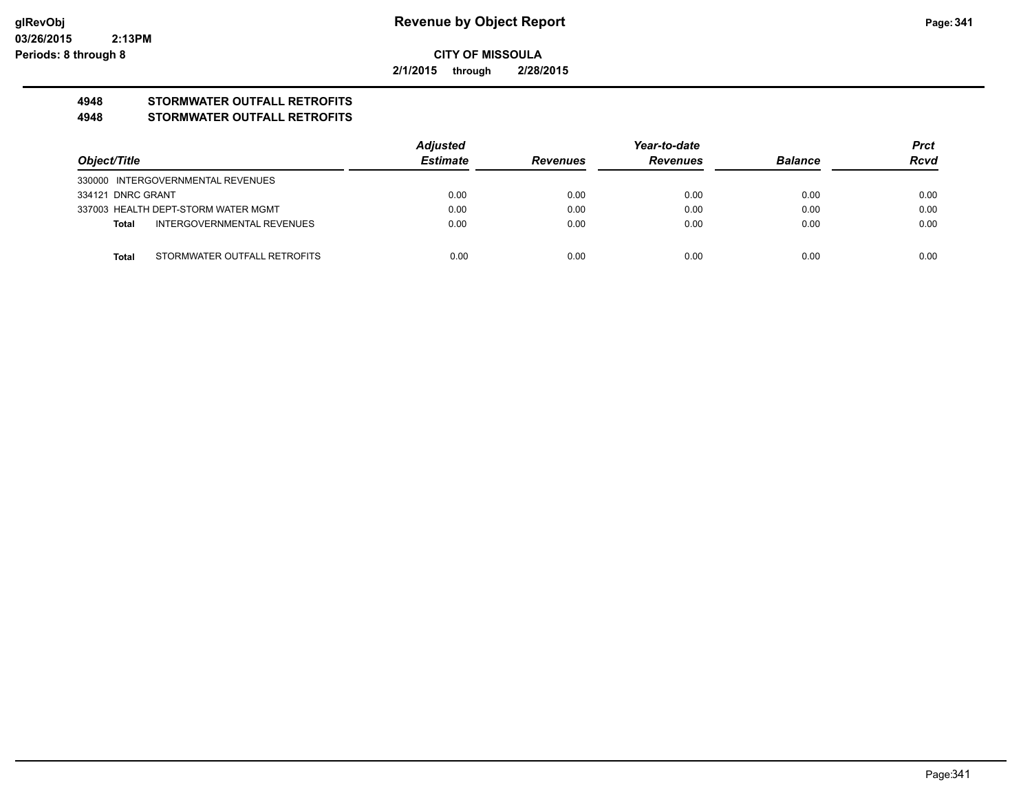**glRevObj**
**03/26/2015 2:13PM**
**Periods: 8 through 8**

# Revenue by Object Report

**CITY OF MISSOULA**

**2/1/2015 through 2/28/2015**

## 4948 STORMWATER OUTFALL RETROFITS
## 4948 STORMWATER OUTFALL RETROFITS

| Object/Title | | Adjusted Estimate | Revenues | Year-to-date Revenues | Balance | Prct Rcvd |
|---|---|---|---|---|---|---|
| 330000 INTERGOVERNMENTAL REVENUES | | | | | | |
| 334121 DNRC GRANT | | 0.00 | 0.00 | 0.00 | 0.00 | 0.00 |
| 337003 HEALTH DEPT-STORM WATER MGMT | | 0.00 | 0.00 | 0.00 | 0.00 | 0.00 |
| **Total** | INTERGOVERNMENTAL REVENUES | 0.00 | 0.00 | 0.00 | 0.00 | 0.00 |
| | | | | | | |
| **Total** | STORMWATER OUTFALL RETROFITS | 0.00 | 0.00 | 0.00 | 0.00 | 0.00 |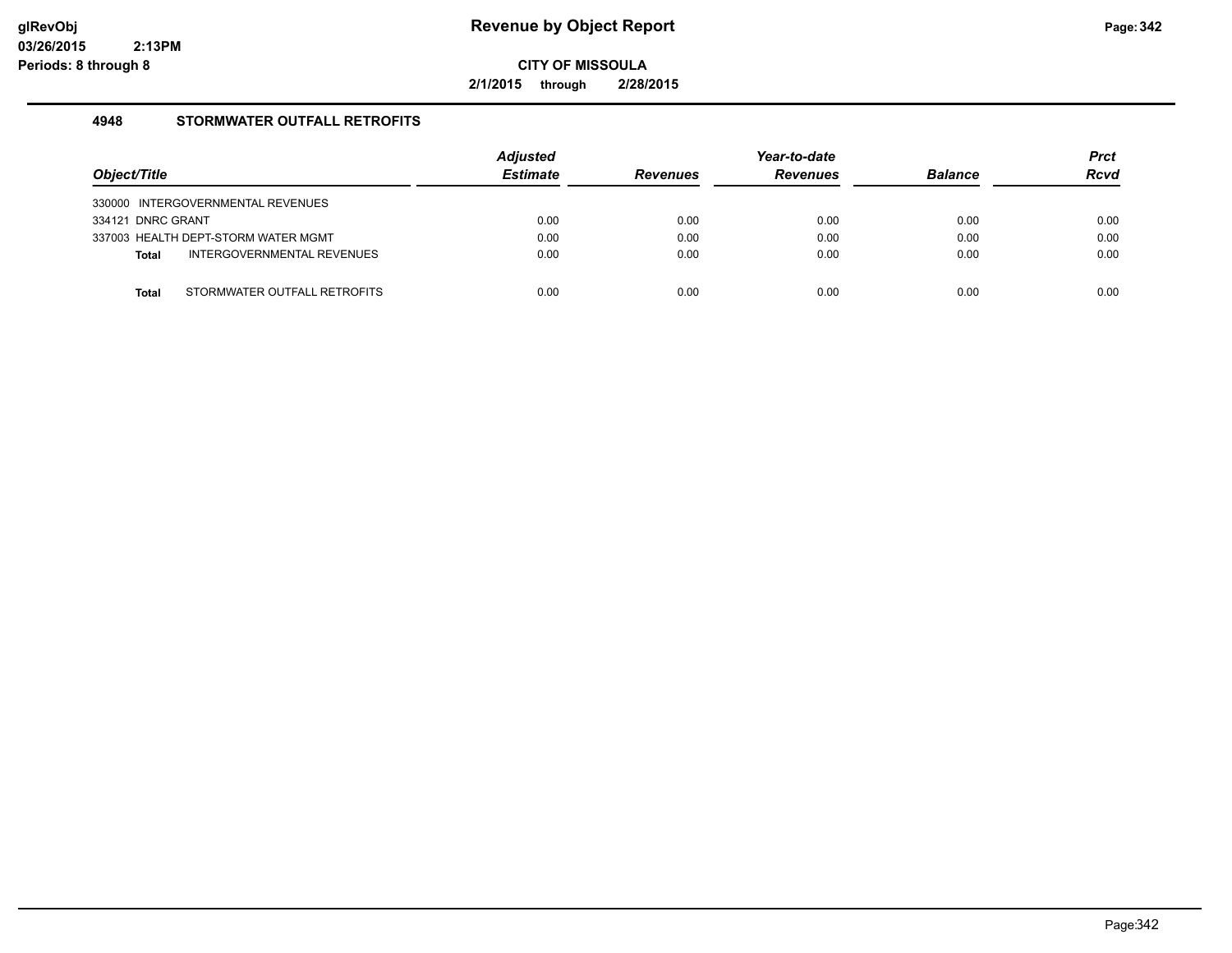# Revenue by Object Report

**CITY OF MISSOULA**

**2/1/2015 through 2/28/2015**

glRevObj
03/26/2015 2:13PM
Periods: 8 through 8

## 4948 STORMWATER OUTFALL RETROFITS

| Object/Title | Adjusted Estimate | Revenues | Year-to-date Revenues | Balance | Prct Rcvd |
|---|---|---|---|---|---|
| 330000 INTERGOVERNMENTAL REVENUES | | | | | |
| 334121 DNRC GRANT | 0.00 | 0.00 | 0.00 | 0.00 | 0.00 |
| 337003 HEALTH DEPT-STORM WATER MGMT | 0.00 | 0.00 | 0.00 | 0.00 | 0.00 |
| **Total** INTERGOVERNMENTAL REVENUES | 0.00 | 0.00 | 0.00 | 0.00 | 0.00 |
| **Total** STORMWATER OUTFALL RETROFITS | 0.00 | 0.00 | 0.00 | 0.00 | 0.00 |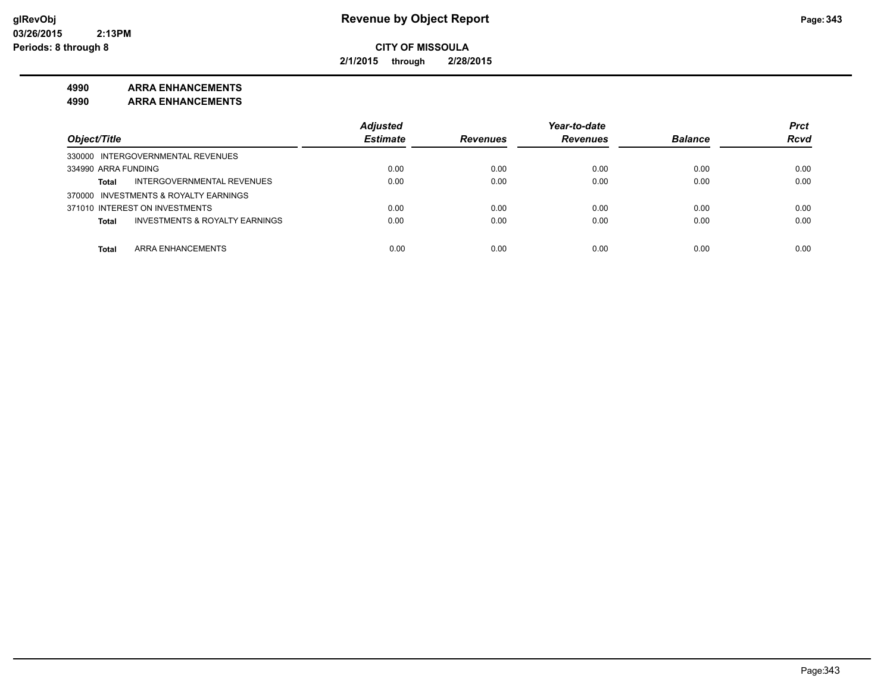**CITY OF MISSOULA**

**2/1/2015 through 2/28/2015**

**4990 ARRA ENHANCEMENTS**

**4990 ARRA ENHANCEMENTS**

| Object/Title | | Adjusted Estimate | Revenues | Year-to-date Revenues | Balance | Prct Rcvd |
|---|---|---|---|---|---|---|
| 330000 INTERGOVERNMENTAL REVENUES | | | | | | |
| 334990 ARRA FUNDING | | 0.00 | 0.00 | 0.00 | 0.00 | 0.00 |
| Total | INTERGOVERNMENTAL REVENUES | 0.00 | 0.00 | 0.00 | 0.00 | 0.00 |
| 370000 INVESTMENTS & ROYALTY EARNINGS | | | | | | |
| 371010 INTEREST ON INVESTMENTS | | 0.00 | 0.00 | 0.00 | 0.00 | 0.00 |
| Total | INVESTMENTS & ROYALTY EARNINGS | 0.00 | 0.00 | 0.00 | 0.00 | 0.00 |
| Total | ARRA ENHANCEMENTS | 0.00 | 0.00 | 0.00 | 0.00 | 0.00 |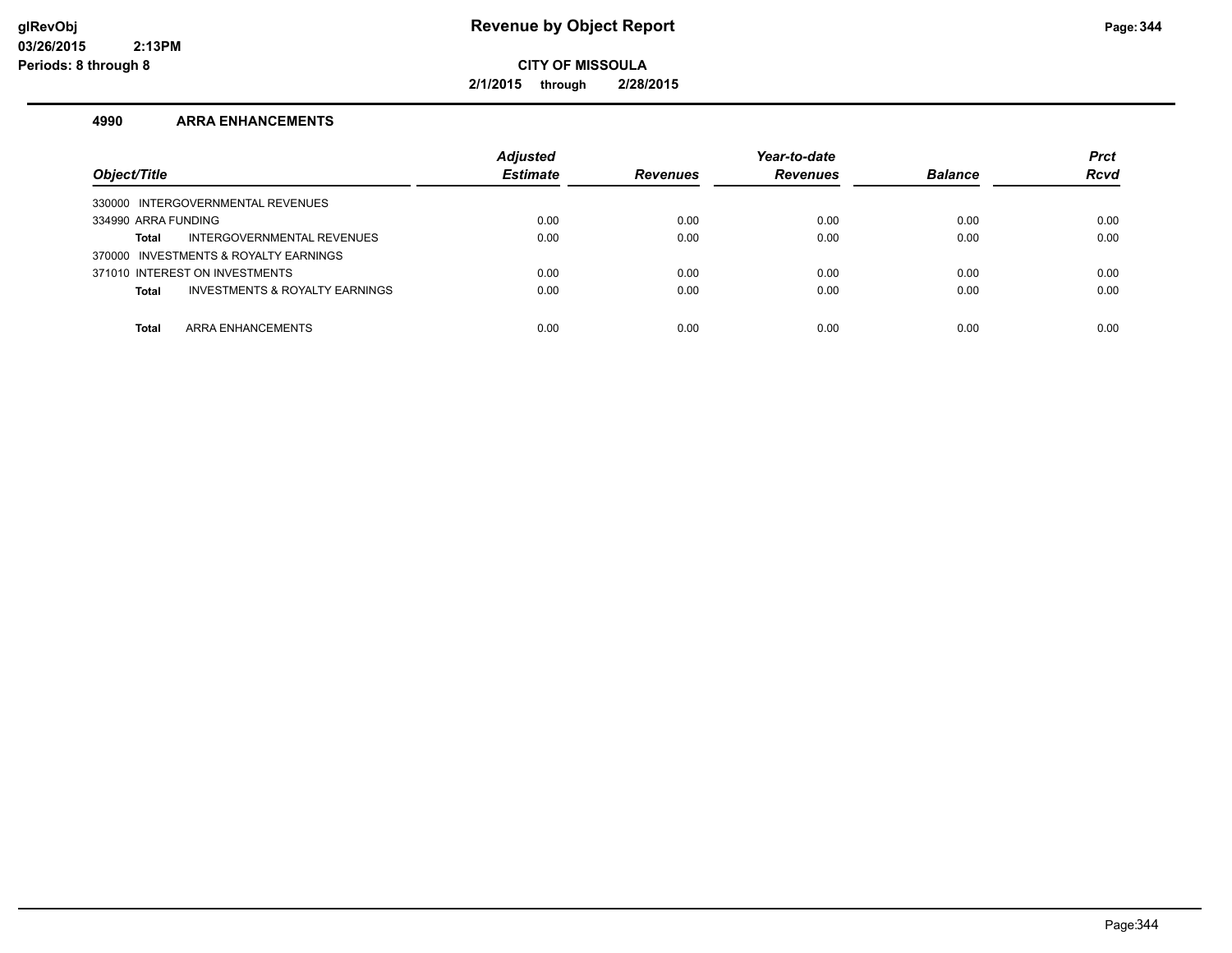# Revenue by Object Report

**CITY OF MISSOULA**

**2/1/2015 through 2/28/2015**

glRevObj
03/26/2015 2:13PM
Periods: 8 through 8

## 4990 ARRA ENHANCEMENTS

| Object/Title | | Adjusted Estimate | Revenues | Year-to-date Revenues | Balance | Prct Rcvd |
|---|---|---|---|---|---|---|
| 330000 INTERGOVERNMENTAL REVENUES | | | | | | |
| 334990 ARRA FUNDING | | 0.00 | 0.00 | 0.00 | 0.00 | 0.00 |
| Total | INTERGOVERNMENTAL REVENUES | 0.00 | 0.00 | 0.00 | 0.00 | 0.00 |
| 370000 INVESTMENTS & ROYALTY EARNINGS | | | | | | |
| 371010 INTEREST ON INVESTMENTS | | 0.00 | 0.00 | 0.00 | 0.00 | 0.00 |
| Total | INVESTMENTS & ROYALTY EARNINGS | 0.00 | 0.00 | 0.00 | 0.00 | 0.00 |
| Total | ARRA ENHANCEMENTS | 0.00 | 0.00 | 0.00 | 0.00 | 0.00 |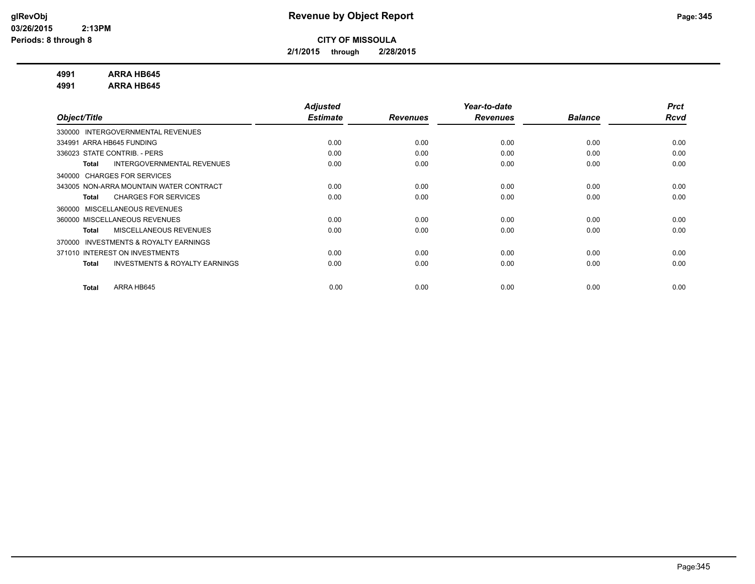# Revenue by Object Report

glRevObj
03/26/2015 2:13PM
Periods: 8 through 8

**CITY OF MISSOULA**

**2/1/2015 through 2/28/2015**

**4991 ARRA HB645**
**4991 ARRA HB645**

| Object/Title | Adjusted Estimate | Revenues | Year-to-date Revenues | Balance | Prct Rcvd |
|---|---|---|---|---|---|
| 330000 INTERGOVERNMENTAL REVENUES | | | | | |
| 334991 ARRA HB645 FUNDING | 0.00 | 0.00 | 0.00 | 0.00 | 0.00 |
| 336023 STATE CONTRIB. - PERS | 0.00 | 0.00 | 0.00 | 0.00 | 0.00 |
| **Total** INTERGOVERNMENTAL REVENUES | 0.00 | 0.00 | 0.00 | 0.00 | 0.00 |
| 340000 CHARGES FOR SERVICES | | | | | |
| 343005 NON-ARRA MOUNTAIN WATER CONTRACT | 0.00 | 0.00 | 0.00 | 0.00 | 0.00 |
| **Total** CHARGES FOR SERVICES | 0.00 | 0.00 | 0.00 | 0.00 | 0.00 |
| 360000 MISCELLANEOUS REVENUES | | | | | |
| 360000 MISCELLANEOUS REVENUES | 0.00 | 0.00 | 0.00 | 0.00 | 0.00 |
| **Total** MISCELLANEOUS REVENUES | 0.00 | 0.00 | 0.00 | 0.00 | 0.00 |
| 370000 INVESTMENTS & ROYALTY EARNINGS | | | | | |
| 371010 INTEREST ON INVESTMENTS | 0.00 | 0.00 | 0.00 | 0.00 | 0.00 |
| **Total** INVESTMENTS & ROYALTY EARNINGS | 0.00 | 0.00 | 0.00 | 0.00 | 0.00 |
| **Total** ARRA HB645 | 0.00 | 0.00 | 0.00 | 0.00 | 0.00 |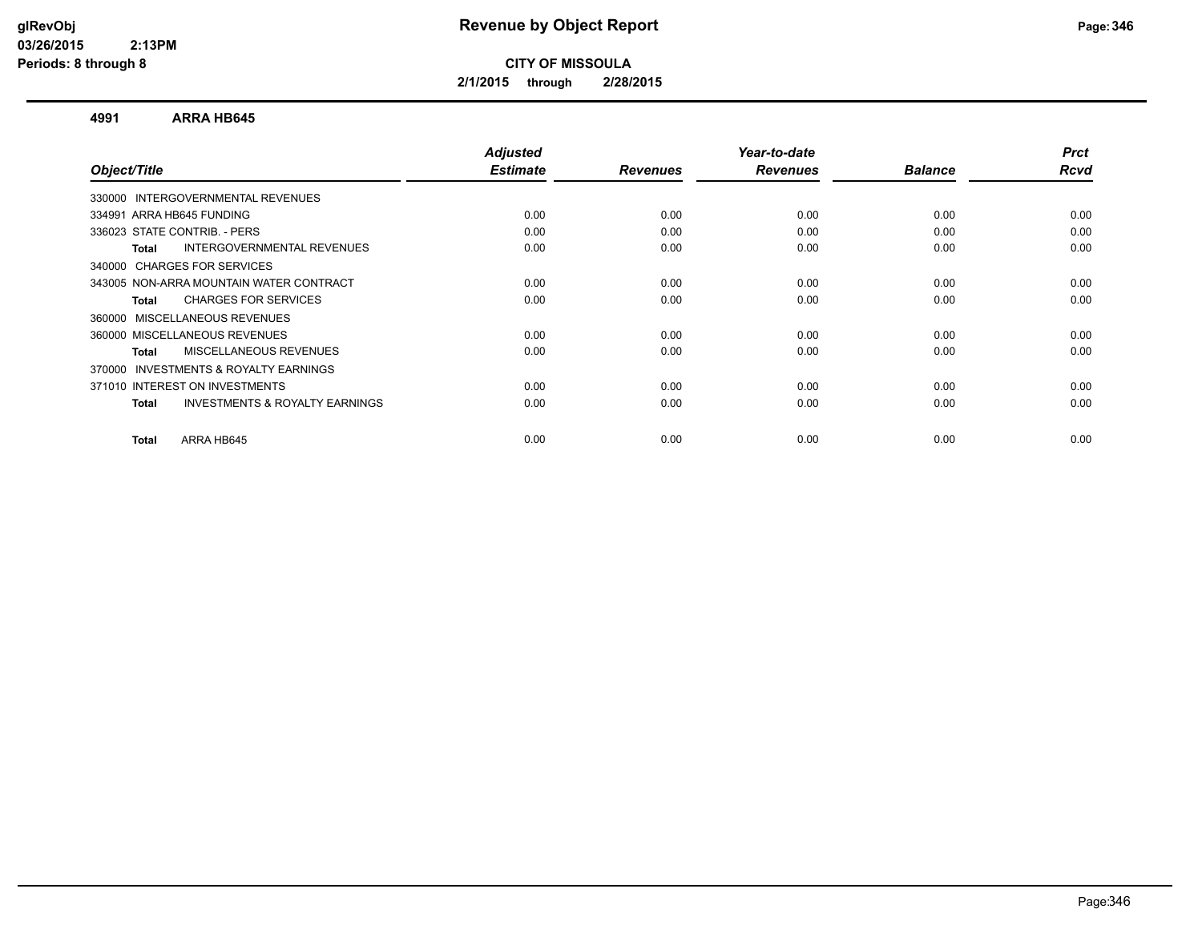**Revenue by Object Report**

**CITY OF MISSOULA**

**2/1/2015 through 2/28/2015**

glRevObj
03/26/2015 2:13PM
Periods: 8 through 8

### 4991 ARRA HB645

| Object/Title | Adjusted Estimate | Revenues | Year-to-date Revenues | Balance | Prct Rcvd |
|---|---|---|---|---|---|
| 330000 INTERGOVERNMENTAL REVENUES | | | | | |
| 334991 ARRA HB645 FUNDING | 0.00 | 0.00 | 0.00 | 0.00 | 0.00 |
| 336023 STATE CONTRIB. - PERS | 0.00 | 0.00 | 0.00 | 0.00 | 0.00 |
| **Total** INTERGOVERNMENTAL REVENUES | 0.00 | 0.00 | 0.00 | 0.00 | 0.00 |
| 340000 CHARGES FOR SERVICES | | | | | |
| 343005 NON-ARRA MOUNTAIN WATER CONTRACT | 0.00 | 0.00 | 0.00 | 0.00 | 0.00 |
| **Total** CHARGES FOR SERVICES | 0.00 | 0.00 | 0.00 | 0.00 | 0.00 |
| 360000 MISCELLANEOUS REVENUES | | | | | |
| 360000 MISCELLANEOUS REVENUES | 0.00 | 0.00 | 0.00 | 0.00 | 0.00 |
| **Total** MISCELLANEOUS REVENUES | 0.00 | 0.00 | 0.00 | 0.00 | 0.00 |
| 370000 INVESTMENTS & ROYALTY EARNINGS | | | | | |
| 371010 INTEREST ON INVESTMENTS | 0.00 | 0.00 | 0.00 | 0.00 | 0.00 |
| **Total** INVESTMENTS & ROYALTY EARNINGS | 0.00 | 0.00 | 0.00 | 0.00 | 0.00 |
| **Total** ARRA HB645 | 0.00 | 0.00 | 0.00 | 0.00 | 0.00 |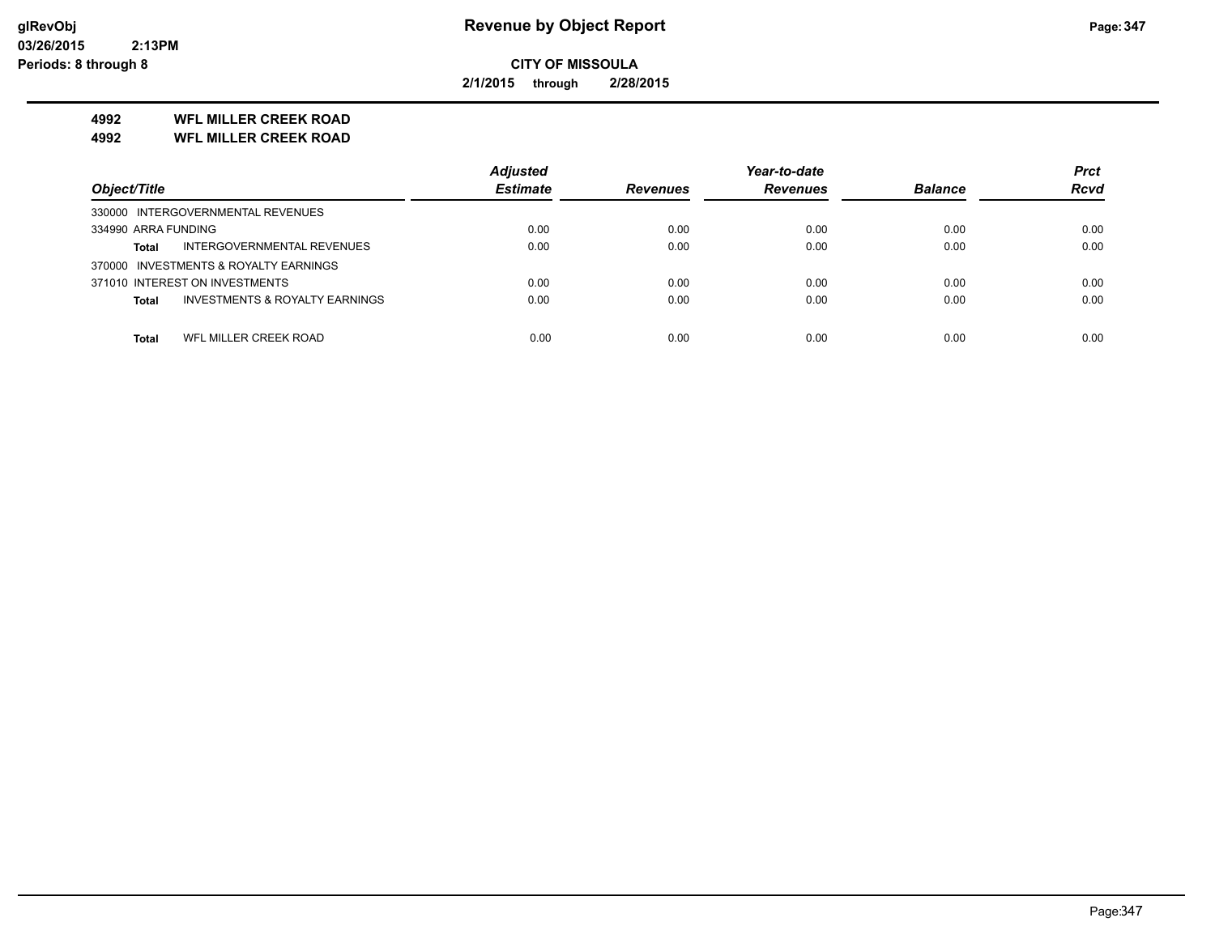glRevObj
03/26/2015 2:13PM
Periods: 8 through 8

# Revenue by Object Report

**CITY OF MISSOULA**

**2/1/2015 through 2/28/2015**

**4992 WFL MILLER CREEK ROAD**
**4992 WFL MILLER CREEK ROAD**

| Object/Title | Adjusted Estimate | Revenues | Year-to-date Revenues | Balance | Prct Rcvd |
|---|---|---|---|---|---|
| 330000 INTERGOVERNMENTAL REVENUES | | | | | |
| 334990 ARRA FUNDING | 0.00 | 0.00 | 0.00 | 0.00 | 0.00 |
| **Total** INTERGOVERNMENTAL REVENUES | 0.00 | 0.00 | 0.00 | 0.00 | 0.00 |
| 370000 INVESTMENTS & ROYALTY EARNINGS | | | | | |
| 371010 INTEREST ON INVESTMENTS | 0.00 | 0.00 | 0.00 | 0.00 | 0.00 |
| **Total** INVESTMENTS & ROYALTY EARNINGS | 0.00 | 0.00 | 0.00 | 0.00 | 0.00 |
| **Total** WFL MILLER CREEK ROAD | 0.00 | 0.00 | 0.00 | 0.00 | 0.00 |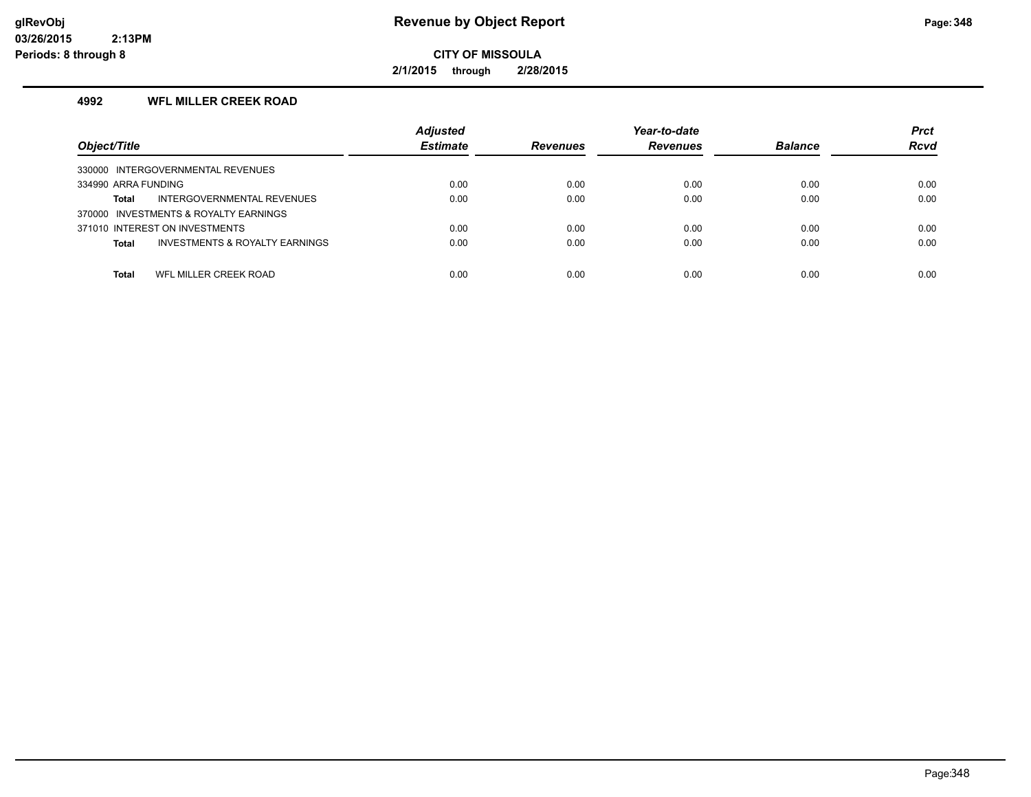# Revenue by Object Report

## CITY OF MISSOULA

**2/1/2015 through 2/28/2015**

glRevObj
03/26/2015 2:13PM
Periods: 8 through 8

### 4992 WFL MILLER CREEK ROAD

| Object/Title | Adjusted Estimate | Revenues | Year-to-date Revenues | Balance | Prct Rcvd |
|---|---|---|---|---|---|
| 330000 INTERGOVERNMENTAL REVENUES | | | | | |
| 334990 ARRA FUNDING | 0.00 | 0.00 | 0.00 | 0.00 | 0.00 |
| **Total** INTERGOVERNMENTAL REVENUES | 0.00 | 0.00 | 0.00 | 0.00 | 0.00 |
| 370000 INVESTMENTS & ROYALTY EARNINGS | | | | | |
| 371010 INTEREST ON INVESTMENTS | 0.00 | 0.00 | 0.00 | 0.00 | 0.00 |
| **Total** INVESTMENTS & ROYALTY EARNINGS | 0.00 | 0.00 | 0.00 | 0.00 | 0.00 |
| **Total** WFL MILLER CREEK ROAD | 0.00 | 0.00 | 0.00 | 0.00 | 0.00 |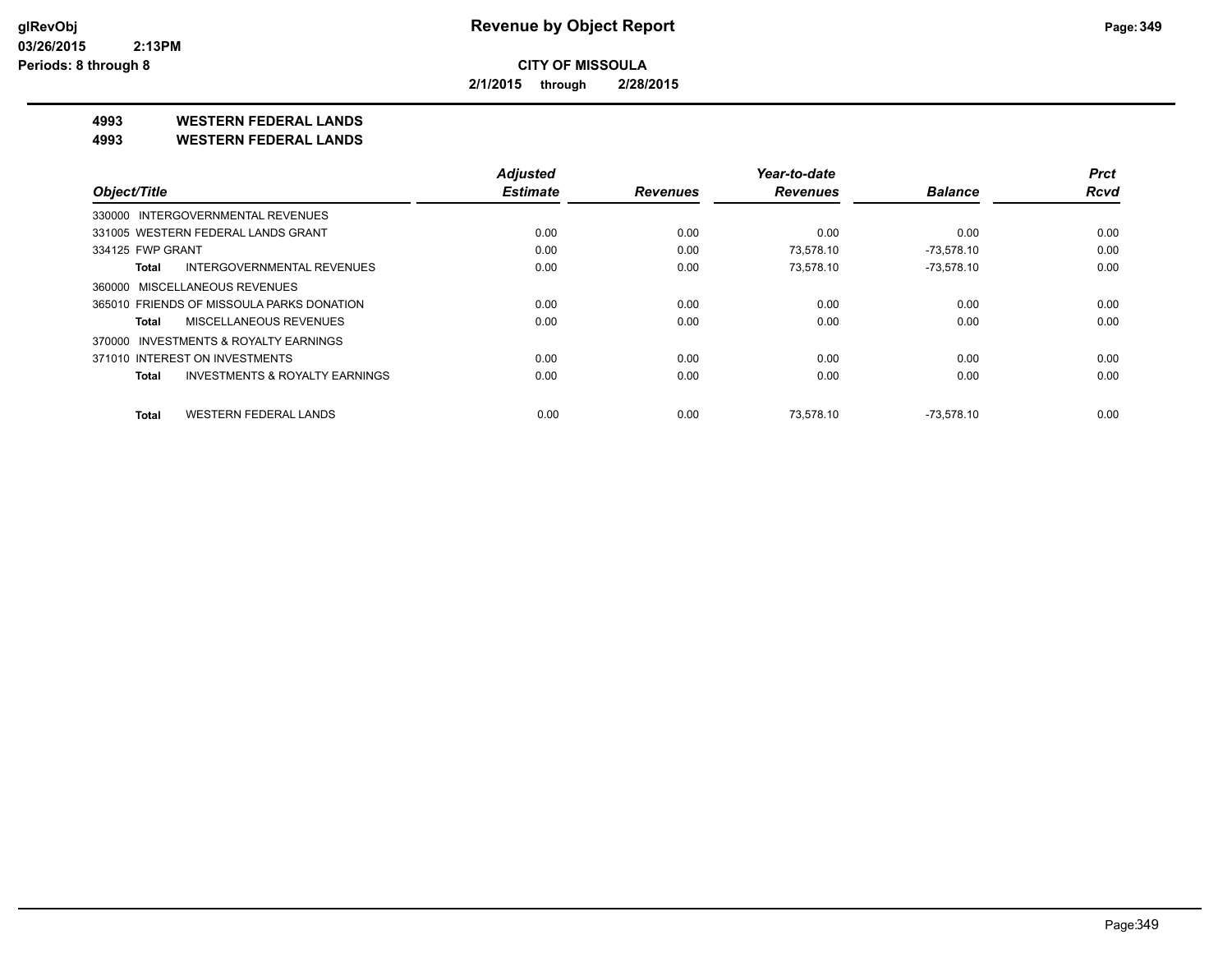**CITY OF MISSOULA**

**2/1/2015 through 2/28/2015**

## 4993 WESTERN FEDERAL LANDS

## 4993 WESTERN FEDERAL LANDS

| Object/Title | Adjusted Estimate | Revenues | Year-to-date Revenues | Balance | Prct Rcvd |
|---|---|---|---|---|---|
| 330000 INTERGOVERNMENTAL REVENUES | | | | | |
| 331005 WESTERN FEDERAL LANDS GRANT | 0.00 | 0.00 | 0.00 | 0.00 | 0.00 |
| 334125 FWP GRANT | 0.00 | 0.00 | 73,578.10 | -73,578.10 | 0.00 |
| **Total** INTERGOVERNMENTAL REVENUES | 0.00 | 0.00 | 73,578.10 | -73,578.10 | 0.00 |
| 360000 MISCELLANEOUS REVENUES | | | | | |
| 365010 FRIENDS OF MISSOULA PARKS DONATION | 0.00 | 0.00 | 0.00 | 0.00 | 0.00 |
| **Total** MISCELLANEOUS REVENUES | 0.00 | 0.00 | 0.00 | 0.00 | 0.00 |
| 370000 INVESTMENTS & ROYALTY EARNINGS | | | | | |
| 371010 INTEREST ON INVESTMENTS | 0.00 | 0.00 | 0.00 | 0.00 | 0.00 |
| **Total** INVESTMENTS & ROYALTY EARNINGS | 0.00 | 0.00 | 0.00 | 0.00 | 0.00 |
| **Total** WESTERN FEDERAL LANDS | 0.00 | 0.00 | 73,578.10 | -73,578.10 | 0.00 |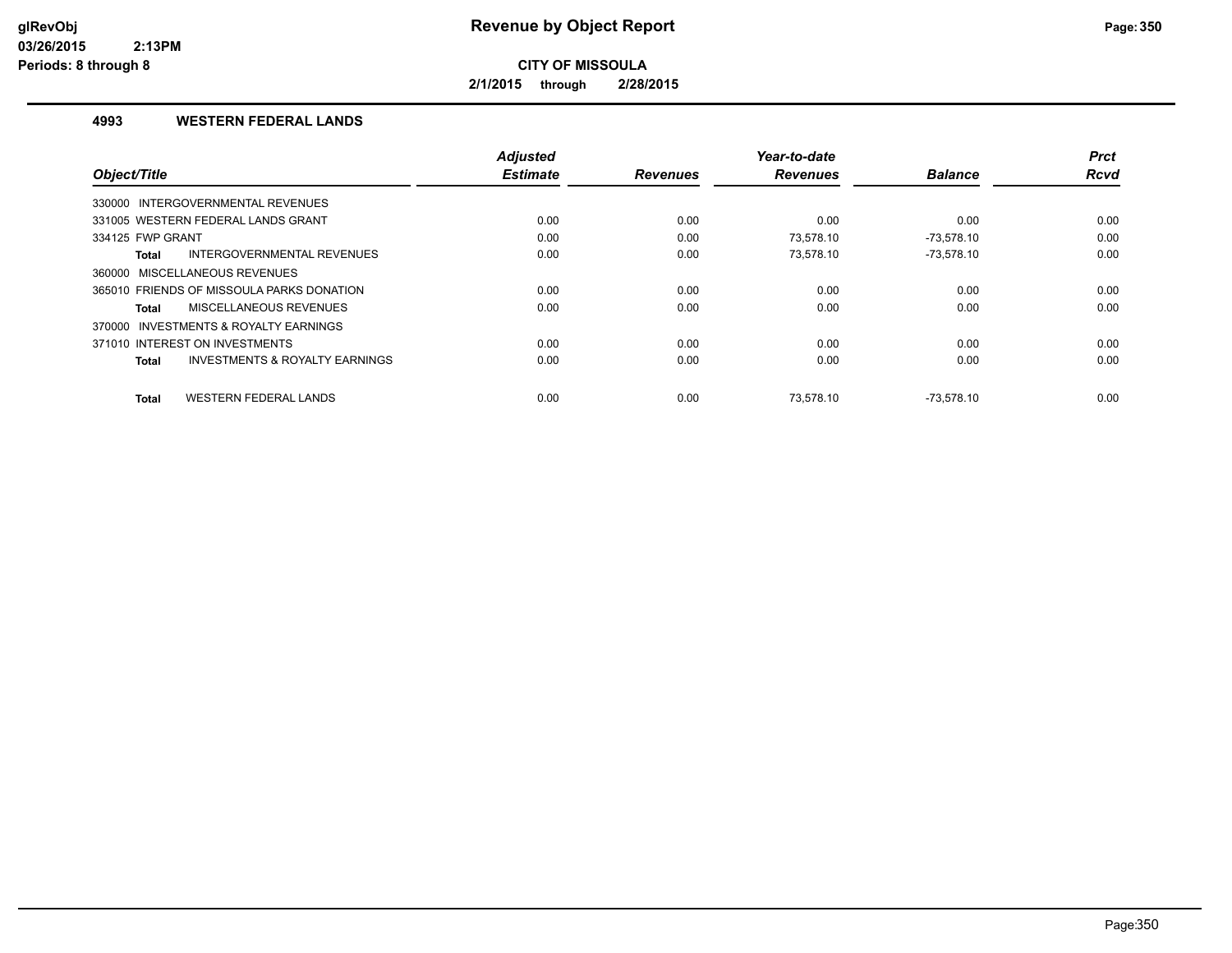# Revenue by Object Report

**CITY OF MISSOULA**

**2/1/2015 through 2/28/2015**

glRevObj
03/26/2015 2:13PM
Periods: 8 through 8

## 4993 WESTERN FEDERAL LANDS

| Object/Title | Adjusted Estimate | Revenues | Year-to-date Revenues | Balance | Prct Rcvd |
|---|---|---|---|---|---|
| 330000 INTERGOVERNMENTAL REVENUES | | | | | |
| 331005 WESTERN FEDERAL LANDS GRANT | 0.00 | 0.00 | 0.00 | 0.00 | 0.00 |
| 334125 FWP GRANT | 0.00 | 0.00 | 73,578.10 | -73,578.10 | 0.00 |
| **Total** INTERGOVERNMENTAL REVENUES | 0.00 | 0.00 | 73,578.10 | -73,578.10 | 0.00 |
| 360000 MISCELLANEOUS REVENUES | | | | | |
| 365010 FRIENDS OF MISSOULA PARKS DONATION | 0.00 | 0.00 | 0.00 | 0.00 | 0.00 |
| **Total** MISCELLANEOUS REVENUES | 0.00 | 0.00 | 0.00 | 0.00 | 0.00 |
| 370000 INVESTMENTS & ROYALTY EARNINGS | | | | | |
| 371010 INTEREST ON INVESTMENTS | 0.00 | 0.00 | 0.00 | 0.00 | 0.00 |
| **Total** INVESTMENTS & ROYALTY EARNINGS | 0.00 | 0.00 | 0.00 | 0.00 | 0.00 |
| **Total** WESTERN FEDERAL LANDS | 0.00 | 0.00 | 73,578.10 | -73,578.10 | 0.00 |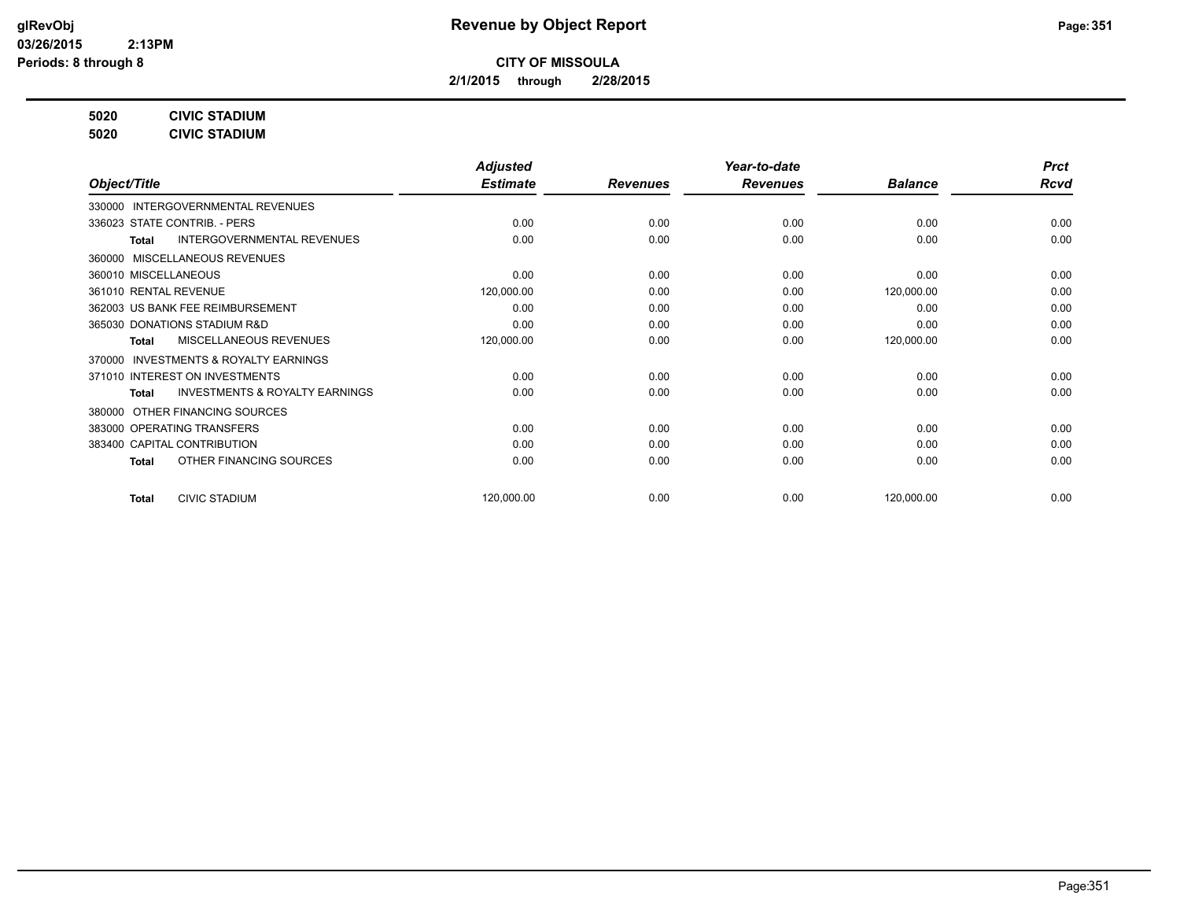# Revenue by Object Report

**CITY OF MISSOULA**

**2/1/2015 through 2/28/2015**

glRevObj
03/26/2015 2:13PM
Periods: 8 through 8

**5020 CIVIC STADIUM**
**5020 CIVIC STADIUM**

| Object/Title | Adjusted Estimate | Revenues | Year-to-date Revenues | Balance | Prct Rcvd |
|---|---|---|---|---|---|
| 330000 INTERGOVERNMENTAL REVENUES | | | | | |
| 336023 STATE CONTRIB. - PERS | 0.00 | 0.00 | 0.00 | 0.00 | 0.00 |
| **Total** INTERGOVERNMENTAL REVENUES | 0.00 | 0.00 | 0.00 | 0.00 | 0.00 |
| 360000 MISCELLANEOUS REVENUES | | | | | |
| 360010 MISCELLANEOUS | 0.00 | 0.00 | 0.00 | 0.00 | 0.00 |
| 361010 RENTAL REVENUE | 120,000.00 | 0.00 | 0.00 | 120,000.00 | 0.00 |
| 362003 US BANK FEE REIMBURSEMENT | 0.00 | 0.00 | 0.00 | 0.00 | 0.00 |
| 365030 DONATIONS STADIUM R&D | 0.00 | 0.00 | 0.00 | 0.00 | 0.00 |
| **Total** MISCELLANEOUS REVENUES | 120,000.00 | 0.00 | 0.00 | 120,000.00 | 0.00 |
| 370000 INVESTMENTS & ROYALTY EARNINGS | | | | | |
| 371010 INTEREST ON INVESTMENTS | 0.00 | 0.00 | 0.00 | 0.00 | 0.00 |
| **Total** INVESTMENTS & ROYALTY EARNINGS | 0.00 | 0.00 | 0.00 | 0.00 | 0.00 |
| 380000 OTHER FINANCING SOURCES | | | | | |
| 383000 OPERATING TRANSFERS | 0.00 | 0.00 | 0.00 | 0.00 | 0.00 |
| 383400 CAPITAL CONTRIBUTION | 0.00 | 0.00 | 0.00 | 0.00 | 0.00 |
| **Total** OTHER FINANCING SOURCES | 0.00 | 0.00 | 0.00 | 0.00 | 0.00 |
| **Total** CIVIC STADIUM | 120,000.00 | 0.00 | 0.00 | 120,000.00 | 0.00 |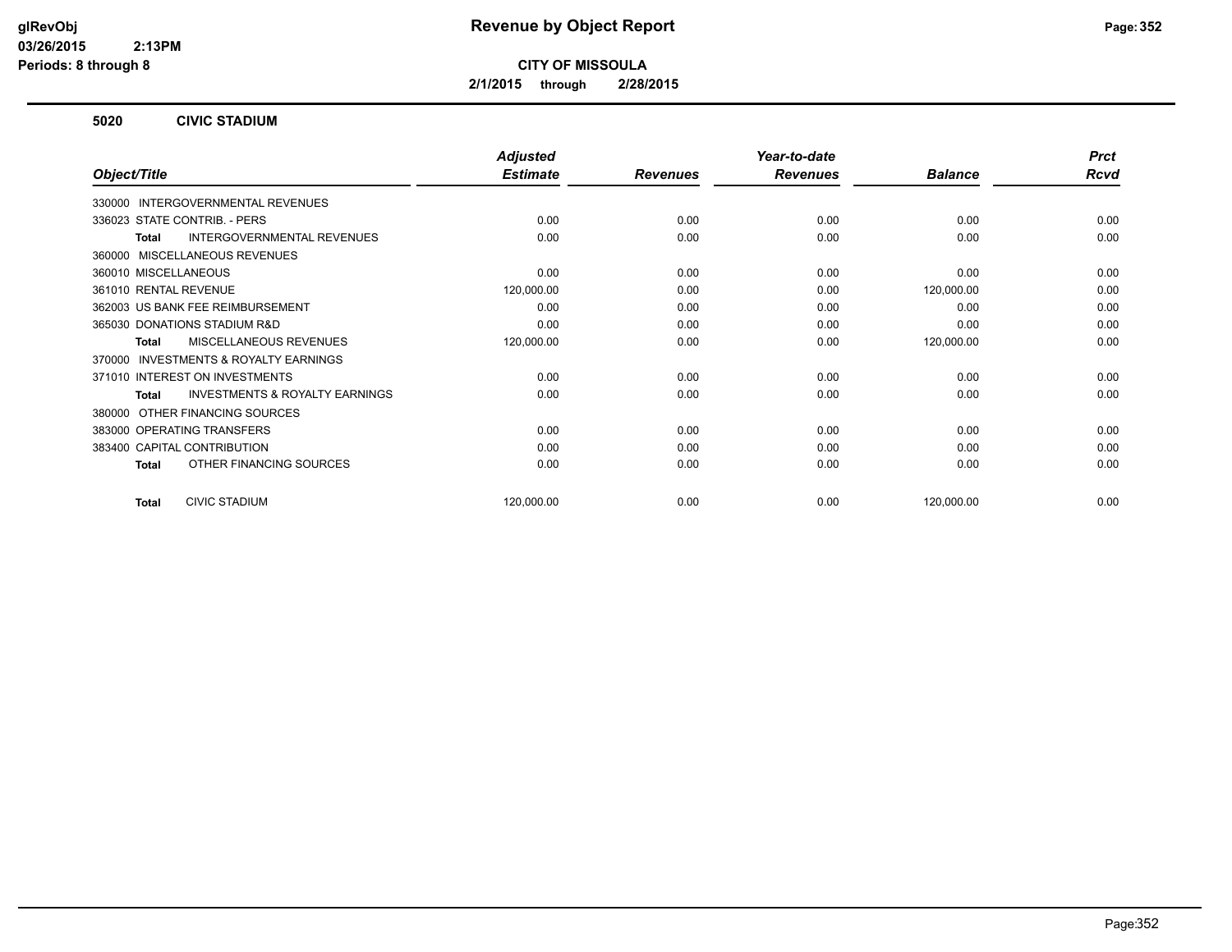**CITY OF MISSOULA**

**2/1/2015 through 2/28/2015**

## 5020 CIVIC STADIUM

| Object/Title | Adjusted Estimate | Revenues | Year-to-date Revenues | Balance | Prct Rcvd |
|---|---|---|---|---|---|
| 330000 INTERGOVERNMENTAL REVENUES | | | | | |
| 336023 STATE CONTRIB. - PERS | 0.00 | 0.00 | 0.00 | 0.00 | 0.00 |
| **Total** INTERGOVERNMENTAL REVENUES | 0.00 | 0.00 | 0.00 | 0.00 | 0.00 |
| 360000 MISCELLANEOUS REVENUES | | | | | |
| 360010 MISCELLANEOUS | 0.00 | 0.00 | 0.00 | 0.00 | 0.00 |
| 361010 RENTAL REVENUE | 120,000.00 | 0.00 | 0.00 | 120,000.00 | 0.00 |
| 362003 US BANK FEE REIMBURSEMENT | 0.00 | 0.00 | 0.00 | 0.00 | 0.00 |
| 365030 DONATIONS STADIUM R&D | 0.00 | 0.00 | 0.00 | 0.00 | 0.00 |
| **Total** MISCELLANEOUS REVENUES | 120,000.00 | 0.00 | 0.00 | 120,000.00 | 0.00 |
| 370000 INVESTMENTS & ROYALTY EARNINGS | | | | | |
| 371010 INTEREST ON INVESTMENTS | 0.00 | 0.00 | 0.00 | 0.00 | 0.00 |
| **Total** INVESTMENTS & ROYALTY EARNINGS | 0.00 | 0.00 | 0.00 | 0.00 | 0.00 |
| 380000 OTHER FINANCING SOURCES | | | | | |
| 383000 OPERATING TRANSFERS | 0.00 | 0.00 | 0.00 | 0.00 | 0.00 |
| 383400 CAPITAL CONTRIBUTION | 0.00 | 0.00 | 0.00 | 0.00 | 0.00 |
| **Total** OTHER FINANCING SOURCES | 0.00 | 0.00 | 0.00 | 0.00 | 0.00 |
| **Total** CIVIC STADIUM | 120,000.00 | 0.00 | 0.00 | 120,000.00 | 0.00 |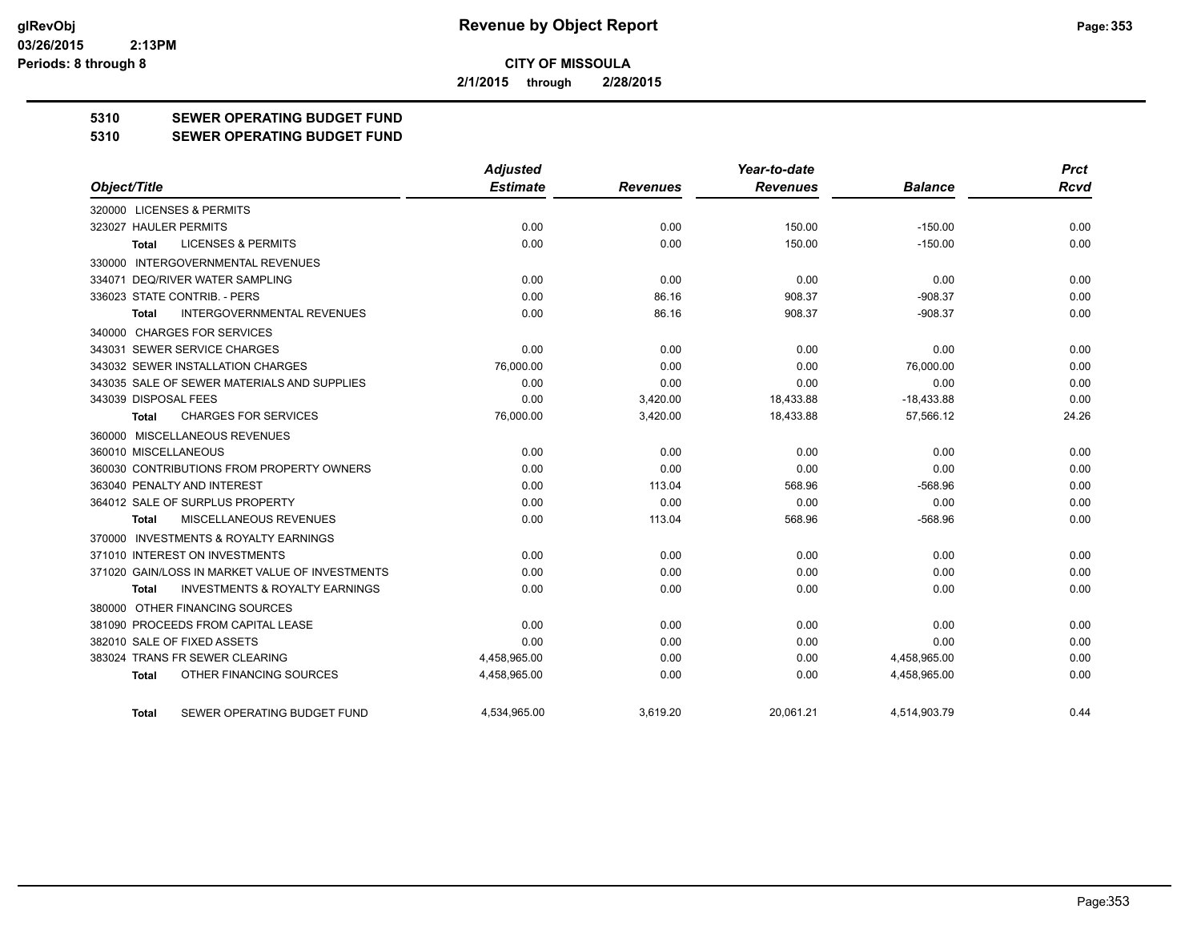# Revenue by Object Report

**CITY OF MISSOULA**

**2/1/2015 through 2/28/2015**

glRevObj
03/26/2015 2:13PM
Periods: 8 through 8

## 5310 SEWER OPERATING BUDGET FUND
## 5310 SEWER OPERATING BUDGET FUND

| Object/Title | Adjusted Estimate | Revenues | Year-to-date Revenues | Balance | Prct Rcvd |
|---|---|---|---|---|---|
| 320000 LICENSES & PERMITS | | | | | |
| 323027 HAULER PERMITS | 0.00 | 0.00 | 150.00 | -150.00 | 0.00 |
| **Total** LICENSES & PERMITS | 0.00 | 0.00 | 150.00 | -150.00 | 0.00 |
| 330000 INTERGOVERNMENTAL REVENUES | | | | | |
| 334071 DEQ/RIVER WATER SAMPLING | 0.00 | 0.00 | 0.00 | 0.00 | 0.00 |
| 336023 STATE CONTRIB. - PERS | 0.00 | 86.16 | 908.37 | -908.37 | 0.00 |
| **Total** INTERGOVERNMENTAL REVENUES | 0.00 | 86.16 | 908.37 | -908.37 | 0.00 |
| 340000 CHARGES FOR SERVICES | | | | | |
| 343031 SEWER SERVICE CHARGES | 0.00 | 0.00 | 0.00 | 0.00 | 0.00 |
| 343032 SEWER INSTALLATION CHARGES | 76,000.00 | 0.00 | 0.00 | 76,000.00 | 0.00 |
| 343035 SALE OF SEWER MATERIALS AND SUPPLIES | 0.00 | 0.00 | 0.00 | 0.00 | 0.00 |
| 343039 DISPOSAL FEES | 0.00 | 3,420.00 | 18,433.88 | -18,433.88 | 0.00 |
| **Total** CHARGES FOR SERVICES | 76,000.00 | 3,420.00 | 18,433.88 | 57,566.12 | 24.26 |
| 360000 MISCELLANEOUS REVENUES | | | | | |
| 360010 MISCELLANEOUS | 0.00 | 0.00 | 0.00 | 0.00 | 0.00 |
| 360030 CONTRIBUTIONS FROM PROPERTY OWNERS | 0.00 | 0.00 | 0.00 | 0.00 | 0.00 |
| 363040 PENALTY AND INTEREST | 0.00 | 113.04 | 568.96 | -568.96 | 0.00 |
| 364012 SALE OF SURPLUS PROPERTY | 0.00 | 0.00 | 0.00 | 0.00 | 0.00 |
| **Total** MISCELLANEOUS REVENUES | 0.00 | 113.04 | 568.96 | -568.96 | 0.00 |
| 370000 INVESTMENTS & ROYALTY EARNINGS | | | | | |
| 371010 INTEREST ON INVESTMENTS | 0.00 | 0.00 | 0.00 | 0.00 | 0.00 |
| 371020 GAIN/LOSS IN MARKET VALUE OF INVESTMENTS | 0.00 | 0.00 | 0.00 | 0.00 | 0.00 |
| **Total** INVESTMENTS & ROYALTY EARNINGS | 0.00 | 0.00 | 0.00 | 0.00 | 0.00 |
| 380000 OTHER FINANCING SOURCES | | | | | |
| 381090 PROCEEDS FROM CAPITAL LEASE | 0.00 | 0.00 | 0.00 | 0.00 | 0.00 |
| 382010 SALE OF FIXED ASSETS | 0.00 | 0.00 | 0.00 | 0.00 | 0.00 |
| 383024 TRANS FR SEWER CLEARING | 4,458,965.00 | 0.00 | 0.00 | 4,458,965.00 | 0.00 |
| **Total** OTHER FINANCING SOURCES | 4,458,965.00 | 0.00 | 0.00 | 4,458,965.00 | 0.00 |
| **Total** SEWER OPERATING BUDGET FUND | 4,534,965.00 | 3,619.20 | 20,061.21 | 4,514,903.79 | 0.44 |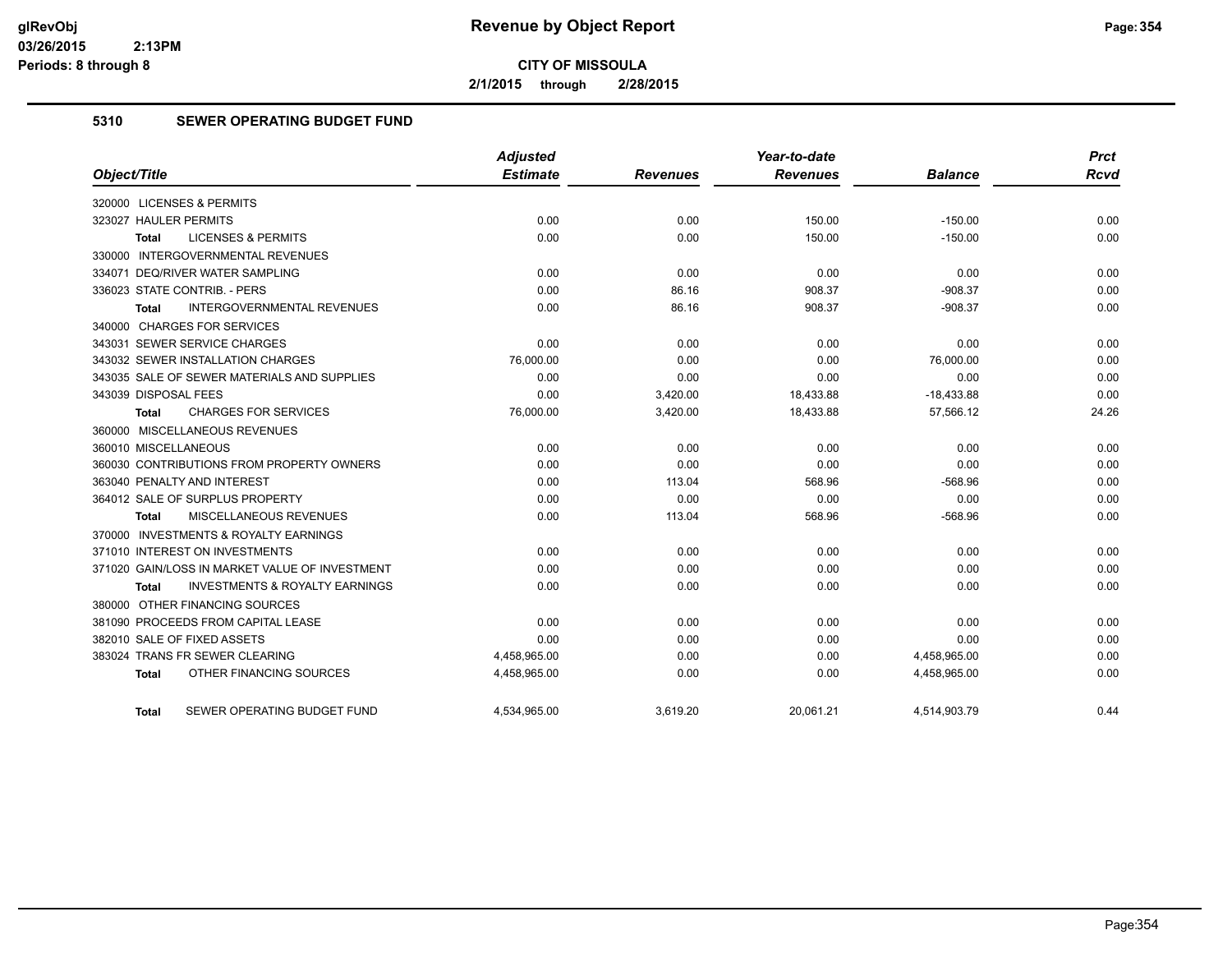# Revenue by Object Report

**CITY OF MISSOULA**

**2/1/2015 through 2/28/2015**

## 5310 SEWER OPERATING BUDGET FUND

| Object/Title | Adjusted Estimate | Revenues | Year-to-date Revenues | Balance | Prct Rcvd |
|---|---|---|---|---|---|
| 320000 LICENSES & PERMITS | | | | | |
| 323027 HAULER PERMITS | 0.00 | 0.00 | 150.00 | -150.00 | 0.00 |
| **Total** LICENSES & PERMITS | 0.00 | 0.00 | 150.00 | -150.00 | 0.00 |
| 330000 INTERGOVERNMENTAL REVENUES | | | | | |
| 334071 DEQ/RIVER WATER SAMPLING | 0.00 | 0.00 | 0.00 | 0.00 | 0.00 |
| 336023 STATE CONTRIB. - PERS | 0.00 | 86.16 | 908.37 | -908.37 | 0.00 |
| **Total** INTERGOVERNMENTAL REVENUES | 0.00 | 86.16 | 908.37 | -908.37 | 0.00 |
| 340000 CHARGES FOR SERVICES | | | | | |
| 343031 SEWER SERVICE CHARGES | 0.00 | 0.00 | 0.00 | 0.00 | 0.00 |
| 343032 SEWER INSTALLATION CHARGES | 76,000.00 | 0.00 | 0.00 | 76,000.00 | 0.00 |
| 343035 SALE OF SEWER MATERIALS AND SUPPLIES | 0.00 | 0.00 | 0.00 | 0.00 | 0.00 |
| 343039 DISPOSAL FEES | 0.00 | 3,420.00 | 18,433.88 | -18,433.88 | 0.00 |
| **Total** CHARGES FOR SERVICES | 76,000.00 | 3,420.00 | 18,433.88 | 57,566.12 | 24.26 |
| 360000 MISCELLANEOUS REVENUES | | | | | |
| 360010 MISCELLANEOUS | 0.00 | 0.00 | 0.00 | 0.00 | 0.00 |
| 360030 CONTRIBUTIONS FROM PROPERTY OWNERS | 0.00 | 0.00 | 0.00 | 0.00 | 0.00 |
| 363040 PENALTY AND INTEREST | 0.00 | 113.04 | 568.96 | -568.96 | 0.00 |
| 364012 SALE OF SURPLUS PROPERTY | 0.00 | 0.00 | 0.00 | 0.00 | 0.00 |
| **Total** MISCELLANEOUS REVENUES | 0.00 | 113.04 | 568.96 | -568.96 | 0.00 |
| 370000 INVESTMENTS & ROYALTY EARNINGS | | | | | |
| 371010 INTEREST ON INVESTMENTS | 0.00 | 0.00 | 0.00 | 0.00 | 0.00 |
| 371020 GAIN/LOSS IN MARKET VALUE OF INVESTMENT | 0.00 | 0.00 | 0.00 | 0.00 | 0.00 |
| **Total** INVESTMENTS & ROYALTY EARNINGS | 0.00 | 0.00 | 0.00 | 0.00 | 0.00 |
| 380000 OTHER FINANCING SOURCES | | | | | |
| 381090 PROCEEDS FROM CAPITAL LEASE | 0.00 | 0.00 | 0.00 | 0.00 | 0.00 |
| 382010 SALE OF FIXED ASSETS | 0.00 | 0.00 | 0.00 | 0.00 | 0.00 |
| 383024 TRANS FR SEWER CLEARING | 4,458,965.00 | 0.00 | 0.00 | 4,458,965.00 | 0.00 |
| **Total** OTHER FINANCING SOURCES | 4,458,965.00 | 0.00 | 0.00 | 4,458,965.00 | 0.00 |
| **Total** SEWER OPERATING BUDGET FUND | 4,534,965.00 | 3,619.20 | 20,061.21 | 4,514,903.79 | 0.44 |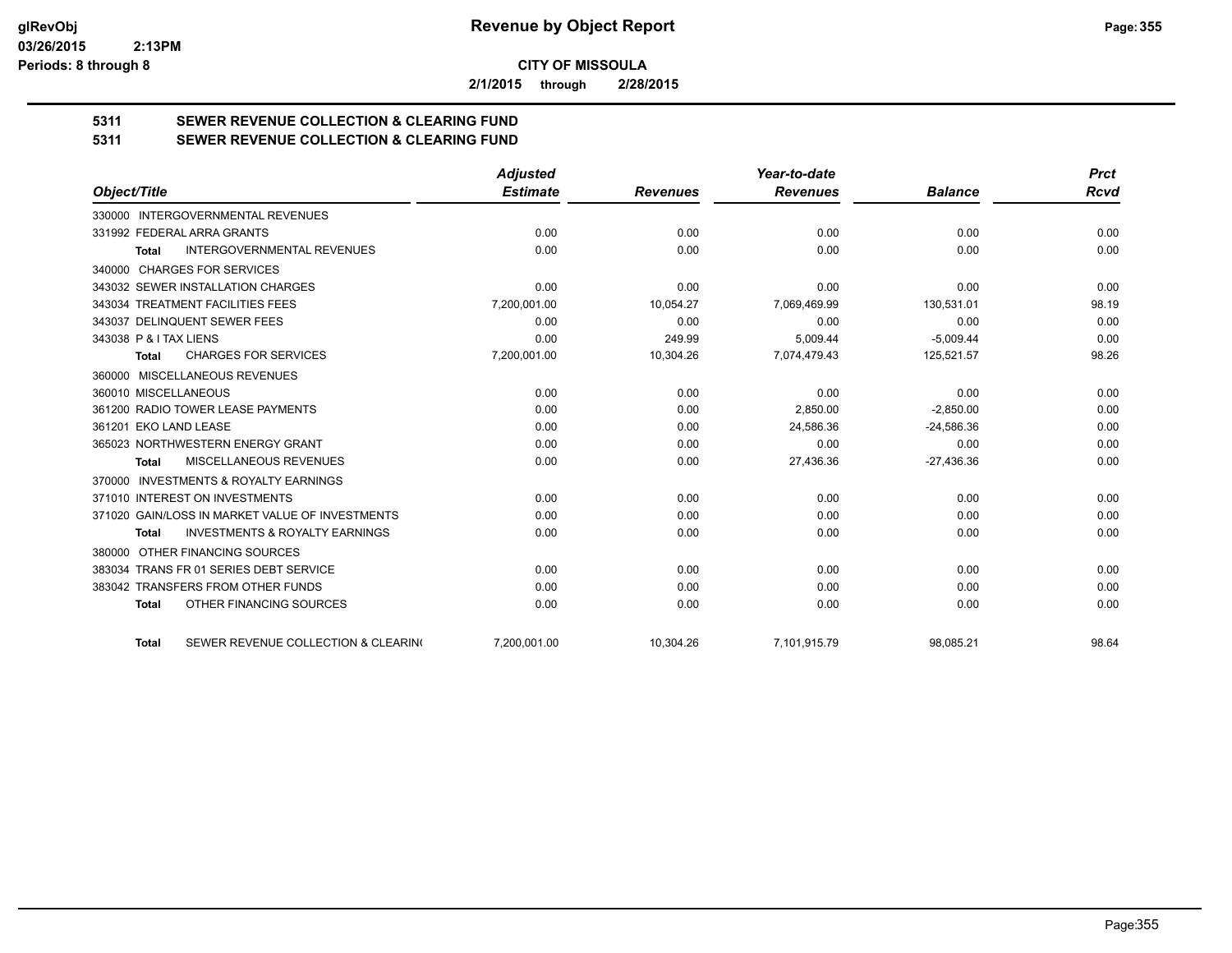**CITY OF MISSOULA**

**2/1/2015 through 2/28/2015**

## 5311 SEWER REVENUE COLLECTION & CLEARING FUND

## 5311 SEWER REVENUE COLLECTION & CLEARING FUND

| Object/Title | Adjusted Estimate | Revenues | Year-to-date Revenues | Balance | Prct Rcvd |
|---|---|---|---|---|---|
| 330000 INTERGOVERNMENTAL REVENUES | | | | | |
| 331992 FEDERAL ARRA GRANTS | 0.00 | 0.00 | 0.00 | 0.00 | 0.00 |
| **Total** INTERGOVERNMENTAL REVENUES | 0.00 | 0.00 | 0.00 | 0.00 | 0.00 |
| 340000 CHARGES FOR SERVICES | | | | | |
| 343032 SEWER INSTALLATION CHARGES | 0.00 | 0.00 | 0.00 | 0.00 | 0.00 |
| 343034 TREATMENT FACILITIES FEES | 7,200,001.00 | 10,054.27 | 7,069,469.99 | 130,531.01 | 98.19 |
| 343037 DELINQUENT SEWER FEES | 0.00 | 0.00 | 0.00 | 0.00 | 0.00 |
| 343038 P & I TAX LIENS | 0.00 | 249.99 | 5,009.44 | -5,009.44 | 0.00 |
| **Total** CHARGES FOR SERVICES | 7,200,001.00 | 10,304.26 | 7,074,479.43 | 125,521.57 | 98.26 |
| 360000 MISCELLANEOUS REVENUES | | | | | |
| 360010 MISCELLANEOUS | 0.00 | 0.00 | 0.00 | 0.00 | 0.00 |
| 361200 RADIO TOWER LEASE PAYMENTS | 0.00 | 0.00 | 2,850.00 | -2,850.00 | 0.00 |
| 361201 EKO LAND LEASE | 0.00 | 0.00 | 24,586.36 | -24,586.36 | 0.00 |
| 365023 NORTHWESTERN ENERGY GRANT | 0.00 | 0.00 | 0.00 | 0.00 | 0.00 |
| **Total** MISCELLANEOUS REVENUES | 0.00 | 0.00 | 27,436.36 | -27,436.36 | 0.00 |
| 370000 INVESTMENTS & ROYALTY EARNINGS | | | | | |
| 371010 INTEREST ON INVESTMENTS | 0.00 | 0.00 | 0.00 | 0.00 | 0.00 |
| 371020 GAIN/LOSS IN MARKET VALUE OF INVESTMENTS | 0.00 | 0.00 | 0.00 | 0.00 | 0.00 |
| **Total** INVESTMENTS & ROYALTY EARNINGS | 0.00 | 0.00 | 0.00 | 0.00 | 0.00 |
| 380000 OTHER FINANCING SOURCES | | | | | |
| 383034 TRANS FR 01 SERIES DEBT SERVICE | 0.00 | 0.00 | 0.00 | 0.00 | 0.00 |
| 383042 TRANSFERS FROM OTHER FUNDS | 0.00 | 0.00 | 0.00 | 0.00 | 0.00 |
| **Total** OTHER FINANCING SOURCES | 0.00 | 0.00 | 0.00 | 0.00 | 0.00 |
| **Total** SEWER REVENUE COLLECTION & CLEARIN( | 7,200,001.00 | 10,304.26 | 7,101,915.79 | 98,085.21 | 98.64 |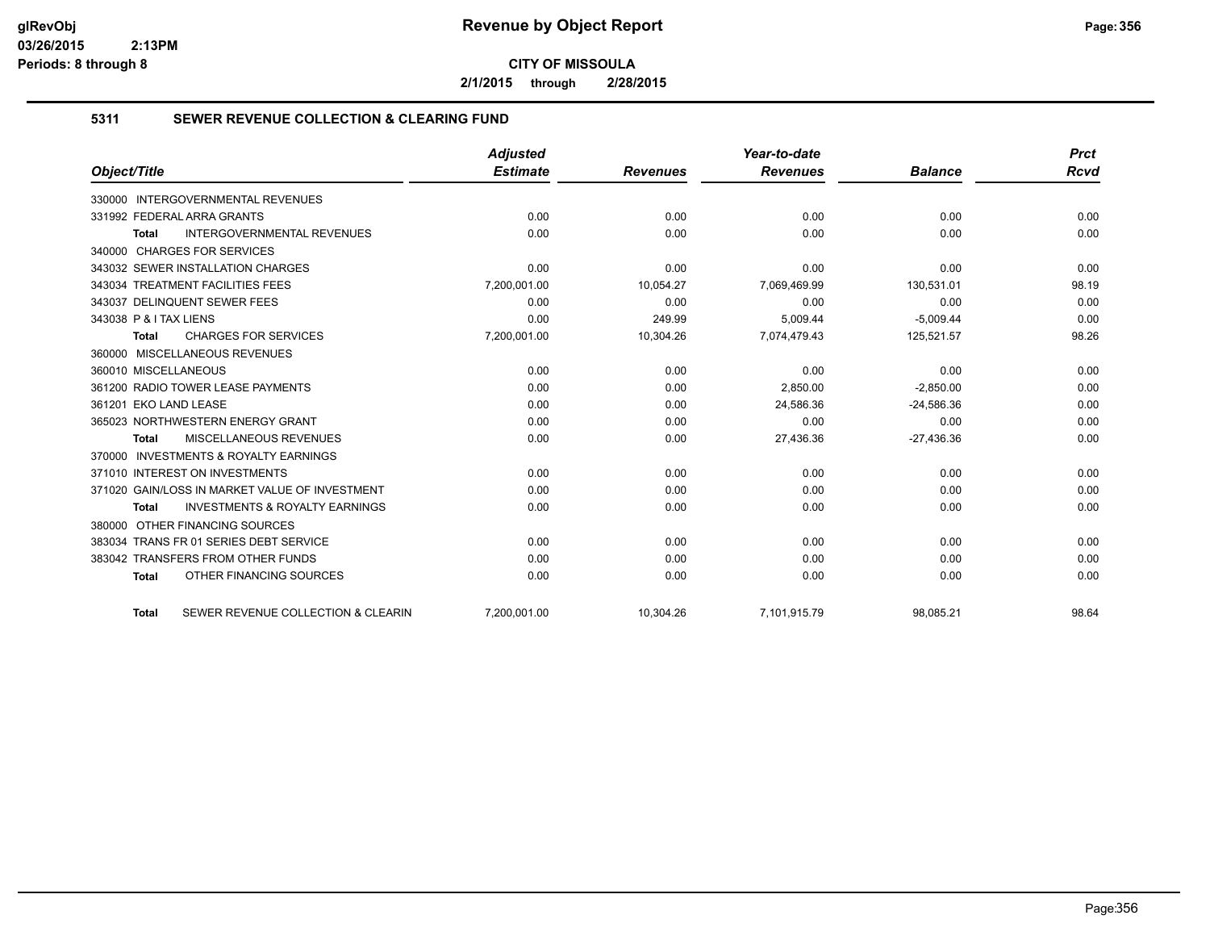**CITY OF MISSOULA**

**2/1/2015 through 2/28/2015**

### 5311 SEWER REVENUE COLLECTION & CLEARING FUND

| Object/Title | Adjusted Estimate | Revenues | Year-to-date Revenues | Balance | Prct Rcvd |
|---|---|---|---|---|---|
| 330000 INTERGOVERNMENTAL REVENUES | | | | | |
| 331992 FEDERAL ARRA GRANTS | 0.00 | 0.00 | 0.00 | 0.00 | 0.00 |
| **Total** INTERGOVERNMENTAL REVENUES | 0.00 | 0.00 | 0.00 | 0.00 | 0.00 |
| 340000 CHARGES FOR SERVICES | | | | | |
| 343032 SEWER INSTALLATION CHARGES | 0.00 | 0.00 | 0.00 | 0.00 | 0.00 |
| 343034 TREATMENT FACILITIES FEES | 7,200,001.00 | 10,054.27 | 7,069,469.99 | 130,531.01 | 98.19 |
| 343037 DELINQUENT SEWER FEES | 0.00 | 0.00 | 0.00 | 0.00 | 0.00 |
| 343038 P & I TAX LIENS | 0.00 | 249.99 | 5,009.44 | -5,009.44 | 0.00 |
| **Total** CHARGES FOR SERVICES | 7,200,001.00 | 10,304.26 | 7,074,479.43 | 125,521.57 | 98.26 |
| 360000 MISCELLANEOUS REVENUES | | | | | |
| 360010 MISCELLANEOUS | 0.00 | 0.00 | 0.00 | 0.00 | 0.00 |
| 361200 RADIO TOWER LEASE PAYMENTS | 0.00 | 0.00 | 2,850.00 | -2,850.00 | 0.00 |
| 361201 EKO LAND LEASE | 0.00 | 0.00 | 24,586.36 | -24,586.36 | 0.00 |
| 365023 NORTHWESTERN ENERGY GRANT | 0.00 | 0.00 | 0.00 | 0.00 | 0.00 |
| **Total** MISCELLANEOUS REVENUES | 0.00 | 0.00 | 27,436.36 | -27,436.36 | 0.00 |
| 370000 INVESTMENTS & ROYALTY EARNINGS | | | | | |
| 371010 INTEREST ON INVESTMENTS | 0.00 | 0.00 | 0.00 | 0.00 | 0.00 |
| 371020 GAIN/LOSS IN MARKET VALUE OF INVESTMENT | 0.00 | 0.00 | 0.00 | 0.00 | 0.00 |
| **Total** INVESTMENTS & ROYALTY EARNINGS | 0.00 | 0.00 | 0.00 | 0.00 | 0.00 |
| 380000 OTHER FINANCING SOURCES | | | | | |
| 383034 TRANS FR 01 SERIES DEBT SERVICE | 0.00 | 0.00 | 0.00 | 0.00 | 0.00 |
| 383042 TRANSFERS FROM OTHER FUNDS | 0.00 | 0.00 | 0.00 | 0.00 | 0.00 |
| **Total** OTHER FINANCING SOURCES | 0.00 | 0.00 | 0.00 | 0.00 | 0.00 |
| **Total** SEWER REVENUE COLLECTION & CLEARIN | 7,200,001.00 | 10,304.26 | 7,101,915.79 | 98,085.21 | 98.64 |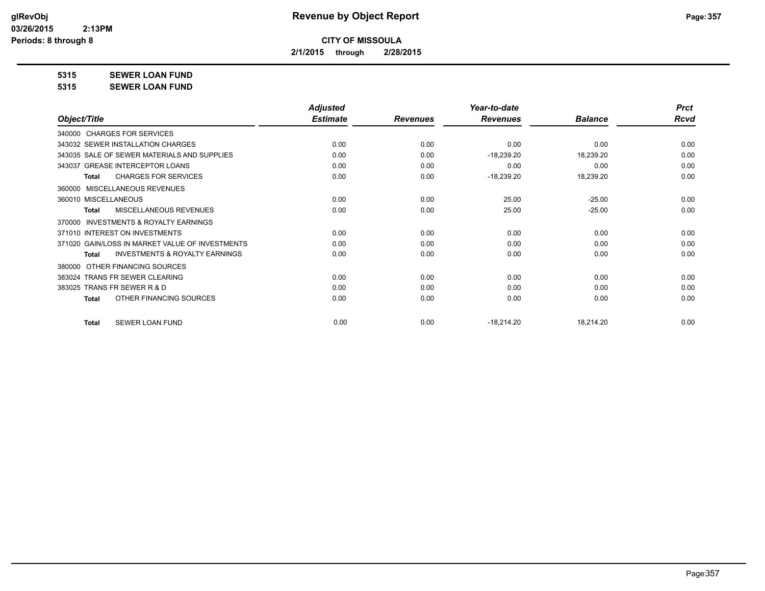# Revenue by Object Report

**CITY OF MISSOULA**

**2/1/2015 through 2/28/2015**

glRevObj
03/26/2015 2:13PM
Periods: 8 through 8

**5315 SEWER LOAN FUND**

**5315 SEWER LOAN FUND**

| Object/Title | Adjusted Estimate | Revenues | Year-to-date Revenues | Balance | Prct Rcvd |
|---|---|---|---|---|---|
| 340000 CHARGES FOR SERVICES | | | | | |
| 343032 SEWER INSTALLATION CHARGES | 0.00 | 0.00 | 0.00 | 0.00 | 0.00 |
| 343035 SALE OF SEWER MATERIALS AND SUPPLIES | 0.00 | 0.00 | -18,239.20 | 18,239.20 | 0.00 |
| 343037 GREASE INTERCEPTOR LOANS | 0.00 | 0.00 | 0.00 | 0.00 | 0.00 |
| **Total** CHARGES FOR SERVICES | 0.00 | 0.00 | -18,239.20 | 18,239.20 | 0.00 |
| 360000 MISCELLANEOUS REVENUES | | | | | |
| 360010 MISCELLANEOUS | 0.00 | 0.00 | 25.00 | -25.00 | 0.00 |
| **Total** MISCELLANEOUS REVENUES | 0.00 | 0.00 | 25.00 | -25.00 | 0.00 |
| 370000 INVESTMENTS & ROYALTY EARNINGS | | | | | |
| 371010 INTEREST ON INVESTMENTS | 0.00 | 0.00 | 0.00 | 0.00 | 0.00 |
| 371020 GAIN/LOSS IN MARKET VALUE OF INVESTMENTS | 0.00 | 0.00 | 0.00 | 0.00 | 0.00 |
| **Total** INVESTMENTS & ROYALTY EARNINGS | 0.00 | 0.00 | 0.00 | 0.00 | 0.00 |
| 380000 OTHER FINANCING SOURCES | | | | | |
| 383024 TRANS FR SEWER CLEARING | 0.00 | 0.00 | 0.00 | 0.00 | 0.00 |
| 383025 TRANS FR SEWER R & D | 0.00 | 0.00 | 0.00 | 0.00 | 0.00 |
| **Total** OTHER FINANCING SOURCES | 0.00 | 0.00 | 0.00 | 0.00 | 0.00 |
| **Total** SEWER LOAN FUND | 0.00 | 0.00 | -18,214.20 | 18,214.20 | 0.00 |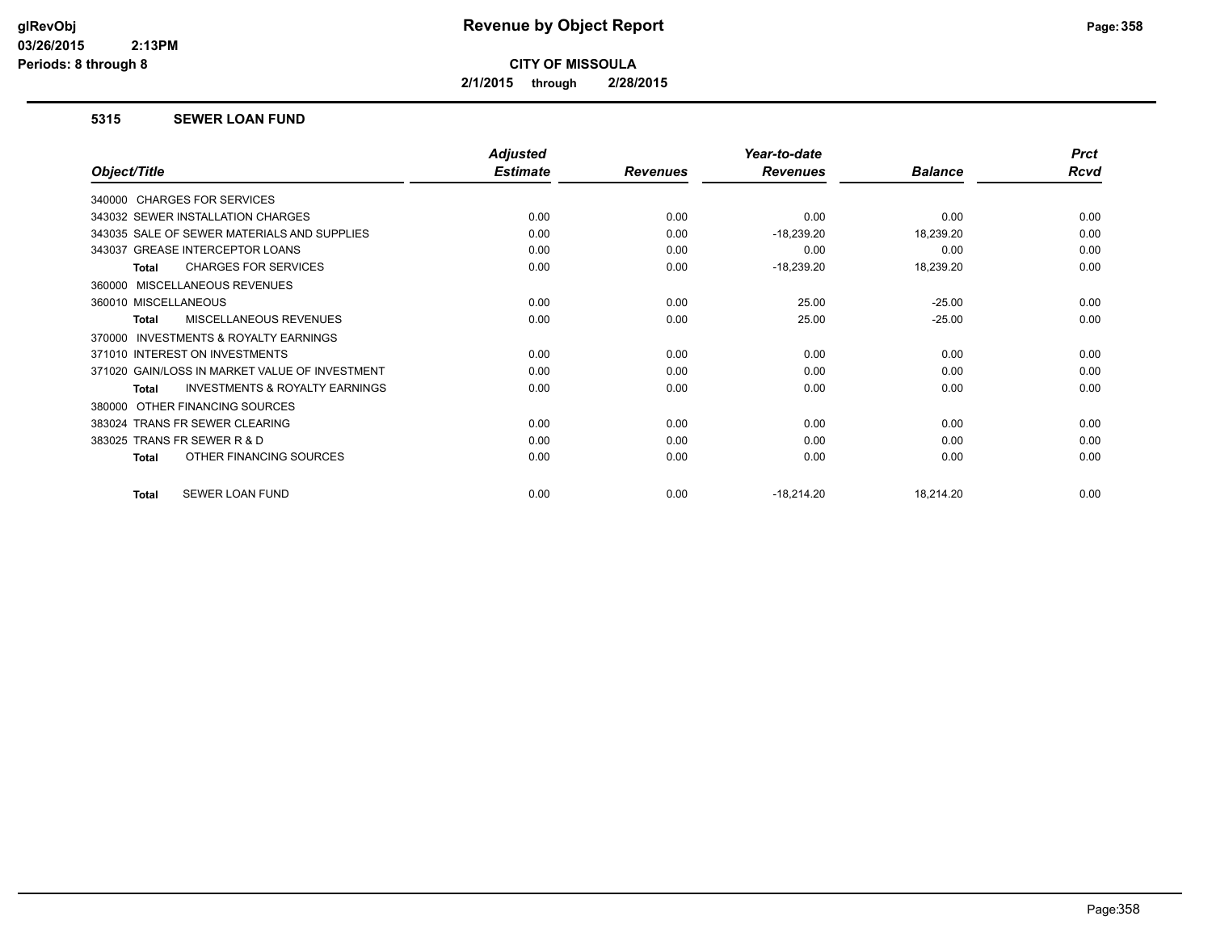**Revenue by Object Report**

**CITY OF MISSOULA**

**2/1/2015 through 2/28/2015**

glRevObj
03/26/2015 2:13PM
Periods: 8 through 8

## 5315 SEWER LOAN FUND

| Object/Title | Adjusted Estimate | Revenues | Year-to-date Revenues | Balance | Prct Rcvd |
|---|---|---|---|---|---|
| 340000 CHARGES FOR SERVICES | | | | | |
| 343032 SEWER INSTALLATION CHARGES | 0.00 | 0.00 | 0.00 | 0.00 | 0.00 |
| 343035 SALE OF SEWER MATERIALS AND SUPPLIES | 0.00 | 0.00 | -18,239.20 | 18,239.20 | 0.00 |
| 343037 GREASE INTERCEPTOR LOANS | 0.00 | 0.00 | 0.00 | 0.00 | 0.00 |
| **Total** CHARGES FOR SERVICES | 0.00 | 0.00 | -18,239.20 | 18,239.20 | 0.00 |
| 360000 MISCELLANEOUS REVENUES | | | | | |
| 360010 MISCELLANEOUS | 0.00 | 0.00 | 25.00 | -25.00 | 0.00 |
| **Total** MISCELLANEOUS REVENUES | 0.00 | 0.00 | 25.00 | -25.00 | 0.00 |
| 370000 INVESTMENTS & ROYALTY EARNINGS | | | | | |
| 371010 INTEREST ON INVESTMENTS | 0.00 | 0.00 | 0.00 | 0.00 | 0.00 |
| 371020 GAIN/LOSS IN MARKET VALUE OF INVESTMENT | 0.00 | 0.00 | 0.00 | 0.00 | 0.00 |
| **Total** INVESTMENTS & ROYALTY EARNINGS | 0.00 | 0.00 | 0.00 | 0.00 | 0.00 |
| 380000 OTHER FINANCING SOURCES | | | | | |
| 383024 TRANS FR SEWER CLEARING | 0.00 | 0.00 | 0.00 | 0.00 | 0.00 |
| 383025 TRANS FR SEWER R & D | 0.00 | 0.00 | 0.00 | 0.00 | 0.00 |
| **Total** OTHER FINANCING SOURCES | 0.00 | 0.00 | 0.00 | 0.00 | 0.00 |
| **Total** SEWER LOAN FUND | 0.00 | 0.00 | -18,214.20 | 18,214.20 | 0.00 |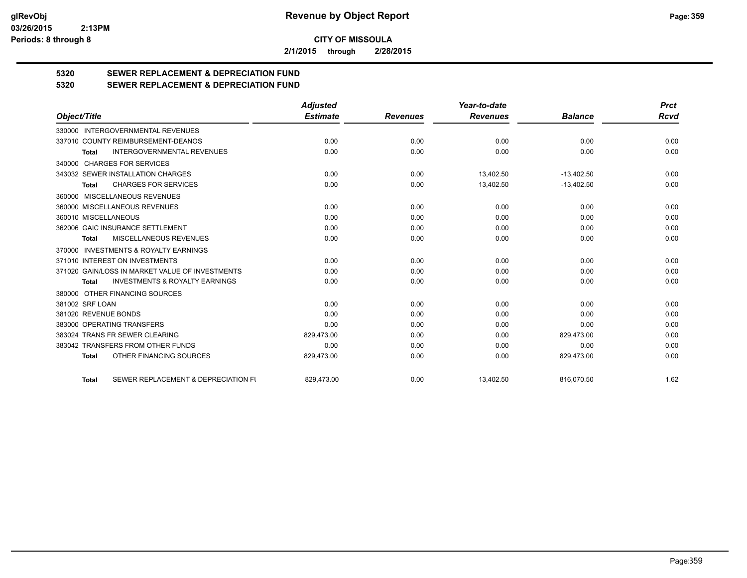# Revenue by Object Report

**CITY OF MISSOULA**

**2/1/2015 through 2/28/2015**

## 5320 SEWER REPLACEMENT & DEPRECIATION FUND
## 5320 SEWER REPLACEMENT & DEPRECIATION FUND

| Object/Title | Adjusted Estimate | Revenues | Year-to-date Revenues | Balance | Prct Rcvd |
|---|---|---|---|---|---|
| 330000 INTERGOVERNMENTAL REVENUES | | | | | |
| 337010 COUNTY REIMBURSEMENT-DEANOS | 0.00 | 0.00 | 0.00 | 0.00 | 0.00 |
| **Total** INTERGOVERNMENTAL REVENUES | 0.00 | 0.00 | 0.00 | 0.00 | 0.00 |
| 340000 CHARGES FOR SERVICES | | | | | |
| 343032 SEWER INSTALLATION CHARGES | 0.00 | 0.00 | 13,402.50 | -13,402.50 | 0.00 |
| **Total** CHARGES FOR SERVICES | 0.00 | 0.00 | 13,402.50 | -13,402.50 | 0.00 |
| 360000 MISCELLANEOUS REVENUES | | | | | |
| 360000 MISCELLANEOUS REVENUES | 0.00 | 0.00 | 0.00 | 0.00 | 0.00 |
| 360010 MISCELLANEOUS | 0.00 | 0.00 | 0.00 | 0.00 | 0.00 |
| 362006 GAIC INSURANCE SETTLEMENT | 0.00 | 0.00 | 0.00 | 0.00 | 0.00 |
| **Total** MISCELLANEOUS REVENUES | 0.00 | 0.00 | 0.00 | 0.00 | 0.00 |
| 370000 INVESTMENTS & ROYALTY EARNINGS | | | | | |
| 371010 INTEREST ON INVESTMENTS | 0.00 | 0.00 | 0.00 | 0.00 | 0.00 |
| 371020 GAIN/LOSS IN MARKET VALUE OF INVESTMENTS | 0.00 | 0.00 | 0.00 | 0.00 | 0.00 |
| **Total** INVESTMENTS & ROYALTY EARNINGS | 0.00 | 0.00 | 0.00 | 0.00 | 0.00 |
| 380000 OTHER FINANCING SOURCES | | | | | |
| 381002 SRF LOAN | 0.00 | 0.00 | 0.00 | 0.00 | 0.00 |
| 381020 REVENUE BONDS | 0.00 | 0.00 | 0.00 | 0.00 | 0.00 |
| 383000 OPERATING TRANSFERS | 0.00 | 0.00 | 0.00 | 0.00 | 0.00 |
| 383024 TRANS FR SEWER CLEARING | 829,473.00 | 0.00 | 0.00 | 829,473.00 | 0.00 |
| 383042 TRANSFERS FROM OTHER FUNDS | 0.00 | 0.00 | 0.00 | 0.00 | 0.00 |
| **Total** OTHER FINANCING SOURCES | 829,473.00 | 0.00 | 0.00 | 829,473.00 | 0.00 |
| **Total** SEWER REPLACEMENT & DEPRECIATION FU | 829,473.00 | 0.00 | 13,402.50 | 816,070.50 | 1.62 |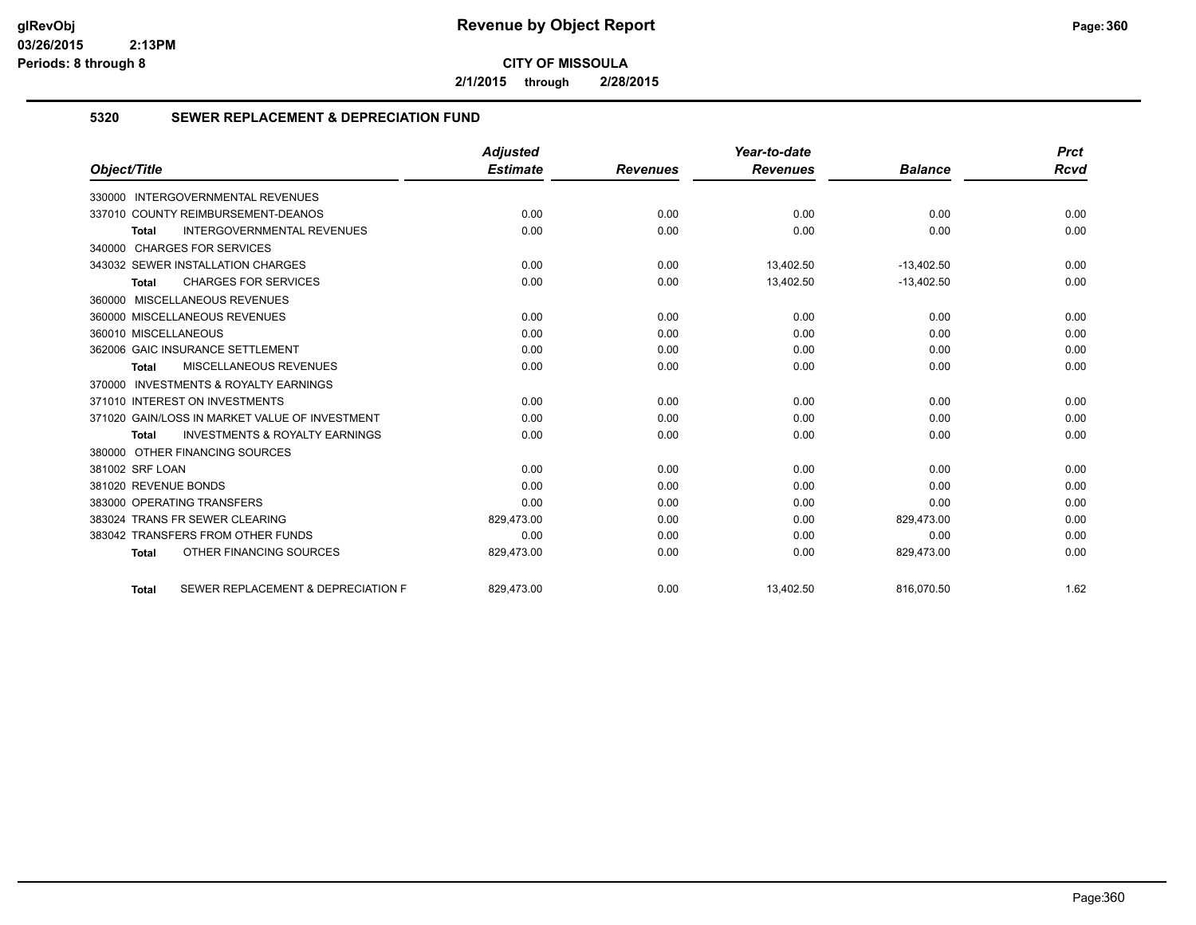**CITY OF MISSOULA**

**2/1/2015 through 2/28/2015**

## 5320 SEWER REPLACEMENT & DEPRECIATION FUND

| Object/Title | Adjusted Estimate | Revenues | Year-to-date Revenues | Balance | Prct Rcvd |
|---|---|---|---|---|---|
| 330000 INTERGOVERNMENTAL REVENUES | | | | | |
| 337010 COUNTY REIMBURSEMENT-DEANOS | 0.00 | 0.00 | 0.00 | 0.00 | 0.00 |
| **Total** INTERGOVERNMENTAL REVENUES | 0.00 | 0.00 | 0.00 | 0.00 | 0.00 |
| 340000 CHARGES FOR SERVICES | | | | | |
| 343032 SEWER INSTALLATION CHARGES | 0.00 | 0.00 | 13,402.50 | -13,402.50 | 0.00 |
| **Total** CHARGES FOR SERVICES | 0.00 | 0.00 | 13,402.50 | -13,402.50 | 0.00 |
| 360000 MISCELLANEOUS REVENUES | | | | | |
| 360000 MISCELLANEOUS REVENUES | 0.00 | 0.00 | 0.00 | 0.00 | 0.00 |
| 360010 MISCELLANEOUS | 0.00 | 0.00 | 0.00 | 0.00 | 0.00 |
| 362006 GAIC INSURANCE SETTLEMENT | 0.00 | 0.00 | 0.00 | 0.00 | 0.00 |
| **Total** MISCELLANEOUS REVENUES | 0.00 | 0.00 | 0.00 | 0.00 | 0.00 |
| 370000 INVESTMENTS & ROYALTY EARNINGS | | | | | |
| 371010 INTEREST ON INVESTMENTS | 0.00 | 0.00 | 0.00 | 0.00 | 0.00 |
| 371020 GAIN/LOSS IN MARKET VALUE OF INVESTMENT | 0.00 | 0.00 | 0.00 | 0.00 | 0.00 |
| **Total** INVESTMENTS & ROYALTY EARNINGS | 0.00 | 0.00 | 0.00 | 0.00 | 0.00 |
| 380000 OTHER FINANCING SOURCES | | | | | |
| 381002 SRF LOAN | 0.00 | 0.00 | 0.00 | 0.00 | 0.00 |
| 381020 REVENUE BONDS | 0.00 | 0.00 | 0.00 | 0.00 | 0.00 |
| 383000 OPERATING TRANSFERS | 0.00 | 0.00 | 0.00 | 0.00 | 0.00 |
| 383024 TRANS FR SEWER CLEARING | 829,473.00 | 0.00 | 0.00 | 829,473.00 | 0.00 |
| 383042 TRANSFERS FROM OTHER FUNDS | 0.00 | 0.00 | 0.00 | 0.00 | 0.00 |
| **Total** OTHER FINANCING SOURCES | 829,473.00 | 0.00 | 0.00 | 829,473.00 | 0.00 |
| **Total** SEWER REPLACEMENT & DEPRECIATION F | 829,473.00 | 0.00 | 13,402.50 | 816,070.50 | 1.62 |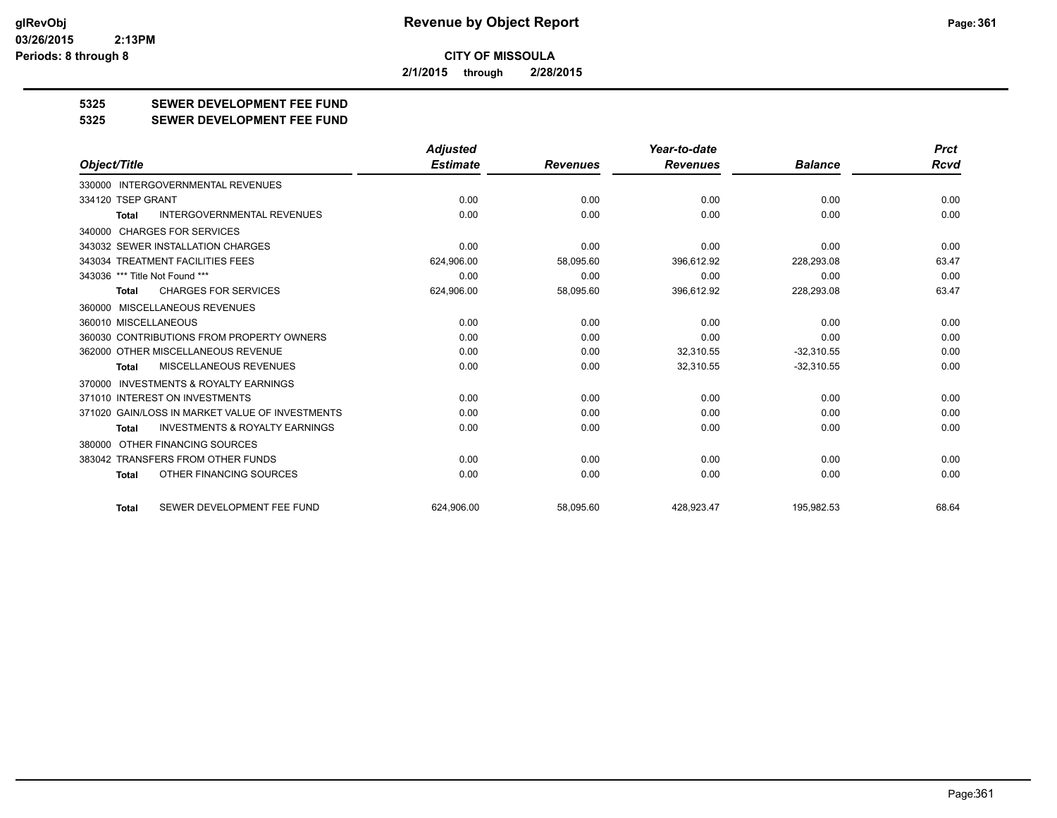**CITY OF MISSOULA**

**2/1/2015 through 2/28/2015**

**5325 SEWER DEVELOPMENT FEE FUND**

**5325 SEWER DEVELOPMENT FEE FUND**

| Object/Title | Adjusted Estimate | Revenues | Year-to-date Revenues | Balance | Prct Rcvd |
|---|---|---|---|---|---|
| 330000 INTERGOVERNMENTAL REVENUES | | | | | |
| 334120 TSEP GRANT | 0.00 | 0.00 | 0.00 | 0.00 | 0.00 |
| **Total** INTERGOVERNMENTAL REVENUES | 0.00 | 0.00 | 0.00 | 0.00 | 0.00 |
| 340000 CHARGES FOR SERVICES | | | | | |
| 343032 SEWER INSTALLATION CHARGES | 0.00 | 0.00 | 0.00 | 0.00 | 0.00 |
| 343034 TREATMENT FACILITIES FEES | 624,906.00 | 58,095.60 | 396,612.92 | 228,293.08 | 63.47 |
| 343036 *** Title Not Found *** | 0.00 | 0.00 | 0.00 | 0.00 | 0.00 |
| **Total** CHARGES FOR SERVICES | 624,906.00 | 58,095.60 | 396,612.92 | 228,293.08 | 63.47 |
| 360000 MISCELLANEOUS REVENUES | | | | | |
| 360010 MISCELLANEOUS | 0.00 | 0.00 | 0.00 | 0.00 | 0.00 |
| 360030 CONTRIBUTIONS FROM PROPERTY OWNERS | 0.00 | 0.00 | 0.00 | 0.00 | 0.00 |
| 362000 OTHER MISCELLANEOUS REVENUE | 0.00 | 0.00 | 32,310.55 | -32,310.55 | 0.00 |
| **Total** MISCELLANEOUS REVENUES | 0.00 | 0.00 | 32,310.55 | -32,310.55 | 0.00 |
| 370000 INVESTMENTS & ROYALTY EARNINGS | | | | | |
| 371010 INTEREST ON INVESTMENTS | 0.00 | 0.00 | 0.00 | 0.00 | 0.00 |
| 371020 GAIN/LOSS IN MARKET VALUE OF INVESTMENTS | 0.00 | 0.00 | 0.00 | 0.00 | 0.00 |
| **Total** INVESTMENTS & ROYALTY EARNINGS | 0.00 | 0.00 | 0.00 | 0.00 | 0.00 |
| 380000 OTHER FINANCING SOURCES | | | | | |
| 383042 TRANSFERS FROM OTHER FUNDS | 0.00 | 0.00 | 0.00 | 0.00 | 0.00 |
| **Total** OTHER FINANCING SOURCES | 0.00 | 0.00 | 0.00 | 0.00 | 0.00 |
| **Total** SEWER DEVELOPMENT FEE FUND | 624,906.00 | 58,095.60 | 428,923.47 | 195,982.53 | 68.64 |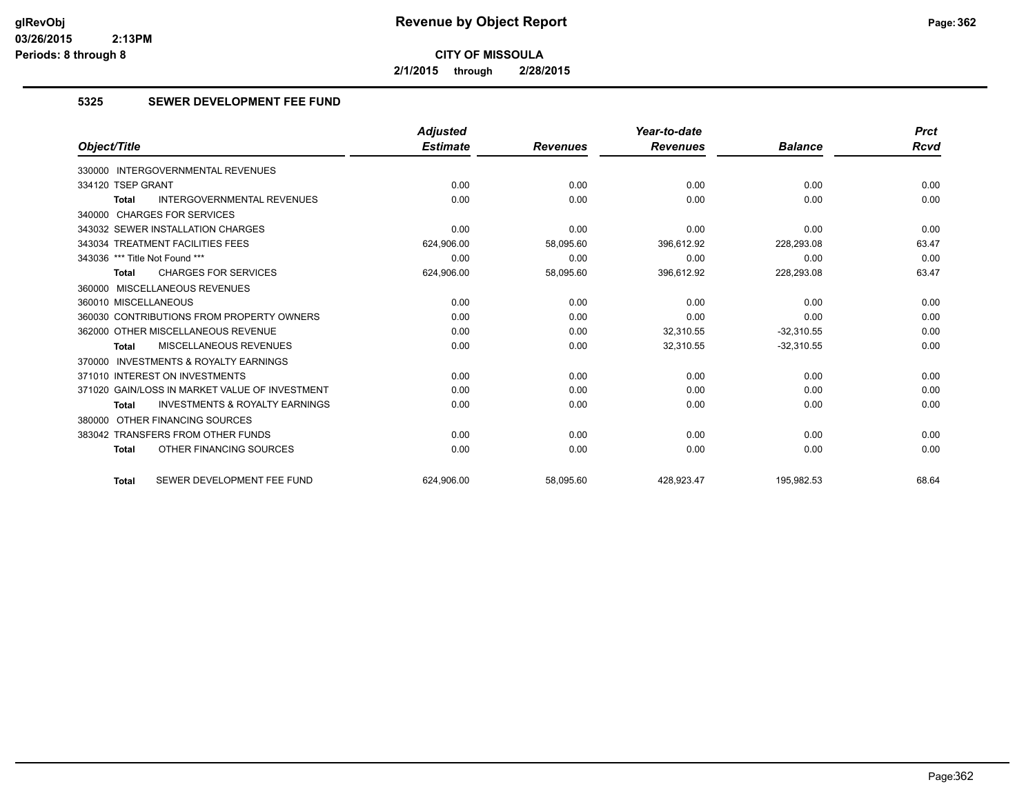**CITY OF MISSOULA**

**2/1/2015 through 2/28/2015**

## 5325 SEWER DEVELOPMENT FEE FUND

| Object/Title | Adjusted Estimate | Revenues | Year-to-date Revenues | Balance | Prct Rcvd |
|---|---|---|---|---|---|
| 330000 INTERGOVERNMENTAL REVENUES | | | | | |
| 334120 TSEP GRANT | 0.00 | 0.00 | 0.00 | 0.00 | 0.00 |
| **Total** INTERGOVERNMENTAL REVENUES | 0.00 | 0.00 | 0.00 | 0.00 | 0.00 |
| 340000 CHARGES FOR SERVICES | | | | | |
| 343032 SEWER INSTALLATION CHARGES | 0.00 | 0.00 | 0.00 | 0.00 | 0.00 |
| 343034 TREATMENT FACILITIES FEES | 624,906.00 | 58,095.60 | 396,612.92 | 228,293.08 | 63.47 |
| 343036 *** Title Not Found *** | 0.00 | 0.00 | 0.00 | 0.00 | 0.00 |
| **Total** CHARGES FOR SERVICES | 624,906.00 | 58,095.60 | 396,612.92 | 228,293.08 | 63.47 |
| 360000 MISCELLANEOUS REVENUES | | | | | |
| 360010 MISCELLANEOUS | 0.00 | 0.00 | 0.00 | 0.00 | 0.00 |
| 360030 CONTRIBUTIONS FROM PROPERTY OWNERS | 0.00 | 0.00 | 0.00 | 0.00 | 0.00 |
| 362000 OTHER MISCELLANEOUS REVENUE | 0.00 | 0.00 | 32,310.55 | -32,310.55 | 0.00 |
| **Total** MISCELLANEOUS REVENUES | 0.00 | 0.00 | 32,310.55 | -32,310.55 | 0.00 |
| 370000 INVESTMENTS & ROYALTY EARNINGS | | | | | |
| 371010 INTEREST ON INVESTMENTS | 0.00 | 0.00 | 0.00 | 0.00 | 0.00 |
| 371020 GAIN/LOSS IN MARKET VALUE OF INVESTMENT | 0.00 | 0.00 | 0.00 | 0.00 | 0.00 |
| **Total** INVESTMENTS & ROYALTY EARNINGS | 0.00 | 0.00 | 0.00 | 0.00 | 0.00 |
| 380000 OTHER FINANCING SOURCES | | | | | |
| 383042 TRANSFERS FROM OTHER FUNDS | 0.00 | 0.00 | 0.00 | 0.00 | 0.00 |
| **Total** OTHER FINANCING SOURCES | 0.00 | 0.00 | 0.00 | 0.00 | 0.00 |
| **Total** SEWER DEVELOPMENT FEE FUND | 624,906.00 | 58,095.60 | 428,923.47 | 195,982.53 | 68.64 |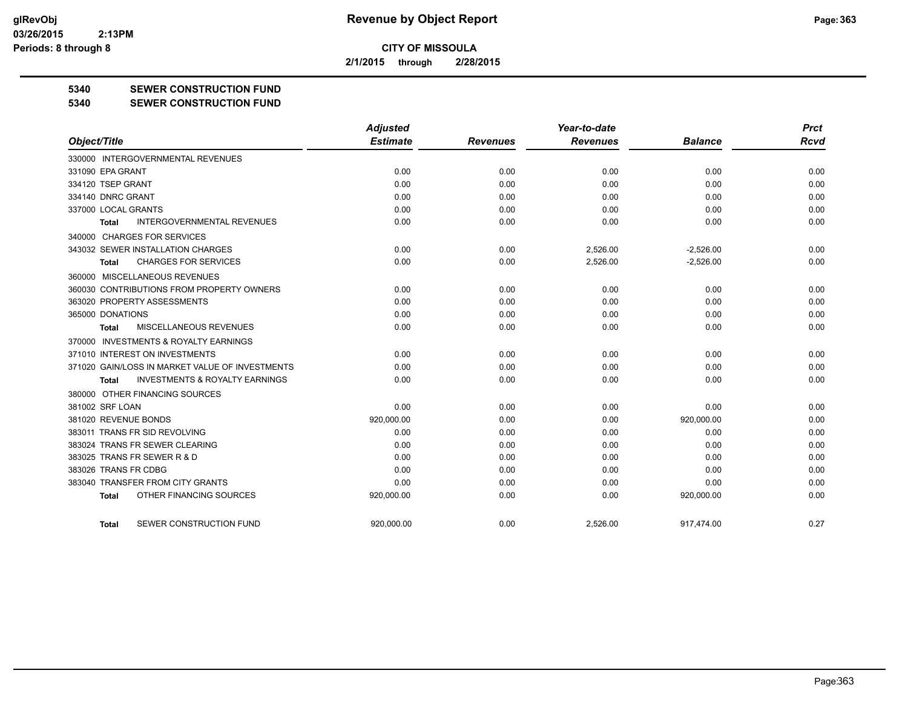# Revenue by Object Report

**CITY OF MISSOULA**

**2/1/2015 through 2/28/2015**

glRevObj
03/26/2015 2:13PM
Periods: 8 through 8

## 5340 SEWER CONSTRUCTION FUND
## 5340 SEWER CONSTRUCTION FUND

| Object/Title | Adjusted Estimate | Revenues | Year-to-date Revenues | Balance | Prct Rcvd |
|---|---|---|---|---|---|
| 330000 INTERGOVERNMENTAL REVENUES | | | | | |
| 331090 EPA GRANT | 0.00 | 0.00 | 0.00 | 0.00 | 0.00 |
| 334120 TSEP GRANT | 0.00 | 0.00 | 0.00 | 0.00 | 0.00 |
| 334140 DNRC GRANT | 0.00 | 0.00 | 0.00 | 0.00 | 0.00 |
| 337000 LOCAL GRANTS | 0.00 | 0.00 | 0.00 | 0.00 | 0.00 |
| **Total** INTERGOVERNMENTAL REVENUES | 0.00 | 0.00 | 0.00 | 0.00 | 0.00 |
| 340000 CHARGES FOR SERVICES | | | | | |
| 343032 SEWER INSTALLATION CHARGES | 0.00 | 0.00 | 2,526.00 | -2,526.00 | 0.00 |
| **Total** CHARGES FOR SERVICES | 0.00 | 0.00 | 2,526.00 | -2,526.00 | 0.00 |
| 360000 MISCELLANEOUS REVENUES | | | | | |
| 360030 CONTRIBUTIONS FROM PROPERTY OWNERS | 0.00 | 0.00 | 0.00 | 0.00 | 0.00 |
| 363020 PROPERTY ASSESSMENTS | 0.00 | 0.00 | 0.00 | 0.00 | 0.00 |
| 365000 DONATIONS | 0.00 | 0.00 | 0.00 | 0.00 | 0.00 |
| **Total** MISCELLANEOUS REVENUES | 0.00 | 0.00 | 0.00 | 0.00 | 0.00 |
| 370000 INVESTMENTS & ROYALTY EARNINGS | | | | | |
| 371010 INTEREST ON INVESTMENTS | 0.00 | 0.00 | 0.00 | 0.00 | 0.00 |
| 371020 GAIN/LOSS IN MARKET VALUE OF INVESTMENTS | 0.00 | 0.00 | 0.00 | 0.00 | 0.00 |
| **Total** INVESTMENTS & ROYALTY EARNINGS | 0.00 | 0.00 | 0.00 | 0.00 | 0.00 |
| 380000 OTHER FINANCING SOURCES | | | | | |
| 381002 SRF LOAN | 0.00 | 0.00 | 0.00 | 0.00 | 0.00 |
| 381020 REVENUE BONDS | 920,000.00 | 0.00 | 0.00 | 920,000.00 | 0.00 |
| 383011 TRANS FR SID REVOLVING | 0.00 | 0.00 | 0.00 | 0.00 | 0.00 |
| 383024 TRANS FR SEWER CLEARING | 0.00 | 0.00 | 0.00 | 0.00 | 0.00 |
| 383025 TRANS FR SEWER R & D | 0.00 | 0.00 | 0.00 | 0.00 | 0.00 |
| 383026 TRANS FR CDBG | 0.00 | 0.00 | 0.00 | 0.00 | 0.00 |
| 383040 TRANSFER FROM CITY GRANTS | 0.00 | 0.00 | 0.00 | 0.00 | 0.00 |
| **Total** OTHER FINANCING SOURCES | 920,000.00 | 0.00 | 0.00 | 920,000.00 | 0.00 |
| **Total** SEWER CONSTRUCTION FUND | 920,000.00 | 0.00 | 2,526.00 | 917,474.00 | 0.27 |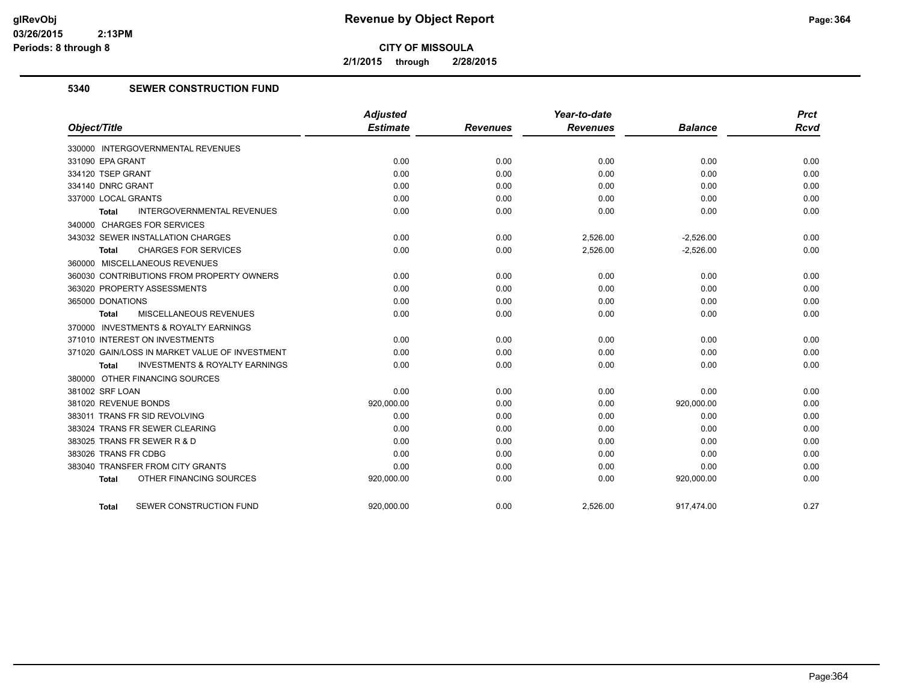**Revenue by Object Report**

**CITY OF MISSOULA**

**2/1/2015 through 2/28/2015**

glRevObj
03/26/2015 2:13PM
Periods: 8 through 8

## 5340 SEWER CONSTRUCTION FUND

| Object/Title | Adjusted Estimate | Revenues | Year-to-date Revenues | Balance | Prct Rcvd |
|---|---|---|---|---|---|
| 330000 INTERGOVERNMENTAL REVENUES | | | | | |
| 331090 EPA GRANT | 0.00 | 0.00 | 0.00 | 0.00 | 0.00 |
| 334120 TSEP GRANT | 0.00 | 0.00 | 0.00 | 0.00 | 0.00 |
| 334140 DNRC GRANT | 0.00 | 0.00 | 0.00 | 0.00 | 0.00 |
| 337000 LOCAL GRANTS | 0.00 | 0.00 | 0.00 | 0.00 | 0.00 |
| **Total** INTERGOVERNMENTAL REVENUES | 0.00 | 0.00 | 0.00 | 0.00 | 0.00 |
| 340000 CHARGES FOR SERVICES | | | | | |
| 343032 SEWER INSTALLATION CHARGES | 0.00 | 0.00 | 2,526.00 | -2,526.00 | 0.00 |
| **Total** CHARGES FOR SERVICES | 0.00 | 0.00 | 2,526.00 | -2,526.00 | 0.00 |
| 360000 MISCELLANEOUS REVENUES | | | | | |
| 360030 CONTRIBUTIONS FROM PROPERTY OWNERS | 0.00 | 0.00 | 0.00 | 0.00 | 0.00 |
| 363020 PROPERTY ASSESSMENTS | 0.00 | 0.00 | 0.00 | 0.00 | 0.00 |
| 365000 DONATIONS | 0.00 | 0.00 | 0.00 | 0.00 | 0.00 |
| **Total** MISCELLANEOUS REVENUES | 0.00 | 0.00 | 0.00 | 0.00 | 0.00 |
| 370000 INVESTMENTS & ROYALTY EARNINGS | | | | | |
| 371010 INTEREST ON INVESTMENTS | 0.00 | 0.00 | 0.00 | 0.00 | 0.00 |
| 371020 GAIN/LOSS IN MARKET VALUE OF INVESTMENT | 0.00 | 0.00 | 0.00 | 0.00 | 0.00 |
| **Total** INVESTMENTS & ROYALTY EARNINGS | 0.00 | 0.00 | 0.00 | 0.00 | 0.00 |
| 380000 OTHER FINANCING SOURCES | | | | | |
| 381002 SRF LOAN | 0.00 | 0.00 | 0.00 | 0.00 | 0.00 |
| 381020 REVENUE BONDS | 920,000.00 | 0.00 | 0.00 | 920,000.00 | 0.00 |
| 383011 TRANS FR SID REVOLVING | 0.00 | 0.00 | 0.00 | 0.00 | 0.00 |
| 383024 TRANS FR SEWER CLEARING | 0.00 | 0.00 | 0.00 | 0.00 | 0.00 |
| 383025 TRANS FR SEWER R & D | 0.00 | 0.00 | 0.00 | 0.00 | 0.00 |
| 383026 TRANS FR CDBG | 0.00 | 0.00 | 0.00 | 0.00 | 0.00 |
| 383040 TRANSFER FROM CITY GRANTS | 0.00 | 0.00 | 0.00 | 0.00 | 0.00 |
| **Total** OTHER FINANCING SOURCES | 920,000.00 | 0.00 | 0.00 | 920,000.00 | 0.00 |
| **Total** SEWER CONSTRUCTION FUND | 920,000.00 | 0.00 | 2,526.00 | 917,474.00 | 0.27 |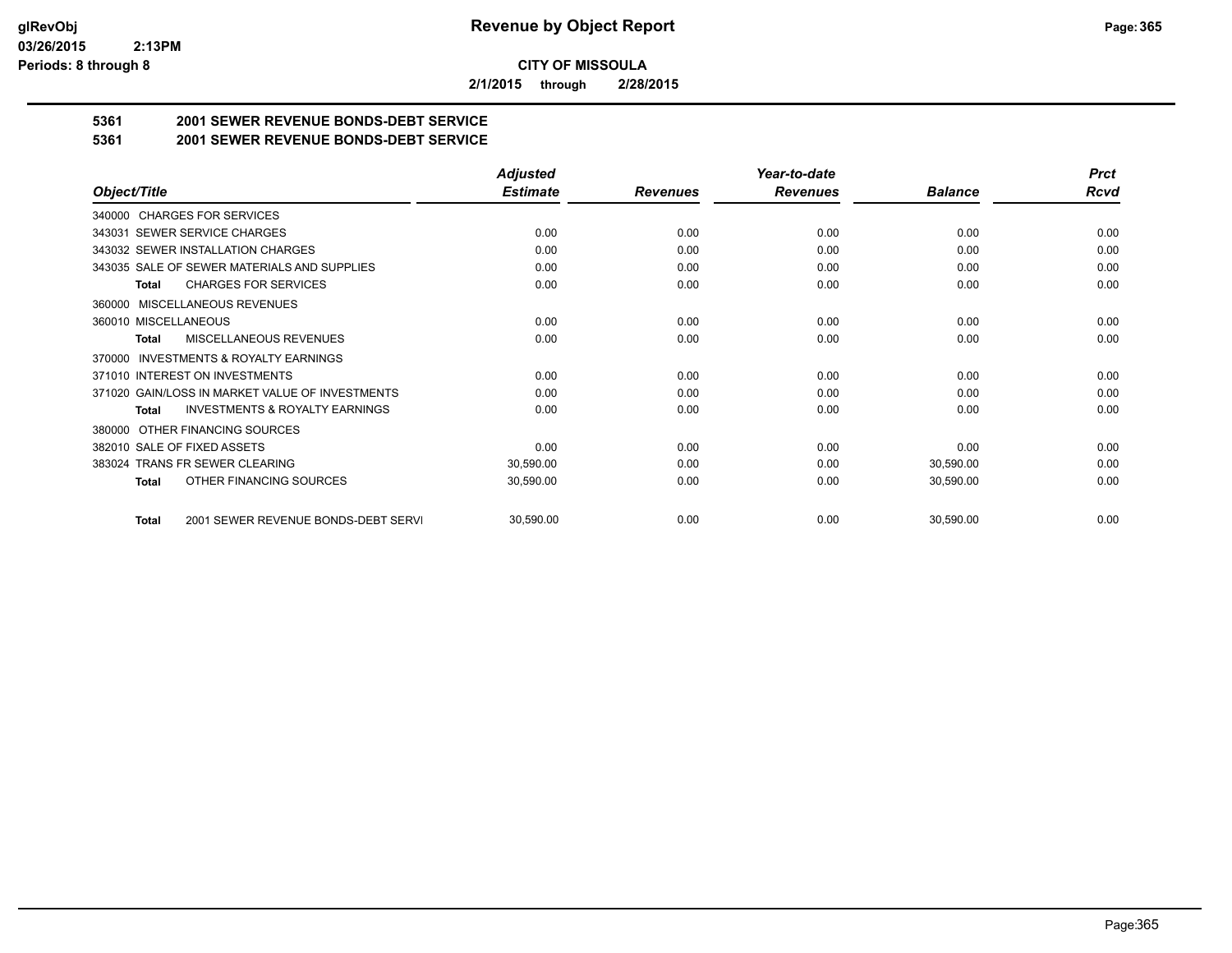**Revenue by Object Report**

**CITY OF MISSOULA**

**2/1/2015 through 2/28/2015**

glRevObj
03/26/2015 2:13PM
Periods: 8 through 8

## 5361 2001 SEWER REVENUE BONDS-DEBT SERVICE

## 5361 2001 SEWER REVENUE BONDS-DEBT SERVICE

| Object/Title | Adjusted Estimate | Revenues | Year-to-date Revenues | Balance | Prct Rcvd |
|---|---|---|---|---|---|
| 340000 CHARGES FOR SERVICES | | | | | |
| 343031 SEWER SERVICE CHARGES | 0.00 | 0.00 | 0.00 | 0.00 | 0.00 |
| 343032 SEWER INSTALLATION CHARGES | 0.00 | 0.00 | 0.00 | 0.00 | 0.00 |
| 343035 SALE OF SEWER MATERIALS AND SUPPLIES | 0.00 | 0.00 | 0.00 | 0.00 | 0.00 |
| **Total** CHARGES FOR SERVICES | 0.00 | 0.00 | 0.00 | 0.00 | 0.00 |
| 360000 MISCELLANEOUS REVENUES | | | | | |
| 360010 MISCELLANEOUS | 0.00 | 0.00 | 0.00 | 0.00 | 0.00 |
| **Total** MISCELLANEOUS REVENUES | 0.00 | 0.00 | 0.00 | 0.00 | 0.00 |
| 370000 INVESTMENTS & ROYALTY EARNINGS | | | | | |
| 371010 INTEREST ON INVESTMENTS | 0.00 | 0.00 | 0.00 | 0.00 | 0.00 |
| 371020 GAIN/LOSS IN MARKET VALUE OF INVESTMENTS | 0.00 | 0.00 | 0.00 | 0.00 | 0.00 |
| **Total** INVESTMENTS & ROYALTY EARNINGS | 0.00 | 0.00 | 0.00 | 0.00 | 0.00 |
| 380000 OTHER FINANCING SOURCES | | | | | |
| 382010 SALE OF FIXED ASSETS | 0.00 | 0.00 | 0.00 | 0.00 | 0.00 |
| 383024 TRANS FR SEWER CLEARING | 30,590.00 | 0.00 | 0.00 | 30,590.00 | 0.00 |
| **Total** OTHER FINANCING SOURCES | 30,590.00 | 0.00 | 0.00 | 30,590.00 | 0.00 |
| **Total** 2001 SEWER REVENUE BONDS-DEBT SERVI | 30,590.00 | 0.00 | 0.00 | 30,590.00 | 0.00 |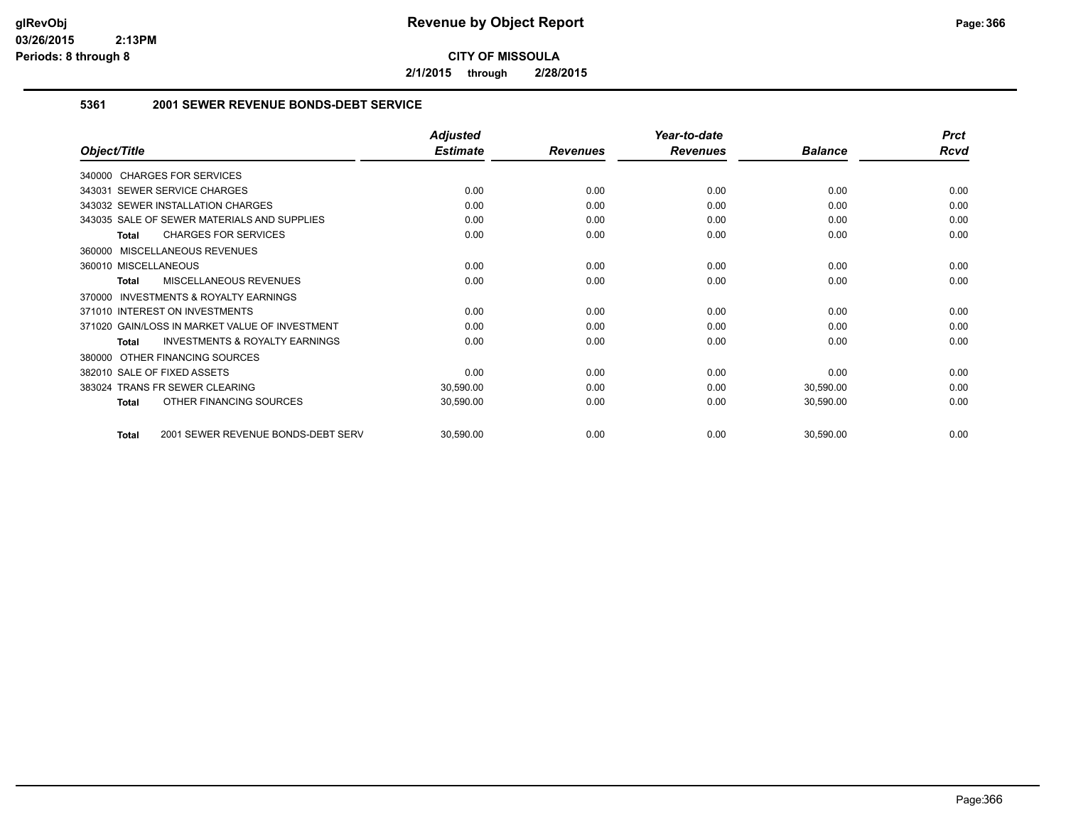**CITY OF MISSOULA**

**2/1/2015 through 2/28/2015**

### 5361 2001 SEWER REVENUE BONDS-DEBT SERVICE

| Object/Title | Adjusted Estimate | Revenues | Year-to-date Revenues | Balance | Prct Rcvd |
|---|---|---|---|---|---|
| 340000 CHARGES FOR SERVICES | | | | | |
| 343031 SEWER SERVICE CHARGES | 0.00 | 0.00 | 0.00 | 0.00 | 0.00 |
| 343032 SEWER INSTALLATION CHARGES | 0.00 | 0.00 | 0.00 | 0.00 | 0.00 |
| 343035 SALE OF SEWER MATERIALS AND SUPPLIES | 0.00 | 0.00 | 0.00 | 0.00 | 0.00 |
| **Total** CHARGES FOR SERVICES | 0.00 | 0.00 | 0.00 | 0.00 | 0.00 |
| 360000 MISCELLANEOUS REVENUES | | | | | |
| 360010 MISCELLANEOUS | 0.00 | 0.00 | 0.00 | 0.00 | 0.00 |
| **Total** MISCELLANEOUS REVENUES | 0.00 | 0.00 | 0.00 | 0.00 | 0.00 |
| 370000 INVESTMENTS & ROYALTY EARNINGS | | | | | |
| 371010 INTEREST ON INVESTMENTS | 0.00 | 0.00 | 0.00 | 0.00 | 0.00 |
| 371020 GAIN/LOSS IN MARKET VALUE OF INVESTMENT | 0.00 | 0.00 | 0.00 | 0.00 | 0.00 |
| **Total** INVESTMENTS & ROYALTY EARNINGS | 0.00 | 0.00 | 0.00 | 0.00 | 0.00 |
| 380000 OTHER FINANCING SOURCES | | | | | |
| 382010 SALE OF FIXED ASSETS | 0.00 | 0.00 | 0.00 | 0.00 | 0.00 |
| 383024 TRANS FR SEWER CLEARING | 30,590.00 | 0.00 | 0.00 | 30,590.00 | 0.00 |
| **Total** OTHER FINANCING SOURCES | 30,590.00 | 0.00 | 0.00 | 30,590.00 | 0.00 |
| **Total** 2001 SEWER REVENUE BONDS-DEBT SERV | 30,590.00 | 0.00 | 0.00 | 30,590.00 | 0.00 |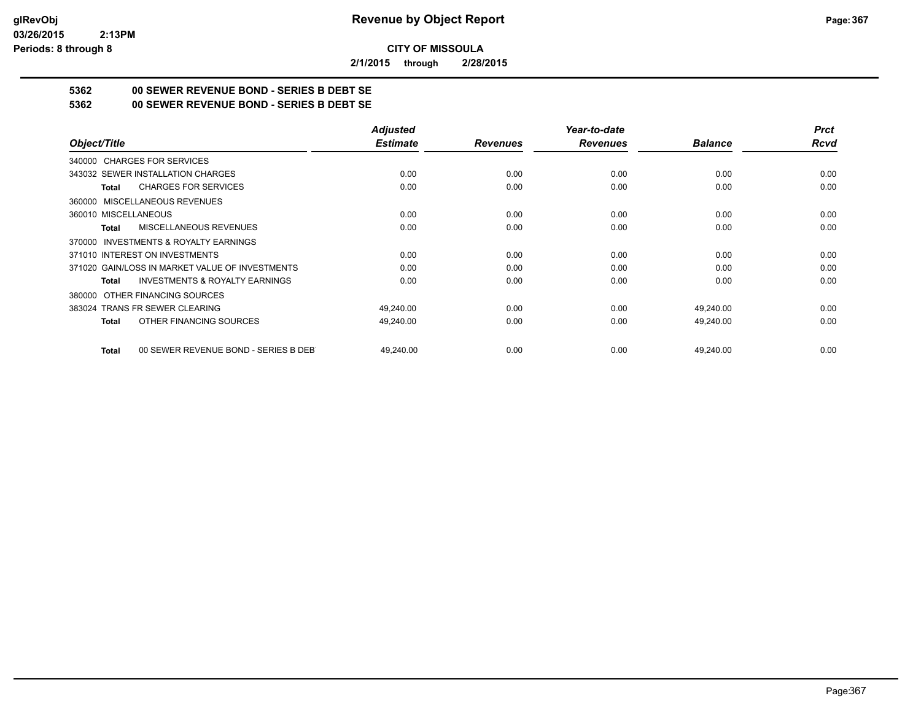**Revenue by Object Report**

**CITY OF MISSOULA**

**2/1/2015 through 2/28/2015**

glRevObj
03/26/2015 2:13PM
Periods: 8 through 8

### 5362 00 SEWER REVENUE BOND - SERIES B DEBT SE
### 5362 00 SEWER REVENUE BOND - SERIES B DEBT SE

| Object/Title | Adjusted Estimate | Revenues | Year-to-date Revenues | Balance | Prct Rcvd |
|---|---|---|---|---|---|
| 340000 CHARGES FOR SERVICES | | | | | |
| 343032 SEWER INSTALLATION CHARGES | 0.00 | 0.00 | 0.00 | 0.00 | 0.00 |
| **Total** CHARGES FOR SERVICES | 0.00 | 0.00 | 0.00 | 0.00 | 0.00 |
| 360000 MISCELLANEOUS REVENUES | | | | | |
| 360010 MISCELLANEOUS | 0.00 | 0.00 | 0.00 | 0.00 | 0.00 |
| **Total** MISCELLANEOUS REVENUES | 0.00 | 0.00 | 0.00 | 0.00 | 0.00 |
| 370000 INVESTMENTS & ROYALTY EARNINGS | | | | | |
| 371010 INTEREST ON INVESTMENTS | 0.00 | 0.00 | 0.00 | 0.00 | 0.00 |
| 371020 GAIN/LOSS IN MARKET VALUE OF INVESTMENTS | 0.00 | 0.00 | 0.00 | 0.00 | 0.00 |
| **Total** INVESTMENTS & ROYALTY EARNINGS | 0.00 | 0.00 | 0.00 | 0.00 | 0.00 |
| 380000 OTHER FINANCING SOURCES | | | | | |
| 383024 TRANS FR SEWER CLEARING | 49,240.00 | 0.00 | 0.00 | 49,240.00 | 0.00 |
| **Total** OTHER FINANCING SOURCES | 49,240.00 | 0.00 | 0.00 | 49,240.00 | 0.00 |
| **Total** 00 SEWER REVENUE BOND - SERIES B DEBT | 49,240.00 | 0.00 | 0.00 | 49,240.00 | 0.00 |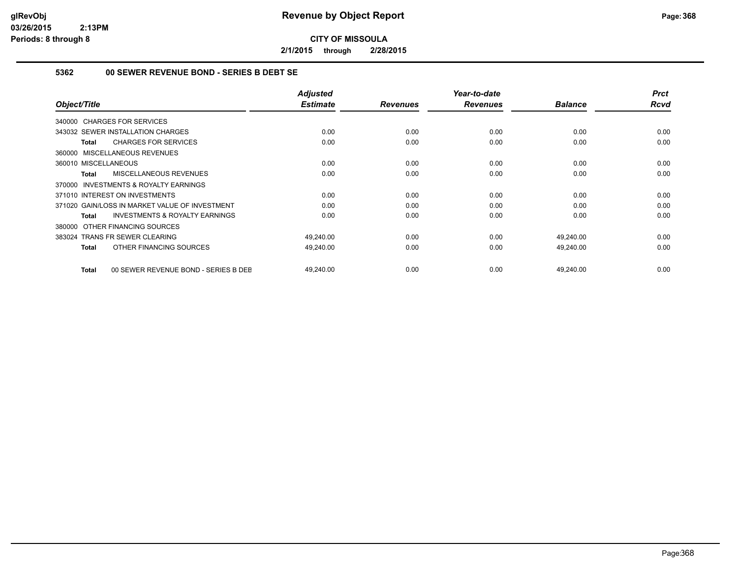# Revenue by Object Report

**CITY OF MISSOULA**

**2/1/2015 through 2/28/2015**

glRevObj
03/26/2015 2:13PM
Periods: 8 through 8

## 5362 00 SEWER REVENUE BOND - SERIES B DEBT SE

| Object/Title | Adjusted Estimate | Revenues | Year-to-date Revenues | Balance | Prct Rcvd |
|---|---|---|---|---|---|
| 340000 CHARGES FOR SERVICES | | | | | |
| 343032 SEWER INSTALLATION CHARGES | 0.00 | 0.00 | 0.00 | 0.00 | 0.00 |
| **Total** CHARGES FOR SERVICES | 0.00 | 0.00 | 0.00 | 0.00 | 0.00 |
| 360000 MISCELLANEOUS REVENUES | | | | | |
| 360010 MISCELLANEOUS | 0.00 | 0.00 | 0.00 | 0.00 | 0.00 |
| **Total** MISCELLANEOUS REVENUES | 0.00 | 0.00 | 0.00 | 0.00 | 0.00 |
| 370000 INVESTMENTS & ROYALTY EARNINGS | | | | | |
| 371010 INTEREST ON INVESTMENTS | 0.00 | 0.00 | 0.00 | 0.00 | 0.00 |
| 371020 GAIN/LOSS IN MARKET VALUE OF INVESTMENT | 0.00 | 0.00 | 0.00 | 0.00 | 0.00 |
| **Total** INVESTMENTS & ROYALTY EARNINGS | 0.00 | 0.00 | 0.00 | 0.00 | 0.00 |
| 380000 OTHER FINANCING SOURCES | | | | | |
| 383024 TRANS FR SEWER CLEARING | 49,240.00 | 0.00 | 0.00 | 49,240.00 | 0.00 |
| **Total** OTHER FINANCING SOURCES | 49,240.00 | 0.00 | 0.00 | 49,240.00 | 0.00 |
| **Total** 00 SEWER REVENUE BOND - SERIES B DEB | 49,240.00 | 0.00 | 0.00 | 49,240.00 | 0.00 |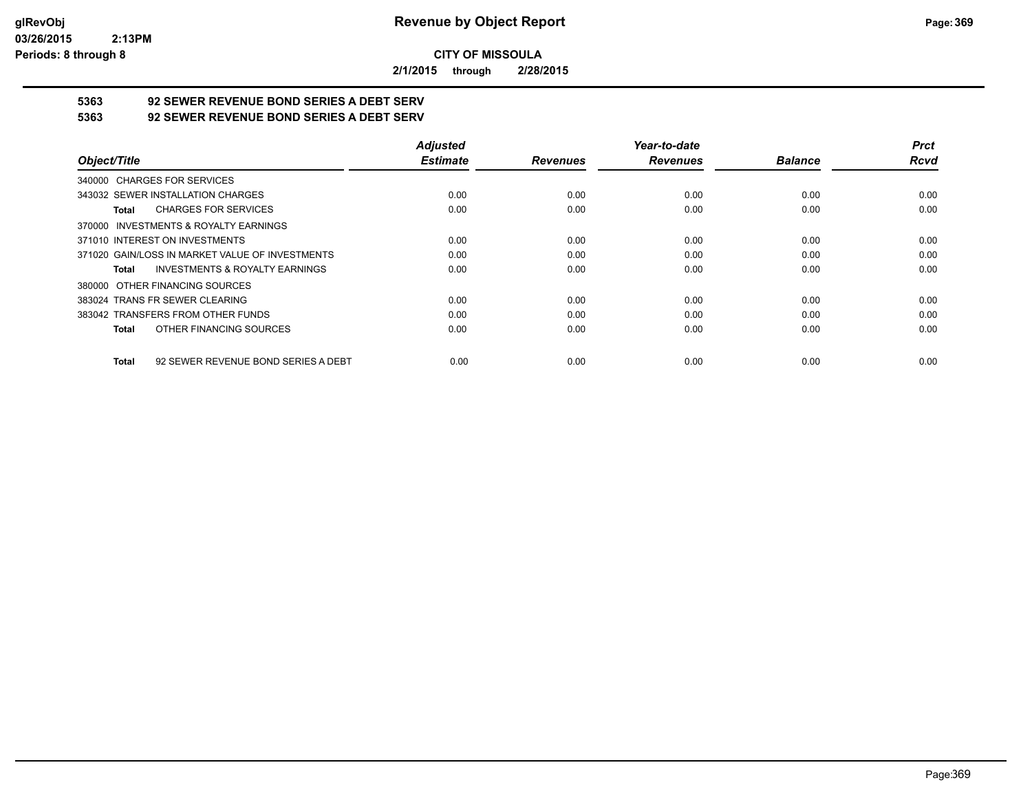**CITY OF MISSOULA**

**2/1/2015 through 2/28/2015**

## 5363 92 SEWER REVENUE BOND SERIES A DEBT SERV

## 5363 92 SEWER REVENUE BOND SERIES A DEBT SERV

| Object/Title | Adjusted Estimate | Revenues | Year-to-date Revenues | Balance | Prct Rcvd |
|---|---|---|---|---|---|
| 340000 CHARGES FOR SERVICES | | | | | |
| 343032 SEWER INSTALLATION CHARGES | 0.00 | 0.00 | 0.00 | 0.00 | 0.00 |
| **Total** CHARGES FOR SERVICES | 0.00 | 0.00 | 0.00 | 0.00 | 0.00 |
| 370000 INVESTMENTS & ROYALTY EARNINGS | | | | | |
| 371010 INTEREST ON INVESTMENTS | 0.00 | 0.00 | 0.00 | 0.00 | 0.00 |
| 371020 GAIN/LOSS IN MARKET VALUE OF INVESTMENTS | 0.00 | 0.00 | 0.00 | 0.00 | 0.00 |
| **Total** INVESTMENTS & ROYALTY EARNINGS | 0.00 | 0.00 | 0.00 | 0.00 | 0.00 |
| 380000 OTHER FINANCING SOURCES | | | | | |
| 383024 TRANS FR SEWER CLEARING | 0.00 | 0.00 | 0.00 | 0.00 | 0.00 |
| 383042 TRANSFERS FROM OTHER FUNDS | 0.00 | 0.00 | 0.00 | 0.00 | 0.00 |
| **Total** OTHER FINANCING SOURCES | 0.00 | 0.00 | 0.00 | 0.00 | 0.00 |
| **Total** 92 SEWER REVENUE BOND SERIES A DEBT | 0.00 | 0.00 | 0.00 | 0.00 | 0.00 |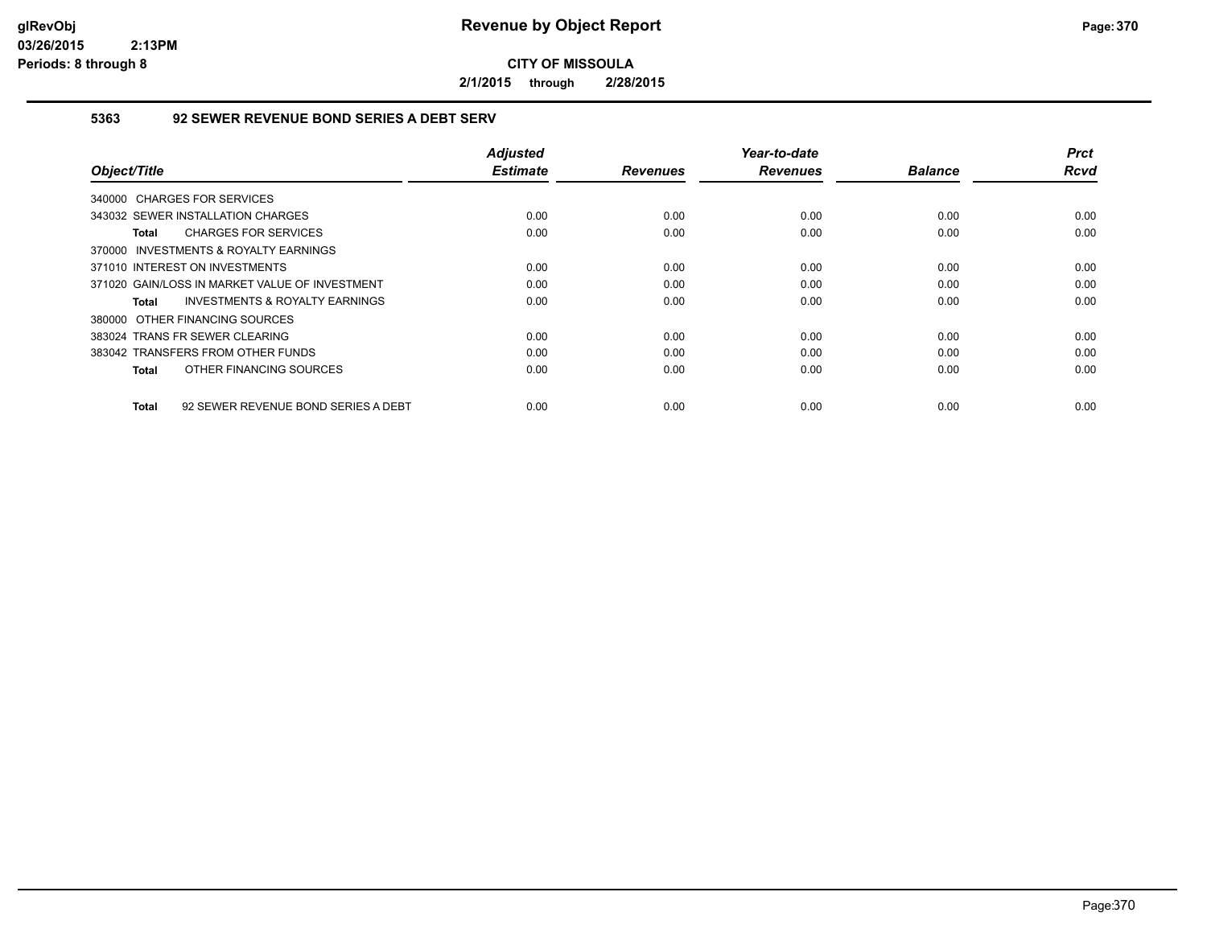**Revenue by Object Report**

**CITY OF MISSOULA**

**2/1/2015 through 2/28/2015**

glRevObj
03/26/2015 2:13PM
Periods: 8 through 8

### 5363 92 SEWER REVENUE BOND SERIES A DEBT SERV

| Object/Title | Adjusted Estimate | Revenues | Year-to-date Revenues | Balance | Prct Rcvd |
|---|---|---|---|---|---|
| 340000 CHARGES FOR SERVICES | | | | | |
| 343032 SEWER INSTALLATION CHARGES | 0.00 | 0.00 | 0.00 | 0.00 | 0.00 |
| **Total** CHARGES FOR SERVICES | 0.00 | 0.00 | 0.00 | 0.00 | 0.00 |
| 370000 INVESTMENTS & ROYALTY EARNINGS | | | | | |
| 371010 INTEREST ON INVESTMENTS | 0.00 | 0.00 | 0.00 | 0.00 | 0.00 |
| 371020 GAIN/LOSS IN MARKET VALUE OF INVESTMENT | 0.00 | 0.00 | 0.00 | 0.00 | 0.00 |
| **Total** INVESTMENTS & ROYALTY EARNINGS | 0.00 | 0.00 | 0.00 | 0.00 | 0.00 |
| 380000 OTHER FINANCING SOURCES | | | | | |
| 383024 TRANS FR SEWER CLEARING | 0.00 | 0.00 | 0.00 | 0.00 | 0.00 |
| 383042 TRANSFERS FROM OTHER FUNDS | 0.00 | 0.00 | 0.00 | 0.00 | 0.00 |
| **Total** OTHER FINANCING SOURCES | 0.00 | 0.00 | 0.00 | 0.00 | 0.00 |
| **Total** 92 SEWER REVENUE BOND SERIES A DEBT | 0.00 | 0.00 | 0.00 | 0.00 | 0.00 |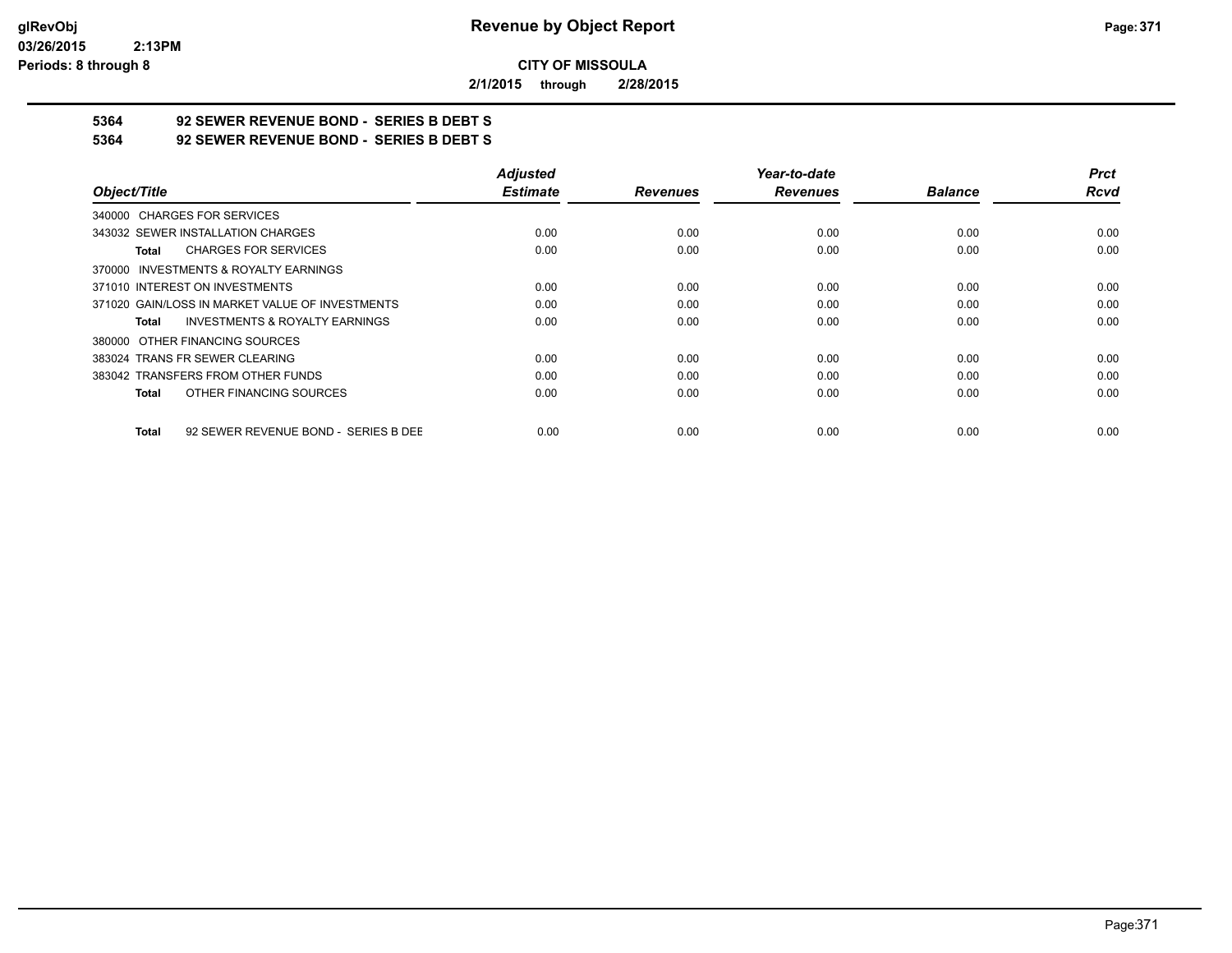**glRevObj**
**03/26/2015 2:13PM**
**Periods: 8 through 8**

# Revenue by Object Report

**CITY OF MISSOULA**

**2/1/2015 through 2/28/2015**

**5364 92 SEWER REVENUE BOND - SERIES B DEBT S**

**5364 92 SEWER REVENUE BOND - SERIES B DEBT S**

| Object/Title | Adjusted Estimate | Revenues | Year-to-date Revenues | Balance | Prct Rcvd |
|---|---|---|---|---|---|
| 340000 CHARGES FOR SERVICES | | | | | |
| 343032 SEWER INSTALLATION CHARGES | 0.00 | 0.00 | 0.00 | 0.00 | 0.00 |
| **Total** CHARGES FOR SERVICES | 0.00 | 0.00 | 0.00 | 0.00 | 0.00 |
| 370000 INVESTMENTS & ROYALTY EARNINGS | | | | | |
| 371010 INTEREST ON INVESTMENTS | 0.00 | 0.00 | 0.00 | 0.00 | 0.00 |
| 371020 GAIN/LOSS IN MARKET VALUE OF INVESTMENTS | 0.00 | 0.00 | 0.00 | 0.00 | 0.00 |
| **Total** INVESTMENTS & ROYALTY EARNINGS | 0.00 | 0.00 | 0.00 | 0.00 | 0.00 |
| 380000 OTHER FINANCING SOURCES | | | | | |
| 383024 TRANS FR SEWER CLEARING | 0.00 | 0.00 | 0.00 | 0.00 | 0.00 |
| 383042 TRANSFERS FROM OTHER FUNDS | 0.00 | 0.00 | 0.00 | 0.00 | 0.00 |
| **Total** OTHER FINANCING SOURCES | 0.00 | 0.00 | 0.00 | 0.00 | 0.00 |
| **Total** 92 SEWER REVENUE BOND - SERIES B DEE | 0.00 | 0.00 | 0.00 | 0.00 | 0.00 |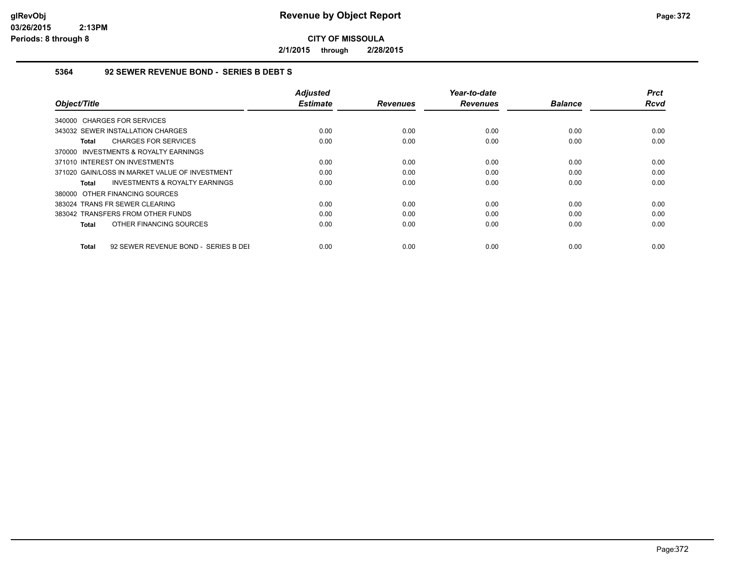# Revenue by Object Report

**CITY OF MISSOULA**

**2/1/2015 through 2/28/2015**

glRevObj
03/26/2015 2:13PM
Periods: 8 through 8

## 5364 92 SEWER REVENUE BOND - SERIES B DEBT S

| Object/Title | Adjusted Estimate | Revenues | Year-to-date Revenues | Balance | Prct Rcvd |
|---|---|---|---|---|---|
| 340000 CHARGES FOR SERVICES | | | | | |
| 343032 SEWER INSTALLATION CHARGES | 0.00 | 0.00 | 0.00 | 0.00 | 0.00 |
| **Total** CHARGES FOR SERVICES | 0.00 | 0.00 | 0.00 | 0.00 | 0.00 |
| 370000 INVESTMENTS & ROYALTY EARNINGS | | | | | |
| 371010 INTEREST ON INVESTMENTS | 0.00 | 0.00 | 0.00 | 0.00 | 0.00 |
| 371020 GAIN/LOSS IN MARKET VALUE OF INVESTMENT | 0.00 | 0.00 | 0.00 | 0.00 | 0.00 |
| **Total** INVESTMENTS & ROYALTY EARNINGS | 0.00 | 0.00 | 0.00 | 0.00 | 0.00 |
| 380000 OTHER FINANCING SOURCES | | | | | |
| 383024 TRANS FR SEWER CLEARING | 0.00 | 0.00 | 0.00 | 0.00 | 0.00 |
| 383042 TRANSFERS FROM OTHER FUNDS | 0.00 | 0.00 | 0.00 | 0.00 | 0.00 |
| **Total** OTHER FINANCING SOURCES | 0.00 | 0.00 | 0.00 | 0.00 | 0.00 |
| **Total** 92 SEWER REVENUE BOND - SERIES B DEI | 0.00 | 0.00 | 0.00 | 0.00 | 0.00 |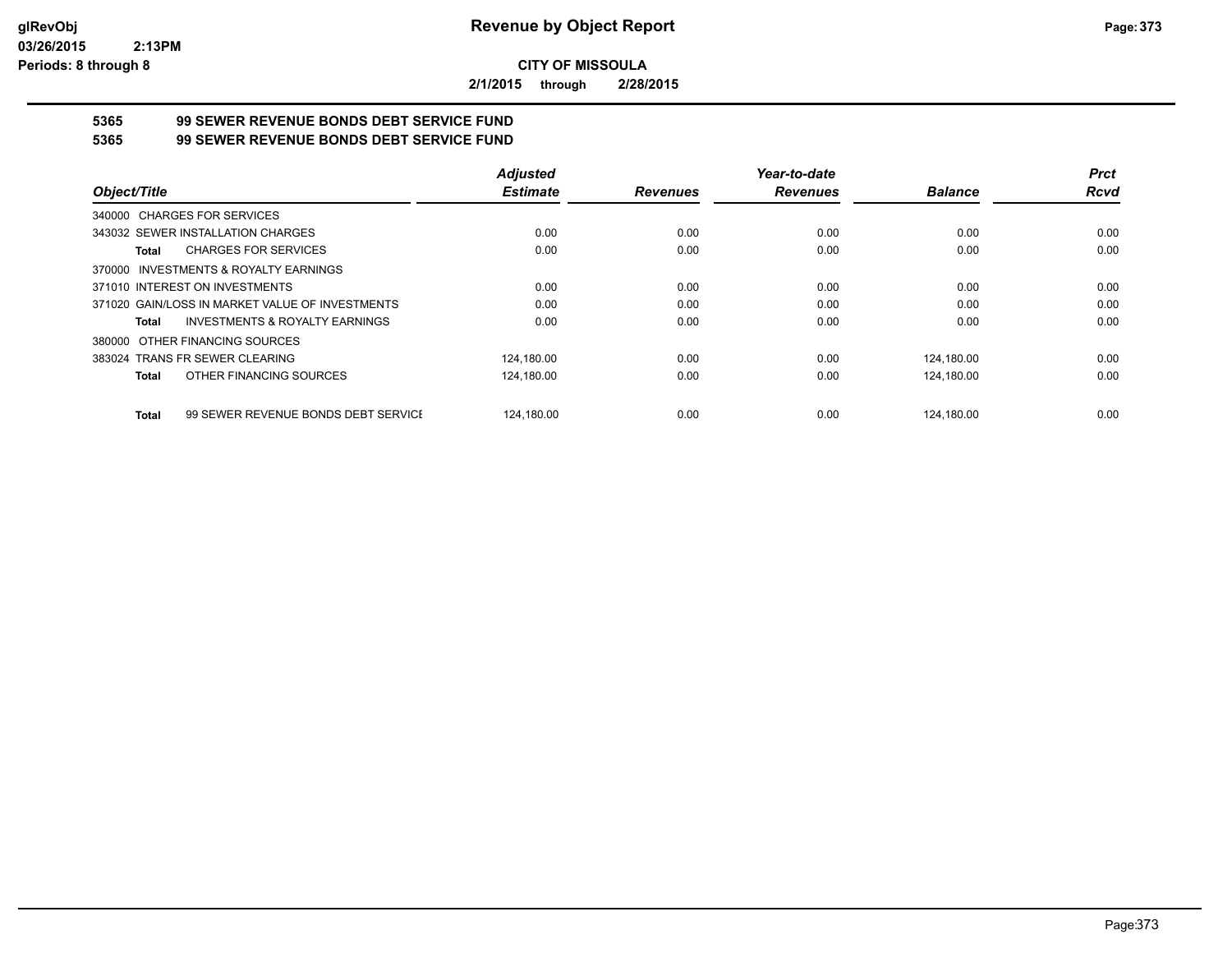# Revenue by Object Report

**CITY OF MISSOULA**

**2/1/2015 through 2/28/2015**

glRevObj
03/26/2015 2:13PM
Periods: 8 through 8

## 5365 99 SEWER REVENUE BONDS DEBT SERVICE FUND
## 5365 99 SEWER REVENUE BONDS DEBT SERVICE FUND

| Object/Title | Adjusted Estimate | Revenues | Year-to-date Revenues | Balance | Prct Rcvd |
|---|---|---|---|---|---|
| 340000 CHARGES FOR SERVICES | | | | | |
| 343032 SEWER INSTALLATION CHARGES | 0.00 | 0.00 | 0.00 | 0.00 | 0.00 |
| **Total** CHARGES FOR SERVICES | 0.00 | 0.00 | 0.00 | 0.00 | 0.00 |
| 370000 INVESTMENTS & ROYALTY EARNINGS | | | | | |
| 371010 INTEREST ON INVESTMENTS | 0.00 | 0.00 | 0.00 | 0.00 | 0.00 |
| 371020 GAIN/LOSS IN MARKET VALUE OF INVESTMENTS | 0.00 | 0.00 | 0.00 | 0.00 | 0.00 |
| **Total** INVESTMENTS & ROYALTY EARNINGS | 0.00 | 0.00 | 0.00 | 0.00 | 0.00 |
| 380000 OTHER FINANCING SOURCES | | | | | |
| 383024 TRANS FR SEWER CLEARING | 124,180.00 | 0.00 | 0.00 | 124,180.00 | 0.00 |
| **Total** OTHER FINANCING SOURCES | 124,180.00 | 0.00 | 0.00 | 124,180.00 | 0.00 |
| **Total** 99 SEWER REVENUE BONDS DEBT SERVICE | 124,180.00 | 0.00 | 0.00 | 124,180.00 | 0.00 |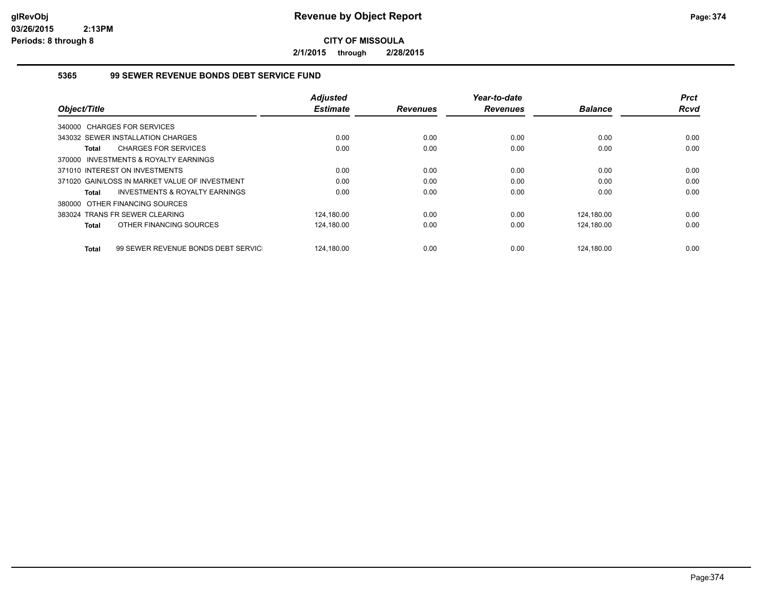# Revenue by Object Report

**CITY OF MISSOULA**

**2/1/2015 through 2/28/2015**

glRevObj
03/26/2015 2:13PM
Periods: 8 through 8

## 5365 99 SEWER REVENUE BONDS DEBT SERVICE FUND

| Object/Title | Adjusted Estimate | Revenues | Year-to-date Revenues | Balance | Prct Rcvd |
|---|---|---|---|---|---|
| 340000 CHARGES FOR SERVICES | | | | | |
| 343032 SEWER INSTALLATION CHARGES | 0.00 | 0.00 | 0.00 | 0.00 | 0.00 |
| **Total** CHARGES FOR SERVICES | 0.00 | 0.00 | 0.00 | 0.00 | 0.00 |
| 370000 INVESTMENTS & ROYALTY EARNINGS | | | | | |
| 371010 INTEREST ON INVESTMENTS | 0.00 | 0.00 | 0.00 | 0.00 | 0.00 |
| 371020 GAIN/LOSS IN MARKET VALUE OF INVESTMENT | 0.00 | 0.00 | 0.00 | 0.00 | 0.00 |
| **Total** INVESTMENTS & ROYALTY EARNINGS | 0.00 | 0.00 | 0.00 | 0.00 | 0.00 |
| 380000 OTHER FINANCING SOURCES | | | | | |
| 383024 TRANS FR SEWER CLEARING | 124,180.00 | 0.00 | 0.00 | 124,180.00 | 0.00 |
| **Total** OTHER FINANCING SOURCES | 124,180.00 | 0.00 | 0.00 | 124,180.00 | 0.00 |
| **Total** 99 SEWER REVENUE BONDS DEBT SERVICI | 124,180.00 | 0.00 | 0.00 | 124,180.00 | 0.00 |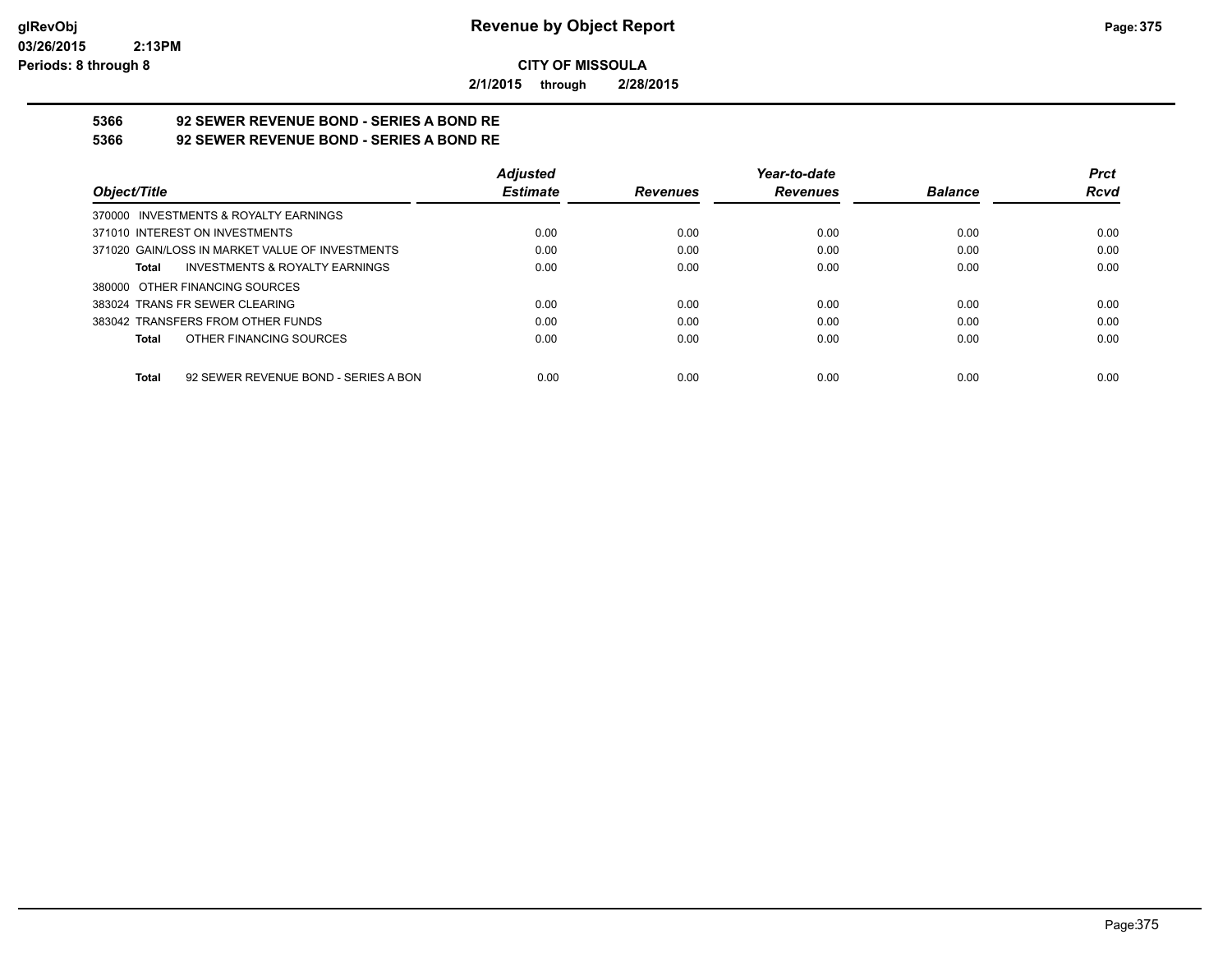# Revenue by Object Report

**CITY OF MISSOULA**

**2/1/2015 through 2/28/2015**

glRevObj
03/26/2015 2:13PM
Periods: 8 through 8

## 5366 92 SEWER REVENUE BOND - SERIES A BOND RE
## 5366 92 SEWER REVENUE BOND - SERIES A BOND RE

| Object/Title | Adjusted Estimate | Revenues | Year-to-date Revenues | Balance | Prct Rcvd |
|---|---|---|---|---|---|
| 370000 INVESTMENTS & ROYALTY EARNINGS | | | | | |
| 371010 INTEREST ON INVESTMENTS | 0.00 | 0.00 | 0.00 | 0.00 | 0.00 |
| 371020 GAIN/LOSS IN MARKET VALUE OF INVESTMENTS | 0.00 | 0.00 | 0.00 | 0.00 | 0.00 |
| **Total** INVESTMENTS & ROYALTY EARNINGS | 0.00 | 0.00 | 0.00 | 0.00 | 0.00 |
| 380000 OTHER FINANCING SOURCES | | | | | |
| 383024 TRANS FR SEWER CLEARING | 0.00 | 0.00 | 0.00 | 0.00 | 0.00 |
| 383042 TRANSFERS FROM OTHER FUNDS | 0.00 | 0.00 | 0.00 | 0.00 | 0.00 |
| **Total** OTHER FINANCING SOURCES | 0.00 | 0.00 | 0.00 | 0.00 | 0.00 |
| **Total** 92 SEWER REVENUE BOND - SERIES A BON | 0.00 | 0.00 | 0.00 | 0.00 | 0.00 |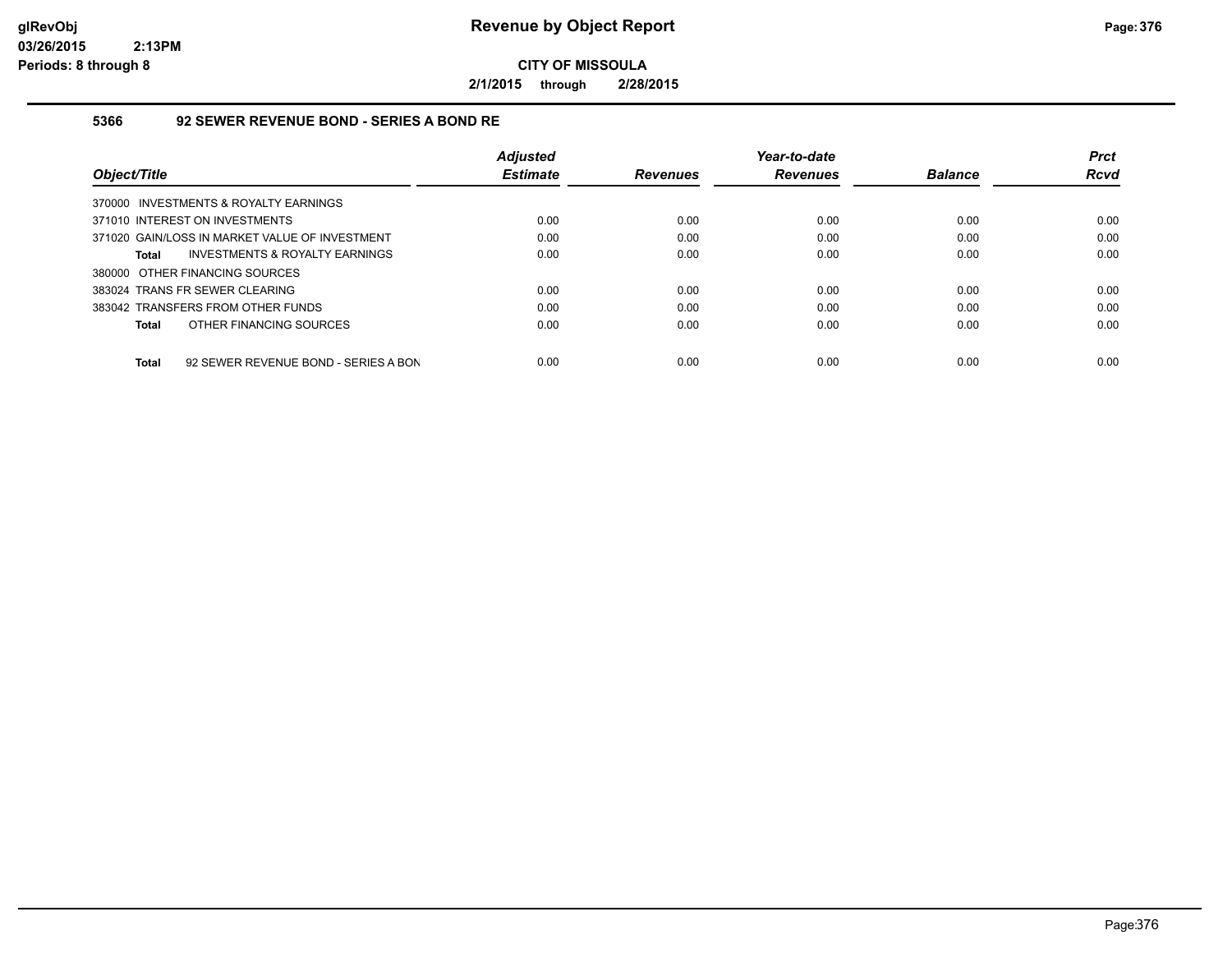# Revenue by Object Report

**CITY OF MISSOULA**

**2/1/2015 through 2/28/2015**

glRevObj
03/26/2015 2:13PM
Periods: 8 through 8

### 5366 92 SEWER REVENUE BOND - SERIES A BOND RE

| Object/Title | Adjusted Estimate | Revenues | Year-to-date Revenues | Balance | Prct Rcvd |
|---|---|---|---|---|---|
| 370000 INVESTMENTS & ROYALTY EARNINGS | | | | | |
| 371010 INTEREST ON INVESTMENTS | 0.00 | 0.00 | 0.00 | 0.00 | 0.00 |
| 371020 GAIN/LOSS IN MARKET VALUE OF INVESTMENT | 0.00 | 0.00 | 0.00 | 0.00 | 0.00 |
| **Total** INVESTMENTS & ROYALTY EARNINGS | 0.00 | 0.00 | 0.00 | 0.00 | 0.00 |
| 380000 OTHER FINANCING SOURCES | | | | | |
| 383024 TRANS FR SEWER CLEARING | 0.00 | 0.00 | 0.00 | 0.00 | 0.00 |
| 383042 TRANSFERS FROM OTHER FUNDS | 0.00 | 0.00 | 0.00 | 0.00 | 0.00 |
| **Total** OTHER FINANCING SOURCES | 0.00 | 0.00 | 0.00 | 0.00 | 0.00 |
| **Total** 92 SEWER REVENUE BOND - SERIES A BON | 0.00 | 0.00 | 0.00 | 0.00 | 0.00 |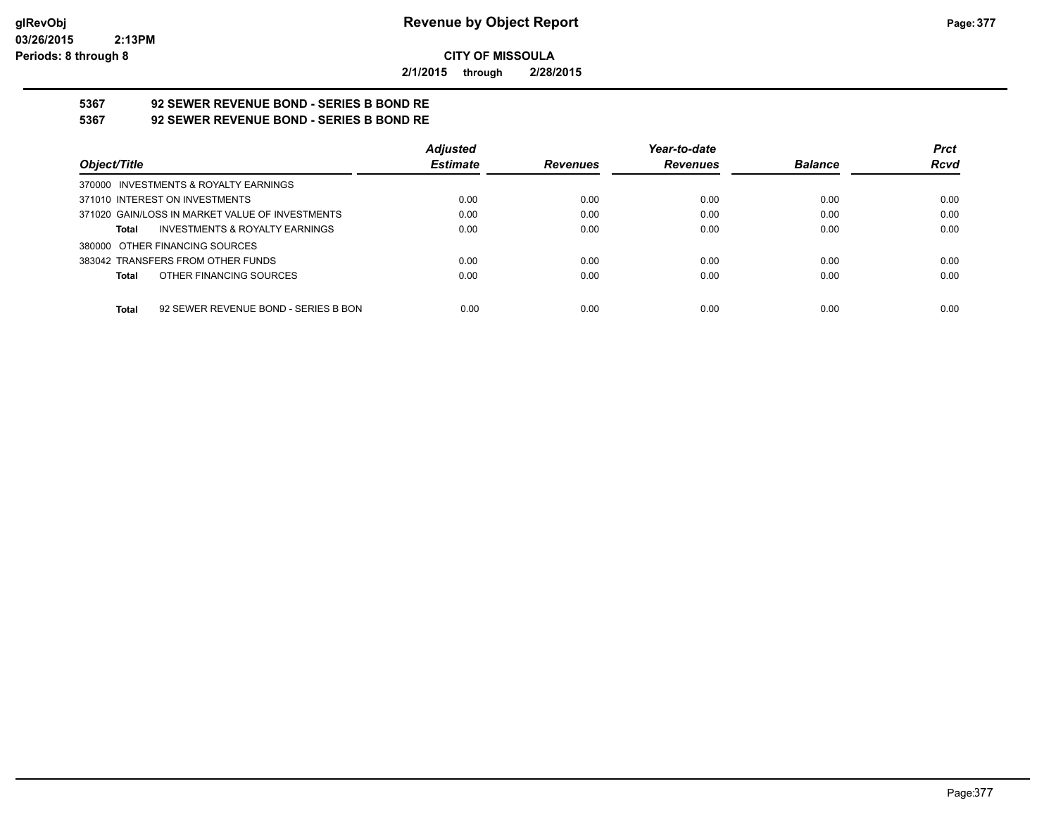**CITY OF MISSOULA**

**2/1/2015 through 2/28/2015**

# Revenue by Object Report

## 5367 92 SEWER REVENUE BOND - SERIES B BOND RE
## 5367 92 SEWER REVENUE BOND - SERIES B BOND RE

| Object/Title | Adjusted Estimate | Revenues | Year-to-date Revenues | Balance | Prct Rcvd |
|---|---|---|---|---|---|
| 370000 INVESTMENTS & ROYALTY EARNINGS | | | | | |
| 371010 INTEREST ON INVESTMENTS | 0.00 | 0.00 | 0.00 | 0.00 | 0.00 |
| 371020 GAIN/LOSS IN MARKET VALUE OF INVESTMENTS | 0.00 | 0.00 | 0.00 | 0.00 | 0.00 |
| **Total** INVESTMENTS & ROYALTY EARNINGS | 0.00 | 0.00 | 0.00 | 0.00 | 0.00 |
| 380000 OTHER FINANCING SOURCES | | | | | |
| 383042 TRANSFERS FROM OTHER FUNDS | 0.00 | 0.00 | 0.00 | 0.00 | 0.00 |
| **Total** OTHER FINANCING SOURCES | 0.00 | 0.00 | 0.00 | 0.00 | 0.00 |
| **Total** 92 SEWER REVENUE BOND - SERIES B BON | 0.00 | 0.00 | 0.00 | 0.00 | 0.00 |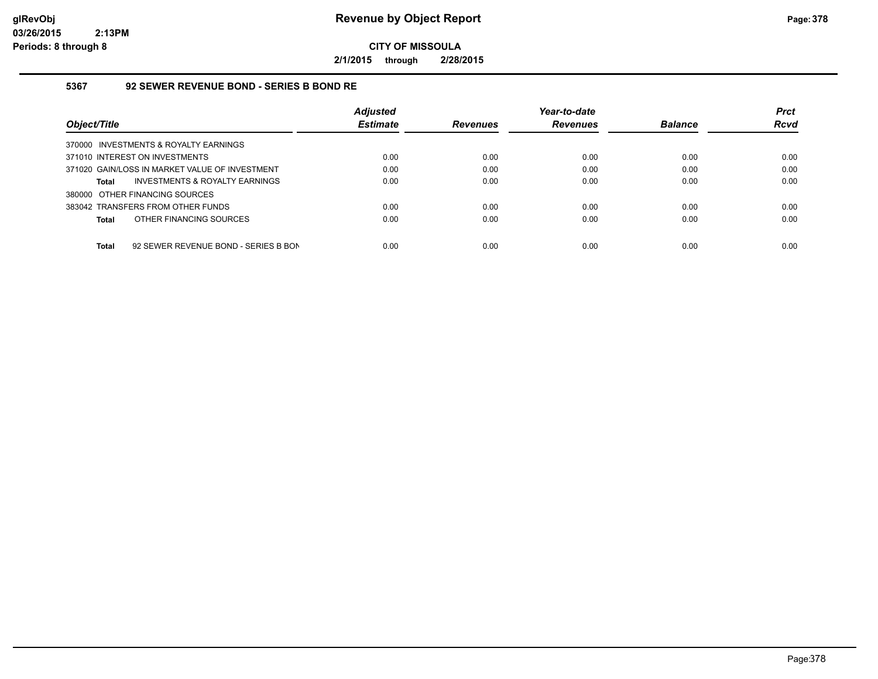# Revenue by Object Report

**CITY OF MISSOULA**

**2/1/2015 through 2/28/2015**

glRevObj
03/26/2015 2:13PM
Periods: 8 through 8

### 5367 92 SEWER REVENUE BOND - SERIES B BOND RE

| Object/Title | Adjusted Estimate | Revenues | Year-to-date Revenues | Balance | Prct Rcvd |
|---|---|---|---|---|---|
| 370000 INVESTMENTS & ROYALTY EARNINGS | | | | | |
| 371010 INTEREST ON INVESTMENTS | 0.00 | 0.00 | 0.00 | 0.00 | 0.00 |
| 371020 GAIN/LOSS IN MARKET VALUE OF INVESTMENT | 0.00 | 0.00 | 0.00 | 0.00 | 0.00 |
| **Total** INVESTMENTS & ROYALTY EARNINGS | 0.00 | 0.00 | 0.00 | 0.00 | 0.00 |
| 380000 OTHER FINANCING SOURCES | | | | | |
| 383042 TRANSFERS FROM OTHER FUNDS | 0.00 | 0.00 | 0.00 | 0.00 | 0.00 |
| **Total** OTHER FINANCING SOURCES | 0.00 | 0.00 | 0.00 | 0.00 | 0.00 |
| **Total** 92 SEWER REVENUE BOND - SERIES B BON | 0.00 | 0.00 | 0.00 | 0.00 | 0.00 |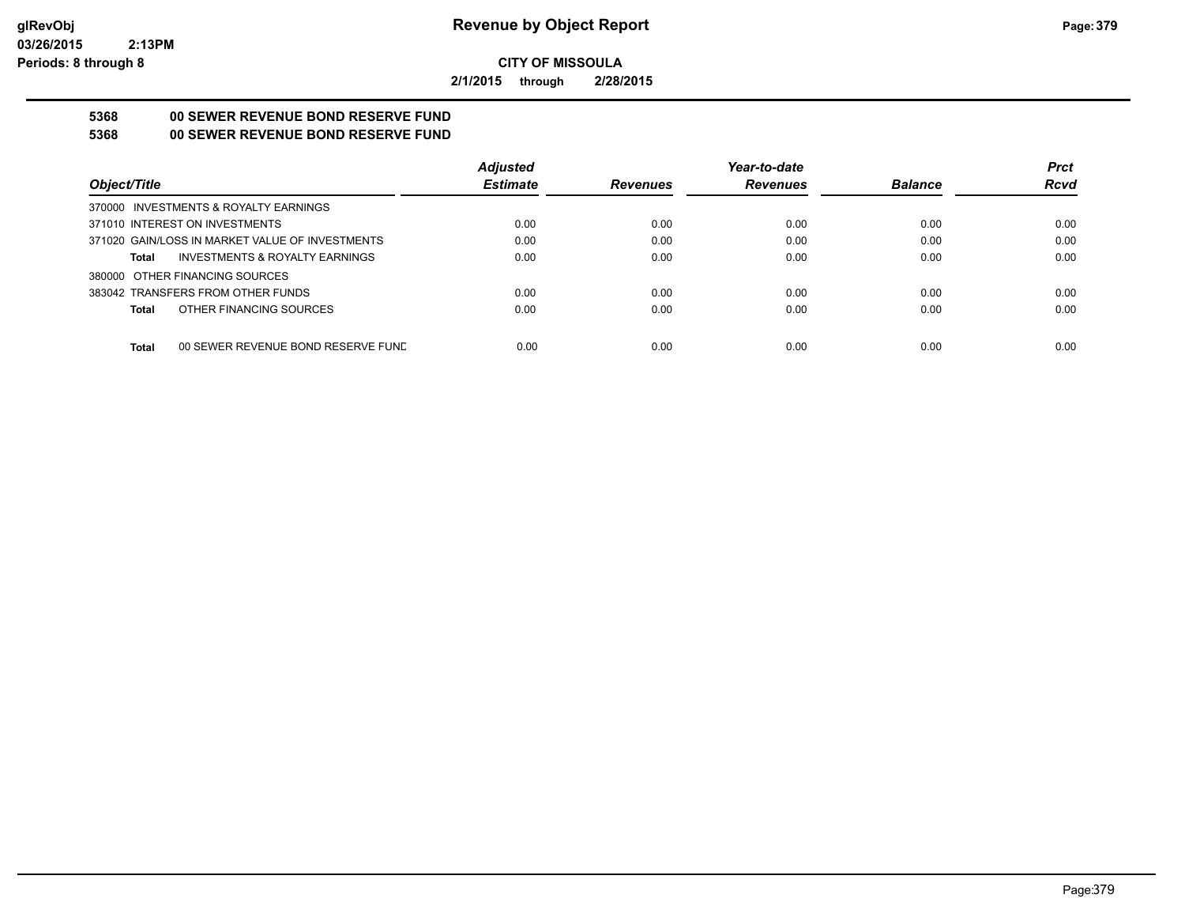# Revenue by Object Report

**CITY OF MISSOULA**

**2/1/2015 through 2/28/2015**

glRevObj
03/26/2015 2:13PM
Periods: 8 through 8

## 5368 00 SEWER REVENUE BOND RESERVE FUND
## 5368 00 SEWER REVENUE BOND RESERVE FUND

| Object/Title | Adjusted Estimate | Revenues | Year-to-date Revenues | Balance | Prct Rcvd |
|---|---|---|---|---|---|
| 370000 INVESTMENTS & ROYALTY EARNINGS | | | | | |
| 371010 INTEREST ON INVESTMENTS | 0.00 | 0.00 | 0.00 | 0.00 | 0.00 |
| 371020 GAIN/LOSS IN MARKET VALUE OF INVESTMENTS | 0.00 | 0.00 | 0.00 | 0.00 | 0.00 |
| **Total** INVESTMENTS & ROYALTY EARNINGS | 0.00 | 0.00 | 0.00 | 0.00 | 0.00 |
| 380000 OTHER FINANCING SOURCES | | | | | |
| 383042 TRANSFERS FROM OTHER FUNDS | 0.00 | 0.00 | 0.00 | 0.00 | 0.00 |
| **Total** OTHER FINANCING SOURCES | 0.00 | 0.00 | 0.00 | 0.00 | 0.00 |
| **Total** 00 SEWER REVENUE BOND RESERVE FUND | 0.00 | 0.00 | 0.00 | 0.00 | 0.00 |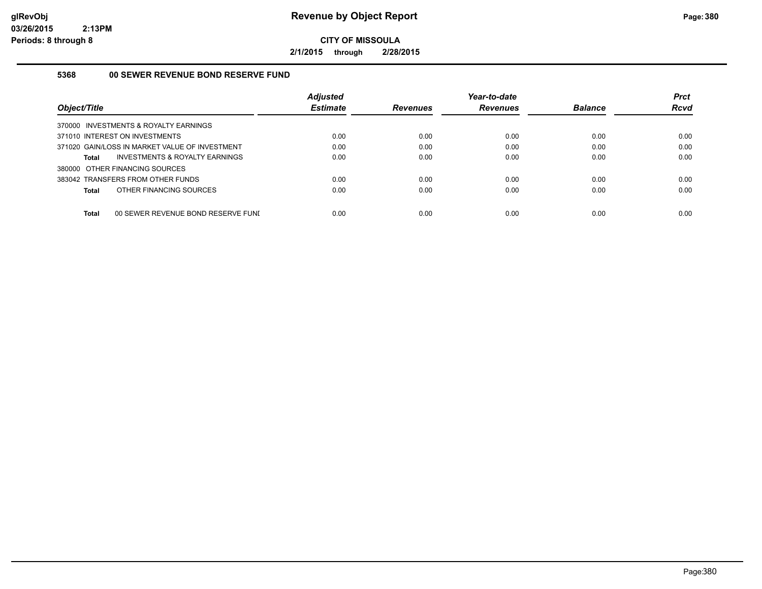# Revenue by Object Report

**CITY OF MISSOULA**

**2/1/2015 through 2/28/2015**

glRevObj
03/26/2015 2:13PM
Periods: 8 through 8

## 5368 00 SEWER REVENUE BOND RESERVE FUND

| Object/Title | Adjusted Estimate | Revenues | Year-to-date Revenues | Balance | Prct Rcvd |
|---|---|---|---|---|---|
| 370000 INVESTMENTS & ROYALTY EARNINGS | | | | | |
| 371010 INTEREST ON INVESTMENTS | 0.00 | 0.00 | 0.00 | 0.00 | 0.00 |
| 371020 GAIN/LOSS IN MARKET VALUE OF INVESTMENT | 0.00 | 0.00 | 0.00 | 0.00 | 0.00 |
| **Total** INVESTMENTS & ROYALTY EARNINGS | 0.00 | 0.00 | 0.00 | 0.00 | 0.00 |
| 380000 OTHER FINANCING SOURCES | | | | | |
| 383042 TRANSFERS FROM OTHER FUNDS | 0.00 | 0.00 | 0.00 | 0.00 | 0.00 |
| **Total** OTHER FINANCING SOURCES | 0.00 | 0.00 | 0.00 | 0.00 | 0.00 |
| **Total** 00 SEWER REVENUE BOND RESERVE FUNI | 0.00 | 0.00 | 0.00 | 0.00 | 0.00 |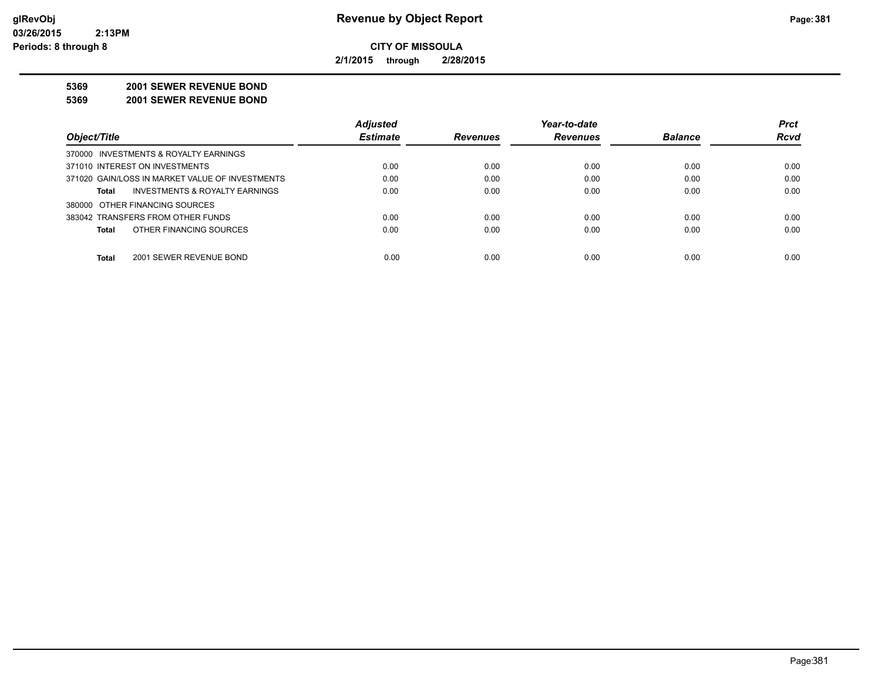# Revenue by Object Report

glRevObj
03/26/2015 2:13PM
Periods: 8 through 8

**CITY OF MISSOULA**

**2/1/2015 through 2/28/2015**

**5369 2001 SEWER REVENUE BOND**

**5369 2001 SEWER REVENUE BOND**

| Object/Title | Adjusted Estimate | Revenues | Year-to-date Revenues | Balance | Prct Rcvd |
|---|---|---|---|---|---|
| 370000 INVESTMENTS & ROYALTY EARNINGS | | | | | |
| 371010 INTEREST ON INVESTMENTS | 0.00 | 0.00 | 0.00 | 0.00 | 0.00 |
| 371020 GAIN/LOSS IN MARKET VALUE OF INVESTMENTS | 0.00 | 0.00 | 0.00 | 0.00 | 0.00 |
| **Total** INVESTMENTS & ROYALTY EARNINGS | 0.00 | 0.00 | 0.00 | 0.00 | 0.00 |
| 380000 OTHER FINANCING SOURCES | | | | | |
| 383042 TRANSFERS FROM OTHER FUNDS | 0.00 | 0.00 | 0.00 | 0.00 | 0.00 |
| **Total** OTHER FINANCING SOURCES | 0.00 | 0.00 | 0.00 | 0.00 | 0.00 |
| **Total** 2001 SEWER REVENUE BOND | 0.00 | 0.00 | 0.00 | 0.00 | 0.00 |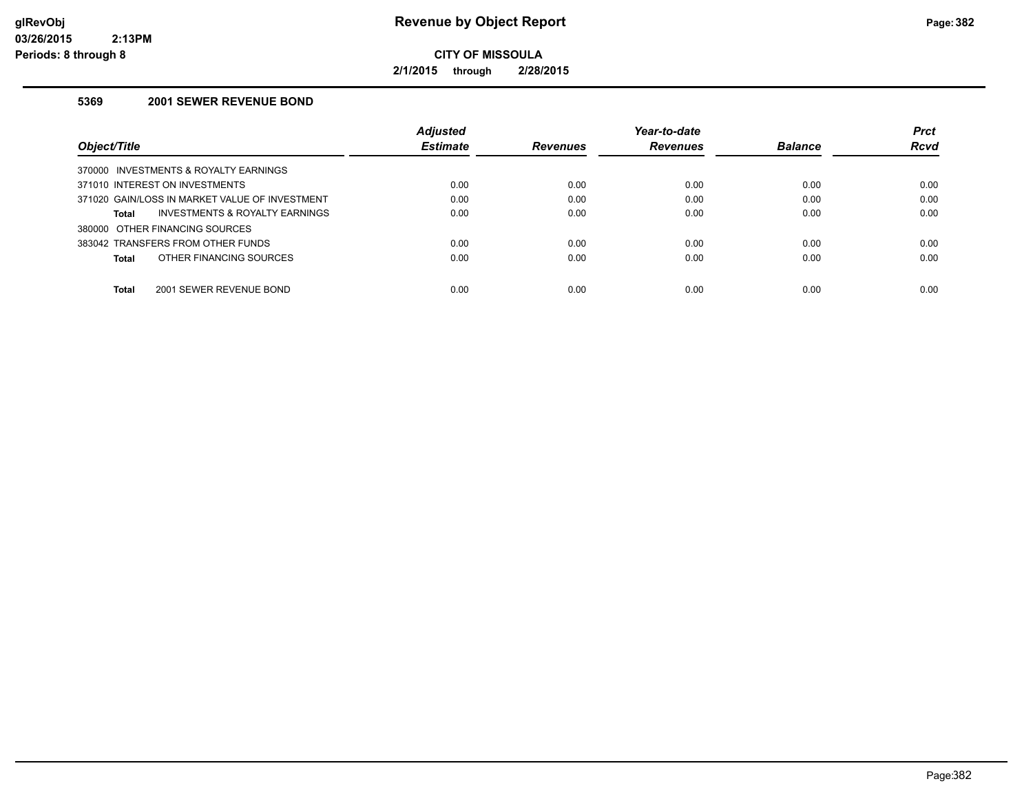glRevObj
03/26/2015 2:13PM
Periods: 8 through 8

# Revenue by Object Report

**CITY OF MISSOULA**

**2/1/2015 through 2/28/2015**

### 5369 2001 SEWER REVENUE BOND

| Object/Title | Adjusted Estimate | Revenues | Year-to-date Revenues | Balance | Prct Rcvd |
|---|---|---|---|---|---|
| 370000 INVESTMENTS & ROYALTY EARNINGS | | | | | |
| 371010 INTEREST ON INVESTMENTS | 0.00 | 0.00 | 0.00 | 0.00 | 0.00 |
| 371020 GAIN/LOSS IN MARKET VALUE OF INVESTMENT | 0.00 | 0.00 | 0.00 | 0.00 | 0.00 |
| **Total** INVESTMENTS & ROYALTY EARNINGS | 0.00 | 0.00 | 0.00 | 0.00 | 0.00 |
| 380000 OTHER FINANCING SOURCES | | | | | |
| 383042 TRANSFERS FROM OTHER FUNDS | 0.00 | 0.00 | 0.00 | 0.00 | 0.00 |
| **Total** OTHER FINANCING SOURCES | 0.00 | 0.00 | 0.00 | 0.00 | 0.00 |
| **Total** 2001 SEWER REVENUE BOND | 0.00 | 0.00 | 0.00 | 0.00 | 0.00 |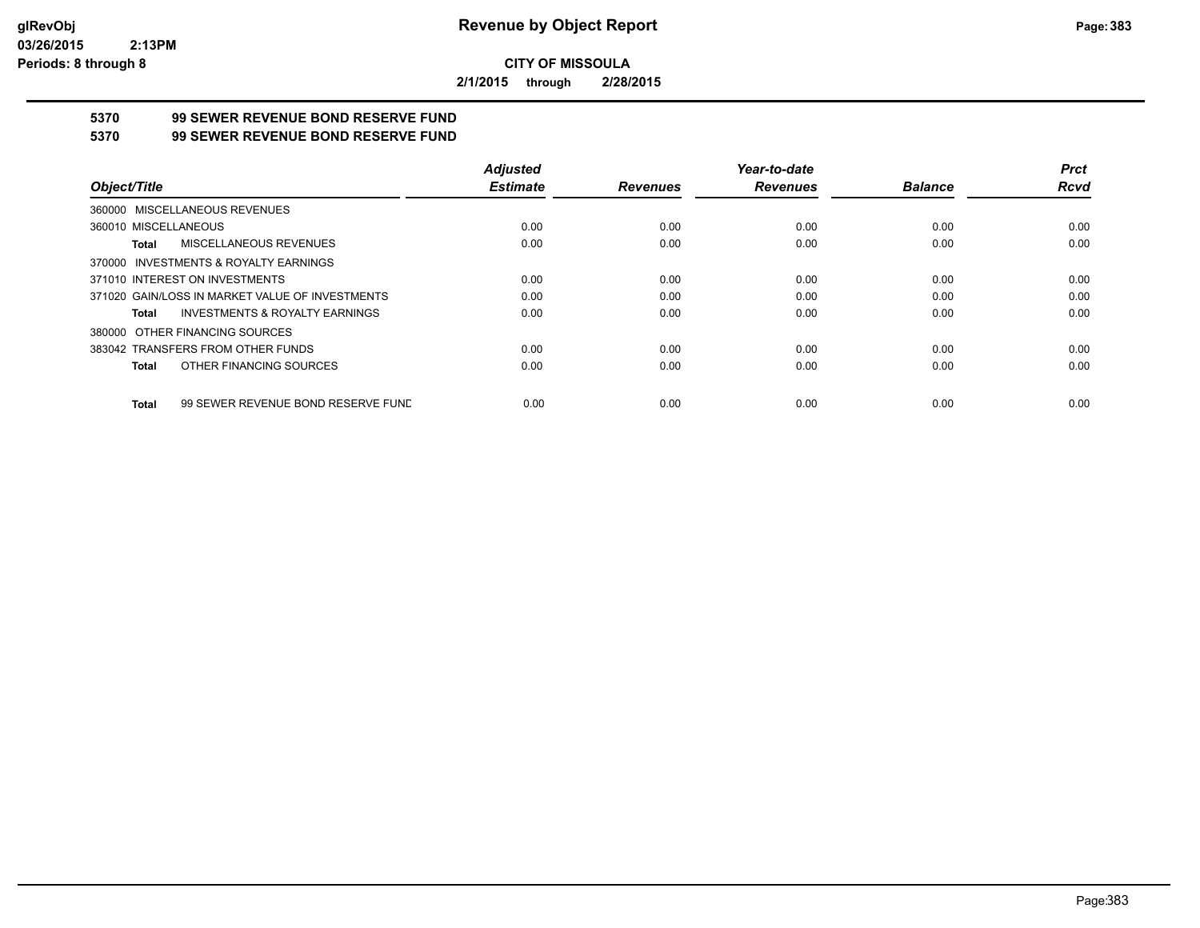**Revenue by Object Report**

**CITY OF MISSOULA**

**2/1/2015 through 2/28/2015**

glRevObj
03/26/2015 2:13PM
Periods: 8 through 8

## 5370 99 SEWER REVENUE BOND RESERVE FUND

## 5370 99 SEWER REVENUE BOND RESERVE FUND

| Object/Title | Adjusted Estimate | Revenues | Year-to-date Revenues | Balance | Prct Rcvd |
|---|---|---|---|---|---|
| 360000 MISCELLANEOUS REVENUES | | | | | |
| 360010 MISCELLANEOUS | 0.00 | 0.00 | 0.00 | 0.00 | 0.00 |
| **Total** MISCELLANEOUS REVENUES | 0.00 | 0.00 | 0.00 | 0.00 | 0.00 |
| 370000 INVESTMENTS & ROYALTY EARNINGS | | | | | |
| 371010 INTEREST ON INVESTMENTS | 0.00 | 0.00 | 0.00 | 0.00 | 0.00 |
| 371020 GAIN/LOSS IN MARKET VALUE OF INVESTMENTS | 0.00 | 0.00 | 0.00 | 0.00 | 0.00 |
| **Total** INVESTMENTS & ROYALTY EARNINGS | 0.00 | 0.00 | 0.00 | 0.00 | 0.00 |
| 380000 OTHER FINANCING SOURCES | | | | | |
| 383042 TRANSFERS FROM OTHER FUNDS | 0.00 | 0.00 | 0.00 | 0.00 | 0.00 |
| **Total** OTHER FINANCING SOURCES | 0.00 | 0.00 | 0.00 | 0.00 | 0.00 |
| **Total** 99 SEWER REVENUE BOND RESERVE FUND | 0.00 | 0.00 | 0.00 | 0.00 | 0.00 |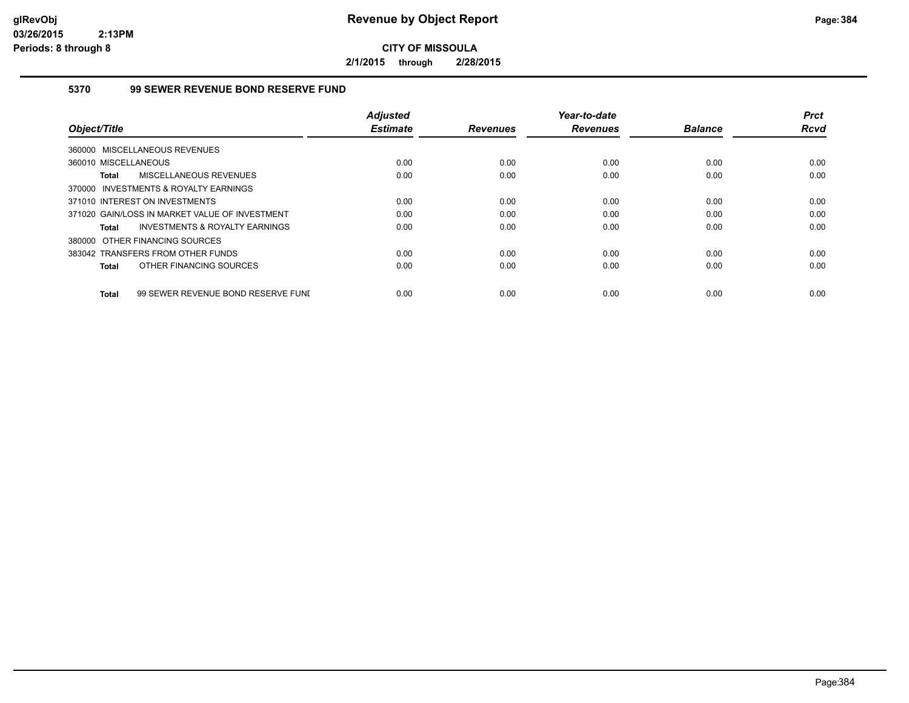# Revenue by Object Report

**CITY OF MISSOULA**

**2/1/2015 through 2/28/2015**

glRevObj
03/26/2015 2:13PM
Periods: 8 through 8

### 5370 99 SEWER REVENUE BOND RESERVE FUND

| Object/Title | Adjusted Estimate | Revenues | Year-to-date Revenues | Balance | Prct Rcvd |
|---|---|---|---|---|---|
| 360000 MISCELLANEOUS REVENUES | | | | | |
| 360010 MISCELLANEOUS | 0.00 | 0.00 | 0.00 | 0.00 | 0.00 |
| **Total** MISCELLANEOUS REVENUES | 0.00 | 0.00 | 0.00 | 0.00 | 0.00 |
| 370000 INVESTMENTS & ROYALTY EARNINGS | | | | | |
| 371010 INTEREST ON INVESTMENTS | 0.00 | 0.00 | 0.00 | 0.00 | 0.00 |
| 371020 GAIN/LOSS IN MARKET VALUE OF INVESTMENT | 0.00 | 0.00 | 0.00 | 0.00 | 0.00 |
| **Total** INVESTMENTS & ROYALTY EARNINGS | 0.00 | 0.00 | 0.00 | 0.00 | 0.00 |
| 380000 OTHER FINANCING SOURCES | | | | | |
| 383042 TRANSFERS FROM OTHER FUNDS | 0.00 | 0.00 | 0.00 | 0.00 | 0.00 |
| **Total** OTHER FINANCING SOURCES | 0.00 | 0.00 | 0.00 | 0.00 | 0.00 |
| **Total** 99 SEWER REVENUE BOND RESERVE FUNI | 0.00 | 0.00 | 0.00 | 0.00 | 0.00 |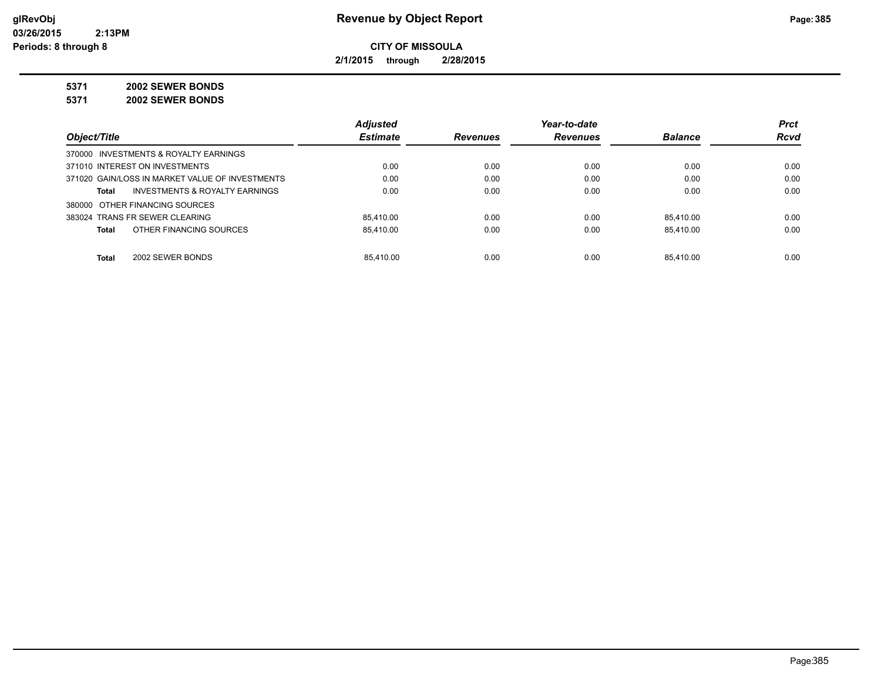# Revenue by Object Report

**CITY OF MISSOULA**

**2/1/2015 through 2/28/2015**

**5371 2002 SEWER BONDS**

**5371 2002 SEWER BONDS**

| Object/Title | Adjusted Estimate | Revenues | Year-to-date Revenues | Balance | Prct Rcvd |
|---|---|---|---|---|---|
| 370000 INVESTMENTS & ROYALTY EARNINGS | | | | | |
| 371010 INTEREST ON INVESTMENTS | 0.00 | 0.00 | 0.00 | 0.00 | 0.00 |
| 371020 GAIN/LOSS IN MARKET VALUE OF INVESTMENTS | 0.00 | 0.00 | 0.00 | 0.00 | 0.00 |
| **Total** INVESTMENTS & ROYALTY EARNINGS | 0.00 | 0.00 | 0.00 | 0.00 | 0.00 |
| 380000 OTHER FINANCING SOURCES | | | | | |
| 383024 TRANS FR SEWER CLEARING | 85,410.00 | 0.00 | 0.00 | 85,410.00 | 0.00 |
| **Total** OTHER FINANCING SOURCES | 85,410.00 | 0.00 | 0.00 | 85,410.00 | 0.00 |
| **Total** 2002 SEWER BONDS | 85,410.00 | 0.00 | 0.00 | 85,410.00 | 0.00 |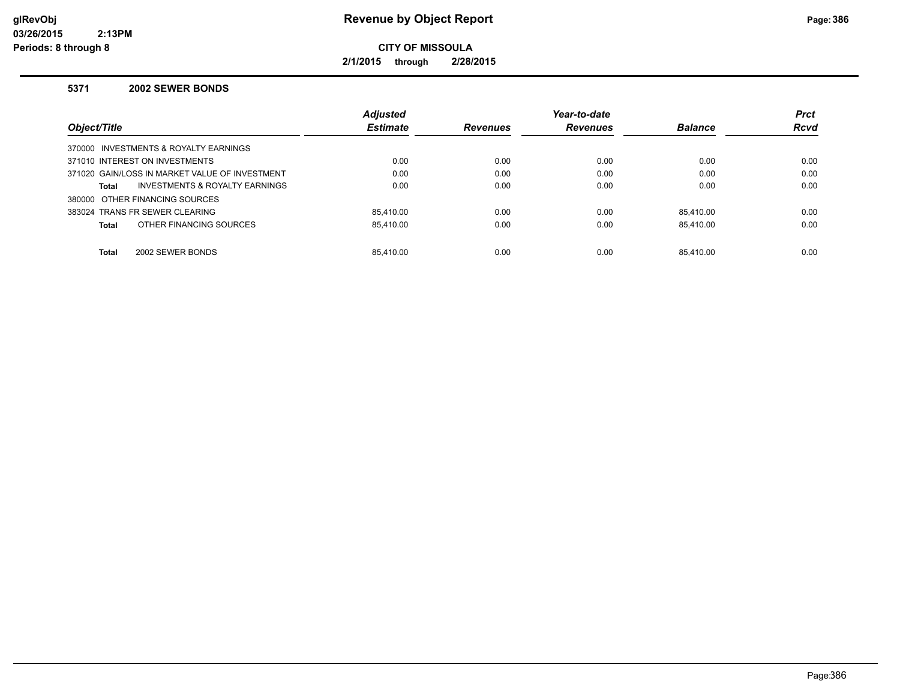# Revenue by Object Report

**CITY OF MISSOULA**

**2/1/2015 through 2/28/2015**

### 5371 2002 SEWER BONDS

| Object/Title | Adjusted Estimate | Revenues | Year-to-date Revenues | Balance | Prct Rcvd |
|---|---|---|---|---|---|
| 370000 INVESTMENTS & ROYALTY EARNINGS | | | | | |
| 371010 INTEREST ON INVESTMENTS | 0.00 | 0.00 | 0.00 | 0.00 | 0.00 |
| 371020 GAIN/LOSS IN MARKET VALUE OF INVESTMENT | 0.00 | 0.00 | 0.00 | 0.00 | 0.00 |
| **Total** INVESTMENTS & ROYALTY EARNINGS | 0.00 | 0.00 | 0.00 | 0.00 | 0.00 |
| 380000 OTHER FINANCING SOURCES | | | | | |
| 383024 TRANS FR SEWER CLEARING | 85,410.00 | 0.00 | 0.00 | 85,410.00 | 0.00 |
| **Total** OTHER FINANCING SOURCES | 85,410.00 | 0.00 | 0.00 | 85,410.00 | 0.00 |
| **Total** 2002 SEWER BONDS | 85,410.00 | 0.00 | 0.00 | 85,410.00 | 0.00 |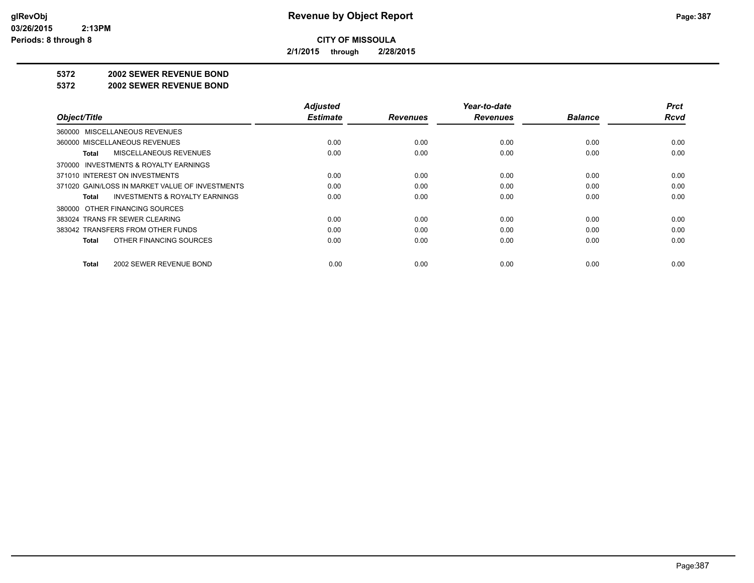**CITY OF MISSOULA**

**2/1/2015 through 2/28/2015**

**5372 2002 SEWER REVENUE BOND**

**5372 2002 SEWER REVENUE BOND**

| Object/Title | Adjusted Estimate | Revenues | Year-to-date Revenues | Balance | Prct Rcvd |
|---|---|---|---|---|---|
| 360000 MISCELLANEOUS REVENUES | | | | | |
| 360000 MISCELLANEOUS REVENUES | 0.00 | 0.00 | 0.00 | 0.00 | 0.00 |
| **Total** MISCELLANEOUS REVENUES | 0.00 | 0.00 | 0.00 | 0.00 | 0.00 |
| 370000 INVESTMENTS & ROYALTY EARNINGS | | | | | |
| 371010 INTEREST ON INVESTMENTS | 0.00 | 0.00 | 0.00 | 0.00 | 0.00 |
| 371020 GAIN/LOSS IN MARKET VALUE OF INVESTMENTS | 0.00 | 0.00 | 0.00 | 0.00 | 0.00 |
| **Total** INVESTMENTS & ROYALTY EARNINGS | 0.00 | 0.00 | 0.00 | 0.00 | 0.00 |
| 380000 OTHER FINANCING SOURCES | | | | | |
| 383024 TRANS FR SEWER CLEARING | 0.00 | 0.00 | 0.00 | 0.00 | 0.00 |
| 383042 TRANSFERS FROM OTHER FUNDS | 0.00 | 0.00 | 0.00 | 0.00 | 0.00 |
| **Total** OTHER FINANCING SOURCES | 0.00 | 0.00 | 0.00 | 0.00 | 0.00 |
| **Total** 2002 SEWER REVENUE BOND | 0.00 | 0.00 | 0.00 | 0.00 | 0.00 |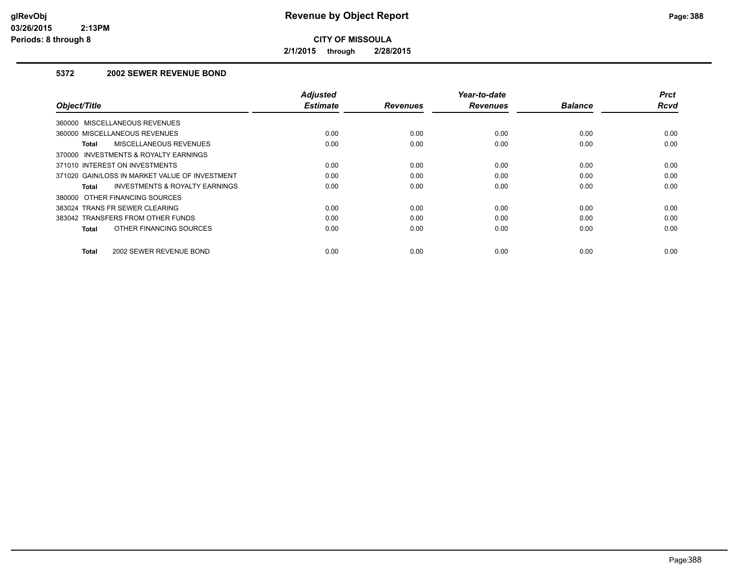# Revenue by Object Report

**CITY OF MISSOULA**

**2/1/2015 through 2/28/2015**

glRevObj
03/26/2015 2:13PM
Periods: 8 through 8

## 5372 2002 SEWER REVENUE BOND

| Object/Title | Adjusted Estimate | Revenues | Year-to-date Revenues | Balance | Prct Rcvd |
|---|---|---|---|---|---|
| 360000 MISCELLANEOUS REVENUES | | | | | |
| 360000 MISCELLANEOUS REVENUES | 0.00 | 0.00 | 0.00 | 0.00 | 0.00 |
| **Total** MISCELLANEOUS REVENUES | 0.00 | 0.00 | 0.00 | 0.00 | 0.00 |
| 370000 INVESTMENTS & ROYALTY EARNINGS | | | | | |
| 371010 INTEREST ON INVESTMENTS | 0.00 | 0.00 | 0.00 | 0.00 | 0.00 |
| 371020 GAIN/LOSS IN MARKET VALUE OF INVESTMENT | 0.00 | 0.00 | 0.00 | 0.00 | 0.00 |
| **Total** INVESTMENTS & ROYALTY EARNINGS | 0.00 | 0.00 | 0.00 | 0.00 | 0.00 |
| 380000 OTHER FINANCING SOURCES | | | | | |
| 383024 TRANS FR SEWER CLEARING | 0.00 | 0.00 | 0.00 | 0.00 | 0.00 |
| 383042 TRANSFERS FROM OTHER FUNDS | 0.00 | 0.00 | 0.00 | 0.00 | 0.00 |
| **Total** OTHER FINANCING SOURCES | 0.00 | 0.00 | 0.00 | 0.00 | 0.00 |
| **Total** 2002 SEWER REVENUE BOND | 0.00 | 0.00 | 0.00 | 0.00 | 0.00 |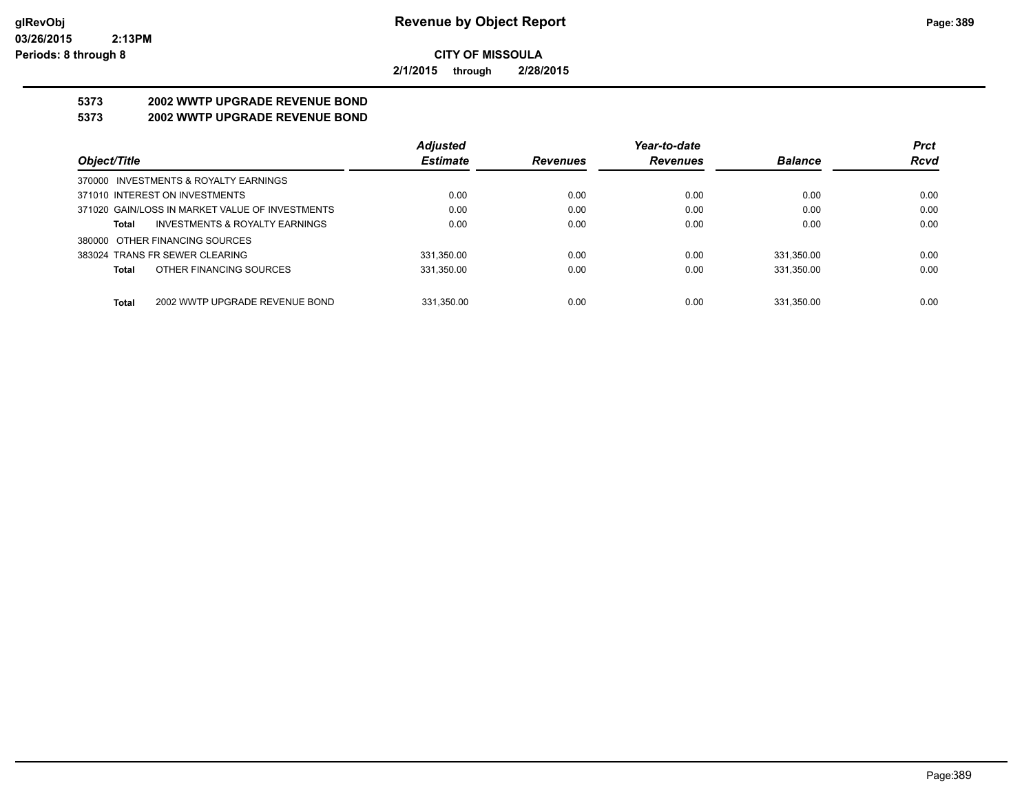**glRevObj**
**03/26/2015 2:13PM**
**Periods: 8 through 8**

# Revenue by Object Report

**CITY OF MISSOULA**

**2/1/2015 through 2/28/2015**

## 5373 2002 WWTP UPGRADE REVENUE BOND
## 5373 2002 WWTP UPGRADE REVENUE BOND

| Object/Title | Adjusted Estimate | Revenues | Year-to-date Revenues | Balance | Prct Rcvd |
|---|---|---|---|---|---|
| 370000 INVESTMENTS & ROYALTY EARNINGS | | | | | |
| 371010 INTEREST ON INVESTMENTS | 0.00 | 0.00 | 0.00 | 0.00 | 0.00 |
| 371020 GAIN/LOSS IN MARKET VALUE OF INVESTMENTS | 0.00 | 0.00 | 0.00 | 0.00 | 0.00 |
| **Total** INVESTMENTS & ROYALTY EARNINGS | 0.00 | 0.00 | 0.00 | 0.00 | 0.00 |
| 380000 OTHER FINANCING SOURCES | | | | | |
| 383024 TRANS FR SEWER CLEARING | 331,350.00 | 0.00 | 0.00 | 331,350.00 | 0.00 |
| **Total** OTHER FINANCING SOURCES | 331,350.00 | 0.00 | 0.00 | 331,350.00 | 0.00 |
| **Total** 2002 WWTP UPGRADE REVENUE BOND | 331,350.00 | 0.00 | 0.00 | 331,350.00 | 0.00 |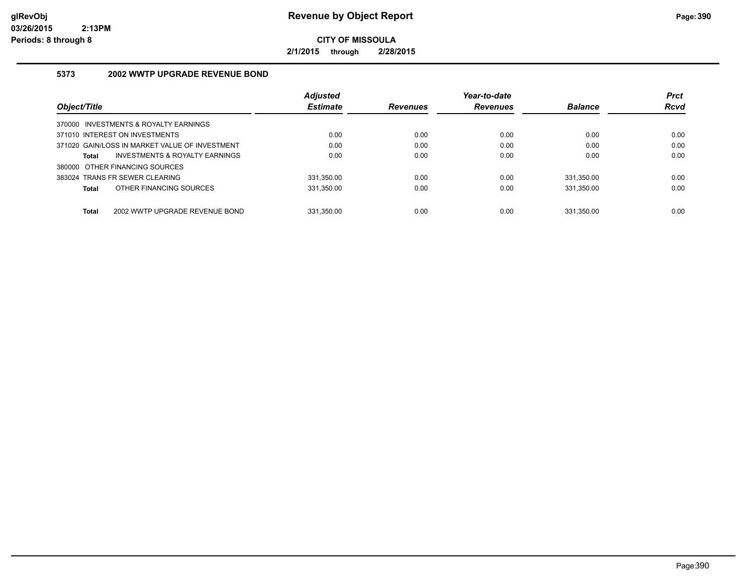# Revenue by Object Report

**CITY OF MISSOULA**

**2/1/2015 through 2/28/2015**

glRevObj
03/26/2015 2:13PM
Periods: 8 through 8

## 5373 2002 WWTP UPGRADE REVENUE BOND

| Object/Title | Adjusted Estimate | Revenues | Year-to-date Revenues | Balance | Prct Rcvd |
|---|---|---|---|---|---|
| 370000 INVESTMENTS & ROYALTY EARNINGS | | | | | |
| 371010 INTEREST ON INVESTMENTS | 0.00 | 0.00 | 0.00 | 0.00 | 0.00 |
| 371020 GAIN/LOSS IN MARKET VALUE OF INVESTMENT | 0.00 | 0.00 | 0.00 | 0.00 | 0.00 |
| **Total** INVESTMENTS & ROYALTY EARNINGS | 0.00 | 0.00 | 0.00 | 0.00 | 0.00 |
| 380000 OTHER FINANCING SOURCES | | | | | |
| 383024 TRANS FR SEWER CLEARING | 331,350.00 | 0.00 | 0.00 | 331,350.00 | 0.00 |
| **Total** OTHER FINANCING SOURCES | 331,350.00 | 0.00 | 0.00 | 331,350.00 | 0.00 |
| **Total** 2002 WWTP UPGRADE REVENUE BOND | 331,350.00 | 0.00 | 0.00 | 331,350.00 | 0.00 |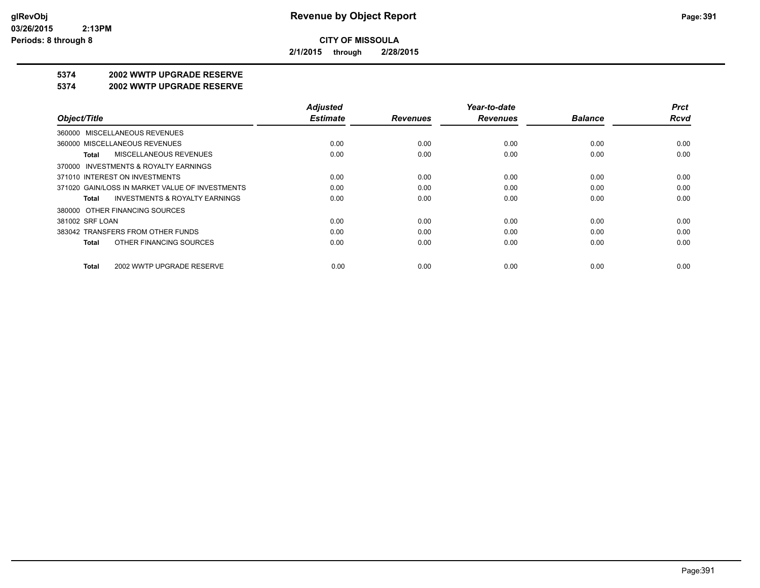**CITY OF MISSOULA**

**2/1/2015 through 2/28/2015**

**Revenue by Object Report**

**5374 2002 WWTP UPGRADE RESERVE**

**5374 2002 WWTP UPGRADE RESERVE**

| Object/Title | Adjusted Estimate | Revenues | Year-to-date Revenues | Balance | Prct Rcvd |
|---|---|---|---|---|---|
| 360000 MISCELLANEOUS REVENUES | | | | | |
| 360000 MISCELLANEOUS REVENUES | 0.00 | 0.00 | 0.00 | 0.00 | 0.00 |
| **Total** MISCELLANEOUS REVENUES | 0.00 | 0.00 | 0.00 | 0.00 | 0.00 |
| 370000 INVESTMENTS & ROYALTY EARNINGS | | | | | |
| 371010 INTEREST ON INVESTMENTS | 0.00 | 0.00 | 0.00 | 0.00 | 0.00 |
| 371020 GAIN/LOSS IN MARKET VALUE OF INVESTMENTS | 0.00 | 0.00 | 0.00 | 0.00 | 0.00 |
| **Total** INVESTMENTS & ROYALTY EARNINGS | 0.00 | 0.00 | 0.00 | 0.00 | 0.00 |
| 380000 OTHER FINANCING SOURCES | | | | | |
| 381002 SRF LOAN | 0.00 | 0.00 | 0.00 | 0.00 | 0.00 |
| 383042 TRANSFERS FROM OTHER FUNDS | 0.00 | 0.00 | 0.00 | 0.00 | 0.00 |
| **Total** OTHER FINANCING SOURCES | 0.00 | 0.00 | 0.00 | 0.00 | 0.00 |
| **Total** 2002 WWTP UPGRADE RESERVE | 0.00 | 0.00 | 0.00 | 0.00 | 0.00 |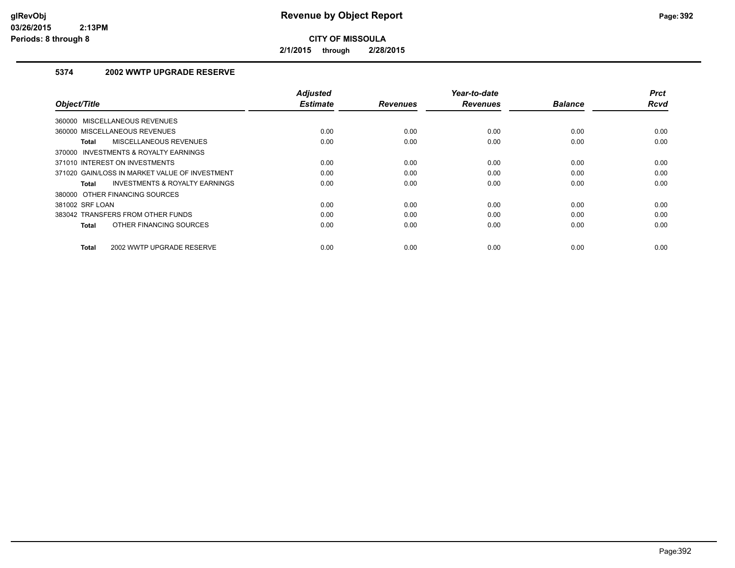**CITY OF MISSOULA**

**2/1/2015 through 2/28/2015**

### 5374 2002 WWTP UPGRADE RESERVE

| Object/Title | Adjusted Estimate | Revenues | Year-to-date Revenues | Balance | Prct Rcvd |
|---|---|---|---|---|---|
| 360000 MISCELLANEOUS REVENUES | | | | | |
| 360000 MISCELLANEOUS REVENUES | 0.00 | 0.00 | 0.00 | 0.00 | 0.00 |
| **Total** MISCELLANEOUS REVENUES | 0.00 | 0.00 | 0.00 | 0.00 | 0.00 |
| 370000 INVESTMENTS & ROYALTY EARNINGS | | | | | |
| 371010 INTEREST ON INVESTMENTS | 0.00 | 0.00 | 0.00 | 0.00 | 0.00 |
| 371020 GAIN/LOSS IN MARKET VALUE OF INVESTMENT | 0.00 | 0.00 | 0.00 | 0.00 | 0.00 |
| **Total** INVESTMENTS & ROYALTY EARNINGS | 0.00 | 0.00 | 0.00 | 0.00 | 0.00 |
| 380000 OTHER FINANCING SOURCES | | | | | |
| 381002 SRF LOAN | 0.00 | 0.00 | 0.00 | 0.00 | 0.00 |
| 383042 TRANSFERS FROM OTHER FUNDS | 0.00 | 0.00 | 0.00 | 0.00 | 0.00 |
| **Total** OTHER FINANCING SOURCES | 0.00 | 0.00 | 0.00 | 0.00 | 0.00 |
| **Total** 2002 WWTP UPGRADE RESERVE | 0.00 | 0.00 | 0.00 | 0.00 | 0.00 |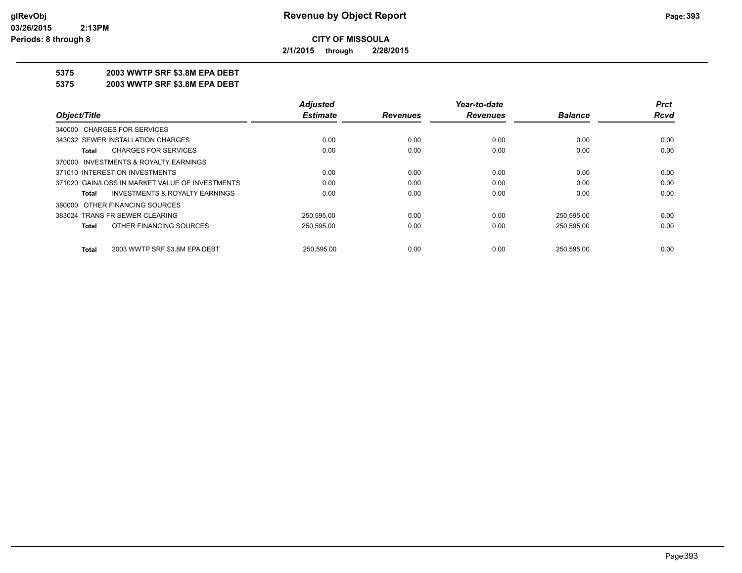**glRevObj**
**03/26/2015 2:13PM**
**Periods: 8 through 8**

# Revenue by Object Report

**CITY OF MISSOULA**

**2/1/2015 through 2/28/2015**

**5375 2003 WWTP SRF $3.8M EPA DEBT**
**5375 2003 WWTP SRF $3.8M EPA DEBT**

| Object/Title | Adjusted Estimate | Revenues | Year-to-date Revenues | Balance | Prct Rcvd |
|---|---|---|---|---|---|
| 340000 CHARGES FOR SERVICES | | | | | |
| 343032 SEWER INSTALLATION CHARGES | 0.00 | 0.00 | 0.00 | 0.00 | 0.00 |
| **Total** CHARGES FOR SERVICES | 0.00 | 0.00 | 0.00 | 0.00 | 0.00 |
| 370000 INVESTMENTS & ROYALTY EARNINGS | | | | | |
| 371010 INTEREST ON INVESTMENTS | 0.00 | 0.00 | 0.00 | 0.00 | 0.00 |
| 371020 GAIN/LOSS IN MARKET VALUE OF INVESTMENTS | 0.00 | 0.00 | 0.00 | 0.00 | 0.00 |
| **Total** INVESTMENTS & ROYALTY EARNINGS | 0.00 | 0.00 | 0.00 | 0.00 | 0.00 |
| 380000 OTHER FINANCING SOURCES | | | | | |
| 383024 TRANS FR SEWER CLEARING | 250,595.00 | 0.00 | 0.00 | 250,595.00 | 0.00 |
| **Total** OTHER FINANCING SOURCES | 250,595.00 | 0.00 | 0.00 | 250,595.00 | 0.00 |
| **Total** 2003 WWTP SRF $3.8M EPA DEBT | 250,595.00 | 0.00 | 0.00 | 250,595.00 | 0.00 |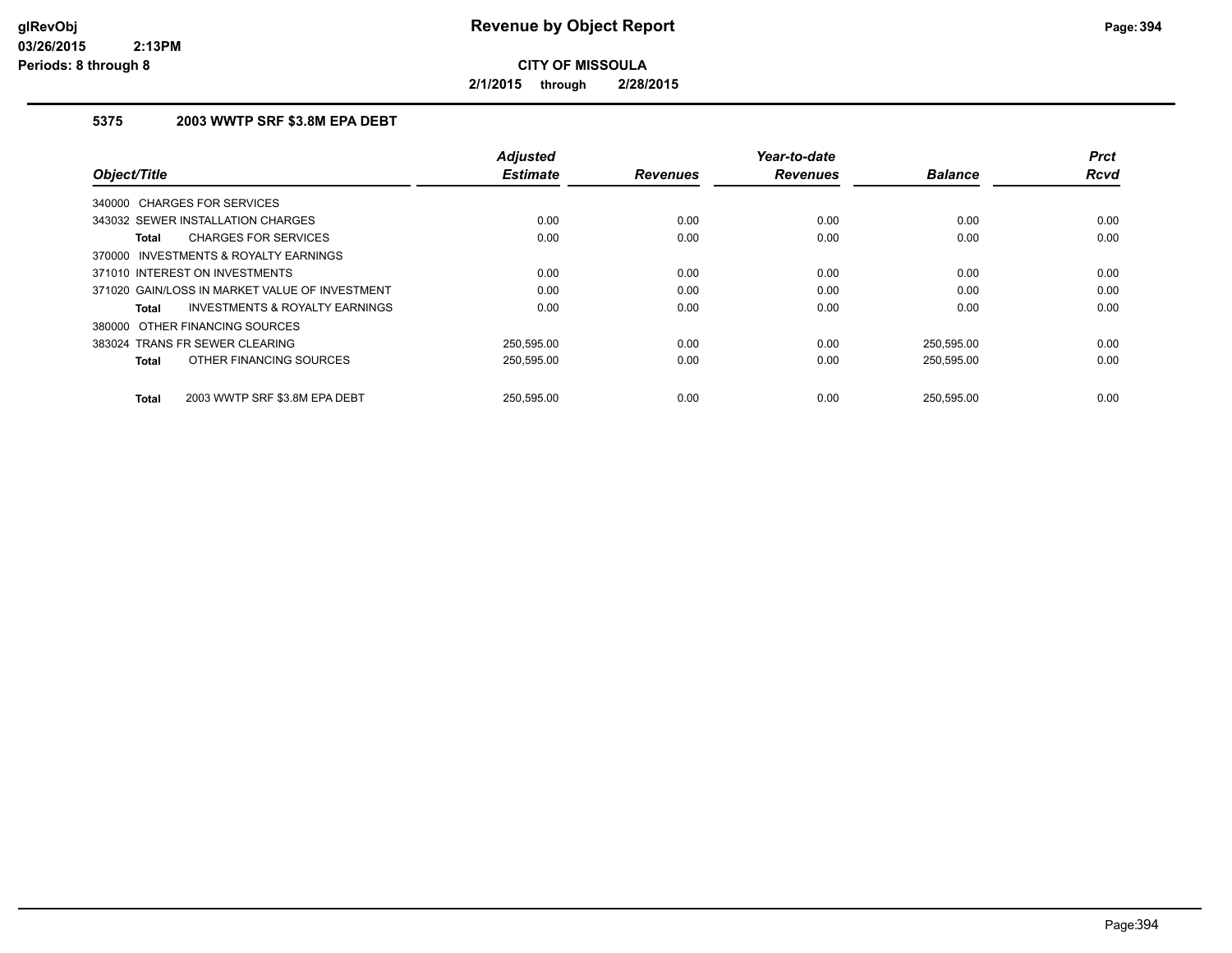# Revenue by Object Report

**CITY OF MISSOULA**

**2/1/2015 through 2/28/2015**

glRevObj
03/26/2015 2:13PM
Periods: 8 through 8

## 5375 2003 WWTP SRF $3.8M EPA DEBT

| Object/Title | Adjusted Estimate | Revenues | Year-to-date Revenues | Balance | Prct Rcvd |
|---|---|---|---|---|---|
| 340000 CHARGES FOR SERVICES | | | | | |
| 343032 SEWER INSTALLATION CHARGES | 0.00 | 0.00 | 0.00 | 0.00 | 0.00 |
| **Total** CHARGES FOR SERVICES | 0.00 | 0.00 | 0.00 | 0.00 | 0.00 |
| 370000 INVESTMENTS & ROYALTY EARNINGS | | | | | |
| 371010 INTEREST ON INVESTMENTS | 0.00 | 0.00 | 0.00 | 0.00 | 0.00 |
| 371020 GAIN/LOSS IN MARKET VALUE OF INVESTMENT | 0.00 | 0.00 | 0.00 | 0.00 | 0.00 |
| **Total** INVESTMENTS & ROYALTY EARNINGS | 0.00 | 0.00 | 0.00 | 0.00 | 0.00 |
| 380000 OTHER FINANCING SOURCES | | | | | |
| 383024 TRANS FR SEWER CLEARING | 250,595.00 | 0.00 | 0.00 | 250,595.00 | 0.00 |
| **Total** OTHER FINANCING SOURCES | 250,595.00 | 0.00 | 0.00 | 250,595.00 | 0.00 |
| **Total** 2003 WWTP SRF $3.8M EPA DEBT | 250,595.00 | 0.00 | 0.00 | 250,595.00 | 0.00 |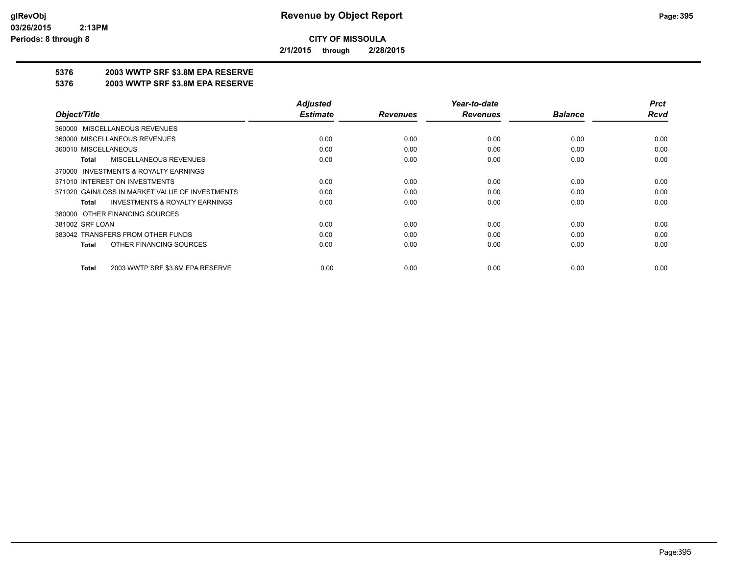**Revenue by Object Report**

**CITY OF MISSOULA**

**2/1/2015 through 2/28/2015**

## 5376 2003 WWTP SRF $3.8M EPA RESERVE

## 5376 2003 WWTP SRF $3.8M EPA RESERVE

| Object/Title | Adjusted Estimate | Revenues | Year-to-date Revenues | Balance | Prct Rcvd |
|---|---|---|---|---|---|
| 360000 MISCELLANEOUS REVENUES | | | | | |
| 360000 MISCELLANEOUS REVENUES | 0.00 | 0.00 | 0.00 | 0.00 | 0.00 |
| 360010 MISCELLANEOUS | 0.00 | 0.00 | 0.00 | 0.00 | 0.00 |
| **Total** MISCELLANEOUS REVENUES | 0.00 | 0.00 | 0.00 | 0.00 | 0.00 |
| 370000 INVESTMENTS & ROYALTY EARNINGS | | | | | |
| 371010 INTEREST ON INVESTMENTS | 0.00 | 0.00 | 0.00 | 0.00 | 0.00 |
| 371020 GAIN/LOSS IN MARKET VALUE OF INVESTMENTS | 0.00 | 0.00 | 0.00 | 0.00 | 0.00 |
| **Total** INVESTMENTS & ROYALTY EARNINGS | 0.00 | 0.00 | 0.00 | 0.00 | 0.00 |
| 380000 OTHER FINANCING SOURCES | | | | | |
| 381002 SRF LOAN | 0.00 | 0.00 | 0.00 | 0.00 | 0.00 |
| 383042 TRANSFERS FROM OTHER FUNDS | 0.00 | 0.00 | 0.00 | 0.00 | 0.00 |
| **Total** OTHER FINANCING SOURCES | 0.00 | 0.00 | 0.00 | 0.00 | 0.00 |
| **Total** 2003 WWTP SRF $3.8M EPA RESERVE | 0.00 | 0.00 | 0.00 | 0.00 | 0.00 |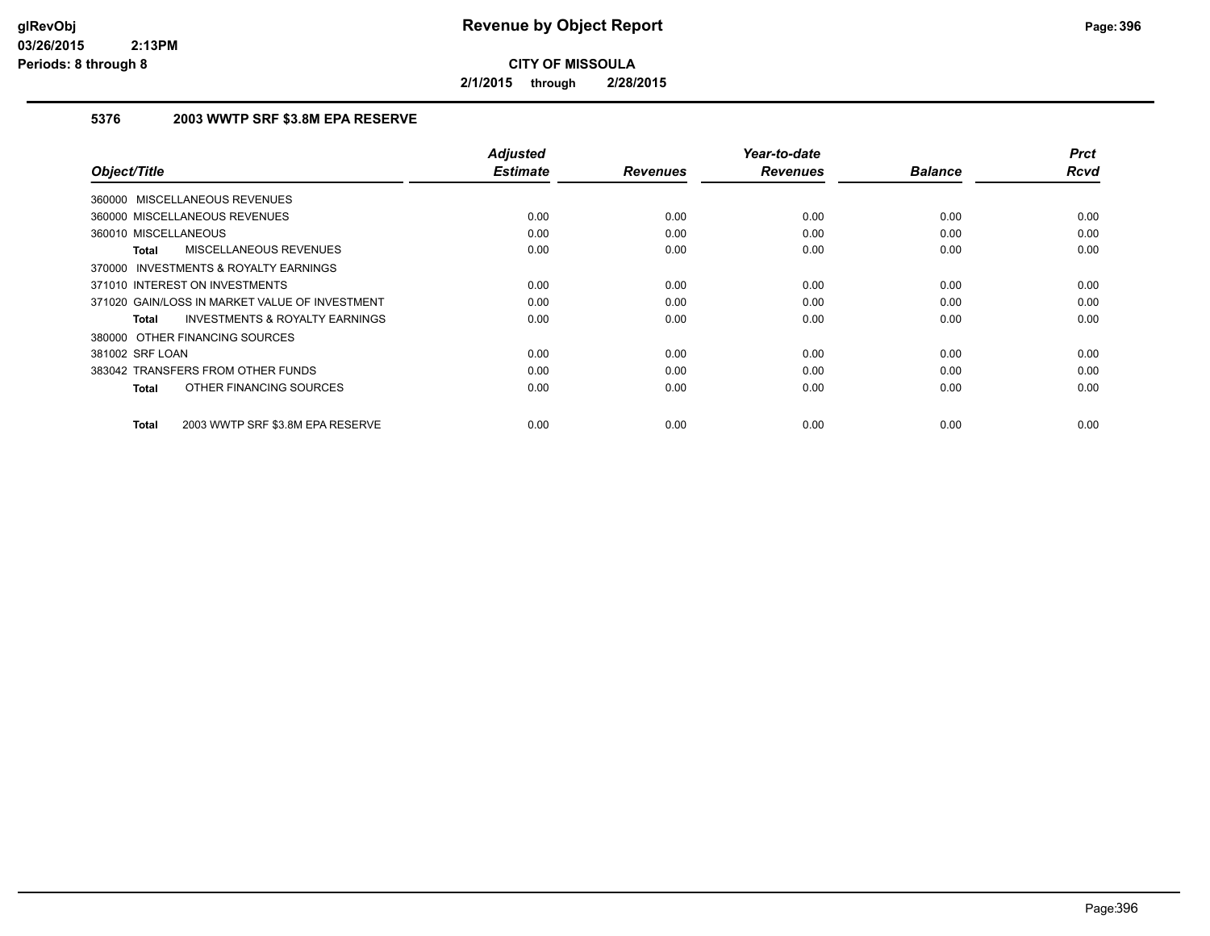# Revenue by Object Report

**CITY OF MISSOULA**

**2/1/2015 through 2/28/2015**

### 5376 2003 WWTP SRF $3.8M EPA RESERVE

| Object/Title | Adjusted Estimate | Revenues | Year-to-date Revenues | Balance | Prct Rcvd |
|---|---|---|---|---|---|
| 360000 MISCELLANEOUS REVENUES | | | | | |
| 360000 MISCELLANEOUS REVENUES | 0.00 | 0.00 | 0.00 | 0.00 | 0.00 |
| 360010 MISCELLANEOUS | 0.00 | 0.00 | 0.00 | 0.00 | 0.00 |
| **Total** MISCELLANEOUS REVENUES | 0.00 | 0.00 | 0.00 | 0.00 | 0.00 |
| 370000 INVESTMENTS & ROYALTY EARNINGS | | | | | |
| 371010 INTEREST ON INVESTMENTS | 0.00 | 0.00 | 0.00 | 0.00 | 0.00 |
| 371020 GAIN/LOSS IN MARKET VALUE OF INVESTMENT | 0.00 | 0.00 | 0.00 | 0.00 | 0.00 |
| **Total** INVESTMENTS & ROYALTY EARNINGS | 0.00 | 0.00 | 0.00 | 0.00 | 0.00 |
| 380000 OTHER FINANCING SOURCES | | | | | |
| 381002 SRF LOAN | 0.00 | 0.00 | 0.00 | 0.00 | 0.00 |
| 383042 TRANSFERS FROM OTHER FUNDS | 0.00 | 0.00 | 0.00 | 0.00 | 0.00 |
| **Total** OTHER FINANCING SOURCES | 0.00 | 0.00 | 0.00 | 0.00 | 0.00 |
| **Total** 2003 WWTP SRF $3.8M EPA RESERVE | 0.00 | 0.00 | 0.00 | 0.00 | 0.00 |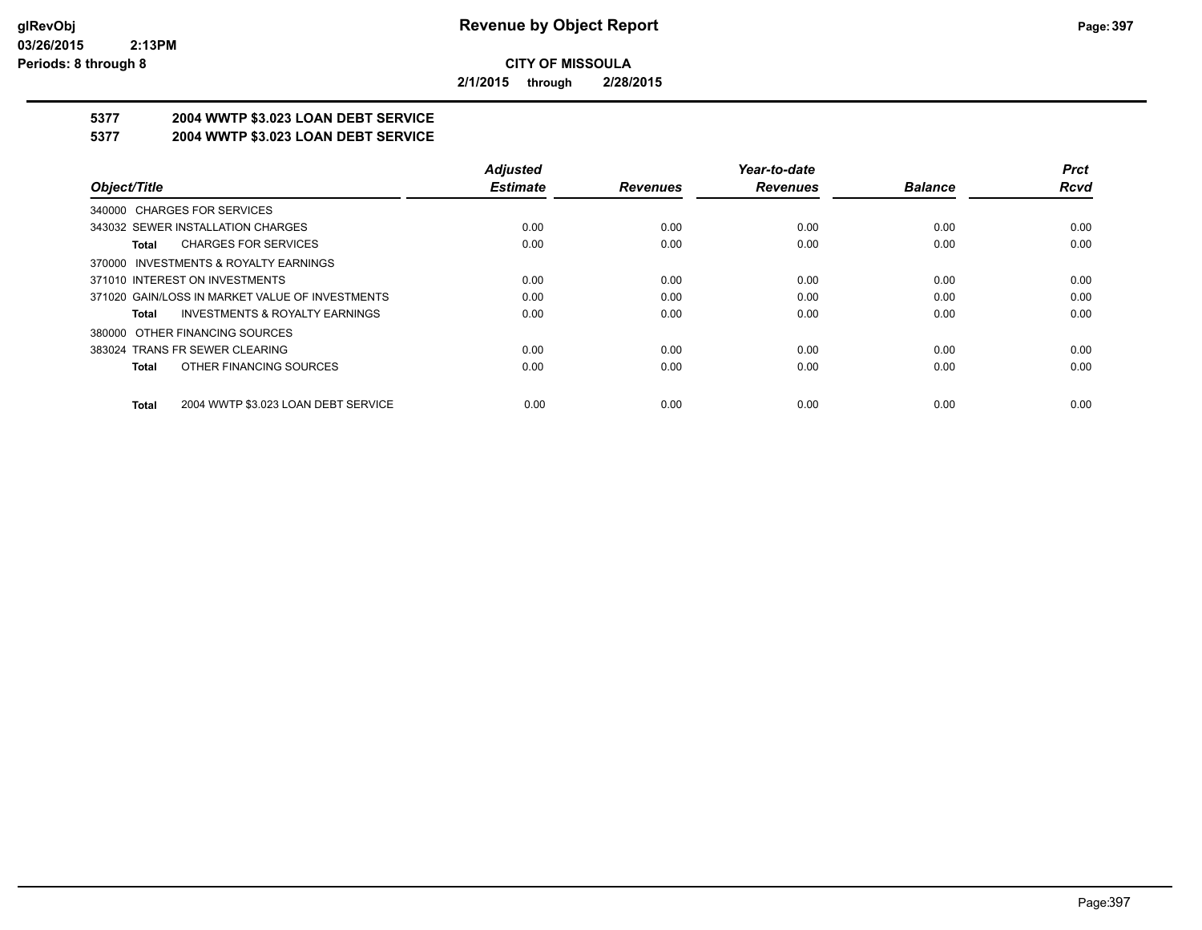**CITY OF MISSOULA**

**2/1/2015 through 2/28/2015**

**5377 2004 WWTP $3.023 LOAN DEBT SERVICE**

**5377 2004 WWTP $3.023 LOAN DEBT SERVICE**

| Object/Title | Adjusted Estimate | Revenues | Year-to-date Revenues | Balance | Prct Rcvd |
|---|---|---|---|---|---|
| 340000 CHARGES FOR SERVICES | | | | | |
| 343032 SEWER INSTALLATION CHARGES | 0.00 | 0.00 | 0.00 | 0.00 | 0.00 |
| **Total** CHARGES FOR SERVICES | 0.00 | 0.00 | 0.00 | 0.00 | 0.00 |
| 370000 INVESTMENTS & ROYALTY EARNINGS | | | | | |
| 371010 INTEREST ON INVESTMENTS | 0.00 | 0.00 | 0.00 | 0.00 | 0.00 |
| 371020 GAIN/LOSS IN MARKET VALUE OF INVESTMENTS | 0.00 | 0.00 | 0.00 | 0.00 | 0.00 |
| **Total** INVESTMENTS & ROYALTY EARNINGS | 0.00 | 0.00 | 0.00 | 0.00 | 0.00 |
| 380000 OTHER FINANCING SOURCES | | | | | |
| 383024 TRANS FR SEWER CLEARING | 0.00 | 0.00 | 0.00 | 0.00 | 0.00 |
| **Total** OTHER FINANCING SOURCES | 0.00 | 0.00 | 0.00 | 0.00 | 0.00 |
| **Total** 2004 WWTP $3.023 LOAN DEBT SERVICE | 0.00 | 0.00 | 0.00 | 0.00 | 0.00 |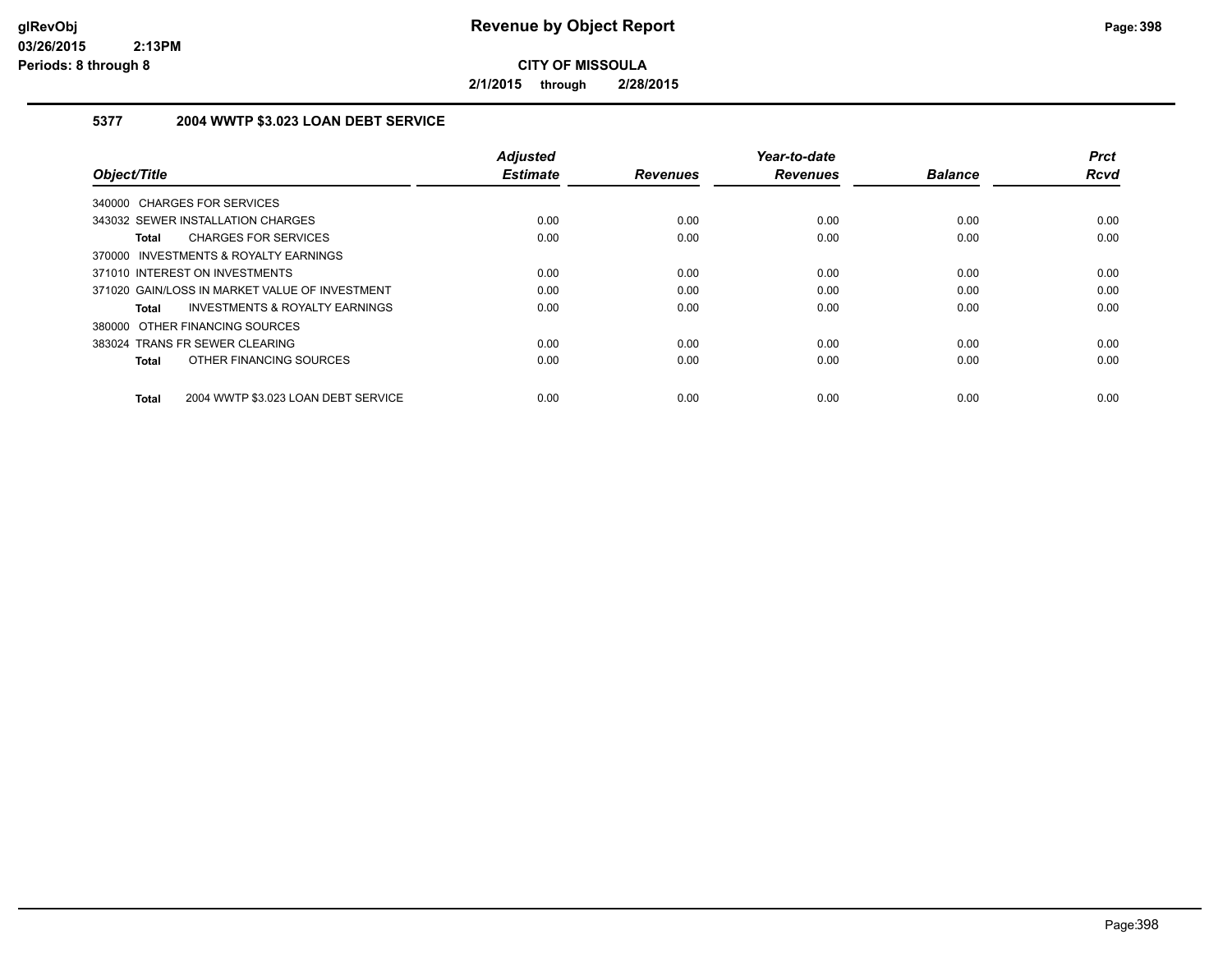**CITY OF MISSOULA**

**2/1/2015 through 2/28/2015**

### 5377 2004 WWTP $3.023 LOAN DEBT SERVICE

| Object/Title | Adjusted Estimate | Revenues | Year-to-date Revenues | Balance | Prct Rcvd |
|---|---|---|---|---|---|
| 340000 CHARGES FOR SERVICES | | | | | |
| 343032 SEWER INSTALLATION CHARGES | 0.00 | 0.00 | 0.00 | 0.00 | 0.00 |
| **Total** CHARGES FOR SERVICES | 0.00 | 0.00 | 0.00 | 0.00 | 0.00 |
| 370000 INVESTMENTS & ROYALTY EARNINGS | | | | | |
| 371010 INTEREST ON INVESTMENTS | 0.00 | 0.00 | 0.00 | 0.00 | 0.00 |
| 371020 GAIN/LOSS IN MARKET VALUE OF INVESTMENT | 0.00 | 0.00 | 0.00 | 0.00 | 0.00 |
| **Total** INVESTMENTS & ROYALTY EARNINGS | 0.00 | 0.00 | 0.00 | 0.00 | 0.00 |
| 380000 OTHER FINANCING SOURCES | | | | | |
| 383024 TRANS FR SEWER CLEARING | 0.00 | 0.00 | 0.00 | 0.00 | 0.00 |
| **Total** OTHER FINANCING SOURCES | 0.00 | 0.00 | 0.00 | 0.00 | 0.00 |
| **Total** 2004 WWTP $3.023 LOAN DEBT SERVICE | 0.00 | 0.00 | 0.00 | 0.00 | 0.00 |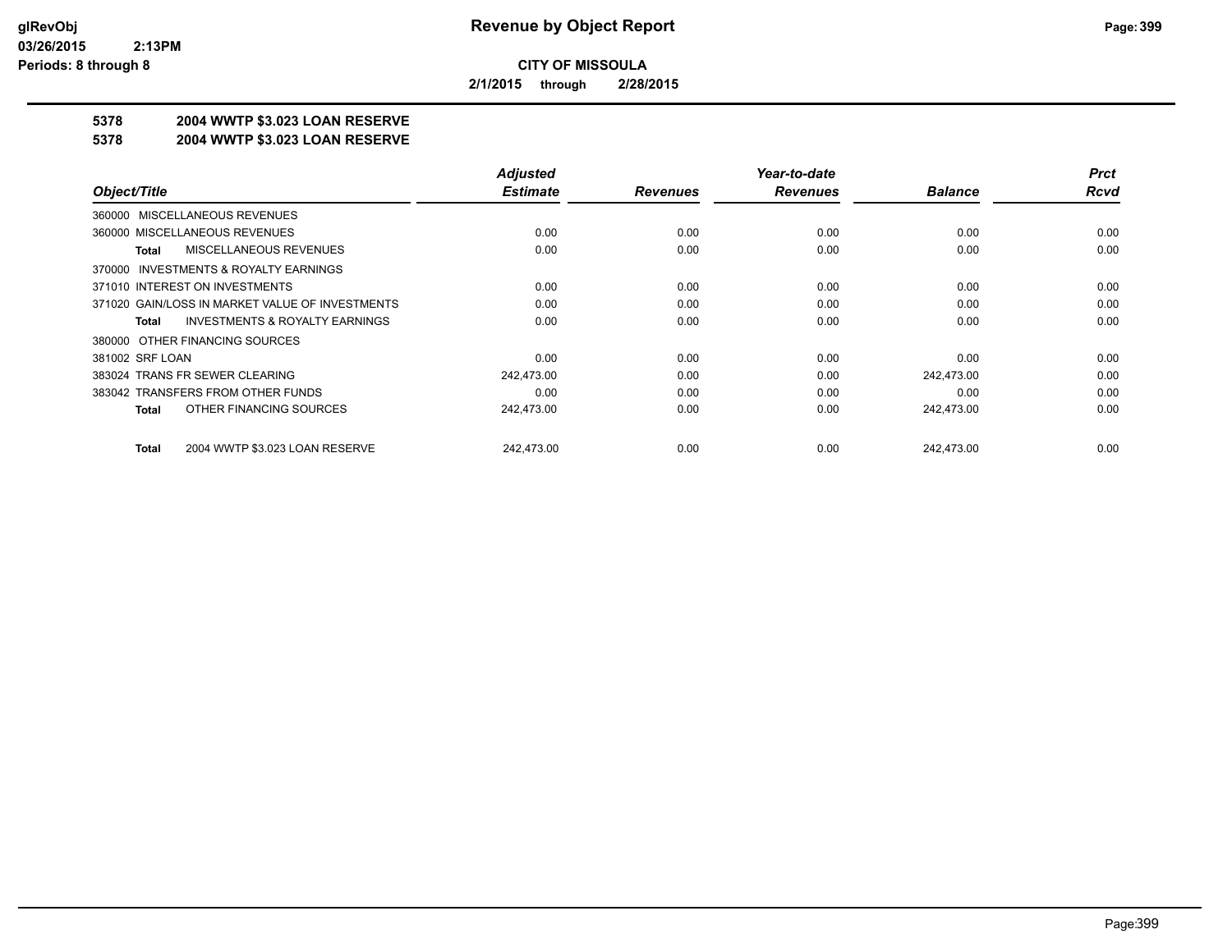**CITY OF MISSOULA**

**2/1/2015 through 2/28/2015**

**5378 2004 WWTP $3.023 LOAN RESERVE**

**5378 2004 WWTP $3.023 LOAN RESERVE**

| Object/Title | Adjusted Estimate | Revenues | Year-to-date Revenues | Balance | Prct Rcvd |
|---|---|---|---|---|---|
| 360000 MISCELLANEOUS REVENUES | | | | | |
| 360000 MISCELLANEOUS REVENUES | 0.00 | 0.00 | 0.00 | 0.00 | 0.00 |
| **Total** MISCELLANEOUS REVENUES | 0.00 | 0.00 | 0.00 | 0.00 | 0.00 |
| 370000 INVESTMENTS & ROYALTY EARNINGS | | | | | |
| 371010 INTEREST ON INVESTMENTS | 0.00 | 0.00 | 0.00 | 0.00 | 0.00 |
| 371020 GAIN/LOSS IN MARKET VALUE OF INVESTMENTS | 0.00 | 0.00 | 0.00 | 0.00 | 0.00 |
| **Total** INVESTMENTS & ROYALTY EARNINGS | 0.00 | 0.00 | 0.00 | 0.00 | 0.00 |
| 380000 OTHER FINANCING SOURCES | | | | | |
| 381002 SRF LOAN | 0.00 | 0.00 | 0.00 | 0.00 | 0.00 |
| 383024 TRANS FR SEWER CLEARING | 242,473.00 | 0.00 | 0.00 | 242,473.00 | 0.00 |
| 383042 TRANSFERS FROM OTHER FUNDS | 0.00 | 0.00 | 0.00 | 0.00 | 0.00 |
| **Total** OTHER FINANCING SOURCES | 242,473.00 | 0.00 | 0.00 | 242,473.00 | 0.00 |
| **Total** 2004 WWTP $3.023 LOAN RESERVE | 242,473.00 | 0.00 | 0.00 | 242,473.00 | 0.00 |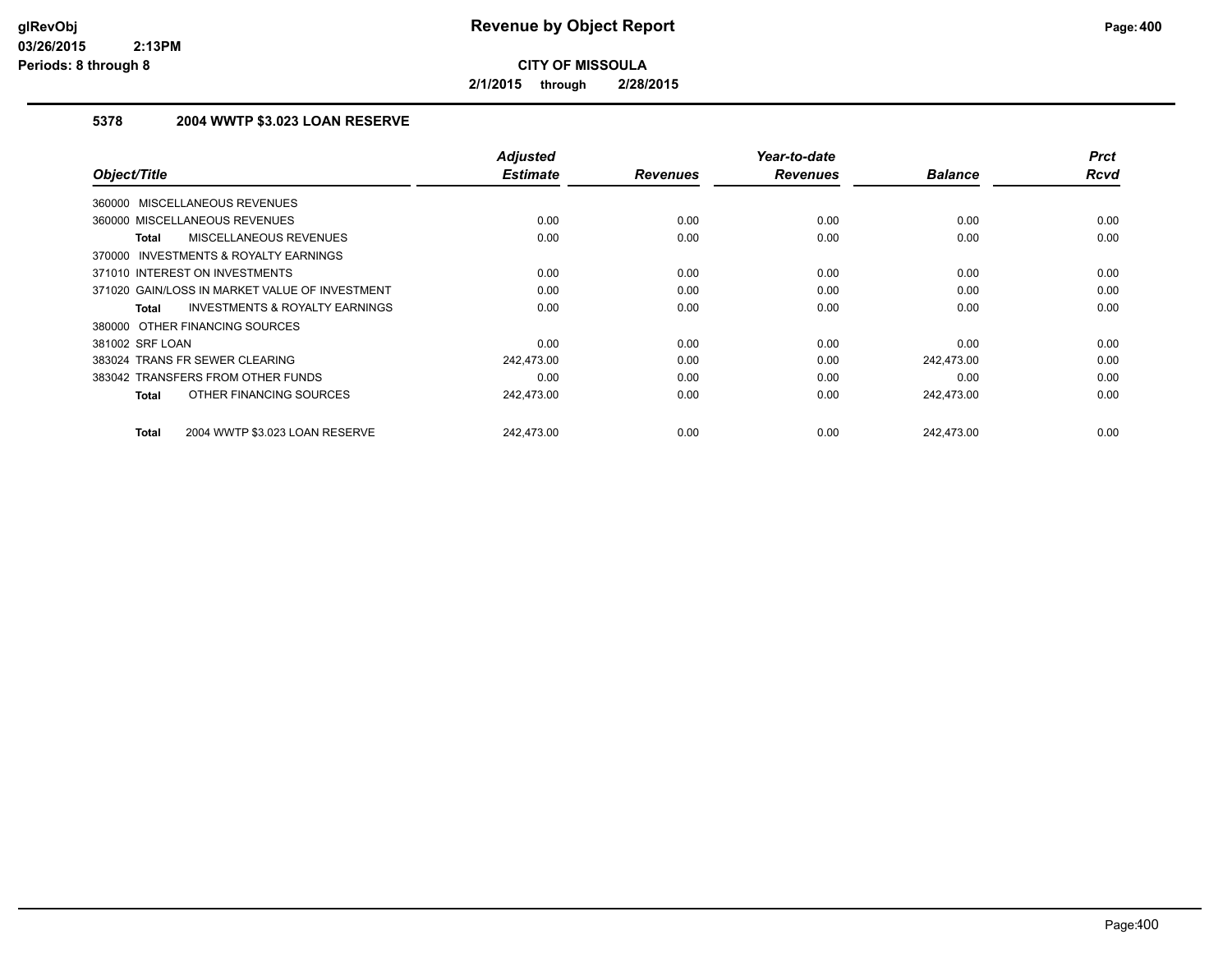# Revenue by Object Report

**CITY OF MISSOULA**

**2/1/2015 through 2/28/2015**

glRevObj
03/26/2015 2:13PM
Periods: 8 through 8

## 5378 2004 WWTP $3.023 LOAN RESERVE

| Object/Title | Adjusted Estimate | Revenues | Year-to-date Revenues | Balance | Prct Rcvd |
|---|---|---|---|---|---|
| 360000 MISCELLANEOUS REVENUES | | | | | |
| 360000 MISCELLANEOUS REVENUES | 0.00 | 0.00 | 0.00 | 0.00 | 0.00 |
| **Total** MISCELLANEOUS REVENUES | 0.00 | 0.00 | 0.00 | 0.00 | 0.00 |
| 370000 INVESTMENTS & ROYALTY EARNINGS | | | | | |
| 371010 INTEREST ON INVESTMENTS | 0.00 | 0.00 | 0.00 | 0.00 | 0.00 |
| 371020 GAIN/LOSS IN MARKET VALUE OF INVESTMENT | 0.00 | 0.00 | 0.00 | 0.00 | 0.00 |
| **Total** INVESTMENTS & ROYALTY EARNINGS | 0.00 | 0.00 | 0.00 | 0.00 | 0.00 |
| 380000 OTHER FINANCING SOURCES | | | | | |
| 381002 SRF LOAN | 0.00 | 0.00 | 0.00 | 0.00 | 0.00 |
| 383024 TRANS FR SEWER CLEARING | 242,473.00 | 0.00 | 0.00 | 242,473.00 | 0.00 |
| 383042 TRANSFERS FROM OTHER FUNDS | 0.00 | 0.00 | 0.00 | 0.00 | 0.00 |
| **Total** OTHER FINANCING SOURCES | 242,473.00 | 0.00 | 0.00 | 242,473.00 | 0.00 |
| **Total** 2004 WWTP $3.023 LOAN RESERVE | 242,473.00 | 0.00 | 0.00 | 242,473.00 | 0.00 |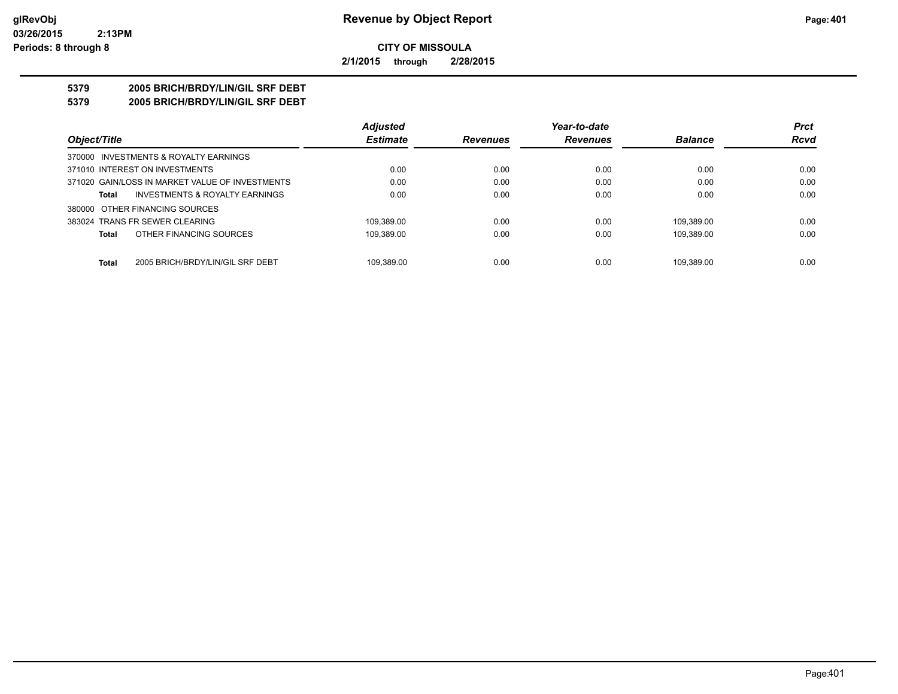# Revenue by Object Report

glRevObj
03/26/2015 2:13PM
Periods: 8 through 8

## CITY OF MISSOULA

2/1/2015 through 2/28/2015

### 5379 2005 BRICH/BRDY/LIN/GIL SRF DEBT
### 5379 2005 BRICH/BRDY/LIN/GIL SRF DEBT

| Object/Title | Adjusted Estimate | Revenues | Year-to-date Revenues | Balance | Prct Rcvd |
|---|---|---|---|---|---|
| 370000 INVESTMENTS & ROYALTY EARNINGS | | | | | |
| 371010 INTEREST ON INVESTMENTS | 0.00 | 0.00 | 0.00 | 0.00 | 0.00 |
| 371020 GAIN/LOSS IN MARKET VALUE OF INVESTMENTS | 0.00 | 0.00 | 0.00 | 0.00 | 0.00 |
| **Total** INVESTMENTS & ROYALTY EARNINGS | 0.00 | 0.00 | 0.00 | 0.00 | 0.00 |
| 380000 OTHER FINANCING SOURCES | | | | | |
| 383024 TRANS FR SEWER CLEARING | 109,389.00 | 0.00 | 0.00 | 109,389.00 | 0.00 |
| **Total** OTHER FINANCING SOURCES | 109,389.00 | 0.00 | 0.00 | 109,389.00 | 0.00 |
| **Total** 2005 BRICH/BRDY/LIN/GIL SRF DEBT | 109,389.00 | 0.00 | 0.00 | 109,389.00 | 0.00 |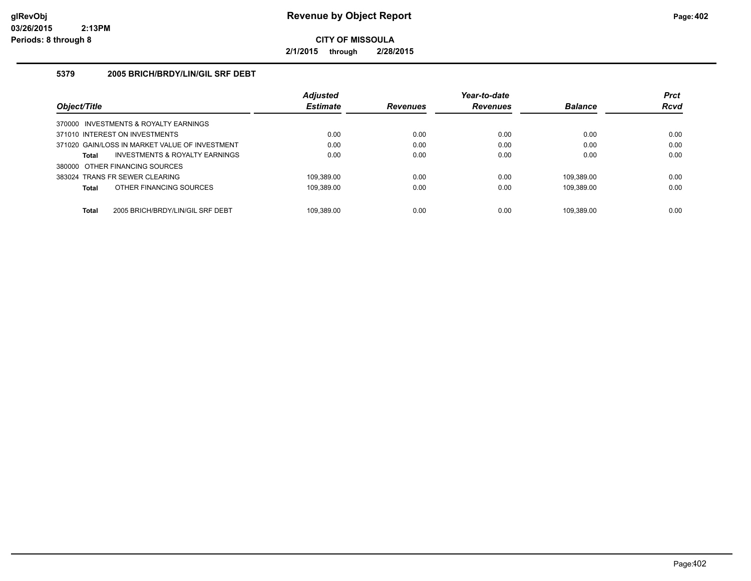# Revenue by Object Report

**CITY OF MISSOULA**

**2/1/2015 through 2/28/2015**

glRevObj
03/26/2015 2:13PM
Periods: 8 through 8

## 5379 2005 BRICH/BRDY/LIN/GIL SRF DEBT

| Object/Title | Adjusted Estimate | Revenues | Year-to-date Revenues | Balance | Prct Rcvd |
|---|---|---|---|---|---|
| 370000 INVESTMENTS & ROYALTY EARNINGS | | | | | |
| 371010 INTEREST ON INVESTMENTS | 0.00 | 0.00 | 0.00 | 0.00 | 0.00 |
| 371020 GAIN/LOSS IN MARKET VALUE OF INVESTMENT | 0.00 | 0.00 | 0.00 | 0.00 | 0.00 |
| **Total** INVESTMENTS & ROYALTY EARNINGS | 0.00 | 0.00 | 0.00 | 0.00 | 0.00 |
| 380000 OTHER FINANCING SOURCES | | | | | |
| 383024 TRANS FR SEWER CLEARING | 109,389.00 | 0.00 | 0.00 | 109,389.00 | 0.00 |
| **Total** OTHER FINANCING SOURCES | 109,389.00 | 0.00 | 0.00 | 109,389.00 | 0.00 |
| **Total** 2005 BRICH/BRDY/LIN/GIL SRF DEBT | 109,389.00 | 0.00 | 0.00 | 109,389.00 | 0.00 |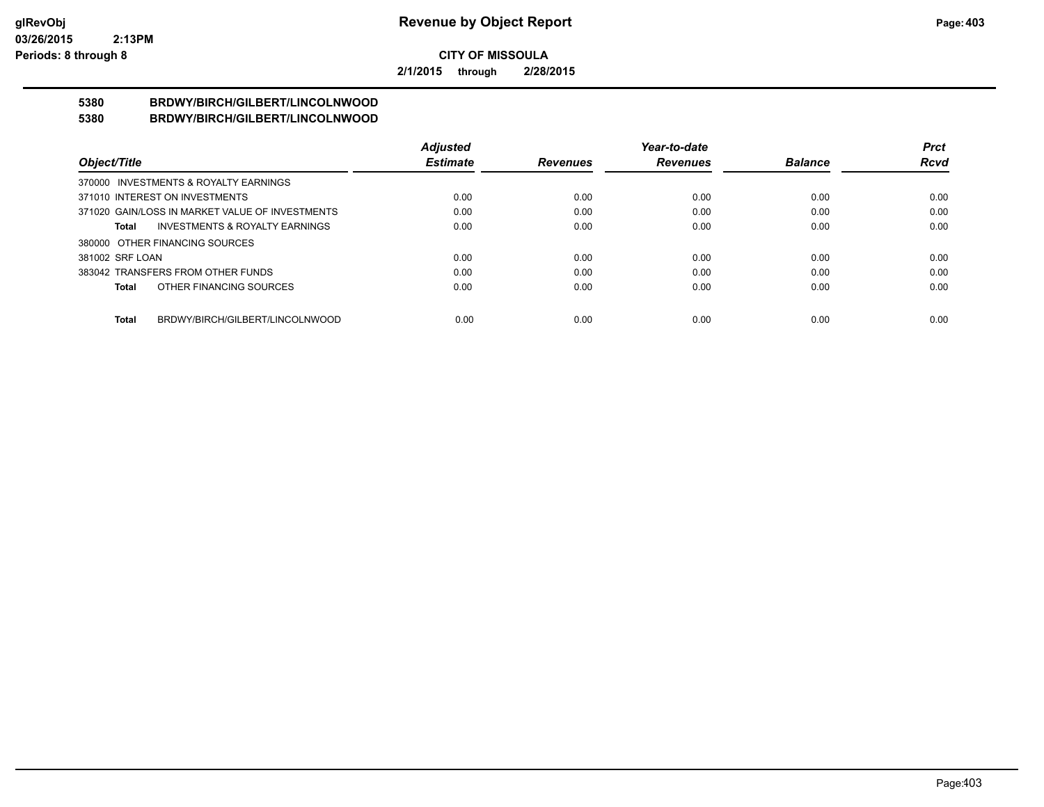**CITY OF MISSOULA**

**2/1/2015 through 2/28/2015**

**5380 BRDWY/BIRCH/GILBERT/LINCOLNWOOD**

**5380 BRDWY/BIRCH/GILBERT/LINCOLNWOOD**

| Object/Title | Adjusted Estimate | Revenues | Year-to-date Revenues | Balance | Prct Rcvd |
|---|---|---|---|---|---|
| 370000 INVESTMENTS & ROYALTY EARNINGS | | | | | |
| 371010 INTEREST ON INVESTMENTS | 0.00 | 0.00 | 0.00 | 0.00 | 0.00 |
| 371020 GAIN/LOSS IN MARKET VALUE OF INVESTMENTS | 0.00 | 0.00 | 0.00 | 0.00 | 0.00 |
| **Total** INVESTMENTS & ROYALTY EARNINGS | 0.00 | 0.00 | 0.00 | 0.00 | 0.00 |
| 380000 OTHER FINANCING SOURCES | | | | | |
| 381002 SRF LOAN | 0.00 | 0.00 | 0.00 | 0.00 | 0.00 |
| 383042 TRANSFERS FROM OTHER FUNDS | 0.00 | 0.00 | 0.00 | 0.00 | 0.00 |
| **Total** OTHER FINANCING SOURCES | 0.00 | 0.00 | 0.00 | 0.00 | 0.00 |
| **Total** BRDWY/BIRCH/GILBERT/LINCOLNWOOD | 0.00 | 0.00 | 0.00 | 0.00 | 0.00 |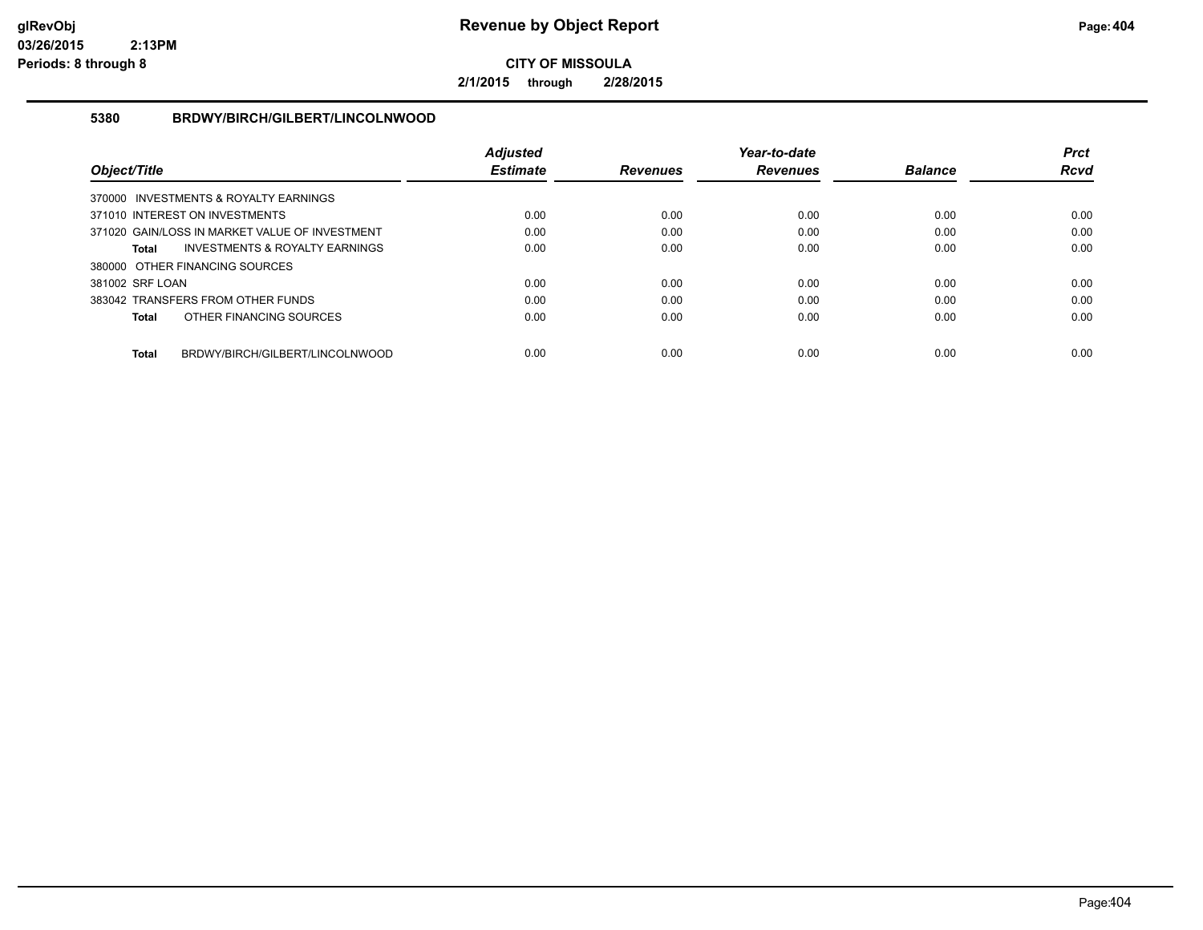# Revenue by Object Report

**CITY OF MISSOULA**

**2/1/2015 through 2/28/2015**

glRevObj
03/26/2015 2:13PM
Periods: 8 through 8

## 5380 BRDWY/BIRCH/GILBERT/LINCOLNWOOD

| Object/Title | Adjusted Estimate | Revenues | Year-to-date Revenues | Balance | Prct Rcvd |
|---|---|---|---|---|---|
| 370000 INVESTMENTS & ROYALTY EARNINGS | | | | | |
| 371010 INTEREST ON INVESTMENTS | 0.00 | 0.00 | 0.00 | 0.00 | 0.00 |
| 371020 GAIN/LOSS IN MARKET VALUE OF INVESTMENT | 0.00 | 0.00 | 0.00 | 0.00 | 0.00 |
| **Total** INVESTMENTS & ROYALTY EARNINGS | 0.00 | 0.00 | 0.00 | 0.00 | 0.00 |
| 380000 OTHER FINANCING SOURCES | | | | | |
| 381002 SRF LOAN | 0.00 | 0.00 | 0.00 | 0.00 | 0.00 |
| 383042 TRANSFERS FROM OTHER FUNDS | 0.00 | 0.00 | 0.00 | 0.00 | 0.00 |
| **Total** OTHER FINANCING SOURCES | 0.00 | 0.00 | 0.00 | 0.00 | 0.00 |
| **Total** BRDWY/BIRCH/GILBERT/LINCOLNWOOD | 0.00 | 0.00 | 0.00 | 0.00 | 0.00 |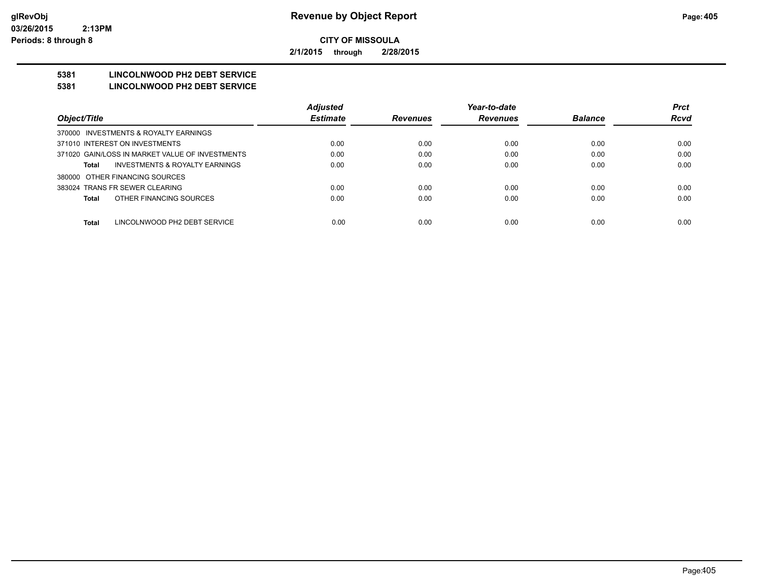**Revenue by Object Report**

**CITY OF MISSOULA**

**2/1/2015 through 2/28/2015**

glRevObj
03/26/2015 2:13PM
Periods: 8 through 8

## 5381 LINCOLNWOOD PH2 DEBT SERVICE
## 5381 LINCOLNWOOD PH2 DEBT SERVICE

| Object/Title | Adjusted Estimate | Revenues | Year-to-date Revenues | Balance | Prct Rcvd |
|---|---|---|---|---|---|
| 370000 INVESTMENTS & ROYALTY EARNINGS | | | | | |
| 371010 INTEREST ON INVESTMENTS | 0.00 | 0.00 | 0.00 | 0.00 | 0.00 |
| 371020 GAIN/LOSS IN MARKET VALUE OF INVESTMENTS | 0.00 | 0.00 | 0.00 | 0.00 | 0.00 |
| **Total** INVESTMENTS & ROYALTY EARNINGS | 0.00 | 0.00 | 0.00 | 0.00 | 0.00 |
| 380000 OTHER FINANCING SOURCES | | | | | |
| 383024 TRANS FR SEWER CLEARING | 0.00 | 0.00 | 0.00 | 0.00 | 0.00 |
| **Total** OTHER FINANCING SOURCES | 0.00 | 0.00 | 0.00 | 0.00 | 0.00 |
| **Total** LINCOLNWOOD PH2 DEBT SERVICE | 0.00 | 0.00 | 0.00 | 0.00 | 0.00 |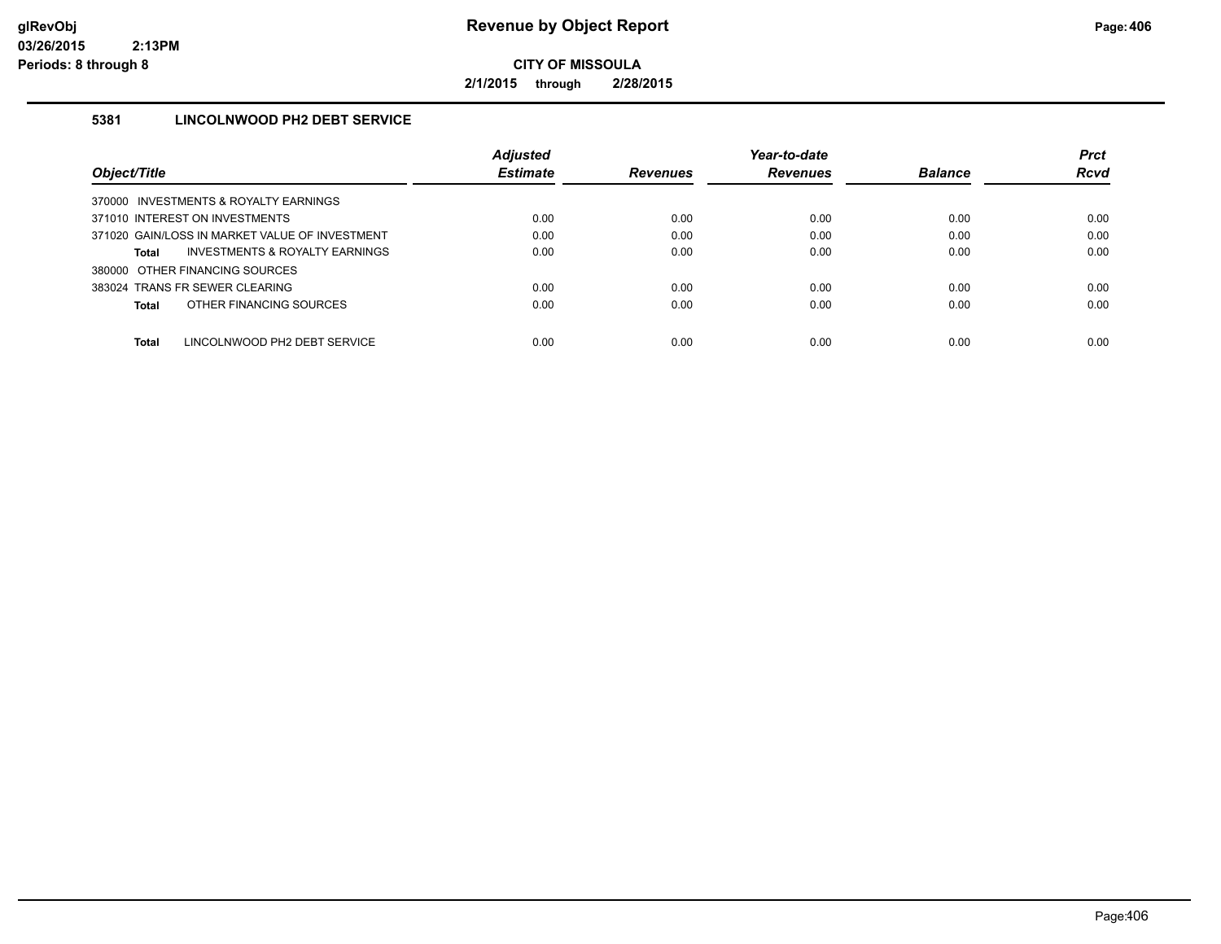# Revenue by Object Report

**CITY OF MISSOULA**

**2/1/2015 through 2/28/2015**

glRevObj
03/26/2015 2:13PM
Periods: 8 through 8

### 5381 LINCOLNWOOD PH2 DEBT SERVICE

| Object/Title | Adjusted Estimate | Revenues | Year-to-date Revenues | Balance | Prct Rcvd |
|---|---|---|---|---|---|
| 370000 INVESTMENTS & ROYALTY EARNINGS | | | | | |
| 371010 INTEREST ON INVESTMENTS | 0.00 | 0.00 | 0.00 | 0.00 | 0.00 |
| 371020 GAIN/LOSS IN MARKET VALUE OF INVESTMENT | 0.00 | 0.00 | 0.00 | 0.00 | 0.00 |
| **Total** INVESTMENTS & ROYALTY EARNINGS | 0.00 | 0.00 | 0.00 | 0.00 | 0.00 |
| 380000 OTHER FINANCING SOURCES | | | | | |
| 383024 TRANS FR SEWER CLEARING | 0.00 | 0.00 | 0.00 | 0.00 | 0.00 |
| **Total** OTHER FINANCING SOURCES | 0.00 | 0.00 | 0.00 | 0.00 | 0.00 |
| **Total** LINCOLNWOOD PH2 DEBT SERVICE | 0.00 | 0.00 | 0.00 | 0.00 | 0.00 |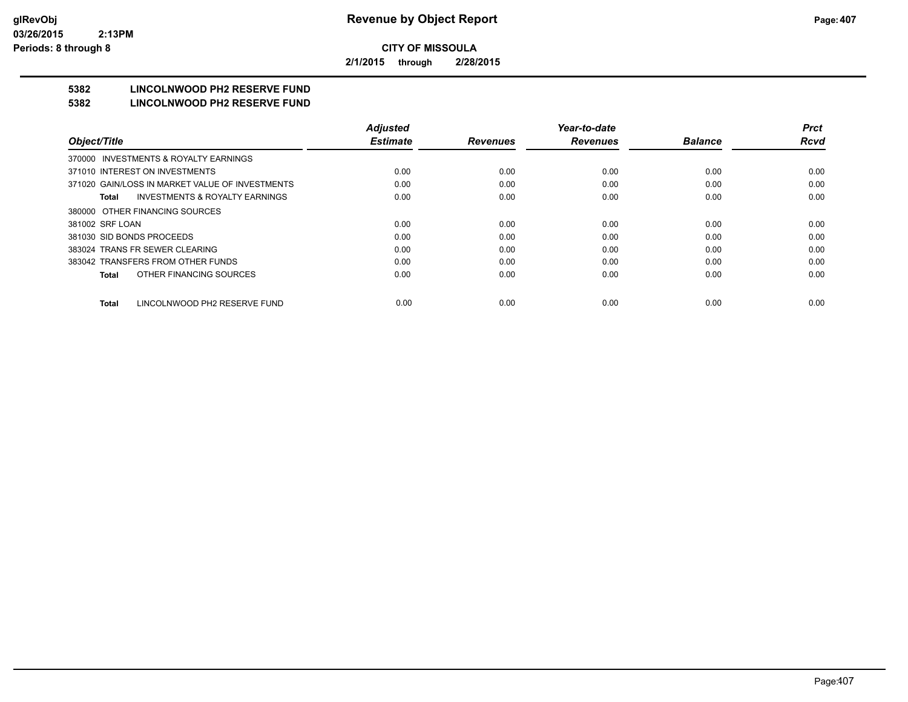**glRevObj**
**03/26/2015 2:13PM**
**Periods: 8 through 8**

# Revenue by Object Report

**CITY OF MISSOULA**

**2/1/2015 through 2/28/2015**

## 5382 LINCOLNWOOD PH2 RESERVE FUND
## 5382 LINCOLNWOOD PH2 RESERVE FUND

| Object/Title | Adjusted Estimate | Revenues | Year-to-date Revenues | Balance | Prct Rcvd |
|---|---|---|---|---|---|
| 370000 INVESTMENTS & ROYALTY EARNINGS | | | | | |
| 371010 INTEREST ON INVESTMENTS | 0.00 | 0.00 | 0.00 | 0.00 | 0.00 |
| 371020 GAIN/LOSS IN MARKET VALUE OF INVESTMENTS | 0.00 | 0.00 | 0.00 | 0.00 | 0.00 |
| **Total** INVESTMENTS & ROYALTY EARNINGS | 0.00 | 0.00 | 0.00 | 0.00 | 0.00 |
| 380000 OTHER FINANCING SOURCES | | | | | |
| 381002 SRF LOAN | 0.00 | 0.00 | 0.00 | 0.00 | 0.00 |
| 381030 SID BONDS PROCEEDS | 0.00 | 0.00 | 0.00 | 0.00 | 0.00 |
| 383024 TRANS FR SEWER CLEARING | 0.00 | 0.00 | 0.00 | 0.00 | 0.00 |
| 383042 TRANSFERS FROM OTHER FUNDS | 0.00 | 0.00 | 0.00 | 0.00 | 0.00 |
| **Total** OTHER FINANCING SOURCES | 0.00 | 0.00 | 0.00 | 0.00 | 0.00 |
| **Total** LINCOLNWOOD PH2 RESERVE FUND | 0.00 | 0.00 | 0.00 | 0.00 | 0.00 |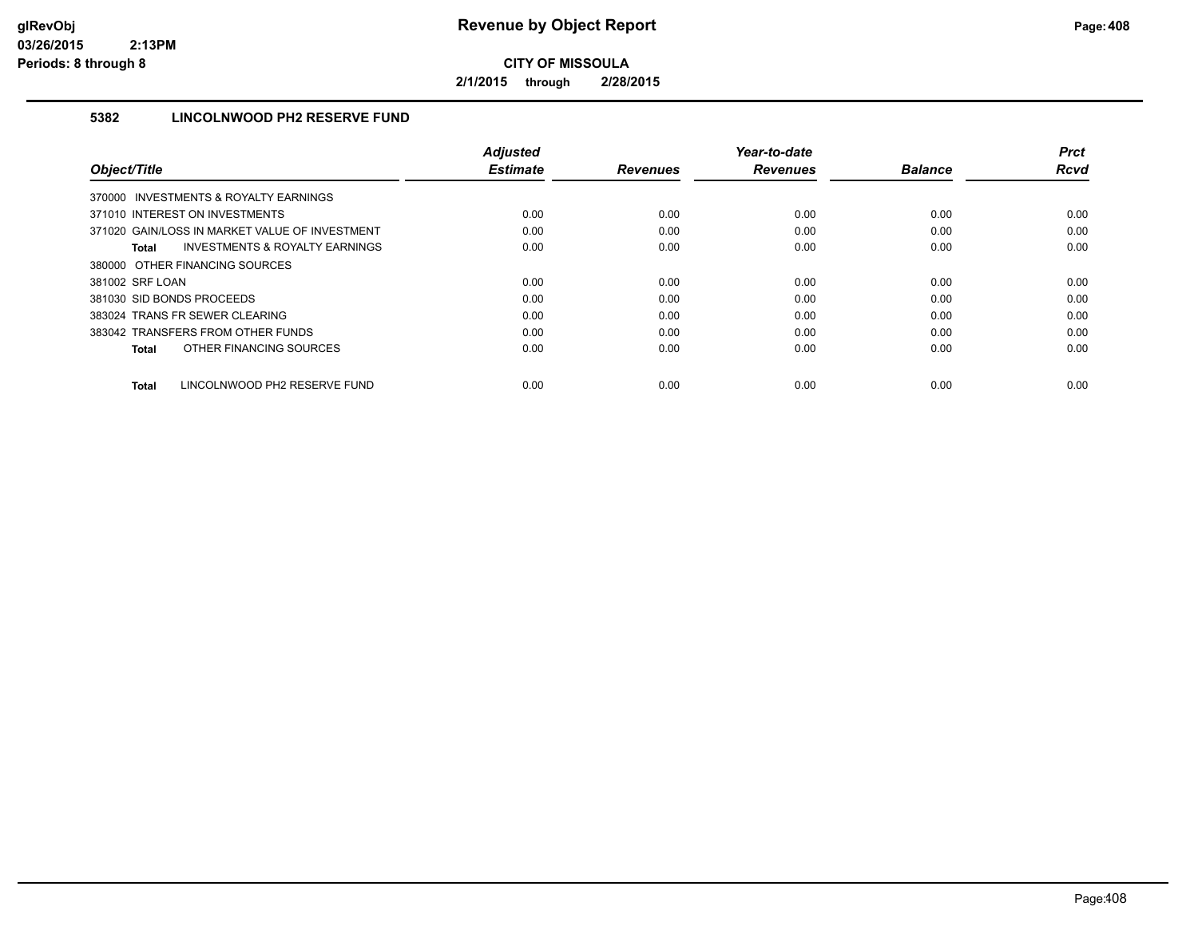# Revenue by Object Report

**CITY OF MISSOULA**

**2/1/2015 through 2/28/2015**

glRevObj
03/26/2015 2:13PM
Periods: 8 through 8

## 5382 LINCOLNWOOD PH2 RESERVE FUND

| Object/Title | Adjusted Estimate | Revenues | Year-to-date Revenues | Balance | Prct Rcvd |
|---|---|---|---|---|---|
| 370000 INVESTMENTS & ROYALTY EARNINGS | | | | | |
| 371010 INTEREST ON INVESTMENTS | 0.00 | 0.00 | 0.00 | 0.00 | 0.00 |
| 371020 GAIN/LOSS IN MARKET VALUE OF INVESTMENT | 0.00 | 0.00 | 0.00 | 0.00 | 0.00 |
| **Total** INVESTMENTS & ROYALTY EARNINGS | 0.00 | 0.00 | 0.00 | 0.00 | 0.00 |
| 380000 OTHER FINANCING SOURCES | | | | | |
| 381002 SRF LOAN | 0.00 | 0.00 | 0.00 | 0.00 | 0.00 |
| 381030 SID BONDS PROCEEDS | 0.00 | 0.00 | 0.00 | 0.00 | 0.00 |
| 383024 TRANS FR SEWER CLEARING | 0.00 | 0.00 | 0.00 | 0.00 | 0.00 |
| 383042 TRANSFERS FROM OTHER FUNDS | 0.00 | 0.00 | 0.00 | 0.00 | 0.00 |
| **Total** OTHER FINANCING SOURCES | 0.00 | 0.00 | 0.00 | 0.00 | 0.00 |
| **Total** LINCOLNWOOD PH2 RESERVE FUND | 0.00 | 0.00 | 0.00 | 0.00 | 0.00 |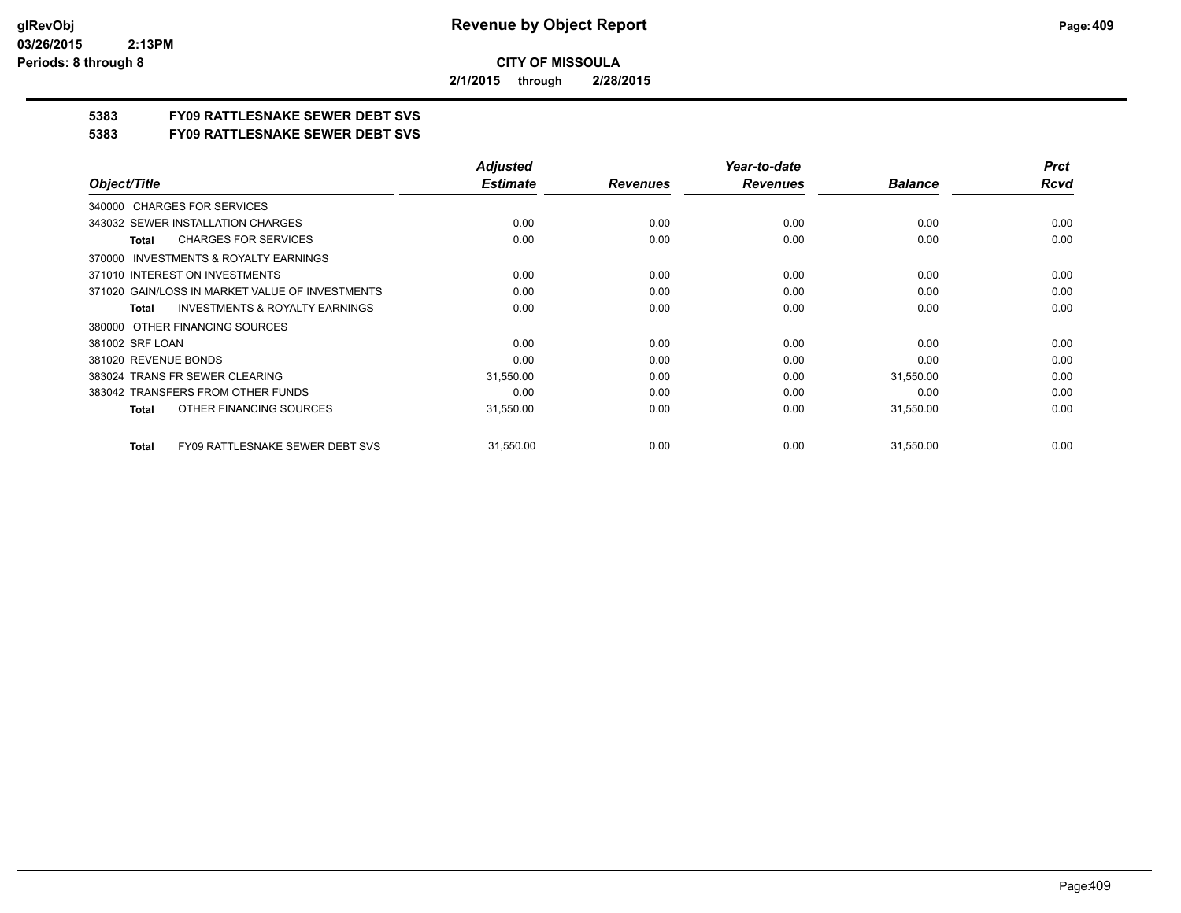**CITY OF MISSOULA**

**2/1/2015 through 2/28/2015**

## 5383 FY09 RATTLESNAKE SEWER DEBT SVS

## 5383 FY09 RATTLESNAKE SEWER DEBT SVS

| Object/Title | Adjusted Estimate | Revenues | Year-to-date Revenues | Balance | Prct Rcvd |
|---|---|---|---|---|---|
| 340000 CHARGES FOR SERVICES | | | | | |
| 343032 SEWER INSTALLATION CHARGES | 0.00 | 0.00 | 0.00 | 0.00 | 0.00 |
| **Total** CHARGES FOR SERVICES | 0.00 | 0.00 | 0.00 | 0.00 | 0.00 |
| 370000 INVESTMENTS & ROYALTY EARNINGS | | | | | |
| 371010 INTEREST ON INVESTMENTS | 0.00 | 0.00 | 0.00 | 0.00 | 0.00 |
| 371020 GAIN/LOSS IN MARKET VALUE OF INVESTMENTS | 0.00 | 0.00 | 0.00 | 0.00 | 0.00 |
| **Total** INVESTMENTS & ROYALTY EARNINGS | 0.00 | 0.00 | 0.00 | 0.00 | 0.00 |
| 380000 OTHER FINANCING SOURCES | | | | | |
| 381002 SRF LOAN | 0.00 | 0.00 | 0.00 | 0.00 | 0.00 |
| 381020 REVENUE BONDS | 0.00 | 0.00 | 0.00 | 0.00 | 0.00 |
| 383024 TRANS FR SEWER CLEARING | 31,550.00 | 0.00 | 0.00 | 31,550.00 | 0.00 |
| 383042 TRANSFERS FROM OTHER FUNDS | 0.00 | 0.00 | 0.00 | 0.00 | 0.00 |
| **Total** OTHER FINANCING SOURCES | 31,550.00 | 0.00 | 0.00 | 31,550.00 | 0.00 |
| **Total** FY09 RATTLESNAKE SEWER DEBT SVS | 31,550.00 | 0.00 | 0.00 | 31,550.00 | 0.00 |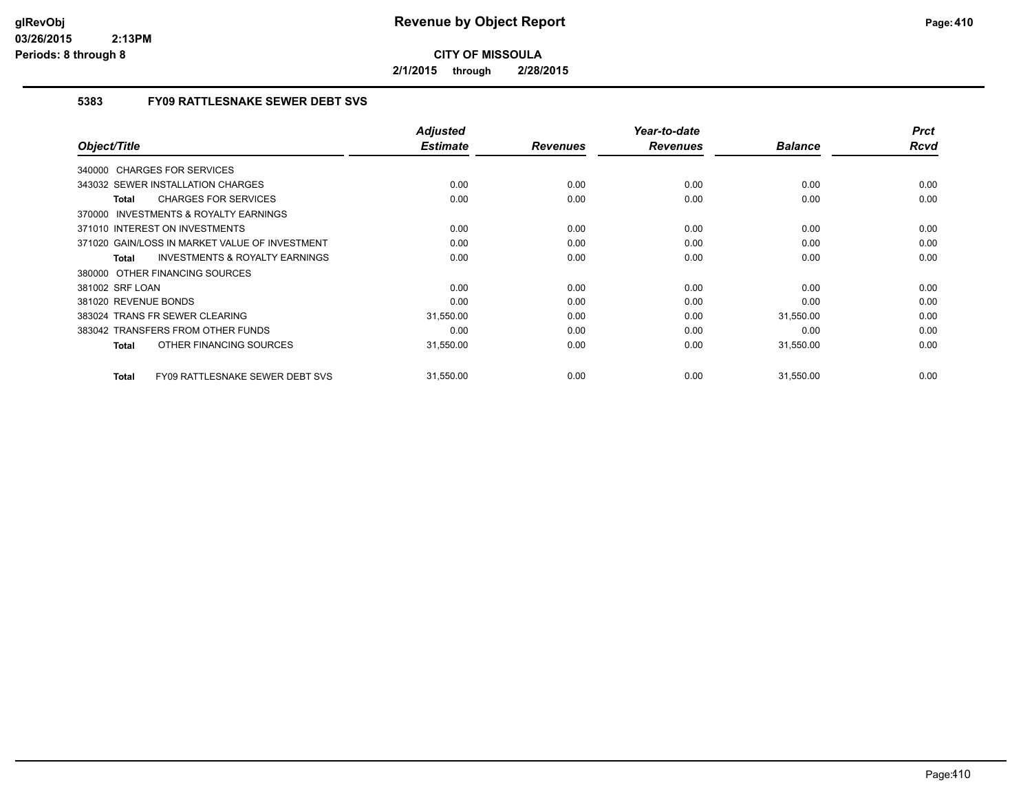# Revenue by Object Report

**CITY OF MISSOULA**

**2/1/2015 through 2/28/2015**

glRevObj
03/26/2015 2:13PM
Periods: 8 through 8

### 5383 FY09 RATTLESNAKE SEWER DEBT SVS

| Object/Title | Adjusted Estimate | Revenues | Year-to-date Revenues | Balance | Prct Rcvd |
|---|---|---|---|---|---|
| 340000 CHARGES FOR SERVICES | | | | | |
| 343032 SEWER INSTALLATION CHARGES | 0.00 | 0.00 | 0.00 | 0.00 | 0.00 |
| **Total** CHARGES FOR SERVICES | 0.00 | 0.00 | 0.00 | 0.00 | 0.00 |
| 370000 INVESTMENTS & ROYALTY EARNINGS | | | | | |
| 371010 INTEREST ON INVESTMENTS | 0.00 | 0.00 | 0.00 | 0.00 | 0.00 |
| 371020 GAIN/LOSS IN MARKET VALUE OF INVESTMENT | 0.00 | 0.00 | 0.00 | 0.00 | 0.00 |
| **Total** INVESTMENTS & ROYALTY EARNINGS | 0.00 | 0.00 | 0.00 | 0.00 | 0.00 |
| 380000 OTHER FINANCING SOURCES | | | | | |
| 381002 SRF LOAN | 0.00 | 0.00 | 0.00 | 0.00 | 0.00 |
| 381020 REVENUE BONDS | 0.00 | 0.00 | 0.00 | 0.00 | 0.00 |
| 383024 TRANS FR SEWER CLEARING | 31,550.00 | 0.00 | 0.00 | 31,550.00 | 0.00 |
| 383042 TRANSFERS FROM OTHER FUNDS | 0.00 | 0.00 | 0.00 | 0.00 | 0.00 |
| **Total** OTHER FINANCING SOURCES | 31,550.00 | 0.00 | 0.00 | 31,550.00 | 0.00 |
| **Total** FY09 RATTLESNAKE SEWER DEBT SVS | 31,550.00 | 0.00 | 0.00 | 31,550.00 | 0.00 |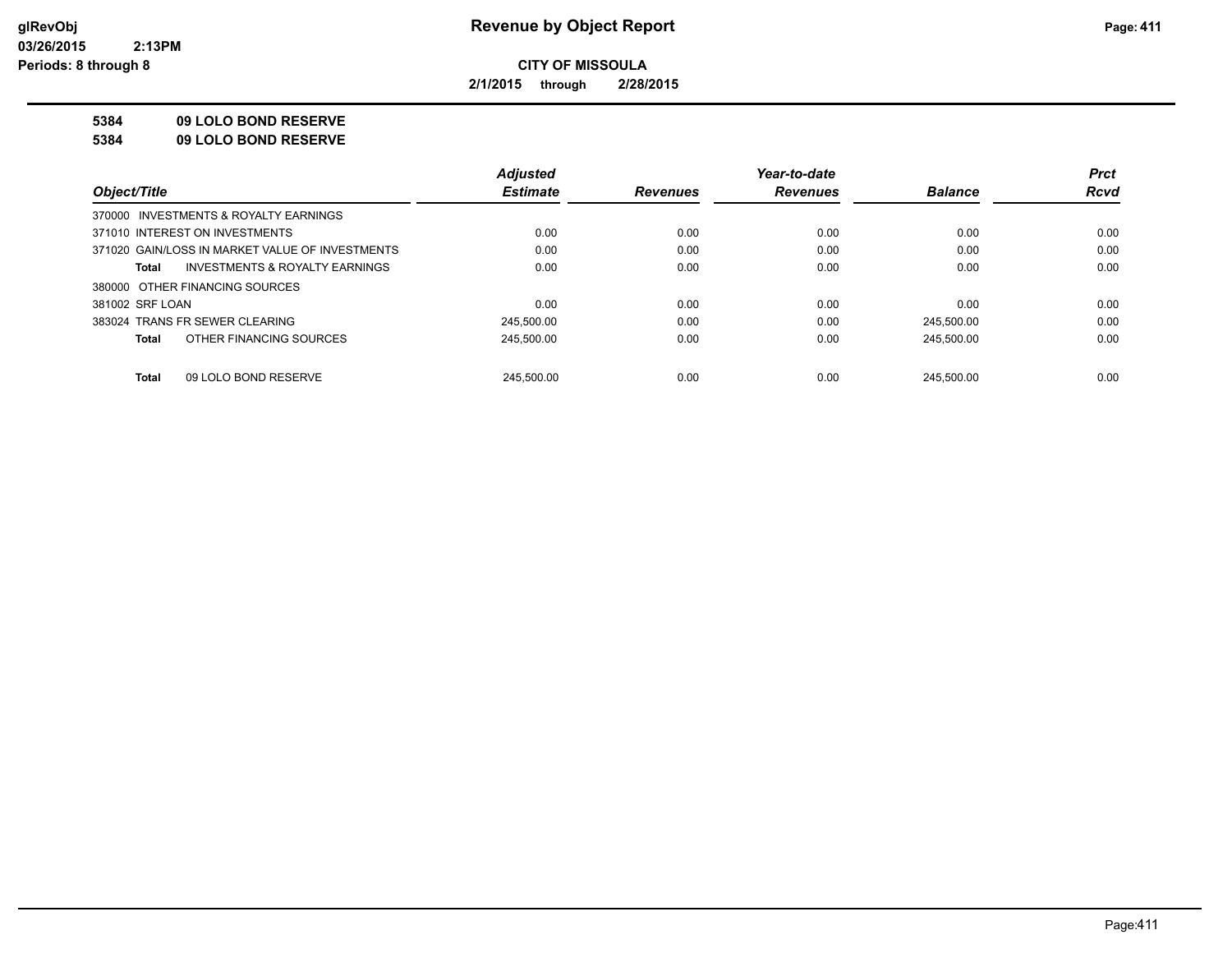# Revenue by Object Report

**CITY OF MISSOULA**

**2/1/2015 through 2/28/2015**

glRevObj
03/26/2015 2:13PM
Periods: 8 through 8

**5384 09 LOLO BOND RESERVE**

**5384 09 LOLO BOND RESERVE**

| Object/Title | Adjusted Estimate | Revenues | Year-to-date Revenues | Balance | Prct Rcvd |
|---|---|---|---|---|---|
| 370000 INVESTMENTS & ROYALTY EARNINGS | | | | | |
| 371010 INTEREST ON INVESTMENTS | 0.00 | 0.00 | 0.00 | 0.00 | 0.00 |
| 371020 GAIN/LOSS IN MARKET VALUE OF INVESTMENTS | 0.00 | 0.00 | 0.00 | 0.00 | 0.00 |
| **Total** INVESTMENTS & ROYALTY EARNINGS | 0.00 | 0.00 | 0.00 | 0.00 | 0.00 |
| 380000 OTHER FINANCING SOURCES | | | | | |
| 381002 SRF LOAN | 0.00 | 0.00 | 0.00 | 0.00 | 0.00 |
| 383024 TRANS FR SEWER CLEARING | 245,500.00 | 0.00 | 0.00 | 245,500.00 | 0.00 |
| **Total** OTHER FINANCING SOURCES | 245,500.00 | 0.00 | 0.00 | 245,500.00 | 0.00 |
| **Total** 09 LOLO BOND RESERVE | 245,500.00 | 0.00 | 0.00 | 245,500.00 | 0.00 |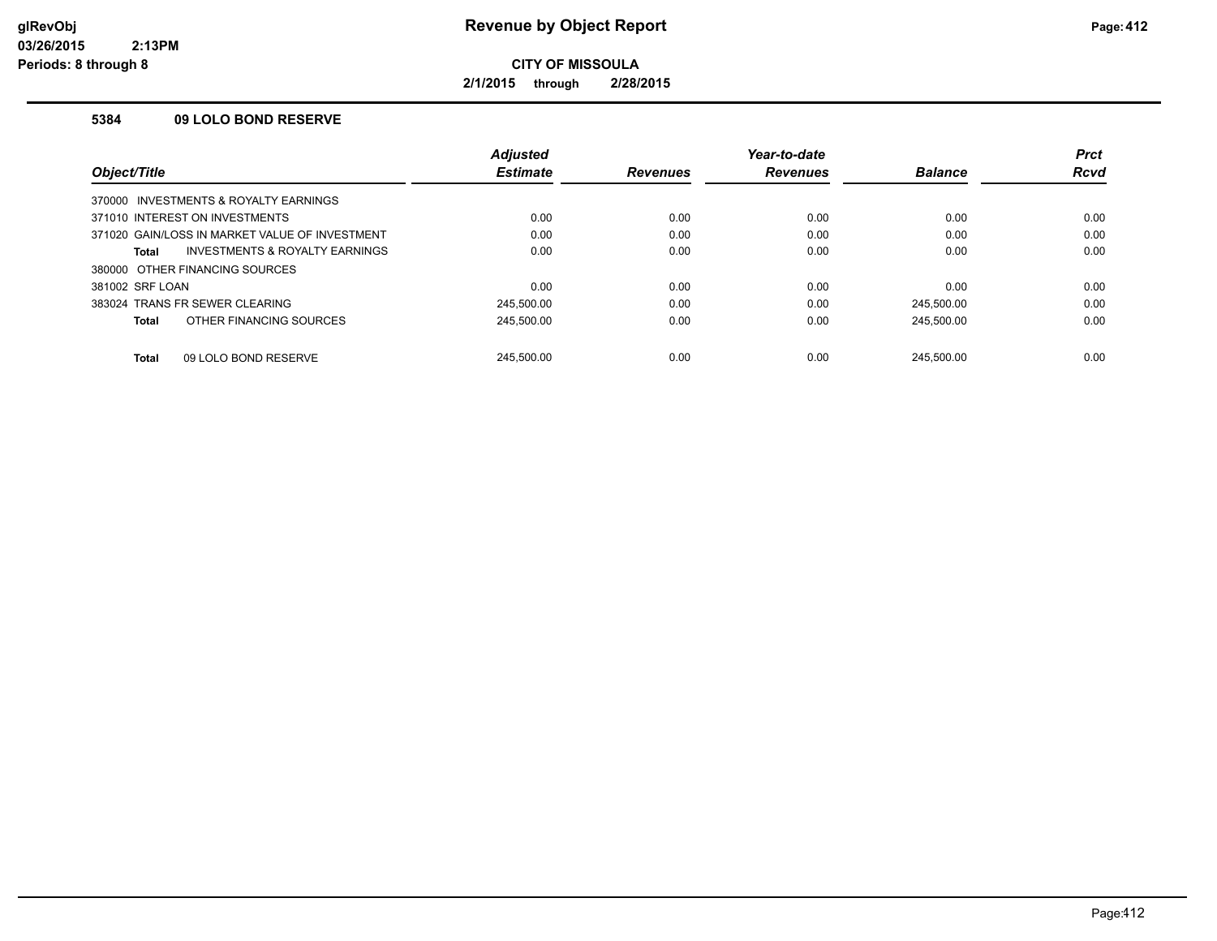# Revenue by Object Report

**CITY OF MISSOULA**

**2/1/2015 through 2/28/2015**

### 5384 09 LOLO BOND RESERVE

| Object/Title | Adjusted Estimate | Revenues | Year-to-date Revenues | Balance | Prct Rcvd |
|---|---|---|---|---|---|
| 370000 INVESTMENTS & ROYALTY EARNINGS | | | | | |
| 371010 INTEREST ON INVESTMENTS | 0.00 | 0.00 | 0.00 | 0.00 | 0.00 |
| 371020 GAIN/LOSS IN MARKET VALUE OF INVESTMENT | 0.00 | 0.00 | 0.00 | 0.00 | 0.00 |
| **Total** INVESTMENTS & ROYALTY EARNINGS | 0.00 | 0.00 | 0.00 | 0.00 | 0.00 |
| 380000 OTHER FINANCING SOURCES | | | | | |
| 381002 SRF LOAN | 0.00 | 0.00 | 0.00 | 0.00 | 0.00 |
| 383024 TRANS FR SEWER CLEARING | 245,500.00 | 0.00 | 0.00 | 245,500.00 | 0.00 |
| **Total** OTHER FINANCING SOURCES | 245,500.00 | 0.00 | 0.00 | 245,500.00 | 0.00 |
| **Total** 09 LOLO BOND RESERVE | 245,500.00 | 0.00 | 0.00 | 245,500.00 | 0.00 |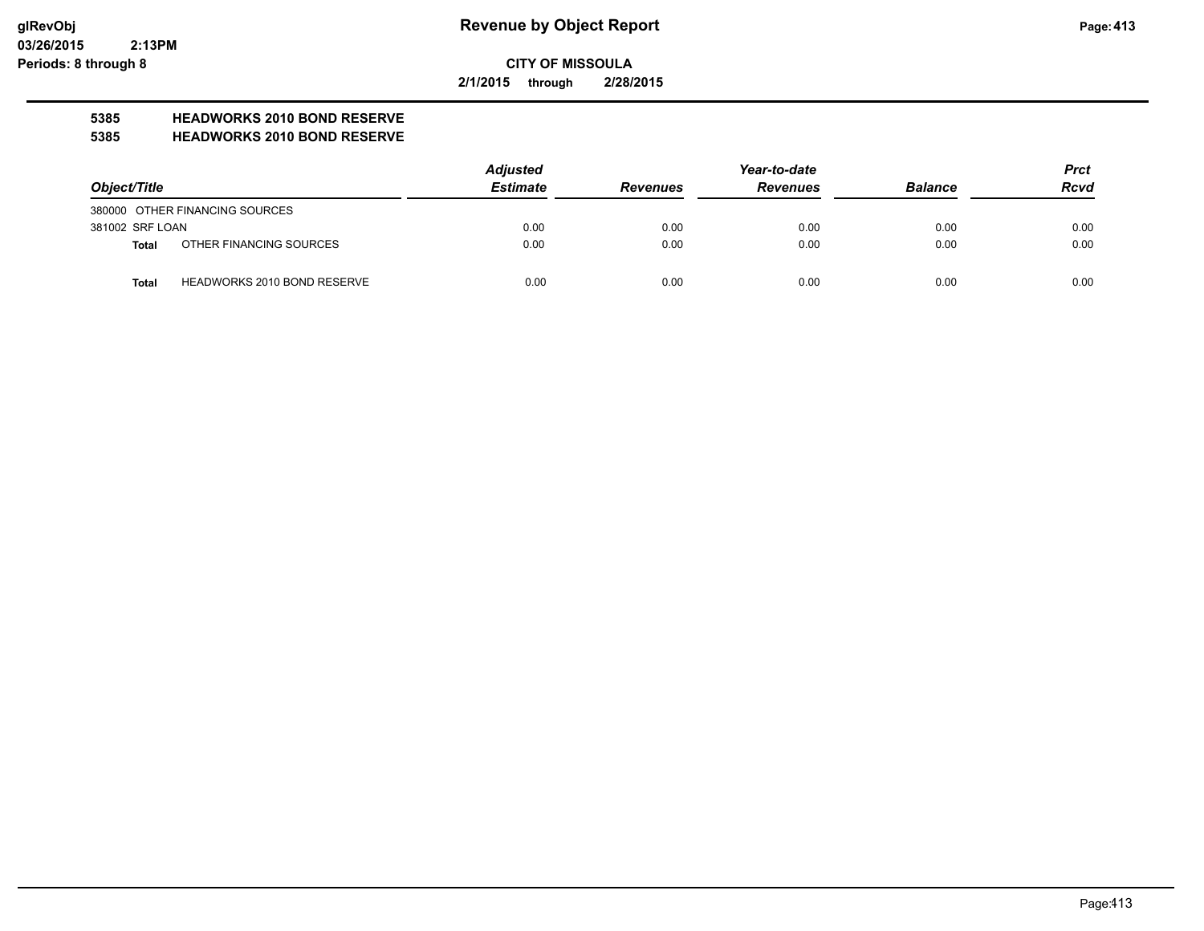# Revenue by Object Report

**CITY OF MISSOULA**

**2/1/2015 through 2/28/2015**

glRevObj
03/26/2015 2:13PM
Periods: 8 through 8

**5385 HEADWORKS 2010 BOND RESERVE**
**5385 HEADWORKS 2010 BOND RESERVE**

| Object/Title | Adjusted Estimate | Revenues | Year-to-date Revenues | Balance | Prct Rcvd |
|---|---|---|---|---|---|
| 380000 OTHER FINANCING SOURCES | | | | | |
| 381002 SRF LOAN | 0.00 | 0.00 | 0.00 | 0.00 | 0.00 |
| **Total** OTHER FINANCING SOURCES | 0.00 | 0.00 | 0.00 | 0.00 | 0.00 |
| **Total** HEADWORKS 2010 BOND RESERVE | 0.00 | 0.00 | 0.00 | 0.00 | 0.00 |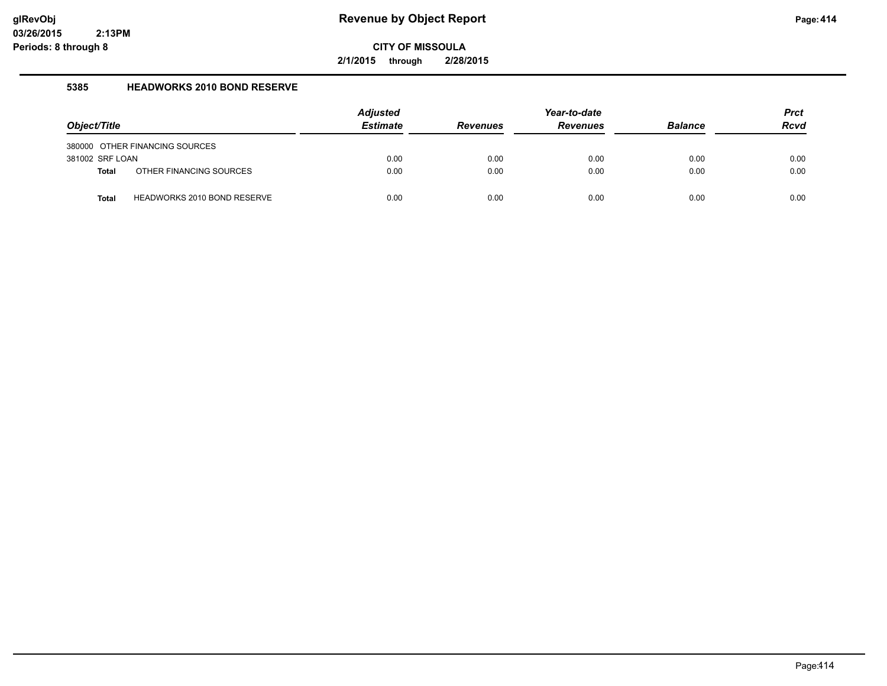# Revenue by Object Report

**CITY OF MISSOULA**

**2/1/2015 through 2/28/2015**

glRevObj
03/26/2015 2:13PM
Periods: 8 through 8

## 5385 HEADWORKS 2010 BOND RESERVE

| Object/Title | | Adjusted Estimate | Revenues | Year-to-date Revenues | Balance | Prct Rcvd |
|---|---|---|---|---|---|---|
| 380000 OTHER FINANCING SOURCES | | | | | | |
| 381002 SRF LOAN | | 0.00 | 0.00 | 0.00 | 0.00 | 0.00 |
| **Total** | OTHER FINANCING SOURCES | 0.00 | 0.00 | 0.00 | 0.00 | 0.00 |
| **Total** | HEADWORKS 2010 BOND RESERVE | 0.00 | 0.00 | 0.00 | 0.00 | 0.00 |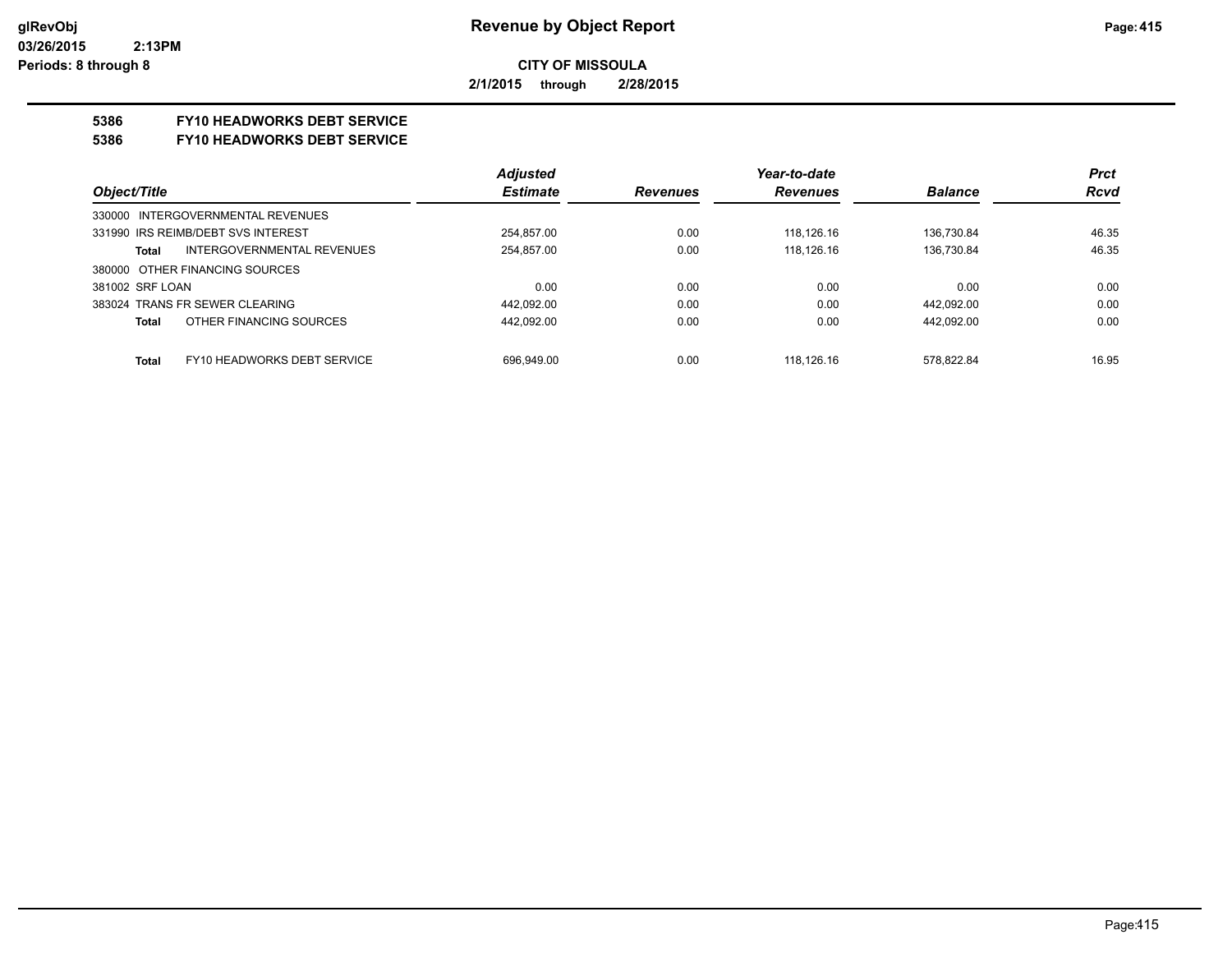# Revenue by Object Report

**CITY OF MISSOULA**

**2/1/2015 through 2/28/2015**

glRevObj
03/26/2015 2:13PM
Periods: 8 through 8

## 5386 FY10 HEADWORKS DEBT SERVICE
## 5386 FY10 HEADWORKS DEBT SERVICE

| Object/Title | Adjusted Estimate | Revenues | Year-to-date Revenues | Balance | Prct Rcvd |
|---|---|---|---|---|---|
| 330000 INTERGOVERNMENTAL REVENUES | | | | | |
| 331990 IRS REIMB/DEBT SVS INTEREST | 254,857.00 | 0.00 | 118,126.16 | 136,730.84 | 46.35 |
| **Total** INTERGOVERNMENTAL REVENUES | 254,857.00 | 0.00 | 118,126.16 | 136,730.84 | 46.35 |
| 380000 OTHER FINANCING SOURCES | | | | | |
| 381002 SRF LOAN | 0.00 | 0.00 | 0.00 | 0.00 | 0.00 |
| 383024 TRANS FR SEWER CLEARING | 442,092.00 | 0.00 | 0.00 | 442,092.00 | 0.00 |
| **Total** OTHER FINANCING SOURCES | 442,092.00 | 0.00 | 0.00 | 442,092.00 | 0.00 |
| **Total** FY10 HEADWORKS DEBT SERVICE | 696,949.00 | 0.00 | 118,126.16 | 578,822.84 | 16.95 |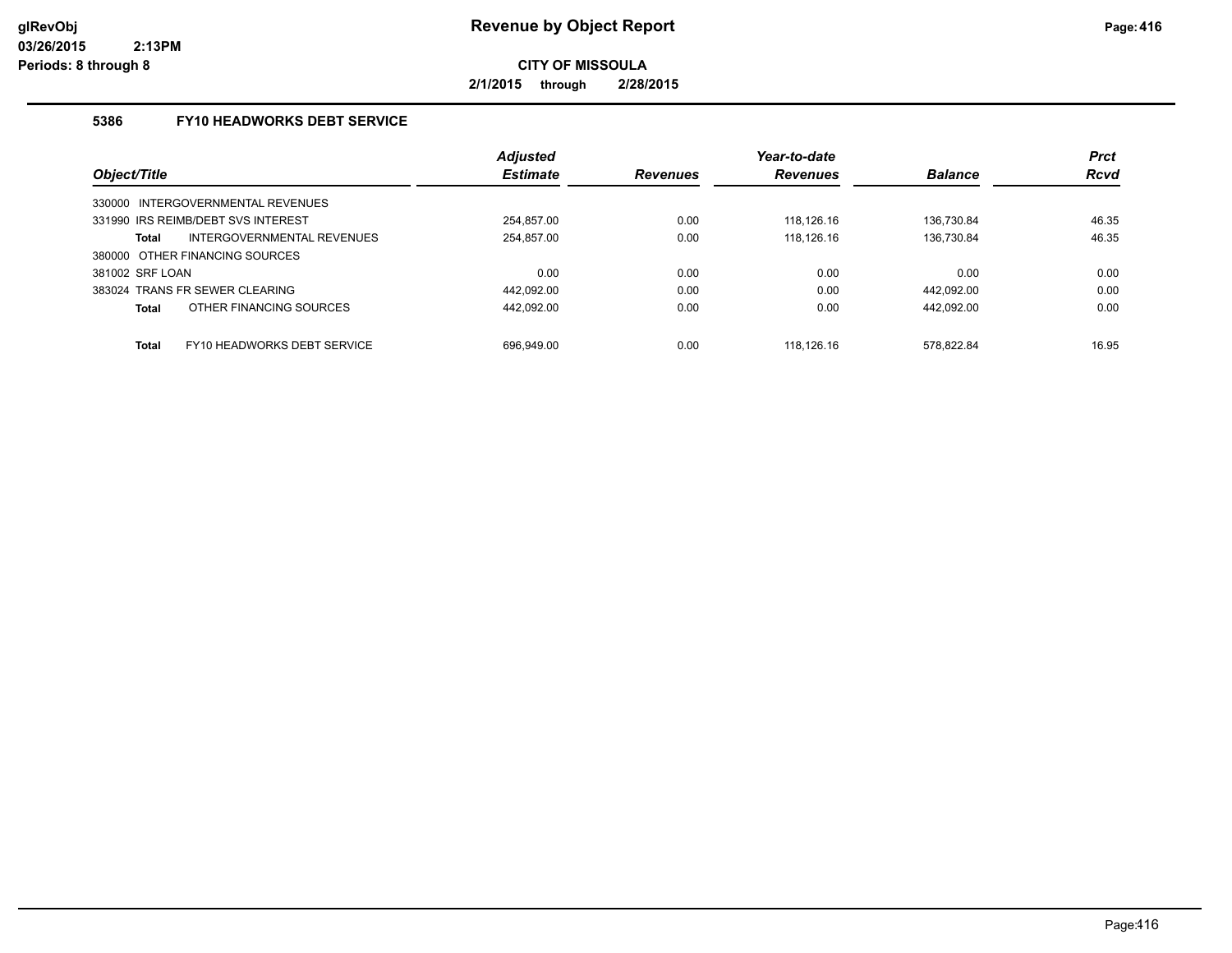**Revenue by Object Report**

**CITY OF MISSOULA**

**2/1/2015 through 2/28/2015**

glRevObj
03/26/2015 2:13PM
Periods: 8 through 8

## 5386 FY10 HEADWORKS DEBT SERVICE

| Object/Title | Adjusted Estimate | Revenues | Year-to-date Revenues | Balance | Prct Rcvd |
|---|---|---|---|---|---|
| 330000 INTERGOVERNMENTAL REVENUES | | | | | |
| 331990 IRS REIMB/DEBT SVS INTEREST | 254,857.00 | 0.00 | 118,126.16 | 136,730.84 | 46.35 |
| **Total** INTERGOVERNMENTAL REVENUES | 254,857.00 | 0.00 | 118,126.16 | 136,730.84 | 46.35 |
| 380000 OTHER FINANCING SOURCES | | | | | |
| 381002 SRF LOAN | 0.00 | 0.00 | 0.00 | 0.00 | 0.00 |
| 383024 TRANS FR SEWER CLEARING | 442,092.00 | 0.00 | 0.00 | 442,092.00 | 0.00 |
| **Total** OTHER FINANCING SOURCES | 442,092.00 | 0.00 | 0.00 | 442,092.00 | 0.00 |
| **Total** FY10 HEADWORKS DEBT SERVICE | 696,949.00 | 0.00 | 118,126.16 | 578,822.84 | 16.95 |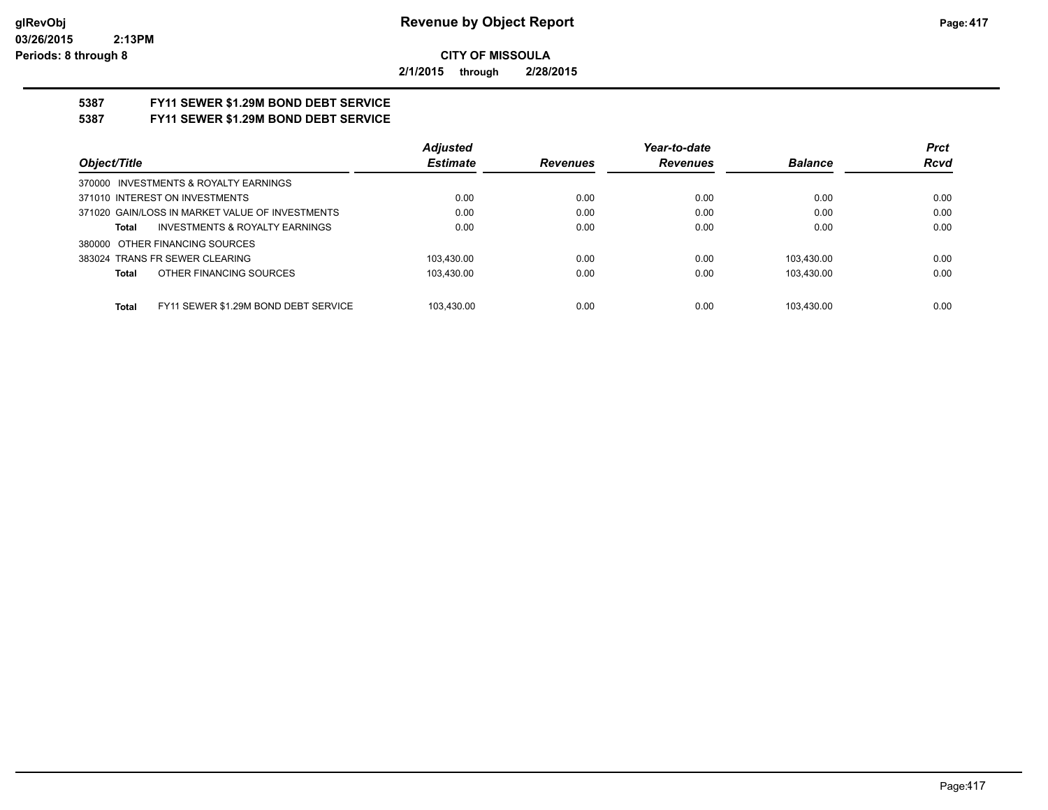**glRevObj**
**03/26/2015 2:13PM**
**Periods: 8 through 8**

# Revenue by Object Report

**CITY OF MISSOULA**

**2/1/2015 through 2/28/2015**

## 5387 FY11 SEWER $1.29M BOND DEBT SERVICE
## 5387 FY11 SEWER $1.29M BOND DEBT SERVICE

| Object/Title | Adjusted Estimate | Revenues | Year-to-date Revenues | Balance | Prct Rcvd |
|---|---|---|---|---|---|
| 370000 INVESTMENTS & ROYALTY EARNINGS | | | | | |
| 371010 INTEREST ON INVESTMENTS | 0.00 | 0.00 | 0.00 | 0.00 | 0.00 |
| 371020 GAIN/LOSS IN MARKET VALUE OF INVESTMENTS | 0.00 | 0.00 | 0.00 | 0.00 | 0.00 |
| **Total** INVESTMENTS & ROYALTY EARNINGS | 0.00 | 0.00 | 0.00 | 0.00 | 0.00 |
| 380000 OTHER FINANCING SOURCES | | | | | |
| 383024 TRANS FR SEWER CLEARING | 103,430.00 | 0.00 | 0.00 | 103,430.00 | 0.00 |
| **Total** OTHER FINANCING SOURCES | 103,430.00 | 0.00 | 0.00 | 103,430.00 | 0.00 |
| **Total** FY11 SEWER $1.29M BOND DEBT SERVICE | 103,430.00 | 0.00 | 0.00 | 103,430.00 | 0.00 |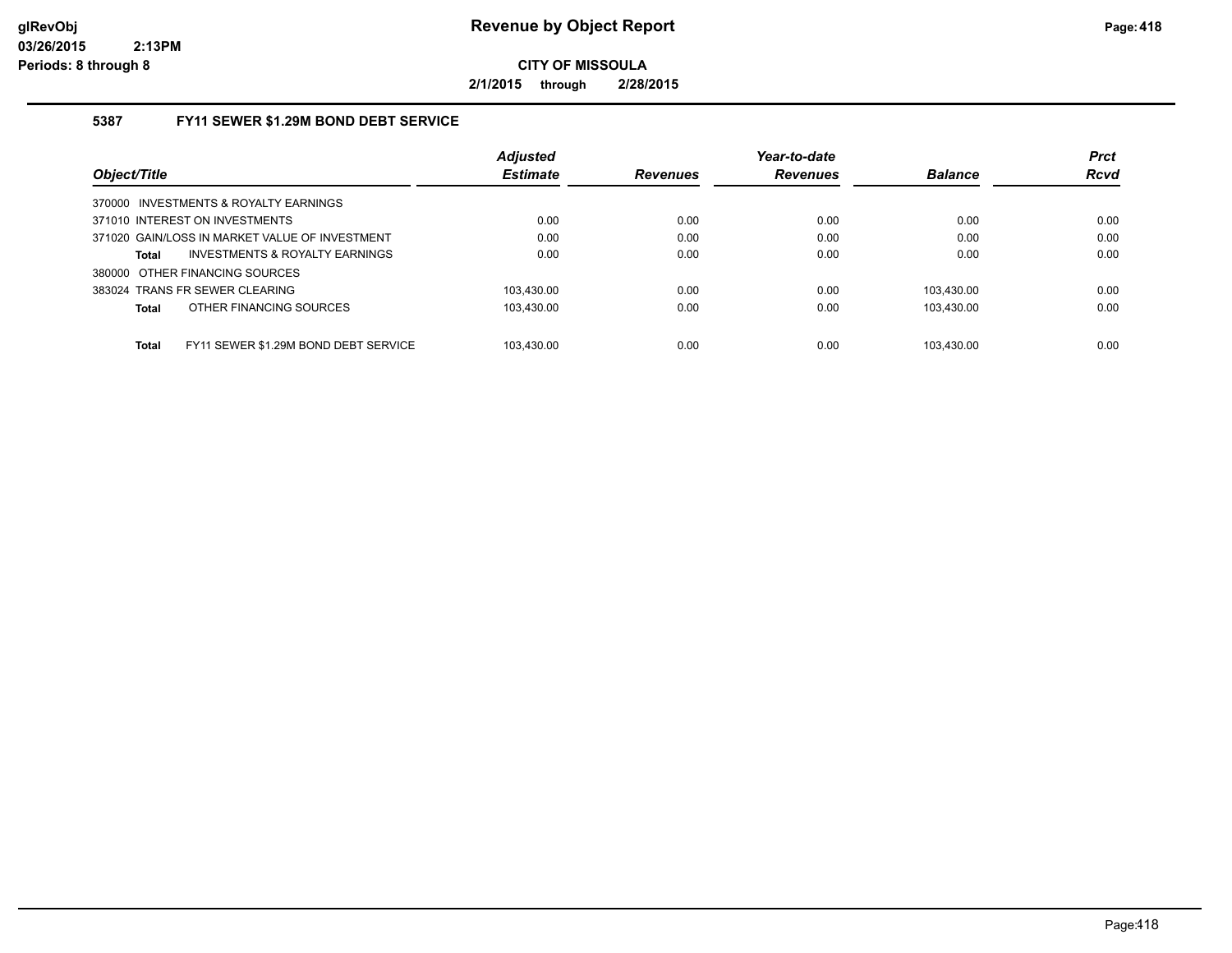**Revenue by Object Report**

**CITY OF MISSOULA**

**2/1/2015 through 2/28/2015**

glRevObj
03/26/2015 2:13PM
Periods: 8 through 8

### 5387 FY11 SEWER $1.29M BOND DEBT SERVICE

| Object/Title | Adjusted Estimate | Revenues | Year-to-date Revenues | Balance | Prct Rcvd |
|---|---|---|---|---|---|
| 370000 INVESTMENTS & ROYALTY EARNINGS | | | | | |
| 371010 INTEREST ON INVESTMENTS | 0.00 | 0.00 | 0.00 | 0.00 | 0.00 |
| 371020 GAIN/LOSS IN MARKET VALUE OF INVESTMENT | 0.00 | 0.00 | 0.00 | 0.00 | 0.00 |
| **Total** INVESTMENTS & ROYALTY EARNINGS | 0.00 | 0.00 | 0.00 | 0.00 | 0.00 |
| 380000 OTHER FINANCING SOURCES | | | | | |
| 383024 TRANS FR SEWER CLEARING | 103,430.00 | 0.00 | 0.00 | 103,430.00 | 0.00 |
| **Total** OTHER FINANCING SOURCES | 103,430.00 | 0.00 | 0.00 | 103,430.00 | 0.00 |
| **Total** FY11 SEWER $1.29M BOND DEBT SERVICE | 103,430.00 | 0.00 | 0.00 | 103,430.00 | 0.00 |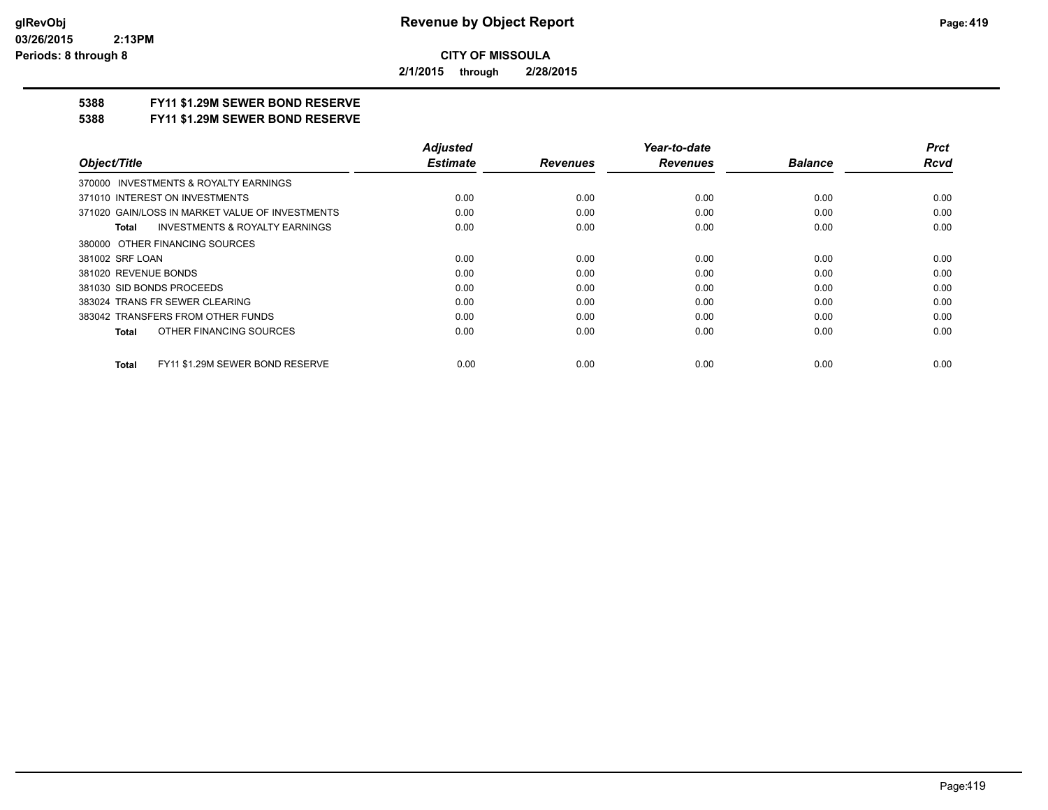**CITY OF MISSOULA**

**2/1/2015 through 2/28/2015**

## 5388 FY11 $1.29M SEWER BOND RESERVE

## 5388 FY11 $1.29M SEWER BOND RESERVE

| Object/Title | Adjusted Estimate | Revenues | Year-to-date Revenues | Balance | Prct Rcvd |
|---|---|---|---|---|---|
| 370000 INVESTMENTS & ROYALTY EARNINGS | | | | | |
| 371010 INTEREST ON INVESTMENTS | 0.00 | 0.00 | 0.00 | 0.00 | 0.00 |
| 371020 GAIN/LOSS IN MARKET VALUE OF INVESTMENTS | 0.00 | 0.00 | 0.00 | 0.00 | 0.00 |
| **Total** INVESTMENTS & ROYALTY EARNINGS | 0.00 | 0.00 | 0.00 | 0.00 | 0.00 |
| 380000 OTHER FINANCING SOURCES | | | | | |
| 381002 SRF LOAN | 0.00 | 0.00 | 0.00 | 0.00 | 0.00 |
| 381020 REVENUE BONDS | 0.00 | 0.00 | 0.00 | 0.00 | 0.00 |
| 381030 SID BONDS PROCEEDS | 0.00 | 0.00 | 0.00 | 0.00 | 0.00 |
| 383024 TRANS FR SEWER CLEARING | 0.00 | 0.00 | 0.00 | 0.00 | 0.00 |
| 383042 TRANSFERS FROM OTHER FUNDS | 0.00 | 0.00 | 0.00 | 0.00 | 0.00 |
| **Total** OTHER FINANCING SOURCES | 0.00 | 0.00 | 0.00 | 0.00 | 0.00 |
| **Total** FY11 $1.29M SEWER BOND RESERVE | 0.00 | 0.00 | 0.00 | 0.00 | 0.00 |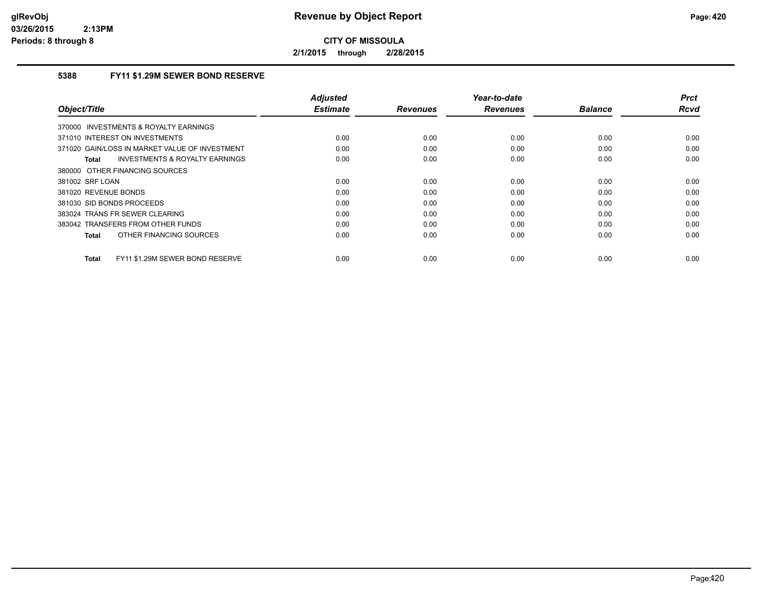**Revenue by Object Report**

**CITY OF MISSOULA**

**2/1/2015 through 2/28/2015**

glRevObj
03/26/2015 2:13PM
Periods: 8 through 8

## 5388 FY11 $1.29M SEWER BOND RESERVE

| Object/Title | Adjusted Estimate | Revenues | Year-to-date Revenues | Balance | Prct Rcvd |
|---|---|---|---|---|---|
| 370000 INVESTMENTS & ROYALTY EARNINGS | | | | | |
| 371010 INTEREST ON INVESTMENTS | 0.00 | 0.00 | 0.00 | 0.00 | 0.00 |
| 371020 GAIN/LOSS IN MARKET VALUE OF INVESTMENT | 0.00 | 0.00 | 0.00 | 0.00 | 0.00 |
| **Total** INVESTMENTS & ROYALTY EARNINGS | 0.00 | 0.00 | 0.00 | 0.00 | 0.00 |
| 380000 OTHER FINANCING SOURCES | | | | | |
| 381002 SRF LOAN | 0.00 | 0.00 | 0.00 | 0.00 | 0.00 |
| 381020 REVENUE BONDS | 0.00 | 0.00 | 0.00 | 0.00 | 0.00 |
| 381030 SID BONDS PROCEEDS | 0.00 | 0.00 | 0.00 | 0.00 | 0.00 |
| 383024 TRANS FR SEWER CLEARING | 0.00 | 0.00 | 0.00 | 0.00 | 0.00 |
| 383042 TRANSFERS FROM OTHER FUNDS | 0.00 | 0.00 | 0.00 | 0.00 | 0.00 |
| **Total** OTHER FINANCING SOURCES | 0.00 | 0.00 | 0.00 | 0.00 | 0.00 |
| **Total** FY11 $1.29M SEWER BOND RESERVE | 0.00 | 0.00 | 0.00 | 0.00 | 0.00 |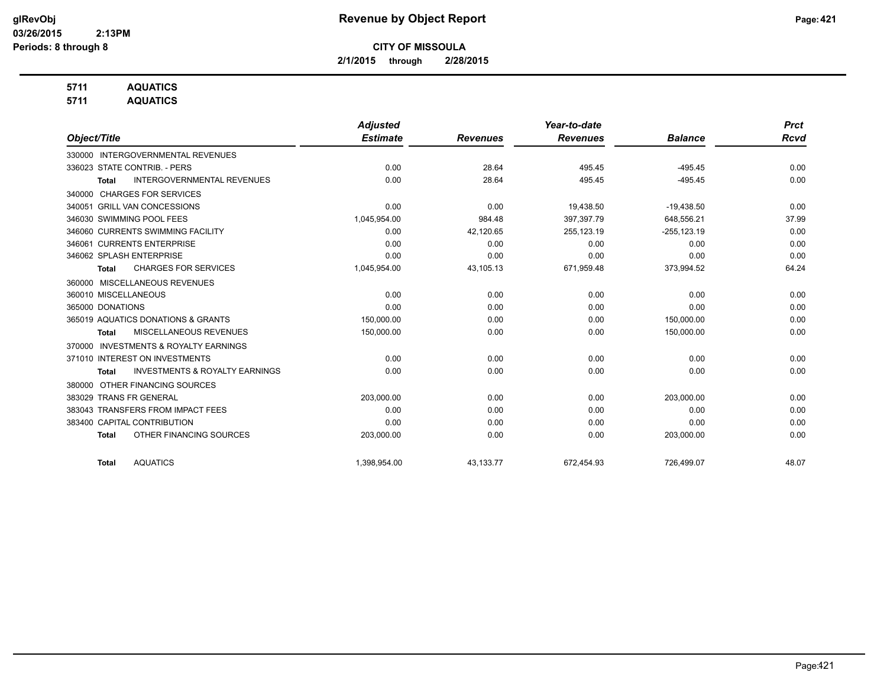# Revenue by Object Report

**CITY OF MISSOULA**

**2/1/2015 through 2/28/2015**

**5711 AQUATICS**
**5711 AQUATICS**

| Object/Title | Adjusted Estimate | Revenues | Year-to-date Revenues | Balance | Prct Rcvd |
|---|---|---|---|---|---|
| 330000 INTERGOVERNMENTAL REVENUES | | | | | |
| 336023 STATE CONTRIB. - PERS | 0.00 | 28.64 | 495.45 | -495.45 | 0.00 |
| **Total** INTERGOVERNMENTAL REVENUES | 0.00 | 28.64 | 495.45 | -495.45 | 0.00 |
| 340000 CHARGES FOR SERVICES | | | | | |
| 340051 GRILL VAN CONCESSIONS | 0.00 | 0.00 | 19,438.50 | -19,438.50 | 0.00 |
| 346030 SWIMMING POOL FEES | 1,045,954.00 | 984.48 | 397,397.79 | 648,556.21 | 37.99 |
| 346060 CURRENTS SWIMMING FACILITY | 0.00 | 42,120.65 | 255,123.19 | -255,123.19 | 0.00 |
| 346061 CURRENTS ENTERPRISE | 0.00 | 0.00 | 0.00 | 0.00 | 0.00 |
| 346062 SPLASH ENTERPRISE | 0.00 | 0.00 | 0.00 | 0.00 | 0.00 |
| **Total** CHARGES FOR SERVICES | 1,045,954.00 | 43,105.13 | 671,959.48 | 373,994.52 | 64.24 |
| 360000 MISCELLANEOUS REVENUES | | | | | |
| 360010 MISCELLANEOUS | 0.00 | 0.00 | 0.00 | 0.00 | 0.00 |
| 365000 DONATIONS | 0.00 | 0.00 | 0.00 | 0.00 | 0.00 |
| 365019 AQUATICS DONATIONS & GRANTS | 150,000.00 | 0.00 | 0.00 | 150,000.00 | 0.00 |
| **Total** MISCELLANEOUS REVENUES | 150,000.00 | 0.00 | 0.00 | 150,000.00 | 0.00 |
| 370000 INVESTMENTS & ROYALTY EARNINGS | | | | | |
| 371010 INTEREST ON INVESTMENTS | 0.00 | 0.00 | 0.00 | 0.00 | 0.00 |
| **Total** INVESTMENTS & ROYALTY EARNINGS | 0.00 | 0.00 | 0.00 | 0.00 | 0.00 |
| 380000 OTHER FINANCING SOURCES | | | | | |
| 383029 TRANS FR GENERAL | 203,000.00 | 0.00 | 0.00 | 203,000.00 | 0.00 |
| 383043 TRANSFERS FROM IMPACT FEES | 0.00 | 0.00 | 0.00 | 0.00 | 0.00 |
| 383400 CAPITAL CONTRIBUTION | 0.00 | 0.00 | 0.00 | 0.00 | 0.00 |
| **Total** OTHER FINANCING SOURCES | 203,000.00 | 0.00 | 0.00 | 203,000.00 | 0.00 |
| **Total** AQUATICS | 1,398,954.00 | 43,133.77 | 672,454.93 | 726,499.07 | 48.07 |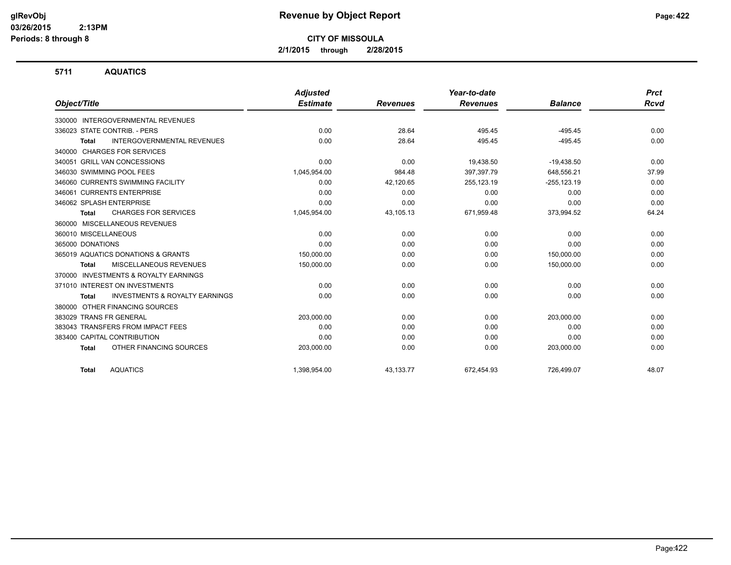# Revenue by Object Report

**CITY OF MISSOULA**

**2/1/2015 through 2/28/2015**

glRevObj
03/26/2015 2:13PM
Periods: 8 through 8

## 5711 AQUATICS

| Object/Title | Adjusted Estimate | Revenues | Year-to-date Revenues | Balance | Prct Rcvd |
|---|---|---|---|---|---|
| 330000 INTERGOVERNMENTAL REVENUES | | | | | |
| 336023 STATE CONTRIB. - PERS | 0.00 | 28.64 | 495.45 | -495.45 | 0.00 |
| **Total** INTERGOVERNMENTAL REVENUES | 0.00 | 28.64 | 495.45 | -495.45 | 0.00 |
| 340000 CHARGES FOR SERVICES | | | | | |
| 340051 GRILL VAN CONCESSIONS | 0.00 | 0.00 | 19,438.50 | -19,438.50 | 0.00 |
| 346030 SWIMMING POOL FEES | 1,045,954.00 | 984.48 | 397,397.79 | 648,556.21 | 37.99 |
| 346060 CURRENTS SWIMMING FACILITY | 0.00 | 42,120.65 | 255,123.19 | -255,123.19 | 0.00 |
| 346061 CURRENTS ENTERPRISE | 0.00 | 0.00 | 0.00 | 0.00 | 0.00 |
| 346062 SPLASH ENTERPRISE | 0.00 | 0.00 | 0.00 | 0.00 | 0.00 |
| **Total** CHARGES FOR SERVICES | 1,045,954.00 | 43,105.13 | 671,959.48 | 373,994.52 | 64.24 |
| 360000 MISCELLANEOUS REVENUES | | | | | |
| 360010 MISCELLANEOUS | 0.00 | 0.00 | 0.00 | 0.00 | 0.00 |
| 365000 DONATIONS | 0.00 | 0.00 | 0.00 | 0.00 | 0.00 |
| 365019 AQUATICS DONATIONS & GRANTS | 150,000.00 | 0.00 | 0.00 | 150,000.00 | 0.00 |
| **Total** MISCELLANEOUS REVENUES | 150,000.00 | 0.00 | 0.00 | 150,000.00 | 0.00 |
| 370000 INVESTMENTS & ROYALTY EARNINGS | | | | | |
| 371010 INTEREST ON INVESTMENTS | 0.00 | 0.00 | 0.00 | 0.00 | 0.00 |
| **Total** INVESTMENTS & ROYALTY EARNINGS | 0.00 | 0.00 | 0.00 | 0.00 | 0.00 |
| 380000 OTHER FINANCING SOURCES | | | | | |
| 383029 TRANS FR GENERAL | 203,000.00 | 0.00 | 0.00 | 203,000.00 | 0.00 |
| 383043 TRANSFERS FROM IMPACT FEES | 0.00 | 0.00 | 0.00 | 0.00 | 0.00 |
| 383400 CAPITAL CONTRIBUTION | 0.00 | 0.00 | 0.00 | 0.00 | 0.00 |
| **Total** OTHER FINANCING SOURCES | 203,000.00 | 0.00 | 0.00 | 203,000.00 | 0.00 |
| **Total** AQUATICS | 1,398,954.00 | 43,133.77 | 672,454.93 | 726,499.07 | 48.07 |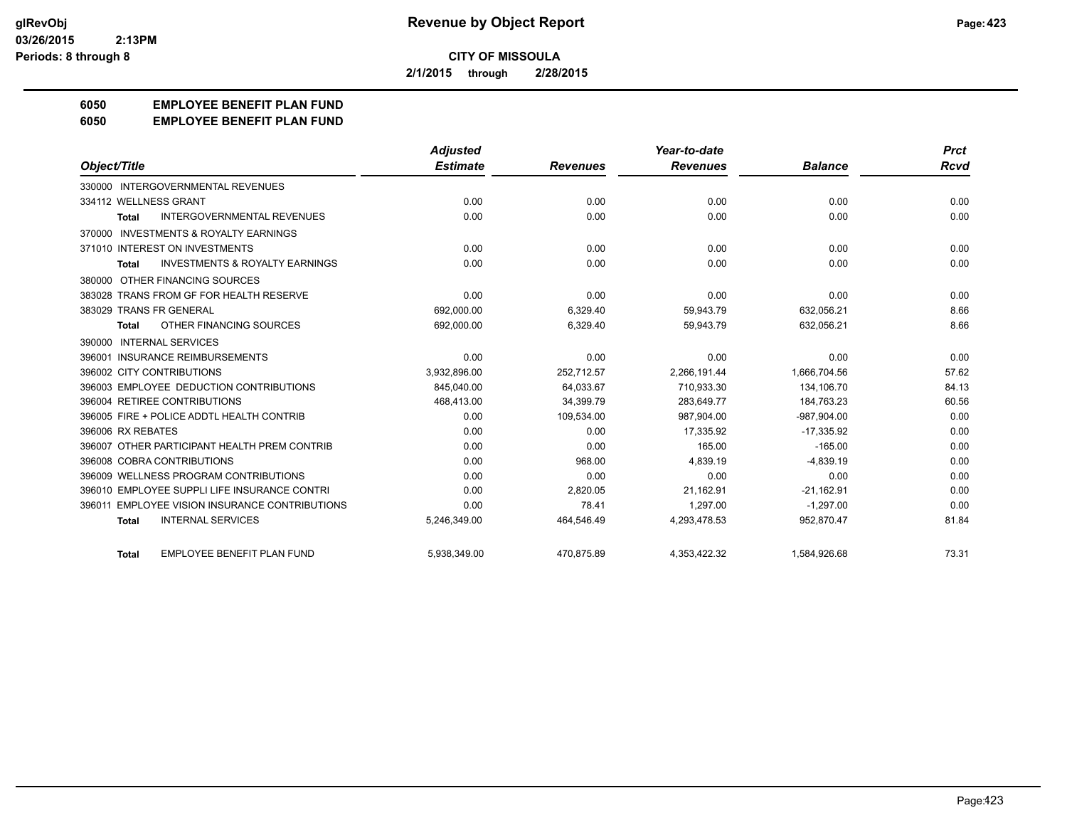# Revenue by Object Report

**CITY OF MISSOULA**

**2/1/2015 through 2/28/2015**

glRevObj
03/26/2015 2:13PM
Periods: 8 through 8

## 6050 EMPLOYEE BENEFIT PLAN FUND
## 6050 EMPLOYEE BENEFIT PLAN FUND

| Object/Title | Adjusted Estimate | Revenues | Year-to-date Revenues | Balance | Prct Rcvd |
|---|---|---|---|---|---|
| 330000 INTERGOVERNMENTAL REVENUES | | | | | |
| 334112 WELLNESS GRANT | 0.00 | 0.00 | 0.00 | 0.00 | 0.00 |
| **Total** INTERGOVERNMENTAL REVENUES | 0.00 | 0.00 | 0.00 | 0.00 | 0.00 |
| 370000 INVESTMENTS & ROYALTY EARNINGS | | | | | |
| 371010 INTEREST ON INVESTMENTS | 0.00 | 0.00 | 0.00 | 0.00 | 0.00 |
| **Total** INVESTMENTS & ROYALTY EARNINGS | 0.00 | 0.00 | 0.00 | 0.00 | 0.00 |
| 380000 OTHER FINANCING SOURCES | | | | | |
| 383028 TRANS FROM GF FOR HEALTH RESERVE | 0.00 | 0.00 | 0.00 | 0.00 | 0.00 |
| 383029 TRANS FR GENERAL | 692,000.00 | 6,329.40 | 59,943.79 | 632,056.21 | 8.66 |
| **Total** OTHER FINANCING SOURCES | 692,000.00 | 6,329.40 | 59,943.79 | 632,056.21 | 8.66 |
| 390000 INTERNAL SERVICES | | | | | |
| 396001 INSURANCE REIMBURSEMENTS | 0.00 | 0.00 | 0.00 | 0.00 | 0.00 |
| 396002 CITY CONTRIBUTIONS | 3,932,896.00 | 252,712.57 | 2,266,191.44 | 1,666,704.56 | 57.62 |
| 396003 EMPLOYEE DEDUCTION CONTRIBUTIONS | 845,040.00 | 64,033.67 | 710,933.30 | 134,106.70 | 84.13 |
| 396004 RETIREE CONTRIBUTIONS | 468,413.00 | 34,399.79 | 283,649.77 | 184,763.23 | 60.56 |
| 396005 FIRE + POLICE ADDTL HEALTH CONTRIB | 0.00 | 109,534.00 | 987,904.00 | -987,904.00 | 0.00 |
| 396006 RX REBATES | 0.00 | 0.00 | 17,335.92 | -17,335.92 | 0.00 |
| 396007 OTHER PARTICIPANT HEALTH PREM CONTRIB | 0.00 | 0.00 | 165.00 | -165.00 | 0.00 |
| 396008 COBRA CONTRIBUTIONS | 0.00 | 968.00 | 4,839.19 | -4,839.19 | 0.00 |
| 396009 WELLNESS PROGRAM CONTRIBUTIONS | 0.00 | 0.00 | 0.00 | 0.00 | 0.00 |
| 396010 EMPLOYEE SUPPLI LIFE INSURANCE CONTRI | 0.00 | 2,820.05 | 21,162.91 | -21,162.91 | 0.00 |
| 396011 EMPLOYEE VISION INSURANCE CONTRIBUTIONS | 0.00 | 78.41 | 1,297.00 | -1,297.00 | 0.00 |
| **Total** INTERNAL SERVICES | 5,246,349.00 | 464,546.49 | 4,293,478.53 | 952,870.47 | 81.84 |
| **Total** EMPLOYEE BENEFIT PLAN FUND | 5,938,349.00 | 470,875.89 | 4,353,422.32 | 1,584,926.68 | 73.31 |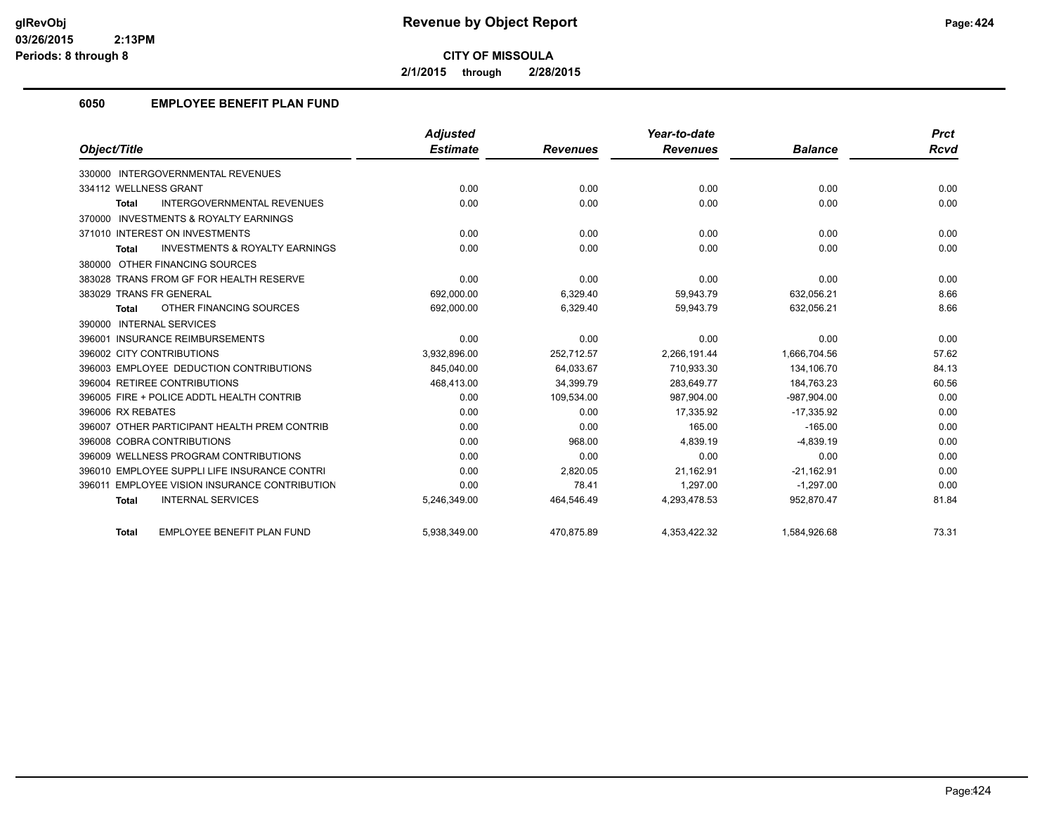# Revenue by Object Report

**CITY OF MISSOULA**

**2/1/2015 through 2/28/2015**

glRevObj
03/26/2015 2:13PM
Periods: 8 through 8

## 6050 EMPLOYEE BENEFIT PLAN FUND

| Object/Title | Adjusted Estimate | Revenues | Year-to-date Revenues | Balance | Prct Rcvd |
|---|---|---|---|---|---|
| 330000 INTERGOVERNMENTAL REVENUES | | | | | |
| 334112 WELLNESS GRANT | 0.00 | 0.00 | 0.00 | 0.00 | 0.00 |
| **Total** INTERGOVERNMENTAL REVENUES | 0.00 | 0.00 | 0.00 | 0.00 | 0.00 |
| 370000 INVESTMENTS & ROYALTY EARNINGS | | | | | |
| 371010 INTEREST ON INVESTMENTS | 0.00 | 0.00 | 0.00 | 0.00 | 0.00 |
| **Total** INVESTMENTS & ROYALTY EARNINGS | 0.00 | 0.00 | 0.00 | 0.00 | 0.00 |
| 380000 OTHER FINANCING SOURCES | | | | | |
| 383028 TRANS FROM GF FOR HEALTH RESERVE | 0.00 | 0.00 | 0.00 | 0.00 | 0.00 |
| 383029 TRANS FR GENERAL | 692,000.00 | 6,329.40 | 59,943.79 | 632,056.21 | 8.66 |
| **Total** OTHER FINANCING SOURCES | 692,000.00 | 6,329.40 | 59,943.79 | 632,056.21 | 8.66 |
| 390000 INTERNAL SERVICES | | | | | |
| 396001 INSURANCE REIMBURSEMENTS | 0.00 | 0.00 | 0.00 | 0.00 | 0.00 |
| 396002 CITY CONTRIBUTIONS | 3,932,896.00 | 252,712.57 | 2,266,191.44 | 1,666,704.56 | 57.62 |
| 396003 EMPLOYEE DEDUCTION CONTRIBUTIONS | 845,040.00 | 64,033.67 | 710,933.30 | 134,106.70 | 84.13 |
| 396004 RETIREE CONTRIBUTIONS | 468,413.00 | 34,399.79 | 283,649.77 | 184,763.23 | 60.56 |
| 396005 FIRE + POLICE ADDTL HEALTH CONTRIB | 0.00 | 109,534.00 | 987,904.00 | -987,904.00 | 0.00 |
| 396006 RX REBATES | 0.00 | 0.00 | 17,335.92 | -17,335.92 | 0.00 |
| 396007 OTHER PARTICIPANT HEALTH PREM CONTRIB | 0.00 | 0.00 | 165.00 | -165.00 | 0.00 |
| 396008 COBRA CONTRIBUTIONS | 0.00 | 968.00 | 4,839.19 | -4,839.19 | 0.00 |
| 396009 WELLNESS PROGRAM CONTRIBUTIONS | 0.00 | 0.00 | 0.00 | 0.00 | 0.00 |
| 396010 EMPLOYEE SUPPLI LIFE INSURANCE CONTRI | 0.00 | 2,820.05 | 21,162.91 | -21,162.91 | 0.00 |
| 396011 EMPLOYEE VISION INSURANCE CONTRIBUTION | 0.00 | 78.41 | 1,297.00 | -1,297.00 | 0.00 |
| **Total** INTERNAL SERVICES | 5,246,349.00 | 464,546.49 | 4,293,478.53 | 952,870.47 | 81.84 |
| **Total** EMPLOYEE BENEFIT PLAN FUND | 5,938,349.00 | 470,875.89 | 4,353,422.32 | 1,584,926.68 | 73.31 |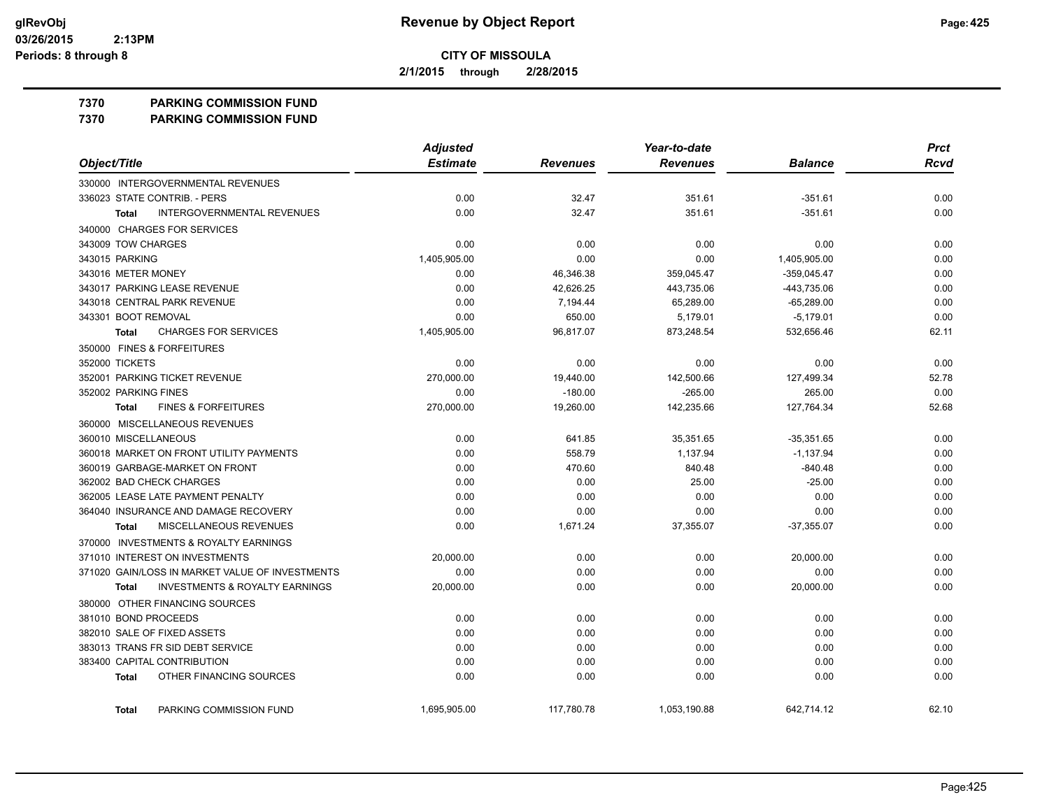# Revenue by Object Report

glRevObj
03/26/2015 2:13PM
Periods: 8 through 8

**CITY OF MISSOULA**

**2/1/2015 through 2/28/2015**

**7370 PARKING COMMISSION FUND**
**7370 PARKING COMMISSION FUND**

| Object/Title | Adjusted Estimate | Revenues | Year-to-date Revenues | Balance | Prct Rcvd |
|---|---|---|---|---|---|
| 330000 INTERGOVERNMENTAL REVENUES | | | | | |
| 336023 STATE CONTRIB. - PERS | 0.00 | 32.47 | 351.61 | -351.61 | 0.00 |
| **Total** INTERGOVERNMENTAL REVENUES | 0.00 | 32.47 | 351.61 | -351.61 | 0.00 |
| 340000 CHARGES FOR SERVICES | | | | | |
| 343009 TOW CHARGES | 0.00 | 0.00 | 0.00 | 0.00 | 0.00 |
| 343015 PARKING | 1,405,905.00 | 0.00 | 0.00 | 1,405,905.00 | 0.00 |
| 343016 METER MONEY | 0.00 | 46,346.38 | 359,045.47 | -359,045.47 | 0.00 |
| 343017 PARKING LEASE REVENUE | 0.00 | 42,626.25 | 443,735.06 | -443,735.06 | 0.00 |
| 343018 CENTRAL PARK REVENUE | 0.00 | 7,194.44 | 65,289.00 | -65,289.00 | 0.00 |
| 343301 BOOT REMOVAL | 0.00 | 650.00 | 5,179.01 | -5,179.01 | 0.00 |
| **Total** CHARGES FOR SERVICES | 1,405,905.00 | 96,817.07 | 873,248.54 | 532,656.46 | 62.11 |
| 350000 FINES & FORFEITURES | | | | | |
| 352000 TICKETS | 0.00 | 0.00 | 0.00 | 0.00 | 0.00 |
| 352001 PARKING TICKET REVENUE | 270,000.00 | 19,440.00 | 142,500.66 | 127,499.34 | 52.78 |
| 352002 PARKING FINES | 0.00 | -180.00 | -265.00 | 265.00 | 0.00 |
| **Total** FINES & FORFEITURES | 270,000.00 | 19,260.00 | 142,235.66 | 127,764.34 | 52.68 |
| 360000 MISCELLANEOUS REVENUES | | | | | |
| 360010 MISCELLANEOUS | 0.00 | 641.85 | 35,351.65 | -35,351.65 | 0.00 |
| 360018 MARKET ON FRONT UTILITY PAYMENTS | 0.00 | 558.79 | 1,137.94 | -1,137.94 | 0.00 |
| 360019 GARBAGE-MARKET ON FRONT | 0.00 | 470.60 | 840.48 | -840.48 | 0.00 |
| 362002 BAD CHECK CHARGES | 0.00 | 0.00 | 25.00 | -25.00 | 0.00 |
| 362005 LEASE LATE PAYMENT PENALTY | 0.00 | 0.00 | 0.00 | 0.00 | 0.00 |
| 364040 INSURANCE AND DAMAGE RECOVERY | 0.00 | 0.00 | 0.00 | 0.00 | 0.00 |
| **Total** MISCELLANEOUS REVENUES | 0.00 | 1,671.24 | 37,355.07 | -37,355.07 | 0.00 |
| 370000 INVESTMENTS & ROYALTY EARNINGS | | | | | |
| 371010 INTEREST ON INVESTMENTS | 20,000.00 | 0.00 | 0.00 | 20,000.00 | 0.00 |
| 371020 GAIN/LOSS IN MARKET VALUE OF INVESTMENTS | 0.00 | 0.00 | 0.00 | 0.00 | 0.00 |
| **Total** INVESTMENTS & ROYALTY EARNINGS | 20,000.00 | 0.00 | 0.00 | 20,000.00 | 0.00 |
| 380000 OTHER FINANCING SOURCES | | | | | |
| 381010 BOND PROCEEDS | 0.00 | 0.00 | 0.00 | 0.00 | 0.00 |
| 382010 SALE OF FIXED ASSETS | 0.00 | 0.00 | 0.00 | 0.00 | 0.00 |
| 383013 TRANS FR SID DEBT SERVICE | 0.00 | 0.00 | 0.00 | 0.00 | 0.00 |
| 383400 CAPITAL CONTRIBUTION | 0.00 | 0.00 | 0.00 | 0.00 | 0.00 |
| **Total** OTHER FINANCING SOURCES | 0.00 | 0.00 | 0.00 | 0.00 | 0.00 |
| **Total** PARKING COMMISSION FUND | 1,695,905.00 | 117,780.78 | 1,053,190.88 | 642,714.12 | 62.10 |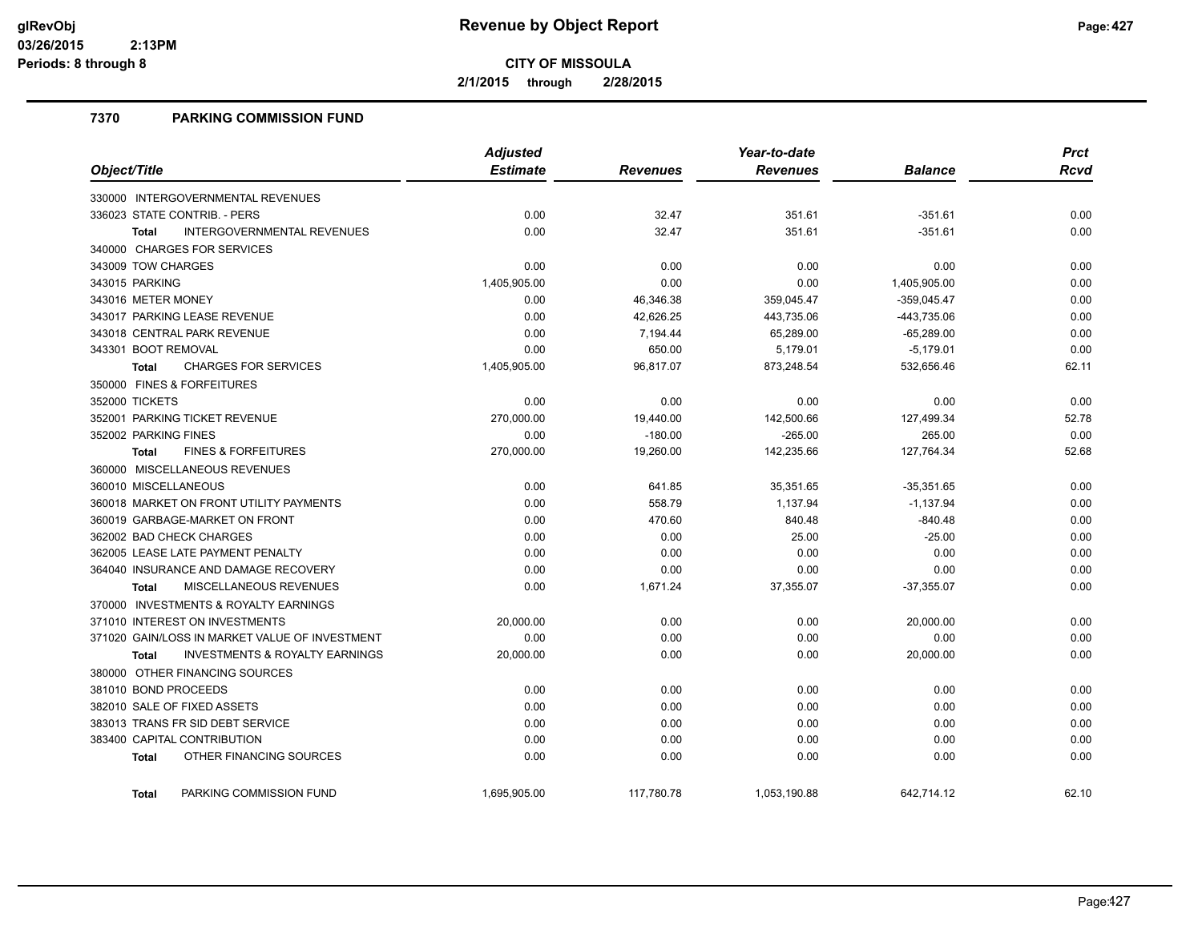# Revenue by Object Report

**CITY OF MISSOULA**

**2/1/2015 through 2/28/2015**

glRevObj
03/26/2015 2:13PM
Periods: 8 through 8

## 7370 PARKING COMMISSION FUND

| Object/Title | Adjusted Estimate | Revenues | Year-to-date Revenues | Balance | Prct Rcvd |
|---|---|---|---|---|---|
| 330000 INTERGOVERNMENTAL REVENUES | | | | | |
| 336023 STATE CONTRIB. - PERS | 0.00 | 32.47 | 351.61 | -351.61 | 0.00 |
| **Total** INTERGOVERNMENTAL REVENUES | 0.00 | 32.47 | 351.61 | -351.61 | 0.00 |
| 340000 CHARGES FOR SERVICES | | | | | |
| 343009 TOW CHARGES | 0.00 | 0.00 | 0.00 | 0.00 | 0.00 |
| 343015 PARKING | 1,405,905.00 | 0.00 | 0.00 | 1,405,905.00 | 0.00 |
| 343016 METER MONEY | 0.00 | 46,346.38 | 359,045.47 | -359,045.47 | 0.00 |
| 343017 PARKING LEASE REVENUE | 0.00 | 42,626.25 | 443,735.06 | -443,735.06 | 0.00 |
| 343018 CENTRAL PARK REVENUE | 0.00 | 7,194.44 | 65,289.00 | -65,289.00 | 0.00 |
| 343301 BOOT REMOVAL | 0.00 | 650.00 | 5,179.01 | -5,179.01 | 0.00 |
| **Total** CHARGES FOR SERVICES | 1,405,905.00 | 96,817.07 | 873,248.54 | 532,656.46 | 62.11 |
| 350000 FINES & FORFEITURES | | | | | |
| 352000 TICKETS | 0.00 | 0.00 | 0.00 | 0.00 | 0.00 |
| 352001 PARKING TICKET REVENUE | 270,000.00 | 19,440.00 | 142,500.66 | 127,499.34 | 52.78 |
| 352002 PARKING FINES | 0.00 | -180.00 | -265.00 | 265.00 | 0.00 |
| **Total** FINES & FORFEITURES | 270,000.00 | 19,260.00 | 142,235.66 | 127,764.34 | 52.68 |
| 360000 MISCELLANEOUS REVENUES | | | | | |
| 360010 MISCELLANEOUS | 0.00 | 641.85 | 35,351.65 | -35,351.65 | 0.00 |
| 360018 MARKET ON FRONT UTILITY PAYMENTS | 0.00 | 558.79 | 1,137.94 | -1,137.94 | 0.00 |
| 360019 GARBAGE-MARKET ON FRONT | 0.00 | 470.60 | 840.48 | -840.48 | 0.00 |
| 362002 BAD CHECK CHARGES | 0.00 | 0.00 | 25.00 | -25.00 | 0.00 |
| 362005 LEASE LATE PAYMENT PENALTY | 0.00 | 0.00 | 0.00 | 0.00 | 0.00 |
| 364040 INSURANCE AND DAMAGE RECOVERY | 0.00 | 0.00 | 0.00 | 0.00 | 0.00 |
| **Total** MISCELLANEOUS REVENUES | 0.00 | 1,671.24 | 37,355.07 | -37,355.07 | 0.00 |
| 370000 INVESTMENTS & ROYALTY EARNINGS | | | | | |
| 371010 INTEREST ON INVESTMENTS | 20,000.00 | 0.00 | 0.00 | 20,000.00 | 0.00 |
| 371020 GAIN/LOSS IN MARKET VALUE OF INVESTMENT | 0.00 | 0.00 | 0.00 | 0.00 | 0.00 |
| **Total** INVESTMENTS & ROYALTY EARNINGS | 20,000.00 | 0.00 | 0.00 | 20,000.00 | 0.00 |
| 380000 OTHER FINANCING SOURCES | | | | | |
| 381010 BOND PROCEEDS | 0.00 | 0.00 | 0.00 | 0.00 | 0.00 |
| 382010 SALE OF FIXED ASSETS | 0.00 | 0.00 | 0.00 | 0.00 | 0.00 |
| 383013 TRANS FR SID DEBT SERVICE | 0.00 | 0.00 | 0.00 | 0.00 | 0.00 |
| 383400 CAPITAL CONTRIBUTION | 0.00 | 0.00 | 0.00 | 0.00 | 0.00 |
| **Total** OTHER FINANCING SOURCES | 0.00 | 0.00 | 0.00 | 0.00 | 0.00 |
| **Total** PARKING COMMISSION FUND | 1,695,905.00 | 117,780.78 | 1,053,190.88 | 642,714.12 | 62.10 |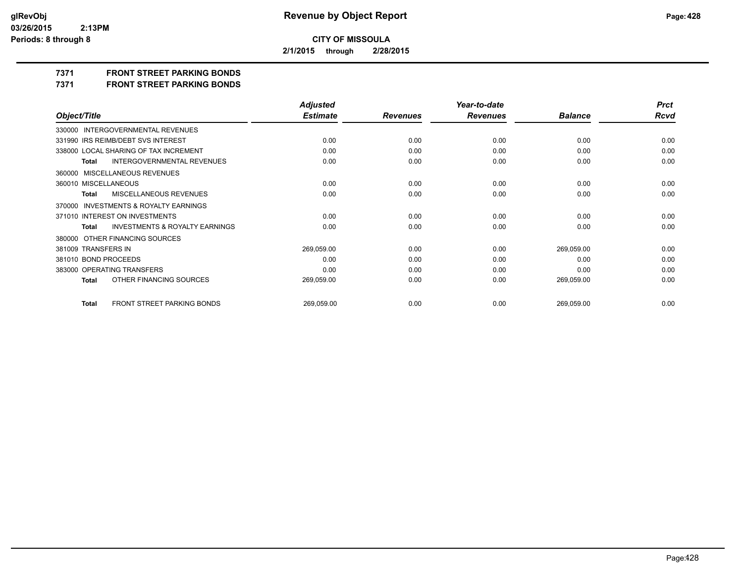**CITY OF MISSOULA**

**2/1/2015 through 2/28/2015**

glRevObj
03/26/2015 2:13PM
Periods: 8 through 8

# Revenue by Object Report

## 7371 FRONT STREET PARKING BONDS
## 7371 FRONT STREET PARKING BONDS

| Object/Title | Adjusted Estimate | Revenues | Year-to-date Revenues | Balance | Prct Rcvd |
|---|---|---|---|---|---|
| 330000 INTERGOVERNMENTAL REVENUES | | | | | |
| 331990 IRS REIMB/DEBT SVS INTEREST | 0.00 | 0.00 | 0.00 | 0.00 | 0.00 |
| 338000 LOCAL SHARING OF TAX INCREMENT | 0.00 | 0.00 | 0.00 | 0.00 | 0.00 |
| **Total** INTERGOVERNMENTAL REVENUES | 0.00 | 0.00 | 0.00 | 0.00 | 0.00 |
| 360000 MISCELLANEOUS REVENUES | | | | | |
| 360010 MISCELLANEOUS | 0.00 | 0.00 | 0.00 | 0.00 | 0.00 |
| **Total** MISCELLANEOUS REVENUES | 0.00 | 0.00 | 0.00 | 0.00 | 0.00 |
| 370000 INVESTMENTS & ROYALTY EARNINGS | | | | | |
| 371010 INTEREST ON INVESTMENTS | 0.00 | 0.00 | 0.00 | 0.00 | 0.00 |
| **Total** INVESTMENTS & ROYALTY EARNINGS | 0.00 | 0.00 | 0.00 | 0.00 | 0.00 |
| 380000 OTHER FINANCING SOURCES | | | | | |
| 381009 TRANSFERS IN | 269,059.00 | 0.00 | 0.00 | 269,059.00 | 0.00 |
| 381010 BOND PROCEEDS | 0.00 | 0.00 | 0.00 | 0.00 | 0.00 |
| 383000 OPERATING TRANSFERS | 0.00 | 0.00 | 0.00 | 0.00 | 0.00 |
| **Total** OTHER FINANCING SOURCES | 269,059.00 | 0.00 | 0.00 | 269,059.00 | 0.00 |
| **Total** FRONT STREET PARKING BONDS | 269,059.00 | 0.00 | 0.00 | 269,059.00 | 0.00 |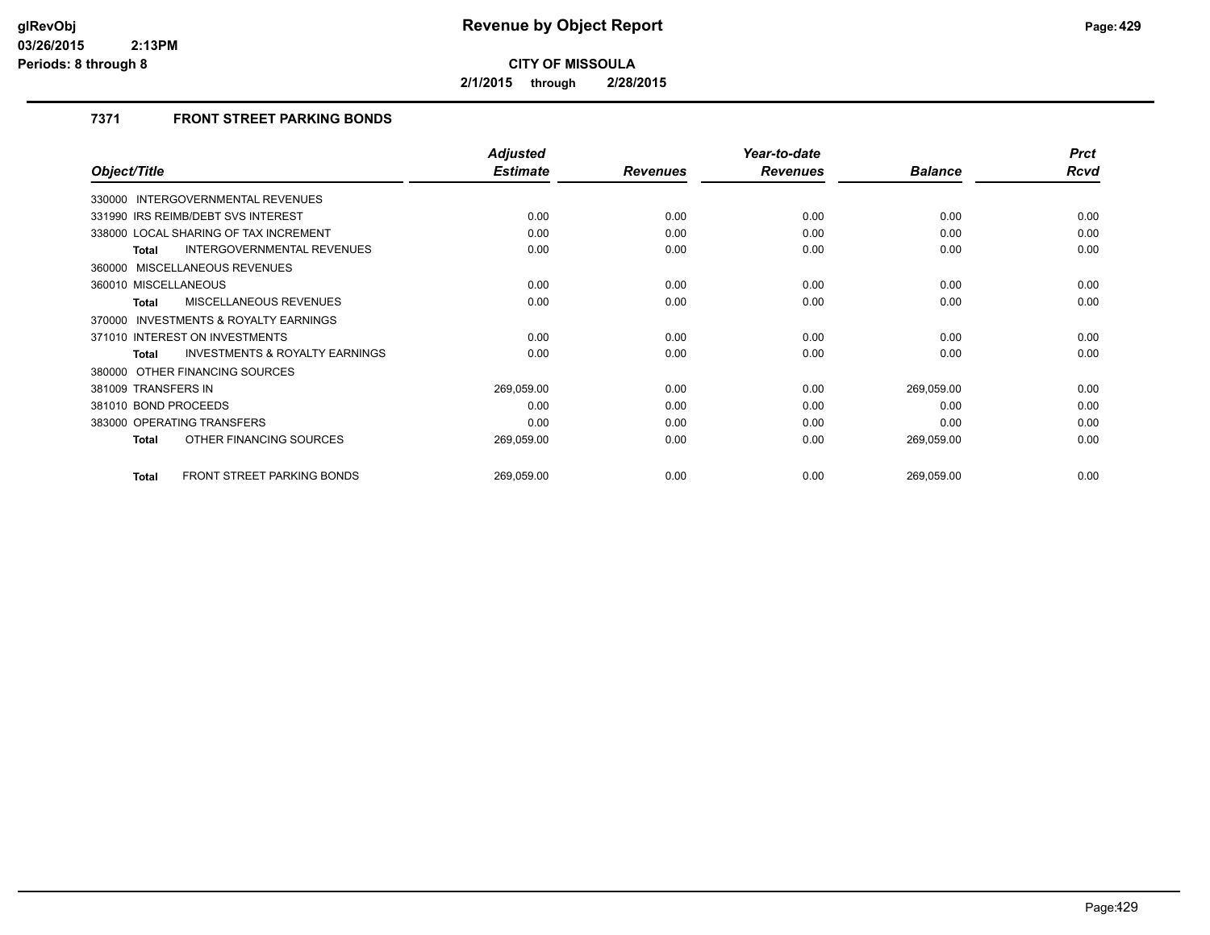# Revenue by Object Report

**CITY OF MISSOULA**

**2/1/2015 through 2/28/2015**

glRevObj
03/26/2015 2:13PM
Periods: 8 through 8

### 7371 FRONT STREET PARKING BONDS

| Object/Title | Adjusted Estimate | Revenues | Year-to-date Revenues | Balance | Prct Rcvd |
|---|---|---|---|---|---|
| 330000 INTERGOVERNMENTAL REVENUES | | | | | |
| 331990 IRS REIMB/DEBT SVS INTEREST | 0.00 | 0.00 | 0.00 | 0.00 | 0.00 |
| 338000 LOCAL SHARING OF TAX INCREMENT | 0.00 | 0.00 | 0.00 | 0.00 | 0.00 |
| **Total** INTERGOVERNMENTAL REVENUES | 0.00 | 0.00 | 0.00 | 0.00 | 0.00 |
| 360000 MISCELLANEOUS REVENUES | | | | | |
| 360010 MISCELLANEOUS | 0.00 | 0.00 | 0.00 | 0.00 | 0.00 |
| **Total** MISCELLANEOUS REVENUES | 0.00 | 0.00 | 0.00 | 0.00 | 0.00 |
| 370000 INVESTMENTS & ROYALTY EARNINGS | | | | | |
| 371010 INTEREST ON INVESTMENTS | 0.00 | 0.00 | 0.00 | 0.00 | 0.00 |
| **Total** INVESTMENTS & ROYALTY EARNINGS | 0.00 | 0.00 | 0.00 | 0.00 | 0.00 |
| 380000 OTHER FINANCING SOURCES | | | | | |
| 381009 TRANSFERS IN | 269,059.00 | 0.00 | 0.00 | 269,059.00 | 0.00 |
| 381010 BOND PROCEEDS | 0.00 | 0.00 | 0.00 | 0.00 | 0.00 |
| 383000 OPERATING TRANSFERS | 0.00 | 0.00 | 0.00 | 0.00 | 0.00 |
| **Total** OTHER FINANCING SOURCES | 269,059.00 | 0.00 | 0.00 | 269,059.00 | 0.00 |
| **Total** FRONT STREET PARKING BONDS | 269,059.00 | 0.00 | 0.00 | 269,059.00 | 0.00 |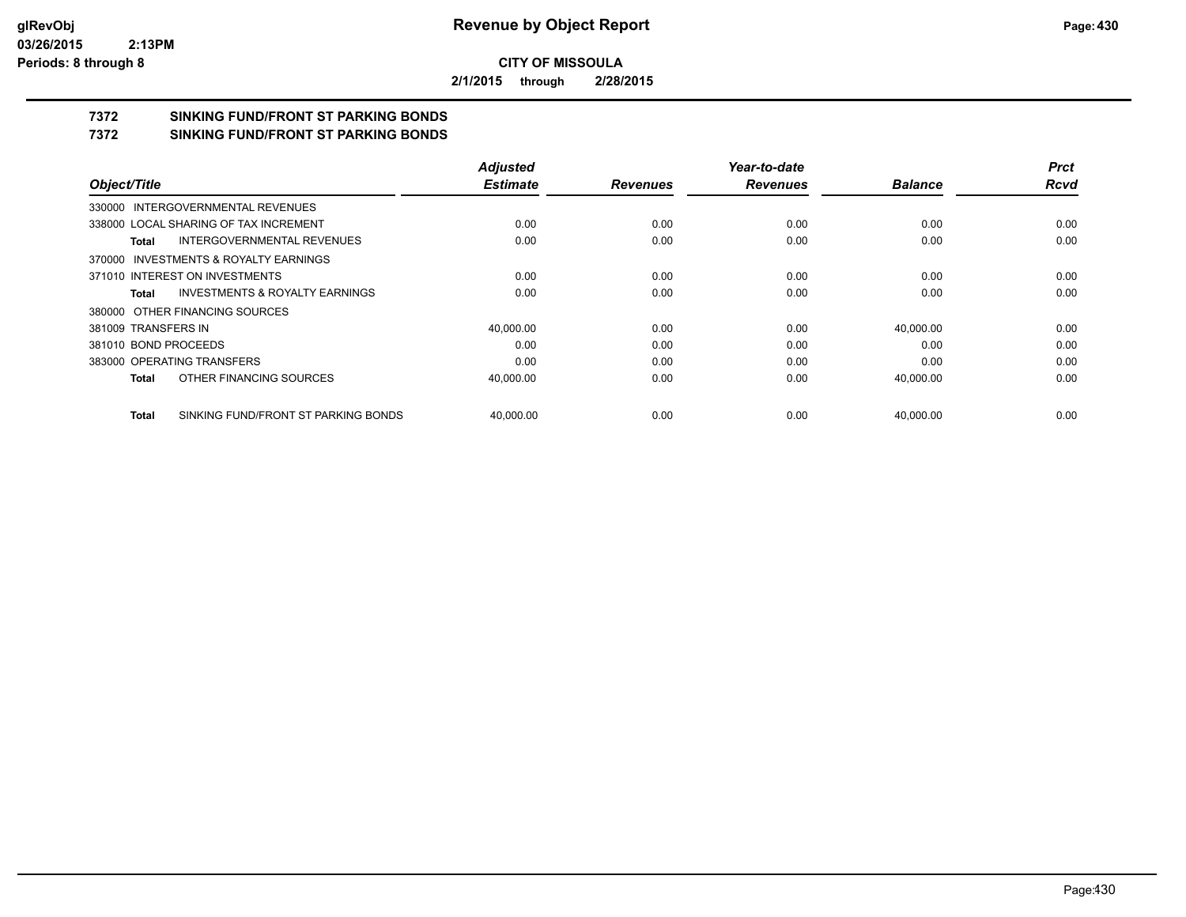**CITY OF MISSOULA**

**2/1/2015 through 2/28/2015**

## 7372 SINKING FUND/FRONT ST PARKING BONDS

## 7372 SINKING FUND/FRONT ST PARKING BONDS

| Object/Title | Adjusted Estimate | Revenues | Year-to-date Revenues | Balance | Prct Rcvd |
|---|---|---|---|---|---|
| 330000 INTERGOVERNMENTAL REVENUES | | | | | |
| 338000 LOCAL SHARING OF TAX INCREMENT | 0.00 | 0.00 | 0.00 | 0.00 | 0.00 |
| **Total** INTERGOVERNMENTAL REVENUES | 0.00 | 0.00 | 0.00 | 0.00 | 0.00 |
| 370000 INVESTMENTS & ROYALTY EARNINGS | | | | | |
| 371010 INTEREST ON INVESTMENTS | 0.00 | 0.00 | 0.00 | 0.00 | 0.00 |
| **Total** INVESTMENTS & ROYALTY EARNINGS | 0.00 | 0.00 | 0.00 | 0.00 | 0.00 |
| 380000 OTHER FINANCING SOURCES | | | | | |
| 381009 TRANSFERS IN | 40,000.00 | 0.00 | 0.00 | 40,000.00 | 0.00 |
| 381010 BOND PROCEEDS | 0.00 | 0.00 | 0.00 | 0.00 | 0.00 |
| 383000 OPERATING TRANSFERS | 0.00 | 0.00 | 0.00 | 0.00 | 0.00 |
| **Total** OTHER FINANCING SOURCES | 40,000.00 | 0.00 | 0.00 | 40,000.00 | 0.00 |
| **Total** SINKING FUND/FRONT ST PARKING BONDS | 40,000.00 | 0.00 | 0.00 | 40,000.00 | 0.00 |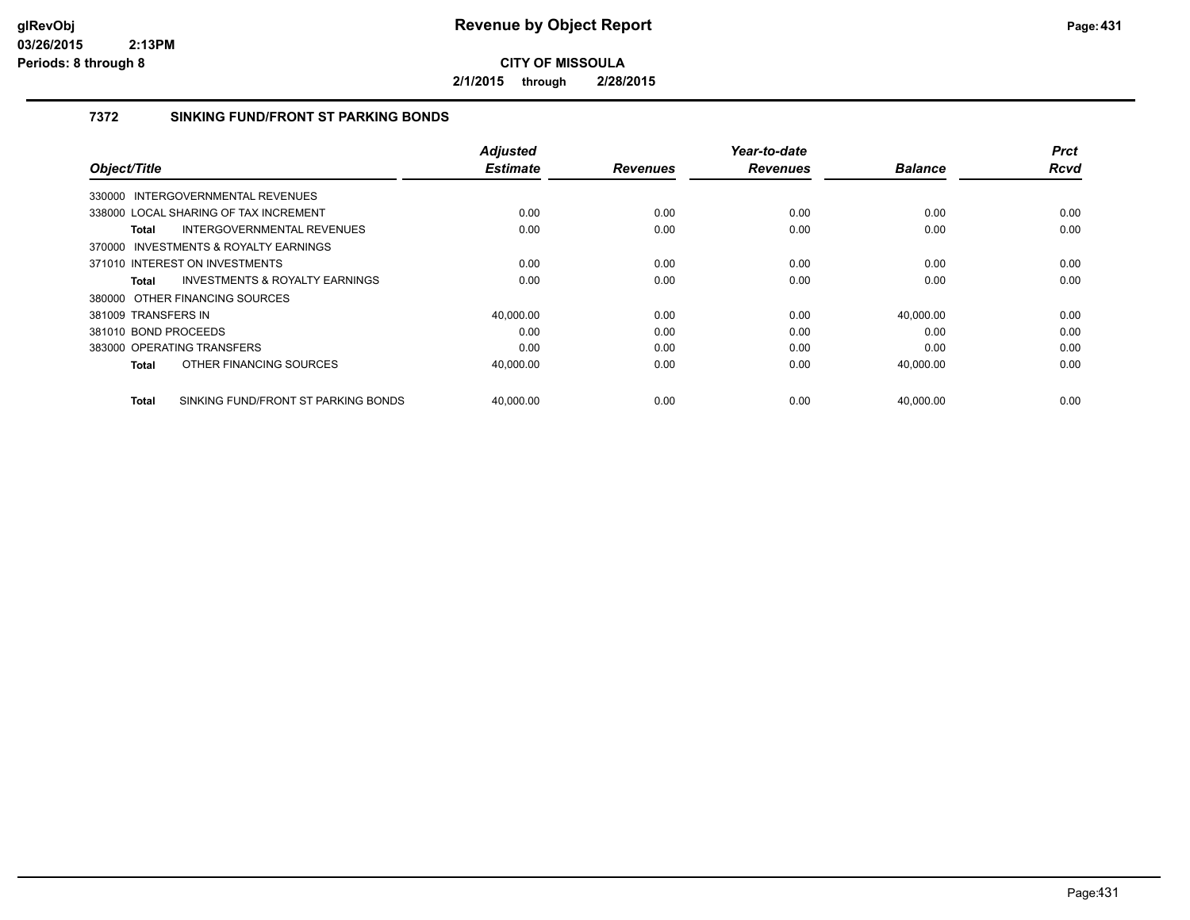# Revenue by Object Report

**CITY OF MISSOULA**

**2/1/2015 through 2/28/2015**

glRevObj
03/26/2015 2:13PM
Periods: 8 through 8

### 7372 SINKING FUND/FRONT ST PARKING BONDS

| Object/Title | Adjusted Estimate | Revenues | Year-to-date Revenues | Balance | Prct Rcvd |
|---|---|---|---|---|---|
| 330000 INTERGOVERNMENTAL REVENUES | | | | | |
| 338000 LOCAL SHARING OF TAX INCREMENT | 0.00 | 0.00 | 0.00 | 0.00 | 0.00 |
| **Total** INTERGOVERNMENTAL REVENUES | 0.00 | 0.00 | 0.00 | 0.00 | 0.00 |
| 370000 INVESTMENTS & ROYALTY EARNINGS | | | | | |
| 371010 INTEREST ON INVESTMENTS | 0.00 | 0.00 | 0.00 | 0.00 | 0.00 |
| **Total** INVESTMENTS & ROYALTY EARNINGS | 0.00 | 0.00 | 0.00 | 0.00 | 0.00 |
| 380000 OTHER FINANCING SOURCES | | | | | |
| 381009 TRANSFERS IN | 40,000.00 | 0.00 | 0.00 | 40,000.00 | 0.00 |
| 381010 BOND PROCEEDS | 0.00 | 0.00 | 0.00 | 0.00 | 0.00 |
| 383000 OPERATING TRANSFERS | 0.00 | 0.00 | 0.00 | 0.00 | 0.00 |
| **Total** OTHER FINANCING SOURCES | 40,000.00 | 0.00 | 0.00 | 40,000.00 | 0.00 |
| **Total** SINKING FUND/FRONT ST PARKING BONDS | 40,000.00 | 0.00 | 0.00 | 40,000.00 | 0.00 |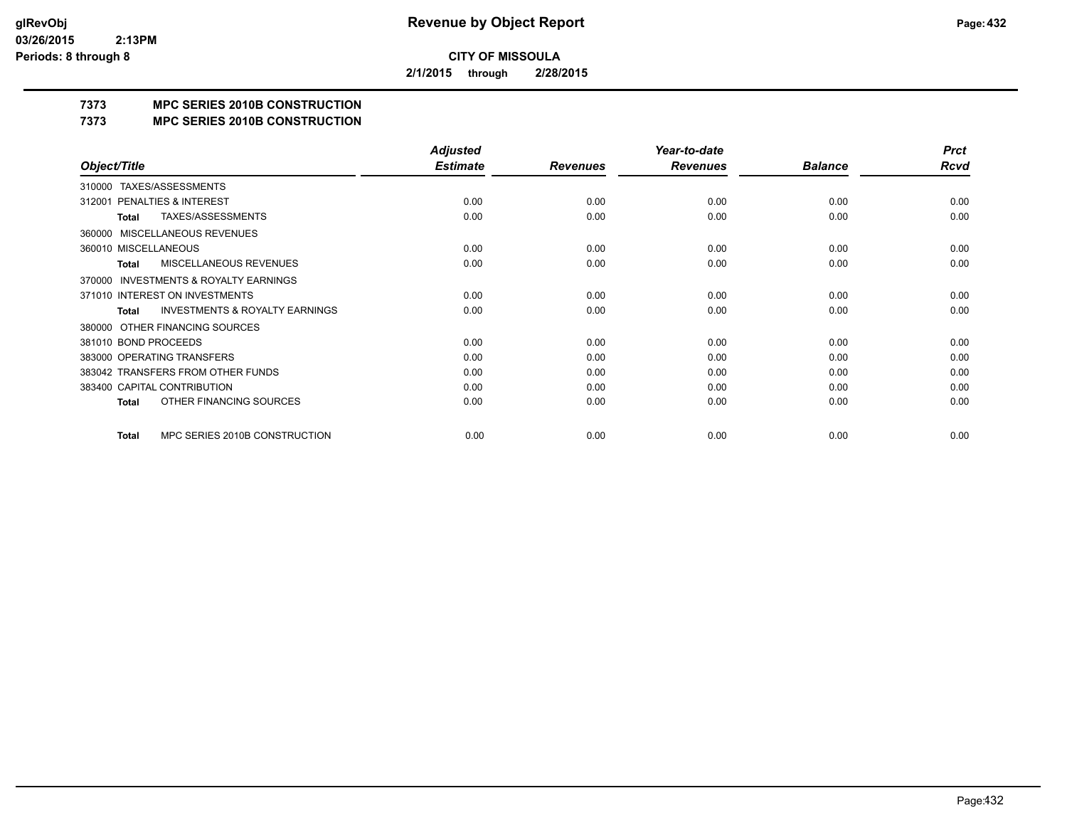**CITY OF MISSOULA**

**2/1/2015 through 2/28/2015**

**7373 MPC SERIES 2010B CONSTRUCTION**

**7373 MPC SERIES 2010B CONSTRUCTION**

| Object/Title | Adjusted Estimate | Revenues | Year-to-date Revenues | Balance | Prct Rcvd |
|---|---|---|---|---|---|
| 310000 TAXES/ASSESSMENTS | | | | | |
| 312001 PENALTIES & INTEREST | 0.00 | 0.00 | 0.00 | 0.00 | 0.00 |
| Total TAXES/ASSESSMENTS | 0.00 | 0.00 | 0.00 | 0.00 | 0.00 |
| 360000 MISCELLANEOUS REVENUES | | | | | |
| 360010 MISCELLANEOUS | 0.00 | 0.00 | 0.00 | 0.00 | 0.00 |
| Total MISCELLANEOUS REVENUES | 0.00 | 0.00 | 0.00 | 0.00 | 0.00 |
| 370000 INVESTMENTS & ROYALTY EARNINGS | | | | | |
| 371010 INTEREST ON INVESTMENTS | 0.00 | 0.00 | 0.00 | 0.00 | 0.00 |
| Total INVESTMENTS & ROYALTY EARNINGS | 0.00 | 0.00 | 0.00 | 0.00 | 0.00 |
| 380000 OTHER FINANCING SOURCES | | | | | |
| 381010 BOND PROCEEDS | 0.00 | 0.00 | 0.00 | 0.00 | 0.00 |
| 383000 OPERATING TRANSFERS | 0.00 | 0.00 | 0.00 | 0.00 | 0.00 |
| 383042 TRANSFERS FROM OTHER FUNDS | 0.00 | 0.00 | 0.00 | 0.00 | 0.00 |
| 383400 CAPITAL CONTRIBUTION | 0.00 | 0.00 | 0.00 | 0.00 | 0.00 |
| Total OTHER FINANCING SOURCES | 0.00 | 0.00 | 0.00 | 0.00 | 0.00 |
| Total MPC SERIES 2010B CONSTRUCTION | 0.00 | 0.00 | 0.00 | 0.00 | 0.00 |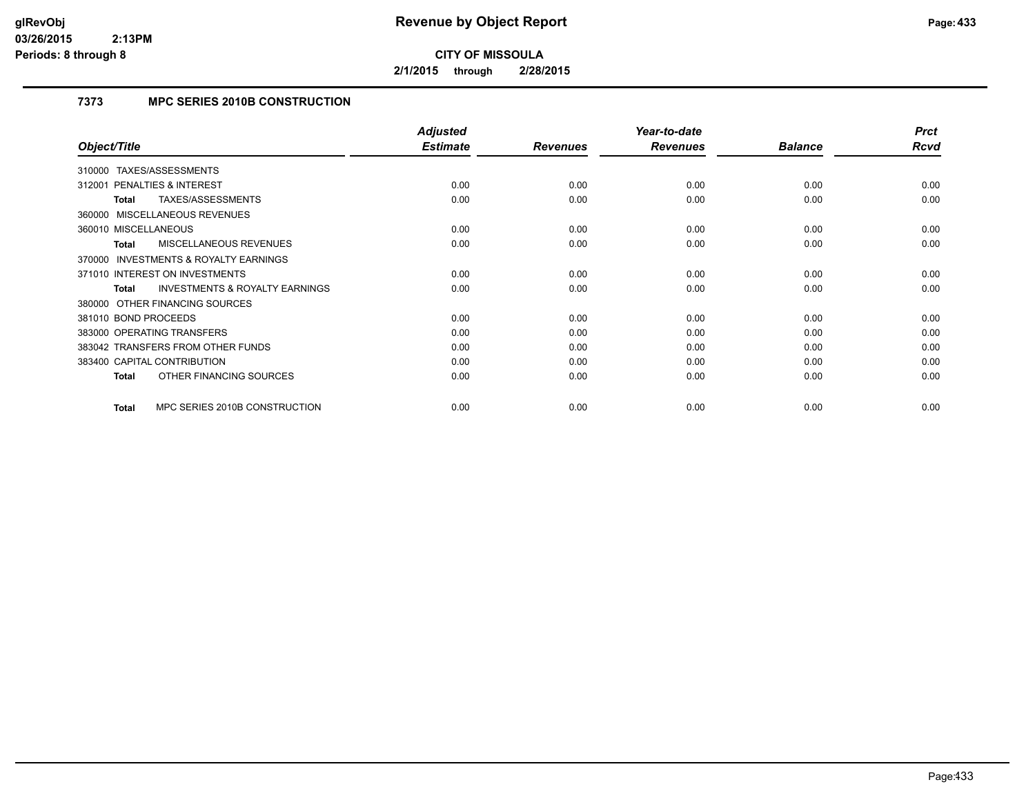# Revenue by Object Report

**CITY OF MISSOULA**

**2/1/2015 through 2/28/2015**

glRevObj
03/26/2015 2:13PM
Periods: 8 through 8

## 7373 MPC SERIES 2010B CONSTRUCTION

| Object/Title | Adjusted Estimate | Revenues | Year-to-date Revenues | Balance | Prct Rcvd |
|---|---|---|---|---|---|
| 310000 TAXES/ASSESSMENTS | | | | | |
| 312001 PENALTIES & INTEREST | 0.00 | 0.00 | 0.00 | 0.00 | 0.00 |
| **Total** TAXES/ASSESSMENTS | 0.00 | 0.00 | 0.00 | 0.00 | 0.00 |
| 360000 MISCELLANEOUS REVENUES | | | | | |
| 360010 MISCELLANEOUS | 0.00 | 0.00 | 0.00 | 0.00 | 0.00 |
| **Total** MISCELLANEOUS REVENUES | 0.00 | 0.00 | 0.00 | 0.00 | 0.00 |
| 370000 INVESTMENTS & ROYALTY EARNINGS | | | | | |
| 371010 INTEREST ON INVESTMENTS | 0.00 | 0.00 | 0.00 | 0.00 | 0.00 |
| **Total** INVESTMENTS & ROYALTY EARNINGS | 0.00 | 0.00 | 0.00 | 0.00 | 0.00 |
| 380000 OTHER FINANCING SOURCES | | | | | |
| 381010 BOND PROCEEDS | 0.00 | 0.00 | 0.00 | 0.00 | 0.00 |
| 383000 OPERATING TRANSFERS | 0.00 | 0.00 | 0.00 | 0.00 | 0.00 |
| 383042 TRANSFERS FROM OTHER FUNDS | 0.00 | 0.00 | 0.00 | 0.00 | 0.00 |
| 383400 CAPITAL CONTRIBUTION | 0.00 | 0.00 | 0.00 | 0.00 | 0.00 |
| **Total** OTHER FINANCING SOURCES | 0.00 | 0.00 | 0.00 | 0.00 | 0.00 |
| **Total** MPC SERIES 2010B CONSTRUCTION | 0.00 | 0.00 | 0.00 | 0.00 | 0.00 |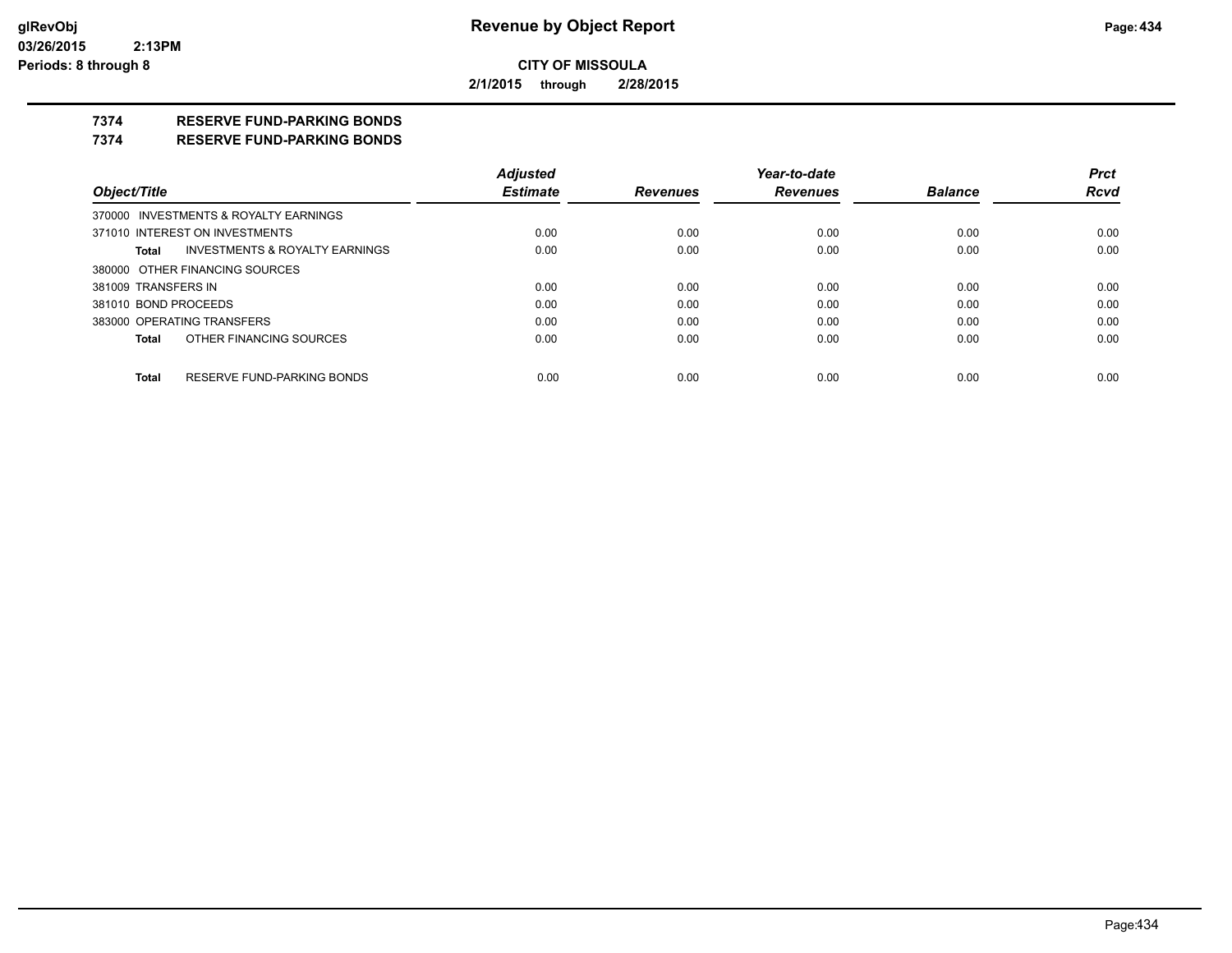**Revenue by Object Report**

**CITY OF MISSOULA**

**2/1/2015 through 2/28/2015**

glRevObj
03/26/2015 2:13PM
Periods: 8 through 8

## 7374 RESERVE FUND-PARKING BONDS
## 7374 RESERVE FUND-PARKING BONDS

| Object/Title | Adjusted Estimate | Revenues | Year-to-date Revenues | Balance | Prct Rcvd |
|---|---|---|---|---|---|
| 370000 INVESTMENTS & ROYALTY EARNINGS | | | | | |
| 371010 INTEREST ON INVESTMENTS | 0.00 | 0.00 | 0.00 | 0.00 | 0.00 |
| **Total** INVESTMENTS & ROYALTY EARNINGS | 0.00 | 0.00 | 0.00 | 0.00 | 0.00 |
| 380000 OTHER FINANCING SOURCES | | | | | |
| 381009 TRANSFERS IN | 0.00 | 0.00 | 0.00 | 0.00 | 0.00 |
| 381010 BOND PROCEEDS | 0.00 | 0.00 | 0.00 | 0.00 | 0.00 |
| 383000 OPERATING TRANSFERS | 0.00 | 0.00 | 0.00 | 0.00 | 0.00 |
| **Total** OTHER FINANCING SOURCES | 0.00 | 0.00 | 0.00 | 0.00 | 0.00 |
| **Total** RESERVE FUND-PARKING BONDS | 0.00 | 0.00 | 0.00 | 0.00 | 0.00 |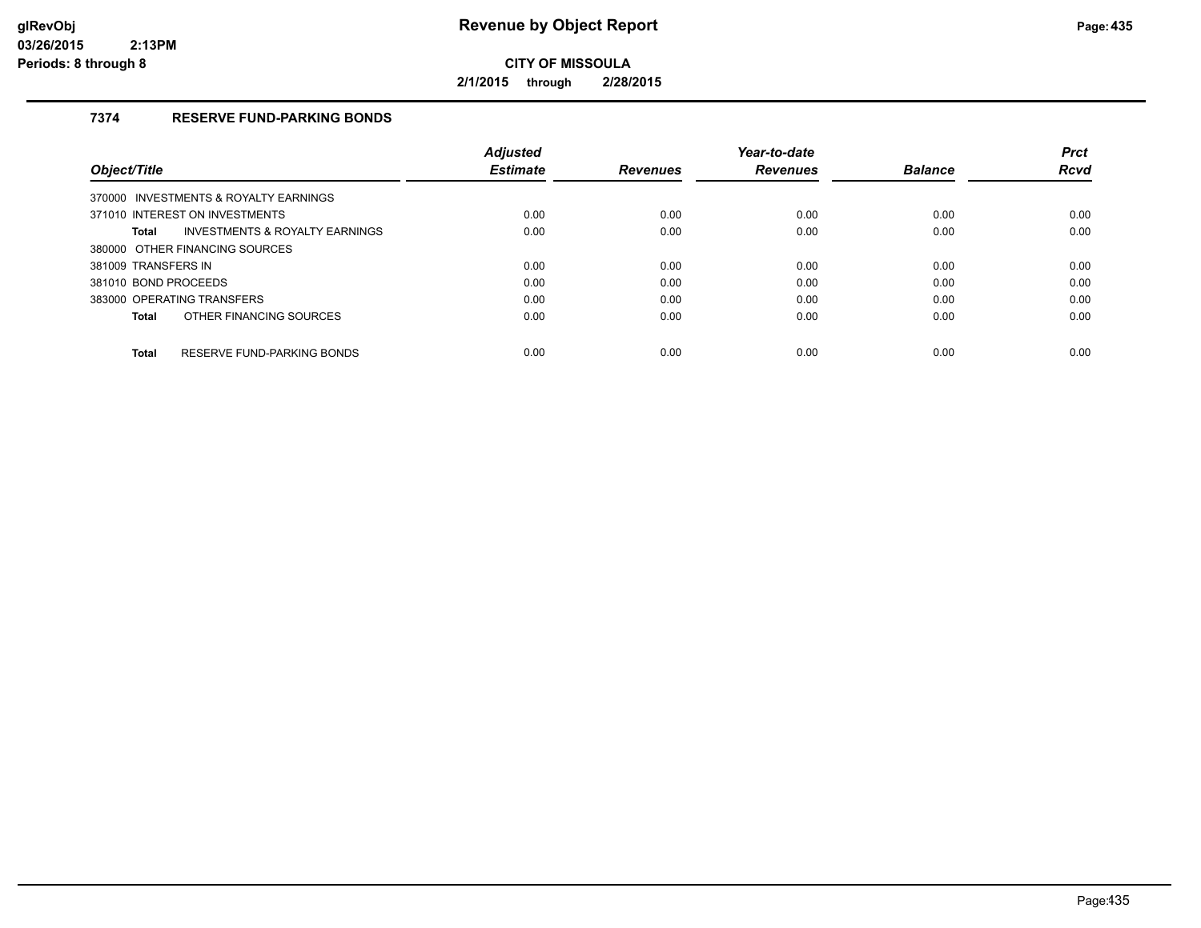**Revenue by Object Report**

**CITY OF MISSOULA**

**2/1/2015 through 2/28/2015**

glRevObj
03/26/2015 2:13PM
Periods: 8 through 8

## 7374 RESERVE FUND-PARKING BONDS

| Object/Title | Adjusted Estimate | Revenues | Year-to-date Revenues | Balance | Prct Rcvd |
|---|---|---|---|---|---|
| 370000 INVESTMENTS & ROYALTY EARNINGS | | | | | |
| 371010 INTEREST ON INVESTMENTS | 0.00 | 0.00 | 0.00 | 0.00 | 0.00 |
| **Total** INVESTMENTS & ROYALTY EARNINGS | 0.00 | 0.00 | 0.00 | 0.00 | 0.00 |
| 380000 OTHER FINANCING SOURCES | | | | | |
| 381009 TRANSFERS IN | 0.00 | 0.00 | 0.00 | 0.00 | 0.00 |
| 381010 BOND PROCEEDS | 0.00 | 0.00 | 0.00 | 0.00 | 0.00 |
| 383000 OPERATING TRANSFERS | 0.00 | 0.00 | 0.00 | 0.00 | 0.00 |
| **Total** OTHER FINANCING SOURCES | 0.00 | 0.00 | 0.00 | 0.00 | 0.00 |
| **Total** RESERVE FUND-PARKING BONDS | 0.00 | 0.00 | 0.00 | 0.00 | 0.00 |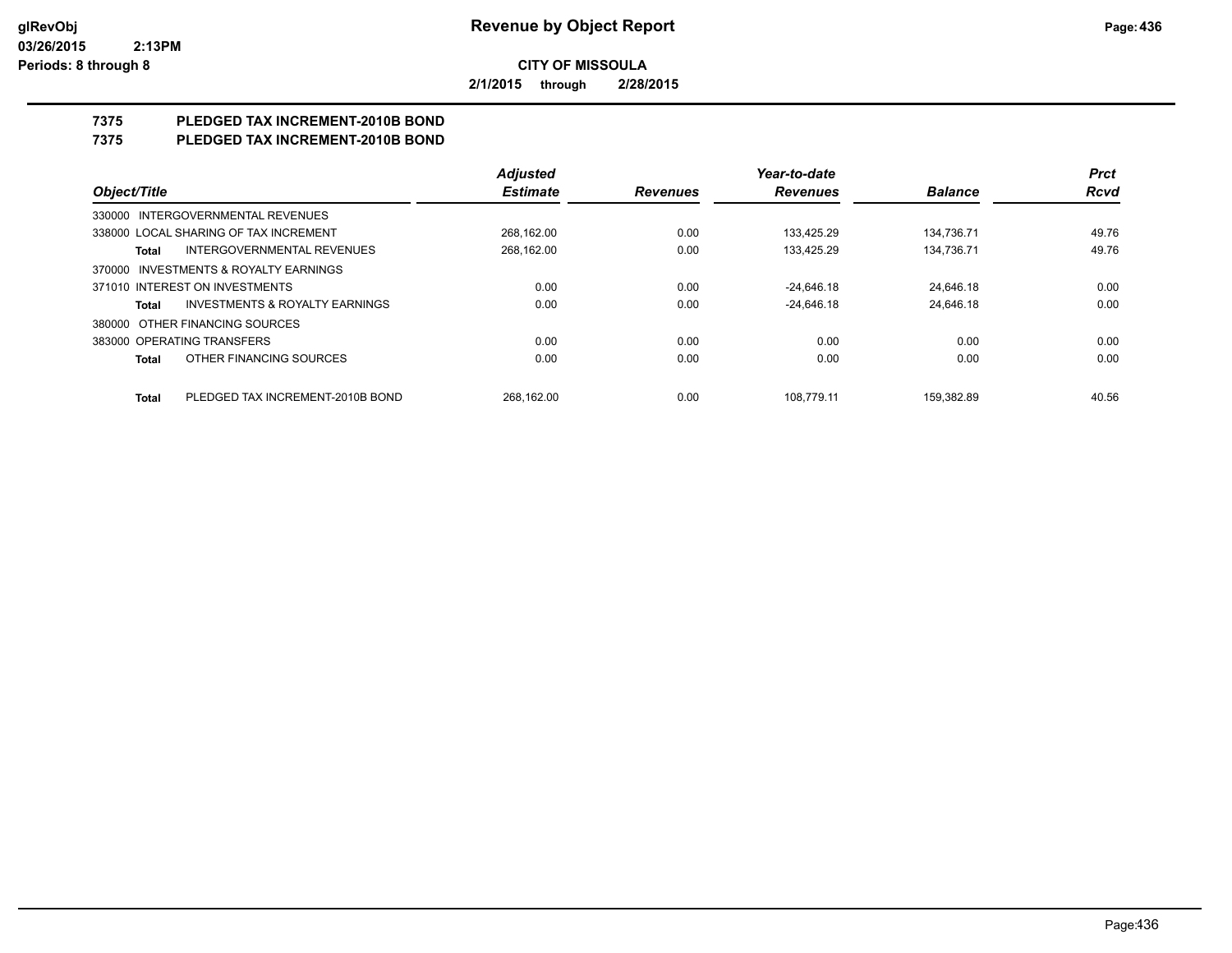**glRevObj**
**03/26/2015 2:13PM**
**Periods: 8 through 8**

# Revenue by Object Report

**CITY OF MISSOULA**

**2/1/2015 through 2/28/2015**

## 7375 PLEDGED TAX INCREMENT-2010B BOND
## 7375 PLEDGED TAX INCREMENT-2010B BOND

| Object/Title | Adjusted Estimate | Revenues | Year-to-date Revenues | Balance | Prct Rcvd |
|---|---|---|---|---|---|
| 330000 INTERGOVERNMENTAL REVENUES | | | | | |
| 338000 LOCAL SHARING OF TAX INCREMENT | 268,162.00 | 0.00 | 133,425.29 | 134,736.71 | 49.76 |
| **Total** INTERGOVERNMENTAL REVENUES | 268,162.00 | 0.00 | 133,425.29 | 134,736.71 | 49.76 |
| 370000 INVESTMENTS & ROYALTY EARNINGS | | | | | |
| 371010 INTEREST ON INVESTMENTS | 0.00 | 0.00 | -24,646.18 | 24,646.18 | 0.00 |
| **Total** INVESTMENTS & ROYALTY EARNINGS | 0.00 | 0.00 | -24,646.18 | 24,646.18 | 0.00 |
| 380000 OTHER FINANCING SOURCES | | | | | |
| 383000 OPERATING TRANSFERS | 0.00 | 0.00 | 0.00 | 0.00 | 0.00 |
| **Total** OTHER FINANCING SOURCES | 0.00 | 0.00 | 0.00 | 0.00 | 0.00 |
| **Total** PLEDGED TAX INCREMENT-2010B BOND | 268,162.00 | 0.00 | 108,779.11 | 159,382.89 | 40.56 |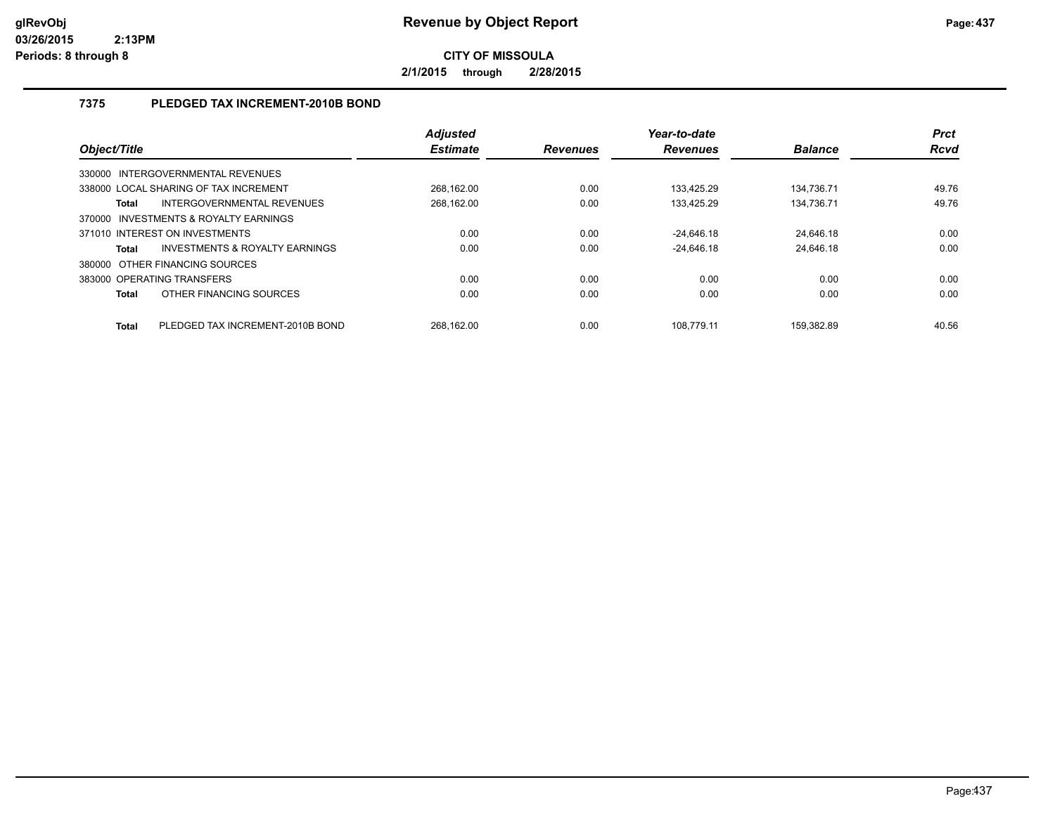# Revenue by Object Report

glRevObj
03/26/2015 2:13PM
Periods: 8 through 8

**CITY OF MISSOULA**

**2/1/2015 through 2/28/2015**

## 7375 PLEDGED TAX INCREMENT-2010B BOND

| Object/Title | | Adjusted Estimate | Revenues | Year-to-date Revenues | Balance | Prct Rcvd |
|---|---|---|---|---|---|---|
| 330000 INTERGOVERNMENTAL REVENUES | | | | | | |
| 338000 LOCAL SHARING OF TAX INCREMENT | | 268,162.00 | 0.00 | 133,425.29 | 134,736.71 | 49.76 |
| **Total** | INTERGOVERNMENTAL REVENUES | 268,162.00 | 0.00 | 133,425.29 | 134,736.71 | 49.76 |
| 370000 INVESTMENTS & ROYALTY EARNINGS | | | | | | |
| 371010 INTEREST ON INVESTMENTS | | 0.00 | 0.00 | -24,646.18 | 24,646.18 | 0.00 |
| **Total** | INVESTMENTS & ROYALTY EARNINGS | 0.00 | 0.00 | -24,646.18 | 24,646.18 | 0.00 |
| 380000 OTHER FINANCING SOURCES | | | | | | |
| 383000 OPERATING TRANSFERS | | 0.00 | 0.00 | 0.00 | 0.00 | 0.00 |
| **Total** | OTHER FINANCING SOURCES | 0.00 | 0.00 | 0.00 | 0.00 | 0.00 |
| **Total** | PLEDGED TAX INCREMENT-2010B BOND | 268,162.00 | 0.00 | 108,779.11 | 159,382.89 | 40.56 |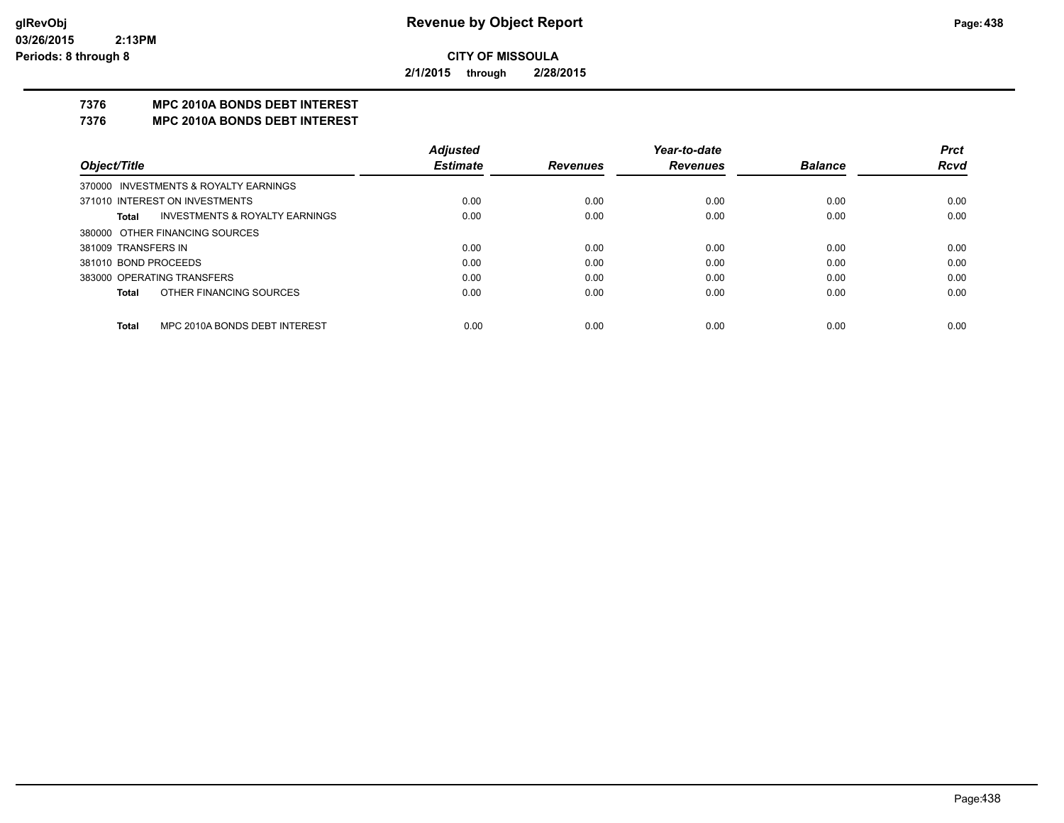**CITY OF MISSOULA**

**2/1/2015 through 2/28/2015**

# 7376 MPC 2010A BONDS DEBT INTEREST

## 7376 MPC 2010A BONDS DEBT INTEREST

| Object/Title | Adjusted Estimate | Revenues | Year-to-date Revenues | Balance | Prct Rcvd |
|---|---|---|---|---|---|
| 370000 INVESTMENTS & ROYALTY EARNINGS | | | | | |
| 371010 INTEREST ON INVESTMENTS | 0.00 | 0.00 | 0.00 | 0.00 | 0.00 |
| **Total** INVESTMENTS & ROYALTY EARNINGS | 0.00 | 0.00 | 0.00 | 0.00 | 0.00 |
| 380000 OTHER FINANCING SOURCES | | | | | |
| 381009 TRANSFERS IN | 0.00 | 0.00 | 0.00 | 0.00 | 0.00 |
| 381010 BOND PROCEEDS | 0.00 | 0.00 | 0.00 | 0.00 | 0.00 |
| 383000 OPERATING TRANSFERS | 0.00 | 0.00 | 0.00 | 0.00 | 0.00 |
| **Total** OTHER FINANCING SOURCES | 0.00 | 0.00 | 0.00 | 0.00 | 0.00 |
| **Total** MPC 2010A BONDS DEBT INTEREST | 0.00 | 0.00 | 0.00 | 0.00 | 0.00 |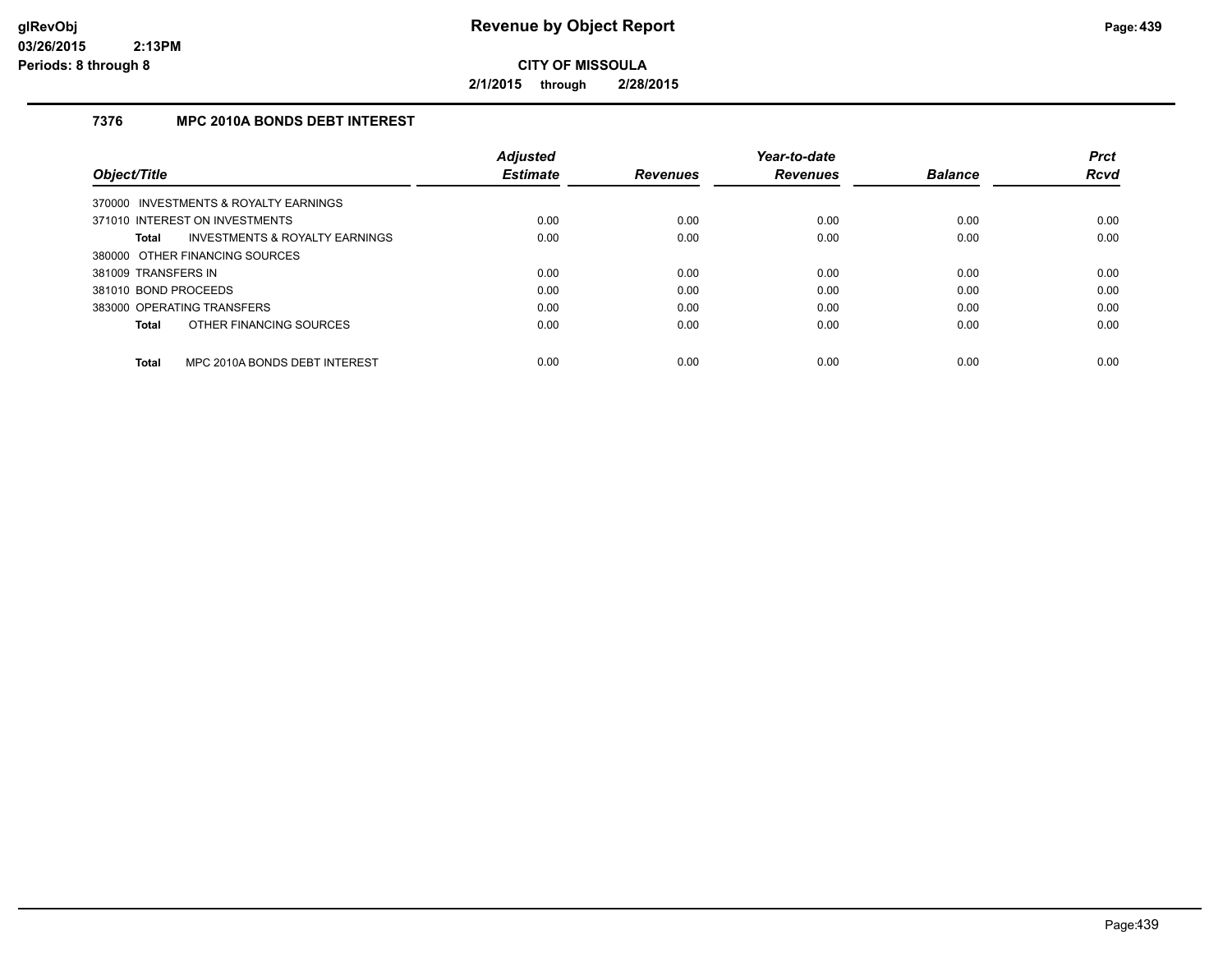**glRevObj**
**03/26/2015 2:13PM**
**Periods: 8 through 8**

# Revenue by Object Report

**CITY OF MISSOULA**

**2/1/2015 through 2/28/2015**

## 7376 MPC 2010A BONDS DEBT INTEREST

| Object/Title | Adjusted Estimate | Revenues | Year-to-date Revenues | Balance | Prct Rcvd |
|---|---|---|---|---|---|
| 370000 INVESTMENTS & ROYALTY EARNINGS | | | | | |
| 371010 INTEREST ON INVESTMENTS | 0.00 | 0.00 | 0.00 | 0.00 | 0.00 |
| **Total** INVESTMENTS & ROYALTY EARNINGS | 0.00 | 0.00 | 0.00 | 0.00 | 0.00 |
| 380000 OTHER FINANCING SOURCES | | | | | |
| 381009 TRANSFERS IN | 0.00 | 0.00 | 0.00 | 0.00 | 0.00 |
| 381010 BOND PROCEEDS | 0.00 | 0.00 | 0.00 | 0.00 | 0.00 |
| 383000 OPERATING TRANSFERS | 0.00 | 0.00 | 0.00 | 0.00 | 0.00 |
| **Total** OTHER FINANCING SOURCES | 0.00 | 0.00 | 0.00 | 0.00 | 0.00 |
| **Total** MPC 2010A BONDS DEBT INTEREST | 0.00 | 0.00 | 0.00 | 0.00 | 0.00 |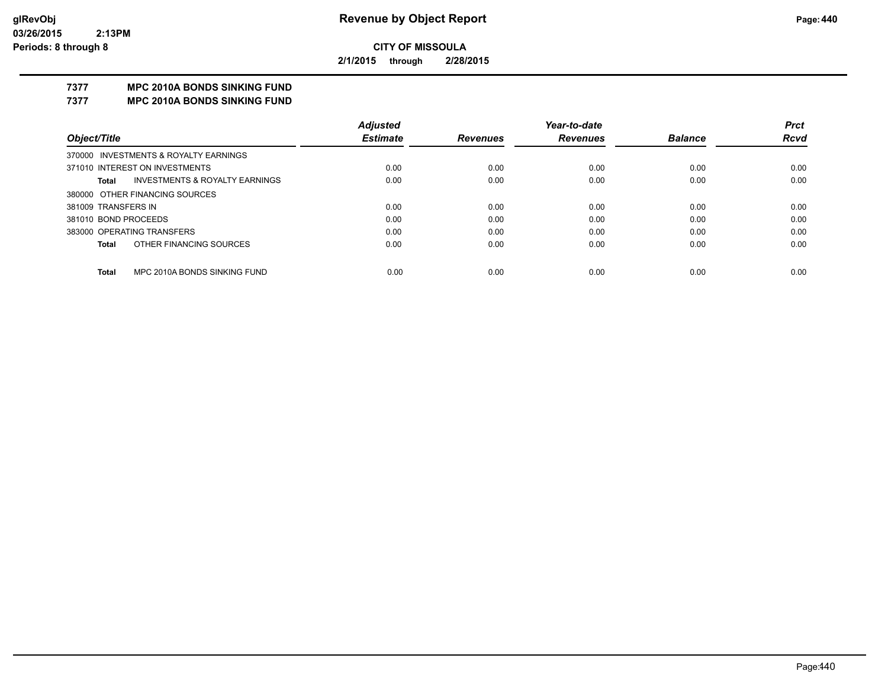**Revenue by Object Report**

**CITY OF MISSOULA**

**2/1/2015 through 2/28/2015**

glRevObj
03/26/2015 2:13PM
Periods: 8 through 8

## 7377 MPC 2010A BONDS SINKING FUND
## 7377 MPC 2010A BONDS SINKING FUND

| Object/Title | Adjusted Estimate | Revenues | Year-to-date Revenues | Balance | Prct Rcvd |
|---|---|---|---|---|---|
| 370000 INVESTMENTS & ROYALTY EARNINGS | | | | | |
| 371010 INTEREST ON INVESTMENTS | 0.00 | 0.00 | 0.00 | 0.00 | 0.00 |
| **Total** INVESTMENTS & ROYALTY EARNINGS | 0.00 | 0.00 | 0.00 | 0.00 | 0.00 |
| 380000 OTHER FINANCING SOURCES | | | | | |
| 381009 TRANSFERS IN | 0.00 | 0.00 | 0.00 | 0.00 | 0.00 |
| 381010 BOND PROCEEDS | 0.00 | 0.00 | 0.00 | 0.00 | 0.00 |
| 383000 OPERATING TRANSFERS | 0.00 | 0.00 | 0.00 | 0.00 | 0.00 |
| **Total** OTHER FINANCING SOURCES | 0.00 | 0.00 | 0.00 | 0.00 | 0.00 |
| **Total** MPC 2010A BONDS SINKING FUND | 0.00 | 0.00 | 0.00 | 0.00 | 0.00 |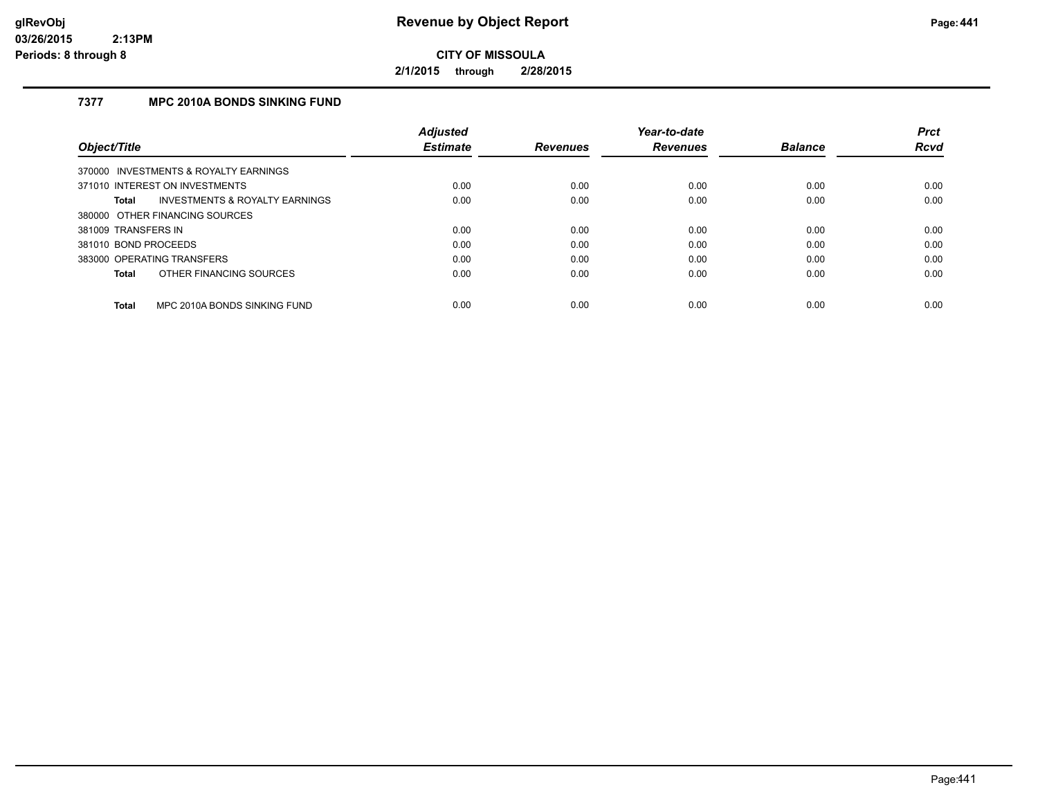# Revenue by Object Report

**CITY OF MISSOULA**

**2/1/2015 through 2/28/2015**

glRevObj
03/26/2015 2:13PM
Periods: 8 through 8

## 7377 MPC 2010A BONDS SINKING FUND

| Object/Title | Adjusted Estimate | Revenues | Year-to-date Revenues | Balance | Prct Rcvd |
|---|---|---|---|---|---|
| 370000 INVESTMENTS & ROYALTY EARNINGS | | | | | |
| 371010 INTEREST ON INVESTMENTS | 0.00 | 0.00 | 0.00 | 0.00 | 0.00 |
| **Total** INVESTMENTS & ROYALTY EARNINGS | 0.00 | 0.00 | 0.00 | 0.00 | 0.00 |
| 380000 OTHER FINANCING SOURCES | | | | | |
| 381009 TRANSFERS IN | 0.00 | 0.00 | 0.00 | 0.00 | 0.00 |
| 381010 BOND PROCEEDS | 0.00 | 0.00 | 0.00 | 0.00 | 0.00 |
| 383000 OPERATING TRANSFERS | 0.00 | 0.00 | 0.00 | 0.00 | 0.00 |
| **Total** OTHER FINANCING SOURCES | 0.00 | 0.00 | 0.00 | 0.00 | 0.00 |
| **Total** MPC 2010A BONDS SINKING FUND | 0.00 | 0.00 | 0.00 | 0.00 | 0.00 |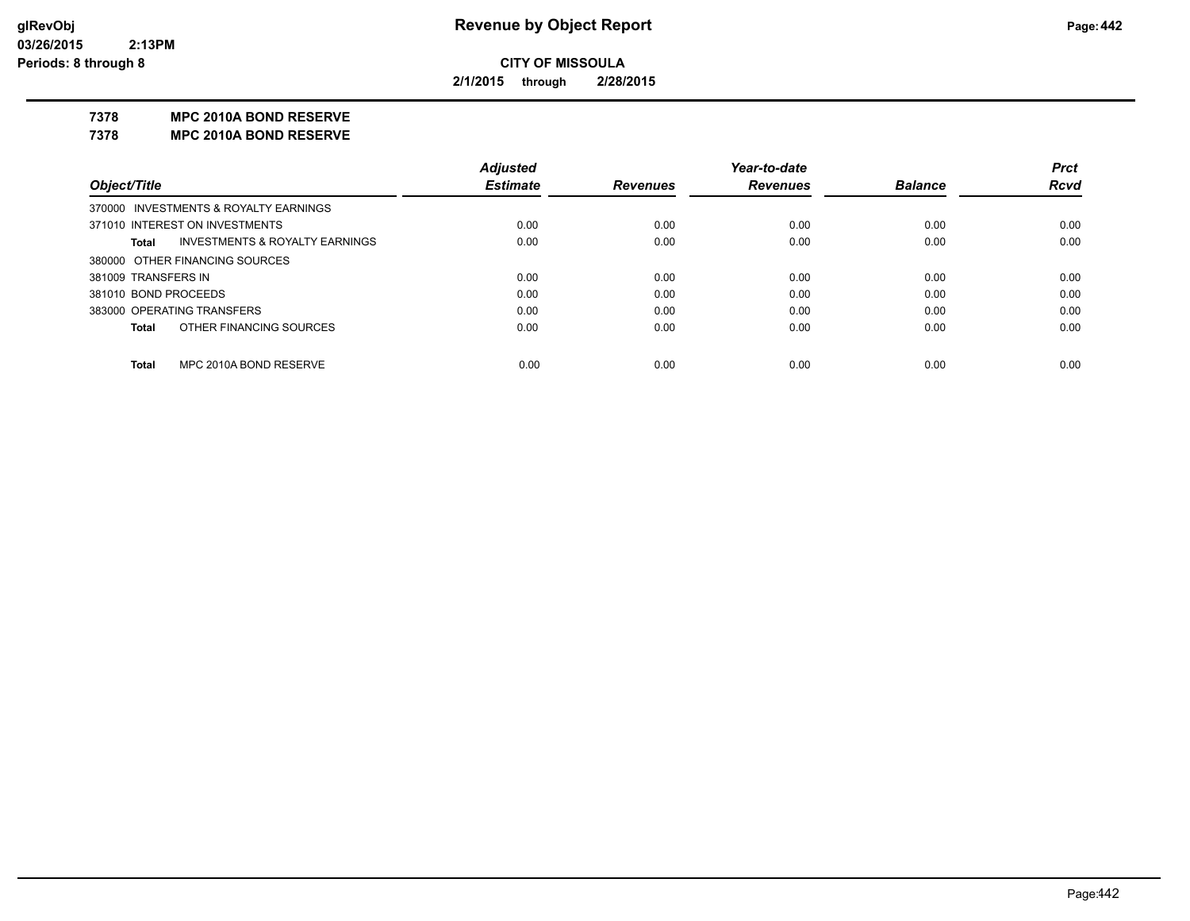# Revenue by Object Report

**CITY OF MISSOULA**

**2/1/2015 through 2/28/2015**

glRevObj
03/26/2015 2:13PM
Periods: 8 through 8

**7378 MPC 2010A BOND RESERVE**

**7378 MPC 2010A BOND RESERVE**

| Object/Title | Adjusted Estimate | Revenues | Year-to-date Revenues | Balance | Prct Rcvd |
|---|---|---|---|---|---|
| 370000 INVESTMENTS & ROYALTY EARNINGS | | | | | |
| 371010 INTEREST ON INVESTMENTS | 0.00 | 0.00 | 0.00 | 0.00 | 0.00 |
| **Total** INVESTMENTS & ROYALTY EARNINGS | 0.00 | 0.00 | 0.00 | 0.00 | 0.00 |
| 380000 OTHER FINANCING SOURCES | | | | | |
| 381009 TRANSFERS IN | 0.00 | 0.00 | 0.00 | 0.00 | 0.00 |
| 381010 BOND PROCEEDS | 0.00 | 0.00 | 0.00 | 0.00 | 0.00 |
| 383000 OPERATING TRANSFERS | 0.00 | 0.00 | 0.00 | 0.00 | 0.00 |
| **Total** OTHER FINANCING SOURCES | 0.00 | 0.00 | 0.00 | 0.00 | 0.00 |
| **Total** MPC 2010A BOND RESERVE | 0.00 | 0.00 | 0.00 | 0.00 | 0.00 |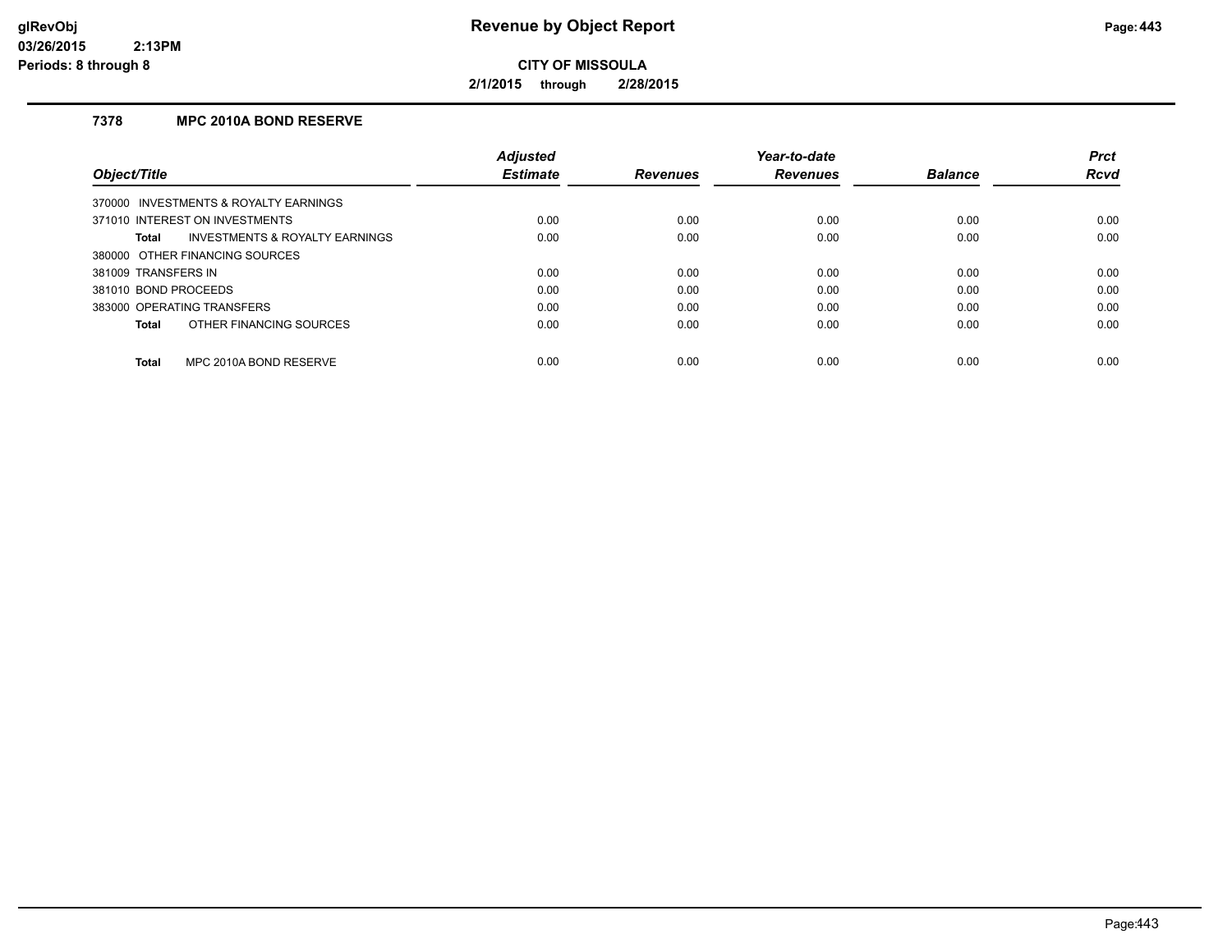# Revenue by Object Report

glRevObj
03/26/2015 2:13PM
Periods: 8 through 8

**CITY OF MISSOULA**

**2/1/2015 through 2/28/2015**

### 7378 MPC 2010A BOND RESERVE

| Object/Title | Adjusted Estimate | Revenues | Year-to-date Revenues | Balance | Prct Rcvd |
|---|---|---|---|---|---|
| 370000 INVESTMENTS & ROYALTY EARNINGS | | | | | |
| 371010 INTEREST ON INVESTMENTS | 0.00 | 0.00 | 0.00 | 0.00 | 0.00 |
| **Total** INVESTMENTS & ROYALTY EARNINGS | 0.00 | 0.00 | 0.00 | 0.00 | 0.00 |
| 380000 OTHER FINANCING SOURCES | | | | | |
| 381009 TRANSFERS IN | 0.00 | 0.00 | 0.00 | 0.00 | 0.00 |
| 381010 BOND PROCEEDS | 0.00 | 0.00 | 0.00 | 0.00 | 0.00 |
| 383000 OPERATING TRANSFERS | 0.00 | 0.00 | 0.00 | 0.00 | 0.00 |
| **Total** OTHER FINANCING SOURCES | 0.00 | 0.00 | 0.00 | 0.00 | 0.00 |
| **Total** MPC 2010A BOND RESERVE | 0.00 | 0.00 | 0.00 | 0.00 | 0.00 |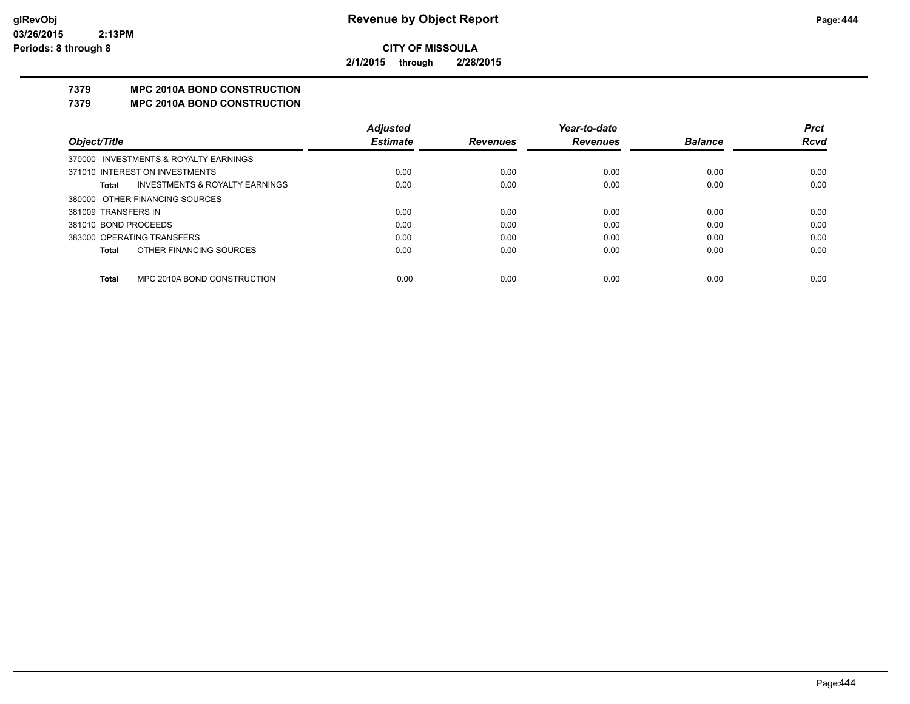# Revenue by Object Report

**CITY OF MISSOULA**

**2/1/2015 through 2/28/2015**

glRevObj
03/26/2015 2:13PM
Periods: 8 through 8

## 7379 MPC 2010A BOND CONSTRUCTION
## 7379 MPC 2010A BOND CONSTRUCTION

| Object/Title | Adjusted Estimate | Revenues | Year-to-date Revenues | Balance | Prct Rcvd |
|---|---|---|---|---|---|
| 370000 INVESTMENTS & ROYALTY EARNINGS | | | | | |
| 371010 INTEREST ON INVESTMENTS | 0.00 | 0.00 | 0.00 | 0.00 | 0.00 |
| **Total** INVESTMENTS & ROYALTY EARNINGS | 0.00 | 0.00 | 0.00 | 0.00 | 0.00 |
| 380000 OTHER FINANCING SOURCES | | | | | |
| 381009 TRANSFERS IN | 0.00 | 0.00 | 0.00 | 0.00 | 0.00 |
| 381010 BOND PROCEEDS | 0.00 | 0.00 | 0.00 | 0.00 | 0.00 |
| 383000 OPERATING TRANSFERS | 0.00 | 0.00 | 0.00 | 0.00 | 0.00 |
| **Total** OTHER FINANCING SOURCES | 0.00 | 0.00 | 0.00 | 0.00 | 0.00 |
| **Total** MPC 2010A BOND CONSTRUCTION | 0.00 | 0.00 | 0.00 | 0.00 | 0.00 |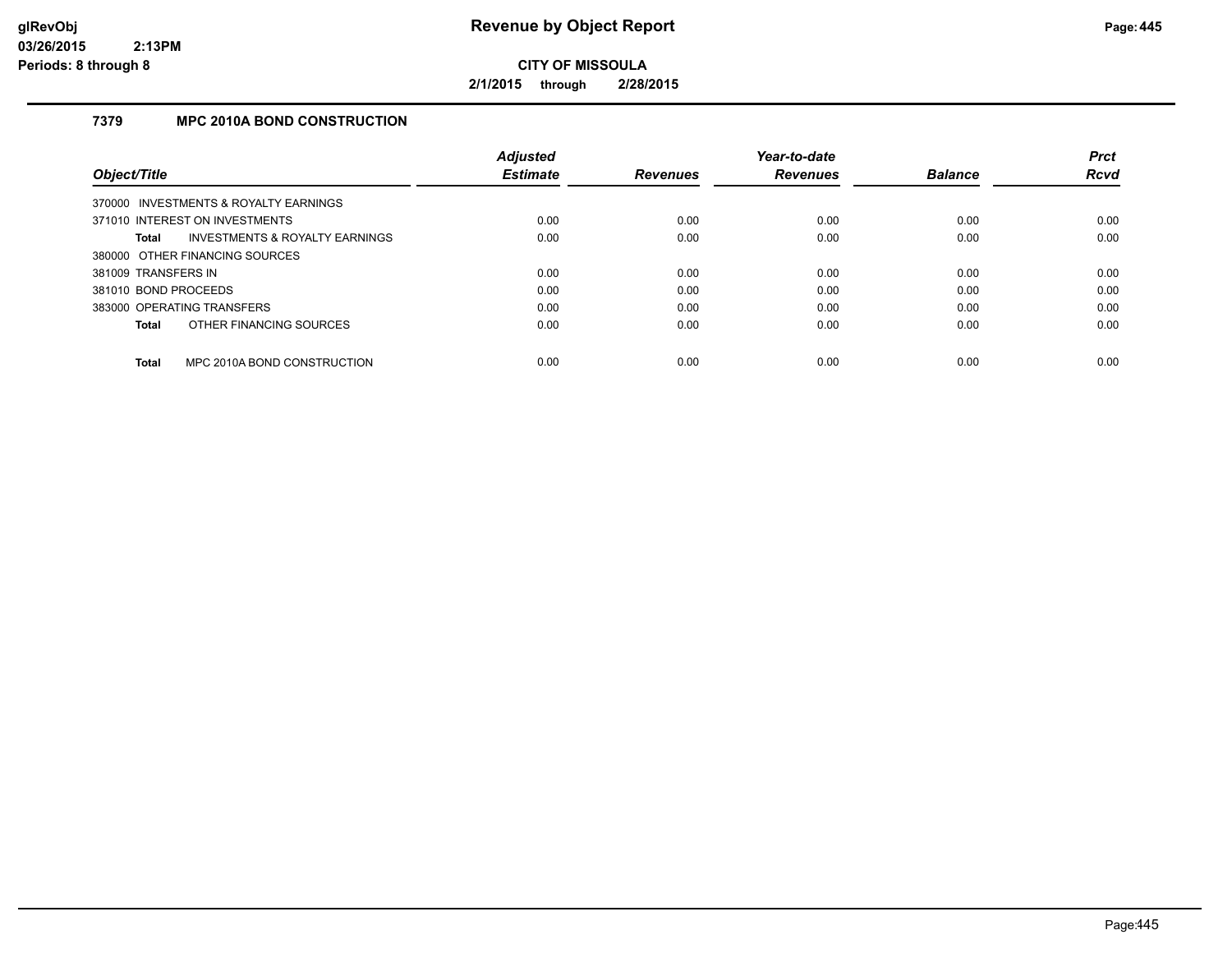# Revenue by Object Report

glRevObj
03/26/2015 2:13PM
Periods: 8 through 8

**CITY OF MISSOULA**

**2/1/2015 through 2/28/2015**

### 7379 MPC 2010A BOND CONSTRUCTION

| Object/Title | Adjusted Estimate | Revenues | Year-to-date Revenues | Balance | Prct Rcvd |
|---|---|---|---|---|---|
| 370000 INVESTMENTS & ROYALTY EARNINGS | | | | | |
| 371010 INTEREST ON INVESTMENTS | 0.00 | 0.00 | 0.00 | 0.00 | 0.00 |
| **Total** INVESTMENTS & ROYALTY EARNINGS | 0.00 | 0.00 | 0.00 | 0.00 | 0.00 |
| 380000 OTHER FINANCING SOURCES | | | | | |
| 381009 TRANSFERS IN | 0.00 | 0.00 | 0.00 | 0.00 | 0.00 |
| 381010 BOND PROCEEDS | 0.00 | 0.00 | 0.00 | 0.00 | 0.00 |
| 383000 OPERATING TRANSFERS | 0.00 | 0.00 | 0.00 | 0.00 | 0.00 |
| **Total** OTHER FINANCING SOURCES | 0.00 | 0.00 | 0.00 | 0.00 | 0.00 |
| **Total** MPC 2010A BOND CONSTRUCTION | 0.00 | 0.00 | 0.00 | 0.00 | 0.00 |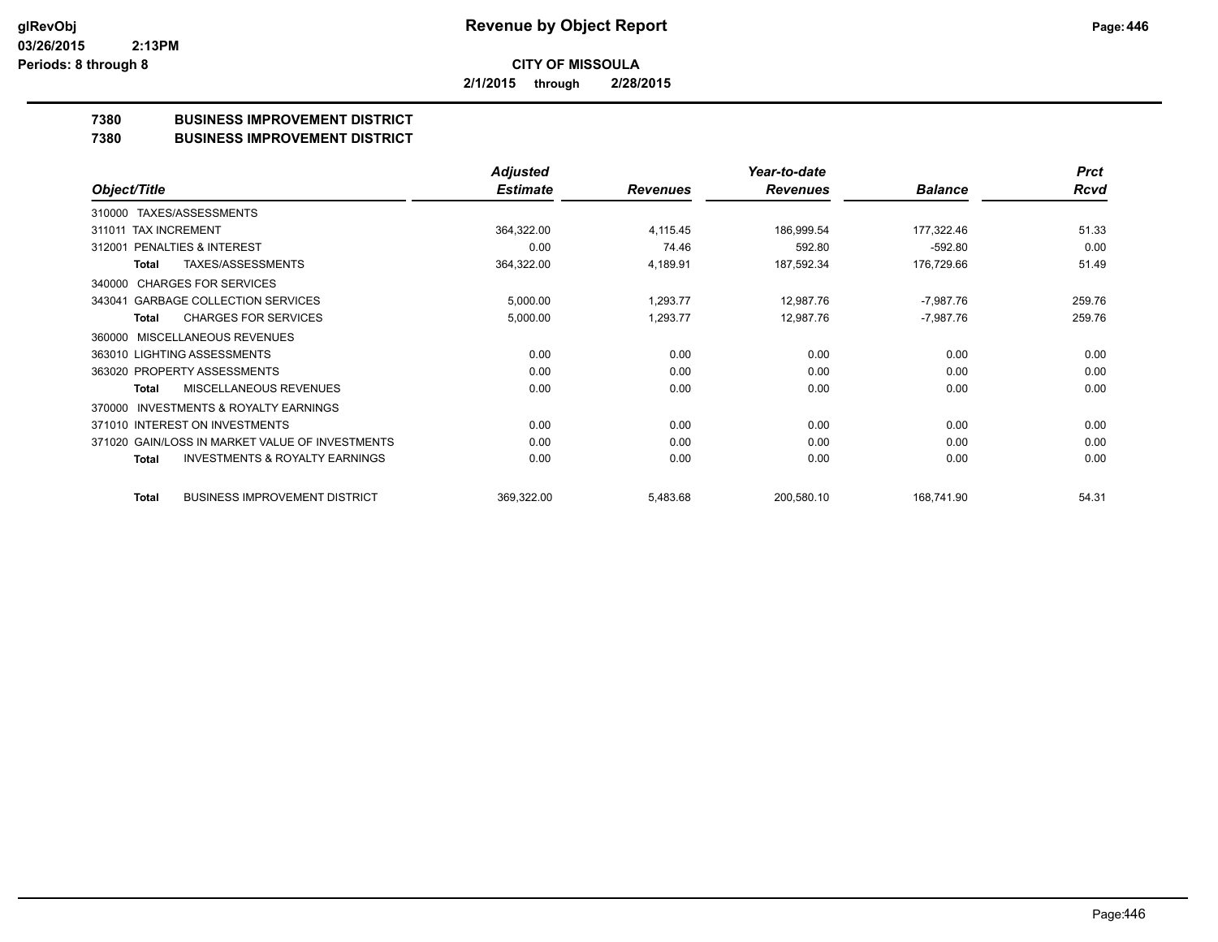# Revenue by Object Report

**CITY OF MISSOULA**

**2/1/2015 through 2/28/2015**

glRevObj
03/26/2015 2:13PM
Periods: 8 through 8

## 7380 BUSINESS IMPROVEMENT DISTRICT
## 7380 BUSINESS IMPROVEMENT DISTRICT

| Object/Title | Adjusted Estimate | Revenues | Year-to-date Revenues | Balance | Prct Rcvd |
|---|---|---|---|---|---|
| 310000 TAXES/ASSESSMENTS | | | | | |
| 311011 TAX INCREMENT | 364,322.00 | 4,115.45 | 186,999.54 | 177,322.46 | 51.33 |
| 312001 PENALTIES & INTEREST | 0.00 | 74.46 | 592.80 | -592.80 | 0.00 |
| Total TAXES/ASSESSMENTS | 364,322.00 | 4,189.91 | 187,592.34 | 176,729.66 | 51.49 |
| 340000 CHARGES FOR SERVICES | | | | | |
| 343041 GARBAGE COLLECTION SERVICES | 5,000.00 | 1,293.77 | 12,987.76 | -7,987.76 | 259.76 |
| Total CHARGES FOR SERVICES | 5,000.00 | 1,293.77 | 12,987.76 | -7,987.76 | 259.76 |
| 360000 MISCELLANEOUS REVENUES | | | | | |
| 363010 LIGHTING ASSESSMENTS | 0.00 | 0.00 | 0.00 | 0.00 | 0.00 |
| 363020 PROPERTY ASSESSMENTS | 0.00 | 0.00 | 0.00 | 0.00 | 0.00 |
| Total MISCELLANEOUS REVENUES | 0.00 | 0.00 | 0.00 | 0.00 | 0.00 |
| 370000 INVESTMENTS & ROYALTY EARNINGS | | | | | |
| 371010 INTEREST ON INVESTMENTS | 0.00 | 0.00 | 0.00 | 0.00 | 0.00 |
| 371020 GAIN/LOSS IN MARKET VALUE OF INVESTMENTS | 0.00 | 0.00 | 0.00 | 0.00 | 0.00 |
| Total INVESTMENTS & ROYALTY EARNINGS | 0.00 | 0.00 | 0.00 | 0.00 | 0.00 |
| Total BUSINESS IMPROVEMENT DISTRICT | 369,322.00 | 5,483.68 | 200,580.10 | 168,741.90 | 54.31 |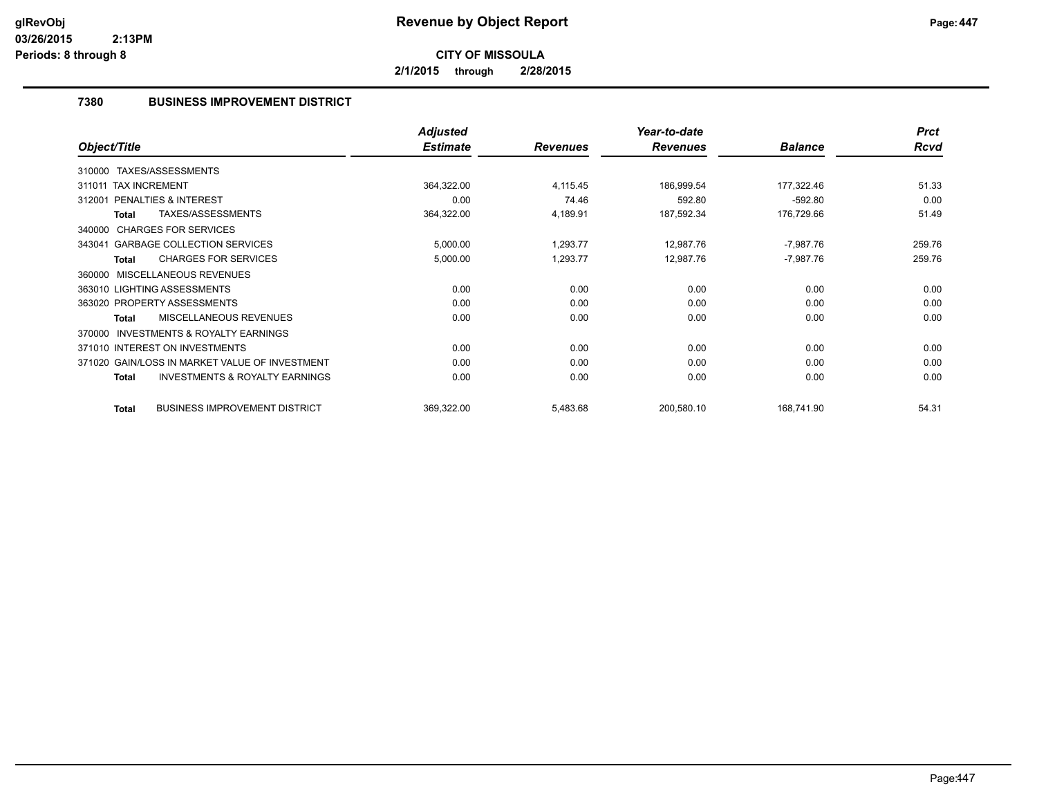**Revenue by Object Report**

**CITY OF MISSOULA**

**2/1/2015 through 2/28/2015**

### 7380 BUSINESS IMPROVEMENT DISTRICT

| Object/Title | Adjusted Estimate | Revenues | Year-to-date Revenues | Balance | Prct Rcvd |
|---|---|---|---|---|---|
| 310000 TAXES/ASSESSMENTS | | | | | |
| 311011 TAX INCREMENT | 364,322.00 | 4,115.45 | 186,999.54 | 177,322.46 | 51.33 |
| 312001 PENALTIES & INTEREST | 0.00 | 74.46 | 592.80 | -592.80 | 0.00 |
| **Total** TAXES/ASSESSMENTS | 364,322.00 | 4,189.91 | 187,592.34 | 176,729.66 | 51.49 |
| 340000 CHARGES FOR SERVICES | | | | | |
| 343041 GARBAGE COLLECTION SERVICES | 5,000.00 | 1,293.77 | 12,987.76 | -7,987.76 | 259.76 |
| **Total** CHARGES FOR SERVICES | 5,000.00 | 1,293.77 | 12,987.76 | -7,987.76 | 259.76 |
| 360000 MISCELLANEOUS REVENUES | | | | | |
| 363010 LIGHTING ASSESSMENTS | 0.00 | 0.00 | 0.00 | 0.00 | 0.00 |
| 363020 PROPERTY ASSESSMENTS | 0.00 | 0.00 | 0.00 | 0.00 | 0.00 |
| **Total** MISCELLANEOUS REVENUES | 0.00 | 0.00 | 0.00 | 0.00 | 0.00 |
| 370000 INVESTMENTS & ROYALTY EARNINGS | | | | | |
| 371010 INTEREST ON INVESTMENTS | 0.00 | 0.00 | 0.00 | 0.00 | 0.00 |
| 371020 GAIN/LOSS IN MARKET VALUE OF INVESTMENT | 0.00 | 0.00 | 0.00 | 0.00 | 0.00 |
| **Total** INVESTMENTS & ROYALTY EARNINGS | 0.00 | 0.00 | 0.00 | 0.00 | 0.00 |
| **Total** BUSINESS IMPROVEMENT DISTRICT | 369,322.00 | 5,483.68 | 200,580.10 | 168,741.90 | 54.31 |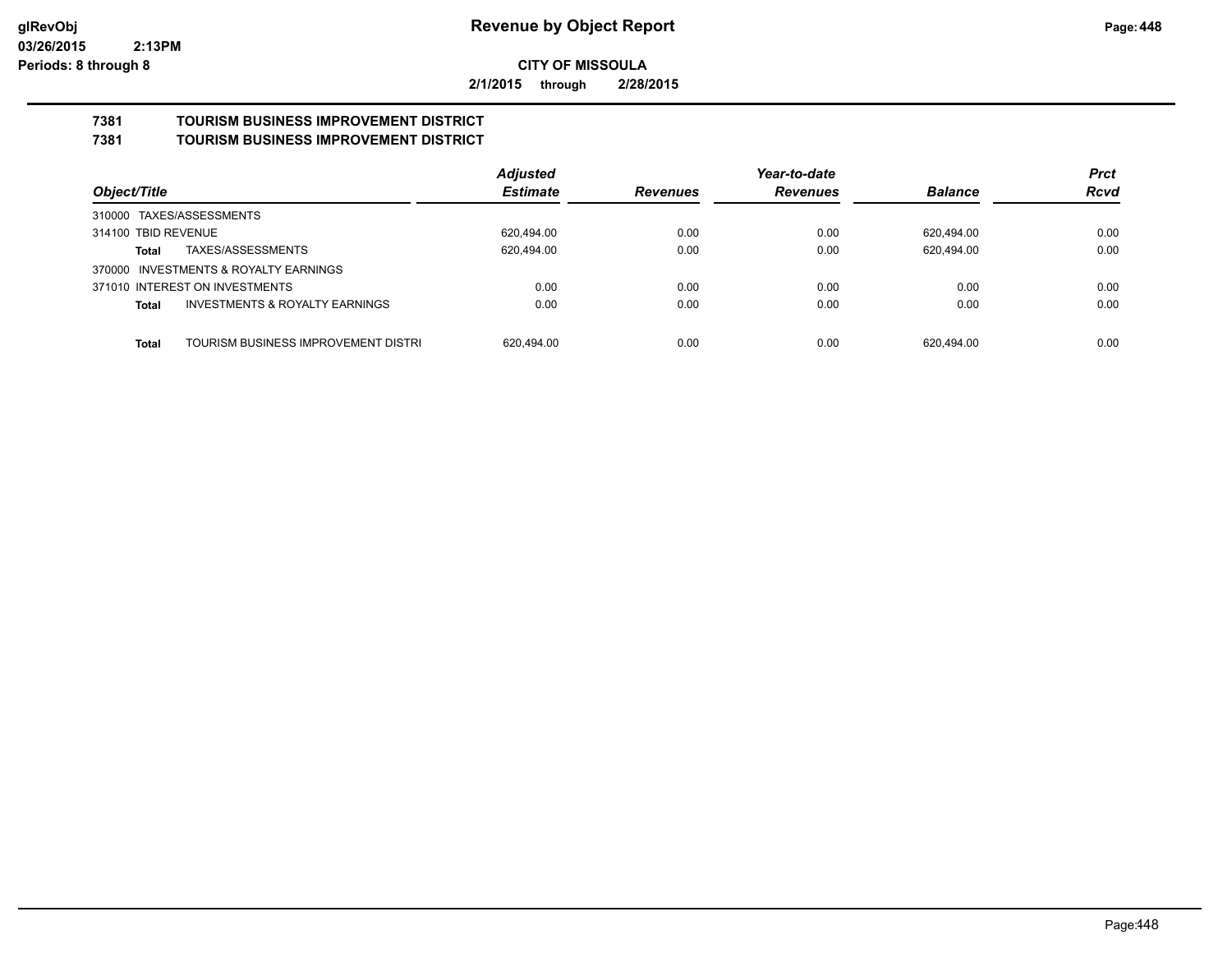# Revenue by Object Report

glRevObj
03/26/2015 2:13PM
Periods: 8 through 8

**CITY OF MISSOULA**

**2/1/2015 through 2/28/2015**

## 7381 TOURISM BUSINESS IMPROVEMENT DISTRICT
## 7381 TOURISM BUSINESS IMPROVEMENT DISTRICT

| Object/Title | | Adjusted Estimate | Revenues | Year-to-date Revenues | Balance | Prct Rcvd |
|---|---|---|---|---|---|---|
| 310000 TAXES/ASSESSMENTS | | | | | | |
| 314100 TBID REVENUE | | 620,494.00 | 0.00 | 0.00 | 620,494.00 | 0.00 |
| **Total** | TAXES/ASSESSMENTS | 620,494.00 | 0.00 | 0.00 | 620,494.00 | 0.00 |
| 370000 INVESTMENTS & ROYALTY EARNINGS | | | | | | |
| 371010 INTEREST ON INVESTMENTS | | 0.00 | 0.00 | 0.00 | 0.00 | 0.00 |
| **Total** | INVESTMENTS & ROYALTY EARNINGS | 0.00 | 0.00 | 0.00 | 0.00 | 0.00 |
| **Total** | TOURISM BUSINESS IMPROVEMENT DISTRI | 620,494.00 | 0.00 | 0.00 | 620,494.00 | 0.00 |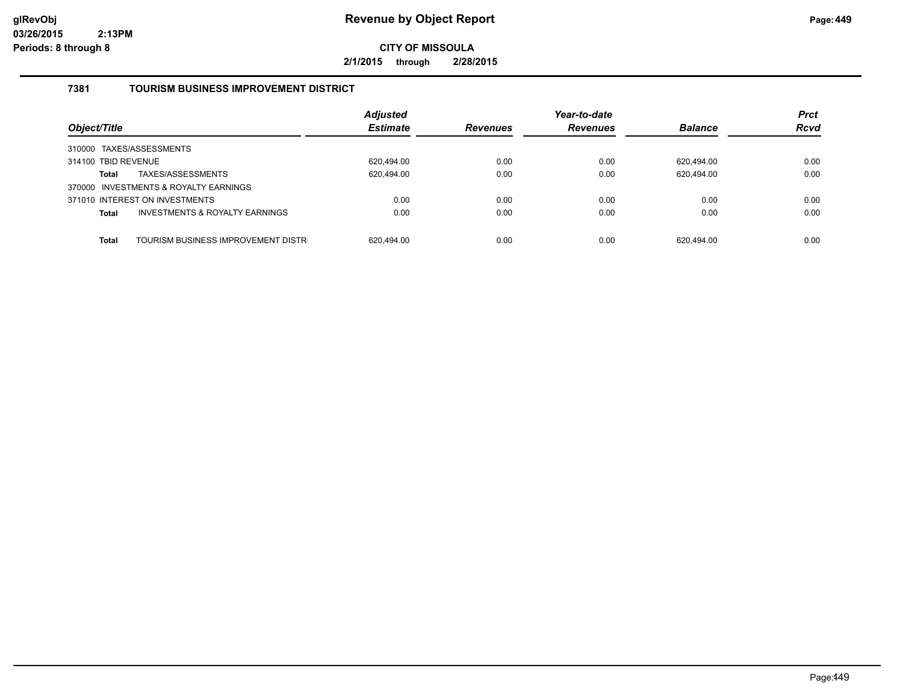**CITY OF MISSOULA**

**2/1/2015 through 2/28/2015**

### 7381 TOURISM BUSINESS IMPROVEMENT DISTRICT

| Object/Title | | Adjusted Estimate | Revenues | Year-to-date Revenues | Balance | Prct Rcvd |
|---|---|---|---|---|---|---|
| 310000 TAXES/ASSESSMENTS | | | | | | |
| 314100 TBID REVENUE | | 620,494.00 | 0.00 | 0.00 | 620,494.00 | 0.00 |
| **Total** | TAXES/ASSESSMENTS | 620,494.00 | 0.00 | 0.00 | 620,494.00 | 0.00 |
| 370000 INVESTMENTS & ROYALTY EARNINGS | | | | | | |
| 371010 INTEREST ON INVESTMENTS | | 0.00 | 0.00 | 0.00 | 0.00 | 0.00 |
| **Total** | INVESTMENTS & ROYALTY EARNINGS | 0.00 | 0.00 | 0.00 | 0.00 | 0.00 |
| **Total** | TOURISM BUSINESS IMPROVEMENT DISTR | 620,494.00 | 0.00 | 0.00 | 620,494.00 | 0.00 |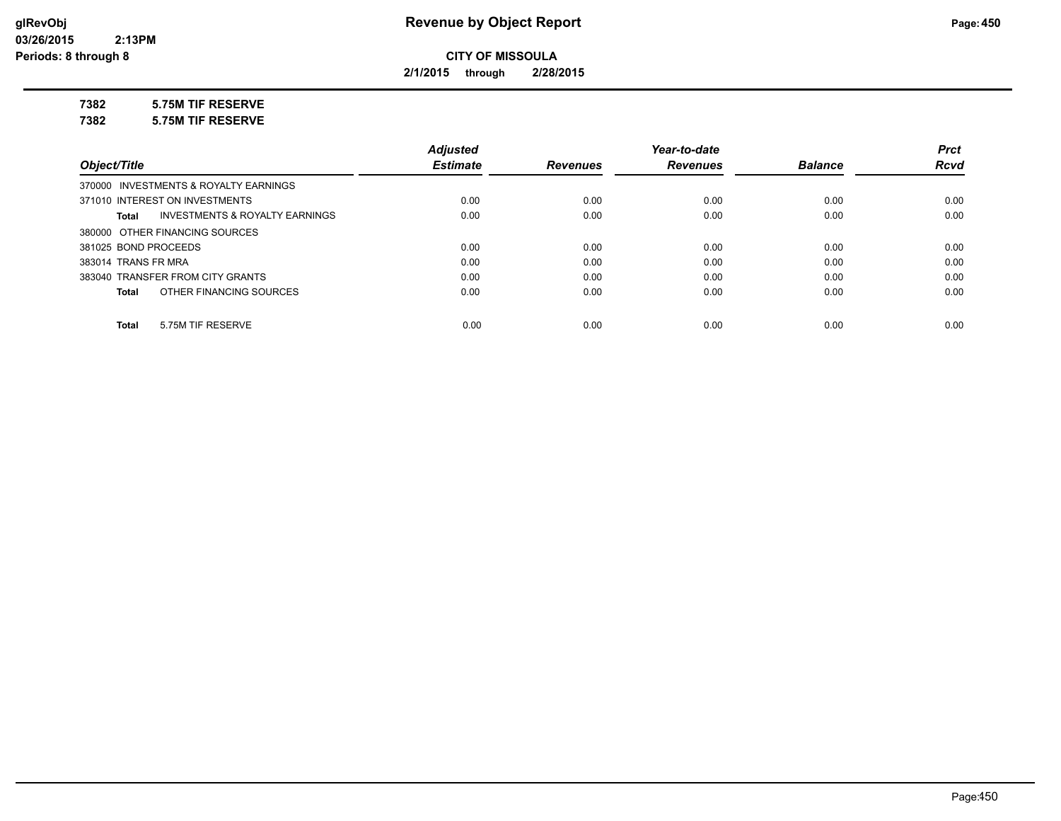# Revenue by Object Report

**CITY OF MISSOULA**

**2/1/2015 through 2/28/2015**

glRevObj
03/26/2015 2:13PM
Periods: 8 through 8

**7382 5.75M TIF RESERVE**

**7382 5.75M TIF RESERVE**

| Object/Title | Adjusted Estimate | Revenues | Year-to-date Revenues | Balance | Prct Rcvd |
|---|---|---|---|---|---|
| 370000 INVESTMENTS & ROYALTY EARNINGS | | | | | |
| 371010 INTEREST ON INVESTMENTS | 0.00 | 0.00 | 0.00 | 0.00 | 0.00 |
| **Total** INVESTMENTS & ROYALTY EARNINGS | 0.00 | 0.00 | 0.00 | 0.00 | 0.00 |
| 380000 OTHER FINANCING SOURCES | | | | | |
| 381025 BOND PROCEEDS | 0.00 | 0.00 | 0.00 | 0.00 | 0.00 |
| 383014 TRANS FR MRA | 0.00 | 0.00 | 0.00 | 0.00 | 0.00 |
| 383040 TRANSFER FROM CITY GRANTS | 0.00 | 0.00 | 0.00 | 0.00 | 0.00 |
| **Total** OTHER FINANCING SOURCES | 0.00 | 0.00 | 0.00 | 0.00 | 0.00 |
| **Total** 5.75M TIF RESERVE | 0.00 | 0.00 | 0.00 | 0.00 | 0.00 |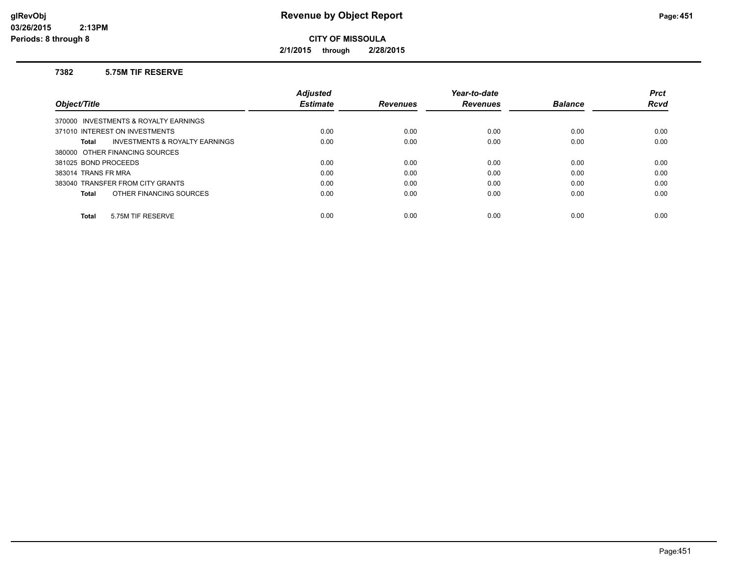# Revenue by Object Report

**CITY OF MISSOULA**

**2/1/2015 through 2/28/2015**

glRevObj
03/26/2015 2:13PM
Periods: 8 through 8

### 7382 5.75M TIF RESERVE

| Object/Title | Adjusted Estimate | Revenues | Year-to-date Revenues | Balance | Prct Rcvd |
|---|---|---|---|---|---|
| 370000 INVESTMENTS & ROYALTY EARNINGS | | | | | |
| 371010 INTEREST ON INVESTMENTS | 0.00 | 0.00 | 0.00 | 0.00 | 0.00 |
| **Total** INVESTMENTS & ROYALTY EARNINGS | 0.00 | 0.00 | 0.00 | 0.00 | 0.00 |
| 380000 OTHER FINANCING SOURCES | | | | | |
| 381025 BOND PROCEEDS | 0.00 | 0.00 | 0.00 | 0.00 | 0.00 |
| 383014 TRANS FR MRA | 0.00 | 0.00 | 0.00 | 0.00 | 0.00 |
| 383040 TRANSFER FROM CITY GRANTS | 0.00 | 0.00 | 0.00 | 0.00 | 0.00 |
| **Total** OTHER FINANCING SOURCES | 0.00 | 0.00 | 0.00 | 0.00 | 0.00 |
| **Total** 5.75M TIF RESERVE | 0.00 | 0.00 | 0.00 | 0.00 | 0.00 |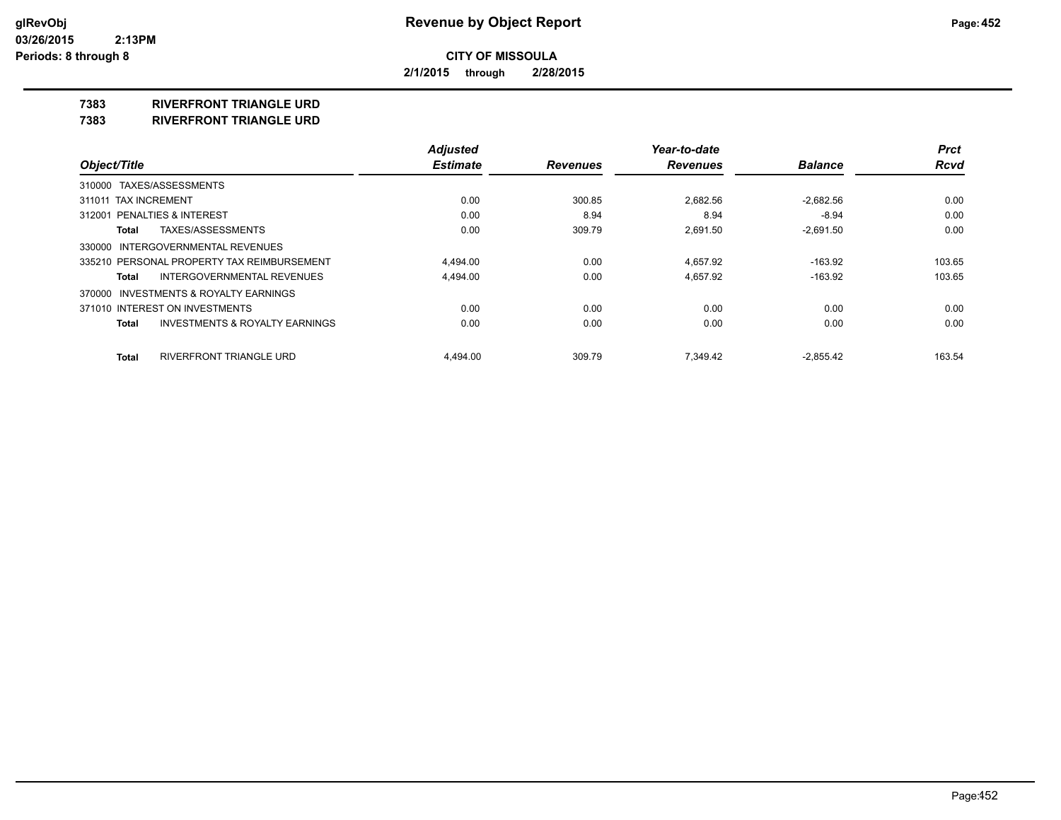# Revenue by Object Report

**CITY OF MISSOULA**

**2/1/2015 through 2/28/2015**

glRevObj
03/26/2015 2:13PM
Periods: 8 through 8

## 7383 RIVERFRONT TRIANGLE URD
## 7383 RIVERFRONT TRIANGLE URD

| Object/Title | Adjusted Estimate | Revenues | Year-to-date Revenues | Balance | Prct Rcvd |
|---|---|---|---|---|---|
| 310000 TAXES/ASSESSMENTS | | | | | |
| 311011 TAX INCREMENT | 0.00 | 300.85 | 2,682.56 | -2,682.56 | 0.00 |
| 312001 PENALTIES & INTEREST | 0.00 | 8.94 | 8.94 | -8.94 | 0.00 |
| **Total** TAXES/ASSESSMENTS | 0.00 | 309.79 | 2,691.50 | -2,691.50 | 0.00 |
| 330000 INTERGOVERNMENTAL REVENUES | | | | | |
| 335210 PERSONAL PROPERTY TAX REIMBURSEMENT | 4,494.00 | 0.00 | 4,657.92 | -163.92 | 103.65 |
| **Total** INTERGOVERNMENTAL REVENUES | 4,494.00 | 0.00 | 4,657.92 | -163.92 | 103.65 |
| 370000 INVESTMENTS & ROYALTY EARNINGS | | | | | |
| 371010 INTEREST ON INVESTMENTS | 0.00 | 0.00 | 0.00 | 0.00 | 0.00 |
| **Total** INVESTMENTS & ROYALTY EARNINGS | 0.00 | 0.00 | 0.00 | 0.00 | 0.00 |
| **Total** RIVERFRONT TRIANGLE URD | 4,494.00 | 309.79 | 7,349.42 | -2,855.42 | 163.54 |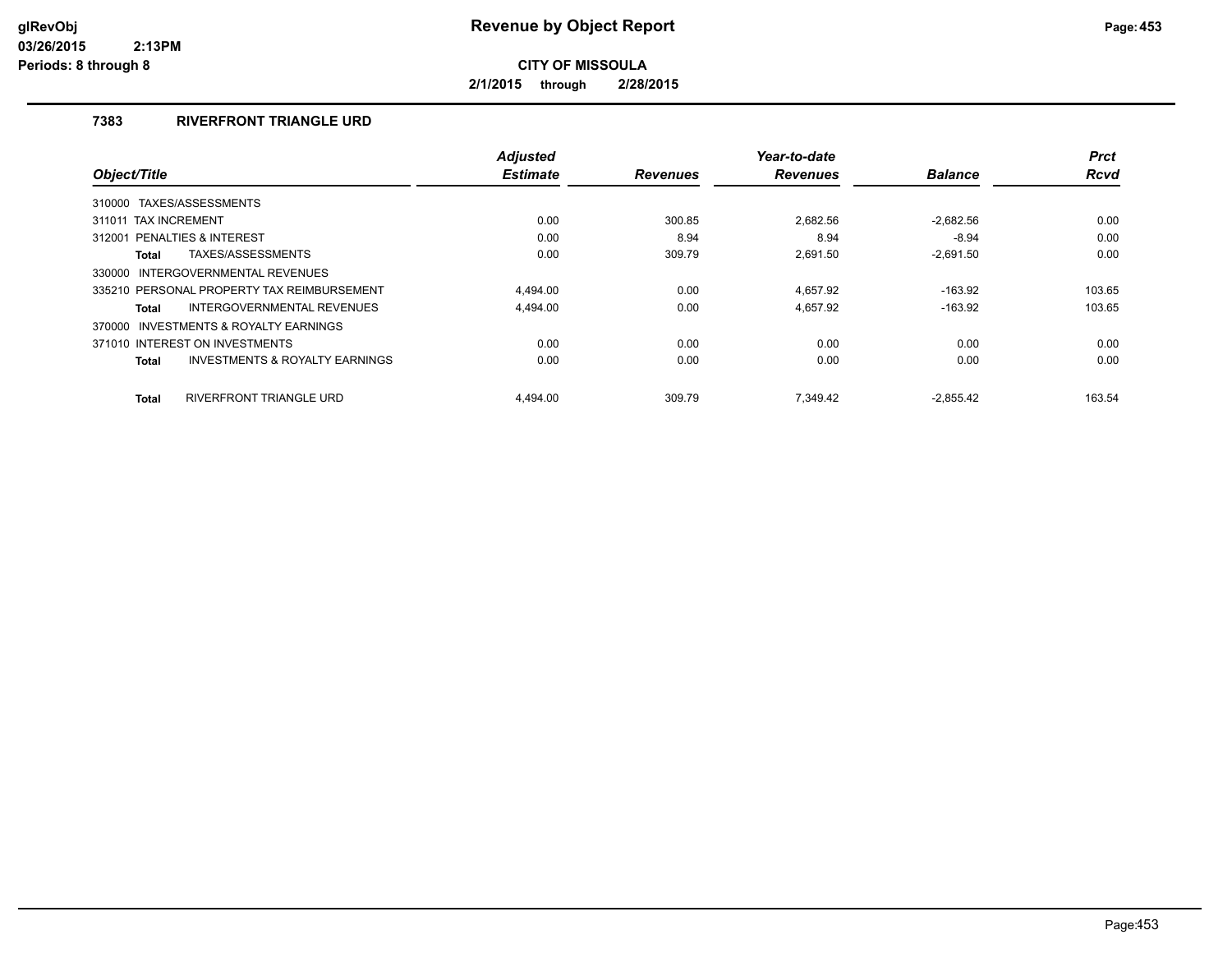# Revenue by Object Report

glRevObj
03/26/2015 2:13PM
Periods: 8 through 8

**CITY OF MISSOULA**

**2/1/2015 through 2/28/2015**

## 7383 RIVERFRONT TRIANGLE URD

| Object/Title | Adjusted Estimate | Revenues | Year-to-date Revenues | Balance | Prct Rcvd |
|---|---|---|---|---|---|
| 310000 TAXES/ASSESSMENTS | | | | | |
| 311011 TAX INCREMENT | 0.00 | 300.85 | 2,682.56 | -2,682.56 | 0.00 |
| 312001 PENALTIES & INTEREST | 0.00 | 8.94 | 8.94 | -8.94 | 0.00 |
| **Total** TAXES/ASSESSMENTS | 0.00 | 309.79 | 2,691.50 | -2,691.50 | 0.00 |
| 330000 INTERGOVERNMENTAL REVENUES | | | | | |
| 335210 PERSONAL PROPERTY TAX REIMBURSEMENT | 4,494.00 | 0.00 | 4,657.92 | -163.92 | 103.65 |
| **Total** INTERGOVERNMENTAL REVENUES | 4,494.00 | 0.00 | 4,657.92 | -163.92 | 103.65 |
| 370000 INVESTMENTS & ROYALTY EARNINGS | | | | | |
| 371010 INTEREST ON INVESTMENTS | 0.00 | 0.00 | 0.00 | 0.00 | 0.00 |
| **Total** INVESTMENTS & ROYALTY EARNINGS | 0.00 | 0.00 | 0.00 | 0.00 | 0.00 |
| **Total** RIVERFRONT TRIANGLE URD | 4,494.00 | 309.79 | 7,349.42 | -2,855.42 | 163.54 |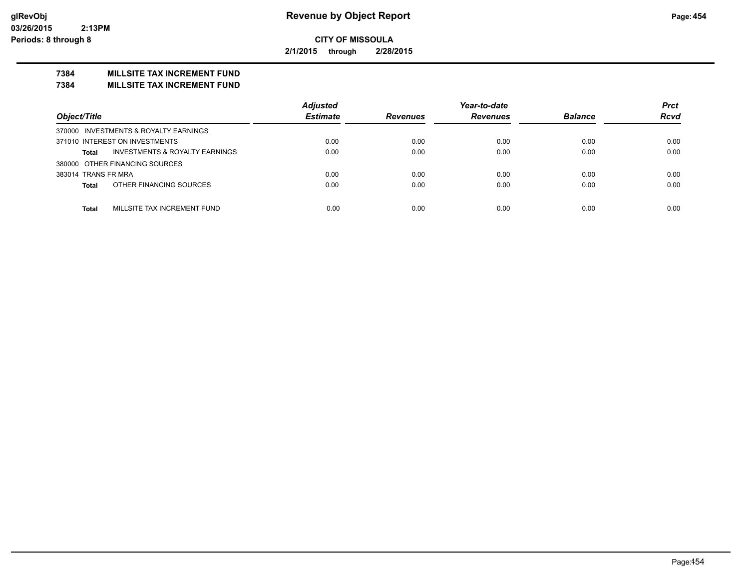**Revenue by Object Report**

**CITY OF MISSOULA**

**2/1/2015 through 2/28/2015**

glRevObj
03/26/2015 2:13PM
Periods: 8 through 8

**7384 MILLSITE TAX INCREMENT FUND**

**7384 MILLSITE TAX INCREMENT FUND**

| Object/Title | | Adjusted Estimate | Revenues | Year-to-date Revenues | Balance | Prct Rcvd |
|---|---|---|---|---|---|---|
| 370000 INVESTMENTS & ROYALTY EARNINGS | | | | | | |
| 371010 INTEREST ON INVESTMENTS | | 0.00 | 0.00 | 0.00 | 0.00 | 0.00 |
| **Total** | INVESTMENTS & ROYALTY EARNINGS | 0.00 | 0.00 | 0.00 | 0.00 | 0.00 |
| 380000 OTHER FINANCING SOURCES | | | | | | |
| 383014 TRANS FR MRA | | 0.00 | 0.00 | 0.00 | 0.00 | 0.00 |
| **Total** | OTHER FINANCING SOURCES | 0.00 | 0.00 | 0.00 | 0.00 | 0.00 |
| **Total** | MILLSITE TAX INCREMENT FUND | 0.00 | 0.00 | 0.00 | 0.00 | 0.00 |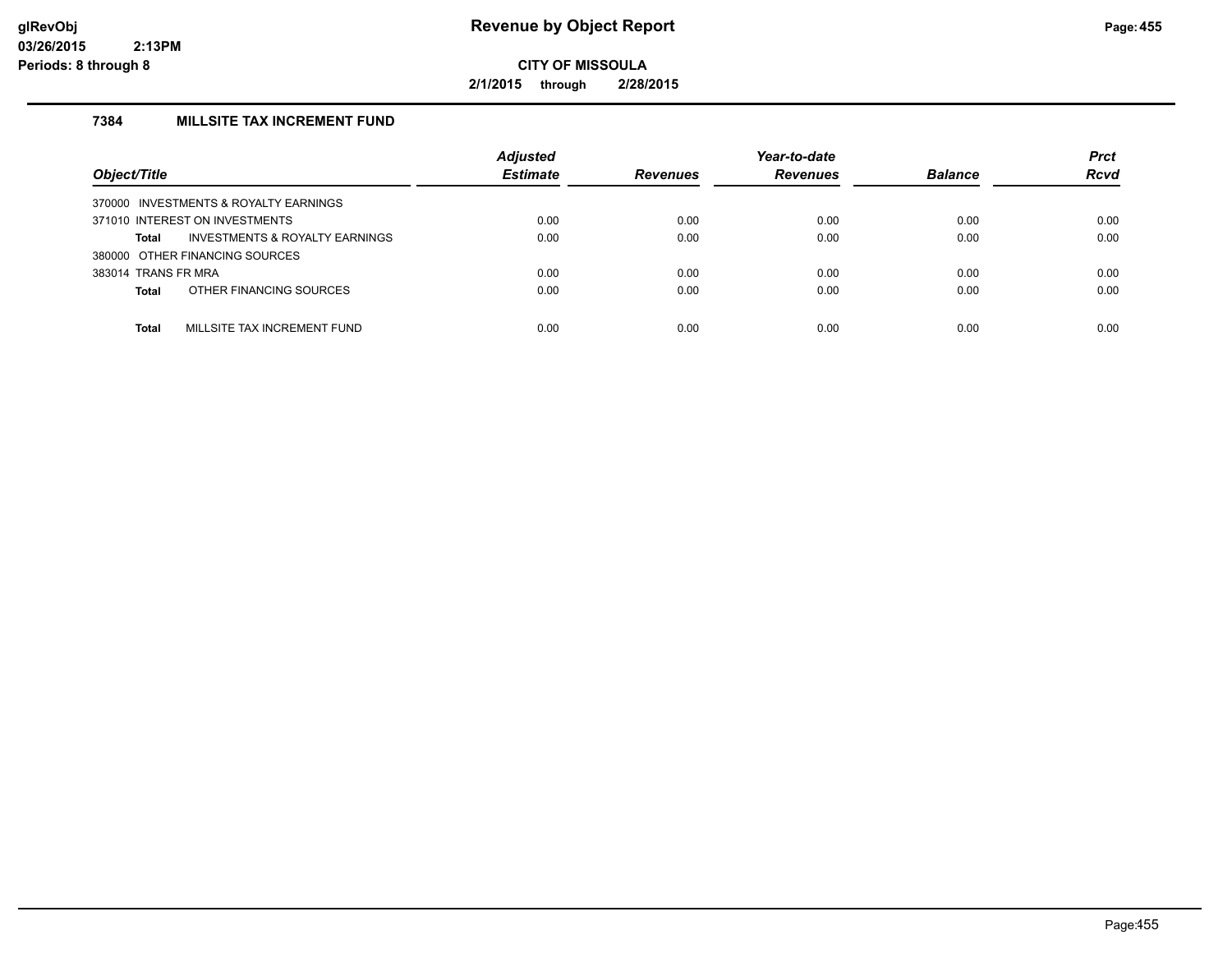# Revenue by Object Report

**CITY OF MISSOULA**

**2/1/2015 through 2/28/2015**

glRevObj
03/26/2015 2:13PM
Periods: 8 through 8

## 7384 MILLSITE TAX INCREMENT FUND

| Object/Title | Adjusted Estimate | Revenues | Year-to-date Revenues | Balance | Prct Rcvd |
|---|---|---|---|---|---|
| 370000 INVESTMENTS & ROYALTY EARNINGS | | | | | |
| 371010 INTEREST ON INVESTMENTS | 0.00 | 0.00 | 0.00 | 0.00 | 0.00 |
| **Total** INVESTMENTS & ROYALTY EARNINGS | 0.00 | 0.00 | 0.00 | 0.00 | 0.00 |
| 380000 OTHER FINANCING SOURCES | | | | | |
| 383014 TRANS FR MRA | 0.00 | 0.00 | 0.00 | 0.00 | 0.00 |
| **Total** OTHER FINANCING SOURCES | 0.00 | 0.00 | 0.00 | 0.00 | 0.00 |
| **Total** MILLSITE TAX INCREMENT FUND | 0.00 | 0.00 | 0.00 | 0.00 | 0.00 |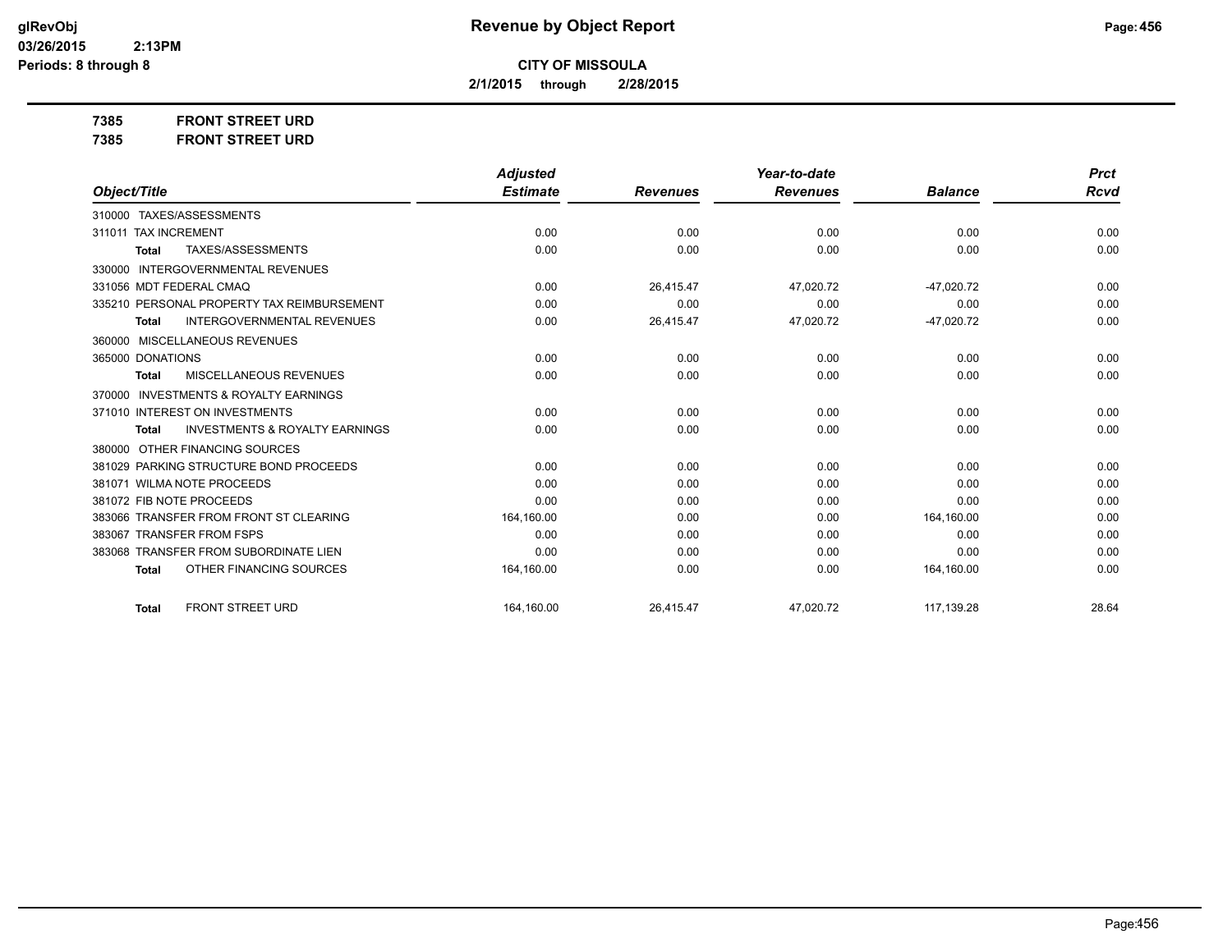**Revenue by Object Report**

**CITY OF MISSOULA**

**2/1/2015 through 2/28/2015**

glRevObj
03/26/2015 2:13PM
Periods: 8 through 8

**7385 FRONT STREET URD**

**7385 FRONT STREET URD**

| Object/Title | Adjusted Estimate | Revenues | Year-to-date Revenues | Balance | Prct Rcvd |
|---|---|---|---|---|---|
| 310000 TAXES/ASSESSMENTS | | | | | |
| 311011 TAX INCREMENT | 0.00 | 0.00 | 0.00 | 0.00 | 0.00 |
| **Total** TAXES/ASSESSMENTS | 0.00 | 0.00 | 0.00 | 0.00 | 0.00 |
| 330000 INTERGOVERNMENTAL REVENUES | | | | | |
| 331056 MDT FEDERAL CMAQ | 0.00 | 26,415.47 | 47,020.72 | -47,020.72 | 0.00 |
| 335210 PERSONAL PROPERTY TAX REIMBURSEMENT | 0.00 | 0.00 | 0.00 | 0.00 | 0.00 |
| **Total** INTERGOVERNMENTAL REVENUES | 0.00 | 26,415.47 | 47,020.72 | -47,020.72 | 0.00 |
| 360000 MISCELLANEOUS REVENUES | | | | | |
| 365000 DONATIONS | 0.00 | 0.00 | 0.00 | 0.00 | 0.00 |
| **Total** MISCELLANEOUS REVENUES | 0.00 | 0.00 | 0.00 | 0.00 | 0.00 |
| 370000 INVESTMENTS & ROYALTY EARNINGS | | | | | |
| 371010 INTEREST ON INVESTMENTS | 0.00 | 0.00 | 0.00 | 0.00 | 0.00 |
| **Total** INVESTMENTS & ROYALTY EARNINGS | 0.00 | 0.00 | 0.00 | 0.00 | 0.00 |
| 380000 OTHER FINANCING SOURCES | | | | | |
| 381029 PARKING STRUCTURE BOND PROCEEDS | 0.00 | 0.00 | 0.00 | 0.00 | 0.00 |
| 381071 WILMA NOTE PROCEEDS | 0.00 | 0.00 | 0.00 | 0.00 | 0.00 |
| 381072 FIB NOTE PROCEEDS | 0.00 | 0.00 | 0.00 | 0.00 | 0.00 |
| 383066 TRANSFER FROM FRONT ST CLEARING | 164,160.00 | 0.00 | 0.00 | 164,160.00 | 0.00 |
| 383067 TRANSFER FROM FSPS | 0.00 | 0.00 | 0.00 | 0.00 | 0.00 |
| 383068 TRANSFER FROM SUBORDINATE LIEN | 0.00 | 0.00 | 0.00 | 0.00 | 0.00 |
| **Total** OTHER FINANCING SOURCES | 164,160.00 | 0.00 | 0.00 | 164,160.00 | 0.00 |
| **Total** FRONT STREET URD | 164,160.00 | 26,415.47 | 47,020.72 | 117,139.28 | 28.64 |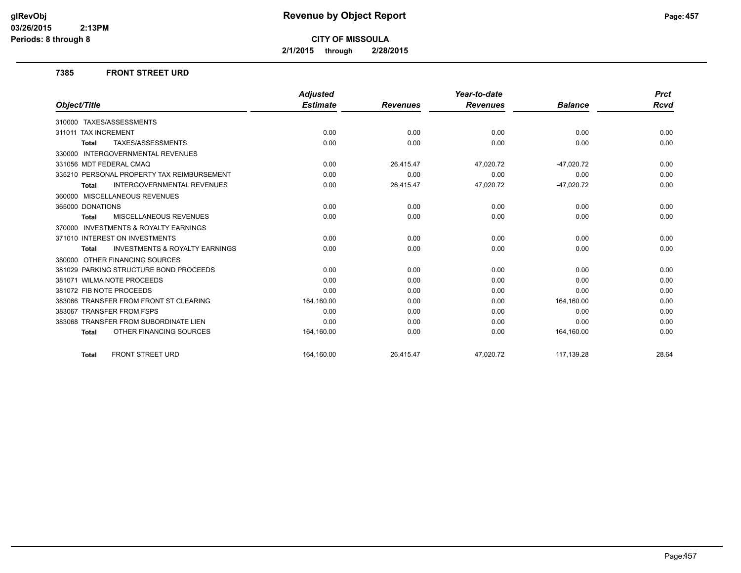**glRevObj**
**03/26/2015 2:13PM**
**Periods: 8 through 8**

# Revenue by Object Report

**CITY OF MISSOULA**

**2/1/2015 through 2/28/2015**

## 7385 FRONT STREET URD

| Object/Title | Adjusted Estimate | Revenues | Year-to-date Revenues | Balance | Prct Rcvd |
|---|---|---|---|---|---|
| 310000 TAXES/ASSESSMENTS | | | | | |
| 311011 TAX INCREMENT | 0.00 | 0.00 | 0.00 | 0.00 | 0.00 |
| **Total** TAXES/ASSESSMENTS | 0.00 | 0.00 | 0.00 | 0.00 | 0.00 |
| 330000 INTERGOVERNMENTAL REVENUES | | | | | |
| 331056 MDT FEDERAL CMAQ | 0.00 | 26,415.47 | 47,020.72 | -47,020.72 | 0.00 |
| 335210 PERSONAL PROPERTY TAX REIMBURSEMENT | 0.00 | 0.00 | 0.00 | 0.00 | 0.00 |
| **Total** INTERGOVERNMENTAL REVENUES | 0.00 | 26,415.47 | 47,020.72 | -47,020.72 | 0.00 |
| 360000 MISCELLANEOUS REVENUES | | | | | |
| 365000 DONATIONS | 0.00 | 0.00 | 0.00 | 0.00 | 0.00 |
| **Total** MISCELLANEOUS REVENUES | 0.00 | 0.00 | 0.00 | 0.00 | 0.00 |
| 370000 INVESTMENTS & ROYALTY EARNINGS | | | | | |
| 371010 INTEREST ON INVESTMENTS | 0.00 | 0.00 | 0.00 | 0.00 | 0.00 |
| **Total** INVESTMENTS & ROYALTY EARNINGS | 0.00 | 0.00 | 0.00 | 0.00 | 0.00 |
| 380000 OTHER FINANCING SOURCES | | | | | |
| 381029 PARKING STRUCTURE BOND PROCEEDS | 0.00 | 0.00 | 0.00 | 0.00 | 0.00 |
| 381071 WILMA NOTE PROCEEDS | 0.00 | 0.00 | 0.00 | 0.00 | 0.00 |
| 381072 FIB NOTE PROCEEDS | 0.00 | 0.00 | 0.00 | 0.00 | 0.00 |
| 383066 TRANSFER FROM FRONT ST CLEARING | 164,160.00 | 0.00 | 0.00 | 164,160.00 | 0.00 |
| 383067 TRANSFER FROM FSPS | 0.00 | 0.00 | 0.00 | 0.00 | 0.00 |
| 383068 TRANSFER FROM SUBORDINATE LIEN | 0.00 | 0.00 | 0.00 | 0.00 | 0.00 |
| **Total** OTHER FINANCING SOURCES | 164,160.00 | 0.00 | 0.00 | 164,160.00 | 0.00 |
| **Total** FRONT STREET URD | 164,160.00 | 26,415.47 | 47,020.72 | 117,139.28 | 28.64 |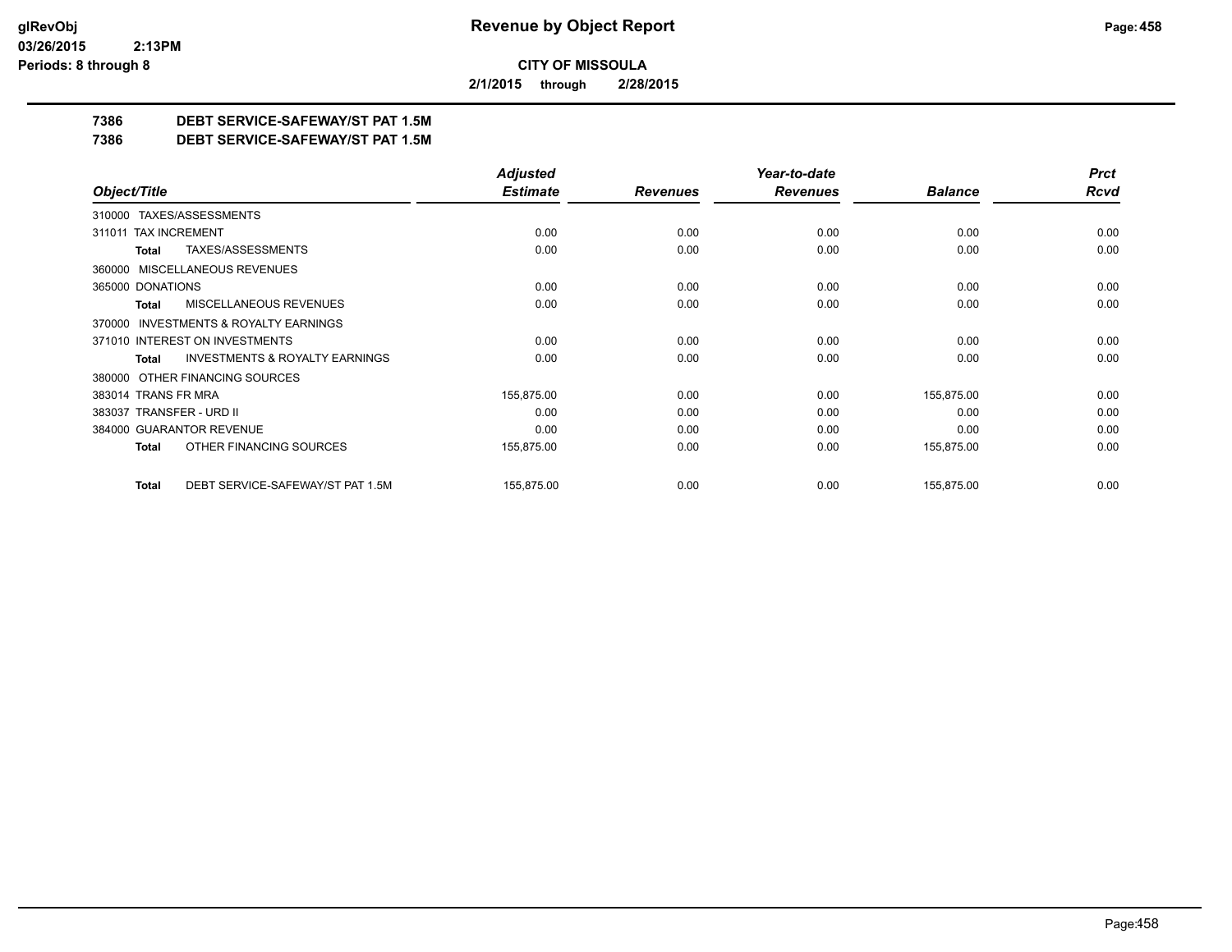glRevObj
03/26/2015 2:13PM
Periods: 8 through 8

# Revenue by Object Report

**CITY OF MISSOULA**

**2/1/2015 through 2/28/2015**

## 7386 DEBT SERVICE-SAFEWAY/ST PAT 1.5M
## 7386 DEBT SERVICE-SAFEWAY/ST PAT 1.5M

| Object/Title | Adjusted Estimate | Revenues | Year-to-date Revenues | Balance | Prct Rcvd |
|---|---|---|---|---|---|
| 310000 TAXES/ASSESSMENTS | | | | | |
| 311011 TAX INCREMENT | 0.00 | 0.00 | 0.00 | 0.00 | 0.00 |
| **Total** TAXES/ASSESSMENTS | 0.00 | 0.00 | 0.00 | 0.00 | 0.00 |
| 360000 MISCELLANEOUS REVENUES | | | | | |
| 365000 DONATIONS | 0.00 | 0.00 | 0.00 | 0.00 | 0.00 |
| **Total** MISCELLANEOUS REVENUES | 0.00 | 0.00 | 0.00 | 0.00 | 0.00 |
| 370000 INVESTMENTS & ROYALTY EARNINGS | | | | | |
| 371010 INTEREST ON INVESTMENTS | 0.00 | 0.00 | 0.00 | 0.00 | 0.00 |
| **Total** INVESTMENTS & ROYALTY EARNINGS | 0.00 | 0.00 | 0.00 | 0.00 | 0.00 |
| 380000 OTHER FINANCING SOURCES | | | | | |
| 383014 TRANS FR MRA | 155,875.00 | 0.00 | 0.00 | 155,875.00 | 0.00 |
| 383037 TRANSFER - URD II | 0.00 | 0.00 | 0.00 | 0.00 | 0.00 |
| 384000 GUARANTOR REVENUE | 0.00 | 0.00 | 0.00 | 0.00 | 0.00 |
| **Total** OTHER FINANCING SOURCES | 155,875.00 | 0.00 | 0.00 | 155,875.00 | 0.00 |
| **Total** DEBT SERVICE-SAFEWAY/ST PAT 1.5M | 155,875.00 | 0.00 | 0.00 | 155,875.00 | 0.00 |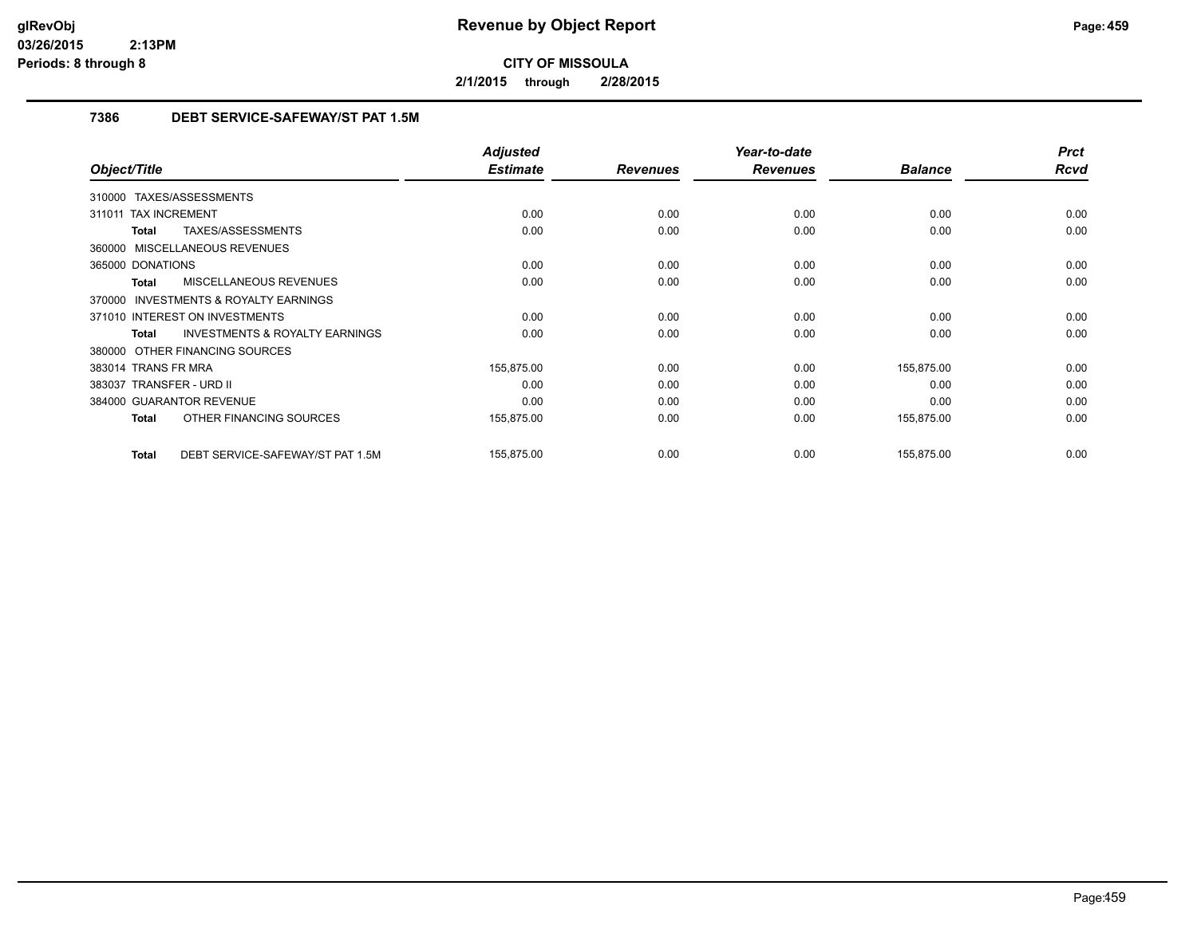**CITY OF MISSOULA**

**2/1/2015 through 2/28/2015**

## 7386 DEBT SERVICE-SAFEWAY/ST PAT 1.5M

| Object/Title | Adjusted Estimate | Revenues | Year-to-date Revenues | Balance | Prct Rcvd |
|---|---|---|---|---|---|
| 310000 TAXES/ASSESSMENTS | | | | | |
| 311011 TAX INCREMENT | 0.00 | 0.00 | 0.00 | 0.00 | 0.00 |
| **Total** TAXES/ASSESSMENTS | 0.00 | 0.00 | 0.00 | 0.00 | 0.00 |
| 360000 MISCELLANEOUS REVENUES | | | | | |
| 365000 DONATIONS | 0.00 | 0.00 | 0.00 | 0.00 | 0.00 |
| **Total** MISCELLANEOUS REVENUES | 0.00 | 0.00 | 0.00 | 0.00 | 0.00 |
| 370000 INVESTMENTS & ROYALTY EARNINGS | | | | | |
| 371010 INTEREST ON INVESTMENTS | 0.00 | 0.00 | 0.00 | 0.00 | 0.00 |
| **Total** INVESTMENTS & ROYALTY EARNINGS | 0.00 | 0.00 | 0.00 | 0.00 | 0.00 |
| 380000 OTHER FINANCING SOURCES | | | | | |
| 383014 TRANS FR MRA | 155,875.00 | 0.00 | 0.00 | 155,875.00 | 0.00 |
| 383037 TRANSFER - URD II | 0.00 | 0.00 | 0.00 | 0.00 | 0.00 |
| 384000 GUARANTOR REVENUE | 0.00 | 0.00 | 0.00 | 0.00 | 0.00 |
| **Total** OTHER FINANCING SOURCES | 155,875.00 | 0.00 | 0.00 | 155,875.00 | 0.00 |
| **Total** DEBT SERVICE-SAFEWAY/ST PAT 1.5M | 155,875.00 | 0.00 | 0.00 | 155,875.00 | 0.00 |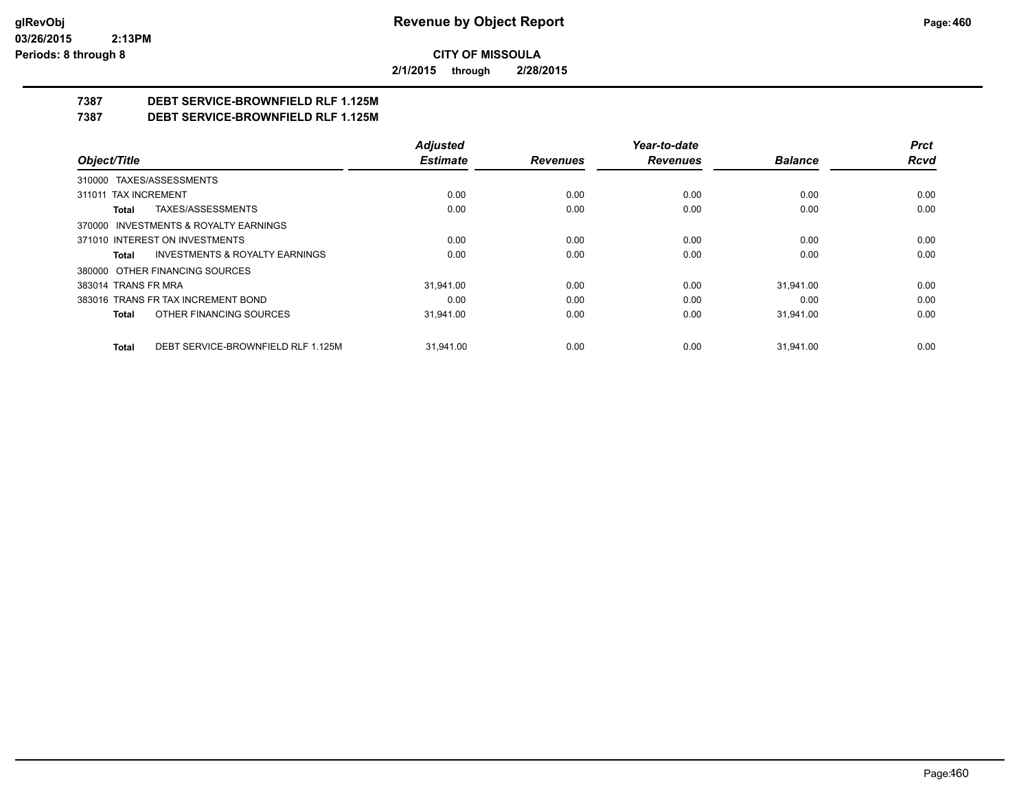# Revenue by Object Report

**CITY OF MISSOULA**

**2/1/2015 through 2/28/2015**

glRevObj
03/26/2015 2:13PM
Periods: 8 through 8

## 7387 DEBT SERVICE-BROWNFIELD RLF 1.125M
## 7387 DEBT SERVICE-BROWNFIELD RLF 1.125M

| Object/Title | Adjusted Estimate | Revenues | Year-to-date Revenues | Balance | Prct Rcvd |
|---|---|---|---|---|---|
| 310000 TAXES/ASSESSMENTS | | | | | |
| 311011 TAX INCREMENT | 0.00 | 0.00 | 0.00 | 0.00 | 0.00 |
| **Total** TAXES/ASSESSMENTS | 0.00 | 0.00 | 0.00 | 0.00 | 0.00 |
| 370000 INVESTMENTS & ROYALTY EARNINGS | | | | | |
| 371010 INTEREST ON INVESTMENTS | 0.00 | 0.00 | 0.00 | 0.00 | 0.00 |
| **Total** INVESTMENTS & ROYALTY EARNINGS | 0.00 | 0.00 | 0.00 | 0.00 | 0.00 |
| 380000 OTHER FINANCING SOURCES | | | | | |
| 383014 TRANS FR MRA | 31,941.00 | 0.00 | 0.00 | 31,941.00 | 0.00 |
| 383016 TRANS FR TAX INCREMENT BOND | 0.00 | 0.00 | 0.00 | 0.00 | 0.00 |
| **Total** OTHER FINANCING SOURCES | 31,941.00 | 0.00 | 0.00 | 31,941.00 | 0.00 |
| **Total** DEBT SERVICE-BROWNFIELD RLF 1.125M | 31,941.00 | 0.00 | 0.00 | 31,941.00 | 0.00 |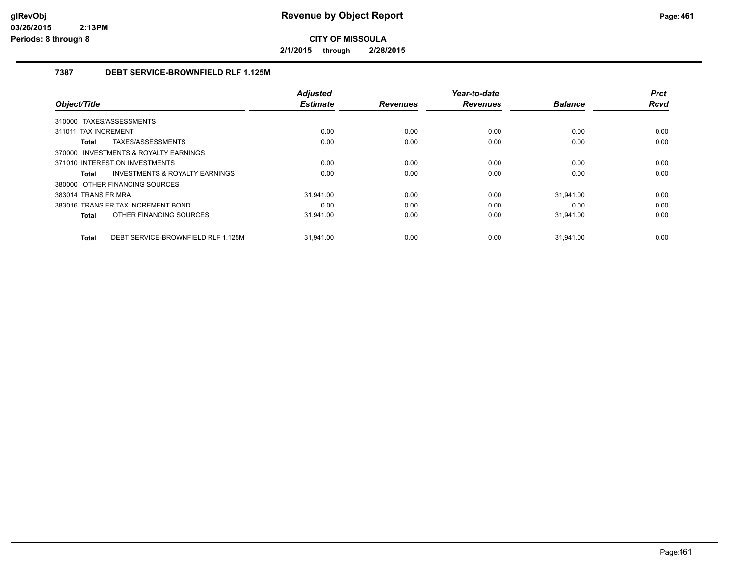# Revenue by Object Report

**CITY OF MISSOULA**

**2/1/2015 through 2/28/2015**

glRevObj
03/26/2015 2:13PM
Periods: 8 through 8

### 7387 DEBT SERVICE-BROWNFIELD RLF 1.125M

| Object/Title | Adjusted Estimate | Revenues | Year-to-date Revenues | Balance | Prct Rcvd |
|---|---|---|---|---|---|
| 310000 TAXES/ASSESSMENTS | | | | | |
| 311011 TAX INCREMENT | 0.00 | 0.00 | 0.00 | 0.00 | 0.00 |
| **Total** TAXES/ASSESSMENTS | 0.00 | 0.00 | 0.00 | 0.00 | 0.00 |
| 370000 INVESTMENTS & ROYALTY EARNINGS | | | | | |
| 371010 INTEREST ON INVESTMENTS | 0.00 | 0.00 | 0.00 | 0.00 | 0.00 |
| **Total** INVESTMENTS & ROYALTY EARNINGS | 0.00 | 0.00 | 0.00 | 0.00 | 0.00 |
| 380000 OTHER FINANCING SOURCES | | | | | |
| 383014 TRANS FR MRA | 31,941.00 | 0.00 | 0.00 | 31,941.00 | 0.00 |
| 383016 TRANS FR TAX INCREMENT BOND | 0.00 | 0.00 | 0.00 | 0.00 | 0.00 |
| **Total** OTHER FINANCING SOURCES | 31,941.00 | 0.00 | 0.00 | 31,941.00 | 0.00 |
| **Total** DEBT SERVICE-BROWNFIELD RLF 1.125M | 31,941.00 | 0.00 | 0.00 | 31,941.00 | 0.00 |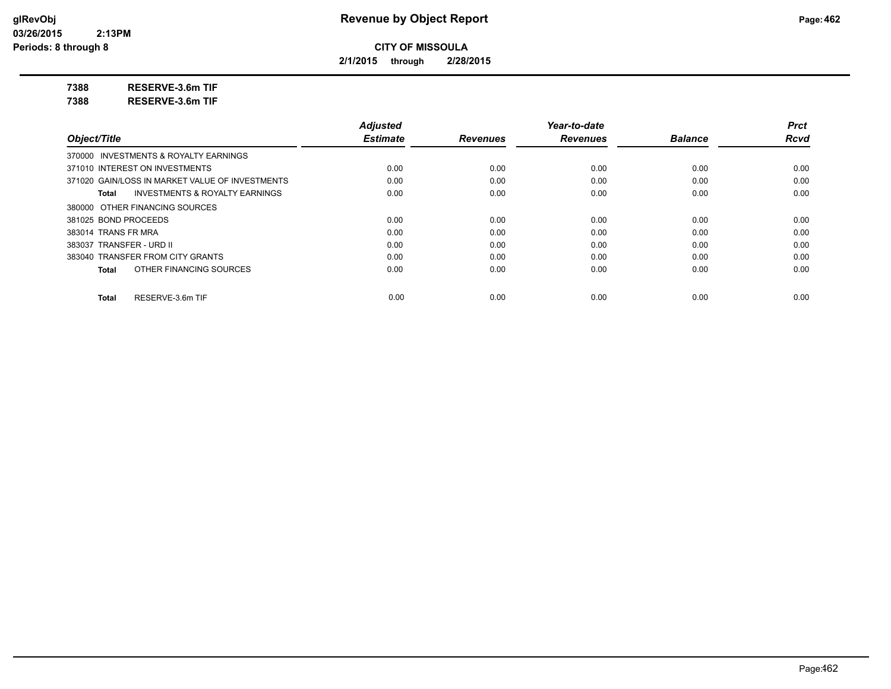**CITY OF MISSOULA**

**2/1/2015 through 2/28/2015**

**7388 RESERVE-3.6m TIF**

**7388 RESERVE-3.6m TIF**

| Object/Title | Adjusted Estimate | Revenues | Year-to-date Revenues | Balance | Prct Rcvd |
|---|---|---|---|---|---|
| 370000 INVESTMENTS & ROYALTY EARNINGS | | | | | |
| 371010 INTEREST ON INVESTMENTS | 0.00 | 0.00 | 0.00 | 0.00 | 0.00 |
| 371020 GAIN/LOSS IN MARKET VALUE OF INVESTMENTS | 0.00 | 0.00 | 0.00 | 0.00 | 0.00 |
| **Total** INVESTMENTS & ROYALTY EARNINGS | 0.00 | 0.00 | 0.00 | 0.00 | 0.00 |
| 380000 OTHER FINANCING SOURCES | | | | | |
| 381025 BOND PROCEEDS | 0.00 | 0.00 | 0.00 | 0.00 | 0.00 |
| 383014 TRANS FR MRA | 0.00 | 0.00 | 0.00 | 0.00 | 0.00 |
| 383037 TRANSFER - URD II | 0.00 | 0.00 | 0.00 | 0.00 | 0.00 |
| 383040 TRANSFER FROM CITY GRANTS | 0.00 | 0.00 | 0.00 | 0.00 | 0.00 |
| **Total** OTHER FINANCING SOURCES | 0.00 | 0.00 | 0.00 | 0.00 | 0.00 |
| **Total** RESERVE-3.6m TIF | 0.00 | 0.00 | 0.00 | 0.00 | 0.00 |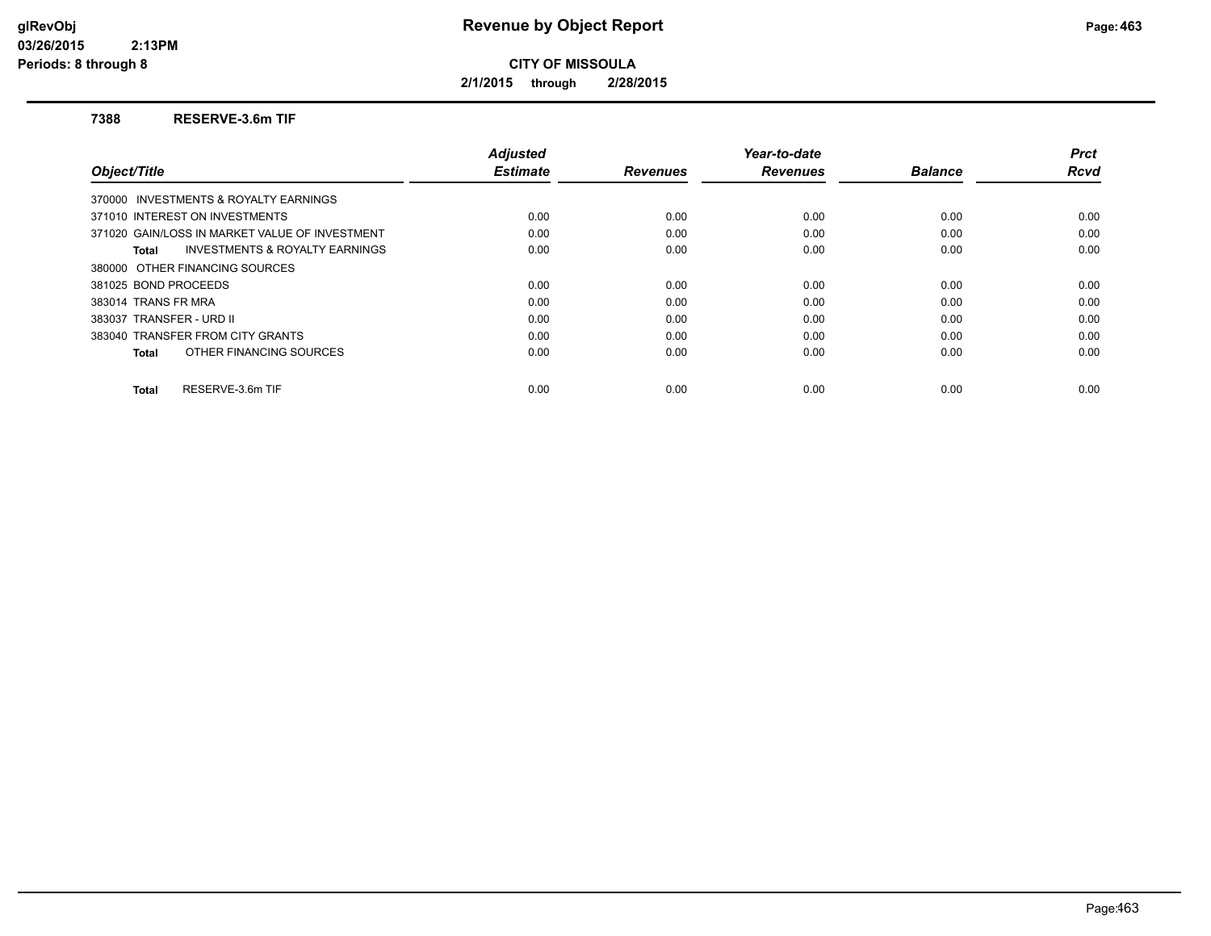**Revenue by Object Report**

**CITY OF MISSOULA**

**2/1/2015 through 2/28/2015**

glRevObj
03/26/2015 2:13PM
Periods: 8 through 8

## 7388 RESERVE-3.6m TIF

| Object/Title | Adjusted Estimate | Revenues | Year-to-date Revenues | Balance | Prct Rcvd |
|---|---|---|---|---|---|
| 370000 INVESTMENTS & ROYALTY EARNINGS | | | | | |
| 371010 INTEREST ON INVESTMENTS | 0.00 | 0.00 | 0.00 | 0.00 | 0.00 |
| 371020 GAIN/LOSS IN MARKET VALUE OF INVESTMENT | 0.00 | 0.00 | 0.00 | 0.00 | 0.00 |
| **Total** INVESTMENTS & ROYALTY EARNINGS | 0.00 | 0.00 | 0.00 | 0.00 | 0.00 |
| 380000 OTHER FINANCING SOURCES | | | | | |
| 381025 BOND PROCEEDS | 0.00 | 0.00 | 0.00 | 0.00 | 0.00 |
| 383014 TRANS FR MRA | 0.00 | 0.00 | 0.00 | 0.00 | 0.00 |
| 383037 TRANSFER - URD II | 0.00 | 0.00 | 0.00 | 0.00 | 0.00 |
| 383040 TRANSFER FROM CITY GRANTS | 0.00 | 0.00 | 0.00 | 0.00 | 0.00 |
| **Total** OTHER FINANCING SOURCES | 0.00 | 0.00 | 0.00 | 0.00 | 0.00 |
| **Total** RESERVE-3.6m TIF | 0.00 | 0.00 | 0.00 | 0.00 | 0.00 |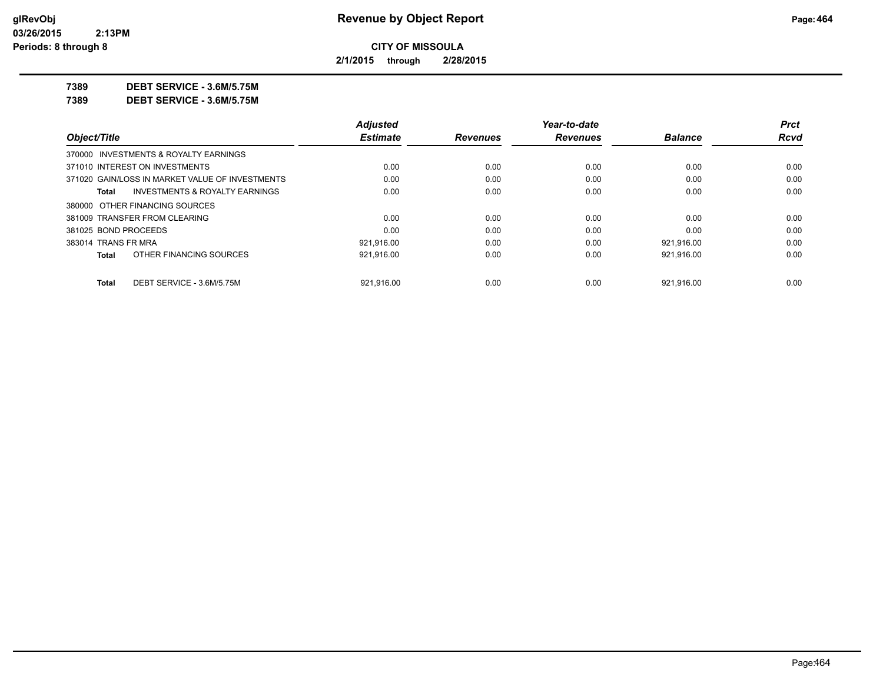# Revenue by Object Report

**CITY OF MISSOULA**

**2/1/2015 through 2/28/2015**

glRevObj
03/26/2015 2:13PM
Periods: 8 through 8

**7389 DEBT SERVICE - 3.6M/5.75M**

**7389 DEBT SERVICE - 3.6M/5.75M**

| Object/Title | Adjusted Estimate | Revenues | Year-to-date Revenues | Balance | Prct Rcvd |
|---|---|---|---|---|---|
| 370000 INVESTMENTS & ROYALTY EARNINGS | | | | | |
| 371010 INTEREST ON INVESTMENTS | 0.00 | 0.00 | 0.00 | 0.00 | 0.00 |
| 371020 GAIN/LOSS IN MARKET VALUE OF INVESTMENTS | 0.00 | 0.00 | 0.00 | 0.00 | 0.00 |
| **Total** INVESTMENTS & ROYALTY EARNINGS | 0.00 | 0.00 | 0.00 | 0.00 | 0.00 |
| 380000 OTHER FINANCING SOURCES | | | | | |
| 381009 TRANSFER FROM CLEARING | 0.00 | 0.00 | 0.00 | 0.00 | 0.00 |
| 381025 BOND PROCEEDS | 0.00 | 0.00 | 0.00 | 0.00 | 0.00 |
| 383014 TRANS FR MRA | 921,916.00 | 0.00 | 0.00 | 921,916.00 | 0.00 |
| **Total** OTHER FINANCING SOURCES | 921,916.00 | 0.00 | 0.00 | 921,916.00 | 0.00 |
| **Total** DEBT SERVICE - 3.6M/5.75M | 921,916.00 | 0.00 | 0.00 | 921,916.00 | 0.00 |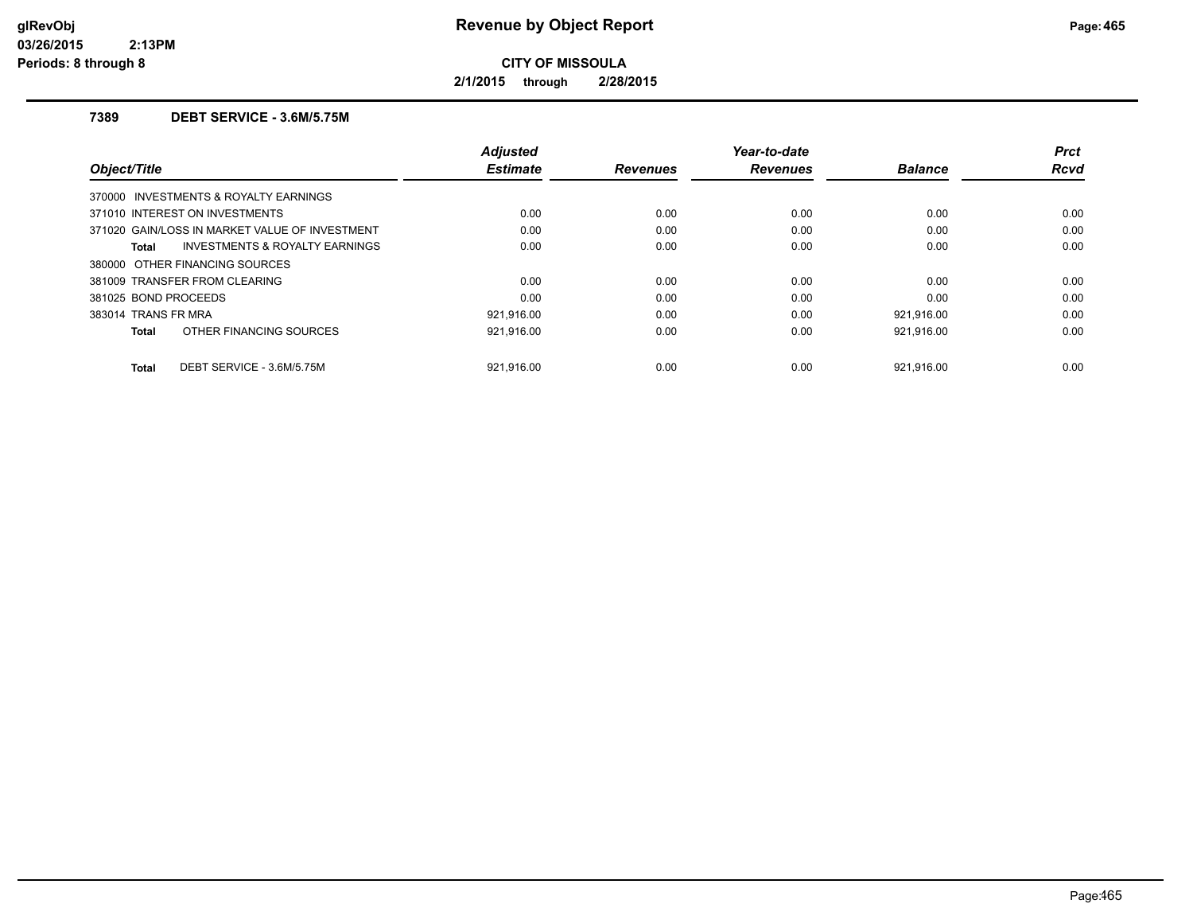**Revenue by Object Report**

**CITY OF MISSOULA**

**2/1/2015 through 2/28/2015**

### 7389 DEBT SERVICE - 3.6M/5.75M

| Object/Title | Adjusted Estimate | Revenues | Year-to-date Revenues | Balance | Prct Rcvd |
|---|---|---|---|---|---|
| 370000 INVESTMENTS & ROYALTY EARNINGS | | | | | |
| 371010 INTEREST ON INVESTMENTS | 0.00 | 0.00 | 0.00 | 0.00 | 0.00 |
| 371020 GAIN/LOSS IN MARKET VALUE OF INVESTMENT | 0.00 | 0.00 | 0.00 | 0.00 | 0.00 |
| **Total** INVESTMENTS & ROYALTY EARNINGS | 0.00 | 0.00 | 0.00 | 0.00 | 0.00 |
| 380000 OTHER FINANCING SOURCES | | | | | |
| 381009 TRANSFER FROM CLEARING | 0.00 | 0.00 | 0.00 | 0.00 | 0.00 |
| 381025 BOND PROCEEDS | 0.00 | 0.00 | 0.00 | 0.00 | 0.00 |
| 383014 TRANS FR MRA | 921,916.00 | 0.00 | 0.00 | 921,916.00 | 0.00 |
| **Total** OTHER FINANCING SOURCES | 921,916.00 | 0.00 | 0.00 | 921,916.00 | 0.00 |
| **Total** DEBT SERVICE - 3.6M/5.75M | 921,916.00 | 0.00 | 0.00 | 921,916.00 | 0.00 |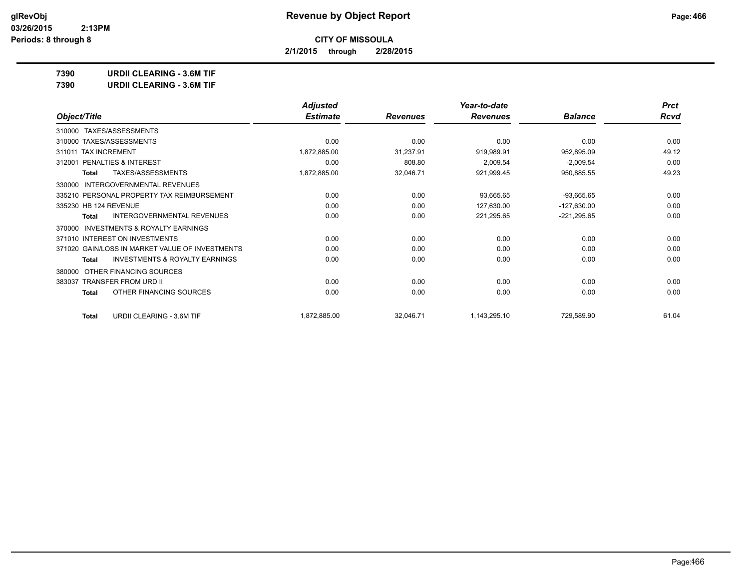**glRevObj**
**03/26/2015 2:13PM**
**Periods: 8 through 8**

# Revenue by Object Report

**CITY OF MISSOULA**

**2/1/2015 through 2/28/2015**

**7390 URDII CLEARING - 3.6M TIF**

**7390 URDII CLEARING - 3.6M TIF**

| Object/Title | Adjusted Estimate | Revenues | Year-to-date Revenues | Balance | Prct Rcvd |
|---|---|---|---|---|---|
| 310000 TAXES/ASSESSMENTS | | | | | |
| 310000 TAXES/ASSESSMENTS | 0.00 | 0.00 | 0.00 | 0.00 | 0.00 |
| 311011 TAX INCREMENT | 1,872,885.00 | 31,237.91 | 919,989.91 | 952,895.09 | 49.12 |
| 312001 PENALTIES & INTEREST | 0.00 | 808.80 | 2,009.54 | -2,009.54 | 0.00 |
| **Total** TAXES/ASSESSMENTS | 1,872,885.00 | 32,046.71 | 921,999.45 | 950,885.55 | 49.23 |
| 330000 INTERGOVERNMENTAL REVENUES | | | | | |
| 335210 PERSONAL PROPERTY TAX REIMBURSEMENT | 0.00 | 0.00 | 93,665.65 | -93,665.65 | 0.00 |
| 335230 HB 124 REVENUE | 0.00 | 0.00 | 127,630.00 | -127,630.00 | 0.00 |
| **Total** INTERGOVERNMENTAL REVENUES | 0.00 | 0.00 | 221,295.65 | -221,295.65 | 0.00 |
| 370000 INVESTMENTS & ROYALTY EARNINGS | | | | | |
| 371010 INTEREST ON INVESTMENTS | 0.00 | 0.00 | 0.00 | 0.00 | 0.00 |
| 371020 GAIN/LOSS IN MARKET VALUE OF INVESTMENTS | 0.00 | 0.00 | 0.00 | 0.00 | 0.00 |
| **Total** INVESTMENTS & ROYALTY EARNINGS | 0.00 | 0.00 | 0.00 | 0.00 | 0.00 |
| 380000 OTHER FINANCING SOURCES | | | | | |
| 383037 TRANSFER FROM URD II | 0.00 | 0.00 | 0.00 | 0.00 | 0.00 |
| **Total** OTHER FINANCING SOURCES | 0.00 | 0.00 | 0.00 | 0.00 | 0.00 |
| **Total** URDII CLEARING - 3.6M TIF | 1,872,885.00 | 32,046.71 | 1,143,295.10 | 729,589.90 | 61.04 |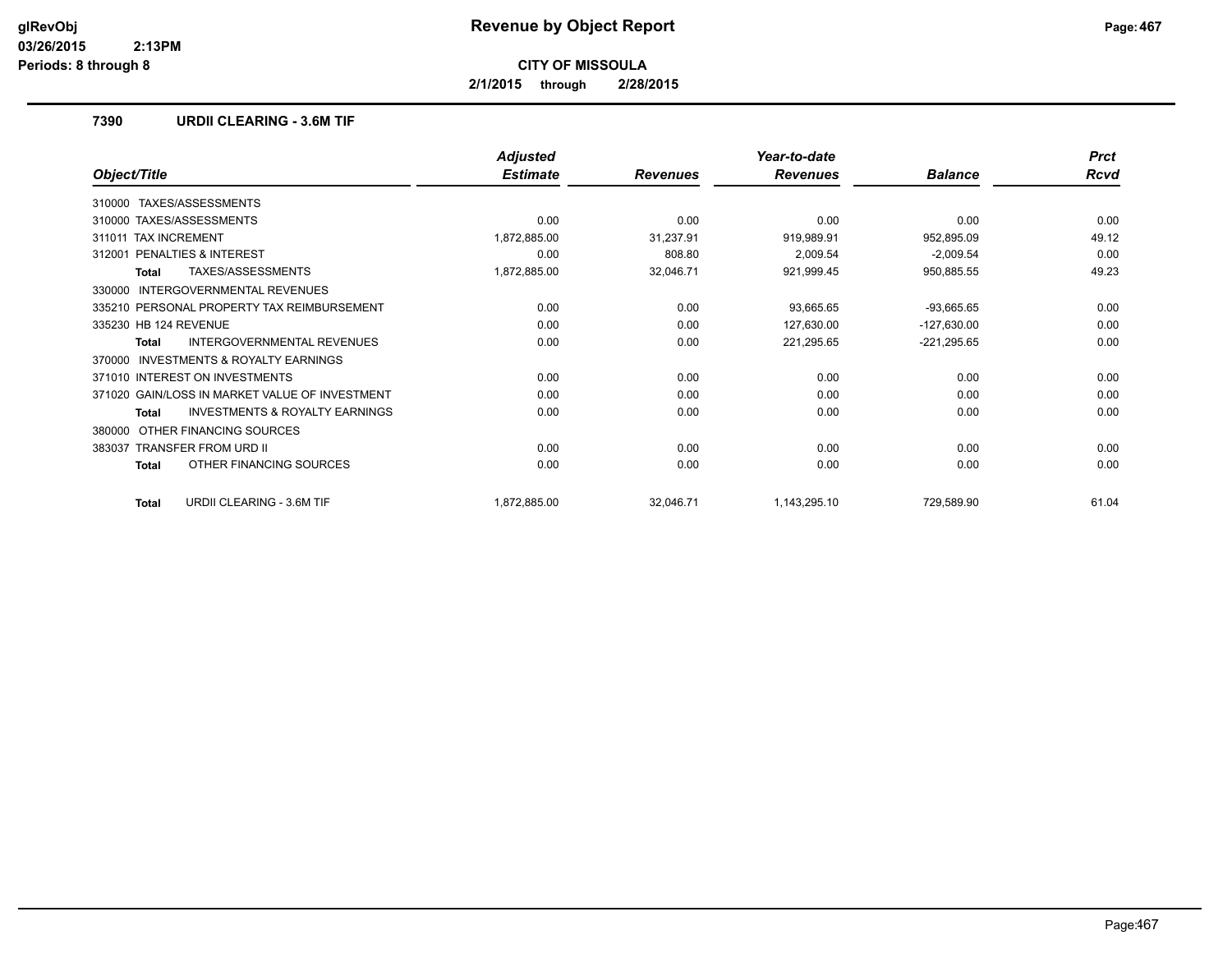# Revenue by Object Report

**CITY OF MISSOULA**

**2/1/2015 through 2/28/2015**

glRevObj
03/26/2015 2:13PM
Periods: 8 through 8

### 7390 URDII CLEARING - 3.6M TIF

| Object/Title | Adjusted Estimate | Revenues | Year-to-date Revenues | Balance | Prct Rcvd |
|---|---|---|---|---|---|
| 310000 TAXES/ASSESSMENTS | | | | | |
| 310000 TAXES/ASSESSMENTS | 0.00 | 0.00 | 0.00 | 0.00 | 0.00 |
| 311011 TAX INCREMENT | 1,872,885.00 | 31,237.91 | 919,989.91 | 952,895.09 | 49.12 |
| 312001 PENALTIES & INTEREST | 0.00 | 808.80 | 2,009.54 | -2,009.54 | 0.00 |
| **Total** TAXES/ASSESSMENTS | 1,872,885.00 | 32,046.71 | 921,999.45 | 950,885.55 | 49.23 |
| 330000 INTERGOVERNMENTAL REVENUES | | | | | |
| 335210 PERSONAL PROPERTY TAX REIMBURSEMENT | 0.00 | 0.00 | 93,665.65 | -93,665.65 | 0.00 |
| 335230 HB 124 REVENUE | 0.00 | 0.00 | 127,630.00 | -127,630.00 | 0.00 |
| **Total** INTERGOVERNMENTAL REVENUES | 0.00 | 0.00 | 221,295.65 | -221,295.65 | 0.00 |
| 370000 INVESTMENTS & ROYALTY EARNINGS | | | | | |
| 371010 INTEREST ON INVESTMENTS | 0.00 | 0.00 | 0.00 | 0.00 | 0.00 |
| 371020 GAIN/LOSS IN MARKET VALUE OF INVESTMENT | 0.00 | 0.00 | 0.00 | 0.00 | 0.00 |
| **Total** INVESTMENTS & ROYALTY EARNINGS | 0.00 | 0.00 | 0.00 | 0.00 | 0.00 |
| 380000 OTHER FINANCING SOURCES | | | | | |
| 383037 TRANSFER FROM URD II | 0.00 | 0.00 | 0.00 | 0.00 | 0.00 |
| **Total** OTHER FINANCING SOURCES | 0.00 | 0.00 | 0.00 | 0.00 | 0.00 |
| **Total** URDII CLEARING - 3.6M TIF | 1,872,885.00 | 32,046.71 | 1,143,295.10 | 729,589.90 | 61.04 |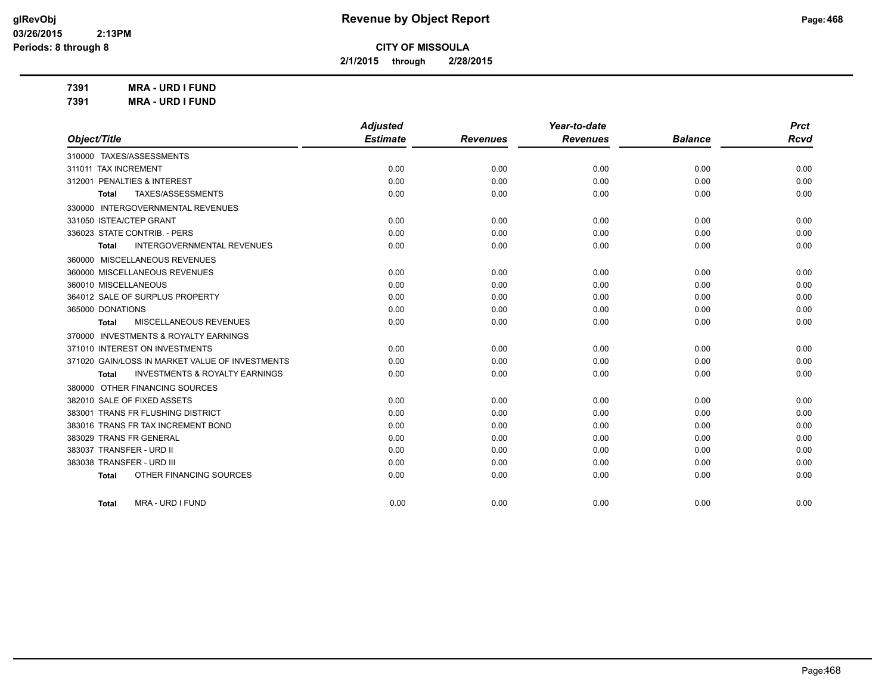**CITY OF MISSOULA**

**2/1/2015 through 2/28/2015**

**7391 MRA - URD I FUND**

**7391 MRA - URD I FUND**

| Object/Title | Adjusted Estimate | Revenues | Year-to-date Revenues | Balance | Prct Rcvd |
|---|---|---|---|---|---|
| 310000 TAXES/ASSESSMENTS | | | | | |
| 311011 TAX INCREMENT | 0.00 | 0.00 | 0.00 | 0.00 | 0.00 |
| 312001 PENALTIES & INTEREST | 0.00 | 0.00 | 0.00 | 0.00 | 0.00 |
| **Total** TAXES/ASSESSMENTS | 0.00 | 0.00 | 0.00 | 0.00 | 0.00 |
| 330000 INTERGOVERNMENTAL REVENUES | | | | | |
| 331050 ISTEA/CTEP GRANT | 0.00 | 0.00 | 0.00 | 0.00 | 0.00 |
| 336023 STATE CONTRIB. - PERS | 0.00 | 0.00 | 0.00 | 0.00 | 0.00 |
| **Total** INTERGOVERNMENTAL REVENUES | 0.00 | 0.00 | 0.00 | 0.00 | 0.00 |
| 360000 MISCELLANEOUS REVENUES | | | | | |
| 360000 MISCELLANEOUS REVENUES | 0.00 | 0.00 | 0.00 | 0.00 | 0.00 |
| 360010 MISCELLANEOUS | 0.00 | 0.00 | 0.00 | 0.00 | 0.00 |
| 364012 SALE OF SURPLUS PROPERTY | 0.00 | 0.00 | 0.00 | 0.00 | 0.00 |
| 365000 DONATIONS | 0.00 | 0.00 | 0.00 | 0.00 | 0.00 |
| **Total** MISCELLANEOUS REVENUES | 0.00 | 0.00 | 0.00 | 0.00 | 0.00 |
| 370000 INVESTMENTS & ROYALTY EARNINGS | | | | | |
| 371010 INTEREST ON INVESTMENTS | 0.00 | 0.00 | 0.00 | 0.00 | 0.00 |
| 371020 GAIN/LOSS IN MARKET VALUE OF INVESTMENTS | 0.00 | 0.00 | 0.00 | 0.00 | 0.00 |
| **Total** INVESTMENTS & ROYALTY EARNINGS | 0.00 | 0.00 | 0.00 | 0.00 | 0.00 |
| 380000 OTHER FINANCING SOURCES | | | | | |
| 382010 SALE OF FIXED ASSETS | 0.00 | 0.00 | 0.00 | 0.00 | 0.00 |
| 383001 TRANS FR FLUSHING DISTRICT | 0.00 | 0.00 | 0.00 | 0.00 | 0.00 |
| 383016 TRANS FR TAX INCREMENT BOND | 0.00 | 0.00 | 0.00 | 0.00 | 0.00 |
| 383029 TRANS FR GENERAL | 0.00 | 0.00 | 0.00 | 0.00 | 0.00 |
| 383037 TRANSFER - URD II | 0.00 | 0.00 | 0.00 | 0.00 | 0.00 |
| 383038 TRANSFER - URD III | 0.00 | 0.00 | 0.00 | 0.00 | 0.00 |
| **Total** OTHER FINANCING SOURCES | 0.00 | 0.00 | 0.00 | 0.00 | 0.00 |
| **Total** MRA - URD I FUND | 0.00 | 0.00 | 0.00 | 0.00 | 0.00 |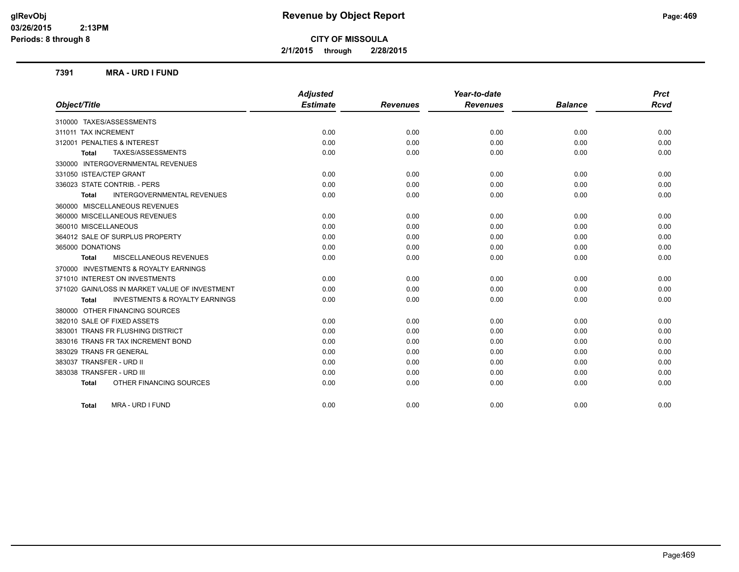# Revenue by Object Report

**CITY OF MISSOULA**

**2/1/2015 through 2/28/2015**

glRevObj
03/26/2015 2:13PM
Periods: 8 through 8

## 7391 MRA - URD I FUND

| Object/Title | Adjusted Estimate | Revenues | Year-to-date Revenues | Balance | Prct Rcvd |
|---|---|---|---|---|---|
| 310000 TAXES/ASSESSMENTS | | | | | |
| 311011 TAX INCREMENT | 0.00 | 0.00 | 0.00 | 0.00 | 0.00 |
| 312001 PENALTIES & INTEREST | 0.00 | 0.00 | 0.00 | 0.00 | 0.00 |
| **Total** TAXES/ASSESSMENTS | 0.00 | 0.00 | 0.00 | 0.00 | 0.00 |
| 330000 INTERGOVERNMENTAL REVENUES | | | | | |
| 331050 ISTEA/CTEP GRANT | 0.00 | 0.00 | 0.00 | 0.00 | 0.00 |
| 336023 STATE CONTRIB. - PERS | 0.00 | 0.00 | 0.00 | 0.00 | 0.00 |
| **Total** INTERGOVERNMENTAL REVENUES | 0.00 | 0.00 | 0.00 | 0.00 | 0.00 |
| 360000 MISCELLANEOUS REVENUES | | | | | |
| 360000 MISCELLANEOUS REVENUES | 0.00 | 0.00 | 0.00 | 0.00 | 0.00 |
| 360010 MISCELLANEOUS | 0.00 | 0.00 | 0.00 | 0.00 | 0.00 |
| 364012 SALE OF SURPLUS PROPERTY | 0.00 | 0.00 | 0.00 | 0.00 | 0.00 |
| 365000 DONATIONS | 0.00 | 0.00 | 0.00 | 0.00 | 0.00 |
| **Total** MISCELLANEOUS REVENUES | 0.00 | 0.00 | 0.00 | 0.00 | 0.00 |
| 370000 INVESTMENTS & ROYALTY EARNINGS | | | | | |
| 371010 INTEREST ON INVESTMENTS | 0.00 | 0.00 | 0.00 | 0.00 | 0.00 |
| 371020 GAIN/LOSS IN MARKET VALUE OF INVESTMENT | 0.00 | 0.00 | 0.00 | 0.00 | 0.00 |
| **Total** INVESTMENTS & ROYALTY EARNINGS | 0.00 | 0.00 | 0.00 | 0.00 | 0.00 |
| 380000 OTHER FINANCING SOURCES | | | | | |
| 382010 SALE OF FIXED ASSETS | 0.00 | 0.00 | 0.00 | 0.00 | 0.00 |
| 383001 TRANS FR FLUSHING DISTRICT | 0.00 | 0.00 | 0.00 | 0.00 | 0.00 |
| 383016 TRANS FR TAX INCREMENT BOND | 0.00 | 0.00 | 0.00 | 0.00 | 0.00 |
| 383029 TRANS FR GENERAL | 0.00 | 0.00 | 0.00 | 0.00 | 0.00 |
| 383037 TRANSFER - URD II | 0.00 | 0.00 | 0.00 | 0.00 | 0.00 |
| 383038 TRANSFER - URD III | 0.00 | 0.00 | 0.00 | 0.00 | 0.00 |
| **Total** OTHER FINANCING SOURCES | 0.00 | 0.00 | 0.00 | 0.00 | 0.00 |
| **Total** MRA - URD I FUND | 0.00 | 0.00 | 0.00 | 0.00 | 0.00 |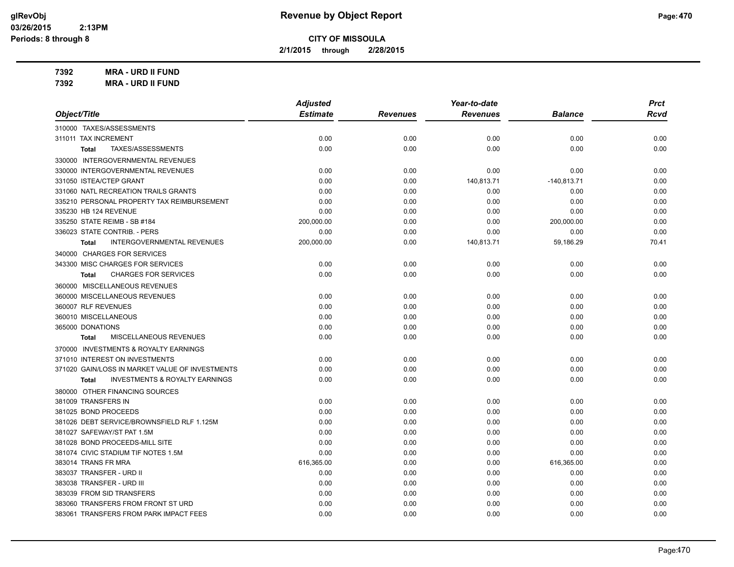**CITY OF MISSOULA**

**2/1/2015 through 2/28/2015**

**7392 MRA - URD II FUND**

**7392 MRA - URD II FUND**

| Object/Title | Adjusted Estimate | Revenues | Year-to-date Revenues | Balance | Prct Rcvd |
|---|---|---|---|---|---|
| 310000 TAXES/ASSESSMENTS | | | | | |
| 311011 TAX INCREMENT | 0.00 | 0.00 | 0.00 | 0.00 | 0.00 |
| **Total** TAXES/ASSESSMENTS | 0.00 | 0.00 | 0.00 | 0.00 | 0.00 |
| 330000 INTERGOVERNMENTAL REVENUES | | | | | |
| 330000 INTERGOVERNMENTAL REVENUES | 0.00 | 0.00 | 0.00 | 0.00 | 0.00 |
| 331050 ISTEA/CTEP GRANT | 0.00 | 0.00 | 140,813.71 | -140,813.71 | 0.00 |
| 331060 NATL RECREATION TRAILS GRANTS | 0.00 | 0.00 | 0.00 | 0.00 | 0.00 |
| 335210 PERSONAL PROPERTY TAX REIMBURSEMENT | 0.00 | 0.00 | 0.00 | 0.00 | 0.00 |
| 335230 HB 124 REVENUE | 0.00 | 0.00 | 0.00 | 0.00 | 0.00 |
| 335250 STATE REIMB - SB #184 | 200,000.00 | 0.00 | 0.00 | 200,000.00 | 0.00 |
| 336023 STATE CONTRIB. - PERS | 0.00 | 0.00 | 0.00 | 0.00 | 0.00 |
| **Total** INTERGOVERNMENTAL REVENUES | 200,000.00 | 0.00 | 140,813.71 | 59,186.29 | 70.41 |
| 340000 CHARGES FOR SERVICES | | | | | |
| 343300 MISC CHARGES FOR SERVICES | 0.00 | 0.00 | 0.00 | 0.00 | 0.00 |
| **Total** CHARGES FOR SERVICES | 0.00 | 0.00 | 0.00 | 0.00 | 0.00 |
| 360000 MISCELLANEOUS REVENUES | | | | | |
| 360000 MISCELLANEOUS REVENUES | 0.00 | 0.00 | 0.00 | 0.00 | 0.00 |
| 360007 RLF REVENUES | 0.00 | 0.00 | 0.00 | 0.00 | 0.00 |
| 360010 MISCELLANEOUS | 0.00 | 0.00 | 0.00 | 0.00 | 0.00 |
| 365000 DONATIONS | 0.00 | 0.00 | 0.00 | 0.00 | 0.00 |
| **Total** MISCELLANEOUS REVENUES | 0.00 | 0.00 | 0.00 | 0.00 | 0.00 |
| 370000 INVESTMENTS & ROYALTY EARNINGS | | | | | |
| 371010 INTEREST ON INVESTMENTS | 0.00 | 0.00 | 0.00 | 0.00 | 0.00 |
| 371020 GAIN/LOSS IN MARKET VALUE OF INVESTMENTS | 0.00 | 0.00 | 0.00 | 0.00 | 0.00 |
| **Total** INVESTMENTS & ROYALTY EARNINGS | 0.00 | 0.00 | 0.00 | 0.00 | 0.00 |
| 380000 OTHER FINANCING SOURCES | | | | | |
| 381009 TRANSFERS IN | 0.00 | 0.00 | 0.00 | 0.00 | 0.00 |
| 381025 BOND PROCEEDS | 0.00 | 0.00 | 0.00 | 0.00 | 0.00 |
| 381026 DEBT SERVICE/BROWNSFIELD RLF 1.125M | 0.00 | 0.00 | 0.00 | 0.00 | 0.00 |
| 381027 SAFEWAY/ST PAT 1.5M | 0.00 | 0.00 | 0.00 | 0.00 | 0.00 |
| 381028 BOND PROCEEDS-MILL SITE | 0.00 | 0.00 | 0.00 | 0.00 | 0.00 |
| 381074 CIVIC STADIUM TIF NOTES 1.5M | 0.00 | 0.00 | 0.00 | 0.00 | 0.00 |
| 383014 TRANS FR MRA | 616,365.00 | 0.00 | 0.00 | 616,365.00 | 0.00 |
| 383037 TRANSFER - URD II | 0.00 | 0.00 | 0.00 | 0.00 | 0.00 |
| 383038 TRANSFER - URD III | 0.00 | 0.00 | 0.00 | 0.00 | 0.00 |
| 383039 FROM SID TRANSFERS | 0.00 | 0.00 | 0.00 | 0.00 | 0.00 |
| 383060 TRANSFERS FROM FRONT ST URD | 0.00 | 0.00 | 0.00 | 0.00 | 0.00 |
| 383061 TRANSFERS FROM PARK IMPACT FEES | 0.00 | 0.00 | 0.00 | 0.00 | 0.00 |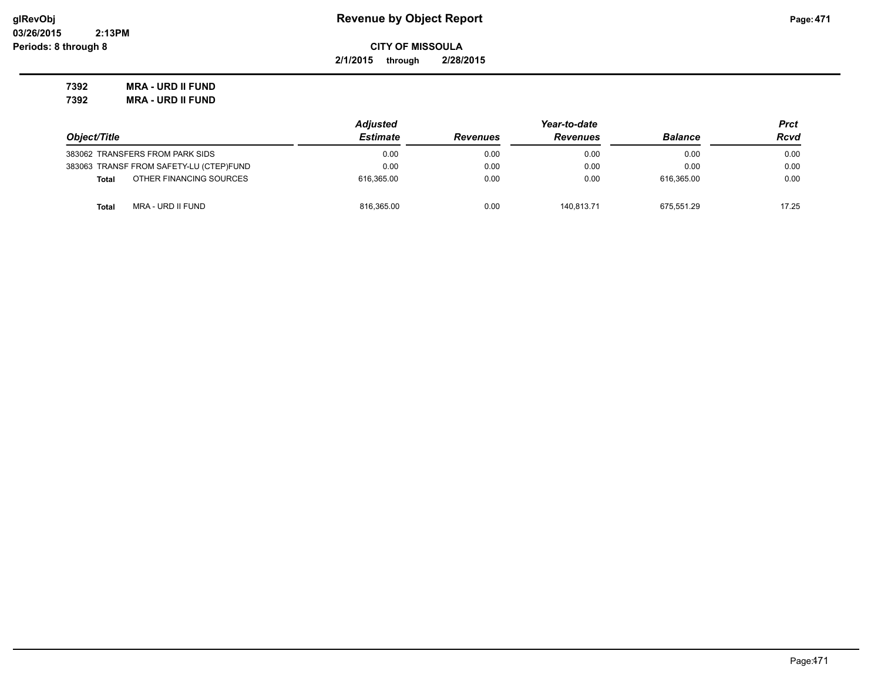# Revenue by Object Report

**CITY OF MISSOULA**

**2/1/2015 through 2/28/2015**

glRevObj
03/26/2015 2:13PM
Periods: 8 through 8

**7392 MRA - URD II FUND**

**7392 MRA - URD II FUND**

| Object/Title | Adjusted Estimate | Revenues | Year-to-date Revenues | Balance | Prct Rcvd |
|---|---|---|---|---|---|
| 383062 TRANSFERS FROM PARK SIDS | 0.00 | 0.00 | 0.00 | 0.00 | 0.00 |
| 383063 TRANSF FROM SAFETY-LU (CTEP)FUND | 0.00 | 0.00 | 0.00 | 0.00 | 0.00 |
| **Total** OTHER FINANCING SOURCES | 616,365.00 | 0.00 | 0.00 | 616,365.00 | 0.00 |
| | | | | | |
| **Total** MRA - URD II FUND | 816,365.00 | 0.00 | 140,813.71 | 675,551.29 | 17.25 |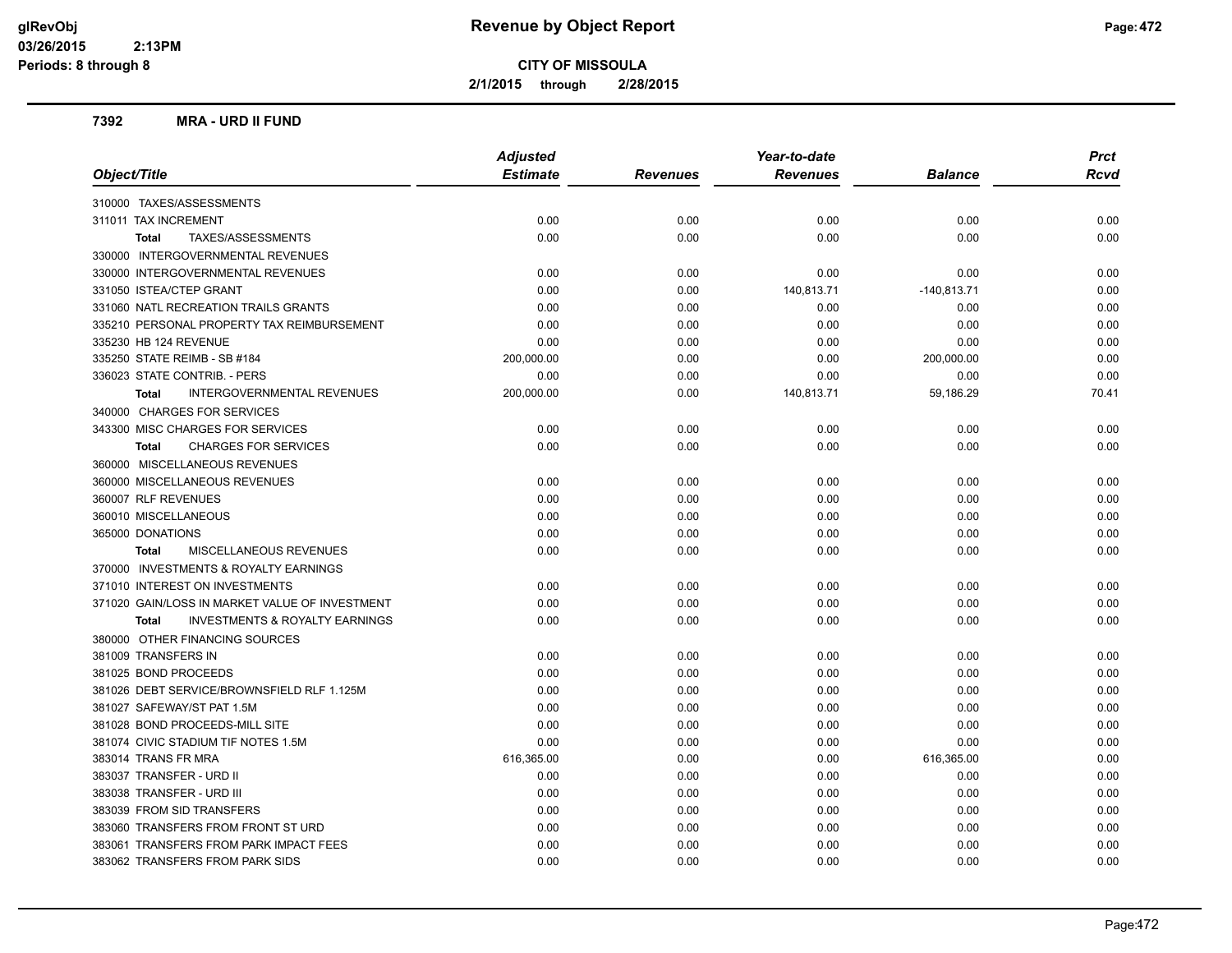# Revenue by Object Report

**CITY OF MISSOULA**

**2/1/2015 through 2/28/2015**

glRevObj
03/26/2015 2:13PM
Periods: 8 through 8

## 7392 MRA - URD II FUND

| Object/Title | Adjusted Estimate | Revenues | Year-to-date Revenues | Balance | Prct Rcvd |
|---|---|---|---|---|---|
| 310000 TAXES/ASSESSMENTS | | | | | |
| 311011 TAX INCREMENT | 0.00 | 0.00 | 0.00 | 0.00 | 0.00 |
| **Total** TAXES/ASSESSMENTS | 0.00 | 0.00 | 0.00 | 0.00 | 0.00 |
| 330000 INTERGOVERNMENTAL REVENUES | | | | | |
| 330000 INTERGOVERNMENTAL REVENUES | 0.00 | 0.00 | 0.00 | 0.00 | 0.00 |
| 331050 ISTEA/CTEP GRANT | 0.00 | 0.00 | 140,813.71 | -140,813.71 | 0.00 |
| 331060 NATL RECREATION TRAILS GRANTS | 0.00 | 0.00 | 0.00 | 0.00 | 0.00 |
| 335210 PERSONAL PROPERTY TAX REIMBURSEMENT | 0.00 | 0.00 | 0.00 | 0.00 | 0.00 |
| 335230 HB 124 REVENUE | 0.00 | 0.00 | 0.00 | 0.00 | 0.00 |
| 335250 STATE REIMB - SB #184 | 200,000.00 | 0.00 | 0.00 | 200,000.00 | 0.00 |
| 336023 STATE CONTRIB. - PERS | 0.00 | 0.00 | 0.00 | 0.00 | 0.00 |
| **Total** INTERGOVERNMENTAL REVENUES | 200,000.00 | 0.00 | 140,813.71 | 59,186.29 | 70.41 |
| 340000 CHARGES FOR SERVICES | | | | | |
| 343300 MISC CHARGES FOR SERVICES | 0.00 | 0.00 | 0.00 | 0.00 | 0.00 |
| **Total** CHARGES FOR SERVICES | 0.00 | 0.00 | 0.00 | 0.00 | 0.00 |
| 360000 MISCELLANEOUS REVENUES | | | | | |
| 360000 MISCELLANEOUS REVENUES | 0.00 | 0.00 | 0.00 | 0.00 | 0.00 |
| 360007 RLF REVENUES | 0.00 | 0.00 | 0.00 | 0.00 | 0.00 |
| 360010 MISCELLANEOUS | 0.00 | 0.00 | 0.00 | 0.00 | 0.00 |
| 365000 DONATIONS | 0.00 | 0.00 | 0.00 | 0.00 | 0.00 |
| **Total** MISCELLANEOUS REVENUES | 0.00 | 0.00 | 0.00 | 0.00 | 0.00 |
| 370000 INVESTMENTS & ROYALTY EARNINGS | | | | | |
| 371010 INTEREST ON INVESTMENTS | 0.00 | 0.00 | 0.00 | 0.00 | 0.00 |
| 371020 GAIN/LOSS IN MARKET VALUE OF INVESTMENT | 0.00 | 0.00 | 0.00 | 0.00 | 0.00 |
| **Total** INVESTMENTS & ROYALTY EARNINGS | 0.00 | 0.00 | 0.00 | 0.00 | 0.00 |
| 380000 OTHER FINANCING SOURCES | | | | | |
| 381009 TRANSFERS IN | 0.00 | 0.00 | 0.00 | 0.00 | 0.00 |
| 381025 BOND PROCEEDS | 0.00 | 0.00 | 0.00 | 0.00 | 0.00 |
| 381026 DEBT SERVICE/BROWNSFIELD RLF 1.125M | 0.00 | 0.00 | 0.00 | 0.00 | 0.00 |
| 381027 SAFEWAY/ST PAT 1.5M | 0.00 | 0.00 | 0.00 | 0.00 | 0.00 |
| 381028 BOND PROCEEDS-MILL SITE | 0.00 | 0.00 | 0.00 | 0.00 | 0.00 |
| 381074 CIVIC STADIUM TIF NOTES 1.5M | 0.00 | 0.00 | 0.00 | 0.00 | 0.00 |
| 383014 TRANS FR MRA | 616,365.00 | 0.00 | 0.00 | 616,365.00 | 0.00 |
| 383037 TRANSFER - URD II | 0.00 | 0.00 | 0.00 | 0.00 | 0.00 |
| 383038 TRANSFER - URD III | 0.00 | 0.00 | 0.00 | 0.00 | 0.00 |
| 383039 FROM SID TRANSFERS | 0.00 | 0.00 | 0.00 | 0.00 | 0.00 |
| 383060 TRANSFERS FROM FRONT ST URD | 0.00 | 0.00 | 0.00 | 0.00 | 0.00 |
| 383061 TRANSFERS FROM PARK IMPACT FEES | 0.00 | 0.00 | 0.00 | 0.00 | 0.00 |
| 383062 TRANSFERS FROM PARK SIDS | 0.00 | 0.00 | 0.00 | 0.00 | 0.00 |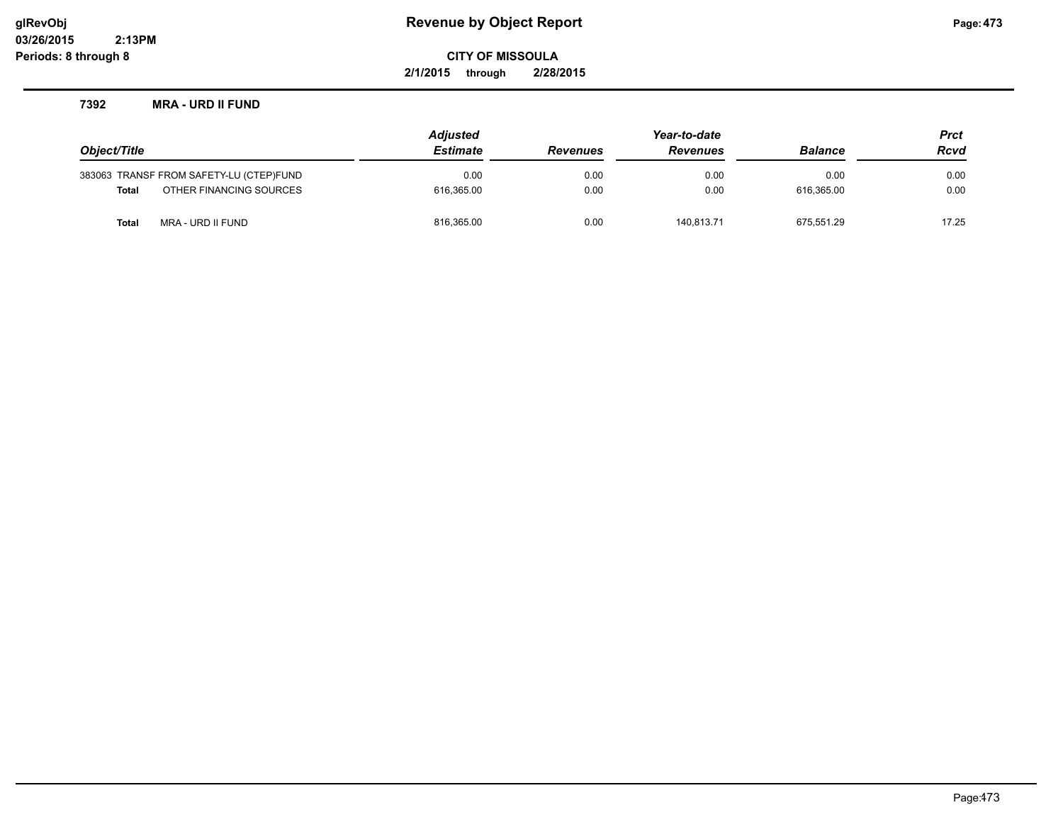**Revenue by Object Report**

**CITY OF MISSOULA**

**2/1/2015 through 2/28/2015**

glRevObj
03/26/2015 2:13PM
Periods: 8 through 8

### 7392 MRA - URD II FUND

| Object/Title | | *Adjusted Estimate* | *Revenues* | *Year-to-date Revenues* | *Balance* | *Prct Rcvd* |
|---|---|---|---|---|---|---|
| 383063 | TRANSF FROM SAFETY-LU (CTEP)FUND | 0.00 | 0.00 | 0.00 | 0.00 | 0.00 |
| **Total** | OTHER FINANCING SOURCES | 616,365.00 | 0.00 | 0.00 | 616,365.00 | 0.00 |
| **Total** | MRA - URD II FUND | 816,365.00 | 0.00 | 140,813.71 | 675,551.29 | 17.25 |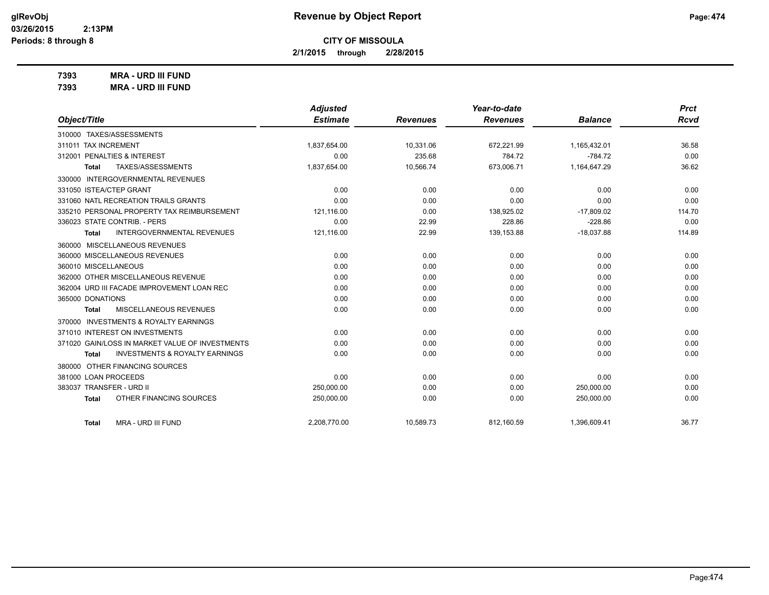# Revenue by Object Report

**CITY OF MISSOULA**

**2/1/2015 through 2/28/2015**

glRevObj
03/26/2015 2:13PM
Periods: 8 through 8

**7393 MRA - URD III FUND**

**7393 MRA - URD III FUND**

| Object/Title | Adjusted Estimate | Revenues | Year-to-date Revenues | Balance | Prct Rcvd |
|---|---|---|---|---|---|
| 310000 TAXES/ASSESSMENTS | | | | | |
| 311011 TAX INCREMENT | 1,837,654.00 | 10,331.06 | 672,221.99 | 1,165,432.01 | 36.58 |
| 312001 PENALTIES & INTEREST | 0.00 | 235.68 | 784.72 | -784.72 | 0.00 |
| **Total** TAXES/ASSESSMENTS | 1,837,654.00 | 10,566.74 | 673,006.71 | 1,164,647.29 | 36.62 |
| 330000 INTERGOVERNMENTAL REVENUES | | | | | |
| 331050 ISTEA/CTEP GRANT | 0.00 | 0.00 | 0.00 | 0.00 | 0.00 |
| 331060 NATL RECREATION TRAILS GRANTS | 0.00 | 0.00 | 0.00 | 0.00 | 0.00 |
| 335210 PERSONAL PROPERTY TAX REIMBURSEMENT | 121,116.00 | 0.00 | 138,925.02 | -17,809.02 | 114.70 |
| 336023 STATE CONTRIB. - PERS | 0.00 | 22.99 | 228.86 | -228.86 | 0.00 |
| **Total** INTERGOVERNMENTAL REVENUES | 121,116.00 | 22.99 | 139,153.88 | -18,037.88 | 114.89 |
| 360000 MISCELLANEOUS REVENUES | | | | | |
| 360000 MISCELLANEOUS REVENUES | 0.00 | 0.00 | 0.00 | 0.00 | 0.00 |
| 360010 MISCELLANEOUS | 0.00 | 0.00 | 0.00 | 0.00 | 0.00 |
| 362000 OTHER MISCELLANEOUS REVENUE | 0.00 | 0.00 | 0.00 | 0.00 | 0.00 |
| 362004 URD III FACADE IMPROVEMENT LOAN REC | 0.00 | 0.00 | 0.00 | 0.00 | 0.00 |
| 365000 DONATIONS | 0.00 | 0.00 | 0.00 | 0.00 | 0.00 |
| **Total** MISCELLANEOUS REVENUES | 0.00 | 0.00 | 0.00 | 0.00 | 0.00 |
| 370000 INVESTMENTS & ROYALTY EARNINGS | | | | | |
| 371010 INTEREST ON INVESTMENTS | 0.00 | 0.00 | 0.00 | 0.00 | 0.00 |
| 371020 GAIN/LOSS IN MARKET VALUE OF INVESTMENTS | 0.00 | 0.00 | 0.00 | 0.00 | 0.00 |
| **Total** INVESTMENTS & ROYALTY EARNINGS | 0.00 | 0.00 | 0.00 | 0.00 | 0.00 |
| 380000 OTHER FINANCING SOURCES | | | | | |
| 381000 LOAN PROCEEDS | 0.00 | 0.00 | 0.00 | 0.00 | 0.00 |
| 383037 TRANSFER - URD II | 250,000.00 | 0.00 | 0.00 | 250,000.00 | 0.00 |
| **Total** OTHER FINANCING SOURCES | 250,000.00 | 0.00 | 0.00 | 250,000.00 | 0.00 |
| **Total** MRA - URD III FUND | 2,208,770.00 | 10,589.73 | 812,160.59 | 1,396,609.41 | 36.77 |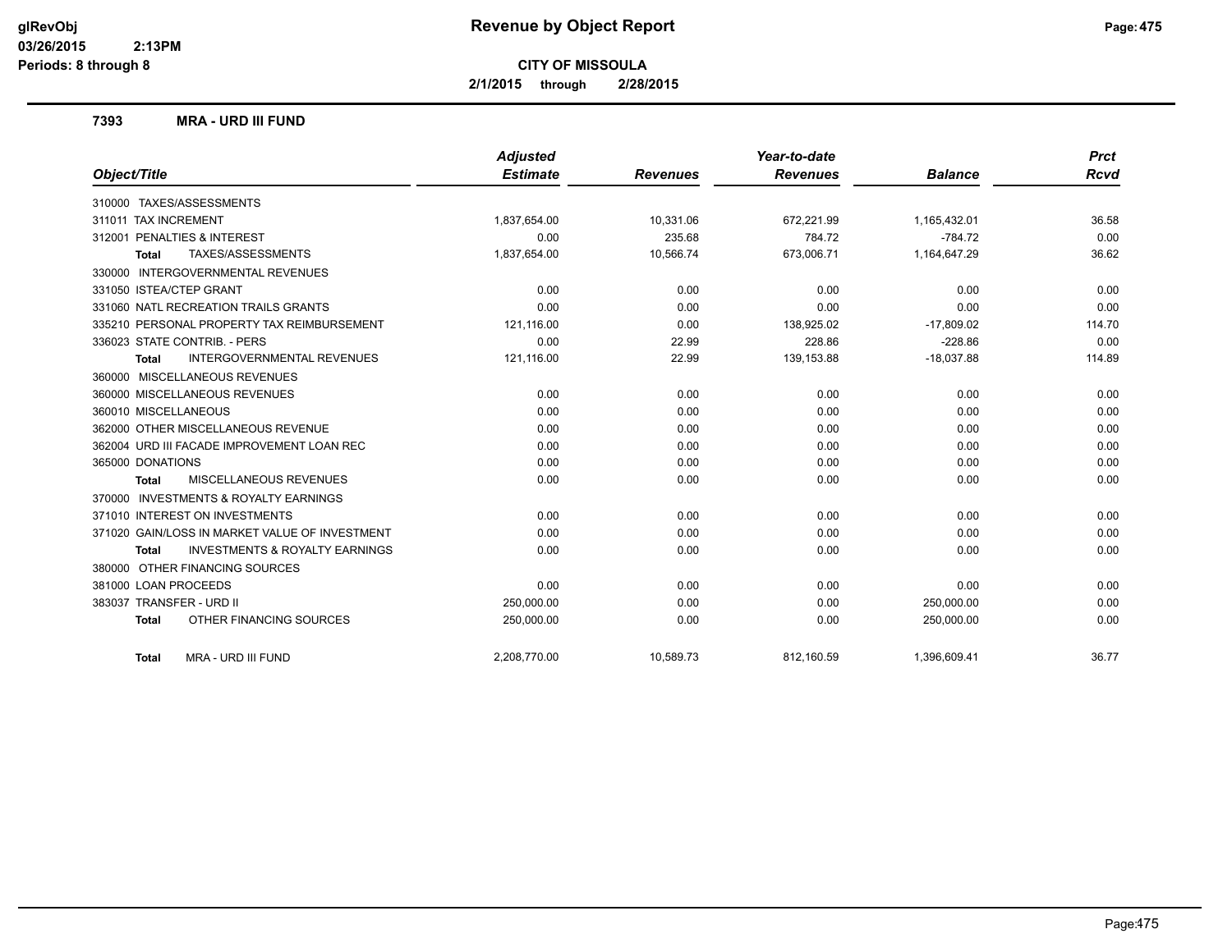# Revenue by Object Report

**CITY OF MISSOULA**

**2/1/2015 through 2/28/2015**

glRevObj
03/26/2015 2:13PM
Periods: 8 through 8

## 7393 MRA - URD III FUND

| Object/Title | Adjusted Estimate | Revenues | Year-to-date Revenues | Balance | Prct Rcvd |
|---|---|---|---|---|---|
| 310000 TAXES/ASSESSMENTS | | | | | |
| 311011 TAX INCREMENT | 1,837,654.00 | 10,331.06 | 672,221.99 | 1,165,432.01 | 36.58 |
| 312001 PENALTIES & INTEREST | 0.00 | 235.68 | 784.72 | -784.72 | 0.00 |
| **Total** TAXES/ASSESSMENTS | 1,837,654.00 | 10,566.74 | 673,006.71 | 1,164,647.29 | 36.62 |
| 330000 INTERGOVERNMENTAL REVENUES | | | | | |
| 331050 ISTEA/CTEP GRANT | 0.00 | 0.00 | 0.00 | 0.00 | 0.00 |
| 331060 NATL RECREATION TRAILS GRANTS | 0.00 | 0.00 | 0.00 | 0.00 | 0.00 |
| 335210 PERSONAL PROPERTY TAX REIMBURSEMENT | 121,116.00 | 0.00 | 138,925.02 | -17,809.02 | 114.70 |
| 336023 STATE CONTRIB. - PERS | 0.00 | 22.99 | 228.86 | -228.86 | 0.00 |
| **Total** INTERGOVERNMENTAL REVENUES | 121,116.00 | 22.99 | 139,153.88 | -18,037.88 | 114.89 |
| 360000 MISCELLANEOUS REVENUES | | | | | |
| 360000 MISCELLANEOUS REVENUES | 0.00 | 0.00 | 0.00 | 0.00 | 0.00 |
| 360010 MISCELLANEOUS | 0.00 | 0.00 | 0.00 | 0.00 | 0.00 |
| 362000 OTHER MISCELLANEOUS REVENUE | 0.00 | 0.00 | 0.00 | 0.00 | 0.00 |
| 362004 URD III FACADE IMPROVEMENT LOAN REC | 0.00 | 0.00 | 0.00 | 0.00 | 0.00 |
| 365000 DONATIONS | 0.00 | 0.00 | 0.00 | 0.00 | 0.00 |
| **Total** MISCELLANEOUS REVENUES | 0.00 | 0.00 | 0.00 | 0.00 | 0.00 |
| 370000 INVESTMENTS & ROYALTY EARNINGS | | | | | |
| 371010 INTEREST ON INVESTMENTS | 0.00 | 0.00 | 0.00 | 0.00 | 0.00 |
| 371020 GAIN/LOSS IN MARKET VALUE OF INVESTMENT | 0.00 | 0.00 | 0.00 | 0.00 | 0.00 |
| **Total** INVESTMENTS & ROYALTY EARNINGS | 0.00 | 0.00 | 0.00 | 0.00 | 0.00 |
| 380000 OTHER FINANCING SOURCES | | | | | |
| 381000 LOAN PROCEEDS | 0.00 | 0.00 | 0.00 | 0.00 | 0.00 |
| 383037 TRANSFER - URD II | 250,000.00 | 0.00 | 0.00 | 250,000.00 | 0.00 |
| **Total** OTHER FINANCING SOURCES | 250,000.00 | 0.00 | 0.00 | 250,000.00 | 0.00 |
| **Total** MRA - URD III FUND | 2,208,770.00 | 10,589.73 | 812,160.59 | 1,396,609.41 | 36.77 |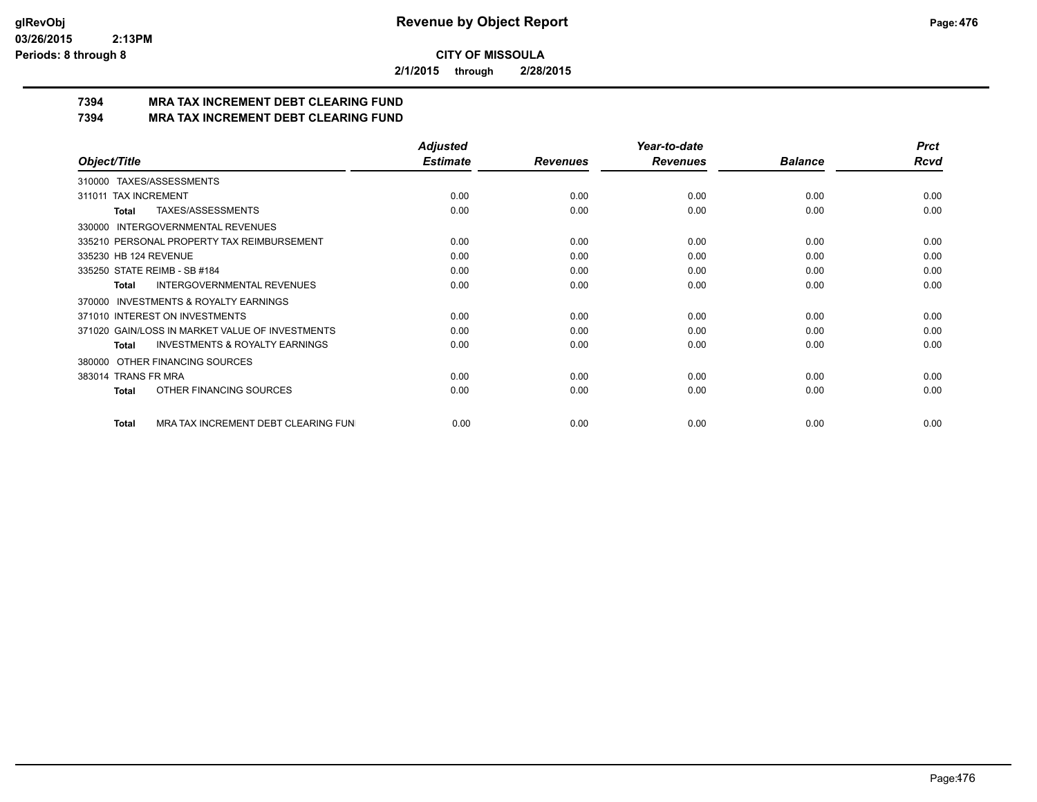**CITY OF MISSOULA**

**2/1/2015 through 2/28/2015**

# 7394 MRA TAX INCREMENT DEBT CLEARING FUND
# 7394 MRA TAX INCREMENT DEBT CLEARING FUND

| Object/Title | Adjusted Estimate | Revenues | Year-to-date Revenues | Balance | Prct Rcvd |
|---|---|---|---|---|---|
| 310000 TAXES/ASSESSMENTS | | | | | |
| 311011 TAX INCREMENT | 0.00 | 0.00 | 0.00 | 0.00 | 0.00 |
| **Total** TAXES/ASSESSMENTS | 0.00 | 0.00 | 0.00 | 0.00 | 0.00 |
| 330000 INTERGOVERNMENTAL REVENUES | | | | | |
| 335210 PERSONAL PROPERTY TAX REIMBURSEMENT | 0.00 | 0.00 | 0.00 | 0.00 | 0.00 |
| 335230 HB 124 REVENUE | 0.00 | 0.00 | 0.00 | 0.00 | 0.00 |
| 335250 STATE REIMB - SB #184 | 0.00 | 0.00 | 0.00 | 0.00 | 0.00 |
| **Total** INTERGOVERNMENTAL REVENUES | 0.00 | 0.00 | 0.00 | 0.00 | 0.00 |
| 370000 INVESTMENTS & ROYALTY EARNINGS | | | | | |
| 371010 INTEREST ON INVESTMENTS | 0.00 | 0.00 | 0.00 | 0.00 | 0.00 |
| 371020 GAIN/LOSS IN MARKET VALUE OF INVESTMENTS | 0.00 | 0.00 | 0.00 | 0.00 | 0.00 |
| **Total** INVESTMENTS & ROYALTY EARNINGS | 0.00 | 0.00 | 0.00 | 0.00 | 0.00 |
| 380000 OTHER FINANCING SOURCES | | | | | |
| 383014 TRANS FR MRA | 0.00 | 0.00 | 0.00 | 0.00 | 0.00 |
| **Total** OTHER FINANCING SOURCES | 0.00 | 0.00 | 0.00 | 0.00 | 0.00 |
| **Total** MRA TAX INCREMENT DEBT CLEARING FUN | 0.00 | 0.00 | 0.00 | 0.00 | 0.00 |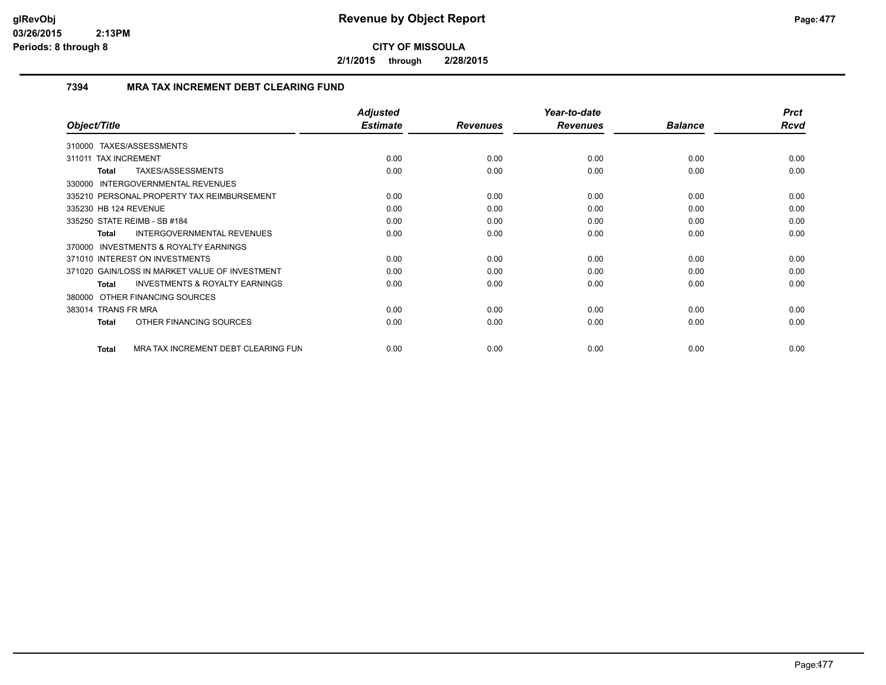# Revenue by Object Report

**CITY OF MISSOULA**

**2/1/2015 through 2/28/2015**

glRevObj
03/26/2015 2:13PM
Periods: 8 through 8

## 7394 MRA TAX INCREMENT DEBT CLEARING FUND

| Object/Title | Adjusted Estimate | Revenues | Year-to-date Revenues | Balance | Prct Rcvd |
|---|---|---|---|---|---|
| 310000 TAXES/ASSESSMENTS | | | | | |
| 311011 TAX INCREMENT | 0.00 | 0.00 | 0.00 | 0.00 | 0.00 |
| **Total** TAXES/ASSESSMENTS | 0.00 | 0.00 | 0.00 | 0.00 | 0.00 |
| 330000 INTERGOVERNMENTAL REVENUES | | | | | |
| 335210 PERSONAL PROPERTY TAX REIMBURSEMENT | 0.00 | 0.00 | 0.00 | 0.00 | 0.00 |
| 335230 HB 124 REVENUE | 0.00 | 0.00 | 0.00 | 0.00 | 0.00 |
| 335250 STATE REIMB - SB #184 | 0.00 | 0.00 | 0.00 | 0.00 | 0.00 |
| **Total** INTERGOVERNMENTAL REVENUES | 0.00 | 0.00 | 0.00 | 0.00 | 0.00 |
| 370000 INVESTMENTS & ROYALTY EARNINGS | | | | | |
| 371010 INTEREST ON INVESTMENTS | 0.00 | 0.00 | 0.00 | 0.00 | 0.00 |
| 371020 GAIN/LOSS IN MARKET VALUE OF INVESTMENT | 0.00 | 0.00 | 0.00 | 0.00 | 0.00 |
| **Total** INVESTMENTS & ROYALTY EARNINGS | 0.00 | 0.00 | 0.00 | 0.00 | 0.00 |
| 380000 OTHER FINANCING SOURCES | | | | | |
| 383014 TRANS FR MRA | 0.00 | 0.00 | 0.00 | 0.00 | 0.00 |
| **Total** OTHER FINANCING SOURCES | 0.00 | 0.00 | 0.00 | 0.00 | 0.00 |
| **Total** MRA TAX INCREMENT DEBT CLEARING FUN | 0.00 | 0.00 | 0.00 | 0.00 | 0.00 |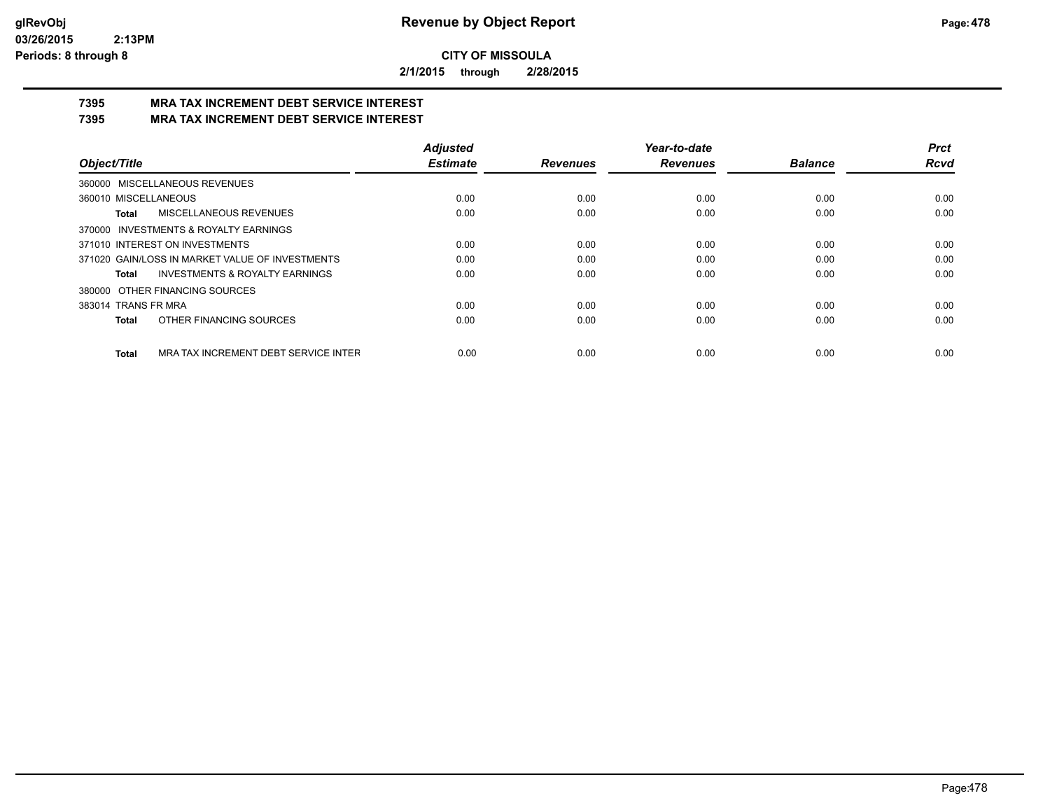# Revenue by Object Report

**CITY OF MISSOULA**

**2/1/2015 through 2/28/2015**

## 7395 MRA TAX INCREMENT DEBT SERVICE INTEREST
## 7395 MRA TAX INCREMENT DEBT SERVICE INTEREST

| Object/Title | Adjusted Estimate | Revenues | Year-to-date Revenues | Balance | Prct Rcvd |
|---|---|---|---|---|---|
| 360000 MISCELLANEOUS REVENUES | | | | | |
| 360010 MISCELLANEOUS | 0.00 | 0.00 | 0.00 | 0.00 | 0.00 |
| **Total** MISCELLANEOUS REVENUES | 0.00 | 0.00 | 0.00 | 0.00 | 0.00 |
| 370000 INVESTMENTS & ROYALTY EARNINGS | | | | | |
| 371010 INTEREST ON INVESTMENTS | 0.00 | 0.00 | 0.00 | 0.00 | 0.00 |
| 371020 GAIN/LOSS IN MARKET VALUE OF INVESTMENTS | 0.00 | 0.00 | 0.00 | 0.00 | 0.00 |
| **Total** INVESTMENTS & ROYALTY EARNINGS | 0.00 | 0.00 | 0.00 | 0.00 | 0.00 |
| 380000 OTHER FINANCING SOURCES | | | | | |
| 383014 TRANS FR MRA | 0.00 | 0.00 | 0.00 | 0.00 | 0.00 |
| **Total** OTHER FINANCING SOURCES | 0.00 | 0.00 | 0.00 | 0.00 | 0.00 |
| **Total** MRA TAX INCREMENT DEBT SERVICE INTER | 0.00 | 0.00 | 0.00 | 0.00 | 0.00 |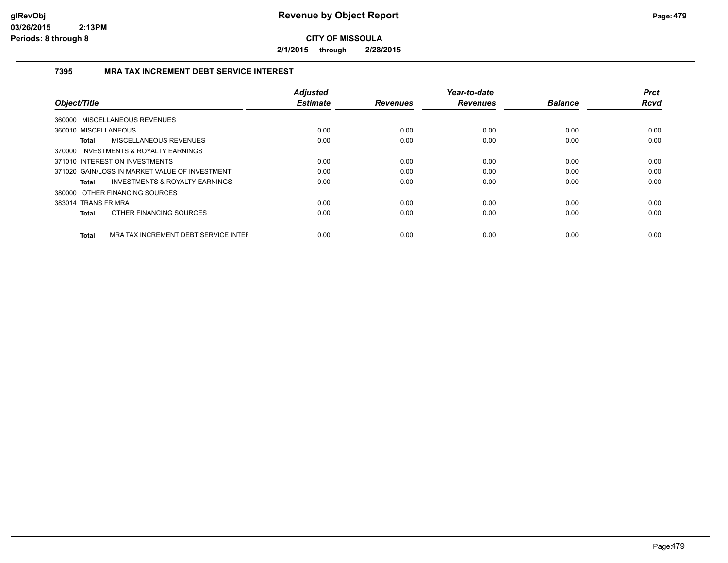**CITY OF MISSOULA**

**2/1/2015 through 2/28/2015**

### 7395 MRA TAX INCREMENT DEBT SERVICE INTEREST

| Object/Title | Adjusted Estimate | Revenues | Year-to-date Revenues | Balance | Prct Rcvd |
|---|---|---|---|---|---|
| 360000 MISCELLANEOUS REVENUES | | | | | |
| 360010 MISCELLANEOUS | 0.00 | 0.00 | 0.00 | 0.00 | 0.00 |
| **Total** MISCELLANEOUS REVENUES | 0.00 | 0.00 | 0.00 | 0.00 | 0.00 |
| 370000 INVESTMENTS & ROYALTY EARNINGS | | | | | |
| 371010 INTEREST ON INVESTMENTS | 0.00 | 0.00 | 0.00 | 0.00 | 0.00 |
| 371020 GAIN/LOSS IN MARKET VALUE OF INVESTMENT | 0.00 | 0.00 | 0.00 | 0.00 | 0.00 |
| **Total** INVESTMENTS & ROYALTY EARNINGS | 0.00 | 0.00 | 0.00 | 0.00 | 0.00 |
| 380000 OTHER FINANCING SOURCES | | | | | |
| 383014 TRANS FR MRA | 0.00 | 0.00 | 0.00 | 0.00 | 0.00 |
| **Total** OTHER FINANCING SOURCES | 0.00 | 0.00 | 0.00 | 0.00 | 0.00 |
| **Total** MRA TAX INCREMENT DEBT SERVICE INTEF | 0.00 | 0.00 | 0.00 | 0.00 | 0.00 |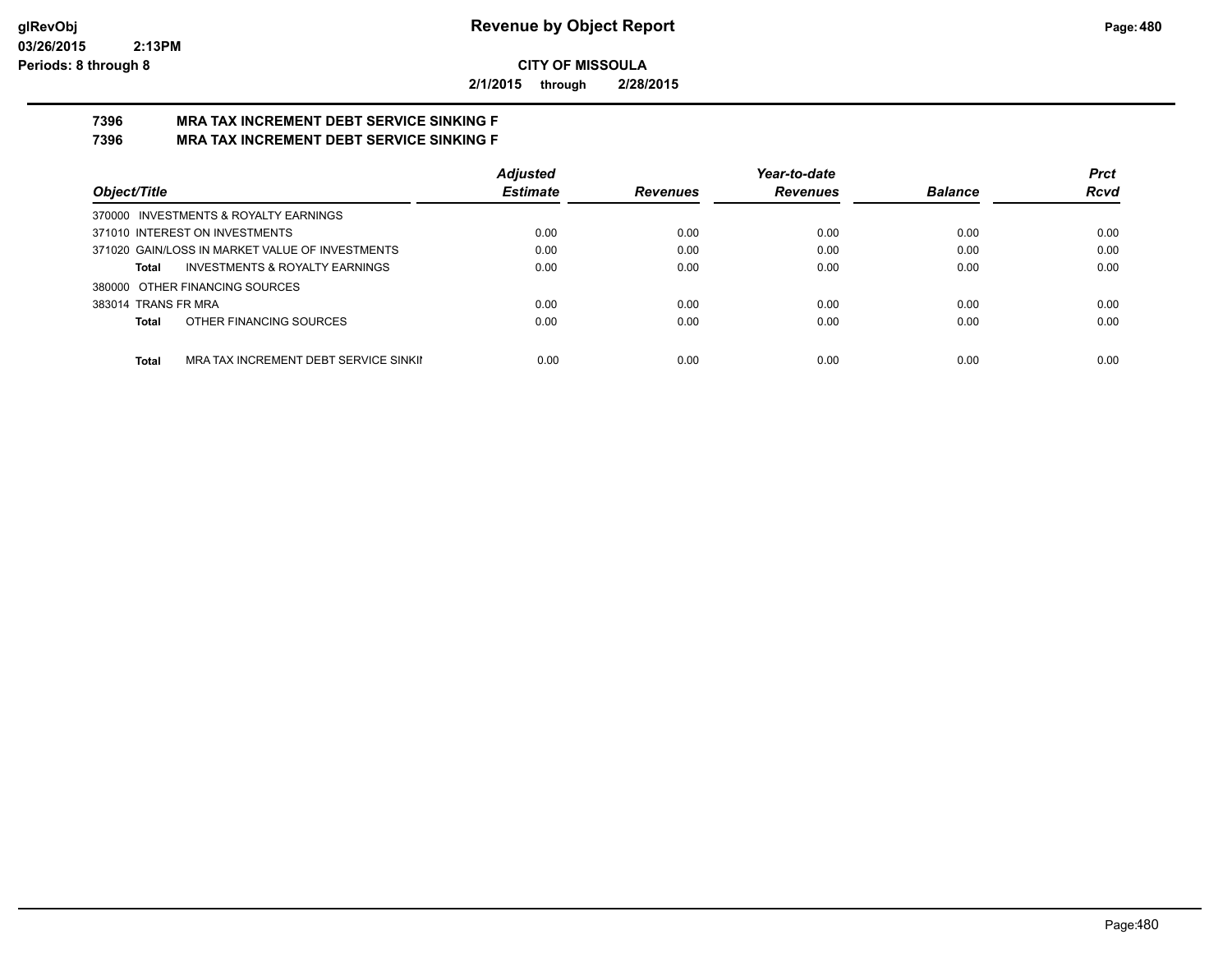**CITY OF MISSOULA**

**2/1/2015 through 2/28/2015**

## 7396 MRA TAX INCREMENT DEBT SERVICE SINKING F
## 7396 MRA TAX INCREMENT DEBT SERVICE SINKING F

| Object/Title | Adjusted Estimate | Revenues | Year-to-date Revenues | Balance | Prct Rcvd |
|---|---|---|---|---|---|
| 370000 INVESTMENTS & ROYALTY EARNINGS | | | | | |
| 371010 INTEREST ON INVESTMENTS | 0.00 | 0.00 | 0.00 | 0.00 | 0.00 |
| 371020 GAIN/LOSS IN MARKET VALUE OF INVESTMENTS | 0.00 | 0.00 | 0.00 | 0.00 | 0.00 |
| **Total** INVESTMENTS & ROYALTY EARNINGS | 0.00 | 0.00 | 0.00 | 0.00 | 0.00 |
| 380000 OTHER FINANCING SOURCES | | | | | |
| 383014 TRANS FR MRA | 0.00 | 0.00 | 0.00 | 0.00 | 0.00 |
| **Total** OTHER FINANCING SOURCES | 0.00 | 0.00 | 0.00 | 0.00 | 0.00 |
| **Total** MRA TAX INCREMENT DEBT SERVICE SINKII | 0.00 | 0.00 | 0.00 | 0.00 | 0.00 |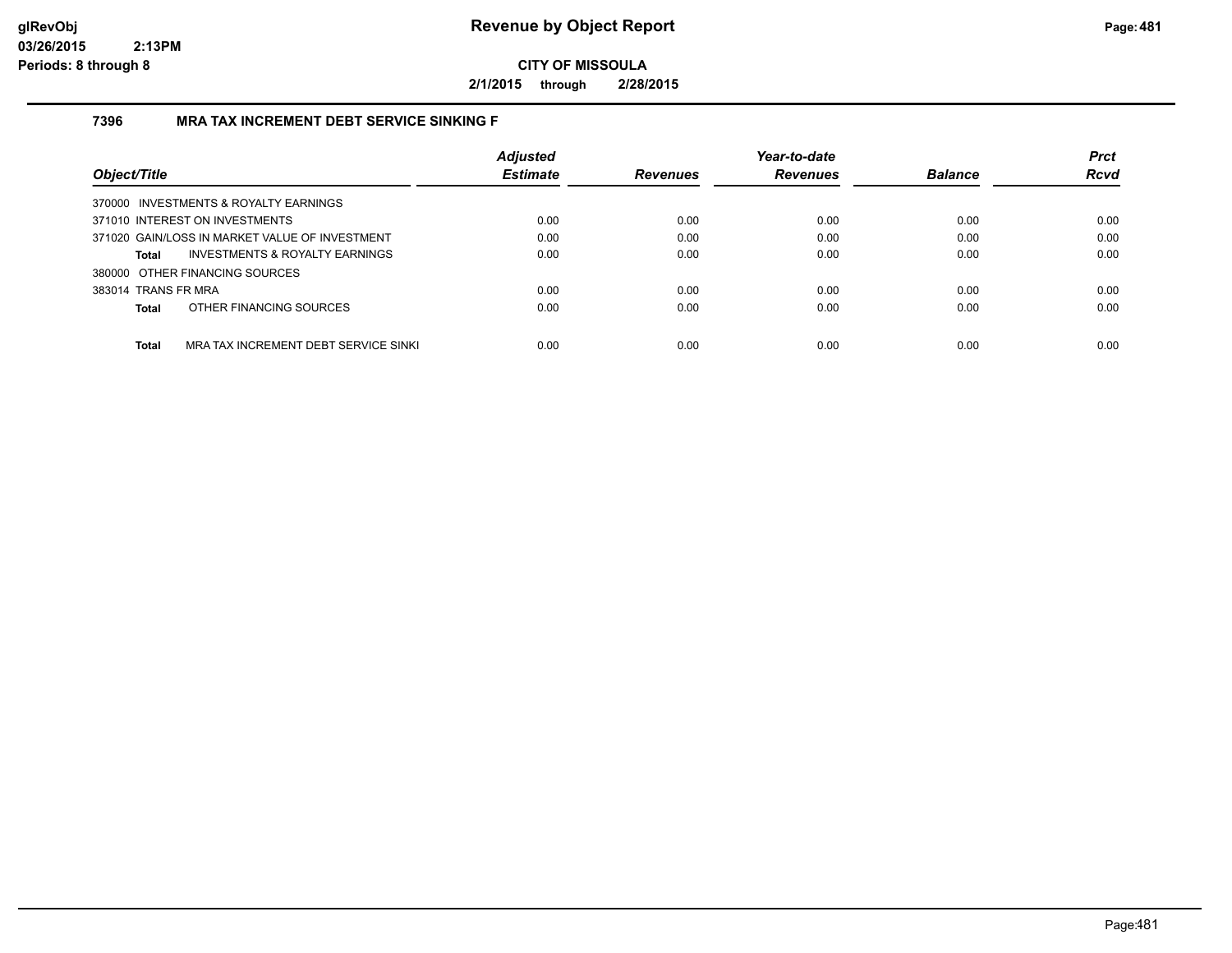**Revenue by Object Report**

**CITY OF MISSOULA**

**2/1/2015 through 2/28/2015**

glRevObj
03/26/2015 2:13PM
Periods: 8 through 8

## 7396 MRA TAX INCREMENT DEBT SERVICE SINKING F

| Object/Title | Adjusted Estimate | Revenues | Year-to-date Revenues | Balance | Prct Rcvd |
|---|---|---|---|---|---|
| 370000 INVESTMENTS & ROYALTY EARNINGS | | | | | |
| 371010 INTEREST ON INVESTMENTS | 0.00 | 0.00 | 0.00 | 0.00 | 0.00 |
| 371020 GAIN/LOSS IN MARKET VALUE OF INVESTMENT | 0.00 | 0.00 | 0.00 | 0.00 | 0.00 |
| **Total** INVESTMENTS & ROYALTY EARNINGS | 0.00 | 0.00 | 0.00 | 0.00 | 0.00 |
| 380000 OTHER FINANCING SOURCES | | | | | |
| 383014 TRANS FR MRA | 0.00 | 0.00 | 0.00 | 0.00 | 0.00 |
| **Total** OTHER FINANCING SOURCES | 0.00 | 0.00 | 0.00 | 0.00 | 0.00 |
| **Total** MRA TAX INCREMENT DEBT SERVICE SINKI | 0.00 | 0.00 | 0.00 | 0.00 | 0.00 |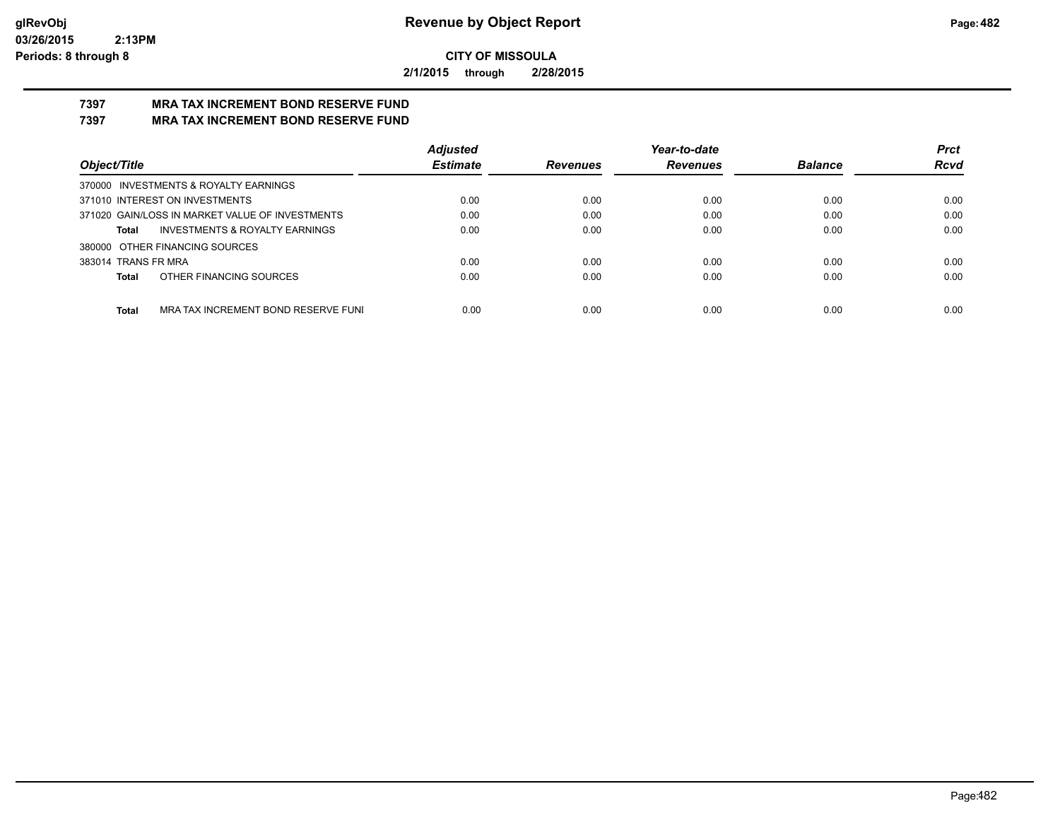**glRevObj**
**03/26/2015 2:13PM**
**Periods: 8 through 8**

# Revenue by Object Report

**CITY OF MISSOULA**

**2/1/2015 through 2/28/2015**

## 7397 MRA TAX INCREMENT BOND RESERVE FUND
## 7397 MRA TAX INCREMENT BOND RESERVE FUND

| Object/Title | Adjusted Estimate | Revenues | Year-to-date Revenues | Balance | Prct Rcvd |
|---|---|---|---|---|---|
| 370000 INVESTMENTS & ROYALTY EARNINGS | | | | | |
| 371010 INTEREST ON INVESTMENTS | 0.00 | 0.00 | 0.00 | 0.00 | 0.00 |
| 371020 GAIN/LOSS IN MARKET VALUE OF INVESTMENTS | 0.00 | 0.00 | 0.00 | 0.00 | 0.00 |
| **Total** INVESTMENTS & ROYALTY EARNINGS | 0.00 | 0.00 | 0.00 | 0.00 | 0.00 |
| 380000 OTHER FINANCING SOURCES | | | | | |
| 383014 TRANS FR MRA | 0.00 | 0.00 | 0.00 | 0.00 | 0.00 |
| **Total** OTHER FINANCING SOURCES | 0.00 | 0.00 | 0.00 | 0.00 | 0.00 |
| **Total** MRA TAX INCREMENT BOND RESERVE FUNI | 0.00 | 0.00 | 0.00 | 0.00 | 0.00 |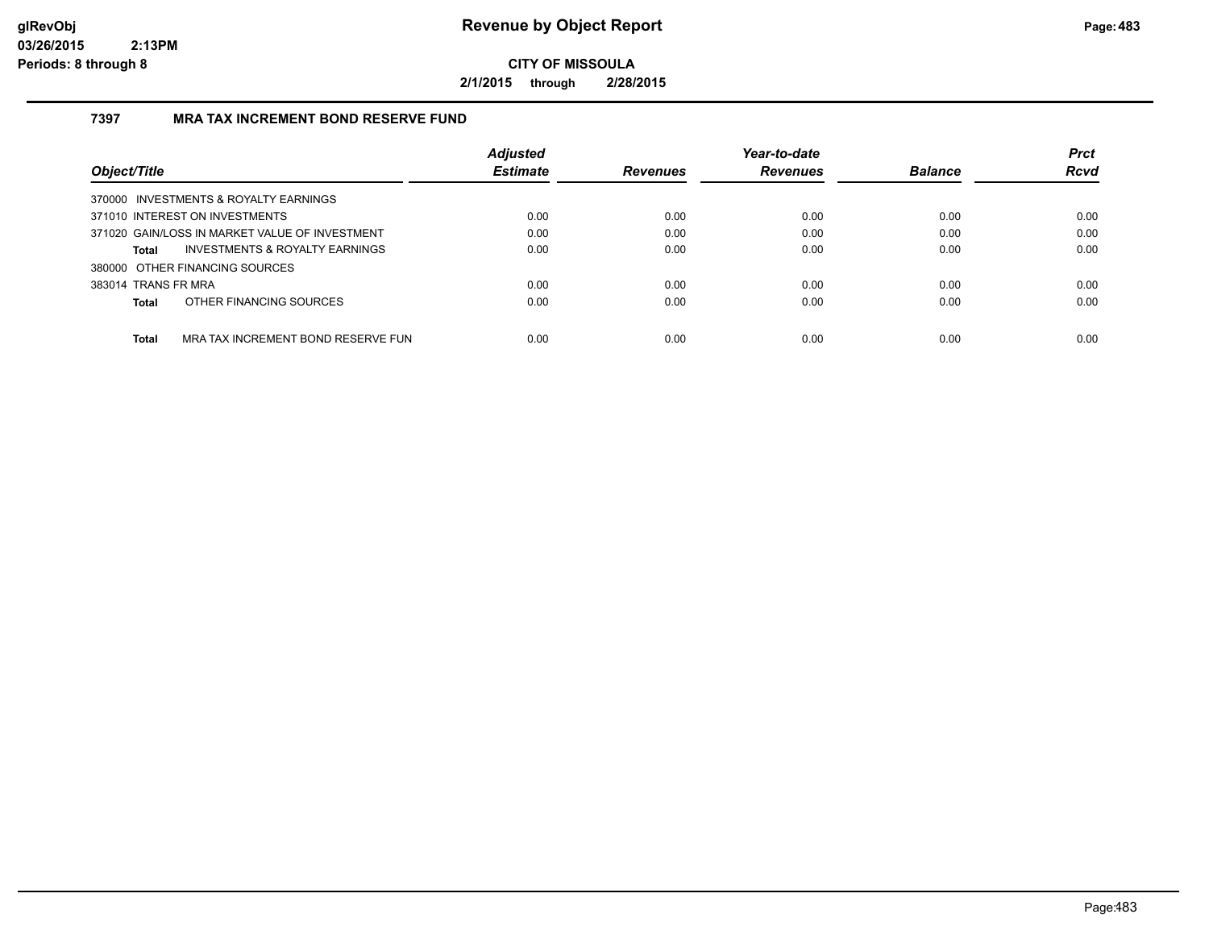# Revenue by Object Report

**CITY OF MISSOULA**

**2/1/2015 through 2/28/2015**

glRevObj
03/26/2015 2:13PM
Periods: 8 through 8

### 7397 MRA TAX INCREMENT BOND RESERVE FUND

| Object/Title | Adjusted Estimate | Revenues | Year-to-date Revenues | Balance | Prct Rcvd |
|---|---|---|---|---|---|
| 370000 INVESTMENTS & ROYALTY EARNINGS | | | | | |
| 371010 INTEREST ON INVESTMENTS | 0.00 | 0.00 | 0.00 | 0.00 | 0.00 |
| 371020 GAIN/LOSS IN MARKET VALUE OF INVESTMENT | 0.00 | 0.00 | 0.00 | 0.00 | 0.00 |
| **Total** INVESTMENTS & ROYALTY EARNINGS | 0.00 | 0.00 | 0.00 | 0.00 | 0.00 |
| 380000 OTHER FINANCING SOURCES | | | | | |
| 383014 TRANS FR MRA | 0.00 | 0.00 | 0.00 | 0.00 | 0.00 |
| **Total** OTHER FINANCING SOURCES | 0.00 | 0.00 | 0.00 | 0.00 | 0.00 |
| **Total** MRA TAX INCREMENT BOND RESERVE FUN | 0.00 | 0.00 | 0.00 | 0.00 | 0.00 |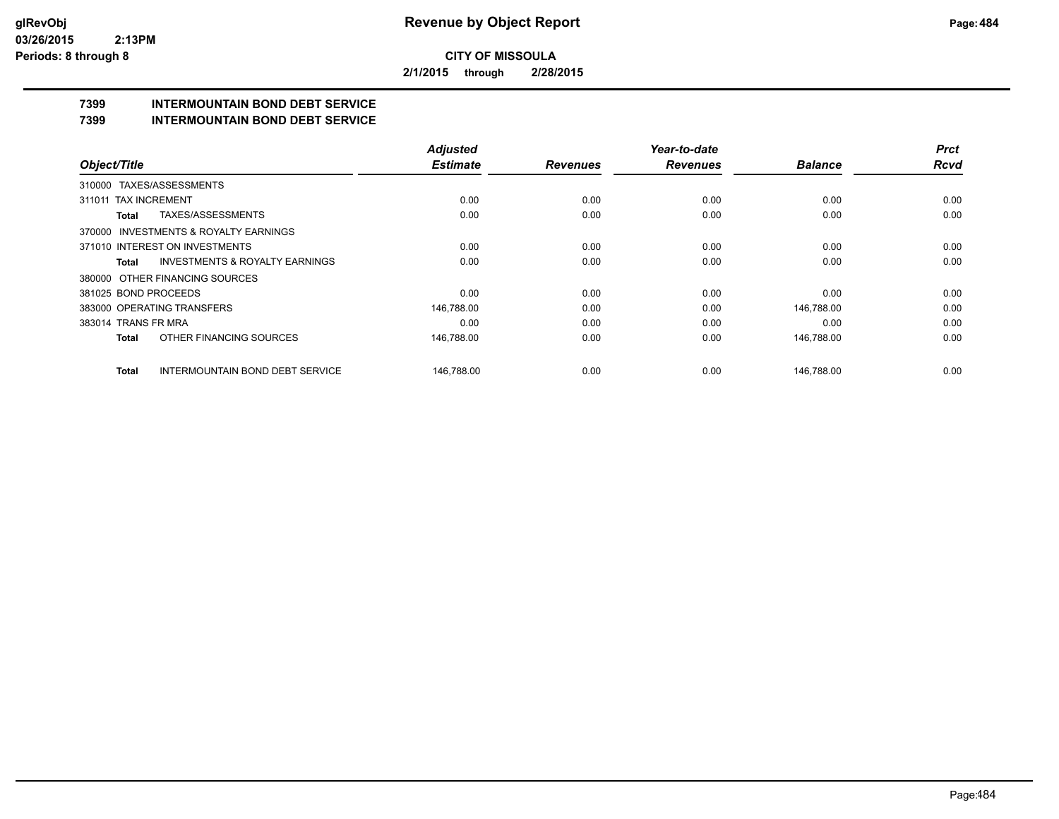**CITY OF MISSOULA**

**2/1/2015 through 2/28/2015**

## 7399 INTERMOUNTAIN BOND DEBT SERVICE

## 7399 INTERMOUNTAIN BOND DEBT SERVICE

| Object/Title | Adjusted Estimate | Revenues | Year-to-date Revenues | Balance | Prct Rcvd |
|---|---|---|---|---|---|
| 310000 TAXES/ASSESSMENTS | | | | | |
| 311011 TAX INCREMENT | 0.00 | 0.00 | 0.00 | 0.00 | 0.00 |
| **Total** TAXES/ASSESSMENTS | 0.00 | 0.00 | 0.00 | 0.00 | 0.00 |
| 370000 INVESTMENTS & ROYALTY EARNINGS | | | | | |
| 371010 INTEREST ON INVESTMENTS | 0.00 | 0.00 | 0.00 | 0.00 | 0.00 |
| **Total** INVESTMENTS & ROYALTY EARNINGS | 0.00 | 0.00 | 0.00 | 0.00 | 0.00 |
| 380000 OTHER FINANCING SOURCES | | | | | |
| 381025 BOND PROCEEDS | 0.00 | 0.00 | 0.00 | 0.00 | 0.00 |
| 383000 OPERATING TRANSFERS | 146,788.00 | 0.00 | 0.00 | 146,788.00 | 0.00 |
| 383014 TRANS FR MRA | 0.00 | 0.00 | 0.00 | 0.00 | 0.00 |
| **Total** OTHER FINANCING SOURCES | 146,788.00 | 0.00 | 0.00 | 146,788.00 | 0.00 |
| **Total** INTERMOUNTAIN BOND DEBT SERVICE | 146,788.00 | 0.00 | 0.00 | 146,788.00 | 0.00 |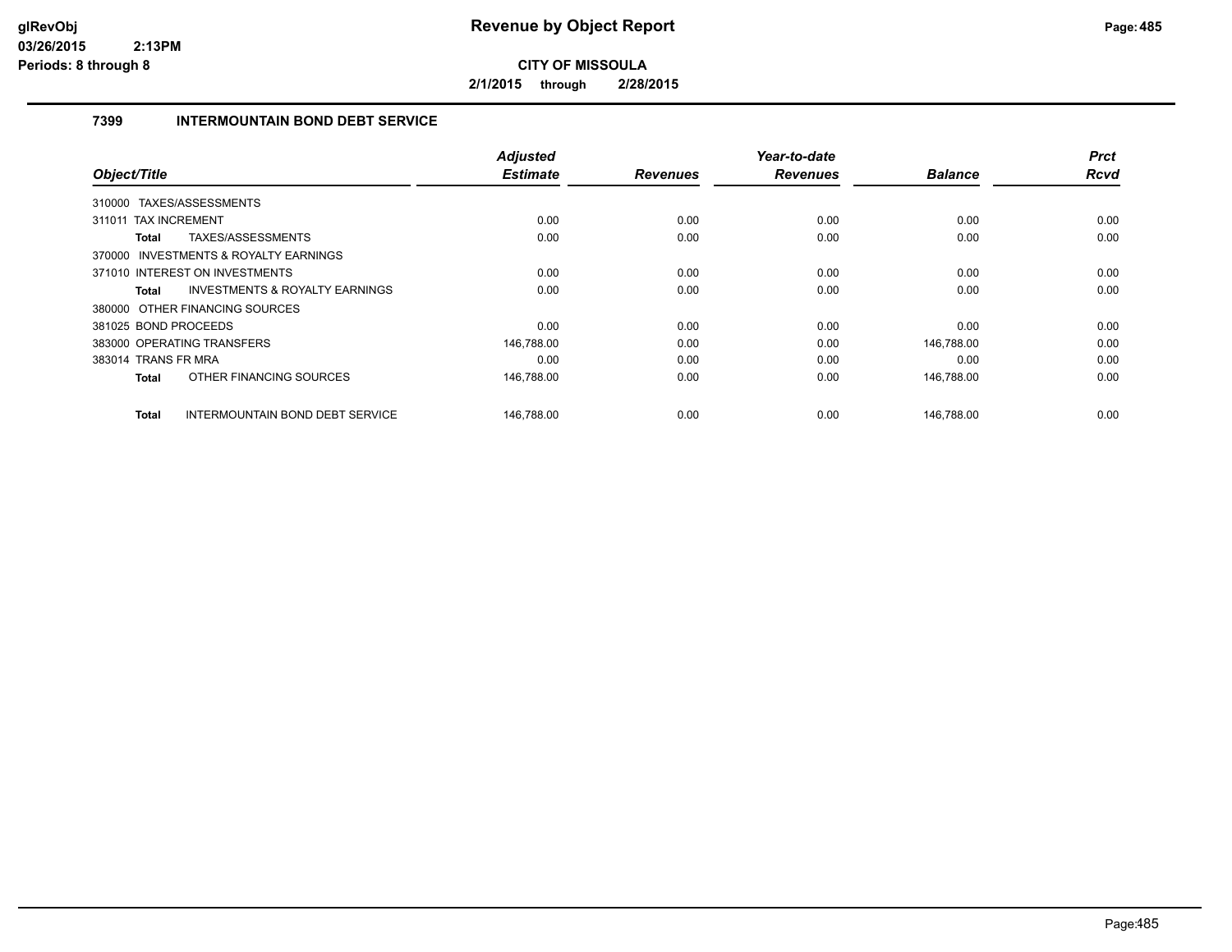# Revenue by Object Report

**CITY OF MISSOULA**

**2/1/2015 through 2/28/2015**

glRevObj
03/26/2015 2:13PM
Periods: 8 through 8

## 7399 INTERMOUNTAIN BOND DEBT SERVICE

| Object/Title | Adjusted Estimate | Revenues | Year-to-date Revenues | Balance | Prct Rcvd |
|---|---|---|---|---|---|
| 310000 TAXES/ASSESSMENTS | | | | | |
| 311011 TAX INCREMENT | 0.00 | 0.00 | 0.00 | 0.00 | 0.00 |
| **Total** TAXES/ASSESSMENTS | 0.00 | 0.00 | 0.00 | 0.00 | 0.00 |
| 370000 INVESTMENTS & ROYALTY EARNINGS | | | | | |
| 371010 INTEREST ON INVESTMENTS | 0.00 | 0.00 | 0.00 | 0.00 | 0.00 |
| **Total** INVESTMENTS & ROYALTY EARNINGS | 0.00 | 0.00 | 0.00 | 0.00 | 0.00 |
| 380000 OTHER FINANCING SOURCES | | | | | |
| 381025 BOND PROCEEDS | 0.00 | 0.00 | 0.00 | 0.00 | 0.00 |
| 383000 OPERATING TRANSFERS | 146,788.00 | 0.00 | 0.00 | 146,788.00 | 0.00 |
| 383014 TRANS FR MRA | 0.00 | 0.00 | 0.00 | 0.00 | 0.00 |
| **Total** OTHER FINANCING SOURCES | 146,788.00 | 0.00 | 0.00 | 146,788.00 | 0.00 |
| **Total** INTERMOUNTAIN BOND DEBT SERVICE | 146,788.00 | 0.00 | 0.00 | 146,788.00 | 0.00 |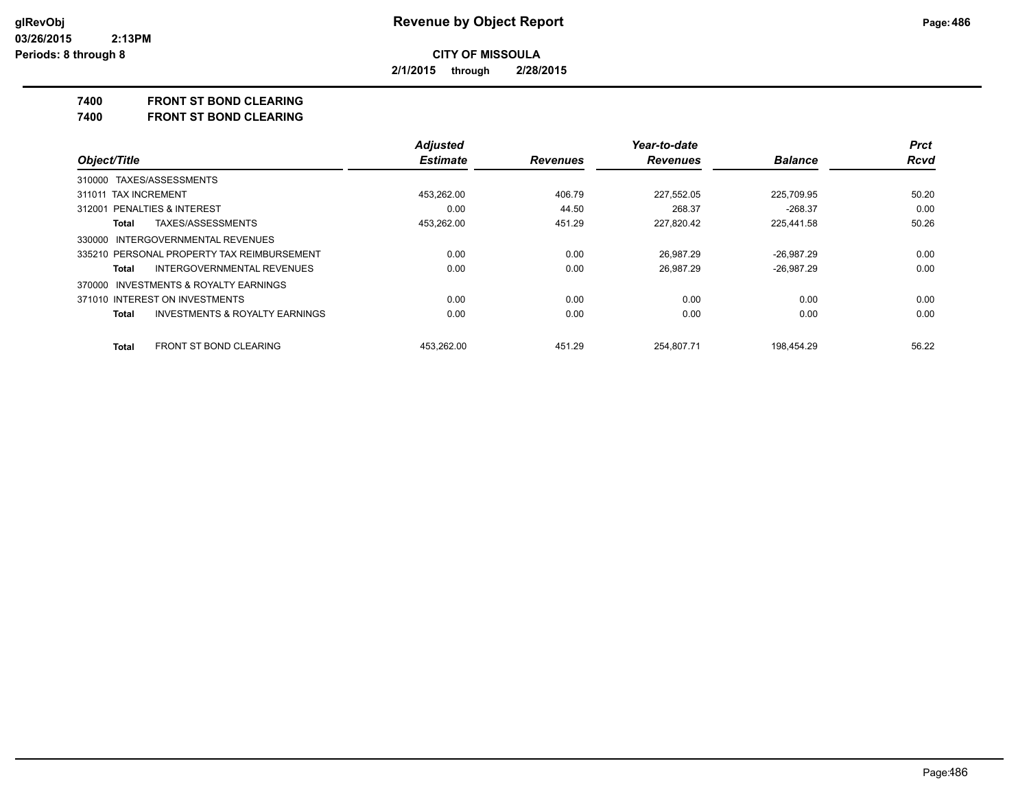# Revenue by Object Report

**CITY OF MISSOULA**

**2/1/2015 through 2/28/2015**

glRevObj
03/26/2015 2:13PM
Periods: 8 through 8

**7400 FRONT ST BOND CLEARING**
**7400 FRONT ST BOND CLEARING**

| Object/Title | Adjusted Estimate | Revenues | Year-to-date Revenues | Balance | Prct Rcvd |
|---|---|---|---|---|---|
| 310000 TAXES/ASSESSMENTS | | | | | |
| 311011 TAX INCREMENT | 453,262.00 | 406.79 | 227,552.05 | 225,709.95 | 50.20 |
| 312001 PENALTIES & INTEREST | 0.00 | 44.50 | 268.37 | -268.37 | 0.00 |
| **Total** TAXES/ASSESSMENTS | 453,262.00 | 451.29 | 227,820.42 | 225,441.58 | 50.26 |
| 330000 INTERGOVERNMENTAL REVENUES | | | | | |
| 335210 PERSONAL PROPERTY TAX REIMBURSEMENT | 0.00 | 0.00 | 26,987.29 | -26,987.29 | 0.00 |
| **Total** INTERGOVERNMENTAL REVENUES | 0.00 | 0.00 | 26,987.29 | -26,987.29 | 0.00 |
| 370000 INVESTMENTS & ROYALTY EARNINGS | | | | | |
| 371010 INTEREST ON INVESTMENTS | 0.00 | 0.00 | 0.00 | 0.00 | 0.00 |
| **Total** INVESTMENTS & ROYALTY EARNINGS | 0.00 | 0.00 | 0.00 | 0.00 | 0.00 |
| **Total** FRONT ST BOND CLEARING | 453,262.00 | 451.29 | 254,807.71 | 198,454.29 | 56.22 |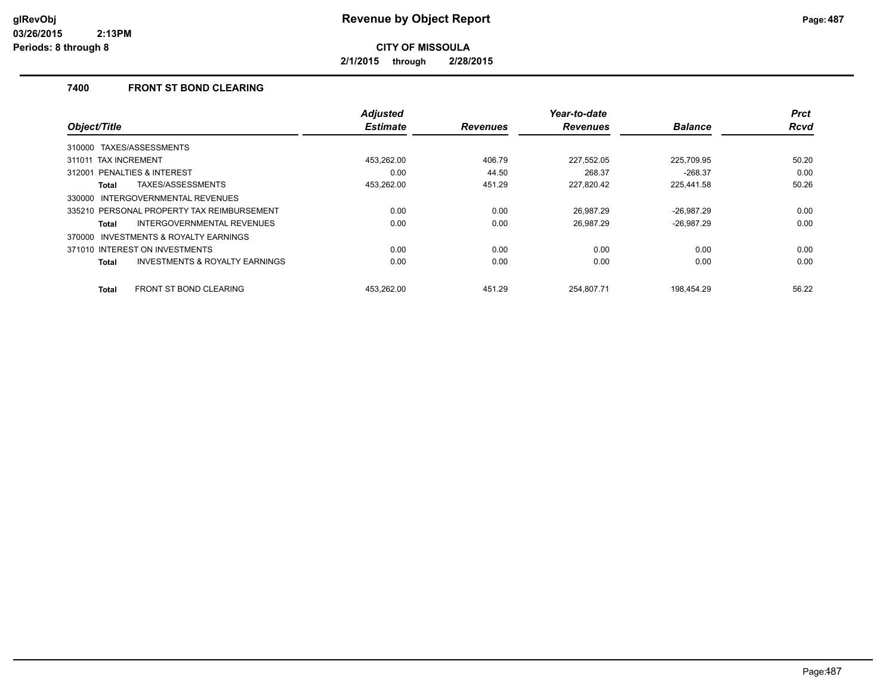# Revenue by Object Report

**CITY OF MISSOULA**

**2/1/2015 through 2/28/2015**

glRevObj
03/26/2015 2:13PM
Periods: 8 through 8

### 7400 FRONT ST BOND CLEARING

| Object/Title | Adjusted Estimate | Revenues | Year-to-date Revenues | Balance | Prct Rcvd |
|---|---|---|---|---|---|
| 310000 TAXES/ASSESSMENTS | | | | | |
| 311011 TAX INCREMENT | 453,262.00 | 406.79 | 227,552.05 | 225,709.95 | 50.20 |
| 312001 PENALTIES & INTEREST | 0.00 | 44.50 | 268.37 | -268.37 | 0.00 |
| **Total** TAXES/ASSESSMENTS | 453,262.00 | 451.29 | 227,820.42 | 225,441.58 | 50.26 |
| 330000 INTERGOVERNMENTAL REVENUES | | | | | |
| 335210 PERSONAL PROPERTY TAX REIMBURSEMENT | 0.00 | 0.00 | 26,987.29 | -26,987.29 | 0.00 |
| **Total** INTERGOVERNMENTAL REVENUES | 0.00 | 0.00 | 26,987.29 | -26,987.29 | 0.00 |
| 370000 INVESTMENTS & ROYALTY EARNINGS | | | | | |
| 371010 INTEREST ON INVESTMENTS | 0.00 | 0.00 | 0.00 | 0.00 | 0.00 |
| **Total** INVESTMENTS & ROYALTY EARNINGS | 0.00 | 0.00 | 0.00 | 0.00 | 0.00 |
| **Total** FRONT ST BOND CLEARING | 453,262.00 | 451.29 | 254,807.71 | 198,454.29 | 56.22 |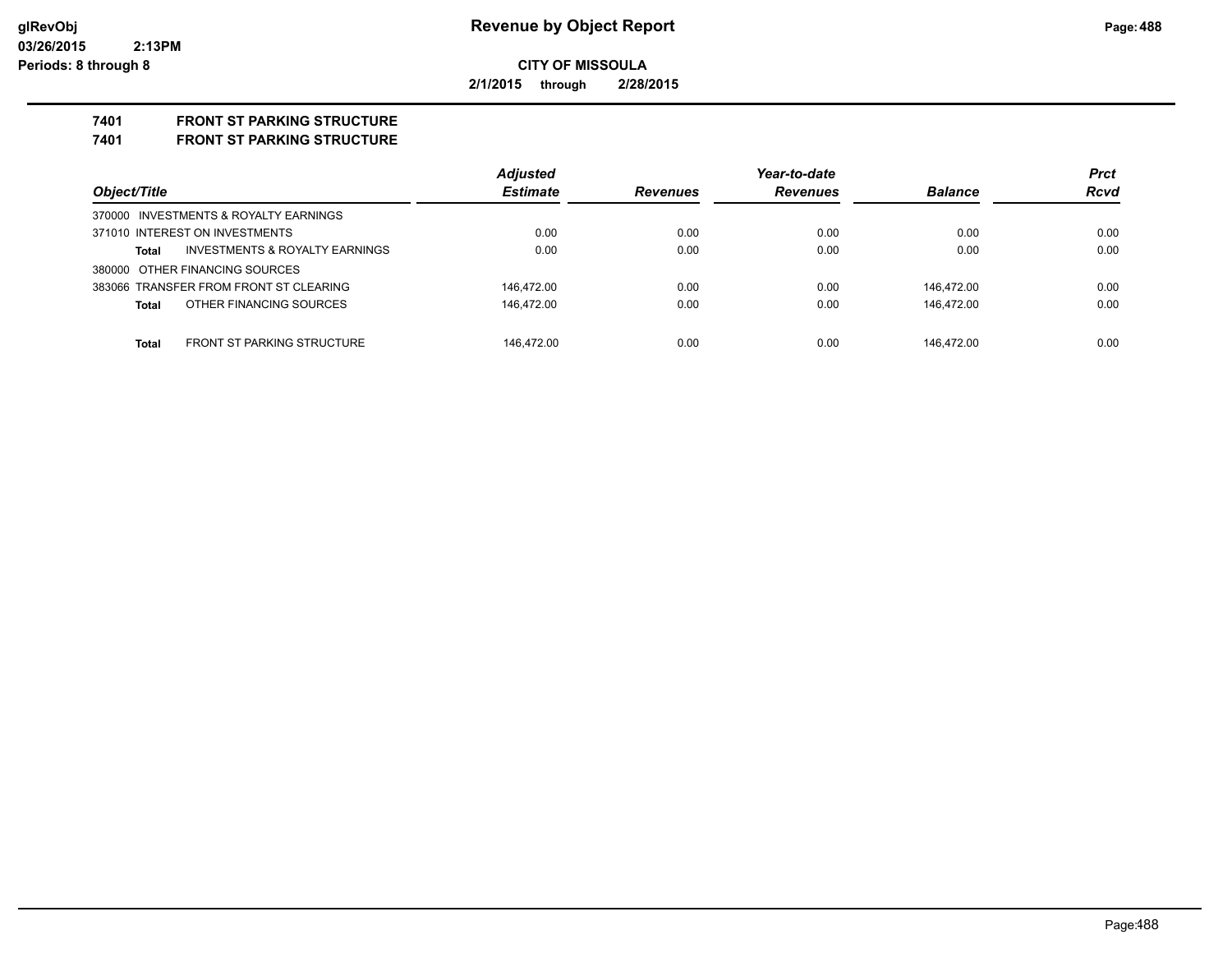**glRevObj**
**03/26/2015 2:13PM**
**Periods: 8 through 8**

# Revenue by Object Report

**CITY OF MISSOULA**

**2/1/2015 through 2/28/2015**

## 7401 FRONT ST PARKING STRUCTURE
## 7401 FRONT ST PARKING STRUCTURE

| Object/Title | Adjusted Estimate | Revenues | Year-to-date Revenues | Balance | Prct Rcvd |
|---|---|---|---|---|---|
| 370000 INVESTMENTS & ROYALTY EARNINGS | | | | | |
| 371010 INTEREST ON INVESTMENTS | 0.00 | 0.00 | 0.00 | 0.00 | 0.00 |
| **Total** INVESTMENTS & ROYALTY EARNINGS | 0.00 | 0.00 | 0.00 | 0.00 | 0.00 |
| 380000 OTHER FINANCING SOURCES | | | | | |
| 383066 TRANSFER FROM FRONT ST CLEARING | 146,472.00 | 0.00 | 0.00 | 146,472.00 | 0.00 |
| **Total** OTHER FINANCING SOURCES | 146,472.00 | 0.00 | 0.00 | 146,472.00 | 0.00 |
| **Total** FRONT ST PARKING STRUCTURE | 146,472.00 | 0.00 | 0.00 | 146,472.00 | 0.00 |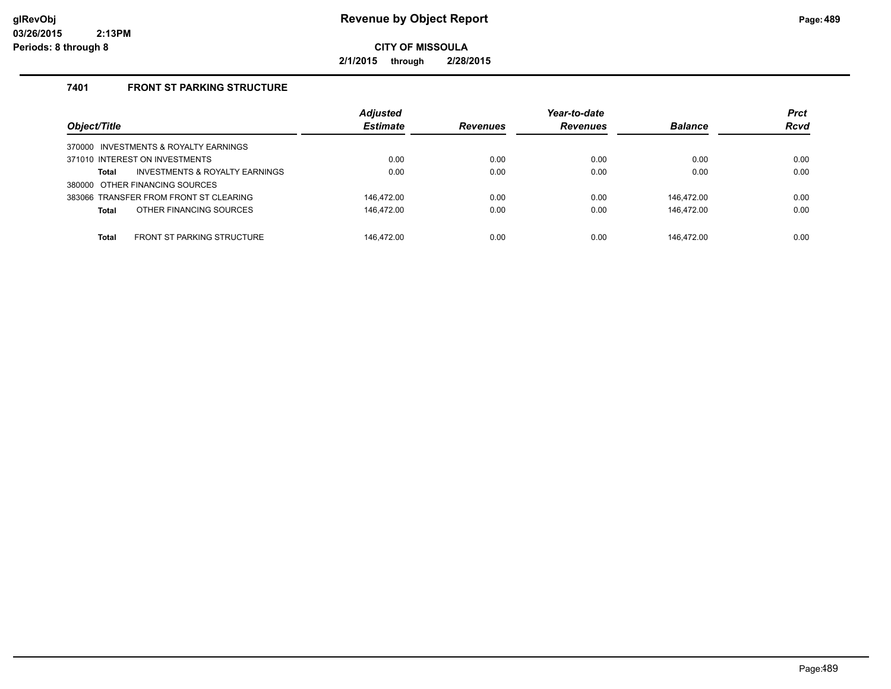# Revenue by Object Report

**CITY OF MISSOULA**

**2/1/2015 through 2/28/2015**

glRevObj
03/26/2015 2:13PM
Periods: 8 through 8

### 7401 FRONT ST PARKING STRUCTURE

| Object/Title | Adjusted Estimate | Revenues | Year-to-date Revenues | Balance | Prct Rcvd |
|---|---|---|---|---|---|
| 370000 INVESTMENTS & ROYALTY EARNINGS | | | | | |
| 371010 INTEREST ON INVESTMENTS | 0.00 | 0.00 | 0.00 | 0.00 | 0.00 |
| **Total** INVESTMENTS & ROYALTY EARNINGS | 0.00 | 0.00 | 0.00 | 0.00 | 0.00 |
| 380000 OTHER FINANCING SOURCES | | | | | |
| 383066 TRANSFER FROM FRONT ST CLEARING | 146,472.00 | 0.00 | 0.00 | 146,472.00 | 0.00 |
| **Total** OTHER FINANCING SOURCES | 146,472.00 | 0.00 | 0.00 | 146,472.00 | 0.00 |
| **Total** FRONT ST PARKING STRUCTURE | 146,472.00 | 0.00 | 0.00 | 146,472.00 | 0.00 |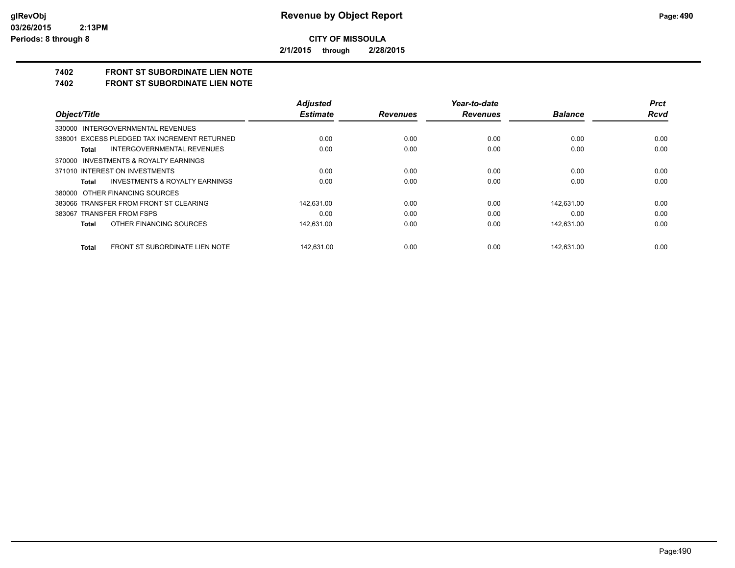**Revenue by Object Report**

**CITY OF MISSOULA**

**2/1/2015 through 2/28/2015**

glRevObj
03/26/2015 2:13PM
Periods: 8 through 8

## 7402 FRONT ST SUBORDINATE LIEN NOTE
## 7402 FRONT ST SUBORDINATE LIEN NOTE

| Object/Title | Adjusted Estimate | Revenues | Year-to-date Revenues | Balance | Prct Rcvd |
|---|---|---|---|---|---|
| 330000 INTERGOVERNMENTAL REVENUES | | | | | |
| 338001 EXCESS PLEDGED TAX INCREMENT RETURNED | 0.00 | 0.00 | 0.00 | 0.00 | 0.00 |
| **Total** INTERGOVERNMENTAL REVENUES | 0.00 | 0.00 | 0.00 | 0.00 | 0.00 |
| 370000 INVESTMENTS & ROYALTY EARNINGS | | | | | |
| 371010 INTEREST ON INVESTMENTS | 0.00 | 0.00 | 0.00 | 0.00 | 0.00 |
| **Total** INVESTMENTS & ROYALTY EARNINGS | 0.00 | 0.00 | 0.00 | 0.00 | 0.00 |
| 380000 OTHER FINANCING SOURCES | | | | | |
| 383066 TRANSFER FROM FRONT ST CLEARING | 142,631.00 | 0.00 | 0.00 | 142,631.00 | 0.00 |
| 383067 TRANSFER FROM FSPS | 0.00 | 0.00 | 0.00 | 0.00 | 0.00 |
| **Total** OTHER FINANCING SOURCES | 142,631.00 | 0.00 | 0.00 | 142,631.00 | 0.00 |
| **Total** FRONT ST SUBORDINATE LIEN NOTE | 142,631.00 | 0.00 | 0.00 | 142,631.00 | 0.00 |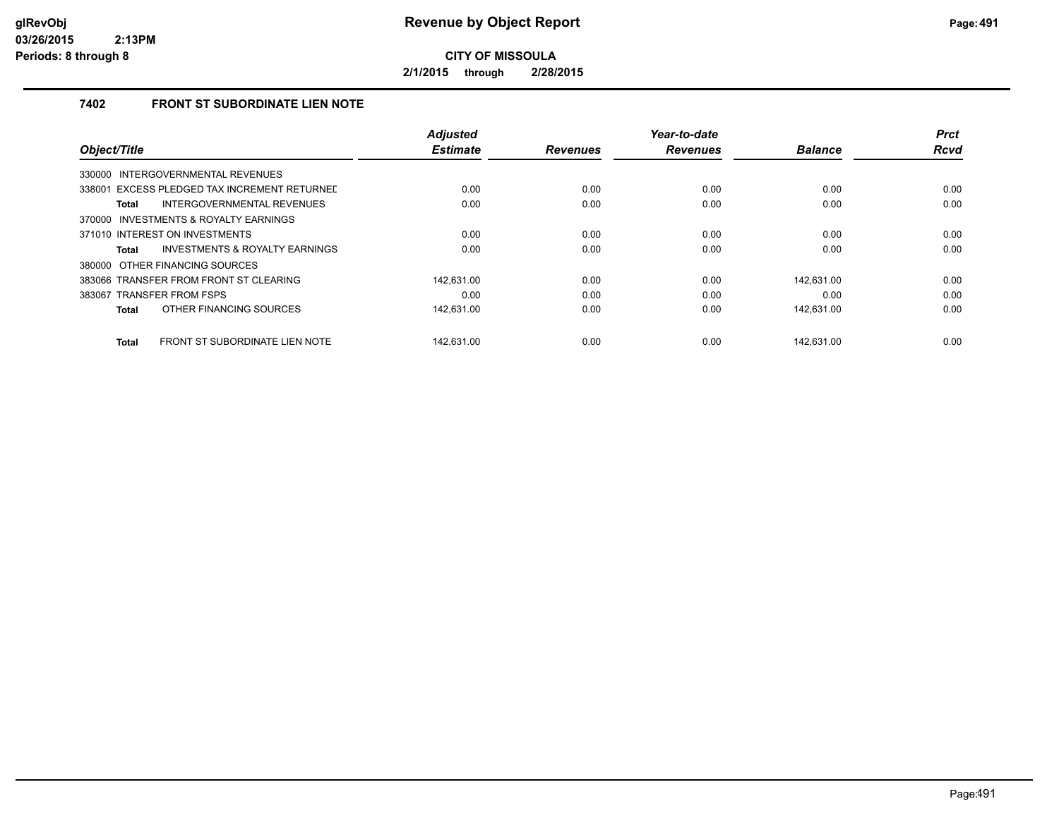# Revenue by Object Report

**CITY OF MISSOULA**

**2/1/2015 through 2/28/2015**

### 7402 FRONT ST SUBORDINATE LIEN NOTE

| Object/Title | Adjusted Estimate | Revenues | Year-to-date Revenues | Balance | Prct Rcvd |
|---|---|---|---|---|---|
| 330000 INTERGOVERNMENTAL REVENUES | | | | | |
| 338001 EXCESS PLEDGED TAX INCREMENT RETURNED | 0.00 | 0.00 | 0.00 | 0.00 | 0.00 |
| **Total** INTERGOVERNMENTAL REVENUES | 0.00 | 0.00 | 0.00 | 0.00 | 0.00 |
| 370000 INVESTMENTS & ROYALTY EARNINGS | | | | | |
| 371010 INTEREST ON INVESTMENTS | 0.00 | 0.00 | 0.00 | 0.00 | 0.00 |
| **Total** INVESTMENTS & ROYALTY EARNINGS | 0.00 | 0.00 | 0.00 | 0.00 | 0.00 |
| 380000 OTHER FINANCING SOURCES | | | | | |
| 383066 TRANSFER FROM FRONT ST CLEARING | 142,631.00 | 0.00 | 0.00 | 142,631.00 | 0.00 |
| 383067 TRANSFER FROM FSPS | 0.00 | 0.00 | 0.00 | 0.00 | 0.00 |
| **Total** OTHER FINANCING SOURCES | 142,631.00 | 0.00 | 0.00 | 142,631.00 | 0.00 |
| **Total** FRONT ST SUBORDINATE LIEN NOTE | 142,631.00 | 0.00 | 0.00 | 142,631.00 | 0.00 |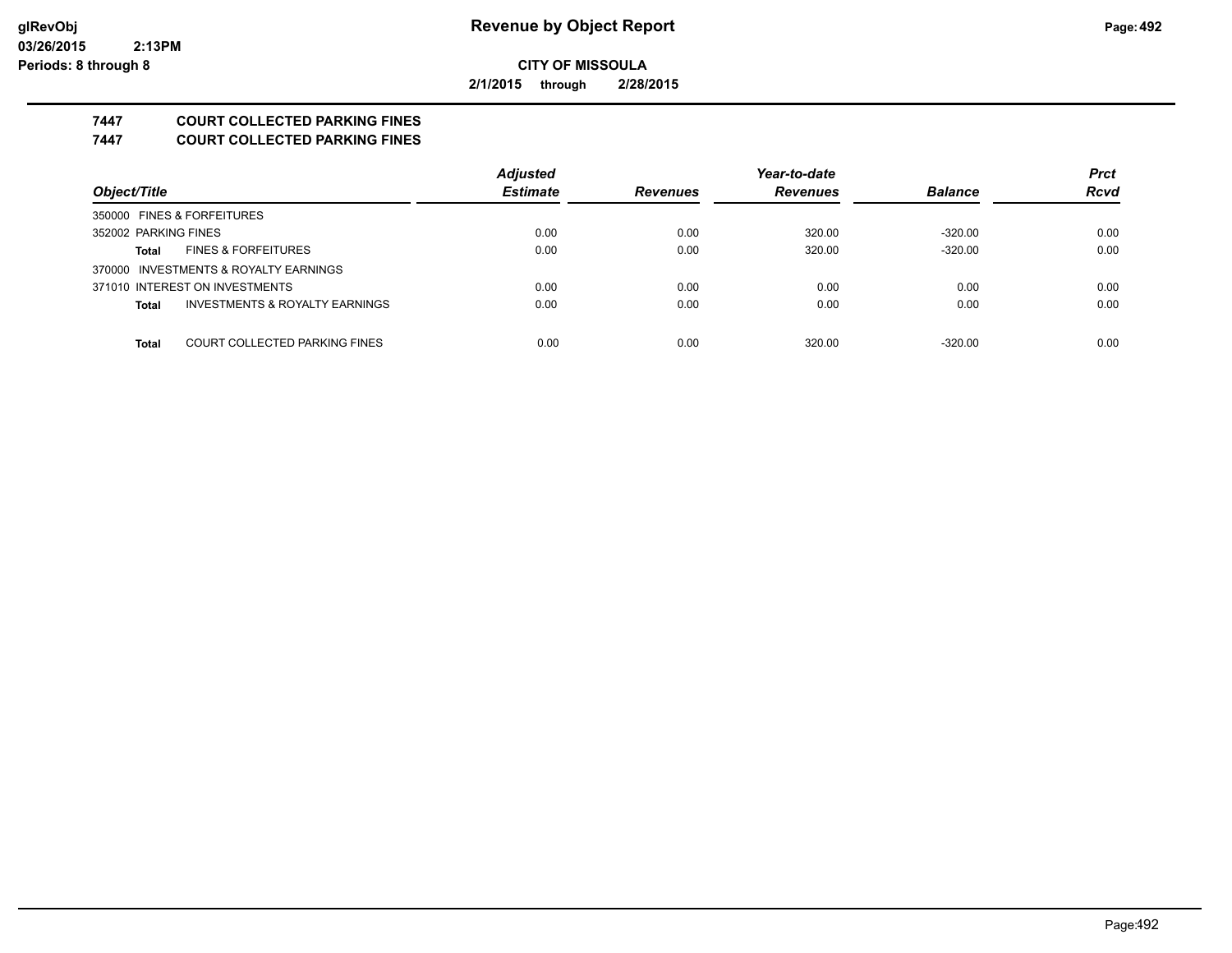# Revenue by Object Report

glRevObj
03/26/2015 2:13PM
Periods: 8 through 8

**CITY OF MISSOULA**

**2/1/2015 through 2/28/2015**

## 7447 COURT COLLECTED PARKING FINES
## 7447 COURT COLLECTED PARKING FINES

| Object/Title | Adjusted Estimate | Revenues | Year-to-date Revenues | Balance | Prct Rcvd |
|---|---|---|---|---|---|
| 350000 FINES & FORFEITURES | | | | | |
| 352002 PARKING FINES | 0.00 | 0.00 | 320.00 | -320.00 | 0.00 |
| **Total** FINES & FORFEITURES | 0.00 | 0.00 | 320.00 | -320.00 | 0.00 |
| 370000 INVESTMENTS & ROYALTY EARNINGS | | | | | |
| 371010 INTEREST ON INVESTMENTS | 0.00 | 0.00 | 0.00 | 0.00 | 0.00 |
| **Total** INVESTMENTS & ROYALTY EARNINGS | 0.00 | 0.00 | 0.00 | 0.00 | 0.00 |
| **Total** COURT COLLECTED PARKING FINES | 0.00 | 0.00 | 320.00 | -320.00 | 0.00 |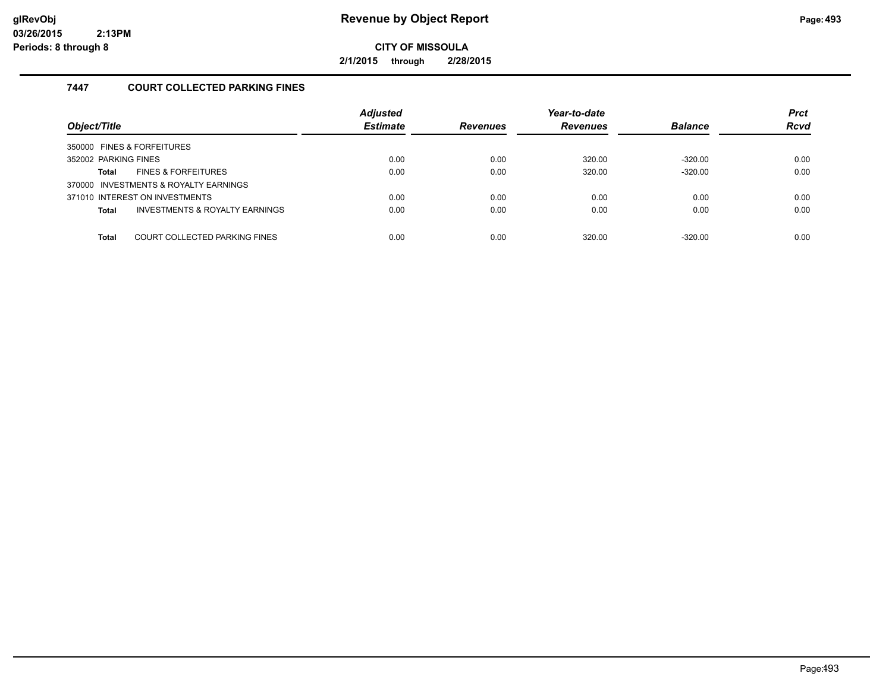# Revenue by Object Report

**CITY OF MISSOULA**

**2/1/2015 through 2/28/2015**

### 7447 COURT COLLECTED PARKING FINES

| Object/Title | Adjusted Estimate | Revenues | Year-to-date Revenues | Balance | Prct Rcvd |
|---|---|---|---|---|---|
| 350000 FINES & FORFEITURES | | | | | |
| 352002 PARKING FINES | 0.00 | 0.00 | 320.00 | -320.00 | 0.00 |
| **Total** FINES & FORFEITURES | 0.00 | 0.00 | 320.00 | -320.00 | 0.00 |
| 370000 INVESTMENTS & ROYALTY EARNINGS | | | | | |
| 371010 INTEREST ON INVESTMENTS | 0.00 | 0.00 | 0.00 | 0.00 | 0.00 |
| **Total** INVESTMENTS & ROYALTY EARNINGS | 0.00 | 0.00 | 0.00 | 0.00 | 0.00 |
| **Total** COURT COLLECTED PARKING FINES | 0.00 | 0.00 | 320.00 | -320.00 | 0.00 |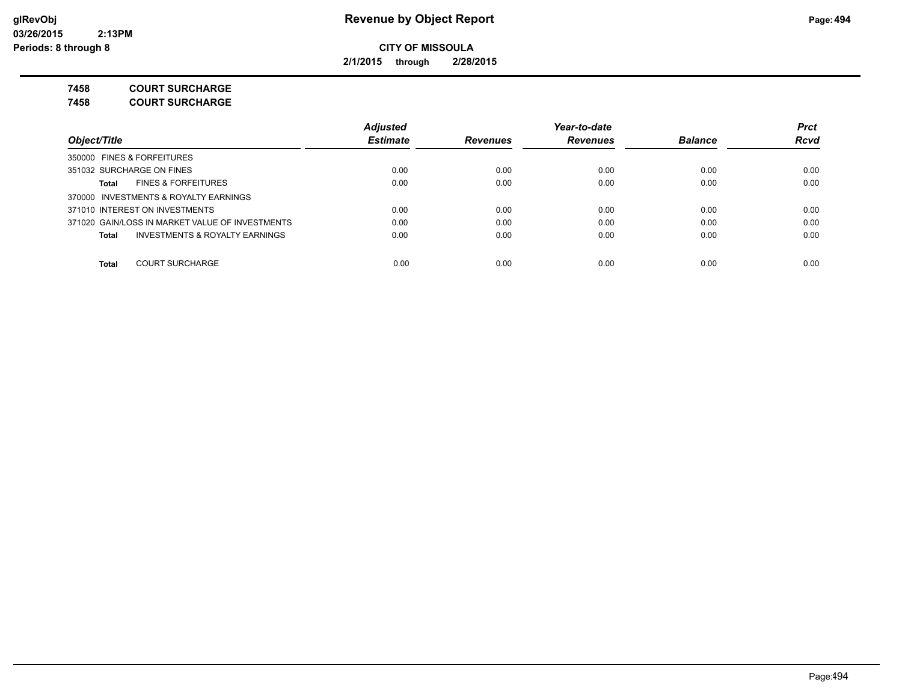**CITY OF MISSOULA**

**2/1/2015 through 2/28/2015**

**7458 COURT SURCHARGE**

**7458 COURT SURCHARGE**

| Object/Title | Adjusted Estimate | Revenues | Year-to-date Revenues | Balance | Prct Rcvd |
|---|---|---|---|---|---|
| 350000 FINES & FORFEITURES | | | | | |
| 351032 SURCHARGE ON FINES | 0.00 | 0.00 | 0.00 | 0.00 | 0.00 |
| **Total** FINES & FORFEITURES | 0.00 | 0.00 | 0.00 | 0.00 | 0.00 |
| 370000 INVESTMENTS & ROYALTY EARNINGS | | | | | |
| 371010 INTEREST ON INVESTMENTS | 0.00 | 0.00 | 0.00 | 0.00 | 0.00 |
| 371020 GAIN/LOSS IN MARKET VALUE OF INVESTMENTS | 0.00 | 0.00 | 0.00 | 0.00 | 0.00 |
| **Total** INVESTMENTS & ROYALTY EARNINGS | 0.00 | 0.00 | 0.00 | 0.00 | 0.00 |
| **Total** COURT SURCHARGE | 0.00 | 0.00 | 0.00 | 0.00 | 0.00 |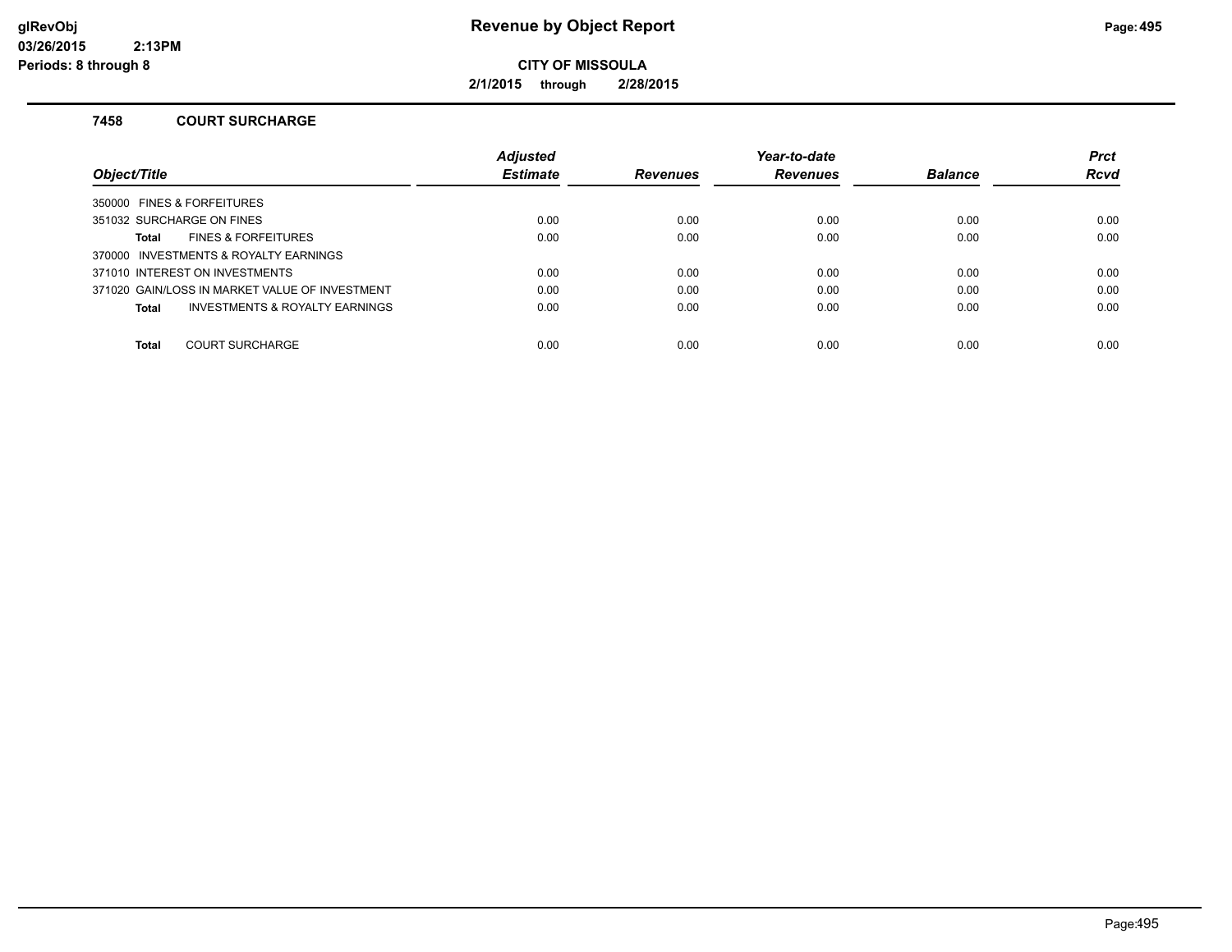# Revenue by Object Report

**CITY OF MISSOULA**

**2/1/2015 through 2/28/2015**

glRevObj
03/26/2015 2:13PM
Periods: 8 through 8

### 7458 COURT SURCHARGE

| Object/Title | Adjusted Estimate | Revenues | Year-to-date Revenues | Balance | Prct Rcvd |
|---|---|---|---|---|---|
| 350000 FINES & FORFEITURES | | | | | |
| 351032 SURCHARGE ON FINES | 0.00 | 0.00 | 0.00 | 0.00 | 0.00 |
| **Total** FINES & FORFEITURES | 0.00 | 0.00 | 0.00 | 0.00 | 0.00 |
| 370000 INVESTMENTS & ROYALTY EARNINGS | | | | | |
| 371010 INTEREST ON INVESTMENTS | 0.00 | 0.00 | 0.00 | 0.00 | 0.00 |
| 371020 GAIN/LOSS IN MARKET VALUE OF INVESTMENT | 0.00 | 0.00 | 0.00 | 0.00 | 0.00 |
| **Total** INVESTMENTS & ROYALTY EARNINGS | 0.00 | 0.00 | 0.00 | 0.00 | 0.00 |
| **Total** COURT SURCHARGE | 0.00 | 0.00 | 0.00 | 0.00 | 0.00 |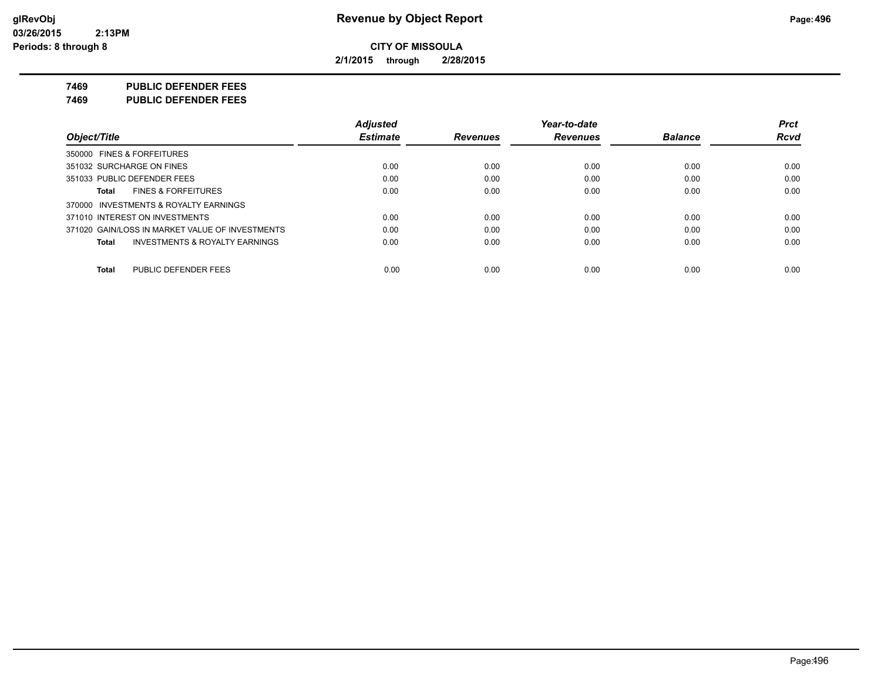**Revenue by Object Report**

**CITY OF MISSOULA**

**2/1/2015 through 2/28/2015**

glRevObj
03/26/2015 2:13PM
Periods: 8 through 8

## 7469 PUBLIC DEFENDER FEES
## 7469 PUBLIC DEFENDER FEES

| Object/Title | Adjusted Estimate | Revenues | Year-to-date Revenues | Balance | Prct Rcvd |
|---|---|---|---|---|---|
| 350000 FINES & FORFEITURES | | | | | |
| 351032 SURCHARGE ON FINES | 0.00 | 0.00 | 0.00 | 0.00 | 0.00 |
| 351033 PUBLIC DEFENDER FEES | 0.00 | 0.00 | 0.00 | 0.00 | 0.00 |
| **Total** FINES & FORFEITURES | 0.00 | 0.00 | 0.00 | 0.00 | 0.00 |
| 370000 INVESTMENTS & ROYALTY EARNINGS | | | | | |
| 371010 INTEREST ON INVESTMENTS | 0.00 | 0.00 | 0.00 | 0.00 | 0.00 |
| 371020 GAIN/LOSS IN MARKET VALUE OF INVESTMENTS | 0.00 | 0.00 | 0.00 | 0.00 | 0.00 |
| **Total** INVESTMENTS & ROYALTY EARNINGS | 0.00 | 0.00 | 0.00 | 0.00 | 0.00 |
| **Total** PUBLIC DEFENDER FEES | 0.00 | 0.00 | 0.00 | 0.00 | 0.00 |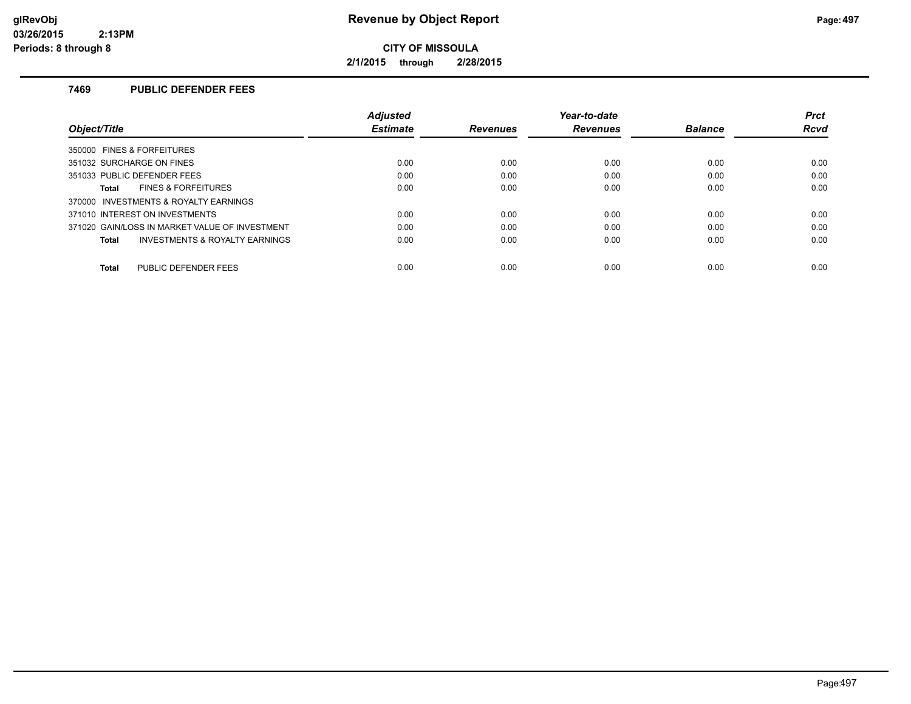**Revenue by Object Report**

**CITY OF MISSOULA**

**2/1/2015 through 2/28/2015**

### 7469 PUBLIC DEFENDER FEES

| Object/Title | Adjusted Estimate | Revenues | Year-to-date Revenues | Balance | Prct Rcvd |
|---|---|---|---|---|---|
| 350000 FINES & FORFEITURES | | | | | |
| 351032 SURCHARGE ON FINES | 0.00 | 0.00 | 0.00 | 0.00 | 0.00 |
| 351033 PUBLIC DEFENDER FEES | 0.00 | 0.00 | 0.00 | 0.00 | 0.00 |
| **Total** FINES & FORFEITURES | 0.00 | 0.00 | 0.00 | 0.00 | 0.00 |
| 370000 INVESTMENTS & ROYALTY EARNINGS | | | | | |
| 371010 INTEREST ON INVESTMENTS | 0.00 | 0.00 | 0.00 | 0.00 | 0.00 |
| 371020 GAIN/LOSS IN MARKET VALUE OF INVESTMENT | 0.00 | 0.00 | 0.00 | 0.00 | 0.00 |
| **Total** INVESTMENTS & ROYALTY EARNINGS | 0.00 | 0.00 | 0.00 | 0.00 | 0.00 |
| **Total** PUBLIC DEFENDER FEES | 0.00 | 0.00 | 0.00 | 0.00 | 0.00 |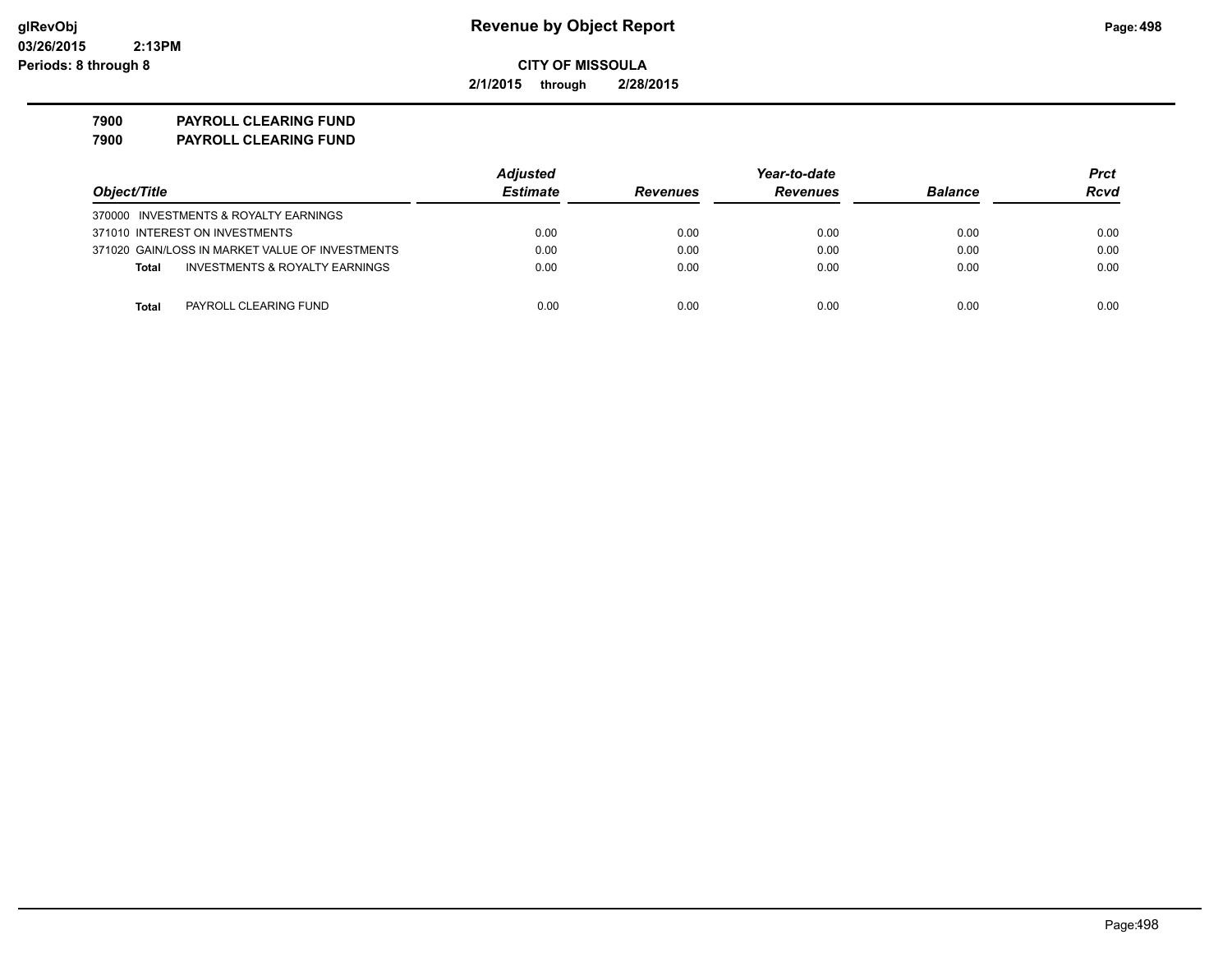# Revenue by Object Report

glRevObj
03/26/2015 2:13PM
Periods: 8 through 8

**CITY OF MISSOULA**

**2/1/2015 through 2/28/2015**

**7900 PAYROLL CLEARING FUND**
**7900 PAYROLL CLEARING FUND**

| Object/Title | Adjusted Estimate | Revenues | Year-to-date Revenues | Balance | Prct Rcvd |
|---|---|---|---|---|---|
| 370000 INVESTMENTS & ROYALTY EARNINGS | | | | | |
| 371010 INTEREST ON INVESTMENTS | 0.00 | 0.00 | 0.00 | 0.00 | 0.00 |
| 371020 GAIN/LOSS IN MARKET VALUE OF INVESTMENTS | 0.00 | 0.00 | 0.00 | 0.00 | 0.00 |
| **Total** INVESTMENTS & ROYALTY EARNINGS | 0.00 | 0.00 | 0.00 | 0.00 | 0.00 |
| **Total** PAYROLL CLEARING FUND | 0.00 | 0.00 | 0.00 | 0.00 | 0.00 |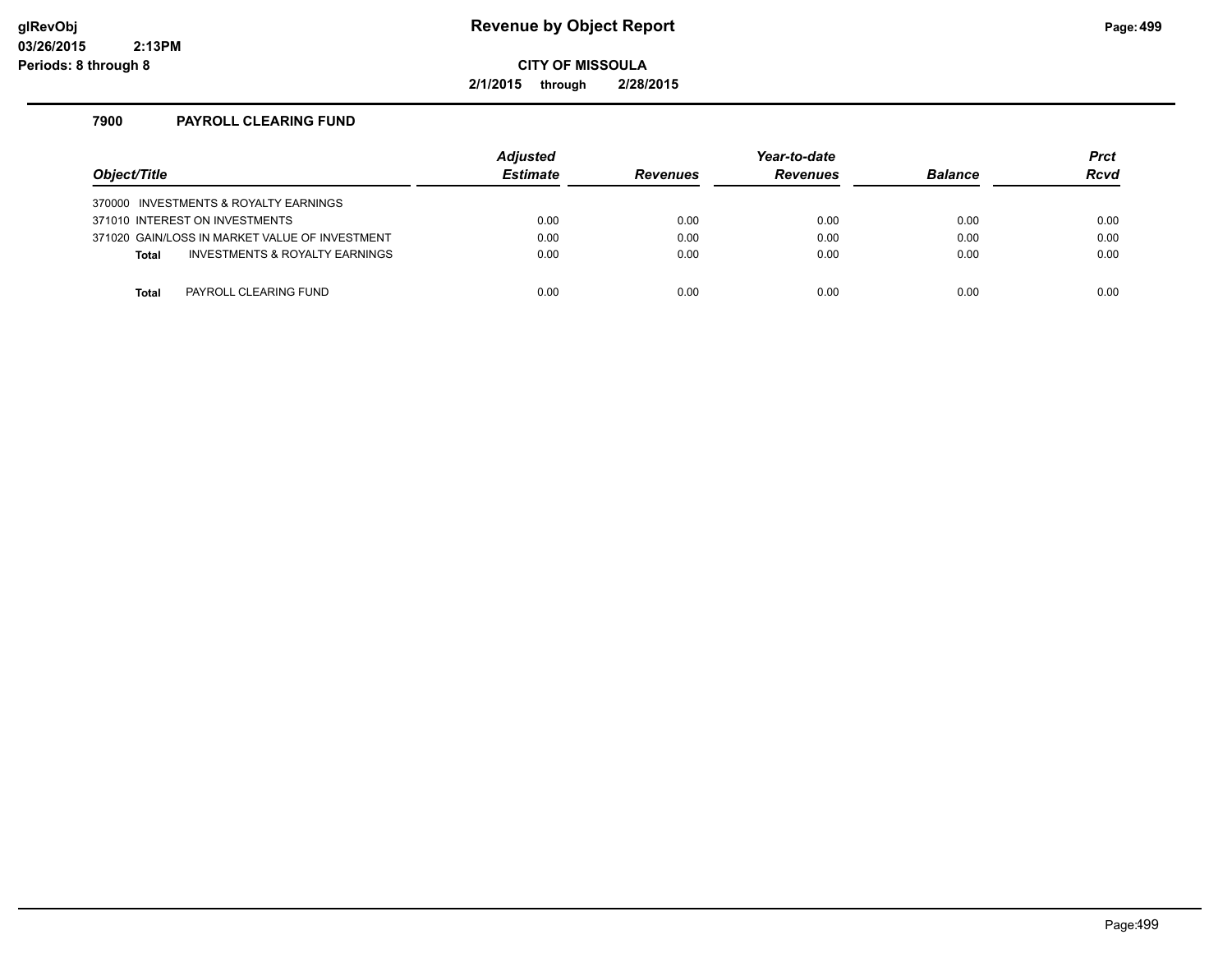# Revenue by Object Report

**CITY OF MISSOULA**

**2/1/2015 through 2/28/2015**

glRevObj
03/26/2015 2:13PM
Periods: 8 through 8

## 7900 PAYROLL CLEARING FUND

| Object/Title | Adjusted Estimate | Revenues | Year-to-date Revenues | Balance | Prct Rcvd |
|---|---|---|---|---|---|
| 370000 INVESTMENTS & ROYALTY EARNINGS | | | | | |
| 371010 INTEREST ON INVESTMENTS | 0.00 | 0.00 | 0.00 | 0.00 | 0.00 |
| 371020 GAIN/LOSS IN MARKET VALUE OF INVESTMENT | 0.00 | 0.00 | 0.00 | 0.00 | 0.00 |
| **Total** INVESTMENTS & ROYALTY EARNINGS | 0.00 | 0.00 | 0.00 | 0.00 | 0.00 |
| **Total** PAYROLL CLEARING FUND | 0.00 | 0.00 | 0.00 | 0.00 | 0.00 |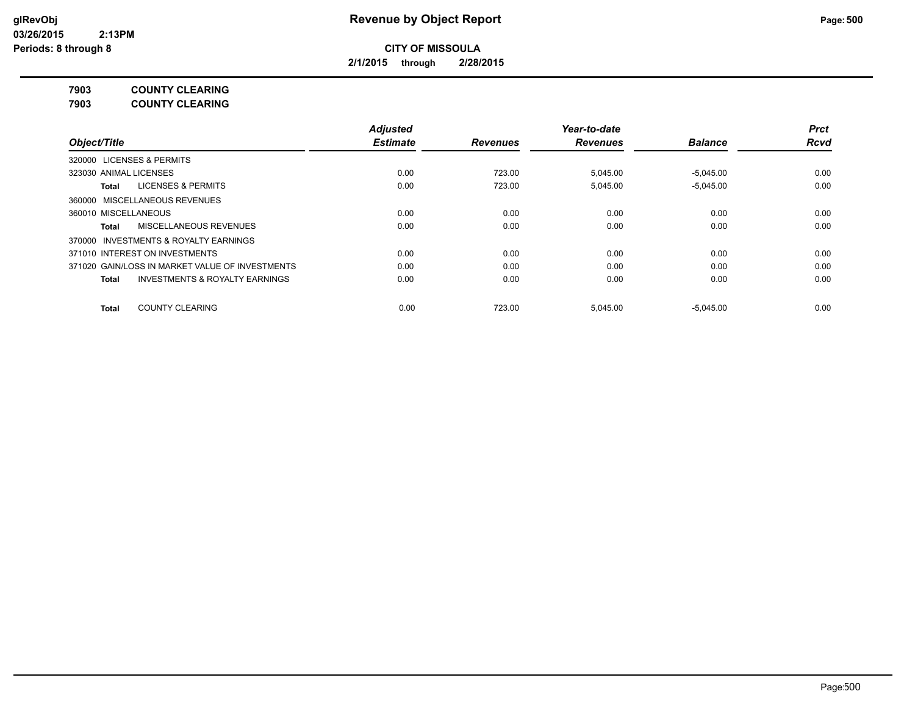**Revenue by Object Report**

**CITY OF MISSOULA**

**2/1/2015 through 2/28/2015**

glRevObj
03/26/2015 2:13PM
Periods: 8 through 8

**7903 COUNTY CLEARING**
**7903 COUNTY CLEARING**

| Object/Title | Adjusted Estimate | Revenues | Year-to-date Revenues | Balance | Prct Rcvd |
|---|---|---|---|---|---|
| 320000 LICENSES & PERMITS | | | | | |
| 323030 ANIMAL LICENSES | 0.00 | 723.00 | 5,045.00 | -5,045.00 | 0.00 |
| **Total** LICENSES & PERMITS | 0.00 | 723.00 | 5,045.00 | -5,045.00 | 0.00 |
| 360000 MISCELLANEOUS REVENUES | | | | | |
| 360010 MISCELLANEOUS | 0.00 | 0.00 | 0.00 | 0.00 | 0.00 |
| **Total** MISCELLANEOUS REVENUES | 0.00 | 0.00 | 0.00 | 0.00 | 0.00 |
| 370000 INVESTMENTS & ROYALTY EARNINGS | | | | | |
| 371010 INTEREST ON INVESTMENTS | 0.00 | 0.00 | 0.00 | 0.00 | 0.00 |
| 371020 GAIN/LOSS IN MARKET VALUE OF INVESTMENTS | 0.00 | 0.00 | 0.00 | 0.00 | 0.00 |
| **Total** INVESTMENTS & ROYALTY EARNINGS | 0.00 | 0.00 | 0.00 | 0.00 | 0.00 |
| **Total** COUNTY CLEARING | 0.00 | 723.00 | 5,045.00 | -5,045.00 | 0.00 |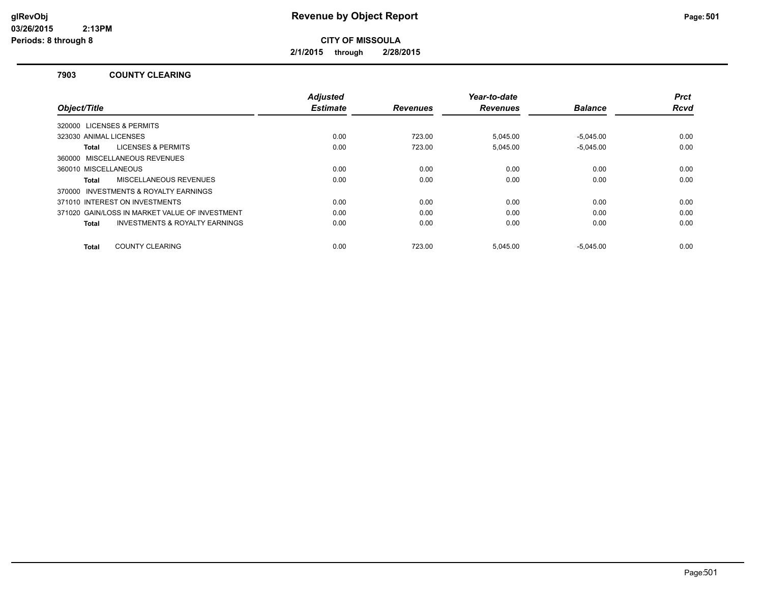# Revenue by Object Report

**CITY OF MISSOULA**

**2/1/2015 through 2/28/2015**

glRevObj
03/26/2015 2:13PM
Periods: 8 through 8

## 7903 COUNTY CLEARING

| Object/Title | Adjusted Estimate | Revenues | Year-to-date Revenues | Balance | Prct Rcvd |
|---|---|---|---|---|---|
| 320000 LICENSES & PERMITS | | | | | |
| 323030 ANIMAL LICENSES | 0.00 | 723.00 | 5,045.00 | -5,045.00 | 0.00 |
| **Total** LICENSES & PERMITS | 0.00 | 723.00 | 5,045.00 | -5,045.00 | 0.00 |
| 360000 MISCELLANEOUS REVENUES | | | | | |
| 360010 MISCELLANEOUS | 0.00 | 0.00 | 0.00 | 0.00 | 0.00 |
| **Total** MISCELLANEOUS REVENUES | 0.00 | 0.00 | 0.00 | 0.00 | 0.00 |
| 370000 INVESTMENTS & ROYALTY EARNINGS | | | | | |
| 371010 INTEREST ON INVESTMENTS | 0.00 | 0.00 | 0.00 | 0.00 | 0.00 |
| 371020 GAIN/LOSS IN MARKET VALUE OF INVESTMENT | 0.00 | 0.00 | 0.00 | 0.00 | 0.00 |
| **Total** INVESTMENTS & ROYALTY EARNINGS | 0.00 | 0.00 | 0.00 | 0.00 | 0.00 |
| **Total** COUNTY CLEARING | 0.00 | 723.00 | 5,045.00 | -5,045.00 | 0.00 |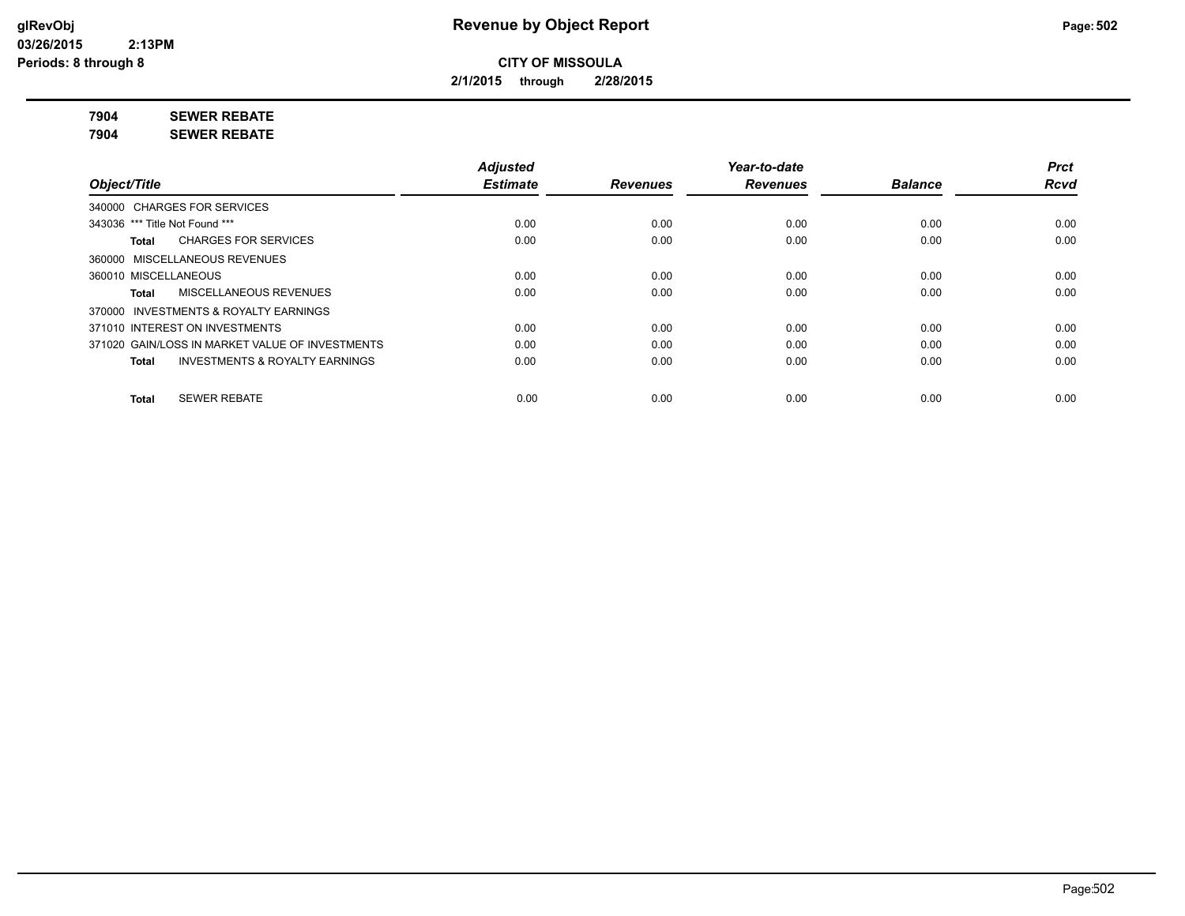# Revenue by Object Report

**CITY OF MISSOULA**

**2/1/2015 through 2/28/2015**

**7904 SEWER REBATE**

**7904 SEWER REBATE**

| Object/Title | Adjusted Estimate | Revenues | Year-to-date Revenues | Balance | Prct Rcvd |
|---|---|---|---|---|---|
| 340000 CHARGES FOR SERVICES | | | | | |
| 343036 *** Title Not Found *** | 0.00 | 0.00 | 0.00 | 0.00 | 0.00 |
| **Total** CHARGES FOR SERVICES | 0.00 | 0.00 | 0.00 | 0.00 | 0.00 |
| 360000 MISCELLANEOUS REVENUES | | | | | |
| 360010 MISCELLANEOUS | 0.00 | 0.00 | 0.00 | 0.00 | 0.00 |
| **Total** MISCELLANEOUS REVENUES | 0.00 | 0.00 | 0.00 | 0.00 | 0.00 |
| 370000 INVESTMENTS & ROYALTY EARNINGS | | | | | |
| 371010 INTEREST ON INVESTMENTS | 0.00 | 0.00 | 0.00 | 0.00 | 0.00 |
| 371020 GAIN/LOSS IN MARKET VALUE OF INVESTMENTS | 0.00 | 0.00 | 0.00 | 0.00 | 0.00 |
| **Total** INVESTMENTS & ROYALTY EARNINGS | 0.00 | 0.00 | 0.00 | 0.00 | 0.00 |
| **Total** SEWER REBATE | 0.00 | 0.00 | 0.00 | 0.00 | 0.00 |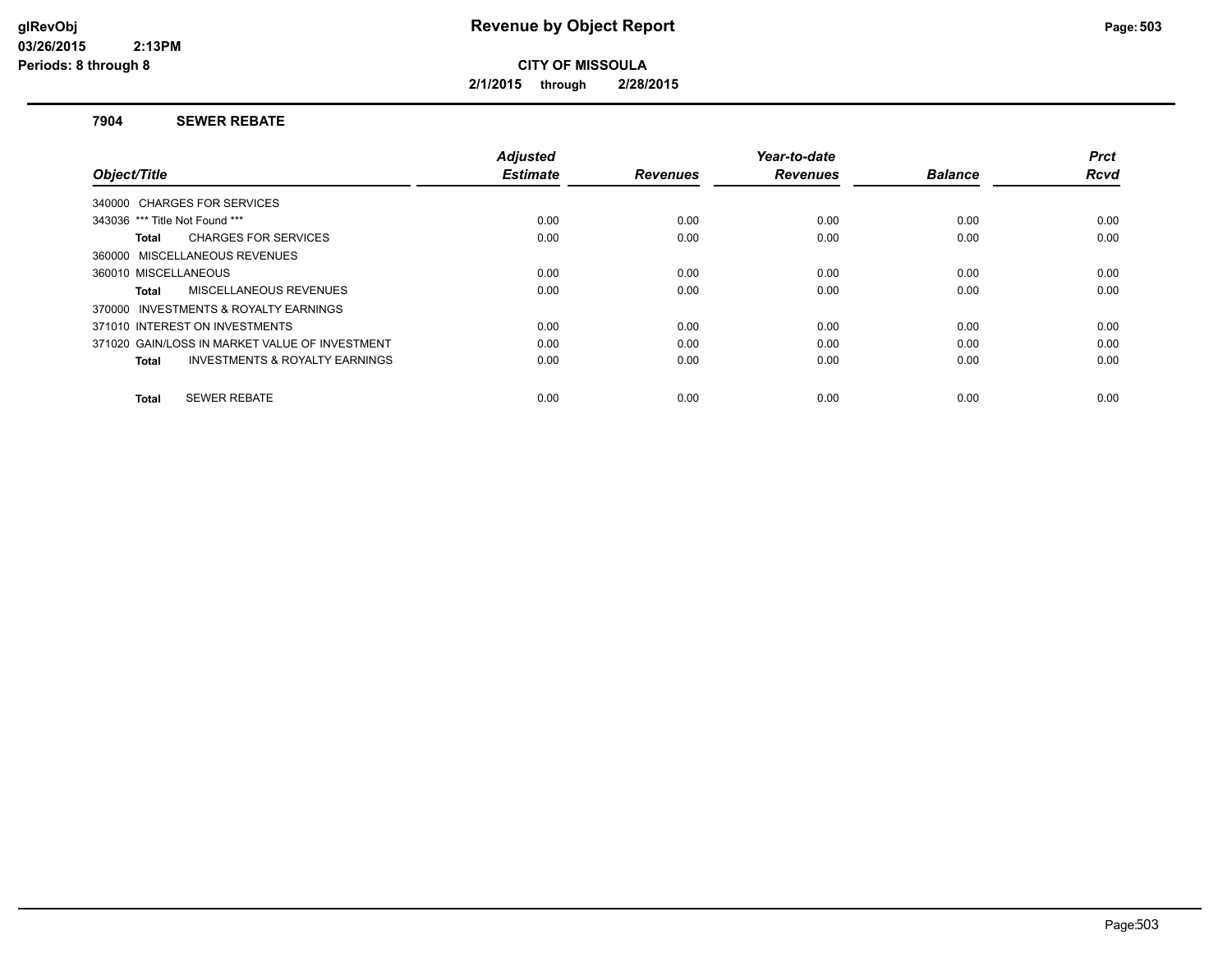**Revenue by Object Report**

**CITY OF MISSOULA**

**2/1/2015 through 2/28/2015**

glRevObj
03/26/2015 2:13PM
Periods: 8 through 8

## 7904 SEWER REBATE

| Object/Title | Adjusted Estimate | Revenues | Year-to-date Revenues | Balance | Prct Rcvd |
|---|---|---|---|---|---|
| 340000 CHARGES FOR SERVICES | | | | | |
| 343036 *** Title Not Found *** | 0.00 | 0.00 | 0.00 | 0.00 | 0.00 |
| **Total** CHARGES FOR SERVICES | 0.00 | 0.00 | 0.00 | 0.00 | 0.00 |
| 360000 MISCELLANEOUS REVENUES | | | | | |
| 360010 MISCELLANEOUS | 0.00 | 0.00 | 0.00 | 0.00 | 0.00 |
| **Total** MISCELLANEOUS REVENUES | 0.00 | 0.00 | 0.00 | 0.00 | 0.00 |
| 370000 INVESTMENTS & ROYALTY EARNINGS | | | | | |
| 371010 INTEREST ON INVESTMENTS | 0.00 | 0.00 | 0.00 | 0.00 | 0.00 |
| 371020 GAIN/LOSS IN MARKET VALUE OF INVESTMENT | 0.00 | 0.00 | 0.00 | 0.00 | 0.00 |
| **Total** INVESTMENTS & ROYALTY EARNINGS | 0.00 | 0.00 | 0.00 | 0.00 | 0.00 |
| **Total** SEWER REBATE | 0.00 | 0.00 | 0.00 | 0.00 | 0.00 |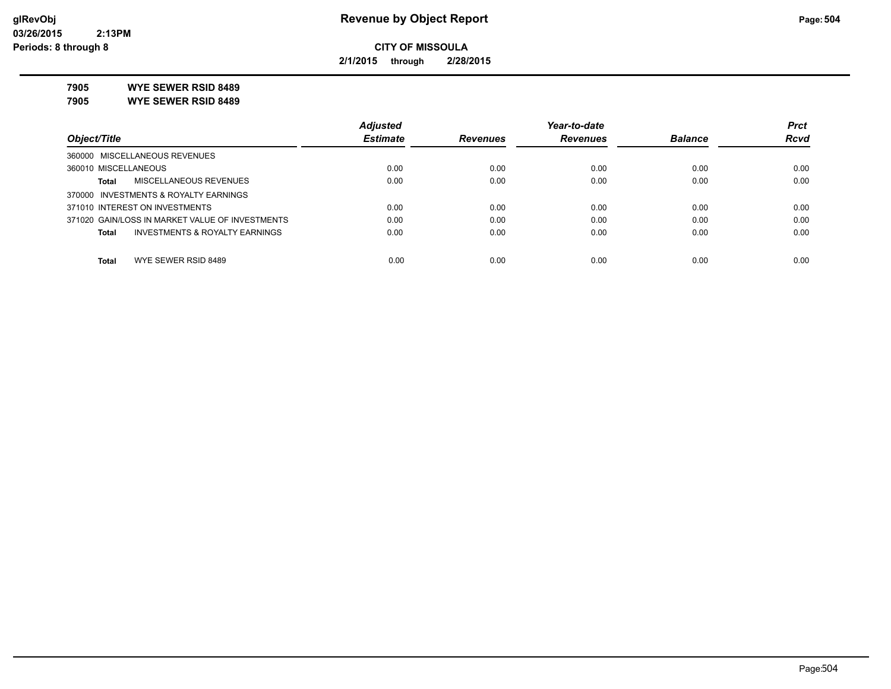**Revenue by Object Report**

**CITY OF MISSOULA**

**2/1/2015 through 2/28/2015**

glRevObj
03/26/2015 2:13PM
Periods: 8 through 8

**7905 WYE SEWER RSID 8489**

**7905 WYE SEWER RSID 8489**

| Object/Title | Adjusted Estimate | Revenues | Year-to-date Revenues | Balance | Prct Rcvd |
|---|---|---|---|---|---|
| 360000 MISCELLANEOUS REVENUES | | | | | |
| 360010 MISCELLANEOUS | 0.00 | 0.00 | 0.00 | 0.00 | 0.00 |
| **Total** MISCELLANEOUS REVENUES | 0.00 | 0.00 | 0.00 | 0.00 | 0.00 |
| 370000 INVESTMENTS & ROYALTY EARNINGS | | | | | |
| 371010 INTEREST ON INVESTMENTS | 0.00 | 0.00 | 0.00 | 0.00 | 0.00 |
| 371020 GAIN/LOSS IN MARKET VALUE OF INVESTMENTS | 0.00 | 0.00 | 0.00 | 0.00 | 0.00 |
| **Total** INVESTMENTS & ROYALTY EARNINGS | 0.00 | 0.00 | 0.00 | 0.00 | 0.00 |
| **Total** WYE SEWER RSID 8489 | 0.00 | 0.00 | 0.00 | 0.00 | 0.00 |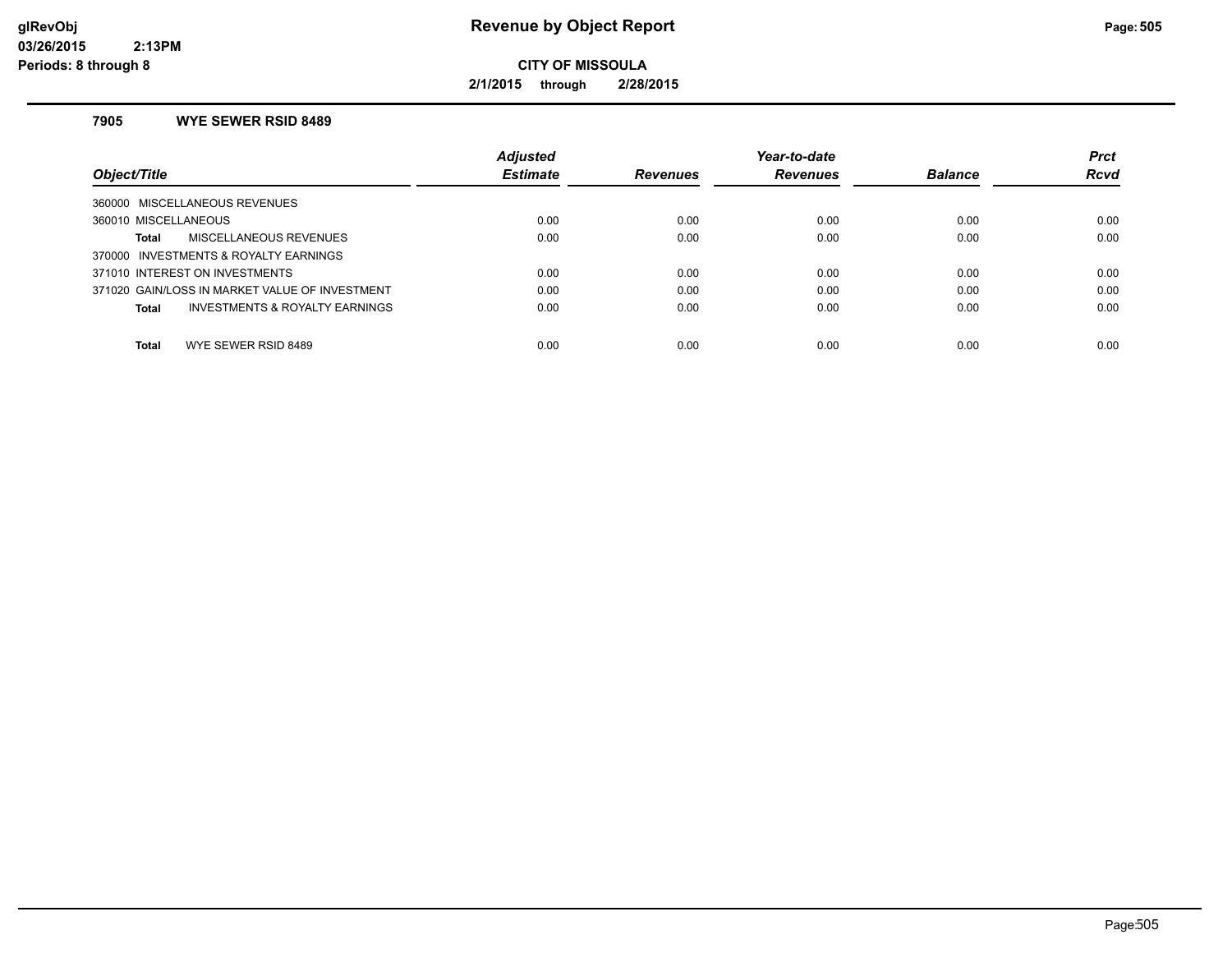# Revenue by Object Report

glRevObj
03/26/2015 2:13PM
Periods: 8 through 8

**CITY OF MISSOULA**

**2/1/2015 through 2/28/2015**

## 7905 WYE SEWER RSID 8489

| Object/Title | Adjusted Estimate | Revenues | Year-to-date Revenues | Balance | Prct Rcvd |
|---|---|---|---|---|---|
| 360000 MISCELLANEOUS REVENUES | | | | | |
| 360010 MISCELLANEOUS | 0.00 | 0.00 | 0.00 | 0.00 | 0.00 |
| **Total** MISCELLANEOUS REVENUES | 0.00 | 0.00 | 0.00 | 0.00 | 0.00 |
| 370000 INVESTMENTS & ROYALTY EARNINGS | | | | | |
| 371010 INTEREST ON INVESTMENTS | 0.00 | 0.00 | 0.00 | 0.00 | 0.00 |
| 371020 GAIN/LOSS IN MARKET VALUE OF INVESTMENT | 0.00 | 0.00 | 0.00 | 0.00 | 0.00 |
| **Total** INVESTMENTS & ROYALTY EARNINGS | 0.00 | 0.00 | 0.00 | 0.00 | 0.00 |
| **Total** WYE SEWER RSID 8489 | 0.00 | 0.00 | 0.00 | 0.00 | 0.00 |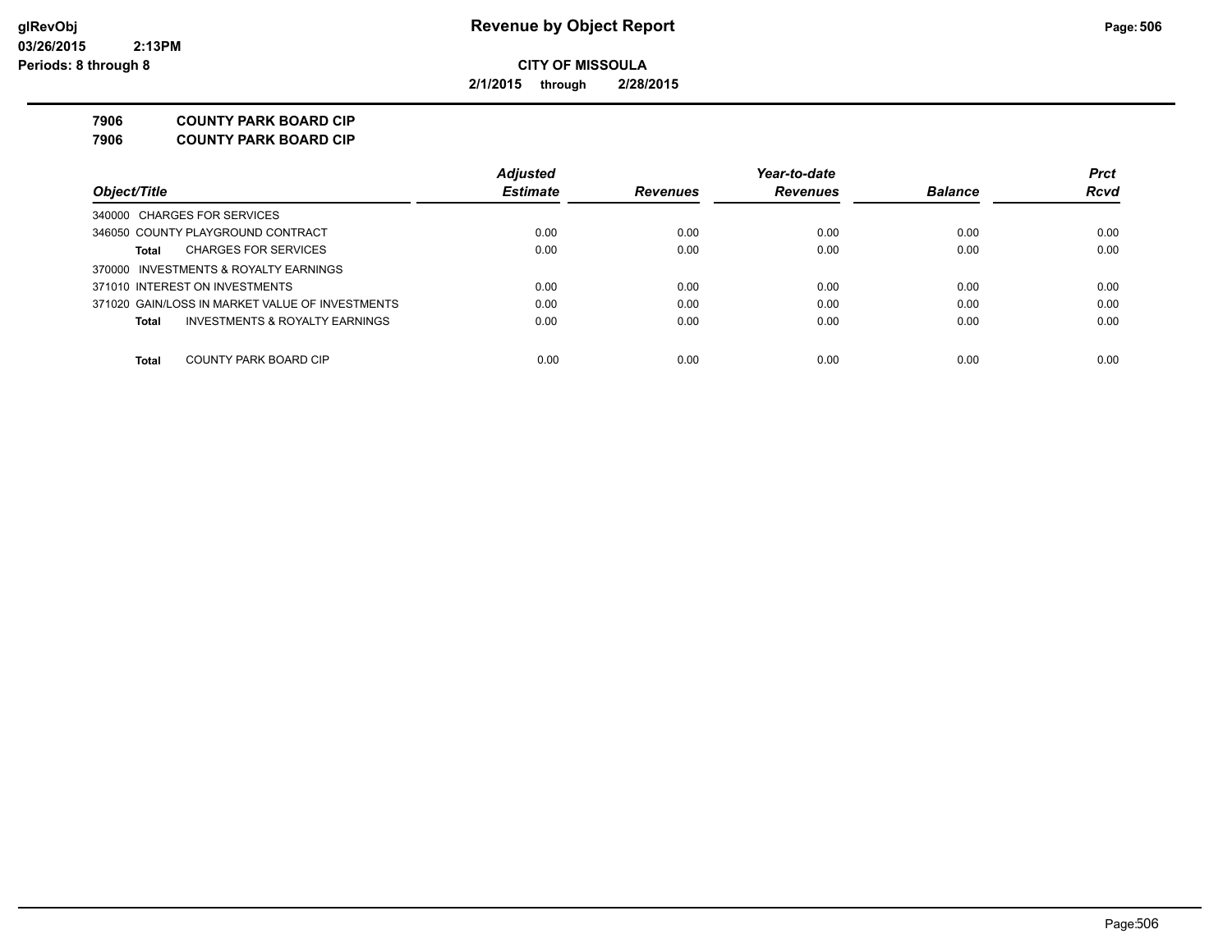# Revenue by Object Report

glRevObj
03/26/2015 2:13PM
Periods: 8 through 8

**CITY OF MISSOULA**

**2/1/2015 through 2/28/2015**

**7906 COUNTY PARK BOARD CIP**
**7906 COUNTY PARK BOARD CIP**

| Object/Title | Adjusted Estimate | Revenues | Year-to-date Revenues | Balance | Prct Rcvd |
|---|---|---|---|---|---|
| 340000 CHARGES FOR SERVICES | | | | | |
| 346050 COUNTY PLAYGROUND CONTRACT | 0.00 | 0.00 | 0.00 | 0.00 | 0.00 |
| **Total** CHARGES FOR SERVICES | 0.00 | 0.00 | 0.00 | 0.00 | 0.00 |
| 370000 INVESTMENTS & ROYALTY EARNINGS | | | | | |
| 371010 INTEREST ON INVESTMENTS | 0.00 | 0.00 | 0.00 | 0.00 | 0.00 |
| 371020 GAIN/LOSS IN MARKET VALUE OF INVESTMENTS | 0.00 | 0.00 | 0.00 | 0.00 | 0.00 |
| **Total** INVESTMENTS & ROYALTY EARNINGS | 0.00 | 0.00 | 0.00 | 0.00 | 0.00 |
| **Total** COUNTY PARK BOARD CIP | 0.00 | 0.00 | 0.00 | 0.00 | 0.00 |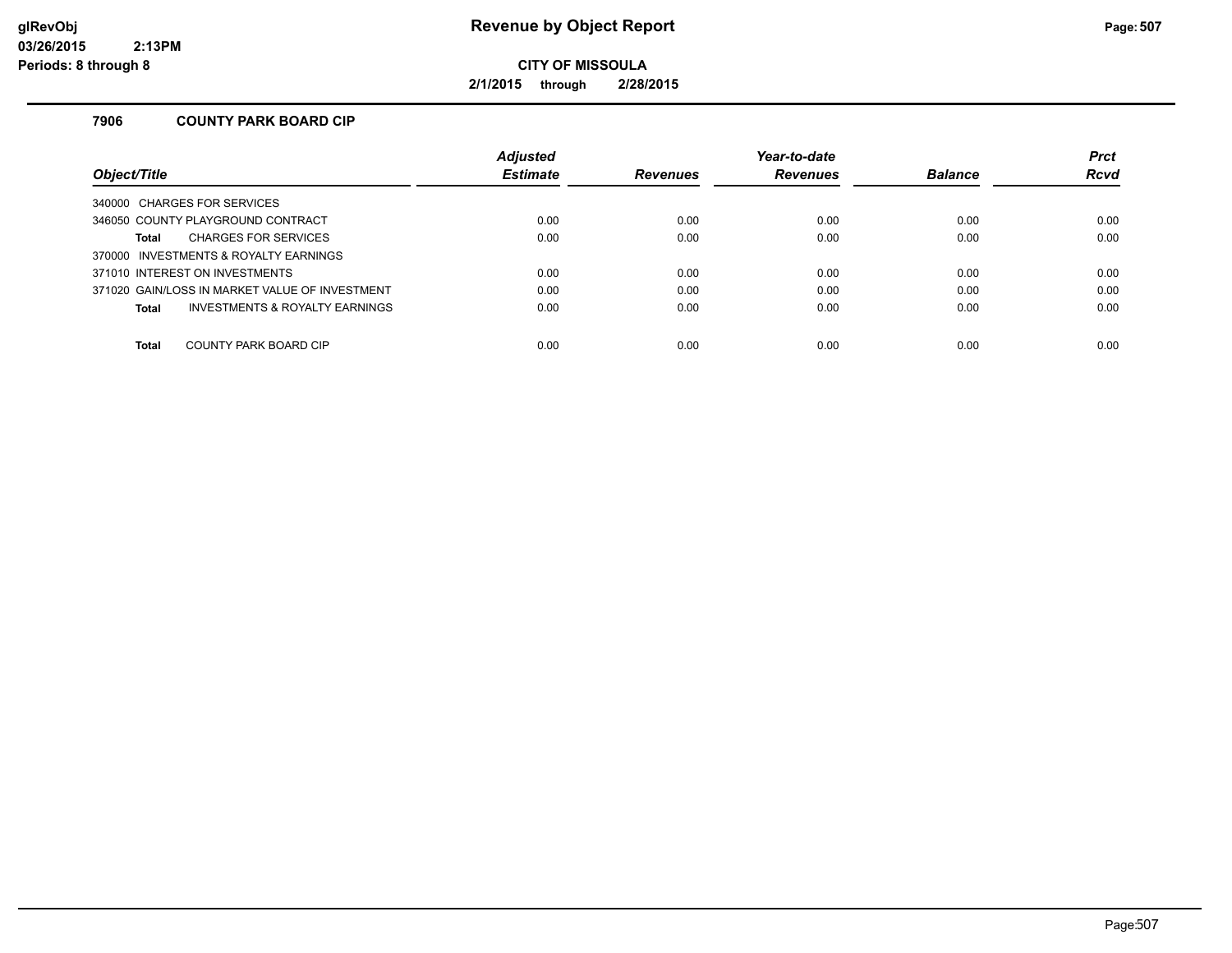# Revenue by Object Report

**CITY OF MISSOULA**

**2/1/2015 through 2/28/2015**

glRevObj
03/26/2015 2:13PM
Periods: 8 through 8

## 7906 COUNTY PARK BOARD CIP

| Object/Title | Adjusted Estimate | Revenues | Year-to-date Revenues | Balance | Prct Rcvd |
|---|---|---|---|---|---|
| 340000 CHARGES FOR SERVICES | | | | | |
| 346050 COUNTY PLAYGROUND CONTRACT | 0.00 | 0.00 | 0.00 | 0.00 | 0.00 |
| **Total** CHARGES FOR SERVICES | 0.00 | 0.00 | 0.00 | 0.00 | 0.00 |
| 370000 INVESTMENTS & ROYALTY EARNINGS | | | | | |
| 371010 INTEREST ON INVESTMENTS | 0.00 | 0.00 | 0.00 | 0.00 | 0.00 |
| 371020 GAIN/LOSS IN MARKET VALUE OF INVESTMENT | 0.00 | 0.00 | 0.00 | 0.00 | 0.00 |
| **Total** INVESTMENTS & ROYALTY EARNINGS | 0.00 | 0.00 | 0.00 | 0.00 | 0.00 |
| **Total** COUNTY PARK BOARD CIP | 0.00 | 0.00 | 0.00 | 0.00 | 0.00 |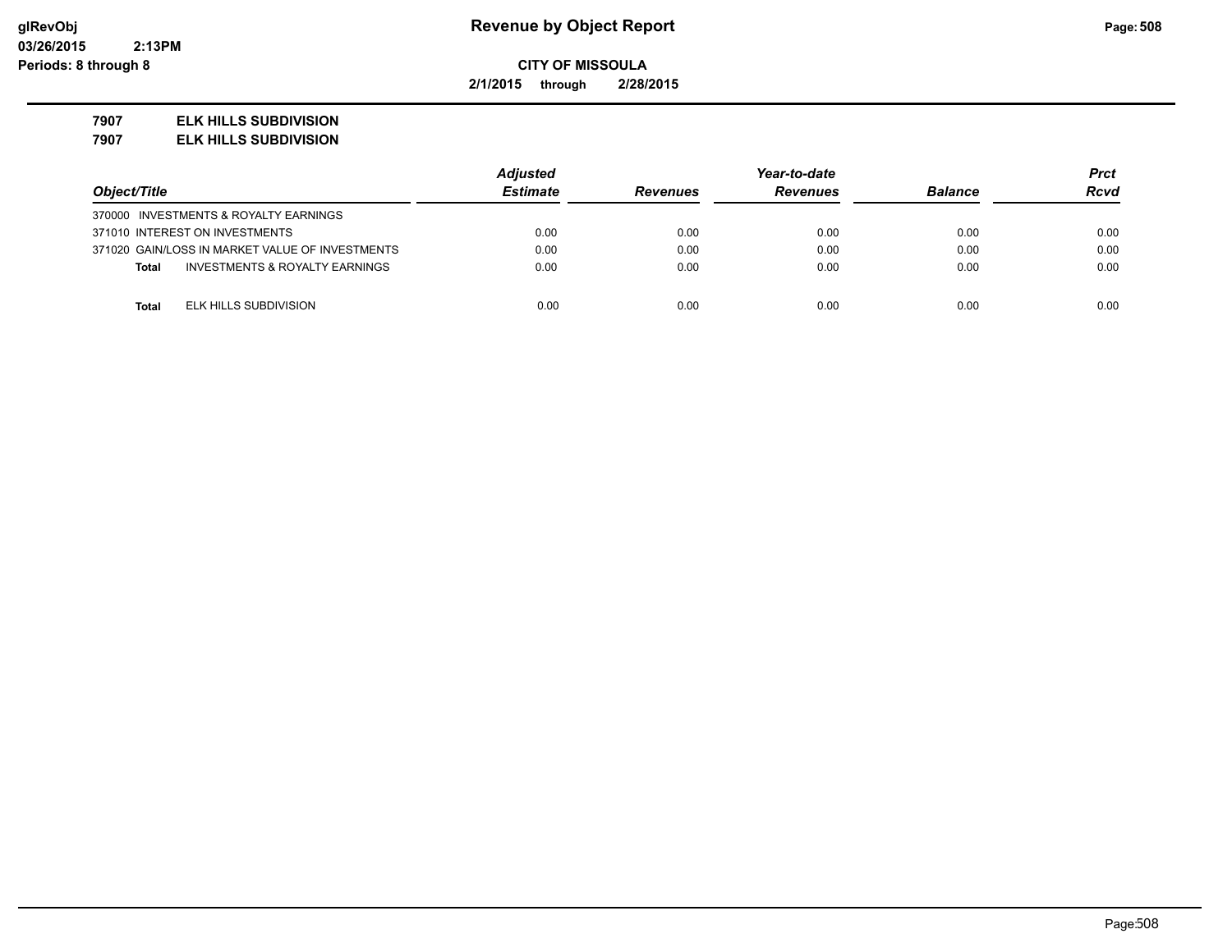**Revenue by Object Report**

**CITY OF MISSOULA**

**2/1/2015 through 2/28/2015**

glRevObj
03/26/2015 2:13PM
Periods: 8 through 8

**7907 ELK HILLS SUBDIVISION**

**7907 ELK HILLS SUBDIVISION**

| Object/Title | Adjusted Estimate | Revenues | Year-to-date Revenues | Balance | Prct Rcvd |
|---|---|---|---|---|---|
| 370000 INVESTMENTS & ROYALTY EARNINGS | | | | | |
| 371010 INTEREST ON INVESTMENTS | 0.00 | 0.00 | 0.00 | 0.00 | 0.00 |
| 371020 GAIN/LOSS IN MARKET VALUE OF INVESTMENTS | 0.00 | 0.00 | 0.00 | 0.00 | 0.00 |
| **Total** INVESTMENTS & ROYALTY EARNINGS | 0.00 | 0.00 | 0.00 | 0.00 | 0.00 |
| **Total** ELK HILLS SUBDIVISION | 0.00 | 0.00 | 0.00 | 0.00 | 0.00 |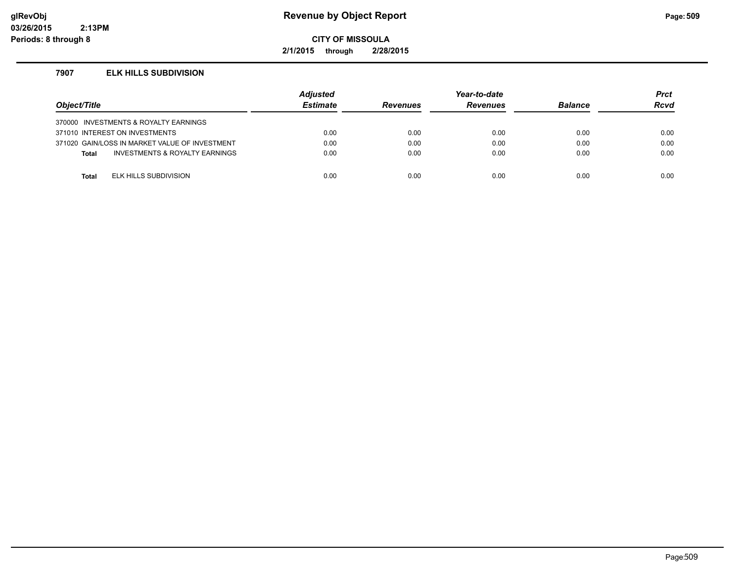# Revenue by Object Report

glRevObj
03/26/2015 2:13PM
Periods: 8 through 8

**CITY OF MISSOULA**

**2/1/2015 through 2/28/2015**

### 7907 ELK HILLS SUBDIVISION

| Object/Title | Adjusted Estimate | Revenues | Year-to-date Revenues | Balance | Prct Rcvd |
|---|---|---|---|---|---|
| 370000 INVESTMENTS & ROYALTY EARNINGS | | | | | |
| 371010 INTEREST ON INVESTMENTS | 0.00 | 0.00 | 0.00 | 0.00 | 0.00 |
| 371020 GAIN/LOSS IN MARKET VALUE OF INVESTMENT | 0.00 | 0.00 | 0.00 | 0.00 | 0.00 |
| **Total** INVESTMENTS & ROYALTY EARNINGS | 0.00 | 0.00 | 0.00 | 0.00 | 0.00 |
| **Total** ELK HILLS SUBDIVISION | 0.00 | 0.00 | 0.00 | 0.00 | 0.00 |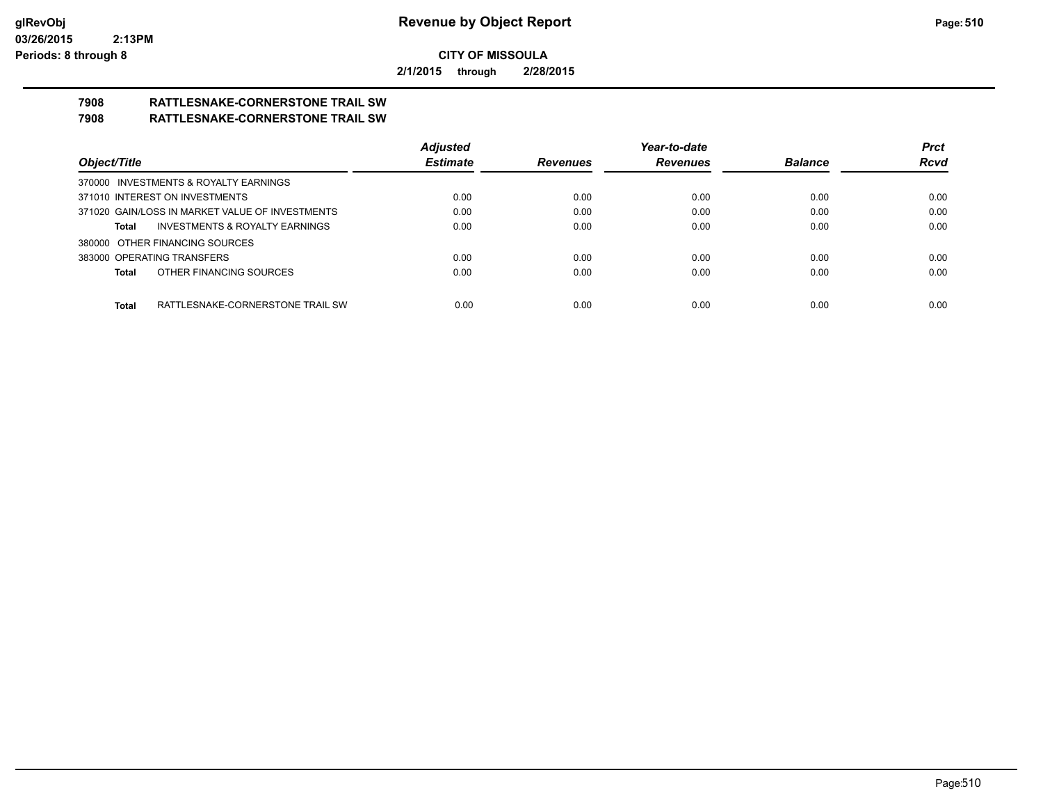glRevObj
03/26/2015 2:13PM
Periods: 8 through 8

# Revenue by Object Report

**CITY OF MISSOULA**

**2/1/2015 through 2/28/2015**

## 7908 RATTLESNAKE-CORNERSTONE TRAIL SW
## 7908 RATTLESNAKE-CORNERSTONE TRAIL SW

| Object/Title | Adjusted Estimate | Revenues | Year-to-date Revenues | Balance | Prct Rcvd |
|---|---|---|---|---|---|
| 370000 INVESTMENTS & ROYALTY EARNINGS | | | | | |
| 371010 INTEREST ON INVESTMENTS | 0.00 | 0.00 | 0.00 | 0.00 | 0.00 |
| 371020 GAIN/LOSS IN MARKET VALUE OF INVESTMENTS | 0.00 | 0.00 | 0.00 | 0.00 | 0.00 |
| **Total** INVESTMENTS & ROYALTY EARNINGS | 0.00 | 0.00 | 0.00 | 0.00 | 0.00 |
| 380000 OTHER FINANCING SOURCES | | | | | |
| 383000 OPERATING TRANSFERS | 0.00 | 0.00 | 0.00 | 0.00 | 0.00 |
| **Total** OTHER FINANCING SOURCES | 0.00 | 0.00 | 0.00 | 0.00 | 0.00 |
| **Total** RATTLESNAKE-CORNERSTONE TRAIL SW | 0.00 | 0.00 | 0.00 | 0.00 | 0.00 |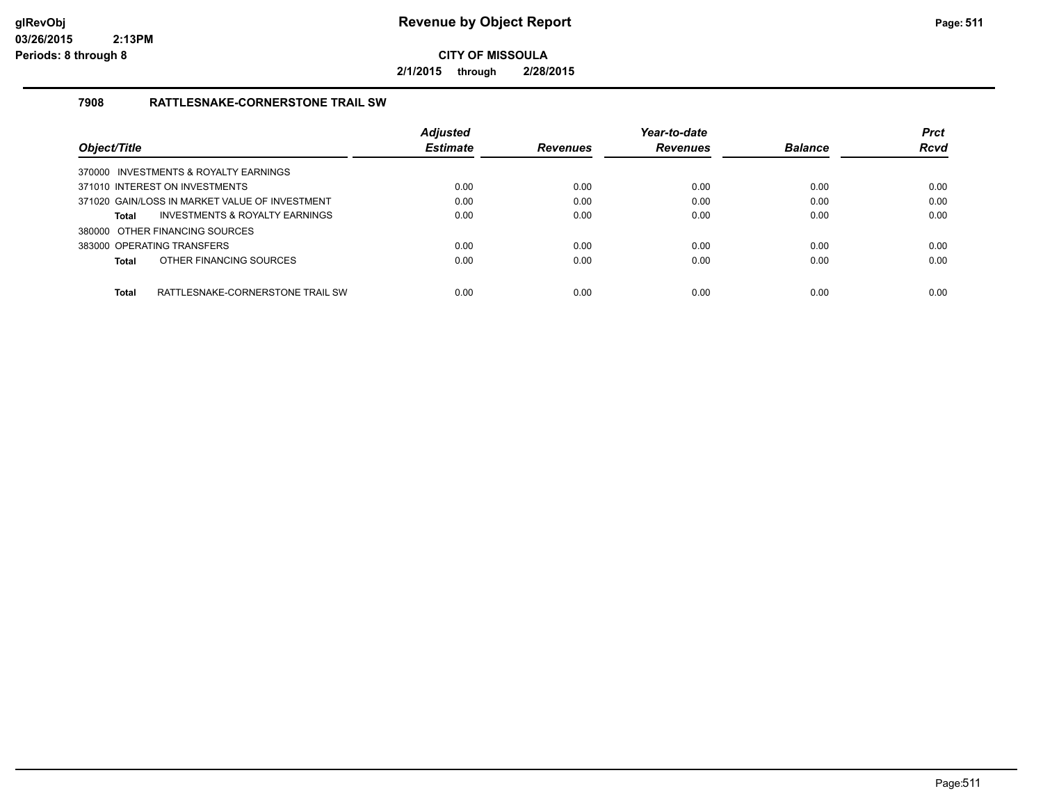**glRevObj**
**03/26/2015 2:13PM**
**Periods: 8 through 8**

# Revenue by Object Report

**CITY OF MISSOULA**

**2/1/2015 through 2/28/2015**

## 7908 RATTLESNAKE-CORNERSTONE TRAIL SW

| Object/Title | Adjusted Estimate | Revenues | Year-to-date Revenues | Balance | Prct Rcvd |
|---|---|---|---|---|---|
| 370000 INVESTMENTS & ROYALTY EARNINGS | | | | | |
| 371010 INTEREST ON INVESTMENTS | 0.00 | 0.00 | 0.00 | 0.00 | 0.00 |
| 371020 GAIN/LOSS IN MARKET VALUE OF INVESTMENT | 0.00 | 0.00 | 0.00 | 0.00 | 0.00 |
| **Total** INVESTMENTS & ROYALTY EARNINGS | 0.00 | 0.00 | 0.00 | 0.00 | 0.00 |
| 380000 OTHER FINANCING SOURCES | | | | | |
| 383000 OPERATING TRANSFERS | 0.00 | 0.00 | 0.00 | 0.00 | 0.00 |
| **Total** OTHER FINANCING SOURCES | 0.00 | 0.00 | 0.00 | 0.00 | 0.00 |
| **Total** RATTLESNAKE-CORNERSTONE TRAIL SW | 0.00 | 0.00 | 0.00 | 0.00 | 0.00 |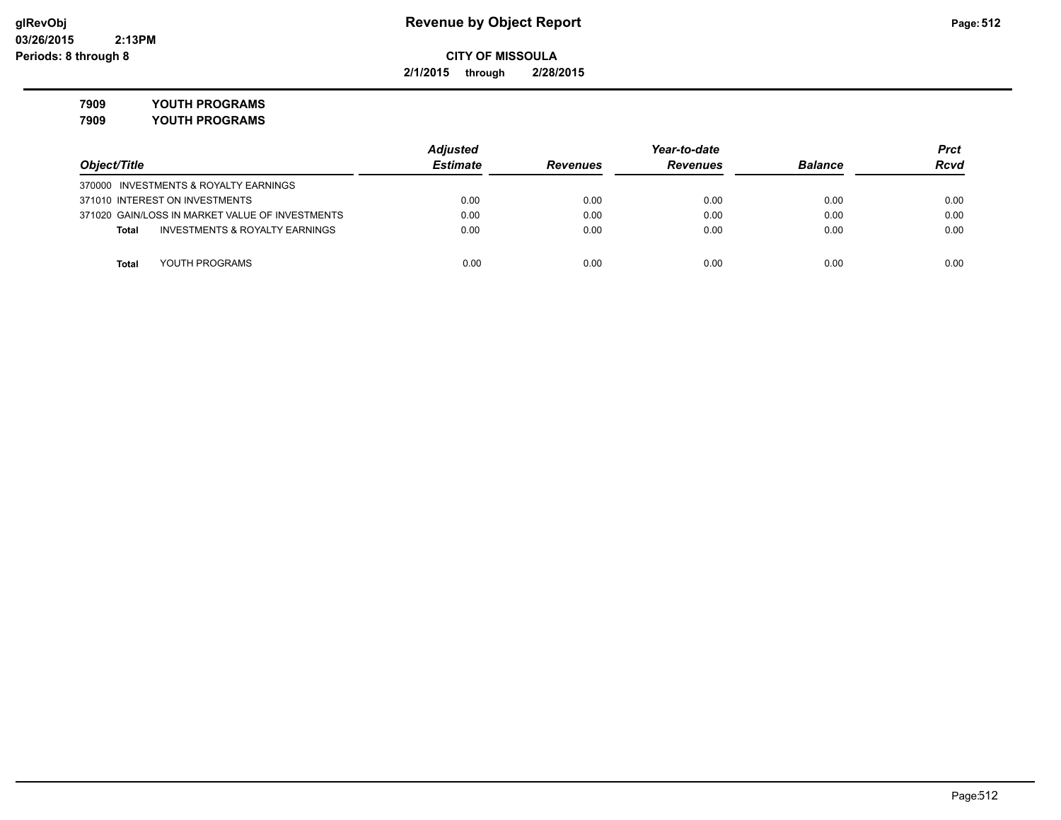**glRevObj**
**03/26/2015 2:13PM**
**Periods: 8 through 8**

# Revenue by Object Report

**CITY OF MISSOULA**

**2/1/2015 through 2/28/2015**

**7909 YOUTH PROGRAMS**
**7909 YOUTH PROGRAMS**

| Object/Title | Adjusted Estimate | Revenues | Year-to-date Revenues | Balance | Prct Rcvd |
|---|---|---|---|---|---|
| 370000 INVESTMENTS & ROYALTY EARNINGS | | | | | |
| 371010 INTEREST ON INVESTMENTS | 0.00 | 0.00 | 0.00 | 0.00 | 0.00 |
| 371020 GAIN/LOSS IN MARKET VALUE OF INVESTMENTS | 0.00 | 0.00 | 0.00 | 0.00 | 0.00 |
| **Total** INVESTMENTS & ROYALTY EARNINGS | 0.00 | 0.00 | 0.00 | 0.00 | 0.00 |
| **Total** YOUTH PROGRAMS | 0.00 | 0.00 | 0.00 | 0.00 | 0.00 |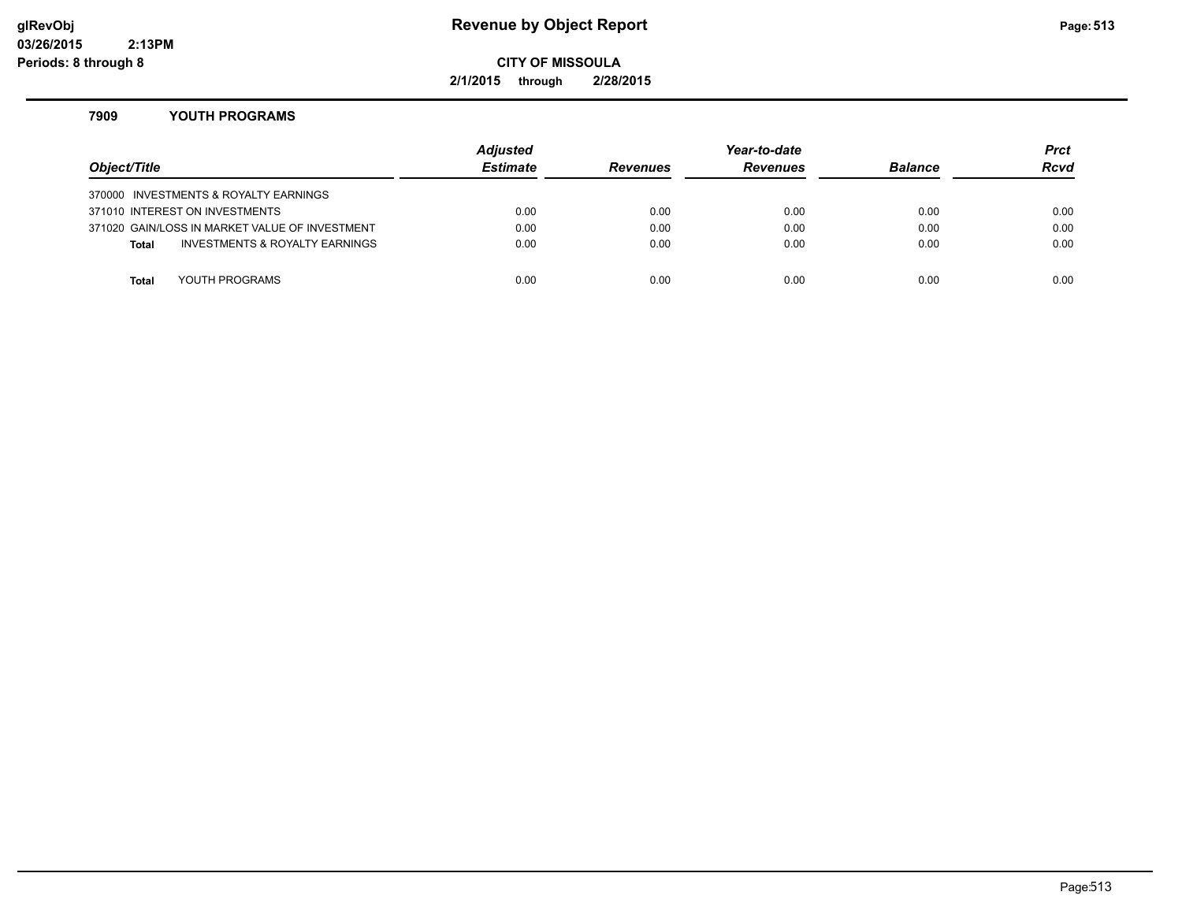# Revenue by Object Report

glRevObj
03/26/2015 2:13PM
Periods: 8 through 8

**CITY OF MISSOULA**

**2/1/2015 through 2/28/2015**

## 7909 YOUTH PROGRAMS

| Object/Title | Adjusted Estimate | Revenues | Year-to-date Revenues | Balance | Prct Rcvd |
|---|---|---|---|---|---|
| 370000 INVESTMENTS & ROYALTY EARNINGS | | | | | |
| 371010 INTEREST ON INVESTMENTS | 0.00 | 0.00 | 0.00 | 0.00 | 0.00 |
| 371020 GAIN/LOSS IN MARKET VALUE OF INVESTMENT | 0.00 | 0.00 | 0.00 | 0.00 | 0.00 |
| **Total** INVESTMENTS & ROYALTY EARNINGS | 0.00 | 0.00 | 0.00 | 0.00 | 0.00 |
| **Total** YOUTH PROGRAMS | 0.00 | 0.00 | 0.00 | 0.00 | 0.00 |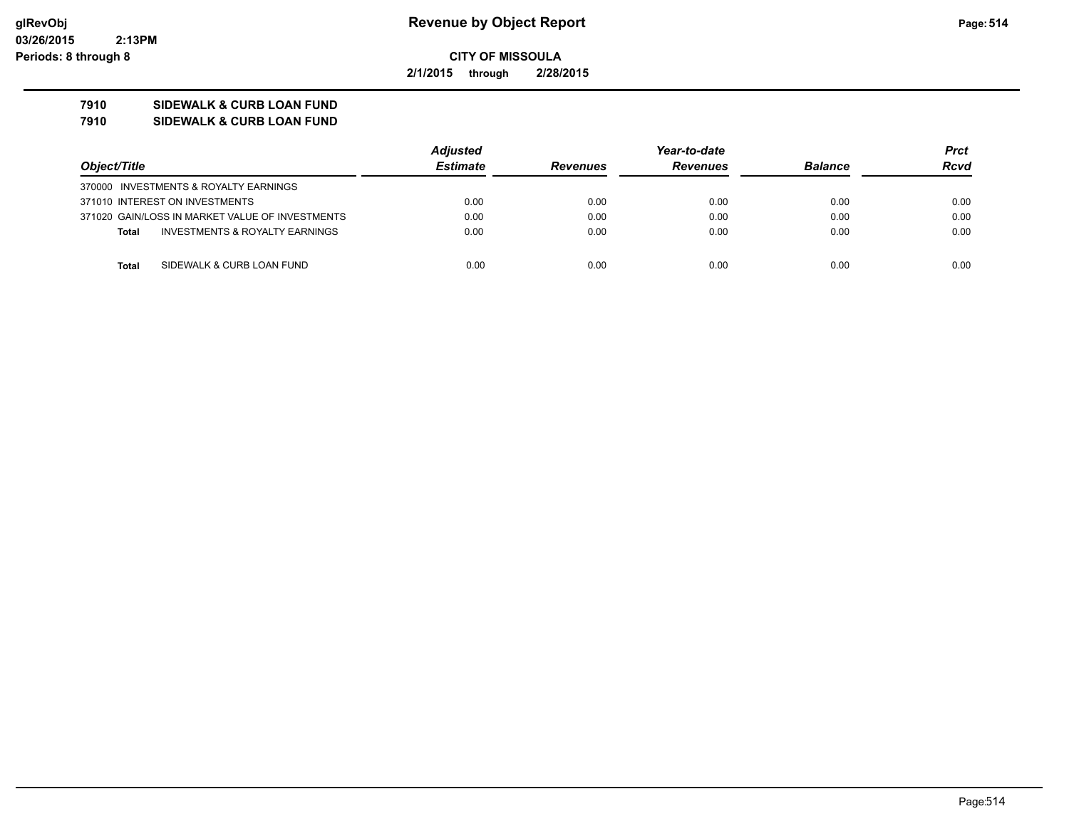# Revenue by Object Report

**CITY OF MISSOULA**

**2/1/2015 through 2/28/2015**

glRevObj
03/26/2015 2:13PM
Periods: 8 through 8

**7910 SIDEWALK & CURB LOAN FUND**
**7910 SIDEWALK & CURB LOAN FUND**

| Object/Title | Adjusted Estimate | Revenues | Year-to-date Revenues | Balance | Prct Rcvd |
|---|---|---|---|---|---|
| 370000 INVESTMENTS & ROYALTY EARNINGS | | | | | |
| 371010 INTEREST ON INVESTMENTS | 0.00 | 0.00 | 0.00 | 0.00 | 0.00 |
| 371020 GAIN/LOSS IN MARKET VALUE OF INVESTMENTS | 0.00 | 0.00 | 0.00 | 0.00 | 0.00 |
| **Total** INVESTMENTS & ROYALTY EARNINGS | 0.00 | 0.00 | 0.00 | 0.00 | 0.00 |
| **Total** SIDEWALK & CURB LOAN FUND | 0.00 | 0.00 | 0.00 | 0.00 | 0.00 |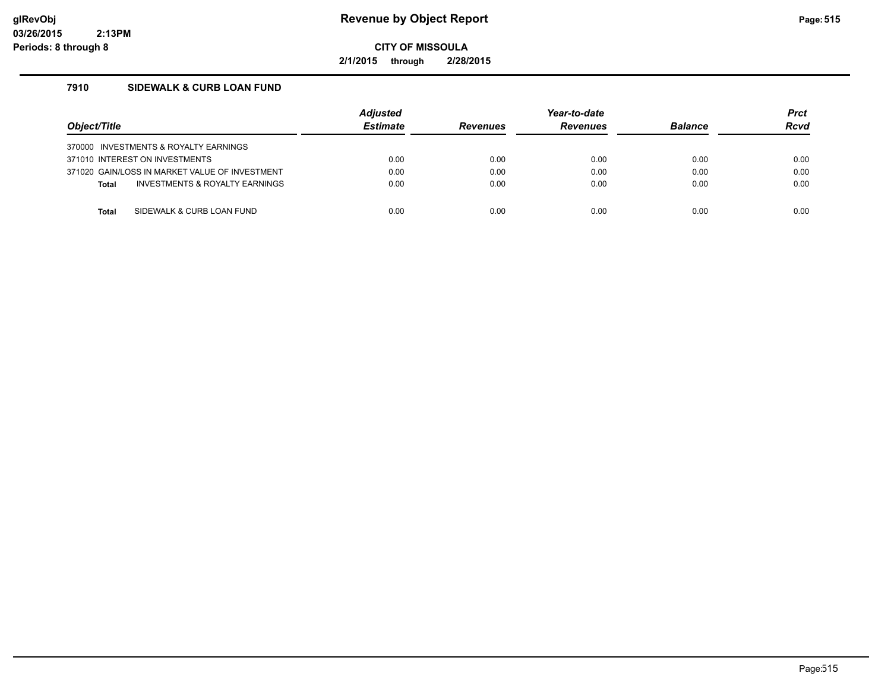# Revenue by Object Report

glRevObj
03/26/2015 2:13PM
Periods: 8 through 8

**CITY OF MISSOULA**

**2/1/2015 through 2/28/2015**

## 7910 SIDEWALK & CURB LOAN FUND

| Object/Title | Adjusted Estimate | Revenues | Year-to-date Revenues | Balance | Prct Rcvd |
|---|---|---|---|---|---|
| 370000 INVESTMENTS & ROYALTY EARNINGS | | | | | |
| 371010 INTEREST ON INVESTMENTS | 0.00 | 0.00 | 0.00 | 0.00 | 0.00 |
| 371020 GAIN/LOSS IN MARKET VALUE OF INVESTMENT | 0.00 | 0.00 | 0.00 | 0.00 | 0.00 |
| **Total** INVESTMENTS & ROYALTY EARNINGS | 0.00 | 0.00 | 0.00 | 0.00 | 0.00 |
| **Total** SIDEWALK & CURB LOAN FUND | 0.00 | 0.00 | 0.00 | 0.00 | 0.00 |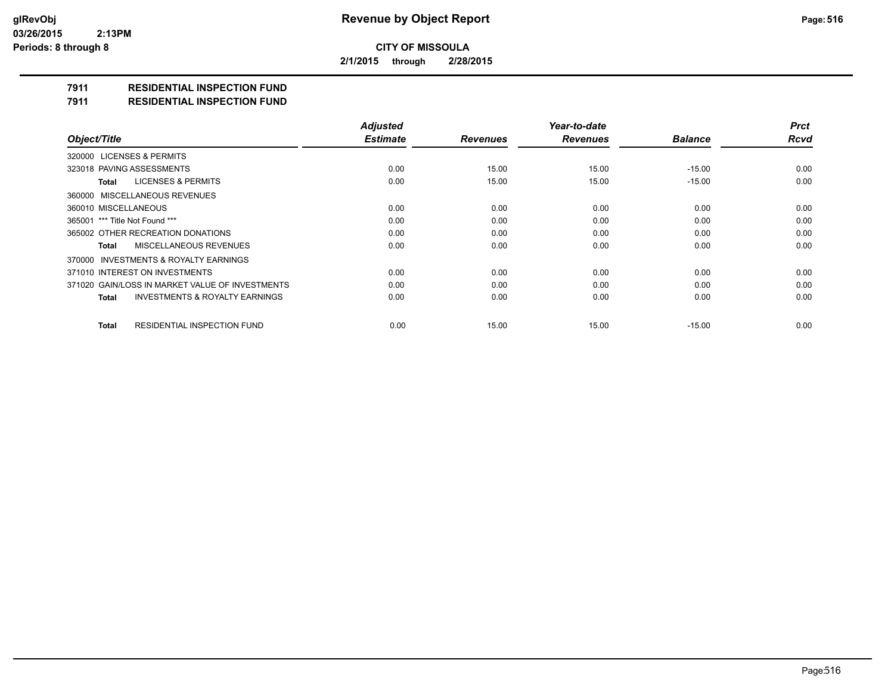**glRevObj**
**03/26/2015 2:13PM**
**Periods: 8 through 8**

# Revenue by Object Report

**CITY OF MISSOULA**

**2/1/2015 through 2/28/2015**

## 7911 RESIDENTIAL INSPECTION FUND
## 7911 RESIDENTIAL INSPECTION FUND

| Object/Title | Adjusted Estimate | Revenues | Year-to-date Revenues | Balance | Prct Rcvd |
|---|---|---|---|---|---|
| 320000 LICENSES & PERMITS | | | | | |
| 323018 PAVING ASSESSMENTS | 0.00 | 15.00 | 15.00 | -15.00 | 0.00 |
| **Total** LICENSES & PERMITS | 0.00 | 15.00 | 15.00 | -15.00 | 0.00 |
| 360000 MISCELLANEOUS REVENUES | | | | | |
| 360010 MISCELLANEOUS | 0.00 | 0.00 | 0.00 | 0.00 | 0.00 |
| 365001 *** Title Not Found *** | 0.00 | 0.00 | 0.00 | 0.00 | 0.00 |
| 365002 OTHER RECREATION DONATIONS | 0.00 | 0.00 | 0.00 | 0.00 | 0.00 |
| **Total** MISCELLANEOUS REVENUES | 0.00 | 0.00 | 0.00 | 0.00 | 0.00 |
| 370000 INVESTMENTS & ROYALTY EARNINGS | | | | | |
| 371010 INTEREST ON INVESTMENTS | 0.00 | 0.00 | 0.00 | 0.00 | 0.00 |
| 371020 GAIN/LOSS IN MARKET VALUE OF INVESTMENTS | 0.00 | 0.00 | 0.00 | 0.00 | 0.00 |
| **Total** INVESTMENTS & ROYALTY EARNINGS | 0.00 | 0.00 | 0.00 | 0.00 | 0.00 |
| **Total** RESIDENTIAL INSPECTION FUND | 0.00 | 15.00 | 15.00 | -15.00 | 0.00 |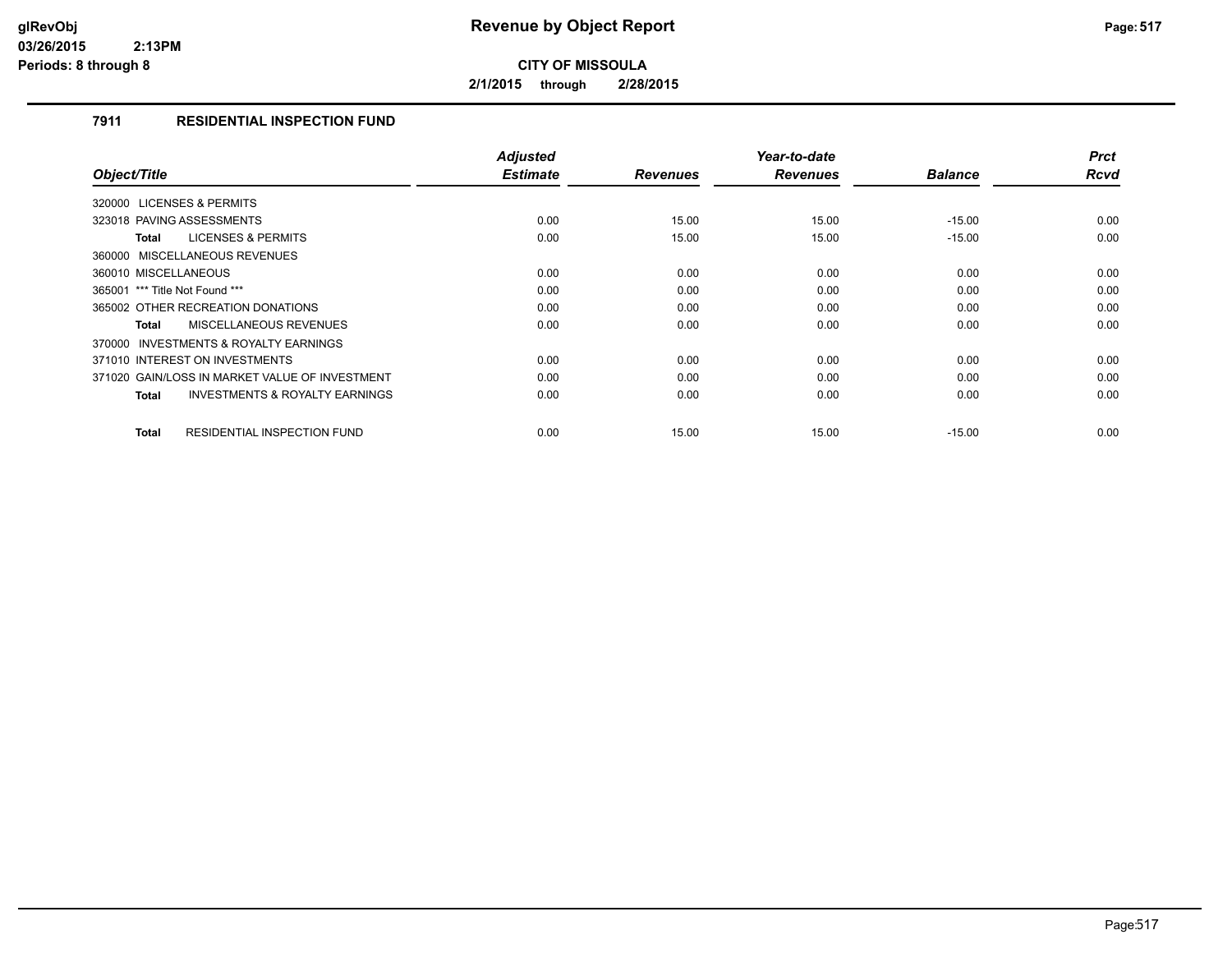# Revenue by Object Report

**CITY OF MISSOULA**

**2/1/2015 through 2/28/2015**

glRevObj
03/26/2015 2:13PM
Periods: 8 through 8

## 7911 RESIDENTIAL INSPECTION FUND

| Object/Title | Adjusted Estimate | Revenues | Year-to-date Revenues | Balance | Prct Rcvd |
|---|---|---|---|---|---|
| 320000 LICENSES & PERMITS | | | | | |
| 323018 PAVING ASSESSMENTS | 0.00 | 15.00 | 15.00 | -15.00 | 0.00 |
| **Total** LICENSES & PERMITS | 0.00 | 15.00 | 15.00 | -15.00 | 0.00 |
| 360000 MISCELLANEOUS REVENUES | | | | | |
| 360010 MISCELLANEOUS | 0.00 | 0.00 | 0.00 | 0.00 | 0.00 |
| 365001 *** Title Not Found *** | 0.00 | 0.00 | 0.00 | 0.00 | 0.00 |
| 365002 OTHER RECREATION DONATIONS | 0.00 | 0.00 | 0.00 | 0.00 | 0.00 |
| **Total** MISCELLANEOUS REVENUES | 0.00 | 0.00 | 0.00 | 0.00 | 0.00 |
| 370000 INVESTMENTS & ROYALTY EARNINGS | | | | | |
| 371010 INTEREST ON INVESTMENTS | 0.00 | 0.00 | 0.00 | 0.00 | 0.00 |
| 371020 GAIN/LOSS IN MARKET VALUE OF INVESTMENT | 0.00 | 0.00 | 0.00 | 0.00 | 0.00 |
| **Total** INVESTMENTS & ROYALTY EARNINGS | 0.00 | 0.00 | 0.00 | 0.00 | 0.00 |
| **Total** RESIDENTIAL INSPECTION FUND | 0.00 | 15.00 | 15.00 | -15.00 | 0.00 |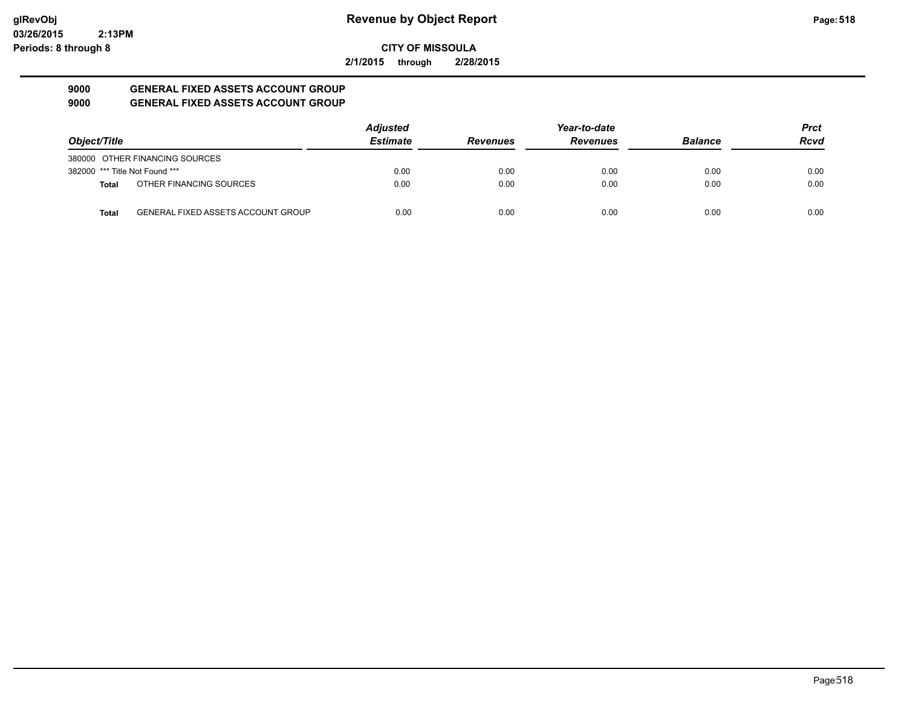# Revenue by Object Report

**CITY OF MISSOULA**

**2/1/2015 through 2/28/2015**

glRevObj
03/26/2015 2:13PM
Periods: 8 through 8

## 9000 GENERAL FIXED ASSETS ACCOUNT GROUP
## 9000 GENERAL FIXED ASSETS ACCOUNT GROUP

| Object/Title | Adjusted Estimate | Revenues | Year-to-date Revenues | Balance | Prct Rcvd |
|---|---|---|---|---|---|
| 380000 OTHER FINANCING SOURCES | | | | | |
| 382000 *** Title Not Found *** | 0.00 | 0.00 | 0.00 | 0.00 | 0.00 |
| **Total** OTHER FINANCING SOURCES | 0.00 | 0.00 | 0.00 | 0.00 | 0.00 |
| **Total** GENERAL FIXED ASSETS ACCOUNT GROUP | 0.00 | 0.00 | 0.00 | 0.00 | 0.00 |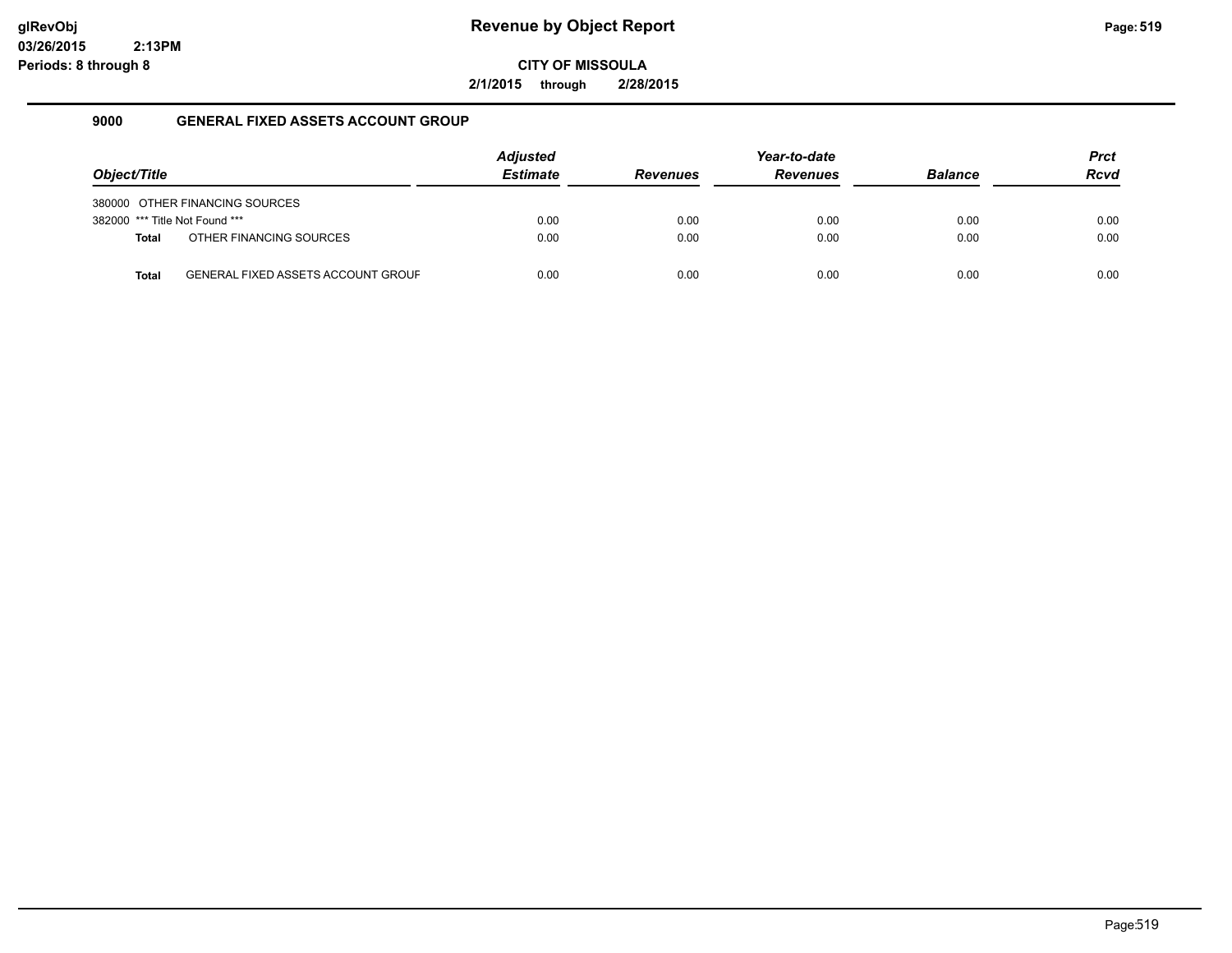# Revenue by Object Report

glRevObj
03/26/2015 2:13PM
Periods: 8 through 8

**CITY OF MISSOULA**

**2/1/2015 through 2/28/2015**

## 9000 GENERAL FIXED ASSETS ACCOUNT GROUP

| Object/Title | Adjusted Estimate | Revenues | Year-to-date Revenues | Balance | Prct Rcvd |
|---|---|---|---|---|---|
| 380000 OTHER FINANCING SOURCES | | | | | |
| 382000 *** Title Not Found *** | 0.00 | 0.00 | 0.00 | 0.00 | 0.00 |
| **Total** OTHER FINANCING SOURCES | 0.00 | 0.00 | 0.00 | 0.00 | 0.00 |
| **Total** GENERAL FIXED ASSETS ACCOUNT GROUF | 0.00 | 0.00 | 0.00 | 0.00 | 0.00 |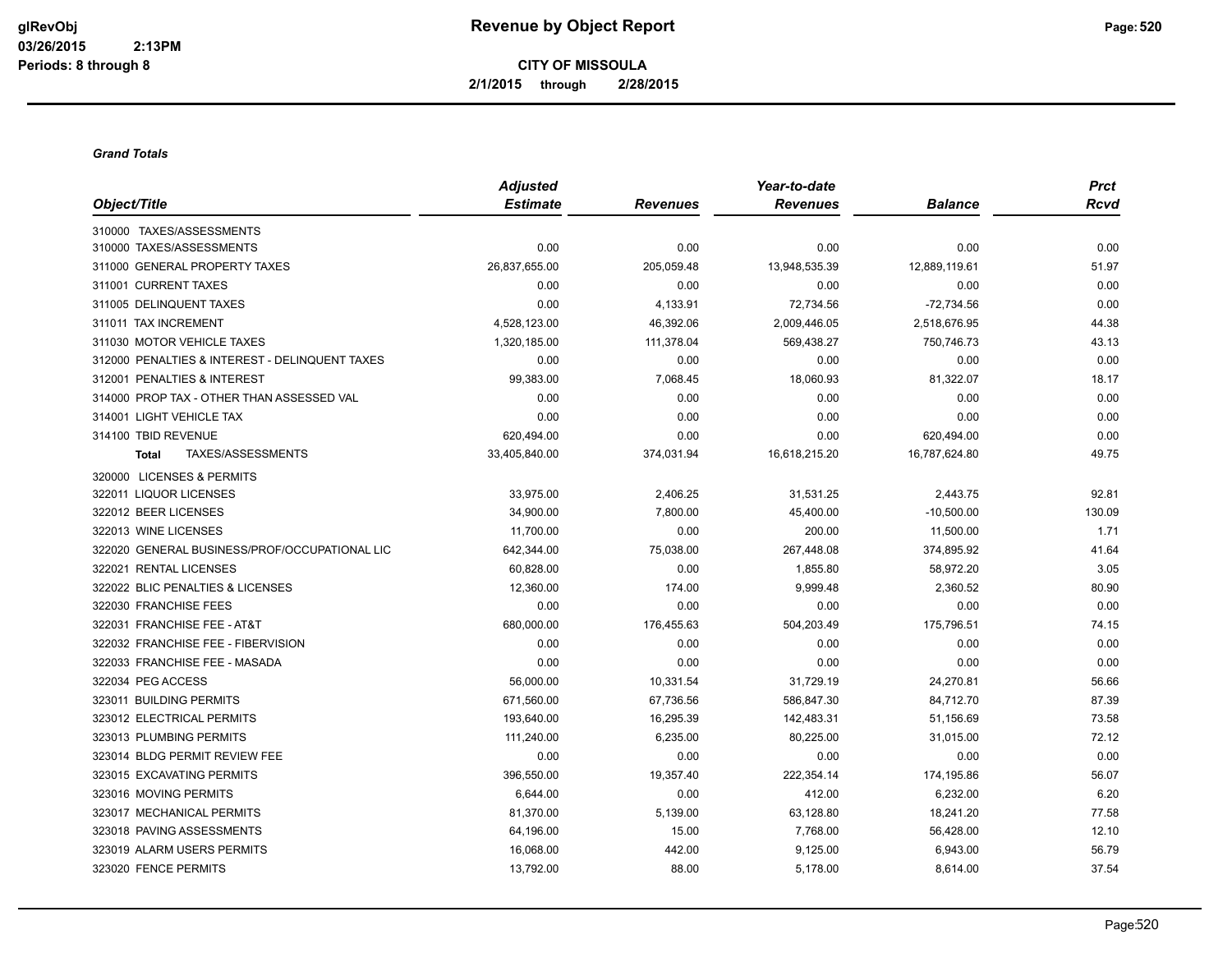**Revenue by Object Report**

**CITY OF MISSOULA**

**2/1/2015 through 2/28/2015**

glRevObj
03/26/2015 2:13PM
Periods: 8 through 8

***Grand Totals***

| Object/Title | Adjusted Estimate | Revenues | Year-to-date Revenues | Balance | Prct Rcvd |
|---|---|---|---|---|---|
| 310000 TAXES/ASSESSMENTS | | | | | |
| 310000 TAXES/ASSESSMENTS | 0.00 | 0.00 | 0.00 | 0.00 | 0.00 |
| 311000 GENERAL PROPERTY TAXES | 26,837,655.00 | 205,059.48 | 13,948,535.39 | 12,889,119.61 | 51.97 |
| 311001 CURRENT TAXES | 0.00 | 0.00 | 0.00 | 0.00 | 0.00 |
| 311005 DELINQUENT TAXES | 0.00 | 4,133.91 | 72,734.56 | -72,734.56 | 0.00 |
| 311011 TAX INCREMENT | 4,528,123.00 | 46,392.06 | 2,009,446.05 | 2,518,676.95 | 44.38 |
| 311030 MOTOR VEHICLE TAXES | 1,320,185.00 | 111,378.04 | 569,438.27 | 750,746.73 | 43.13 |
| 312000 PENALTIES & INTEREST - DELINQUENT TAXES | 0.00 | 0.00 | 0.00 | 0.00 | 0.00 |
| 312001 PENALTIES & INTEREST | 99,383.00 | 7,068.45 | 18,060.93 | 81,322.07 | 18.17 |
| 314000 PROP TAX - OTHER THAN ASSESSED VAL | 0.00 | 0.00 | 0.00 | 0.00 | 0.00 |
| 314001 LIGHT VEHICLE TAX | 0.00 | 0.00 | 0.00 | 0.00 | 0.00 |
| 314100 TBID REVENUE | 620,494.00 | 0.00 | 0.00 | 620,494.00 | 0.00 |
| **Total** TAXES/ASSESSMENTS | 33,405,840.00 | 374,031.94 | 16,618,215.20 | 16,787,624.80 | 49.75 |
| 320000 LICENSES & PERMITS | | | | | |
| 322011 LIQUOR LICENSES | 33,975.00 | 2,406.25 | 31,531.25 | 2,443.75 | 92.81 |
| 322012 BEER LICENSES | 34,900.00 | 7,800.00 | 45,400.00 | -10,500.00 | 130.09 |
| 322013 WINE LICENSES | 11,700.00 | 0.00 | 200.00 | 11,500.00 | 1.71 |
| 322020 GENERAL BUSINESS/PROF/OCCUPATIONAL LIC | 642,344.00 | 75,038.00 | 267,448.08 | 374,895.92 | 41.64 |
| 322021 RENTAL LICENSES | 60,828.00 | 0.00 | 1,855.80 | 58,972.20 | 3.05 |
| 322022 BLIC PENALTIES & LICENSES | 12,360.00 | 174.00 | 9,999.48 | 2,360.52 | 80.90 |
| 322030 FRANCHISE FEES | 0.00 | 0.00 | 0.00 | 0.00 | 0.00 |
| 322031 FRANCHISE FEE - AT&T | 680,000.00 | 176,455.63 | 504,203.49 | 175,796.51 | 74.15 |
| 322032 FRANCHISE FEE - FIBERVISION | 0.00 | 0.00 | 0.00 | 0.00 | 0.00 |
| 322033 FRANCHISE FEE - MASADA | 0.00 | 0.00 | 0.00 | 0.00 | 0.00 |
| 322034 PEG ACCESS | 56,000.00 | 10,331.54 | 31,729.19 | 24,270.81 | 56.66 |
| 323011 BUILDING PERMITS | 671,560.00 | 67,736.56 | 586,847.30 | 84,712.70 | 87.39 |
| 323012 ELECTRICAL PERMITS | 193,640.00 | 16,295.39 | 142,483.31 | 51,156.69 | 73.58 |
| 323013 PLUMBING PERMITS | 111,240.00 | 6,235.00 | 80,225.00 | 31,015.00 | 72.12 |
| 323014 BLDG PERMIT REVIEW FEE | 0.00 | 0.00 | 0.00 | 0.00 | 0.00 |
| 323015 EXCAVATING PERMITS | 396,550.00 | 19,357.40 | 222,354.14 | 174,195.86 | 56.07 |
| 323016 MOVING PERMITS | 6,644.00 | 0.00 | 412.00 | 6,232.00 | 6.20 |
| 323017 MECHANICAL PERMITS | 81,370.00 | 5,139.00 | 63,128.80 | 18,241.20 | 77.58 |
| 323018 PAVING ASSESSMENTS | 64,196.00 | 15.00 | 7,768.00 | 56,428.00 | 12.10 |
| 323019 ALARM USERS PERMITS | 16,068.00 | 442.00 | 9,125.00 | 6,943.00 | 56.79 |
| 323020 FENCE PERMITS | 13,792.00 | 88.00 | 5,178.00 | 8,614.00 | 37.54 |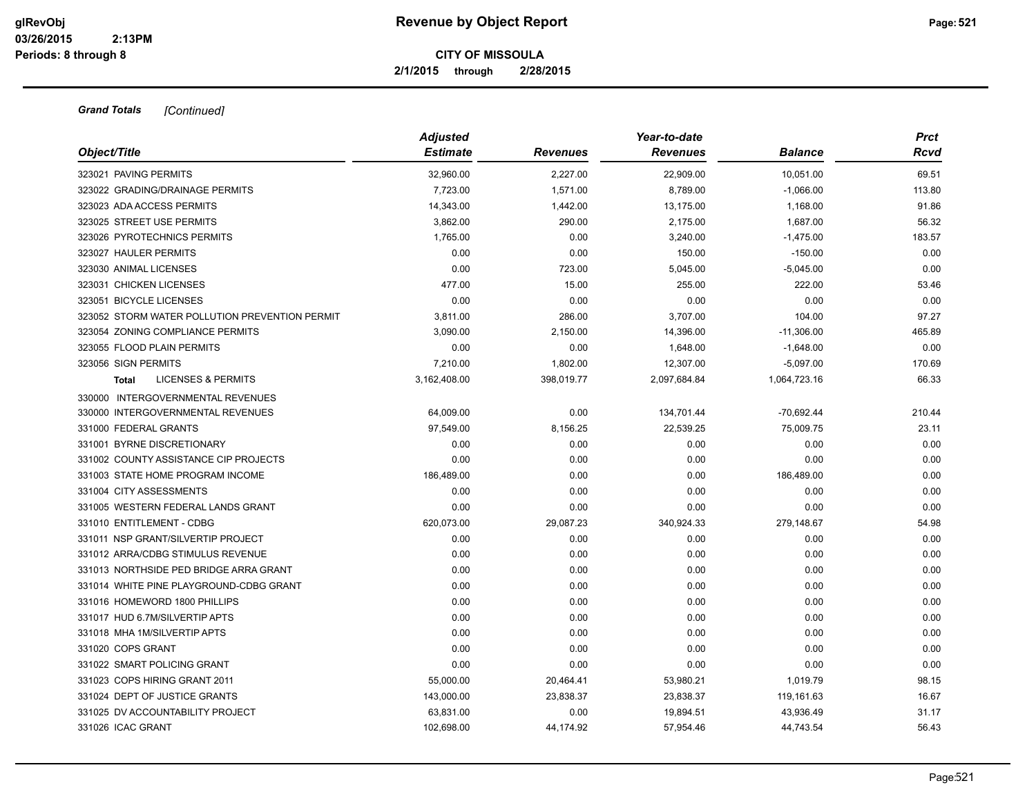# Revenue by Object Report

**CITY OF MISSOULA**

**2/1/2015 through 2/28/2015**

glRevObj
03/26/2015 2:13PM
Periods: 8 through 8

***Grand Totals*** *[Continued]*

| Object/Title | Adjusted Estimate | Revenues | Year-to-date Revenues | Balance | Prct Rcvd |
|---|---|---|---|---|---|
| 323021 PAVING PERMITS | 32,960.00 | 2,227.00 | 22,909.00 | 10,051.00 | 69.51 |
| 323022 GRADING/DRAINAGE PERMITS | 7,723.00 | 1,571.00 | 8,789.00 | -1,066.00 | 113.80 |
| 323023 ADA ACCESS PERMITS | 14,343.00 | 1,442.00 | 13,175.00 | 1,168.00 | 91.86 |
| 323025 STREET USE PERMITS | 3,862.00 | 290.00 | 2,175.00 | 1,687.00 | 56.32 |
| 323026 PYROTECHNICS PERMITS | 1,765.00 | 0.00 | 3,240.00 | -1,475.00 | 183.57 |
| 323027 HAULER PERMITS | 0.00 | 0.00 | 150.00 | -150.00 | 0.00 |
| 323030 ANIMAL LICENSES | 0.00 | 723.00 | 5,045.00 | -5,045.00 | 0.00 |
| 323031 CHICKEN LICENSES | 477.00 | 15.00 | 255.00 | 222.00 | 53.46 |
| 323051 BICYCLE LICENSES | 0.00 | 0.00 | 0.00 | 0.00 | 0.00 |
| 323052 STORM WATER POLLUTION PREVENTION PERMIT | 3,811.00 | 286.00 | 3,707.00 | 104.00 | 97.27 |
| 323054 ZONING COMPLIANCE PERMITS | 3,090.00 | 2,150.00 | 14,396.00 | -11,306.00 | 465.89 |
| 323055 FLOOD PLAIN PERMITS | 0.00 | 0.00 | 1,648.00 | -1,648.00 | 0.00 |
| 323056 SIGN PERMITS | 7,210.00 | 1,802.00 | 12,307.00 | -5,097.00 | 170.69 |
| **Total** LICENSES & PERMITS | 3,162,408.00 | 398,019.77 | 2,097,684.84 | 1,064,723.16 | 66.33 |
| 330000 INTERGOVERNMENTAL REVENUES | | | | | |
| 330000 INTERGOVERNMENTAL REVENUES | 64,009.00 | 0.00 | 134,701.44 | -70,692.44 | 210.44 |
| 331000 FEDERAL GRANTS | 97,549.00 | 8,156.25 | 22,539.25 | 75,009.75 | 23.11 |
| 331001 BYRNE DISCRETIONARY | 0.00 | 0.00 | 0.00 | 0.00 | 0.00 |
| 331002 COUNTY ASSISTANCE CIP PROJECTS | 0.00 | 0.00 | 0.00 | 0.00 | 0.00 |
| 331003 STATE HOME PROGRAM INCOME | 186,489.00 | 0.00 | 0.00 | 186,489.00 | 0.00 |
| 331004 CITY ASSESSMENTS | 0.00 | 0.00 | 0.00 | 0.00 | 0.00 |
| 331005 WESTERN FEDERAL LANDS GRANT | 0.00 | 0.00 | 0.00 | 0.00 | 0.00 |
| 331010 ENTITLEMENT - CDBG | 620,073.00 | 29,087.23 | 340,924.33 | 279,148.67 | 54.98 |
| 331011 NSP GRANT/SILVERTIP PROJECT | 0.00 | 0.00 | 0.00 | 0.00 | 0.00 |
| 331012 ARRA/CDBG STIMULUS REVENUE | 0.00 | 0.00 | 0.00 | 0.00 | 0.00 |
| 331013 NORTHSIDE PED BRIDGE ARRA GRANT | 0.00 | 0.00 | 0.00 | 0.00 | 0.00 |
| 331014 WHITE PINE PLAYGROUND-CDBG GRANT | 0.00 | 0.00 | 0.00 | 0.00 | 0.00 |
| 331016 HOMEWORD 1800 PHILLIPS | 0.00 | 0.00 | 0.00 | 0.00 | 0.00 |
| 331017 HUD 6.7M/SILVERTIP APTS | 0.00 | 0.00 | 0.00 | 0.00 | 0.00 |
| 331018 MHA 1M/SILVERTIP APTS | 0.00 | 0.00 | 0.00 | 0.00 | 0.00 |
| 331020 COPS GRANT | 0.00 | 0.00 | 0.00 | 0.00 | 0.00 |
| 331022 SMART POLICING GRANT | 0.00 | 0.00 | 0.00 | 0.00 | 0.00 |
| 331023 COPS HIRING GRANT 2011 | 55,000.00 | 20,464.41 | 53,980.21 | 1,019.79 | 98.15 |
| 331024 DEPT OF JUSTICE GRANTS | 143,000.00 | 23,838.37 | 23,838.37 | 119,161.63 | 16.67 |
| 331025 DV ACCOUNTABILITY PROJECT | 63,831.00 | 0.00 | 19,894.51 | 43,936.49 | 31.17 |
| 331026 ICAC GRANT | 102,698.00 | 44,174.92 | 57,954.46 | 44,743.54 | 56.43 |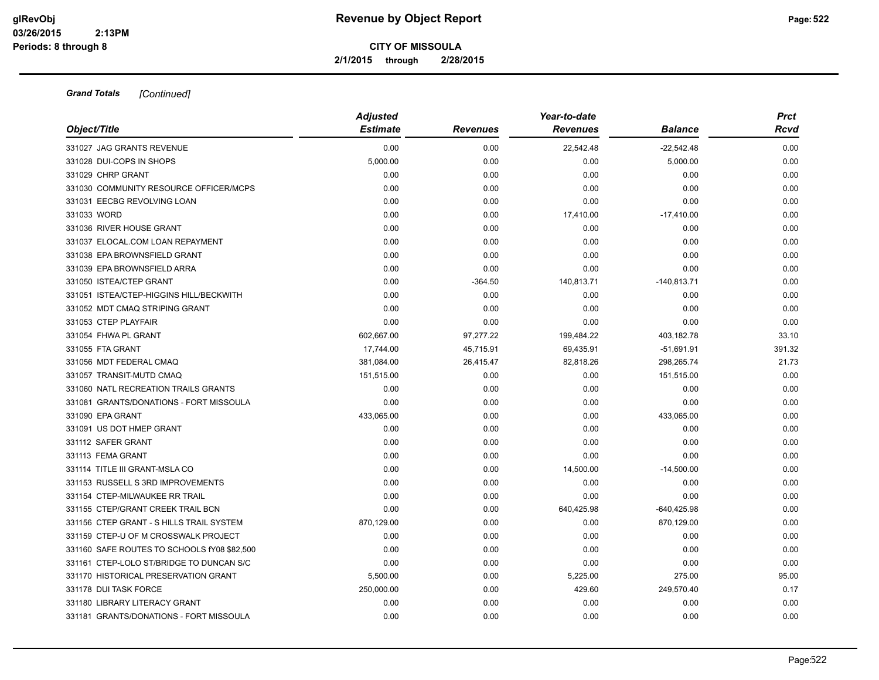# Revenue by Object Report

**CITY OF MISSOULA**

**2/1/2015 through 2/28/2015**

glRevObj
03/26/2015 2:13PM
Periods: 8 through 8

***Grand Totals*** *[Continued]*

| Object/Title | Adjusted Estimate | Revenues | Year-to-date Revenues | Balance | Prct Rcvd |
|---|---|---|---|---|---|
| 331027 JAG GRANTS REVENUE | 0.00 | 0.00 | 22,542.48 | -22,542.48 | 0.00 |
| 331028 DUI-COPS IN SHOPS | 5,000.00 | 0.00 | 0.00 | 5,000.00 | 0.00 |
| 331029 CHRP GRANT | 0.00 | 0.00 | 0.00 | 0.00 | 0.00 |
| 331030 COMMUNITY RESOURCE OFFICER/MCPS | 0.00 | 0.00 | 0.00 | 0.00 | 0.00 |
| 331031 EECBG REVOLVING LOAN | 0.00 | 0.00 | 0.00 | 0.00 | 0.00 |
| 331033 WORD | 0.00 | 0.00 | 17,410.00 | -17,410.00 | 0.00 |
| 331036 RIVER HOUSE GRANT | 0.00 | 0.00 | 0.00 | 0.00 | 0.00 |
| 331037 ELOCAL.COM LOAN REPAYMENT | 0.00 | 0.00 | 0.00 | 0.00 | 0.00 |
| 331038 EPA BROWNSFIELD GRANT | 0.00 | 0.00 | 0.00 | 0.00 | 0.00 |
| 331039 EPA BROWNSFIELD ARRA | 0.00 | 0.00 | 0.00 | 0.00 | 0.00 |
| 331050 ISTEA/CTEP GRANT | 0.00 | -364.50 | 140,813.71 | -140,813.71 | 0.00 |
| 331051 ISTEA/CTEP-HIGGINS HILL/BECKWITH | 0.00 | 0.00 | 0.00 | 0.00 | 0.00 |
| 331052 MDT CMAQ STRIPING GRANT | 0.00 | 0.00 | 0.00 | 0.00 | 0.00 |
| 331053 CTEP PLAYFAIR | 0.00 | 0.00 | 0.00 | 0.00 | 0.00 |
| 331054 FHWA PL GRANT | 602,667.00 | 97,277.22 | 199,484.22 | 403,182.78 | 33.10 |
| 331055 FTA GRANT | 17,744.00 | 45,715.91 | 69,435.91 | -51,691.91 | 391.32 |
| 331056 MDT FEDERAL CMAQ | 381,084.00 | 26,415.47 | 82,818.26 | 298,265.74 | 21.73 |
| 331057 TRANSIT-MUTD CMAQ | 151,515.00 | 0.00 | 0.00 | 151,515.00 | 0.00 |
| 331060 NATL RECREATION TRAILS GRANTS | 0.00 | 0.00 | 0.00 | 0.00 | 0.00 |
| 331081 GRANTS/DONATIONS - FORT MISSOULA | 0.00 | 0.00 | 0.00 | 0.00 | 0.00 |
| 331090 EPA GRANT | 433,065.00 | 0.00 | 0.00 | 433,065.00 | 0.00 |
| 331091 US DOT HMEP GRANT | 0.00 | 0.00 | 0.00 | 0.00 | 0.00 |
| 331112 SAFER GRANT | 0.00 | 0.00 | 0.00 | 0.00 | 0.00 |
| 331113 FEMA GRANT | 0.00 | 0.00 | 0.00 | 0.00 | 0.00 |
| 331114 TITLE III GRANT-MSLA CO | 0.00 | 0.00 | 14,500.00 | -14,500.00 | 0.00 |
| 331153 RUSSELL S 3RD IMPROVEMENTS | 0.00 | 0.00 | 0.00 | 0.00 | 0.00 |
| 331154 CTEP-MILWAUKEE RR TRAIL | 0.00 | 0.00 | 0.00 | 0.00 | 0.00 |
| 331155 CTEP/GRANT CREEK TRAIL BCN | 0.00 | 0.00 | 640,425.98 | -640,425.98 | 0.00 |
| 331156 CTEP GRANT - S HILLS TRAIL SYSTEM | 870,129.00 | 0.00 | 0.00 | 870,129.00 | 0.00 |
| 331159 CTEP-U OF M CROSSWALK PROJECT | 0.00 | 0.00 | 0.00 | 0.00 | 0.00 |
| 331160 SAFE ROUTES TO SCHOOLS fY08 $82,500 | 0.00 | 0.00 | 0.00 | 0.00 | 0.00 |
| 331161 CTEP-LOLO ST/BRIDGE TO DUNCAN S/C | 0.00 | 0.00 | 0.00 | 0.00 | 0.00 |
| 331170 HISTORICAL PRESERVATION GRANT | 5,500.00 | 0.00 | 5,225.00 | 275.00 | 95.00 |
| 331178 DUI TASK FORCE | 250,000.00 | 0.00 | 429.60 | 249,570.40 | 0.17 |
| 331180 LIBRARY LITERACY GRANT | 0.00 | 0.00 | 0.00 | 0.00 | 0.00 |
| 331181 GRANTS/DONATIONS - FORT MISSOULA | 0.00 | 0.00 | 0.00 | 0.00 | 0.00 |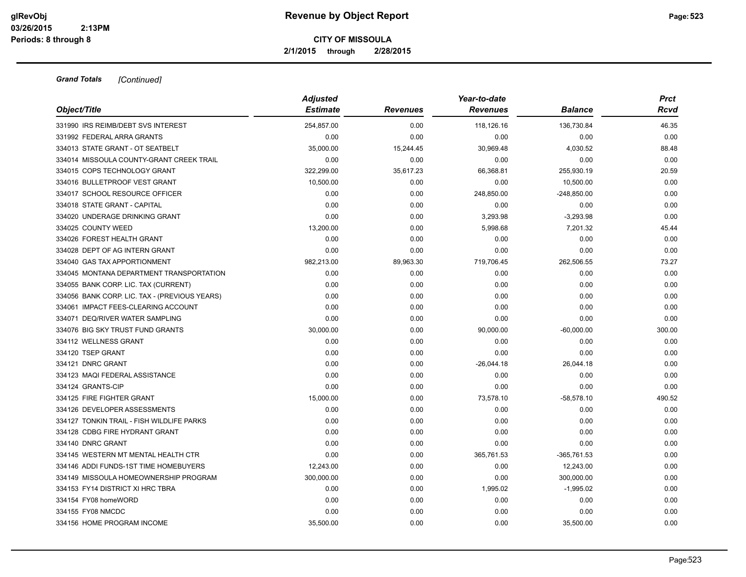**CITY OF MISSOULA**

**2/1/2015 through 2/28/2015**

***Grand Totals*** *[Continued]*

| *Object/Title* | *Adjusted Estimate* | *Revenues* | *Year-to-date Revenues* | *Balance* | *Prct Rcvd* |
|---|---|---|---|---|---|
| 331990 IRS REIMB/DEBT SVS INTEREST | 254,857.00 | 0.00 | 118,126.16 | 136,730.84 | 46.35 |
| 331992 FEDERAL ARRA GRANTS | 0.00 | 0.00 | 0.00 | 0.00 | 0.00 |
| 334013 STATE GRANT - OT SEATBELT | 35,000.00 | 15,244.45 | 30,969.48 | 4,030.52 | 88.48 |
| 334014 MISSOULA COUNTY-GRANT CREEK TRAIL | 0.00 | 0.00 | 0.00 | 0.00 | 0.00 |
| 334015 COPS TECHNOLOGY GRANT | 322,299.00 | 35,617.23 | 66,368.81 | 255,930.19 | 20.59 |
| 334016 BULLETPROOF VEST GRANT | 10,500.00 | 0.00 | 0.00 | 10,500.00 | 0.00 |
| 334017 SCHOOL RESOURCE OFFICER | 0.00 | 0.00 | 248,850.00 | -248,850.00 | 0.00 |
| 334018 STATE GRANT - CAPITAL | 0.00 | 0.00 | 0.00 | 0.00 | 0.00 |
| 334020 UNDERAGE DRINKING GRANT | 0.00 | 0.00 | 3,293.98 | -3,293.98 | 0.00 |
| 334025 COUNTY WEED | 13,200.00 | 0.00 | 5,998.68 | 7,201.32 | 45.44 |
| 334026 FOREST HEALTH GRANT | 0.00 | 0.00 | 0.00 | 0.00 | 0.00 |
| 334028 DEPT OF AG INTERN GRANT | 0.00 | 0.00 | 0.00 | 0.00 | 0.00 |
| 334040 GAS TAX APPORTIONMENT | 982,213.00 | 89,963.30 | 719,706.45 | 262,506.55 | 73.27 |
| 334045 MONTANA DEPARTMENT TRANSPORTATION | 0.00 | 0.00 | 0.00 | 0.00 | 0.00 |
| 334055 BANK CORP. LIC. TAX (CURRENT) | 0.00 | 0.00 | 0.00 | 0.00 | 0.00 |
| 334056 BANK CORP. LIC. TAX - (PREVIOUS YEARS) | 0.00 | 0.00 | 0.00 | 0.00 | 0.00 |
| 334061 IMPACT FEES-CLEARING ACCOUNT | 0.00 | 0.00 | 0.00 | 0.00 | 0.00 |
| 334071 DEQ/RIVER WATER SAMPLING | 0.00 | 0.00 | 0.00 | 0.00 | 0.00 |
| 334076 BIG SKY TRUST FUND GRANTS | 30,000.00 | 0.00 | 90,000.00 | -60,000.00 | 300.00 |
| 334112 WELLNESS GRANT | 0.00 | 0.00 | 0.00 | 0.00 | 0.00 |
| 334120 TSEP GRANT | 0.00 | 0.00 | 0.00 | 0.00 | 0.00 |
| 334121 DNRC GRANT | 0.00 | 0.00 | -26,044.18 | 26,044.18 | 0.00 |
| 334123 MAQI FEDERAL ASSISTANCE | 0.00 | 0.00 | 0.00 | 0.00 | 0.00 |
| 334124 GRANTS-CIP | 0.00 | 0.00 | 0.00 | 0.00 | 0.00 |
| 334125 FIRE FIGHTER GRANT | 15,000.00 | 0.00 | 73,578.10 | -58,578.10 | 490.52 |
| 334126 DEVELOPER ASSESSMENTS | 0.00 | 0.00 | 0.00 | 0.00 | 0.00 |
| 334127 TONKIN TRAIL - FISH WILDLIFE PARKS | 0.00 | 0.00 | 0.00 | 0.00 | 0.00 |
| 334128 CDBG FIRE HYDRANT GRANT | 0.00 | 0.00 | 0.00 | 0.00 | 0.00 |
| 334140 DNRC GRANT | 0.00 | 0.00 | 0.00 | 0.00 | 0.00 |
| 334145 WESTERN MT MENTAL HEALTH CTR | 0.00 | 0.00 | 365,761.53 | -365,761.53 | 0.00 |
| 334146 ADDI FUNDS-1ST TIME HOMEBUYERS | 12,243.00 | 0.00 | 0.00 | 12,243.00 | 0.00 |
| 334149 MISSOULA HOMEOWNERSHIP PROGRAM | 300,000.00 | 0.00 | 0.00 | 300,000.00 | 0.00 |
| 334153 FY14 DISTRICT XI HRC TBRA | 0.00 | 0.00 | 1,995.02 | -1,995.02 | 0.00 |
| 334154 FY08 homeWORD | 0.00 | 0.00 | 0.00 | 0.00 | 0.00 |
| 334155 FY08 NMCDC | 0.00 | 0.00 | 0.00 | 0.00 | 0.00 |
| 334156 HOME PROGRAM INCOME | 35,500.00 | 0.00 | 0.00 | 35,500.00 | 0.00 |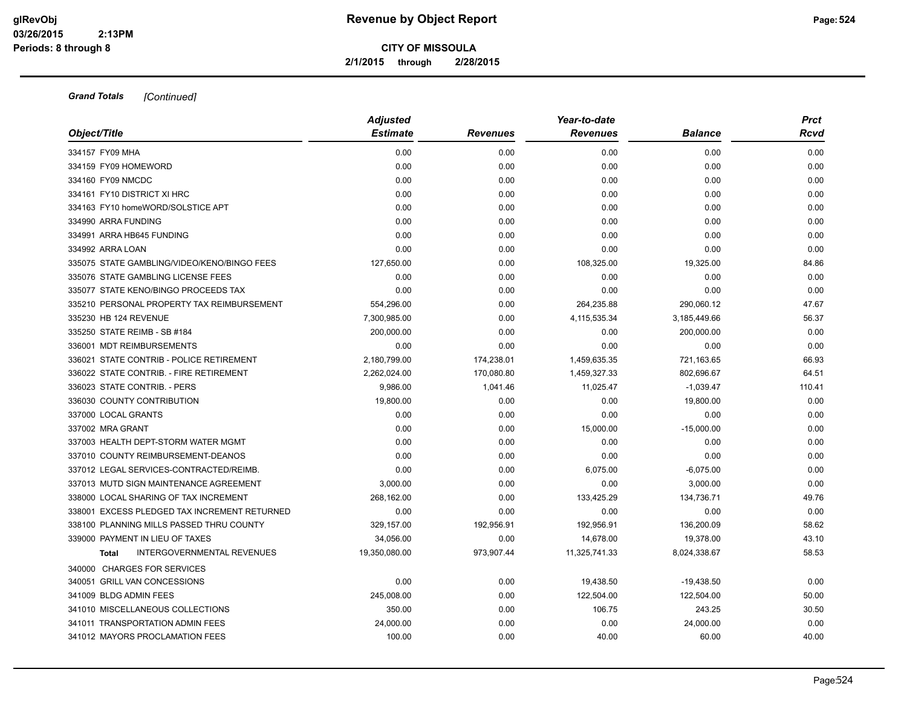**Grand Totals** *[Continued]*

| Object/Title | Adjusted Estimate | Revenues | Year-to-date Revenues | Balance | Prct Rcvd |
|---|---|---|---|---|---|
| 334157 FY09 MHA | 0.00 | 0.00 | 0.00 | 0.00 | 0.00 |
| 334159 FY09 HOMEWORD | 0.00 | 0.00 | 0.00 | 0.00 | 0.00 |
| 334160 FY09 NMCDC | 0.00 | 0.00 | 0.00 | 0.00 | 0.00 |
| 334161 FY10 DISTRICT XI HRC | 0.00 | 0.00 | 0.00 | 0.00 | 0.00 |
| 334163 FY10 homeWORD/SOLSTICE APT | 0.00 | 0.00 | 0.00 | 0.00 | 0.00 |
| 334990 ARRA FUNDING | 0.00 | 0.00 | 0.00 | 0.00 | 0.00 |
| 334991 ARRA HB645 FUNDING | 0.00 | 0.00 | 0.00 | 0.00 | 0.00 |
| 334992 ARRA LOAN | 0.00 | 0.00 | 0.00 | 0.00 | 0.00 |
| 335075 STATE GAMBLING/VIDEO/KENO/BINGO FEES | 127,650.00 | 0.00 | 108,325.00 | 19,325.00 | 84.86 |
| 335076 STATE GAMBLING LICENSE FEES | 0.00 | 0.00 | 0.00 | 0.00 | 0.00 |
| 335077 STATE KENO/BINGO PROCEEDS TAX | 0.00 | 0.00 | 0.00 | 0.00 | 0.00 |
| 335210 PERSONAL PROPERTY TAX REIMBURSEMENT | 554,296.00 | 0.00 | 264,235.88 | 290,060.12 | 47.67 |
| 335230 HB 124 REVENUE | 7,300,985.00 | 0.00 | 4,115,535.34 | 3,185,449.66 | 56.37 |
| 335250 STATE REIMB - SB #184 | 200,000.00 | 0.00 | 0.00 | 200,000.00 | 0.00 |
| 336001 MDT REIMBURSEMENTS | 0.00 | 0.00 | 0.00 | 0.00 | 0.00 |
| 336021 STATE CONTRIB - POLICE RETIREMENT | 2,180,799.00 | 174,238.01 | 1,459,635.35 | 721,163.65 | 66.93 |
| 336022 STATE CONTRIB. - FIRE RETIREMENT | 2,262,024.00 | 170,080.80 | 1,459,327.33 | 802,696.67 | 64.51 |
| 336023 STATE CONTRIB. - PERS | 9,986.00 | 1,041.46 | 11,025.47 | -1,039.47 | 110.41 |
| 336030 COUNTY CONTRIBUTION | 19,800.00 | 0.00 | 0.00 | 19,800.00 | 0.00 |
| 337000 LOCAL GRANTS | 0.00 | 0.00 | 0.00 | 0.00 | 0.00 |
| 337002 MRA GRANT | 0.00 | 0.00 | 15,000.00 | -15,000.00 | 0.00 |
| 337003 HEALTH DEPT-STORM WATER MGMT | 0.00 | 0.00 | 0.00 | 0.00 | 0.00 |
| 337010 COUNTY REIMBURSEMENT-DEANOS | 0.00 | 0.00 | 0.00 | 0.00 | 0.00 |
| 337012 LEGAL SERVICES-CONTRACTED/REIMB. | 0.00 | 0.00 | 6,075.00 | -6,075.00 | 0.00 |
| 337013 MUTD SIGN MAINTENANCE AGREEMENT | 3,000.00 | 0.00 | 0.00 | 3,000.00 | 0.00 |
| 338000 LOCAL SHARING OF TAX INCREMENT | 268,162.00 | 0.00 | 133,425.29 | 134,736.71 | 49.76 |
| 338001 EXCESS PLEDGED TAX INCREMENT RETURNED | 0.00 | 0.00 | 0.00 | 0.00 | 0.00 |
| 338100 PLANNING MILLS PASSED THRU COUNTY | 329,157.00 | 192,956.91 | 192,956.91 | 136,200.09 | 58.62 |
| 339000 PAYMENT IN LIEU OF TAXES | 34,056.00 | 0.00 | 14,678.00 | 19,378.00 | 43.10 |
| **Total** INTERGOVERNMENTAL REVENUES | 19,350,080.00 | 973,907.44 | 11,325,741.33 | 8,024,338.67 | 58.53 |
| 340000 CHARGES FOR SERVICES | | | | | |
| 340051 GRILL VAN CONCESSIONS | 0.00 | 0.00 | 19,438.50 | -19,438.50 | 0.00 |
| 341009 BLDG ADMIN FEES | 245,008.00 | 0.00 | 122,504.00 | 122,504.00 | 50.00 |
| 341010 MISCELLANEOUS COLLECTIONS | 350.00 | 0.00 | 106.75 | 243.25 | 30.50 |
| 341011 TRANSPORTATION ADMIN FEES | 24,000.00 | 0.00 | 0.00 | 24,000.00 | 0.00 |
| 341012 MAYORS PROCLAMATION FEES | 100.00 | 0.00 | 40.00 | 60.00 | 40.00 |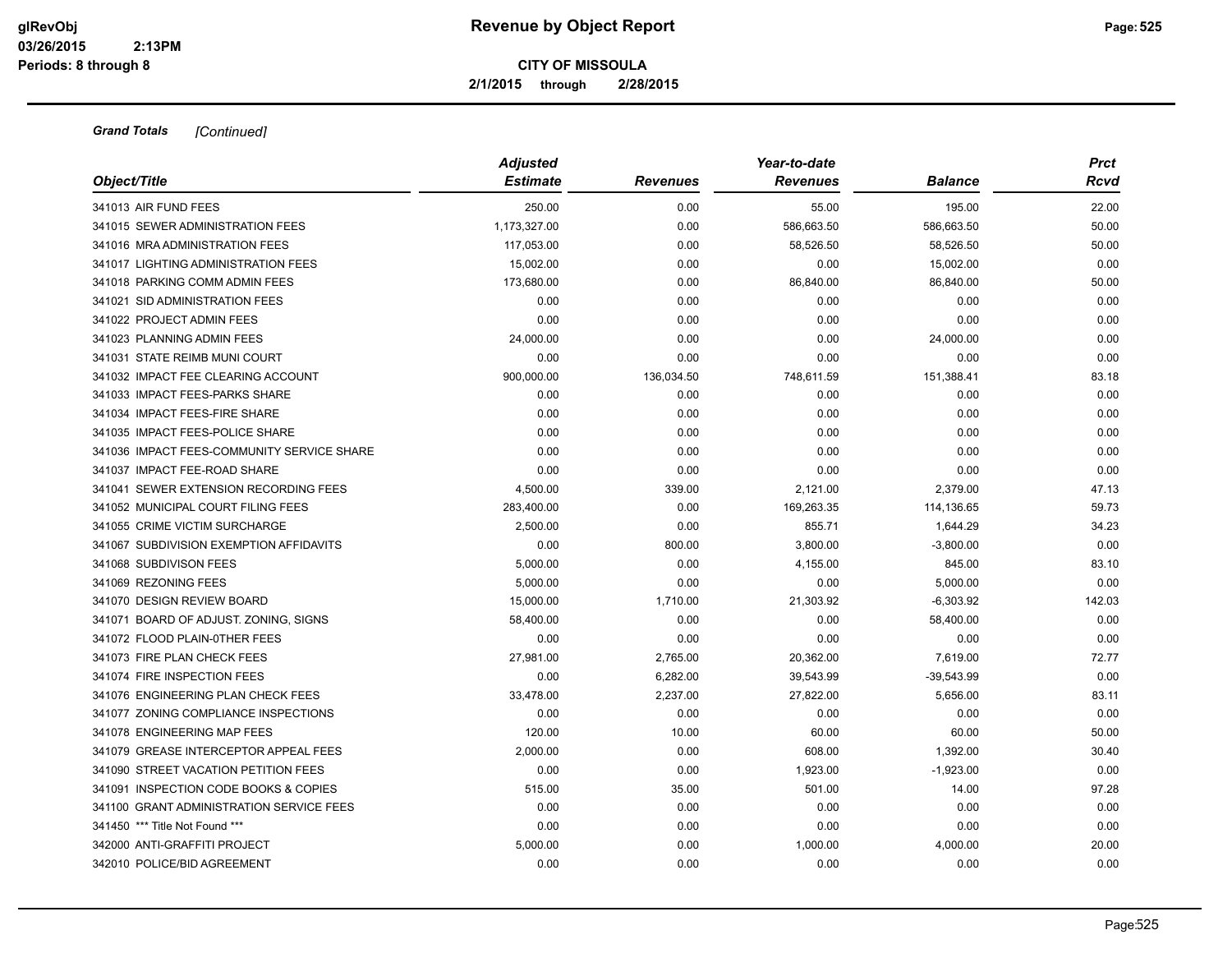# Revenue by Object Report

**CITY OF MISSOULA**

**2/1/2015 through 2/28/2015**

glRevObj
03/26/2015 2:13PM
Periods: 8 through 8

***Grand Totals*** *[Continued]*

| Object/Title | Adjusted Estimate | Revenues | Year-to-date Revenues | Balance | Prct Rcvd |
|---|---|---|---|---|---|
| 341013 AIR FUND FEES | 250.00 | 0.00 | 55.00 | 195.00 | 22.00 |
| 341015 SEWER ADMINISTRATION FEES | 1,173,327.00 | 0.00 | 586,663.50 | 586,663.50 | 50.00 |
| 341016 MRA ADMINISTRATION FEES | 117,053.00 | 0.00 | 58,526.50 | 58,526.50 | 50.00 |
| 341017 LIGHTING ADMINISTRATION FEES | 15,002.00 | 0.00 | 0.00 | 15,002.00 | 0.00 |
| 341018 PARKING COMM ADMIN FEES | 173,680.00 | 0.00 | 86,840.00 | 86,840.00 | 50.00 |
| 341021 SID ADMINISTRATION FEES | 0.00 | 0.00 | 0.00 | 0.00 | 0.00 |
| 341022 PROJECT ADMIN FEES | 0.00 | 0.00 | 0.00 | 0.00 | 0.00 |
| 341023 PLANNING ADMIN FEES | 24,000.00 | 0.00 | 0.00 | 24,000.00 | 0.00 |
| 341031 STATE REIMB MUNI COURT | 0.00 | 0.00 | 0.00 | 0.00 | 0.00 |
| 341032 IMPACT FEE CLEARING ACCOUNT | 900,000.00 | 136,034.50 | 748,611.59 | 151,388.41 | 83.18 |
| 341033 IMPACT FEES-PARKS SHARE | 0.00 | 0.00 | 0.00 | 0.00 | 0.00 |
| 341034 IMPACT FEES-FIRE SHARE | 0.00 | 0.00 | 0.00 | 0.00 | 0.00 |
| 341035 IMPACT FEES-POLICE SHARE | 0.00 | 0.00 | 0.00 | 0.00 | 0.00 |
| 341036 IMPACT FEES-COMMUNITY SERVICE SHARE | 0.00 | 0.00 | 0.00 | 0.00 | 0.00 |
| 341037 IMPACT FEE-ROAD SHARE | 0.00 | 0.00 | 0.00 | 0.00 | 0.00 |
| 341041 SEWER EXTENSION RECORDING FEES | 4,500.00 | 339.00 | 2,121.00 | 2,379.00 | 47.13 |
| 341052 MUNICIPAL COURT FILING FEES | 283,400.00 | 0.00 | 169,263.35 | 114,136.65 | 59.73 |
| 341055 CRIME VICTIM SURCHARGE | 2,500.00 | 0.00 | 855.71 | 1,644.29 | 34.23 |
| 341067 SUBDIVISION EXEMPTION AFFIDAVITS | 0.00 | 800.00 | 3,800.00 | -3,800.00 | 0.00 |
| 341068 SUBDIVISON FEES | 5,000.00 | 0.00 | 4,155.00 | 845.00 | 83.10 |
| 341069 REZONING FEES | 5,000.00 | 0.00 | 0.00 | 5,000.00 | 0.00 |
| 341070 DESIGN REVIEW BOARD | 15,000.00 | 1,710.00 | 21,303.92 | -6,303.92 | 142.03 |
| 341071 BOARD OF ADJUST. ZONING, SIGNS | 58,400.00 | 0.00 | 0.00 | 58,400.00 | 0.00 |
| 341072 FLOOD PLAIN-0THER FEES | 0.00 | 0.00 | 0.00 | 0.00 | 0.00 |
| 341073 FIRE PLAN CHECK FEES | 27,981.00 | 2,765.00 | 20,362.00 | 7,619.00 | 72.77 |
| 341074 FIRE INSPECTION FEES | 0.00 | 6,282.00 | 39,543.99 | -39,543.99 | 0.00 |
| 341076 ENGINEERING PLAN CHECK FEES | 33,478.00 | 2,237.00 | 27,822.00 | 5,656.00 | 83.11 |
| 341077 ZONING COMPLIANCE INSPECTIONS | 0.00 | 0.00 | 0.00 | 0.00 | 0.00 |
| 341078 ENGINEERING MAP FEES | 120.00 | 10.00 | 60.00 | 60.00 | 50.00 |
| 341079 GREASE INTERCEPTOR APPEAL FEES | 2,000.00 | 0.00 | 608.00 | 1,392.00 | 30.40 |
| 341090 STREET VACATION PETITION FEES | 0.00 | 0.00 | 1,923.00 | -1,923.00 | 0.00 |
| 341091 INSPECTION CODE BOOKS & COPIES | 515.00 | 35.00 | 501.00 | 14.00 | 97.28 |
| 341100 GRANT ADMINISTRATION SERVICE FEES | 0.00 | 0.00 | 0.00 | 0.00 | 0.00 |
| 341450 *** Title Not Found *** | 0.00 | 0.00 | 0.00 | 0.00 | 0.00 |
| 342000 ANTI-GRAFFITI PROJECT | 5,000.00 | 0.00 | 1,000.00 | 4,000.00 | 20.00 |
| 342010 POLICE/BID AGREEMENT | 0.00 | 0.00 | 0.00 | 0.00 | 0.00 |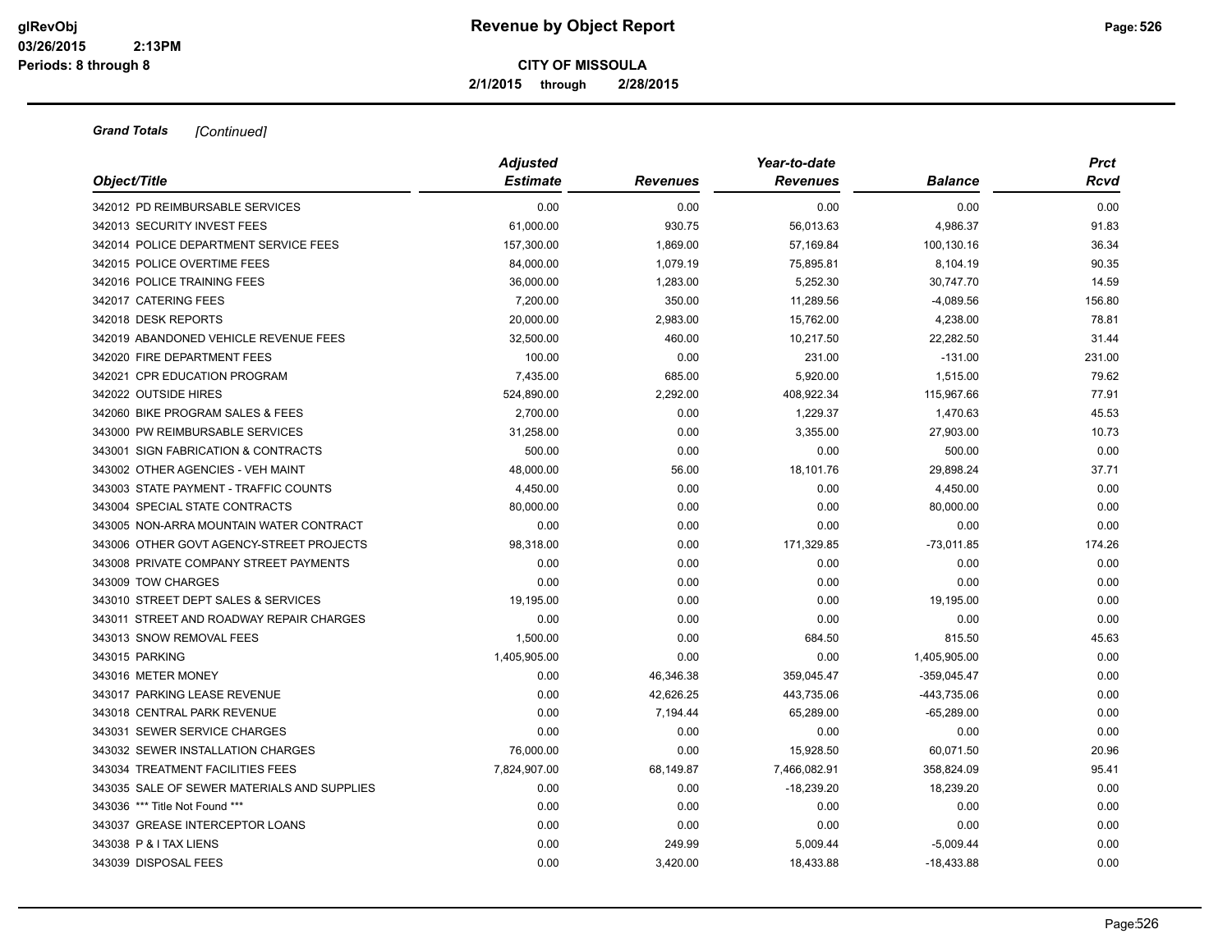**CITY OF MISSOULA**

**2/1/2015 through 2/28/2015**

***Grand Totals*** *[Continued]*

| Object/Title | Adjusted Estimate | Revenues | Year-to-date Revenues | Balance | Prct Rcvd |
|---|---|---|---|---|---|
| 342012 PD REIMBURSABLE SERVICES | 0.00 | 0.00 | 0.00 | 0.00 | 0.00 |
| 342013 SECURITY INVEST FEES | 61,000.00 | 930.75 | 56,013.63 | 4,986.37 | 91.83 |
| 342014 POLICE DEPARTMENT SERVICE FEES | 157,300.00 | 1,869.00 | 57,169.84 | 100,130.16 | 36.34 |
| 342015 POLICE OVERTIME FEES | 84,000.00 | 1,079.19 | 75,895.81 | 8,104.19 | 90.35 |
| 342016 POLICE TRAINING FEES | 36,000.00 | 1,283.00 | 5,252.30 | 30,747.70 | 14.59 |
| 342017 CATERING FEES | 7,200.00 | 350.00 | 11,289.56 | -4,089.56 | 156.80 |
| 342018 DESK REPORTS | 20,000.00 | 2,983.00 | 15,762.00 | 4,238.00 | 78.81 |
| 342019 ABANDONED VEHICLE REVENUE FEES | 32,500.00 | 460.00 | 10,217.50 | 22,282.50 | 31.44 |
| 342020 FIRE DEPARTMENT FEES | 100.00 | 0.00 | 231.00 | -131.00 | 231.00 |
| 342021 CPR EDUCATION PROGRAM | 7,435.00 | 685.00 | 5,920.00 | 1,515.00 | 79.62 |
| 342022 OUTSIDE HIRES | 524,890.00 | 2,292.00 | 408,922.34 | 115,967.66 | 77.91 |
| 342060 BIKE PROGRAM SALES & FEES | 2,700.00 | 0.00 | 1,229.37 | 1,470.63 | 45.53 |
| 343000 PW REIMBURSABLE SERVICES | 31,258.00 | 0.00 | 3,355.00 | 27,903.00 | 10.73 |
| 343001 SIGN FABRICATION & CONTRACTS | 500.00 | 0.00 | 0.00 | 500.00 | 0.00 |
| 343002 OTHER AGENCIES - VEH MAINT | 48,000.00 | 56.00 | 18,101.76 | 29,898.24 | 37.71 |
| 343003 STATE PAYMENT - TRAFFIC COUNTS | 4,450.00 | 0.00 | 0.00 | 4,450.00 | 0.00 |
| 343004 SPECIAL STATE CONTRACTS | 80,000.00 | 0.00 | 0.00 | 80,000.00 | 0.00 |
| 343005 NON-ARRA MOUNTAIN WATER CONTRACT | 0.00 | 0.00 | 0.00 | 0.00 | 0.00 |
| 343006 OTHER GOVT AGENCY-STREET PROJECTS | 98,318.00 | 0.00 | 171,329.85 | -73,011.85 | 174.26 |
| 343008 PRIVATE COMPANY STREET PAYMENTS | 0.00 | 0.00 | 0.00 | 0.00 | 0.00 |
| 343009 TOW CHARGES | 0.00 | 0.00 | 0.00 | 0.00 | 0.00 |
| 343010 STREET DEPT SALES & SERVICES | 19,195.00 | 0.00 | 0.00 | 19,195.00 | 0.00 |
| 343011 STREET AND ROADWAY REPAIR CHARGES | 0.00 | 0.00 | 0.00 | 0.00 | 0.00 |
| 343013 SNOW REMOVAL FEES | 1,500.00 | 0.00 | 684.50 | 815.50 | 45.63 |
| 343015 PARKING | 1,405,905.00 | 0.00 | 0.00 | 1,405,905.00 | 0.00 |
| 343016 METER MONEY | 0.00 | 46,346.38 | 359,045.47 | -359,045.47 | 0.00 |
| 343017 PARKING LEASE REVENUE | 0.00 | 42,626.25 | 443,735.06 | -443,735.06 | 0.00 |
| 343018 CENTRAL PARK REVENUE | 0.00 | 7,194.44 | 65,289.00 | -65,289.00 | 0.00 |
| 343031 SEWER SERVICE CHARGES | 0.00 | 0.00 | 0.00 | 0.00 | 0.00 |
| 343032 SEWER INSTALLATION CHARGES | 76,000.00 | 0.00 | 15,928.50 | 60,071.50 | 20.96 |
| 343034 TREATMENT FACILITIES FEES | 7,824,907.00 | 68,149.87 | 7,466,082.91 | 358,824.09 | 95.41 |
| 343035 SALE OF SEWER MATERIALS AND SUPPLIES | 0.00 | 0.00 | -18,239.20 | 18,239.20 | 0.00 |
| 343036 *** Title Not Found *** | 0.00 | 0.00 | 0.00 | 0.00 | 0.00 |
| 343037 GREASE INTERCEPTOR LOANS | 0.00 | 0.00 | 0.00 | 0.00 | 0.00 |
| 343038 P & I TAX LIENS | 0.00 | 249.99 | 5,009.44 | -5,009.44 | 0.00 |
| 343039 DISPOSAL FEES | 0.00 | 3,420.00 | 18,433.88 | -18,433.88 | 0.00 |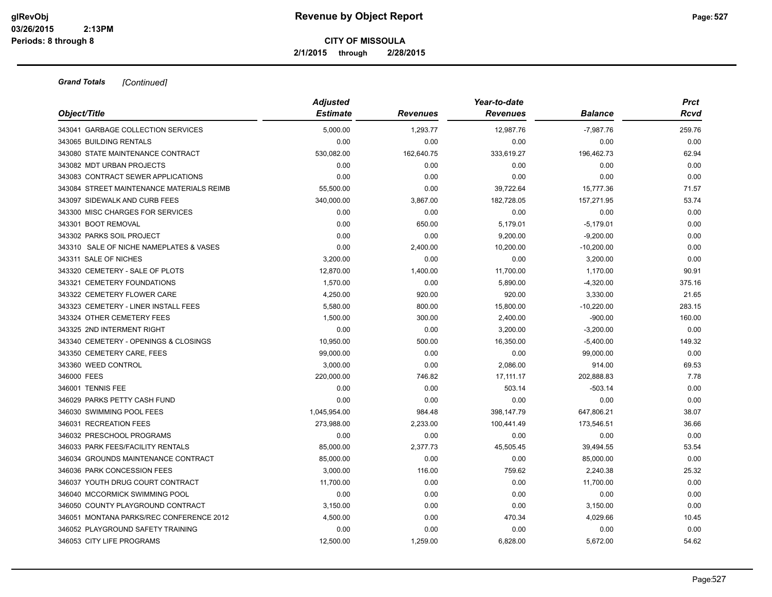**Revenue by Object Report**

**CITY OF MISSOULA**

**2/1/2015 through 2/28/2015**

glRevObj
03/26/2015 2:13PM
Periods: 8 through 8

***Grand Totals*** *[Continued]*

| *Object/Title* | *Adjusted Estimate* | *Revenues* | *Year-to-date Revenues* | *Balance* | *Prct Rcvd* |
|---|---|---|---|---|---|
| 343041 GARBAGE COLLECTION SERVICES | 5,000.00 | 1,293.77 | 12,987.76 | -7,987.76 | 259.76 |
| 343065 BUILDING RENTALS | 0.00 | 0.00 | 0.00 | 0.00 | 0.00 |
| 343080 STATE MAINTENANCE CONTRACT | 530,082.00 | 162,640.75 | 333,619.27 | 196,462.73 | 62.94 |
| 343082 MDT URBAN PROJECTS | 0.00 | 0.00 | 0.00 | 0.00 | 0.00 |
| 343083 CONTRACT SEWER APPLICATIONS | 0.00 | 0.00 | 0.00 | 0.00 | 0.00 |
| 343084 STREET MAINTENANCE MATERIALS REIMB | 55,500.00 | 0.00 | 39,722.64 | 15,777.36 | 71.57 |
| 343097 SIDEWALK AND CURB FEES | 340,000.00 | 3,867.00 | 182,728.05 | 157,271.95 | 53.74 |
| 343300 MISC CHARGES FOR SERVICES | 0.00 | 0.00 | 0.00 | 0.00 | 0.00 |
| 343301 BOOT REMOVAL | 0.00 | 650.00 | 5,179.01 | -5,179.01 | 0.00 |
| 343302 PARKS SOIL PROJECT | 0.00 | 0.00 | 9,200.00 | -9,200.00 | 0.00 |
| 343310 SALE OF NICHE NAMEPLATES & VASES | 0.00 | 2,400.00 | 10,200.00 | -10,200.00 | 0.00 |
| 343311 SALE OF NICHES | 3,200.00 | 0.00 | 0.00 | 3,200.00 | 0.00 |
| 343320 CEMETERY - SALE OF PLOTS | 12,870.00 | 1,400.00 | 11,700.00 | 1,170.00 | 90.91 |
| 343321 CEMETERY FOUNDATIONS | 1,570.00 | 0.00 | 5,890.00 | -4,320.00 | 375.16 |
| 343322 CEMETERY FLOWER CARE | 4,250.00 | 920.00 | 920.00 | 3,330.00 | 21.65 |
| 343323 CEMETERY - LINER INSTALL FEES | 5,580.00 | 800.00 | 15,800.00 | -10,220.00 | 283.15 |
| 343324 OTHER CEMETERY FEES | 1,500.00 | 300.00 | 2,400.00 | -900.00 | 160.00 |
| 343325 2ND INTERMENT RIGHT | 0.00 | 0.00 | 3,200.00 | -3,200.00 | 0.00 |
| 343340 CEMETERY - OPENINGS & CLOSINGS | 10,950.00 | 500.00 | 16,350.00 | -5,400.00 | 149.32 |
| 343350 CEMETERY CARE, FEES | 99,000.00 | 0.00 | 0.00 | 99,000.00 | 0.00 |
| 343360 WEED CONTROL | 3,000.00 | 0.00 | 2,086.00 | 914.00 | 69.53 |
| 346000 FEES | 220,000.00 | 746.82 | 17,111.17 | 202,888.83 | 7.78 |
| 346001 TENNIS FEE | 0.00 | 0.00 | 503.14 | -503.14 | 0.00 |
| 346029 PARKS PETTY CASH FUND | 0.00 | 0.00 | 0.00 | 0.00 | 0.00 |
| 346030 SWIMMING POOL FEES | 1,045,954.00 | 984.48 | 398,147.79 | 647,806.21 | 38.07 |
| 346031 RECREATION FEES | 273,988.00 | 2,233.00 | 100,441.49 | 173,546.51 | 36.66 |
| 346032 PRESCHOOL PROGRAMS | 0.00 | 0.00 | 0.00 | 0.00 | 0.00 |
| 346033 PARK FEES/FACILITY RENTALS | 85,000.00 | 2,377.73 | 45,505.45 | 39,494.55 | 53.54 |
| 346034 GROUNDS MAINTENANCE CONTRACT | 85,000.00 | 0.00 | 0.00 | 85,000.00 | 0.00 |
| 346036 PARK CONCESSION FEES | 3,000.00 | 116.00 | 759.62 | 2,240.38 | 25.32 |
| 346037 YOUTH DRUG COURT CONTRACT | 11,700.00 | 0.00 | 0.00 | 11,700.00 | 0.00 |
| 346040 MCCORMICK SWIMMING POOL | 0.00 | 0.00 | 0.00 | 0.00 | 0.00 |
| 346050 COUNTY PLAYGROUND CONTRACT | 3,150.00 | 0.00 | 0.00 | 3,150.00 | 0.00 |
| 346051 MONTANA PARKS/REC CONFERENCE 2012 | 4,500.00 | 0.00 | 470.34 | 4,029.66 | 10.45 |
| 346052 PLAYGROUND SAFETY TRAINING | 0.00 | 0.00 | 0.00 | 0.00 | 0.00 |
| 346053 CITY LIFE PROGRAMS | 12,500.00 | 1,259.00 | 6,828.00 | 5,672.00 | 54.62 |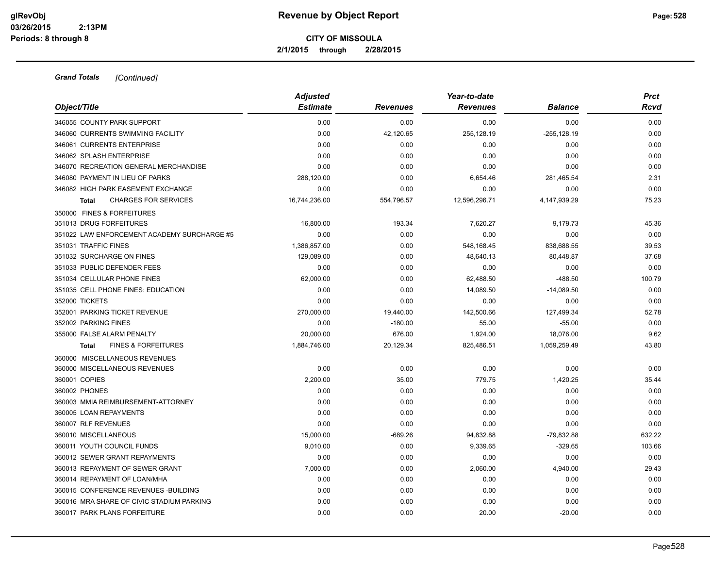# Revenue by Object Report

**CITY OF MISSOULA**

**2/1/2015 through 2/28/2015**

glRevObj
03/26/2015 2:13PM
Periods: 8 through 8

***Grand Totals*** *[Continued]*

| *Object/Title* | *Adjusted Estimate* | *Revenues* | *Year-to-date Revenues* | *Balance* | *Prct Rcvd* |
|---|---|---|---|---|---|
| 346055 COUNTY PARK SUPPORT | 0.00 | 0.00 | 0.00 | 0.00 | 0.00 |
| 346060 CURRENTS SWIMMING FACILITY | 0.00 | 42,120.65 | 255,128.19 | -255,128.19 | 0.00 |
| 346061 CURRENTS ENTERPRISE | 0.00 | 0.00 | 0.00 | 0.00 | 0.00 |
| 346062 SPLASH ENTERPRISE | 0.00 | 0.00 | 0.00 | 0.00 | 0.00 |
| 346070 RECREATION GENERAL MERCHANDISE | 0.00 | 0.00 | 0.00 | 0.00 | 0.00 |
| 346080 PAYMENT IN LIEU OF PARKS | 288,120.00 | 0.00 | 6,654.46 | 281,465.54 | 2.31 |
| 346082 HIGH PARK EASEMENT EXCHANGE | 0.00 | 0.00 | 0.00 | 0.00 | 0.00 |
| **Total** CHARGES FOR SERVICES | 16,744,236.00 | 554,796.57 | 12,596,296.71 | 4,147,939.29 | 75.23 |
| 350000 FINES & FORFEITURES | | | | | |
| 351013 DRUG FORFEITURES | 16,800.00 | 193.34 | 7,620.27 | 9,179.73 | 45.36 |
| 351022 LAW ENFORCEMENT ACADEMY SURCHARGE #5 | 0.00 | 0.00 | 0.00 | 0.00 | 0.00 |
| 351031 TRAFFIC FINES | 1,386,857.00 | 0.00 | 548,168.45 | 838,688.55 | 39.53 |
| 351032 SURCHARGE ON FINES | 129,089.00 | 0.00 | 48,640.13 | 80,448.87 | 37.68 |
| 351033 PUBLIC DEFENDER FEES | 0.00 | 0.00 | 0.00 | 0.00 | 0.00 |
| 351034 CELLULAR PHONE FINES | 62,000.00 | 0.00 | 62,488.50 | -488.50 | 100.79 |
| 351035 CELL PHONE FINES: EDUCATION | 0.00 | 0.00 | 14,089.50 | -14,089.50 | 0.00 |
| 352000 TICKETS | 0.00 | 0.00 | 0.00 | 0.00 | 0.00 |
| 352001 PARKING TICKET REVENUE | 270,000.00 | 19,440.00 | 142,500.66 | 127,499.34 | 52.78 |
| 352002 PARKING FINES | 0.00 | -180.00 | 55.00 | -55.00 | 0.00 |
| 355000 FALSE ALARM PENALTY | 20,000.00 | 676.00 | 1,924.00 | 18,076.00 | 9.62 |
| **Total** FINES & FORFEITURES | 1,884,746.00 | 20,129.34 | 825,486.51 | 1,059,259.49 | 43.80 |
| 360000 MISCELLANEOUS REVENUES | | | | | |
| 360000 MISCELLANEOUS REVENUES | 0.00 | 0.00 | 0.00 | 0.00 | 0.00 |
| 360001 COPIES | 2,200.00 | 35.00 | 779.75 | 1,420.25 | 35.44 |
| 360002 PHONES | 0.00 | 0.00 | 0.00 | 0.00 | 0.00 |
| 360003 MMIA REIMBURSEMENT-ATTORNEY | 0.00 | 0.00 | 0.00 | 0.00 | 0.00 |
| 360005 LOAN REPAYMENTS | 0.00 | 0.00 | 0.00 | 0.00 | 0.00 |
| 360007 RLF REVENUES | 0.00 | 0.00 | 0.00 | 0.00 | 0.00 |
| 360010 MISCELLANEOUS | 15,000.00 | -689.26 | 94,832.88 | -79,832.88 | 632.22 |
| 360011 YOUTH COUNCIL FUNDS | 9,010.00 | 0.00 | 9,339.65 | -329.65 | 103.66 |
| 360012 SEWER GRANT REPAYMENTS | 0.00 | 0.00 | 0.00 | 0.00 | 0.00 |
| 360013 REPAYMENT OF SEWER GRANT | 7,000.00 | 0.00 | 2,060.00 | 4,940.00 | 29.43 |
| 360014 REPAYMENT OF LOAN/MHA | 0.00 | 0.00 | 0.00 | 0.00 | 0.00 |
| 360015 CONFERENCE REVENUES -BUILDING | 0.00 | 0.00 | 0.00 | 0.00 | 0.00 |
| 360016 MRA SHARE OF CIVIC STADIUM PARKING | 0.00 | 0.00 | 0.00 | 0.00 | 0.00 |
| 360017 PARK PLANS FORFEITURE | 0.00 | 0.00 | 20.00 | -20.00 | 0.00 |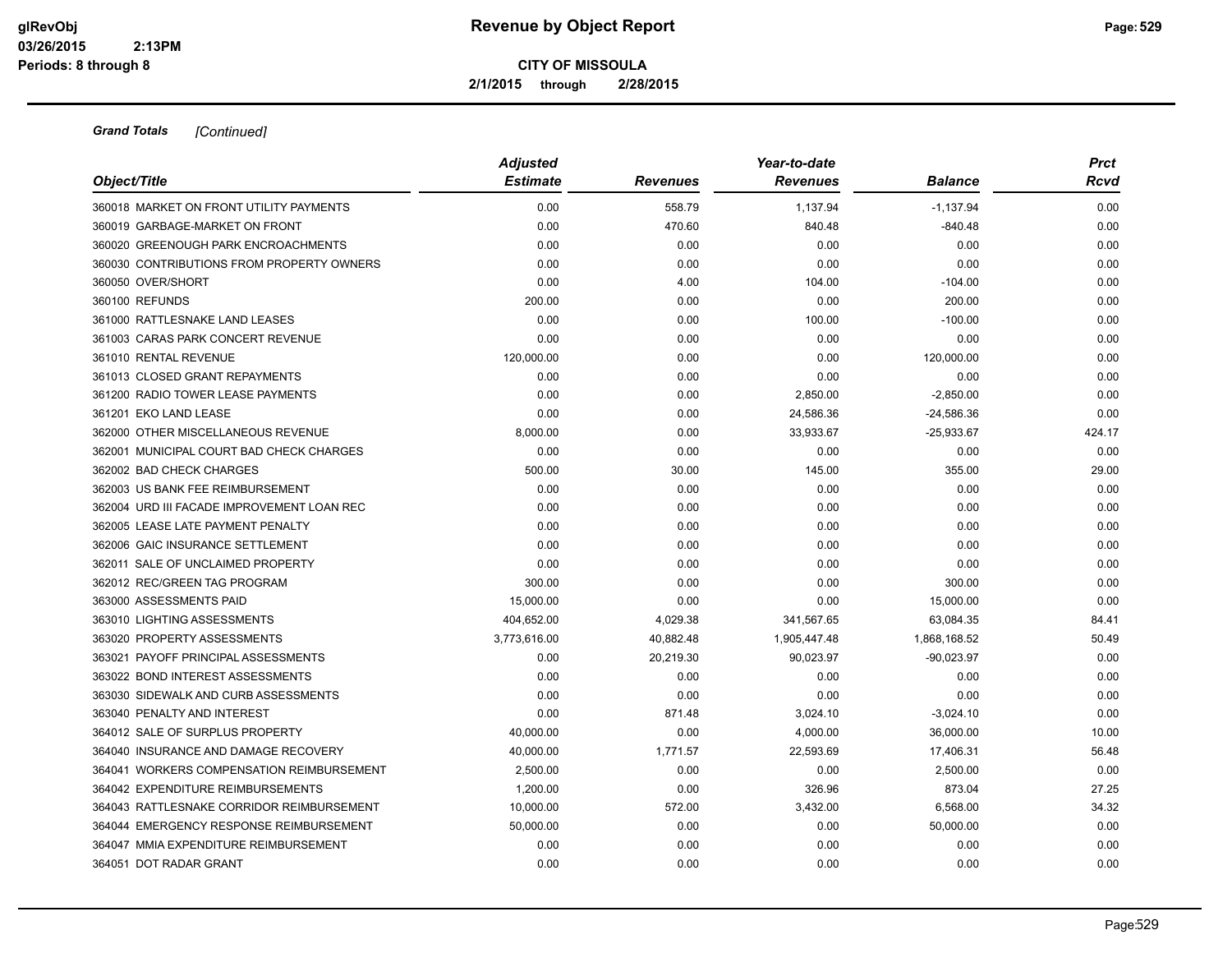# Revenue by Object Report

**CITY OF MISSOULA**

**2/1/2015 through 2/28/2015**

glRevObj
03/26/2015 2:13PM
Periods: 8 through 8

***Grand Totals*** *[Continued]*

| Object/Title | Adjusted Estimate | Revenues | Year-to-date Revenues | Balance | Prct Rcvd |
|---|---|---|---|---|---|
| 360018 MARKET ON FRONT UTILITY PAYMENTS | 0.00 | 558.79 | 1,137.94 | -1,137.94 | 0.00 |
| 360019 GARBAGE-MARKET ON FRONT | 0.00 | 470.60 | 840.48 | -840.48 | 0.00 |
| 360020 GREENOUGH PARK ENCROACHMENTS | 0.00 | 0.00 | 0.00 | 0.00 | 0.00 |
| 360030 CONTRIBUTIONS FROM PROPERTY OWNERS | 0.00 | 0.00 | 0.00 | 0.00 | 0.00 |
| 360050 OVER/SHORT | 0.00 | 4.00 | 104.00 | -104.00 | 0.00 |
| 360100 REFUNDS | 200.00 | 0.00 | 0.00 | 200.00 | 0.00 |
| 361000 RATTLESNAKE LAND LEASES | 0.00 | 0.00 | 100.00 | -100.00 | 0.00 |
| 361003 CARAS PARK CONCERT REVENUE | 0.00 | 0.00 | 0.00 | 0.00 | 0.00 |
| 361010 RENTAL REVENUE | 120,000.00 | 0.00 | 0.00 | 120,000.00 | 0.00 |
| 361013 CLOSED GRANT REPAYMENTS | 0.00 | 0.00 | 0.00 | 0.00 | 0.00 |
| 361200 RADIO TOWER LEASE PAYMENTS | 0.00 | 0.00 | 2,850.00 | -2,850.00 | 0.00 |
| 361201 EKO LAND LEASE | 0.00 | 0.00 | 24,586.36 | -24,586.36 | 0.00 |
| 362000 OTHER MISCELLANEOUS REVENUE | 8,000.00 | 0.00 | 33,933.67 | -25,933.67 | 424.17 |
| 362001 MUNICIPAL COURT BAD CHECK CHARGES | 0.00 | 0.00 | 0.00 | 0.00 | 0.00 |
| 362002 BAD CHECK CHARGES | 500.00 | 30.00 | 145.00 | 355.00 | 29.00 |
| 362003 US BANK FEE REIMBURSEMENT | 0.00 | 0.00 | 0.00 | 0.00 | 0.00 |
| 362004 URD III FACADE IMPROVEMENT LOAN REC | 0.00 | 0.00 | 0.00 | 0.00 | 0.00 |
| 362005 LEASE LATE PAYMENT PENALTY | 0.00 | 0.00 | 0.00 | 0.00 | 0.00 |
| 362006 GAIC INSURANCE SETTLEMENT | 0.00 | 0.00 | 0.00 | 0.00 | 0.00 |
| 362011 SALE OF UNCLAIMED PROPERTY | 0.00 | 0.00 | 0.00 | 0.00 | 0.00 |
| 362012 REC/GREEN TAG PROGRAM | 300.00 | 0.00 | 0.00 | 300.00 | 0.00 |
| 363000 ASSESSMENTS PAID | 15,000.00 | 0.00 | 0.00 | 15,000.00 | 0.00 |
| 363010 LIGHTING ASSESSMENTS | 404,652.00 | 4,029.38 | 341,567.65 | 63,084.35 | 84.41 |
| 363020 PROPERTY ASSESSMENTS | 3,773,616.00 | 40,882.48 | 1,905,447.48 | 1,868,168.52 | 50.49 |
| 363021 PAYOFF PRINCIPAL ASSESSMENTS | 0.00 | 20,219.30 | 90,023.97 | -90,023.97 | 0.00 |
| 363022 BOND INTEREST ASSESSMENTS | 0.00 | 0.00 | 0.00 | 0.00 | 0.00 |
| 363030 SIDEWALK AND CURB ASSESSMENTS | 0.00 | 0.00 | 0.00 | 0.00 | 0.00 |
| 363040 PENALTY AND INTEREST | 0.00 | 871.48 | 3,024.10 | -3,024.10 | 0.00 |
| 364012 SALE OF SURPLUS PROPERTY | 40,000.00 | 0.00 | 4,000.00 | 36,000.00 | 10.00 |
| 364040 INSURANCE AND DAMAGE RECOVERY | 40,000.00 | 1,771.57 | 22,593.69 | 17,406.31 | 56.48 |
| 364041 WORKERS COMPENSATION REIMBURSEMENT | 2,500.00 | 0.00 | 0.00 | 2,500.00 | 0.00 |
| 364042 EXPENDITURE REIMBURSEMENTS | 1,200.00 | 0.00 | 326.96 | 873.04 | 27.25 |
| 364043 RATTLESNAKE CORRIDOR REIMBURSEMENT | 10,000.00 | 572.00 | 3,432.00 | 6,568.00 | 34.32 |
| 364044 EMERGENCY RESPONSE REIMBURSEMENT | 50,000.00 | 0.00 | 0.00 | 50,000.00 | 0.00 |
| 364047 MMIA EXPENDITURE REIMBURSEMENT | 0.00 | 0.00 | 0.00 | 0.00 | 0.00 |
| 364051 DOT RADAR GRANT | 0.00 | 0.00 | 0.00 | 0.00 | 0.00 |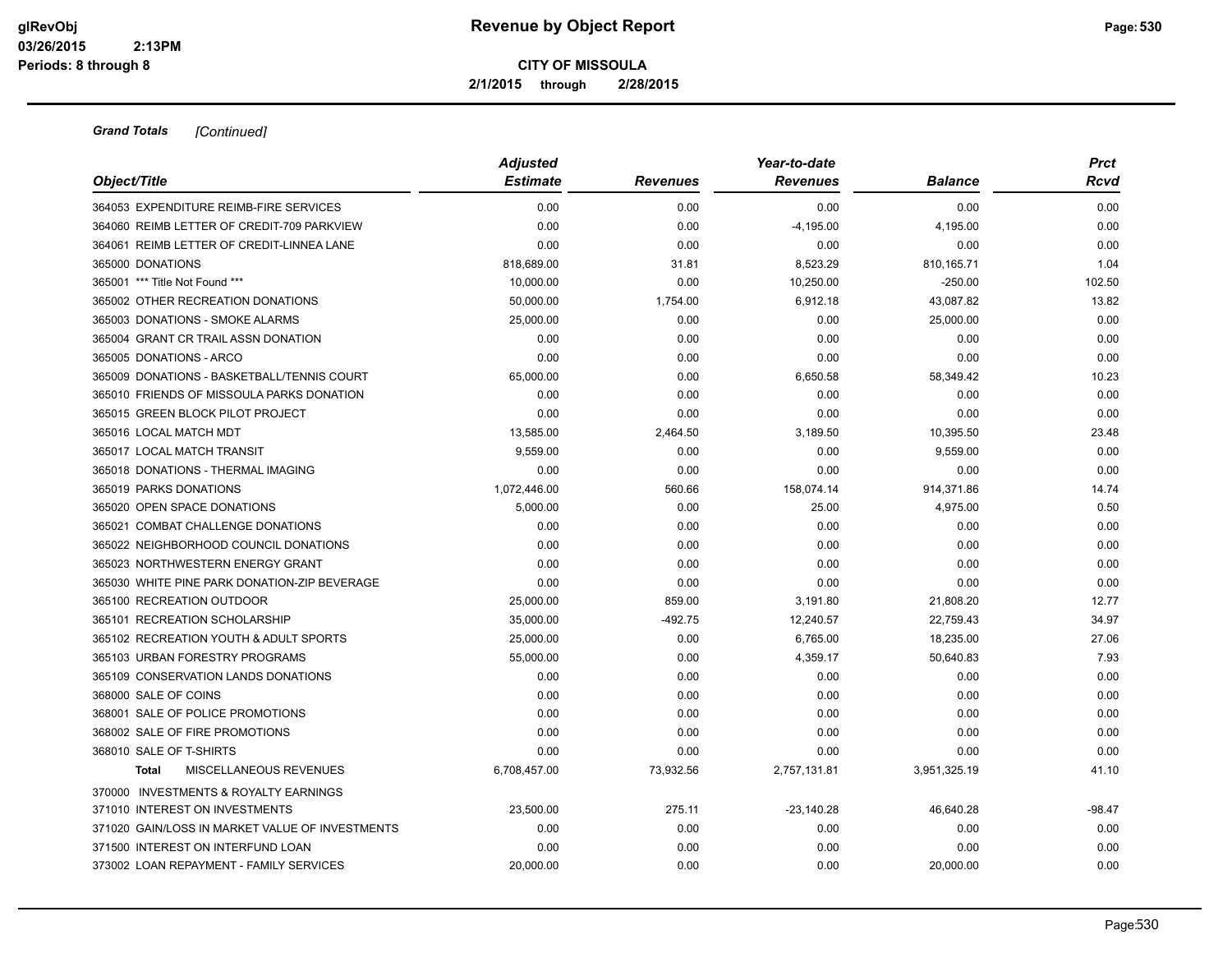# Revenue by Object Report

**CITY OF MISSOULA**

**2/1/2015 through 2/28/2015**

glRevObj
03/26/2015 2:13PM
Periods: 8 through 8

***Grand Totals*** *[Continued]*

| *Object/Title* | *Adjusted Estimate* | *Revenues* | *Year-to-date Revenues* | *Balance* | *Prct Rcvd* |
|---|---|---|---|---|---|
| 364053 EXPENDITURE REIMB-FIRE SERVICES | 0.00 | 0.00 | 0.00 | 0.00 | 0.00 |
| 364060 REIMB LETTER OF CREDIT-709 PARKVIEW | 0.00 | 0.00 | -4,195.00 | 4,195.00 | 0.00 |
| 364061 REIMB LETTER OF CREDIT-LINNEA LANE | 0.00 | 0.00 | 0.00 | 0.00 | 0.00 |
| 365000 DONATIONS | 818,689.00 | 31.81 | 8,523.29 | 810,165.71 | 1.04 |
| 365001 *** Title Not Found *** | 10,000.00 | 0.00 | 10,250.00 | -250.00 | 102.50 |
| 365002 OTHER RECREATION DONATIONS | 50,000.00 | 1,754.00 | 6,912.18 | 43,087.82 | 13.82 |
| 365003 DONATIONS - SMOKE ALARMS | 25,000.00 | 0.00 | 0.00 | 25,000.00 | 0.00 |
| 365004 GRANT CR TRAIL ASSN DONATION | 0.00 | 0.00 | 0.00 | 0.00 | 0.00 |
| 365005 DONATIONS - ARCO | 0.00 | 0.00 | 0.00 | 0.00 | 0.00 |
| 365009 DONATIONS - BASKETBALL/TENNIS COURT | 65,000.00 | 0.00 | 6,650.58 | 58,349.42 | 10.23 |
| 365010 FRIENDS OF MISSOULA PARKS DONATION | 0.00 | 0.00 | 0.00 | 0.00 | 0.00 |
| 365015 GREEN BLOCK PILOT PROJECT | 0.00 | 0.00 | 0.00 | 0.00 | 0.00 |
| 365016 LOCAL MATCH MDT | 13,585.00 | 2,464.50 | 3,189.50 | 10,395.50 | 23.48 |
| 365017 LOCAL MATCH TRANSIT | 9,559.00 | 0.00 | 0.00 | 9,559.00 | 0.00 |
| 365018 DONATIONS - THERMAL IMAGING | 0.00 | 0.00 | 0.00 | 0.00 | 0.00 |
| 365019 PARKS DONATIONS | 1,072,446.00 | 560.66 | 158,074.14 | 914,371.86 | 14.74 |
| 365020 OPEN SPACE DONATIONS | 5,000.00 | 0.00 | 25.00 | 4,975.00 | 0.50 |
| 365021 COMBAT CHALLENGE DONATIONS | 0.00 | 0.00 | 0.00 | 0.00 | 0.00 |
| 365022 NEIGHBORHOOD COUNCIL DONATIONS | 0.00 | 0.00 | 0.00 | 0.00 | 0.00 |
| 365023 NORTHWESTERN ENERGY GRANT | 0.00 | 0.00 | 0.00 | 0.00 | 0.00 |
| 365030 WHITE PINE PARK DONATION-ZIP BEVERAGE | 0.00 | 0.00 | 0.00 | 0.00 | 0.00 |
| 365100 RECREATION OUTDOOR | 25,000.00 | 859.00 | 3,191.80 | 21,808.20 | 12.77 |
| 365101 RECREATION SCHOLARSHIP | 35,000.00 | -492.75 | 12,240.57 | 22,759.43 | 34.97 |
| 365102 RECREATION YOUTH & ADULT SPORTS | 25,000.00 | 0.00 | 6,765.00 | 18,235.00 | 27.06 |
| 365103 URBAN FORESTRY PROGRAMS | 55,000.00 | 0.00 | 4,359.17 | 50,640.83 | 7.93 |
| 365109 CONSERVATION LANDS DONATIONS | 0.00 | 0.00 | 0.00 | 0.00 | 0.00 |
| 368000 SALE OF COINS | 0.00 | 0.00 | 0.00 | 0.00 | 0.00 |
| 368001 SALE OF POLICE PROMOTIONS | 0.00 | 0.00 | 0.00 | 0.00 | 0.00 |
| 368002 SALE OF FIRE PROMOTIONS | 0.00 | 0.00 | 0.00 | 0.00 | 0.00 |
| 368010 SALE OF T-SHIRTS | 0.00 | 0.00 | 0.00 | 0.00 | 0.00 |
| **Total** MISCELLANEOUS REVENUES | 6,708,457.00 | 73,932.56 | 2,757,131.81 | 3,951,325.19 | 41.10 |
| 370000 INVESTMENTS & ROYALTY EARNINGS | | | | | |
| 371010 INTEREST ON INVESTMENTS | 23,500.00 | 275.11 | -23,140.28 | 46,640.28 | -98.47 |
| 371020 GAIN/LOSS IN MARKET VALUE OF INVESTMENTS | 0.00 | 0.00 | 0.00 | 0.00 | 0.00 |
| 371500 INTEREST ON INTERFUND LOAN | 0.00 | 0.00 | 0.00 | 0.00 | 0.00 |
| 373002 LOAN REPAYMENT - FAMILY SERVICES | 20,000.00 | 0.00 | 0.00 | 20,000.00 | 0.00 |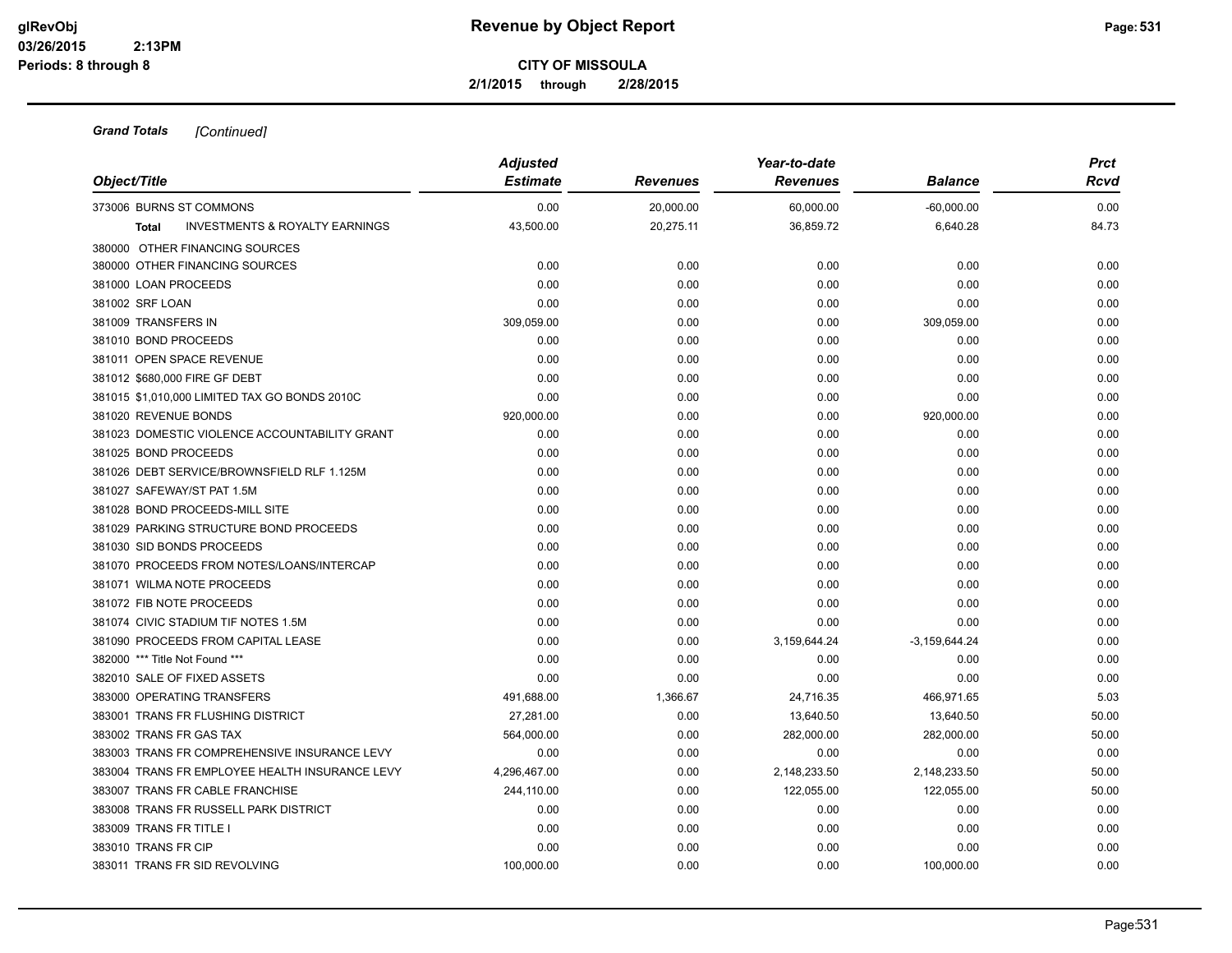**Revenue by Object Report**

**CITY OF MISSOULA**

**2/1/2015 through 2/28/2015**

glRevObj
03/26/2015 2:13PM
Periods: 8 through 8

***Grand Totals*** *[Continued]*

| Object/Title | Adjusted Estimate | Revenues | Year-to-date Revenues | Balance | Prct Rcvd |
|---|---|---|---|---|---|
| 373006 BURNS ST COMMONS | 0.00 | 20,000.00 | 60,000.00 | -60,000.00 | 0.00 |
| **Total** INVESTMENTS & ROYALTY EARNINGS | 43,500.00 | 20,275.11 | 36,859.72 | 6,640.28 | 84.73 |
| 380000 OTHER FINANCING SOURCES | | | | | |
| 380000 OTHER FINANCING SOURCES | 0.00 | 0.00 | 0.00 | 0.00 | 0.00 |
| 381000 LOAN PROCEEDS | 0.00 | 0.00 | 0.00 | 0.00 | 0.00 |
| 381002 SRF LOAN | 0.00 | 0.00 | 0.00 | 0.00 | 0.00 |
| 381009 TRANSFERS IN | 309,059.00 | 0.00 | 0.00 | 309,059.00 | 0.00 |
| 381010 BOND PROCEEDS | 0.00 | 0.00 | 0.00 | 0.00 | 0.00 |
| 381011 OPEN SPACE REVENUE | 0.00 | 0.00 | 0.00 | 0.00 | 0.00 |
| 381012 $680,000 FIRE GF DEBT | 0.00 | 0.00 | 0.00 | 0.00 | 0.00 |
| 381015 $1,010,000 LIMITED TAX GO BONDS 2010C | 0.00 | 0.00 | 0.00 | 0.00 | 0.00 |
| 381020 REVENUE BONDS | 920,000.00 | 0.00 | 0.00 | 920,000.00 | 0.00 |
| 381023 DOMESTIC VIOLENCE ACCOUNTABILITY GRANT | 0.00 | 0.00 | 0.00 | 0.00 | 0.00 |
| 381025 BOND PROCEEDS | 0.00 | 0.00 | 0.00 | 0.00 | 0.00 |
| 381026 DEBT SERVICE/BROWNSFIELD RLF 1.125M | 0.00 | 0.00 | 0.00 | 0.00 | 0.00 |
| 381027 SAFEWAY/ST PAT 1.5M | 0.00 | 0.00 | 0.00 | 0.00 | 0.00 |
| 381028 BOND PROCEEDS-MILL SITE | 0.00 | 0.00 | 0.00 | 0.00 | 0.00 |
| 381029 PARKING STRUCTURE BOND PROCEEDS | 0.00 | 0.00 | 0.00 | 0.00 | 0.00 |
| 381030 SID BONDS PROCEEDS | 0.00 | 0.00 | 0.00 | 0.00 | 0.00 |
| 381070 PROCEEDS FROM NOTES/LOANS/INTERCAP | 0.00 | 0.00 | 0.00 | 0.00 | 0.00 |
| 381071 WILMA NOTE PROCEEDS | 0.00 | 0.00 | 0.00 | 0.00 | 0.00 |
| 381072 FIB NOTE PROCEEDS | 0.00 | 0.00 | 0.00 | 0.00 | 0.00 |
| 381074 CIVIC STADIUM TIF NOTES 1.5M | 0.00 | 0.00 | 0.00 | 0.00 | 0.00 |
| 381090 PROCEEDS FROM CAPITAL LEASE | 0.00 | 0.00 | 3,159,644.24 | -3,159,644.24 | 0.00 |
| 382000 *** Title Not Found *** | 0.00 | 0.00 | 0.00 | 0.00 | 0.00 |
| 382010 SALE OF FIXED ASSETS | 0.00 | 0.00 | 0.00 | 0.00 | 0.00 |
| 383000 OPERATING TRANSFERS | 491,688.00 | 1,366.67 | 24,716.35 | 466,971.65 | 5.03 |
| 383001 TRANS FR FLUSHING DISTRICT | 27,281.00 | 0.00 | 13,640.50 | 13,640.50 | 50.00 |
| 383002 TRANS FR GAS TAX | 564,000.00 | 0.00 | 282,000.00 | 282,000.00 | 50.00 |
| 383003 TRANS FR COMPREHENSIVE INSURANCE LEVY | 0.00 | 0.00 | 0.00 | 0.00 | 0.00 |
| 383004 TRANS FR EMPLOYEE HEALTH INSURANCE LEVY | 4,296,467.00 | 0.00 | 2,148,233.50 | 2,148,233.50 | 50.00 |
| 383007 TRANS FR CABLE FRANCHISE | 244,110.00 | 0.00 | 122,055.00 | 122,055.00 | 50.00 |
| 383008 TRANS FR RUSSELL PARK DISTRICT | 0.00 | 0.00 | 0.00 | 0.00 | 0.00 |
| 383009 TRANS FR TITLE I | 0.00 | 0.00 | 0.00 | 0.00 | 0.00 |
| 383010 TRANS FR CIP | 0.00 | 0.00 | 0.00 | 0.00 | 0.00 |
| 383011 TRANS FR SID REVOLVING | 100,000.00 | 0.00 | 0.00 | 100,000.00 | 0.00 |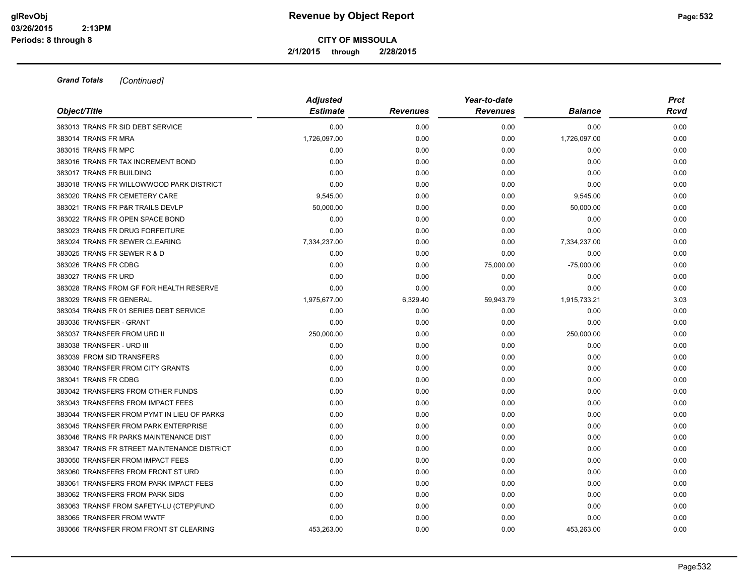**Grand Totals** *[Continued]*

| Object/Title | Adjusted Estimate | Revenues | Year-to-date Revenues | Balance | Prct Rcvd |
|---|---|---|---|---|---|
| 383013 TRANS FR SID DEBT SERVICE | 0.00 | 0.00 | 0.00 | 0.00 | 0.00 |
| 383014 TRANS FR MRA | 1,726,097.00 | 0.00 | 0.00 | 1,726,097.00 | 0.00 |
| 383015 TRANS FR MPC | 0.00 | 0.00 | 0.00 | 0.00 | 0.00 |
| 383016 TRANS FR TAX INCREMENT BOND | 0.00 | 0.00 | 0.00 | 0.00 | 0.00 |
| 383017 TRANS FR BUILDING | 0.00 | 0.00 | 0.00 | 0.00 | 0.00 |
| 383018 TRANS FR WILLOWWOOD PARK DISTRICT | 0.00 | 0.00 | 0.00 | 0.00 | 0.00 |
| 383020 TRANS FR CEMETERY CARE | 9,545.00 | 0.00 | 0.00 | 9,545.00 | 0.00 |
| 383021 TRANS FR P&R TRAILS DEVLP | 50,000.00 | 0.00 | 0.00 | 50,000.00 | 0.00 |
| 383022 TRANS FR OPEN SPACE BOND | 0.00 | 0.00 | 0.00 | 0.00 | 0.00 |
| 383023 TRANS FR DRUG FORFEITURE | 0.00 | 0.00 | 0.00 | 0.00 | 0.00 |
| 383024 TRANS FR SEWER CLEARING | 7,334,237.00 | 0.00 | 0.00 | 7,334,237.00 | 0.00 |
| 383025 TRANS FR SEWER R & D | 0.00 | 0.00 | 0.00 | 0.00 | 0.00 |
| 383026 TRANS FR CDBG | 0.00 | 0.00 | 75,000.00 | -75,000.00 | 0.00 |
| 383027 TRANS FR URD | 0.00 | 0.00 | 0.00 | 0.00 | 0.00 |
| 383028 TRANS FROM GF FOR HEALTH RESERVE | 0.00 | 0.00 | 0.00 | 0.00 | 0.00 |
| 383029 TRANS FR GENERAL | 1,975,677.00 | 6,329.40 | 59,943.79 | 1,915,733.21 | 3.03 |
| 383034 TRANS FR 01 SERIES DEBT SERVICE | 0.00 | 0.00 | 0.00 | 0.00 | 0.00 |
| 383036 TRANSFER - GRANT | 0.00 | 0.00 | 0.00 | 0.00 | 0.00 |
| 383037 TRANSFER FROM URD II | 250,000.00 | 0.00 | 0.00 | 250,000.00 | 0.00 |
| 383038 TRANSFER - URD III | 0.00 | 0.00 | 0.00 | 0.00 | 0.00 |
| 383039 FROM SID TRANSFERS | 0.00 | 0.00 | 0.00 | 0.00 | 0.00 |
| 383040 TRANSFER FROM CITY GRANTS | 0.00 | 0.00 | 0.00 | 0.00 | 0.00 |
| 383041 TRANS FR CDBG | 0.00 | 0.00 | 0.00 | 0.00 | 0.00 |
| 383042 TRANSFERS FROM OTHER FUNDS | 0.00 | 0.00 | 0.00 | 0.00 | 0.00 |
| 383043 TRANSFERS FROM IMPACT FEES | 0.00 | 0.00 | 0.00 | 0.00 | 0.00 |
| 383044 TRANSFER FROM PYMT IN LIEU OF PARKS | 0.00 | 0.00 | 0.00 | 0.00 | 0.00 |
| 383045 TRANSFER FROM PARK ENTERPRISE | 0.00 | 0.00 | 0.00 | 0.00 | 0.00 |
| 383046 TRANS FR PARKS MAINTENANCE DIST | 0.00 | 0.00 | 0.00 | 0.00 | 0.00 |
| 383047 TRANS FR STREET MAINTENANCE DISTRICT | 0.00 | 0.00 | 0.00 | 0.00 | 0.00 |
| 383050 TRANSFER FROM IMPACT FEES | 0.00 | 0.00 | 0.00 | 0.00 | 0.00 |
| 383060 TRANSFERS FROM FRONT ST URD | 0.00 | 0.00 | 0.00 | 0.00 | 0.00 |
| 383061 TRANSFERS FROM PARK IMPACT FEES | 0.00 | 0.00 | 0.00 | 0.00 | 0.00 |
| 383062 TRANSFERS FROM PARK SIDS | 0.00 | 0.00 | 0.00 | 0.00 | 0.00 |
| 383063 TRANSF FROM SAFETY-LU (CTEP)FUND | 0.00 | 0.00 | 0.00 | 0.00 | 0.00 |
| 383065 TRANSFER FROM WWTF | 0.00 | 0.00 | 0.00 | 0.00 | 0.00 |
| 383066 TRANSFER FROM FRONT ST CLEARING | 453,263.00 | 0.00 | 0.00 | 453,263.00 | 0.00 |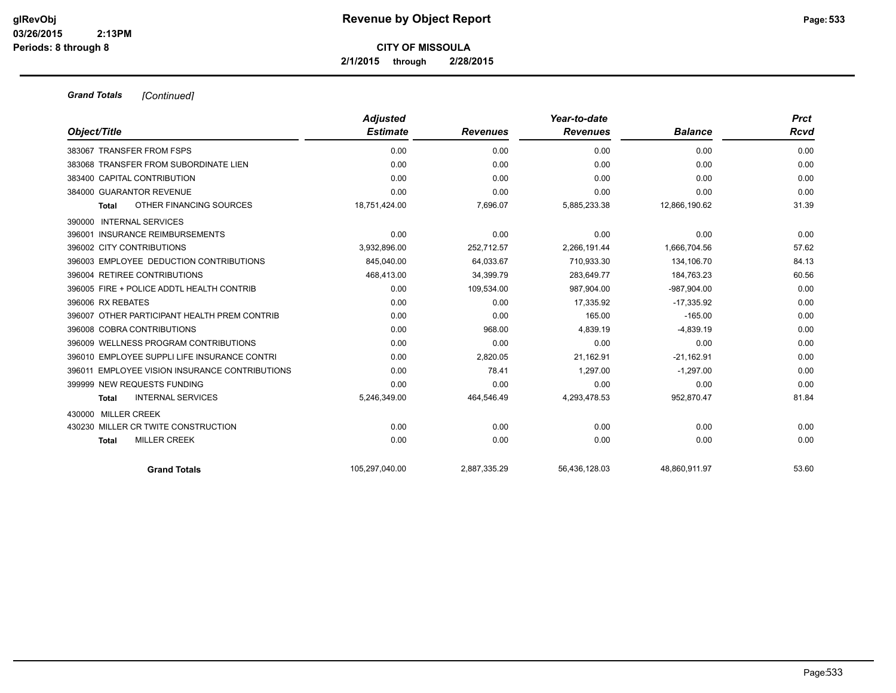**Revenue by Object Report**

**CITY OF MISSOULA**

**2/1/2015 through 2/28/2015**

glRevObj
03/26/2015 2:13PM
Periods: 8 through 8

***Grand Totals*** *[Continued]*

| *Object/Title* | *Adjusted Estimate* | *Revenues* | *Year-to-date Revenues* | *Balance* | *Prct Rcvd* |
|---|---|---|---|---|---|
| 383067 TRANSFER FROM FSPS | 0.00 | 0.00 | 0.00 | 0.00 | 0.00 |
| 383068 TRANSFER FROM SUBORDINATE LIEN | 0.00 | 0.00 | 0.00 | 0.00 | 0.00 |
| 383400 CAPITAL CONTRIBUTION | 0.00 | 0.00 | 0.00 | 0.00 | 0.00 |
| 384000 GUARANTOR REVENUE | 0.00 | 0.00 | 0.00 | 0.00 | 0.00 |
| **Total** OTHER FINANCING SOURCES | 18,751,424.00 | 7,696.07 | 5,885,233.38 | 12,866,190.62 | 31.39 |
| 390000 INTERNAL SERVICES | | | | | |
| 396001 INSURANCE REIMBURSEMENTS | 0.00 | 0.00 | 0.00 | 0.00 | 0.00 |
| 396002 CITY CONTRIBUTIONS | 3,932,896.00 | 252,712.57 | 2,266,191.44 | 1,666,704.56 | 57.62 |
| 396003 EMPLOYEE DEDUCTION CONTRIBUTIONS | 845,040.00 | 64,033.67 | 710,933.30 | 134,106.70 | 84.13 |
| 396004 RETIREE CONTRIBUTIONS | 468,413.00 | 34,399.79 | 283,649.77 | 184,763.23 | 60.56 |
| 396005 FIRE + POLICE ADDTL HEALTH CONTRIB | 0.00 | 109,534.00 | 987,904.00 | -987,904.00 | 0.00 |
| 396006 RX REBATES | 0.00 | 0.00 | 17,335.92 | -17,335.92 | 0.00 |
| 396007 OTHER PARTICIPANT HEALTH PREM CONTRIB | 0.00 | 0.00 | 165.00 | -165.00 | 0.00 |
| 396008 COBRA CONTRIBUTIONS | 0.00 | 968.00 | 4,839.19 | -4,839.19 | 0.00 |
| 396009 WELLNESS PROGRAM CONTRIBUTIONS | 0.00 | 0.00 | 0.00 | 0.00 | 0.00 |
| 396010 EMPLOYEE SUPPLI LIFE INSURANCE CONTRI | 0.00 | 2,820.05 | 21,162.91 | -21,162.91 | 0.00 |
| 396011 EMPLOYEE VISION INSURANCE CONTRIBUTIONS | 0.00 | 78.41 | 1,297.00 | -1,297.00 | 0.00 |
| 399999 NEW REQUESTS FUNDING | 0.00 | 0.00 | 0.00 | 0.00 | 0.00 |
| **Total** INTERNAL SERVICES | 5,246,349.00 | 464,546.49 | 4,293,478.53 | 952,870.47 | 81.84 |
| 430000 MILLER CREEK | | | | | |
| 430230 MILLER CR TWITE CONSTRUCTION | 0.00 | 0.00 | 0.00 | 0.00 | 0.00 |
| **Total** MILLER CREEK | 0.00 | 0.00 | 0.00 | 0.00 | 0.00 |
| **Grand Totals** | 105,297,040.00 | 2,887,335.29 | 56,436,128.03 | 48,860,911.97 | 53.60 |